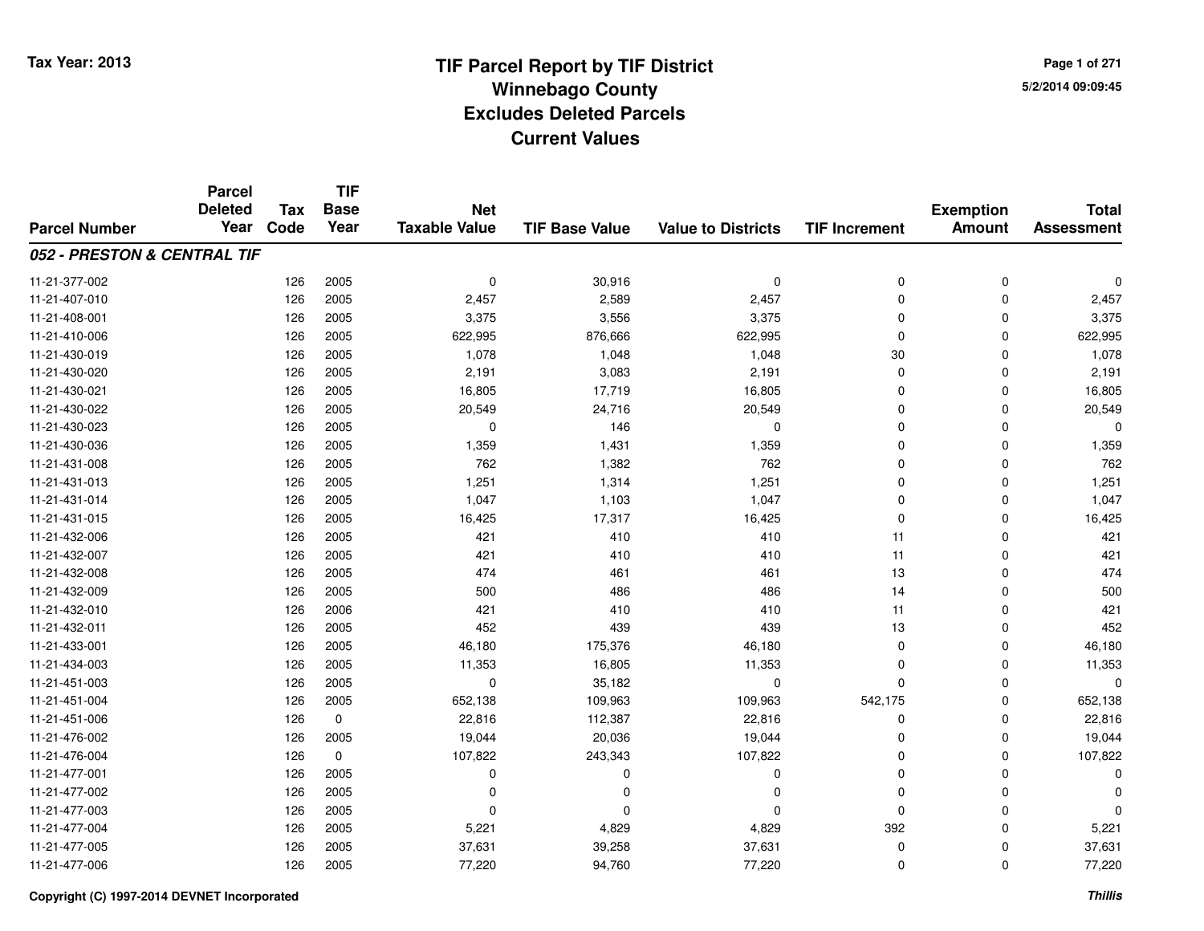**Tax Year: 2013**

# TIF Parcel Report by TIF District
## Winnebago County
## Excludes Deleted Parcels
## Current Values

5/2/2014 09:09:45

| Parcel Number | Parcel Deleted Year | Tax Code | TIF Base Year | Net Taxable Value | TIF Base Value | Value to Districts | TIF Increment | Exemption Amount | Total Assessment |
|---|---|---|---|---|---|---|---|---|---|
| ***052 - PRESTON & CENTRAL TIF*** | | | | | | | | | |
| 11-21-377-002 | | 126 | 2005 | 0 | 30,916 | 0 | 0 | 0 | 0 |
| 11-21-407-010 | | 126 | 2005 | 2,457 | 2,589 | 2,457 | 0 | 0 | 2,457 |
| 11-21-408-001 | | 126 | 2005 | 3,375 | 3,556 | 3,375 | 0 | 0 | 3,375 |
| 11-21-410-006 | | 126 | 2005 | 622,995 | 876,666 | 622,995 | 0 | 0 | 622,995 |
| 11-21-430-019 | | 126 | 2005 | 1,078 | 1,048 | 1,048 | 30 | 0 | 1,078 |
| 11-21-430-020 | | 126 | 2005 | 2,191 | 3,083 | 2,191 | 0 | 0 | 2,191 |
| 11-21-430-021 | | 126 | 2005 | 16,805 | 17,719 | 16,805 | 0 | 0 | 16,805 |
| 11-21-430-022 | | 126 | 2005 | 20,549 | 24,716 | 20,549 | 0 | 0 | 20,549 |
| 11-21-430-023 | | 126 | 2005 | 0 | 146 | 0 | 0 | 0 | 0 |
| 11-21-430-036 | | 126 | 2005 | 1,359 | 1,431 | 1,359 | 0 | 0 | 1,359 |
| 11-21-431-008 | | 126 | 2005 | 762 | 1,382 | 762 | 0 | 0 | 762 |
| 11-21-431-013 | | 126 | 2005 | 1,251 | 1,314 | 1,251 | 0 | 0 | 1,251 |
| 11-21-431-014 | | 126 | 2005 | 1,047 | 1,103 | 1,047 | 0 | 0 | 1,047 |
| 11-21-431-015 | | 126 | 2005 | 16,425 | 17,317 | 16,425 | 0 | 0 | 16,425 |
| 11-21-432-006 | | 126 | 2005 | 421 | 410 | 410 | 11 | 0 | 421 |
| 11-21-432-007 | | 126 | 2005 | 421 | 410 | 410 | 11 | 0 | 421 |
| 11-21-432-008 | | 126 | 2005 | 474 | 461 | 461 | 13 | 0 | 474 |
| 11-21-432-009 | | 126 | 2005 | 500 | 486 | 486 | 14 | 0 | 500 |
| 11-21-432-010 | | 126 | 2006 | 421 | 410 | 410 | 11 | 0 | 421 |
| 11-21-432-011 | | 126 | 2005 | 452 | 439 | 439 | 13 | 0 | 452 |
| 11-21-433-001 | | 126 | 2005 | 46,180 | 175,376 | 46,180 | 0 | 0 | 46,180 |
| 11-21-434-003 | | 126 | 2005 | 11,353 | 16,805 | 11,353 | 0 | 0 | 11,353 |
| 11-21-451-003 | | 126 | 2005 | 0 | 35,182 | 0 | 0 | 0 | 0 |
| 11-21-451-004 | | 126 | 2005 | 652,138 | 109,963 | 109,963 | 542,175 | 0 | 652,138 |
| 11-21-451-006 | | 126 | 0 | 22,816 | 112,387 | 22,816 | 0 | 0 | 22,816 |
| 11-21-476-002 | | 126 | 2005 | 19,044 | 20,036 | 19,044 | 0 | 0 | 19,044 |
| 11-21-476-004 | | 126 | 0 | 107,822 | 243,343 | 107,822 | 0 | 0 | 107,822 |
| 11-21-477-001 | | 126 | 2005 | 0 | 0 | 0 | 0 | 0 | 0 |
| 11-21-477-002 | | 126 | 2005 | 0 | 0 | 0 | 0 | 0 | 0 |
| 11-21-477-003 | | 126 | 2005 | 0 | 0 | 0 | 0 | 0 | 0 |
| 11-21-477-004 | | 126 | 2005 | 5,221 | 4,829 | 4,829 | 392 | 0 | 5,221 |
| 11-21-477-005 | | 126 | 2005 | 37,631 | 39,258 | 37,631 | 0 | 0 | 37,631 |
| 11-21-477-006 | | 126 | 2005 | 77,220 | 94,760 | 77,220 | 0 | 0 | 77,220 |

Copyright (C) 1997-2014 DEVNET Incorporated

*Thillis*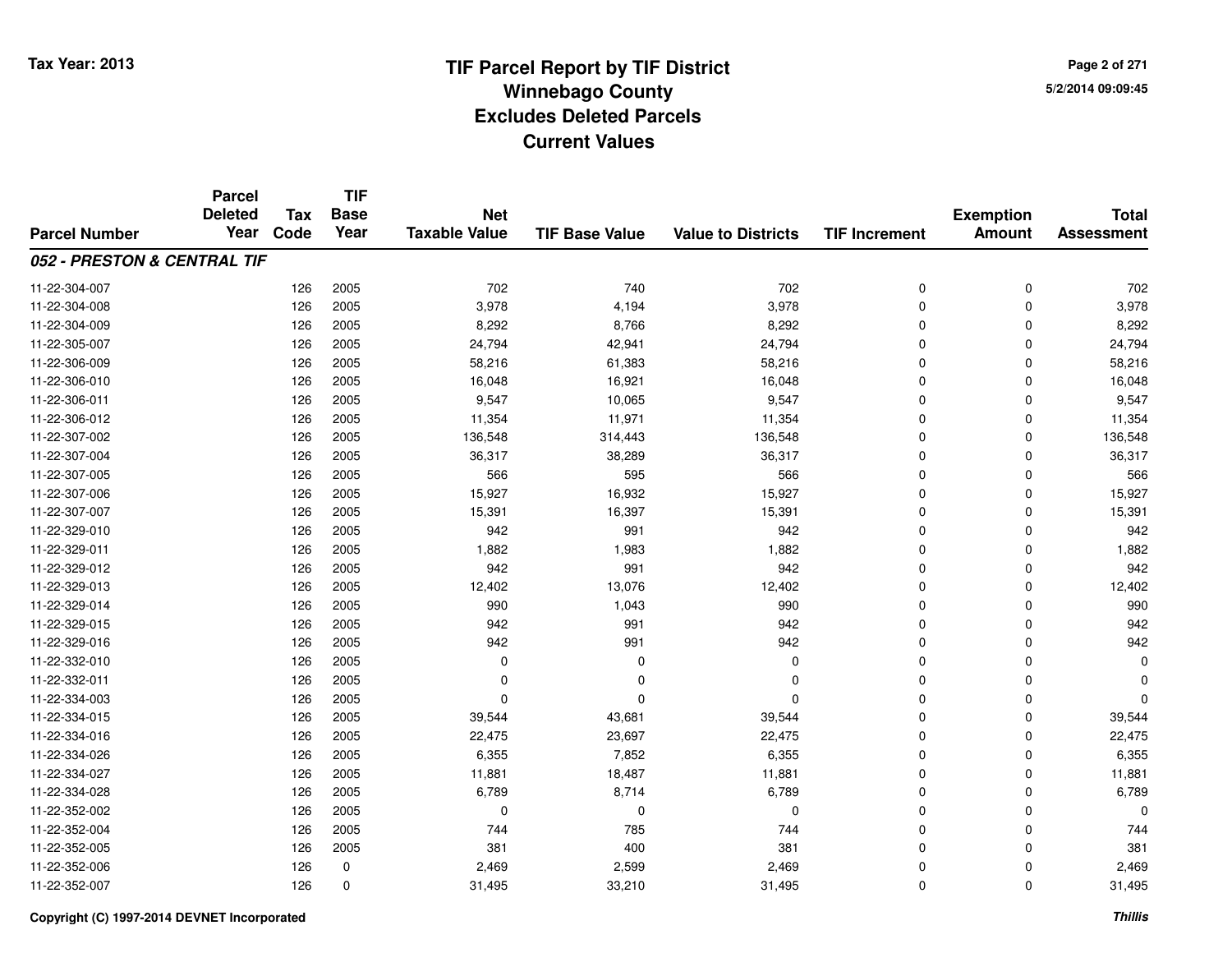# TIF Parcel Report by TIF District
## Winnebago County
## Excludes Deleted Parcels
## Current Values

Tax Year: 2013

5/2/2014 09:09:45

| Parcel Number | Parcel Deleted Year | Tax Code | TIF Base Year | Net Taxable Value | TIF Base Value | Value to Districts | TIF Increment | Exemption Amount | Total Assessment |
|---|---|---|---|---|---|---|---|---|---|
| ***052 - PRESTON & CENTRAL TIF*** | | | | | | | | | |
| 11-22-304-007 | | 126 | 2005 | 702 | 740 | 702 | 0 | 0 | 702 |
| 11-22-304-008 | | 126 | 2005 | 3,978 | 4,194 | 3,978 | 0 | 0 | 3,978 |
| 11-22-304-009 | | 126 | 2005 | 8,292 | 8,766 | 8,292 | 0 | 0 | 8,292 |
| 11-22-305-007 | | 126 | 2005 | 24,794 | 42,941 | 24,794 | 0 | 0 | 24,794 |
| 11-22-306-009 | | 126 | 2005 | 58,216 | 61,383 | 58,216 | 0 | 0 | 58,216 |
| 11-22-306-010 | | 126 | 2005 | 16,048 | 16,921 | 16,048 | 0 | 0 | 16,048 |
| 11-22-306-011 | | 126 | 2005 | 9,547 | 10,065 | 9,547 | 0 | 0 | 9,547 |
| 11-22-306-012 | | 126 | 2005 | 11,354 | 11,971 | 11,354 | 0 | 0 | 11,354 |
| 11-22-307-002 | | 126 | 2005 | 136,548 | 314,443 | 136,548 | 0 | 0 | 136,548 |
| 11-22-307-004 | | 126 | 2005 | 36,317 | 38,289 | 36,317 | 0 | 0 | 36,317 |
| 11-22-307-005 | | 126 | 2005 | 566 | 595 | 566 | 0 | 0 | 566 |
| 11-22-307-006 | | 126 | 2005 | 15,927 | 16,932 | 15,927 | 0 | 0 | 15,927 |
| 11-22-307-007 | | 126 | 2005 | 15,391 | 16,397 | 15,391 | 0 | 0 | 15,391 |
| 11-22-329-010 | | 126 | 2005 | 942 | 991 | 942 | 0 | 0 | 942 |
| 11-22-329-011 | | 126 | 2005 | 1,882 | 1,983 | 1,882 | 0 | 0 | 1,882 |
| 11-22-329-012 | | 126 | 2005 | 942 | 991 | 942 | 0 | 0 | 942 |
| 11-22-329-013 | | 126 | 2005 | 12,402 | 13,076 | 12,402 | 0 | 0 | 12,402 |
| 11-22-329-014 | | 126 | 2005 | 990 | 1,043 | 990 | 0 | 0 | 990 |
| 11-22-329-015 | | 126 | 2005 | 942 | 991 | 942 | 0 | 0 | 942 |
| 11-22-329-016 | | 126 | 2005 | 942 | 991 | 942 | 0 | 0 | 942 |
| 11-22-332-010 | | 126 | 2005 | 0 | 0 | 0 | 0 | 0 | 0 |
| 11-22-332-011 | | 126 | 2005 | 0 | 0 | 0 | 0 | 0 | 0 |
| 11-22-334-003 | | 126 | 2005 | 0 | 0 | 0 | 0 | 0 | 0 |
| 11-22-334-015 | | 126 | 2005 | 39,544 | 43,681 | 39,544 | 0 | 0 | 39,544 |
| 11-22-334-016 | | 126 | 2005 | 22,475 | 23,697 | 22,475 | 0 | 0 | 22,475 |
| 11-22-334-026 | | 126 | 2005 | 6,355 | 7,852 | 6,355 | 0 | 0 | 6,355 |
| 11-22-334-027 | | 126 | 2005 | 11,881 | 18,487 | 11,881 | 0 | 0 | 11,881 |
| 11-22-334-028 | | 126 | 2005 | 6,789 | 8,714 | 6,789 | 0 | 0 | 6,789 |
| 11-22-352-002 | | 126 | 2005 | 0 | 0 | 0 | 0 | 0 | 0 |
| 11-22-352-004 | | 126 | 2005 | 744 | 785 | 744 | 0 | 0 | 744 |
| 11-22-352-005 | | 126 | 2005 | 381 | 400 | 381 | 0 | 0 | 381 |
| 11-22-352-006 | | 126 | 0 | 2,469 | 2,599 | 2,469 | 0 | 0 | 2,469 |
| 11-22-352-007 | | 126 | 0 | 31,495 | 33,210 | 31,495 | 0 | 0 | 31,495 |

Copyright (C) 1997-2014 DEVNET Incorporated

*Thillis*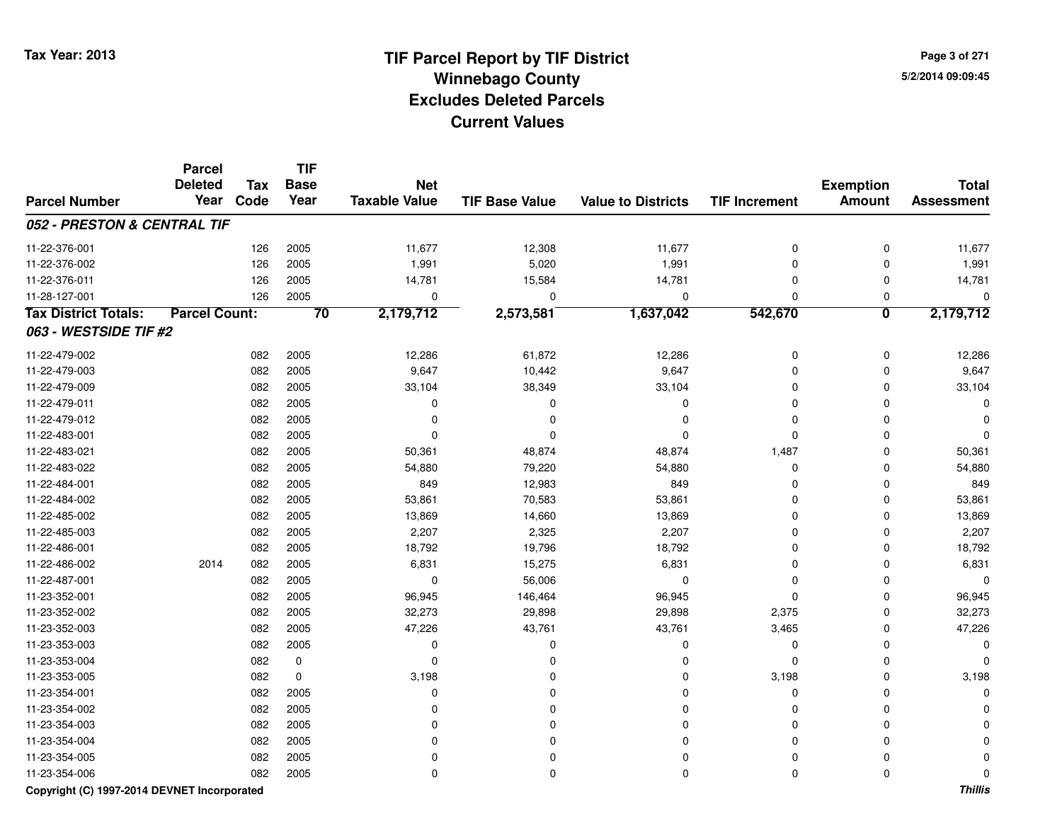**Tax Year: 2013**

# TIF Parcel Report by TIF District
## Winnebago County
## Excludes Deleted Parcels
## Current Values

5/2/2014 09:09:45

| Parcel Number | Parcel Deleted Year | Tax Code | TIF Base Year | Net Taxable Value | TIF Base Value | Value to Districts | TIF Increment | Exemption Amount | Total Assessment |
|---|---|---|---|---|---|---|---|---|---|
| ***052 - PRESTON & CENTRAL TIF*** | | | | | | | | | |
| 11-22-376-001 | | 126 | 2005 | 11,677 | 12,308 | 11,677 | 0 | 0 | 11,677 |
| 11-22-376-002 | | 126 | 2005 | 1,991 | 5,020 | 1,991 | 0 | 0 | 1,991 |
| 11-22-376-011 | | 126 | 2005 | 14,781 | 15,584 | 14,781 | 0 | 0 | 14,781 |
| 11-28-127-001 | | 126 | 2005 | 0 | 0 | 0 | 0 | 0 | 0 |
| **Tax District Totals:** | **Parcel Count:** | | **70** | **2,179,712** | **2,573,581** | **1,637,042** | **542,670** | **0** | **2,179,712** |
| ***063 - WESTSIDE TIF #2*** | | | | | | | | | |
| 11-22-479-002 | | 082 | 2005 | 12,286 | 61,872 | 12,286 | 0 | 0 | 12,286 |
| 11-22-479-003 | | 082 | 2005 | 9,647 | 10,442 | 9,647 | 0 | 0 | 9,647 |
| 11-22-479-009 | | 082 | 2005 | 33,104 | 38,349 | 33,104 | 0 | 0 | 33,104 |
| 11-22-479-011 | | 082 | 2005 | 0 | 0 | 0 | 0 | 0 | 0 |
| 11-22-479-012 | | 082 | 2005 | 0 | 0 | 0 | 0 | 0 | 0 |
| 11-22-483-001 | | 082 | 2005 | 0 | 0 | 0 | 0 | 0 | 0 |
| 11-22-483-021 | | 082 | 2005 | 50,361 | 48,874 | 48,874 | 1,487 | 0 | 50,361 |
| 11-22-483-022 | | 082 | 2005 | 54,880 | 79,220 | 54,880 | 0 | 0 | 54,880 |
| 11-22-484-001 | | 082 | 2005 | 849 | 12,983 | 849 | 0 | 0 | 849 |
| 11-22-484-002 | | 082 | 2005 | 53,861 | 70,583 | 53,861 | 0 | 0 | 53,861 |
| 11-22-485-002 | | 082 | 2005 | 13,869 | 14,660 | 13,869 | 0 | 0 | 13,869 |
| 11-22-485-003 | | 082 | 2005 | 2,207 | 2,325 | 2,207 | 0 | 0 | 2,207 |
| 11-22-486-001 | | 082 | 2005 | 18,792 | 19,796 | 18,792 | 0 | 0 | 18,792 |
| 11-22-486-002 | 2014 | 082 | 2005 | 6,831 | 15,275 | 6,831 | 0 | 0 | 6,831 |
| 11-22-487-001 | | 082 | 2005 | 0 | 56,006 | 0 | 0 | 0 | 0 |
| 11-23-352-001 | | 082 | 2005 | 96,945 | 146,464 | 96,945 | 0 | 0 | 96,945 |
| 11-23-352-002 | | 082 | 2005 | 32,273 | 29,898 | 29,898 | 2,375 | 0 | 32,273 |
| 11-23-352-003 | | 082 | 2005 | 47,226 | 43,761 | 43,761 | 3,465 | 0 | 47,226 |
| 11-23-353-003 | | 082 | 2005 | 0 | 0 | 0 | 0 | 0 | 0 |
| 11-23-353-004 | | 082 | 0 | 0 | 0 | 0 | 0 | 0 | 0 |
| 11-23-353-005 | | 082 | 0 | 3,198 | 0 | 0 | 3,198 | 0 | 3,198 |
| 11-23-354-001 | | 082 | 2005 | 0 | 0 | 0 | 0 | 0 | 0 |
| 11-23-354-002 | | 082 | 2005 | 0 | 0 | 0 | 0 | 0 | 0 |
| 11-23-354-003 | | 082 | 2005 | 0 | 0 | 0 | 0 | 0 | 0 |
| 11-23-354-004 | | 082 | 2005 | 0 | 0 | 0 | 0 | 0 | 0 |
| 11-23-354-005 | | 082 | 2005 | 0 | 0 | 0 | 0 | 0 | 0 |
| 11-23-354-006 | | 082 | 2005 | 0 | 0 | 0 | 0 | 0 | 0 |

Copyright (C) 1997-2014 DEVNET Incorporated

*Thillis*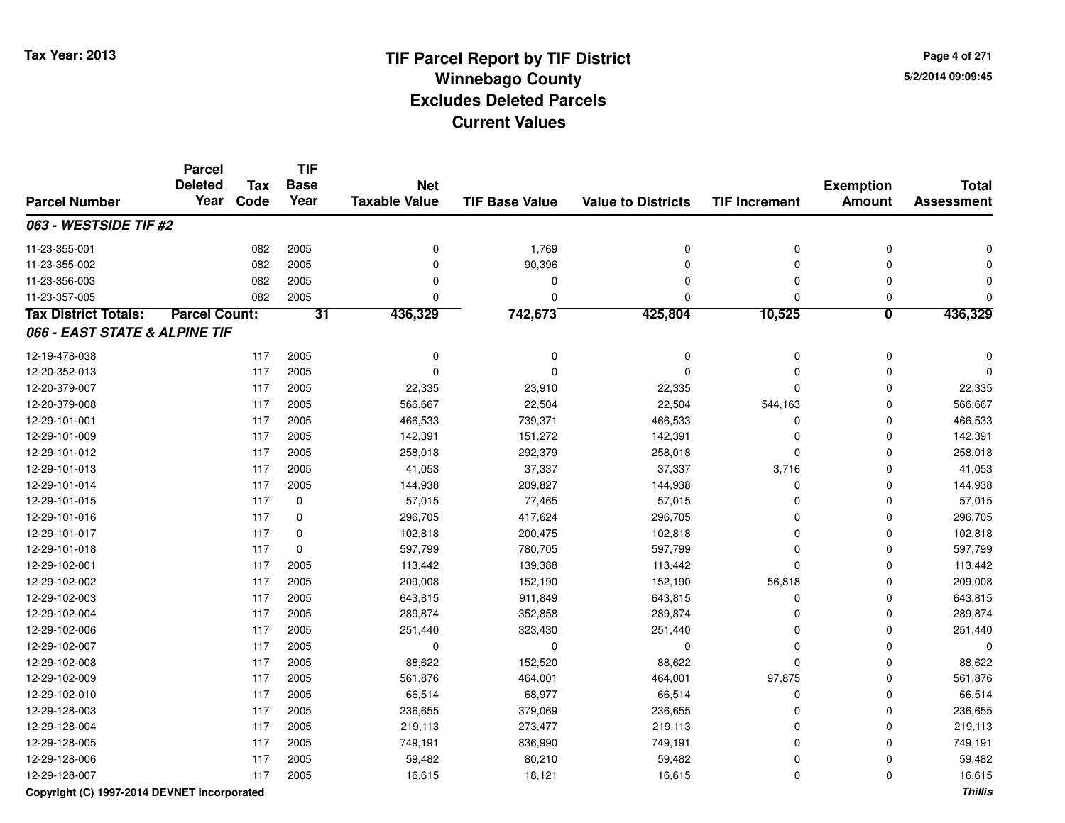# TIF Parcel Report by TIF District
## Winnebago County
## Excludes Deleted Parcels
## Current Values

Tax Year: 2013

5/2/2014 09:09:45

| Parcel Number | Parcel Deleted Year | Tax Code | TIF Base Year | Net Taxable Value | TIF Base Value | Value to Districts | TIF Increment | Exemption Amount | Total Assessment |
|---|---|---|---|---|---|---|---|---|---|
| ***063 - WESTSIDE TIF #2*** | | | | | | | | | |
| 11-23-355-001 | | 082 | 2005 | 0 | 1,769 | 0 | 0 | 0 | 0 |
| 11-23-355-002 | | 082 | 2005 | 0 | 90,396 | 0 | 0 | 0 | 0 |
| 11-23-356-003 | | 082 | 2005 | 0 | 0 | 0 | 0 | 0 | 0 |
| 11-23-357-005 | | 082 | 2005 | 0 | 0 | 0 | 0 | 0 | 0 |
| **Tax District Totals:** | **Parcel Count:** | | **31** | **436,329** | **742,673** | **425,804** | **10,525** | **0** | **436,329** |
| ***066 - EAST STATE & ALPINE TIF*** | | | | | | | | | |
| 12-19-478-038 | | 117 | 2005 | 0 | 0 | 0 | 0 | 0 | 0 |
| 12-20-352-013 | | 117 | 2005 | 0 | 0 | 0 | 0 | 0 | 0 |
| 12-20-379-007 | | 117 | 2005 | 22,335 | 23,910 | 22,335 | 0 | 0 | 22,335 |
| 12-20-379-008 | | 117 | 2005 | 566,667 | 22,504 | 22,504 | 544,163 | 0 | 566,667 |
| 12-29-101-001 | | 117 | 2005 | 466,533 | 739,371 | 466,533 | 0 | 0 | 466,533 |
| 12-29-101-009 | | 117 | 2005 | 142,391 | 151,272 | 142,391 | 0 | 0 | 142,391 |
| 12-29-101-012 | | 117 | 2005 | 258,018 | 292,379 | 258,018 | 0 | 0 | 258,018 |
| 12-29-101-013 | | 117 | 2005 | 41,053 | 37,337 | 37,337 | 3,716 | 0 | 41,053 |
| 12-29-101-014 | | 117 | 2005 | 144,938 | 209,827 | 144,938 | 0 | 0 | 144,938 |
| 12-29-101-015 | | 117 | 0 | 57,015 | 77,465 | 57,015 | 0 | 0 | 57,015 |
| 12-29-101-016 | | 117 | 0 | 296,705 | 417,624 | 296,705 | 0 | 0 | 296,705 |
| 12-29-101-017 | | 117 | 0 | 102,818 | 200,475 | 102,818 | 0 | 0 | 102,818 |
| 12-29-101-018 | | 117 | 0 | 597,799 | 780,705 | 597,799 | 0 | 0 | 597,799 |
| 12-29-102-001 | | 117 | 2005 | 113,442 | 139,388 | 113,442 | 0 | 0 | 113,442 |
| 12-29-102-002 | | 117 | 2005 | 209,008 | 152,190 | 152,190 | 56,818 | 0 | 209,008 |
| 12-29-102-003 | | 117 | 2005 | 643,815 | 911,849 | 643,815 | 0 | 0 | 643,815 |
| 12-29-102-004 | | 117 | 2005 | 289,874 | 352,858 | 289,874 | 0 | 0 | 289,874 |
| 12-29-102-006 | | 117 | 2005 | 251,440 | 323,430 | 251,440 | 0 | 0 | 251,440 |
| 12-29-102-007 | | 117 | 2005 | 0 | 0 | 0 | 0 | 0 | 0 |
| 12-29-102-008 | | 117 | 2005 | 88,622 | 152,520 | 88,622 | 0 | 0 | 88,622 |
| 12-29-102-009 | | 117 | 2005 | 561,876 | 464,001 | 464,001 | 97,875 | 0 | 561,876 |
| 12-29-102-010 | | 117 | 2005 | 66,514 | 68,977 | 66,514 | 0 | 0 | 66,514 |
| 12-29-128-003 | | 117 | 2005 | 236,655 | 379,069 | 236,655 | 0 | 0 | 236,655 |
| 12-29-128-004 | | 117 | 2005 | 219,113 | 273,477 | 219,113 | 0 | 0 | 219,113 |
| 12-29-128-005 | | 117 | 2005 | 749,191 | 836,990 | 749,191 | 0 | 0 | 749,191 |
| 12-29-128-006 | | 117 | 2005 | 59,482 | 80,210 | 59,482 | 0 | 0 | 59,482 |
| 12-29-128-007 | | 117 | 2005 | 16,615 | 18,121 | 16,615 | 0 | 0 | 16,615 |

Copyright (C) 1997-2014 DEVNET Incorporated

*Thillis*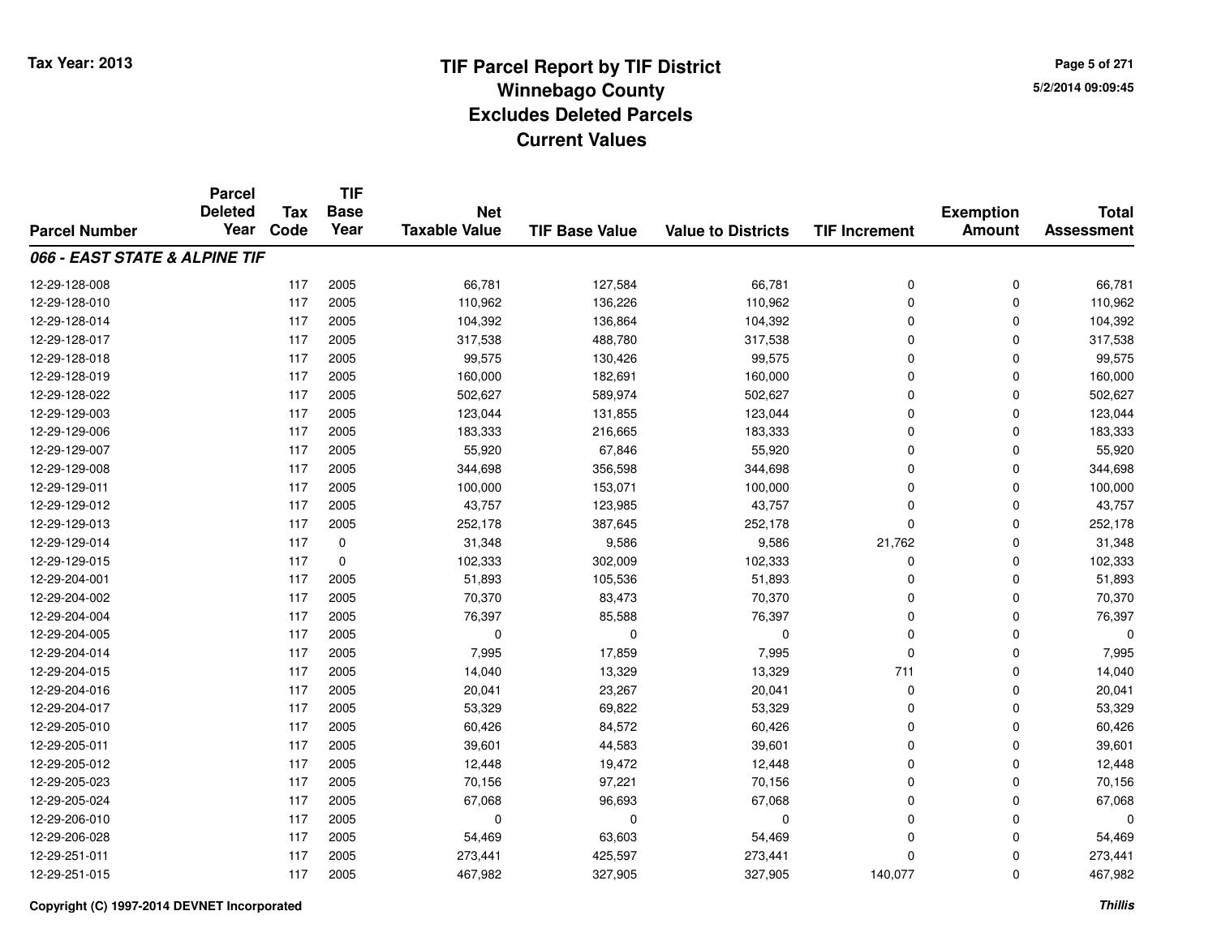# TIF Parcel Report by TIF District
## Winnebago County
## Excludes Deleted Parcels
## Current Values

Tax Year: 2013

5/2/2014 09:09:45

| Parcel Number | Parcel Deleted Year | Tax Code | TIF Base Year | Net Taxable Value | TIF Base Value | Value to Districts | TIF Increment | Exemption Amount | Total Assessment |
|---|---|---|---|---|---|---|---|---|---|
| ***066 - EAST STATE & ALPINE TIF*** | | | | | | | | | |
| 12-29-128-008 | | 117 | 2005 | 66,781 | 127,584 | 66,781 | 0 | 0 | 66,781 |
| 12-29-128-010 | | 117 | 2005 | 110,962 | 136,226 | 110,962 | 0 | 0 | 110,962 |
| 12-29-128-014 | | 117 | 2005 | 104,392 | 136,864 | 104,392 | 0 | 0 | 104,392 |
| 12-29-128-017 | | 117 | 2005 | 317,538 | 488,780 | 317,538 | 0 | 0 | 317,538 |
| 12-29-128-018 | | 117 | 2005 | 99,575 | 130,426 | 99,575 | 0 | 0 | 99,575 |
| 12-29-128-019 | | 117 | 2005 | 160,000 | 182,691 | 160,000 | 0 | 0 | 160,000 |
| 12-29-128-022 | | 117 | 2005 | 502,627 | 589,974 | 502,627 | 0 | 0 | 502,627 |
| 12-29-129-003 | | 117 | 2005 | 123,044 | 131,855 | 123,044 | 0 | 0 | 123,044 |
| 12-29-129-006 | | 117 | 2005 | 183,333 | 216,665 | 183,333 | 0 | 0 | 183,333 |
| 12-29-129-007 | | 117 | 2005 | 55,920 | 67,846 | 55,920 | 0 | 0 | 55,920 |
| 12-29-129-008 | | 117 | 2005 | 344,698 | 356,598 | 344,698 | 0 | 0 | 344,698 |
| 12-29-129-011 | | 117 | 2005 | 100,000 | 153,071 | 100,000 | 0 | 0 | 100,000 |
| 12-29-129-012 | | 117 | 2005 | 43,757 | 123,985 | 43,757 | 0 | 0 | 43,757 |
| 12-29-129-013 | | 117 | 2005 | 252,178 | 387,645 | 252,178 | 0 | 0 | 252,178 |
| 12-29-129-014 | | 117 | 0 | 31,348 | 9,586 | 9,586 | 21,762 | 0 | 31,348 |
| 12-29-129-015 | | 117 | 0 | 102,333 | 302,009 | 102,333 | 0 | 0 | 102,333 |
| 12-29-204-001 | | 117 | 2005 | 51,893 | 105,536 | 51,893 | 0 | 0 | 51,893 |
| 12-29-204-002 | | 117 | 2005 | 70,370 | 83,473 | 70,370 | 0 | 0 | 70,370 |
| 12-29-204-004 | | 117 | 2005 | 76,397 | 85,588 | 76,397 | 0 | 0 | 76,397 |
| 12-29-204-005 | | 117 | 2005 | 0 | 0 | 0 | 0 | 0 | 0 |
| 12-29-204-014 | | 117 | 2005 | 7,995 | 17,859 | 7,995 | 0 | 0 | 7,995 |
| 12-29-204-015 | | 117 | 2005 | 14,040 | 13,329 | 13,329 | 711 | 0 | 14,040 |
| 12-29-204-016 | | 117 | 2005 | 20,041 | 23,267 | 20,041 | 0 | 0 | 20,041 |
| 12-29-204-017 | | 117 | 2005 | 53,329 | 69,822 | 53,329 | 0 | 0 | 53,329 |
| 12-29-205-010 | | 117 | 2005 | 60,426 | 84,572 | 60,426 | 0 | 0 | 60,426 |
| 12-29-205-011 | | 117 | 2005 | 39,601 | 44,583 | 39,601 | 0 | 0 | 39,601 |
| 12-29-205-012 | | 117 | 2005 | 12,448 | 19,472 | 12,448 | 0 | 0 | 12,448 |
| 12-29-205-023 | | 117 | 2005 | 70,156 | 97,221 | 70,156 | 0 | 0 | 70,156 |
| 12-29-205-024 | | 117 | 2005 | 67,068 | 96,693 | 67,068 | 0 | 0 | 67,068 |
| 12-29-206-010 | | 117 | 2005 | 0 | 0 | 0 | 0 | 0 | 0 |
| 12-29-206-028 | | 117 | 2005 | 54,469 | 63,603 | 54,469 | 0 | 0 | 54,469 |
| 12-29-251-011 | | 117 | 2005 | 273,441 | 425,597 | 273,441 | 0 | 0 | 273,441 |
| 12-29-251-015 | | 117 | 2005 | 467,982 | 327,905 | 327,905 | 140,077 | 0 | 467,982 |

Copyright (C) 1997-2014 DEVNET Incorporated

*Thillis*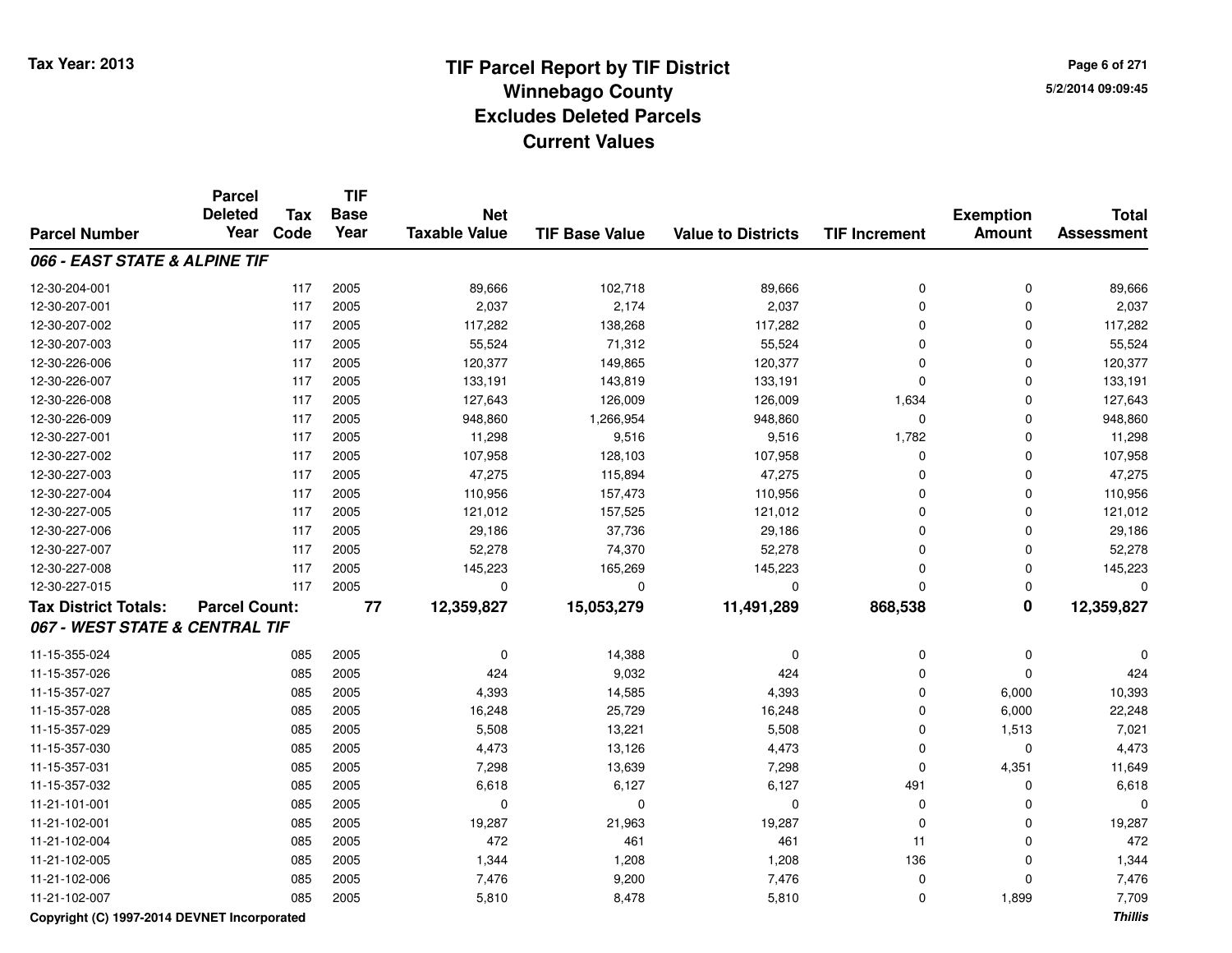# TIF Parcel Report by TIF District
## Winnebago County
## Excludes Deleted Parcels
## Current Values

Tax Year: 2013

5/2/2014 09:09:45

| Parcel Number | Parcel Deleted Year | Tax Code | TIF Base Year | Net Taxable Value | TIF Base Value | Value to Districts | TIF Increment | Exemption Amount | Total Assessment |
|---|---|---|---|---|---|---|---|---|---|
| ***066 - EAST STATE & ALPINE TIF*** | | | | | | | | | |
| 12-30-204-001 | | 117 | 2005 | 89,666 | 102,718 | 89,666 | 0 | 0 | 89,666 |
| 12-30-207-001 | | 117 | 2005 | 2,037 | 2,174 | 2,037 | 0 | 0 | 2,037 |
| 12-30-207-002 | | 117 | 2005 | 117,282 | 138,268 | 117,282 | 0 | 0 | 117,282 |
| 12-30-207-003 | | 117 | 2005 | 55,524 | 71,312 | 55,524 | 0 | 0 | 55,524 |
| 12-30-226-006 | | 117 | 2005 | 120,377 | 149,865 | 120,377 | 0 | 0 | 120,377 |
| 12-30-226-007 | | 117 | 2005 | 133,191 | 143,819 | 133,191 | 0 | 0 | 133,191 |
| 12-30-226-008 | | 117 | 2005 | 127,643 | 126,009 | 126,009 | 1,634 | 0 | 127,643 |
| 12-30-226-009 | | 117 | 2005 | 948,860 | 1,266,954 | 948,860 | 0 | 0 | 948,860 |
| 12-30-227-001 | | 117 | 2005 | 11,298 | 9,516 | 9,516 | 1,782 | 0 | 11,298 |
| 12-30-227-002 | | 117 | 2005 | 107,958 | 128,103 | 107,958 | 0 | 0 | 107,958 |
| 12-30-227-003 | | 117 | 2005 | 47,275 | 115,894 | 47,275 | 0 | 0 | 47,275 |
| 12-30-227-004 | | 117 | 2005 | 110,956 | 157,473 | 110,956 | 0 | 0 | 110,956 |
| 12-30-227-005 | | 117 | 2005 | 121,012 | 157,525 | 121,012 | 0 | 0 | 121,012 |
| 12-30-227-006 | | 117 | 2005 | 29,186 | 37,736 | 29,186 | 0 | 0 | 29,186 |
| 12-30-227-007 | | 117 | 2005 | 52,278 | 74,370 | 52,278 | 0 | 0 | 52,278 |
| 12-30-227-008 | | 117 | 2005 | 145,223 | 165,269 | 145,223 | 0 | 0 | 145,223 |
| 12-30-227-015 | | 117 | 2005 | 0 | 0 | 0 | 0 | 0 | 0 |
| **Tax District Totals:** | **Parcel Count:** | | **77** | **12,359,827** | **15,053,279** | **11,491,289** | **868,538** | **0** | **12,359,827** |
| ***067 - WEST STATE & CENTRAL TIF*** | | | | | | | | | |
| 11-15-355-024 | | 085 | 2005 | 0 | 14,388 | 0 | 0 | 0 | 0 |
| 11-15-357-026 | | 085 | 2005 | 424 | 9,032 | 424 | 0 | 0 | 424 |
| 11-15-357-027 | | 085 | 2005 | 4,393 | 14,585 | 4,393 | 0 | 6,000 | 10,393 |
| 11-15-357-028 | | 085 | 2005 | 16,248 | 25,729 | 16,248 | 0 | 6,000 | 22,248 |
| 11-15-357-029 | | 085 | 2005 | 5,508 | 13,221 | 5,508 | 0 | 1,513 | 7,021 |
| 11-15-357-030 | | 085 | 2005 | 4,473 | 13,126 | 4,473 | 0 | 0 | 4,473 |
| 11-15-357-031 | | 085 | 2005 | 7,298 | 13,639 | 7,298 | 0 | 4,351 | 11,649 |
| 11-15-357-032 | | 085 | 2005 | 6,618 | 6,127 | 6,127 | 491 | 0 | 6,618 |
| 11-21-101-001 | | 085 | 2005 | 0 | 0 | 0 | 0 | 0 | 0 |
| 11-21-102-001 | | 085 | 2005 | 19,287 | 21,963 | 19,287 | 0 | 0 | 19,287 |
| 11-21-102-004 | | 085 | 2005 | 472 | 461 | 461 | 11 | 0 | 472 |
| 11-21-102-005 | | 085 | 2005 | 1,344 | 1,208 | 1,208 | 136 | 0 | 1,344 |
| 11-21-102-006 | | 085 | 2005 | 7,476 | 9,200 | 7,476 | 0 | 0 | 7,476 |
| 11-21-102-007 | | 085 | 2005 | 5,810 | 8,478 | 5,810 | 0 | 1,899 | 7,709 |

Copyright (C) 1997-2014 DEVNET Incorporated

*Thillis*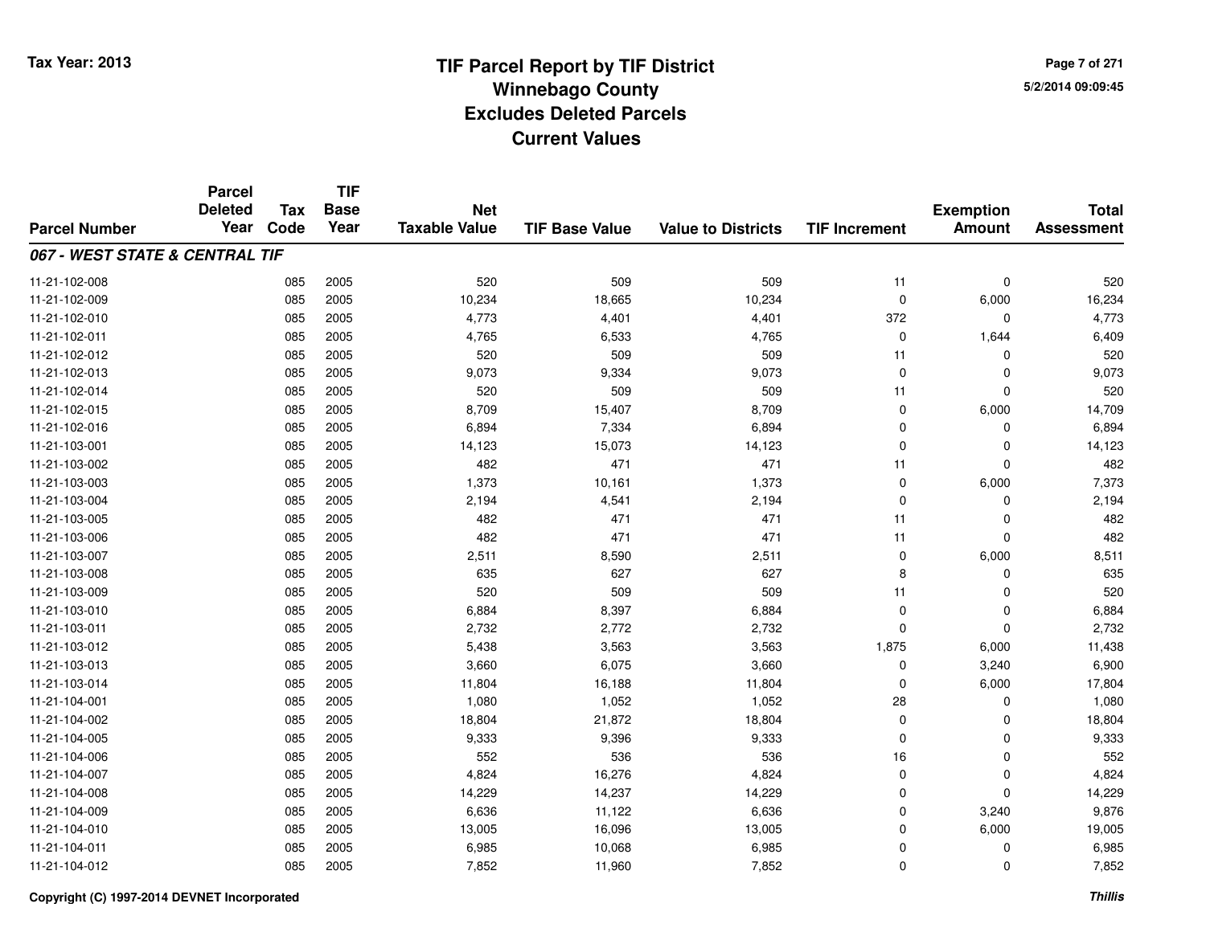Tax Year: 2013

# TIF Parcel Report by TIF District
## Winnebago County
## Excludes Deleted Parcels
## Current Values

5/2/2014 09:09:45

| Parcel Number | Parcel Deleted Year | Tax Code | TIF Base Year | Net Taxable Value | TIF Base Value | Value to Districts | TIF Increment | Exemption Amount | Total Assessment |
|---|---|---|---|---|---|---|---|---|---|
| ***067 - WEST STATE & CENTRAL TIF*** | | | | | | | | | |
| 11-21-102-008 | | 085 | 2005 | 520 | 509 | 509 | 11 | 0 | 520 |
| 11-21-102-009 | | 085 | 2005 | 10,234 | 18,665 | 10,234 | 0 | 6,000 | 16,234 |
| 11-21-102-010 | | 085 | 2005 | 4,773 | 4,401 | 4,401 | 372 | 0 | 4,773 |
| 11-21-102-011 | | 085 | 2005 | 4,765 | 6,533 | 4,765 | 0 | 1,644 | 6,409 |
| 11-21-102-012 | | 085 | 2005 | 520 | 509 | 509 | 11 | 0 | 520 |
| 11-21-102-013 | | 085 | 2005 | 9,073 | 9,334 | 9,073 | 0 | 0 | 9,073 |
| 11-21-102-014 | | 085 | 2005 | 520 | 509 | 509 | 11 | 0 | 520 |
| 11-21-102-015 | | 085 | 2005 | 8,709 | 15,407 | 8,709 | 0 | 6,000 | 14,709 |
| 11-21-102-016 | | 085 | 2005 | 6,894 | 7,334 | 6,894 | 0 | 0 | 6,894 |
| 11-21-103-001 | | 085 | 2005 | 14,123 | 15,073 | 14,123 | 0 | 0 | 14,123 |
| 11-21-103-002 | | 085 | 2005 | 482 | 471 | 471 | 11 | 0 | 482 |
| 11-21-103-003 | | 085 | 2005 | 1,373 | 10,161 | 1,373 | 0 | 6,000 | 7,373 |
| 11-21-103-004 | | 085 | 2005 | 2,194 | 4,541 | 2,194 | 0 | 0 | 2,194 |
| 11-21-103-005 | | 085 | 2005 | 482 | 471 | 471 | 11 | 0 | 482 |
| 11-21-103-006 | | 085 | 2005 | 482 | 471 | 471 | 11 | 0 | 482 |
| 11-21-103-007 | | 085 | 2005 | 2,511 | 8,590 | 2,511 | 0 | 6,000 | 8,511 |
| 11-21-103-008 | | 085 | 2005 | 635 | 627 | 627 | 8 | 0 | 635 |
| 11-21-103-009 | | 085 | 2005 | 520 | 509 | 509 | 11 | 0 | 520 |
| 11-21-103-010 | | 085 | 2005 | 6,884 | 8,397 | 6,884 | 0 | 0 | 6,884 |
| 11-21-103-011 | | 085 | 2005 | 2,732 | 2,772 | 2,732 | 0 | 0 | 2,732 |
| 11-21-103-012 | | 085 | 2005 | 5,438 | 3,563 | 3,563 | 1,875 | 6,000 | 11,438 |
| 11-21-103-013 | | 085 | 2005 | 3,660 | 6,075 | 3,660 | 0 | 3,240 | 6,900 |
| 11-21-103-014 | | 085 | 2005 | 11,804 | 16,188 | 11,804 | 0 | 6,000 | 17,804 |
| 11-21-104-001 | | 085 | 2005 | 1,080 | 1,052 | 1,052 | 28 | 0 | 1,080 |
| 11-21-104-002 | | 085 | 2005 | 18,804 | 21,872 | 18,804 | 0 | 0 | 18,804 |
| 11-21-104-005 | | 085 | 2005 | 9,333 | 9,396 | 9,333 | 0 | 0 | 9,333 |
| 11-21-104-006 | | 085 | 2005 | 552 | 536 | 536 | 16 | 0 | 552 |
| 11-21-104-007 | | 085 | 2005 | 4,824 | 16,276 | 4,824 | 0 | 0 | 4,824 |
| 11-21-104-008 | | 085 | 2005 | 14,229 | 14,237 | 14,229 | 0 | 0 | 14,229 |
| 11-21-104-009 | | 085 | 2005 | 6,636 | 11,122 | 6,636 | 0 | 3,240 | 9,876 |
| 11-21-104-010 | | 085 | 2005 | 13,005 | 16,096 | 13,005 | 0 | 6,000 | 19,005 |
| 11-21-104-011 | | 085 | 2005 | 6,985 | 10,068 | 6,985 | 0 | 0 | 6,985 |
| 11-21-104-012 | | 085 | 2005 | 7,852 | 11,960 | 7,852 | 0 | 0 | 7,852 |

Copyright (C) 1997-2014 DEVNET Incorporated

*Thillis*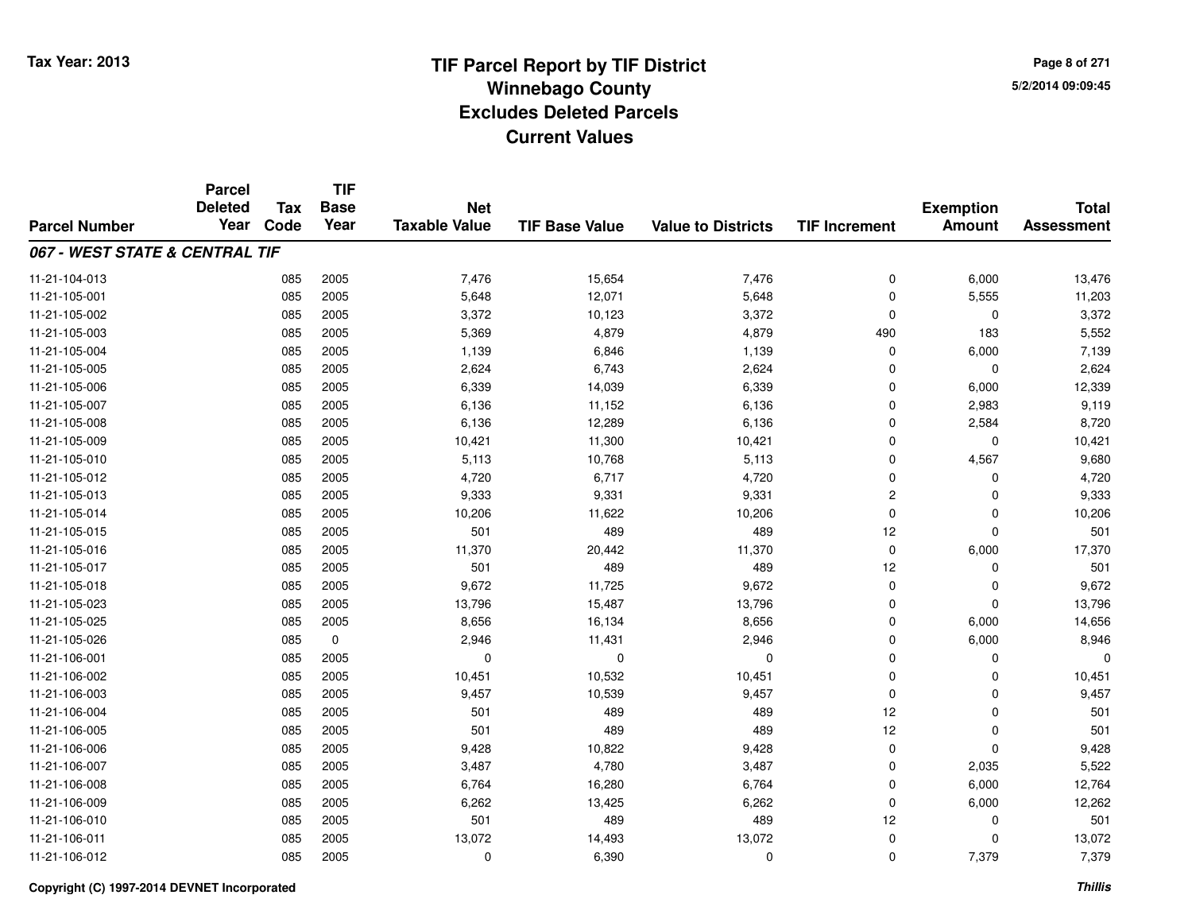# TIF Parcel Report by TIF District
# Winnebago County
# Excludes Deleted Parcels
# Current Values

Tax Year: 2013

5/2/2014 09:09:45

| Parcel Number | Parcel Deleted Year | Tax Code | TIF Base Year | Net Taxable Value | TIF Base Value | Value to Districts | TIF Increment | Exemption Amount | Total Assessment |
|---|---|---|---|---|---|---|---|---|---|
| ***067 - WEST STATE & CENTRAL TIF*** | | | | | | | | | |
| 11-21-104-013 | | 085 | 2005 | 7,476 | 15,654 | 7,476 | 0 | 6,000 | 13,476 |
| 11-21-105-001 | | 085 | 2005 | 5,648 | 12,071 | 5,648 | 0 | 5,555 | 11,203 |
| 11-21-105-002 | | 085 | 2005 | 3,372 | 10,123 | 3,372 | 0 | 0 | 3,372 |
| 11-21-105-003 | | 085 | 2005 | 5,369 | 4,879 | 4,879 | 490 | 183 | 5,552 |
| 11-21-105-004 | | 085 | 2005 | 1,139 | 6,846 | 1,139 | 0 | 6,000 | 7,139 |
| 11-21-105-005 | | 085 | 2005 | 2,624 | 6,743 | 2,624 | 0 | 0 | 2,624 |
| 11-21-105-006 | | 085 | 2005 | 6,339 | 14,039 | 6,339 | 0 | 6,000 | 12,339 |
| 11-21-105-007 | | 085 | 2005 | 6,136 | 11,152 | 6,136 | 0 | 2,983 | 9,119 |
| 11-21-105-008 | | 085 | 2005 | 6,136 | 12,289 | 6,136 | 0 | 2,584 | 8,720 |
| 11-21-105-009 | | 085 | 2005 | 10,421 | 11,300 | 10,421 | 0 | 0 | 10,421 |
| 11-21-105-010 | | 085 | 2005 | 5,113 | 10,768 | 5,113 | 0 | 4,567 | 9,680 |
| 11-21-105-012 | | 085 | 2005 | 4,720 | 6,717 | 4,720 | 0 | 0 | 4,720 |
| 11-21-105-013 | | 085 | 2005 | 9,333 | 9,331 | 9,331 | 2 | 0 | 9,333 |
| 11-21-105-014 | | 085 | 2005 | 10,206 | 11,622 | 10,206 | 0 | 0 | 10,206 |
| 11-21-105-015 | | 085 | 2005 | 501 | 489 | 489 | 12 | 0 | 501 |
| 11-21-105-016 | | 085 | 2005 | 11,370 | 20,442 | 11,370 | 0 | 6,000 | 17,370 |
| 11-21-105-017 | | 085 | 2005 | 501 | 489 | 489 | 12 | 0 | 501 |
| 11-21-105-018 | | 085 | 2005 | 9,672 | 11,725 | 9,672 | 0 | 0 | 9,672 |
| 11-21-105-023 | | 085 | 2005 | 13,796 | 15,487 | 13,796 | 0 | 0 | 13,796 |
| 11-21-105-025 | | 085 | 2005 | 8,656 | 16,134 | 8,656 | 0 | 6,000 | 14,656 |
| 11-21-105-026 | | 085 | 0 | 2,946 | 11,431 | 2,946 | 0 | 6,000 | 8,946 |
| 11-21-106-001 | | 085 | 2005 | 0 | 0 | 0 | 0 | 0 | 0 |
| 11-21-106-002 | | 085 | 2005 | 10,451 | 10,532 | 10,451 | 0 | 0 | 10,451 |
| 11-21-106-003 | | 085 | 2005 | 9,457 | 10,539 | 9,457 | 0 | 0 | 9,457 |
| 11-21-106-004 | | 085 | 2005 | 501 | 489 | 489 | 12 | 0 | 501 |
| 11-21-106-005 | | 085 | 2005 | 501 | 489 | 489 | 12 | 0 | 501 |
| 11-21-106-006 | | 085 | 2005 | 9,428 | 10,822 | 9,428 | 0 | 0 | 9,428 |
| 11-21-106-007 | | 085 | 2005 | 3,487 | 4,780 | 3,487 | 0 | 2,035 | 5,522 |
| 11-21-106-008 | | 085 | 2005 | 6,764 | 16,280 | 6,764 | 0 | 6,000 | 12,764 |
| 11-21-106-009 | | 085 | 2005 | 6,262 | 13,425 | 6,262 | 0 | 6,000 | 12,262 |
| 11-21-106-010 | | 085 | 2005 | 501 | 489 | 489 | 12 | 0 | 501 |
| 11-21-106-011 | | 085 | 2005 | 13,072 | 14,493 | 13,072 | 0 | 0 | 13,072 |
| 11-21-106-012 | | 085 | 2005 | 0 | 6,390 | 0 | 0 | 7,379 | 7,379 |

Copyright (C) 1997-2014 DEVNET Incorporated

*Thillis*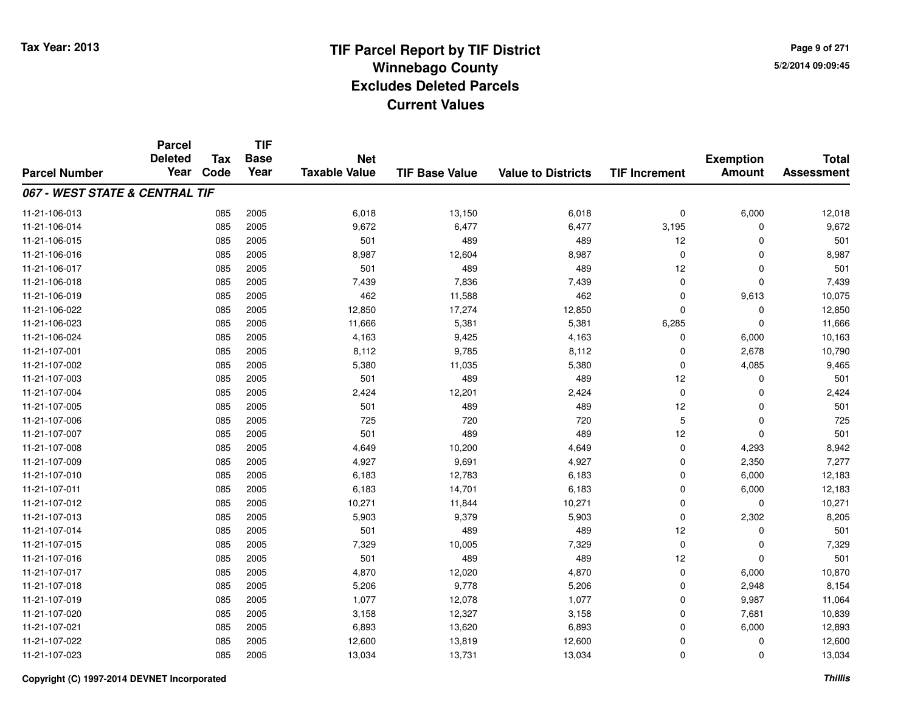Tax Year: 2013

# TIF Parcel Report by TIF District
## Winnebago County
## Excludes Deleted Parcels
## Current Values

5/2/2014 09:09:45

| Parcel Number | Parcel Deleted Year | Tax Code | TIF Base Year | Net Taxable Value | TIF Base Value | Value to Districts | TIF Increment | Exemption Amount | Total Assessment |
|---|---|---|---|---|---|---|---|---|---|
| ***067 - WEST STATE & CENTRAL TIF*** | | | | | | | | | |
| 11-21-106-013 | | 085 | 2005 | 6,018 | 13,150 | 6,018 | 0 | 6,000 | 12,018 |
| 11-21-106-014 | | 085 | 2005 | 9,672 | 6,477 | 6,477 | 3,195 | 0 | 9,672 |
| 11-21-106-015 | | 085 | 2005 | 501 | 489 | 489 | 12 | 0 | 501 |
| 11-21-106-016 | | 085 | 2005 | 8,987 | 12,604 | 8,987 | 0 | 0 | 8,987 |
| 11-21-106-017 | | 085 | 2005 | 501 | 489 | 489 | 12 | 0 | 501 |
| 11-21-106-018 | | 085 | 2005 | 7,439 | 7,836 | 7,439 | 0 | 0 | 7,439 |
| 11-21-106-019 | | 085 | 2005 | 462 | 11,588 | 462 | 0 | 9,613 | 10,075 |
| 11-21-106-022 | | 085 | 2005 | 12,850 | 17,274 | 12,850 | 0 | 0 | 12,850 |
| 11-21-106-023 | | 085 | 2005 | 11,666 | 5,381 | 5,381 | 6,285 | 0 | 11,666 |
| 11-21-106-024 | | 085 | 2005 | 4,163 | 9,425 | 4,163 | 0 | 6,000 | 10,163 |
| 11-21-107-001 | | 085 | 2005 | 8,112 | 9,785 | 8,112 | 0 | 2,678 | 10,790 |
| 11-21-107-002 | | 085 | 2005 | 5,380 | 11,035 | 5,380 | 0 | 4,085 | 9,465 |
| 11-21-107-003 | | 085 | 2005 | 501 | 489 | 489 | 12 | 0 | 501 |
| 11-21-107-004 | | 085 | 2005 | 2,424 | 12,201 | 2,424 | 0 | 0 | 2,424 |
| 11-21-107-005 | | 085 | 2005 | 501 | 489 | 489 | 12 | 0 | 501 |
| 11-21-107-006 | | 085 | 2005 | 725 | 720 | 720 | 5 | 0 | 725 |
| 11-21-107-007 | | 085 | 2005 | 501 | 489 | 489 | 12 | 0 | 501 |
| 11-21-107-008 | | 085 | 2005 | 4,649 | 10,200 | 4,649 | 0 | 4,293 | 8,942 |
| 11-21-107-009 | | 085 | 2005 | 4,927 | 9,691 | 4,927 | 0 | 2,350 | 7,277 |
| 11-21-107-010 | | 085 | 2005 | 6,183 | 12,783 | 6,183 | 0 | 6,000 | 12,183 |
| 11-21-107-011 | | 085 | 2005 | 6,183 | 14,701 | 6,183 | 0 | 6,000 | 12,183 |
| 11-21-107-012 | | 085 | 2005 | 10,271 | 11,844 | 10,271 | 0 | 0 | 10,271 |
| 11-21-107-013 | | 085 | 2005 | 5,903 | 9,379 | 5,903 | 0 | 2,302 | 8,205 |
| 11-21-107-014 | | 085 | 2005 | 501 | 489 | 489 | 12 | 0 | 501 |
| 11-21-107-015 | | 085 | 2005 | 7,329 | 10,005 | 7,329 | 0 | 0 | 7,329 |
| 11-21-107-016 | | 085 | 2005 | 501 | 489 | 489 | 12 | 0 | 501 |
| 11-21-107-017 | | 085 | 2005 | 4,870 | 12,020 | 4,870 | 0 | 6,000 | 10,870 |
| 11-21-107-018 | | 085 | 2005 | 5,206 | 9,778 | 5,206 | 0 | 2,948 | 8,154 |
| 11-21-107-019 | | 085 | 2005 | 1,077 | 12,078 | 1,077 | 0 | 9,987 | 11,064 |
| 11-21-107-020 | | 085 | 2005 | 3,158 | 12,327 | 3,158 | 0 | 7,681 | 10,839 |
| 11-21-107-021 | | 085 | 2005 | 6,893 | 13,620 | 6,893 | 0 | 6,000 | 12,893 |
| 11-21-107-022 | | 085 | 2005 | 12,600 | 13,819 | 12,600 | 0 | 0 | 12,600 |
| 11-21-107-023 | | 085 | 2005 | 13,034 | 13,731 | 13,034 | 0 | 0 | 13,034 |

Copyright (C) 1997-2014 DEVNET Incorporated

*Thillis*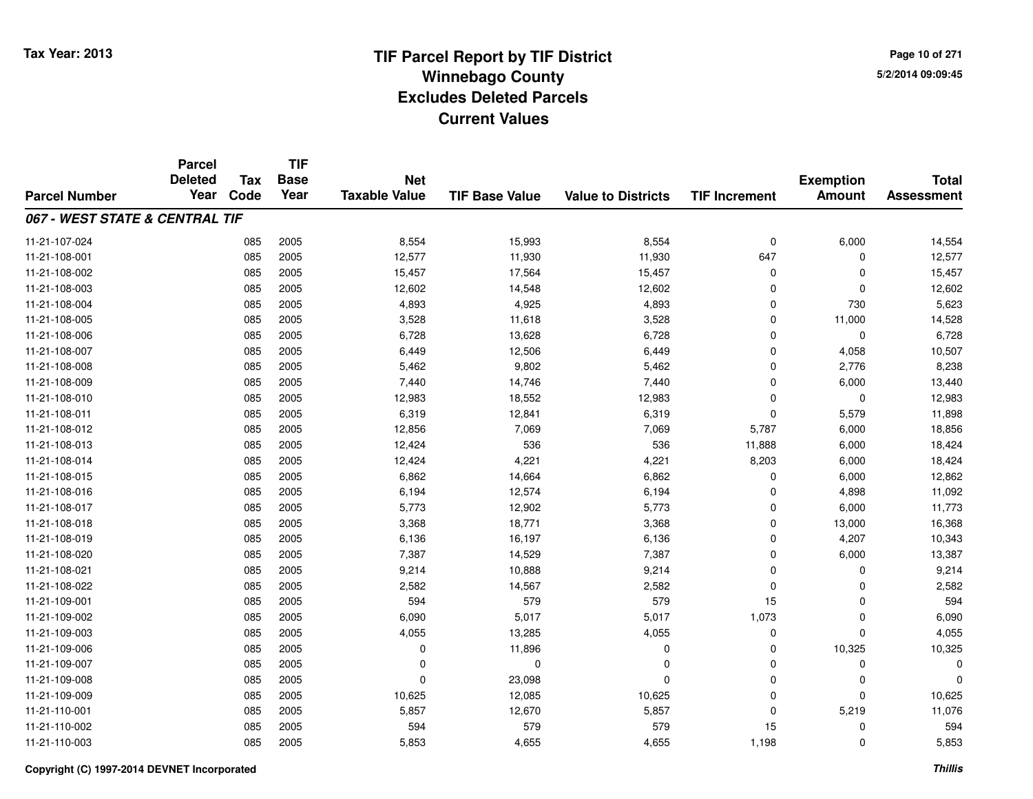# TIF Parcel Report by TIF District
## Winnebago County
## Excludes Deleted Parcels
## Current Values

Tax Year: 2013

| Parcel Number | Parcel Deleted Year | Tax Code | TIF Base Year | Net Taxable Value | TIF Base Value | Value to Districts | TIF Increment | Exemption Amount | Total Assessment |
|---|---|---|---|---|---|---|---|---|---|
| ***067 - WEST STATE & CENTRAL TIF*** | | | | | | | | | |
| 11-21-107-024 | | 085 | 2005 | 8,554 | 15,993 | 8,554 | 0 | 6,000 | 14,554 |
| 11-21-108-001 | | 085 | 2005 | 12,577 | 11,930 | 11,930 | 647 | 0 | 12,577 |
| 11-21-108-002 | | 085 | 2005 | 15,457 | 17,564 | 15,457 | 0 | 0 | 15,457 |
| 11-21-108-003 | | 085 | 2005 | 12,602 | 14,548 | 12,602 | 0 | 0 | 12,602 |
| 11-21-108-004 | | 085 | 2005 | 4,893 | 4,925 | 4,893 | 0 | 730 | 5,623 |
| 11-21-108-005 | | 085 | 2005 | 3,528 | 11,618 | 3,528 | 0 | 11,000 | 14,528 |
| 11-21-108-006 | | 085 | 2005 | 6,728 | 13,628 | 6,728 | 0 | 0 | 6,728 |
| 11-21-108-007 | | 085 | 2005 | 6,449 | 12,506 | 6,449 | 0 | 4,058 | 10,507 |
| 11-21-108-008 | | 085 | 2005 | 5,462 | 9,802 | 5,462 | 0 | 2,776 | 8,238 |
| 11-21-108-009 | | 085 | 2005 | 7,440 | 14,746 | 7,440 | 0 | 6,000 | 13,440 |
| 11-21-108-010 | | 085 | 2005 | 12,983 | 18,552 | 12,983 | 0 | 0 | 12,983 |
| 11-21-108-011 | | 085 | 2005 | 6,319 | 12,841 | 6,319 | 0 | 5,579 | 11,898 |
| 11-21-108-012 | | 085 | 2005 | 12,856 | 7,069 | 7,069 | 5,787 | 6,000 | 18,856 |
| 11-21-108-013 | | 085 | 2005 | 12,424 | 536 | 536 | 11,888 | 6,000 | 18,424 |
| 11-21-108-014 | | 085 | 2005 | 12,424 | 4,221 | 4,221 | 8,203 | 6,000 | 18,424 |
| 11-21-108-015 | | 085 | 2005 | 6,862 | 14,664 | 6,862 | 0 | 6,000 | 12,862 |
| 11-21-108-016 | | 085 | 2005 | 6,194 | 12,574 | 6,194 | 0 | 4,898 | 11,092 |
| 11-21-108-017 | | 085 | 2005 | 5,773 | 12,902 | 5,773 | 0 | 6,000 | 11,773 |
| 11-21-108-018 | | 085 | 2005 | 3,368 | 18,771 | 3,368 | 0 | 13,000 | 16,368 |
| 11-21-108-019 | | 085 | 2005 | 6,136 | 16,197 | 6,136 | 0 | 4,207 | 10,343 |
| 11-21-108-020 | | 085 | 2005 | 7,387 | 14,529 | 7,387 | 0 | 6,000 | 13,387 |
| 11-21-108-021 | | 085 | 2005 | 9,214 | 10,888 | 9,214 | 0 | 0 | 9,214 |
| 11-21-108-022 | | 085 | 2005 | 2,582 | 14,567 | 2,582 | 0 | 0 | 2,582 |
| 11-21-109-001 | | 085 | 2005 | 594 | 579 | 579 | 15 | 0 | 594 |
| 11-21-109-002 | | 085 | 2005 | 6,090 | 5,017 | 5,017 | 1,073 | 0 | 6,090 |
| 11-21-109-003 | | 085 | 2005 | 4,055 | 13,285 | 4,055 | 0 | 0 | 4,055 |
| 11-21-109-006 | | 085 | 2005 | 0 | 11,896 | 0 | 0 | 10,325 | 10,325 |
| 11-21-109-007 | | 085 | 2005 | 0 | 0 | 0 | 0 | 0 | 0 |
| 11-21-109-008 | | 085 | 2005 | 0 | 23,098 | 0 | 0 | 0 | 0 |
| 11-21-109-009 | | 085 | 2005 | 10,625 | 12,085 | 10,625 | 0 | 0 | 10,625 |
| 11-21-110-001 | | 085 | 2005 | 5,857 | 12,670 | 5,857 | 0 | 5,219 | 11,076 |
| 11-21-110-002 | | 085 | 2005 | 594 | 579 | 579 | 15 | 0 | 594 |
| 11-21-110-003 | | 085 | 2005 | 5,853 | 4,655 | 4,655 | 1,198 | 0 | 5,853 |

Copyright (C) 1997-2014 DEVNET Incorporated

*Thillis*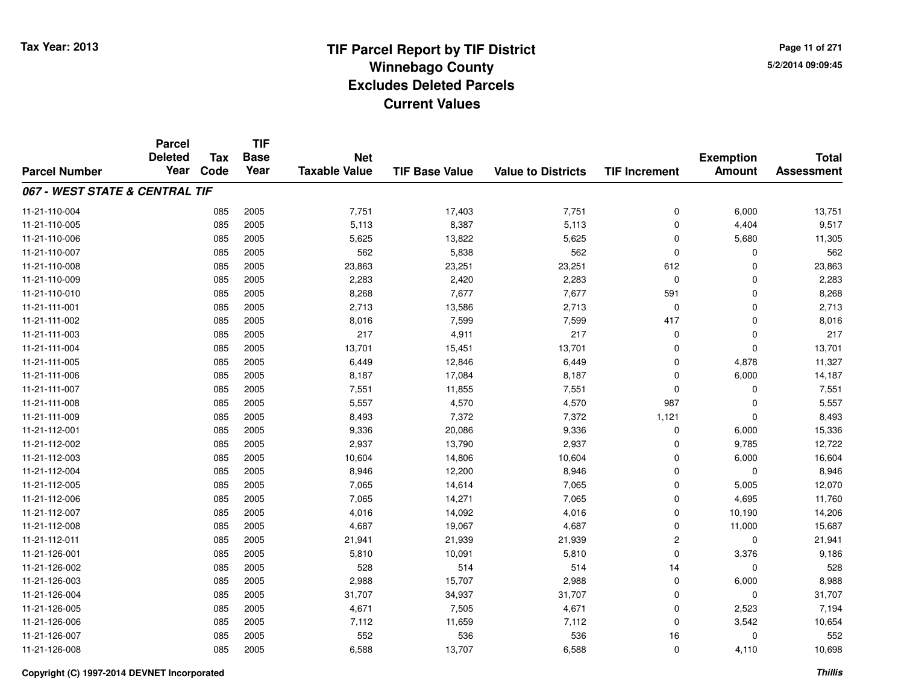# TIF Parcel Report by TIF District
## Winnebago County
## Excludes Deleted Parcels
## Current Values

Tax Year: 2013

5/2/2014 09:09:45

| Parcel Number | Parcel Deleted Year | Tax Code | TIF Base Year | Net Taxable Value | TIF Base Value | Value to Districts | TIF Increment | Exemption Amount | Total Assessment |
|---|---|---|---|---|---|---|---|---|---|
| ***067 - WEST STATE & CENTRAL TIF*** | | | | | | | | | |
| 11-21-110-004 | | 085 | 2005 | 7,751 | 17,403 | 7,751 | 0 | 6,000 | 13,751 |
| 11-21-110-005 | | 085 | 2005 | 5,113 | 8,387 | 5,113 | 0 | 4,404 | 9,517 |
| 11-21-110-006 | | 085 | 2005 | 5,625 | 13,822 | 5,625 | 0 | 5,680 | 11,305 |
| 11-21-110-007 | | 085 | 2005 | 562 | 5,838 | 562 | 0 | 0 | 562 |
| 11-21-110-008 | | 085 | 2005 | 23,863 | 23,251 | 23,251 | 612 | 0 | 23,863 |
| 11-21-110-009 | | 085 | 2005 | 2,283 | 2,420 | 2,283 | 0 | 0 | 2,283 |
| 11-21-110-010 | | 085 | 2005 | 8,268 | 7,677 | 7,677 | 591 | 0 | 8,268 |
| 11-21-111-001 | | 085 | 2005 | 2,713 | 13,586 | 2,713 | 0 | 0 | 2,713 |
| 11-21-111-002 | | 085 | 2005 | 8,016 | 7,599 | 7,599 | 417 | 0 | 8,016 |
| 11-21-111-003 | | 085 | 2005 | 217 | 4,911 | 217 | 0 | 0 | 217 |
| 11-21-111-004 | | 085 | 2005 | 13,701 | 15,451 | 13,701 | 0 | 0 | 13,701 |
| 11-21-111-005 | | 085 | 2005 | 6,449 | 12,846 | 6,449 | 0 | 4,878 | 11,327 |
| 11-21-111-006 | | 085 | 2005 | 8,187 | 17,084 | 8,187 | 0 | 6,000 | 14,187 |
| 11-21-111-007 | | 085 | 2005 | 7,551 | 11,855 | 7,551 | 0 | 0 | 7,551 |
| 11-21-111-008 | | 085 | 2005 | 5,557 | 4,570 | 4,570 | 987 | 0 | 5,557 |
| 11-21-111-009 | | 085 | 2005 | 8,493 | 7,372 | 7,372 | 1,121 | 0 | 8,493 |
| 11-21-112-001 | | 085 | 2005 | 9,336 | 20,086 | 9,336 | 0 | 6,000 | 15,336 |
| 11-21-112-002 | | 085 | 2005 | 2,937 | 13,790 | 2,937 | 0 | 9,785 | 12,722 |
| 11-21-112-003 | | 085 | 2005 | 10,604 | 14,806 | 10,604 | 0 | 6,000 | 16,604 |
| 11-21-112-004 | | 085 | 2005 | 8,946 | 12,200 | 8,946 | 0 | 0 | 8,946 |
| 11-21-112-005 | | 085 | 2005 | 7,065 | 14,614 | 7,065 | 0 | 5,005 | 12,070 |
| 11-21-112-006 | | 085 | 2005 | 7,065 | 14,271 | 7,065 | 0 | 4,695 | 11,760 |
| 11-21-112-007 | | 085 | 2005 | 4,016 | 14,092 | 4,016 | 0 | 10,190 | 14,206 |
| 11-21-112-008 | | 085 | 2005 | 4,687 | 19,067 | 4,687 | 0 | 11,000 | 15,687 |
| 11-21-112-011 | | 085 | 2005 | 21,941 | 21,939 | 21,939 | 2 | 0 | 21,941 |
| 11-21-126-001 | | 085 | 2005 | 5,810 | 10,091 | 5,810 | 0 | 3,376 | 9,186 |
| 11-21-126-002 | | 085 | 2005 | 528 | 514 | 514 | 14 | 0 | 528 |
| 11-21-126-003 | | 085 | 2005 | 2,988 | 15,707 | 2,988 | 0 | 6,000 | 8,988 |
| 11-21-126-004 | | 085 | 2005 | 31,707 | 34,937 | 31,707 | 0 | 0 | 31,707 |
| 11-21-126-005 | | 085 | 2005 | 4,671 | 7,505 | 4,671 | 0 | 2,523 | 7,194 |
| 11-21-126-006 | | 085 | 2005 | 7,112 | 11,659 | 7,112 | 0 | 3,542 | 10,654 |
| 11-21-126-007 | | 085 | 2005 | 552 | 536 | 536 | 16 | 0 | 552 |
| 11-21-126-008 | | 085 | 2005 | 6,588 | 13,707 | 6,588 | 0 | 4,110 | 10,698 |

Copyright (C) 1997-2014 DEVNET Incorporated

*Thillis*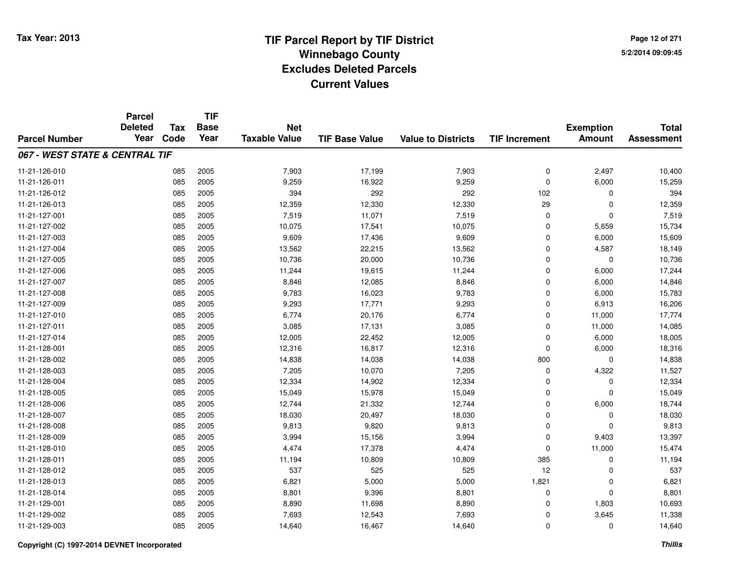# TIF Parcel Report by TIF District
## Winnebago County
## Excludes Deleted Parcels
## Current Values

Tax Year: 2013

5/2/2014 09:09:45

| Parcel Number | Parcel Deleted Year | Tax Code | TIF Base Year | Net Taxable Value | TIF Base Value | Value to Districts | TIF Increment | Exemption Amount | Total Assessment |
|---|---|---|---|---|---|---|---|---|---|
| ***067 - WEST STATE & CENTRAL TIF*** | | | | | | | | | |
| 11-21-126-010 | | 085 | 2005 | 7,903 | 17,199 | 7,903 | 0 | 2,497 | 10,400 |
| 11-21-126-011 | | 085 | 2005 | 9,259 | 16,922 | 9,259 | 0 | 6,000 | 15,259 |
| 11-21-126-012 | | 085 | 2005 | 394 | 292 | 292 | 102 | 0 | 394 |
| 11-21-126-013 | | 085 | 2005 | 12,359 | 12,330 | 12,330 | 29 | 0 | 12,359 |
| 11-21-127-001 | | 085 | 2005 | 7,519 | 11,071 | 7,519 | 0 | 0 | 7,519 |
| 11-21-127-002 | | 085 | 2005 | 10,075 | 17,541 | 10,075 | 0 | 5,659 | 15,734 |
| 11-21-127-003 | | 085 | 2005 | 9,609 | 17,436 | 9,609 | 0 | 6,000 | 15,609 |
| 11-21-127-004 | | 085 | 2005 | 13,562 | 22,215 | 13,562 | 0 | 4,587 | 18,149 |
| 11-21-127-005 | | 085 | 2005 | 10,736 | 20,000 | 10,736 | 0 | 0 | 10,736 |
| 11-21-127-006 | | 085 | 2005 | 11,244 | 19,615 | 11,244 | 0 | 6,000 | 17,244 |
| 11-21-127-007 | | 085 | 2005 | 8,846 | 12,085 | 8,846 | 0 | 6,000 | 14,846 |
| 11-21-127-008 | | 085 | 2005 | 9,783 | 16,023 | 9,783 | 0 | 6,000 | 15,783 |
| 11-21-127-009 | | 085 | 2005 | 9,293 | 17,771 | 9,293 | 0 | 6,913 | 16,206 |
| 11-21-127-010 | | 085 | 2005 | 6,774 | 20,176 | 6,774 | 0 | 11,000 | 17,774 |
| 11-21-127-011 | | 085 | 2005 | 3,085 | 17,131 | 3,085 | 0 | 11,000 | 14,085 |
| 11-21-127-014 | | 085 | 2005 | 12,005 | 22,452 | 12,005 | 0 | 6,000 | 18,005 |
| 11-21-128-001 | | 085 | 2005 | 12,316 | 16,817 | 12,316 | 0 | 6,000 | 18,316 |
| 11-21-128-002 | | 085 | 2005 | 14,838 | 14,038 | 14,038 | 800 | 0 | 14,838 |
| 11-21-128-003 | | 085 | 2005 | 7,205 | 10,070 | 7,205 | 0 | 4,322 | 11,527 |
| 11-21-128-004 | | 085 | 2005 | 12,334 | 14,902 | 12,334 | 0 | 0 | 12,334 |
| 11-21-128-005 | | 085 | 2005 | 15,049 | 15,978 | 15,049 | 0 | 0 | 15,049 |
| 11-21-128-006 | | 085 | 2005 | 12,744 | 21,332 | 12,744 | 0 | 6,000 | 18,744 |
| 11-21-128-007 | | 085 | 2005 | 18,030 | 20,497 | 18,030 | 0 | 0 | 18,030 |
| 11-21-128-008 | | 085 | 2005 | 9,813 | 9,820 | 9,813 | 0 | 0 | 9,813 |
| 11-21-128-009 | | 085 | 2005 | 3,994 | 15,156 | 3,994 | 0 | 9,403 | 13,397 |
| 11-21-128-010 | | 085 | 2005 | 4,474 | 17,378 | 4,474 | 0 | 11,000 | 15,474 |
| 11-21-128-011 | | 085 | 2005 | 11,194 | 10,809 | 10,809 | 385 | 0 | 11,194 |
| 11-21-128-012 | | 085 | 2005 | 537 | 525 | 525 | 12 | 0 | 537 |
| 11-21-128-013 | | 085 | 2005 | 6,821 | 5,000 | 5,000 | 1,821 | 0 | 6,821 |
| 11-21-128-014 | | 085 | 2005 | 8,801 | 9,396 | 8,801 | 0 | 0 | 8,801 |
| 11-21-129-001 | | 085 | 2005 | 8,890 | 11,698 | 8,890 | 0 | 1,803 | 10,693 |
| 11-21-129-002 | | 085 | 2005 | 7,693 | 12,543 | 7,693 | 0 | 3,645 | 11,338 |
| 11-21-129-003 | | 085 | 2005 | 14,640 | 16,467 | 14,640 | 0 | 0 | 14,640 |

Copyright (C) 1997-2014 DEVNET Incorporated

*Thillis*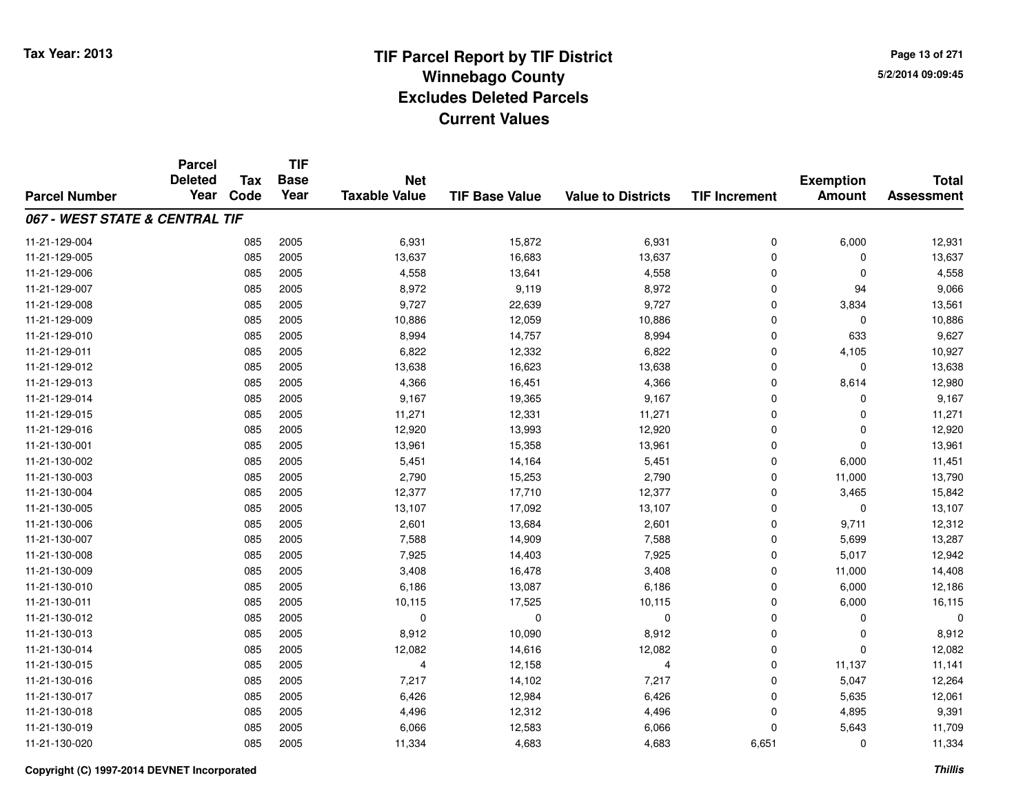# TIF Parcel Report by TIF District
## Winnebago County
## Excludes Deleted Parcels
## Current Values

Tax Year: 2013

5/2/2014 09:09:45

| Parcel Number | Parcel Deleted Year | Tax Code | TIF Base Year | Net Taxable Value | TIF Base Value | Value to Districts | TIF Increment | Exemption Amount | Total Assessment |
|---|---|---|---|---|---|---|---|---|---|
| ***067 - WEST STATE & CENTRAL TIF*** | | | | | | | | | |
| 11-21-129-004 | | 085 | 2005 | 6,931 | 15,872 | 6,931 | 0 | 6,000 | 12,931 |
| 11-21-129-005 | | 085 | 2005 | 13,637 | 16,683 | 13,637 | 0 | 0 | 13,637 |
| 11-21-129-006 | | 085 | 2005 | 4,558 | 13,641 | 4,558 | 0 | 0 | 4,558 |
| 11-21-129-007 | | 085 | 2005 | 8,972 | 9,119 | 8,972 | 0 | 94 | 9,066 |
| 11-21-129-008 | | 085 | 2005 | 9,727 | 22,639 | 9,727 | 0 | 3,834 | 13,561 |
| 11-21-129-009 | | 085 | 2005 | 10,886 | 12,059 | 10,886 | 0 | 0 | 10,886 |
| 11-21-129-010 | | 085 | 2005 | 8,994 | 14,757 | 8,994 | 0 | 633 | 9,627 |
| 11-21-129-011 | | 085 | 2005 | 6,822 | 12,332 | 6,822 | 0 | 4,105 | 10,927 |
| 11-21-129-012 | | 085 | 2005 | 13,638 | 16,623 | 13,638 | 0 | 0 | 13,638 |
| 11-21-129-013 | | 085 | 2005 | 4,366 | 16,451 | 4,366 | 0 | 8,614 | 12,980 |
| 11-21-129-014 | | 085 | 2005 | 9,167 | 19,365 | 9,167 | 0 | 0 | 9,167 |
| 11-21-129-015 | | 085 | 2005 | 11,271 | 12,331 | 11,271 | 0 | 0 | 11,271 |
| 11-21-129-016 | | 085 | 2005 | 12,920 | 13,993 | 12,920 | 0 | 0 | 12,920 |
| 11-21-130-001 | | 085 | 2005 | 13,961 | 15,358 | 13,961 | 0 | 0 | 13,961 |
| 11-21-130-002 | | 085 | 2005 | 5,451 | 14,164 | 5,451 | 0 | 6,000 | 11,451 |
| 11-21-130-003 | | 085 | 2005 | 2,790 | 15,253 | 2,790 | 0 | 11,000 | 13,790 |
| 11-21-130-004 | | 085 | 2005 | 12,377 | 17,710 | 12,377 | 0 | 3,465 | 15,842 |
| 11-21-130-005 | | 085 | 2005 | 13,107 | 17,092 | 13,107 | 0 | 0 | 13,107 |
| 11-21-130-006 | | 085 | 2005 | 2,601 | 13,684 | 2,601 | 0 | 9,711 | 12,312 |
| 11-21-130-007 | | 085 | 2005 | 7,588 | 14,909 | 7,588 | 0 | 5,699 | 13,287 |
| 11-21-130-008 | | 085 | 2005 | 7,925 | 14,403 | 7,925 | 0 | 5,017 | 12,942 |
| 11-21-130-009 | | 085 | 2005 | 3,408 | 16,478 | 3,408 | 0 | 11,000 | 14,408 |
| 11-21-130-010 | | 085 | 2005 | 6,186 | 13,087 | 6,186 | 0 | 6,000 | 12,186 |
| 11-21-130-011 | | 085 | 2005 | 10,115 | 17,525 | 10,115 | 0 | 6,000 | 16,115 |
| 11-21-130-012 | | 085 | 2005 | 0 | 0 | 0 | 0 | 0 | 0 |
| 11-21-130-013 | | 085 | 2005 | 8,912 | 10,090 | 8,912 | 0 | 0 | 8,912 |
| 11-21-130-014 | | 085 | 2005 | 12,082 | 14,616 | 12,082 | 0 | 0 | 12,082 |
| 11-21-130-015 | | 085 | 2005 | 4 | 12,158 | 4 | 0 | 11,137 | 11,141 |
| 11-21-130-016 | | 085 | 2005 | 7,217 | 14,102 | 7,217 | 0 | 5,047 | 12,264 |
| 11-21-130-017 | | 085 | 2005 | 6,426 | 12,984 | 6,426 | 0 | 5,635 | 12,061 |
| 11-21-130-018 | | 085 | 2005 | 4,496 | 12,312 | 4,496 | 0 | 4,895 | 9,391 |
| 11-21-130-019 | | 085 | 2005 | 6,066 | 12,583 | 6,066 | 0 | 5,643 | 11,709 |
| 11-21-130-020 | | 085 | 2005 | 11,334 | 4,683 | 4,683 | 6,651 | 0 | 11,334 |

Copyright (C) 1997-2014 DEVNET Incorporated

*Thillis*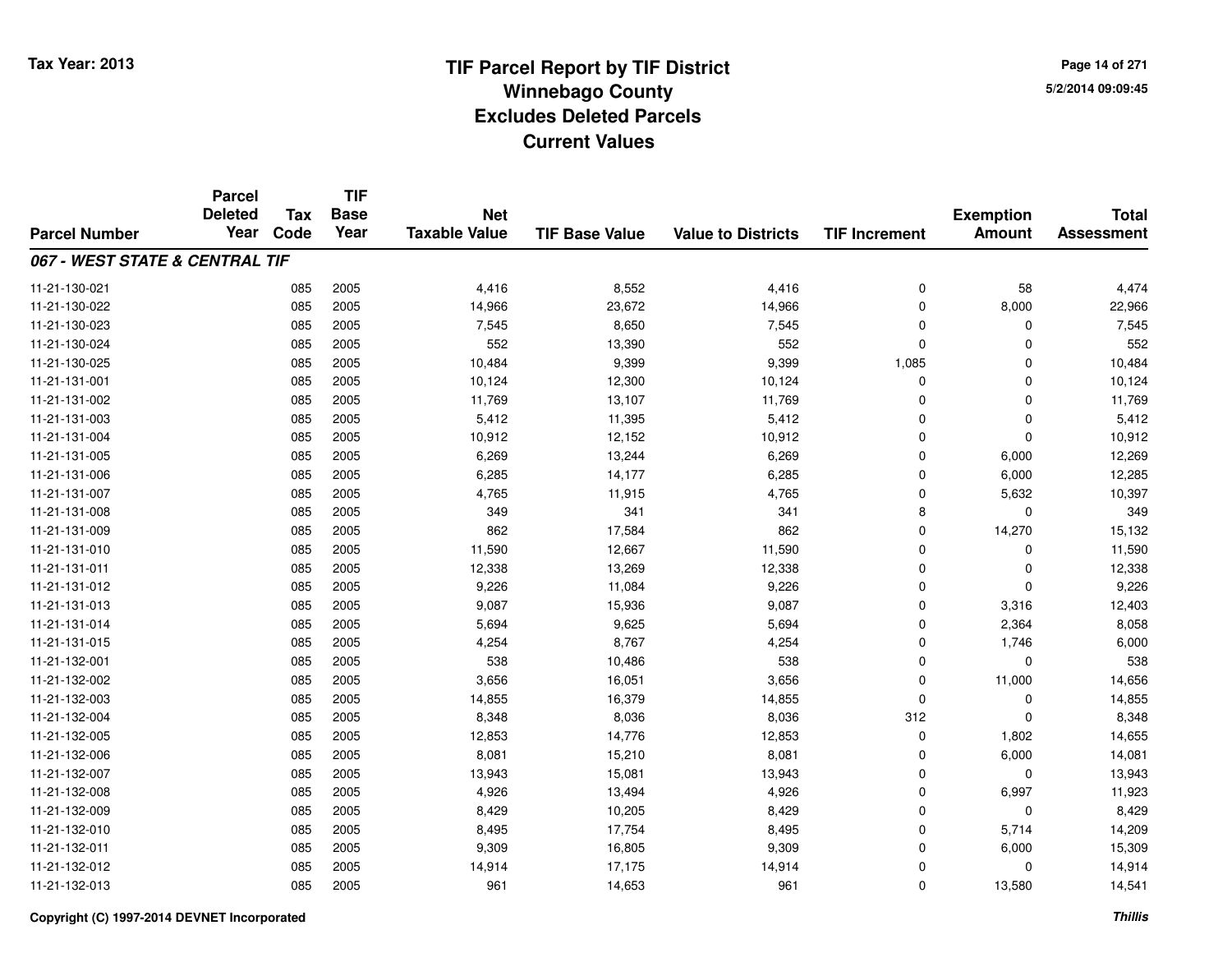# TIF Parcel Report by TIF District
## Winnebago County
## Excludes Deleted Parcels
## Current Values

Tax Year: 2013

5/2/2014 09:09:45

| Parcel Number | Parcel Deleted Year | Tax Code | TIF Base Year | Net Taxable Value | TIF Base Value | Value to Districts | TIF Increment | Exemption Amount | Total Assessment |
|---|---|---|---|---|---|---|---|---|---|
| ***067 - WEST STATE & CENTRAL TIF*** | | | | | | | | | |
| 11-21-130-021 | | 085 | 2005 | 4,416 | 8,552 | 4,416 | 0 | 58 | 4,474 |
| 11-21-130-022 | | 085 | 2005 | 14,966 | 23,672 | 14,966 | 0 | 8,000 | 22,966 |
| 11-21-130-023 | | 085 | 2005 | 7,545 | 8,650 | 7,545 | 0 | 0 | 7,545 |
| 11-21-130-024 | | 085 | 2005 | 552 | 13,390 | 552 | 0 | 0 | 552 |
| 11-21-130-025 | | 085 | 2005 | 10,484 | 9,399 | 9,399 | 1,085 | 0 | 10,484 |
| 11-21-131-001 | | 085 | 2005 | 10,124 | 12,300 | 10,124 | 0 | 0 | 10,124 |
| 11-21-131-002 | | 085 | 2005 | 11,769 | 13,107 | 11,769 | 0 | 0 | 11,769 |
| 11-21-131-003 | | 085 | 2005 | 5,412 | 11,395 | 5,412 | 0 | 0 | 5,412 |
| 11-21-131-004 | | 085 | 2005 | 10,912 | 12,152 | 10,912 | 0 | 0 | 10,912 |
| 11-21-131-005 | | 085 | 2005 | 6,269 | 13,244 | 6,269 | 0 | 6,000 | 12,269 |
| 11-21-131-006 | | 085 | 2005 | 6,285 | 14,177 | 6,285 | 0 | 6,000 | 12,285 |
| 11-21-131-007 | | 085 | 2005 | 4,765 | 11,915 | 4,765 | 0 | 5,632 | 10,397 |
| 11-21-131-008 | | 085 | 2005 | 349 | 341 | 341 | 8 | 0 | 349 |
| 11-21-131-009 | | 085 | 2005 | 862 | 17,584 | 862 | 0 | 14,270 | 15,132 |
| 11-21-131-010 | | 085 | 2005 | 11,590 | 12,667 | 11,590 | 0 | 0 | 11,590 |
| 11-21-131-011 | | 085 | 2005 | 12,338 | 13,269 | 12,338 | 0 | 0 | 12,338 |
| 11-21-131-012 | | 085 | 2005 | 9,226 | 11,084 | 9,226 | 0 | 0 | 9,226 |
| 11-21-131-013 | | 085 | 2005 | 9,087 | 15,936 | 9,087 | 0 | 3,316 | 12,403 |
| 11-21-131-014 | | 085 | 2005 | 5,694 | 9,625 | 5,694 | 0 | 2,364 | 8,058 |
| 11-21-131-015 | | 085 | 2005 | 4,254 | 8,767 | 4,254 | 0 | 1,746 | 6,000 |
| 11-21-132-001 | | 085 | 2005 | 538 | 10,486 | 538 | 0 | 0 | 538 |
| 11-21-132-002 | | 085 | 2005 | 3,656 | 16,051 | 3,656 | 0 | 11,000 | 14,656 |
| 11-21-132-003 | | 085 | 2005 | 14,855 | 16,379 | 14,855 | 0 | 0 | 14,855 |
| 11-21-132-004 | | 085 | 2005 | 8,348 | 8,036 | 8,036 | 312 | 0 | 8,348 |
| 11-21-132-005 | | 085 | 2005 | 12,853 | 14,776 | 12,853 | 0 | 1,802 | 14,655 |
| 11-21-132-006 | | 085 | 2005 | 8,081 | 15,210 | 8,081 | 0 | 6,000 | 14,081 |
| 11-21-132-007 | | 085 | 2005 | 13,943 | 15,081 | 13,943 | 0 | 0 | 13,943 |
| 11-21-132-008 | | 085 | 2005 | 4,926 | 13,494 | 4,926 | 0 | 6,997 | 11,923 |
| 11-21-132-009 | | 085 | 2005 | 8,429 | 10,205 | 8,429 | 0 | 0 | 8,429 |
| 11-21-132-010 | | 085 | 2005 | 8,495 | 17,754 | 8,495 | 0 | 5,714 | 14,209 |
| 11-21-132-011 | | 085 | 2005 | 9,309 | 16,805 | 9,309 | 0 | 6,000 | 15,309 |
| 11-21-132-012 | | 085 | 2005 | 14,914 | 17,175 | 14,914 | 0 | 0 | 14,914 |
| 11-21-132-013 | | 085 | 2005 | 961 | 14,653 | 961 | 0 | 13,580 | 14,541 |

Copyright (C) 1997-2014 DEVNET Incorporated

*Thillis*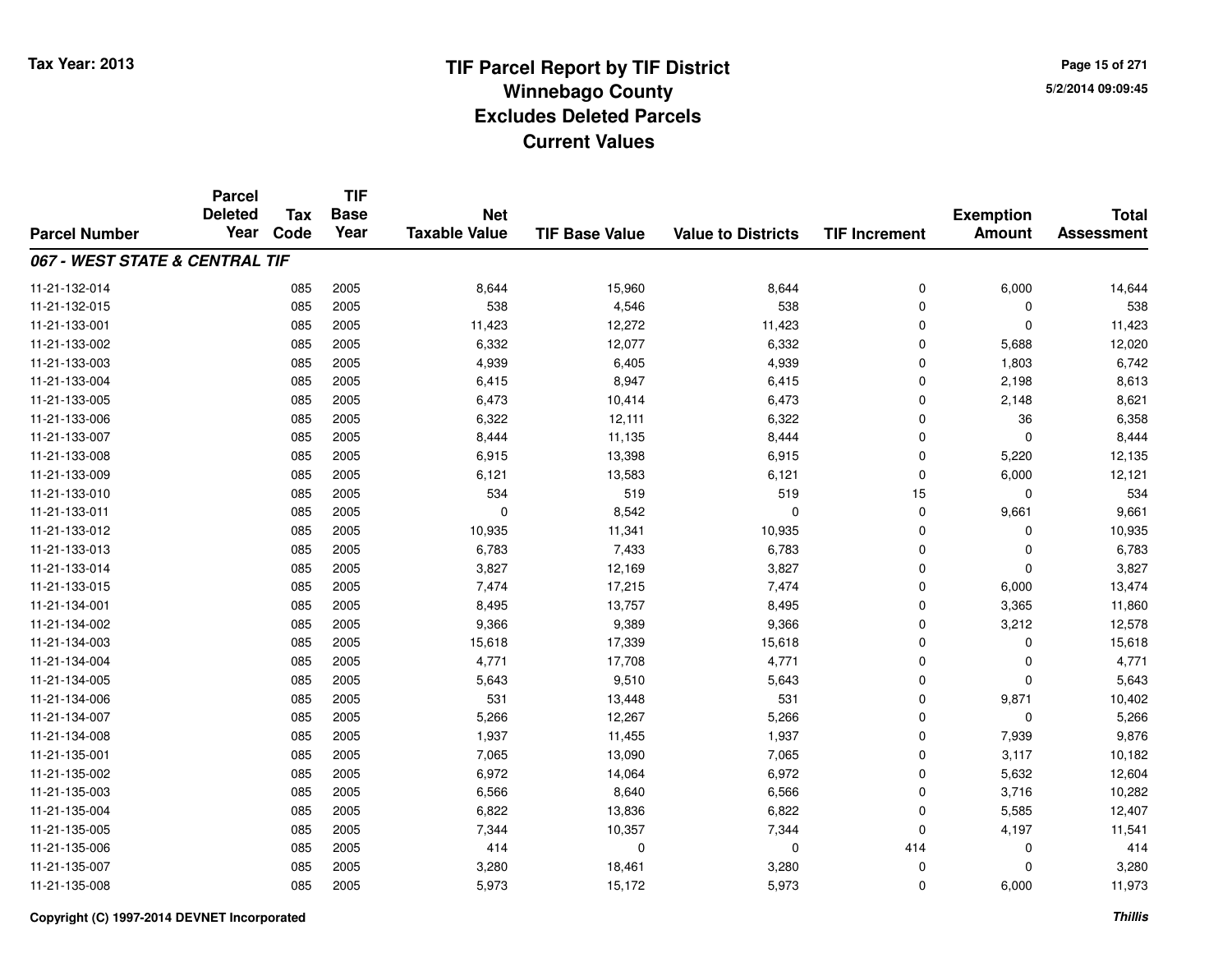# TIF Parcel Report by TIF District
## Winnebago County
## Excludes Deleted Parcels
## Current Values

Tax Year: 2013

5/2/2014 09:09:45

| Parcel Number | Parcel Deleted Year | Tax Code | TIF Base Year | Net Taxable Value | TIF Base Value | Value to Districts | TIF Increment | Exemption Amount | Total Assessment |
|---|---|---|---|---|---|---|---|---|---|
| ***067 - WEST STATE & CENTRAL TIF*** | | | | | | | | | |
| 11-21-132-014 | | 085 | 2005 | 8,644 | 15,960 | 8,644 | 0 | 6,000 | 14,644 |
| 11-21-132-015 | | 085 | 2005 | 538 | 4,546 | 538 | 0 | 0 | 538 |
| 11-21-133-001 | | 085 | 2005 | 11,423 | 12,272 | 11,423 | 0 | 0 | 11,423 |
| 11-21-133-002 | | 085 | 2005 | 6,332 | 12,077 | 6,332 | 0 | 5,688 | 12,020 |
| 11-21-133-003 | | 085 | 2005 | 4,939 | 6,405 | 4,939 | 0 | 1,803 | 6,742 |
| 11-21-133-004 | | 085 | 2005 | 6,415 | 8,947 | 6,415 | 0 | 2,198 | 8,613 |
| 11-21-133-005 | | 085 | 2005 | 6,473 | 10,414 | 6,473 | 0 | 2,148 | 8,621 |
| 11-21-133-006 | | 085 | 2005 | 6,322 | 12,111 | 6,322 | 0 | 36 | 6,358 |
| 11-21-133-007 | | 085 | 2005 | 8,444 | 11,135 | 8,444 | 0 | 0 | 8,444 |
| 11-21-133-008 | | 085 | 2005 | 6,915 | 13,398 | 6,915 | 0 | 5,220 | 12,135 |
| 11-21-133-009 | | 085 | 2005 | 6,121 | 13,583 | 6,121 | 0 | 6,000 | 12,121 |
| 11-21-133-010 | | 085 | 2005 | 534 | 519 | 519 | 15 | 0 | 534 |
| 11-21-133-011 | | 085 | 2005 | 0 | 8,542 | 0 | 0 | 9,661 | 9,661 |
| 11-21-133-012 | | 085 | 2005 | 10,935 | 11,341 | 10,935 | 0 | 0 | 10,935 |
| 11-21-133-013 | | 085 | 2005 | 6,783 | 7,433 | 6,783 | 0 | 0 | 6,783 |
| 11-21-133-014 | | 085 | 2005 | 3,827 | 12,169 | 3,827 | 0 | 0 | 3,827 |
| 11-21-133-015 | | 085 | 2005 | 7,474 | 17,215 | 7,474 | 0 | 6,000 | 13,474 |
| 11-21-134-001 | | 085 | 2005 | 8,495 | 13,757 | 8,495 | 0 | 3,365 | 11,860 |
| 11-21-134-002 | | 085 | 2005 | 9,366 | 9,389 | 9,366 | 0 | 3,212 | 12,578 |
| 11-21-134-003 | | 085 | 2005 | 15,618 | 17,339 | 15,618 | 0 | 0 | 15,618 |
| 11-21-134-004 | | 085 | 2005 | 4,771 | 17,708 | 4,771 | 0 | 0 | 4,771 |
| 11-21-134-005 | | 085 | 2005 | 5,643 | 9,510 | 5,643 | 0 | 0 | 5,643 |
| 11-21-134-006 | | 085 | 2005 | 531 | 13,448 | 531 | 0 | 9,871 | 10,402 |
| 11-21-134-007 | | 085 | 2005 | 5,266 | 12,267 | 5,266 | 0 | 0 | 5,266 |
| 11-21-134-008 | | 085 | 2005 | 1,937 | 11,455 | 1,937 | 0 | 7,939 | 9,876 |
| 11-21-135-001 | | 085 | 2005 | 7,065 | 13,090 | 7,065 | 0 | 3,117 | 10,182 |
| 11-21-135-002 | | 085 | 2005 | 6,972 | 14,064 | 6,972 | 0 | 5,632 | 12,604 |
| 11-21-135-003 | | 085 | 2005 | 6,566 | 8,640 | 6,566 | 0 | 3,716 | 10,282 |
| 11-21-135-004 | | 085 | 2005 | 6,822 | 13,836 | 6,822 | 0 | 5,585 | 12,407 |
| 11-21-135-005 | | 085 | 2005 | 7,344 | 10,357 | 7,344 | 0 | 4,197 | 11,541 |
| 11-21-135-006 | | 085 | 2005 | 414 | 0 | 0 | 414 | 0 | 414 |
| 11-21-135-007 | | 085 | 2005 | 3,280 | 18,461 | 3,280 | 0 | 0 | 3,280 |
| 11-21-135-008 | | 085 | 2005 | 5,973 | 15,172 | 5,973 | 0 | 6,000 | 11,973 |

Copyright (C) 1997-2014 DEVNET Incorporated

*Thillis*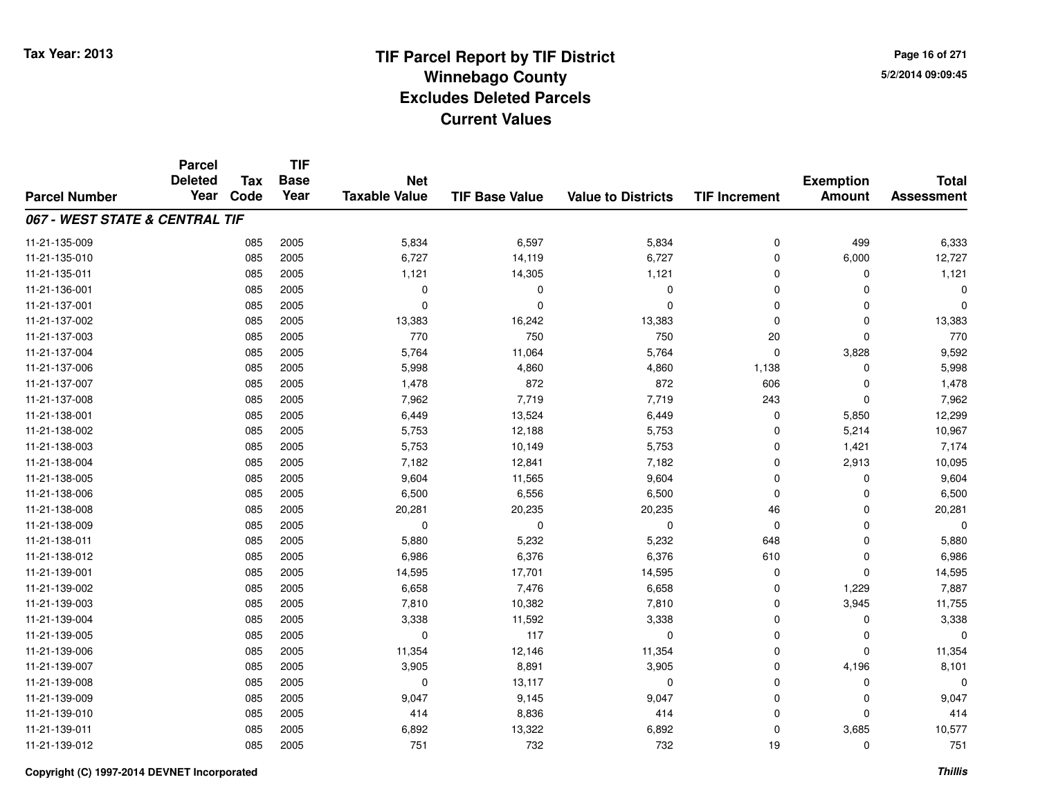# TIF Parcel Report by TIF District
## Winnebago County
## Excludes Deleted Parcels
## Current Values

Tax Year: 2013

### 067 - WEST STATE & CENTRAL TIF

| Parcel Number | Parcel Deleted Year | Tax Code | TIF Base Year | Net Taxable Value | TIF Base Value | Value to Districts | TIF Increment | Exemption Amount | Total Assessment |
|---|---|---|---|---|---|---|---|---|---|
| 11-21-135-009 | | 085 | 2005 | 5,834 | 6,597 | 5,834 | 0 | 499 | 6,333 |
| 11-21-135-010 | | 085 | 2005 | 6,727 | 14,119 | 6,727 | 0 | 6,000 | 12,727 |
| 11-21-135-011 | | 085 | 2005 | 1,121 | 14,305 | 1,121 | 0 | 0 | 1,121 |
| 11-21-136-001 | | 085 | 2005 | 0 | 0 | 0 | 0 | 0 | 0 |
| 11-21-137-001 | | 085 | 2005 | 0 | 0 | 0 | 0 | 0 | 0 |
| 11-21-137-002 | | 085 | 2005 | 13,383 | 16,242 | 13,383 | 0 | 0 | 13,383 |
| 11-21-137-003 | | 085 | 2005 | 770 | 750 | 750 | 20 | 0 | 770 |
| 11-21-137-004 | | 085 | 2005 | 5,764 | 11,064 | 5,764 | 0 | 3,828 | 9,592 |
| 11-21-137-006 | | 085 | 2005 | 5,998 | 4,860 | 4,860 | 1,138 | 0 | 5,998 |
| 11-21-137-007 | | 085 | 2005 | 1,478 | 872 | 872 | 606 | 0 | 1,478 |
| 11-21-137-008 | | 085 | 2005 | 7,962 | 7,719 | 7,719 | 243 | 0 | 7,962 |
| 11-21-138-001 | | 085 | 2005 | 6,449 | 13,524 | 6,449 | 0 | 5,850 | 12,299 |
| 11-21-138-002 | | 085 | 2005 | 5,753 | 12,188 | 5,753 | 0 | 5,214 | 10,967 |
| 11-21-138-003 | | 085 | 2005 | 5,753 | 10,149 | 5,753 | 0 | 1,421 | 7,174 |
| 11-21-138-004 | | 085 | 2005 | 7,182 | 12,841 | 7,182 | 0 | 2,913 | 10,095 |
| 11-21-138-005 | | 085 | 2005 | 9,604 | 11,565 | 9,604 | 0 | 0 | 9,604 |
| 11-21-138-006 | | 085 | 2005 | 6,500 | 6,556 | 6,500 | 0 | 0 | 6,500 |
| 11-21-138-008 | | 085 | 2005 | 20,281 | 20,235 | 20,235 | 46 | 0 | 20,281 |
| 11-21-138-009 | | 085 | 2005 | 0 | 0 | 0 | 0 | 0 | 0 |
| 11-21-138-011 | | 085 | 2005 | 5,880 | 5,232 | 5,232 | 648 | 0 | 5,880 |
| 11-21-138-012 | | 085 | 2005 | 6,986 | 6,376 | 6,376 | 610 | 0 | 6,986 |
| 11-21-139-001 | | 085 | 2005 | 14,595 | 17,701 | 14,595 | 0 | 0 | 14,595 |
| 11-21-139-002 | | 085 | 2005 | 6,658 | 7,476 | 6,658 | 0 | 1,229 | 7,887 |
| 11-21-139-003 | | 085 | 2005 | 7,810 | 10,382 | 7,810 | 0 | 3,945 | 11,755 |
| 11-21-139-004 | | 085 | 2005 | 3,338 | 11,592 | 3,338 | 0 | 0 | 3,338 |
| 11-21-139-005 | | 085 | 2005 | 0 | 117 | 0 | 0 | 0 | 0 |
| 11-21-139-006 | | 085 | 2005 | 11,354 | 12,146 | 11,354 | 0 | 0 | 11,354 |
| 11-21-139-007 | | 085 | 2005 | 3,905 | 8,891 | 3,905 | 0 | 4,196 | 8,101 |
| 11-21-139-008 | | 085 | 2005 | 0 | 13,117 | 0 | 0 | 0 | 0 |
| 11-21-139-009 | | 085 | 2005 | 9,047 | 9,145 | 9,047 | 0 | 0 | 9,047 |
| 11-21-139-010 | | 085 | 2005 | 414 | 8,836 | 414 | 0 | 0 | 414 |
| 11-21-139-011 | | 085 | 2005 | 6,892 | 13,322 | 6,892 | 0 | 3,685 | 10,577 |
| 11-21-139-012 | | 085 | 2005 | 751 | 732 | 732 | 19 | 0 | 751 |

Copyright (C) 1997-2014 DEVNET Incorporated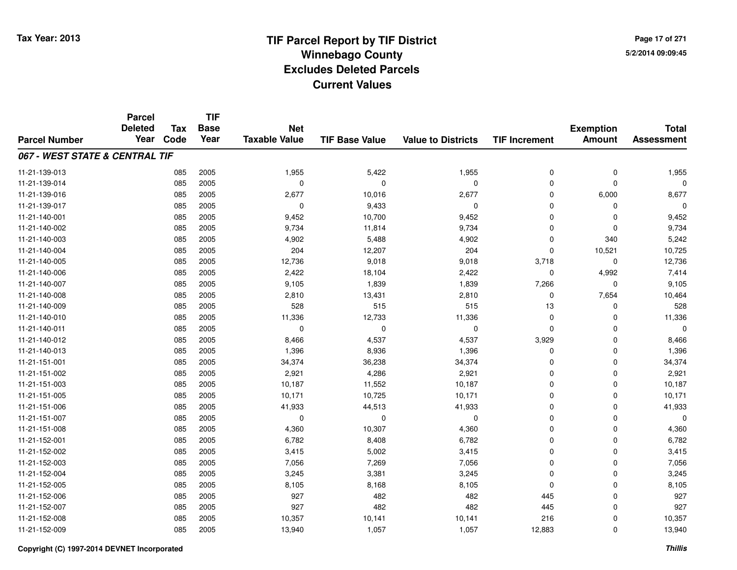# TIF Parcel Report by TIF District
## Winnebago County
## Excludes Deleted Parcels
## Current Values

Tax Year: 2013

5/2/2014 09:09:45

| Parcel Number | Parcel Deleted Year | Tax Code | TIF Base Year | Net Taxable Value | TIF Base Value | Value to Districts | TIF Increment | Exemption Amount | Total Assessment |
|---|---|---|---|---|---|---|---|---|---|
| ***067 - WEST STATE & CENTRAL TIF*** | | | | | | | | | |
| 11-21-139-013 | | 085 | 2005 | 1,955 | 5,422 | 1,955 | 0 | 0 | 1,955 |
| 11-21-139-014 | | 085 | 2005 | 0 | 0 | 0 | 0 | 0 | 0 |
| 11-21-139-016 | | 085 | 2005 | 2,677 | 10,016 | 2,677 | 0 | 6,000 | 8,677 |
| 11-21-139-017 | | 085 | 2005 | 0 | 9,433 | 0 | 0 | 0 | 0 |
| 11-21-140-001 | | 085 | 2005 | 9,452 | 10,700 | 9,452 | 0 | 0 | 9,452 |
| 11-21-140-002 | | 085 | 2005 | 9,734 | 11,814 | 9,734 | 0 | 0 | 9,734 |
| 11-21-140-003 | | 085 | 2005 | 4,902 | 5,488 | 4,902 | 0 | 340 | 5,242 |
| 11-21-140-004 | | 085 | 2005 | 204 | 12,207 | 204 | 0 | 10,521 | 10,725 |
| 11-21-140-005 | | 085 | 2005 | 12,736 | 9,018 | 9,018 | 3,718 | 0 | 12,736 |
| 11-21-140-006 | | 085 | 2005 | 2,422 | 18,104 | 2,422 | 0 | 4,992 | 7,414 |
| 11-21-140-007 | | 085 | 2005 | 9,105 | 1,839 | 1,839 | 7,266 | 0 | 9,105 |
| 11-21-140-008 | | 085 | 2005 | 2,810 | 13,431 | 2,810 | 0 | 7,654 | 10,464 |
| 11-21-140-009 | | 085 | 2005 | 528 | 515 | 515 | 13 | 0 | 528 |
| 11-21-140-010 | | 085 | 2005 | 11,336 | 12,733 | 11,336 | 0 | 0 | 11,336 |
| 11-21-140-011 | | 085 | 2005 | 0 | 0 | 0 | 0 | 0 | 0 |
| 11-21-140-012 | | 085 | 2005 | 8,466 | 4,537 | 4,537 | 3,929 | 0 | 8,466 |
| 11-21-140-013 | | 085 | 2005 | 1,396 | 8,936 | 1,396 | 0 | 0 | 1,396 |
| 11-21-151-001 | | 085 | 2005 | 34,374 | 36,238 | 34,374 | 0 | 0 | 34,374 |
| 11-21-151-002 | | 085 | 2005 | 2,921 | 4,286 | 2,921 | 0 | 0 | 2,921 |
| 11-21-151-003 | | 085 | 2005 | 10,187 | 11,552 | 10,187 | 0 | 0 | 10,187 |
| 11-21-151-005 | | 085 | 2005 | 10,171 | 10,725 | 10,171 | 0 | 0 | 10,171 |
| 11-21-151-006 | | 085 | 2005 | 41,933 | 44,513 | 41,933 | 0 | 0 | 41,933 |
| 11-21-151-007 | | 085 | 2005 | 0 | 0 | 0 | 0 | 0 | 0 |
| 11-21-151-008 | | 085 | 2005 | 4,360 | 10,307 | 4,360 | 0 | 0 | 4,360 |
| 11-21-152-001 | | 085 | 2005 | 6,782 | 8,408 | 6,782 | 0 | 0 | 6,782 |
| 11-21-152-002 | | 085 | 2005 | 3,415 | 5,002 | 3,415 | 0 | 0 | 3,415 |
| 11-21-152-003 | | 085 | 2005 | 7,056 | 7,269 | 7,056 | 0 | 0 | 7,056 |
| 11-21-152-004 | | 085 | 2005 | 3,245 | 3,381 | 3,245 | 0 | 0 | 3,245 |
| 11-21-152-005 | | 085 | 2005 | 8,105 | 8,168 | 8,105 | 0 | 0 | 8,105 |
| 11-21-152-006 | | 085 | 2005 | 927 | 482 | 482 | 445 | 0 | 927 |
| 11-21-152-007 | | 085 | 2005 | 927 | 482 | 482 | 445 | 0 | 927 |
| 11-21-152-008 | | 085 | 2005 | 10,357 | 10,141 | 10,141 | 216 | 0 | 10,357 |
| 11-21-152-009 | | 085 | 2005 | 13,940 | 1,057 | 1,057 | 12,883 | 0 | 13,940 |

Copyright (C) 1997-2014 DEVNET Incorporated

*Thillis*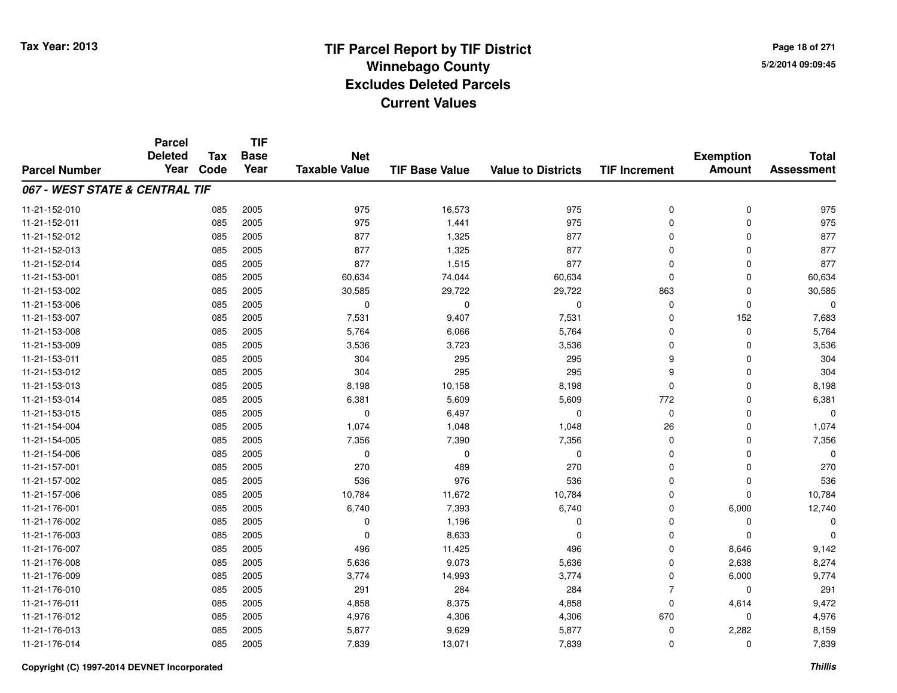# TIF Parcel Report by TIF District
## Winnebago County
## Excludes Deleted Parcels
## Current Values

Tax Year: 2013

### 067 - WEST STATE & CENTRAL TIF

| Parcel Number | Parcel Deleted Year | Tax Code | TIF Base Year | Net Taxable Value | TIF Base Value | Value to Districts | TIF Increment | Exemption Amount | Total Assessment |
|---|---|---|---|---|---|---|---|---|---|
| 11-21-152-010 | | 085 | 2005 | 975 | 16,573 | 975 | 0 | 0 | 975 |
| 11-21-152-011 | | 085 | 2005 | 975 | 1,441 | 975 | 0 | 0 | 975 |
| 11-21-152-012 | | 085 | 2005 | 877 | 1,325 | 877 | 0 | 0 | 877 |
| 11-21-152-013 | | 085 | 2005 | 877 | 1,325 | 877 | 0 | 0 | 877 |
| 11-21-152-014 | | 085 | 2005 | 877 | 1,515 | 877 | 0 | 0 | 877 |
| 11-21-153-001 | | 085 | 2005 | 60,634 | 74,044 | 60,634 | 0 | 0 | 60,634 |
| 11-21-153-002 | | 085 | 2005 | 30,585 | 29,722 | 29,722 | 863 | 0 | 30,585 |
| 11-21-153-006 | | 085 | 2005 | 0 | 0 | 0 | 0 | 0 | 0 |
| 11-21-153-007 | | 085 | 2005 | 7,531 | 9,407 | 7,531 | 0 | 152 | 7,683 |
| 11-21-153-008 | | 085 | 2005 | 5,764 | 6,066 | 5,764 | 0 | 0 | 5,764 |
| 11-21-153-009 | | 085 | 2005 | 3,536 | 3,723 | 3,536 | 0 | 0 | 3,536 |
| 11-21-153-011 | | 085 | 2005 | 304 | 295 | 295 | 9 | 0 | 304 |
| 11-21-153-012 | | 085 | 2005 | 304 | 295 | 295 | 9 | 0 | 304 |
| 11-21-153-013 | | 085 | 2005 | 8,198 | 10,158 | 8,198 | 0 | 0 | 8,198 |
| 11-21-153-014 | | 085 | 2005 | 6,381 | 5,609 | 5,609 | 772 | 0 | 6,381 |
| 11-21-153-015 | | 085 | 2005 | 0 | 6,497 | 0 | 0 | 0 | 0 |
| 11-21-154-004 | | 085 | 2005 | 1,074 | 1,048 | 1,048 | 26 | 0 | 1,074 |
| 11-21-154-005 | | 085 | 2005 | 7,356 | 7,390 | 7,356 | 0 | 0 | 7,356 |
| 11-21-154-006 | | 085 | 2005 | 0 | 0 | 0 | 0 | 0 | 0 |
| 11-21-157-001 | | 085 | 2005 | 270 | 489 | 270 | 0 | 0 | 270 |
| 11-21-157-002 | | 085 | 2005 | 536 | 976 | 536 | 0 | 0 | 536 |
| 11-21-157-006 | | 085 | 2005 | 10,784 | 11,672 | 10,784 | 0 | 0 | 10,784 |
| 11-21-176-001 | | 085 | 2005 | 6,740 | 7,393 | 6,740 | 0 | 6,000 | 12,740 |
| 11-21-176-002 | | 085 | 2005 | 0 | 1,196 | 0 | 0 | 0 | 0 |
| 11-21-176-003 | | 085 | 2005 | 0 | 8,633 | 0 | 0 | 0 | 0 |
| 11-21-176-007 | | 085 | 2005 | 496 | 11,425 | 496 | 0 | 8,646 | 9,142 |
| 11-21-176-008 | | 085 | 2005 | 5,636 | 9,073 | 5,636 | 0 | 2,638 | 8,274 |
| 11-21-176-009 | | 085 | 2005 | 3,774 | 14,993 | 3,774 | 0 | 6,000 | 9,774 |
| 11-21-176-010 | | 085 | 2005 | 291 | 284 | 284 | 7 | 0 | 291 |
| 11-21-176-011 | | 085 | 2005 | 4,858 | 8,375 | 4,858 | 0 | 4,614 | 9,472 |
| 11-21-176-012 | | 085 | 2005 | 4,976 | 4,306 | 4,306 | 670 | 0 | 4,976 |
| 11-21-176-013 | | 085 | 2005 | 5,877 | 9,629 | 5,877 | 0 | 2,282 | 8,159 |
| 11-21-176-014 | | 085 | 2005 | 7,839 | 13,071 | 7,839 | 0 | 0 | 7,839 |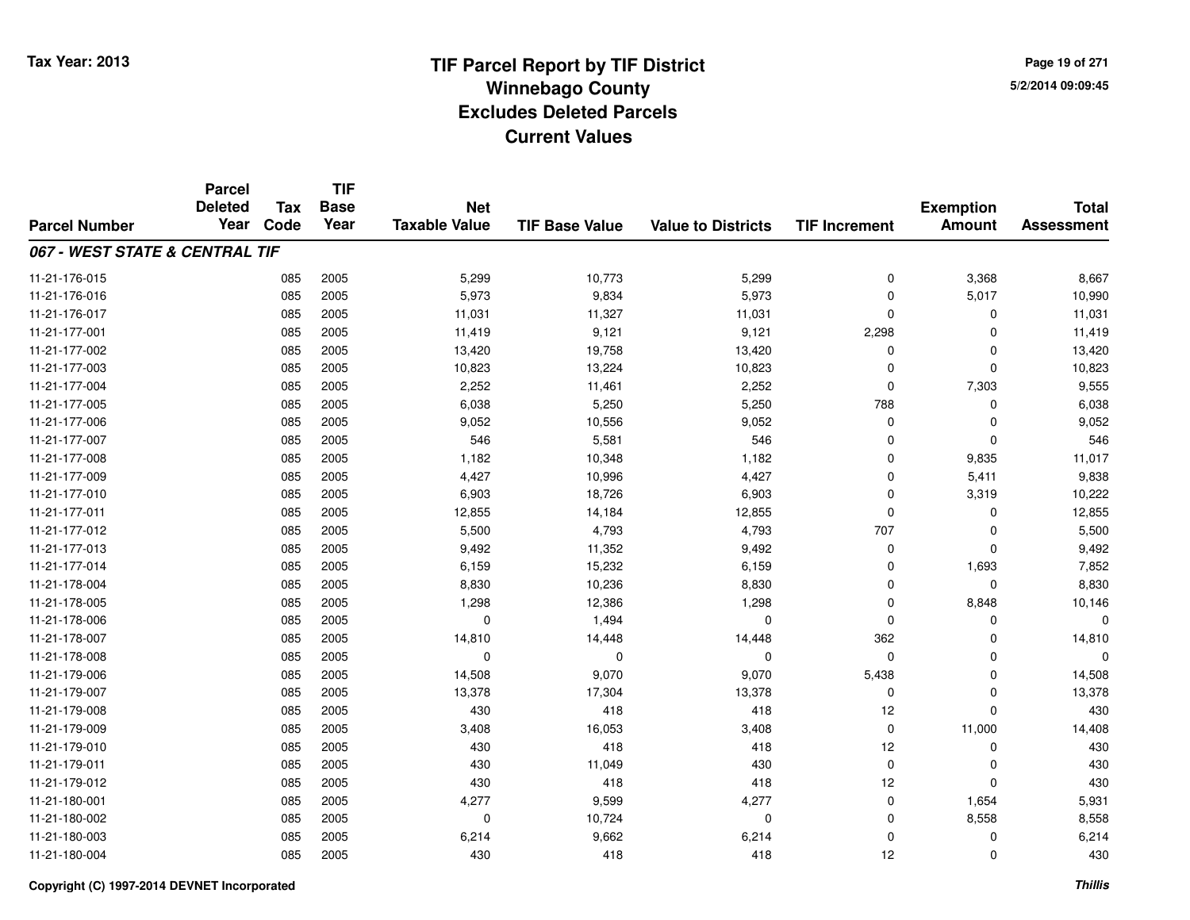# TIF Parcel Report by TIF District
## Winnebago County
## Excludes Deleted Parcels
## Current Values

Tax Year: 2013

5/2/2014 09:09:45

| Parcel Number | Parcel Deleted Year | Tax Code | TIF Base Year | Net Taxable Value | TIF Base Value | Value to Districts | TIF Increment | Exemption Amount | Total Assessment |
|---|---|---|---|---|---|---|---|---|---|
| ***067 - WEST STATE & CENTRAL TIF*** | | | | | | | | | |
| 11-21-176-015 | | 085 | 2005 | 5,299 | 10,773 | 5,299 | 0 | 3,368 | 8,667 |
| 11-21-176-016 | | 085 | 2005 | 5,973 | 9,834 | 5,973 | 0 | 5,017 | 10,990 |
| 11-21-176-017 | | 085 | 2005 | 11,031 | 11,327 | 11,031 | 0 | 0 | 11,031 |
| 11-21-177-001 | | 085 | 2005 | 11,419 | 9,121 | 9,121 | 2,298 | 0 | 11,419 |
| 11-21-177-002 | | 085 | 2005 | 13,420 | 19,758 | 13,420 | 0 | 0 | 13,420 |
| 11-21-177-003 | | 085 | 2005 | 10,823 | 13,224 | 10,823 | 0 | 0 | 10,823 |
| 11-21-177-004 | | 085 | 2005 | 2,252 | 11,461 | 2,252 | 0 | 7,303 | 9,555 |
| 11-21-177-005 | | 085 | 2005 | 6,038 | 5,250 | 5,250 | 788 | 0 | 6,038 |
| 11-21-177-006 | | 085 | 2005 | 9,052 | 10,556 | 9,052 | 0 | 0 | 9,052 |
| 11-21-177-007 | | 085 | 2005 | 546 | 5,581 | 546 | 0 | 0 | 546 |
| 11-21-177-008 | | 085 | 2005 | 1,182 | 10,348 | 1,182 | 0 | 9,835 | 11,017 |
| 11-21-177-009 | | 085 | 2005 | 4,427 | 10,996 | 4,427 | 0 | 5,411 | 9,838 |
| 11-21-177-010 | | 085 | 2005 | 6,903 | 18,726 | 6,903 | 0 | 3,319 | 10,222 |
| 11-21-177-011 | | 085 | 2005 | 12,855 | 14,184 | 12,855 | 0 | 0 | 12,855 |
| 11-21-177-012 | | 085 | 2005 | 5,500 | 4,793 | 4,793 | 707 | 0 | 5,500 |
| 11-21-177-013 | | 085 | 2005 | 9,492 | 11,352 | 9,492 | 0 | 0 | 9,492 |
| 11-21-177-014 | | 085 | 2005 | 6,159 | 15,232 | 6,159 | 0 | 1,693 | 7,852 |
| 11-21-178-004 | | 085 | 2005 | 8,830 | 10,236 | 8,830 | 0 | 0 | 8,830 |
| 11-21-178-005 | | 085 | 2005 | 1,298 | 12,386 | 1,298 | 0 | 8,848 | 10,146 |
| 11-21-178-006 | | 085 | 2005 | 0 | 1,494 | 0 | 0 | 0 | 0 |
| 11-21-178-007 | | 085 | 2005 | 14,810 | 14,448 | 14,448 | 362 | 0 | 14,810 |
| 11-21-178-008 | | 085 | 2005 | 0 | 0 | 0 | 0 | 0 | 0 |
| 11-21-179-006 | | 085 | 2005 | 14,508 | 9,070 | 9,070 | 5,438 | 0 | 14,508 |
| 11-21-179-007 | | 085 | 2005 | 13,378 | 17,304 | 13,378 | 0 | 0 | 13,378 |
| 11-21-179-008 | | 085 | 2005 | 430 | 418 | 418 | 12 | 0 | 430 |
| 11-21-179-009 | | 085 | 2005 | 3,408 | 16,053 | 3,408 | 0 | 11,000 | 14,408 |
| 11-21-179-010 | | 085 | 2005 | 430 | 418 | 418 | 12 | 0 | 430 |
| 11-21-179-011 | | 085 | 2005 | 430 | 11,049 | 430 | 0 | 0 | 430 |
| 11-21-179-012 | | 085 | 2005 | 430 | 418 | 418 | 12 | 0 | 430 |
| 11-21-180-001 | | 085 | 2005 | 4,277 | 9,599 | 4,277 | 0 | 1,654 | 5,931 |
| 11-21-180-002 | | 085 | 2005 | 0 | 10,724 | 0 | 0 | 8,558 | 8,558 |
| 11-21-180-003 | | 085 | 2005 | 6,214 | 9,662 | 6,214 | 0 | 0 | 6,214 |
| 11-21-180-004 | | 085 | 2005 | 430 | 418 | 418 | 12 | 0 | 430 |

Copyright (C) 1997-2014 DEVNET Incorporated

*Thillis*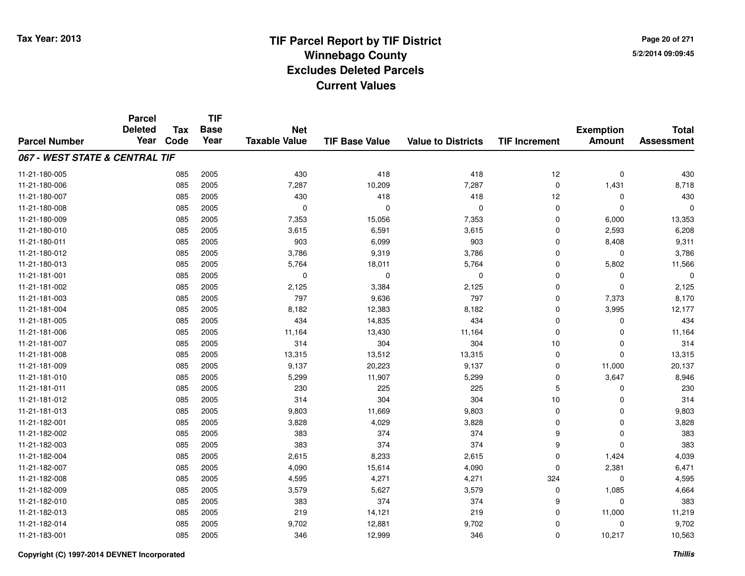# TIF Parcel Report by TIF District
## Winnebago County
## Excludes Deleted Parcels
## Current Values

Tax Year: 2013

5/2/2014 09:09:45

| Parcel Number | Parcel Deleted Year | Tax Code | TIF Base Year | Net Taxable Value | TIF Base Value | Value to Districts | TIF Increment | Exemption Amount | Total Assessment |
|---|---|---|---|---|---|---|---|---|---|
| ***067 - WEST STATE & CENTRAL TIF*** | | | | | | | | | |
| 11-21-180-005 | | 085 | 2005 | 430 | 418 | 418 | 12 | 0 | 430 |
| 11-21-180-006 | | 085 | 2005 | 7,287 | 10,209 | 7,287 | 0 | 1,431 | 8,718 |
| 11-21-180-007 | | 085 | 2005 | 430 | 418 | 418 | 12 | 0 | 430 |
| 11-21-180-008 | | 085 | 2005 | 0 | 0 | 0 | 0 | 0 | 0 |
| 11-21-180-009 | | 085 | 2005 | 7,353 | 15,056 | 7,353 | 0 | 6,000 | 13,353 |
| 11-21-180-010 | | 085 | 2005 | 3,615 | 6,591 | 3,615 | 0 | 2,593 | 6,208 |
| 11-21-180-011 | | 085 | 2005 | 903 | 6,099 | 903 | 0 | 8,408 | 9,311 |
| 11-21-180-012 | | 085 | 2005 | 3,786 | 9,319 | 3,786 | 0 | 0 | 3,786 |
| 11-21-180-013 | | 085 | 2005 | 5,764 | 18,011 | 5,764 | 0 | 5,802 | 11,566 |
| 11-21-181-001 | | 085 | 2005 | 0 | 0 | 0 | 0 | 0 | 0 |
| 11-21-181-002 | | 085 | 2005 | 2,125 | 3,384 | 2,125 | 0 | 0 | 2,125 |
| 11-21-181-003 | | 085 | 2005 | 797 | 9,636 | 797 | 0 | 7,373 | 8,170 |
| 11-21-181-004 | | 085 | 2005 | 8,182 | 12,383 | 8,182 | 0 | 3,995 | 12,177 |
| 11-21-181-005 | | 085 | 2005 | 434 | 14,835 | 434 | 0 | 0 | 434 |
| 11-21-181-006 | | 085 | 2005 | 11,164 | 13,430 | 11,164 | 0 | 0 | 11,164 |
| 11-21-181-007 | | 085 | 2005 | 314 | 304 | 304 | 10 | 0 | 314 |
| 11-21-181-008 | | 085 | 2005 | 13,315 | 13,512 | 13,315 | 0 | 0 | 13,315 |
| 11-21-181-009 | | 085 | 2005 | 9,137 | 20,223 | 9,137 | 0 | 11,000 | 20,137 |
| 11-21-181-010 | | 085 | 2005 | 5,299 | 11,907 | 5,299 | 0 | 3,647 | 8,946 |
| 11-21-181-011 | | 085 | 2005 | 230 | 225 | 225 | 5 | 0 | 230 |
| 11-21-181-012 | | 085 | 2005 | 314 | 304 | 304 | 10 | 0 | 314 |
| 11-21-181-013 | | 085 | 2005 | 9,803 | 11,669 | 9,803 | 0 | 0 | 9,803 |
| 11-21-182-001 | | 085 | 2005 | 3,828 | 4,029 | 3,828 | 0 | 0 | 3,828 |
| 11-21-182-002 | | 085 | 2005 | 383 | 374 | 374 | 9 | 0 | 383 |
| 11-21-182-003 | | 085 | 2005 | 383 | 374 | 374 | 9 | 0 | 383 |
| 11-21-182-004 | | 085 | 2005 | 2,615 | 8,233 | 2,615 | 0 | 1,424 | 4,039 |
| 11-21-182-007 | | 085 | 2005 | 4,090 | 15,614 | 4,090 | 0 | 2,381 | 6,471 |
| 11-21-182-008 | | 085 | 2005 | 4,595 | 4,271 | 4,271 | 324 | 0 | 4,595 |
| 11-21-182-009 | | 085 | 2005 | 3,579 | 5,627 | 3,579 | 0 | 1,085 | 4,664 |
| 11-21-182-010 | | 085 | 2005 | 383 | 374 | 374 | 9 | 0 | 383 |
| 11-21-182-013 | | 085 | 2005 | 219 | 14,121 | 219 | 0 | 11,000 | 11,219 |
| 11-21-182-014 | | 085 | 2005 | 9,702 | 12,881 | 9,702 | 0 | 0 | 9,702 |
| 11-21-183-001 | | 085 | 2005 | 346 | 12,999 | 346 | 0 | 10,217 | 10,563 |

Copyright (C) 1997-2014 DEVNET Incorporated

*Thillis*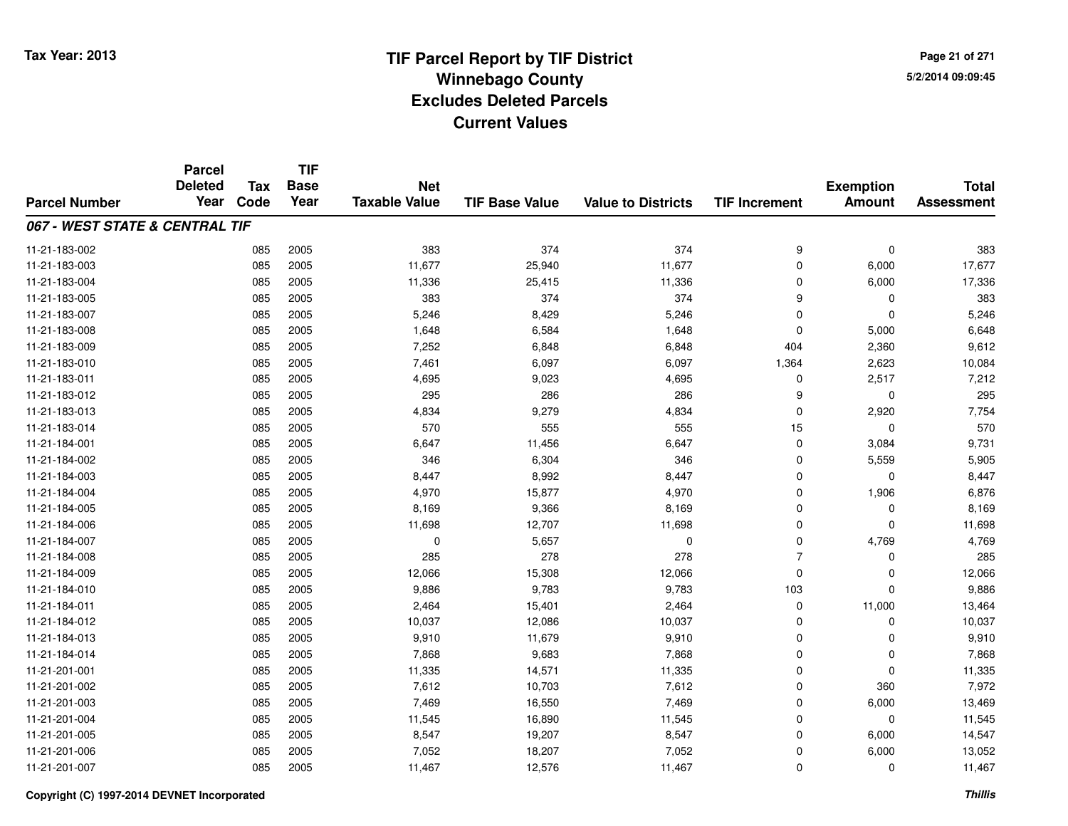# TIF Parcel Report by TIF District
## Winnebago County
## Excludes Deleted Parcels
## Current Values

Tax Year: 2013

5/2/2014 09:09:45

| Parcel Number | Parcel Deleted Year | Tax Code | TIF Base Year | Net Taxable Value | TIF Base Value | Value to Districts | TIF Increment | Exemption Amount | Total Assessment |
|---|---|---|---|---|---|---|---|---|---|
| ***067 - WEST STATE & CENTRAL TIF*** | | | | | | | | | |
| 11-21-183-002 | | 085 | 2005 | 383 | 374 | 374 | 9 | 0 | 383 |
| 11-21-183-003 | | 085 | 2005 | 11,677 | 25,940 | 11,677 | 0 | 6,000 | 17,677 |
| 11-21-183-004 | | 085 | 2005 | 11,336 | 25,415 | 11,336 | 0 | 6,000 | 17,336 |
| 11-21-183-005 | | 085 | 2005 | 383 | 374 | 374 | 9 | 0 | 383 |
| 11-21-183-007 | | 085 | 2005 | 5,246 | 8,429 | 5,246 | 0 | 0 | 5,246 |
| 11-21-183-008 | | 085 | 2005 | 1,648 | 6,584 | 1,648 | 0 | 5,000 | 6,648 |
| 11-21-183-009 | | 085 | 2005 | 7,252 | 6,848 | 6,848 | 404 | 2,360 | 9,612 |
| 11-21-183-010 | | 085 | 2005 | 7,461 | 6,097 | 6,097 | 1,364 | 2,623 | 10,084 |
| 11-21-183-011 | | 085 | 2005 | 4,695 | 9,023 | 4,695 | 0 | 2,517 | 7,212 |
| 11-21-183-012 | | 085 | 2005 | 295 | 286 | 286 | 9 | 0 | 295 |
| 11-21-183-013 | | 085 | 2005 | 4,834 | 9,279 | 4,834 | 0 | 2,920 | 7,754 |
| 11-21-183-014 | | 085 | 2005 | 570 | 555 | 555 | 15 | 0 | 570 |
| 11-21-184-001 | | 085 | 2005 | 6,647 | 11,456 | 6,647 | 0 | 3,084 | 9,731 |
| 11-21-184-002 | | 085 | 2005 | 346 | 6,304 | 346 | 0 | 5,559 | 5,905 |
| 11-21-184-003 | | 085 | 2005 | 8,447 | 8,992 | 8,447 | 0 | 0 | 8,447 |
| 11-21-184-004 | | 085 | 2005 | 4,970 | 15,877 | 4,970 | 0 | 1,906 | 6,876 |
| 11-21-184-005 | | 085 | 2005 | 8,169 | 9,366 | 8,169 | 0 | 0 | 8,169 |
| 11-21-184-006 | | 085 | 2005 | 11,698 | 12,707 | 11,698 | 0 | 0 | 11,698 |
| 11-21-184-007 | | 085 | 2005 | 0 | 5,657 | 0 | 0 | 4,769 | 4,769 |
| 11-21-184-008 | | 085 | 2005 | 285 | 278 | 278 | 7 | 0 | 285 |
| 11-21-184-009 | | 085 | 2005 | 12,066 | 15,308 | 12,066 | 0 | 0 | 12,066 |
| 11-21-184-010 | | 085 | 2005 | 9,886 | 9,783 | 9,783 | 103 | 0 | 9,886 |
| 11-21-184-011 | | 085 | 2005 | 2,464 | 15,401 | 2,464 | 0 | 11,000 | 13,464 |
| 11-21-184-012 | | 085 | 2005 | 10,037 | 12,086 | 10,037 | 0 | 0 | 10,037 |
| 11-21-184-013 | | 085 | 2005 | 9,910 | 11,679 | 9,910 | 0 | 0 | 9,910 |
| 11-21-184-014 | | 085 | 2005 | 7,868 | 9,683 | 7,868 | 0 | 0 | 7,868 |
| 11-21-201-001 | | 085 | 2005 | 11,335 | 14,571 | 11,335 | 0 | 0 | 11,335 |
| 11-21-201-002 | | 085 | 2005 | 7,612 | 10,703 | 7,612 | 0 | 360 | 7,972 |
| 11-21-201-003 | | 085 | 2005 | 7,469 | 16,550 | 7,469 | 0 | 6,000 | 13,469 |
| 11-21-201-004 | | 085 | 2005 | 11,545 | 16,890 | 11,545 | 0 | 0 | 11,545 |
| 11-21-201-005 | | 085 | 2005 | 8,547 | 19,207 | 8,547 | 0 | 6,000 | 14,547 |
| 11-21-201-006 | | 085 | 2005 | 7,052 | 18,207 | 7,052 | 0 | 6,000 | 13,052 |
| 11-21-201-007 | | 085 | 2005 | 11,467 | 12,576 | 11,467 | 0 | 0 | 11,467 |

Copyright (C) 1997-2014 DEVNET Incorporated

*Thillis*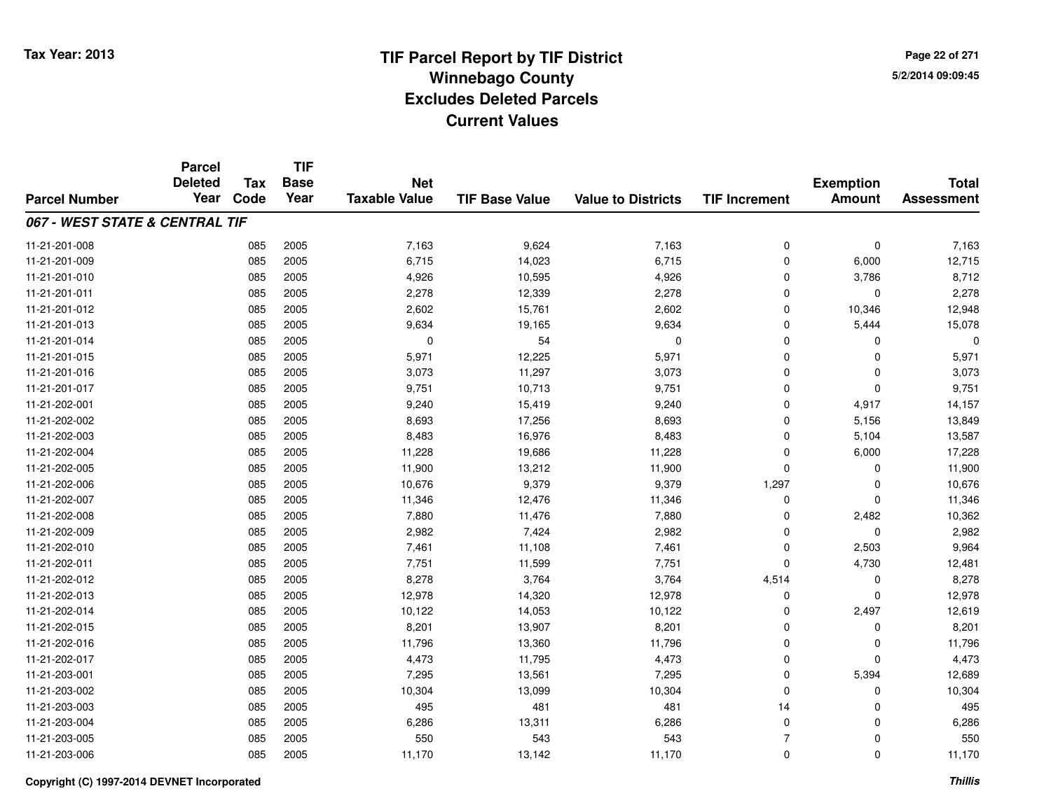**Tax Year: 2013**

# TIF Parcel Report by TIF District
## Winnebago County
## Excludes Deleted Parcels
## Current Values

5/2/2014 09:09:45

| Parcel Number | Parcel Deleted Year | Tax Code | TIF Base Year | Net Taxable Value | TIF Base Value | Value to Districts | TIF Increment | Exemption Amount | Total Assessment |
|---|---|---|---|---|---|---|---|---|---|
| ***067 - WEST STATE & CENTRAL TIF*** | | | | | | | | | |
| 11-21-201-008 | | 085 | 2005 | 7,163 | 9,624 | 7,163 | 0 | 0 | 7,163 |
| 11-21-201-009 | | 085 | 2005 | 6,715 | 14,023 | 6,715 | 0 | 6,000 | 12,715 |
| 11-21-201-010 | | 085 | 2005 | 4,926 | 10,595 | 4,926 | 0 | 3,786 | 8,712 |
| 11-21-201-011 | | 085 | 2005 | 2,278 | 12,339 | 2,278 | 0 | 0 | 2,278 |
| 11-21-201-012 | | 085 | 2005 | 2,602 | 15,761 | 2,602 | 0 | 10,346 | 12,948 |
| 11-21-201-013 | | 085 | 2005 | 9,634 | 19,165 | 9,634 | 0 | 5,444 | 15,078 |
| 11-21-201-014 | | 085 | 2005 | 0 | 54 | 0 | 0 | 0 | 0 |
| 11-21-201-015 | | 085 | 2005 | 5,971 | 12,225 | 5,971 | 0 | 0 | 5,971 |
| 11-21-201-016 | | 085 | 2005 | 3,073 | 11,297 | 3,073 | 0 | 0 | 3,073 |
| 11-21-201-017 | | 085 | 2005 | 9,751 | 10,713 | 9,751 | 0 | 0 | 9,751 |
| 11-21-202-001 | | 085 | 2005 | 9,240 | 15,419 | 9,240 | 0 | 4,917 | 14,157 |
| 11-21-202-002 | | 085 | 2005 | 8,693 | 17,256 | 8,693 | 0 | 5,156 | 13,849 |
| 11-21-202-003 | | 085 | 2005 | 8,483 | 16,976 | 8,483 | 0 | 5,104 | 13,587 |
| 11-21-202-004 | | 085 | 2005 | 11,228 | 19,686 | 11,228 | 0 | 6,000 | 17,228 |
| 11-21-202-005 | | 085 | 2005 | 11,900 | 13,212 | 11,900 | 0 | 0 | 11,900 |
| 11-21-202-006 | | 085 | 2005 | 10,676 | 9,379 | 9,379 | 1,297 | 0 | 10,676 |
| 11-21-202-007 | | 085 | 2005 | 11,346 | 12,476 | 11,346 | 0 | 0 | 11,346 |
| 11-21-202-008 | | 085 | 2005 | 7,880 | 11,476 | 7,880 | 0 | 2,482 | 10,362 |
| 11-21-202-009 | | 085 | 2005 | 2,982 | 7,424 | 2,982 | 0 | 0 | 2,982 |
| 11-21-202-010 | | 085 | 2005 | 7,461 | 11,108 | 7,461 | 0 | 2,503 | 9,964 |
| 11-21-202-011 | | 085 | 2005 | 7,751 | 11,599 | 7,751 | 0 | 4,730 | 12,481 |
| 11-21-202-012 | | 085 | 2005 | 8,278 | 3,764 | 3,764 | 4,514 | 0 | 8,278 |
| 11-21-202-013 | | 085 | 2005 | 12,978 | 14,320 | 12,978 | 0 | 0 | 12,978 |
| 11-21-202-014 | | 085 | 2005 | 10,122 | 14,053 | 10,122 | 0 | 2,497 | 12,619 |
| 11-21-202-015 | | 085 | 2005 | 8,201 | 13,907 | 8,201 | 0 | 0 | 8,201 |
| 11-21-202-016 | | 085 | 2005 | 11,796 | 13,360 | 11,796 | 0 | 0 | 11,796 |
| 11-21-202-017 | | 085 | 2005 | 4,473 | 11,795 | 4,473 | 0 | 0 | 4,473 |
| 11-21-203-001 | | 085 | 2005 | 7,295 | 13,561 | 7,295 | 0 | 5,394 | 12,689 |
| 11-21-203-002 | | 085 | 2005 | 10,304 | 13,099 | 10,304 | 0 | 0 | 10,304 |
| 11-21-203-003 | | 085 | 2005 | 495 | 481 | 481 | 14 | 0 | 495 |
| 11-21-203-004 | | 085 | 2005 | 6,286 | 13,311 | 6,286 | 0 | 0 | 6,286 |
| 11-21-203-005 | | 085 | 2005 | 550 | 543 | 543 | 7 | 0 | 550 |
| 11-21-203-006 | | 085 | 2005 | 11,170 | 13,142 | 11,170 | 0 | 0 | 11,170 |

Copyright (C) 1997-2014 DEVNET Incorporated

*Thillis*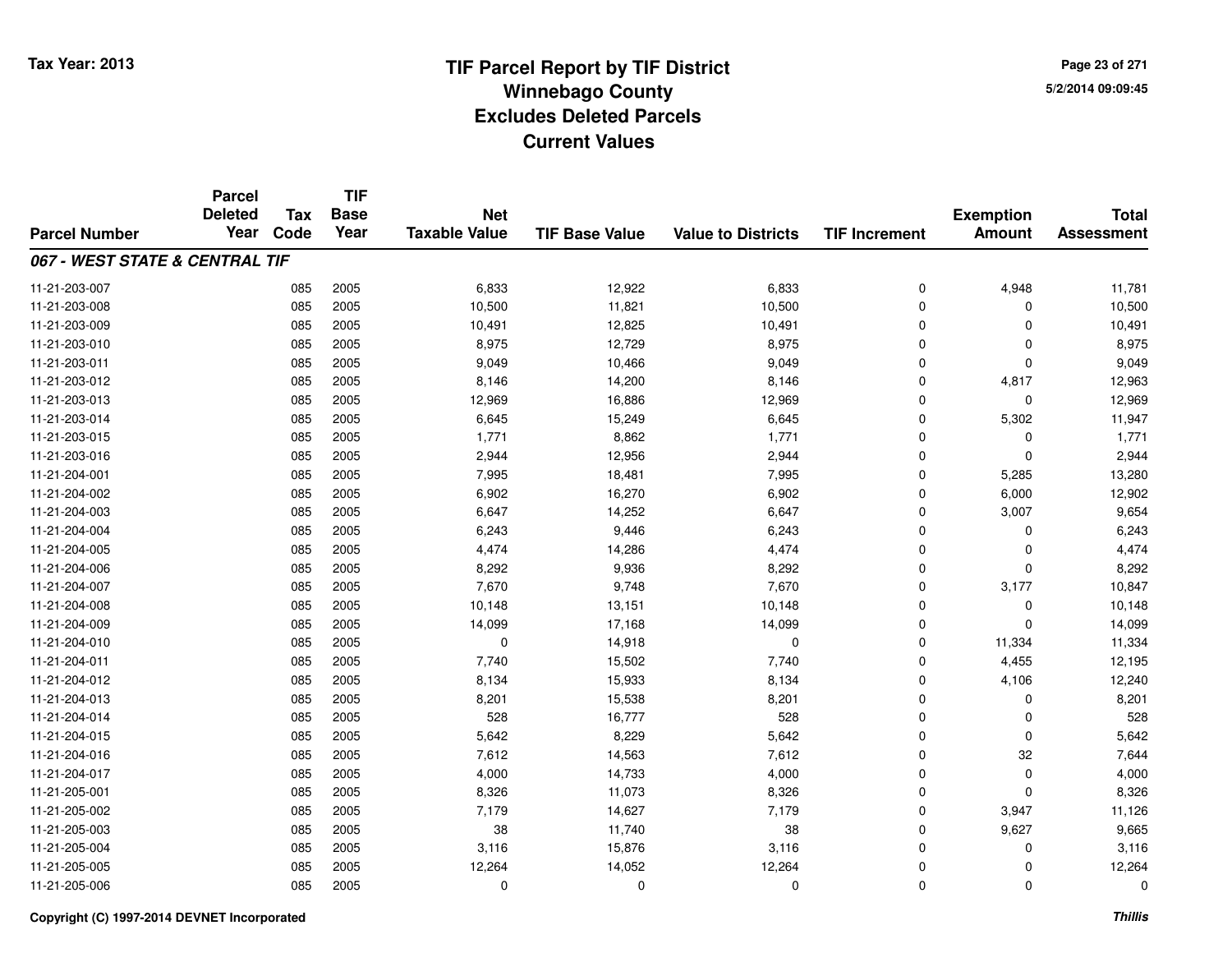# TIF Parcel Report by TIF District
## Winnebago County
## Excludes Deleted Parcels
## Current Values

Tax Year: 2013

5/2/2014 09:09:45

| Parcel Number | Parcel Deleted Year | Tax Code | TIF Base Year | Net Taxable Value | TIF Base Value | Value to Districts | TIF Increment | Exemption Amount | Total Assessment |
|---|---|---|---|---|---|---|---|---|---|
| ***067 - WEST STATE & CENTRAL TIF*** | | | | | | | | | |
| 11-21-203-007 | | 085 | 2005 | 6,833 | 12,922 | 6,833 | 0 | 4,948 | 11,781 |
| 11-21-203-008 | | 085 | 2005 | 10,500 | 11,821 | 10,500 | 0 | 0 | 10,500 |
| 11-21-203-009 | | 085 | 2005 | 10,491 | 12,825 | 10,491 | 0 | 0 | 10,491 |
| 11-21-203-010 | | 085 | 2005 | 8,975 | 12,729 | 8,975 | 0 | 0 | 8,975 |
| 11-21-203-011 | | 085 | 2005 | 9,049 | 10,466 | 9,049 | 0 | 0 | 9,049 |
| 11-21-203-012 | | 085 | 2005 | 8,146 | 14,200 | 8,146 | 0 | 4,817 | 12,963 |
| 11-21-203-013 | | 085 | 2005 | 12,969 | 16,886 | 12,969 | 0 | 0 | 12,969 |
| 11-21-203-014 | | 085 | 2005 | 6,645 | 15,249 | 6,645 | 0 | 5,302 | 11,947 |
| 11-21-203-015 | | 085 | 2005 | 1,771 | 8,862 | 1,771 | 0 | 0 | 1,771 |
| 11-21-203-016 | | 085 | 2005 | 2,944 | 12,956 | 2,944 | 0 | 0 | 2,944 |
| 11-21-204-001 | | 085 | 2005 | 7,995 | 18,481 | 7,995 | 0 | 5,285 | 13,280 |
| 11-21-204-002 | | 085 | 2005 | 6,902 | 16,270 | 6,902 | 0 | 6,000 | 12,902 |
| 11-21-204-003 | | 085 | 2005 | 6,647 | 14,252 | 6,647 | 0 | 3,007 | 9,654 |
| 11-21-204-004 | | 085 | 2005 | 6,243 | 9,446 | 6,243 | 0 | 0 | 6,243 |
| 11-21-204-005 | | 085 | 2005 | 4,474 | 14,286 | 4,474 | 0 | 0 | 4,474 |
| 11-21-204-006 | | 085 | 2005 | 8,292 | 9,936 | 8,292 | 0 | 0 | 8,292 |
| 11-21-204-007 | | 085 | 2005 | 7,670 | 9,748 | 7,670 | 0 | 3,177 | 10,847 |
| 11-21-204-008 | | 085 | 2005 | 10,148 | 13,151 | 10,148 | 0 | 0 | 10,148 |
| 11-21-204-009 | | 085 | 2005 | 14,099 | 17,168 | 14,099 | 0 | 0 | 14,099 |
| 11-21-204-010 | | 085 | 2005 | 0 | 14,918 | 0 | 0 | 11,334 | 11,334 |
| 11-21-204-011 | | 085 | 2005 | 7,740 | 15,502 | 7,740 | 0 | 4,455 | 12,195 |
| 11-21-204-012 | | 085 | 2005 | 8,134 | 15,933 | 8,134 | 0 | 4,106 | 12,240 |
| 11-21-204-013 | | 085 | 2005 | 8,201 | 15,538 | 8,201 | 0 | 0 | 8,201 |
| 11-21-204-014 | | 085 | 2005 | 528 | 16,777 | 528 | 0 | 0 | 528 |
| 11-21-204-015 | | 085 | 2005 | 5,642 | 8,229 | 5,642 | 0 | 0 | 5,642 |
| 11-21-204-016 | | 085 | 2005 | 7,612 | 14,563 | 7,612 | 0 | 32 | 7,644 |
| 11-21-204-017 | | 085 | 2005 | 4,000 | 14,733 | 4,000 | 0 | 0 | 4,000 |
| 11-21-205-001 | | 085 | 2005 | 8,326 | 11,073 | 8,326 | 0 | 0 | 8,326 |
| 11-21-205-002 | | 085 | 2005 | 7,179 | 14,627 | 7,179 | 0 | 3,947 | 11,126 |
| 11-21-205-003 | | 085 | 2005 | 38 | 11,740 | 38 | 0 | 9,627 | 9,665 |
| 11-21-205-004 | | 085 | 2005 | 3,116 | 15,876 | 3,116 | 0 | 0 | 3,116 |
| 11-21-205-005 | | 085 | 2005 | 12,264 | 14,052 | 12,264 | 0 | 0 | 12,264 |
| 11-21-205-006 | | 085 | 2005 | 0 | 0 | 0 | 0 | 0 | 0 |

Copyright (C) 1997-2014 DEVNET Incorporated

*Thillis*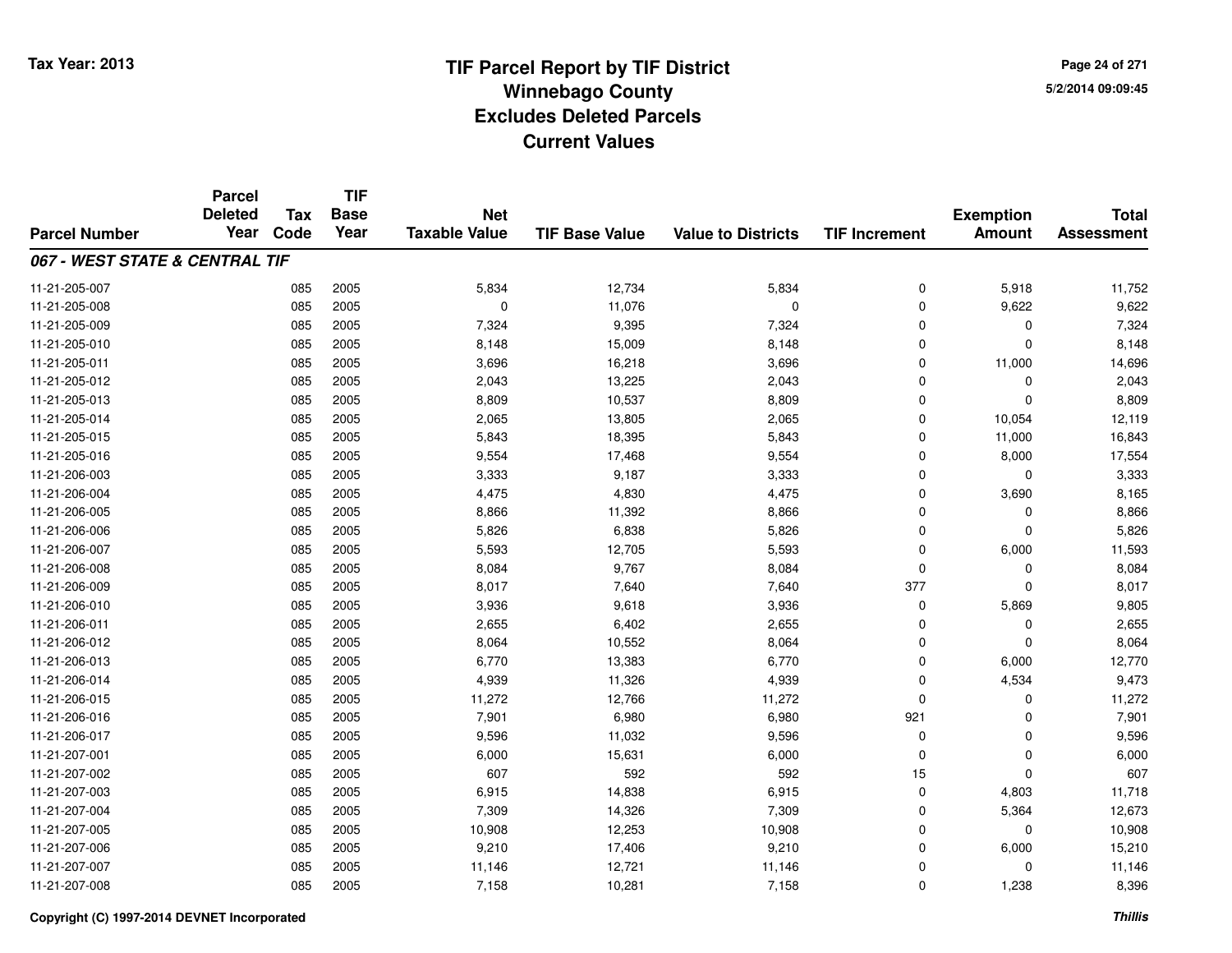# TIF Parcel Report by TIF District
# Winnebago County
# Excludes Deleted Parcels
# Current Values

Tax Year: 2013

5/2/2014 09:09:45

| Parcel Number | Parcel Deleted Year | Tax Code | TIF Base Year | Net Taxable Value | TIF Base Value | Value to Districts | TIF Increment | Exemption Amount | Total Assessment |
|---|---|---|---|---|---|---|---|---|---|
| ***067 - WEST STATE & CENTRAL TIF*** | | | | | | | | | |
| 11-21-205-007 | | 085 | 2005 | 5,834 | 12,734 | 5,834 | 0 | 5,918 | 11,752 |
| 11-21-205-008 | | 085 | 2005 | 0 | 11,076 | 0 | 0 | 9,622 | 9,622 |
| 11-21-205-009 | | 085 | 2005 | 7,324 | 9,395 | 7,324 | 0 | 0 | 7,324 |
| 11-21-205-010 | | 085 | 2005 | 8,148 | 15,009 | 8,148 | 0 | 0 | 8,148 |
| 11-21-205-011 | | 085 | 2005 | 3,696 | 16,218 | 3,696 | 0 | 11,000 | 14,696 |
| 11-21-205-012 | | 085 | 2005 | 2,043 | 13,225 | 2,043 | 0 | 0 | 2,043 |
| 11-21-205-013 | | 085 | 2005 | 8,809 | 10,537 | 8,809 | 0 | 0 | 8,809 |
| 11-21-205-014 | | 085 | 2005 | 2,065 | 13,805 | 2,065 | 0 | 10,054 | 12,119 |
| 11-21-205-015 | | 085 | 2005 | 5,843 | 18,395 | 5,843 | 0 | 11,000 | 16,843 |
| 11-21-205-016 | | 085 | 2005 | 9,554 | 17,468 | 9,554 | 0 | 8,000 | 17,554 |
| 11-21-206-003 | | 085 | 2005 | 3,333 | 9,187 | 3,333 | 0 | 0 | 3,333 |
| 11-21-206-004 | | 085 | 2005 | 4,475 | 4,830 | 4,475 | 0 | 3,690 | 8,165 |
| 11-21-206-005 | | 085 | 2005 | 8,866 | 11,392 | 8,866 | 0 | 0 | 8,866 |
| 11-21-206-006 | | 085 | 2005 | 5,826 | 6,838 | 5,826 | 0 | 0 | 5,826 |
| 11-21-206-007 | | 085 | 2005 | 5,593 | 12,705 | 5,593 | 0 | 6,000 | 11,593 |
| 11-21-206-008 | | 085 | 2005 | 8,084 | 9,767 | 8,084 | 0 | 0 | 8,084 |
| 11-21-206-009 | | 085 | 2005 | 8,017 | 7,640 | 7,640 | 377 | 0 | 8,017 |
| 11-21-206-010 | | 085 | 2005 | 3,936 | 9,618 | 3,936 | 0 | 5,869 | 9,805 |
| 11-21-206-011 | | 085 | 2005 | 2,655 | 6,402 | 2,655 | 0 | 0 | 2,655 |
| 11-21-206-012 | | 085 | 2005 | 8,064 | 10,552 | 8,064 | 0 | 0 | 8,064 |
| 11-21-206-013 | | 085 | 2005 | 6,770 | 13,383 | 6,770 | 0 | 6,000 | 12,770 |
| 11-21-206-014 | | 085 | 2005 | 4,939 | 11,326 | 4,939 | 0 | 4,534 | 9,473 |
| 11-21-206-015 | | 085 | 2005 | 11,272 | 12,766 | 11,272 | 0 | 0 | 11,272 |
| 11-21-206-016 | | 085 | 2005 | 7,901 | 6,980 | 6,980 | 921 | 0 | 7,901 |
| 11-21-206-017 | | 085 | 2005 | 9,596 | 11,032 | 9,596 | 0 | 0 | 9,596 |
| 11-21-207-001 | | 085 | 2005 | 6,000 | 15,631 | 6,000 | 0 | 0 | 6,000 |
| 11-21-207-002 | | 085 | 2005 | 607 | 592 | 592 | 15 | 0 | 607 |
| 11-21-207-003 | | 085 | 2005 | 6,915 | 14,838 | 6,915 | 0 | 4,803 | 11,718 |
| 11-21-207-004 | | 085 | 2005 | 7,309 | 14,326 | 7,309 | 0 | 5,364 | 12,673 |
| 11-21-207-005 | | 085 | 2005 | 10,908 | 12,253 | 10,908 | 0 | 0 | 10,908 |
| 11-21-207-006 | | 085 | 2005 | 9,210 | 17,406 | 9,210 | 0 | 6,000 | 15,210 |
| 11-21-207-007 | | 085 | 2005 | 11,146 | 12,721 | 11,146 | 0 | 0 | 11,146 |
| 11-21-207-008 | | 085 | 2005 | 7,158 | 10,281 | 7,158 | 0 | 1,238 | 8,396 |

**Copyright (C) 1997-2014 DEVNET Incorporated**

***Thillis***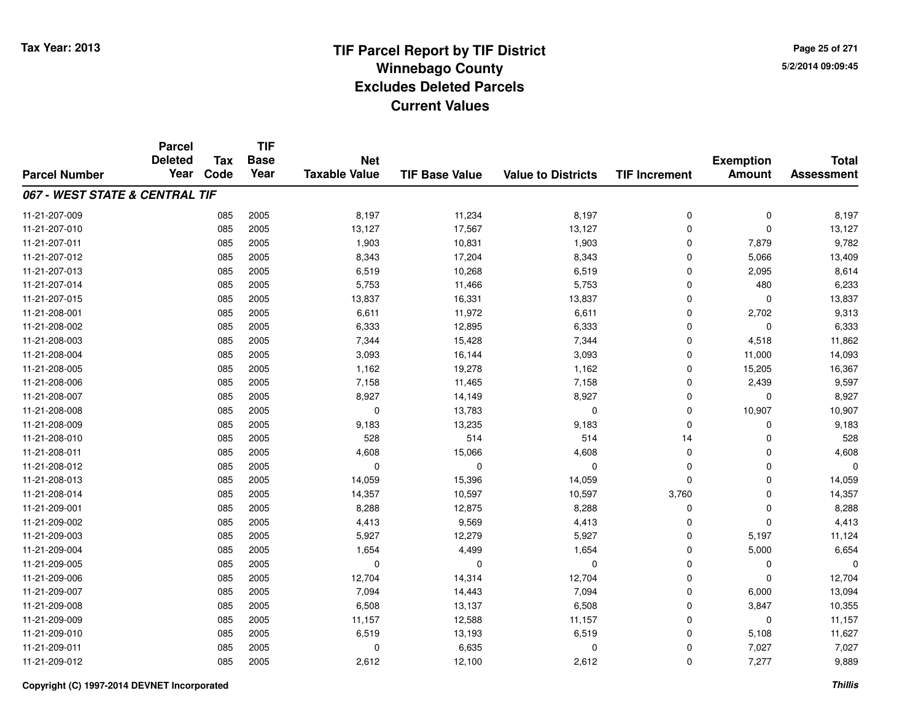# TIF Parcel Report by TIF District
## Winnebago County
## Excludes Deleted Parcels
## Current Values

Tax Year: 2013

5/2/2014 09:09:45

| Parcel Number | Parcel Deleted Year | Tax Code | TIF Base Year | Net Taxable Value | TIF Base Value | Value to Districts | TIF Increment | Exemption Amount | Total Assessment |
|---|---|---|---|---|---|---|---|---|---|
| ***067 - WEST STATE & CENTRAL TIF*** | | | | | | | | | |
| 11-21-207-009 | | 085 | 2005 | 8,197 | 11,234 | 8,197 | 0 | 0 | 8,197 |
| 11-21-207-010 | | 085 | 2005 | 13,127 | 17,567 | 13,127 | 0 | 0 | 13,127 |
| 11-21-207-011 | | 085 | 2005 | 1,903 | 10,831 | 1,903 | 0 | 7,879 | 9,782 |
| 11-21-207-012 | | 085 | 2005 | 8,343 | 17,204 | 8,343 | 0 | 5,066 | 13,409 |
| 11-21-207-013 | | 085 | 2005 | 6,519 | 10,268 | 6,519 | 0 | 2,095 | 8,614 |
| 11-21-207-014 | | 085 | 2005 | 5,753 | 11,466 | 5,753 | 0 | 480 | 6,233 |
| 11-21-207-015 | | 085 | 2005 | 13,837 | 16,331 | 13,837 | 0 | 0 | 13,837 |
| 11-21-208-001 | | 085 | 2005 | 6,611 | 11,972 | 6,611 | 0 | 2,702 | 9,313 |
| 11-21-208-002 | | 085 | 2005 | 6,333 | 12,895 | 6,333 | 0 | 0 | 6,333 |
| 11-21-208-003 | | 085 | 2005 | 7,344 | 15,428 | 7,344 | 0 | 4,518 | 11,862 |
| 11-21-208-004 | | 085 | 2005 | 3,093 | 16,144 | 3,093 | 0 | 11,000 | 14,093 |
| 11-21-208-005 | | 085 | 2005 | 1,162 | 19,278 | 1,162 | 0 | 15,205 | 16,367 |
| 11-21-208-006 | | 085 | 2005 | 7,158 | 11,465 | 7,158 | 0 | 2,439 | 9,597 |
| 11-21-208-007 | | 085 | 2005 | 8,927 | 14,149 | 8,927 | 0 | 0 | 8,927 |
| 11-21-208-008 | | 085 | 2005 | 0 | 13,783 | 0 | 0 | 10,907 | 10,907 |
| 11-21-208-009 | | 085 | 2005 | 9,183 | 13,235 | 9,183 | 0 | 0 | 9,183 |
| 11-21-208-010 | | 085 | 2005 | 528 | 514 | 514 | 14 | 0 | 528 |
| 11-21-208-011 | | 085 | 2005 | 4,608 | 15,066 | 4,608 | 0 | 0 | 4,608 |
| 11-21-208-012 | | 085 | 2005 | 0 | 0 | 0 | 0 | 0 | 0 |
| 11-21-208-013 | | 085 | 2005 | 14,059 | 15,396 | 14,059 | 0 | 0 | 14,059 |
| 11-21-208-014 | | 085 | 2005 | 14,357 | 10,597 | 10,597 | 3,760 | 0 | 14,357 |
| 11-21-209-001 | | 085 | 2005 | 8,288 | 12,875 | 8,288 | 0 | 0 | 8,288 |
| 11-21-209-002 | | 085 | 2005 | 4,413 | 9,569 | 4,413 | 0 | 0 | 4,413 |
| 11-21-209-003 | | 085 | 2005 | 5,927 | 12,279 | 5,927 | 0 | 5,197 | 11,124 |
| 11-21-209-004 | | 085 | 2005 | 1,654 | 4,499 | 1,654 | 0 | 5,000 | 6,654 |
| 11-21-209-005 | | 085 | 2005 | 0 | 0 | 0 | 0 | 0 | 0 |
| 11-21-209-006 | | 085 | 2005 | 12,704 | 14,314 | 12,704 | 0 | 0 | 12,704 |
| 11-21-209-007 | | 085 | 2005 | 7,094 | 14,443 | 7,094 | 0 | 6,000 | 13,094 |
| 11-21-209-008 | | 085 | 2005 | 6,508 | 13,137 | 6,508 | 0 | 3,847 | 10,355 |
| 11-21-209-009 | | 085 | 2005 | 11,157 | 12,588 | 11,157 | 0 | 0 | 11,157 |
| 11-21-209-010 | | 085 | 2005 | 6,519 | 13,193 | 6,519 | 0 | 5,108 | 11,627 |
| 11-21-209-011 | | 085 | 2005 | 0 | 6,635 | 0 | 0 | 7,027 | 7,027 |
| 11-21-209-012 | | 085 | 2005 | 2,612 | 12,100 | 2,612 | 0 | 7,277 | 9,889 |

Copyright (C) 1997-2014 DEVNET Incorporated

*Thillis*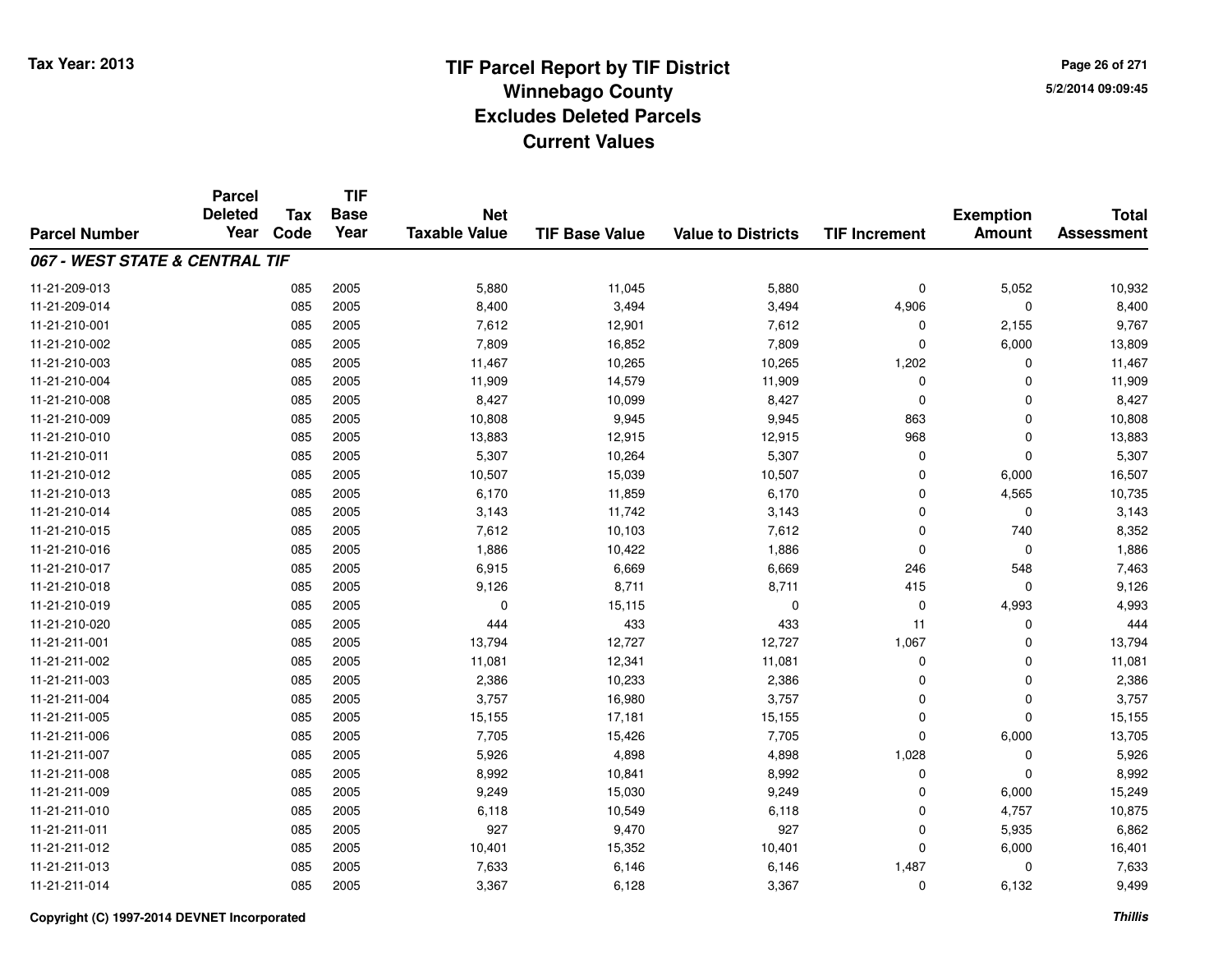# TIF Parcel Report by TIF District
## Winnebago County
## Excludes Deleted Parcels
## Current Values

Tax Year: 2013

5/2/2014 09:09:45

| Parcel Number | Parcel Deleted Year | Tax Code | TIF Base Year | Net Taxable Value | TIF Base Value | Value to Districts | TIF Increment | Exemption Amount | Total Assessment |
|---|---|---|---|---|---|---|---|---|---|
| ***067 - WEST STATE & CENTRAL TIF*** | | | | | | | | | |
| 11-21-209-013 | | 085 | 2005 | 5,880 | 11,045 | 5,880 | 0 | 5,052 | 10,932 |
| 11-21-209-014 | | 085 | 2005 | 8,400 | 3,494 | 3,494 | 4,906 | 0 | 8,400 |
| 11-21-210-001 | | 085 | 2005 | 7,612 | 12,901 | 7,612 | 0 | 2,155 | 9,767 |
| 11-21-210-002 | | 085 | 2005 | 7,809 | 16,852 | 7,809 | 0 | 6,000 | 13,809 |
| 11-21-210-003 | | 085 | 2005 | 11,467 | 10,265 | 10,265 | 1,202 | 0 | 11,467 |
| 11-21-210-004 | | 085 | 2005 | 11,909 | 14,579 | 11,909 | 0 | 0 | 11,909 |
| 11-21-210-008 | | 085 | 2005 | 8,427 | 10,099 | 8,427 | 0 | 0 | 8,427 |
| 11-21-210-009 | | 085 | 2005 | 10,808 | 9,945 | 9,945 | 863 | 0 | 10,808 |
| 11-21-210-010 | | 085 | 2005 | 13,883 | 12,915 | 12,915 | 968 | 0 | 13,883 |
| 11-21-210-011 | | 085 | 2005 | 5,307 | 10,264 | 5,307 | 0 | 0 | 5,307 |
| 11-21-210-012 | | 085 | 2005 | 10,507 | 15,039 | 10,507 | 0 | 6,000 | 16,507 |
| 11-21-210-013 | | 085 | 2005 | 6,170 | 11,859 | 6,170 | 0 | 4,565 | 10,735 |
| 11-21-210-014 | | 085 | 2005 | 3,143 | 11,742 | 3,143 | 0 | 0 | 3,143 |
| 11-21-210-015 | | 085 | 2005 | 7,612 | 10,103 | 7,612 | 0 | 740 | 8,352 |
| 11-21-210-016 | | 085 | 2005 | 1,886 | 10,422 | 1,886 | 0 | 0 | 1,886 |
| 11-21-210-017 | | 085 | 2005 | 6,915 | 6,669 | 6,669 | 246 | 548 | 7,463 |
| 11-21-210-018 | | 085 | 2005 | 9,126 | 8,711 | 8,711 | 415 | 0 | 9,126 |
| 11-21-210-019 | | 085 | 2005 | 0 | 15,115 | 0 | 0 | 4,993 | 4,993 |
| 11-21-210-020 | | 085 | 2005 | 444 | 433 | 433 | 11 | 0 | 444 |
| 11-21-211-001 | | 085 | 2005 | 13,794 | 12,727 | 12,727 | 1,067 | 0 | 13,794 |
| 11-21-211-002 | | 085 | 2005 | 11,081 | 12,341 | 11,081 | 0 | 0 | 11,081 |
| 11-21-211-003 | | 085 | 2005 | 2,386 | 10,233 | 2,386 | 0 | 0 | 2,386 |
| 11-21-211-004 | | 085 | 2005 | 3,757 | 16,980 | 3,757 | 0 | 0 | 3,757 |
| 11-21-211-005 | | 085 | 2005 | 15,155 | 17,181 | 15,155 | 0 | 0 | 15,155 |
| 11-21-211-006 | | 085 | 2005 | 7,705 | 15,426 | 7,705 | 0 | 6,000 | 13,705 |
| 11-21-211-007 | | 085 | 2005 | 5,926 | 4,898 | 4,898 | 1,028 | 0 | 5,926 |
| 11-21-211-008 | | 085 | 2005 | 8,992 | 10,841 | 8,992 | 0 | 0 | 8,992 |
| 11-21-211-009 | | 085 | 2005 | 9,249 | 15,030 | 9,249 | 0 | 6,000 | 15,249 |
| 11-21-211-010 | | 085 | 2005 | 6,118 | 10,549 | 6,118 | 0 | 4,757 | 10,875 |
| 11-21-211-011 | | 085 | 2005 | 927 | 9,470 | 927 | 0 | 5,935 | 6,862 |
| 11-21-211-012 | | 085 | 2005 | 10,401 | 15,352 | 10,401 | 0 | 6,000 | 16,401 |
| 11-21-211-013 | | 085 | 2005 | 7,633 | 6,146 | 6,146 | 1,487 | 0 | 7,633 |
| 11-21-211-014 | | 085 | 2005 | 3,367 | 6,128 | 3,367 | 0 | 6,132 | 9,499 |

Copyright (C) 1997-2014 DEVNET Incorporated

*Thillis*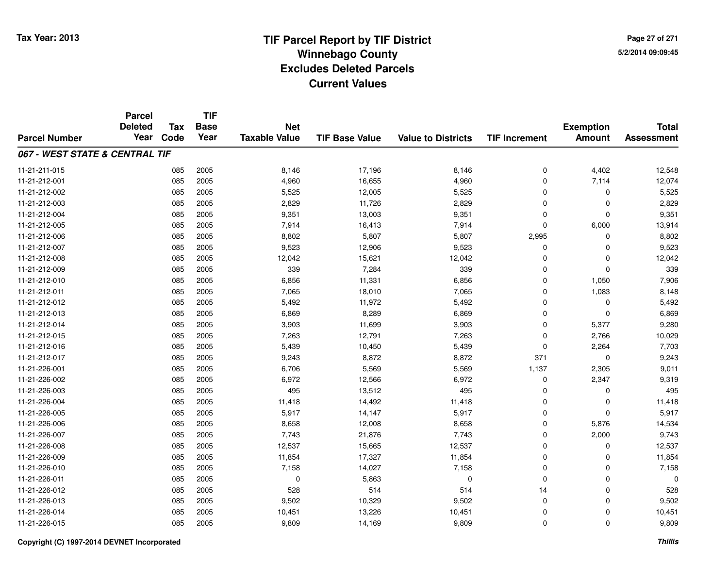# TIF Parcel Report by TIF District
## Winnebago County
## Excludes Deleted Parcels
## Current Values

Tax Year: 2013

5/2/2014 09:09:45

| Parcel Number | Parcel Deleted Year | Tax Code | TIF Base Year | Net Taxable Value | TIF Base Value | Value to Districts | TIF Increment | Exemption Amount | Total Assessment |
|---|---|---|---|---|---|---|---|---|---|
| ***067 - WEST STATE & CENTRAL TIF*** | | | | | | | | | |
| 11-21-211-015 | | 085 | 2005 | 8,146 | 17,196 | 8,146 | 0 | 4,402 | 12,548 |
| 11-21-212-001 | | 085 | 2005 | 4,960 | 16,655 | 4,960 | 0 | 7,114 | 12,074 |
| 11-21-212-002 | | 085 | 2005 | 5,525 | 12,005 | 5,525 | 0 | 0 | 5,525 |
| 11-21-212-003 | | 085 | 2005 | 2,829 | 11,726 | 2,829 | 0 | 0 | 2,829 |
| 11-21-212-004 | | 085 | 2005 | 9,351 | 13,003 | 9,351 | 0 | 0 | 9,351 |
| 11-21-212-005 | | 085 | 2005 | 7,914 | 16,413 | 7,914 | 0 | 6,000 | 13,914 |
| 11-21-212-006 | | 085 | 2005 | 8,802 | 5,807 | 5,807 | 2,995 | 0 | 8,802 |
| 11-21-212-007 | | 085 | 2005 | 9,523 | 12,906 | 9,523 | 0 | 0 | 9,523 |
| 11-21-212-008 | | 085 | 2005 | 12,042 | 15,621 | 12,042 | 0 | 0 | 12,042 |
| 11-21-212-009 | | 085 | 2005 | 339 | 7,284 | 339 | 0 | 0 | 339 |
| 11-21-212-010 | | 085 | 2005 | 6,856 | 11,331 | 6,856 | 0 | 1,050 | 7,906 |
| 11-21-212-011 | | 085 | 2005 | 7,065 | 18,010 | 7,065 | 0 | 1,083 | 8,148 |
| 11-21-212-012 | | 085 | 2005 | 5,492 | 11,972 | 5,492 | 0 | 0 | 5,492 |
| 11-21-212-013 | | 085 | 2005 | 6,869 | 8,289 | 6,869 | 0 | 0 | 6,869 |
| 11-21-212-014 | | 085 | 2005 | 3,903 | 11,699 | 3,903 | 0 | 5,377 | 9,280 |
| 11-21-212-015 | | 085 | 2005 | 7,263 | 12,791 | 7,263 | 0 | 2,766 | 10,029 |
| 11-21-212-016 | | 085 | 2005 | 5,439 | 10,450 | 5,439 | 0 | 2,264 | 7,703 |
| 11-21-212-017 | | 085 | 2005 | 9,243 | 8,872 | 8,872 | 371 | 0 | 9,243 |
| 11-21-226-001 | | 085 | 2005 | 6,706 | 5,569 | 5,569 | 1,137 | 2,305 | 9,011 |
| 11-21-226-002 | | 085 | 2005 | 6,972 | 12,566 | 6,972 | 0 | 2,347 | 9,319 |
| 11-21-226-003 | | 085 | 2005 | 495 | 13,512 | 495 | 0 | 0 | 495 |
| 11-21-226-004 | | 085 | 2005 | 11,418 | 14,492 | 11,418 | 0 | 0 | 11,418 |
| 11-21-226-005 | | 085 | 2005 | 5,917 | 14,147 | 5,917 | 0 | 0 | 5,917 |
| 11-21-226-006 | | 085 | 2005 | 8,658 | 12,008 | 8,658 | 0 | 5,876 | 14,534 |
| 11-21-226-007 | | 085 | 2005 | 7,743 | 21,876 | 7,743 | 0 | 2,000 | 9,743 |
| 11-21-226-008 | | 085 | 2005 | 12,537 | 15,665 | 12,537 | 0 | 0 | 12,537 |
| 11-21-226-009 | | 085 | 2005 | 11,854 | 17,327 | 11,854 | 0 | 0 | 11,854 |
| 11-21-226-010 | | 085 | 2005 | 7,158 | 14,027 | 7,158 | 0 | 0 | 7,158 |
| 11-21-226-011 | | 085 | 2005 | 0 | 5,863 | 0 | 0 | 0 | 0 |
| 11-21-226-012 | | 085 | 2005 | 528 | 514 | 514 | 14 | 0 | 528 |
| 11-21-226-013 | | 085 | 2005 | 9,502 | 10,329 | 9,502 | 0 | 0 | 9,502 |
| 11-21-226-014 | | 085 | 2005 | 10,451 | 13,226 | 10,451 | 0 | 0 | 10,451 |
| 11-21-226-015 | | 085 | 2005 | 9,809 | 14,169 | 9,809 | 0 | 0 | 9,809 |

Copyright (C) 1997-2014 DEVNET Incorporated

*Thillis*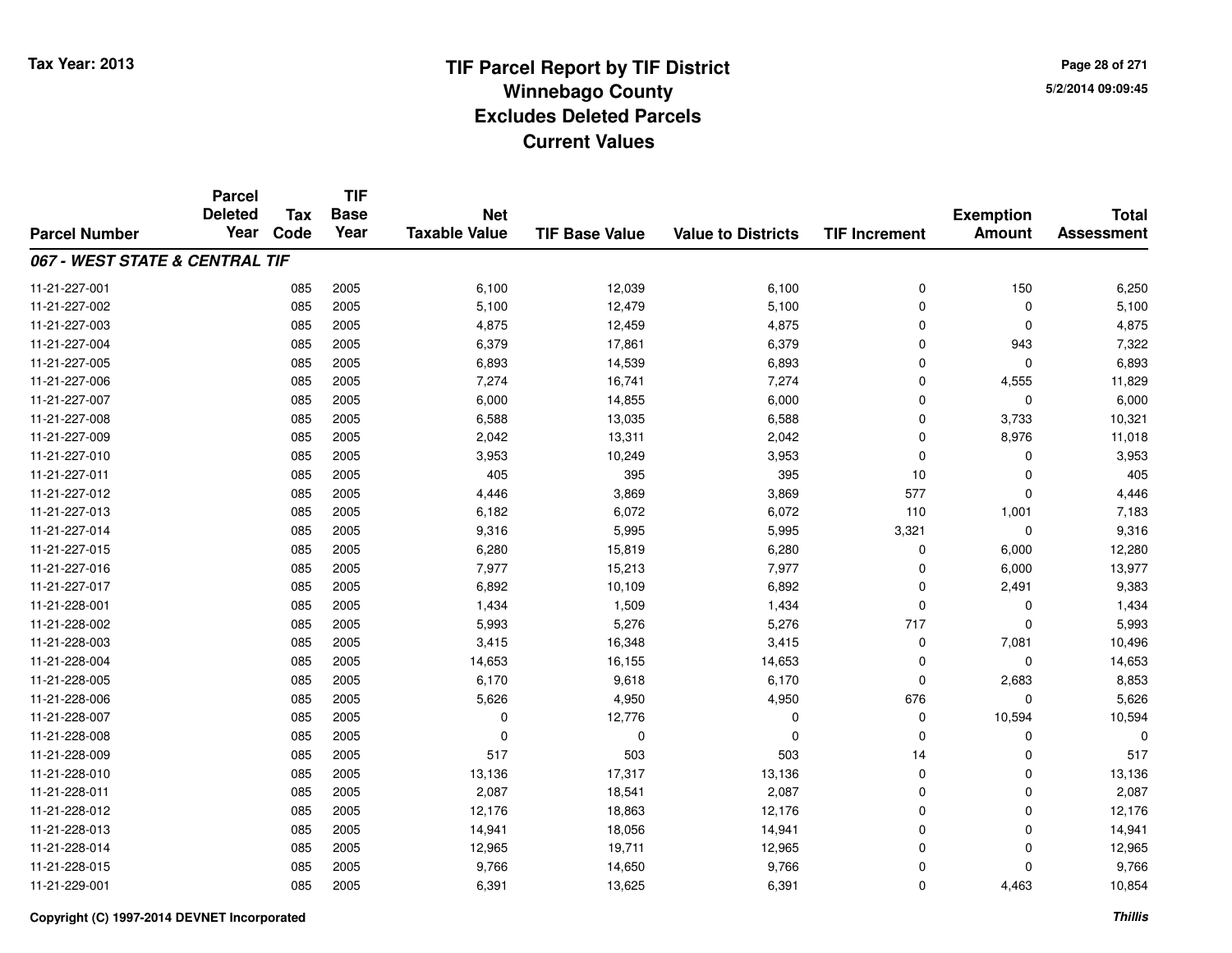# TIF Parcel Report by TIF District
## Winnebago County
## Excludes Deleted Parcels
## Current Values

Tax Year: 2013

5/2/2014 09:09:45

| Parcel Number | Parcel Deleted Year | Tax Code | TIF Base Year | Net Taxable Value | TIF Base Value | Value to Districts | TIF Increment | Exemption Amount | Total Assessment |
|---|---|---|---|---|---|---|---|---|---|
| ***067 - WEST STATE & CENTRAL TIF*** | | | | | | | | | |
| 11-21-227-001 | | 085 | 2005 | 6,100 | 12,039 | 6,100 | 0 | 150 | 6,250 |
| 11-21-227-002 | | 085 | 2005 | 5,100 | 12,479 | 5,100 | 0 | 0 | 5,100 |
| 11-21-227-003 | | 085 | 2005 | 4,875 | 12,459 | 4,875 | 0 | 0 | 4,875 |
| 11-21-227-004 | | 085 | 2005 | 6,379 | 17,861 | 6,379 | 0 | 943 | 7,322 |
| 11-21-227-005 | | 085 | 2005 | 6,893 | 14,539 | 6,893 | 0 | 0 | 6,893 |
| 11-21-227-006 | | 085 | 2005 | 7,274 | 16,741 | 7,274 | 0 | 4,555 | 11,829 |
| 11-21-227-007 | | 085 | 2005 | 6,000 | 14,855 | 6,000 | 0 | 0 | 6,000 |
| 11-21-227-008 | | 085 | 2005 | 6,588 | 13,035 | 6,588 | 0 | 3,733 | 10,321 |
| 11-21-227-009 | | 085 | 2005 | 2,042 | 13,311 | 2,042 | 0 | 8,976 | 11,018 |
| 11-21-227-010 | | 085 | 2005 | 3,953 | 10,249 | 3,953 | 0 | 0 | 3,953 |
| 11-21-227-011 | | 085 | 2005 | 405 | 395 | 395 | 10 | 0 | 405 |
| 11-21-227-012 | | 085 | 2005 | 4,446 | 3,869 | 3,869 | 577 | 0 | 4,446 |
| 11-21-227-013 | | 085 | 2005 | 6,182 | 6,072 | 6,072 | 110 | 1,001 | 7,183 |
| 11-21-227-014 | | 085 | 2005 | 9,316 | 5,995 | 5,995 | 3,321 | 0 | 9,316 |
| 11-21-227-015 | | 085 | 2005 | 6,280 | 15,819 | 6,280 | 0 | 6,000 | 12,280 |
| 11-21-227-016 | | 085 | 2005 | 7,977 | 15,213 | 7,977 | 0 | 6,000 | 13,977 |
| 11-21-227-017 | | 085 | 2005 | 6,892 | 10,109 | 6,892 | 0 | 2,491 | 9,383 |
| 11-21-228-001 | | 085 | 2005 | 1,434 | 1,509 | 1,434 | 0 | 0 | 1,434 |
| 11-21-228-002 | | 085 | 2005 | 5,993 | 5,276 | 5,276 | 717 | 0 | 5,993 |
| 11-21-228-003 | | 085 | 2005 | 3,415 | 16,348 | 3,415 | 0 | 7,081 | 10,496 |
| 11-21-228-004 | | 085 | 2005 | 14,653 | 16,155 | 14,653 | 0 | 0 | 14,653 |
| 11-21-228-005 | | 085 | 2005 | 6,170 | 9,618 | 6,170 | 0 | 2,683 | 8,853 |
| 11-21-228-006 | | 085 | 2005 | 5,626 | 4,950 | 4,950 | 676 | 0 | 5,626 |
| 11-21-228-007 | | 085 | 2005 | 0 | 12,776 | 0 | 0 | 10,594 | 10,594 |
| 11-21-228-008 | | 085 | 2005 | 0 | 0 | 0 | 0 | 0 | 0 |
| 11-21-228-009 | | 085 | 2005 | 517 | 503 | 503 | 14 | 0 | 517 |
| 11-21-228-010 | | 085 | 2005 | 13,136 | 17,317 | 13,136 | 0 | 0 | 13,136 |
| 11-21-228-011 | | 085 | 2005 | 2,087 | 18,541 | 2,087 | 0 | 0 | 2,087 |
| 11-21-228-012 | | 085 | 2005 | 12,176 | 18,863 | 12,176 | 0 | 0 | 12,176 |
| 11-21-228-013 | | 085 | 2005 | 14,941 | 18,056 | 14,941 | 0 | 0 | 14,941 |
| 11-21-228-014 | | 085 | 2005 | 12,965 | 19,711 | 12,965 | 0 | 0 | 12,965 |
| 11-21-228-015 | | 085 | 2005 | 9,766 | 14,650 | 9,766 | 0 | 0 | 9,766 |
| 11-21-229-001 | | 085 | 2005 | 6,391 | 13,625 | 6,391 | 0 | 4,463 | 10,854 |

Copyright (C) 1997-2014 DEVNET Incorporated

*Thillis*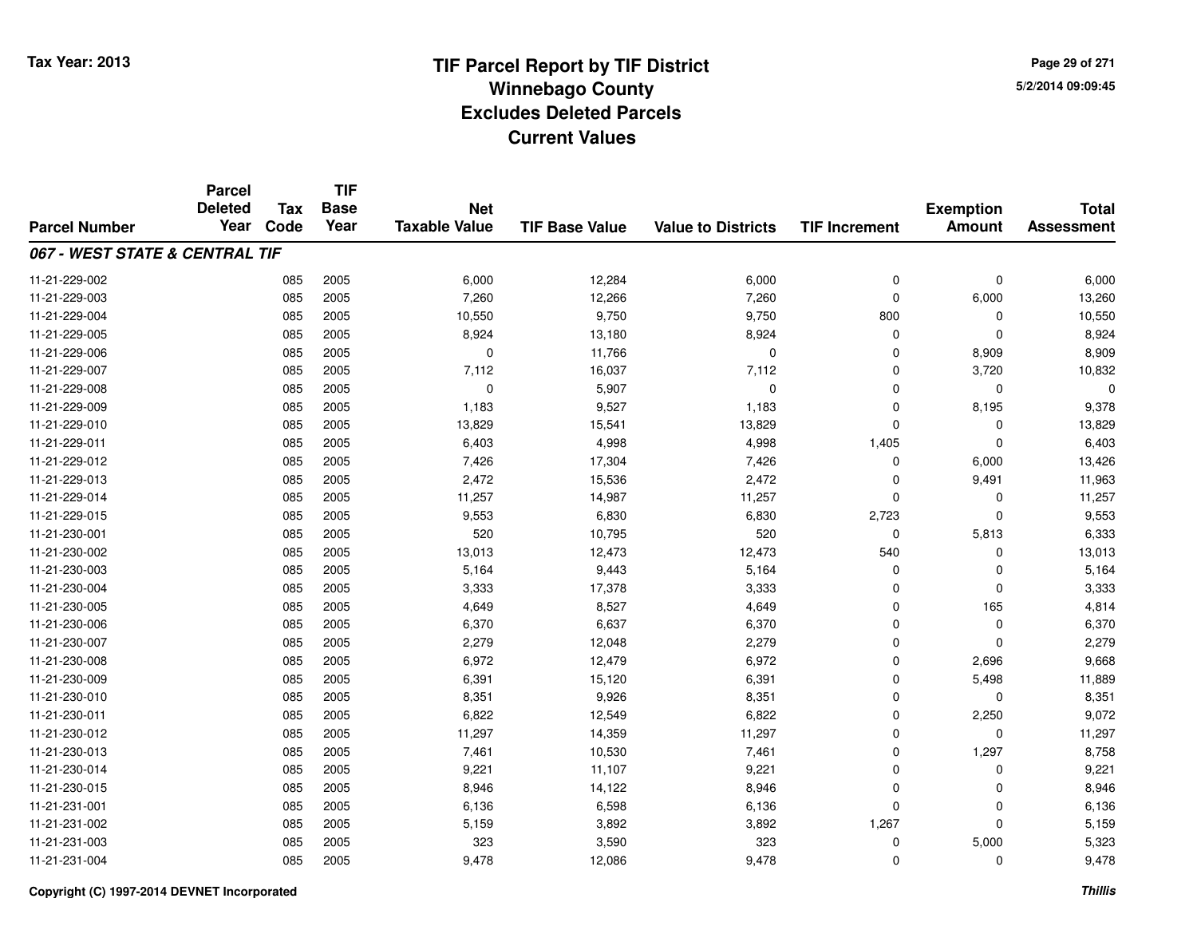# TIF Parcel Report by TIF District
## Winnebago County
## Excludes Deleted Parcels
## Current Values

Tax Year: 2013

5/2/2014 09:09:45

| Parcel Number | Parcel Deleted Year | Tax Code | TIF Base Year | Net Taxable Value | TIF Base Value | Value to Districts | TIF Increment | Exemption Amount | Total Assessment |
|---|---|---|---|---|---|---|---|---|---|
| ***067 - WEST STATE & CENTRAL TIF*** | | | | | | | | | |
| 11-21-229-002 | | 085 | 2005 | 6,000 | 12,284 | 6,000 | 0 | 0 | 6,000 |
| 11-21-229-003 | | 085 | 2005 | 7,260 | 12,266 | 7,260 | 0 | 6,000 | 13,260 |
| 11-21-229-004 | | 085 | 2005 | 10,550 | 9,750 | 9,750 | 800 | 0 | 10,550 |
| 11-21-229-005 | | 085 | 2005 | 8,924 | 13,180 | 8,924 | 0 | 0 | 8,924 |
| 11-21-229-006 | | 085 | 2005 | 0 | 11,766 | 0 | 0 | 8,909 | 8,909 |
| 11-21-229-007 | | 085 | 2005 | 7,112 | 16,037 | 7,112 | 0 | 3,720 | 10,832 |
| 11-21-229-008 | | 085 | 2005 | 0 | 5,907 | 0 | 0 | 0 | 0 |
| 11-21-229-009 | | 085 | 2005 | 1,183 | 9,527 | 1,183 | 0 | 8,195 | 9,378 |
| 11-21-229-010 | | 085 | 2005 | 13,829 | 15,541 | 13,829 | 0 | 0 | 13,829 |
| 11-21-229-011 | | 085 | 2005 | 6,403 | 4,998 | 4,998 | 1,405 | 0 | 6,403 |
| 11-21-229-012 | | 085 | 2005 | 7,426 | 17,304 | 7,426 | 0 | 6,000 | 13,426 |
| 11-21-229-013 | | 085 | 2005 | 2,472 | 15,536 | 2,472 | 0 | 9,491 | 11,963 |
| 11-21-229-014 | | 085 | 2005 | 11,257 | 14,987 | 11,257 | 0 | 0 | 11,257 |
| 11-21-229-015 | | 085 | 2005 | 9,553 | 6,830 | 6,830 | 2,723 | 0 | 9,553 |
| 11-21-230-001 | | 085 | 2005 | 520 | 10,795 | 520 | 0 | 5,813 | 6,333 |
| 11-21-230-002 | | 085 | 2005 | 13,013 | 12,473 | 12,473 | 540 | 0 | 13,013 |
| 11-21-230-003 | | 085 | 2005 | 5,164 | 9,443 | 5,164 | 0 | 0 | 5,164 |
| 11-21-230-004 | | 085 | 2005 | 3,333 | 17,378 | 3,333 | 0 | 0 | 3,333 |
| 11-21-230-005 | | 085 | 2005 | 4,649 | 8,527 | 4,649 | 0 | 165 | 4,814 |
| 11-21-230-006 | | 085 | 2005 | 6,370 | 6,637 | 6,370 | 0 | 0 | 6,370 |
| 11-21-230-007 | | 085 | 2005 | 2,279 | 12,048 | 2,279 | 0 | 0 | 2,279 |
| 11-21-230-008 | | 085 | 2005 | 6,972 | 12,479 | 6,972 | 0 | 2,696 | 9,668 |
| 11-21-230-009 | | 085 | 2005 | 6,391 | 15,120 | 6,391 | 0 | 5,498 | 11,889 |
| 11-21-230-010 | | 085 | 2005 | 8,351 | 9,926 | 8,351 | 0 | 0 | 8,351 |
| 11-21-230-011 | | 085 | 2005 | 6,822 | 12,549 | 6,822 | 0 | 2,250 | 9,072 |
| 11-21-230-012 | | 085 | 2005 | 11,297 | 14,359 | 11,297 | 0 | 0 | 11,297 |
| 11-21-230-013 | | 085 | 2005 | 7,461 | 10,530 | 7,461 | 0 | 1,297 | 8,758 |
| 11-21-230-014 | | 085 | 2005 | 9,221 | 11,107 | 9,221 | 0 | 0 | 9,221 |
| 11-21-230-015 | | 085 | 2005 | 8,946 | 14,122 | 8,946 | 0 | 0 | 8,946 |
| 11-21-231-001 | | 085 | 2005 | 6,136 | 6,598 | 6,136 | 0 | 0 | 6,136 |
| 11-21-231-002 | | 085 | 2005 | 5,159 | 3,892 | 3,892 | 1,267 | 0 | 5,159 |
| 11-21-231-003 | | 085 | 2005 | 323 | 3,590 | 323 | 0 | 5,000 | 5,323 |
| 11-21-231-004 | | 085 | 2005 | 9,478 | 12,086 | 9,478 | 0 | 0 | 9,478 |

Copyright (C) 1997-2014 DEVNET Incorporated

*Thillis*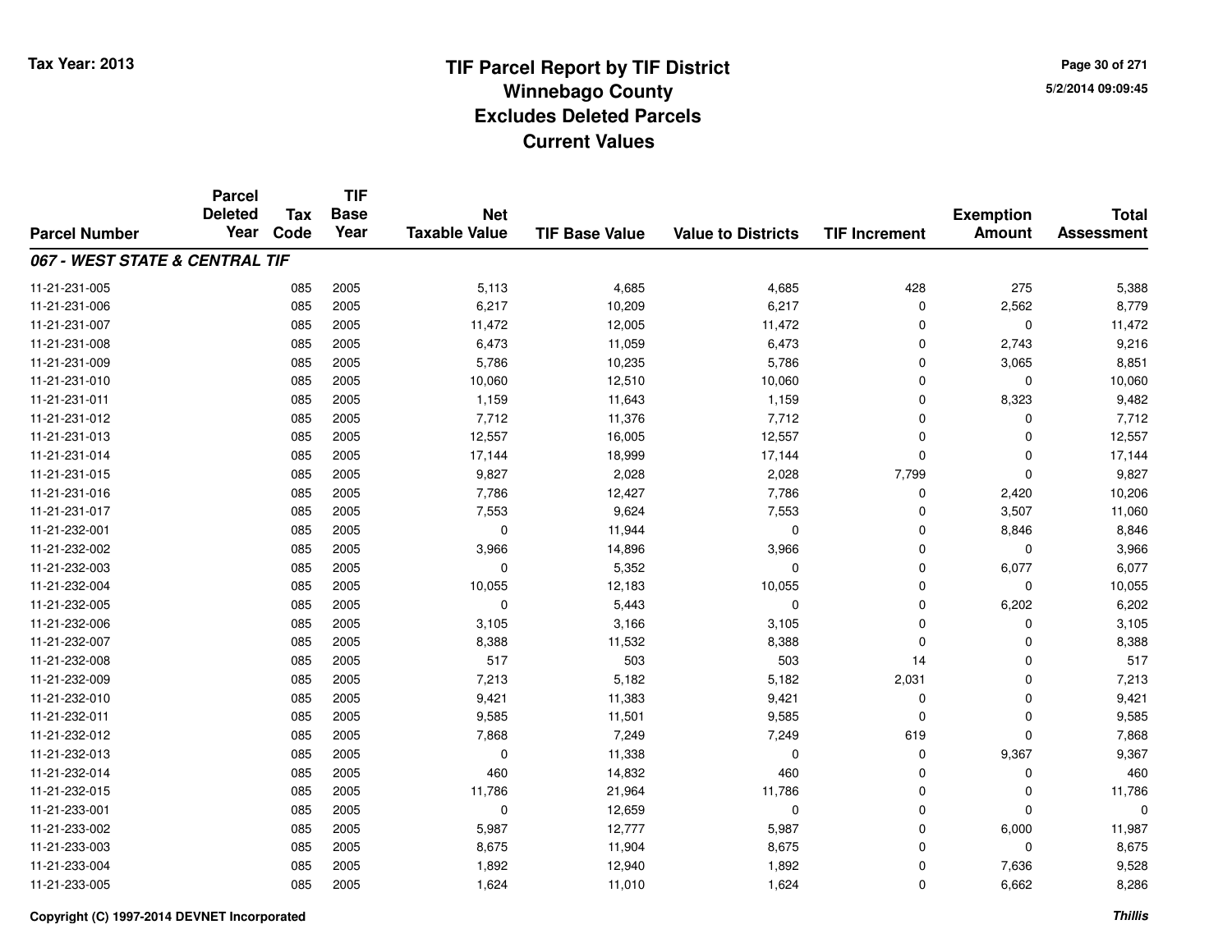# TIF Parcel Report by TIF District
## Winnebago County
## Excludes Deleted Parcels
## Current Values

Tax Year: 2013

| Parcel Number | Parcel Deleted Year | Tax Code | TIF Base Year | Net Taxable Value | TIF Base Value | Value to Districts | TIF Increment | Exemption Amount | Total Assessment |
|---|---|---|---|---|---|---|---|---|---|
| ***067 - WEST STATE & CENTRAL TIF*** | | | | | | | | | |
| 11-21-231-005 | | 085 | 2005 | 5,113 | 4,685 | 4,685 | 428 | 275 | 5,388 |
| 11-21-231-006 | | 085 | 2005 | 6,217 | 10,209 | 6,217 | 0 | 2,562 | 8,779 |
| 11-21-231-007 | | 085 | 2005 | 11,472 | 12,005 | 11,472 | 0 | 0 | 11,472 |
| 11-21-231-008 | | 085 | 2005 | 6,473 | 11,059 | 6,473 | 0 | 2,743 | 9,216 |
| 11-21-231-009 | | 085 | 2005 | 5,786 | 10,235 | 5,786 | 0 | 3,065 | 8,851 |
| 11-21-231-010 | | 085 | 2005 | 10,060 | 12,510 | 10,060 | 0 | 0 | 10,060 |
| 11-21-231-011 | | 085 | 2005 | 1,159 | 11,643 | 1,159 | 0 | 8,323 | 9,482 |
| 11-21-231-012 | | 085 | 2005 | 7,712 | 11,376 | 7,712 | 0 | 0 | 7,712 |
| 11-21-231-013 | | 085 | 2005 | 12,557 | 16,005 | 12,557 | 0 | 0 | 12,557 |
| 11-21-231-014 | | 085 | 2005 | 17,144 | 18,999 | 17,144 | 0 | 0 | 17,144 |
| 11-21-231-015 | | 085 | 2005 | 9,827 | 2,028 | 2,028 | 7,799 | 0 | 9,827 |
| 11-21-231-016 | | 085 | 2005 | 7,786 | 12,427 | 7,786 | 0 | 2,420 | 10,206 |
| 11-21-231-017 | | 085 | 2005 | 7,553 | 9,624 | 7,553 | 0 | 3,507 | 11,060 |
| 11-21-232-001 | | 085 | 2005 | 0 | 11,944 | 0 | 0 | 8,846 | 8,846 |
| 11-21-232-002 | | 085 | 2005 | 3,966 | 14,896 | 3,966 | 0 | 0 | 3,966 |
| 11-21-232-003 | | 085 | 2005 | 0 | 5,352 | 0 | 0 | 6,077 | 6,077 |
| 11-21-232-004 | | 085 | 2005 | 10,055 | 12,183 | 10,055 | 0 | 0 | 10,055 |
| 11-21-232-005 | | 085 | 2005 | 0 | 5,443 | 0 | 0 | 6,202 | 6,202 |
| 11-21-232-006 | | 085 | 2005 | 3,105 | 3,166 | 3,105 | 0 | 0 | 3,105 |
| 11-21-232-007 | | 085 | 2005 | 8,388 | 11,532 | 8,388 | 0 | 0 | 8,388 |
| 11-21-232-008 | | 085 | 2005 | 517 | 503 | 503 | 14 | 0 | 517 |
| 11-21-232-009 | | 085 | 2005 | 7,213 | 5,182 | 5,182 | 2,031 | 0 | 7,213 |
| 11-21-232-010 | | 085 | 2005 | 9,421 | 11,383 | 9,421 | 0 | 0 | 9,421 |
| 11-21-232-011 | | 085 | 2005 | 9,585 | 11,501 | 9,585 | 0 | 0 | 9,585 |
| 11-21-232-012 | | 085 | 2005 | 7,868 | 7,249 | 7,249 | 619 | 0 | 7,868 |
| 11-21-232-013 | | 085 | 2005 | 0 | 11,338 | 0 | 0 | 9,367 | 9,367 |
| 11-21-232-014 | | 085 | 2005 | 460 | 14,832 | 460 | 0 | 0 | 460 |
| 11-21-232-015 | | 085 | 2005 | 11,786 | 21,964 | 11,786 | 0 | 0 | 11,786 |
| 11-21-233-001 | | 085 | 2005 | 0 | 12,659 | 0 | 0 | 0 | 0 |
| 11-21-233-002 | | 085 | 2005 | 5,987 | 12,777 | 5,987 | 0 | 6,000 | 11,987 |
| 11-21-233-003 | | 085 | 2005 | 8,675 | 11,904 | 8,675 | 0 | 0 | 8,675 |
| 11-21-233-004 | | 085 | 2005 | 1,892 | 12,940 | 1,892 | 0 | 7,636 | 9,528 |
| 11-21-233-005 | | 085 | 2005 | 1,624 | 11,010 | 1,624 | 0 | 6,662 | 8,286 |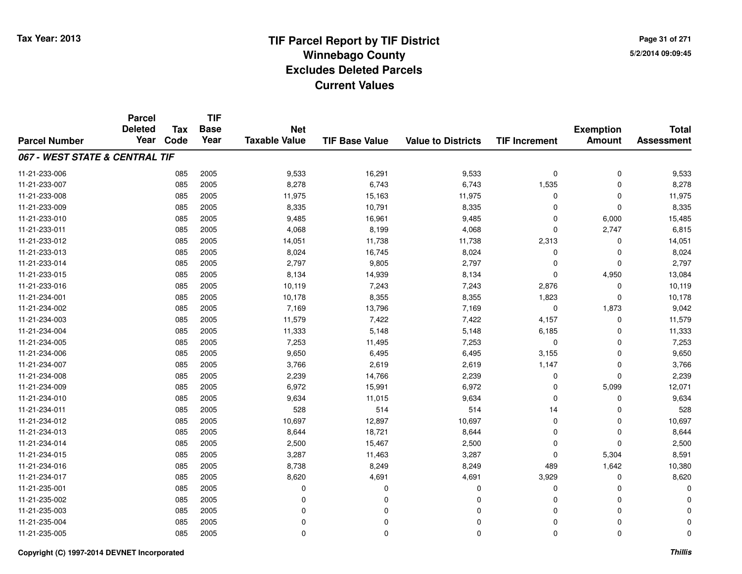Tax Year: 2013

# TIF Parcel Report by TIF District
## Winnebago County
## Excludes Deleted Parcels
## Current Values

5/2/2014 09:09:45

| Parcel Number | Parcel Deleted Year | Tax Code | TIF Base Year | Net Taxable Value | TIF Base Value | Value to Districts | TIF Increment | Exemption Amount | Total Assessment |
|---|---|---|---|---|---|---|---|---|---|
| ***067 - WEST STATE & CENTRAL TIF*** | | | | | | | | | |
| 11-21-233-006 | | 085 | 2005 | 9,533 | 16,291 | 9,533 | 0 | 0 | 9,533 |
| 11-21-233-007 | | 085 | 2005 | 8,278 | 6,743 | 6,743 | 1,535 | 0 | 8,278 |
| 11-21-233-008 | | 085 | 2005 | 11,975 | 15,163 | 11,975 | 0 | 0 | 11,975 |
| 11-21-233-009 | | 085 | 2005 | 8,335 | 10,791 | 8,335 | 0 | 0 | 8,335 |
| 11-21-233-010 | | 085 | 2005 | 9,485 | 16,961 | 9,485 | 0 | 6,000 | 15,485 |
| 11-21-233-011 | | 085 | 2005 | 4,068 | 8,199 | 4,068 | 0 | 2,747 | 6,815 |
| 11-21-233-012 | | 085 | 2005 | 14,051 | 11,738 | 11,738 | 2,313 | 0 | 14,051 |
| 11-21-233-013 | | 085 | 2005 | 8,024 | 16,745 | 8,024 | 0 | 0 | 8,024 |
| 11-21-233-014 | | 085 | 2005 | 2,797 | 9,805 | 2,797 | 0 | 0 | 2,797 |
| 11-21-233-015 | | 085 | 2005 | 8,134 | 14,939 | 8,134 | 0 | 4,950 | 13,084 |
| 11-21-233-016 | | 085 | 2005 | 10,119 | 7,243 | 7,243 | 2,876 | 0 | 10,119 |
| 11-21-234-001 | | 085 | 2005 | 10,178 | 8,355 | 8,355 | 1,823 | 0 | 10,178 |
| 11-21-234-002 | | 085 | 2005 | 7,169 | 13,796 | 7,169 | 0 | 1,873 | 9,042 |
| 11-21-234-003 | | 085 | 2005 | 11,579 | 7,422 | 7,422 | 4,157 | 0 | 11,579 |
| 11-21-234-004 | | 085 | 2005 | 11,333 | 5,148 | 5,148 | 6,185 | 0 | 11,333 |
| 11-21-234-005 | | 085 | 2005 | 7,253 | 11,495 | 7,253 | 0 | 0 | 7,253 |
| 11-21-234-006 | | 085 | 2005 | 9,650 | 6,495 | 6,495 | 3,155 | 0 | 9,650 |
| 11-21-234-007 | | 085 | 2005 | 3,766 | 2,619 | 2,619 | 1,147 | 0 | 3,766 |
| 11-21-234-008 | | 085 | 2005 | 2,239 | 14,766 | 2,239 | 0 | 0 | 2,239 |
| 11-21-234-009 | | 085 | 2005 | 6,972 | 15,991 | 6,972 | 0 | 5,099 | 12,071 |
| 11-21-234-010 | | 085 | 2005 | 9,634 | 11,015 | 9,634 | 0 | 0 | 9,634 |
| 11-21-234-011 | | 085 | 2005 | 528 | 514 | 514 | 14 | 0 | 528 |
| 11-21-234-012 | | 085 | 2005 | 10,697 | 12,897 | 10,697 | 0 | 0 | 10,697 |
| 11-21-234-013 | | 085 | 2005 | 8,644 | 18,721 | 8,644 | 0 | 0 | 8,644 |
| 11-21-234-014 | | 085 | 2005 | 2,500 | 15,467 | 2,500 | 0 | 0 | 2,500 |
| 11-21-234-015 | | 085 | 2005 | 3,287 | 11,463 | 3,287 | 0 | 5,304 | 8,591 |
| 11-21-234-016 | | 085 | 2005 | 8,738 | 8,249 | 8,249 | 489 | 1,642 | 10,380 |
| 11-21-234-017 | | 085 | 2005 | 8,620 | 4,691 | 4,691 | 3,929 | 0 | 8,620 |
| 11-21-235-001 | | 085 | 2005 | 0 | 0 | 0 | 0 | 0 | 0 |
| 11-21-235-002 | | 085 | 2005 | 0 | 0 | 0 | 0 | 0 | 0 |
| 11-21-235-003 | | 085 | 2005 | 0 | 0 | 0 | 0 | 0 | 0 |
| 11-21-235-004 | | 085 | 2005 | 0 | 0 | 0 | 0 | 0 | 0 |
| 11-21-235-005 | | 085 | 2005 | 0 | 0 | 0 | 0 | 0 | 0 |

Copyright (C) 1997-2014 DEVNET Incorporated

*Thillis*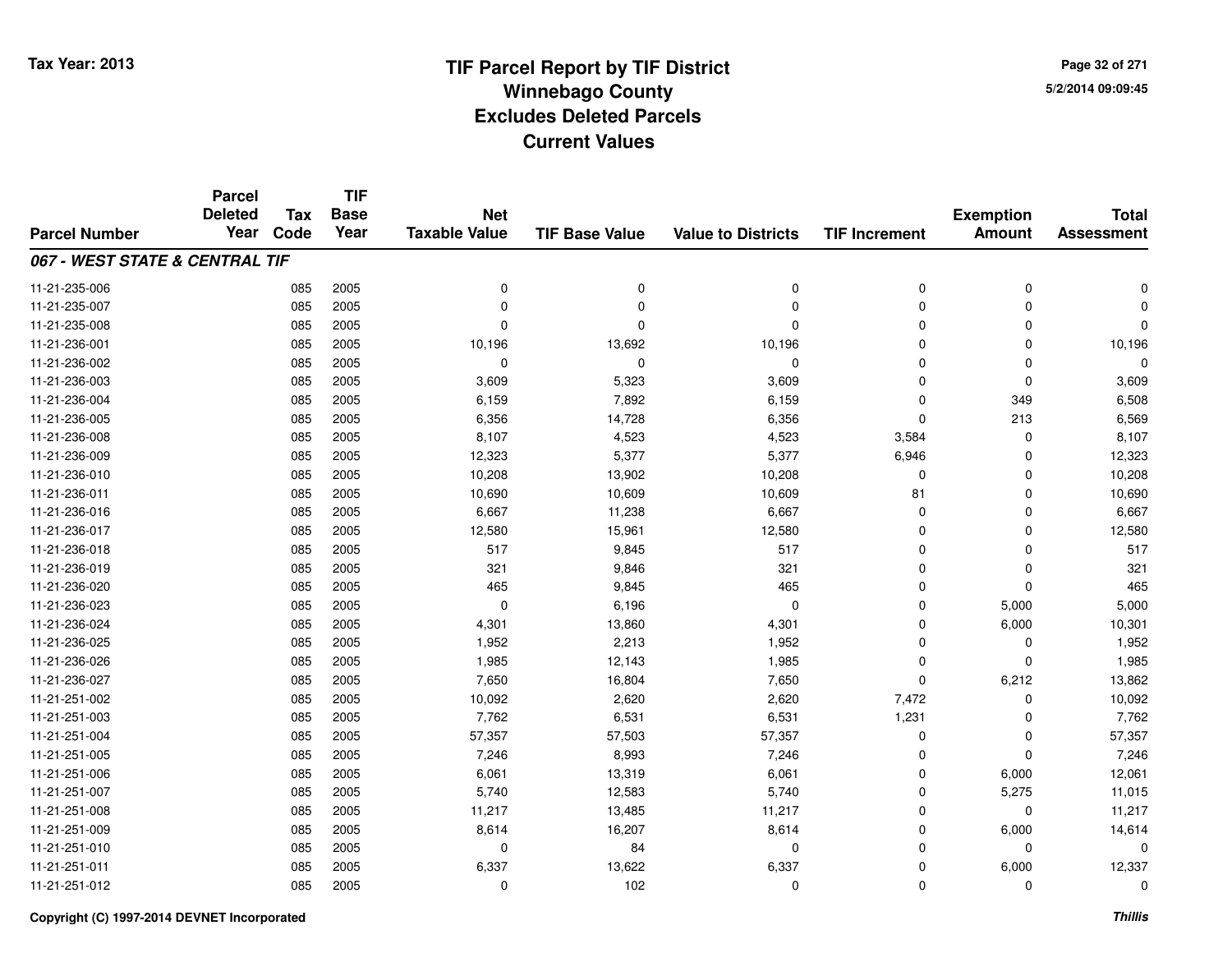# TIF Parcel Report by TIF District
## Winnebago County
## Excludes Deleted Parcels
## Current Values

Tax Year: 2013

5/2/2014 09:09:45

| Parcel Number | Parcel Deleted Year | Tax Code | TIF Base Year | Net Taxable Value | TIF Base Value | Value to Districts | TIF Increment | Exemption Amount | Total Assessment |
|---|---|---|---|---|---|---|---|---|---|
| ***067 - WEST STATE & CENTRAL TIF*** | | | | | | | | | |
| 11-21-235-006 | | 085 | 2005 | 0 | 0 | 0 | 0 | 0 | 0 |
| 11-21-235-007 | | 085 | 2005 | 0 | 0 | 0 | 0 | 0 | 0 |
| 11-21-235-008 | | 085 | 2005 | 0 | 0 | 0 | 0 | 0 | 0 |
| 11-21-236-001 | | 085 | 2005 | 10,196 | 13,692 | 10,196 | 0 | 0 | 10,196 |
| 11-21-236-002 | | 085 | 2005 | 0 | 0 | 0 | 0 | 0 | 0 |
| 11-21-236-003 | | 085 | 2005 | 3,609 | 5,323 | 3,609 | 0 | 0 | 3,609 |
| 11-21-236-004 | | 085 | 2005 | 6,159 | 7,892 | 6,159 | 0 | 349 | 6,508 |
| 11-21-236-005 | | 085 | 2005 | 6,356 | 14,728 | 6,356 | 0 | 213 | 6,569 |
| 11-21-236-008 | | 085 | 2005 | 8,107 | 4,523 | 4,523 | 3,584 | 0 | 8,107 |
| 11-21-236-009 | | 085 | 2005 | 12,323 | 5,377 | 5,377 | 6,946 | 0 | 12,323 |
| 11-21-236-010 | | 085 | 2005 | 10,208 | 13,902 | 10,208 | 0 | 0 | 10,208 |
| 11-21-236-011 | | 085 | 2005 | 10,690 | 10,609 | 10,609 | 81 | 0 | 10,690 |
| 11-21-236-016 | | 085 | 2005 | 6,667 | 11,238 | 6,667 | 0 | 0 | 6,667 |
| 11-21-236-017 | | 085 | 2005 | 12,580 | 15,961 | 12,580 | 0 | 0 | 12,580 |
| 11-21-236-018 | | 085 | 2005 | 517 | 9,845 | 517 | 0 | 0 | 517 |
| 11-21-236-019 | | 085 | 2005 | 321 | 9,846 | 321 | 0 | 0 | 321 |
| 11-21-236-020 | | 085 | 2005 | 465 | 9,845 | 465 | 0 | 0 | 465 |
| 11-21-236-023 | | 085 | 2005 | 0 | 6,196 | 0 | 0 | 5,000 | 5,000 |
| 11-21-236-024 | | 085 | 2005 | 4,301 | 13,860 | 4,301 | 0 | 6,000 | 10,301 |
| 11-21-236-025 | | 085 | 2005 | 1,952 | 2,213 | 1,952 | 0 | 0 | 1,952 |
| 11-21-236-026 | | 085 | 2005 | 1,985 | 12,143 | 1,985 | 0 | 0 | 1,985 |
| 11-21-236-027 | | 085 | 2005 | 7,650 | 16,804 | 7,650 | 0 | 6,212 | 13,862 |
| 11-21-251-002 | | 085 | 2005 | 10,092 | 2,620 | 2,620 | 7,472 | 0 | 10,092 |
| 11-21-251-003 | | 085 | 2005 | 7,762 | 6,531 | 6,531 | 1,231 | 0 | 7,762 |
| 11-21-251-004 | | 085 | 2005 | 57,357 | 57,503 | 57,357 | 0 | 0 | 57,357 |
| 11-21-251-005 | | 085 | 2005 | 7,246 | 8,993 | 7,246 | 0 | 0 | 7,246 |
| 11-21-251-006 | | 085 | 2005 | 6,061 | 13,319 | 6,061 | 0 | 6,000 | 12,061 |
| 11-21-251-007 | | 085 | 2005 | 5,740 | 12,583 | 5,740 | 0 | 5,275 | 11,015 |
| 11-21-251-008 | | 085 | 2005 | 11,217 | 13,485 | 11,217 | 0 | 0 | 11,217 |
| 11-21-251-009 | | 085 | 2005 | 8,614 | 16,207 | 8,614 | 0 | 6,000 | 14,614 |
| 11-21-251-010 | | 085 | 2005 | 0 | 84 | 0 | 0 | 0 | 0 |
| 11-21-251-011 | | 085 | 2005 | 6,337 | 13,622 | 6,337 | 0 | 6,000 | 12,337 |
| 11-21-251-012 | | 085 | 2005 | 0 | 102 | 0 | 0 | 0 | 0 |

Copyright (C) 1997-2014 DEVNET Incorporated

*Thillis*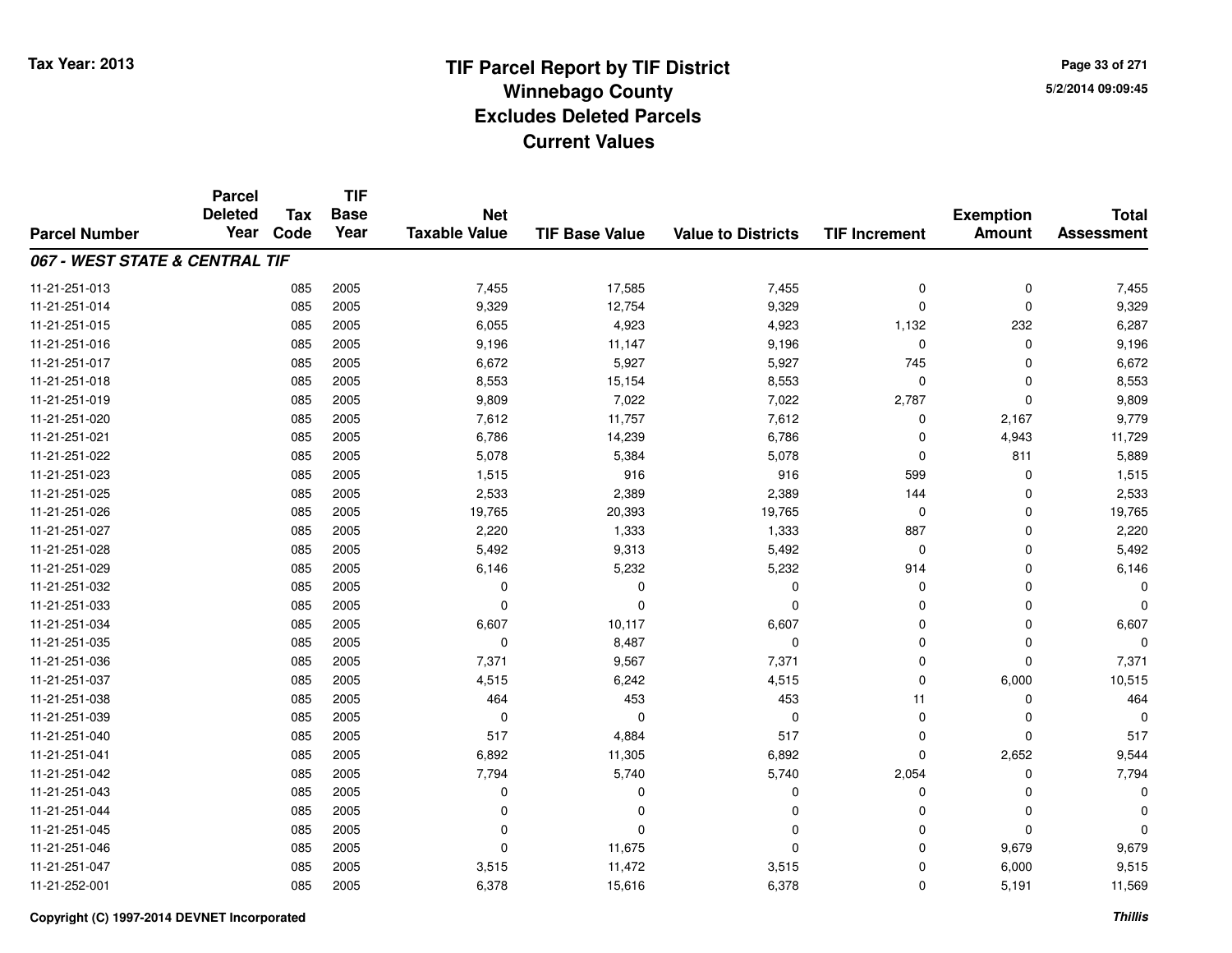Tax Year: 2013

# TIF Parcel Report by TIF District
## Winnebago County
## Excludes Deleted Parcels
## Current Values

5/2/2014 09:09:45

| Parcel Number | Parcel Deleted Year | Tax Code | TIF Base Year | Net Taxable Value | TIF Base Value | Value to Districts | TIF Increment | Exemption Amount | Total Assessment |
|---|---|---|---|---|---|---|---|---|---|
| ***067 - WEST STATE & CENTRAL TIF*** | | | | | | | | | |
| 11-21-251-013 | | 085 | 2005 | 7,455 | 17,585 | 7,455 | 0 | 0 | 7,455 |
| 11-21-251-014 | | 085 | 2005 | 9,329 | 12,754 | 9,329 | 0 | 0 | 9,329 |
| 11-21-251-015 | | 085 | 2005 | 6,055 | 4,923 | 4,923 | 1,132 | 232 | 6,287 |
| 11-21-251-016 | | 085 | 2005 | 9,196 | 11,147 | 9,196 | 0 | 0 | 9,196 |
| 11-21-251-017 | | 085 | 2005 | 6,672 | 5,927 | 5,927 | 745 | 0 | 6,672 |
| 11-21-251-018 | | 085 | 2005 | 8,553 | 15,154 | 8,553 | 0 | 0 | 8,553 |
| 11-21-251-019 | | 085 | 2005 | 9,809 | 7,022 | 7,022 | 2,787 | 0 | 9,809 |
| 11-21-251-020 | | 085 | 2005 | 7,612 | 11,757 | 7,612 | 0 | 2,167 | 9,779 |
| 11-21-251-021 | | 085 | 2005 | 6,786 | 14,239 | 6,786 | 0 | 4,943 | 11,729 |
| 11-21-251-022 | | 085 | 2005 | 5,078 | 5,384 | 5,078 | 0 | 811 | 5,889 |
| 11-21-251-023 | | 085 | 2005 | 1,515 | 916 | 916 | 599 | 0 | 1,515 |
| 11-21-251-025 | | 085 | 2005 | 2,533 | 2,389 | 2,389 | 144 | 0 | 2,533 |
| 11-21-251-026 | | 085 | 2005 | 19,765 | 20,393 | 19,765 | 0 | 0 | 19,765 |
| 11-21-251-027 | | 085 | 2005 | 2,220 | 1,333 | 1,333 | 887 | 0 | 2,220 |
| 11-21-251-028 | | 085 | 2005 | 5,492 | 9,313 | 5,492 | 0 | 0 | 5,492 |
| 11-21-251-029 | | 085 | 2005 | 6,146 | 5,232 | 5,232 | 914 | 0 | 6,146 |
| 11-21-251-032 | | 085 | 2005 | 0 | 0 | 0 | 0 | 0 | 0 |
| 11-21-251-033 | | 085 | 2005 | 0 | 0 | 0 | 0 | 0 | 0 |
| 11-21-251-034 | | 085 | 2005 | 6,607 | 10,117 | 6,607 | 0 | 0 | 6,607 |
| 11-21-251-035 | | 085 | 2005 | 0 | 8,487 | 0 | 0 | 0 | 0 |
| 11-21-251-036 | | 085 | 2005 | 7,371 | 9,567 | 7,371 | 0 | 0 | 7,371 |
| 11-21-251-037 | | 085 | 2005 | 4,515 | 6,242 | 4,515 | 0 | 6,000 | 10,515 |
| 11-21-251-038 | | 085 | 2005 | 464 | 453 | 453 | 11 | 0 | 464 |
| 11-21-251-039 | | 085 | 2005 | 0 | 0 | 0 | 0 | 0 | 0 |
| 11-21-251-040 | | 085 | 2005 | 517 | 4,884 | 517 | 0 | 0 | 517 |
| 11-21-251-041 | | 085 | 2005 | 6,892 | 11,305 | 6,892 | 0 | 2,652 | 9,544 |
| 11-21-251-042 | | 085 | 2005 | 7,794 | 5,740 | 5,740 | 2,054 | 0 | 7,794 |
| 11-21-251-043 | | 085 | 2005 | 0 | 0 | 0 | 0 | 0 | 0 |
| 11-21-251-044 | | 085 | 2005 | 0 | 0 | 0 | 0 | 0 | 0 |
| 11-21-251-045 | | 085 | 2005 | 0 | 0 | 0 | 0 | 0 | 0 |
| 11-21-251-046 | | 085 | 2005 | 0 | 11,675 | 0 | 0 | 9,679 | 9,679 |
| 11-21-251-047 | | 085 | 2005 | 3,515 | 11,472 | 3,515 | 0 | 6,000 | 9,515 |
| 11-21-252-001 | | 085 | 2005 | 6,378 | 15,616 | 6,378 | 0 | 5,191 | 11,569 |

**Copyright (C) 1997-2014 DEVNET Incorporated** ***Thillis***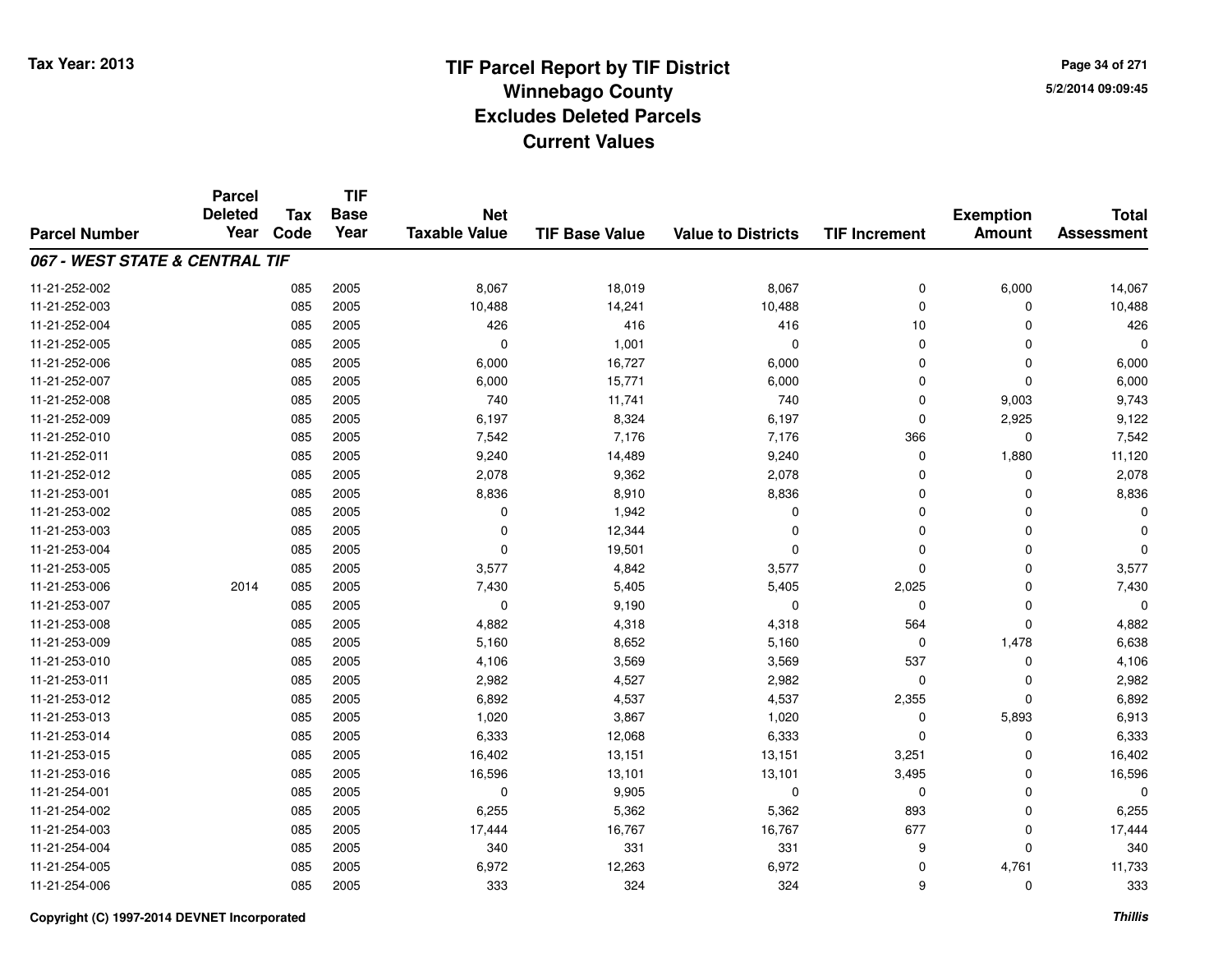# TIF Parcel Report by TIF District
## Winnebago County
## Excludes Deleted Parcels
## Current Values

Tax Year: 2013

5/2/2014 09:09:45

| Parcel Number | Parcel Deleted Year | Tax Code | TIF Base Year | Net Taxable Value | TIF Base Value | Value to Districts | TIF Increment | Exemption Amount | Total Assessment |
|---|---|---|---|---|---|---|---|---|---|
| ***067 - WEST STATE & CENTRAL TIF*** | | | | | | | | | |
| 11-21-252-002 | | 085 | 2005 | 8,067 | 18,019 | 8,067 | 0 | 6,000 | 14,067 |
| 11-21-252-003 | | 085 | 2005 | 10,488 | 14,241 | 10,488 | 0 | 0 | 10,488 |
| 11-21-252-004 | | 085 | 2005 | 426 | 416 | 416 | 10 | 0 | 426 |
| 11-21-252-005 | | 085 | 2005 | 0 | 1,001 | 0 | 0 | 0 | 0 |
| 11-21-252-006 | | 085 | 2005 | 6,000 | 16,727 | 6,000 | 0 | 0 | 6,000 |
| 11-21-252-007 | | 085 | 2005 | 6,000 | 15,771 | 6,000 | 0 | 0 | 6,000 |
| 11-21-252-008 | | 085 | 2005 | 740 | 11,741 | 740 | 0 | 9,003 | 9,743 |
| 11-21-252-009 | | 085 | 2005 | 6,197 | 8,324 | 6,197 | 0 | 2,925 | 9,122 |
| 11-21-252-010 | | 085 | 2005 | 7,542 | 7,176 | 7,176 | 366 | 0 | 7,542 |
| 11-21-252-011 | | 085 | 2005 | 9,240 | 14,489 | 9,240 | 0 | 1,880 | 11,120 |
| 11-21-252-012 | | 085 | 2005 | 2,078 | 9,362 | 2,078 | 0 | 0 | 2,078 |
| 11-21-253-001 | | 085 | 2005 | 8,836 | 8,910 | 8,836 | 0 | 0 | 8,836 |
| 11-21-253-002 | | 085 | 2005 | 0 | 1,942 | 0 | 0 | 0 | 0 |
| 11-21-253-003 | | 085 | 2005 | 0 | 12,344 | 0 | 0 | 0 | 0 |
| 11-21-253-004 | | 085 | 2005 | 0 | 19,501 | 0 | 0 | 0 | 0 |
| 11-21-253-005 | | 085 | 2005 | 3,577 | 4,842 | 3,577 | 0 | 0 | 3,577 |
| 11-21-253-006 | 2014 | 085 | 2005 | 7,430 | 5,405 | 5,405 | 2,025 | 0 | 7,430 |
| 11-21-253-007 | | 085 | 2005 | 0 | 9,190 | 0 | 0 | 0 | 0 |
| 11-21-253-008 | | 085 | 2005 | 4,882 | 4,318 | 4,318 | 564 | 0 | 4,882 |
| 11-21-253-009 | | 085 | 2005 | 5,160 | 8,652 | 5,160 | 0 | 1,478 | 6,638 |
| 11-21-253-010 | | 085 | 2005 | 4,106 | 3,569 | 3,569 | 537 | 0 | 4,106 |
| 11-21-253-011 | | 085 | 2005 | 2,982 | 4,527 | 2,982 | 0 | 0 | 2,982 |
| 11-21-253-012 | | 085 | 2005 | 6,892 | 4,537 | 4,537 | 2,355 | 0 | 6,892 |
| 11-21-253-013 | | 085 | 2005 | 1,020 | 3,867 | 1,020 | 0 | 5,893 | 6,913 |
| 11-21-253-014 | | 085 | 2005 | 6,333 | 12,068 | 6,333 | 0 | 0 | 6,333 |
| 11-21-253-015 | | 085 | 2005 | 16,402 | 13,151 | 13,151 | 3,251 | 0 | 16,402 |
| 11-21-253-016 | | 085 | 2005 | 16,596 | 13,101 | 13,101 | 3,495 | 0 | 16,596 |
| 11-21-254-001 | | 085 | 2005 | 0 | 9,905 | 0 | 0 | 0 | 0 |
| 11-21-254-002 | | 085 | 2005 | 6,255 | 5,362 | 5,362 | 893 | 0 | 6,255 |
| 11-21-254-003 | | 085 | 2005 | 17,444 | 16,767 | 16,767 | 677 | 0 | 17,444 |
| 11-21-254-004 | | 085 | 2005 | 340 | 331 | 331 | 9 | 0 | 340 |
| 11-21-254-005 | | 085 | 2005 | 6,972 | 12,263 | 6,972 | 0 | 4,761 | 11,733 |
| 11-21-254-006 | | 085 | 2005 | 333 | 324 | 324 | 9 | 0 | 333 |

Copyright (C) 1997-2014 DEVNET Incorporated

*Thillis*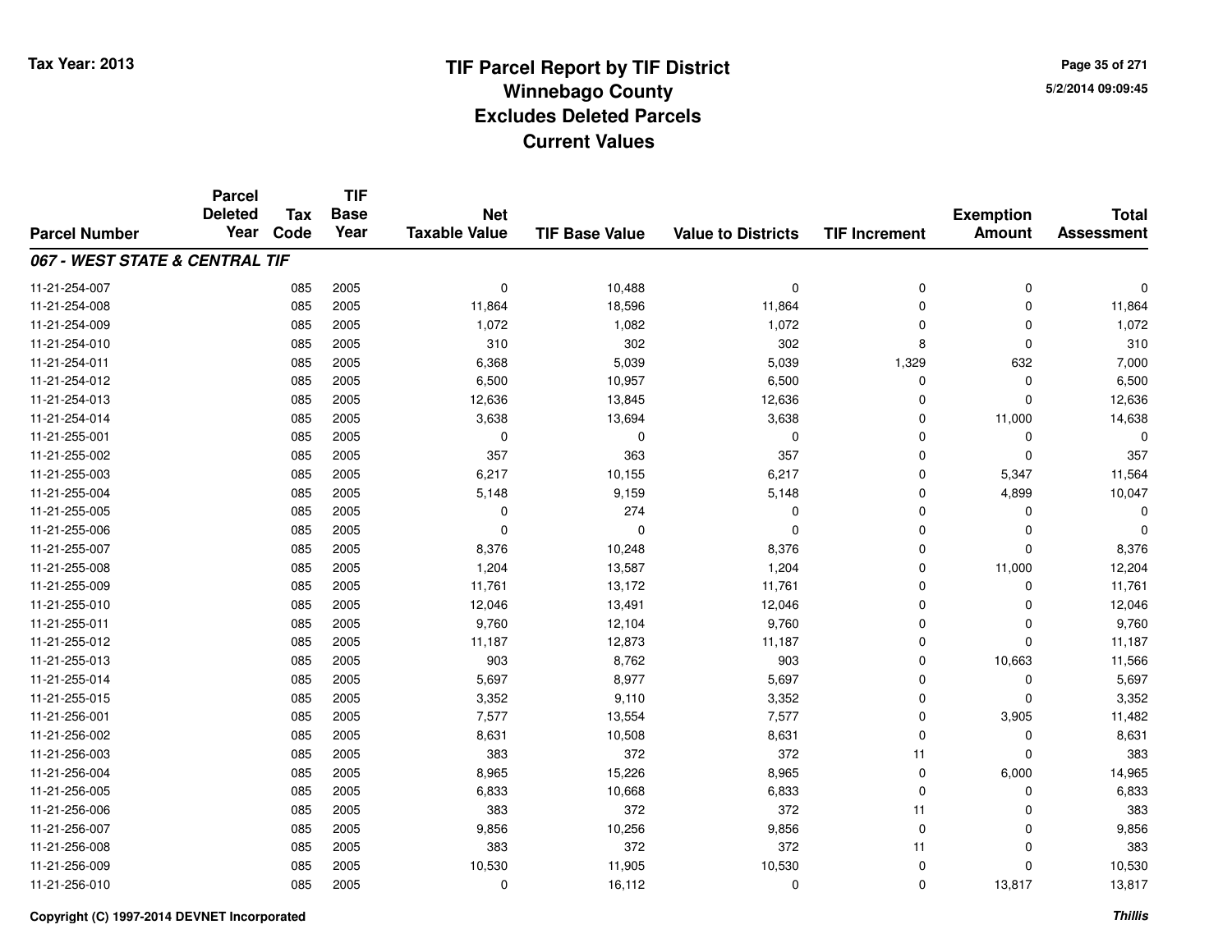# TIF Parcel Report by TIF District
## Winnebago County
## Excludes Deleted Parcels
## Current Values

Tax Year: 2013

5/2/2014 09:09:45

| Parcel Number | Parcel Deleted Year | Tax Code | TIF Base Year | Net Taxable Value | TIF Base Value | Value to Districts | TIF Increment | Exemption Amount | Total Assessment |
|---|---|---|---|---|---|---|---|---|---|
| ***067 - WEST STATE & CENTRAL TIF*** | | | | | | | | | |
| 11-21-254-007 | | 085 | 2005 | 0 | 10,488 | 0 | 0 | 0 | 0 |
| 11-21-254-008 | | 085 | 2005 | 11,864 | 18,596 | 11,864 | 0 | 0 | 11,864 |
| 11-21-254-009 | | 085 | 2005 | 1,072 | 1,082 | 1,072 | 0 | 0 | 1,072 |
| 11-21-254-010 | | 085 | 2005 | 310 | 302 | 302 | 8 | 0 | 310 |
| 11-21-254-011 | | 085 | 2005 | 6,368 | 5,039 | 5,039 | 1,329 | 632 | 7,000 |
| 11-21-254-012 | | 085 | 2005 | 6,500 | 10,957 | 6,500 | 0 | 0 | 6,500 |
| 11-21-254-013 | | 085 | 2005 | 12,636 | 13,845 | 12,636 | 0 | 0 | 12,636 |
| 11-21-254-014 | | 085 | 2005 | 3,638 | 13,694 | 3,638 | 0 | 11,000 | 14,638 |
| 11-21-255-001 | | 085 | 2005 | 0 | 0 | 0 | 0 | 0 | 0 |
| 11-21-255-002 | | 085 | 2005 | 357 | 363 | 357 | 0 | 0 | 357 |
| 11-21-255-003 | | 085 | 2005 | 6,217 | 10,155 | 6,217 | 0 | 5,347 | 11,564 |
| 11-21-255-004 | | 085 | 2005 | 5,148 | 9,159 | 5,148 | 0 | 4,899 | 10,047 |
| 11-21-255-005 | | 085 | 2005 | 0 | 274 | 0 | 0 | 0 | 0 |
| 11-21-255-006 | | 085 | 2005 | 0 | 0 | 0 | 0 | 0 | 0 |
| 11-21-255-007 | | 085 | 2005 | 8,376 | 10,248 | 8,376 | 0 | 0 | 8,376 |
| 11-21-255-008 | | 085 | 2005 | 1,204 | 13,587 | 1,204 | 0 | 11,000 | 12,204 |
| 11-21-255-009 | | 085 | 2005 | 11,761 | 13,172 | 11,761 | 0 | 0 | 11,761 |
| 11-21-255-010 | | 085 | 2005 | 12,046 | 13,491 | 12,046 | 0 | 0 | 12,046 |
| 11-21-255-011 | | 085 | 2005 | 9,760 | 12,104 | 9,760 | 0 | 0 | 9,760 |
| 11-21-255-012 | | 085 | 2005 | 11,187 | 12,873 | 11,187 | 0 | 0 | 11,187 |
| 11-21-255-013 | | 085 | 2005 | 903 | 8,762 | 903 | 0 | 10,663 | 11,566 |
| 11-21-255-014 | | 085 | 2005 | 5,697 | 8,977 | 5,697 | 0 | 0 | 5,697 |
| 11-21-255-015 | | 085 | 2005 | 3,352 | 9,110 | 3,352 | 0 | 0 | 3,352 |
| 11-21-256-001 | | 085 | 2005 | 7,577 | 13,554 | 7,577 | 0 | 3,905 | 11,482 |
| 11-21-256-002 | | 085 | 2005 | 8,631 | 10,508 | 8,631 | 0 | 0 | 8,631 |
| 11-21-256-003 | | 085 | 2005 | 383 | 372 | 372 | 11 | 0 | 383 |
| 11-21-256-004 | | 085 | 2005 | 8,965 | 15,226 | 8,965 | 0 | 6,000 | 14,965 |
| 11-21-256-005 | | 085 | 2005 | 6,833 | 10,668 | 6,833 | 0 | 0 | 6,833 |
| 11-21-256-006 | | 085 | 2005 | 383 | 372 | 372 | 11 | 0 | 383 |
| 11-21-256-007 | | 085 | 2005 | 9,856 | 10,256 | 9,856 | 0 | 0 | 9,856 |
| 11-21-256-008 | | 085 | 2005 | 383 | 372 | 372 | 11 | 0 | 383 |
| 11-21-256-009 | | 085 | 2005 | 10,530 | 11,905 | 10,530 | 0 | 0 | 10,530 |
| 11-21-256-010 | | 085 | 2005 | 0 | 16,112 | 0 | 0 | 13,817 | 13,817 |

Copyright (C) 1997-2014 DEVNET Incorporated

*Thillis*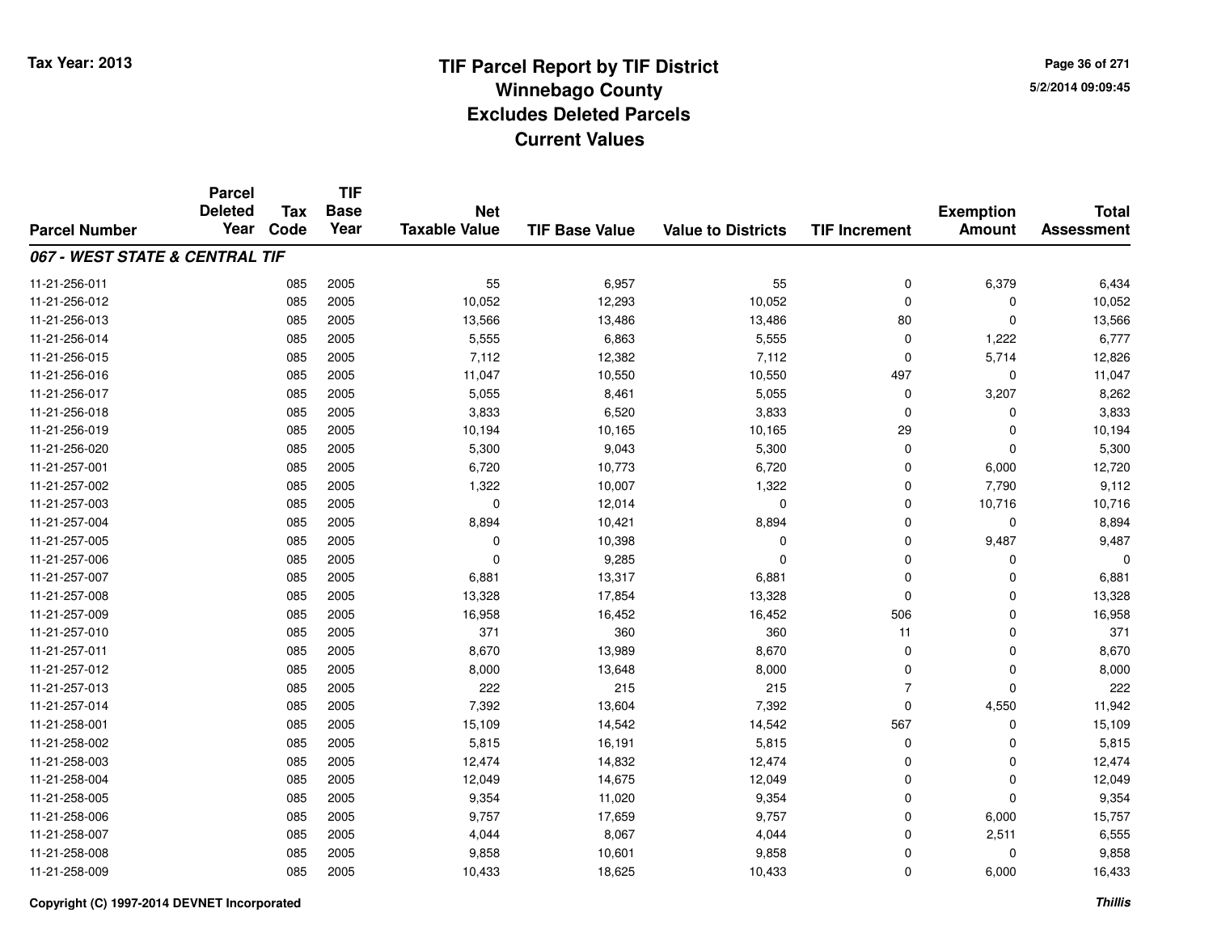# TIF Parcel Report by TIF District
## Winnebago County
## Excludes Deleted Parcels
## Current Values

Tax Year: 2013

| Parcel Number | Parcel Deleted Year | Tax Code | TIF Base Year | Net Taxable Value | TIF Base Value | Value to Districts | TIF Increment | Exemption Amount | Total Assessment |
|---|---|---|---|---|---|---|---|---|---|
| ***067 - WEST STATE & CENTRAL TIF*** | | | | | | | | | |
| 11-21-256-011 | | 085 | 2005 | 55 | 6,957 | 55 | 0 | 6,379 | 6,434 |
| 11-21-256-012 | | 085 | 2005 | 10,052 | 12,293 | 10,052 | 0 | 0 | 10,052 |
| 11-21-256-013 | | 085 | 2005 | 13,566 | 13,486 | 13,486 | 80 | 0 | 13,566 |
| 11-21-256-014 | | 085 | 2005 | 5,555 | 6,863 | 5,555 | 0 | 1,222 | 6,777 |
| 11-21-256-015 | | 085 | 2005 | 7,112 | 12,382 | 7,112 | 0 | 5,714 | 12,826 |
| 11-21-256-016 | | 085 | 2005 | 11,047 | 10,550 | 10,550 | 497 | 0 | 11,047 |
| 11-21-256-017 | | 085 | 2005 | 5,055 | 8,461 | 5,055 | 0 | 3,207 | 8,262 |
| 11-21-256-018 | | 085 | 2005 | 3,833 | 6,520 | 3,833 | 0 | 0 | 3,833 |
| 11-21-256-019 | | 085 | 2005 | 10,194 | 10,165 | 10,165 | 29 | 0 | 10,194 |
| 11-21-256-020 | | 085 | 2005 | 5,300 | 9,043 | 5,300 | 0 | 0 | 5,300 |
| 11-21-257-001 | | 085 | 2005 | 6,720 | 10,773 | 6,720 | 0 | 6,000 | 12,720 |
| 11-21-257-002 | | 085 | 2005 | 1,322 | 10,007 | 1,322 | 0 | 7,790 | 9,112 |
| 11-21-257-003 | | 085 | 2005 | 0 | 12,014 | 0 | 0 | 10,716 | 10,716 |
| 11-21-257-004 | | 085 | 2005 | 8,894 | 10,421 | 8,894 | 0 | 0 | 8,894 |
| 11-21-257-005 | | 085 | 2005 | 0 | 10,398 | 0 | 0 | 9,487 | 9,487 |
| 11-21-257-006 | | 085 | 2005 | 0 | 9,285 | 0 | 0 | 0 | 0 |
| 11-21-257-007 | | 085 | 2005 | 6,881 | 13,317 | 6,881 | 0 | 0 | 6,881 |
| 11-21-257-008 | | 085 | 2005 | 13,328 | 17,854 | 13,328 | 0 | 0 | 13,328 |
| 11-21-257-009 | | 085 | 2005 | 16,958 | 16,452 | 16,452 | 506 | 0 | 16,958 |
| 11-21-257-010 | | 085 | 2005 | 371 | 360 | 360 | 11 | 0 | 371 |
| 11-21-257-011 | | 085 | 2005 | 8,670 | 13,989 | 8,670 | 0 | 0 | 8,670 |
| 11-21-257-012 | | 085 | 2005 | 8,000 | 13,648 | 8,000 | 0 | 0 | 8,000 |
| 11-21-257-013 | | 085 | 2005 | 222 | 215 | 215 | 7 | 0 | 222 |
| 11-21-257-014 | | 085 | 2005 | 7,392 | 13,604 | 7,392 | 0 | 4,550 | 11,942 |
| 11-21-258-001 | | 085 | 2005 | 15,109 | 14,542 | 14,542 | 567 | 0 | 15,109 |
| 11-21-258-002 | | 085 | 2005 | 5,815 | 16,191 | 5,815 | 0 | 0 | 5,815 |
| 11-21-258-003 | | 085 | 2005 | 12,474 | 14,832 | 12,474 | 0 | 0 | 12,474 |
| 11-21-258-004 | | 085 | 2005 | 12,049 | 14,675 | 12,049 | 0 | 0 | 12,049 |
| 11-21-258-005 | | 085 | 2005 | 9,354 | 11,020 | 9,354 | 0 | 0 | 9,354 |
| 11-21-258-006 | | 085 | 2005 | 9,757 | 17,659 | 9,757 | 0 | 6,000 | 15,757 |
| 11-21-258-007 | | 085 | 2005 | 4,044 | 8,067 | 4,044 | 0 | 2,511 | 6,555 |
| 11-21-258-008 | | 085 | 2005 | 9,858 | 10,601 | 9,858 | 0 | 0 | 9,858 |
| 11-21-258-009 | | 085 | 2005 | 10,433 | 18,625 | 10,433 | 0 | 6,000 | 16,433 |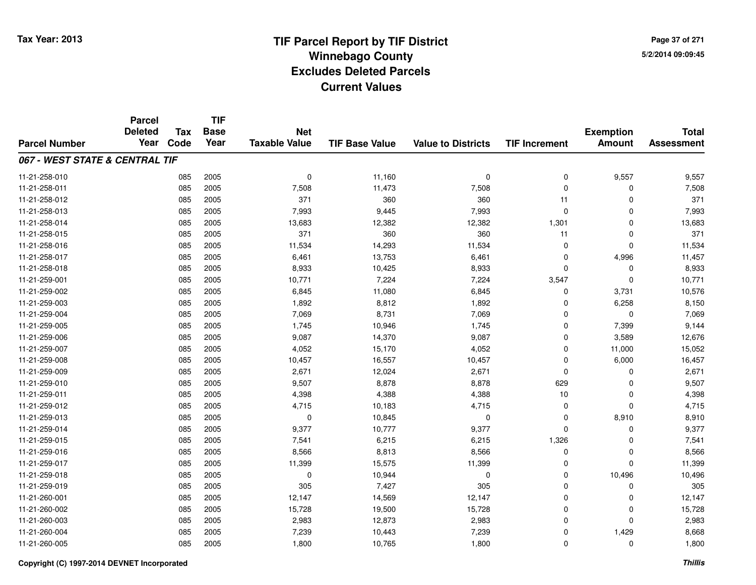# TIF Parcel Report by TIF District
## Winnebago County
## Excludes Deleted Parcels
## Current Values

Tax Year: 2013

5/2/2014 09:09:45

| Parcel Number | Parcel Deleted Year | Tax Code | TIF Base Year | Net Taxable Value | TIF Base Value | Value to Districts | TIF Increment | Exemption Amount | Total Assessment |
|---|---|---|---|---|---|---|---|---|---|
| ***067 - WEST STATE & CENTRAL TIF*** | | | | | | | | | |
| 11-21-258-010 | | 085 | 2005 | 0 | 11,160 | 0 | 0 | 9,557 | 9,557 |
| 11-21-258-011 | | 085 | 2005 | 7,508 | 11,473 | 7,508 | 0 | 0 | 7,508 |
| 11-21-258-012 | | 085 | 2005 | 371 | 360 | 360 | 11 | 0 | 371 |
| 11-21-258-013 | | 085 | 2005 | 7,993 | 9,445 | 7,993 | 0 | 0 | 7,993 |
| 11-21-258-014 | | 085 | 2005 | 13,683 | 12,382 | 12,382 | 1,301 | 0 | 13,683 |
| 11-21-258-015 | | 085 | 2005 | 371 | 360 | 360 | 11 | 0 | 371 |
| 11-21-258-016 | | 085 | 2005 | 11,534 | 14,293 | 11,534 | 0 | 0 | 11,534 |
| 11-21-258-017 | | 085 | 2005 | 6,461 | 13,753 | 6,461 | 0 | 4,996 | 11,457 |
| 11-21-258-018 | | 085 | 2005 | 8,933 | 10,425 | 8,933 | 0 | 0 | 8,933 |
| 11-21-259-001 | | 085 | 2005 | 10,771 | 7,224 | 7,224 | 3,547 | 0 | 10,771 |
| 11-21-259-002 | | 085 | 2005 | 6,845 | 11,080 | 6,845 | 0 | 3,731 | 10,576 |
| 11-21-259-003 | | 085 | 2005 | 1,892 | 8,812 | 1,892 | 0 | 6,258 | 8,150 |
| 11-21-259-004 | | 085 | 2005 | 7,069 | 8,731 | 7,069 | 0 | 0 | 7,069 |
| 11-21-259-005 | | 085 | 2005 | 1,745 | 10,946 | 1,745 | 0 | 7,399 | 9,144 |
| 11-21-259-006 | | 085 | 2005 | 9,087 | 14,370 | 9,087 | 0 | 3,589 | 12,676 |
| 11-21-259-007 | | 085 | 2005 | 4,052 | 15,170 | 4,052 | 0 | 11,000 | 15,052 |
| 11-21-259-008 | | 085 | 2005 | 10,457 | 16,557 | 10,457 | 0 | 6,000 | 16,457 |
| 11-21-259-009 | | 085 | 2005 | 2,671 | 12,024 | 2,671 | 0 | 0 | 2,671 |
| 11-21-259-010 | | 085 | 2005 | 9,507 | 8,878 | 8,878 | 629 | 0 | 9,507 |
| 11-21-259-011 | | 085 | 2005 | 4,398 | 4,388 | 4,388 | 10 | 0 | 4,398 |
| 11-21-259-012 | | 085 | 2005 | 4,715 | 10,183 | 4,715 | 0 | 0 | 4,715 |
| 11-21-259-013 | | 085 | 2005 | 0 | 10,845 | 0 | 0 | 8,910 | 8,910 |
| 11-21-259-014 | | 085 | 2005 | 9,377 | 10,777 | 9,377 | 0 | 0 | 9,377 |
| 11-21-259-015 | | 085 | 2005 | 7,541 | 6,215 | 6,215 | 1,326 | 0 | 7,541 |
| 11-21-259-016 | | 085 | 2005 | 8,566 | 8,813 | 8,566 | 0 | 0 | 8,566 |
| 11-21-259-017 | | 085 | 2005 | 11,399 | 15,575 | 11,399 | 0 | 0 | 11,399 |
| 11-21-259-018 | | 085 | 2005 | 0 | 10,944 | 0 | 0 | 10,496 | 10,496 |
| 11-21-259-019 | | 085 | 2005 | 305 | 7,427 | 305 | 0 | 0 | 305 |
| 11-21-260-001 | | 085 | 2005 | 12,147 | 14,569 | 12,147 | 0 | 0 | 12,147 |
| 11-21-260-002 | | 085 | 2005 | 15,728 | 19,500 | 15,728 | 0 | 0 | 15,728 |
| 11-21-260-003 | | 085 | 2005 | 2,983 | 12,873 | 2,983 | 0 | 0 | 2,983 |
| 11-21-260-004 | | 085 | 2005 | 7,239 | 10,443 | 7,239 | 0 | 1,429 | 8,668 |
| 11-21-260-005 | | 085 | 2005 | 1,800 | 10,765 | 1,800 | 0 | 0 | 1,800 |

Copyright (C) 1997-2014 DEVNET Incorporated

*Thillis*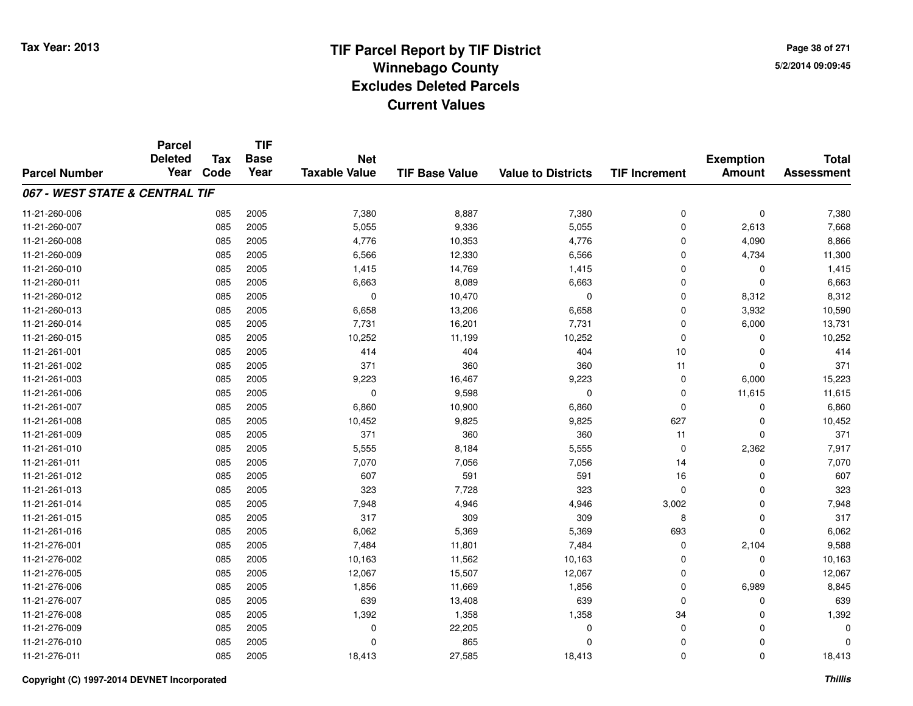# TIF Parcel Report by TIF District
## Winnebago County
## Excludes Deleted Parcels
## Current Values

Tax Year: 2013

5/2/2014 09:09:45

| Parcel Number | Parcel Deleted Year | Tax Code | TIF Base Year | Net Taxable Value | TIF Base Value | Value to Districts | TIF Increment | Exemption Amount | Total Assessment |
|---|---|---|---|---|---|---|---|---|---|
| ***067 - WEST STATE & CENTRAL TIF*** | | | | | | | | | |
| 11-21-260-006 | | 085 | 2005 | 7,380 | 8,887 | 7,380 | 0 | 0 | 7,380 |
| 11-21-260-007 | | 085 | 2005 | 5,055 | 9,336 | 5,055 | 0 | 2,613 | 7,668 |
| 11-21-260-008 | | 085 | 2005 | 4,776 | 10,353 | 4,776 | 0 | 4,090 | 8,866 |
| 11-21-260-009 | | 085 | 2005 | 6,566 | 12,330 | 6,566 | 0 | 4,734 | 11,300 |
| 11-21-260-010 | | 085 | 2005 | 1,415 | 14,769 | 1,415 | 0 | 0 | 1,415 |
| 11-21-260-011 | | 085 | 2005 | 6,663 | 8,089 | 6,663 | 0 | 0 | 6,663 |
| 11-21-260-012 | | 085 | 2005 | 0 | 10,470 | 0 | 0 | 8,312 | 8,312 |
| 11-21-260-013 | | 085 | 2005 | 6,658 | 13,206 | 6,658 | 0 | 3,932 | 10,590 |
| 11-21-260-014 | | 085 | 2005 | 7,731 | 16,201 | 7,731 | 0 | 6,000 | 13,731 |
| 11-21-260-015 | | 085 | 2005 | 10,252 | 11,199 | 10,252 | 0 | 0 | 10,252 |
| 11-21-261-001 | | 085 | 2005 | 414 | 404 | 404 | 10 | 0 | 414 |
| 11-21-261-002 | | 085 | 2005 | 371 | 360 | 360 | 11 | 0 | 371 |
| 11-21-261-003 | | 085 | 2005 | 9,223 | 16,467 | 9,223 | 0 | 6,000 | 15,223 |
| 11-21-261-006 | | 085 | 2005 | 0 | 9,598 | 0 | 0 | 11,615 | 11,615 |
| 11-21-261-007 | | 085 | 2005 | 6,860 | 10,900 | 6,860 | 0 | 0 | 6,860 |
| 11-21-261-008 | | 085 | 2005 | 10,452 | 9,825 | 9,825 | 627 | 0 | 10,452 |
| 11-21-261-009 | | 085 | 2005 | 371 | 360 | 360 | 11 | 0 | 371 |
| 11-21-261-010 | | 085 | 2005 | 5,555 | 8,184 | 5,555 | 0 | 2,362 | 7,917 |
| 11-21-261-011 | | 085 | 2005 | 7,070 | 7,056 | 7,056 | 14 | 0 | 7,070 |
| 11-21-261-012 | | 085 | 2005 | 607 | 591 | 591 | 16 | 0 | 607 |
| 11-21-261-013 | | 085 | 2005 | 323 | 7,728 | 323 | 0 | 0 | 323 |
| 11-21-261-014 | | 085 | 2005 | 7,948 | 4,946 | 4,946 | 3,002 | 0 | 7,948 |
| 11-21-261-015 | | 085 | 2005 | 317 | 309 | 309 | 8 | 0 | 317 |
| 11-21-261-016 | | 085 | 2005 | 6,062 | 5,369 | 5,369 | 693 | 0 | 6,062 |
| 11-21-276-001 | | 085 | 2005 | 7,484 | 11,801 | 7,484 | 0 | 2,104 | 9,588 |
| 11-21-276-002 | | 085 | 2005 | 10,163 | 11,562 | 10,163 | 0 | 0 | 10,163 |
| 11-21-276-005 | | 085 | 2005 | 12,067 | 15,507 | 12,067 | 0 | 0 | 12,067 |
| 11-21-276-006 | | 085 | 2005 | 1,856 | 11,669 | 1,856 | 0 | 6,989 | 8,845 |
| 11-21-276-007 | | 085 | 2005 | 639 | 13,408 | 639 | 0 | 0 | 639 |
| 11-21-276-008 | | 085 | 2005 | 1,392 | 1,358 | 1,358 | 34 | 0 | 1,392 |
| 11-21-276-009 | | 085 | 2005 | 0 | 22,205 | 0 | 0 | 0 | 0 |
| 11-21-276-010 | | 085 | 2005 | 0 | 865 | 0 | 0 | 0 | 0 |
| 11-21-276-011 | | 085 | 2005 | 18,413 | 27,585 | 18,413 | 0 | 0 | 18,413 |

Copyright (C) 1997-2014 DEVNET Incorporated

*Thillis*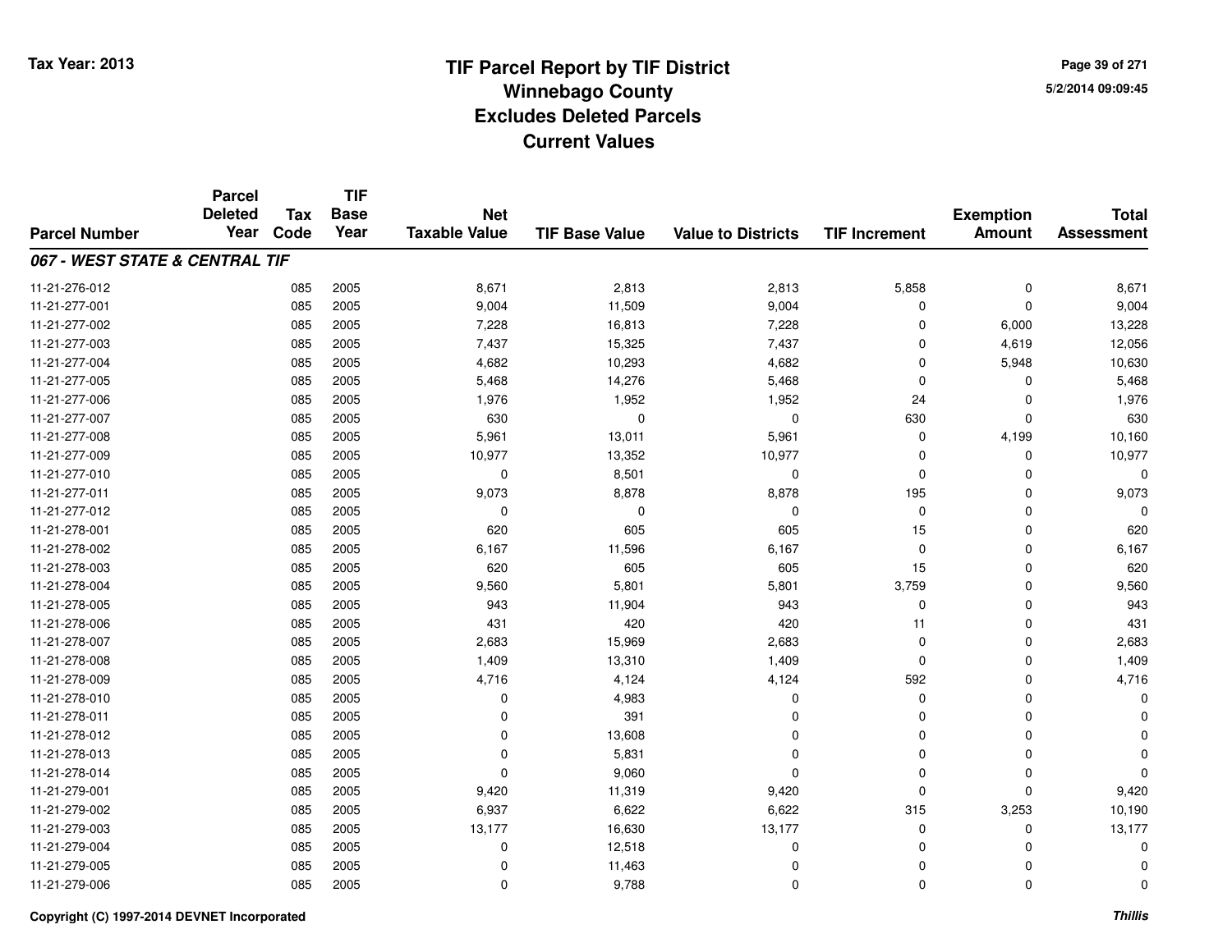# TIF Parcel Report by TIF District
## Winnebago County
## Excludes Deleted Parcels
## Current Values

Tax Year: 2013

5/2/2014 09:09:45

| Parcel Number | Parcel Deleted Year | Tax Code | TIF Base Year | Net Taxable Value | TIF Base Value | Value to Districts | TIF Increment | Exemption Amount | Total Assessment |
|---|---|---|---|---|---|---|---|---|---|
| ***067 - WEST STATE & CENTRAL TIF*** | | | | | | | | | |
| 11-21-276-012 | | 085 | 2005 | 8,671 | 2,813 | 2,813 | 5,858 | 0 | 8,671 |
| 11-21-277-001 | | 085 | 2005 | 9,004 | 11,509 | 9,004 | 0 | 0 | 9,004 |
| 11-21-277-002 | | 085 | 2005 | 7,228 | 16,813 | 7,228 | 0 | 6,000 | 13,228 |
| 11-21-277-003 | | 085 | 2005 | 7,437 | 15,325 | 7,437 | 0 | 4,619 | 12,056 |
| 11-21-277-004 | | 085 | 2005 | 4,682 | 10,293 | 4,682 | 0 | 5,948 | 10,630 |
| 11-21-277-005 | | 085 | 2005 | 5,468 | 14,276 | 5,468 | 0 | 0 | 5,468 |
| 11-21-277-006 | | 085 | 2005 | 1,976 | 1,952 | 1,952 | 24 | 0 | 1,976 |
| 11-21-277-007 | | 085 | 2005 | 630 | 0 | 0 | 630 | 0 | 630 |
| 11-21-277-008 | | 085 | 2005 | 5,961 | 13,011 | 5,961 | 0 | 4,199 | 10,160 |
| 11-21-277-009 | | 085 | 2005 | 10,977 | 13,352 | 10,977 | 0 | 0 | 10,977 |
| 11-21-277-010 | | 085 | 2005 | 0 | 8,501 | 0 | 0 | 0 | 0 |
| 11-21-277-011 | | 085 | 2005 | 9,073 | 8,878 | 8,878 | 195 | 0 | 9,073 |
| 11-21-277-012 | | 085 | 2005 | 0 | 0 | 0 | 0 | 0 | 0 |
| 11-21-278-001 | | 085 | 2005 | 620 | 605 | 605 | 15 | 0 | 620 |
| 11-21-278-002 | | 085 | 2005 | 6,167 | 11,596 | 6,167 | 0 | 0 | 6,167 |
| 11-21-278-003 | | 085 | 2005 | 620 | 605 | 605 | 15 | 0 | 620 |
| 11-21-278-004 | | 085 | 2005 | 9,560 | 5,801 | 5,801 | 3,759 | 0 | 9,560 |
| 11-21-278-005 | | 085 | 2005 | 943 | 11,904 | 943 | 0 | 0 | 943 |
| 11-21-278-006 | | 085 | 2005 | 431 | 420 | 420 | 11 | 0 | 431 |
| 11-21-278-007 | | 085 | 2005 | 2,683 | 15,969 | 2,683 | 0 | 0 | 2,683 |
| 11-21-278-008 | | 085 | 2005 | 1,409 | 13,310 | 1,409 | 0 | 0 | 1,409 |
| 11-21-278-009 | | 085 | 2005 | 4,716 | 4,124 | 4,124 | 592 | 0 | 4,716 |
| 11-21-278-010 | | 085 | 2005 | 0 | 4,983 | 0 | 0 | 0 | 0 |
| 11-21-278-011 | | 085 | 2005 | 0 | 391 | 0 | 0 | 0 | 0 |
| 11-21-278-012 | | 085 | 2005 | 0 | 13,608 | 0 | 0 | 0 | 0 |
| 11-21-278-013 | | 085 | 2005 | 0 | 5,831 | 0 | 0 | 0 | 0 |
| 11-21-278-014 | | 085 | 2005 | 0 | 9,060 | 0 | 0 | 0 | 0 |
| 11-21-279-001 | | 085 | 2005 | 9,420 | 11,319 | 9,420 | 0 | 0 | 9,420 |
| 11-21-279-002 | | 085 | 2005 | 6,937 | 6,622 | 6,622 | 315 | 3,253 | 10,190 |
| 11-21-279-003 | | 085 | 2005 | 13,177 | 16,630 | 13,177 | 0 | 0 | 13,177 |
| 11-21-279-004 | | 085 | 2005 | 0 | 12,518 | 0 | 0 | 0 | 0 |
| 11-21-279-005 | | 085 | 2005 | 0 | 11,463 | 0 | 0 | 0 | 0 |
| 11-21-279-006 | | 085 | 2005 | 0 | 9,788 | 0 | 0 | 0 | 0 |

Copyright (C) 1997-2014 DEVNET Incorporated

*Thillis*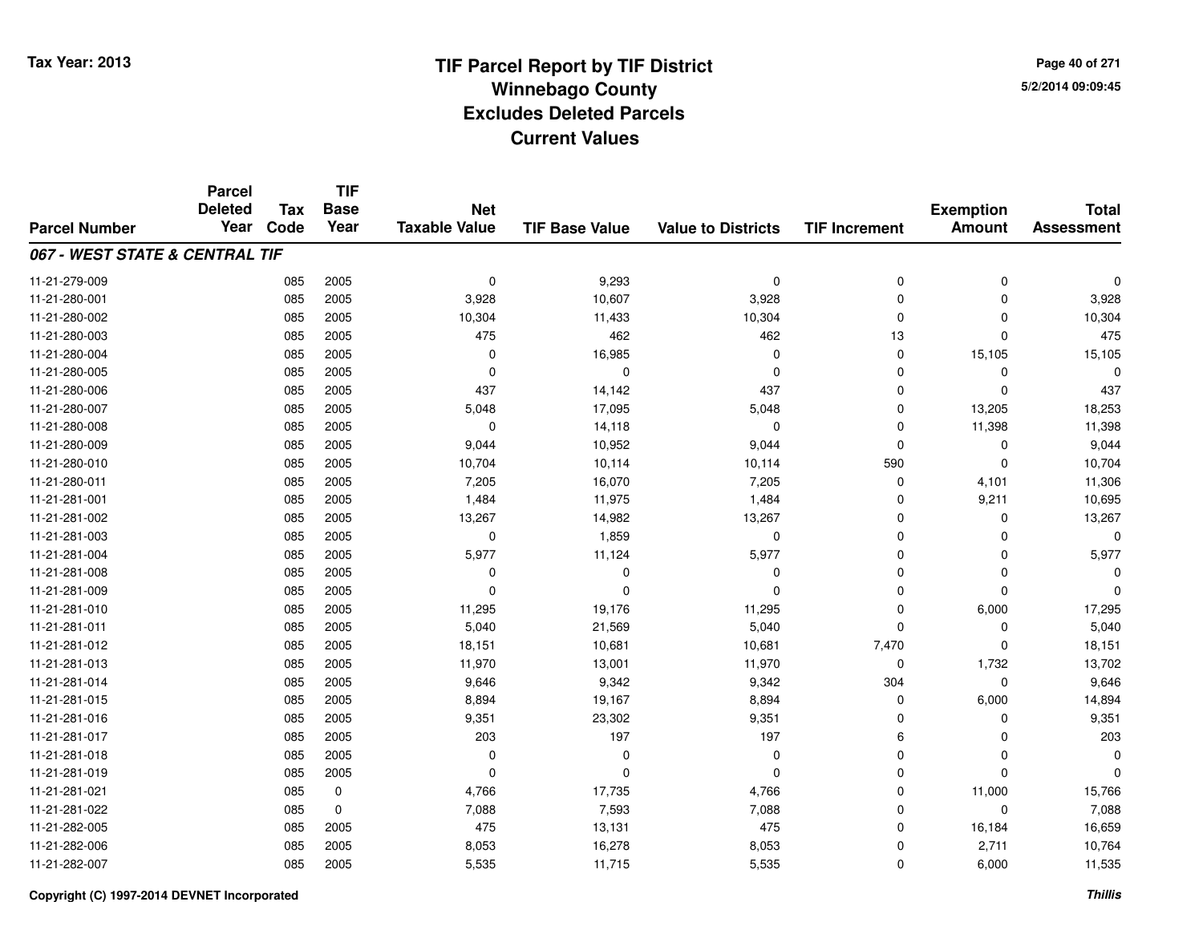# TIF Parcel Report by TIF District
## Winnebago County
## Excludes Deleted Parcels
## Current Values

Tax Year: 2013

5/2/2014 09:09:45

| Parcel Number | Parcel Deleted Year | Tax Code | TIF Base Year | Net Taxable Value | TIF Base Value | Value to Districts | TIF Increment | Exemption Amount | Total Assessment |
|---|---|---|---|---|---|---|---|---|---|
| ***067 - WEST STATE & CENTRAL TIF*** | | | | | | | | | |
| 11-21-279-009 | | 085 | 2005 | 0 | 9,293 | 0 | 0 | 0 | 0 |
| 11-21-280-001 | | 085 | 2005 | 3,928 | 10,607 | 3,928 | 0 | 0 | 3,928 |
| 11-21-280-002 | | 085 | 2005 | 10,304 | 11,433 | 10,304 | 0 | 0 | 10,304 |
| 11-21-280-003 | | 085 | 2005 | 475 | 462 | 462 | 13 | 0 | 475 |
| 11-21-280-004 | | 085 | 2005 | 0 | 16,985 | 0 | 0 | 15,105 | 15,105 |
| 11-21-280-005 | | 085 | 2005 | 0 | 0 | 0 | 0 | 0 | 0 |
| 11-21-280-006 | | 085 | 2005 | 437 | 14,142 | 437 | 0 | 0 | 437 |
| 11-21-280-007 | | 085 | 2005 | 5,048 | 17,095 | 5,048 | 0 | 13,205 | 18,253 |
| 11-21-280-008 | | 085 | 2005 | 0 | 14,118 | 0 | 0 | 11,398 | 11,398 |
| 11-21-280-009 | | 085 | 2005 | 9,044 | 10,952 | 9,044 | 0 | 0 | 9,044 |
| 11-21-280-010 | | 085 | 2005 | 10,704 | 10,114 | 10,114 | 590 | 0 | 10,704 |
| 11-21-280-011 | | 085 | 2005 | 7,205 | 16,070 | 7,205 | 0 | 4,101 | 11,306 |
| 11-21-281-001 | | 085 | 2005 | 1,484 | 11,975 | 1,484 | 0 | 9,211 | 10,695 |
| 11-21-281-002 | | 085 | 2005 | 13,267 | 14,982 | 13,267 | 0 | 0 | 13,267 |
| 11-21-281-003 | | 085 | 2005 | 0 | 1,859 | 0 | 0 | 0 | 0 |
| 11-21-281-004 | | 085 | 2005 | 5,977 | 11,124 | 5,977 | 0 | 0 | 5,977 |
| 11-21-281-008 | | 085 | 2005 | 0 | 0 | 0 | 0 | 0 | 0 |
| 11-21-281-009 | | 085 | 2005 | 0 | 0 | 0 | 0 | 0 | 0 |
| 11-21-281-010 | | 085 | 2005 | 11,295 | 19,176 | 11,295 | 0 | 6,000 | 17,295 |
| 11-21-281-011 | | 085 | 2005 | 5,040 | 21,569 | 5,040 | 0 | 0 | 5,040 |
| 11-21-281-012 | | 085 | 2005 | 18,151 | 10,681 | 10,681 | 7,470 | 0 | 18,151 |
| 11-21-281-013 | | 085 | 2005 | 11,970 | 13,001 | 11,970 | 0 | 1,732 | 13,702 |
| 11-21-281-014 | | 085 | 2005 | 9,646 | 9,342 | 9,342 | 304 | 0 | 9,646 |
| 11-21-281-015 | | 085 | 2005 | 8,894 | 19,167 | 8,894 | 0 | 6,000 | 14,894 |
| 11-21-281-016 | | 085 | 2005 | 9,351 | 23,302 | 9,351 | 0 | 0 | 9,351 |
| 11-21-281-017 | | 085 | 2005 | 203 | 197 | 197 | 6 | 0 | 203 |
| 11-21-281-018 | | 085 | 2005 | 0 | 0 | 0 | 0 | 0 | 0 |
| 11-21-281-019 | | 085 | 2005 | 0 | 0 | 0 | 0 | 0 | 0 |
| 11-21-281-021 | | 085 | 0 | 4,766 | 17,735 | 4,766 | 0 | 11,000 | 15,766 |
| 11-21-281-022 | | 085 | 0 | 7,088 | 7,593 | 7,088 | 0 | 0 | 7,088 |
| 11-21-282-005 | | 085 | 2005 | 475 | 13,131 | 475 | 0 | 16,184 | 16,659 |
| 11-21-282-006 | | 085 | 2005 | 8,053 | 16,278 | 8,053 | 0 | 2,711 | 10,764 |
| 11-21-282-007 | | 085 | 2005 | 5,535 | 11,715 | 5,535 | 0 | 6,000 | 11,535 |

Copyright (C) 1997-2014 DEVNET Incorporated

*Thillis*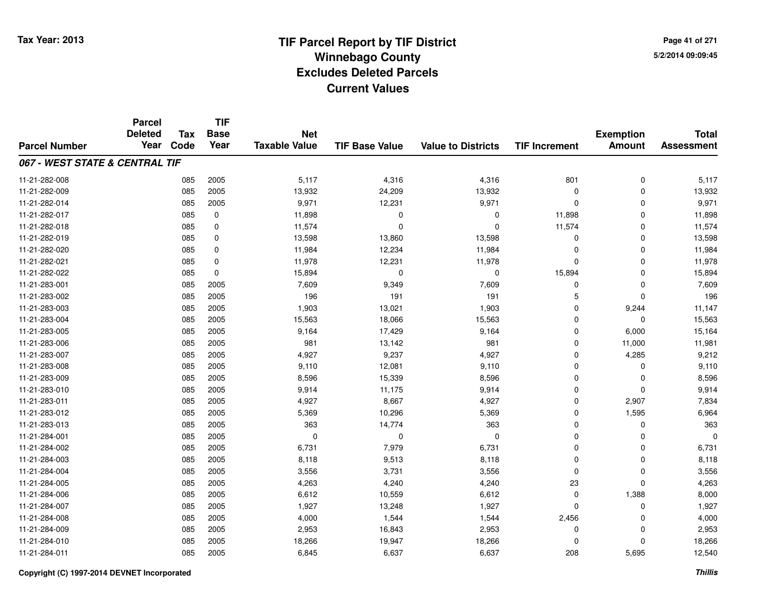# TIF Parcel Report by TIF District
## Winnebago County
## Excludes Deleted Parcels
## Current Values

Tax Year: 2013

5/2/2014 09:09:45

| Parcel Number | Parcel Deleted Year | Tax Code | TIF Base Year | Net Taxable Value | TIF Base Value | Value to Districts | TIF Increment | Exemption Amount | Total Assessment |
|---|---|---|---|---|---|---|---|---|---|
| ***067 - WEST STATE & CENTRAL TIF*** | | | | | | | | | |
| 11-21-282-008 | | 085 | 2005 | 5,117 | 4,316 | 4,316 | 801 | 0 | 5,117 |
| 11-21-282-009 | | 085 | 2005 | 13,932 | 24,209 | 13,932 | 0 | 0 | 13,932 |
| 11-21-282-014 | | 085 | 2005 | 9,971 | 12,231 | 9,971 | 0 | 0 | 9,971 |
| 11-21-282-017 | | 085 | 0 | 11,898 | 0 | 0 | 11,898 | 0 | 11,898 |
| 11-21-282-018 | | 085 | 0 | 11,574 | 0 | 0 | 11,574 | 0 | 11,574 |
| 11-21-282-019 | | 085 | 0 | 13,598 | 13,860 | 13,598 | 0 | 0 | 13,598 |
| 11-21-282-020 | | 085 | 0 | 11,984 | 12,234 | 11,984 | 0 | 0 | 11,984 |
| 11-21-282-021 | | 085 | 0 | 11,978 | 12,231 | 11,978 | 0 | 0 | 11,978 |
| 11-21-282-022 | | 085 | 0 | 15,894 | 0 | 0 | 15,894 | 0 | 15,894 |
| 11-21-283-001 | | 085 | 2005 | 7,609 | 9,349 | 7,609 | 0 | 0 | 7,609 |
| 11-21-283-002 | | 085 | 2005 | 196 | 191 | 191 | 5 | 0 | 196 |
| 11-21-283-003 | | 085 | 2005 | 1,903 | 13,021 | 1,903 | 0 | 9,244 | 11,147 |
| 11-21-283-004 | | 085 | 2005 | 15,563 | 18,066 | 15,563 | 0 | 0 | 15,563 |
| 11-21-283-005 | | 085 | 2005 | 9,164 | 17,429 | 9,164 | 0 | 6,000 | 15,164 |
| 11-21-283-006 | | 085 | 2005 | 981 | 13,142 | 981 | 0 | 11,000 | 11,981 |
| 11-21-283-007 | | 085 | 2005 | 4,927 | 9,237 | 4,927 | 0 | 4,285 | 9,212 |
| 11-21-283-008 | | 085 | 2005 | 9,110 | 12,081 | 9,110 | 0 | 0 | 9,110 |
| 11-21-283-009 | | 085 | 2005 | 8,596 | 15,339 | 8,596 | 0 | 0 | 8,596 |
| 11-21-283-010 | | 085 | 2005 | 9,914 | 11,175 | 9,914 | 0 | 0 | 9,914 |
| 11-21-283-011 | | 085 | 2005 | 4,927 | 8,667 | 4,927 | 0 | 2,907 | 7,834 |
| 11-21-283-012 | | 085 | 2005 | 5,369 | 10,296 | 5,369 | 0 | 1,595 | 6,964 |
| 11-21-283-013 | | 085 | 2005 | 363 | 14,774 | 363 | 0 | 0 | 363 |
| 11-21-284-001 | | 085 | 2005 | 0 | 0 | 0 | 0 | 0 | 0 |
| 11-21-284-002 | | 085 | 2005 | 6,731 | 7,979 | 6,731 | 0 | 0 | 6,731 |
| 11-21-284-003 | | 085 | 2005 | 8,118 | 9,513 | 8,118 | 0 | 0 | 8,118 |
| 11-21-284-004 | | 085 | 2005 | 3,556 | 3,731 | 3,556 | 0 | 0 | 3,556 |
| 11-21-284-005 | | 085 | 2005 | 4,263 | 4,240 | 4,240 | 23 | 0 | 4,263 |
| 11-21-284-006 | | 085 | 2005 | 6,612 | 10,559 | 6,612 | 0 | 1,388 | 8,000 |
| 11-21-284-007 | | 085 | 2005 | 1,927 | 13,248 | 1,927 | 0 | 0 | 1,927 |
| 11-21-284-008 | | 085 | 2005 | 4,000 | 1,544 | 1,544 | 2,456 | 0 | 4,000 |
| 11-21-284-009 | | 085 | 2005 | 2,953 | 16,843 | 2,953 | 0 | 0 | 2,953 |
| 11-21-284-010 | | 085 | 2005 | 18,266 | 19,947 | 18,266 | 0 | 0 | 18,266 |
| 11-21-284-011 | | 085 | 2005 | 6,845 | 6,637 | 6,637 | 208 | 5,695 | 12,540 |

Copyright (C) 1997-2014 DEVNET Incorporated

*Thillis*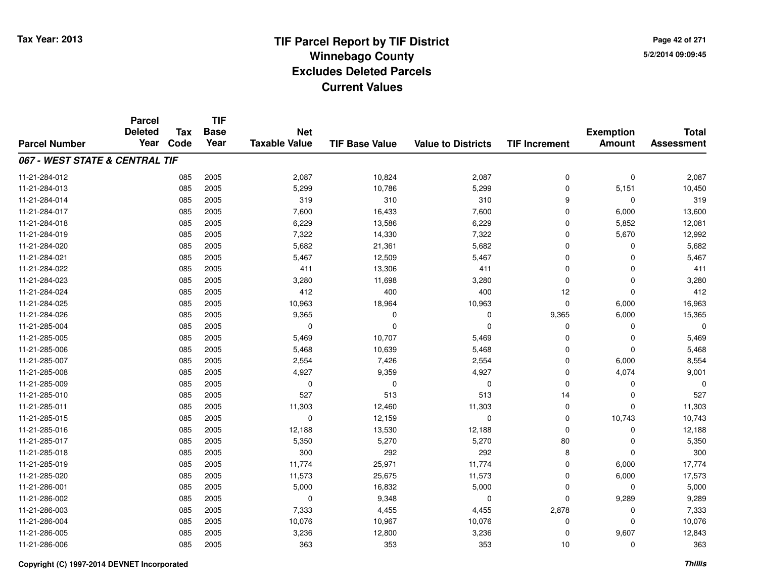Tax Year: 2013

# TIF Parcel Report by TIF District
## Winnebago County
## Excludes Deleted Parcels
## Current Values

5/2/2014 09:09:45

| Parcel Number | Parcel Deleted Year | Tax Code | TIF Base Year | Net Taxable Value | TIF Base Value | Value to Districts | TIF Increment | Exemption Amount | Total Assessment |
|---|---|---|---|---|---|---|---|---|---|
| ***067 - WEST STATE & CENTRAL TIF*** | | | | | | | | | |
| 11-21-284-012 | | 085 | 2005 | 2,087 | 10,824 | 2,087 | 0 | 0 | 2,087 |
| 11-21-284-013 | | 085 | 2005 | 5,299 | 10,786 | 5,299 | 0 | 5,151 | 10,450 |
| 11-21-284-014 | | 085 | 2005 | 319 | 310 | 310 | 9 | 0 | 319 |
| 11-21-284-017 | | 085 | 2005 | 7,600 | 16,433 | 7,600 | 0 | 6,000 | 13,600 |
| 11-21-284-018 | | 085 | 2005 | 6,229 | 13,586 | 6,229 | 0 | 5,852 | 12,081 |
| 11-21-284-019 | | 085 | 2005 | 7,322 | 14,330 | 7,322 | 0 | 5,670 | 12,992 |
| 11-21-284-020 | | 085 | 2005 | 5,682 | 21,361 | 5,682 | 0 | 0 | 5,682 |
| 11-21-284-021 | | 085 | 2005 | 5,467 | 12,509 | 5,467 | 0 | 0 | 5,467 |
| 11-21-284-022 | | 085 | 2005 | 411 | 13,306 | 411 | 0 | 0 | 411 |
| 11-21-284-023 | | 085 | 2005 | 3,280 | 11,698 | 3,280 | 0 | 0 | 3,280 |
| 11-21-284-024 | | 085 | 2005 | 412 | 400 | 400 | 12 | 0 | 412 |
| 11-21-284-025 | | 085 | 2005 | 10,963 | 18,964 | 10,963 | 0 | 6,000 | 16,963 |
| 11-21-284-026 | | 085 | 2005 | 9,365 | 0 | 0 | 9,365 | 6,000 | 15,365 |
| 11-21-285-004 | | 085 | 2005 | 0 | 0 | 0 | 0 | 0 | 0 |
| 11-21-285-005 | | 085 | 2005 | 5,469 | 10,707 | 5,469 | 0 | 0 | 5,469 |
| 11-21-285-006 | | 085 | 2005 | 5,468 | 10,639 | 5,468 | 0 | 0 | 5,468 |
| 11-21-285-007 | | 085 | 2005 | 2,554 | 7,426 | 2,554 | 0 | 6,000 | 8,554 |
| 11-21-285-008 | | 085 | 2005 | 4,927 | 9,359 | 4,927 | 0 | 4,074 | 9,001 |
| 11-21-285-009 | | 085 | 2005 | 0 | 0 | 0 | 0 | 0 | 0 |
| 11-21-285-010 | | 085 | 2005 | 527 | 513 | 513 | 14 | 0 | 527 |
| 11-21-285-011 | | 085 | 2005 | 11,303 | 12,460 | 11,303 | 0 | 0 | 11,303 |
| 11-21-285-015 | | 085 | 2005 | 0 | 12,159 | 0 | 0 | 10,743 | 10,743 |
| 11-21-285-016 | | 085 | 2005 | 12,188 | 13,530 | 12,188 | 0 | 0 | 12,188 |
| 11-21-285-017 | | 085 | 2005 | 5,350 | 5,270 | 5,270 | 80 | 0 | 5,350 |
| 11-21-285-018 | | 085 | 2005 | 300 | 292 | 292 | 8 | 0 | 300 |
| 11-21-285-019 | | 085 | 2005 | 11,774 | 25,971 | 11,774 | 0 | 6,000 | 17,774 |
| 11-21-285-020 | | 085 | 2005 | 11,573 | 25,675 | 11,573 | 0 | 6,000 | 17,573 |
| 11-21-286-001 | | 085 | 2005 | 5,000 | 16,832 | 5,000 | 0 | 0 | 5,000 |
| 11-21-286-002 | | 085 | 2005 | 0 | 9,348 | 0 | 0 | 9,289 | 9,289 |
| 11-21-286-003 | | 085 | 2005 | 7,333 | 4,455 | 4,455 | 2,878 | 0 | 7,333 |
| 11-21-286-004 | | 085 | 2005 | 10,076 | 10,967 | 10,076 | 0 | 0 | 10,076 |
| 11-21-286-005 | | 085 | 2005 | 3,236 | 12,800 | 3,236 | 0 | 9,607 | 12,843 |
| 11-21-286-006 | | 085 | 2005 | 363 | 353 | 353 | 10 | 0 | 363 |

Copyright (C) 1997-2014 DEVNET Incorporated

*Thillis*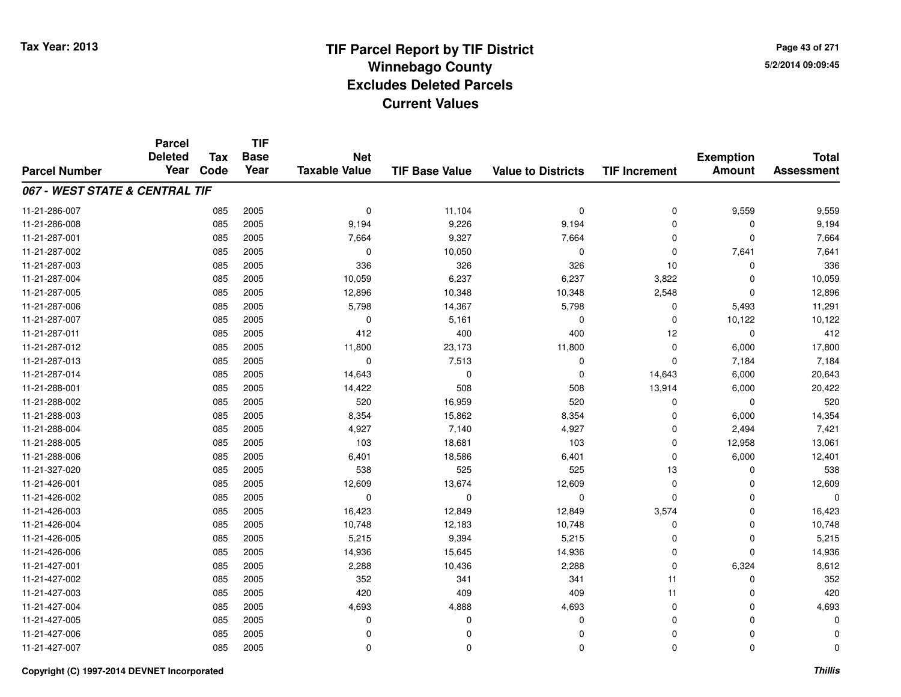# TIF Parcel Report by TIF District
## Winnebago County
## Excludes Deleted Parcels
## Current Values

Tax Year: 2013

5/2/2014 09:09:45

| Parcel Number | Parcel Deleted Year | Tax Code | TIF Base Year | Net Taxable Value | TIF Base Value | Value to Districts | TIF Increment | Exemption Amount | Total Assessment |
|---|---|---|---|---|---|---|---|---|---|
| ***067 - WEST STATE & CENTRAL TIF*** | | | | | | | | | |
| 11-21-286-007 | | 085 | 2005 | 0 | 11,104 | 0 | 0 | 9,559 | 9,559 |
| 11-21-286-008 | | 085 | 2005 | 9,194 | 9,226 | 9,194 | 0 | 0 | 9,194 |
| 11-21-287-001 | | 085 | 2005 | 7,664 | 9,327 | 7,664 | 0 | 0 | 7,664 |
| 11-21-287-002 | | 085 | 2005 | 0 | 10,050 | 0 | 0 | 7,641 | 7,641 |
| 11-21-287-003 | | 085 | 2005 | 336 | 326 | 326 | 10 | 0 | 336 |
| 11-21-287-004 | | 085 | 2005 | 10,059 | 6,237 | 6,237 | 3,822 | 0 | 10,059 |
| 11-21-287-005 | | 085 | 2005 | 12,896 | 10,348 | 10,348 | 2,548 | 0 | 12,896 |
| 11-21-287-006 | | 085 | 2005 | 5,798 | 14,367 | 5,798 | 0 | 5,493 | 11,291 |
| 11-21-287-007 | | 085 | 2005 | 0 | 5,161 | 0 | 0 | 10,122 | 10,122 |
| 11-21-287-011 | | 085 | 2005 | 412 | 400 | 400 | 12 | 0 | 412 |
| 11-21-287-012 | | 085 | 2005 | 11,800 | 23,173 | 11,800 | 0 | 6,000 | 17,800 |
| 11-21-287-013 | | 085 | 2005 | 0 | 7,513 | 0 | 0 | 7,184 | 7,184 |
| 11-21-287-014 | | 085 | 2005 | 14,643 | 0 | 0 | 14,643 | 6,000 | 20,643 |
| 11-21-288-001 | | 085 | 2005 | 14,422 | 508 | 508 | 13,914 | 6,000 | 20,422 |
| 11-21-288-002 | | 085 | 2005 | 520 | 16,959 | 520 | 0 | 0 | 520 |
| 11-21-288-003 | | 085 | 2005 | 8,354 | 15,862 | 8,354 | 0 | 6,000 | 14,354 |
| 11-21-288-004 | | 085 | 2005 | 4,927 | 7,140 | 4,927 | 0 | 2,494 | 7,421 |
| 11-21-288-005 | | 085 | 2005 | 103 | 18,681 | 103 | 0 | 12,958 | 13,061 |
| 11-21-288-006 | | 085 | 2005 | 6,401 | 18,586 | 6,401 | 0 | 6,000 | 12,401 |
| 11-21-327-020 | | 085 | 2005 | 538 | 525 | 525 | 13 | 0 | 538 |
| 11-21-426-001 | | 085 | 2005 | 12,609 | 13,674 | 12,609 | 0 | 0 | 12,609 |
| 11-21-426-002 | | 085 | 2005 | 0 | 0 | 0 | 0 | 0 | 0 |
| 11-21-426-003 | | 085 | 2005 | 16,423 | 12,849 | 12,849 | 3,574 | 0 | 16,423 |
| 11-21-426-004 | | 085 | 2005 | 10,748 | 12,183 | 10,748 | 0 | 0 | 10,748 |
| 11-21-426-005 | | 085 | 2005 | 5,215 | 9,394 | 5,215 | 0 | 0 | 5,215 |
| 11-21-426-006 | | 085 | 2005 | 14,936 | 15,645 | 14,936 | 0 | 0 | 14,936 |
| 11-21-427-001 | | 085 | 2005 | 2,288 | 10,436 | 2,288 | 0 | 6,324 | 8,612 |
| 11-21-427-002 | | 085 | 2005 | 352 | 341 | 341 | 11 | 0 | 352 |
| 11-21-427-003 | | 085 | 2005 | 420 | 409 | 409 | 11 | 0 | 420 |
| 11-21-427-004 | | 085 | 2005 | 4,693 | 4,888 | 4,693 | 0 | 0 | 4,693 |
| 11-21-427-005 | | 085 | 2005 | 0 | 0 | 0 | 0 | 0 | 0 |
| 11-21-427-006 | | 085 | 2005 | 0 | 0 | 0 | 0 | 0 | 0 |
| 11-21-427-007 | | 085 | 2005 | 0 | 0 | 0 | 0 | 0 | 0 |

Copyright (C) 1997-2014 DEVNET Incorporated

*Thillis*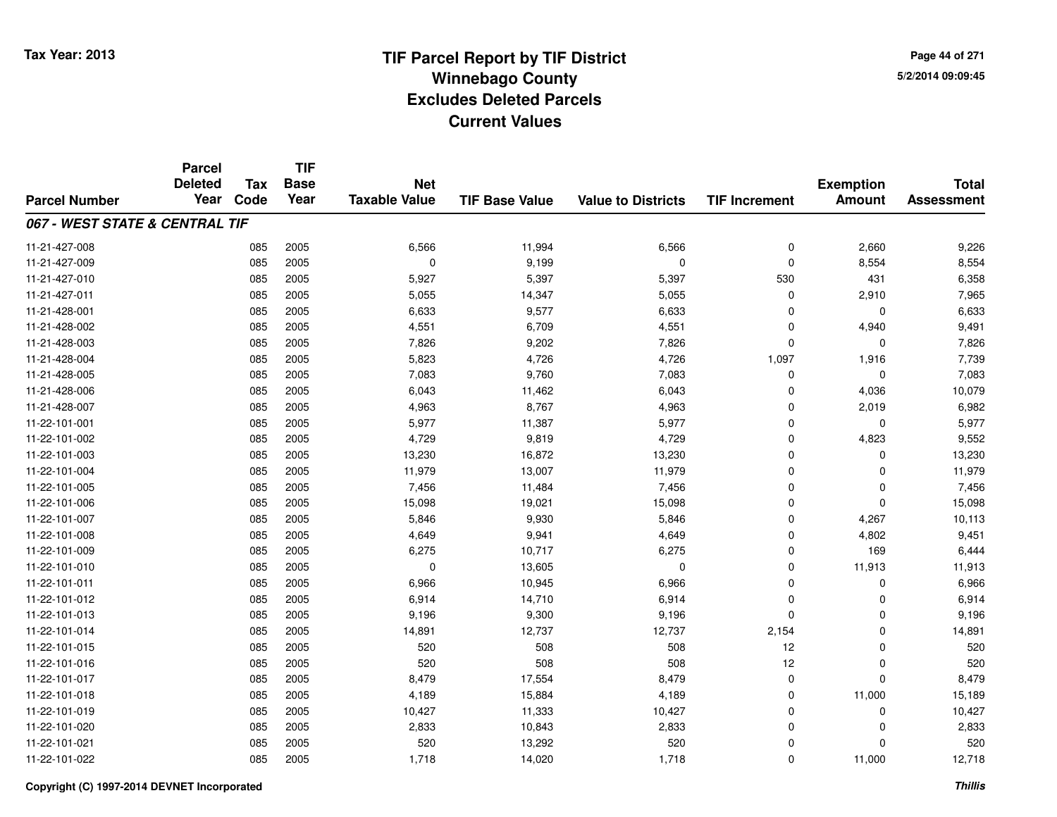# TIF Parcel Report by TIF District
## Winnebago County
## Excludes Deleted Parcels
## Current Values

Tax Year: 2013

5/2/2014 09:09:45

| Parcel Number | Parcel Deleted Year | Tax Code | TIF Base Year | Net Taxable Value | TIF Base Value | Value to Districts | TIF Increment | Exemption Amount | Total Assessment |
|---|---|---|---|---|---|---|---|---|---|
| ***067 - WEST STATE & CENTRAL TIF*** | | | | | | | | | |
| 11-21-427-008 | | 085 | 2005 | 6,566 | 11,994 | 6,566 | 0 | 2,660 | 9,226 |
| 11-21-427-009 | | 085 | 2005 | 0 | 9,199 | 0 | 0 | 8,554 | 8,554 |
| 11-21-427-010 | | 085 | 2005 | 5,927 | 5,397 | 5,397 | 530 | 431 | 6,358 |
| 11-21-427-011 | | 085 | 2005 | 5,055 | 14,347 | 5,055 | 0 | 2,910 | 7,965 |
| 11-21-428-001 | | 085 | 2005 | 6,633 | 9,577 | 6,633 | 0 | 0 | 6,633 |
| 11-21-428-002 | | 085 | 2005 | 4,551 | 6,709 | 4,551 | 0 | 4,940 | 9,491 |
| 11-21-428-003 | | 085 | 2005 | 7,826 | 9,202 | 7,826 | 0 | 0 | 7,826 |
| 11-21-428-004 | | 085 | 2005 | 5,823 | 4,726 | 4,726 | 1,097 | 1,916 | 7,739 |
| 11-21-428-005 | | 085 | 2005 | 7,083 | 9,760 | 7,083 | 0 | 0 | 7,083 |
| 11-21-428-006 | | 085 | 2005 | 6,043 | 11,462 | 6,043 | 0 | 4,036 | 10,079 |
| 11-21-428-007 | | 085 | 2005 | 4,963 | 8,767 | 4,963 | 0 | 2,019 | 6,982 |
| 11-22-101-001 | | 085 | 2005 | 5,977 | 11,387 | 5,977 | 0 | 0 | 5,977 |
| 11-22-101-002 | | 085 | 2005 | 4,729 | 9,819 | 4,729 | 0 | 4,823 | 9,552 |
| 11-22-101-003 | | 085 | 2005 | 13,230 | 16,872 | 13,230 | 0 | 0 | 13,230 |
| 11-22-101-004 | | 085 | 2005 | 11,979 | 13,007 | 11,979 | 0 | 0 | 11,979 |
| 11-22-101-005 | | 085 | 2005 | 7,456 | 11,484 | 7,456 | 0 | 0 | 7,456 |
| 11-22-101-006 | | 085 | 2005 | 15,098 | 19,021 | 15,098 | 0 | 0 | 15,098 |
| 11-22-101-007 | | 085 | 2005 | 5,846 | 9,930 | 5,846 | 0 | 4,267 | 10,113 |
| 11-22-101-008 | | 085 | 2005 | 4,649 | 9,941 | 4,649 | 0 | 4,802 | 9,451 |
| 11-22-101-009 | | 085 | 2005 | 6,275 | 10,717 | 6,275 | 0 | 169 | 6,444 |
| 11-22-101-010 | | 085 | 2005 | 0 | 13,605 | 0 | 0 | 11,913 | 11,913 |
| 11-22-101-011 | | 085 | 2005 | 6,966 | 10,945 | 6,966 | 0 | 0 | 6,966 |
| 11-22-101-012 | | 085 | 2005 | 6,914 | 14,710 | 6,914 | 0 | 0 | 6,914 |
| 11-22-101-013 | | 085 | 2005 | 9,196 | 9,300 | 9,196 | 0 | 0 | 9,196 |
| 11-22-101-014 | | 085 | 2005 | 14,891 | 12,737 | 12,737 | 2,154 | 0 | 14,891 |
| 11-22-101-015 | | 085 | 2005 | 520 | 508 | 508 | 12 | 0 | 520 |
| 11-22-101-016 | | 085 | 2005 | 520 | 508 | 508 | 12 | 0 | 520 |
| 11-22-101-017 | | 085 | 2005 | 8,479 | 17,554 | 8,479 | 0 | 0 | 8,479 |
| 11-22-101-018 | | 085 | 2005 | 4,189 | 15,884 | 4,189 | 0 | 11,000 | 15,189 |
| 11-22-101-019 | | 085 | 2005 | 10,427 | 11,333 | 10,427 | 0 | 0 | 10,427 |
| 11-22-101-020 | | 085 | 2005 | 2,833 | 10,843 | 2,833 | 0 | 0 | 2,833 |
| 11-22-101-021 | | 085 | 2005 | 520 | 13,292 | 520 | 0 | 0 | 520 |
| 11-22-101-022 | | 085 | 2005 | 1,718 | 14,020 | 1,718 | 0 | 11,000 | 12,718 |

Copyright (C) 1997-2014 DEVNET Incorporated

*Thillis*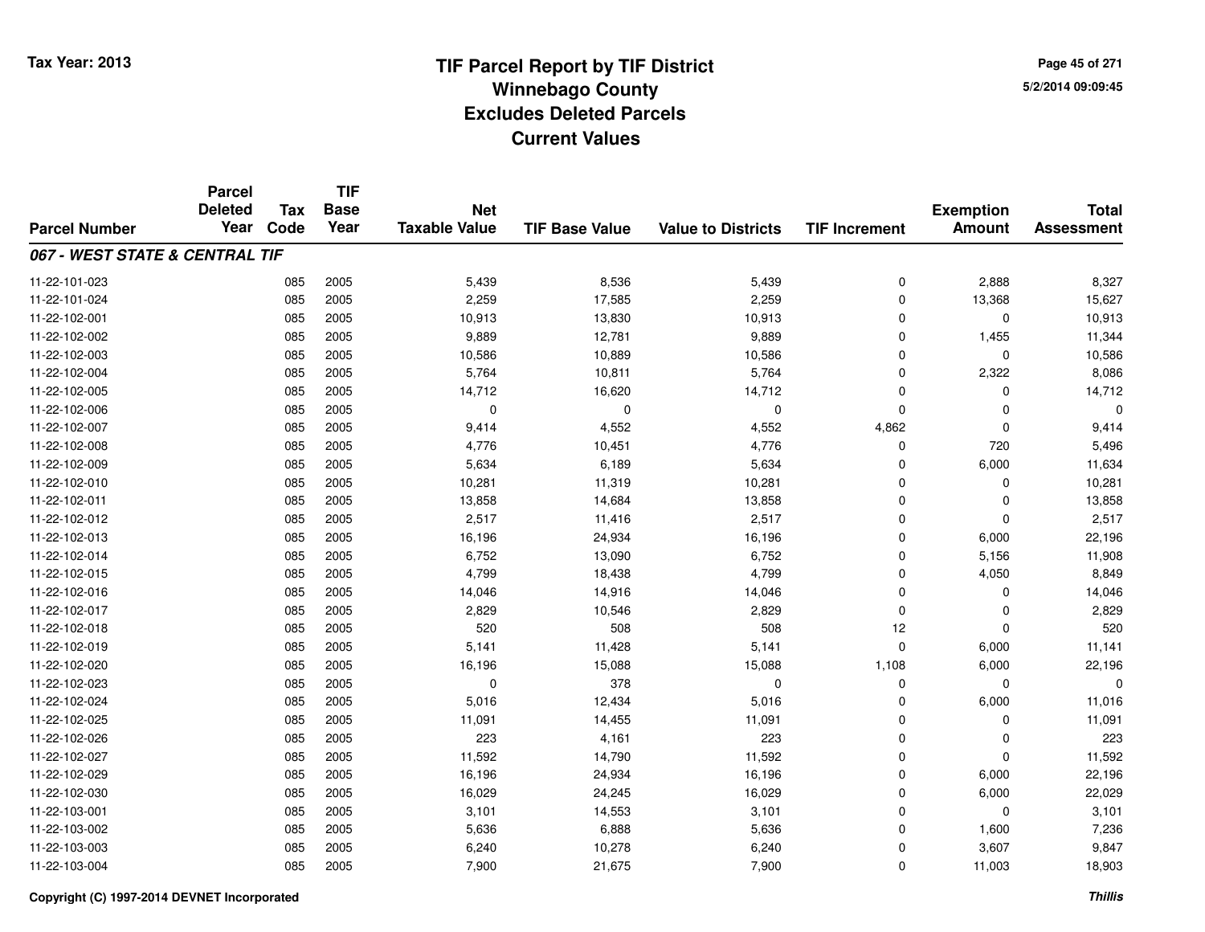# TIF Parcel Report by TIF District
## Winnebago County
## Excludes Deleted Parcels
## Current Values

Tax Year: 2013

5/2/2014 09:09:45

| Parcel Number | Parcel Deleted Year | Tax Code | TIF Base Year | Net Taxable Value | TIF Base Value | Value to Districts | TIF Increment | Exemption Amount | Total Assessment |
|---|---|---|---|---|---|---|---|---|---|
| ***067 - WEST STATE & CENTRAL TIF*** | | | | | | | | | |
| 11-22-101-023 | | 085 | 2005 | 5,439 | 8,536 | 5,439 | 0 | 2,888 | 8,327 |
| 11-22-101-024 | | 085 | 2005 | 2,259 | 17,585 | 2,259 | 0 | 13,368 | 15,627 |
| 11-22-102-001 | | 085 | 2005 | 10,913 | 13,830 | 10,913 | 0 | 0 | 10,913 |
| 11-22-102-002 | | 085 | 2005 | 9,889 | 12,781 | 9,889 | 0 | 1,455 | 11,344 |
| 11-22-102-003 | | 085 | 2005 | 10,586 | 10,889 | 10,586 | 0 | 0 | 10,586 |
| 11-22-102-004 | | 085 | 2005 | 5,764 | 10,811 | 5,764 | 0 | 2,322 | 8,086 |
| 11-22-102-005 | | 085 | 2005 | 14,712 | 16,620 | 14,712 | 0 | 0 | 14,712 |
| 11-22-102-006 | | 085 | 2005 | 0 | 0 | 0 | 0 | 0 | 0 |
| 11-22-102-007 | | 085 | 2005 | 9,414 | 4,552 | 4,552 | 4,862 | 0 | 9,414 |
| 11-22-102-008 | | 085 | 2005 | 4,776 | 10,451 | 4,776 | 0 | 720 | 5,496 |
| 11-22-102-009 | | 085 | 2005 | 5,634 | 6,189 | 5,634 | 0 | 6,000 | 11,634 |
| 11-22-102-010 | | 085 | 2005 | 10,281 | 11,319 | 10,281 | 0 | 0 | 10,281 |
| 11-22-102-011 | | 085 | 2005 | 13,858 | 14,684 | 13,858 | 0 | 0 | 13,858 |
| 11-22-102-012 | | 085 | 2005 | 2,517 | 11,416 | 2,517 | 0 | 0 | 2,517 |
| 11-22-102-013 | | 085 | 2005 | 16,196 | 24,934 | 16,196 | 0 | 6,000 | 22,196 |
| 11-22-102-014 | | 085 | 2005 | 6,752 | 13,090 | 6,752 | 0 | 5,156 | 11,908 |
| 11-22-102-015 | | 085 | 2005 | 4,799 | 18,438 | 4,799 | 0 | 4,050 | 8,849 |
| 11-22-102-016 | | 085 | 2005 | 14,046 | 14,916 | 14,046 | 0 | 0 | 14,046 |
| 11-22-102-017 | | 085 | 2005 | 2,829 | 10,546 | 2,829 | 0 | 0 | 2,829 |
| 11-22-102-018 | | 085 | 2005 | 520 | 508 | 508 | 12 | 0 | 520 |
| 11-22-102-019 | | 085 | 2005 | 5,141 | 11,428 | 5,141 | 0 | 6,000 | 11,141 |
| 11-22-102-020 | | 085 | 2005 | 16,196 | 15,088 | 15,088 | 1,108 | 6,000 | 22,196 |
| 11-22-102-023 | | 085 | 2005 | 0 | 378 | 0 | 0 | 0 | 0 |
| 11-22-102-024 | | 085 | 2005 | 5,016 | 12,434 | 5,016 | 0 | 6,000 | 11,016 |
| 11-22-102-025 | | 085 | 2005 | 11,091 | 14,455 | 11,091 | 0 | 0 | 11,091 |
| 11-22-102-026 | | 085 | 2005 | 223 | 4,161 | 223 | 0 | 0 | 223 |
| 11-22-102-027 | | 085 | 2005 | 11,592 | 14,790 | 11,592 | 0 | 0 | 11,592 |
| 11-22-102-029 | | 085 | 2005 | 16,196 | 24,934 | 16,196 | 0 | 6,000 | 22,196 |
| 11-22-102-030 | | 085 | 2005 | 16,029 | 24,245 | 16,029 | 0 | 6,000 | 22,029 |
| 11-22-103-001 | | 085 | 2005 | 3,101 | 14,553 | 3,101 | 0 | 0 | 3,101 |
| 11-22-103-002 | | 085 | 2005 | 5,636 | 6,888 | 5,636 | 0 | 1,600 | 7,236 |
| 11-22-103-003 | | 085 | 2005 | 6,240 | 10,278 | 6,240 | 0 | 3,607 | 9,847 |
| 11-22-103-004 | | 085 | 2005 | 7,900 | 21,675 | 7,900 | 0 | 11,003 | 18,903 |

Copyright (C) 1997-2014 DEVNET Incorporated

*Thillis*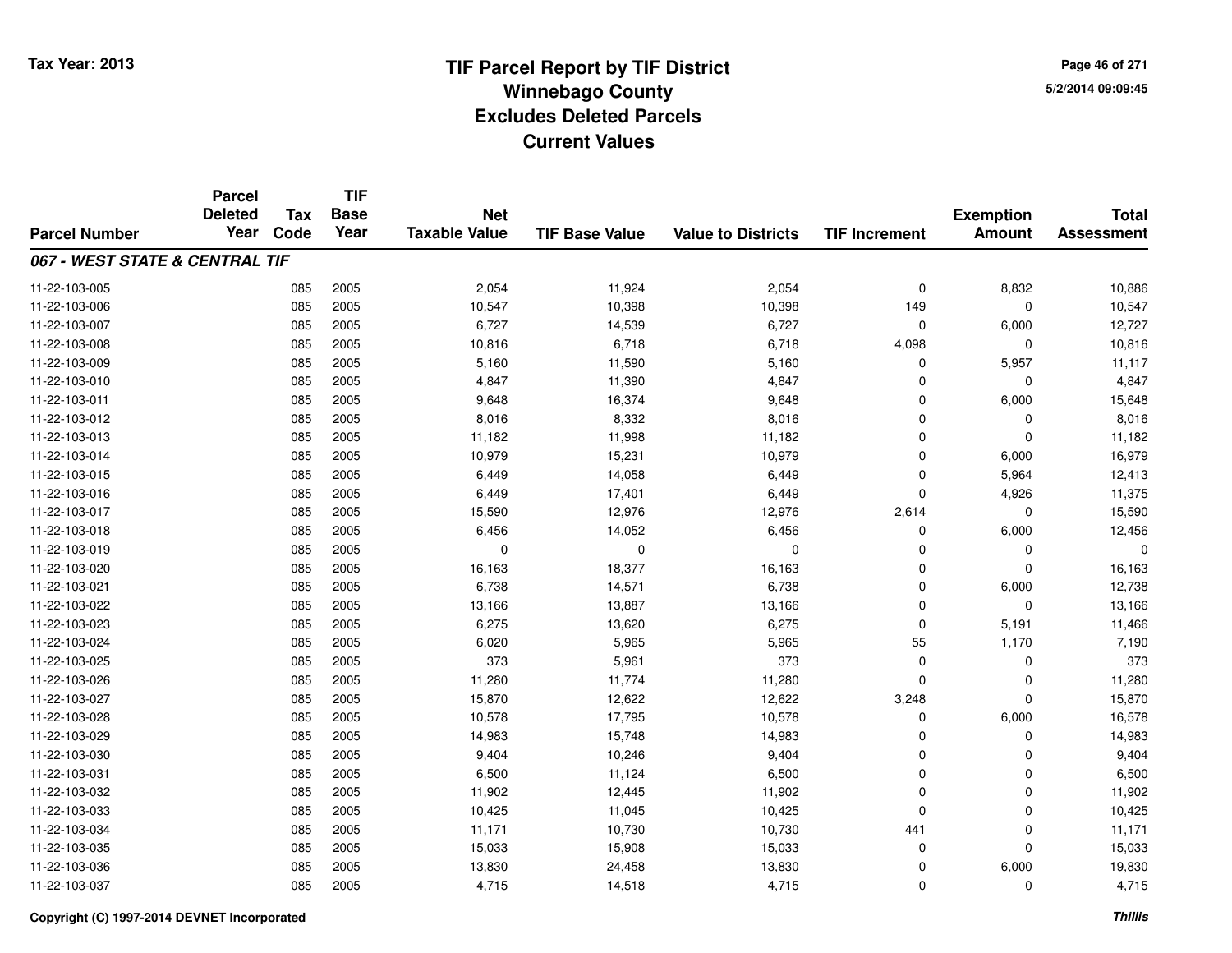# TIF Parcel Report by TIF District
## Winnebago County
## Excludes Deleted Parcels
## Current Values

Tax Year: 2013

5/2/2014 09:09:45

| Parcel Number | Parcel Deleted Year | Tax Code | TIF Base Year | Net Taxable Value | TIF Base Value | Value to Districts | TIF Increment | Exemption Amount | Total Assessment |
|---|---|---|---|---|---|---|---|---|---|
| ***067 - WEST STATE & CENTRAL TIF*** | | | | | | | | | |
| 11-22-103-005 | | 085 | 2005 | 2,054 | 11,924 | 2,054 | 0 | 8,832 | 10,886 |
| 11-22-103-006 | | 085 | 2005 | 10,547 | 10,398 | 10,398 | 149 | 0 | 10,547 |
| 11-22-103-007 | | 085 | 2005 | 6,727 | 14,539 | 6,727 | 0 | 6,000 | 12,727 |
| 11-22-103-008 | | 085 | 2005 | 10,816 | 6,718 | 6,718 | 4,098 | 0 | 10,816 |
| 11-22-103-009 | | 085 | 2005 | 5,160 | 11,590 | 5,160 | 0 | 5,957 | 11,117 |
| 11-22-103-010 | | 085 | 2005 | 4,847 | 11,390 | 4,847 | 0 | 0 | 4,847 |
| 11-22-103-011 | | 085 | 2005 | 9,648 | 16,374 | 9,648 | 0 | 6,000 | 15,648 |
| 11-22-103-012 | | 085 | 2005 | 8,016 | 8,332 | 8,016 | 0 | 0 | 8,016 |
| 11-22-103-013 | | 085 | 2005 | 11,182 | 11,998 | 11,182 | 0 | 0 | 11,182 |
| 11-22-103-014 | | 085 | 2005 | 10,979 | 15,231 | 10,979 | 0 | 6,000 | 16,979 |
| 11-22-103-015 | | 085 | 2005 | 6,449 | 14,058 | 6,449 | 0 | 5,964 | 12,413 |
| 11-22-103-016 | | 085 | 2005 | 6,449 | 17,401 | 6,449 | 0 | 4,926 | 11,375 |
| 11-22-103-017 | | 085 | 2005 | 15,590 | 12,976 | 12,976 | 2,614 | 0 | 15,590 |
| 11-22-103-018 | | 085 | 2005 | 6,456 | 14,052 | 6,456 | 0 | 6,000 | 12,456 |
| 11-22-103-019 | | 085 | 2005 | 0 | 0 | 0 | 0 | 0 | 0 |
| 11-22-103-020 | | 085 | 2005 | 16,163 | 18,377 | 16,163 | 0 | 0 | 16,163 |
| 11-22-103-021 | | 085 | 2005 | 6,738 | 14,571 | 6,738 | 0 | 6,000 | 12,738 |
| 11-22-103-022 | | 085 | 2005 | 13,166 | 13,887 | 13,166 | 0 | 0 | 13,166 |
| 11-22-103-023 | | 085 | 2005 | 6,275 | 13,620 | 6,275 | 0 | 5,191 | 11,466 |
| 11-22-103-024 | | 085 | 2005 | 6,020 | 5,965 | 5,965 | 55 | 1,170 | 7,190 |
| 11-22-103-025 | | 085 | 2005 | 373 | 5,961 | 373 | 0 | 0 | 373 |
| 11-22-103-026 | | 085 | 2005 | 11,280 | 11,774 | 11,280 | 0 | 0 | 11,280 |
| 11-22-103-027 | | 085 | 2005 | 15,870 | 12,622 | 12,622 | 3,248 | 0 | 15,870 |
| 11-22-103-028 | | 085 | 2005 | 10,578 | 17,795 | 10,578 | 0 | 6,000 | 16,578 |
| 11-22-103-029 | | 085 | 2005 | 14,983 | 15,748 | 14,983 | 0 | 0 | 14,983 |
| 11-22-103-030 | | 085 | 2005 | 9,404 | 10,246 | 9,404 | 0 | 0 | 9,404 |
| 11-22-103-031 | | 085 | 2005 | 6,500 | 11,124 | 6,500 | 0 | 0 | 6,500 |
| 11-22-103-032 | | 085 | 2005 | 11,902 | 12,445 | 11,902 | 0 | 0 | 11,902 |
| 11-22-103-033 | | 085 | 2005 | 10,425 | 11,045 | 10,425 | 0 | 0 | 10,425 |
| 11-22-103-034 | | 085 | 2005 | 11,171 | 10,730 | 10,730 | 441 | 0 | 11,171 |
| 11-22-103-035 | | 085 | 2005 | 15,033 | 15,908 | 15,033 | 0 | 0 | 15,033 |
| 11-22-103-036 | | 085 | 2005 | 13,830 | 24,458 | 13,830 | 0 | 6,000 | 19,830 |
| 11-22-103-037 | | 085 | 2005 | 4,715 | 14,518 | 4,715 | 0 | 0 | 4,715 |

Copyright (C) 1997-2014 DEVNET Incorporated

*Thillis*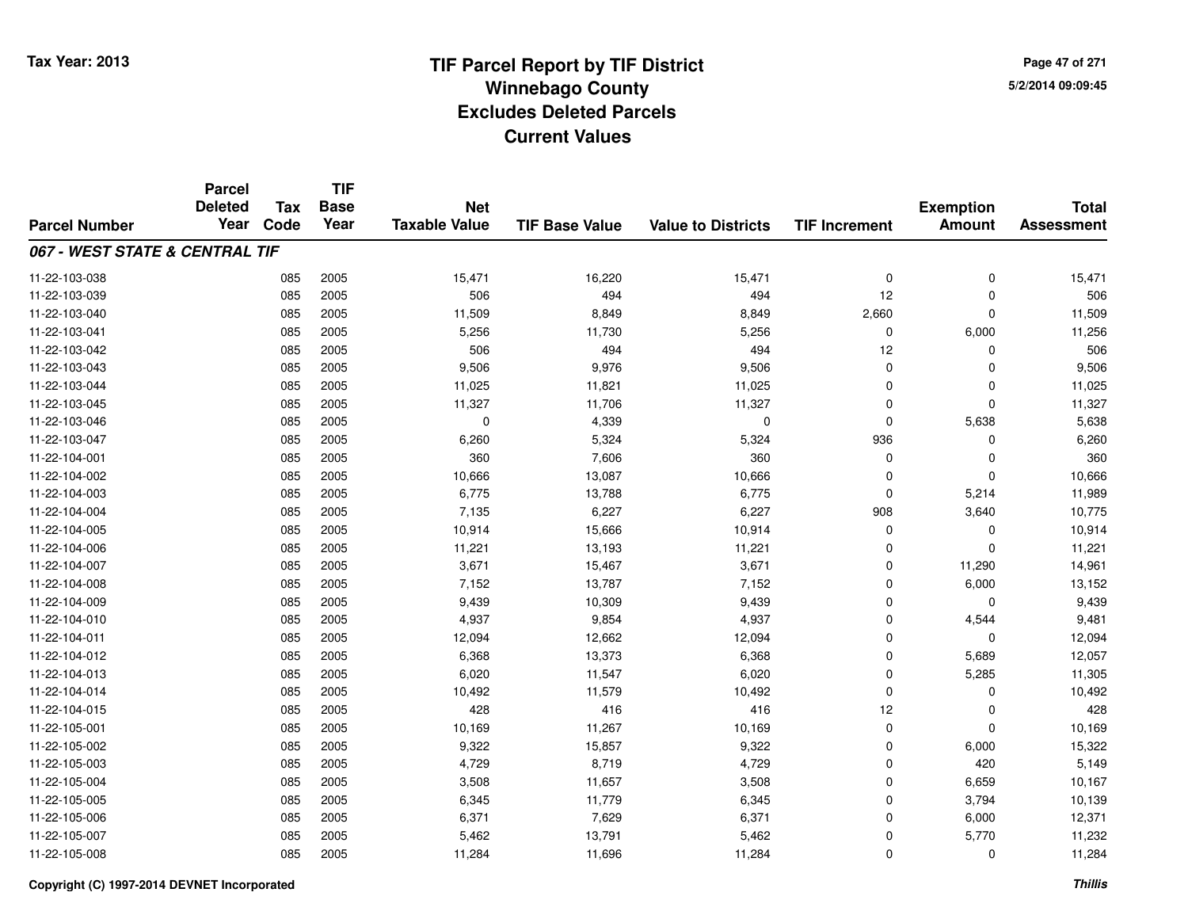# TIF Parcel Report by TIF District
## Winnebago County
## Excludes Deleted Parcels
## Current Values

Tax Year: 2013

5/2/2014 09:09:45

| Parcel Number | Parcel Deleted Year | Tax Code | TIF Base Year | Net Taxable Value | TIF Base Value | Value to Districts | TIF Increment | Exemption Amount | Total Assessment |
|---|---|---|---|---|---|---|---|---|---|
| ***067 - WEST STATE & CENTRAL TIF*** | | | | | | | | | |
| 11-22-103-038 | | 085 | 2005 | 15,471 | 16,220 | 15,471 | 0 | 0 | 15,471 |
| 11-22-103-039 | | 085 | 2005 | 506 | 494 | 494 | 12 | 0 | 506 |
| 11-22-103-040 | | 085 | 2005 | 11,509 | 8,849 | 8,849 | 2,660 | 0 | 11,509 |
| 11-22-103-041 | | 085 | 2005 | 5,256 | 11,730 | 5,256 | 0 | 6,000 | 11,256 |
| 11-22-103-042 | | 085 | 2005 | 506 | 494 | 494 | 12 | 0 | 506 |
| 11-22-103-043 | | 085 | 2005 | 9,506 | 9,976 | 9,506 | 0 | 0 | 9,506 |
| 11-22-103-044 | | 085 | 2005 | 11,025 | 11,821 | 11,025 | 0 | 0 | 11,025 |
| 11-22-103-045 | | 085 | 2005 | 11,327 | 11,706 | 11,327 | 0 | 0 | 11,327 |
| 11-22-103-046 | | 085 | 2005 | 0 | 4,339 | 0 | 0 | 5,638 | 5,638 |
| 11-22-103-047 | | 085 | 2005 | 6,260 | 5,324 | 5,324 | 936 | 0 | 6,260 |
| 11-22-104-001 | | 085 | 2005 | 360 | 7,606 | 360 | 0 | 0 | 360 |
| 11-22-104-002 | | 085 | 2005 | 10,666 | 13,087 | 10,666 | 0 | 0 | 10,666 |
| 11-22-104-003 | | 085 | 2005 | 6,775 | 13,788 | 6,775 | 0 | 5,214 | 11,989 |
| 11-22-104-004 | | 085 | 2005 | 7,135 | 6,227 | 6,227 | 908 | 3,640 | 10,775 |
| 11-22-104-005 | | 085 | 2005 | 10,914 | 15,666 | 10,914 | 0 | 0 | 10,914 |
| 11-22-104-006 | | 085 | 2005 | 11,221 | 13,193 | 11,221 | 0 | 0 | 11,221 |
| 11-22-104-007 | | 085 | 2005 | 3,671 | 15,467 | 3,671 | 0 | 11,290 | 14,961 |
| 11-22-104-008 | | 085 | 2005 | 7,152 | 13,787 | 7,152 | 0 | 6,000 | 13,152 |
| 11-22-104-009 | | 085 | 2005 | 9,439 | 10,309 | 9,439 | 0 | 0 | 9,439 |
| 11-22-104-010 | | 085 | 2005 | 4,937 | 9,854 | 4,937 | 0 | 4,544 | 9,481 |
| 11-22-104-011 | | 085 | 2005 | 12,094 | 12,662 | 12,094 | 0 | 0 | 12,094 |
| 11-22-104-012 | | 085 | 2005 | 6,368 | 13,373 | 6,368 | 0 | 5,689 | 12,057 |
| 11-22-104-013 | | 085 | 2005 | 6,020 | 11,547 | 6,020 | 0 | 5,285 | 11,305 |
| 11-22-104-014 | | 085 | 2005 | 10,492 | 11,579 | 10,492 | 0 | 0 | 10,492 |
| 11-22-104-015 | | 085 | 2005 | 428 | 416 | 416 | 12 | 0 | 428 |
| 11-22-105-001 | | 085 | 2005 | 10,169 | 11,267 | 10,169 | 0 | 0 | 10,169 |
| 11-22-105-002 | | 085 | 2005 | 9,322 | 15,857 | 9,322 | 0 | 6,000 | 15,322 |
| 11-22-105-003 | | 085 | 2005 | 4,729 | 8,719 | 4,729 | 0 | 420 | 5,149 |
| 11-22-105-004 | | 085 | 2005 | 3,508 | 11,657 | 3,508 | 0 | 6,659 | 10,167 |
| 11-22-105-005 | | 085 | 2005 | 6,345 | 11,779 | 6,345 | 0 | 3,794 | 10,139 |
| 11-22-105-006 | | 085 | 2005 | 6,371 | 7,629 | 6,371 | 0 | 6,000 | 12,371 |
| 11-22-105-007 | | 085 | 2005 | 5,462 | 13,791 | 5,462 | 0 | 5,770 | 11,232 |
| 11-22-105-008 | | 085 | 2005 | 11,284 | 11,696 | 11,284 | 0 | 0 | 11,284 |

Copyright (C) 1997-2014 DEVNET Incorporated

*Thillis*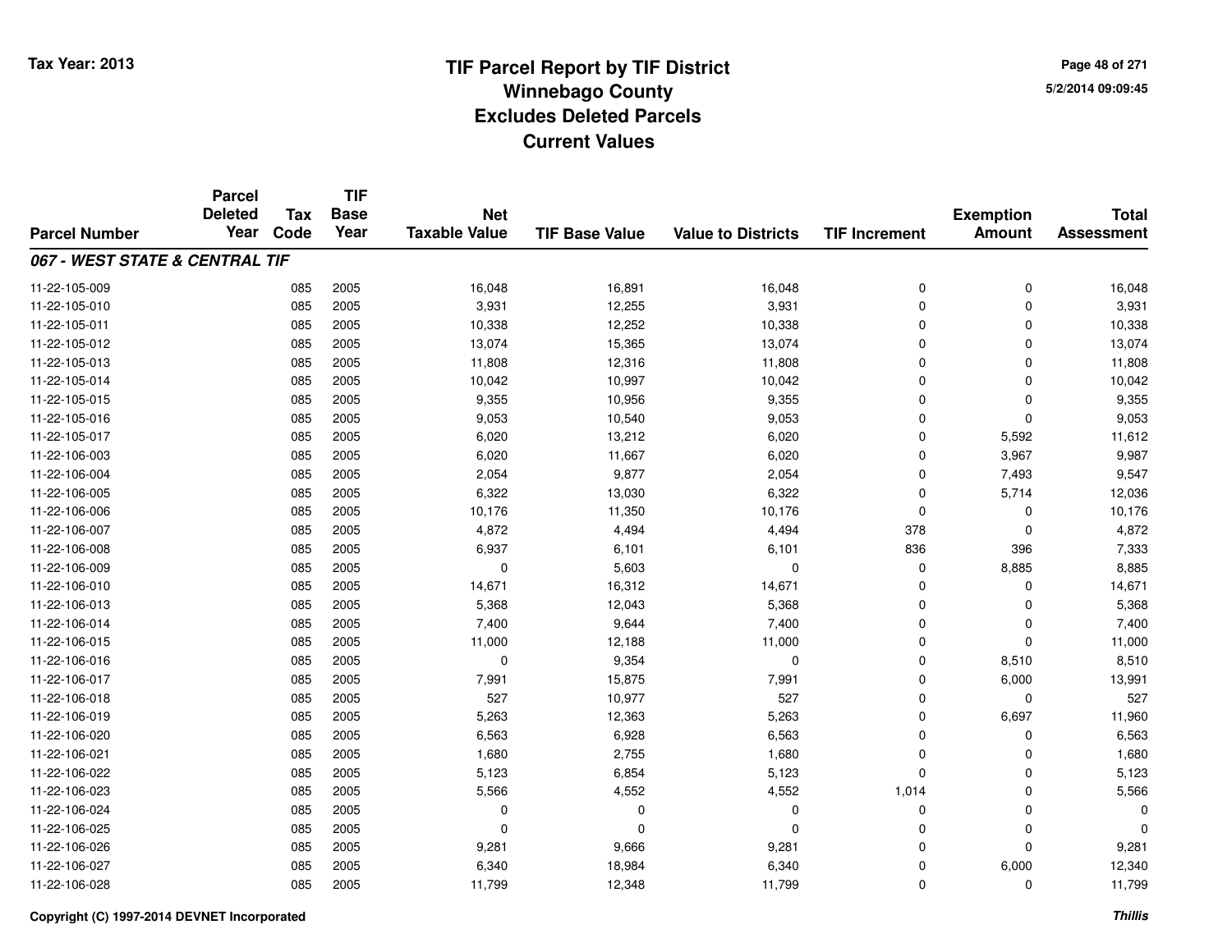# TIF Parcel Report by TIF District
## Winnebago County
## Excludes Deleted Parcels
## Current Values

Tax Year: 2013

5/2/2014 09:09:45

| Parcel Number | Parcel Deleted Year | Tax Code | TIF Base Year | Net Taxable Value | TIF Base Value | Value to Districts | TIF Increment | Exemption Amount | Total Assessment |
|---|---|---|---|---|---|---|---|---|---|
| ***067 - WEST STATE & CENTRAL TIF*** | | | | | | | | | |
| 11-22-105-009 | | 085 | 2005 | 16,048 | 16,891 | 16,048 | 0 | 0 | 16,048 |
| 11-22-105-010 | | 085 | 2005 | 3,931 | 12,255 | 3,931 | 0 | 0 | 3,931 |
| 11-22-105-011 | | 085 | 2005 | 10,338 | 12,252 | 10,338 | 0 | 0 | 10,338 |
| 11-22-105-012 | | 085 | 2005 | 13,074 | 15,365 | 13,074 | 0 | 0 | 13,074 |
| 11-22-105-013 | | 085 | 2005 | 11,808 | 12,316 | 11,808 | 0 | 0 | 11,808 |
| 11-22-105-014 | | 085 | 2005 | 10,042 | 10,997 | 10,042 | 0 | 0 | 10,042 |
| 11-22-105-015 | | 085 | 2005 | 9,355 | 10,956 | 9,355 | 0 | 0 | 9,355 |
| 11-22-105-016 | | 085 | 2005 | 9,053 | 10,540 | 9,053 | 0 | 0 | 9,053 |
| 11-22-105-017 | | 085 | 2005 | 6,020 | 13,212 | 6,020 | 0 | 5,592 | 11,612 |
| 11-22-106-003 | | 085 | 2005 | 6,020 | 11,667 | 6,020 | 0 | 3,967 | 9,987 |
| 11-22-106-004 | | 085 | 2005 | 2,054 | 9,877 | 2,054 | 0 | 7,493 | 9,547 |
| 11-22-106-005 | | 085 | 2005 | 6,322 | 13,030 | 6,322 | 0 | 5,714 | 12,036 |
| 11-22-106-006 | | 085 | 2005 | 10,176 | 11,350 | 10,176 | 0 | 0 | 10,176 |
| 11-22-106-007 | | 085 | 2005 | 4,872 | 4,494 | 4,494 | 378 | 0 | 4,872 |
| 11-22-106-008 | | 085 | 2005 | 6,937 | 6,101 | 6,101 | 836 | 396 | 7,333 |
| 11-22-106-009 | | 085 | 2005 | 0 | 5,603 | 0 | 0 | 8,885 | 8,885 |
| 11-22-106-010 | | 085 | 2005 | 14,671 | 16,312 | 14,671 | 0 | 0 | 14,671 |
| 11-22-106-013 | | 085 | 2005 | 5,368 | 12,043 | 5,368 | 0 | 0 | 5,368 |
| 11-22-106-014 | | 085 | 2005 | 7,400 | 9,644 | 7,400 | 0 | 0 | 7,400 |
| 11-22-106-015 | | 085 | 2005 | 11,000 | 12,188 | 11,000 | 0 | 0 | 11,000 |
| 11-22-106-016 | | 085 | 2005 | 0 | 9,354 | 0 | 0 | 8,510 | 8,510 |
| 11-22-106-017 | | 085 | 2005 | 7,991 | 15,875 | 7,991 | 0 | 6,000 | 13,991 |
| 11-22-106-018 | | 085 | 2005 | 527 | 10,977 | 527 | 0 | 0 | 527 |
| 11-22-106-019 | | 085 | 2005 | 5,263 | 12,363 | 5,263 | 0 | 6,697 | 11,960 |
| 11-22-106-020 | | 085 | 2005 | 6,563 | 6,928 | 6,563 | 0 | 0 | 6,563 |
| 11-22-106-021 | | 085 | 2005 | 1,680 | 2,755 | 1,680 | 0 | 0 | 1,680 |
| 11-22-106-022 | | 085 | 2005 | 5,123 | 6,854 | 5,123 | 0 | 0 | 5,123 |
| 11-22-106-023 | | 085 | 2005 | 5,566 | 4,552 | 4,552 | 1,014 | 0 | 5,566 |
| 11-22-106-024 | | 085 | 2005 | 0 | 0 | 0 | 0 | 0 | 0 |
| 11-22-106-025 | | 085 | 2005 | 0 | 0 | 0 | 0 | 0 | 0 |
| 11-22-106-026 | | 085 | 2005 | 9,281 | 9,666 | 9,281 | 0 | 0 | 9,281 |
| 11-22-106-027 | | 085 | 2005 | 6,340 | 18,984 | 6,340 | 0 | 6,000 | 12,340 |
| 11-22-106-028 | | 085 | 2005 | 11,799 | 12,348 | 11,799 | 0 | 0 | 11,799 |

Copyright (C) 1997-2014 DEVNET Incorporated

*Thillis*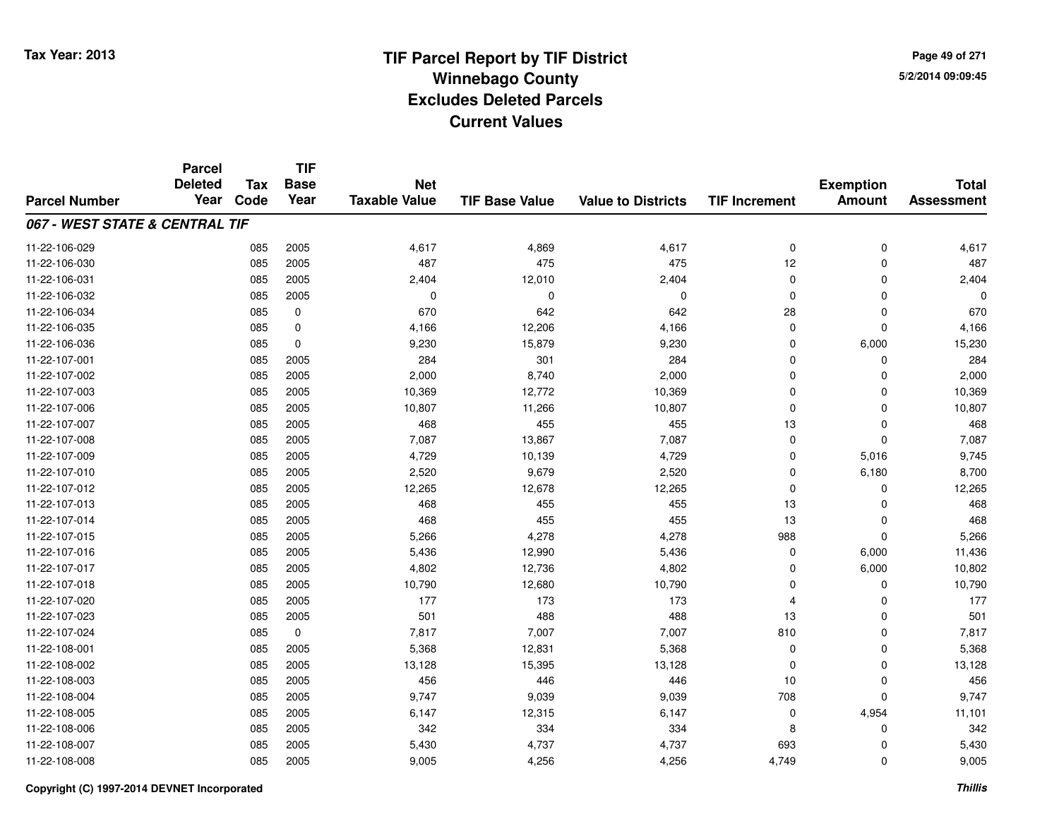# TIF Parcel Report by TIF District
## Winnebago County
## Excludes Deleted Parcels
## Current Values

Tax Year: 2013

5/2/2014 09:09:45

| Parcel Number | Parcel Deleted Year | Tax Code | TIF Base Year | Net Taxable Value | TIF Base Value | Value to Districts | TIF Increment | Exemption Amount | Total Assessment |
|---|---|---|---|---|---|---|---|---|---|
| ***067 - WEST STATE & CENTRAL TIF*** | | | | | | | | | |
| 11-22-106-029 | | 085 | 2005 | 4,617 | 4,869 | 4,617 | 0 | 0 | 4,617 |
| 11-22-106-030 | | 085 | 2005 | 487 | 475 | 475 | 12 | 0 | 487 |
| 11-22-106-031 | | 085 | 2005 | 2,404 | 12,010 | 2,404 | 0 | 0 | 2,404 |
| 11-22-106-032 | | 085 | 2005 | 0 | 0 | 0 | 0 | 0 | 0 |
| 11-22-106-034 | | 085 | 0 | 670 | 642 | 642 | 28 | 0 | 670 |
| 11-22-106-035 | | 085 | 0 | 4,166 | 12,206 | 4,166 | 0 | 0 | 4,166 |
| 11-22-106-036 | | 085 | 0 | 9,230 | 15,879 | 9,230 | 0 | 6,000 | 15,230 |
| 11-22-107-001 | | 085 | 2005 | 284 | 301 | 284 | 0 | 0 | 284 |
| 11-22-107-002 | | 085 | 2005 | 2,000 | 8,740 | 2,000 | 0 | 0 | 2,000 |
| 11-22-107-003 | | 085 | 2005 | 10,369 | 12,772 | 10,369 | 0 | 0 | 10,369 |
| 11-22-107-006 | | 085 | 2005 | 10,807 | 11,266 | 10,807 | 0 | 0 | 10,807 |
| 11-22-107-007 | | 085 | 2005 | 468 | 455 | 455 | 13 | 0 | 468 |
| 11-22-107-008 | | 085 | 2005 | 7,087 | 13,867 | 7,087 | 0 | 0 | 7,087 |
| 11-22-107-009 | | 085 | 2005 | 4,729 | 10,139 | 4,729 | 0 | 5,016 | 9,745 |
| 11-22-107-010 | | 085 | 2005 | 2,520 | 9,679 | 2,520 | 0 | 6,180 | 8,700 |
| 11-22-107-012 | | 085 | 2005 | 12,265 | 12,678 | 12,265 | 0 | 0 | 12,265 |
| 11-22-107-013 | | 085 | 2005 | 468 | 455 | 455 | 13 | 0 | 468 |
| 11-22-107-014 | | 085 | 2005 | 468 | 455 | 455 | 13 | 0 | 468 |
| 11-22-107-015 | | 085 | 2005 | 5,266 | 4,278 | 4,278 | 988 | 0 | 5,266 |
| 11-22-107-016 | | 085 | 2005 | 5,436 | 12,990 | 5,436 | 0 | 6,000 | 11,436 |
| 11-22-107-017 | | 085 | 2005 | 4,802 | 12,736 | 4,802 | 0 | 6,000 | 10,802 |
| 11-22-107-018 | | 085 | 2005 | 10,790 | 12,680 | 10,790 | 0 | 0 | 10,790 |
| 11-22-107-020 | | 085 | 2005 | 177 | 173 | 173 | 4 | 0 | 177 |
| 11-22-107-023 | | 085 | 2005 | 501 | 488 | 488 | 13 | 0 | 501 |
| 11-22-107-024 | | 085 | 0 | 7,817 | 7,007 | 7,007 | 810 | 0 | 7,817 |
| 11-22-108-001 | | 085 | 2005 | 5,368 | 12,831 | 5,368 | 0 | 0 | 5,368 |
| 11-22-108-002 | | 085 | 2005 | 13,128 | 15,395 | 13,128 | 0 | 0 | 13,128 |
| 11-22-108-003 | | 085 | 2005 | 456 | 446 | 446 | 10 | 0 | 456 |
| 11-22-108-004 | | 085 | 2005 | 9,747 | 9,039 | 9,039 | 708 | 0 | 9,747 |
| 11-22-108-005 | | 085 | 2005 | 6,147 | 12,315 | 6,147 | 0 | 4,954 | 11,101 |
| 11-22-108-006 | | 085 | 2005 | 342 | 334 | 334 | 8 | 0 | 342 |
| 11-22-108-007 | | 085 | 2005 | 5,430 | 4,737 | 4,737 | 693 | 0 | 5,430 |
| 11-22-108-008 | | 085 | 2005 | 9,005 | 4,256 | 4,256 | 4,749 | 0 | 9,005 |

Copyright (C) 1997-2014 DEVNET Incorporated

*Thillis*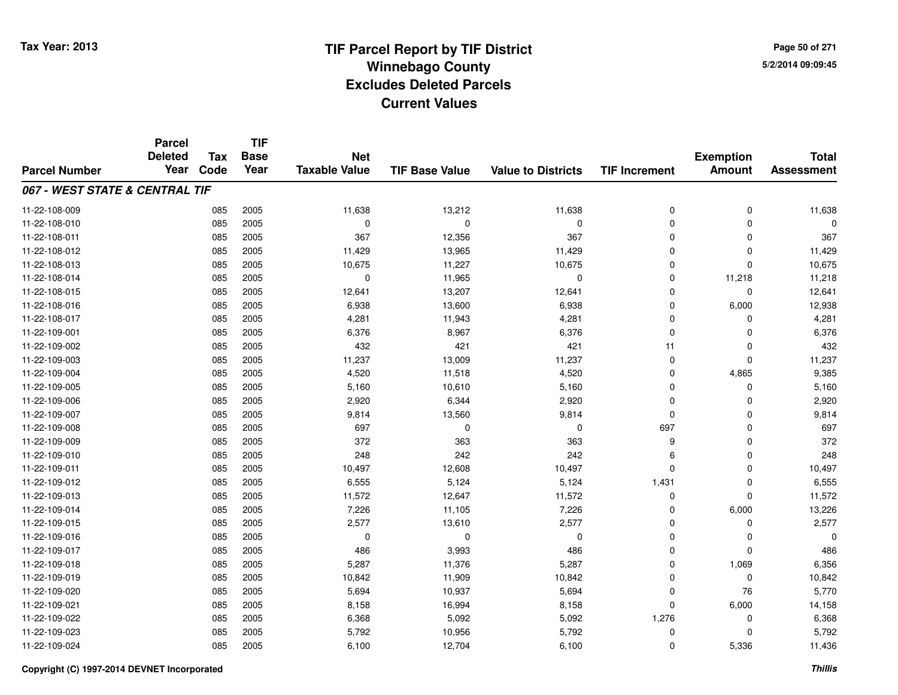# TIF Parcel Report by TIF District
## Winnebago County
## Excludes Deleted Parcels
## Current Values

Tax Year: 2013

5/2/2014 09:09:45

| Parcel Number | Parcel Deleted Year | Tax Code | TIF Base Year | Net Taxable Value | TIF Base Value | Value to Districts | TIF Increment | Exemption Amount | Total Assessment |
|---|---|---|---|---|---|---|---|---|---|
| ***067 - WEST STATE & CENTRAL TIF*** | | | | | | | | | |
| 11-22-108-009 | | 085 | 2005 | 11,638 | 13,212 | 11,638 | 0 | 0 | 11,638 |
| 11-22-108-010 | | 085 | 2005 | 0 | 0 | 0 | 0 | 0 | 0 |
| 11-22-108-011 | | 085 | 2005 | 367 | 12,356 | 367 | 0 | 0 | 367 |
| 11-22-108-012 | | 085 | 2005 | 11,429 | 13,965 | 11,429 | 0 | 0 | 11,429 |
| 11-22-108-013 | | 085 | 2005 | 10,675 | 11,227 | 10,675 | 0 | 0 | 10,675 |
| 11-22-108-014 | | 085 | 2005 | 0 | 11,965 | 0 | 0 | 11,218 | 11,218 |
| 11-22-108-015 | | 085 | 2005 | 12,641 | 13,207 | 12,641 | 0 | 0 | 12,641 |
| 11-22-108-016 | | 085 | 2005 | 6,938 | 13,600 | 6,938 | 0 | 6,000 | 12,938 |
| 11-22-108-017 | | 085 | 2005 | 4,281 | 11,943 | 4,281 | 0 | 0 | 4,281 |
| 11-22-109-001 | | 085 | 2005 | 6,376 | 8,967 | 6,376 | 0 | 0 | 6,376 |
| 11-22-109-002 | | 085 | 2005 | 432 | 421 | 421 | 11 | 0 | 432 |
| 11-22-109-003 | | 085 | 2005 | 11,237 | 13,009 | 11,237 | 0 | 0 | 11,237 |
| 11-22-109-004 | | 085 | 2005 | 4,520 | 11,518 | 4,520 | 0 | 4,865 | 9,385 |
| 11-22-109-005 | | 085 | 2005 | 5,160 | 10,610 | 5,160 | 0 | 0 | 5,160 |
| 11-22-109-006 | | 085 | 2005 | 2,920 | 6,344 | 2,920 | 0 | 0 | 2,920 |
| 11-22-109-007 | | 085 | 2005 | 9,814 | 13,560 | 9,814 | 0 | 0 | 9,814 |
| 11-22-109-008 | | 085 | 2005 | 697 | 0 | 0 | 697 | 0 | 697 |
| 11-22-109-009 | | 085 | 2005 | 372 | 363 | 363 | 9 | 0 | 372 |
| 11-22-109-010 | | 085 | 2005 | 248 | 242 | 242 | 6 | 0 | 248 |
| 11-22-109-011 | | 085 | 2005 | 10,497 | 12,608 | 10,497 | 0 | 0 | 10,497 |
| 11-22-109-012 | | 085 | 2005 | 6,555 | 5,124 | 5,124 | 1,431 | 0 | 6,555 |
| 11-22-109-013 | | 085 | 2005 | 11,572 | 12,647 | 11,572 | 0 | 0 | 11,572 |
| 11-22-109-014 | | 085 | 2005 | 7,226 | 11,105 | 7,226 | 0 | 6,000 | 13,226 |
| 11-22-109-015 | | 085 | 2005 | 2,577 | 13,610 | 2,577 | 0 | 0 | 2,577 |
| 11-22-109-016 | | 085 | 2005 | 0 | 0 | 0 | 0 | 0 | 0 |
| 11-22-109-017 | | 085 | 2005 | 486 | 3,993 | 486 | 0 | 0 | 486 |
| 11-22-109-018 | | 085 | 2005 | 5,287 | 11,376 | 5,287 | 0 | 1,069 | 6,356 |
| 11-22-109-019 | | 085 | 2005 | 10,842 | 11,909 | 10,842 | 0 | 0 | 10,842 |
| 11-22-109-020 | | 085 | 2005 | 5,694 | 10,937 | 5,694 | 0 | 76 | 5,770 |
| 11-22-109-021 | | 085 | 2005 | 8,158 | 16,994 | 8,158 | 0 | 6,000 | 14,158 |
| 11-22-109-022 | | 085 | 2005 | 6,368 | 5,092 | 5,092 | 1,276 | 0 | 6,368 |
| 11-22-109-023 | | 085 | 2005 | 5,792 | 10,956 | 5,792 | 0 | 0 | 5,792 |
| 11-22-109-024 | | 085 | 2005 | 6,100 | 12,704 | 6,100 | 0 | 5,336 | 11,436 |

Copyright (C) 1997-2014 DEVNET Incorporated

*Thillis*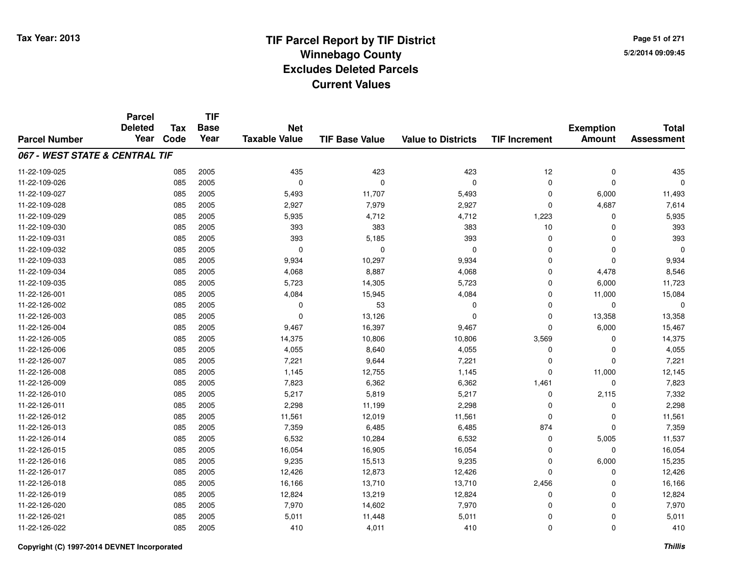Tax Year: 2013

# TIF Parcel Report by TIF District
## Winnebago County
## Excludes Deleted Parcels
## Current Values

5/2/2014 09:09:45

| Parcel Number | Parcel Deleted Year | Tax Code | TIF Base Year | Net Taxable Value | TIF Base Value | Value to Districts | TIF Increment | Exemption Amount | Total Assessment |
|---|---|---|---|---|---|---|---|---|---|
| ***067 - WEST STATE & CENTRAL TIF*** | | | | | | | | | |
| 11-22-109-025 | | 085 | 2005 | 435 | 423 | 423 | 12 | 0 | 435 |
| 11-22-109-026 | | 085 | 2005 | 0 | 0 | 0 | 0 | 0 | 0 |
| 11-22-109-027 | | 085 | 2005 | 5,493 | 11,707 | 5,493 | 0 | 6,000 | 11,493 |
| 11-22-109-028 | | 085 | 2005 | 2,927 | 7,979 | 2,927 | 0 | 4,687 | 7,614 |
| 11-22-109-029 | | 085 | 2005 | 5,935 | 4,712 | 4,712 | 1,223 | 0 | 5,935 |
| 11-22-109-030 | | 085 | 2005 | 393 | 383 | 383 | 10 | 0 | 393 |
| 11-22-109-031 | | 085 | 2005 | 393 | 5,185 | 393 | 0 | 0 | 393 |
| 11-22-109-032 | | 085 | 2005 | 0 | 0 | 0 | 0 | 0 | 0 |
| 11-22-109-033 | | 085 | 2005 | 9,934 | 10,297 | 9,934 | 0 | 0 | 9,934 |
| 11-22-109-034 | | 085 | 2005 | 4,068 | 8,887 | 4,068 | 0 | 4,478 | 8,546 |
| 11-22-109-035 | | 085 | 2005 | 5,723 | 14,305 | 5,723 | 0 | 6,000 | 11,723 |
| 11-22-126-001 | | 085 | 2005 | 4,084 | 15,945 | 4,084 | 0 | 11,000 | 15,084 |
| 11-22-126-002 | | 085 | 2005 | 0 | 53 | 0 | 0 | 0 | 0 |
| 11-22-126-003 | | 085 | 2005 | 0 | 13,126 | 0 | 0 | 13,358 | 13,358 |
| 11-22-126-004 | | 085 | 2005 | 9,467 | 16,397 | 9,467 | 0 | 6,000 | 15,467 |
| 11-22-126-005 | | 085 | 2005 | 14,375 | 10,806 | 10,806 | 3,569 | 0 | 14,375 |
| 11-22-126-006 | | 085 | 2005 | 4,055 | 8,640 | 4,055 | 0 | 0 | 4,055 |
| 11-22-126-007 | | 085 | 2005 | 7,221 | 9,644 | 7,221 | 0 | 0 | 7,221 |
| 11-22-126-008 | | 085 | 2005 | 1,145 | 12,755 | 1,145 | 0 | 11,000 | 12,145 |
| 11-22-126-009 | | 085 | 2005 | 7,823 | 6,362 | 6,362 | 1,461 | 0 | 7,823 |
| 11-22-126-010 | | 085 | 2005 | 5,217 | 5,819 | 5,217 | 0 | 2,115 | 7,332 |
| 11-22-126-011 | | 085 | 2005 | 2,298 | 11,199 | 2,298 | 0 | 0 | 2,298 |
| 11-22-126-012 | | 085 | 2005 | 11,561 | 12,019 | 11,561 | 0 | 0 | 11,561 |
| 11-22-126-013 | | 085 | 2005 | 7,359 | 6,485 | 6,485 | 874 | 0 | 7,359 |
| 11-22-126-014 | | 085 | 2005 | 6,532 | 10,284 | 6,532 | 0 | 5,005 | 11,537 |
| 11-22-126-015 | | 085 | 2005 | 16,054 | 16,905 | 16,054 | 0 | 0 | 16,054 |
| 11-22-126-016 | | 085 | 2005 | 9,235 | 15,513 | 9,235 | 0 | 6,000 | 15,235 |
| 11-22-126-017 | | 085 | 2005 | 12,426 | 12,873 | 12,426 | 0 | 0 | 12,426 |
| 11-22-126-018 | | 085 | 2005 | 16,166 | 13,710 | 13,710 | 2,456 | 0 | 16,166 |
| 11-22-126-019 | | 085 | 2005 | 12,824 | 13,219 | 12,824 | 0 | 0 | 12,824 |
| 11-22-126-020 | | 085 | 2005 | 7,970 | 14,602 | 7,970 | 0 | 0 | 7,970 |
| 11-22-126-021 | | 085 | 2005 | 5,011 | 11,448 | 5,011 | 0 | 0 | 5,011 |
| 11-22-126-022 | | 085 | 2005 | 410 | 4,011 | 410 | 0 | 0 | 410 |

Copyright (C) 1997-2014 DEVNET Incorporated

*Thillis*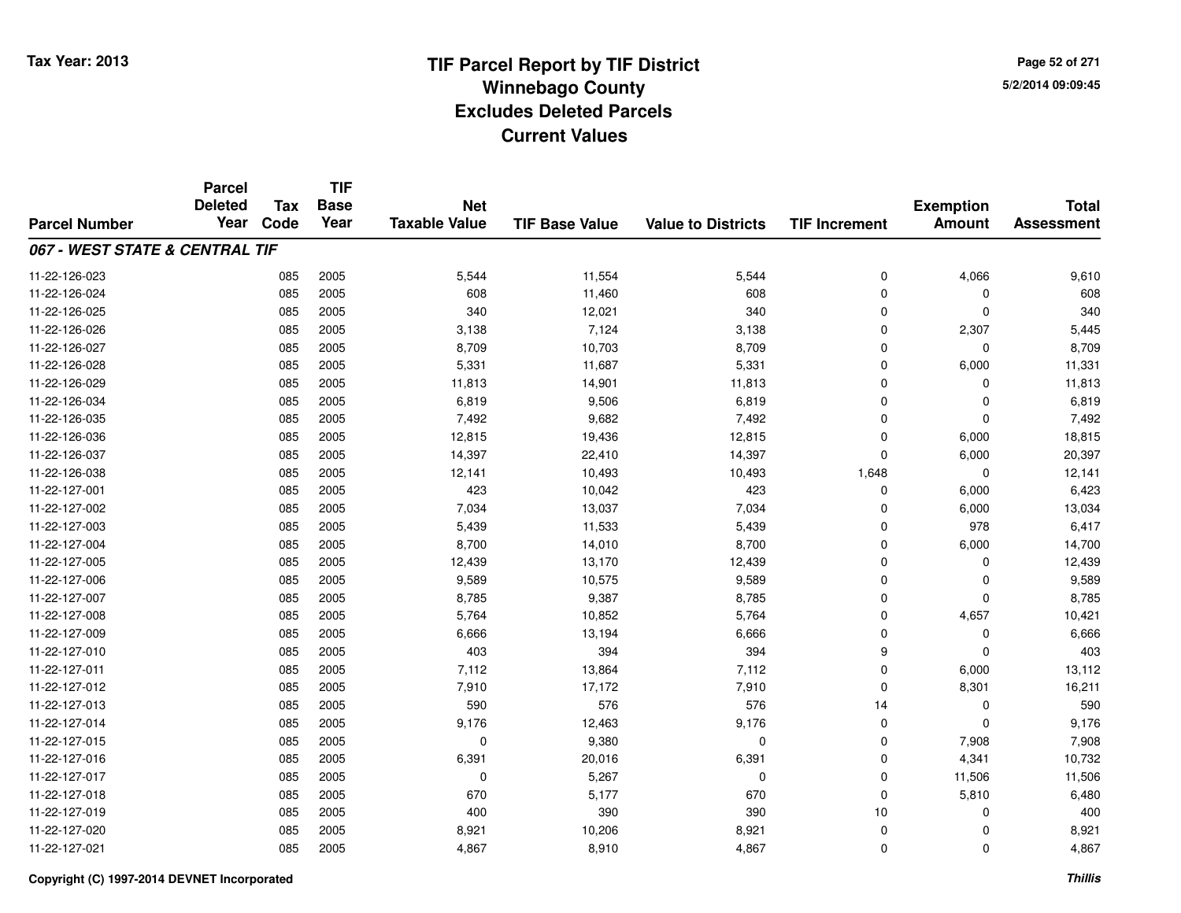# TIF Parcel Report by TIF District
## Winnebago County
## Excludes Deleted Parcels
## Current Values

Tax Year: 2013

5/2/2014 09:09:45

| Parcel Number | Parcel Deleted Year | Tax Code | TIF Base Year | Net Taxable Value | TIF Base Value | Value to Districts | TIF Increment | Exemption Amount | Total Assessment |
|---|---|---|---|---|---|---|---|---|---|
| ***067 - WEST STATE & CENTRAL TIF*** | | | | | | | | | |
| 11-22-126-023 | | 085 | 2005 | 5,544 | 11,554 | 5,544 | 0 | 4,066 | 9,610 |
| 11-22-126-024 | | 085 | 2005 | 608 | 11,460 | 608 | 0 | 0 | 608 |
| 11-22-126-025 | | 085 | 2005 | 340 | 12,021 | 340 | 0 | 0 | 340 |
| 11-22-126-026 | | 085 | 2005 | 3,138 | 7,124 | 3,138 | 0 | 2,307 | 5,445 |
| 11-22-126-027 | | 085 | 2005 | 8,709 | 10,703 | 8,709 | 0 | 0 | 8,709 |
| 11-22-126-028 | | 085 | 2005 | 5,331 | 11,687 | 5,331 | 0 | 6,000 | 11,331 |
| 11-22-126-029 | | 085 | 2005 | 11,813 | 14,901 | 11,813 | 0 | 0 | 11,813 |
| 11-22-126-034 | | 085 | 2005 | 6,819 | 9,506 | 6,819 | 0 | 0 | 6,819 |
| 11-22-126-035 | | 085 | 2005 | 7,492 | 9,682 | 7,492 | 0 | 0 | 7,492 |
| 11-22-126-036 | | 085 | 2005 | 12,815 | 19,436 | 12,815 | 0 | 6,000 | 18,815 |
| 11-22-126-037 | | 085 | 2005 | 14,397 | 22,410 | 14,397 | 0 | 6,000 | 20,397 |
| 11-22-126-038 | | 085 | 2005 | 12,141 | 10,493 | 10,493 | 1,648 | 0 | 12,141 |
| 11-22-127-001 | | 085 | 2005 | 423 | 10,042 | 423 | 0 | 6,000 | 6,423 |
| 11-22-127-002 | | 085 | 2005 | 7,034 | 13,037 | 7,034 | 0 | 6,000 | 13,034 |
| 11-22-127-003 | | 085 | 2005 | 5,439 | 11,533 | 5,439 | 0 | 978 | 6,417 |
| 11-22-127-004 | | 085 | 2005 | 8,700 | 14,010 | 8,700 | 0 | 6,000 | 14,700 |
| 11-22-127-005 | | 085 | 2005 | 12,439 | 13,170 | 12,439 | 0 | 0 | 12,439 |
| 11-22-127-006 | | 085 | 2005 | 9,589 | 10,575 | 9,589 | 0 | 0 | 9,589 |
| 11-22-127-007 | | 085 | 2005 | 8,785 | 9,387 | 8,785 | 0 | 0 | 8,785 |
| 11-22-127-008 | | 085 | 2005 | 5,764 | 10,852 | 5,764 | 0 | 4,657 | 10,421 |
| 11-22-127-009 | | 085 | 2005 | 6,666 | 13,194 | 6,666 | 0 | 0 | 6,666 |
| 11-22-127-010 | | 085 | 2005 | 403 | 394 | 394 | 9 | 0 | 403 |
| 11-22-127-011 | | 085 | 2005 | 7,112 | 13,864 | 7,112 | 0 | 6,000 | 13,112 |
| 11-22-127-012 | | 085 | 2005 | 7,910 | 17,172 | 7,910 | 0 | 8,301 | 16,211 |
| 11-22-127-013 | | 085 | 2005 | 590 | 576 | 576 | 14 | 0 | 590 |
| 11-22-127-014 | | 085 | 2005 | 9,176 | 12,463 | 9,176 | 0 | 0 | 9,176 |
| 11-22-127-015 | | 085 | 2005 | 0 | 9,380 | 0 | 0 | 7,908 | 7,908 |
| 11-22-127-016 | | 085 | 2005 | 6,391 | 20,016 | 6,391 | 0 | 4,341 | 10,732 |
| 11-22-127-017 | | 085 | 2005 | 0 | 5,267 | 0 | 0 | 11,506 | 11,506 |
| 11-22-127-018 | | 085 | 2005 | 670 | 5,177 | 670 | 0 | 5,810 | 6,480 |
| 11-22-127-019 | | 085 | 2005 | 400 | 390 | 390 | 10 | 0 | 400 |
| 11-22-127-020 | | 085 | 2005 | 8,921 | 10,206 | 8,921 | 0 | 0 | 8,921 |
| 11-22-127-021 | | 085 | 2005 | 4,867 | 8,910 | 4,867 | 0 | 0 | 4,867 |

Copyright (C) 1997-2014 DEVNET Incorporated

*Thillis*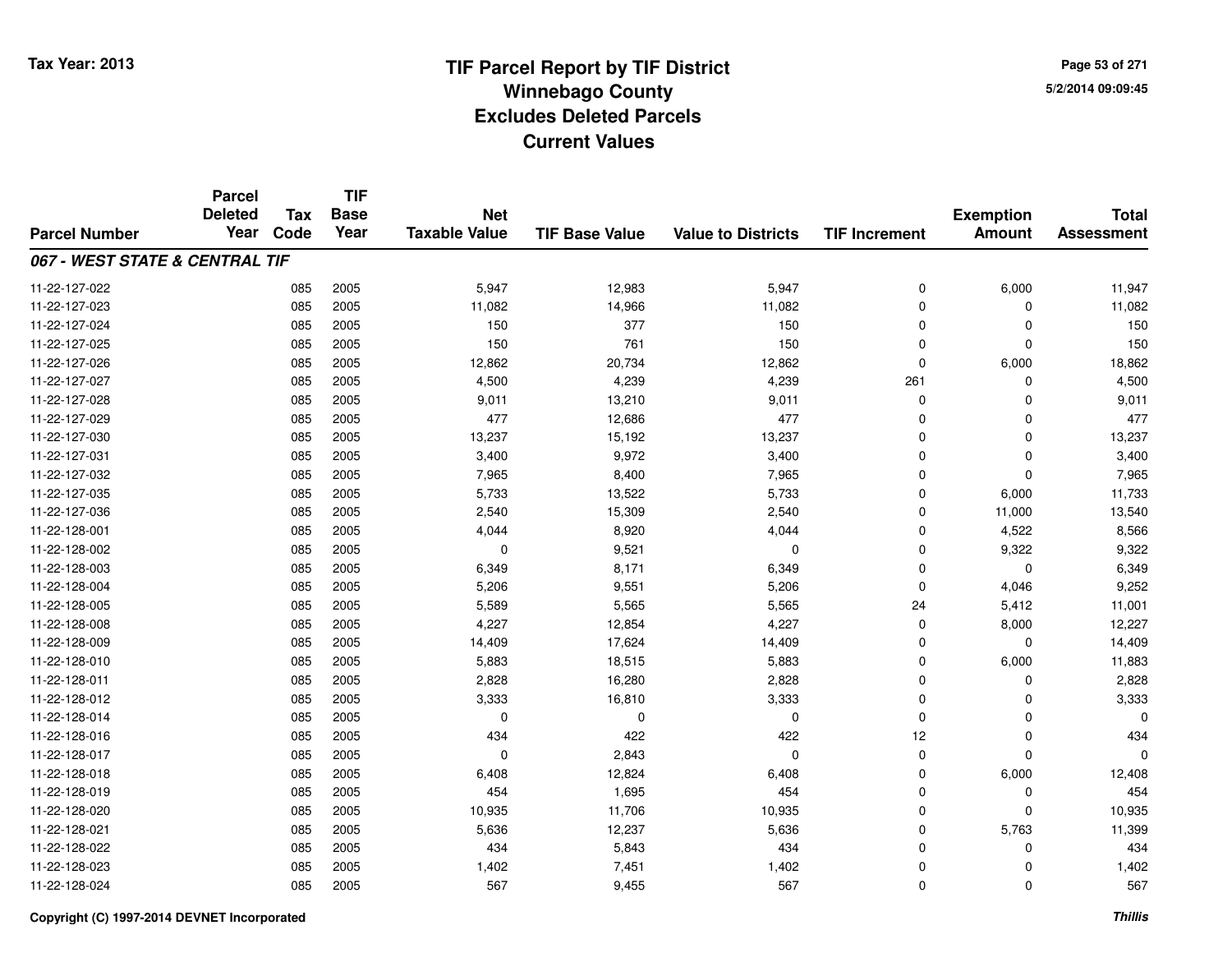# TIF Parcel Report by TIF District
## Winnebago County
## Excludes Deleted Parcels
## Current Values

Tax Year: 2013

5/2/2014 09:09:45

| Parcel Number | Parcel Deleted Year | Tax Code | TIF Base Year | Net Taxable Value | TIF Base Value | Value to Districts | TIF Increment | Exemption Amount | Total Assessment |
|---|---|---|---|---|---|---|---|---|---|
| ***067 - WEST STATE & CENTRAL TIF*** | | | | | | | | | |
| 11-22-127-022 | | 085 | 2005 | 5,947 | 12,983 | 5,947 | 0 | 6,000 | 11,947 |
| 11-22-127-023 | | 085 | 2005 | 11,082 | 14,966 | 11,082 | 0 | 0 | 11,082 |
| 11-22-127-024 | | 085 | 2005 | 150 | 377 | 150 | 0 | 0 | 150 |
| 11-22-127-025 | | 085 | 2005 | 150 | 761 | 150 | 0 | 0 | 150 |
| 11-22-127-026 | | 085 | 2005 | 12,862 | 20,734 | 12,862 | 0 | 6,000 | 18,862 |
| 11-22-127-027 | | 085 | 2005 | 4,500 | 4,239 | 4,239 | 261 | 0 | 4,500 |
| 11-22-127-028 | | 085 | 2005 | 9,011 | 13,210 | 9,011 | 0 | 0 | 9,011 |
| 11-22-127-029 | | 085 | 2005 | 477 | 12,686 | 477 | 0 | 0 | 477 |
| 11-22-127-030 | | 085 | 2005 | 13,237 | 15,192 | 13,237 | 0 | 0 | 13,237 |
| 11-22-127-031 | | 085 | 2005 | 3,400 | 9,972 | 3,400 | 0 | 0 | 3,400 |
| 11-22-127-032 | | 085 | 2005 | 7,965 | 8,400 | 7,965 | 0 | 0 | 7,965 |
| 11-22-127-035 | | 085 | 2005 | 5,733 | 13,522 | 5,733 | 0 | 6,000 | 11,733 |
| 11-22-127-036 | | 085 | 2005 | 2,540 | 15,309 | 2,540 | 0 | 11,000 | 13,540 |
| 11-22-128-001 | | 085 | 2005 | 4,044 | 8,920 | 4,044 | 0 | 4,522 | 8,566 |
| 11-22-128-002 | | 085 | 2005 | 0 | 9,521 | 0 | 0 | 9,322 | 9,322 |
| 11-22-128-003 | | 085 | 2005 | 6,349 | 8,171 | 6,349 | 0 | 0 | 6,349 |
| 11-22-128-004 | | 085 | 2005 | 5,206 | 9,551 | 5,206 | 0 | 4,046 | 9,252 |
| 11-22-128-005 | | 085 | 2005 | 5,589 | 5,565 | 5,565 | 24 | 5,412 | 11,001 |
| 11-22-128-008 | | 085 | 2005 | 4,227 | 12,854 | 4,227 | 0 | 8,000 | 12,227 |
| 11-22-128-009 | | 085 | 2005 | 14,409 | 17,624 | 14,409 | 0 | 0 | 14,409 |
| 11-22-128-010 | | 085 | 2005 | 5,883 | 18,515 | 5,883 | 0 | 6,000 | 11,883 |
| 11-22-128-011 | | 085 | 2005 | 2,828 | 16,280 | 2,828 | 0 | 0 | 2,828 |
| 11-22-128-012 | | 085 | 2005 | 3,333 | 16,810 | 3,333 | 0 | 0 | 3,333 |
| 11-22-128-014 | | 085 | 2005 | 0 | 0 | 0 | 0 | 0 | 0 |
| 11-22-128-016 | | 085 | 2005 | 434 | 422 | 422 | 12 | 0 | 434 |
| 11-22-128-017 | | 085 | 2005 | 0 | 2,843 | 0 | 0 | 0 | 0 |
| 11-22-128-018 | | 085 | 2005 | 6,408 | 12,824 | 6,408 | 0 | 6,000 | 12,408 |
| 11-22-128-019 | | 085 | 2005 | 454 | 1,695 | 454 | 0 | 0 | 454 |
| 11-22-128-020 | | 085 | 2005 | 10,935 | 11,706 | 10,935 | 0 | 0 | 10,935 |
| 11-22-128-021 | | 085 | 2005 | 5,636 | 12,237 | 5,636 | 0 | 5,763 | 11,399 |
| 11-22-128-022 | | 085 | 2005 | 434 | 5,843 | 434 | 0 | 0 | 434 |
| 11-22-128-023 | | 085 | 2005 | 1,402 | 7,451 | 1,402 | 0 | 0 | 1,402 |
| 11-22-128-024 | | 085 | 2005 | 567 | 9,455 | 567 | 0 | 0 | 567 |

Copyright (C) 1997-2014 DEVNET Incorporated

*Thillis*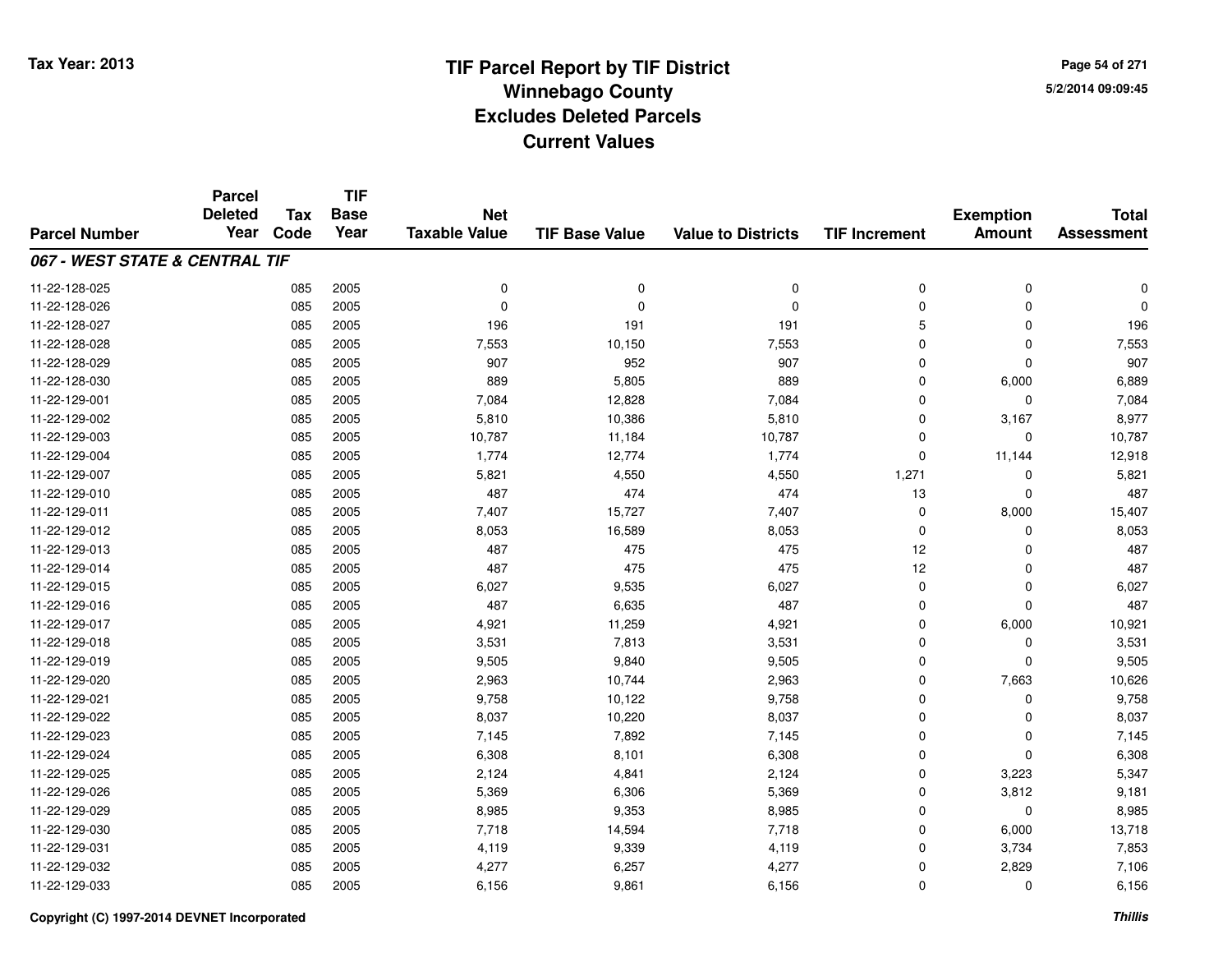# TIF Parcel Report by TIF District
## Winnebago County
## Excludes Deleted Parcels
## Current Values

Tax Year: 2013

5/2/2014 09:09:45

| Parcel Number | Parcel Deleted Year | Tax Code | TIF Base Year | Net Taxable Value | TIF Base Value | Value to Districts | TIF Increment | Exemption Amount | Total Assessment |
|---|---|---|---|---|---|---|---|---|---|
| ***067 - WEST STATE & CENTRAL TIF*** | | | | | | | | | |
| 11-22-128-025 | | 085 | 2005 | 0 | 0 | 0 | 0 | 0 | 0 |
| 11-22-128-026 | | 085 | 2005 | 0 | 0 | 0 | 0 | 0 | 0 |
| 11-22-128-027 | | 085 | 2005 | 196 | 191 | 191 | 5 | 0 | 196 |
| 11-22-128-028 | | 085 | 2005 | 7,553 | 10,150 | 7,553 | 0 | 0 | 7,553 |
| 11-22-128-029 | | 085 | 2005 | 907 | 952 | 907 | 0 | 0 | 907 |
| 11-22-128-030 | | 085 | 2005 | 889 | 5,805 | 889 | 0 | 6,000 | 6,889 |
| 11-22-129-001 | | 085 | 2005 | 7,084 | 12,828 | 7,084 | 0 | 0 | 7,084 |
| 11-22-129-002 | | 085 | 2005 | 5,810 | 10,386 | 5,810 | 0 | 3,167 | 8,977 |
| 11-22-129-003 | | 085 | 2005 | 10,787 | 11,184 | 10,787 | 0 | 0 | 10,787 |
| 11-22-129-004 | | 085 | 2005 | 1,774 | 12,774 | 1,774 | 0 | 11,144 | 12,918 |
| 11-22-129-007 | | 085 | 2005 | 5,821 | 4,550 | 4,550 | 1,271 | 0 | 5,821 |
| 11-22-129-010 | | 085 | 2005 | 487 | 474 | 474 | 13 | 0 | 487 |
| 11-22-129-011 | | 085 | 2005 | 7,407 | 15,727 | 7,407 | 0 | 8,000 | 15,407 |
| 11-22-129-012 | | 085 | 2005 | 8,053 | 16,589 | 8,053 | 0 | 0 | 8,053 |
| 11-22-129-013 | | 085 | 2005 | 487 | 475 | 475 | 12 | 0 | 487 |
| 11-22-129-014 | | 085 | 2005 | 487 | 475 | 475 | 12 | 0 | 487 |
| 11-22-129-015 | | 085 | 2005 | 6,027 | 9,535 | 6,027 | 0 | 0 | 6,027 |
| 11-22-129-016 | | 085 | 2005 | 487 | 6,635 | 487 | 0 | 0 | 487 |
| 11-22-129-017 | | 085 | 2005 | 4,921 | 11,259 | 4,921 | 0 | 6,000 | 10,921 |
| 11-22-129-018 | | 085 | 2005 | 3,531 | 7,813 | 3,531 | 0 | 0 | 3,531 |
| 11-22-129-019 | | 085 | 2005 | 9,505 | 9,840 | 9,505 | 0 | 0 | 9,505 |
| 11-22-129-020 | | 085 | 2005 | 2,963 | 10,744 | 2,963 | 0 | 7,663 | 10,626 |
| 11-22-129-021 | | 085 | 2005 | 9,758 | 10,122 | 9,758 | 0 | 0 | 9,758 |
| 11-22-129-022 | | 085 | 2005 | 8,037 | 10,220 | 8,037 | 0 | 0 | 8,037 |
| 11-22-129-023 | | 085 | 2005 | 7,145 | 7,892 | 7,145 | 0 | 0 | 7,145 |
| 11-22-129-024 | | 085 | 2005 | 6,308 | 8,101 | 6,308 | 0 | 0 | 6,308 |
| 11-22-129-025 | | 085 | 2005 | 2,124 | 4,841 | 2,124 | 0 | 3,223 | 5,347 |
| 11-22-129-026 | | 085 | 2005 | 5,369 | 6,306 | 5,369 | 0 | 3,812 | 9,181 |
| 11-22-129-029 | | 085 | 2005 | 8,985 | 9,353 | 8,985 | 0 | 0 | 8,985 |
| 11-22-129-030 | | 085 | 2005 | 7,718 | 14,594 | 7,718 | 0 | 6,000 | 13,718 |
| 11-22-129-031 | | 085 | 2005 | 4,119 | 9,339 | 4,119 | 0 | 3,734 | 7,853 |
| 11-22-129-032 | | 085 | 2005 | 4,277 | 6,257 | 4,277 | 0 | 2,829 | 7,106 |
| 11-22-129-033 | | 085 | 2005 | 6,156 | 9,861 | 6,156 | 0 | 0 | 6,156 |

Copyright (C) 1997-2014 DEVNET Incorporated

*Thillis*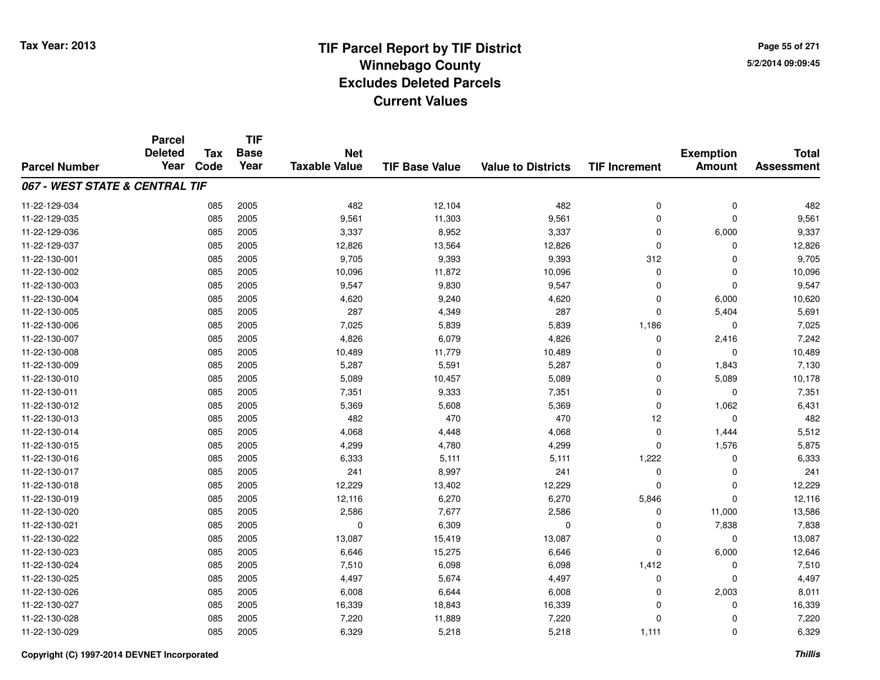# TIF Parcel Report by TIF District
## Winnebago County
## Excludes Deleted Parcels
## Current Values

Tax Year: 2013

5/2/2014 09:09:45

| Parcel Number | Parcel Deleted Year | Tax Code | TIF Base Year | Net Taxable Value | TIF Base Value | Value to Districts | TIF Increment | Exemption Amount | Total Assessment |
|---|---|---|---|---|---|---|---|---|---|
| ***067 - WEST STATE & CENTRAL TIF*** | | | | | | | | | |
| 11-22-129-034 | | 085 | 2005 | 482 | 12,104 | 482 | 0 | 0 | 482 |
| 11-22-129-035 | | 085 | 2005 | 9,561 | 11,303 | 9,561 | 0 | 0 | 9,561 |
| 11-22-129-036 | | 085 | 2005 | 3,337 | 8,952 | 3,337 | 0 | 6,000 | 9,337 |
| 11-22-129-037 | | 085 | 2005 | 12,826 | 13,564 | 12,826 | 0 | 0 | 12,826 |
| 11-22-130-001 | | 085 | 2005 | 9,705 | 9,393 | 9,393 | 312 | 0 | 9,705 |
| 11-22-130-002 | | 085 | 2005 | 10,096 | 11,872 | 10,096 | 0 | 0 | 10,096 |
| 11-22-130-003 | | 085 | 2005 | 9,547 | 9,830 | 9,547 | 0 | 0 | 9,547 |
| 11-22-130-004 | | 085 | 2005 | 4,620 | 9,240 | 4,620 | 0 | 6,000 | 10,620 |
| 11-22-130-005 | | 085 | 2005 | 287 | 4,349 | 287 | 0 | 5,404 | 5,691 |
| 11-22-130-006 | | 085 | 2005 | 7,025 | 5,839 | 5,839 | 1,186 | 0 | 7,025 |
| 11-22-130-007 | | 085 | 2005 | 4,826 | 6,079 | 4,826 | 0 | 2,416 | 7,242 |
| 11-22-130-008 | | 085 | 2005 | 10,489 | 11,779 | 10,489 | 0 | 0 | 10,489 |
| 11-22-130-009 | | 085 | 2005 | 5,287 | 5,591 | 5,287 | 0 | 1,843 | 7,130 |
| 11-22-130-010 | | 085 | 2005 | 5,089 | 10,457 | 5,089 | 0 | 5,089 | 10,178 |
| 11-22-130-011 | | 085 | 2005 | 7,351 | 9,333 | 7,351 | 0 | 0 | 7,351 |
| 11-22-130-012 | | 085 | 2005 | 5,369 | 5,608 | 5,369 | 0 | 1,062 | 6,431 |
| 11-22-130-013 | | 085 | 2005 | 482 | 470 | 470 | 12 | 0 | 482 |
| 11-22-130-014 | | 085 | 2005 | 4,068 | 4,448 | 4,068 | 0 | 1,444 | 5,512 |
| 11-22-130-015 | | 085 | 2005 | 4,299 | 4,780 | 4,299 | 0 | 1,576 | 5,875 |
| 11-22-130-016 | | 085 | 2005 | 6,333 | 5,111 | 5,111 | 1,222 | 0 | 6,333 |
| 11-22-130-017 | | 085 | 2005 | 241 | 8,997 | 241 | 0 | 0 | 241 |
| 11-22-130-018 | | 085 | 2005 | 12,229 | 13,402 | 12,229 | 0 | 0 | 12,229 |
| 11-22-130-019 | | 085 | 2005 | 12,116 | 6,270 | 6,270 | 5,846 | 0 | 12,116 |
| 11-22-130-020 | | 085 | 2005 | 2,586 | 7,677 | 2,586 | 0 | 11,000 | 13,586 |
| 11-22-130-021 | | 085 | 2005 | 0 | 6,309 | 0 | 0 | 7,838 | 7,838 |
| 11-22-130-022 | | 085 | 2005 | 13,087 | 15,419 | 13,087 | 0 | 0 | 13,087 |
| 11-22-130-023 | | 085 | 2005 | 6,646 | 15,275 | 6,646 | 0 | 6,000 | 12,646 |
| 11-22-130-024 | | 085 | 2005 | 7,510 | 6,098 | 6,098 | 1,412 | 0 | 7,510 |
| 11-22-130-025 | | 085 | 2005 | 4,497 | 5,674 | 4,497 | 0 | 0 | 4,497 |
| 11-22-130-026 | | 085 | 2005 | 6,008 | 6,644 | 6,008 | 0 | 2,003 | 8,011 |
| 11-22-130-027 | | 085 | 2005 | 16,339 | 18,843 | 16,339 | 0 | 0 | 16,339 |
| 11-22-130-028 | | 085 | 2005 | 7,220 | 11,889 | 7,220 | 0 | 0 | 7,220 |
| 11-22-130-029 | | 085 | 2005 | 6,329 | 5,218 | 5,218 | 1,111 | 0 | 6,329 |

Copyright (C) 1997-2014 DEVNET Incorporated

*Thillis*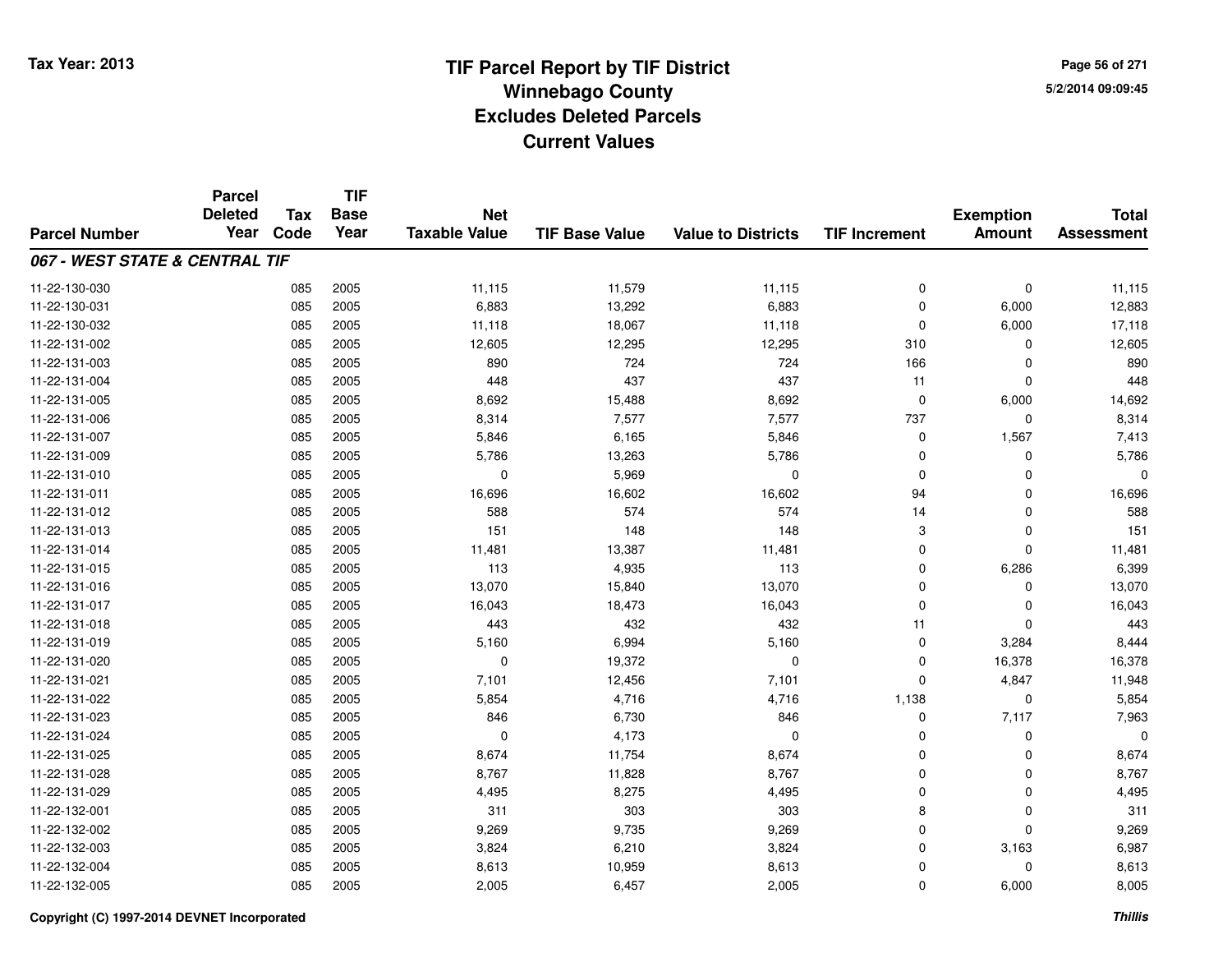Tax Year: 2013

# TIF Parcel Report by TIF District
## Winnebago County
## Excludes Deleted Parcels
## Current Values

5/2/2014 09:09:45

| Parcel Number | Parcel Deleted Year | Tax Code | TIF Base Year | Net Taxable Value | TIF Base Value | Value to Districts | TIF Increment | Exemption Amount | Total Assessment |
|---|---|---|---|---|---|---|---|---|---|
| ***067 - WEST STATE & CENTRAL TIF*** | | | | | | | | | |
| 11-22-130-030 | | 085 | 2005 | 11,115 | 11,579 | 11,115 | 0 | 0 | 11,115 |
| 11-22-130-031 | | 085 | 2005 | 6,883 | 13,292 | 6,883 | 0 | 6,000 | 12,883 |
| 11-22-130-032 | | 085 | 2005 | 11,118 | 18,067 | 11,118 | 0 | 6,000 | 17,118 |
| 11-22-131-002 | | 085 | 2005 | 12,605 | 12,295 | 12,295 | 310 | 0 | 12,605 |
| 11-22-131-003 | | 085 | 2005 | 890 | 724 | 724 | 166 | 0 | 890 |
| 11-22-131-004 | | 085 | 2005 | 448 | 437 | 437 | 11 | 0 | 448 |
| 11-22-131-005 | | 085 | 2005 | 8,692 | 15,488 | 8,692 | 0 | 6,000 | 14,692 |
| 11-22-131-006 | | 085 | 2005 | 8,314 | 7,577 | 7,577 | 737 | 0 | 8,314 |
| 11-22-131-007 | | 085 | 2005 | 5,846 | 6,165 | 5,846 | 0 | 1,567 | 7,413 |
| 11-22-131-009 | | 085 | 2005 | 5,786 | 13,263 | 5,786 | 0 | 0 | 5,786 |
| 11-22-131-010 | | 085 | 2005 | 0 | 5,969 | 0 | 0 | 0 | 0 |
| 11-22-131-011 | | 085 | 2005 | 16,696 | 16,602 | 16,602 | 94 | 0 | 16,696 |
| 11-22-131-012 | | 085 | 2005 | 588 | 574 | 574 | 14 | 0 | 588 |
| 11-22-131-013 | | 085 | 2005 | 151 | 148 | 148 | 3 | 0 | 151 |
| 11-22-131-014 | | 085 | 2005 | 11,481 | 13,387 | 11,481 | 0 | 0 | 11,481 |
| 11-22-131-015 | | 085 | 2005 | 113 | 4,935 | 113 | 0 | 6,286 | 6,399 |
| 11-22-131-016 | | 085 | 2005 | 13,070 | 15,840 | 13,070 | 0 | 0 | 13,070 |
| 11-22-131-017 | | 085 | 2005 | 16,043 | 18,473 | 16,043 | 0 | 0 | 16,043 |
| 11-22-131-018 | | 085 | 2005 | 443 | 432 | 432 | 11 | 0 | 443 |
| 11-22-131-019 | | 085 | 2005 | 5,160 | 6,994 | 5,160 | 0 | 3,284 | 8,444 |
| 11-22-131-020 | | 085 | 2005 | 0 | 19,372 | 0 | 0 | 16,378 | 16,378 |
| 11-22-131-021 | | 085 | 2005 | 7,101 | 12,456 | 7,101 | 0 | 4,847 | 11,948 |
| 11-22-131-022 | | 085 | 2005 | 5,854 | 4,716 | 4,716 | 1,138 | 0 | 5,854 |
| 11-22-131-023 | | 085 | 2005 | 846 | 6,730 | 846 | 0 | 7,117 | 7,963 |
| 11-22-131-024 | | 085 | 2005 | 0 | 4,173 | 0 | 0 | 0 | 0 |
| 11-22-131-025 | | 085 | 2005 | 8,674 | 11,754 | 8,674 | 0 | 0 | 8,674 |
| 11-22-131-028 | | 085 | 2005 | 8,767 | 11,828 | 8,767 | 0 | 0 | 8,767 |
| 11-22-131-029 | | 085 | 2005 | 4,495 | 8,275 | 4,495 | 0 | 0 | 4,495 |
| 11-22-132-001 | | 085 | 2005 | 311 | 303 | 303 | 8 | 0 | 311 |
| 11-22-132-002 | | 085 | 2005 | 9,269 | 9,735 | 9,269 | 0 | 0 | 9,269 |
| 11-22-132-003 | | 085 | 2005 | 3,824 | 6,210 | 3,824 | 0 | 3,163 | 6,987 |
| 11-22-132-004 | | 085 | 2005 | 8,613 | 10,959 | 8,613 | 0 | 0 | 8,613 |
| 11-22-132-005 | | 085 | 2005 | 2,005 | 6,457 | 2,005 | 0 | 6,000 | 8,005 |

Copyright (C) 1997-2014 DEVNET Incorporated

*Thillis*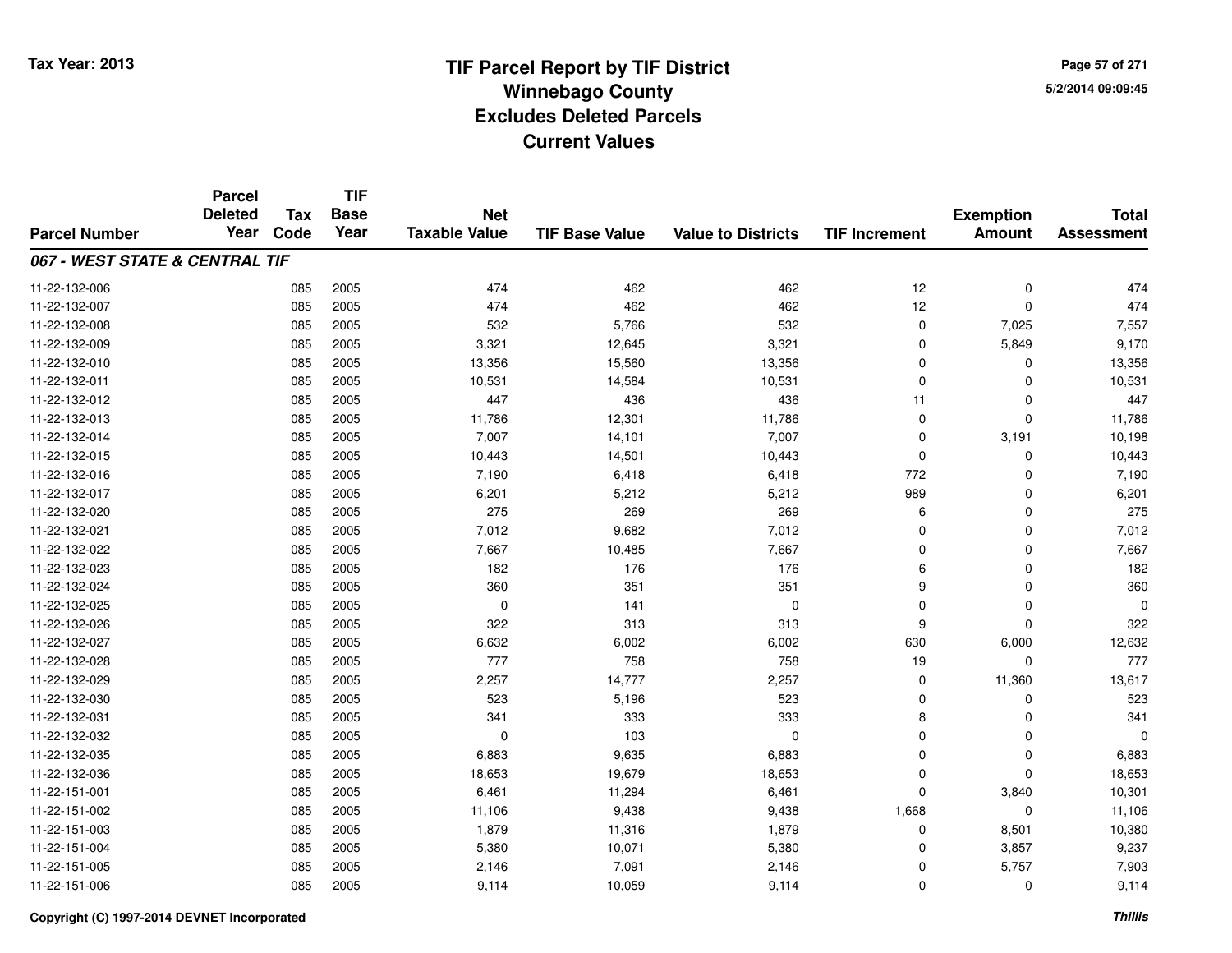# TIF Parcel Report by TIF District
## Winnebago County
## Excludes Deleted Parcels
## Current Values

Tax Year: 2013

5/2/2014 09:09:45

| Parcel Number | Parcel Deleted Year | Tax Code | TIF Base Year | Net Taxable Value | TIF Base Value | Value to Districts | TIF Increment | Exemption Amount | Total Assessment |
|---|---|---|---|---|---|---|---|---|---|
| ***067 - WEST STATE & CENTRAL TIF*** | | | | | | | | | |
| 11-22-132-006 | | 085 | 2005 | 474 | 462 | 462 | 12 | 0 | 474 |
| 11-22-132-007 | | 085 | 2005 | 474 | 462 | 462 | 12 | 0 | 474 |
| 11-22-132-008 | | 085 | 2005 | 532 | 5,766 | 532 | 0 | 7,025 | 7,557 |
| 11-22-132-009 | | 085 | 2005 | 3,321 | 12,645 | 3,321 | 0 | 5,849 | 9,170 |
| 11-22-132-010 | | 085 | 2005 | 13,356 | 15,560 | 13,356 | 0 | 0 | 13,356 |
| 11-22-132-011 | | 085 | 2005 | 10,531 | 14,584 | 10,531 | 0 | 0 | 10,531 |
| 11-22-132-012 | | 085 | 2005 | 447 | 436 | 436 | 11 | 0 | 447 |
| 11-22-132-013 | | 085 | 2005 | 11,786 | 12,301 | 11,786 | 0 | 0 | 11,786 |
| 11-22-132-014 | | 085 | 2005 | 7,007 | 14,101 | 7,007 | 0 | 3,191 | 10,198 |
| 11-22-132-015 | | 085 | 2005 | 10,443 | 14,501 | 10,443 | 0 | 0 | 10,443 |
| 11-22-132-016 | | 085 | 2005 | 7,190 | 6,418 | 6,418 | 772 | 0 | 7,190 |
| 11-22-132-017 | | 085 | 2005 | 6,201 | 5,212 | 5,212 | 989 | 0 | 6,201 |
| 11-22-132-020 | | 085 | 2005 | 275 | 269 | 269 | 6 | 0 | 275 |
| 11-22-132-021 | | 085 | 2005 | 7,012 | 9,682 | 7,012 | 0 | 0 | 7,012 |
| 11-22-132-022 | | 085 | 2005 | 7,667 | 10,485 | 7,667 | 0 | 0 | 7,667 |
| 11-22-132-023 | | 085 | 2005 | 182 | 176 | 176 | 6 | 0 | 182 |
| 11-22-132-024 | | 085 | 2005 | 360 | 351 | 351 | 9 | 0 | 360 |
| 11-22-132-025 | | 085 | 2005 | 0 | 141 | 0 | 0 | 0 | 0 |
| 11-22-132-026 | | 085 | 2005 | 322 | 313 | 313 | 9 | 0 | 322 |
| 11-22-132-027 | | 085 | 2005 | 6,632 | 6,002 | 6,002 | 630 | 6,000 | 12,632 |
| 11-22-132-028 | | 085 | 2005 | 777 | 758 | 758 | 19 | 0 | 777 |
| 11-22-132-029 | | 085 | 2005 | 2,257 | 14,777 | 2,257 | 0 | 11,360 | 13,617 |
| 11-22-132-030 | | 085 | 2005 | 523 | 5,196 | 523 | 0 | 0 | 523 |
| 11-22-132-031 | | 085 | 2005 | 341 | 333 | 333 | 8 | 0 | 341 |
| 11-22-132-032 | | 085 | 2005 | 0 | 103 | 0 | 0 | 0 | 0 |
| 11-22-132-035 | | 085 | 2005 | 6,883 | 9,635 | 6,883 | 0 | 0 | 6,883 |
| 11-22-132-036 | | 085 | 2005 | 18,653 | 19,679 | 18,653 | 0 | 0 | 18,653 |
| 11-22-151-001 | | 085 | 2005 | 6,461 | 11,294 | 6,461 | 0 | 3,840 | 10,301 |
| 11-22-151-002 | | 085 | 2005 | 11,106 | 9,438 | 9,438 | 1,668 | 0 | 11,106 |
| 11-22-151-003 | | 085 | 2005 | 1,879 | 11,316 | 1,879 | 0 | 8,501 | 10,380 |
| 11-22-151-004 | | 085 | 2005 | 5,380 | 10,071 | 5,380 | 0 | 3,857 | 9,237 |
| 11-22-151-005 | | 085 | 2005 | 2,146 | 7,091 | 2,146 | 0 | 5,757 | 7,903 |
| 11-22-151-006 | | 085 | 2005 | 9,114 | 10,059 | 9,114 | 0 | 0 | 9,114 |

Copyright (C) 1997-2014 DEVNET Incorporated

*Thillis*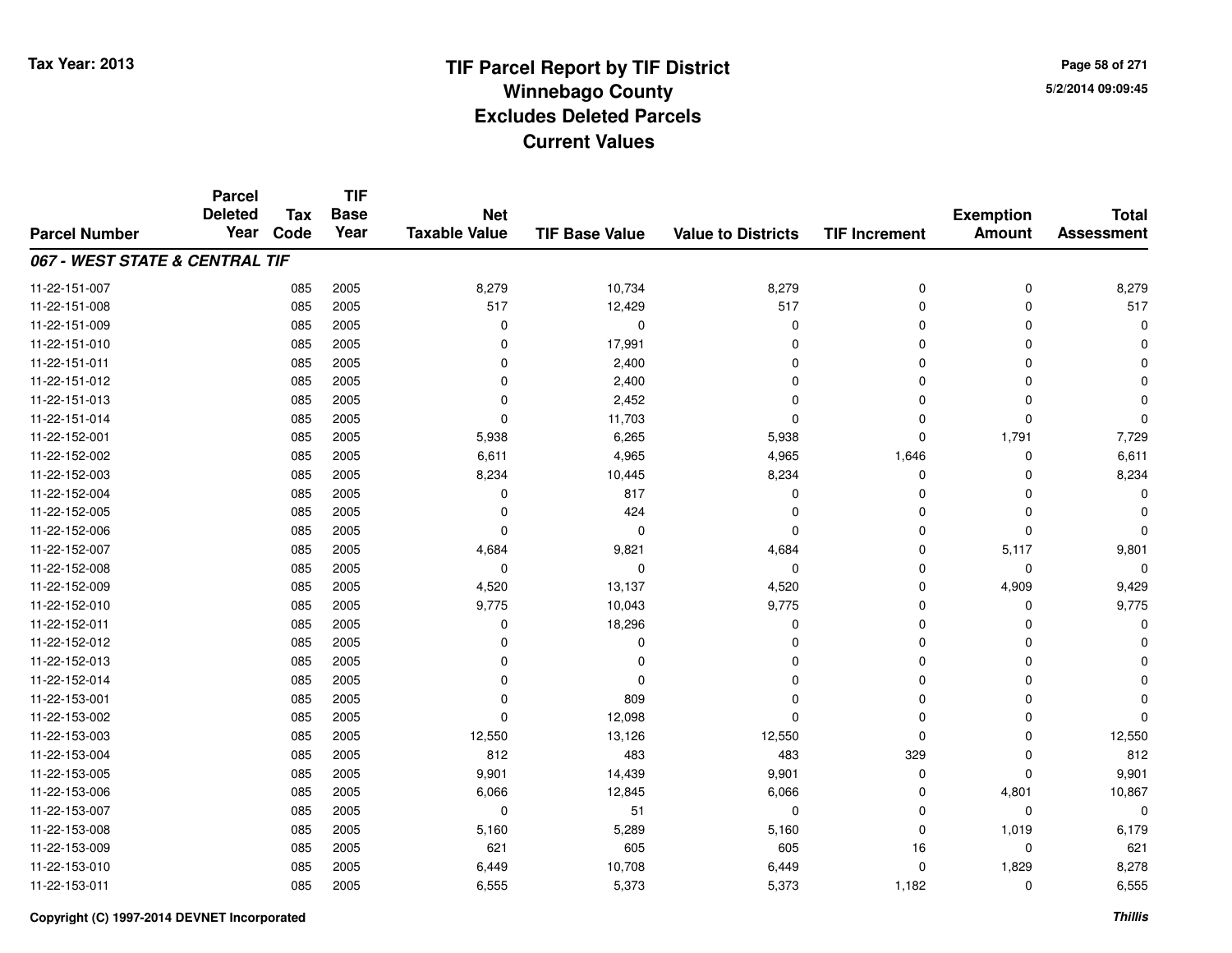# TIF Parcel Report by TIF District
## Winnebago County
## Excludes Deleted Parcels
## Current Values

Tax Year: 2013

5/2/2014 09:09:45

| Parcel Number | Parcel Deleted Year | Tax Code | TIF Base Year | Net Taxable Value | TIF Base Value | Value to Districts | TIF Increment | Exemption Amount | Total Assessment |
|---|---|---|---|---|---|---|---|---|---|
| ***067 - WEST STATE & CENTRAL TIF*** | | | | | | | | | |
| 11-22-151-007 | | 085 | 2005 | 8,279 | 10,734 | 8,279 | 0 | 0 | 8,279 |
| 11-22-151-008 | | 085 | 2005 | 517 | 12,429 | 517 | 0 | 0 | 517 |
| 11-22-151-009 | | 085 | 2005 | 0 | 0 | 0 | 0 | 0 | 0 |
| 11-22-151-010 | | 085 | 2005 | 0 | 17,991 | 0 | 0 | 0 | 0 |
| 11-22-151-011 | | 085 | 2005 | 0 | 2,400 | 0 | 0 | 0 | 0 |
| 11-22-151-012 | | 085 | 2005 | 0 | 2,400 | 0 | 0 | 0 | 0 |
| 11-22-151-013 | | 085 | 2005 | 0 | 2,452 | 0 | 0 | 0 | 0 |
| 11-22-151-014 | | 085 | 2005 | 0 | 11,703 | 0 | 0 | 0 | 0 |
| 11-22-152-001 | | 085 | 2005 | 5,938 | 6,265 | 5,938 | 0 | 1,791 | 7,729 |
| 11-22-152-002 | | 085 | 2005 | 6,611 | 4,965 | 4,965 | 1,646 | 0 | 6,611 |
| 11-22-152-003 | | 085 | 2005 | 8,234 | 10,445 | 8,234 | 0 | 0 | 8,234 |
| 11-22-152-004 | | 085 | 2005 | 0 | 817 | 0 | 0 | 0 | 0 |
| 11-22-152-005 | | 085 | 2005 | 0 | 424 | 0 | 0 | 0 | 0 |
| 11-22-152-006 | | 085 | 2005 | 0 | 0 | 0 | 0 | 0 | 0 |
| 11-22-152-007 | | 085 | 2005 | 4,684 | 9,821 | 4,684 | 0 | 5,117 | 9,801 |
| 11-22-152-008 | | 085 | 2005 | 0 | 0 | 0 | 0 | 0 | 0 |
| 11-22-152-009 | | 085 | 2005 | 4,520 | 13,137 | 4,520 | 0 | 4,909 | 9,429 |
| 11-22-152-010 | | 085 | 2005 | 9,775 | 10,043 | 9,775 | 0 | 0 | 9,775 |
| 11-22-152-011 | | 085 | 2005 | 0 | 18,296 | 0 | 0 | 0 | 0 |
| 11-22-152-012 | | 085 | 2005 | 0 | 0 | 0 | 0 | 0 | 0 |
| 11-22-152-013 | | 085 | 2005 | 0 | 0 | 0 | 0 | 0 | 0 |
| 11-22-152-014 | | 085 | 2005 | 0 | 0 | 0 | 0 | 0 | 0 |
| 11-22-153-001 | | 085 | 2005 | 0 | 809 | 0 | 0 | 0 | 0 |
| 11-22-153-002 | | 085 | 2005 | 0 | 12,098 | 0 | 0 | 0 | 0 |
| 11-22-153-003 | | 085 | 2005 | 12,550 | 13,126 | 12,550 | 0 | 0 | 12,550 |
| 11-22-153-004 | | 085 | 2005 | 812 | 483 | 483 | 329 | 0 | 812 |
| 11-22-153-005 | | 085 | 2005 | 9,901 | 14,439 | 9,901 | 0 | 0 | 9,901 |
| 11-22-153-006 | | 085 | 2005 | 6,066 | 12,845 | 6,066 | 0 | 4,801 | 10,867 |
| 11-22-153-007 | | 085 | 2005 | 0 | 51 | 0 | 0 | 0 | 0 |
| 11-22-153-008 | | 085 | 2005 | 5,160 | 5,289 | 5,160 | 0 | 1,019 | 6,179 |
| 11-22-153-009 | | 085 | 2005 | 621 | 605 | 605 | 16 | 0 | 621 |
| 11-22-153-010 | | 085 | 2005 | 6,449 | 10,708 | 6,449 | 0 | 1,829 | 8,278 |
| 11-22-153-011 | | 085 | 2005 | 6,555 | 5,373 | 5,373 | 1,182 | 0 | 6,555 |

Copyright (C) 1997-2014 DEVNET Incorporated

*Thillis*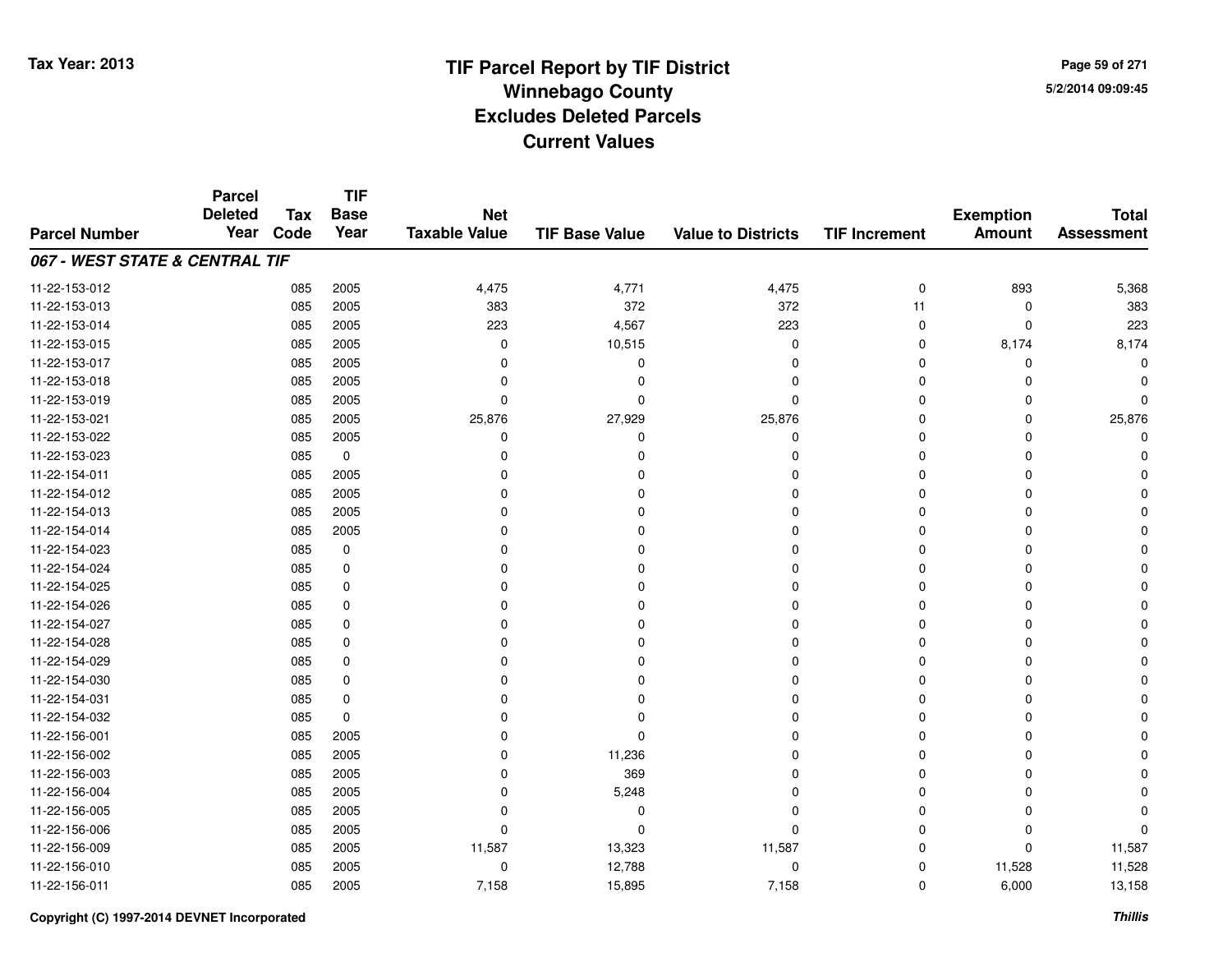Tax Year: 2013

# TIF Parcel Report by TIF District
## Winnebago County
## Excludes Deleted Parcels
## Current Values

5/2/2014 09:09:45

| Parcel Number | Parcel Deleted Year | Tax Code | TIF Base Year | Net Taxable Value | TIF Base Value | Value to Districts | TIF Increment | Exemption Amount | Total Assessment |
|---|---|---|---|---|---|---|---|---|---|
| ***067 - WEST STATE & CENTRAL TIF*** | | | | | | | | | |
| 11-22-153-012 | | 085 | 2005 | 4,475 | 4,771 | 4,475 | 0 | 893 | 5,368 |
| 11-22-153-013 | | 085 | 2005 | 383 | 372 | 372 | 11 | 0 | 383 |
| 11-22-153-014 | | 085 | 2005 | 223 | 4,567 | 223 | 0 | 0 | 223 |
| 11-22-153-015 | | 085 | 2005 | 0 | 10,515 | 0 | 0 | 8,174 | 8,174 |
| 11-22-153-017 | | 085 | 2005 | 0 | 0 | 0 | 0 | 0 | 0 |
| 11-22-153-018 | | 085 | 2005 | 0 | 0 | 0 | 0 | 0 | 0 |
| 11-22-153-019 | | 085 | 2005 | 0 | 0 | 0 | 0 | 0 | 0 |
| 11-22-153-021 | | 085 | 2005 | 25,876 | 27,929 | 25,876 | 0 | 0 | 25,876 |
| 11-22-153-022 | | 085 | 2005 | 0 | 0 | 0 | 0 | 0 | 0 |
| 11-22-153-023 | | 085 | 0 | 0 | 0 | 0 | 0 | 0 | 0 |
| 11-22-154-011 | | 085 | 2005 | 0 | 0 | 0 | 0 | 0 | 0 |
| 11-22-154-012 | | 085 | 2005 | 0 | 0 | 0 | 0 | 0 | 0 |
| 11-22-154-013 | | 085 | 2005 | 0 | 0 | 0 | 0 | 0 | 0 |
| 11-22-154-014 | | 085 | 2005 | 0 | 0 | 0 | 0 | 0 | 0 |
| 11-22-154-023 | | 085 | 0 | 0 | 0 | 0 | 0 | 0 | 0 |
| 11-22-154-024 | | 085 | 0 | 0 | 0 | 0 | 0 | 0 | 0 |
| 11-22-154-025 | | 085 | 0 | 0 | 0 | 0 | 0 | 0 | 0 |
| 11-22-154-026 | | 085 | 0 | 0 | 0 | 0 | 0 | 0 | 0 |
| 11-22-154-027 | | 085 | 0 | 0 | 0 | 0 | 0 | 0 | 0 |
| 11-22-154-028 | | 085 | 0 | 0 | 0 | 0 | 0 | 0 | 0 |
| 11-22-154-029 | | 085 | 0 | 0 | 0 | 0 | 0 | 0 | 0 |
| 11-22-154-030 | | 085 | 0 | 0 | 0 | 0 | 0 | 0 | 0 |
| 11-22-154-031 | | 085 | 0 | 0 | 0 | 0 | 0 | 0 | 0 |
| 11-22-154-032 | | 085 | 0 | 0 | 0 | 0 | 0 | 0 | 0 |
| 11-22-156-001 | | 085 | 2005 | 0 | 0 | 0 | 0 | 0 | 0 |
| 11-22-156-002 | | 085 | 2005 | 0 | 11,236 | 0 | 0 | 0 | 0 |
| 11-22-156-003 | | 085 | 2005 | 0 | 369 | 0 | 0 | 0 | 0 |
| 11-22-156-004 | | 085 | 2005 | 0 | 5,248 | 0 | 0 | 0 | 0 |
| 11-22-156-005 | | 085 | 2005 | 0 | 0 | 0 | 0 | 0 | 0 |
| 11-22-156-006 | | 085 | 2005 | 0 | 0 | 0 | 0 | 0 | 0 |
| 11-22-156-009 | | 085 | 2005 | 11,587 | 13,323 | 11,587 | 0 | 0 | 11,587 |
| 11-22-156-010 | | 085 | 2005 | 0 | 12,788 | 0 | 0 | 11,528 | 11,528 |
| 11-22-156-011 | | 085 | 2005 | 7,158 | 15,895 | 7,158 | 0 | 6,000 | 13,158 |

Copyright (C) 1997-2014 DEVNET Incorporated — *Thillis*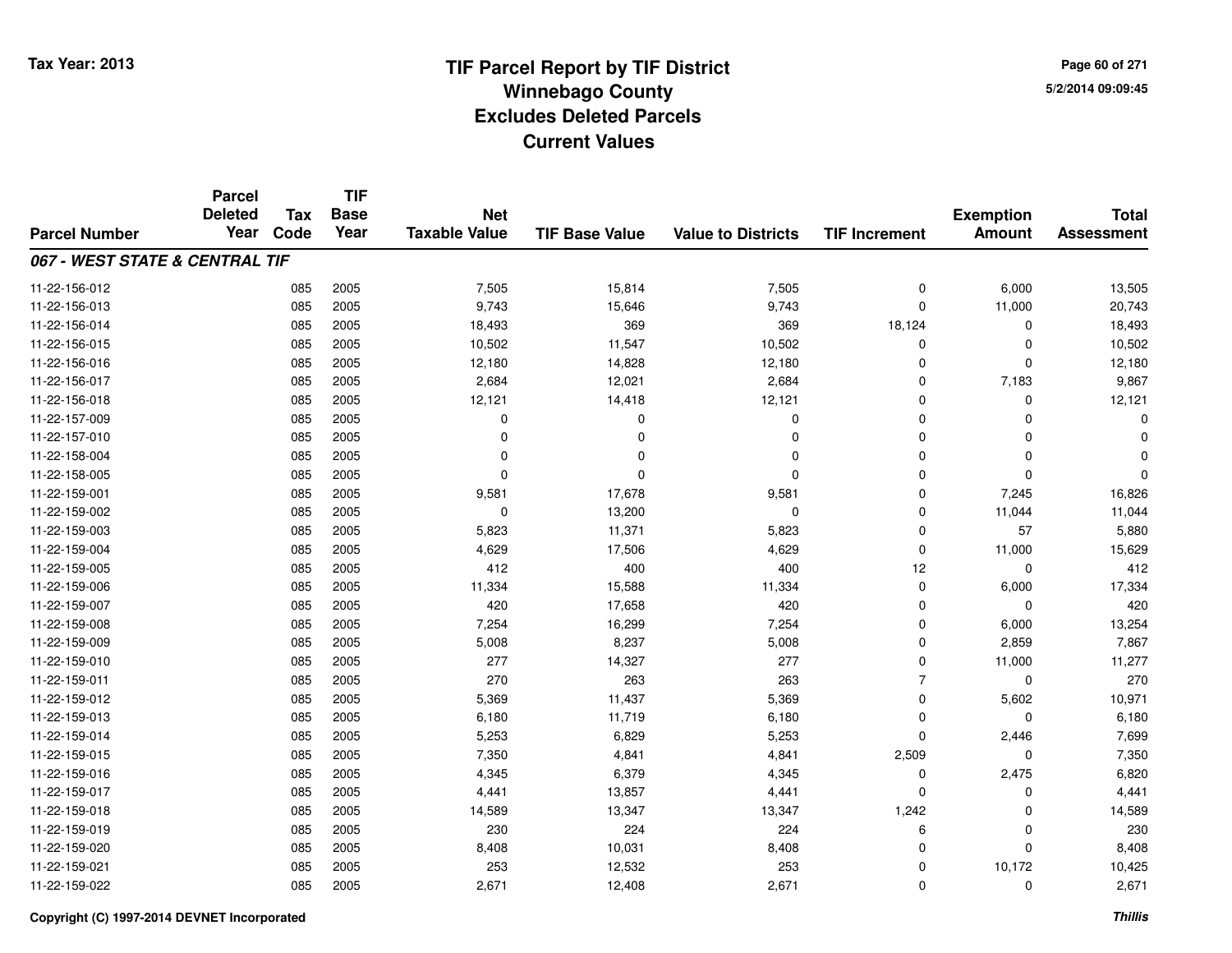Tax Year: 2013

# TIF Parcel Report by TIF District
## Winnebago County
## Excludes Deleted Parcels
## Current Values

5/2/2014 09:09:45

| Parcel Number | Parcel Deleted Year | Tax Code | TIF Base Year | Net Taxable Value | TIF Base Value | Value to Districts | TIF Increment | Exemption Amount | Total Assessment |
|---|---|---|---|---|---|---|---|---|---|
| ***067 - WEST STATE & CENTRAL TIF*** | | | | | | | | | |
| 11-22-156-012 | | 085 | 2005 | 7,505 | 15,814 | 7,505 | 0 | 6,000 | 13,505 |
| 11-22-156-013 | | 085 | 2005 | 9,743 | 15,646 | 9,743 | 0 | 11,000 | 20,743 |
| 11-22-156-014 | | 085 | 2005 | 18,493 | 369 | 369 | 18,124 | 0 | 18,493 |
| 11-22-156-015 | | 085 | 2005 | 10,502 | 11,547 | 10,502 | 0 | 0 | 10,502 |
| 11-22-156-016 | | 085 | 2005 | 12,180 | 14,828 | 12,180 | 0 | 0 | 12,180 |
| 11-22-156-017 | | 085 | 2005 | 2,684 | 12,021 | 2,684 | 0 | 7,183 | 9,867 |
| 11-22-156-018 | | 085 | 2005 | 12,121 | 14,418 | 12,121 | 0 | 0 | 12,121 |
| 11-22-157-009 | | 085 | 2005 | 0 | 0 | 0 | 0 | 0 | 0 |
| 11-22-157-010 | | 085 | 2005 | 0 | 0 | 0 | 0 | 0 | 0 |
| 11-22-158-004 | | 085 | 2005 | 0 | 0 | 0 | 0 | 0 | 0 |
| 11-22-158-005 | | 085 | 2005 | 0 | 0 | 0 | 0 | 0 | 0 |
| 11-22-159-001 | | 085 | 2005 | 9,581 | 17,678 | 9,581 | 0 | 7,245 | 16,826 |
| 11-22-159-002 | | 085 | 2005 | 0 | 13,200 | 0 | 0 | 11,044 | 11,044 |
| 11-22-159-003 | | 085 | 2005 | 5,823 | 11,371 | 5,823 | 0 | 57 | 5,880 |
| 11-22-159-004 | | 085 | 2005 | 4,629 | 17,506 | 4,629 | 0 | 11,000 | 15,629 |
| 11-22-159-005 | | 085 | 2005 | 412 | 400 | 400 | 12 | 0 | 412 |
| 11-22-159-006 | | 085 | 2005 | 11,334 | 15,588 | 11,334 | 0 | 6,000 | 17,334 |
| 11-22-159-007 | | 085 | 2005 | 420 | 17,658 | 420 | 0 | 0 | 420 |
| 11-22-159-008 | | 085 | 2005 | 7,254 | 16,299 | 7,254 | 0 | 6,000 | 13,254 |
| 11-22-159-009 | | 085 | 2005 | 5,008 | 8,237 | 5,008 | 0 | 2,859 | 7,867 |
| 11-22-159-010 | | 085 | 2005 | 277 | 14,327 | 277 | 0 | 11,000 | 11,277 |
| 11-22-159-011 | | 085 | 2005 | 270 | 263 | 263 | 7 | 0 | 270 |
| 11-22-159-012 | | 085 | 2005 | 5,369 | 11,437 | 5,369 | 0 | 5,602 | 10,971 |
| 11-22-159-013 | | 085 | 2005 | 6,180 | 11,719 | 6,180 | 0 | 0 | 6,180 |
| 11-22-159-014 | | 085 | 2005 | 5,253 | 6,829 | 5,253 | 0 | 2,446 | 7,699 |
| 11-22-159-015 | | 085 | 2005 | 7,350 | 4,841 | 4,841 | 2,509 | 0 | 7,350 |
| 11-22-159-016 | | 085 | 2005 | 4,345 | 6,379 | 4,345 | 0 | 2,475 | 6,820 |
| 11-22-159-017 | | 085 | 2005 | 4,441 | 13,857 | 4,441 | 0 | 0 | 4,441 |
| 11-22-159-018 | | 085 | 2005 | 14,589 | 13,347 | 13,347 | 1,242 | 0 | 14,589 |
| 11-22-159-019 | | 085 | 2005 | 230 | 224 | 224 | 6 | 0 | 230 |
| 11-22-159-020 | | 085 | 2005 | 8,408 | 10,031 | 8,408 | 0 | 0 | 8,408 |
| 11-22-159-021 | | 085 | 2005 | 253 | 12,532 | 253 | 0 | 10,172 | 10,425 |
| 11-22-159-022 | | 085 | 2005 | 2,671 | 12,408 | 2,671 | 0 | 0 | 2,671 |

Copyright (C) 1997-2014 DEVNET Incorporated

*Thillis*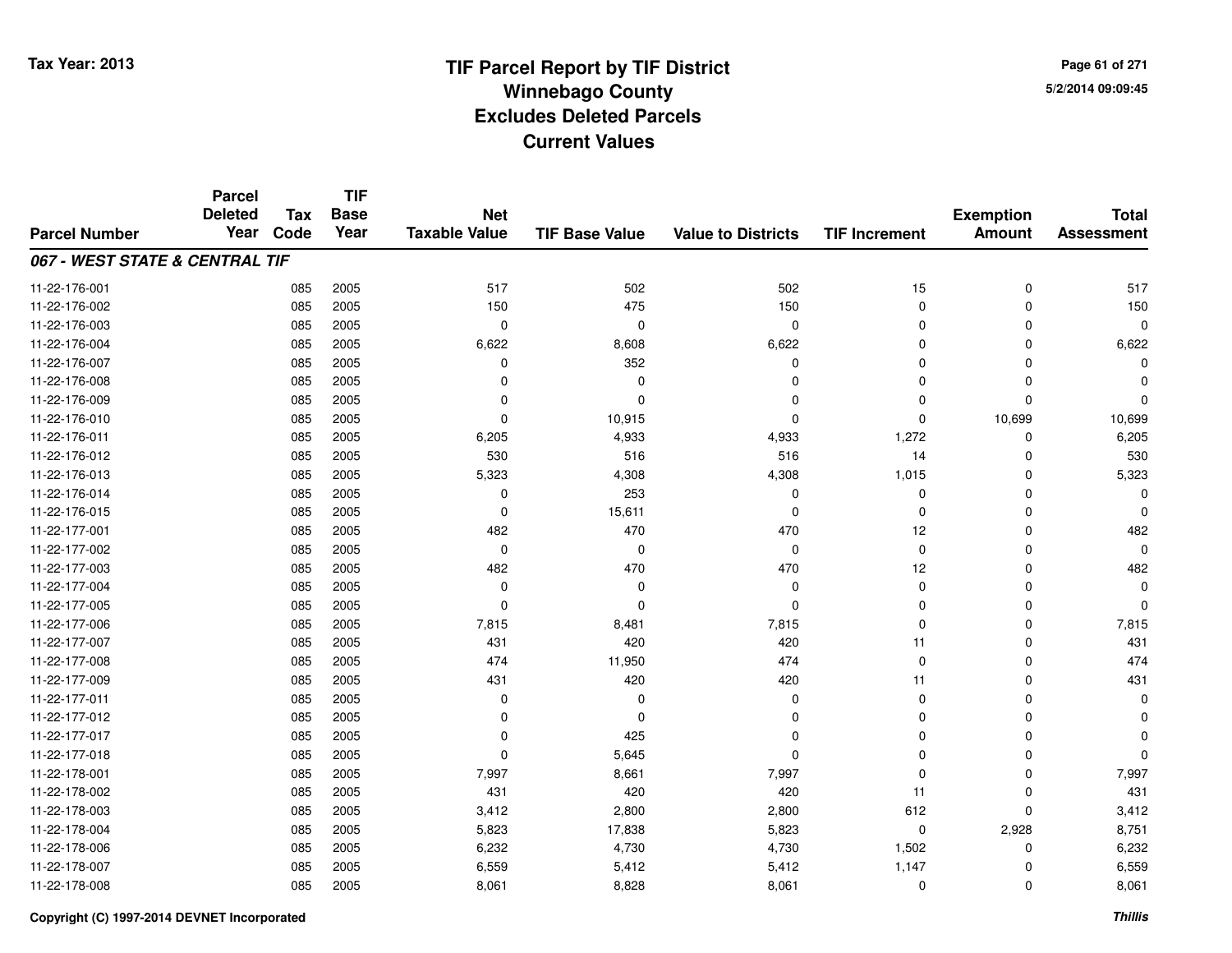**Tax Year: 2013**

# TIF Parcel Report by TIF District
## Winnebago County
## Excludes Deleted Parcels
## Current Values

5/2/2014 09:09:45

| Parcel Number | Parcel Deleted Year | Tax Code | TIF Base Year | Net Taxable Value | TIF Base Value | Value to Districts | TIF Increment | Exemption Amount | Total Assessment |
|---|---|---|---|---|---|---|---|---|---|
| ***067 - WEST STATE & CENTRAL TIF*** | | | | | | | | | |
| 11-22-176-001 | | 085 | 2005 | 517 | 502 | 502 | 15 | 0 | 517 |
| 11-22-176-002 | | 085 | 2005 | 150 | 475 | 150 | 0 | 0 | 150 |
| 11-22-176-003 | | 085 | 2005 | 0 | 0 | 0 | 0 | 0 | 0 |
| 11-22-176-004 | | 085 | 2005 | 6,622 | 8,608 | 6,622 | 0 | 0 | 6,622 |
| 11-22-176-007 | | 085 | 2005 | 0 | 352 | 0 | 0 | 0 | 0 |
| 11-22-176-008 | | 085 | 2005 | 0 | 0 | 0 | 0 | 0 | 0 |
| 11-22-176-009 | | 085 | 2005 | 0 | 0 | 0 | 0 | 0 | 0 |
| 11-22-176-010 | | 085 | 2005 | 0 | 10,915 | 0 | 0 | 10,699 | 10,699 |
| 11-22-176-011 | | 085 | 2005 | 6,205 | 4,933 | 4,933 | 1,272 | 0 | 6,205 |
| 11-22-176-012 | | 085 | 2005 | 530 | 516 | 516 | 14 | 0 | 530 |
| 11-22-176-013 | | 085 | 2005 | 5,323 | 4,308 | 4,308 | 1,015 | 0 | 5,323 |
| 11-22-176-014 | | 085 | 2005 | 0 | 253 | 0 | 0 | 0 | 0 |
| 11-22-176-015 | | 085 | 2005 | 0 | 15,611 | 0 | 0 | 0 | 0 |
| 11-22-177-001 | | 085 | 2005 | 482 | 470 | 470 | 12 | 0 | 482 |
| 11-22-177-002 | | 085 | 2005 | 0 | 0 | 0 | 0 | 0 | 0 |
| 11-22-177-003 | | 085 | 2005 | 482 | 470 | 470 | 12 | 0 | 482 |
| 11-22-177-004 | | 085 | 2005 | 0 | 0 | 0 | 0 | 0 | 0 |
| 11-22-177-005 | | 085 | 2005 | 0 | 0 | 0 | 0 | 0 | 0 |
| 11-22-177-006 | | 085 | 2005 | 7,815 | 8,481 | 7,815 | 0 | 0 | 7,815 |
| 11-22-177-007 | | 085 | 2005 | 431 | 420 | 420 | 11 | 0 | 431 |
| 11-22-177-008 | | 085 | 2005 | 474 | 11,950 | 474 | 0 | 0 | 474 |
| 11-22-177-009 | | 085 | 2005 | 431 | 420 | 420 | 11 | 0 | 431 |
| 11-22-177-011 | | 085 | 2005 | 0 | 0 | 0 | 0 | 0 | 0 |
| 11-22-177-012 | | 085 | 2005 | 0 | 0 | 0 | 0 | 0 | 0 |
| 11-22-177-017 | | 085 | 2005 | 0 | 425 | 0 | 0 | 0 | 0 |
| 11-22-177-018 | | 085 | 2005 | 0 | 5,645 | 0 | 0 | 0 | 0 |
| 11-22-178-001 | | 085 | 2005 | 7,997 | 8,661 | 7,997 | 0 | 0 | 7,997 |
| 11-22-178-002 | | 085 | 2005 | 431 | 420 | 420 | 11 | 0 | 431 |
| 11-22-178-003 | | 085 | 2005 | 3,412 | 2,800 | 2,800 | 612 | 0 | 3,412 |
| 11-22-178-004 | | 085 | 2005 | 5,823 | 17,838 | 5,823 | 0 | 2,928 | 8,751 |
| 11-22-178-006 | | 085 | 2005 | 6,232 | 4,730 | 4,730 | 1,502 | 0 | 6,232 |
| 11-22-178-007 | | 085 | 2005 | 6,559 | 5,412 | 5,412 | 1,147 | 0 | 6,559 |
| 11-22-178-008 | | 085 | 2005 | 8,061 | 8,828 | 8,061 | 0 | 0 | 8,061 |

Copyright (C) 1997-2014 DEVNET Incorporated

*Thillis*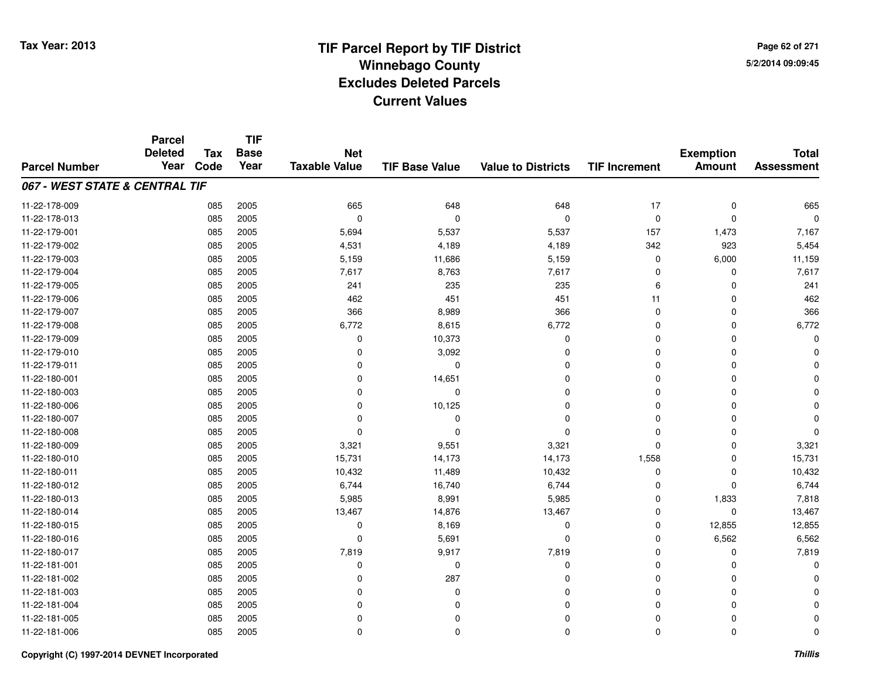# TIF Parcel Report by TIF District
## Winnebago County
## Excludes Deleted Parcels
## Current Values

Tax Year: 2013

5/2/2014 09:09:45

| Parcel Number | Parcel Deleted Year | Tax Code | TIF Base Year | Net Taxable Value | TIF Base Value | Value to Districts | TIF Increment | Exemption Amount | Total Assessment |
|---|---|---|---|---|---|---|---|---|---|
| ***067 - WEST STATE & CENTRAL TIF*** | | | | | | | | | |
| 11-22-178-009 | | 085 | 2005 | 665 | 648 | 648 | 17 | 0 | 665 |
| 11-22-178-013 | | 085 | 2005 | 0 | 0 | 0 | 0 | 0 | 0 |
| 11-22-179-001 | | 085 | 2005 | 5,694 | 5,537 | 5,537 | 157 | 1,473 | 7,167 |
| 11-22-179-002 | | 085 | 2005 | 4,531 | 4,189 | 4,189 | 342 | 923 | 5,454 |
| 11-22-179-003 | | 085 | 2005 | 5,159 | 11,686 | 5,159 | 0 | 6,000 | 11,159 |
| 11-22-179-004 | | 085 | 2005 | 7,617 | 8,763 | 7,617 | 0 | 0 | 7,617 |
| 11-22-179-005 | | 085 | 2005 | 241 | 235 | 235 | 6 | 0 | 241 |
| 11-22-179-006 | | 085 | 2005 | 462 | 451 | 451 | 11 | 0 | 462 |
| 11-22-179-007 | | 085 | 2005 | 366 | 8,989 | 366 | 0 | 0 | 366 |
| 11-22-179-008 | | 085 | 2005 | 6,772 | 8,615 | 6,772 | 0 | 0 | 6,772 |
| 11-22-179-009 | | 085 | 2005 | 0 | 10,373 | 0 | 0 | 0 | 0 |
| 11-22-179-010 | | 085 | 2005 | 0 | 3,092 | 0 | 0 | 0 | 0 |
| 11-22-179-011 | | 085 | 2005 | 0 | 0 | 0 | 0 | 0 | 0 |
| 11-22-180-001 | | 085 | 2005 | 0 | 14,651 | 0 | 0 | 0 | 0 |
| 11-22-180-003 | | 085 | 2005 | 0 | 0 | 0 | 0 | 0 | 0 |
| 11-22-180-006 | | 085 | 2005 | 0 | 10,125 | 0 | 0 | 0 | 0 |
| 11-22-180-007 | | 085 | 2005 | 0 | 0 | 0 | 0 | 0 | 0 |
| 11-22-180-008 | | 085 | 2005 | 0 | 0 | 0 | 0 | 0 | 0 |
| 11-22-180-009 | | 085 | 2005 | 3,321 | 9,551 | 3,321 | 0 | 0 | 3,321 |
| 11-22-180-010 | | 085 | 2005 | 15,731 | 14,173 | 14,173 | 1,558 | 0 | 15,731 |
| 11-22-180-011 | | 085 | 2005 | 10,432 | 11,489 | 10,432 | 0 | 0 | 10,432 |
| 11-22-180-012 | | 085 | 2005 | 6,744 | 16,740 | 6,744 | 0 | 0 | 6,744 |
| 11-22-180-013 | | 085 | 2005 | 5,985 | 8,991 | 5,985 | 0 | 1,833 | 7,818 |
| 11-22-180-014 | | 085 | 2005 | 13,467 | 14,876 | 13,467 | 0 | 0 | 13,467 |
| 11-22-180-015 | | 085 | 2005 | 0 | 8,169 | 0 | 0 | 12,855 | 12,855 |
| 11-22-180-016 | | 085 | 2005 | 0 | 5,691 | 0 | 0 | 6,562 | 6,562 |
| 11-22-180-017 | | 085 | 2005 | 7,819 | 9,917 | 7,819 | 0 | 0 | 7,819 |
| 11-22-181-001 | | 085 | 2005 | 0 | 0 | 0 | 0 | 0 | 0 |
| 11-22-181-002 | | 085 | 2005 | 0 | 287 | 0 | 0 | 0 | 0 |
| 11-22-181-003 | | 085 | 2005 | 0 | 0 | 0 | 0 | 0 | 0 |
| 11-22-181-004 | | 085 | 2005 | 0 | 0 | 0 | 0 | 0 | 0 |
| 11-22-181-005 | | 085 | 2005 | 0 | 0 | 0 | 0 | 0 | 0 |
| 11-22-181-006 | | 085 | 2005 | 0 | 0 | 0 | 0 | 0 | 0 |

Copyright (C) 1997-2014 DEVNET Incorporated

*Thillis*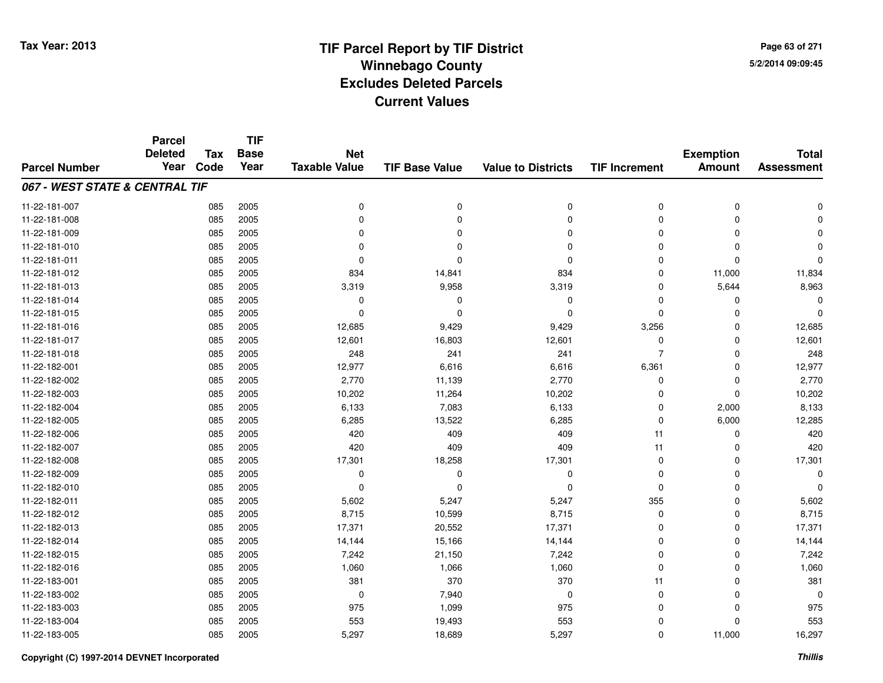**Tax Year: 2013**

# TIF Parcel Report by TIF District
## Winnebago County
## Excludes Deleted Parcels
## Current Values

5/2/2014 09:09:45

| Parcel Number | Parcel Deleted Year | Tax Code | TIF Base Year | Net Taxable Value | TIF Base Value | Value to Districts | TIF Increment | Exemption Amount | Total Assessment |
|---|---|---|---|---|---|---|---|---|---|
| ***067 - WEST STATE & CENTRAL TIF*** | | | | | | | | | |
| 11-22-181-007 | | 085 | 2005 | 0 | 0 | 0 | 0 | 0 | 0 |
| 11-22-181-008 | | 085 | 2005 | 0 | 0 | 0 | 0 | 0 | 0 |
| 11-22-181-009 | | 085 | 2005 | 0 | 0 | 0 | 0 | 0 | 0 |
| 11-22-181-010 | | 085 | 2005 | 0 | 0 | 0 | 0 | 0 | 0 |
| 11-22-181-011 | | 085 | 2005 | 0 | 0 | 0 | 0 | 0 | 0 |
| 11-22-181-012 | | 085 | 2005 | 834 | 14,841 | 834 | 0 | 11,000 | 11,834 |
| 11-22-181-013 | | 085 | 2005 | 3,319 | 9,958 | 3,319 | 0 | 5,644 | 8,963 |
| 11-22-181-014 | | 085 | 2005 | 0 | 0 | 0 | 0 | 0 | 0 |
| 11-22-181-015 | | 085 | 2005 | 0 | 0 | 0 | 0 | 0 | 0 |
| 11-22-181-016 | | 085 | 2005 | 12,685 | 9,429 | 9,429 | 3,256 | 0 | 12,685 |
| 11-22-181-017 | | 085 | 2005 | 12,601 | 16,803 | 12,601 | 0 | 0 | 12,601 |
| 11-22-181-018 | | 085 | 2005 | 248 | 241 | 241 | 7 | 0 | 248 |
| 11-22-182-001 | | 085 | 2005 | 12,977 | 6,616 | 6,616 | 6,361 | 0 | 12,977 |
| 11-22-182-002 | | 085 | 2005 | 2,770 | 11,139 | 2,770 | 0 | 0 | 2,770 |
| 11-22-182-003 | | 085 | 2005 | 10,202 | 11,264 | 10,202 | 0 | 0 | 10,202 |
| 11-22-182-004 | | 085 | 2005 | 6,133 | 7,083 | 6,133 | 0 | 2,000 | 8,133 |
| 11-22-182-005 | | 085 | 2005 | 6,285 | 13,522 | 6,285 | 0 | 6,000 | 12,285 |
| 11-22-182-006 | | 085 | 2005 | 420 | 409 | 409 | 11 | 0 | 420 |
| 11-22-182-007 | | 085 | 2005 | 420 | 409 | 409 | 11 | 0 | 420 |
| 11-22-182-008 | | 085 | 2005 | 17,301 | 18,258 | 17,301 | 0 | 0 | 17,301 |
| 11-22-182-009 | | 085 | 2005 | 0 | 0 | 0 | 0 | 0 | 0 |
| 11-22-182-010 | | 085 | 2005 | 0 | 0 | 0 | 0 | 0 | 0 |
| 11-22-182-011 | | 085 | 2005 | 5,602 | 5,247 | 5,247 | 355 | 0 | 5,602 |
| 11-22-182-012 | | 085 | 2005 | 8,715 | 10,599 | 8,715 | 0 | 0 | 8,715 |
| 11-22-182-013 | | 085 | 2005 | 17,371 | 20,552 | 17,371 | 0 | 0 | 17,371 |
| 11-22-182-014 | | 085 | 2005 | 14,144 | 15,166 | 14,144 | 0 | 0 | 14,144 |
| 11-22-182-015 | | 085 | 2005 | 7,242 | 21,150 | 7,242 | 0 | 0 | 7,242 |
| 11-22-182-016 | | 085 | 2005 | 1,060 | 1,066 | 1,060 | 0 | 0 | 1,060 |
| 11-22-183-001 | | 085 | 2005 | 381 | 370 | 370 | 11 | 0 | 381 |
| 11-22-183-002 | | 085 | 2005 | 0 | 7,940 | 0 | 0 | 0 | 0 |
| 11-22-183-003 | | 085 | 2005 | 975 | 1,099 | 975 | 0 | 0 | 975 |
| 11-22-183-004 | | 085 | 2005 | 553 | 19,493 | 553 | 0 | 0 | 553 |
| 11-22-183-005 | | 085 | 2005 | 5,297 | 18,689 | 5,297 | 0 | 11,000 | 16,297 |

Copyright (C) 1997-2014 DEVNET Incorporated

*Thillis*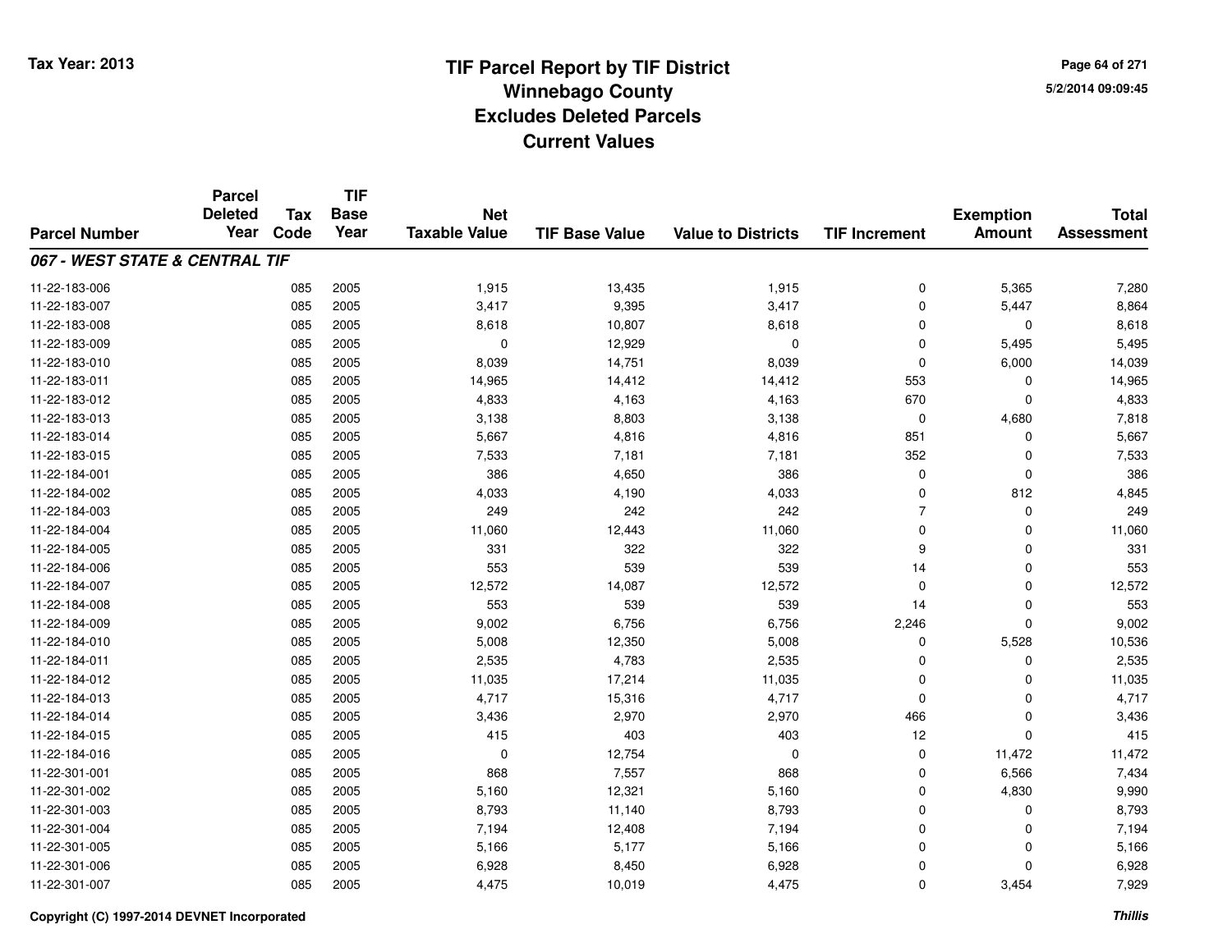# TIF Parcel Report by TIF District
## Winnebago County
## Excludes Deleted Parcels
## Current Values

Tax Year: 2013

5/2/2014 09:09:45

| Parcel Number | Parcel Deleted Year | Tax Code | TIF Base Year | Net Taxable Value | TIF Base Value | Value to Districts | TIF Increment | Exemption Amount | Total Assessment |
|---|---|---|---|---|---|---|---|---|---|
| ***067 - WEST STATE & CENTRAL TIF*** | | | | | | | | | |
| 11-22-183-006 | | 085 | 2005 | 1,915 | 13,435 | 1,915 | 0 | 5,365 | 7,280 |
| 11-22-183-007 | | 085 | 2005 | 3,417 | 9,395 | 3,417 | 0 | 5,447 | 8,864 |
| 11-22-183-008 | | 085 | 2005 | 8,618 | 10,807 | 8,618 | 0 | 0 | 8,618 |
| 11-22-183-009 | | 085 | 2005 | 0 | 12,929 | 0 | 0 | 5,495 | 5,495 |
| 11-22-183-010 | | 085 | 2005 | 8,039 | 14,751 | 8,039 | 0 | 6,000 | 14,039 |
| 11-22-183-011 | | 085 | 2005 | 14,965 | 14,412 | 14,412 | 553 | 0 | 14,965 |
| 11-22-183-012 | | 085 | 2005 | 4,833 | 4,163 | 4,163 | 670 | 0 | 4,833 |
| 11-22-183-013 | | 085 | 2005 | 3,138 | 8,803 | 3,138 | 0 | 4,680 | 7,818 |
| 11-22-183-014 | | 085 | 2005 | 5,667 | 4,816 | 4,816 | 851 | 0 | 5,667 |
| 11-22-183-015 | | 085 | 2005 | 7,533 | 7,181 | 7,181 | 352 | 0 | 7,533 |
| 11-22-184-001 | | 085 | 2005 | 386 | 4,650 | 386 | 0 | 0 | 386 |
| 11-22-184-002 | | 085 | 2005 | 4,033 | 4,190 | 4,033 | 0 | 812 | 4,845 |
| 11-22-184-003 | | 085 | 2005 | 249 | 242 | 242 | 7 | 0 | 249 |
| 11-22-184-004 | | 085 | 2005 | 11,060 | 12,443 | 11,060 | 0 | 0 | 11,060 |
| 11-22-184-005 | | 085 | 2005 | 331 | 322 | 322 | 9 | 0 | 331 |
| 11-22-184-006 | | 085 | 2005 | 553 | 539 | 539 | 14 | 0 | 553 |
| 11-22-184-007 | | 085 | 2005 | 12,572 | 14,087 | 12,572 | 0 | 0 | 12,572 |
| 11-22-184-008 | | 085 | 2005 | 553 | 539 | 539 | 14 | 0 | 553 |
| 11-22-184-009 | | 085 | 2005 | 9,002 | 6,756 | 6,756 | 2,246 | 0 | 9,002 |
| 11-22-184-010 | | 085 | 2005 | 5,008 | 12,350 | 5,008 | 0 | 5,528 | 10,536 |
| 11-22-184-011 | | 085 | 2005 | 2,535 | 4,783 | 2,535 | 0 | 0 | 2,535 |
| 11-22-184-012 | | 085 | 2005 | 11,035 | 17,214 | 11,035 | 0 | 0 | 11,035 |
| 11-22-184-013 | | 085 | 2005 | 4,717 | 15,316 | 4,717 | 0 | 0 | 4,717 |
| 11-22-184-014 | | 085 | 2005 | 3,436 | 2,970 | 2,970 | 466 | 0 | 3,436 |
| 11-22-184-015 | | 085 | 2005 | 415 | 403 | 403 | 12 | 0 | 415 |
| 11-22-184-016 | | 085 | 2005 | 0 | 12,754 | 0 | 0 | 11,472 | 11,472 |
| 11-22-301-001 | | 085 | 2005 | 868 | 7,557 | 868 | 0 | 6,566 | 7,434 |
| 11-22-301-002 | | 085 | 2005 | 5,160 | 12,321 | 5,160 | 0 | 4,830 | 9,990 |
| 11-22-301-003 | | 085 | 2005 | 8,793 | 11,140 | 8,793 | 0 | 0 | 8,793 |
| 11-22-301-004 | | 085 | 2005 | 7,194 | 12,408 | 7,194 | 0 | 0 | 7,194 |
| 11-22-301-005 | | 085 | 2005 | 5,166 | 5,177 | 5,166 | 0 | 0 | 5,166 |
| 11-22-301-006 | | 085 | 2005 | 6,928 | 8,450 | 6,928 | 0 | 0 | 6,928 |
| 11-22-301-007 | | 085 | 2005 | 4,475 | 10,019 | 4,475 | 0 | 3,454 | 7,929 |

Copyright (C) 1997-2014 DEVNET Incorporated

*Thillis*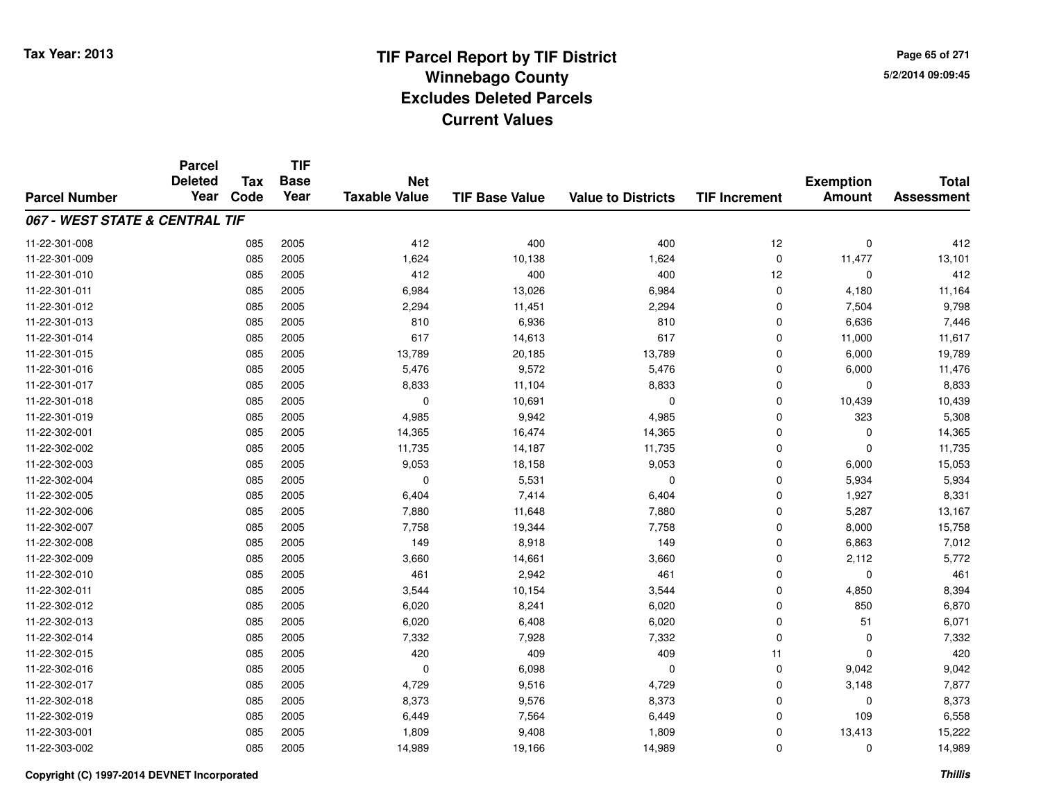# TIF Parcel Report by TIF District
## Winnebago County
## Excludes Deleted Parcels
## Current Values

Tax Year: 2013

5/2/2014 09:09:45

| Parcel Number | Parcel Deleted Year | Tax Code | TIF Base Year | Net Taxable Value | TIF Base Value | Value to Districts | TIF Increment | Exemption Amount | Total Assessment |
|---|---|---|---|---|---|---|---|---|---|
| ***067 - WEST STATE & CENTRAL TIF*** | | | | | | | | | |
| 11-22-301-008 | | 085 | 2005 | 412 | 400 | 400 | 12 | 0 | 412 |
| 11-22-301-009 | | 085 | 2005 | 1,624 | 10,138 | 1,624 | 0 | 11,477 | 13,101 |
| 11-22-301-010 | | 085 | 2005 | 412 | 400 | 400 | 12 | 0 | 412 |
| 11-22-301-011 | | 085 | 2005 | 6,984 | 13,026 | 6,984 | 0 | 4,180 | 11,164 |
| 11-22-301-012 | | 085 | 2005 | 2,294 | 11,451 | 2,294 | 0 | 7,504 | 9,798 |
| 11-22-301-013 | | 085 | 2005 | 810 | 6,936 | 810 | 0 | 6,636 | 7,446 |
| 11-22-301-014 | | 085 | 2005 | 617 | 14,613 | 617 | 0 | 11,000 | 11,617 |
| 11-22-301-015 | | 085 | 2005 | 13,789 | 20,185 | 13,789 | 0 | 6,000 | 19,789 |
| 11-22-301-016 | | 085 | 2005 | 5,476 | 9,572 | 5,476 | 0 | 6,000 | 11,476 |
| 11-22-301-017 | | 085 | 2005 | 8,833 | 11,104 | 8,833 | 0 | 0 | 8,833 |
| 11-22-301-018 | | 085 | 2005 | 0 | 10,691 | 0 | 0 | 10,439 | 10,439 |
| 11-22-301-019 | | 085 | 2005 | 4,985 | 9,942 | 4,985 | 0 | 323 | 5,308 |
| 11-22-302-001 | | 085 | 2005 | 14,365 | 16,474 | 14,365 | 0 | 0 | 14,365 |
| 11-22-302-002 | | 085 | 2005 | 11,735 | 14,187 | 11,735 | 0 | 0 | 11,735 |
| 11-22-302-003 | | 085 | 2005 | 9,053 | 18,158 | 9,053 | 0 | 6,000 | 15,053 |
| 11-22-302-004 | | 085 | 2005 | 0 | 5,531 | 0 | 0 | 5,934 | 5,934 |
| 11-22-302-005 | | 085 | 2005 | 6,404 | 7,414 | 6,404 | 0 | 1,927 | 8,331 |
| 11-22-302-006 | | 085 | 2005 | 7,880 | 11,648 | 7,880 | 0 | 5,287 | 13,167 |
| 11-22-302-007 | | 085 | 2005 | 7,758 | 19,344 | 7,758 | 0 | 8,000 | 15,758 |
| 11-22-302-008 | | 085 | 2005 | 149 | 8,918 | 149 | 0 | 6,863 | 7,012 |
| 11-22-302-009 | | 085 | 2005 | 3,660 | 14,661 | 3,660 | 0 | 2,112 | 5,772 |
| 11-22-302-010 | | 085 | 2005 | 461 | 2,942 | 461 | 0 | 0 | 461 |
| 11-22-302-011 | | 085 | 2005 | 3,544 | 10,154 | 3,544 | 0 | 4,850 | 8,394 |
| 11-22-302-012 | | 085 | 2005 | 6,020 | 8,241 | 6,020 | 0 | 850 | 6,870 |
| 11-22-302-013 | | 085 | 2005 | 6,020 | 6,408 | 6,020 | 0 | 51 | 6,071 |
| 11-22-302-014 | | 085 | 2005 | 7,332 | 7,928 | 7,332 | 0 | 0 | 7,332 |
| 11-22-302-015 | | 085 | 2005 | 420 | 409 | 409 | 11 | 0 | 420 |
| 11-22-302-016 | | 085 | 2005 | 0 | 6,098 | 0 | 0 | 9,042 | 9,042 |
| 11-22-302-017 | | 085 | 2005 | 4,729 | 9,516 | 4,729 | 0 | 3,148 | 7,877 |
| 11-22-302-018 | | 085 | 2005 | 8,373 | 9,576 | 8,373 | 0 | 0 | 8,373 |
| 11-22-302-019 | | 085 | 2005 | 6,449 | 7,564 | 6,449 | 0 | 109 | 6,558 |
| 11-22-303-001 | | 085 | 2005 | 1,809 | 9,408 | 1,809 | 0 | 13,413 | 15,222 |
| 11-22-303-002 | | 085 | 2005 | 14,989 | 19,166 | 14,989 | 0 | 0 | 14,989 |

Copyright (C) 1997-2014 DEVNET Incorporated

Thillis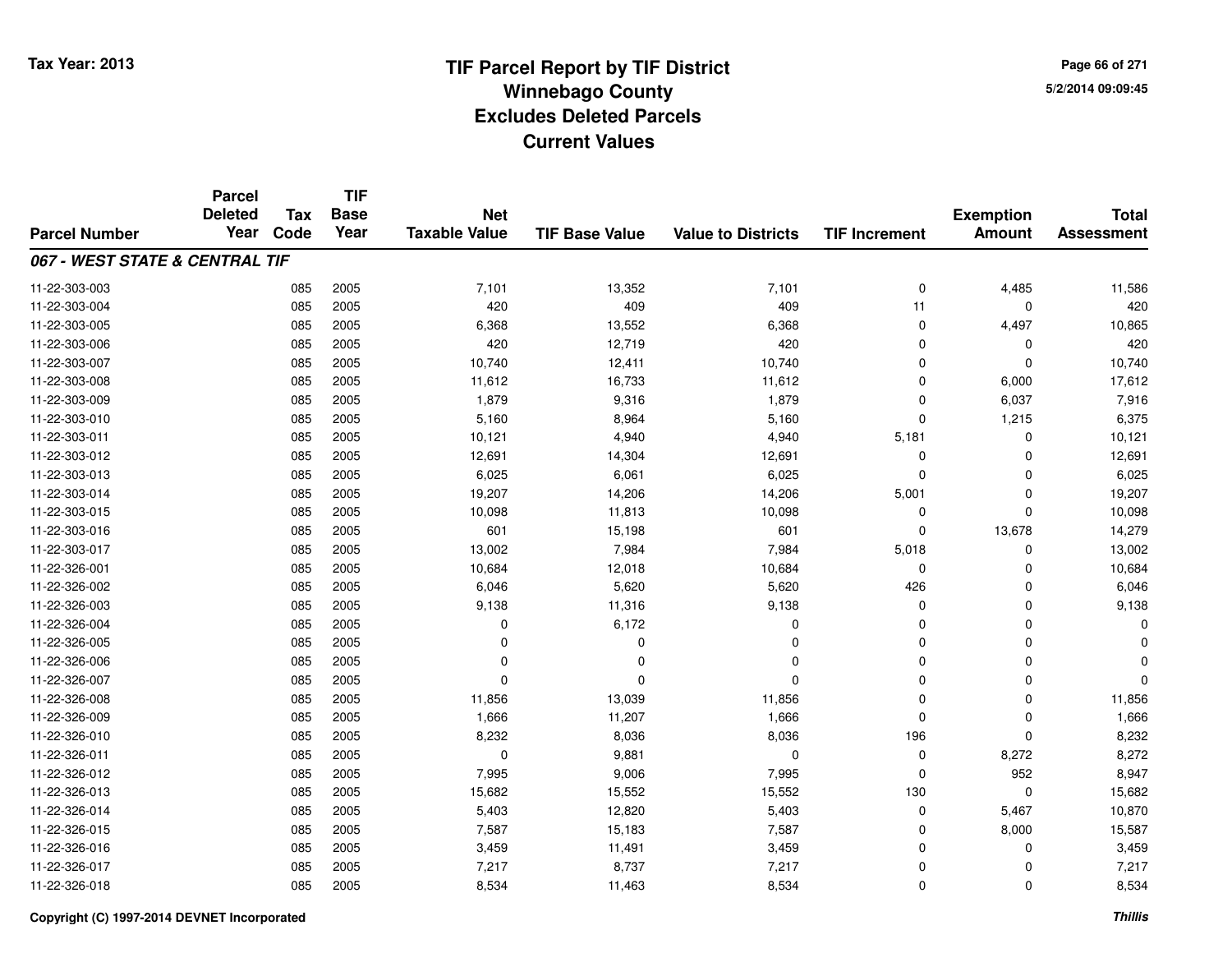# TIF Parcel Report by TIF District
## Winnebago County
## Excludes Deleted Parcels
## Current Values

Tax Year: 2013

5/2/2014 09:09:45

| Parcel Number | Parcel Deleted Year | Tax Code | TIF Base Year | Net Taxable Value | TIF Base Value | Value to Districts | TIF Increment | Exemption Amount | Total Assessment |
|---|---|---|---|---|---|---|---|---|---|
| ***067 - WEST STATE & CENTRAL TIF*** | | | | | | | | | |
| 11-22-303-003 | | 085 | 2005 | 7,101 | 13,352 | 7,101 | 0 | 4,485 | 11,586 |
| 11-22-303-004 | | 085 | 2005 | 420 | 409 | 409 | 11 | 0 | 420 |
| 11-22-303-005 | | 085 | 2005 | 6,368 | 13,552 | 6,368 | 0 | 4,497 | 10,865 |
| 11-22-303-006 | | 085 | 2005 | 420 | 12,719 | 420 | 0 | 0 | 420 |
| 11-22-303-007 | | 085 | 2005 | 10,740 | 12,411 | 10,740 | 0 | 0 | 10,740 |
| 11-22-303-008 | | 085 | 2005 | 11,612 | 16,733 | 11,612 | 0 | 6,000 | 17,612 |
| 11-22-303-009 | | 085 | 2005 | 1,879 | 9,316 | 1,879 | 0 | 6,037 | 7,916 |
| 11-22-303-010 | | 085 | 2005 | 5,160 | 8,964 | 5,160 | 0 | 1,215 | 6,375 |
| 11-22-303-011 | | 085 | 2005 | 10,121 | 4,940 | 4,940 | 5,181 | 0 | 10,121 |
| 11-22-303-012 | | 085 | 2005 | 12,691 | 14,304 | 12,691 | 0 | 0 | 12,691 |
| 11-22-303-013 | | 085 | 2005 | 6,025 | 6,061 | 6,025 | 0 | 0 | 6,025 |
| 11-22-303-014 | | 085 | 2005 | 19,207 | 14,206 | 14,206 | 5,001 | 0 | 19,207 |
| 11-22-303-015 | | 085 | 2005 | 10,098 | 11,813 | 10,098 | 0 | 0 | 10,098 |
| 11-22-303-016 | | 085 | 2005 | 601 | 15,198 | 601 | 0 | 13,678 | 14,279 |
| 11-22-303-017 | | 085 | 2005 | 13,002 | 7,984 | 7,984 | 5,018 | 0 | 13,002 |
| 11-22-326-001 | | 085 | 2005 | 10,684 | 12,018 | 10,684 | 0 | 0 | 10,684 |
| 11-22-326-002 | | 085 | 2005 | 6,046 | 5,620 | 5,620 | 426 | 0 | 6,046 |
| 11-22-326-003 | | 085 | 2005 | 9,138 | 11,316 | 9,138 | 0 | 0 | 9,138 |
| 11-22-326-004 | | 085 | 2005 | 0 | 6,172 | 0 | 0 | 0 | 0 |
| 11-22-326-005 | | 085 | 2005 | 0 | 0 | 0 | 0 | 0 | 0 |
| 11-22-326-006 | | 085 | 2005 | 0 | 0 | 0 | 0 | 0 | 0 |
| 11-22-326-007 | | 085 | 2005 | 0 | 0 | 0 | 0 | 0 | 0 |
| 11-22-326-008 | | 085 | 2005 | 11,856 | 13,039 | 11,856 | 0 | 0 | 11,856 |
| 11-22-326-009 | | 085 | 2005 | 1,666 | 11,207 | 1,666 | 0 | 0 | 1,666 |
| 11-22-326-010 | | 085 | 2005 | 8,232 | 8,036 | 8,036 | 196 | 0 | 8,232 |
| 11-22-326-011 | | 085 | 2005 | 0 | 9,881 | 0 | 0 | 8,272 | 8,272 |
| 11-22-326-012 | | 085 | 2005 | 7,995 | 9,006 | 7,995 | 0 | 952 | 8,947 |
| 11-22-326-013 | | 085 | 2005 | 15,682 | 15,552 | 15,552 | 130 | 0 | 15,682 |
| 11-22-326-014 | | 085 | 2005 | 5,403 | 12,820 | 5,403 | 0 | 5,467 | 10,870 |
| 11-22-326-015 | | 085 | 2005 | 7,587 | 15,183 | 7,587 | 0 | 8,000 | 15,587 |
| 11-22-326-016 | | 085 | 2005 | 3,459 | 11,491 | 3,459 | 0 | 0 | 3,459 |
| 11-22-326-017 | | 085 | 2005 | 7,217 | 8,737 | 7,217 | 0 | 0 | 7,217 |
| 11-22-326-018 | | 085 | 2005 | 8,534 | 11,463 | 8,534 | 0 | 0 | 8,534 |

Copyright (C) 1997-2014 DEVNET Incorporated

*Thillis*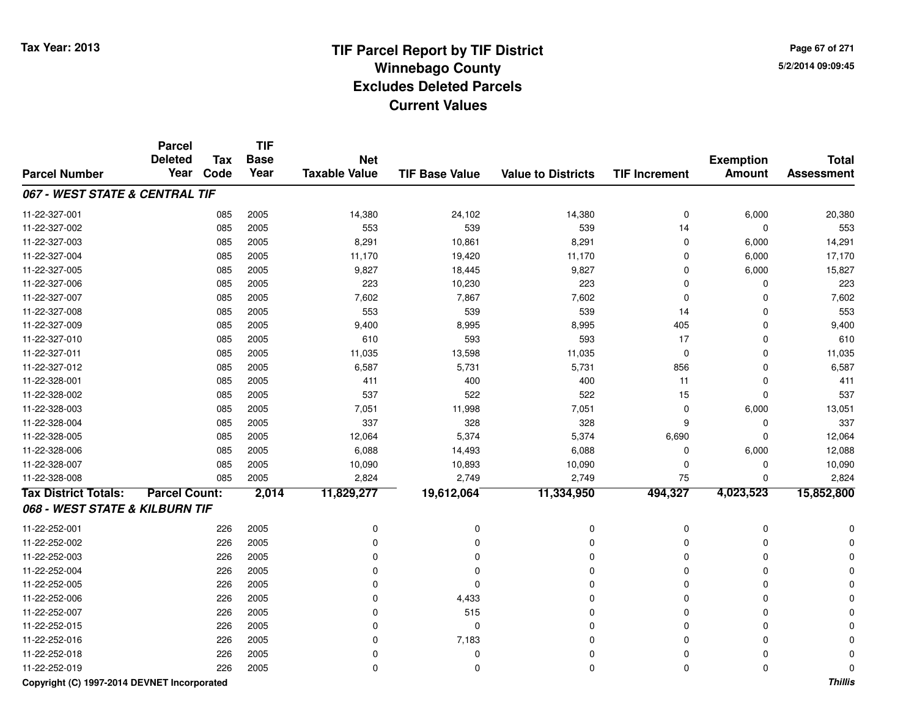# TIF Parcel Report by TIF District
## Winnebago County
## Excludes Deleted Parcels
## Current Values

Tax Year: 2013

5/2/2014 09:09:45

| Parcel Number | Parcel Deleted Year | Tax Code | TIF Base Year | Net Taxable Value | TIF Base Value | Value to Districts | TIF Increment | Exemption Amount | Total Assessment |
|---|---|---|---|---|---|---|---|---|---|
| ***067 - WEST STATE & CENTRAL TIF*** | | | | | | | | | |
| 11-22-327-001 | | 085 | 2005 | 14,380 | 24,102 | 14,380 | 0 | 6,000 | 20,380 |
| 11-22-327-002 | | 085 | 2005 | 553 | 539 | 539 | 14 | 0 | 553 |
| 11-22-327-003 | | 085 | 2005 | 8,291 | 10,861 | 8,291 | 0 | 6,000 | 14,291 |
| 11-22-327-004 | | 085 | 2005 | 11,170 | 19,420 | 11,170 | 0 | 6,000 | 17,170 |
| 11-22-327-005 | | 085 | 2005 | 9,827 | 18,445 | 9,827 | 0 | 6,000 | 15,827 |
| 11-22-327-006 | | 085 | 2005 | 223 | 10,230 | 223 | 0 | 0 | 223 |
| 11-22-327-007 | | 085 | 2005 | 7,602 | 7,867 | 7,602 | 0 | 0 | 7,602 |
| 11-22-327-008 | | 085 | 2005 | 553 | 539 | 539 | 14 | 0 | 553 |
| 11-22-327-009 | | 085 | 2005 | 9,400 | 8,995 | 8,995 | 405 | 0 | 9,400 |
| 11-22-327-010 | | 085 | 2005 | 610 | 593 | 593 | 17 | 0 | 610 |
| 11-22-327-011 | | 085 | 2005 | 11,035 | 13,598 | 11,035 | 0 | 0 | 11,035 |
| 11-22-327-012 | | 085 | 2005 | 6,587 | 5,731 | 5,731 | 856 | 0 | 6,587 |
| 11-22-328-001 | | 085 | 2005 | 411 | 400 | 400 | 11 | 0 | 411 |
| 11-22-328-002 | | 085 | 2005 | 537 | 522 | 522 | 15 | 0 | 537 |
| 11-22-328-003 | | 085 | 2005 | 7,051 | 11,998 | 7,051 | 0 | 6,000 | 13,051 |
| 11-22-328-004 | | 085 | 2005 | 337 | 328 | 328 | 9 | 0 | 337 |
| 11-22-328-005 | | 085 | 2005 | 12,064 | 5,374 | 5,374 | 6,690 | 0 | 12,064 |
| 11-22-328-006 | | 085 | 2005 | 6,088 | 14,493 | 6,088 | 0 | 6,000 | 12,088 |
| 11-22-328-007 | | 085 | 2005 | 10,090 | 10,893 | 10,090 | 0 | 0 | 10,090 |
| 11-22-328-008 | | 085 | 2005 | 2,824 | 2,749 | 2,749 | 75 | 0 | 2,824 |
| **Tax District Totals:** | **Parcel Count:** | | **2,014** | **11,829,277** | **19,612,064** | **11,334,950** | **494,327** | **4,023,523** | **15,852,800** |
| ***068 - WEST STATE & KILBURN TIF*** | | | | | | | | | |
| 11-22-252-001 | | 226 | 2005 | 0 | 0 | 0 | 0 | 0 | 0 |
| 11-22-252-002 | | 226 | 2005 | 0 | 0 | 0 | 0 | 0 | 0 |
| 11-22-252-003 | | 226 | 2005 | 0 | 0 | 0 | 0 | 0 | 0 |
| 11-22-252-004 | | 226 | 2005 | 0 | 0 | 0 | 0 | 0 | 0 |
| 11-22-252-005 | | 226 | 2005 | 0 | 0 | 0 | 0 | 0 | 0 |
| 11-22-252-006 | | 226 | 2005 | 0 | 4,433 | 0 | 0 | 0 | 0 |
| 11-22-252-007 | | 226 | 2005 | 0 | 515 | 0 | 0 | 0 | 0 |
| 11-22-252-015 | | 226 | 2005 | 0 | 0 | 0 | 0 | 0 | 0 |
| 11-22-252-016 | | 226 | 2005 | 0 | 7,183 | 0 | 0 | 0 | 0 |
| 11-22-252-018 | | 226 | 2005 | 0 | 0 | 0 | 0 | 0 | 0 |
| 11-22-252-019 | | 226 | 2005 | 0 | 0 | 0 | 0 | 0 | 0 |

Copyright (C) 1997-2014 DEVNET Incorporated

*Thillis*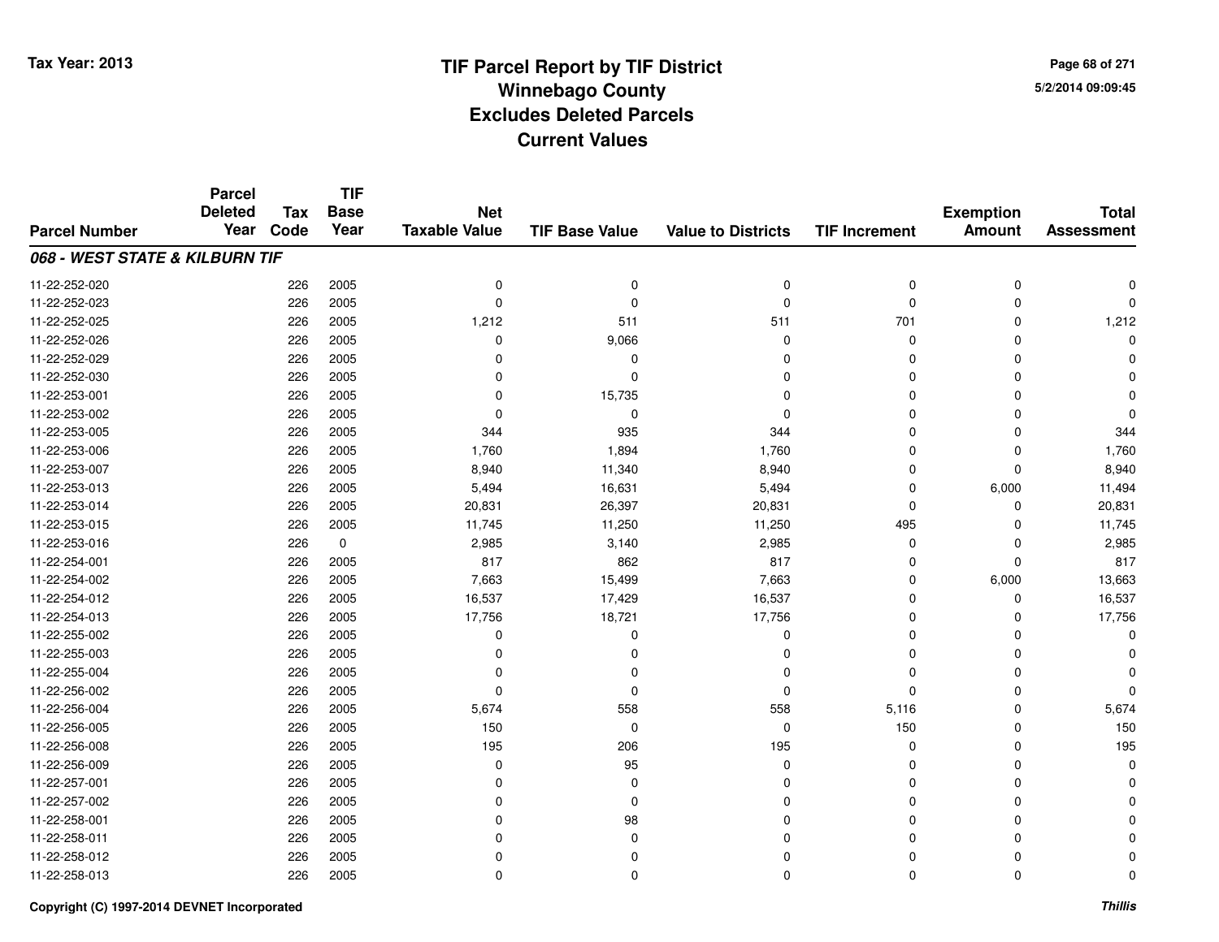# TIF Parcel Report by TIF District
## Winnebago County
## Excludes Deleted Parcels
## Current Values

Tax Year: 2013

5/2/2014 09:09:45

| Parcel Number | Parcel Deleted Year | Tax Code | TIF Base Year | Net Taxable Value | TIF Base Value | Value to Districts | TIF Increment | Exemption Amount | Total Assessment |
|---|---|---|---|---|---|---|---|---|---|
| ***068 - WEST STATE & KILBURN TIF*** | | | | | | | | | |
| 11-22-252-020 | | 226 | 2005 | 0 | 0 | 0 | 0 | 0 | 0 |
| 11-22-252-023 | | 226 | 2005 | 0 | 0 | 0 | 0 | 0 | 0 |
| 11-22-252-025 | | 226 | 2005 | 1,212 | 511 | 511 | 701 | 0 | 1,212 |
| 11-22-252-026 | | 226 | 2005 | 0 | 9,066 | 0 | 0 | 0 | 0 |
| 11-22-252-029 | | 226 | 2005 | 0 | 0 | 0 | 0 | 0 | 0 |
| 11-22-252-030 | | 226 | 2005 | 0 | 0 | 0 | 0 | 0 | 0 |
| 11-22-253-001 | | 226 | 2005 | 0 | 15,735 | 0 | 0 | 0 | 0 |
| 11-22-253-002 | | 226 | 2005 | 0 | 0 | 0 | 0 | 0 | 0 |
| 11-22-253-005 | | 226 | 2005 | 344 | 935 | 344 | 0 | 0 | 344 |
| 11-22-253-006 | | 226 | 2005 | 1,760 | 1,894 | 1,760 | 0 | 0 | 1,760 |
| 11-22-253-007 | | 226 | 2005 | 8,940 | 11,340 | 8,940 | 0 | 0 | 8,940 |
| 11-22-253-013 | | 226 | 2005 | 5,494 | 16,631 | 5,494 | 0 | 6,000 | 11,494 |
| 11-22-253-014 | | 226 | 2005 | 20,831 | 26,397 | 20,831 | 0 | 0 | 20,831 |
| 11-22-253-015 | | 226 | 2005 | 11,745 | 11,250 | 11,250 | 495 | 0 | 11,745 |
| 11-22-253-016 | | 226 | 0 | 2,985 | 3,140 | 2,985 | 0 | 0 | 2,985 |
| 11-22-254-001 | | 226 | 2005 | 817 | 862 | 817 | 0 | 0 | 817 |
| 11-22-254-002 | | 226 | 2005 | 7,663 | 15,499 | 7,663 | 0 | 6,000 | 13,663 |
| 11-22-254-012 | | 226 | 2005 | 16,537 | 17,429 | 16,537 | 0 | 0 | 16,537 |
| 11-22-254-013 | | 226 | 2005 | 17,756 | 18,721 | 17,756 | 0 | 0 | 17,756 |
| 11-22-255-002 | | 226 | 2005 | 0 | 0 | 0 | 0 | 0 | 0 |
| 11-22-255-003 | | 226 | 2005 | 0 | 0 | 0 | 0 | 0 | 0 |
| 11-22-255-004 | | 226 | 2005 | 0 | 0 | 0 | 0 | 0 | 0 |
| 11-22-256-002 | | 226 | 2005 | 0 | 0 | 0 | 0 | 0 | 0 |
| 11-22-256-004 | | 226 | 2005 | 5,674 | 558 | 558 | 5,116 | 0 | 5,674 |
| 11-22-256-005 | | 226 | 2005 | 150 | 0 | 0 | 150 | 0 | 150 |
| 11-22-256-008 | | 226 | 2005 | 195 | 206 | 195 | 0 | 0 | 195 |
| 11-22-256-009 | | 226 | 2005 | 0 | 95 | 0 | 0 | 0 | 0 |
| 11-22-257-001 | | 226 | 2005 | 0 | 0 | 0 | 0 | 0 | 0 |
| 11-22-257-002 | | 226 | 2005 | 0 | 0 | 0 | 0 | 0 | 0 |
| 11-22-258-001 | | 226 | 2005 | 0 | 98 | 0 | 0 | 0 | 0 |
| 11-22-258-011 | | 226 | 2005 | 0 | 0 | 0 | 0 | 0 | 0 |
| 11-22-258-012 | | 226 | 2005 | 0 | 0 | 0 | 0 | 0 | 0 |
| 11-22-258-013 | | 226 | 2005 | 0 | 0 | 0 | 0 | 0 | 0 |

**Copyright (C) 1997-2014 DEVNET Incorporated** ***Thillis***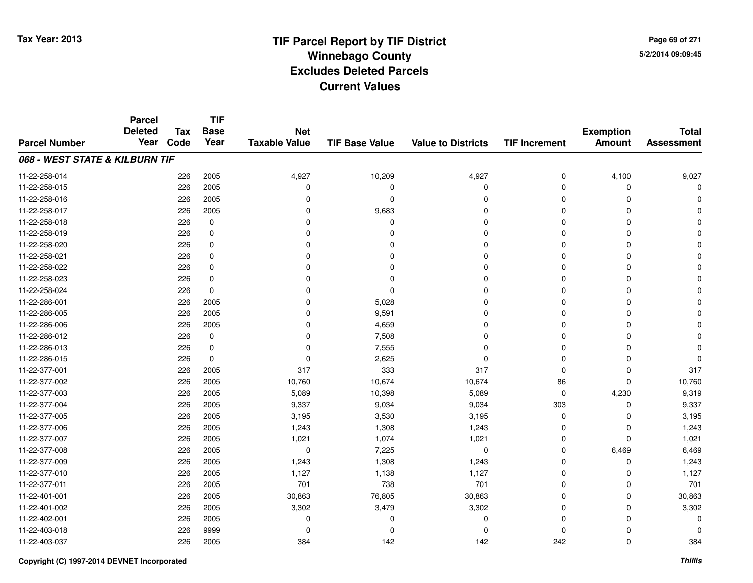# TIF Parcel Report by TIF District
## Winnebago County
## Excludes Deleted Parcels
## Current Values

Tax Year: 2013

5/2/2014 09:09:45

| Parcel Number | Parcel Deleted Year | Tax Code | TIF Base Year | Net Taxable Value | TIF Base Value | Value to Districts | TIF Increment | Exemption Amount | Total Assessment |
|---|---|---|---|---|---|---|---|---|---|
| ***068 - WEST STATE & KILBURN TIF*** | | | | | | | | | |
| 11-22-258-014 | | 226 | 2005 | 4,927 | 10,209 | 4,927 | 0 | 4,100 | 9,027 |
| 11-22-258-015 | | 226 | 2005 | 0 | 0 | 0 | 0 | 0 | 0 |
| 11-22-258-016 | | 226 | 2005 | 0 | 0 | 0 | 0 | 0 | 0 |
| 11-22-258-017 | | 226 | 2005 | 0 | 9,683 | 0 | 0 | 0 | 0 |
| 11-22-258-018 | | 226 | 0 | 0 | 0 | 0 | 0 | 0 | 0 |
| 11-22-258-019 | | 226 | 0 | 0 | 0 | 0 | 0 | 0 | 0 |
| 11-22-258-020 | | 226 | 0 | 0 | 0 | 0 | 0 | 0 | 0 |
| 11-22-258-021 | | 226 | 0 | 0 | 0 | 0 | 0 | 0 | 0 |
| 11-22-258-022 | | 226 | 0 | 0 | 0 | 0 | 0 | 0 | 0 |
| 11-22-258-023 | | 226 | 0 | 0 | 0 | 0 | 0 | 0 | 0 |
| 11-22-258-024 | | 226 | 0 | 0 | 0 | 0 | 0 | 0 | 0 |
| 11-22-286-001 | | 226 | 2005 | 0 | 5,028 | 0 | 0 | 0 | 0 |
| 11-22-286-005 | | 226 | 2005 | 0 | 9,591 | 0 | 0 | 0 | 0 |
| 11-22-286-006 | | 226 | 2005 | 0 | 4,659 | 0 | 0 | 0 | 0 |
| 11-22-286-012 | | 226 | 0 | 0 | 7,508 | 0 | 0 | 0 | 0 |
| 11-22-286-013 | | 226 | 0 | 0 | 7,555 | 0 | 0 | 0 | 0 |
| 11-22-286-015 | | 226 | 0 | 0 | 2,625 | 0 | 0 | 0 | 0 |
| 11-22-377-001 | | 226 | 2005 | 317 | 333 | 317 | 0 | 0 | 317 |
| 11-22-377-002 | | 226 | 2005 | 10,760 | 10,674 | 10,674 | 86 | 0 | 10,760 |
| 11-22-377-003 | | 226 | 2005 | 5,089 | 10,398 | 5,089 | 0 | 4,230 | 9,319 |
| 11-22-377-004 | | 226 | 2005 | 9,337 | 9,034 | 9,034 | 303 | 0 | 9,337 |
| 11-22-377-005 | | 226 | 2005 | 3,195 | 3,530 | 3,195 | 0 | 0 | 3,195 |
| 11-22-377-006 | | 226 | 2005 | 1,243 | 1,308 | 1,243 | 0 | 0 | 1,243 |
| 11-22-377-007 | | 226 | 2005 | 1,021 | 1,074 | 1,021 | 0 | 0 | 1,021 |
| 11-22-377-008 | | 226 | 2005 | 0 | 7,225 | 0 | 0 | 6,469 | 6,469 |
| 11-22-377-009 | | 226 | 2005 | 1,243 | 1,308 | 1,243 | 0 | 0 | 1,243 |
| 11-22-377-010 | | 226 | 2005 | 1,127 | 1,138 | 1,127 | 0 | 0 | 1,127 |
| 11-22-377-011 | | 226 | 2005 | 701 | 738 | 701 | 0 | 0 | 701 |
| 11-22-401-001 | | 226 | 2005 | 30,863 | 76,805 | 30,863 | 0 | 0 | 30,863 |
| 11-22-401-002 | | 226 | 2005 | 3,302 | 3,479 | 3,302 | 0 | 0 | 3,302 |
| 11-22-402-001 | | 226 | 2005 | 0 | 0 | 0 | 0 | 0 | 0 |
| 11-22-403-018 | | 226 | 9999 | 0 | 0 | 0 | 0 | 0 | 0 |
| 11-22-403-037 | | 226 | 2005 | 384 | 142 | 142 | 242 | 0 | 384 |

Copyright (C) 1997-2014 DEVNET Incorporated

*Thillis*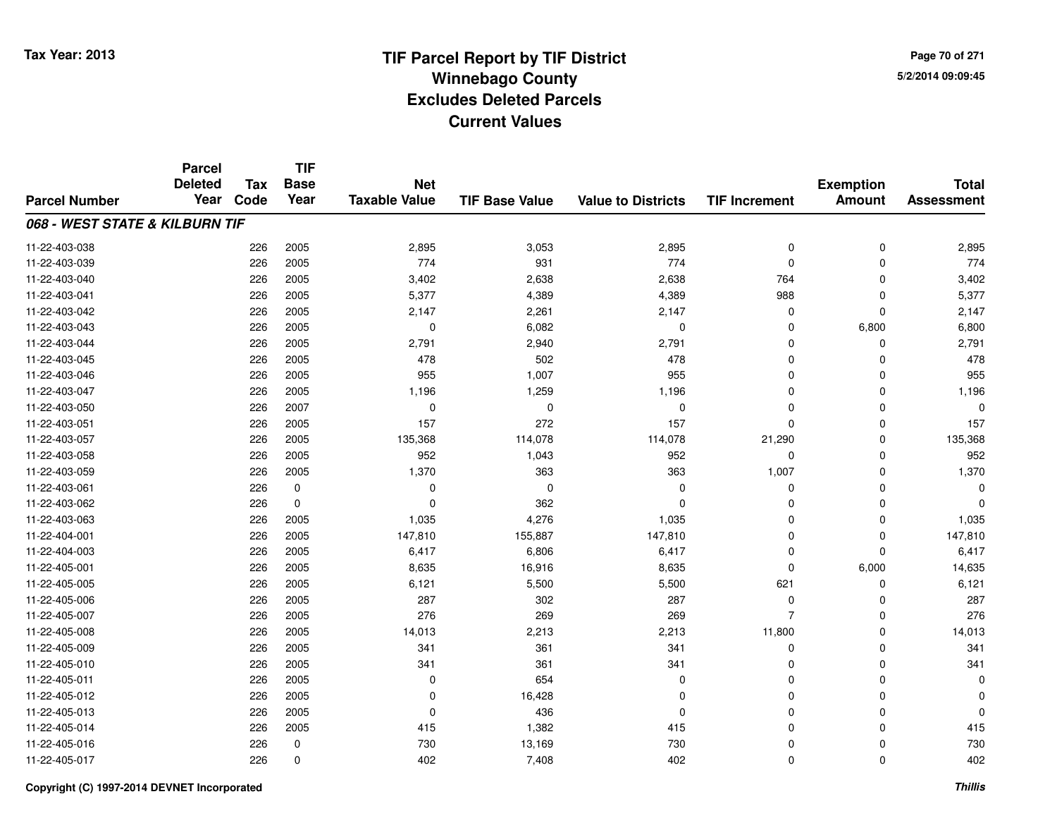# TIF Parcel Report by TIF District
## Winnebago County
## Excludes Deleted Parcels
## Current Values

Tax Year: 2013

5/2/2014 09:09:45

| Parcel Number | Parcel Deleted Year | Tax Code | TIF Base Year | Net Taxable Value | TIF Base Value | Value to Districts | TIF Increment | Exemption Amount | Total Assessment |
|---|---|---|---|---|---|---|---|---|---|
| ***068 - WEST STATE & KILBURN TIF*** | | | | | | | | | |
| 11-22-403-038 | | 226 | 2005 | 2,895 | 3,053 | 2,895 | 0 | 0 | 2,895 |
| 11-22-403-039 | | 226 | 2005 | 774 | 931 | 774 | 0 | 0 | 774 |
| 11-22-403-040 | | 226 | 2005 | 3,402 | 2,638 | 2,638 | 764 | 0 | 3,402 |
| 11-22-403-041 | | 226 | 2005 | 5,377 | 4,389 | 4,389 | 988 | 0 | 5,377 |
| 11-22-403-042 | | 226 | 2005 | 2,147 | 2,261 | 2,147 | 0 | 0 | 2,147 |
| 11-22-403-043 | | 226 | 2005 | 0 | 6,082 | 0 | 0 | 6,800 | 6,800 |
| 11-22-403-044 | | 226 | 2005 | 2,791 | 2,940 | 2,791 | 0 | 0 | 2,791 |
| 11-22-403-045 | | 226 | 2005 | 478 | 502 | 478 | 0 | 0 | 478 |
| 11-22-403-046 | | 226 | 2005 | 955 | 1,007 | 955 | 0 | 0 | 955 |
| 11-22-403-047 | | 226 | 2005 | 1,196 | 1,259 | 1,196 | 0 | 0 | 1,196 |
| 11-22-403-050 | | 226 | 2007 | 0 | 0 | 0 | 0 | 0 | 0 |
| 11-22-403-051 | | 226 | 2005 | 157 | 272 | 157 | 0 | 0 | 157 |
| 11-22-403-057 | | 226 | 2005 | 135,368 | 114,078 | 114,078 | 21,290 | 0 | 135,368 |
| 11-22-403-058 | | 226 | 2005 | 952 | 1,043 | 952 | 0 | 0 | 952 |
| 11-22-403-059 | | 226 | 2005 | 1,370 | 363 | 363 | 1,007 | 0 | 1,370 |
| 11-22-403-061 | | 226 | 0 | 0 | 0 | 0 | 0 | 0 | 0 |
| 11-22-403-062 | | 226 | 0 | 0 | 362 | 0 | 0 | 0 | 0 |
| 11-22-403-063 | | 226 | 2005 | 1,035 | 4,276 | 1,035 | 0 | 0 | 1,035 |
| 11-22-404-001 | | 226 | 2005 | 147,810 | 155,887 | 147,810 | 0 | 0 | 147,810 |
| 11-22-404-003 | | 226 | 2005 | 6,417 | 6,806 | 6,417 | 0 | 0 | 6,417 |
| 11-22-405-001 | | 226 | 2005 | 8,635 | 16,916 | 8,635 | 0 | 6,000 | 14,635 |
| 11-22-405-005 | | 226 | 2005 | 6,121 | 5,500 | 5,500 | 621 | 0 | 6,121 |
| 11-22-405-006 | | 226 | 2005 | 287 | 302 | 287 | 0 | 0 | 287 |
| 11-22-405-007 | | 226 | 2005 | 276 | 269 | 269 | 7 | 0 | 276 |
| 11-22-405-008 | | 226 | 2005 | 14,013 | 2,213 | 2,213 | 11,800 | 0 | 14,013 |
| 11-22-405-009 | | 226 | 2005 | 341 | 361 | 341 | 0 | 0 | 341 |
| 11-22-405-010 | | 226 | 2005 | 341 | 361 | 341 | 0 | 0 | 341 |
| 11-22-405-011 | | 226 | 2005 | 0 | 654 | 0 | 0 | 0 | 0 |
| 11-22-405-012 | | 226 | 2005 | 0 | 16,428 | 0 | 0 | 0 | 0 |
| 11-22-405-013 | | 226 | 2005 | 0 | 436 | 0 | 0 | 0 | 0 |
| 11-22-405-014 | | 226 | 2005 | 415 | 1,382 | 415 | 0 | 0 | 415 |
| 11-22-405-016 | | 226 | 0 | 730 | 13,169 | 730 | 0 | 0 | 730 |
| 11-22-405-017 | | 226 | 0 | 402 | 7,408 | 402 | 0 | 0 | 402 |

Copyright (C) 1997-2014 DEVNET Incorporated

*Thillis*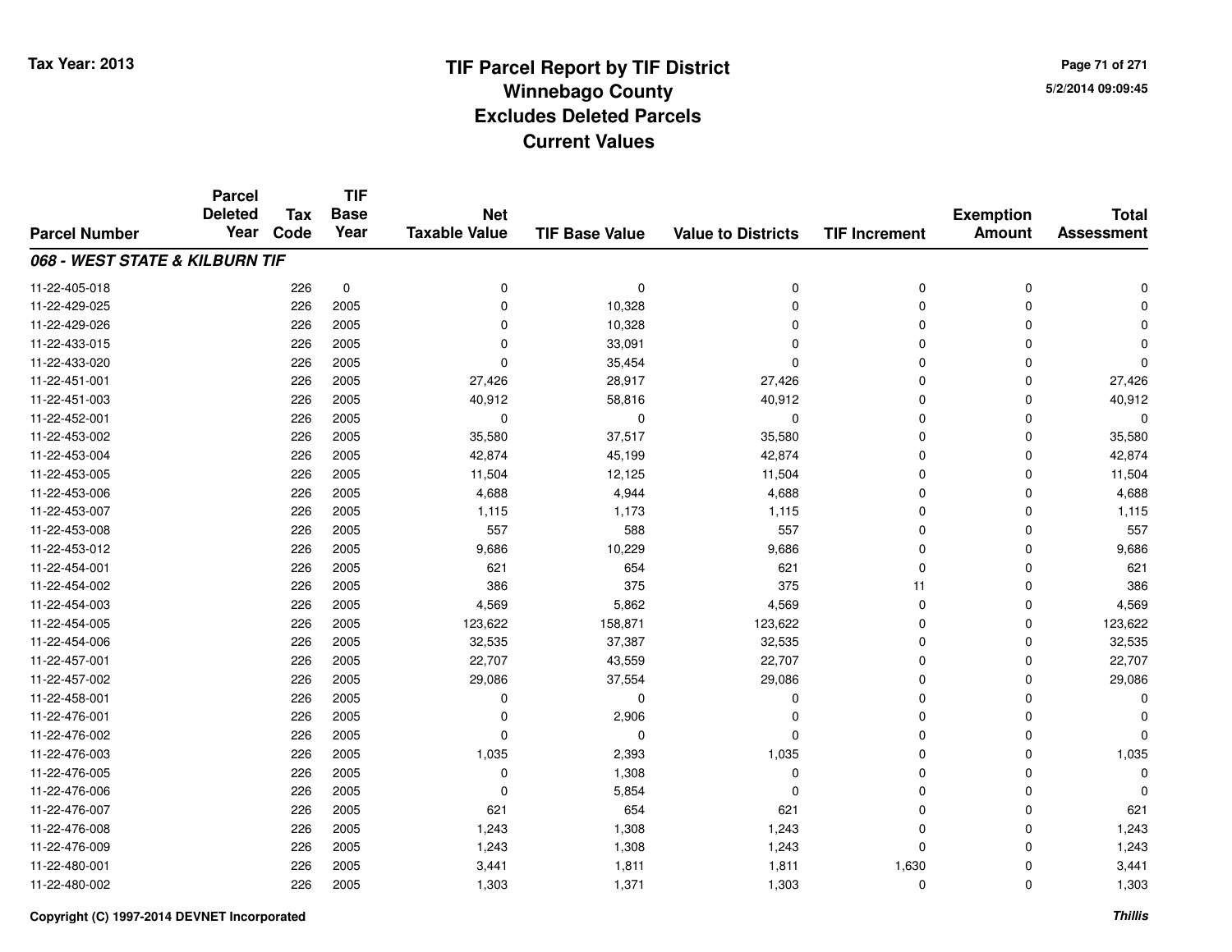# TIF Parcel Report by TIF District
## Winnebago County
## Excludes Deleted Parcels
## Current Values

Tax Year: 2013

5/2/2014 09:09:45

| Parcel Number | Parcel Deleted Year | Tax Code | TIF Base Year | Net Taxable Value | TIF Base Value | Value to Districts | TIF Increment | Exemption Amount | Total Assessment |
|---|---|---|---|---|---|---|---|---|---|
| ***068 - WEST STATE & KILBURN TIF*** | | | | | | | | | |
| 11-22-405-018 | | 226 | 0 | 0 | 0 | 0 | 0 | 0 | 0 |
| 11-22-429-025 | | 226 | 2005 | 0 | 10,328 | 0 | 0 | 0 | 0 |
| 11-22-429-026 | | 226 | 2005 | 0 | 10,328 | 0 | 0 | 0 | 0 |
| 11-22-433-015 | | 226 | 2005 | 0 | 33,091 | 0 | 0 | 0 | 0 |
| 11-22-433-020 | | 226 | 2005 | 0 | 35,454 | 0 | 0 | 0 | 0 |
| 11-22-451-001 | | 226 | 2005 | 27,426 | 28,917 | 27,426 | 0 | 0 | 27,426 |
| 11-22-451-003 | | 226 | 2005 | 40,912 | 58,816 | 40,912 | 0 | 0 | 40,912 |
| 11-22-452-001 | | 226 | 2005 | 0 | 0 | 0 | 0 | 0 | 0 |
| 11-22-453-002 | | 226 | 2005 | 35,580 | 37,517 | 35,580 | 0 | 0 | 35,580 |
| 11-22-453-004 | | 226 | 2005 | 42,874 | 45,199 | 42,874 | 0 | 0 | 42,874 |
| 11-22-453-005 | | 226 | 2005 | 11,504 | 12,125 | 11,504 | 0 | 0 | 11,504 |
| 11-22-453-006 | | 226 | 2005 | 4,688 | 4,944 | 4,688 | 0 | 0 | 4,688 |
| 11-22-453-007 | | 226 | 2005 | 1,115 | 1,173 | 1,115 | 0 | 0 | 1,115 |
| 11-22-453-008 | | 226 | 2005 | 557 | 588 | 557 | 0 | 0 | 557 |
| 11-22-453-012 | | 226 | 2005 | 9,686 | 10,229 | 9,686 | 0 | 0 | 9,686 |
| 11-22-454-001 | | 226 | 2005 | 621 | 654 | 621 | 0 | 0 | 621 |
| 11-22-454-002 | | 226 | 2005 | 386 | 375 | 375 | 11 | 0 | 386 |
| 11-22-454-003 | | 226 | 2005 | 4,569 | 5,862 | 4,569 | 0 | 0 | 4,569 |
| 11-22-454-005 | | 226 | 2005 | 123,622 | 158,871 | 123,622 | 0 | 0 | 123,622 |
| 11-22-454-006 | | 226 | 2005 | 32,535 | 37,387 | 32,535 | 0 | 0 | 32,535 |
| 11-22-457-001 | | 226 | 2005 | 22,707 | 43,559 | 22,707 | 0 | 0 | 22,707 |
| 11-22-457-002 | | 226 | 2005 | 29,086 | 37,554 | 29,086 | 0 | 0 | 29,086 |
| 11-22-458-001 | | 226 | 2005 | 0 | 0 | 0 | 0 | 0 | 0 |
| 11-22-476-001 | | 226 | 2005 | 0 | 2,906 | 0 | 0 | 0 | 0 |
| 11-22-476-002 | | 226 | 2005 | 0 | 0 | 0 | 0 | 0 | 0 |
| 11-22-476-003 | | 226 | 2005 | 1,035 | 2,393 | 1,035 | 0 | 0 | 1,035 |
| 11-22-476-005 | | 226 | 2005 | 0 | 1,308 | 0 | 0 | 0 | 0 |
| 11-22-476-006 | | 226 | 2005 | 0 | 5,854 | 0 | 0 | 0 | 0 |
| 11-22-476-007 | | 226 | 2005 | 621 | 654 | 621 | 0 | 0 | 621 |
| 11-22-476-008 | | 226 | 2005 | 1,243 | 1,308 | 1,243 | 0 | 0 | 1,243 |
| 11-22-476-009 | | 226 | 2005 | 1,243 | 1,308 | 1,243 | 0 | 0 | 1,243 |
| 11-22-480-001 | | 226 | 2005 | 3,441 | 1,811 | 1,811 | 1,630 | 0 | 3,441 |
| 11-22-480-002 | | 226 | 2005 | 1,303 | 1,371 | 1,303 | 0 | 0 | 1,303 |

Copyright (C) 1997-2014 DEVNET Incorporated

*Thillis*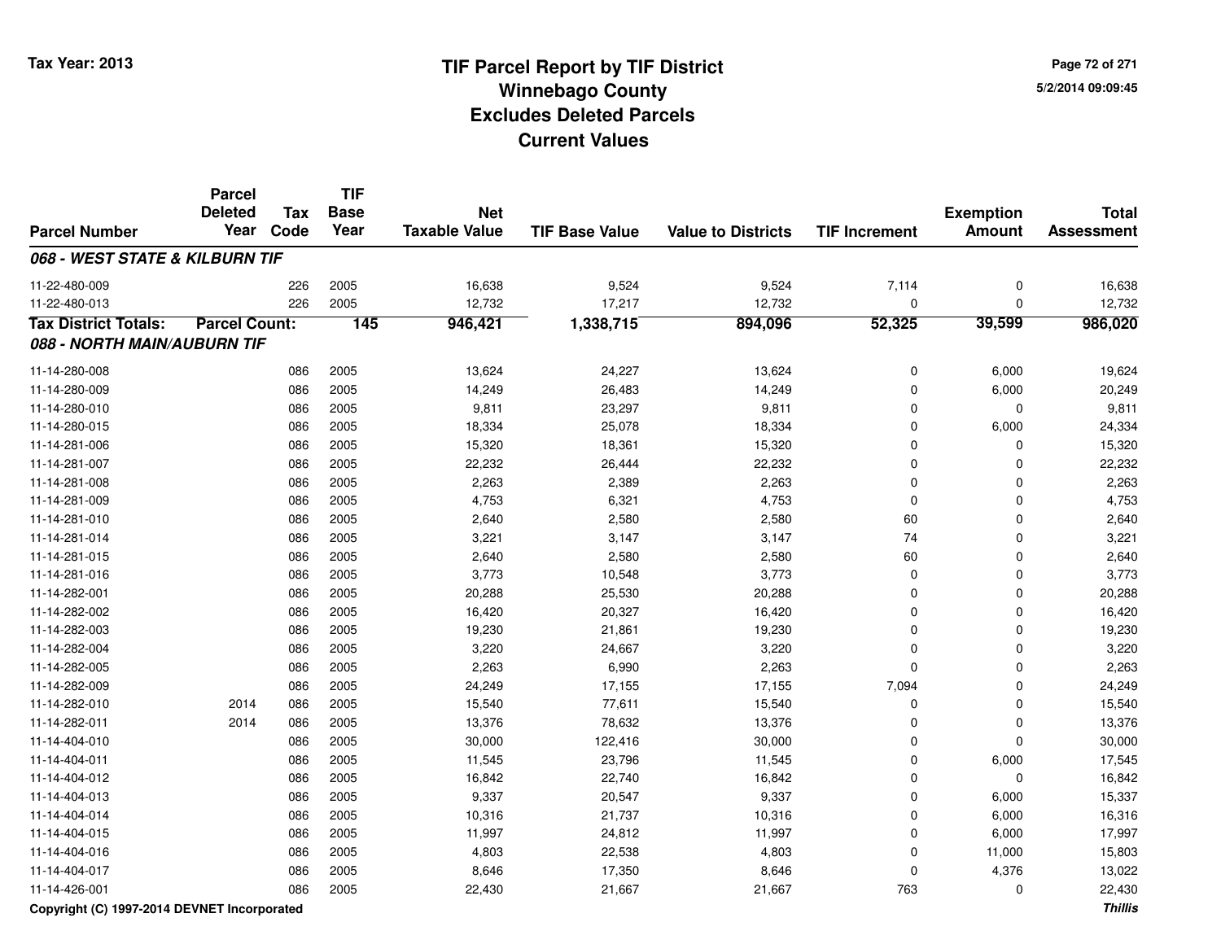# TIF Parcel Report by TIF District
## Winnebago County
## Excludes Deleted Parcels
## Current Values

Tax Year: 2013

5/2/2014 09:09:45

| Parcel Number | Parcel Deleted Year | Tax Code | TIF Base Year | Net Taxable Value | TIF Base Value | Value to Districts | TIF Increment | Exemption Amount | Total Assessment |
|---|---|---|---|---|---|---|---|---|---|
| ***068 - WEST STATE & KILBURN TIF*** | | | | | | | | | |
| 11-22-480-009 | | 226 | 2005 | 16,638 | 9,524 | 9,524 | 7,114 | 0 | 16,638 |
| 11-22-480-013 | | 226 | 2005 | 12,732 | 17,217 | 12,732 | 0 | 0 | 12,732 |
| **Tax District Totals:** | **Parcel Count:** | | **145** | **946,421** | **1,338,715** | **894,096** | **52,325** | **39,599** | **986,020** |
| ***088 - NORTH MAIN/AUBURN TIF*** | | | | | | | | | |
| 11-14-280-008 | | 086 | 2005 | 13,624 | 24,227 | 13,624 | 0 | 6,000 | 19,624 |
| 11-14-280-009 | | 086 | 2005 | 14,249 | 26,483 | 14,249 | 0 | 6,000 | 20,249 |
| 11-14-280-010 | | 086 | 2005 | 9,811 | 23,297 | 9,811 | 0 | 0 | 9,811 |
| 11-14-280-015 | | 086 | 2005 | 18,334 | 25,078 | 18,334 | 0 | 6,000 | 24,334 |
| 11-14-281-006 | | 086 | 2005 | 15,320 | 18,361 | 15,320 | 0 | 0 | 15,320 |
| 11-14-281-007 | | 086 | 2005 | 22,232 | 26,444 | 22,232 | 0 | 0 | 22,232 |
| 11-14-281-008 | | 086 | 2005 | 2,263 | 2,389 | 2,263 | 0 | 0 | 2,263 |
| 11-14-281-009 | | 086 | 2005 | 4,753 | 6,321 | 4,753 | 0 | 0 | 4,753 |
| 11-14-281-010 | | 086 | 2005 | 2,640 | 2,580 | 2,580 | 60 | 0 | 2,640 |
| 11-14-281-014 | | 086 | 2005 | 3,221 | 3,147 | 3,147 | 74 | 0 | 3,221 |
| 11-14-281-015 | | 086 | 2005 | 2,640 | 2,580 | 2,580 | 60 | 0 | 2,640 |
| 11-14-281-016 | | 086 | 2005 | 3,773 | 10,548 | 3,773 | 0 | 0 | 3,773 |
| 11-14-282-001 | | 086 | 2005 | 20,288 | 25,530 | 20,288 | 0 | 0 | 20,288 |
| 11-14-282-002 | | 086 | 2005 | 16,420 | 20,327 | 16,420 | 0 | 0 | 16,420 |
| 11-14-282-003 | | 086 | 2005 | 19,230 | 21,861 | 19,230 | 0 | 0 | 19,230 |
| 11-14-282-004 | | 086 | 2005 | 3,220 | 24,667 | 3,220 | 0 | 0 | 3,220 |
| 11-14-282-005 | | 086 | 2005 | 2,263 | 6,990 | 2,263 | 0 | 0 | 2,263 |
| 11-14-282-009 | | 086 | 2005 | 24,249 | 17,155 | 17,155 | 7,094 | 0 | 24,249 |
| 11-14-282-010 | 2014 | 086 | 2005 | 15,540 | 77,611 | 15,540 | 0 | 0 | 15,540 |
| 11-14-282-011 | 2014 | 086 | 2005 | 13,376 | 78,632 | 13,376 | 0 | 0 | 13,376 |
| 11-14-404-010 | | 086 | 2005 | 30,000 | 122,416 | 30,000 | 0 | 0 | 30,000 |
| 11-14-404-011 | | 086 | 2005 | 11,545 | 23,796 | 11,545 | 0 | 6,000 | 17,545 |
| 11-14-404-012 | | 086 | 2005 | 16,842 | 22,740 | 16,842 | 0 | 0 | 16,842 |
| 11-14-404-013 | | 086 | 2005 | 9,337 | 20,547 | 9,337 | 0 | 6,000 | 15,337 |
| 11-14-404-014 | | 086 | 2005 | 10,316 | 21,737 | 10,316 | 0 | 6,000 | 16,316 |
| 11-14-404-015 | | 086 | 2005 | 11,997 | 24,812 | 11,997 | 0 | 6,000 | 17,997 |
| 11-14-404-016 | | 086 | 2005 | 4,803 | 22,538 | 4,803 | 0 | 11,000 | 15,803 |
| 11-14-404-017 | | 086 | 2005 | 8,646 | 17,350 | 8,646 | 0 | 4,376 | 13,022 |
| 11-14-426-001 | | 086 | 2005 | 22,430 | 21,667 | 21,667 | 763 | 0 | 22,430 |

Copyright (C) 1997-2014 DEVNET Incorporated

*Thillis*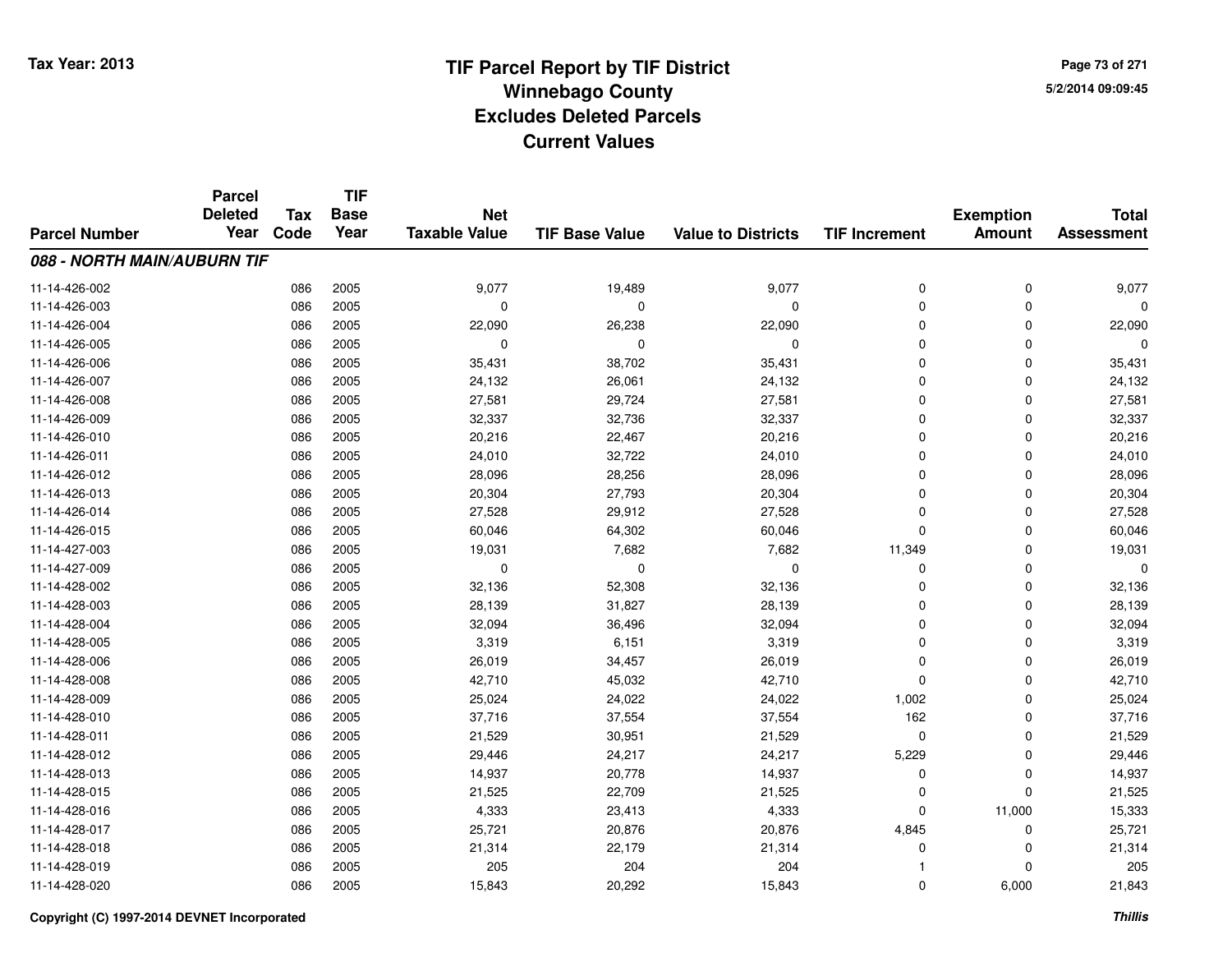# TIF Parcel Report by TIF District
## Winnebago County
## Excludes Deleted Parcels
## Current Values

Tax Year: 2013

5/2/2014 09:09:45

| Parcel Number | Parcel Deleted Year | Tax Code | TIF Base Year | Net Taxable Value | TIF Base Value | Value to Districts | TIF Increment | Exemption Amount | Total Assessment |
|---|---|---|---|---|---|---|---|---|---|
| ***088 - NORTH MAIN/AUBURN TIF*** | | | | | | | | | |
| 11-14-426-002 | | 086 | 2005 | 9,077 | 19,489 | 9,077 | 0 | 0 | 9,077 |
| 11-14-426-003 | | 086 | 2005 | 0 | 0 | 0 | 0 | 0 | 0 |
| 11-14-426-004 | | 086 | 2005 | 22,090 | 26,238 | 22,090 | 0 | 0 | 22,090 |
| 11-14-426-005 | | 086 | 2005 | 0 | 0 | 0 | 0 | 0 | 0 |
| 11-14-426-006 | | 086 | 2005 | 35,431 | 38,702 | 35,431 | 0 | 0 | 35,431 |
| 11-14-426-007 | | 086 | 2005 | 24,132 | 26,061 | 24,132 | 0 | 0 | 24,132 |
| 11-14-426-008 | | 086 | 2005 | 27,581 | 29,724 | 27,581 | 0 | 0 | 27,581 |
| 11-14-426-009 | | 086 | 2005 | 32,337 | 32,736 | 32,337 | 0 | 0 | 32,337 |
| 11-14-426-010 | | 086 | 2005 | 20,216 | 22,467 | 20,216 | 0 | 0 | 20,216 |
| 11-14-426-011 | | 086 | 2005 | 24,010 | 32,722 | 24,010 | 0 | 0 | 24,010 |
| 11-14-426-012 | | 086 | 2005 | 28,096 | 28,256 | 28,096 | 0 | 0 | 28,096 |
| 11-14-426-013 | | 086 | 2005 | 20,304 | 27,793 | 20,304 | 0 | 0 | 20,304 |
| 11-14-426-014 | | 086 | 2005 | 27,528 | 29,912 | 27,528 | 0 | 0 | 27,528 |
| 11-14-426-015 | | 086 | 2005 | 60,046 | 64,302 | 60,046 | 0 | 0 | 60,046 |
| 11-14-427-003 | | 086 | 2005 | 19,031 | 7,682 | 7,682 | 11,349 | 0 | 19,031 |
| 11-14-427-009 | | 086 | 2005 | 0 | 0 | 0 | 0 | 0 | 0 |
| 11-14-428-002 | | 086 | 2005 | 32,136 | 52,308 | 32,136 | 0 | 0 | 32,136 |
| 11-14-428-003 | | 086 | 2005 | 28,139 | 31,827 | 28,139 | 0 | 0 | 28,139 |
| 11-14-428-004 | | 086 | 2005 | 32,094 | 36,496 | 32,094 | 0 | 0 | 32,094 |
| 11-14-428-005 | | 086 | 2005 | 3,319 | 6,151 | 3,319 | 0 | 0 | 3,319 |
| 11-14-428-006 | | 086 | 2005 | 26,019 | 34,457 | 26,019 | 0 | 0 | 26,019 |
| 11-14-428-008 | | 086 | 2005 | 42,710 | 45,032 | 42,710 | 0 | 0 | 42,710 |
| 11-14-428-009 | | 086 | 2005 | 25,024 | 24,022 | 24,022 | 1,002 | 0 | 25,024 |
| 11-14-428-010 | | 086 | 2005 | 37,716 | 37,554 | 37,554 | 162 | 0 | 37,716 |
| 11-14-428-011 | | 086 | 2005 | 21,529 | 30,951 | 21,529 | 0 | 0 | 21,529 |
| 11-14-428-012 | | 086 | 2005 | 29,446 | 24,217 | 24,217 | 5,229 | 0 | 29,446 |
| 11-14-428-013 | | 086 | 2005 | 14,937 | 20,778 | 14,937 | 0 | 0 | 14,937 |
| 11-14-428-015 | | 086 | 2005 | 21,525 | 22,709 | 21,525 | 0 | 0 | 21,525 |
| 11-14-428-016 | | 086 | 2005 | 4,333 | 23,413 | 4,333 | 0 | 11,000 | 15,333 |
| 11-14-428-017 | | 086 | 2005 | 25,721 | 20,876 | 20,876 | 4,845 | 0 | 25,721 |
| 11-14-428-018 | | 086 | 2005 | 21,314 | 22,179 | 21,314 | 0 | 0 | 21,314 |
| 11-14-428-019 | | 086 | 2005 | 205 | 204 | 204 | 1 | 0 | 205 |
| 11-14-428-020 | | 086 | 2005 | 15,843 | 20,292 | 15,843 | 0 | 6,000 | 21,843 |

Copyright (C) 1997-2014 DEVNET Incorporated

*Thillis*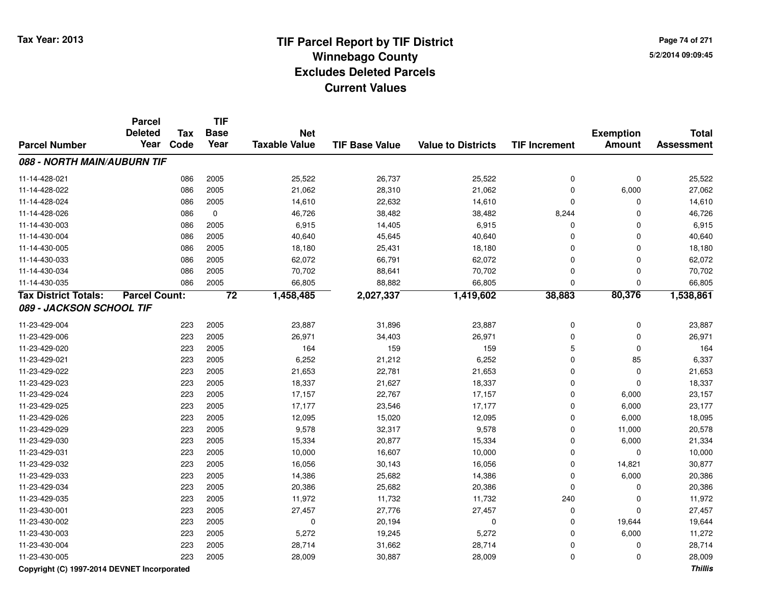# TIF Parcel Report by TIF District
## Winnebago County
## Excludes Deleted Parcels
## Current Values

Tax Year: 2013

5/2/2014 09:09:45

| Parcel Number | Parcel Deleted Year | Tax Code | TIF Base Year | Net Taxable Value | TIF Base Value | Value to Districts | TIF Increment | Exemption Amount | Total Assessment |
|---|---|---|---|---|---|---|---|---|---|
| ***088 - NORTH MAIN/AUBURN TIF*** | | | | | | | | | |
| 11-14-428-021 | | 086 | 2005 | 25,522 | 26,737 | 25,522 | 0 | 0 | 25,522 |
| 11-14-428-022 | | 086 | 2005 | 21,062 | 28,310 | 21,062 | 0 | 6,000 | 27,062 |
| 11-14-428-024 | | 086 | 2005 | 14,610 | 22,632 | 14,610 | 0 | 0 | 14,610 |
| 11-14-428-026 | | 086 | 0 | 46,726 | 38,482 | 38,482 | 8,244 | 0 | 46,726 |
| 11-14-430-003 | | 086 | 2005 | 6,915 | 14,405 | 6,915 | 0 | 0 | 6,915 |
| 11-14-430-004 | | 086 | 2005 | 40,640 | 45,645 | 40,640 | 0 | 0 | 40,640 |
| 11-14-430-005 | | 086 | 2005 | 18,180 | 25,431 | 18,180 | 0 | 0 | 18,180 |
| 11-14-430-033 | | 086 | 2005 | 62,072 | 66,791 | 62,072 | 0 | 0 | 62,072 |
| 11-14-430-034 | | 086 | 2005 | 70,702 | 88,641 | 70,702 | 0 | 0 | 70,702 |
| 11-14-430-035 | | 086 | 2005 | 66,805 | 88,882 | 66,805 | 0 | 0 | 66,805 |
| **Tax District Totals:** | **Parcel Count:** | | **72** | **1,458,485** | **2,027,337** | **1,419,602** | **38,883** | **80,376** | **1,538,861** |
| ***089 - JACKSON SCHOOL TIF*** | | | | | | | | | |
| 11-23-429-004 | | 223 | 2005 | 23,887 | 31,896 | 23,887 | 0 | 0 | 23,887 |
| 11-23-429-006 | | 223 | 2005 | 26,971 | 34,403 | 26,971 | 0 | 0 | 26,971 |
| 11-23-429-020 | | 223 | 2005 | 164 | 159 | 159 | 5 | 0 | 164 |
| 11-23-429-021 | | 223 | 2005 | 6,252 | 21,212 | 6,252 | 0 | 85 | 6,337 |
| 11-23-429-022 | | 223 | 2005 | 21,653 | 22,781 | 21,653 | 0 | 0 | 21,653 |
| 11-23-429-023 | | 223 | 2005 | 18,337 | 21,627 | 18,337 | 0 | 0 | 18,337 |
| 11-23-429-024 | | 223 | 2005 | 17,157 | 22,767 | 17,157 | 0 | 6,000 | 23,157 |
| 11-23-429-025 | | 223 | 2005 | 17,177 | 23,546 | 17,177 | 0 | 6,000 | 23,177 |
| 11-23-429-026 | | 223 | 2005 | 12,095 | 15,020 | 12,095 | 0 | 6,000 | 18,095 |
| 11-23-429-029 | | 223 | 2005 | 9,578 | 32,317 | 9,578 | 0 | 11,000 | 20,578 |
| 11-23-429-030 | | 223 | 2005 | 15,334 | 20,877 | 15,334 | 0 | 6,000 | 21,334 |
| 11-23-429-031 | | 223 | 2005 | 10,000 | 16,607 | 10,000 | 0 | 0 | 10,000 |
| 11-23-429-032 | | 223 | 2005 | 16,056 | 30,143 | 16,056 | 0 | 14,821 | 30,877 |
| 11-23-429-033 | | 223 | 2005 | 14,386 | 25,682 | 14,386 | 0 | 6,000 | 20,386 |
| 11-23-429-034 | | 223 | 2005 | 20,386 | 25,682 | 20,386 | 0 | 0 | 20,386 |
| 11-23-429-035 | | 223 | 2005 | 11,972 | 11,732 | 11,732 | 240 | 0 | 11,972 |
| 11-23-430-001 | | 223 | 2005 | 27,457 | 27,776 | 27,457 | 0 | 0 | 27,457 |
| 11-23-430-002 | | 223 | 2005 | 0 | 20,194 | 0 | 0 | 19,644 | 19,644 |
| 11-23-430-003 | | 223 | 2005 | 5,272 | 19,245 | 5,272 | 0 | 6,000 | 11,272 |
| 11-23-430-004 | | 223 | 2005 | 28,714 | 31,662 | 28,714 | 0 | 0 | 28,714 |
| 11-23-430-005 | | 223 | 2005 | 28,009 | 30,887 | 28,009 | 0 | 0 | 28,009 |

Copyright (C) 1997-2014 DEVNET Incorporated

*Thillis*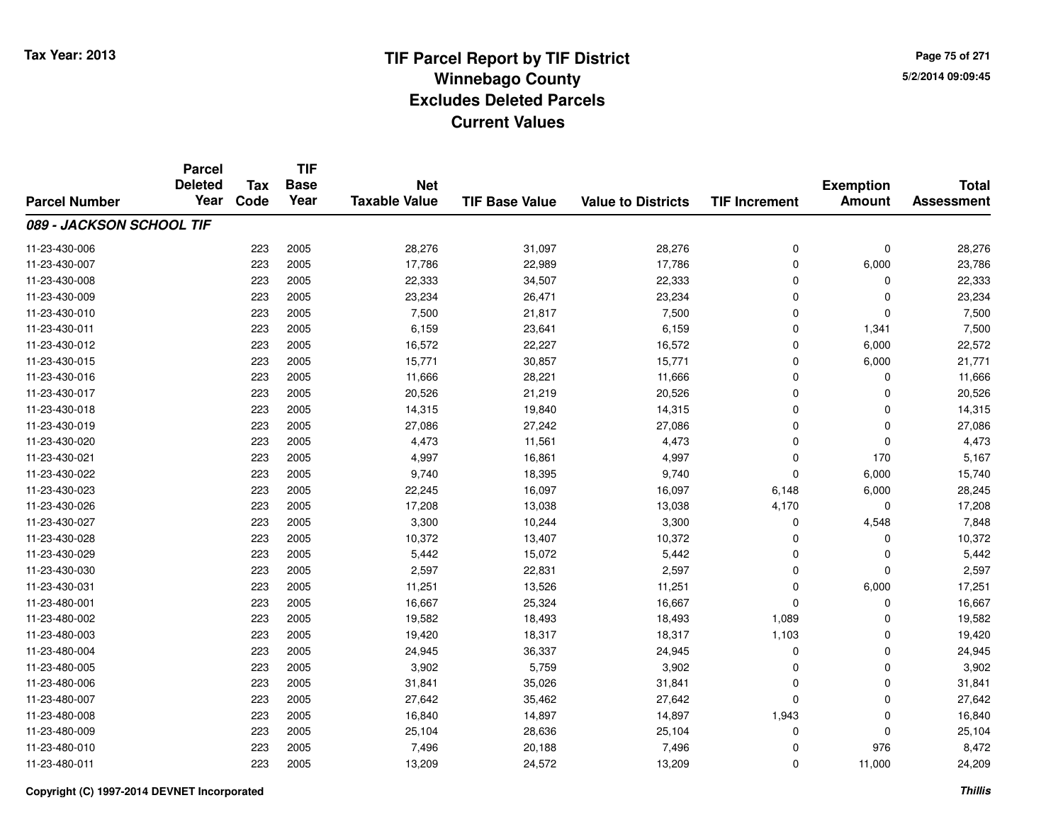# TIF Parcel Report by TIF District
## Winnebago County
## Excludes Deleted Parcels
## Current Values

Tax Year: 2013

5/2/2014 09:09:45

| Parcel Number | Parcel Deleted Year | Tax Code | TIF Base Year | Net Taxable Value | TIF Base Value | Value to Districts | TIF Increment | Exemption Amount | Total Assessment |
|---|---|---|---|---|---|---|---|---|---|
| ***089 - JACKSON SCHOOL TIF*** | | | | | | | | | |
| 11-23-430-006 | | 223 | 2005 | 28,276 | 31,097 | 28,276 | 0 | 0 | 28,276 |
| 11-23-430-007 | | 223 | 2005 | 17,786 | 22,989 | 17,786 | 0 | 6,000 | 23,786 |
| 11-23-430-008 | | 223 | 2005 | 22,333 | 34,507 | 22,333 | 0 | 0 | 22,333 |
| 11-23-430-009 | | 223 | 2005 | 23,234 | 26,471 | 23,234 | 0 | 0 | 23,234 |
| 11-23-430-010 | | 223 | 2005 | 7,500 | 21,817 | 7,500 | 0 | 0 | 7,500 |
| 11-23-430-011 | | 223 | 2005 | 6,159 | 23,641 | 6,159 | 0 | 1,341 | 7,500 |
| 11-23-430-012 | | 223 | 2005 | 16,572 | 22,227 | 16,572 | 0 | 6,000 | 22,572 |
| 11-23-430-015 | | 223 | 2005 | 15,771 | 30,857 | 15,771 | 0 | 6,000 | 21,771 |
| 11-23-430-016 | | 223 | 2005 | 11,666 | 28,221 | 11,666 | 0 | 0 | 11,666 |
| 11-23-430-017 | | 223 | 2005 | 20,526 | 21,219 | 20,526 | 0 | 0 | 20,526 |
| 11-23-430-018 | | 223 | 2005 | 14,315 | 19,840 | 14,315 | 0 | 0 | 14,315 |
| 11-23-430-019 | | 223 | 2005 | 27,086 | 27,242 | 27,086 | 0 | 0 | 27,086 |
| 11-23-430-020 | | 223 | 2005 | 4,473 | 11,561 | 4,473 | 0 | 0 | 4,473 |
| 11-23-430-021 | | 223 | 2005 | 4,997 | 16,861 | 4,997 | 0 | 170 | 5,167 |
| 11-23-430-022 | | 223 | 2005 | 9,740 | 18,395 | 9,740 | 0 | 6,000 | 15,740 |
| 11-23-430-023 | | 223 | 2005 | 22,245 | 16,097 | 16,097 | 6,148 | 6,000 | 28,245 |
| 11-23-430-026 | | 223 | 2005 | 17,208 | 13,038 | 13,038 | 4,170 | 0 | 17,208 |
| 11-23-430-027 | | 223 | 2005 | 3,300 | 10,244 | 3,300 | 0 | 4,548 | 7,848 |
| 11-23-430-028 | | 223 | 2005 | 10,372 | 13,407 | 10,372 | 0 | 0 | 10,372 |
| 11-23-430-029 | | 223 | 2005 | 5,442 | 15,072 | 5,442 | 0 | 0 | 5,442 |
| 11-23-430-030 | | 223 | 2005 | 2,597 | 22,831 | 2,597 | 0 | 0 | 2,597 |
| 11-23-430-031 | | 223 | 2005 | 11,251 | 13,526 | 11,251 | 0 | 6,000 | 17,251 |
| 11-23-480-001 | | 223 | 2005 | 16,667 | 25,324 | 16,667 | 0 | 0 | 16,667 |
| 11-23-480-002 | | 223 | 2005 | 19,582 | 18,493 | 18,493 | 1,089 | 0 | 19,582 |
| 11-23-480-003 | | 223 | 2005 | 19,420 | 18,317 | 18,317 | 1,103 | 0 | 19,420 |
| 11-23-480-004 | | 223 | 2005 | 24,945 | 36,337 | 24,945 | 0 | 0 | 24,945 |
| 11-23-480-005 | | 223 | 2005 | 3,902 | 5,759 | 3,902 | 0 | 0 | 3,902 |
| 11-23-480-006 | | 223 | 2005 | 31,841 | 35,026 | 31,841 | 0 | 0 | 31,841 |
| 11-23-480-007 | | 223 | 2005 | 27,642 | 35,462 | 27,642 | 0 | 0 | 27,642 |
| 11-23-480-008 | | 223 | 2005 | 16,840 | 14,897 | 14,897 | 1,943 | 0 | 16,840 |
| 11-23-480-009 | | 223 | 2005 | 25,104 | 28,636 | 25,104 | 0 | 0 | 25,104 |
| 11-23-480-010 | | 223 | 2005 | 7,496 | 20,188 | 7,496 | 0 | 976 | 8,472 |
| 11-23-480-011 | | 223 | 2005 | 13,209 | 24,572 | 13,209 | 0 | 11,000 | 24,209 |

Copyright (C) 1997-2014 DEVNET Incorporated

*Thillis*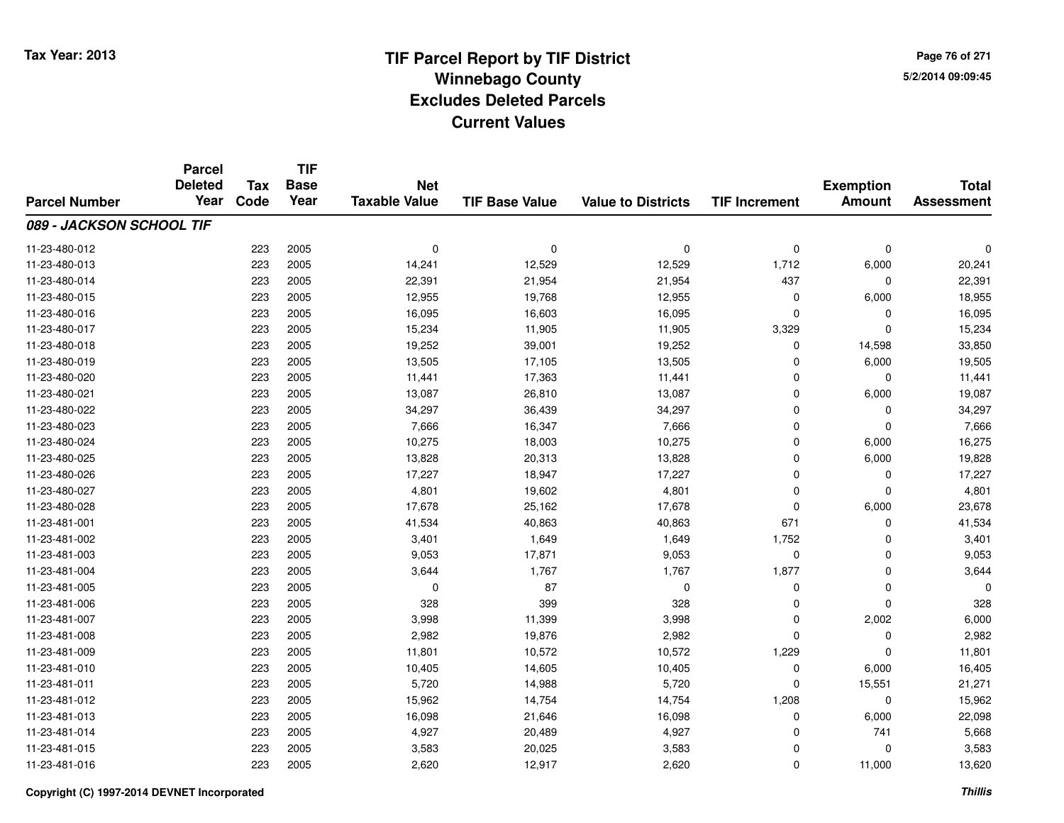# TIF Parcel Report by TIF District
## Winnebago County
## Excludes Deleted Parcels
## Current Values

Tax Year: 2013

5/2/2014 09:09:45

| Parcel Number | Parcel Deleted Year | Tax Code | TIF Base Year | Net Taxable Value | TIF Base Value | Value to Districts | TIF Increment | Exemption Amount | Total Assessment |
|---|---|---|---|---|---|---|---|---|---|
| ***089 - JACKSON SCHOOL TIF*** | | | | | | | | | |
| 11-23-480-012 | | 223 | 2005 | 0 | 0 | 0 | 0 | 0 | 0 |
| 11-23-480-013 | | 223 | 2005 | 14,241 | 12,529 | 12,529 | 1,712 | 6,000 | 20,241 |
| 11-23-480-014 | | 223 | 2005 | 22,391 | 21,954 | 21,954 | 437 | 0 | 22,391 |
| 11-23-480-015 | | 223 | 2005 | 12,955 | 19,768 | 12,955 | 0 | 6,000 | 18,955 |
| 11-23-480-016 | | 223 | 2005 | 16,095 | 16,603 | 16,095 | 0 | 0 | 16,095 |
| 11-23-480-017 | | 223 | 2005 | 15,234 | 11,905 | 11,905 | 3,329 | 0 | 15,234 |
| 11-23-480-018 | | 223 | 2005 | 19,252 | 39,001 | 19,252 | 0 | 14,598 | 33,850 |
| 11-23-480-019 | | 223 | 2005 | 13,505 | 17,105 | 13,505 | 0 | 6,000 | 19,505 |
| 11-23-480-020 | | 223 | 2005 | 11,441 | 17,363 | 11,441 | 0 | 0 | 11,441 |
| 11-23-480-021 | | 223 | 2005 | 13,087 | 26,810 | 13,087 | 0 | 6,000 | 19,087 |
| 11-23-480-022 | | 223 | 2005 | 34,297 | 36,439 | 34,297 | 0 | 0 | 34,297 |
| 11-23-480-023 | | 223 | 2005 | 7,666 | 16,347 | 7,666 | 0 | 0 | 7,666 |
| 11-23-480-024 | | 223 | 2005 | 10,275 | 18,003 | 10,275 | 0 | 6,000 | 16,275 |
| 11-23-480-025 | | 223 | 2005 | 13,828 | 20,313 | 13,828 | 0 | 6,000 | 19,828 |
| 11-23-480-026 | | 223 | 2005 | 17,227 | 18,947 | 17,227 | 0 | 0 | 17,227 |
| 11-23-480-027 | | 223 | 2005 | 4,801 | 19,602 | 4,801 | 0 | 0 | 4,801 |
| 11-23-480-028 | | 223 | 2005 | 17,678 | 25,162 | 17,678 | 0 | 6,000 | 23,678 |
| 11-23-481-001 | | 223 | 2005 | 41,534 | 40,863 | 40,863 | 671 | 0 | 41,534 |
| 11-23-481-002 | | 223 | 2005 | 3,401 | 1,649 | 1,649 | 1,752 | 0 | 3,401 |
| 11-23-481-003 | | 223 | 2005 | 9,053 | 17,871 | 9,053 | 0 | 0 | 9,053 |
| 11-23-481-004 | | 223 | 2005 | 3,644 | 1,767 | 1,767 | 1,877 | 0 | 3,644 |
| 11-23-481-005 | | 223 | 2005 | 0 | 87 | 0 | 0 | 0 | 0 |
| 11-23-481-006 | | 223 | 2005 | 328 | 399 | 328 | 0 | 0 | 328 |
| 11-23-481-007 | | 223 | 2005 | 3,998 | 11,399 | 3,998 | 0 | 2,002 | 6,000 |
| 11-23-481-008 | | 223 | 2005 | 2,982 | 19,876 | 2,982 | 0 | 0 | 2,982 |
| 11-23-481-009 | | 223 | 2005 | 11,801 | 10,572 | 10,572 | 1,229 | 0 | 11,801 |
| 11-23-481-010 | | 223 | 2005 | 10,405 | 14,605 | 10,405 | 0 | 6,000 | 16,405 |
| 11-23-481-011 | | 223 | 2005 | 5,720 | 14,988 | 5,720 | 0 | 15,551 | 21,271 |
| 11-23-481-012 | | 223 | 2005 | 15,962 | 14,754 | 14,754 | 1,208 | 0 | 15,962 |
| 11-23-481-013 | | 223 | 2005 | 16,098 | 21,646 | 16,098 | 0 | 6,000 | 22,098 |
| 11-23-481-014 | | 223 | 2005 | 4,927 | 20,489 | 4,927 | 0 | 741 | 5,668 |
| 11-23-481-015 | | 223 | 2005 | 3,583 | 20,025 | 3,583 | 0 | 0 | 3,583 |
| 11-23-481-016 | | 223 | 2005 | 2,620 | 12,917 | 2,620 | 0 | 11,000 | 13,620 |

Copyright (C) 1997-2014 DEVNET Incorporated

*Thillis*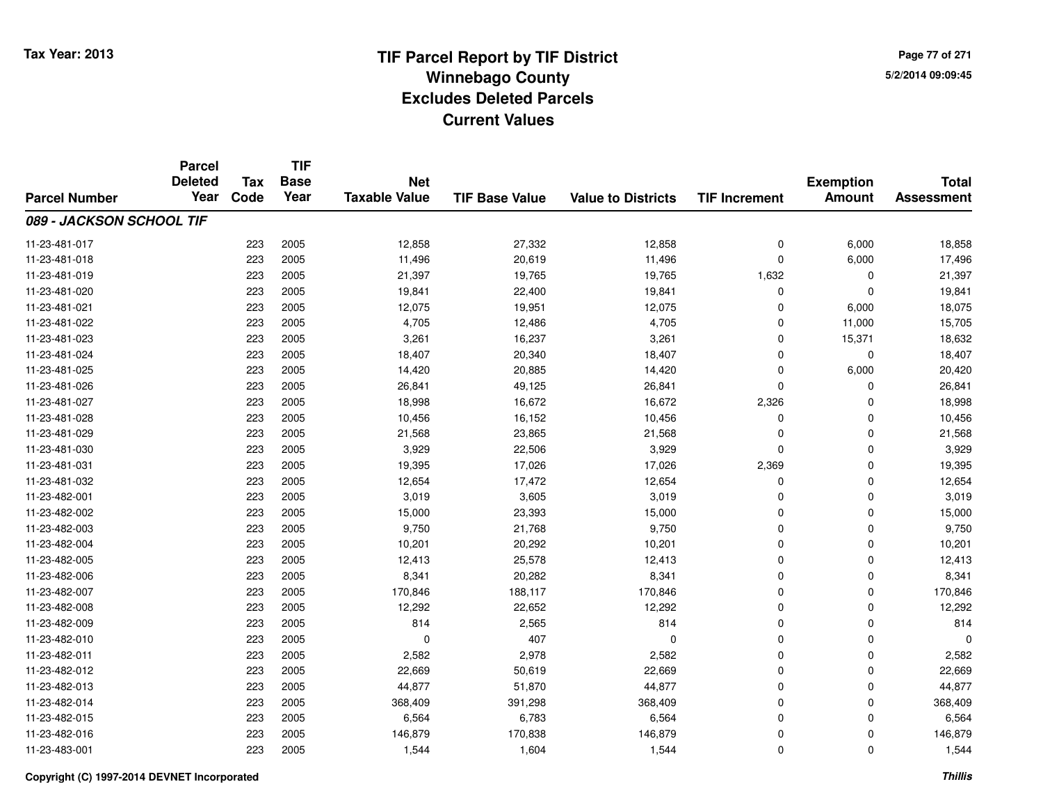# TIF Parcel Report by TIF District
## Winnebago County
## Excludes Deleted Parcels
## Current Values

Tax Year: 2013

5/2/2014 09:09:45

| Parcel Number | Parcel Deleted Year | Tax Code | TIF Base Year | Net Taxable Value | TIF Base Value | Value to Districts | TIF Increment | Exemption Amount | Total Assessment |
|---|---|---|---|---|---|---|---|---|---|
| ***089 - JACKSON SCHOOL TIF*** | | | | | | | | | |
| 11-23-481-017 | | 223 | 2005 | 12,858 | 27,332 | 12,858 | 0 | 6,000 | 18,858 |
| 11-23-481-018 | | 223 | 2005 | 11,496 | 20,619 | 11,496 | 0 | 6,000 | 17,496 |
| 11-23-481-019 | | 223 | 2005 | 21,397 | 19,765 | 19,765 | 1,632 | 0 | 21,397 |
| 11-23-481-020 | | 223 | 2005 | 19,841 | 22,400 | 19,841 | 0 | 0 | 19,841 |
| 11-23-481-021 | | 223 | 2005 | 12,075 | 19,951 | 12,075 | 0 | 6,000 | 18,075 |
| 11-23-481-022 | | 223 | 2005 | 4,705 | 12,486 | 4,705 | 0 | 11,000 | 15,705 |
| 11-23-481-023 | | 223 | 2005 | 3,261 | 16,237 | 3,261 | 0 | 15,371 | 18,632 |
| 11-23-481-024 | | 223 | 2005 | 18,407 | 20,340 | 18,407 | 0 | 0 | 18,407 |
| 11-23-481-025 | | 223 | 2005 | 14,420 | 20,885 | 14,420 | 0 | 6,000 | 20,420 |
| 11-23-481-026 | | 223 | 2005 | 26,841 | 49,125 | 26,841 | 0 | 0 | 26,841 |
| 11-23-481-027 | | 223 | 2005 | 18,998 | 16,672 | 16,672 | 2,326 | 0 | 18,998 |
| 11-23-481-028 | | 223 | 2005 | 10,456 | 16,152 | 10,456 | 0 | 0 | 10,456 |
| 11-23-481-029 | | 223 | 2005 | 21,568 | 23,865 | 21,568 | 0 | 0 | 21,568 |
| 11-23-481-030 | | 223 | 2005 | 3,929 | 22,506 | 3,929 | 0 | 0 | 3,929 |
| 11-23-481-031 | | 223 | 2005 | 19,395 | 17,026 | 17,026 | 2,369 | 0 | 19,395 |
| 11-23-481-032 | | 223 | 2005 | 12,654 | 17,472 | 12,654 | 0 | 0 | 12,654 |
| 11-23-482-001 | | 223 | 2005 | 3,019 | 3,605 | 3,019 | 0 | 0 | 3,019 |
| 11-23-482-002 | | 223 | 2005 | 15,000 | 23,393 | 15,000 | 0 | 0 | 15,000 |
| 11-23-482-003 | | 223 | 2005 | 9,750 | 21,768 | 9,750 | 0 | 0 | 9,750 |
| 11-23-482-004 | | 223 | 2005 | 10,201 | 20,292 | 10,201 | 0 | 0 | 10,201 |
| 11-23-482-005 | | 223 | 2005 | 12,413 | 25,578 | 12,413 | 0 | 0 | 12,413 |
| 11-23-482-006 | | 223 | 2005 | 8,341 | 20,282 | 8,341 | 0 | 0 | 8,341 |
| 11-23-482-007 | | 223 | 2005 | 170,846 | 188,117 | 170,846 | 0 | 0 | 170,846 |
| 11-23-482-008 | | 223 | 2005 | 12,292 | 22,652 | 12,292 | 0 | 0 | 12,292 |
| 11-23-482-009 | | 223 | 2005 | 814 | 2,565 | 814 | 0 | 0 | 814 |
| 11-23-482-010 | | 223 | 2005 | 0 | 407 | 0 | 0 | 0 | 0 |
| 11-23-482-011 | | 223 | 2005 | 2,582 | 2,978 | 2,582 | 0 | 0 | 2,582 |
| 11-23-482-012 | | 223 | 2005 | 22,669 | 50,619 | 22,669 | 0 | 0 | 22,669 |
| 11-23-482-013 | | 223 | 2005 | 44,877 | 51,870 | 44,877 | 0 | 0 | 44,877 |
| 11-23-482-014 | | 223 | 2005 | 368,409 | 391,298 | 368,409 | 0 | 0 | 368,409 |
| 11-23-482-015 | | 223 | 2005 | 6,564 | 6,783 | 6,564 | 0 | 0 | 6,564 |
| 11-23-482-016 | | 223 | 2005 | 146,879 | 170,838 | 146,879 | 0 | 0 | 146,879 |
| 11-23-483-001 | | 223 | 2005 | 1,544 | 1,604 | 1,544 | 0 | 0 | 1,544 |

Copyright (C) 1997-2014 DEVNET Incorporated

*Thillis*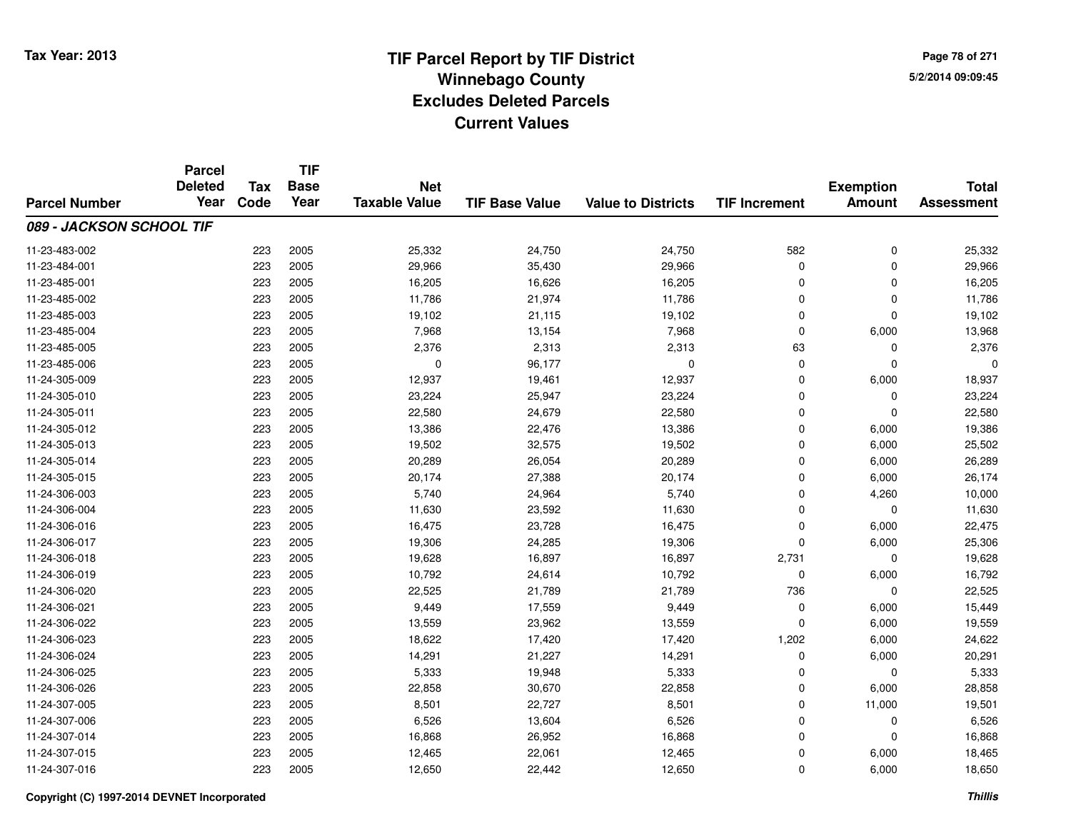Tax Year: 2013

# TIF Parcel Report by TIF District
## Winnebago County
## Excludes Deleted Parcels
## Current Values

5/2/2014 09:09:45

| Parcel Number | Parcel Deleted Year | Tax Code | TIF Base Year | Net Taxable Value | TIF Base Value | Value to Districts | TIF Increment | Exemption Amount | Total Assessment |
|---|---|---|---|---|---|---|---|---|---|
| ***089 - JACKSON SCHOOL TIF*** | | | | | | | | | |
| 11-23-483-002 | | 223 | 2005 | 25,332 | 24,750 | 24,750 | 582 | 0 | 25,332 |
| 11-23-484-001 | | 223 | 2005 | 29,966 | 35,430 | 29,966 | 0 | 0 | 29,966 |
| 11-23-485-001 | | 223 | 2005 | 16,205 | 16,626 | 16,205 | 0 | 0 | 16,205 |
| 11-23-485-002 | | 223 | 2005 | 11,786 | 21,974 | 11,786 | 0 | 0 | 11,786 |
| 11-23-485-003 | | 223 | 2005 | 19,102 | 21,115 | 19,102 | 0 | 0 | 19,102 |
| 11-23-485-004 | | 223 | 2005 | 7,968 | 13,154 | 7,968 | 0 | 6,000 | 13,968 |
| 11-23-485-005 | | 223 | 2005 | 2,376 | 2,313 | 2,313 | 63 | 0 | 2,376 |
| 11-23-485-006 | | 223 | 2005 | 0 | 96,177 | 0 | 0 | 0 | 0 |
| 11-24-305-009 | | 223 | 2005 | 12,937 | 19,461 | 12,937 | 0 | 6,000 | 18,937 |
| 11-24-305-010 | | 223 | 2005 | 23,224 | 25,947 | 23,224 | 0 | 0 | 23,224 |
| 11-24-305-011 | | 223 | 2005 | 22,580 | 24,679 | 22,580 | 0 | 0 | 22,580 |
| 11-24-305-012 | | 223 | 2005 | 13,386 | 22,476 | 13,386 | 0 | 6,000 | 19,386 |
| 11-24-305-013 | | 223 | 2005 | 19,502 | 32,575 | 19,502 | 0 | 6,000 | 25,502 |
| 11-24-305-014 | | 223 | 2005 | 20,289 | 26,054 | 20,289 | 0 | 6,000 | 26,289 |
| 11-24-305-015 | | 223 | 2005 | 20,174 | 27,388 | 20,174 | 0 | 6,000 | 26,174 |
| 11-24-306-003 | | 223 | 2005 | 5,740 | 24,964 | 5,740 | 0 | 4,260 | 10,000 |
| 11-24-306-004 | | 223 | 2005 | 11,630 | 23,592 | 11,630 | 0 | 0 | 11,630 |
| 11-24-306-016 | | 223 | 2005 | 16,475 | 23,728 | 16,475 | 0 | 6,000 | 22,475 |
| 11-24-306-017 | | 223 | 2005 | 19,306 | 24,285 | 19,306 | 0 | 6,000 | 25,306 |
| 11-24-306-018 | | 223 | 2005 | 19,628 | 16,897 | 16,897 | 2,731 | 0 | 19,628 |
| 11-24-306-019 | | 223 | 2005 | 10,792 | 24,614 | 10,792 | 0 | 6,000 | 16,792 |
| 11-24-306-020 | | 223 | 2005 | 22,525 | 21,789 | 21,789 | 736 | 0 | 22,525 |
| 11-24-306-021 | | 223 | 2005 | 9,449 | 17,559 | 9,449 | 0 | 6,000 | 15,449 |
| 11-24-306-022 | | 223 | 2005 | 13,559 | 23,962 | 13,559 | 0 | 6,000 | 19,559 |
| 11-24-306-023 | | 223 | 2005 | 18,622 | 17,420 | 17,420 | 1,202 | 6,000 | 24,622 |
| 11-24-306-024 | | 223 | 2005 | 14,291 | 21,227 | 14,291 | 0 | 6,000 | 20,291 |
| 11-24-306-025 | | 223 | 2005 | 5,333 | 19,948 | 5,333 | 0 | 0 | 5,333 |
| 11-24-306-026 | | 223 | 2005 | 22,858 | 30,670 | 22,858 | 0 | 6,000 | 28,858 |
| 11-24-307-005 | | 223 | 2005 | 8,501 | 22,727 | 8,501 | 0 | 11,000 | 19,501 |
| 11-24-307-006 | | 223 | 2005 | 6,526 | 13,604 | 6,526 | 0 | 0 | 6,526 |
| 11-24-307-014 | | 223 | 2005 | 16,868 | 26,952 | 16,868 | 0 | 0 | 16,868 |
| 11-24-307-015 | | 223 | 2005 | 12,465 | 22,061 | 12,465 | 0 | 6,000 | 18,465 |
| 11-24-307-016 | | 223 | 2005 | 12,650 | 22,442 | 12,650 | 0 | 6,000 | 18,650 |

Copyright (C) 1997-2014 DEVNET Incorporated

*Thillis*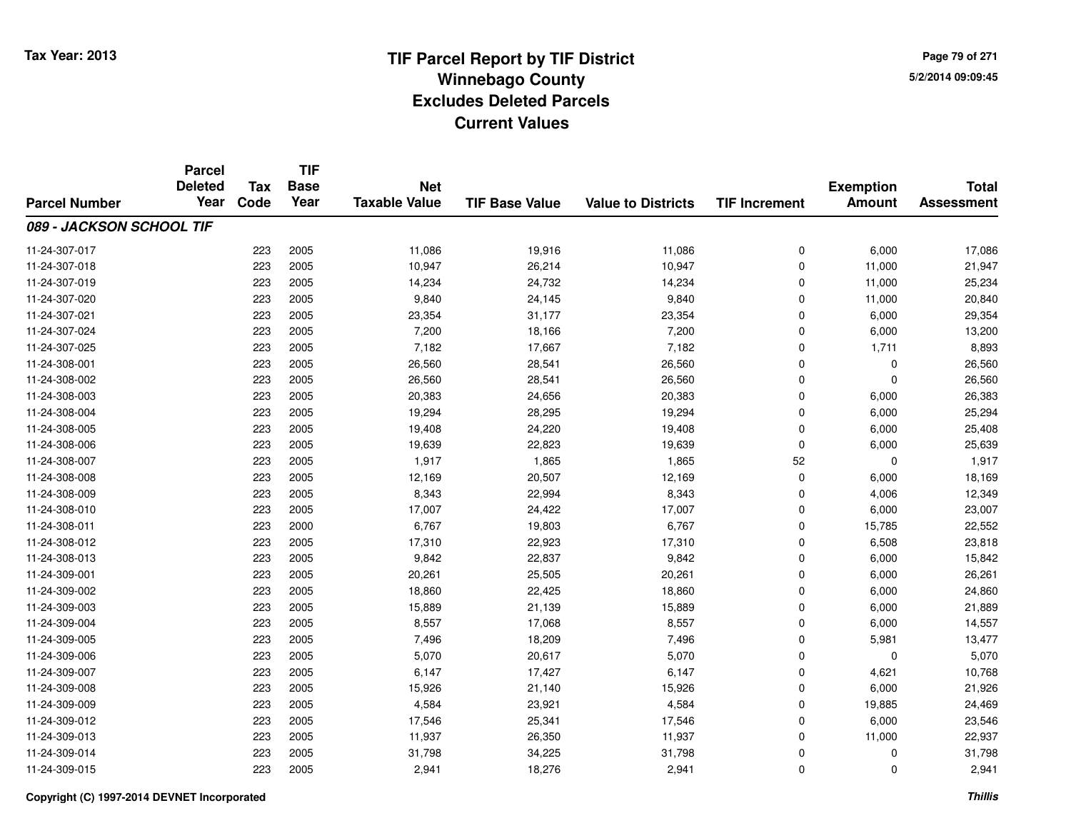# TIF Parcel Report by TIF District
## Winnebago County
## Excludes Deleted Parcels
## Current Values

Tax Year: 2013

5/2/2014 09:09:45

| Parcel Number | Parcel Deleted Year | Tax Code | TIF Base Year | Net Taxable Value | TIF Base Value | Value to Districts | TIF Increment | Exemption Amount | Total Assessment |
|---|---|---|---|---|---|---|---|---|---|
| ***089 - JACKSON SCHOOL TIF*** | | | | | | | | | |
| 11-24-307-017 | | 223 | 2005 | 11,086 | 19,916 | 11,086 | 0 | 6,000 | 17,086 |
| 11-24-307-018 | | 223 | 2005 | 10,947 | 26,214 | 10,947 | 0 | 11,000 | 21,947 |
| 11-24-307-019 | | 223 | 2005 | 14,234 | 24,732 | 14,234 | 0 | 11,000 | 25,234 |
| 11-24-307-020 | | 223 | 2005 | 9,840 | 24,145 | 9,840 | 0 | 11,000 | 20,840 |
| 11-24-307-021 | | 223 | 2005 | 23,354 | 31,177 | 23,354 | 0 | 6,000 | 29,354 |
| 11-24-307-024 | | 223 | 2005 | 7,200 | 18,166 | 7,200 | 0 | 6,000 | 13,200 |
| 11-24-307-025 | | 223 | 2005 | 7,182 | 17,667 | 7,182 | 0 | 1,711 | 8,893 |
| 11-24-308-001 | | 223 | 2005 | 26,560 | 28,541 | 26,560 | 0 | 0 | 26,560 |
| 11-24-308-002 | | 223 | 2005 | 26,560 | 28,541 | 26,560 | 0 | 0 | 26,560 |
| 11-24-308-003 | | 223 | 2005 | 20,383 | 24,656 | 20,383 | 0 | 6,000 | 26,383 |
| 11-24-308-004 | | 223 | 2005 | 19,294 | 28,295 | 19,294 | 0 | 6,000 | 25,294 |
| 11-24-308-005 | | 223 | 2005 | 19,408 | 24,220 | 19,408 | 0 | 6,000 | 25,408 |
| 11-24-308-006 | | 223 | 2005 | 19,639 | 22,823 | 19,639 | 0 | 6,000 | 25,639 |
| 11-24-308-007 | | 223 | 2005 | 1,917 | 1,865 | 1,865 | 52 | 0 | 1,917 |
| 11-24-308-008 | | 223 | 2005 | 12,169 | 20,507 | 12,169 | 0 | 6,000 | 18,169 |
| 11-24-308-009 | | 223 | 2005 | 8,343 | 22,994 | 8,343 | 0 | 4,006 | 12,349 |
| 11-24-308-010 | | 223 | 2005 | 17,007 | 24,422 | 17,007 | 0 | 6,000 | 23,007 |
| 11-24-308-011 | | 223 | 2000 | 6,767 | 19,803 | 6,767 | 0 | 15,785 | 22,552 |
| 11-24-308-012 | | 223 | 2005 | 17,310 | 22,923 | 17,310 | 0 | 6,508 | 23,818 |
| 11-24-308-013 | | 223 | 2005 | 9,842 | 22,837 | 9,842 | 0 | 6,000 | 15,842 |
| 11-24-309-001 | | 223 | 2005 | 20,261 | 25,505 | 20,261 | 0 | 6,000 | 26,261 |
| 11-24-309-002 | | 223 | 2005 | 18,860 | 22,425 | 18,860 | 0 | 6,000 | 24,860 |
| 11-24-309-003 | | 223 | 2005 | 15,889 | 21,139 | 15,889 | 0 | 6,000 | 21,889 |
| 11-24-309-004 | | 223 | 2005 | 8,557 | 17,068 | 8,557 | 0 | 6,000 | 14,557 |
| 11-24-309-005 | | 223 | 2005 | 7,496 | 18,209 | 7,496 | 0 | 5,981 | 13,477 |
| 11-24-309-006 | | 223 | 2005 | 5,070 | 20,617 | 5,070 | 0 | 0 | 5,070 |
| 11-24-309-007 | | 223 | 2005 | 6,147 | 17,427 | 6,147 | 0 | 4,621 | 10,768 |
| 11-24-309-008 | | 223 | 2005 | 15,926 | 21,140 | 15,926 | 0 | 6,000 | 21,926 |
| 11-24-309-009 | | 223 | 2005 | 4,584 | 23,921 | 4,584 | 0 | 19,885 | 24,469 |
| 11-24-309-012 | | 223 | 2005 | 17,546 | 25,341 | 17,546 | 0 | 6,000 | 23,546 |
| 11-24-309-013 | | 223 | 2005 | 11,937 | 26,350 | 11,937 | 0 | 11,000 | 22,937 |
| 11-24-309-014 | | 223 | 2005 | 31,798 | 34,225 | 31,798 | 0 | 0 | 31,798 |
| 11-24-309-015 | | 223 | 2005 | 2,941 | 18,276 | 2,941 | 0 | 0 | 2,941 |

Copyright (C) 1997-2014 DEVNET Incorporated

*Thillis*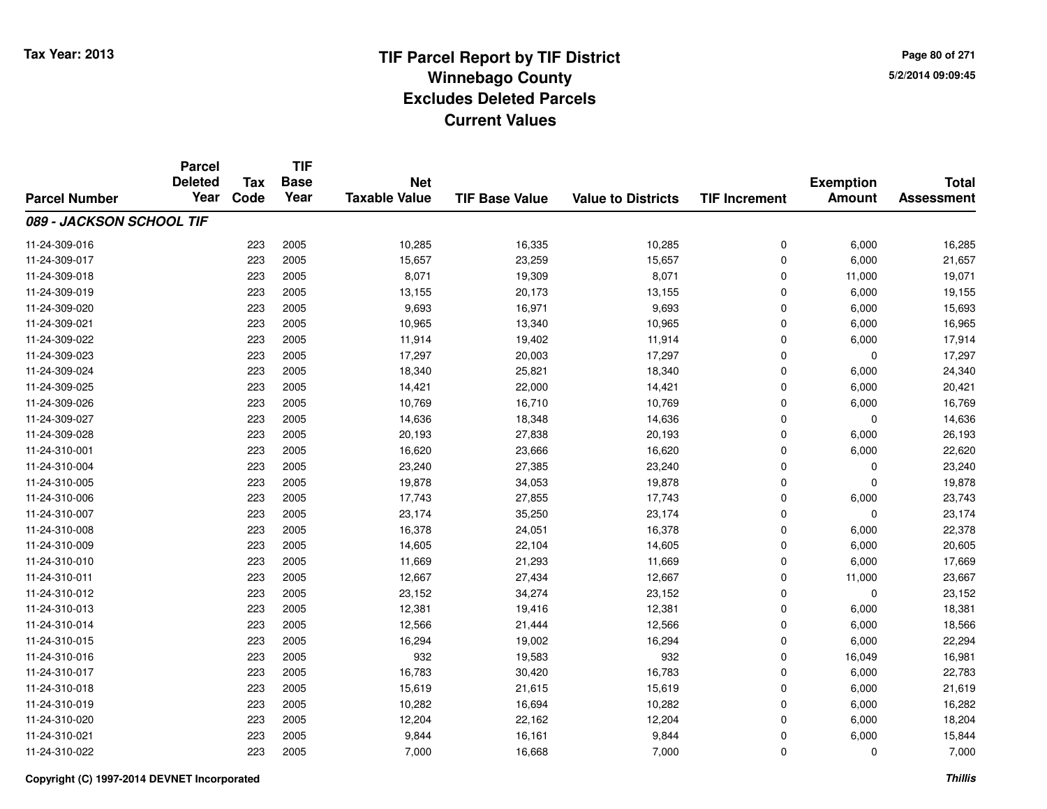# TIF Parcel Report by TIF District
## Winnebago County
## Excludes Deleted Parcels
## Current Values

Tax Year: 2013

5/2/2014 09:09:45

| Parcel Number | Parcel Deleted Year | Tax Code | TIF Base Year | Net Taxable Value | TIF Base Value | Value to Districts | TIF Increment | Exemption Amount | Total Assessment |
|---|---|---|---|---|---|---|---|---|---|
| ***089 - JACKSON SCHOOL TIF*** | | | | | | | | | |
| 11-24-309-016 | | 223 | 2005 | 10,285 | 16,335 | 10,285 | 0 | 6,000 | 16,285 |
| 11-24-309-017 | | 223 | 2005 | 15,657 | 23,259 | 15,657 | 0 | 6,000 | 21,657 |
| 11-24-309-018 | | 223 | 2005 | 8,071 | 19,309 | 8,071 | 0 | 11,000 | 19,071 |
| 11-24-309-019 | | 223 | 2005 | 13,155 | 20,173 | 13,155 | 0 | 6,000 | 19,155 |
| 11-24-309-020 | | 223 | 2005 | 9,693 | 16,971 | 9,693 | 0 | 6,000 | 15,693 |
| 11-24-309-021 | | 223 | 2005 | 10,965 | 13,340 | 10,965 | 0 | 6,000 | 16,965 |
| 11-24-309-022 | | 223 | 2005 | 11,914 | 19,402 | 11,914 | 0 | 6,000 | 17,914 |
| 11-24-309-023 | | 223 | 2005 | 17,297 | 20,003 | 17,297 | 0 | 0 | 17,297 |
| 11-24-309-024 | | 223 | 2005 | 18,340 | 25,821 | 18,340 | 0 | 6,000 | 24,340 |
| 11-24-309-025 | | 223 | 2005 | 14,421 | 22,000 | 14,421 | 0 | 6,000 | 20,421 |
| 11-24-309-026 | | 223 | 2005 | 10,769 | 16,710 | 10,769 | 0 | 6,000 | 16,769 |
| 11-24-309-027 | | 223 | 2005 | 14,636 | 18,348 | 14,636 | 0 | 0 | 14,636 |
| 11-24-309-028 | | 223 | 2005 | 20,193 | 27,838 | 20,193 | 0 | 6,000 | 26,193 |
| 11-24-310-001 | | 223 | 2005 | 16,620 | 23,666 | 16,620 | 0 | 6,000 | 22,620 |
| 11-24-310-004 | | 223 | 2005 | 23,240 | 27,385 | 23,240 | 0 | 0 | 23,240 |
| 11-24-310-005 | | 223 | 2005 | 19,878 | 34,053 | 19,878 | 0 | 0 | 19,878 |
| 11-24-310-006 | | 223 | 2005 | 17,743 | 27,855 | 17,743 | 0 | 6,000 | 23,743 |
| 11-24-310-007 | | 223 | 2005 | 23,174 | 35,250 | 23,174 | 0 | 0 | 23,174 |
| 11-24-310-008 | | 223 | 2005 | 16,378 | 24,051 | 16,378 | 0 | 6,000 | 22,378 |
| 11-24-310-009 | | 223 | 2005 | 14,605 | 22,104 | 14,605 | 0 | 6,000 | 20,605 |
| 11-24-310-010 | | 223 | 2005 | 11,669 | 21,293 | 11,669 | 0 | 6,000 | 17,669 |
| 11-24-310-011 | | 223 | 2005 | 12,667 | 27,434 | 12,667 | 0 | 11,000 | 23,667 |
| 11-24-310-012 | | 223 | 2005 | 23,152 | 34,274 | 23,152 | 0 | 0 | 23,152 |
| 11-24-310-013 | | 223 | 2005 | 12,381 | 19,416 | 12,381 | 0 | 6,000 | 18,381 |
| 11-24-310-014 | | 223 | 2005 | 12,566 | 21,444 | 12,566 | 0 | 6,000 | 18,566 |
| 11-24-310-015 | | 223 | 2005 | 16,294 | 19,002 | 16,294 | 0 | 6,000 | 22,294 |
| 11-24-310-016 | | 223 | 2005 | 932 | 19,583 | 932 | 0 | 16,049 | 16,981 |
| 11-24-310-017 | | 223 | 2005 | 16,783 | 30,420 | 16,783 | 0 | 6,000 | 22,783 |
| 11-24-310-018 | | 223 | 2005 | 15,619 | 21,615 | 15,619 | 0 | 6,000 | 21,619 |
| 11-24-310-019 | | 223 | 2005 | 10,282 | 16,694 | 10,282 | 0 | 6,000 | 16,282 |
| 11-24-310-020 | | 223 | 2005 | 12,204 | 22,162 | 12,204 | 0 | 6,000 | 18,204 |
| 11-24-310-021 | | 223 | 2005 | 9,844 | 16,161 | 9,844 | 0 | 6,000 | 15,844 |
| 11-24-310-022 | | 223 | 2005 | 7,000 | 16,668 | 7,000 | 0 | 0 | 7,000 |

Copyright (C) 1997-2014 DEVNET Incorporated

*Thillis*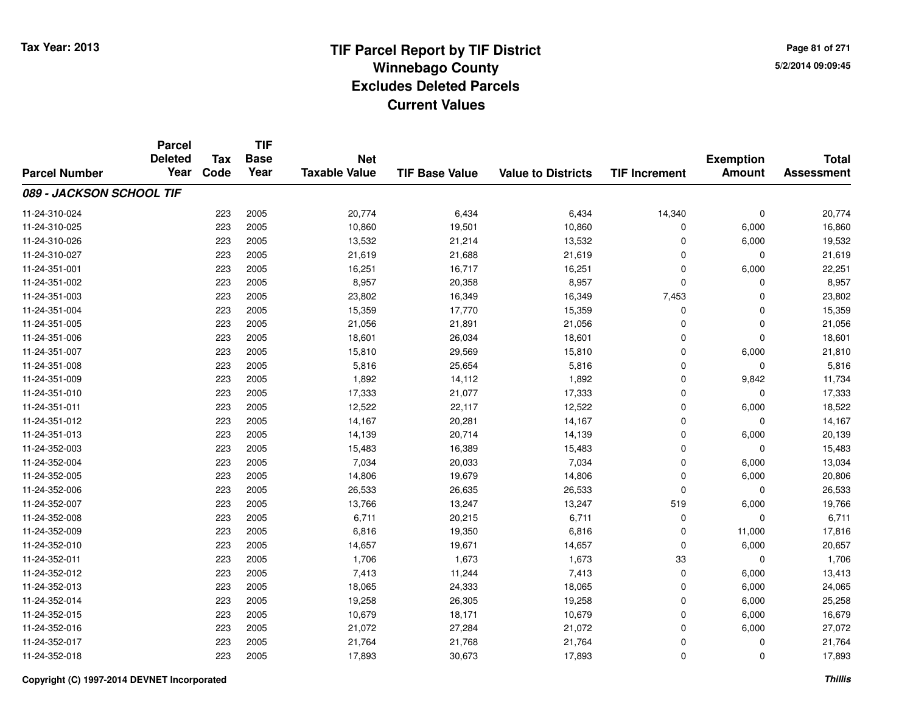# TIF Parcel Report by TIF District
## Winnebago County
## Excludes Deleted Parcels
## Current Values

Tax Year: 2013

5/2/2014 09:09:45

| Parcel Number | Parcel Deleted Year | Tax Code | TIF Base Year | Net Taxable Value | TIF Base Value | Value to Districts | TIF Increment | Exemption Amount | Total Assessment |
|---|---|---|---|---|---|---|---|---|---|
| ***089 - JACKSON SCHOOL TIF*** | | | | | | | | | |
| 11-24-310-024 | | 223 | 2005 | 20,774 | 6,434 | 6,434 | 14,340 | 0 | 20,774 |
| 11-24-310-025 | | 223 | 2005 | 10,860 | 19,501 | 10,860 | 0 | 6,000 | 16,860 |
| 11-24-310-026 | | 223 | 2005 | 13,532 | 21,214 | 13,532 | 0 | 6,000 | 19,532 |
| 11-24-310-027 | | 223 | 2005 | 21,619 | 21,688 | 21,619 | 0 | 0 | 21,619 |
| 11-24-351-001 | | 223 | 2005 | 16,251 | 16,717 | 16,251 | 0 | 6,000 | 22,251 |
| 11-24-351-002 | | 223 | 2005 | 8,957 | 20,358 | 8,957 | 0 | 0 | 8,957 |
| 11-24-351-003 | | 223 | 2005 | 23,802 | 16,349 | 16,349 | 7,453 | 0 | 23,802 |
| 11-24-351-004 | | 223 | 2005 | 15,359 | 17,770 | 15,359 | 0 | 0 | 15,359 |
| 11-24-351-005 | | 223 | 2005 | 21,056 | 21,891 | 21,056 | 0 | 0 | 21,056 |
| 11-24-351-006 | | 223 | 2005 | 18,601 | 26,034 | 18,601 | 0 | 0 | 18,601 |
| 11-24-351-007 | | 223 | 2005 | 15,810 | 29,569 | 15,810 | 0 | 6,000 | 21,810 |
| 11-24-351-008 | | 223 | 2005 | 5,816 | 25,654 | 5,816 | 0 | 0 | 5,816 |
| 11-24-351-009 | | 223 | 2005 | 1,892 | 14,112 | 1,892 | 0 | 9,842 | 11,734 |
| 11-24-351-010 | | 223 | 2005 | 17,333 | 21,077 | 17,333 | 0 | 0 | 17,333 |
| 11-24-351-011 | | 223 | 2005 | 12,522 | 22,117 | 12,522 | 0 | 6,000 | 18,522 |
| 11-24-351-012 | | 223 | 2005 | 14,167 | 20,281 | 14,167 | 0 | 0 | 14,167 |
| 11-24-351-013 | | 223 | 2005 | 14,139 | 20,714 | 14,139 | 0 | 6,000 | 20,139 |
| 11-24-352-003 | | 223 | 2005 | 15,483 | 16,389 | 15,483 | 0 | 0 | 15,483 |
| 11-24-352-004 | | 223 | 2005 | 7,034 | 20,033 | 7,034 | 0 | 6,000 | 13,034 |
| 11-24-352-005 | | 223 | 2005 | 14,806 | 19,679 | 14,806 | 0 | 6,000 | 20,806 |
| 11-24-352-006 | | 223 | 2005 | 26,533 | 26,635 | 26,533 | 0 | 0 | 26,533 |
| 11-24-352-007 | | 223 | 2005 | 13,766 | 13,247 | 13,247 | 519 | 6,000 | 19,766 |
| 11-24-352-008 | | 223 | 2005 | 6,711 | 20,215 | 6,711 | 0 | 0 | 6,711 |
| 11-24-352-009 | | 223 | 2005 | 6,816 | 19,350 | 6,816 | 0 | 11,000 | 17,816 |
| 11-24-352-010 | | 223 | 2005 | 14,657 | 19,671 | 14,657 | 0 | 6,000 | 20,657 |
| 11-24-352-011 | | 223 | 2005 | 1,706 | 1,673 | 1,673 | 33 | 0 | 1,706 |
| 11-24-352-012 | | 223 | 2005 | 7,413 | 11,244 | 7,413 | 0 | 6,000 | 13,413 |
| 11-24-352-013 | | 223 | 2005 | 18,065 | 24,333 | 18,065 | 0 | 6,000 | 24,065 |
| 11-24-352-014 | | 223 | 2005 | 19,258 | 26,305 | 19,258 | 0 | 6,000 | 25,258 |
| 11-24-352-015 | | 223 | 2005 | 10,679 | 18,171 | 10,679 | 0 | 6,000 | 16,679 |
| 11-24-352-016 | | 223 | 2005 | 21,072 | 27,284 | 21,072 | 0 | 6,000 | 27,072 |
| 11-24-352-017 | | 223 | 2005 | 21,764 | 21,768 | 21,764 | 0 | 0 | 21,764 |
| 11-24-352-018 | | 223 | 2005 | 17,893 | 30,673 | 17,893 | 0 | 0 | 17,893 |

Copyright (C) 1997-2014 DEVNET Incorporated

*Thillis*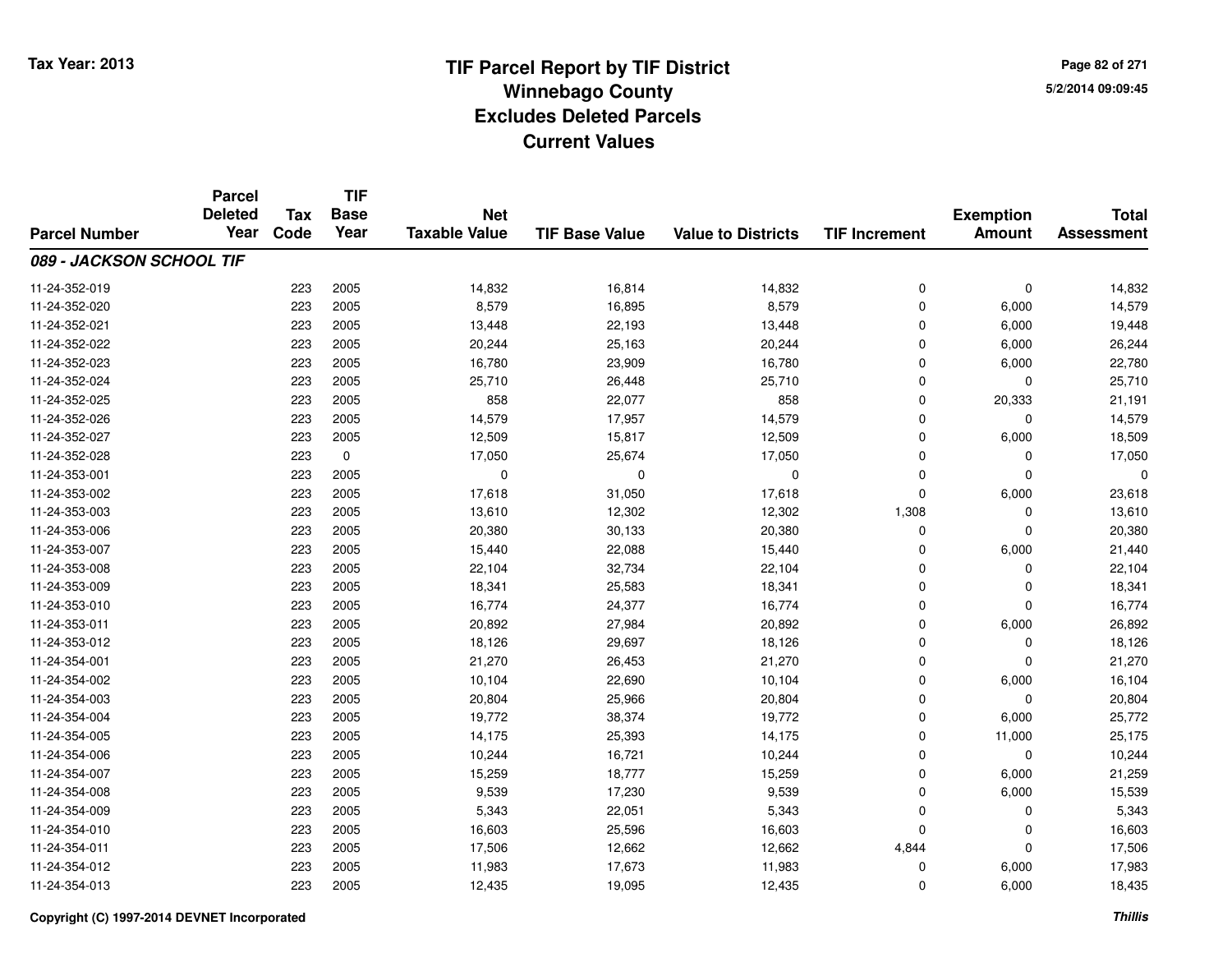# TIF Parcel Report by TIF District
## Winnebago County
## Excludes Deleted Parcels
## Current Values

Tax Year: 2013

5/2/2014 09:09:45

| Parcel Number | Parcel Deleted Year | Tax Code | TIF Base Year | Net Taxable Value | TIF Base Value | Value to Districts | TIF Increment | Exemption Amount | Total Assessment |
|---|---|---|---|---|---|---|---|---|---|
| ***089 - JACKSON SCHOOL TIF*** | | | | | | | | | |
| 11-24-352-019 | | 223 | 2005 | 14,832 | 16,814 | 14,832 | 0 | 0 | 14,832 |
| 11-24-352-020 | | 223 | 2005 | 8,579 | 16,895 | 8,579 | 0 | 6,000 | 14,579 |
| 11-24-352-021 | | 223 | 2005 | 13,448 | 22,193 | 13,448 | 0 | 6,000 | 19,448 |
| 11-24-352-022 | | 223 | 2005 | 20,244 | 25,163 | 20,244 | 0 | 6,000 | 26,244 |
| 11-24-352-023 | | 223 | 2005 | 16,780 | 23,909 | 16,780 | 0 | 6,000 | 22,780 |
| 11-24-352-024 | | 223 | 2005 | 25,710 | 26,448 | 25,710 | 0 | 0 | 25,710 |
| 11-24-352-025 | | 223 | 2005 | 858 | 22,077 | 858 | 0 | 20,333 | 21,191 |
| 11-24-352-026 | | 223 | 2005 | 14,579 | 17,957 | 14,579 | 0 | 0 | 14,579 |
| 11-24-352-027 | | 223 | 2005 | 12,509 | 15,817 | 12,509 | 0 | 6,000 | 18,509 |
| 11-24-352-028 | | 223 | 0 | 17,050 | 25,674 | 17,050 | 0 | 0 | 17,050 |
| 11-24-353-001 | | 223 | 2005 | 0 | 0 | 0 | 0 | 0 | 0 |
| 11-24-353-002 | | 223 | 2005 | 17,618 | 31,050 | 17,618 | 0 | 6,000 | 23,618 |
| 11-24-353-003 | | 223 | 2005 | 13,610 | 12,302 | 12,302 | 1,308 | 0 | 13,610 |
| 11-24-353-006 | | 223 | 2005 | 20,380 | 30,133 | 20,380 | 0 | 0 | 20,380 |
| 11-24-353-007 | | 223 | 2005 | 15,440 | 22,088 | 15,440 | 0 | 6,000 | 21,440 |
| 11-24-353-008 | | 223 | 2005 | 22,104 | 32,734 | 22,104 | 0 | 0 | 22,104 |
| 11-24-353-009 | | 223 | 2005 | 18,341 | 25,583 | 18,341 | 0 | 0 | 18,341 |
| 11-24-353-010 | | 223 | 2005 | 16,774 | 24,377 | 16,774 | 0 | 0 | 16,774 |
| 11-24-353-011 | | 223 | 2005 | 20,892 | 27,984 | 20,892 | 0 | 6,000 | 26,892 |
| 11-24-353-012 | | 223 | 2005 | 18,126 | 29,697 | 18,126 | 0 | 0 | 18,126 |
| 11-24-354-001 | | 223 | 2005 | 21,270 | 26,453 | 21,270 | 0 | 0 | 21,270 |
| 11-24-354-002 | | 223 | 2005 | 10,104 | 22,690 | 10,104 | 0 | 6,000 | 16,104 |
| 11-24-354-003 | | 223 | 2005 | 20,804 | 25,966 | 20,804 | 0 | 0 | 20,804 |
| 11-24-354-004 | | 223 | 2005 | 19,772 | 38,374 | 19,772 | 0 | 6,000 | 25,772 |
| 11-24-354-005 | | 223 | 2005 | 14,175 | 25,393 | 14,175 | 0 | 11,000 | 25,175 |
| 11-24-354-006 | | 223 | 2005 | 10,244 | 16,721 | 10,244 | 0 | 0 | 10,244 |
| 11-24-354-007 | | 223 | 2005 | 15,259 | 18,777 | 15,259 | 0 | 6,000 | 21,259 |
| 11-24-354-008 | | 223 | 2005 | 9,539 | 17,230 | 9,539 | 0 | 6,000 | 15,539 |
| 11-24-354-009 | | 223 | 2005 | 5,343 | 22,051 | 5,343 | 0 | 0 | 5,343 |
| 11-24-354-010 | | 223 | 2005 | 16,603 | 25,596 | 16,603 | 0 | 0 | 16,603 |
| 11-24-354-011 | | 223 | 2005 | 17,506 | 12,662 | 12,662 | 4,844 | 0 | 17,506 |
| 11-24-354-012 | | 223 | 2005 | 11,983 | 17,673 | 11,983 | 0 | 6,000 | 17,983 |
| 11-24-354-013 | | 223 | 2005 | 12,435 | 19,095 | 12,435 | 0 | 6,000 | 18,435 |

Copyright (C) 1997-2014 DEVNET Incorporated

*Thillis*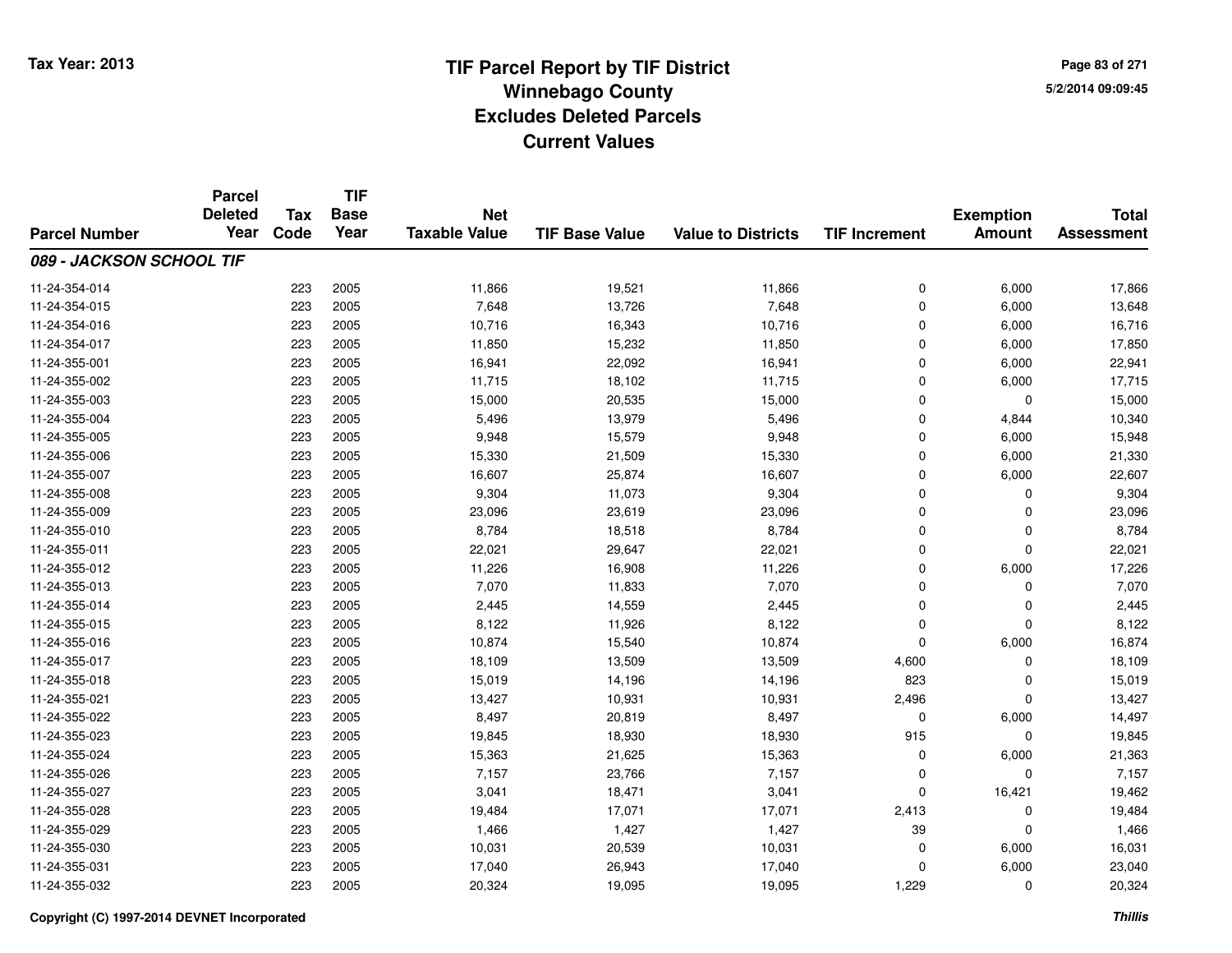# TIF Parcel Report by TIF District
## Winnebago County
## Excludes Deleted Parcels
## Current Values

Tax Year: 2013

5/2/2014 09:09:45

| Parcel Number | Parcel Deleted Year | Tax Code | TIF Base Year | Net Taxable Value | TIF Base Value | Value to Districts | TIF Increment | Exemption Amount | Total Assessment |
|---|---|---|---|---|---|---|---|---|---|
| ***089 - JACKSON SCHOOL TIF*** | | | | | | | | | |
| 11-24-354-014 | | 223 | 2005 | 11,866 | 19,521 | 11,866 | 0 | 6,000 | 17,866 |
| 11-24-354-015 | | 223 | 2005 | 7,648 | 13,726 | 7,648 | 0 | 6,000 | 13,648 |
| 11-24-354-016 | | 223 | 2005 | 10,716 | 16,343 | 10,716 | 0 | 6,000 | 16,716 |
| 11-24-354-017 | | 223 | 2005 | 11,850 | 15,232 | 11,850 | 0 | 6,000 | 17,850 |
| 11-24-355-001 | | 223 | 2005 | 16,941 | 22,092 | 16,941 | 0 | 6,000 | 22,941 |
| 11-24-355-002 | | 223 | 2005 | 11,715 | 18,102 | 11,715 | 0 | 6,000 | 17,715 |
| 11-24-355-003 | | 223 | 2005 | 15,000 | 20,535 | 15,000 | 0 | 0 | 15,000 |
| 11-24-355-004 | | 223 | 2005 | 5,496 | 13,979 | 5,496 | 0 | 4,844 | 10,340 |
| 11-24-355-005 | | 223 | 2005 | 9,948 | 15,579 | 9,948 | 0 | 6,000 | 15,948 |
| 11-24-355-006 | | 223 | 2005 | 15,330 | 21,509 | 15,330 | 0 | 6,000 | 21,330 |
| 11-24-355-007 | | 223 | 2005 | 16,607 | 25,874 | 16,607 | 0 | 6,000 | 22,607 |
| 11-24-355-008 | | 223 | 2005 | 9,304 | 11,073 | 9,304 | 0 | 0 | 9,304 |
| 11-24-355-009 | | 223 | 2005 | 23,096 | 23,619 | 23,096 | 0 | 0 | 23,096 |
| 11-24-355-010 | | 223 | 2005 | 8,784 | 18,518 | 8,784 | 0 | 0 | 8,784 |
| 11-24-355-011 | | 223 | 2005 | 22,021 | 29,647 | 22,021 | 0 | 0 | 22,021 |
| 11-24-355-012 | | 223 | 2005 | 11,226 | 16,908 | 11,226 | 0 | 6,000 | 17,226 |
| 11-24-355-013 | | 223 | 2005 | 7,070 | 11,833 | 7,070 | 0 | 0 | 7,070 |
| 11-24-355-014 | | 223 | 2005 | 2,445 | 14,559 | 2,445 | 0 | 0 | 2,445 |
| 11-24-355-015 | | 223 | 2005 | 8,122 | 11,926 | 8,122 | 0 | 0 | 8,122 |
| 11-24-355-016 | | 223 | 2005 | 10,874 | 15,540 | 10,874 | 0 | 6,000 | 16,874 |
| 11-24-355-017 | | 223 | 2005 | 18,109 | 13,509 | 13,509 | 4,600 | 0 | 18,109 |
| 11-24-355-018 | | 223 | 2005 | 15,019 | 14,196 | 14,196 | 823 | 0 | 15,019 |
| 11-24-355-021 | | 223 | 2005 | 13,427 | 10,931 | 10,931 | 2,496 | 0 | 13,427 |
| 11-24-355-022 | | 223 | 2005 | 8,497 | 20,819 | 8,497 | 0 | 6,000 | 14,497 |
| 11-24-355-023 | | 223 | 2005 | 19,845 | 18,930 | 18,930 | 915 | 0 | 19,845 |
| 11-24-355-024 | | 223 | 2005 | 15,363 | 21,625 | 15,363 | 0 | 6,000 | 21,363 |
| 11-24-355-026 | | 223 | 2005 | 7,157 | 23,766 | 7,157 | 0 | 0 | 7,157 |
| 11-24-355-027 | | 223 | 2005 | 3,041 | 18,471 | 3,041 | 0 | 16,421 | 19,462 |
| 11-24-355-028 | | 223 | 2005 | 19,484 | 17,071 | 17,071 | 2,413 | 0 | 19,484 |
| 11-24-355-029 | | 223 | 2005 | 1,466 | 1,427 | 1,427 | 39 | 0 | 1,466 |
| 11-24-355-030 | | 223 | 2005 | 10,031 | 20,539 | 10,031 | 0 | 6,000 | 16,031 |
| 11-24-355-031 | | 223 | 2005 | 17,040 | 26,943 | 17,040 | 0 | 6,000 | 23,040 |
| 11-24-355-032 | | 223 | 2005 | 20,324 | 19,095 | 19,095 | 1,229 | 0 | 20,324 |

Copyright (C) 1997-2014 DEVNET Incorporated

*Thillis*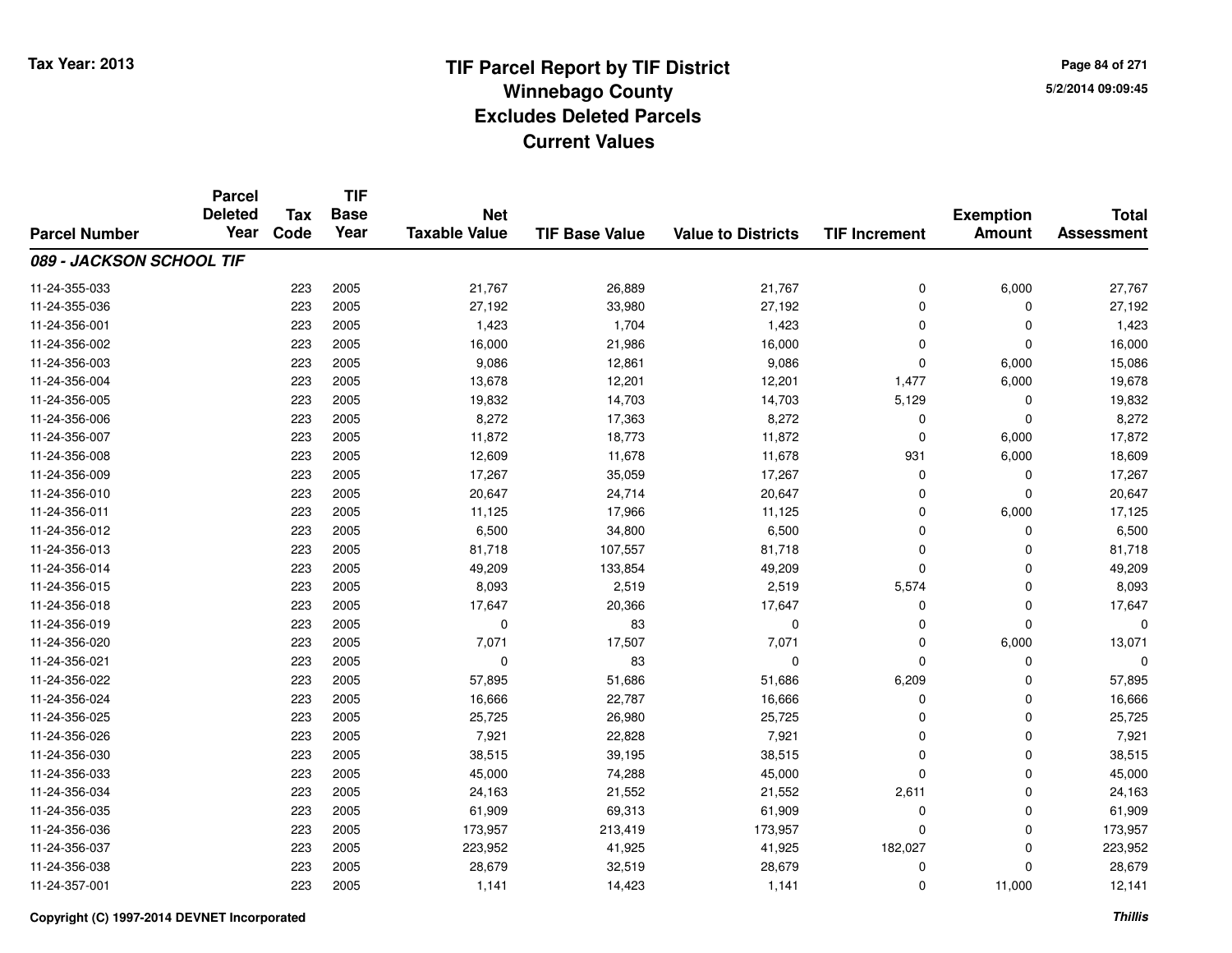Tax Year: 2013

# TIF Parcel Report by TIF District
## Winnebago County
## Excludes Deleted Parcels
## Current Values

5/2/2014 09:09:45

| Parcel Number | Parcel Deleted Year | Tax Code | TIF Base Year | Net Taxable Value | TIF Base Value | Value to Districts | TIF Increment | Exemption Amount | Total Assessment |
|---|---|---|---|---|---|---|---|---|---|
| ***089 - JACKSON SCHOOL TIF*** | | | | | | | | | |
| 11-24-355-033 | | 223 | 2005 | 21,767 | 26,889 | 21,767 | 0 | 6,000 | 27,767 |
| 11-24-355-036 | | 223 | 2005 | 27,192 | 33,980 | 27,192 | 0 | 0 | 27,192 |
| 11-24-356-001 | | 223 | 2005 | 1,423 | 1,704 | 1,423 | 0 | 0 | 1,423 |
| 11-24-356-002 | | 223 | 2005 | 16,000 | 21,986 | 16,000 | 0 | 0 | 16,000 |
| 11-24-356-003 | | 223 | 2005 | 9,086 | 12,861 | 9,086 | 0 | 6,000 | 15,086 |
| 11-24-356-004 | | 223 | 2005 | 13,678 | 12,201 | 12,201 | 1,477 | 6,000 | 19,678 |
| 11-24-356-005 | | 223 | 2005 | 19,832 | 14,703 | 14,703 | 5,129 | 0 | 19,832 |
| 11-24-356-006 | | 223 | 2005 | 8,272 | 17,363 | 8,272 | 0 | 0 | 8,272 |
| 11-24-356-007 | | 223 | 2005 | 11,872 | 18,773 | 11,872 | 0 | 6,000 | 17,872 |
| 11-24-356-008 | | 223 | 2005 | 12,609 | 11,678 | 11,678 | 931 | 6,000 | 18,609 |
| 11-24-356-009 | | 223 | 2005 | 17,267 | 35,059 | 17,267 | 0 | 0 | 17,267 |
| 11-24-356-010 | | 223 | 2005 | 20,647 | 24,714 | 20,647 | 0 | 0 | 20,647 |
| 11-24-356-011 | | 223 | 2005 | 11,125 | 17,966 | 11,125 | 0 | 6,000 | 17,125 |
| 11-24-356-012 | | 223 | 2005 | 6,500 | 34,800 | 6,500 | 0 | 0 | 6,500 |
| 11-24-356-013 | | 223 | 2005 | 81,718 | 107,557 | 81,718 | 0 | 0 | 81,718 |
| 11-24-356-014 | | 223 | 2005 | 49,209 | 133,854 | 49,209 | 0 | 0 | 49,209 |
| 11-24-356-015 | | 223 | 2005 | 8,093 | 2,519 | 2,519 | 5,574 | 0 | 8,093 |
| 11-24-356-018 | | 223 | 2005 | 17,647 | 20,366 | 17,647 | 0 | 0 | 17,647 |
| 11-24-356-019 | | 223 | 2005 | 0 | 83 | 0 | 0 | 0 | 0 |
| 11-24-356-020 | | 223 | 2005 | 7,071 | 17,507 | 7,071 | 0 | 6,000 | 13,071 |
| 11-24-356-021 | | 223 | 2005 | 0 | 83 | 0 | 0 | 0 | 0 |
| 11-24-356-022 | | 223 | 2005 | 57,895 | 51,686 | 51,686 | 6,209 | 0 | 57,895 |
| 11-24-356-024 | | 223 | 2005 | 16,666 | 22,787 | 16,666 | 0 | 0 | 16,666 |
| 11-24-356-025 | | 223 | 2005 | 25,725 | 26,980 | 25,725 | 0 | 0 | 25,725 |
| 11-24-356-026 | | 223 | 2005 | 7,921 | 22,828 | 7,921 | 0 | 0 | 7,921 |
| 11-24-356-030 | | 223 | 2005 | 38,515 | 39,195 | 38,515 | 0 | 0 | 38,515 |
| 11-24-356-033 | | 223 | 2005 | 45,000 | 74,288 | 45,000 | 0 | 0 | 45,000 |
| 11-24-356-034 | | 223 | 2005 | 24,163 | 21,552 | 21,552 | 2,611 | 0 | 24,163 |
| 11-24-356-035 | | 223 | 2005 | 61,909 | 69,313 | 61,909 | 0 | 0 | 61,909 |
| 11-24-356-036 | | 223 | 2005 | 173,957 | 213,419 | 173,957 | 0 | 0 | 173,957 |
| 11-24-356-037 | | 223 | 2005 | 223,952 | 41,925 | 41,925 | 182,027 | 0 | 223,952 |
| 11-24-356-038 | | 223 | 2005 | 28,679 | 32,519 | 28,679 | 0 | 0 | 28,679 |
| 11-24-357-001 | | 223 | 2005 | 1,141 | 14,423 | 1,141 | 0 | 11,000 | 12,141 |

Copyright (C) 1997-2014 DEVNET Incorporated

*Thillis*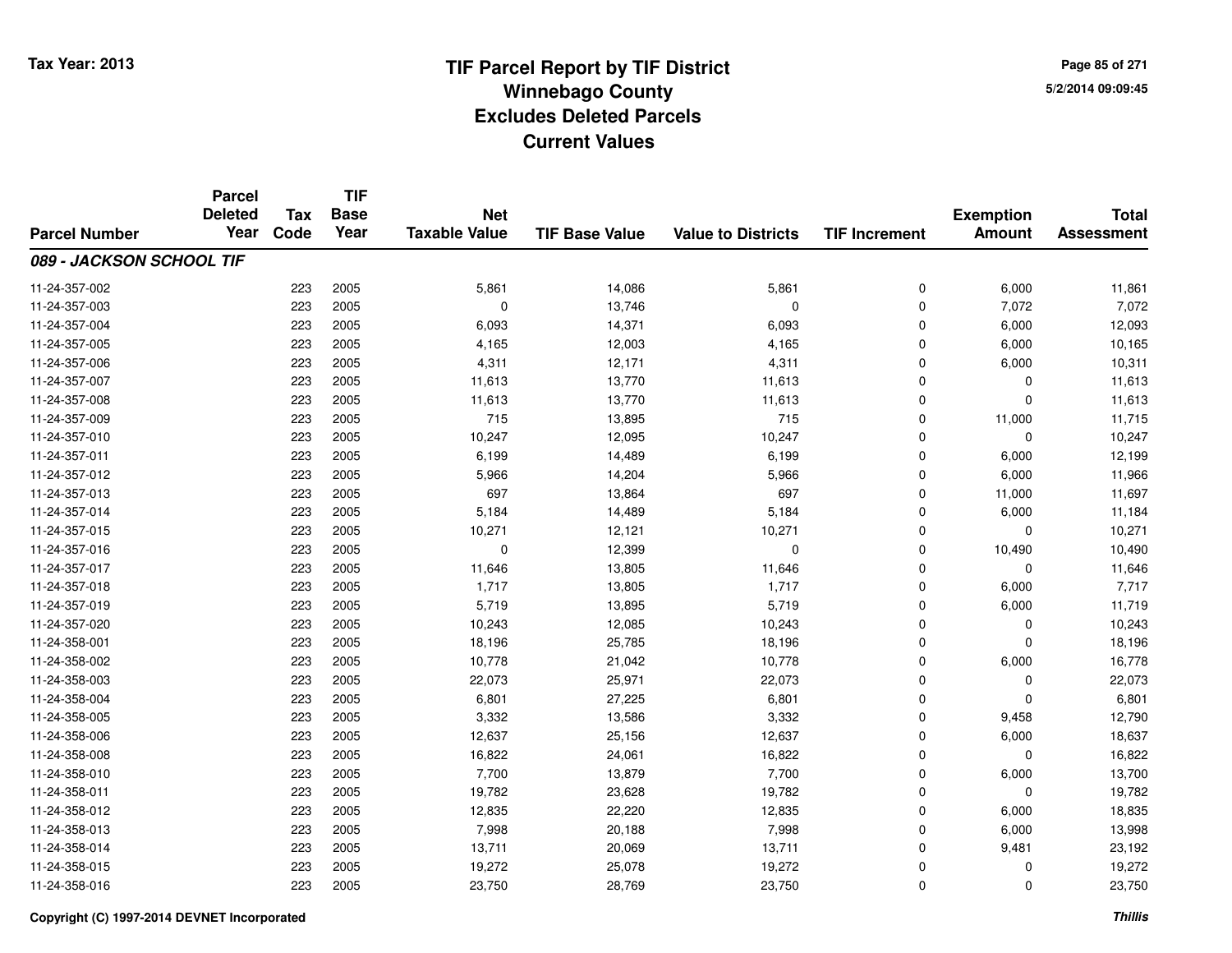# TIF Parcel Report by TIF District
## Winnebago County
## Excludes Deleted Parcels
## Current Values

Tax Year: 2013

5/2/2014 09:09:45

| Parcel Number | Parcel Deleted Year | Tax Code | TIF Base Year | Net Taxable Value | TIF Base Value | Value to Districts | TIF Increment | Exemption Amount | Total Assessment |
|---|---|---|---|---|---|---|---|---|---|
| ***089 - JACKSON SCHOOL TIF*** | | | | | | | | | |
| 11-24-357-002 | | 223 | 2005 | 5,861 | 14,086 | 5,861 | 0 | 6,000 | 11,861 |
| 11-24-357-003 | | 223 | 2005 | 0 | 13,746 | 0 | 0 | 7,072 | 7,072 |
| 11-24-357-004 | | 223 | 2005 | 6,093 | 14,371 | 6,093 | 0 | 6,000 | 12,093 |
| 11-24-357-005 | | 223 | 2005 | 4,165 | 12,003 | 4,165 | 0 | 6,000 | 10,165 |
| 11-24-357-006 | | 223 | 2005 | 4,311 | 12,171 | 4,311 | 0 | 6,000 | 10,311 |
| 11-24-357-007 | | 223 | 2005 | 11,613 | 13,770 | 11,613 | 0 | 0 | 11,613 |
| 11-24-357-008 | | 223 | 2005 | 11,613 | 13,770 | 11,613 | 0 | 0 | 11,613 |
| 11-24-357-009 | | 223 | 2005 | 715 | 13,895 | 715 | 0 | 11,000 | 11,715 |
| 11-24-357-010 | | 223 | 2005 | 10,247 | 12,095 | 10,247 | 0 | 0 | 10,247 |
| 11-24-357-011 | | 223 | 2005 | 6,199 | 14,489 | 6,199 | 0 | 6,000 | 12,199 |
| 11-24-357-012 | | 223 | 2005 | 5,966 | 14,204 | 5,966 | 0 | 6,000 | 11,966 |
| 11-24-357-013 | | 223 | 2005 | 697 | 13,864 | 697 | 0 | 11,000 | 11,697 |
| 11-24-357-014 | | 223 | 2005 | 5,184 | 14,489 | 5,184 | 0 | 6,000 | 11,184 |
| 11-24-357-015 | | 223 | 2005 | 10,271 | 12,121 | 10,271 | 0 | 0 | 10,271 |
| 11-24-357-016 | | 223 | 2005 | 0 | 12,399 | 0 | 0 | 10,490 | 10,490 |
| 11-24-357-017 | | 223 | 2005 | 11,646 | 13,805 | 11,646 | 0 | 0 | 11,646 |
| 11-24-357-018 | | 223 | 2005 | 1,717 | 13,805 | 1,717 | 0 | 6,000 | 7,717 |
| 11-24-357-019 | | 223 | 2005 | 5,719 | 13,895 | 5,719 | 0 | 6,000 | 11,719 |
| 11-24-357-020 | | 223 | 2005 | 10,243 | 12,085 | 10,243 | 0 | 0 | 10,243 |
| 11-24-358-001 | | 223 | 2005 | 18,196 | 25,785 | 18,196 | 0 | 0 | 18,196 |
| 11-24-358-002 | | 223 | 2005 | 10,778 | 21,042 | 10,778 | 0 | 6,000 | 16,778 |
| 11-24-358-003 | | 223 | 2005 | 22,073 | 25,971 | 22,073 | 0 | 0 | 22,073 |
| 11-24-358-004 | | 223 | 2005 | 6,801 | 27,225 | 6,801 | 0 | 0 | 6,801 |
| 11-24-358-005 | | 223 | 2005 | 3,332 | 13,586 | 3,332 | 0 | 9,458 | 12,790 |
| 11-24-358-006 | | 223 | 2005 | 12,637 | 25,156 | 12,637 | 0 | 6,000 | 18,637 |
| 11-24-358-008 | | 223 | 2005 | 16,822 | 24,061 | 16,822 | 0 | 0 | 16,822 |
| 11-24-358-010 | | 223 | 2005 | 7,700 | 13,879 | 7,700 | 0 | 6,000 | 13,700 |
| 11-24-358-011 | | 223 | 2005 | 19,782 | 23,628 | 19,782 | 0 | 0 | 19,782 |
| 11-24-358-012 | | 223 | 2005 | 12,835 | 22,220 | 12,835 | 0 | 6,000 | 18,835 |
| 11-24-358-013 | | 223 | 2005 | 7,998 | 20,188 | 7,998 | 0 | 6,000 | 13,998 |
| 11-24-358-014 | | 223 | 2005 | 13,711 | 20,069 | 13,711 | 0 | 9,481 | 23,192 |
| 11-24-358-015 | | 223 | 2005 | 19,272 | 25,078 | 19,272 | 0 | 0 | 19,272 |
| 11-24-358-016 | | 223 | 2005 | 23,750 | 28,769 | 23,750 | 0 | 0 | 23,750 |

Copyright (C) 1997-2014 DEVNET Incorporated

*Thillis*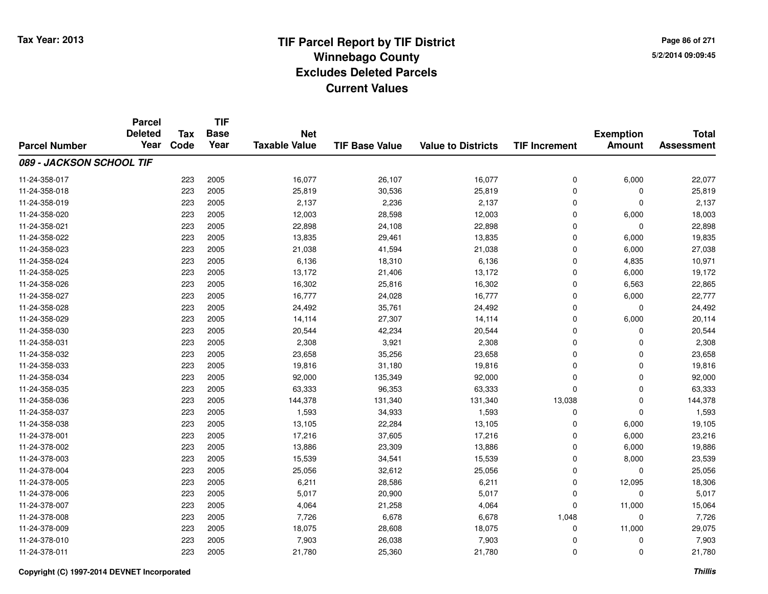# TIF Parcel Report by TIF District
## Winnebago County
## Excludes Deleted Parcels
## Current Values

Tax Year: 2013

5/2/2014 09:09:45

| Parcel Number | Parcel Deleted Year | Tax Code | TIF Base Year | Net Taxable Value | TIF Base Value | Value to Districts | TIF Increment | Exemption Amount | Total Assessment |
|---|---|---|---|---|---|---|---|---|---|
| ***089 - JACKSON SCHOOL TIF*** | | | | | | | | | |
| 11-24-358-017 | | 223 | 2005 | 16,077 | 26,107 | 16,077 | 0 | 6,000 | 22,077 |
| 11-24-358-018 | | 223 | 2005 | 25,819 | 30,536 | 25,819 | 0 | 0 | 25,819 |
| 11-24-358-019 | | 223 | 2005 | 2,137 | 2,236 | 2,137 | 0 | 0 | 2,137 |
| 11-24-358-020 | | 223 | 2005 | 12,003 | 28,598 | 12,003 | 0 | 6,000 | 18,003 |
| 11-24-358-021 | | 223 | 2005 | 22,898 | 24,108 | 22,898 | 0 | 0 | 22,898 |
| 11-24-358-022 | | 223 | 2005 | 13,835 | 29,461 | 13,835 | 0 | 6,000 | 19,835 |
| 11-24-358-023 | | 223 | 2005 | 21,038 | 41,594 | 21,038 | 0 | 6,000 | 27,038 |
| 11-24-358-024 | | 223 | 2005 | 6,136 | 18,310 | 6,136 | 0 | 4,835 | 10,971 |
| 11-24-358-025 | | 223 | 2005 | 13,172 | 21,406 | 13,172 | 0 | 6,000 | 19,172 |
| 11-24-358-026 | | 223 | 2005 | 16,302 | 25,816 | 16,302 | 0 | 6,563 | 22,865 |
| 11-24-358-027 | | 223 | 2005 | 16,777 | 24,028 | 16,777 | 0 | 6,000 | 22,777 |
| 11-24-358-028 | | 223 | 2005 | 24,492 | 35,761 | 24,492 | 0 | 0 | 24,492 |
| 11-24-358-029 | | 223 | 2005 | 14,114 | 27,307 | 14,114 | 0 | 6,000 | 20,114 |
| 11-24-358-030 | | 223 | 2005 | 20,544 | 42,234 | 20,544 | 0 | 0 | 20,544 |
| 11-24-358-031 | | 223 | 2005 | 2,308 | 3,921 | 2,308 | 0 | 0 | 2,308 |
| 11-24-358-032 | | 223 | 2005 | 23,658 | 35,256 | 23,658 | 0 | 0 | 23,658 |
| 11-24-358-033 | | 223 | 2005 | 19,816 | 31,180 | 19,816 | 0 | 0 | 19,816 |
| 11-24-358-034 | | 223 | 2005 | 92,000 | 135,349 | 92,000 | 0 | 0 | 92,000 |
| 11-24-358-035 | | 223 | 2005 | 63,333 | 96,353 | 63,333 | 0 | 0 | 63,333 |
| 11-24-358-036 | | 223 | 2005 | 144,378 | 131,340 | 131,340 | 13,038 | 0 | 144,378 |
| 11-24-358-037 | | 223 | 2005 | 1,593 | 34,933 | 1,593 | 0 | 0 | 1,593 |
| 11-24-358-038 | | 223 | 2005 | 13,105 | 22,284 | 13,105 | 0 | 6,000 | 19,105 |
| 11-24-378-001 | | 223 | 2005 | 17,216 | 37,605 | 17,216 | 0 | 6,000 | 23,216 |
| 11-24-378-002 | | 223 | 2005 | 13,886 | 23,309 | 13,886 | 0 | 6,000 | 19,886 |
| 11-24-378-003 | | 223 | 2005 | 15,539 | 34,541 | 15,539 | 0 | 8,000 | 23,539 |
| 11-24-378-004 | | 223 | 2005 | 25,056 | 32,612 | 25,056 | 0 | 0 | 25,056 |
| 11-24-378-005 | | 223 | 2005 | 6,211 | 28,586 | 6,211 | 0 | 12,095 | 18,306 |
| 11-24-378-006 | | 223 | 2005 | 5,017 | 20,900 | 5,017 | 0 | 0 | 5,017 |
| 11-24-378-007 | | 223 | 2005 | 4,064 | 21,258 | 4,064 | 0 | 11,000 | 15,064 |
| 11-24-378-008 | | 223 | 2005 | 7,726 | 6,678 | 6,678 | 1,048 | 0 | 7,726 |
| 11-24-378-009 | | 223 | 2005 | 18,075 | 28,608 | 18,075 | 0 | 11,000 | 29,075 |
| 11-24-378-010 | | 223 | 2005 | 7,903 | 26,038 | 7,903 | 0 | 0 | 7,903 |
| 11-24-378-011 | | 223 | 2005 | 21,780 | 25,360 | 21,780 | 0 | 0 | 21,780 |

Copyright (C) 1997-2014 DEVNET Incorporated

*Thillis*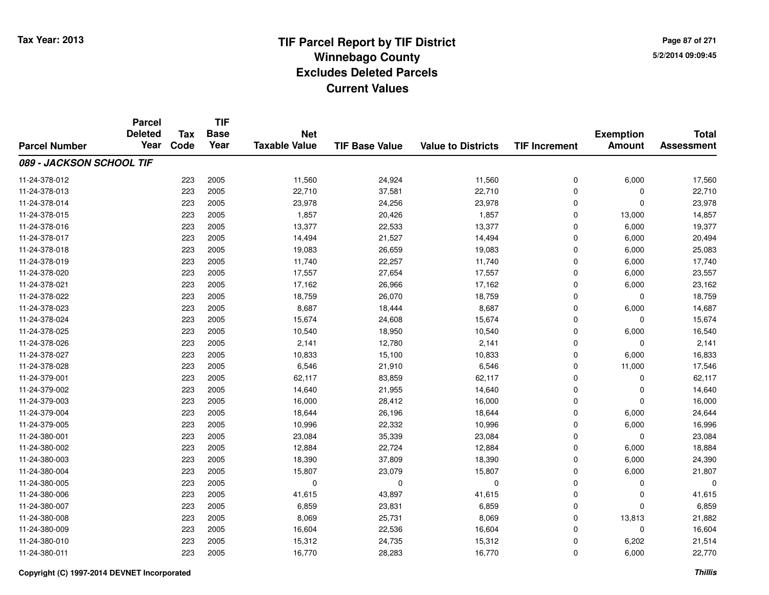Tax Year: 2013

# TIF Parcel Report by TIF District
## Winnebago County
## Excludes Deleted Parcels
## Current Values

5/2/2014 09:09:45

| Parcel Number | Parcel Deleted Year | Tax Code | TIF Base Year | Net Taxable Value | TIF Base Value | Value to Districts | TIF Increment | Exemption Amount | Total Assessment |
|---|---|---|---|---|---|---|---|---|---|
| ***089 - JACKSON SCHOOL TIF*** | | | | | | | | | |
| 11-24-378-012 | | 223 | 2005 | 11,560 | 24,924 | 11,560 | 0 | 6,000 | 17,560 |
| 11-24-378-013 | | 223 | 2005 | 22,710 | 37,581 | 22,710 | 0 | 0 | 22,710 |
| 11-24-378-014 | | 223 | 2005 | 23,978 | 24,256 | 23,978 | 0 | 0 | 23,978 |
| 11-24-378-015 | | 223 | 2005 | 1,857 | 20,426 | 1,857 | 0 | 13,000 | 14,857 |
| 11-24-378-016 | | 223 | 2005 | 13,377 | 22,533 | 13,377 | 0 | 6,000 | 19,377 |
| 11-24-378-017 | | 223 | 2005 | 14,494 | 21,527 | 14,494 | 0 | 6,000 | 20,494 |
| 11-24-378-018 | | 223 | 2005 | 19,083 | 26,659 | 19,083 | 0 | 6,000 | 25,083 |
| 11-24-378-019 | | 223 | 2005 | 11,740 | 22,257 | 11,740 | 0 | 6,000 | 17,740 |
| 11-24-378-020 | | 223 | 2005 | 17,557 | 27,654 | 17,557 | 0 | 6,000 | 23,557 |
| 11-24-378-021 | | 223 | 2005 | 17,162 | 26,966 | 17,162 | 0 | 6,000 | 23,162 |
| 11-24-378-022 | | 223 | 2005 | 18,759 | 26,070 | 18,759 | 0 | 0 | 18,759 |
| 11-24-378-023 | | 223 | 2005 | 8,687 | 18,444 | 8,687 | 0 | 6,000 | 14,687 |
| 11-24-378-024 | | 223 | 2005 | 15,674 | 24,608 | 15,674 | 0 | 0 | 15,674 |
| 11-24-378-025 | | 223 | 2005 | 10,540 | 18,950 | 10,540 | 0 | 6,000 | 16,540 |
| 11-24-378-026 | | 223 | 2005 | 2,141 | 12,780 | 2,141 | 0 | 0 | 2,141 |
| 11-24-378-027 | | 223 | 2005 | 10,833 | 15,100 | 10,833 | 0 | 6,000 | 16,833 |
| 11-24-378-028 | | 223 | 2005 | 6,546 | 21,910 | 6,546 | 0 | 11,000 | 17,546 |
| 11-24-379-001 | | 223 | 2005 | 62,117 | 83,859 | 62,117 | 0 | 0 | 62,117 |
| 11-24-379-002 | | 223 | 2005 | 14,640 | 21,955 | 14,640 | 0 | 0 | 14,640 |
| 11-24-379-003 | | 223 | 2005 | 16,000 | 28,412 | 16,000 | 0 | 0 | 16,000 |
| 11-24-379-004 | | 223 | 2005 | 18,644 | 26,196 | 18,644 | 0 | 6,000 | 24,644 |
| 11-24-379-005 | | 223 | 2005 | 10,996 | 22,332 | 10,996 | 0 | 6,000 | 16,996 |
| 11-24-380-001 | | 223 | 2005 | 23,084 | 35,339 | 23,084 | 0 | 0 | 23,084 |
| 11-24-380-002 | | 223 | 2005 | 12,884 | 22,724 | 12,884 | 0 | 6,000 | 18,884 |
| 11-24-380-003 | | 223 | 2005 | 18,390 | 37,809 | 18,390 | 0 | 6,000 | 24,390 |
| 11-24-380-004 | | 223 | 2005 | 15,807 | 23,079 | 15,807 | 0 | 6,000 | 21,807 |
| 11-24-380-005 | | 223 | 2005 | 0 | 0 | 0 | 0 | 0 | 0 |
| 11-24-380-006 | | 223 | 2005 | 41,615 | 43,897 | 41,615 | 0 | 0 | 41,615 |
| 11-24-380-007 | | 223 | 2005 | 6,859 | 23,831 | 6,859 | 0 | 0 | 6,859 |
| 11-24-380-008 | | 223 | 2005 | 8,069 | 25,731 | 8,069 | 0 | 13,813 | 21,882 |
| 11-24-380-009 | | 223 | 2005 | 16,604 | 22,536 | 16,604 | 0 | 0 | 16,604 |
| 11-24-380-010 | | 223 | 2005 | 15,312 | 24,735 | 15,312 | 0 | 6,202 | 21,514 |
| 11-24-380-011 | | 223 | 2005 | 16,770 | 28,283 | 16,770 | 0 | 6,000 | 22,770 |

Copyright (C) 1997-2014 DEVNET Incorporated

*Thillis*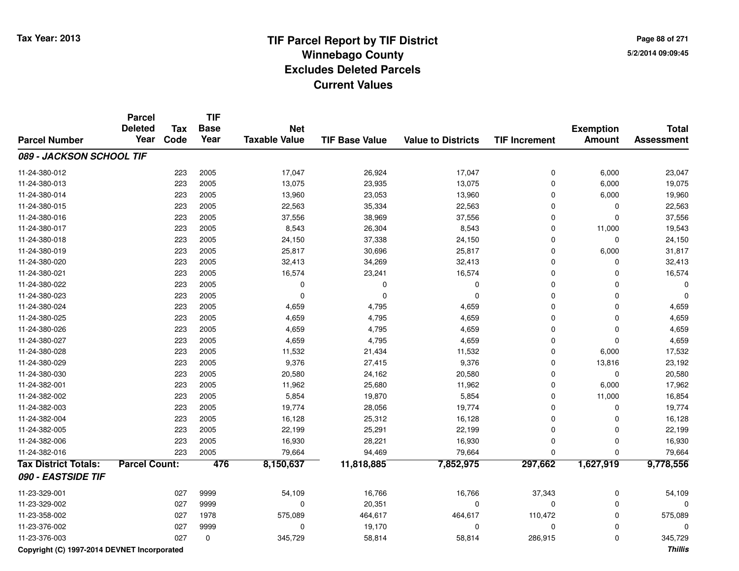# TIF Parcel Report by TIF District
## Winnebago County
## Excludes Deleted Parcels
## Current Values

Tax Year: 2013

5/2/2014 09:09:45

| Parcel Number | Parcel Deleted Year | Tax Code | TIF Base Year | Net Taxable Value | TIF Base Value | Value to Districts | TIF Increment | Exemption Amount | Total Assessment |
|---|---|---|---|---|---|---|---|---|---|
| ***089 - JACKSON SCHOOL TIF*** | | | | | | | | | |
| 11-24-380-012 | | 223 | 2005 | 17,047 | 26,924 | 17,047 | 0 | 6,000 | 23,047 |
| 11-24-380-013 | | 223 | 2005 | 13,075 | 23,935 | 13,075 | 0 | 6,000 | 19,075 |
| 11-24-380-014 | | 223 | 2005 | 13,960 | 23,053 | 13,960 | 0 | 6,000 | 19,960 |
| 11-24-380-015 | | 223 | 2005 | 22,563 | 35,334 | 22,563 | 0 | 0 | 22,563 |
| 11-24-380-016 | | 223 | 2005 | 37,556 | 38,969 | 37,556 | 0 | 0 | 37,556 |
| 11-24-380-017 | | 223 | 2005 | 8,543 | 26,304 | 8,543 | 0 | 11,000 | 19,543 |
| 11-24-380-018 | | 223 | 2005 | 24,150 | 37,338 | 24,150 | 0 | 0 | 24,150 |
| 11-24-380-019 | | 223 | 2005 | 25,817 | 30,696 | 25,817 | 0 | 6,000 | 31,817 |
| 11-24-380-020 | | 223 | 2005 | 32,413 | 34,269 | 32,413 | 0 | 0 | 32,413 |
| 11-24-380-021 | | 223 | 2005 | 16,574 | 23,241 | 16,574 | 0 | 0 | 16,574 |
| 11-24-380-022 | | 223 | 2005 | 0 | 0 | 0 | 0 | 0 | 0 |
| 11-24-380-023 | | 223 | 2005 | 0 | 0 | 0 | 0 | 0 | 0 |
| 11-24-380-024 | | 223 | 2005 | 4,659 | 4,795 | 4,659 | 0 | 0 | 4,659 |
| 11-24-380-025 | | 223 | 2005 | 4,659 | 4,795 | 4,659 | 0 | 0 | 4,659 |
| 11-24-380-026 | | 223 | 2005 | 4,659 | 4,795 | 4,659 | 0 | 0 | 4,659 |
| 11-24-380-027 | | 223 | 2005 | 4,659 | 4,795 | 4,659 | 0 | 0 | 4,659 |
| 11-24-380-028 | | 223 | 2005 | 11,532 | 21,434 | 11,532 | 0 | 6,000 | 17,532 |
| 11-24-380-029 | | 223 | 2005 | 9,376 | 27,415 | 9,376 | 0 | 13,816 | 23,192 |
| 11-24-380-030 | | 223 | 2005 | 20,580 | 24,162 | 20,580 | 0 | 0 | 20,580 |
| 11-24-382-001 | | 223 | 2005 | 11,962 | 25,680 | 11,962 | 0 | 6,000 | 17,962 |
| 11-24-382-002 | | 223 | 2005 | 5,854 | 19,870 | 5,854 | 0 | 11,000 | 16,854 |
| 11-24-382-003 | | 223 | 2005 | 19,774 | 28,056 | 19,774 | 0 | 0 | 19,774 |
| 11-24-382-004 | | 223 | 2005 | 16,128 | 25,312 | 16,128 | 0 | 0 | 16,128 |
| 11-24-382-005 | | 223 | 2005 | 22,199 | 25,291 | 22,199 | 0 | 0 | 22,199 |
| 11-24-382-006 | | 223 | 2005 | 16,930 | 28,221 | 16,930 | 0 | 0 | 16,930 |
| 11-24-382-016 | | 223 | 2005 | 79,664 | 94,469 | 79,664 | 0 | 0 | 79,664 |
| **Tax District Totals:** | **Parcel Count:** | | **476** | **8,150,637** | **11,818,885** | **7,852,975** | **297,662** | **1,627,919** | **9,778,556** |
| ***090 - EASTSIDE TIF*** | | | | | | | | | |
| 11-23-329-001 | | 027 | 9999 | 54,109 | 16,766 | 16,766 | 37,343 | 0 | 54,109 |
| 11-23-329-002 | | 027 | 9999 | 0 | 20,351 | 0 | 0 | 0 | 0 |
| 11-23-358-002 | | 027 | 1978 | 575,089 | 464,617 | 464,617 | 110,472 | 0 | 575,089 |
| 11-23-376-002 | | 027 | 9999 | 0 | 19,170 | 0 | 0 | 0 | 0 |
| 11-23-376-003 | | 027 | 0 | 345,729 | 58,814 | 58,814 | 286,915 | 0 | 345,729 |

Copyright (C) 1997-2014 DEVNET Incorporated

*Thillis*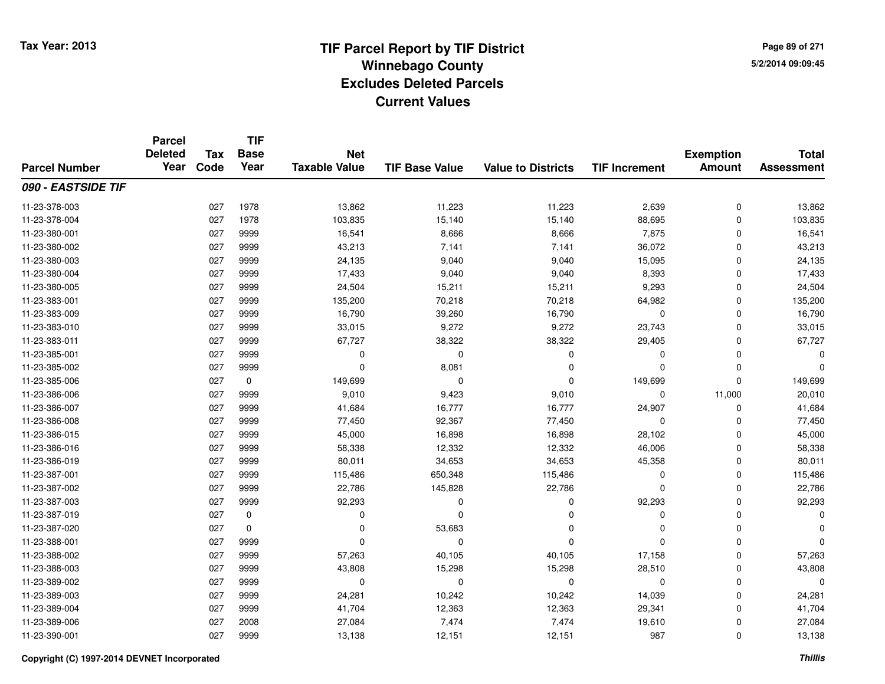# TIF Parcel Report by TIF District
## Winnebago County
## Excludes Deleted Parcels
## Current Values

Tax Year: 2013

5/2/2014 09:09:45

| Parcel Number | Parcel Deleted Year | Tax Code | TIF Base Year | Net Taxable Value | TIF Base Value | Value to Districts | TIF Increment | Exemption Amount | Total Assessment |
|---|---|---|---|---|---|---|---|---|---|
| ***090 - EASTSIDE TIF*** | | | | | | | | | |
| 11-23-378-003 | | 027 | 1978 | 13,862 | 11,223 | 11,223 | 2,639 | 0 | 13,862 |
| 11-23-378-004 | | 027 | 1978 | 103,835 | 15,140 | 15,140 | 88,695 | 0 | 103,835 |
| 11-23-380-001 | | 027 | 9999 | 16,541 | 8,666 | 8,666 | 7,875 | 0 | 16,541 |
| 11-23-380-002 | | 027 | 9999 | 43,213 | 7,141 | 7,141 | 36,072 | 0 | 43,213 |
| 11-23-380-003 | | 027 | 9999 | 24,135 | 9,040 | 9,040 | 15,095 | 0 | 24,135 |
| 11-23-380-004 | | 027 | 9999 | 17,433 | 9,040 | 9,040 | 8,393 | 0 | 17,433 |
| 11-23-380-005 | | 027 | 9999 | 24,504 | 15,211 | 15,211 | 9,293 | 0 | 24,504 |
| 11-23-383-001 | | 027 | 9999 | 135,200 | 70,218 | 70,218 | 64,982 | 0 | 135,200 |
| 11-23-383-009 | | 027 | 9999 | 16,790 | 39,260 | 16,790 | 0 | 0 | 16,790 |
| 11-23-383-010 | | 027 | 9999 | 33,015 | 9,272 | 9,272 | 23,743 | 0 | 33,015 |
| 11-23-383-011 | | 027 | 9999 | 67,727 | 38,322 | 38,322 | 29,405 | 0 | 67,727 |
| 11-23-385-001 | | 027 | 9999 | 0 | 0 | 0 | 0 | 0 | 0 |
| 11-23-385-002 | | 027 | 9999 | 0 | 8,081 | 0 | 0 | 0 | 0 |
| 11-23-385-006 | | 027 | 0 | 149,699 | 0 | 0 | 149,699 | 0 | 149,699 |
| 11-23-386-006 | | 027 | 9999 | 9,010 | 9,423 | 9,010 | 0 | 11,000 | 20,010 |
| 11-23-386-007 | | 027 | 9999 | 41,684 | 16,777 | 16,777 | 24,907 | 0 | 41,684 |
| 11-23-386-008 | | 027 | 9999 | 77,450 | 92,367 | 77,450 | 0 | 0 | 77,450 |
| 11-23-386-015 | | 027 | 9999 | 45,000 | 16,898 | 16,898 | 28,102 | 0 | 45,000 |
| 11-23-386-016 | | 027 | 9999 | 58,338 | 12,332 | 12,332 | 46,006 | 0 | 58,338 |
| 11-23-386-019 | | 027 | 9999 | 80,011 | 34,653 | 34,653 | 45,358 | 0 | 80,011 |
| 11-23-387-001 | | 027 | 9999 | 115,486 | 650,348 | 115,486 | 0 | 0 | 115,486 |
| 11-23-387-002 | | 027 | 9999 | 22,786 | 145,828 | 22,786 | 0 | 0 | 22,786 |
| 11-23-387-003 | | 027 | 9999 | 92,293 | 0 | 0 | 92,293 | 0 | 92,293 |
| 11-23-387-019 | | 027 | 0 | 0 | 0 | 0 | 0 | 0 | 0 |
| 11-23-387-020 | | 027 | 0 | 0 | 53,683 | 0 | 0 | 0 | 0 |
| 11-23-388-001 | | 027 | 9999 | 0 | 0 | 0 | 0 | 0 | 0 |
| 11-23-388-002 | | 027 | 9999 | 57,263 | 40,105 | 40,105 | 17,158 | 0 | 57,263 |
| 11-23-388-003 | | 027 | 9999 | 43,808 | 15,298 | 15,298 | 28,510 | 0 | 43,808 |
| 11-23-389-002 | | 027 | 9999 | 0 | 0 | 0 | 0 | 0 | 0 |
| 11-23-389-003 | | 027 | 9999 | 24,281 | 10,242 | 10,242 | 14,039 | 0 | 24,281 |
| 11-23-389-004 | | 027 | 9999 | 41,704 | 12,363 | 12,363 | 29,341 | 0 | 41,704 |
| 11-23-389-006 | | 027 | 2008 | 27,084 | 7,474 | 7,474 | 19,610 | 0 | 27,084 |
| 11-23-390-001 | | 027 | 9999 | 13,138 | 12,151 | 12,151 | 987 | 0 | 13,138 |

Copyright (C) 1997-2014 DEVNET Incorporated

*Thillis*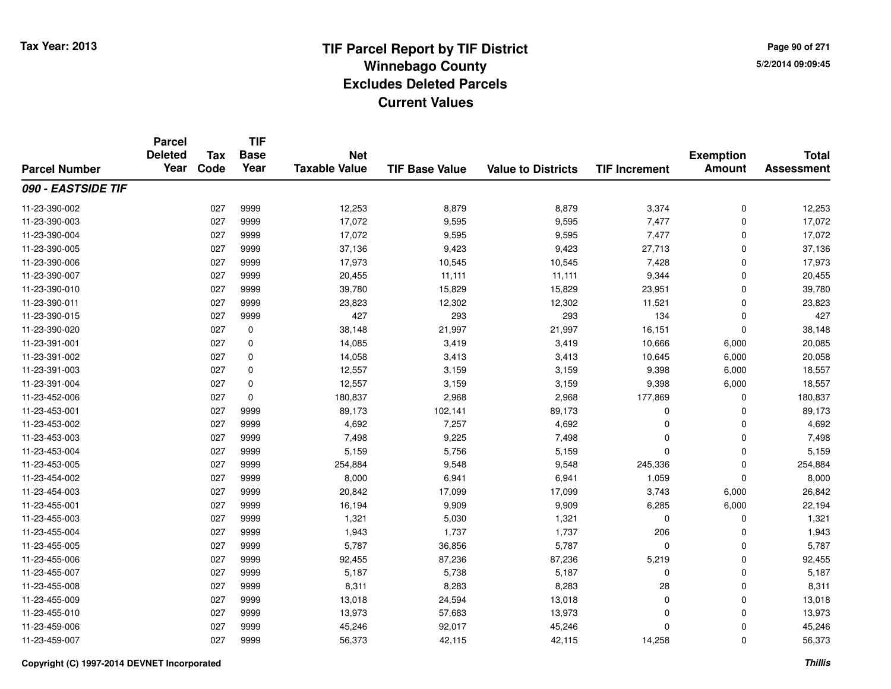# TIF Parcel Report by TIF District
## Winnebago County
## Excludes Deleted Parcels
## Current Values

Tax Year: 2013

5/2/2014 09:09:45

| Parcel Number | Parcel Deleted Year | Tax Code | TIF Base Year | Net Taxable Value | TIF Base Value | Value to Districts | TIF Increment | Exemption Amount | Total Assessment |
|---|---|---|---|---|---|---|---|---|---|
| ***090 - EASTSIDE TIF*** | | | | | | | | | |
| 11-23-390-002 | | 027 | 9999 | 12,253 | 8,879 | 8,879 | 3,374 | 0 | 12,253 |
| 11-23-390-003 | | 027 | 9999 | 17,072 | 9,595 | 9,595 | 7,477 | 0 | 17,072 |
| 11-23-390-004 | | 027 | 9999 | 17,072 | 9,595 | 9,595 | 7,477 | 0 | 17,072 |
| 11-23-390-005 | | 027 | 9999 | 37,136 | 9,423 | 9,423 | 27,713 | 0 | 37,136 |
| 11-23-390-006 | | 027 | 9999 | 17,973 | 10,545 | 10,545 | 7,428 | 0 | 17,973 |
| 11-23-390-007 | | 027 | 9999 | 20,455 | 11,111 | 11,111 | 9,344 | 0 | 20,455 |
| 11-23-390-010 | | 027 | 9999 | 39,780 | 15,829 | 15,829 | 23,951 | 0 | 39,780 |
| 11-23-390-011 | | 027 | 9999 | 23,823 | 12,302 | 12,302 | 11,521 | 0 | 23,823 |
| 11-23-390-015 | | 027 | 9999 | 427 | 293 | 293 | 134 | 0 | 427 |
| 11-23-390-020 | | 027 | 0 | 38,148 | 21,997 | 21,997 | 16,151 | 0 | 38,148 |
| 11-23-391-001 | | 027 | 0 | 14,085 | 3,419 | 3,419 | 10,666 | 6,000 | 20,085 |
| 11-23-391-002 | | 027 | 0 | 14,058 | 3,413 | 3,413 | 10,645 | 6,000 | 20,058 |
| 11-23-391-003 | | 027 | 0 | 12,557 | 3,159 | 3,159 | 9,398 | 6,000 | 18,557 |
| 11-23-391-004 | | 027 | 0 | 12,557 | 3,159 | 3,159 | 9,398 | 6,000 | 18,557 |
| 11-23-452-006 | | 027 | 0 | 180,837 | 2,968 | 2,968 | 177,869 | 0 | 180,837 |
| 11-23-453-001 | | 027 | 9999 | 89,173 | 102,141 | 89,173 | 0 | 0 | 89,173 |
| 11-23-453-002 | | 027 | 9999 | 4,692 | 7,257 | 4,692 | 0 | 0 | 4,692 |
| 11-23-453-003 | | 027 | 9999 | 7,498 | 9,225 | 7,498 | 0 | 0 | 7,498 |
| 11-23-453-004 | | 027 | 9999 | 5,159 | 5,756 | 5,159 | 0 | 0 | 5,159 |
| 11-23-453-005 | | 027 | 9999 | 254,884 | 9,548 | 9,548 | 245,336 | 0 | 254,884 |
| 11-23-454-002 | | 027 | 9999 | 8,000 | 6,941 | 6,941 | 1,059 | 0 | 8,000 |
| 11-23-454-003 | | 027 | 9999 | 20,842 | 17,099 | 17,099 | 3,743 | 6,000 | 26,842 |
| 11-23-455-001 | | 027 | 9999 | 16,194 | 9,909 | 9,909 | 6,285 | 6,000 | 22,194 |
| 11-23-455-003 | | 027 | 9999 | 1,321 | 5,030 | 1,321 | 0 | 0 | 1,321 |
| 11-23-455-004 | | 027 | 9999 | 1,943 | 1,737 | 1,737 | 206 | 0 | 1,943 |
| 11-23-455-005 | | 027 | 9999 | 5,787 | 36,856 | 5,787 | 0 | 0 | 5,787 |
| 11-23-455-006 | | 027 | 9999 | 92,455 | 87,236 | 87,236 | 5,219 | 0 | 92,455 |
| 11-23-455-007 | | 027 | 9999 | 5,187 | 5,738 | 5,187 | 0 | 0 | 5,187 |
| 11-23-455-008 | | 027 | 9999 | 8,311 | 8,283 | 8,283 | 28 | 0 | 8,311 |
| 11-23-455-009 | | 027 | 9999 | 13,018 | 24,594 | 13,018 | 0 | 0 | 13,018 |
| 11-23-455-010 | | 027 | 9999 | 13,973 | 57,683 | 13,973 | 0 | 0 | 13,973 |
| 11-23-459-006 | | 027 | 9999 | 45,246 | 92,017 | 45,246 | 0 | 0 | 45,246 |
| 11-23-459-007 | | 027 | 9999 | 56,373 | 42,115 | 42,115 | 14,258 | 0 | 56,373 |

Copyright (C) 1997-2014 DEVNET Incorporated

*Thillis*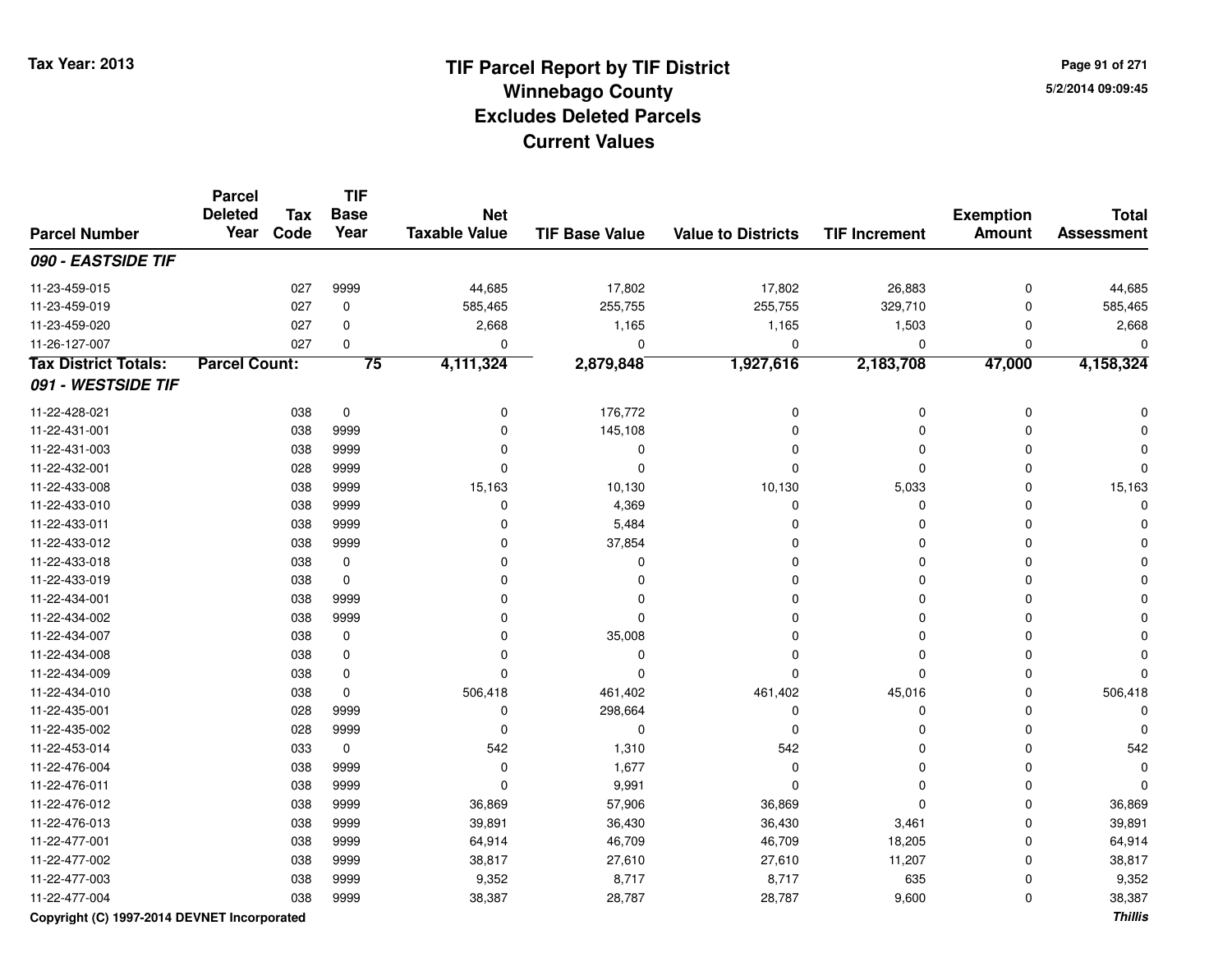Tax Year: 2013

# TIF Parcel Report by TIF District
## Winnebago County
## Excludes Deleted Parcels
## Current Values

5/2/2014 09:09:45

| Parcel Number | Parcel Deleted Year | Tax Code | TIF Base Year | Net Taxable Value | TIF Base Value | Value to Districts | TIF Increment | Exemption Amount | Total Assessment |
|---|---|---|---|---|---|---|---|---|---|
| ***090 - EASTSIDE TIF*** | | | | | | | | | |
| 11-23-459-015 | | 027 | 9999 | 44,685 | 17,802 | 17,802 | 26,883 | 0 | 44,685 |
| 11-23-459-019 | | 027 | 0 | 585,465 | 255,755 | 255,755 | 329,710 | 0 | 585,465 |
| 11-23-459-020 | | 027 | 0 | 2,668 | 1,165 | 1,165 | 1,503 | 0 | 2,668 |
| 11-26-127-007 | | 027 | 0 | 0 | 0 | 0 | 0 | 0 | 0 |
| **Tax District Totals:** | **Parcel Count:** | | **75** | **4,111,324** | **2,879,848** | **1,927,616** | **2,183,708** | **47,000** | **4,158,324** |
| ***091 - WESTSIDE TIF*** | | | | | | | | | |
| 11-22-428-021 | | 038 | 0 | 0 | 176,772 | 0 | 0 | 0 | 0 |
| 11-22-431-001 | | 038 | 9999 | 0 | 145,108 | 0 | 0 | 0 | 0 |
| 11-22-431-003 | | 038 | 9999 | 0 | 0 | 0 | 0 | 0 | 0 |
| 11-22-432-001 | | 028 | 9999 | 0 | 0 | 0 | 0 | 0 | 0 |
| 11-22-433-008 | | 038 | 9999 | 15,163 | 10,130 | 10,130 | 5,033 | 0 | 15,163 |
| 11-22-433-010 | | 038 | 9999 | 0 | 4,369 | 0 | 0 | 0 | 0 |
| 11-22-433-011 | | 038 | 9999 | 0 | 5,484 | 0 | 0 | 0 | 0 |
| 11-22-433-012 | | 038 | 9999 | 0 | 37,854 | 0 | 0 | 0 | 0 |
| 11-22-433-018 | | 038 | 0 | 0 | 0 | 0 | 0 | 0 | 0 |
| 11-22-433-019 | | 038 | 0 | 0 | 0 | 0 | 0 | 0 | 0 |
| 11-22-434-001 | | 038 | 9999 | 0 | 0 | 0 | 0 | 0 | 0 |
| 11-22-434-002 | | 038 | 9999 | 0 | 0 | 0 | 0 | 0 | 0 |
| 11-22-434-007 | | 038 | 0 | 0 | 35,008 | 0 | 0 | 0 | 0 |
| 11-22-434-008 | | 038 | 0 | 0 | 0 | 0 | 0 | 0 | 0 |
| 11-22-434-009 | | 038 | 0 | 0 | 0 | 0 | 0 | 0 | 0 |
| 11-22-434-010 | | 038 | 0 | 506,418 | 461,402 | 461,402 | 45,016 | 0 | 506,418 |
| 11-22-435-001 | | 028 | 9999 | 0 | 298,664 | 0 | 0 | 0 | 0 |
| 11-22-435-002 | | 028 | 9999 | 0 | 0 | 0 | 0 | 0 | 0 |
| 11-22-453-014 | | 033 | 0 | 542 | 1,310 | 542 | 0 | 0 | 542 |
| 11-22-476-004 | | 038 | 9999 | 0 | 1,677 | 0 | 0 | 0 | 0 |
| 11-22-476-011 | | 038 | 9999 | 0 | 9,991 | 0 | 0 | 0 | 0 |
| 11-22-476-012 | | 038 | 9999 | 36,869 | 57,906 | 36,869 | 0 | 0 | 36,869 |
| 11-22-476-013 | | 038 | 9999 | 39,891 | 36,430 | 36,430 | 3,461 | 0 | 39,891 |
| 11-22-477-001 | | 038 | 9999 | 64,914 | 46,709 | 46,709 | 18,205 | 0 | 64,914 |
| 11-22-477-002 | | 038 | 9999 | 38,817 | 27,610 | 27,610 | 11,207 | 0 | 38,817 |
| 11-22-477-003 | | 038 | 9999 | 9,352 | 8,717 | 8,717 | 635 | 0 | 9,352 |
| 11-22-477-004 | | 038 | 9999 | 38,387 | 28,787 | 28,787 | 9,600 | 0 | 38,387 |

Copyright (C) 1997-2014 DEVNET Incorporated

*Thillis*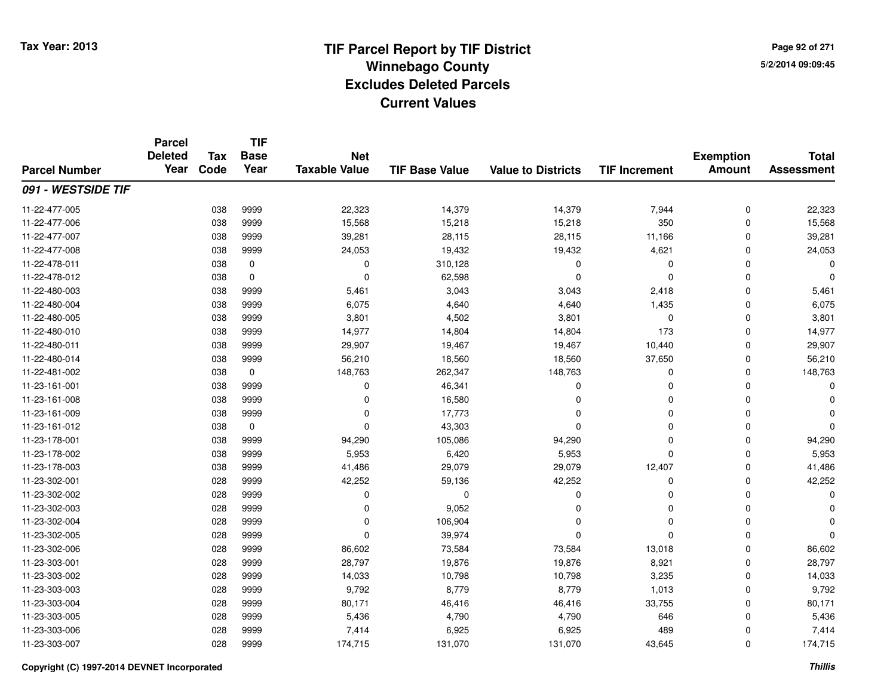# TIF Parcel Report by TIF District
## Winnebago County
## Excludes Deleted Parcels
## Current Values

Tax Year: 2013

5/2/2014 09:09:45

| Parcel Number | Parcel Deleted Year | Tax Code | TIF Base Year | Net Taxable Value | TIF Base Value | Value to Districts | TIF Increment | Exemption Amount | Total Assessment |
|---|---|---|---|---|---|---|---|---|---|
| ***091 - WESTSIDE TIF*** | | | | | | | | | |
| 11-22-477-005 | | 038 | 9999 | 22,323 | 14,379 | 14,379 | 7,944 | 0 | 22,323 |
| 11-22-477-006 | | 038 | 9999 | 15,568 | 15,218 | 15,218 | 350 | 0 | 15,568 |
| 11-22-477-007 | | 038 | 9999 | 39,281 | 28,115 | 28,115 | 11,166 | 0 | 39,281 |
| 11-22-477-008 | | 038 | 9999 | 24,053 | 19,432 | 19,432 | 4,621 | 0 | 24,053 |
| 11-22-478-011 | | 038 | 0 | 0 | 310,128 | 0 | 0 | 0 | 0 |
| 11-22-478-012 | | 038 | 0 | 0 | 62,598 | 0 | 0 | 0 | 0 |
| 11-22-480-003 | | 038 | 9999 | 5,461 | 3,043 | 3,043 | 2,418 | 0 | 5,461 |
| 11-22-480-004 | | 038 | 9999 | 6,075 | 4,640 | 4,640 | 1,435 | 0 | 6,075 |
| 11-22-480-005 | | 038 | 9999 | 3,801 | 4,502 | 3,801 | 0 | 0 | 3,801 |
| 11-22-480-010 | | 038 | 9999 | 14,977 | 14,804 | 14,804 | 173 | 0 | 14,977 |
| 11-22-480-011 | | 038 | 9999 | 29,907 | 19,467 | 19,467 | 10,440 | 0 | 29,907 |
| 11-22-480-014 | | 038 | 9999 | 56,210 | 18,560 | 18,560 | 37,650 | 0 | 56,210 |
| 11-22-481-002 | | 038 | 0 | 148,763 | 262,347 | 148,763 | 0 | 0 | 148,763 |
| 11-23-161-001 | | 038 | 9999 | 0 | 46,341 | 0 | 0 | 0 | 0 |
| 11-23-161-008 | | 038 | 9999 | 0 | 16,580 | 0 | 0 | 0 | 0 |
| 11-23-161-009 | | 038 | 9999 | 0 | 17,773 | 0 | 0 | 0 | 0 |
| 11-23-161-012 | | 038 | 0 | 0 | 43,303 | 0 | 0 | 0 | 0 |
| 11-23-178-001 | | 038 | 9999 | 94,290 | 105,086 | 94,290 | 0 | 0 | 94,290 |
| 11-23-178-002 | | 038 | 9999 | 5,953 | 6,420 | 5,953 | 0 | 0 | 5,953 |
| 11-23-178-003 | | 038 | 9999 | 41,486 | 29,079 | 29,079 | 12,407 | 0 | 41,486 |
| 11-23-302-001 | | 028 | 9999 | 42,252 | 59,136 | 42,252 | 0 | 0 | 42,252 |
| 11-23-302-002 | | 028 | 9999 | 0 | 0 | 0 | 0 | 0 | 0 |
| 11-23-302-003 | | 028 | 9999 | 0 | 9,052 | 0 | 0 | 0 | 0 |
| 11-23-302-004 | | 028 | 9999 | 0 | 106,904 | 0 | 0 | 0 | 0 |
| 11-23-302-005 | | 028 | 9999 | 0 | 39,974 | 0 | 0 | 0 | 0 |
| 11-23-302-006 | | 028 | 9999 | 86,602 | 73,584 | 73,584 | 13,018 | 0 | 86,602 |
| 11-23-303-001 | | 028 | 9999 | 28,797 | 19,876 | 19,876 | 8,921 | 0 | 28,797 |
| 11-23-303-002 | | 028 | 9999 | 14,033 | 10,798 | 10,798 | 3,235 | 0 | 14,033 |
| 11-23-303-003 | | 028 | 9999 | 9,792 | 8,779 | 8,779 | 1,013 | 0 | 9,792 |
| 11-23-303-004 | | 028 | 9999 | 80,171 | 46,416 | 46,416 | 33,755 | 0 | 80,171 |
| 11-23-303-005 | | 028 | 9999 | 5,436 | 4,790 | 4,790 | 646 | 0 | 5,436 |
| 11-23-303-006 | | 028 | 9999 | 7,414 | 6,925 | 6,925 | 489 | 0 | 7,414 |
| 11-23-303-007 | | 028 | 9999 | 174,715 | 131,070 | 131,070 | 43,645 | 0 | 174,715 |

Copyright (C) 1997-2014 DEVNET Incorporated

*Thillis*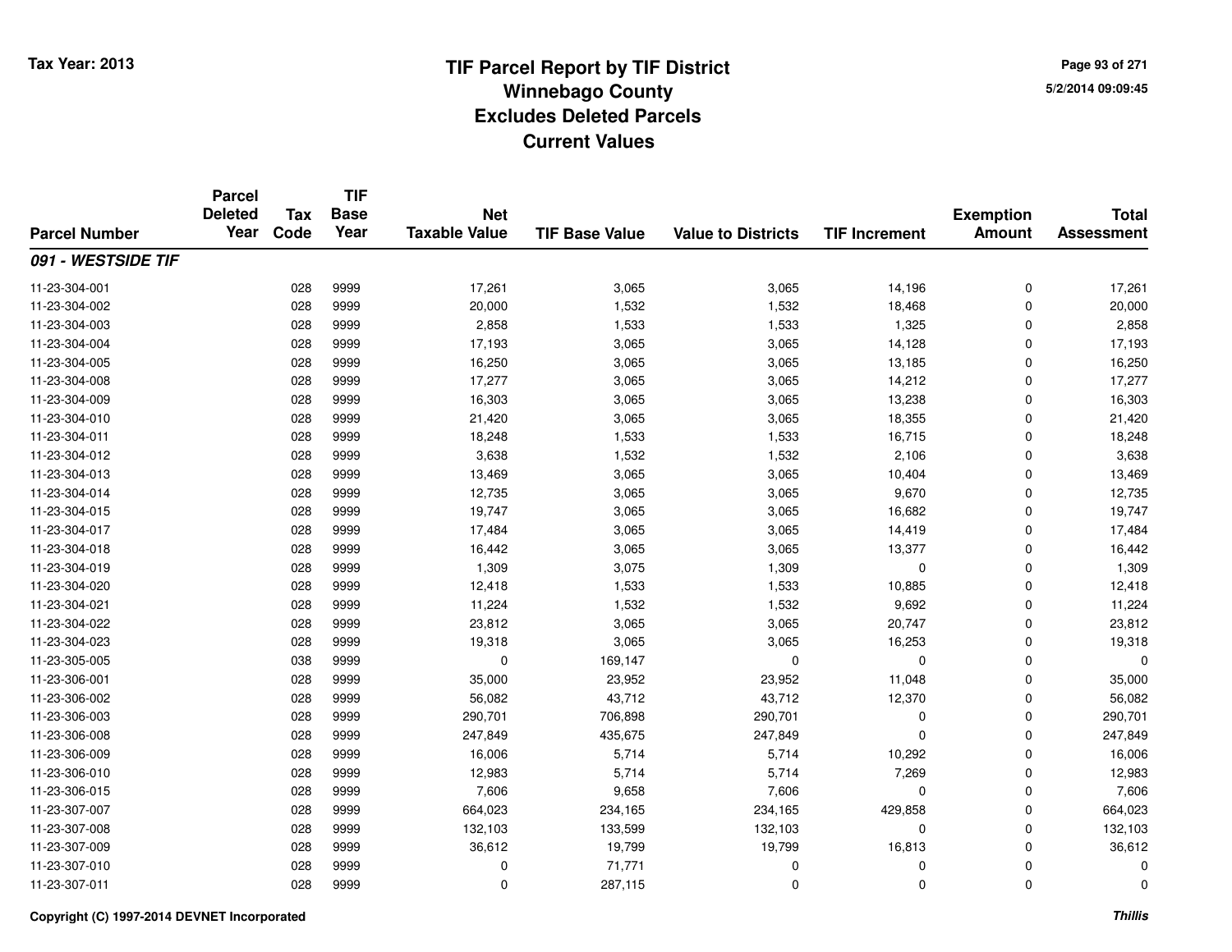# TIF Parcel Report by TIF District
## Winnebago County
## Excludes Deleted Parcels
## Current Values

Tax Year: 2013

5/2/2014 09:09:45

| Parcel Number | Parcel Deleted Year | Tax Code | TIF Base Year | Net Taxable Value | TIF Base Value | Value to Districts | TIF Increment | Exemption Amount | Total Assessment |
|---|---|---|---|---|---|---|---|---|---|
| ***091 - WESTSIDE TIF*** | | | | | | | | | |
| 11-23-304-001 | | 028 | 9999 | 17,261 | 3,065 | 3,065 | 14,196 | 0 | 17,261 |
| 11-23-304-002 | | 028 | 9999 | 20,000 | 1,532 | 1,532 | 18,468 | 0 | 20,000 |
| 11-23-304-003 | | 028 | 9999 | 2,858 | 1,533 | 1,533 | 1,325 | 0 | 2,858 |
| 11-23-304-004 | | 028 | 9999 | 17,193 | 3,065 | 3,065 | 14,128 | 0 | 17,193 |
| 11-23-304-005 | | 028 | 9999 | 16,250 | 3,065 | 3,065 | 13,185 | 0 | 16,250 |
| 11-23-304-008 | | 028 | 9999 | 17,277 | 3,065 | 3,065 | 14,212 | 0 | 17,277 |
| 11-23-304-009 | | 028 | 9999 | 16,303 | 3,065 | 3,065 | 13,238 | 0 | 16,303 |
| 11-23-304-010 | | 028 | 9999 | 21,420 | 3,065 | 3,065 | 18,355 | 0 | 21,420 |
| 11-23-304-011 | | 028 | 9999 | 18,248 | 1,533 | 1,533 | 16,715 | 0 | 18,248 |
| 11-23-304-012 | | 028 | 9999 | 3,638 | 1,532 | 1,532 | 2,106 | 0 | 3,638 |
| 11-23-304-013 | | 028 | 9999 | 13,469 | 3,065 | 3,065 | 10,404 | 0 | 13,469 |
| 11-23-304-014 | | 028 | 9999 | 12,735 | 3,065 | 3,065 | 9,670 | 0 | 12,735 |
| 11-23-304-015 | | 028 | 9999 | 19,747 | 3,065 | 3,065 | 16,682 | 0 | 19,747 |
| 11-23-304-017 | | 028 | 9999 | 17,484 | 3,065 | 3,065 | 14,419 | 0 | 17,484 |
| 11-23-304-018 | | 028 | 9999 | 16,442 | 3,065 | 3,065 | 13,377 | 0 | 16,442 |
| 11-23-304-019 | | 028 | 9999 | 1,309 | 3,075 | 1,309 | 0 | 0 | 1,309 |
| 11-23-304-020 | | 028 | 9999 | 12,418 | 1,533 | 1,533 | 10,885 | 0 | 12,418 |
| 11-23-304-021 | | 028 | 9999 | 11,224 | 1,532 | 1,532 | 9,692 | 0 | 11,224 |
| 11-23-304-022 | | 028 | 9999 | 23,812 | 3,065 | 3,065 | 20,747 | 0 | 23,812 |
| 11-23-304-023 | | 028 | 9999 | 19,318 | 3,065 | 3,065 | 16,253 | 0 | 19,318 |
| 11-23-305-005 | | 038 | 9999 | 0 | 169,147 | 0 | 0 | 0 | 0 |
| 11-23-306-001 | | 028 | 9999 | 35,000 | 23,952 | 23,952 | 11,048 | 0 | 35,000 |
| 11-23-306-002 | | 028 | 9999 | 56,082 | 43,712 | 43,712 | 12,370 | 0 | 56,082 |
| 11-23-306-003 | | 028 | 9999 | 290,701 | 706,898 | 290,701 | 0 | 0 | 290,701 |
| 11-23-306-008 | | 028 | 9999 | 247,849 | 435,675 | 247,849 | 0 | 0 | 247,849 |
| 11-23-306-009 | | 028 | 9999 | 16,006 | 5,714 | 5,714 | 10,292 | 0 | 16,006 |
| 11-23-306-010 | | 028 | 9999 | 12,983 | 5,714 | 5,714 | 7,269 | 0 | 12,983 |
| 11-23-306-015 | | 028 | 9999 | 7,606 | 9,658 | 7,606 | 0 | 0 | 7,606 |
| 11-23-307-007 | | 028 | 9999 | 664,023 | 234,165 | 234,165 | 429,858 | 0 | 664,023 |
| 11-23-307-008 | | 028 | 9999 | 132,103 | 133,599 | 132,103 | 0 | 0 | 132,103 |
| 11-23-307-009 | | 028 | 9999 | 36,612 | 19,799 | 19,799 | 16,813 | 0 | 36,612 |
| 11-23-307-010 | | 028 | 9999 | 0 | 71,771 | 0 | 0 | 0 | 0 |
| 11-23-307-011 | | 028 | 9999 | 0 | 287,115 | 0 | 0 | 0 | 0 |

Copyright (C) 1997-2014 DEVNET Incorporated

*Thillis*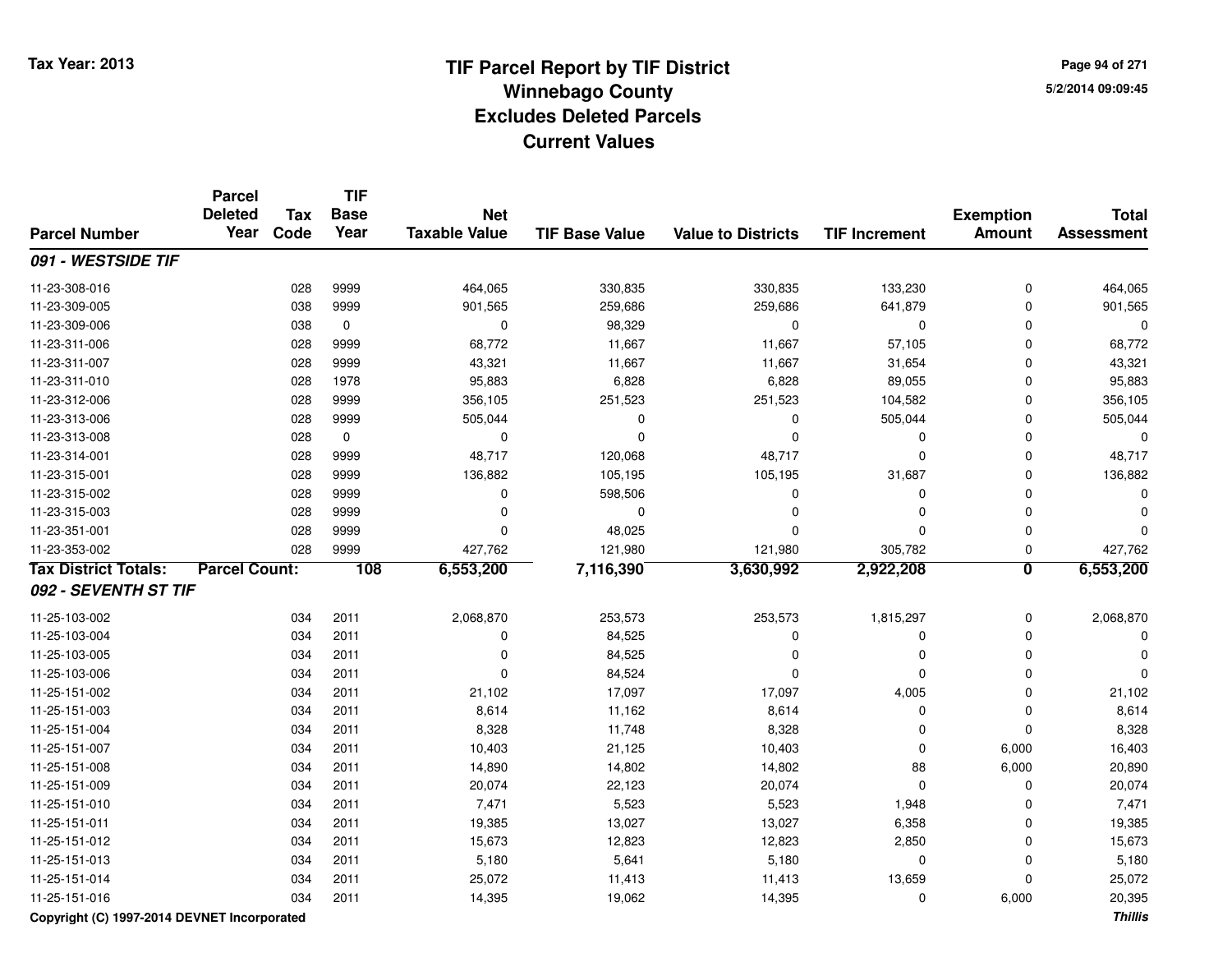# TIF Parcel Report by TIF District
## Winnebago County
## Excludes Deleted Parcels
## Current Values

Tax Year: 2013

5/2/2014 09:09:45

| Parcel Number | Parcel Deleted Year | Tax Code | TIF Base Year | Net Taxable Value | TIF Base Value | Value to Districts | TIF Increment | Exemption Amount | Total Assessment |
|---|---|---|---|---|---|---|---|---|---|
| ***091 - WESTSIDE TIF*** | | | | | | | | | |
| 11-23-308-016 | | 028 | 9999 | 464,065 | 330,835 | 330,835 | 133,230 | 0 | 464,065 |
| 11-23-309-005 | | 038 | 9999 | 901,565 | 259,686 | 259,686 | 641,879 | 0 | 901,565 |
| 11-23-309-006 | | 038 | 0 | 0 | 98,329 | 0 | 0 | 0 | 0 |
| 11-23-311-006 | | 028 | 9999 | 68,772 | 11,667 | 11,667 | 57,105 | 0 | 68,772 |
| 11-23-311-007 | | 028 | 9999 | 43,321 | 11,667 | 11,667 | 31,654 | 0 | 43,321 |
| 11-23-311-010 | | 028 | 1978 | 95,883 | 6,828 | 6,828 | 89,055 | 0 | 95,883 |
| 11-23-312-006 | | 028 | 9999 | 356,105 | 251,523 | 251,523 | 104,582 | 0 | 356,105 |
| 11-23-313-006 | | 028 | 9999 | 505,044 | 0 | 0 | 505,044 | 0 | 505,044 |
| 11-23-313-008 | | 028 | 0 | 0 | 0 | 0 | 0 | 0 | 0 |
| 11-23-314-001 | | 028 | 9999 | 48,717 | 120,068 | 48,717 | 0 | 0 | 48,717 |
| 11-23-315-001 | | 028 | 9999 | 136,882 | 105,195 | 105,195 | 31,687 | 0 | 136,882 |
| 11-23-315-002 | | 028 | 9999 | 0 | 598,506 | 0 | 0 | 0 | 0 |
| 11-23-315-003 | | 028 | 9999 | 0 | 0 | 0 | 0 | 0 | 0 |
| 11-23-351-001 | | 028 | 9999 | 0 | 48,025 | 0 | 0 | 0 | 0 |
| 11-23-353-002 | | 028 | 9999 | 427,762 | 121,980 | 121,980 | 305,782 | 0 | 427,762 |
| **Tax District Totals:** | **Parcel Count:** | | **108** | **6,553,200** | **7,116,390** | **3,630,992** | **2,922,208** | **0** | **6,553,200** |
| ***092 - SEVENTH ST TIF*** | | | | | | | | | |
| 11-25-103-002 | | 034 | 2011 | 2,068,870 | 253,573 | 253,573 | 1,815,297 | 0 | 2,068,870 |
| 11-25-103-004 | | 034 | 2011 | 0 | 84,525 | 0 | 0 | 0 | 0 |
| 11-25-103-005 | | 034 | 2011 | 0 | 84,525 | 0 | 0 | 0 | 0 |
| 11-25-103-006 | | 034 | 2011 | 0 | 84,524 | 0 | 0 | 0 | 0 |
| 11-25-151-002 | | 034 | 2011 | 21,102 | 17,097 | 17,097 | 4,005 | 0 | 21,102 |
| 11-25-151-003 | | 034 | 2011 | 8,614 | 11,162 | 8,614 | 0 | 0 | 8,614 |
| 11-25-151-004 | | 034 | 2011 | 8,328 | 11,748 | 8,328 | 0 | 0 | 8,328 |
| 11-25-151-007 | | 034 | 2011 | 10,403 | 21,125 | 10,403 | 0 | 6,000 | 16,403 |
| 11-25-151-008 | | 034 | 2011 | 14,890 | 14,802 | 14,802 | 88 | 6,000 | 20,890 |
| 11-25-151-009 | | 034 | 2011 | 20,074 | 22,123 | 20,074 | 0 | 0 | 20,074 |
| 11-25-151-010 | | 034 | 2011 | 7,471 | 5,523 | 5,523 | 1,948 | 0 | 7,471 |
| 11-25-151-011 | | 034 | 2011 | 19,385 | 13,027 | 13,027 | 6,358 | 0 | 19,385 |
| 11-25-151-012 | | 034 | 2011 | 15,673 | 12,823 | 12,823 | 2,850 | 0 | 15,673 |
| 11-25-151-013 | | 034 | 2011 | 5,180 | 5,641 | 5,180 | 0 | 0 | 5,180 |
| 11-25-151-014 | | 034 | 2011 | 25,072 | 11,413 | 11,413 | 13,659 | 0 | 25,072 |
| 11-25-151-016 | | 034 | 2011 | 14,395 | 19,062 | 14,395 | 0 | 6,000 | 20,395 |

Copyright (C) 1997-2014 DEVNET Incorporated

*Thillis*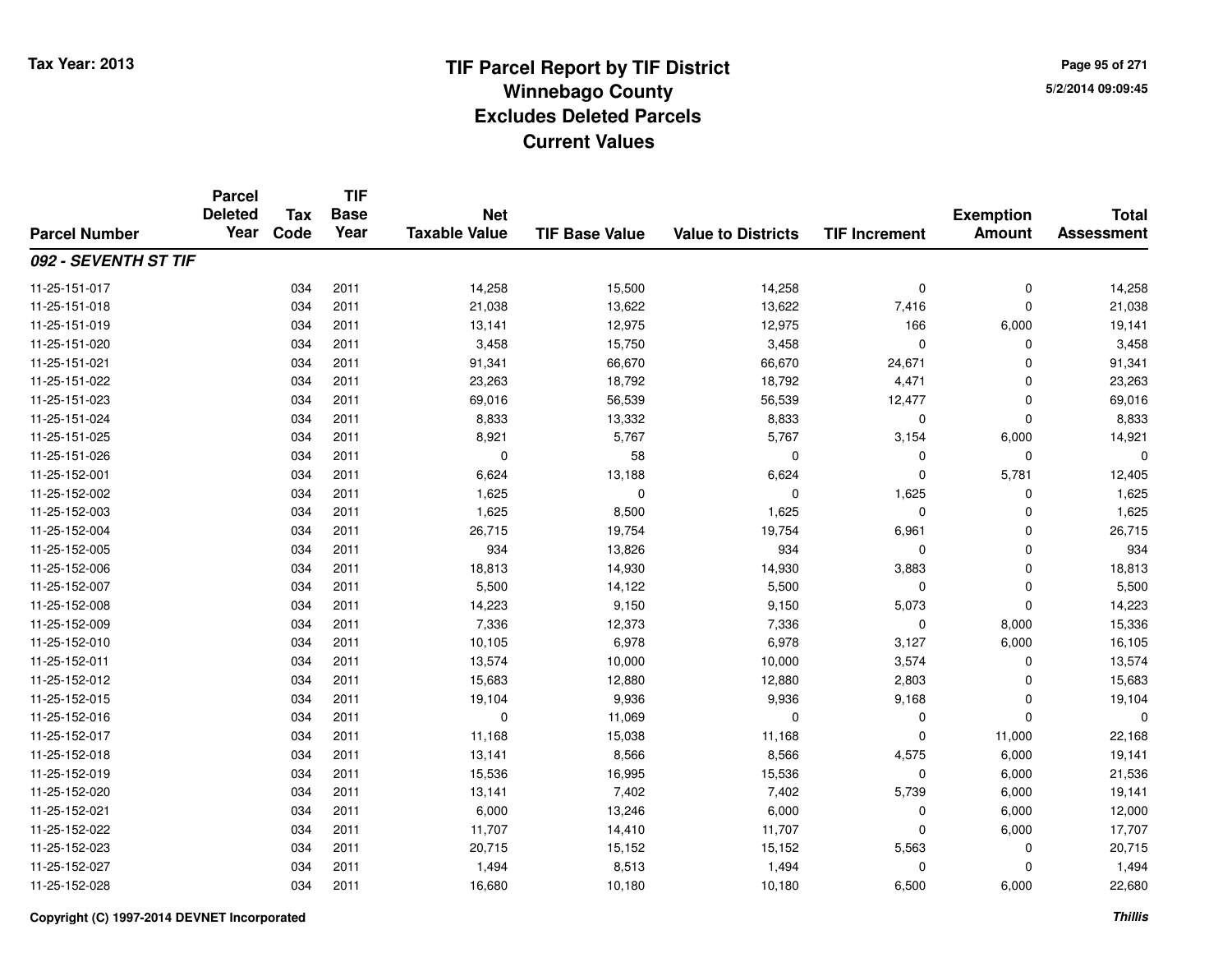Tax Year: 2013

# TIF Parcel Report by TIF District
## Winnebago County
## Excludes Deleted Parcels
## Current Values

5/2/2014 09:09:45

| Parcel Number | Parcel Deleted Year | Tax Code | TIF Base Year | Net Taxable Value | TIF Base Value | Value to Districts | TIF Increment | Exemption Amount | Total Assessment |
|---|---|---|---|---|---|---|---|---|---|
| ***092 - SEVENTH ST TIF*** | | | | | | | | | |
| 11-25-151-017 | | 034 | 2011 | 14,258 | 15,500 | 14,258 | 0 | 0 | 14,258 |
| 11-25-151-018 | | 034 | 2011 | 21,038 | 13,622 | 13,622 | 7,416 | 0 | 21,038 |
| 11-25-151-019 | | 034 | 2011 | 13,141 | 12,975 | 12,975 | 166 | 6,000 | 19,141 |
| 11-25-151-020 | | 034 | 2011 | 3,458 | 15,750 | 3,458 | 0 | 0 | 3,458 |
| 11-25-151-021 | | 034 | 2011 | 91,341 | 66,670 | 66,670 | 24,671 | 0 | 91,341 |
| 11-25-151-022 | | 034 | 2011 | 23,263 | 18,792 | 18,792 | 4,471 | 0 | 23,263 |
| 11-25-151-023 | | 034 | 2011 | 69,016 | 56,539 | 56,539 | 12,477 | 0 | 69,016 |
| 11-25-151-024 | | 034 | 2011 | 8,833 | 13,332 | 8,833 | 0 | 0 | 8,833 |
| 11-25-151-025 | | 034 | 2011 | 8,921 | 5,767 | 5,767 | 3,154 | 6,000 | 14,921 |
| 11-25-151-026 | | 034 | 2011 | 0 | 58 | 0 | 0 | 0 | 0 |
| 11-25-152-001 | | 034 | 2011 | 6,624 | 13,188 | 6,624 | 0 | 5,781 | 12,405 |
| 11-25-152-002 | | 034 | 2011 | 1,625 | 0 | 0 | 1,625 | 0 | 1,625 |
| 11-25-152-003 | | 034 | 2011 | 1,625 | 8,500 | 1,625 | 0 | 0 | 1,625 |
| 11-25-152-004 | | 034 | 2011 | 26,715 | 19,754 | 19,754 | 6,961 | 0 | 26,715 |
| 11-25-152-005 | | 034 | 2011 | 934 | 13,826 | 934 | 0 | 0 | 934 |
| 11-25-152-006 | | 034 | 2011 | 18,813 | 14,930 | 14,930 | 3,883 | 0 | 18,813 |
| 11-25-152-007 | | 034 | 2011 | 5,500 | 14,122 | 5,500 | 0 | 0 | 5,500 |
| 11-25-152-008 | | 034 | 2011 | 14,223 | 9,150 | 9,150 | 5,073 | 0 | 14,223 |
| 11-25-152-009 | | 034 | 2011 | 7,336 | 12,373 | 7,336 | 0 | 8,000 | 15,336 |
| 11-25-152-010 | | 034 | 2011 | 10,105 | 6,978 | 6,978 | 3,127 | 6,000 | 16,105 |
| 11-25-152-011 | | 034 | 2011 | 13,574 | 10,000 | 10,000 | 3,574 | 0 | 13,574 |
| 11-25-152-012 | | 034 | 2011 | 15,683 | 12,880 | 12,880 | 2,803 | 0 | 15,683 |
| 11-25-152-015 | | 034 | 2011 | 19,104 | 9,936 | 9,936 | 9,168 | 0 | 19,104 |
| 11-25-152-016 | | 034 | 2011 | 0 | 11,069 | 0 | 0 | 0 | 0 |
| 11-25-152-017 | | 034 | 2011 | 11,168 | 15,038 | 11,168 | 0 | 11,000 | 22,168 |
| 11-25-152-018 | | 034 | 2011 | 13,141 | 8,566 | 8,566 | 4,575 | 6,000 | 19,141 |
| 11-25-152-019 | | 034 | 2011 | 15,536 | 16,995 | 15,536 | 0 | 6,000 | 21,536 |
| 11-25-152-020 | | 034 | 2011 | 13,141 | 7,402 | 7,402 | 5,739 | 6,000 | 19,141 |
| 11-25-152-021 | | 034 | 2011 | 6,000 | 13,246 | 6,000 | 0 | 6,000 | 12,000 |
| 11-25-152-022 | | 034 | 2011 | 11,707 | 14,410 | 11,707 | 0 | 6,000 | 17,707 |
| 11-25-152-023 | | 034 | 2011 | 20,715 | 15,152 | 15,152 | 5,563 | 0 | 20,715 |
| 11-25-152-027 | | 034 | 2011 | 1,494 | 8,513 | 1,494 | 0 | 0 | 1,494 |
| 11-25-152-028 | | 034 | 2011 | 16,680 | 10,180 | 10,180 | 6,500 | 6,000 | 22,680 |

Copyright (C) 1997-2014 DEVNET Incorporated

*Thillis*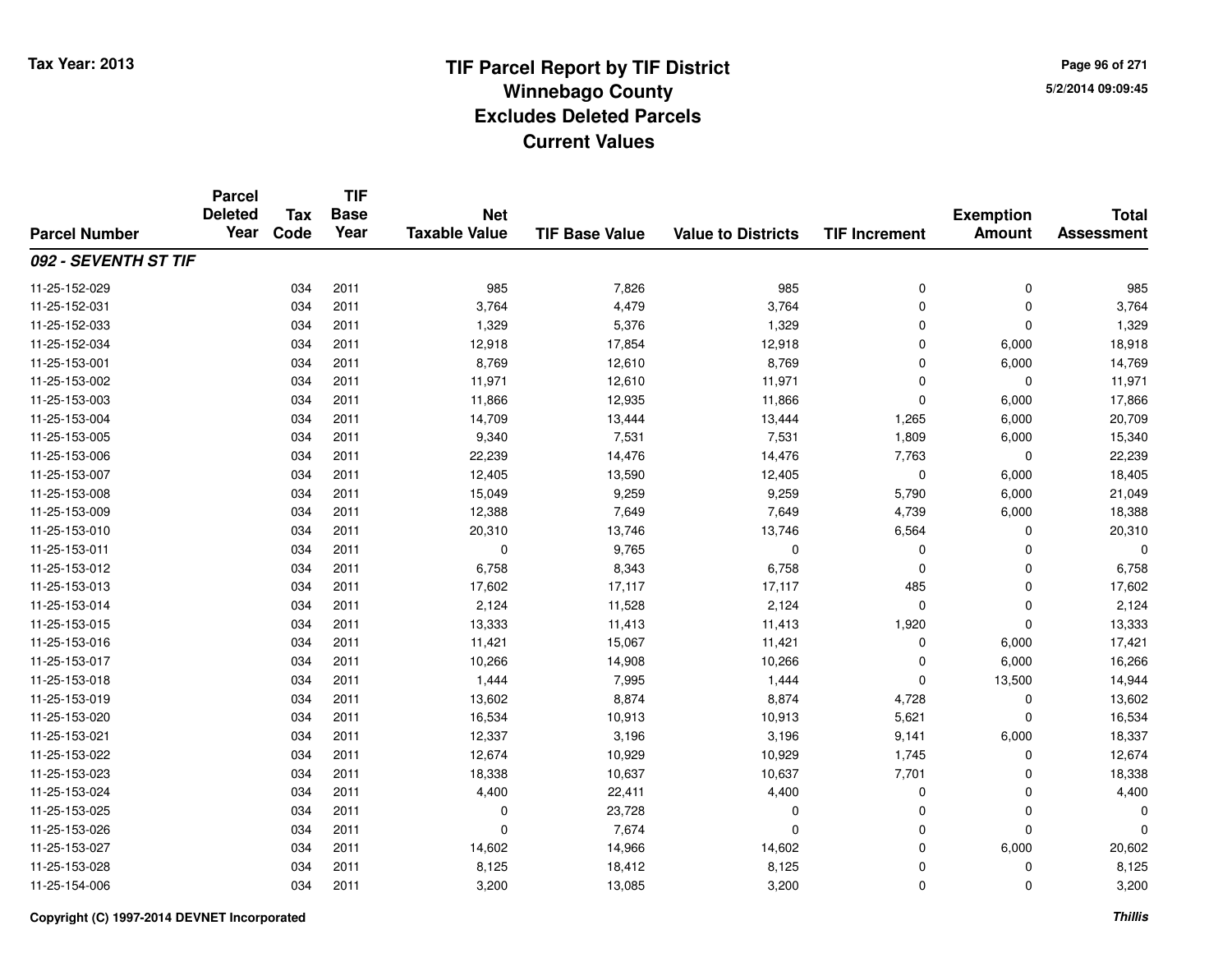# TIF Parcel Report by TIF District
## Winnebago County
## Excludes Deleted Parcels
## Current Values

Tax Year: 2013

| Parcel Number | Parcel Deleted Year | Tax Code | TIF Base Year | Net Taxable Value | TIF Base Value | Value to Districts | TIF Increment | Exemption Amount | Total Assessment |
|---|---|---|---|---|---|---|---|---|---|
| ***092 - SEVENTH ST TIF*** | | | | | | | | | |
| 11-25-152-029 | | 034 | 2011 | 985 | 7,826 | 985 | 0 | 0 | 985 |
| 11-25-152-031 | | 034 | 2011 | 3,764 | 4,479 | 3,764 | 0 | 0 | 3,764 |
| 11-25-152-033 | | 034 | 2011 | 1,329 | 5,376 | 1,329 | 0 | 0 | 1,329 |
| 11-25-152-034 | | 034 | 2011 | 12,918 | 17,854 | 12,918 | 0 | 6,000 | 18,918 |
| 11-25-153-001 | | 034 | 2011 | 8,769 | 12,610 | 8,769 | 0 | 6,000 | 14,769 |
| 11-25-153-002 | | 034 | 2011 | 11,971 | 12,610 | 11,971 | 0 | 0 | 11,971 |
| 11-25-153-003 | | 034 | 2011 | 11,866 | 12,935 | 11,866 | 0 | 6,000 | 17,866 |
| 11-25-153-004 | | 034 | 2011 | 14,709 | 13,444 | 13,444 | 1,265 | 6,000 | 20,709 |
| 11-25-153-005 | | 034 | 2011 | 9,340 | 7,531 | 7,531 | 1,809 | 6,000 | 15,340 |
| 11-25-153-006 | | 034 | 2011 | 22,239 | 14,476 | 14,476 | 7,763 | 0 | 22,239 |
| 11-25-153-007 | | 034 | 2011 | 12,405 | 13,590 | 12,405 | 0 | 6,000 | 18,405 |
| 11-25-153-008 | | 034 | 2011 | 15,049 | 9,259 | 9,259 | 5,790 | 6,000 | 21,049 |
| 11-25-153-009 | | 034 | 2011 | 12,388 | 7,649 | 7,649 | 4,739 | 6,000 | 18,388 |
| 11-25-153-010 | | 034 | 2011 | 20,310 | 13,746 | 13,746 | 6,564 | 0 | 20,310 |
| 11-25-153-011 | | 034 | 2011 | 0 | 9,765 | 0 | 0 | 0 | 0 |
| 11-25-153-012 | | 034 | 2011 | 6,758 | 8,343 | 6,758 | 0 | 0 | 6,758 |
| 11-25-153-013 | | 034 | 2011 | 17,602 | 17,117 | 17,117 | 485 | 0 | 17,602 |
| 11-25-153-014 | | 034 | 2011 | 2,124 | 11,528 | 2,124 | 0 | 0 | 2,124 |
| 11-25-153-015 | | 034 | 2011 | 13,333 | 11,413 | 11,413 | 1,920 | 0 | 13,333 |
| 11-25-153-016 | | 034 | 2011 | 11,421 | 15,067 | 11,421 | 0 | 6,000 | 17,421 |
| 11-25-153-017 | | 034 | 2011 | 10,266 | 14,908 | 10,266 | 0 | 6,000 | 16,266 |
| 11-25-153-018 | | 034 | 2011 | 1,444 | 7,995 | 1,444 | 0 | 13,500 | 14,944 |
| 11-25-153-019 | | 034 | 2011 | 13,602 | 8,874 | 8,874 | 4,728 | 0 | 13,602 |
| 11-25-153-020 | | 034 | 2011 | 16,534 | 10,913 | 10,913 | 5,621 | 0 | 16,534 |
| 11-25-153-021 | | 034 | 2011 | 12,337 | 3,196 | 3,196 | 9,141 | 6,000 | 18,337 |
| 11-25-153-022 | | 034 | 2011 | 12,674 | 10,929 | 10,929 | 1,745 | 0 | 12,674 |
| 11-25-153-023 | | 034 | 2011 | 18,338 | 10,637 | 10,637 | 7,701 | 0 | 18,338 |
| 11-25-153-024 | | 034 | 2011 | 4,400 | 22,411 | 4,400 | 0 | 0 | 4,400 |
| 11-25-153-025 | | 034 | 2011 | 0 | 23,728 | 0 | 0 | 0 | 0 |
| 11-25-153-026 | | 034 | 2011 | 0 | 7,674 | 0 | 0 | 0 | 0 |
| 11-25-153-027 | | 034 | 2011 | 14,602 | 14,966 | 14,602 | 0 | 6,000 | 20,602 |
| 11-25-153-028 | | 034 | 2011 | 8,125 | 18,412 | 8,125 | 0 | 0 | 8,125 |
| 11-25-154-006 | | 034 | 2011 | 3,200 | 13,085 | 3,200 | 0 | 0 | 3,200 |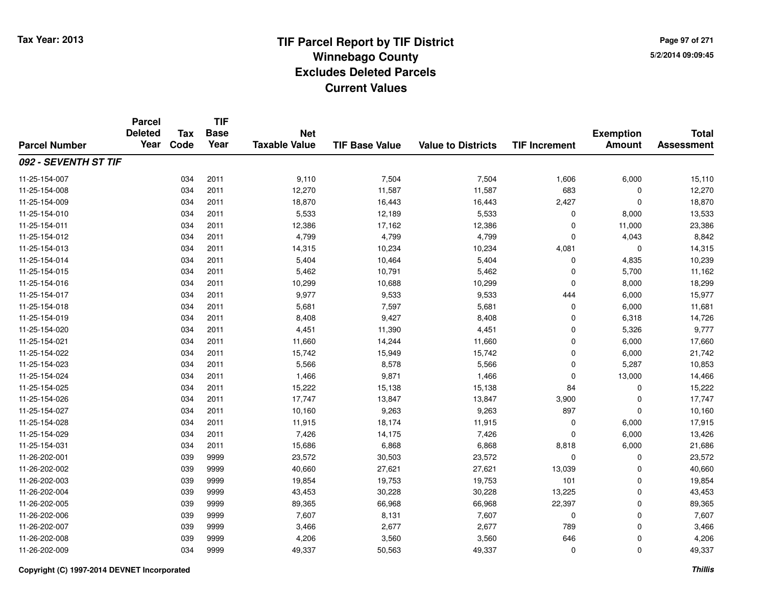# TIF Parcel Report by TIF District
## Winnebago County
## Excludes Deleted Parcels
## Current Values

Tax Year: 2013

5/2/2014 09:09:45

| Parcel Number | Parcel Deleted Year | Tax Code | TIF Base Year | Net Taxable Value | TIF Base Value | Value to Districts | TIF Increment | Exemption Amount | Total Assessment |
|---|---|---|---|---|---|---|---|---|---|
| ***092 - SEVENTH ST TIF*** | | | | | | | | | |
| 11-25-154-007 | | 034 | 2011 | 9,110 | 7,504 | 7,504 | 1,606 | 6,000 | 15,110 |
| 11-25-154-008 | | 034 | 2011 | 12,270 | 11,587 | 11,587 | 683 | 0 | 12,270 |
| 11-25-154-009 | | 034 | 2011 | 18,870 | 16,443 | 16,443 | 2,427 | 0 | 18,870 |
| 11-25-154-010 | | 034 | 2011 | 5,533 | 12,189 | 5,533 | 0 | 8,000 | 13,533 |
| 11-25-154-011 | | 034 | 2011 | 12,386 | 17,162 | 12,386 | 0 | 11,000 | 23,386 |
| 11-25-154-012 | | 034 | 2011 | 4,799 | 4,799 | 4,799 | 0 | 4,043 | 8,842 |
| 11-25-154-013 | | 034 | 2011 | 14,315 | 10,234 | 10,234 | 4,081 | 0 | 14,315 |
| 11-25-154-014 | | 034 | 2011 | 5,404 | 10,464 | 5,404 | 0 | 4,835 | 10,239 |
| 11-25-154-015 | | 034 | 2011 | 5,462 | 10,791 | 5,462 | 0 | 5,700 | 11,162 |
| 11-25-154-016 | | 034 | 2011 | 10,299 | 10,688 | 10,299 | 0 | 8,000 | 18,299 |
| 11-25-154-017 | | 034 | 2011 | 9,977 | 9,533 | 9,533 | 444 | 6,000 | 15,977 |
| 11-25-154-018 | | 034 | 2011 | 5,681 | 7,597 | 5,681 | 0 | 6,000 | 11,681 |
| 11-25-154-019 | | 034 | 2011 | 8,408 | 9,427 | 8,408 | 0 | 6,318 | 14,726 |
| 11-25-154-020 | | 034 | 2011 | 4,451 | 11,390 | 4,451 | 0 | 5,326 | 9,777 |
| 11-25-154-021 | | 034 | 2011 | 11,660 | 14,244 | 11,660 | 0 | 6,000 | 17,660 |
| 11-25-154-022 | | 034 | 2011 | 15,742 | 15,949 | 15,742 | 0 | 6,000 | 21,742 |
| 11-25-154-023 | | 034 | 2011 | 5,566 | 8,578 | 5,566 | 0 | 5,287 | 10,853 |
| 11-25-154-024 | | 034 | 2011 | 1,466 | 9,871 | 1,466 | 0 | 13,000 | 14,466 |
| 11-25-154-025 | | 034 | 2011 | 15,222 | 15,138 | 15,138 | 84 | 0 | 15,222 |
| 11-25-154-026 | | 034 | 2011 | 17,747 | 13,847 | 13,847 | 3,900 | 0 | 17,747 |
| 11-25-154-027 | | 034 | 2011 | 10,160 | 9,263 | 9,263 | 897 | 0 | 10,160 |
| 11-25-154-028 | | 034 | 2011 | 11,915 | 18,174 | 11,915 | 0 | 6,000 | 17,915 |
| 11-25-154-029 | | 034 | 2011 | 7,426 | 14,175 | 7,426 | 0 | 6,000 | 13,426 |
| 11-25-154-031 | | 034 | 2011 | 15,686 | 6,868 | 6,868 | 8,818 | 6,000 | 21,686 |
| 11-26-202-001 | | 039 | 9999 | 23,572 | 30,503 | 23,572 | 0 | 0 | 23,572 |
| 11-26-202-002 | | 039 | 9999 | 40,660 | 27,621 | 27,621 | 13,039 | 0 | 40,660 |
| 11-26-202-003 | | 039 | 9999 | 19,854 | 19,753 | 19,753 | 101 | 0 | 19,854 |
| 11-26-202-004 | | 039 | 9999 | 43,453 | 30,228 | 30,228 | 13,225 | 0 | 43,453 |
| 11-26-202-005 | | 039 | 9999 | 89,365 | 66,968 | 66,968 | 22,397 | 0 | 89,365 |
| 11-26-202-006 | | 039 | 9999 | 7,607 | 8,131 | 7,607 | 0 | 0 | 7,607 |
| 11-26-202-007 | | 039 | 9999 | 3,466 | 2,677 | 2,677 | 789 | 0 | 3,466 |
| 11-26-202-008 | | 039 | 9999 | 4,206 | 3,560 | 3,560 | 646 | 0 | 4,206 |
| 11-26-202-009 | | 034 | 9999 | 49,337 | 50,563 | 49,337 | 0 | 0 | 49,337 |

Copyright (C) 1997-2014 DEVNET Incorporated

*Thillis*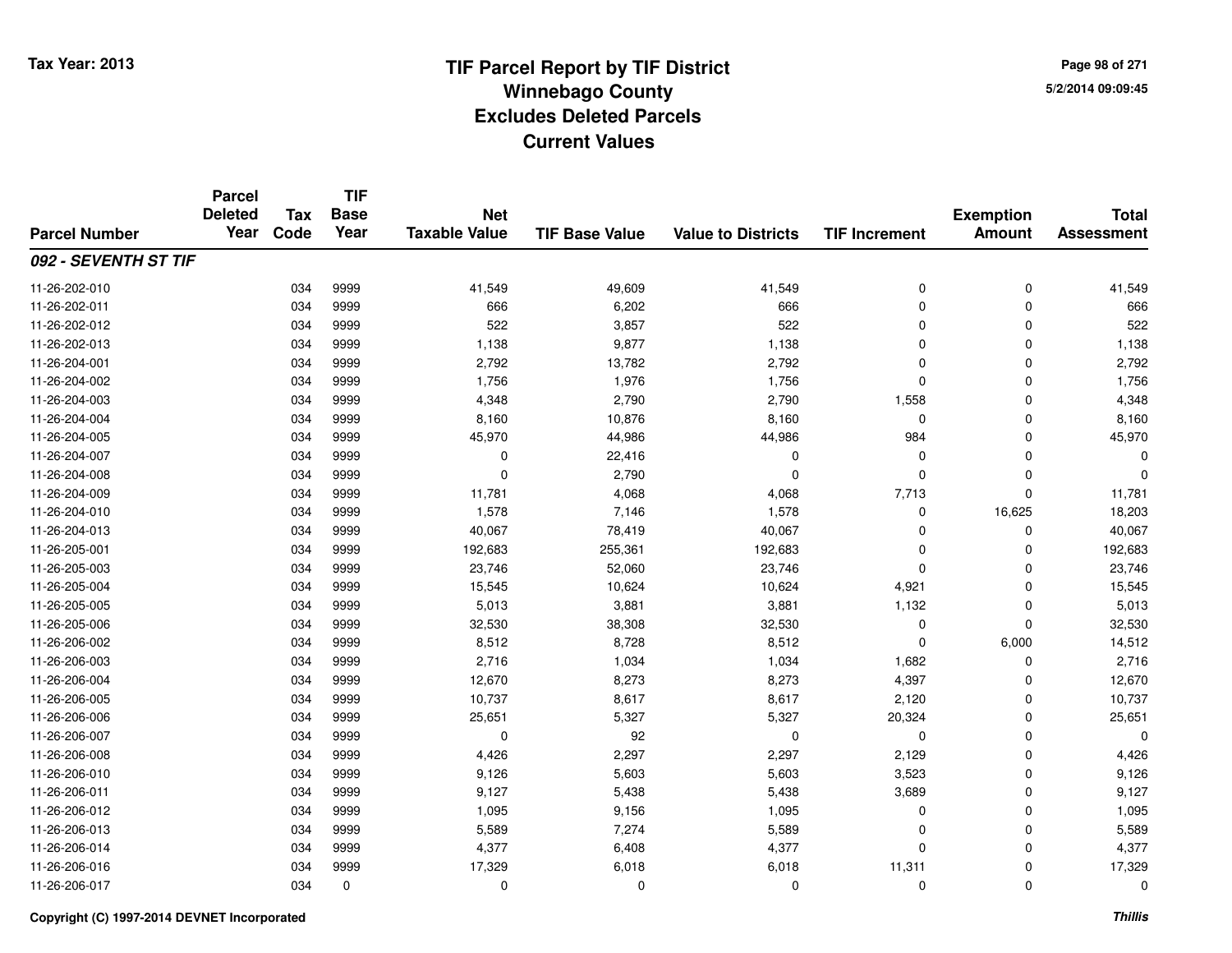Tax Year: 2013

# TIF Parcel Report by TIF District
## Winnebago County
## Excludes Deleted Parcels
## Current Values

5/2/2014 09:09:45

| Parcel Number | Parcel Deleted Year | Tax Code | TIF Base Year | Net Taxable Value | TIF Base Value | Value to Districts | TIF Increment | Exemption Amount | Total Assessment |
|---|---|---|---|---|---|---|---|---|---|
| ***092 - SEVENTH ST TIF*** | | | | | | | | | |
| 11-26-202-010 | | 034 | 9999 | 41,549 | 49,609 | 41,549 | 0 | 0 | 41,549 |
| 11-26-202-011 | | 034 | 9999 | 666 | 6,202 | 666 | 0 | 0 | 666 |
| 11-26-202-012 | | 034 | 9999 | 522 | 3,857 | 522 | 0 | 0 | 522 |
| 11-26-202-013 | | 034 | 9999 | 1,138 | 9,877 | 1,138 | 0 | 0 | 1,138 |
| 11-26-204-001 | | 034 | 9999 | 2,792 | 13,782 | 2,792 | 0 | 0 | 2,792 |
| 11-26-204-002 | | 034 | 9999 | 1,756 | 1,976 | 1,756 | 0 | 0 | 1,756 |
| 11-26-204-003 | | 034 | 9999 | 4,348 | 2,790 | 2,790 | 1,558 | 0 | 4,348 |
| 11-26-204-004 | | 034 | 9999 | 8,160 | 10,876 | 8,160 | 0 | 0 | 8,160 |
| 11-26-204-005 | | 034 | 9999 | 45,970 | 44,986 | 44,986 | 984 | 0 | 45,970 |
| 11-26-204-007 | | 034 | 9999 | 0 | 22,416 | 0 | 0 | 0 | 0 |
| 11-26-204-008 | | 034 | 9999 | 0 | 2,790 | 0 | 0 | 0 | 0 |
| 11-26-204-009 | | 034 | 9999 | 11,781 | 4,068 | 4,068 | 7,713 | 0 | 11,781 |
| 11-26-204-010 | | 034 | 9999 | 1,578 | 7,146 | 1,578 | 0 | 16,625 | 18,203 |
| 11-26-204-013 | | 034 | 9999 | 40,067 | 78,419 | 40,067 | 0 | 0 | 40,067 |
| 11-26-205-001 | | 034 | 9999 | 192,683 | 255,361 | 192,683 | 0 | 0 | 192,683 |
| 11-26-205-003 | | 034 | 9999 | 23,746 | 52,060 | 23,746 | 0 | 0 | 23,746 |
| 11-26-205-004 | | 034 | 9999 | 15,545 | 10,624 | 10,624 | 4,921 | 0 | 15,545 |
| 11-26-205-005 | | 034 | 9999 | 5,013 | 3,881 | 3,881 | 1,132 | 0 | 5,013 |
| 11-26-205-006 | | 034 | 9999 | 32,530 | 38,308 | 32,530 | 0 | 0 | 32,530 |
| 11-26-206-002 | | 034 | 9999 | 8,512 | 8,728 | 8,512 | 0 | 6,000 | 14,512 |
| 11-26-206-003 | | 034 | 9999 | 2,716 | 1,034 | 1,034 | 1,682 | 0 | 2,716 |
| 11-26-206-004 | | 034 | 9999 | 12,670 | 8,273 | 8,273 | 4,397 | 0 | 12,670 |
| 11-26-206-005 | | 034 | 9999 | 10,737 | 8,617 | 8,617 | 2,120 | 0 | 10,737 |
| 11-26-206-006 | | 034 | 9999 | 25,651 | 5,327 | 5,327 | 20,324 | 0 | 25,651 |
| 11-26-206-007 | | 034 | 9999 | 0 | 92 | 0 | 0 | 0 | 0 |
| 11-26-206-008 | | 034 | 9999 | 4,426 | 2,297 | 2,297 | 2,129 | 0 | 4,426 |
| 11-26-206-010 | | 034 | 9999 | 9,126 | 5,603 | 5,603 | 3,523 | 0 | 9,126 |
| 11-26-206-011 | | 034 | 9999 | 9,127 | 5,438 | 5,438 | 3,689 | 0 | 9,127 |
| 11-26-206-012 | | 034 | 9999 | 1,095 | 9,156 | 1,095 | 0 | 0 | 1,095 |
| 11-26-206-013 | | 034 | 9999 | 5,589 | 7,274 | 5,589 | 0 | 0 | 5,589 |
| 11-26-206-014 | | 034 | 9999 | 4,377 | 6,408 | 4,377 | 0 | 0 | 4,377 |
| 11-26-206-016 | | 034 | 9999 | 17,329 | 6,018 | 6,018 | 11,311 | 0 | 17,329 |
| 11-26-206-017 | | 034 | 0 | 0 | 0 | 0 | 0 | 0 | 0 |

Copyright (C) 1997-2014 DEVNET Incorporated

*Thillis*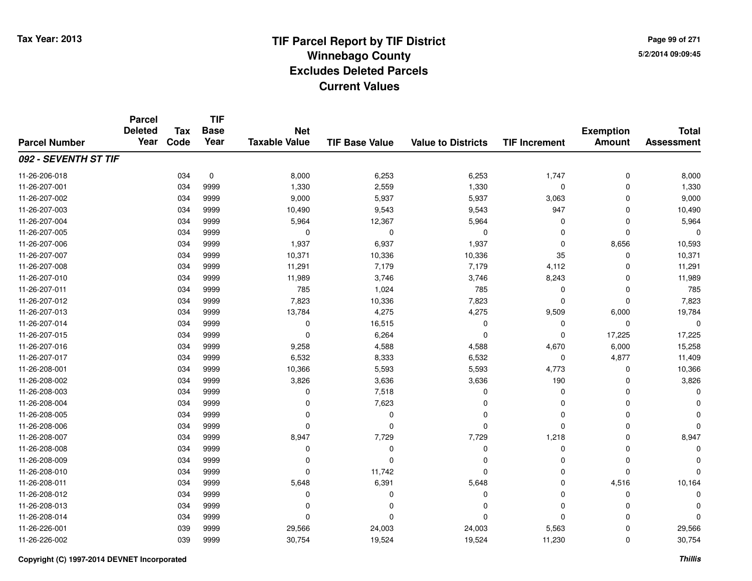# TIF Parcel Report by TIF District
## Winnebago County
## Excludes Deleted Parcels
## Current Values

Tax Year: 2013

5/2/2014 09:09:45

| Parcel Number | Parcel Deleted Year | Tax Code | TIF Base Year | Net Taxable Value | TIF Base Value | Value to Districts | TIF Increment | Exemption Amount | Total Assessment |
|---|---|---|---|---|---|---|---|---|---|
| ***092 - SEVENTH ST TIF*** | | | | | | | | | |
| 11-26-206-018 | | 034 | 0 | 8,000 | 6,253 | 6,253 | 1,747 | 0 | 8,000 |
| 11-26-207-001 | | 034 | 9999 | 1,330 | 2,559 | 1,330 | 0 | 0 | 1,330 |
| 11-26-207-002 | | 034 | 9999 | 9,000 | 5,937 | 5,937 | 3,063 | 0 | 9,000 |
| 11-26-207-003 | | 034 | 9999 | 10,490 | 9,543 | 9,543 | 947 | 0 | 10,490 |
| 11-26-207-004 | | 034 | 9999 | 5,964 | 12,367 | 5,964 | 0 | 0 | 5,964 |
| 11-26-207-005 | | 034 | 9999 | 0 | 0 | 0 | 0 | 0 | 0 |
| 11-26-207-006 | | 034 | 9999 | 1,937 | 6,937 | 1,937 | 0 | 8,656 | 10,593 |
| 11-26-207-007 | | 034 | 9999 | 10,371 | 10,336 | 10,336 | 35 | 0 | 10,371 |
| 11-26-207-008 | | 034 | 9999 | 11,291 | 7,179 | 7,179 | 4,112 | 0 | 11,291 |
| 11-26-207-010 | | 034 | 9999 | 11,989 | 3,746 | 3,746 | 8,243 | 0 | 11,989 |
| 11-26-207-011 | | 034 | 9999 | 785 | 1,024 | 785 | 0 | 0 | 785 |
| 11-26-207-012 | | 034 | 9999 | 7,823 | 10,336 | 7,823 | 0 | 0 | 7,823 |
| 11-26-207-013 | | 034 | 9999 | 13,784 | 4,275 | 4,275 | 9,509 | 6,000 | 19,784 |
| 11-26-207-014 | | 034 | 9999 | 0 | 16,515 | 0 | 0 | 0 | 0 |
| 11-26-207-015 | | 034 | 9999 | 0 | 6,264 | 0 | 0 | 17,225 | 17,225 |
| 11-26-207-016 | | 034 | 9999 | 9,258 | 4,588 | 4,588 | 4,670 | 6,000 | 15,258 |
| 11-26-207-017 | | 034 | 9999 | 6,532 | 8,333 | 6,532 | 0 | 4,877 | 11,409 |
| 11-26-208-001 | | 034 | 9999 | 10,366 | 5,593 | 5,593 | 4,773 | 0 | 10,366 |
| 11-26-208-002 | | 034 | 9999 | 3,826 | 3,636 | 3,636 | 190 | 0 | 3,826 |
| 11-26-208-003 | | 034 | 9999 | 0 | 7,518 | 0 | 0 | 0 | 0 |
| 11-26-208-004 | | 034 | 9999 | 0 | 7,623 | 0 | 0 | 0 | 0 |
| 11-26-208-005 | | 034 | 9999 | 0 | 0 | 0 | 0 | 0 | 0 |
| 11-26-208-006 | | 034 | 9999 | 0 | 0 | 0 | 0 | 0 | 0 |
| 11-26-208-007 | | 034 | 9999 | 8,947 | 7,729 | 7,729 | 1,218 | 0 | 8,947 |
| 11-26-208-008 | | 034 | 9999 | 0 | 0 | 0 | 0 | 0 | 0 |
| 11-26-208-009 | | 034 | 9999 | 0 | 0 | 0 | 0 | 0 | 0 |
| 11-26-208-010 | | 034 | 9999 | 0 | 11,742 | 0 | 0 | 0 | 0 |
| 11-26-208-011 | | 034 | 9999 | 5,648 | 6,391 | 5,648 | 0 | 4,516 | 10,164 |
| 11-26-208-012 | | 034 | 9999 | 0 | 0 | 0 | 0 | 0 | 0 |
| 11-26-208-013 | | 034 | 9999 | 0 | 0 | 0 | 0 | 0 | 0 |
| 11-26-208-014 | | 034 | 9999 | 0 | 0 | 0 | 0 | 0 | 0 |
| 11-26-226-001 | | 039 | 9999 | 29,566 | 24,003 | 24,003 | 5,563 | 0 | 29,566 |
| 11-26-226-002 | | 039 | 9999 | 30,754 | 19,524 | 19,524 | 11,230 | 0 | 30,754 |

Copyright (C) 1997-2014 DEVNET Incorporated

*Thillis*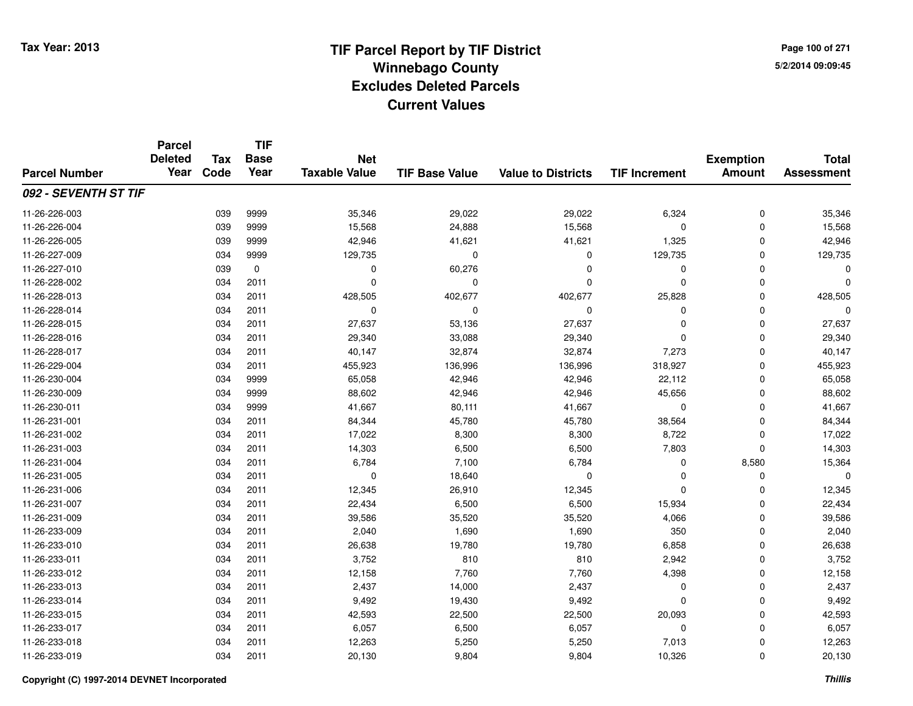Tax Year: 2013

# TIF Parcel Report by TIF District
## Winnebago County
## Excludes Deleted Parcels
## Current Values

5/2/2014 09:09:45

| Parcel Number | Parcel Deleted Year | Tax Code | TIF Base Year | Net Taxable Value | TIF Base Value | Value to Districts | TIF Increment | Exemption Amount | Total Assessment |
|---|---|---|---|---|---|---|---|---|---|
| ***092 - SEVENTH ST TIF*** | | | | | | | | | |
| 11-26-226-003 | | 039 | 9999 | 35,346 | 29,022 | 29,022 | 6,324 | 0 | 35,346 |
| 11-26-226-004 | | 039 | 9999 | 15,568 | 24,888 | 15,568 | 0 | 0 | 15,568 |
| 11-26-226-005 | | 039 | 9999 | 42,946 | 41,621 | 41,621 | 1,325 | 0 | 42,946 |
| 11-26-227-009 | | 034 | 9999 | 129,735 | 0 | 0 | 129,735 | 0 | 129,735 |
| 11-26-227-010 | | 039 | 0 | 0 | 60,276 | 0 | 0 | 0 | 0 |
| 11-26-228-002 | | 034 | 2011 | 0 | 0 | 0 | 0 | 0 | 0 |
| 11-26-228-013 | | 034 | 2011 | 428,505 | 402,677 | 402,677 | 25,828 | 0 | 428,505 |
| 11-26-228-014 | | 034 | 2011 | 0 | 0 | 0 | 0 | 0 | 0 |
| 11-26-228-015 | | 034 | 2011 | 27,637 | 53,136 | 27,637 | 0 | 0 | 27,637 |
| 11-26-228-016 | | 034 | 2011 | 29,340 | 33,088 | 29,340 | 0 | 0 | 29,340 |
| 11-26-228-017 | | 034 | 2011 | 40,147 | 32,874 | 32,874 | 7,273 | 0 | 40,147 |
| 11-26-229-004 | | 034 | 2011 | 455,923 | 136,996 | 136,996 | 318,927 | 0 | 455,923 |
| 11-26-230-004 | | 034 | 9999 | 65,058 | 42,946 | 42,946 | 22,112 | 0 | 65,058 |
| 11-26-230-009 | | 034 | 9999 | 88,602 | 42,946 | 42,946 | 45,656 | 0 | 88,602 |
| 11-26-230-011 | | 034 | 9999 | 41,667 | 80,111 | 41,667 | 0 | 0 | 41,667 |
| 11-26-231-001 | | 034 | 2011 | 84,344 | 45,780 | 45,780 | 38,564 | 0 | 84,344 |
| 11-26-231-002 | | 034 | 2011 | 17,022 | 8,300 | 8,300 | 8,722 | 0 | 17,022 |
| 11-26-231-003 | | 034 | 2011 | 14,303 | 6,500 | 6,500 | 7,803 | 0 | 14,303 |
| 11-26-231-004 | | 034 | 2011 | 6,784 | 7,100 | 6,784 | 0 | 8,580 | 15,364 |
| 11-26-231-005 | | 034 | 2011 | 0 | 18,640 | 0 | 0 | 0 | 0 |
| 11-26-231-006 | | 034 | 2011 | 12,345 | 26,910 | 12,345 | 0 | 0 | 12,345 |
| 11-26-231-007 | | 034 | 2011 | 22,434 | 6,500 | 6,500 | 15,934 | 0 | 22,434 |
| 11-26-231-009 | | 034 | 2011 | 39,586 | 35,520 | 35,520 | 4,066 | 0 | 39,586 |
| 11-26-233-009 | | 034 | 2011 | 2,040 | 1,690 | 1,690 | 350 | 0 | 2,040 |
| 11-26-233-010 | | 034 | 2011 | 26,638 | 19,780 | 19,780 | 6,858 | 0 | 26,638 |
| 11-26-233-011 | | 034 | 2011 | 3,752 | 810 | 810 | 2,942 | 0 | 3,752 |
| 11-26-233-012 | | 034 | 2011 | 12,158 | 7,760 | 7,760 | 4,398 | 0 | 12,158 |
| 11-26-233-013 | | 034 | 2011 | 2,437 | 14,000 | 2,437 | 0 | 0 | 2,437 |
| 11-26-233-014 | | 034 | 2011 | 9,492 | 19,430 | 9,492 | 0 | 0 | 9,492 |
| 11-26-233-015 | | 034 | 2011 | 42,593 | 22,500 | 22,500 | 20,093 | 0 | 42,593 |
| 11-26-233-017 | | 034 | 2011 | 6,057 | 6,500 | 6,057 | 0 | 0 | 6,057 |
| 11-26-233-018 | | 034 | 2011 | 12,263 | 5,250 | 5,250 | 7,013 | 0 | 12,263 |
| 11-26-233-019 | | 034 | 2011 | 20,130 | 9,804 | 9,804 | 10,326 | 0 | 20,130 |

Copyright (C) 1997-2014 DEVNET Incorporated

*Thillis*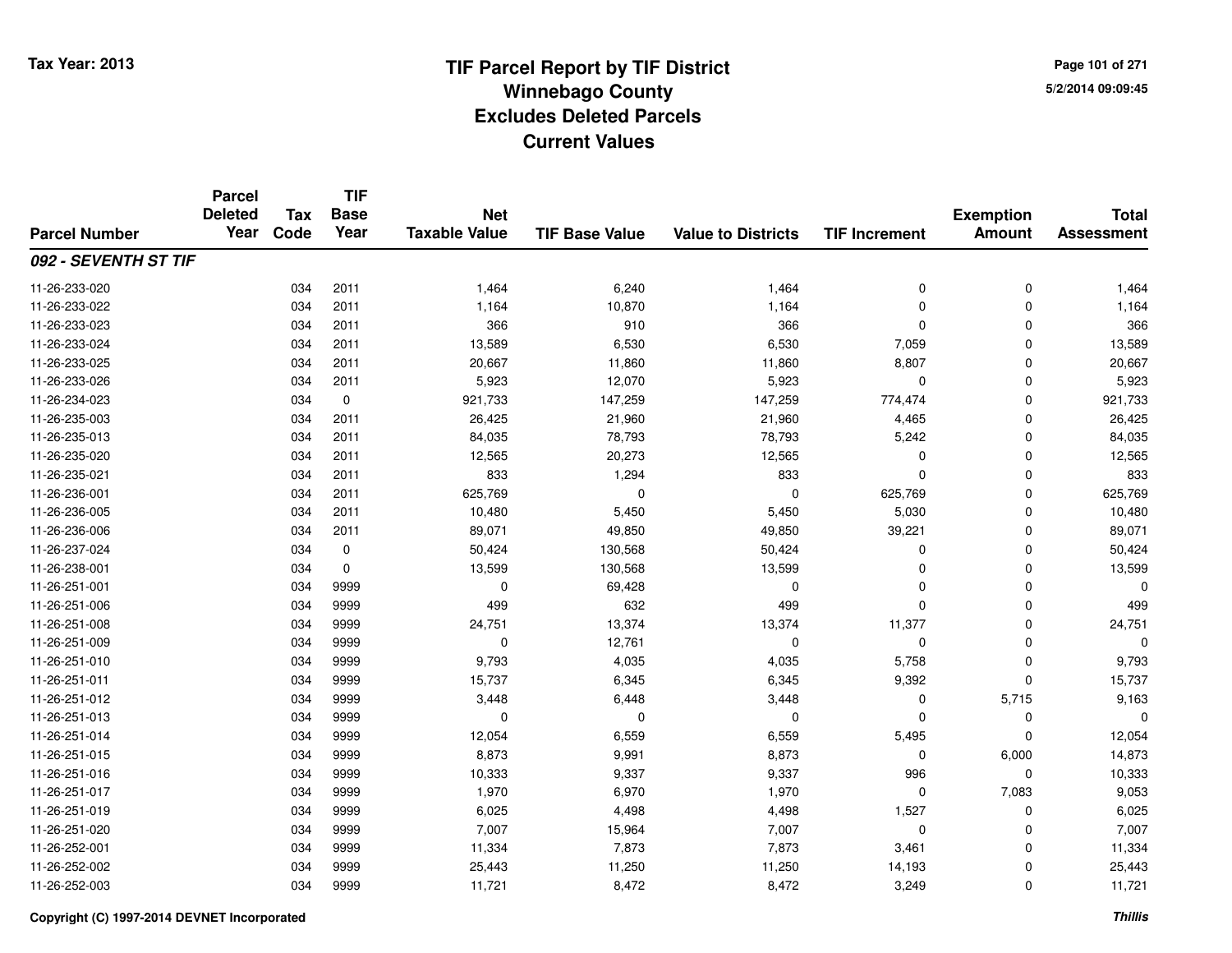# TIF Parcel Report by TIF District
## Winnebago County
## Excludes Deleted Parcels
## Current Values

Tax Year: 2013

5/2/2014 09:09:45

| Parcel Number | Parcel Deleted Year | Tax Code | TIF Base Year | Net Taxable Value | TIF Base Value | Value to Districts | TIF Increment | Exemption Amount | Total Assessment |
|---|---|---|---|---|---|---|---|---|---|
| ***092 - SEVENTH ST TIF*** | | | | | | | | | |
| 11-26-233-020 | | 034 | 2011 | 1,464 | 6,240 | 1,464 | 0 | 0 | 1,464 |
| 11-26-233-022 | | 034 | 2011 | 1,164 | 10,870 | 1,164 | 0 | 0 | 1,164 |
| 11-26-233-023 | | 034 | 2011 | 366 | 910 | 366 | 0 | 0 | 366 |
| 11-26-233-024 | | 034 | 2011 | 13,589 | 6,530 | 6,530 | 7,059 | 0 | 13,589 |
| 11-26-233-025 | | 034 | 2011 | 20,667 | 11,860 | 11,860 | 8,807 | 0 | 20,667 |
| 11-26-233-026 | | 034 | 2011 | 5,923 | 12,070 | 5,923 | 0 | 0 | 5,923 |
| 11-26-234-023 | | 034 | 0 | 921,733 | 147,259 | 147,259 | 774,474 | 0 | 921,733 |
| 11-26-235-003 | | 034 | 2011 | 26,425 | 21,960 | 21,960 | 4,465 | 0 | 26,425 |
| 11-26-235-013 | | 034 | 2011 | 84,035 | 78,793 | 78,793 | 5,242 | 0 | 84,035 |
| 11-26-235-020 | | 034 | 2011 | 12,565 | 20,273 | 12,565 | 0 | 0 | 12,565 |
| 11-26-235-021 | | 034 | 2011 | 833 | 1,294 | 833 | 0 | 0 | 833 |
| 11-26-236-001 | | 034 | 2011 | 625,769 | 0 | 0 | 625,769 | 0 | 625,769 |
| 11-26-236-005 | | 034 | 2011 | 10,480 | 5,450 | 5,450 | 5,030 | 0 | 10,480 |
| 11-26-236-006 | | 034 | 2011 | 89,071 | 49,850 | 49,850 | 39,221 | 0 | 89,071 |
| 11-26-237-024 | | 034 | 0 | 50,424 | 130,568 | 50,424 | 0 | 0 | 50,424 |
| 11-26-238-001 | | 034 | 0 | 13,599 | 130,568 | 13,599 | 0 | 0 | 13,599 |
| 11-26-251-001 | | 034 | 9999 | 0 | 69,428 | 0 | 0 | 0 | 0 |
| 11-26-251-006 | | 034 | 9999 | 499 | 632 | 499 | 0 | 0 | 499 |
| 11-26-251-008 | | 034 | 9999 | 24,751 | 13,374 | 13,374 | 11,377 | 0 | 24,751 |
| 11-26-251-009 | | 034 | 9999 | 0 | 12,761 | 0 | 0 | 0 | 0 |
| 11-26-251-010 | | 034 | 9999 | 9,793 | 4,035 | 4,035 | 5,758 | 0 | 9,793 |
| 11-26-251-011 | | 034 | 9999 | 15,737 | 6,345 | 6,345 | 9,392 | 0 | 15,737 |
| 11-26-251-012 | | 034 | 9999 | 3,448 | 6,448 | 3,448 | 0 | 5,715 | 9,163 |
| 11-26-251-013 | | 034 | 9999 | 0 | 0 | 0 | 0 | 0 | 0 |
| 11-26-251-014 | | 034 | 9999 | 12,054 | 6,559 | 6,559 | 5,495 | 0 | 12,054 |
| 11-26-251-015 | | 034 | 9999 | 8,873 | 9,991 | 8,873 | 0 | 6,000 | 14,873 |
| 11-26-251-016 | | 034 | 9999 | 10,333 | 9,337 | 9,337 | 996 | 0 | 10,333 |
| 11-26-251-017 | | 034 | 9999 | 1,970 | 6,970 | 1,970 | 0 | 7,083 | 9,053 |
| 11-26-251-019 | | 034 | 9999 | 6,025 | 4,498 | 4,498 | 1,527 | 0 | 6,025 |
| 11-26-251-020 | | 034 | 9999 | 7,007 | 15,964 | 7,007 | 0 | 0 | 7,007 |
| 11-26-252-001 | | 034 | 9999 | 11,334 | 7,873 | 7,873 | 3,461 | 0 | 11,334 |
| 11-26-252-002 | | 034 | 9999 | 25,443 | 11,250 | 11,250 | 14,193 | 0 | 25,443 |
| 11-26-252-003 | | 034 | 9999 | 11,721 | 8,472 | 8,472 | 3,249 | 0 | 11,721 |

Copyright (C) 1997-2014 DEVNET Incorporated

*Thillis*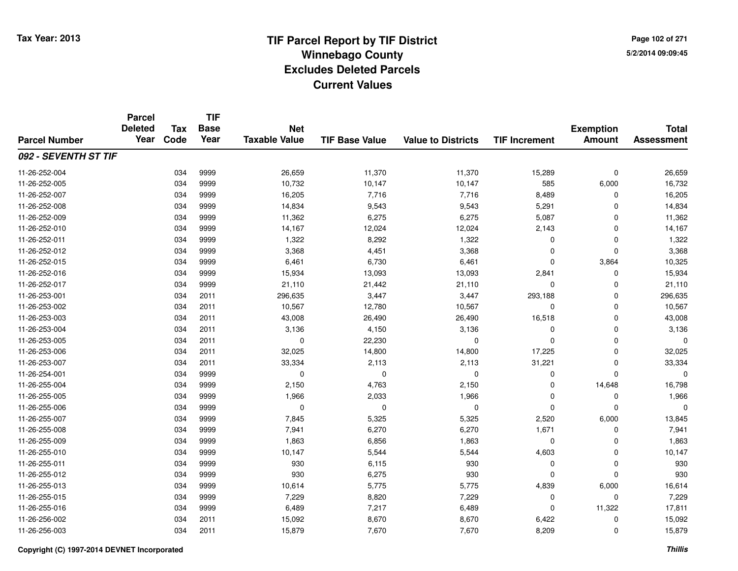# TIF Parcel Report by TIF District
## Winnebago County
## Excludes Deleted Parcels
## Current Values

Tax Year: 2013

5/2/2014 09:09:45

| Parcel Number | Parcel Deleted Year | Tax Code | TIF Base Year | Net Taxable Value | TIF Base Value | Value to Districts | TIF Increment | Exemption Amount | Total Assessment |
|---|---|---|---|---|---|---|---|---|---|
| ***092 - SEVENTH ST TIF*** | | | | | | | | | |
| 11-26-252-004 | | 034 | 9999 | 26,659 | 11,370 | 11,370 | 15,289 | 0 | 26,659 |
| 11-26-252-005 | | 034 | 9999 | 10,732 | 10,147 | 10,147 | 585 | 6,000 | 16,732 |
| 11-26-252-007 | | 034 | 9999 | 16,205 | 7,716 | 7,716 | 8,489 | 0 | 16,205 |
| 11-26-252-008 | | 034 | 9999 | 14,834 | 9,543 | 9,543 | 5,291 | 0 | 14,834 |
| 11-26-252-009 | | 034 | 9999 | 11,362 | 6,275 | 6,275 | 5,087 | 0 | 11,362 |
| 11-26-252-010 | | 034 | 9999 | 14,167 | 12,024 | 12,024 | 2,143 | 0 | 14,167 |
| 11-26-252-011 | | 034 | 9999 | 1,322 | 8,292 | 1,322 | 0 | 0 | 1,322 |
| 11-26-252-012 | | 034 | 9999 | 3,368 | 4,451 | 3,368 | 0 | 0 | 3,368 |
| 11-26-252-015 | | 034 | 9999 | 6,461 | 6,730 | 6,461 | 0 | 3,864 | 10,325 |
| 11-26-252-016 | | 034 | 9999 | 15,934 | 13,093 | 13,093 | 2,841 | 0 | 15,934 |
| 11-26-252-017 | | 034 | 9999 | 21,110 | 21,442 | 21,110 | 0 | 0 | 21,110 |
| 11-26-253-001 | | 034 | 2011 | 296,635 | 3,447 | 3,447 | 293,188 | 0 | 296,635 |
| 11-26-253-002 | | 034 | 2011 | 10,567 | 12,780 | 10,567 | 0 | 0 | 10,567 |
| 11-26-253-003 | | 034 | 2011 | 43,008 | 26,490 | 26,490 | 16,518 | 0 | 43,008 |
| 11-26-253-004 | | 034 | 2011 | 3,136 | 4,150 | 3,136 | 0 | 0 | 3,136 |
| 11-26-253-005 | | 034 | 2011 | 0 | 22,230 | 0 | 0 | 0 | 0 |
| 11-26-253-006 | | 034 | 2011 | 32,025 | 14,800 | 14,800 | 17,225 | 0 | 32,025 |
| 11-26-253-007 | | 034 | 2011 | 33,334 | 2,113 | 2,113 | 31,221 | 0 | 33,334 |
| 11-26-254-001 | | 034 | 9999 | 0 | 0 | 0 | 0 | 0 | 0 |
| 11-26-255-004 | | 034 | 9999 | 2,150 | 4,763 | 2,150 | 0 | 14,648 | 16,798 |
| 11-26-255-005 | | 034 | 9999 | 1,966 | 2,033 | 1,966 | 0 | 0 | 1,966 |
| 11-26-255-006 | | 034 | 9999 | 0 | 0 | 0 | 0 | 0 | 0 |
| 11-26-255-007 | | 034 | 9999 | 7,845 | 5,325 | 5,325 | 2,520 | 6,000 | 13,845 |
| 11-26-255-008 | | 034 | 9999 | 7,941 | 6,270 | 6,270 | 1,671 | 0 | 7,941 |
| 11-26-255-009 | | 034 | 9999 | 1,863 | 6,856 | 1,863 | 0 | 0 | 1,863 |
| 11-26-255-010 | | 034 | 9999 | 10,147 | 5,544 | 5,544 | 4,603 | 0 | 10,147 |
| 11-26-255-011 | | 034 | 9999 | 930 | 6,115 | 930 | 0 | 0 | 930 |
| 11-26-255-012 | | 034 | 9999 | 930 | 6,275 | 930 | 0 | 0 | 930 |
| 11-26-255-013 | | 034 | 9999 | 10,614 | 5,775 | 5,775 | 4,839 | 6,000 | 16,614 |
| 11-26-255-015 | | 034 | 9999 | 7,229 | 8,820 | 7,229 | 0 | 0 | 7,229 |
| 11-26-255-016 | | 034 | 9999 | 6,489 | 7,217 | 6,489 | 0 | 11,322 | 17,811 |
| 11-26-256-002 | | 034 | 2011 | 15,092 | 8,670 | 8,670 | 6,422 | 0 | 15,092 |
| 11-26-256-003 | | 034 | 2011 | 15,879 | 7,670 | 7,670 | 8,209 | 0 | 15,879 |

Copyright (C) 1997-2014 DEVNET Incorporated

*Thillis*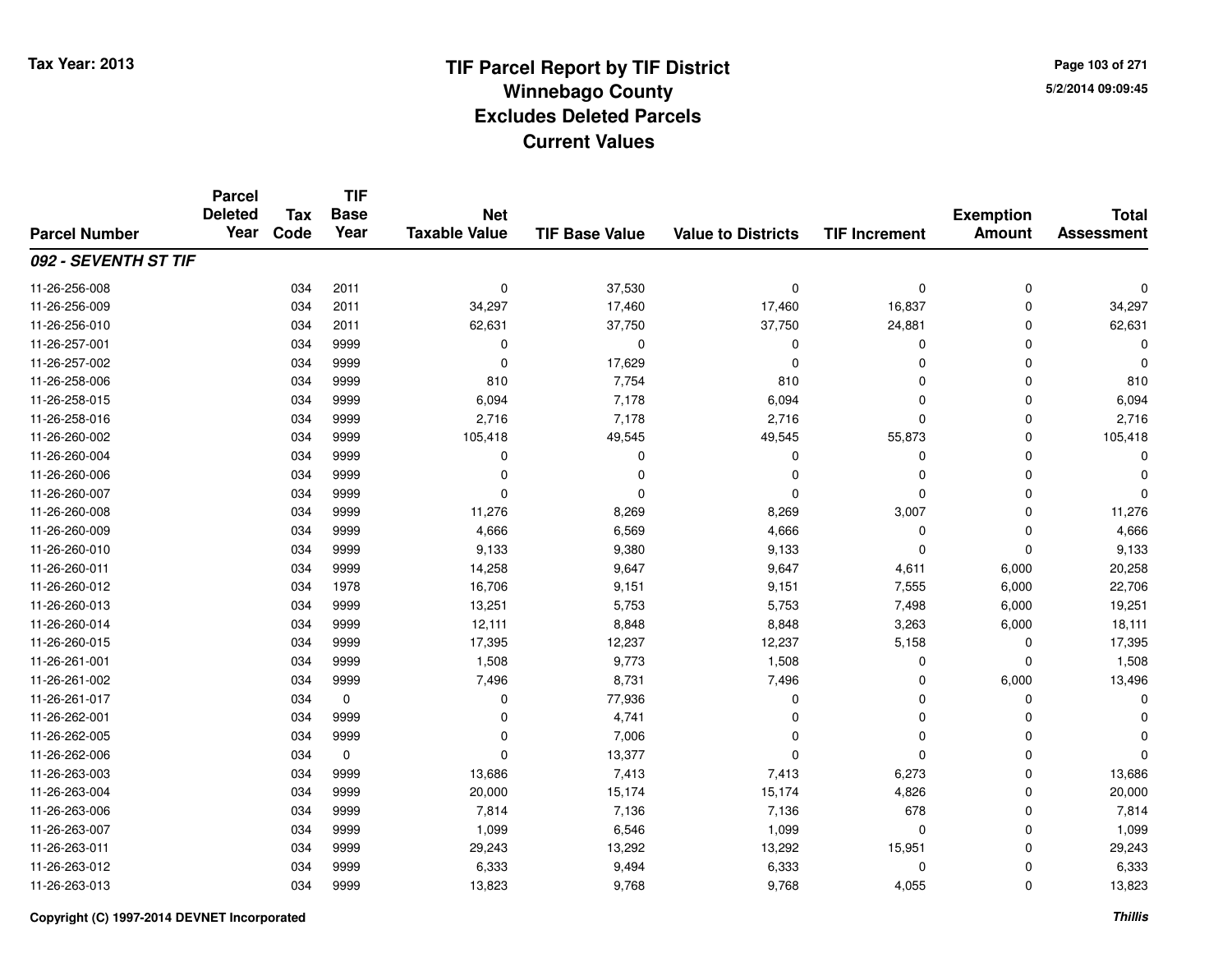# TIF Parcel Report by TIF District
## Winnebago County
## Excludes Deleted Parcels
## Current Values

Tax Year: 2013

5/2/2014 09:09:45

| Parcel Number | Parcel Deleted Year | Tax Code | TIF Base Year | Net Taxable Value | TIF Base Value | Value to Districts | TIF Increment | Exemption Amount | Total Assessment |
|---|---|---|---|---|---|---|---|---|---|
| ***092 - SEVENTH ST TIF*** | | | | | | | | | |
| 11-26-256-008 | | 034 | 2011 | 0 | 37,530 | 0 | 0 | 0 | 0 |
| 11-26-256-009 | | 034 | 2011 | 34,297 | 17,460 | 17,460 | 16,837 | 0 | 34,297 |
| 11-26-256-010 | | 034 | 2011 | 62,631 | 37,750 | 37,750 | 24,881 | 0 | 62,631 |
| 11-26-257-001 | | 034 | 9999 | 0 | 0 | 0 | 0 | 0 | 0 |
| 11-26-257-002 | | 034 | 9999 | 0 | 17,629 | 0 | 0 | 0 | 0 |
| 11-26-258-006 | | 034 | 9999 | 810 | 7,754 | 810 | 0 | 0 | 810 |
| 11-26-258-015 | | 034 | 9999 | 6,094 | 7,178 | 6,094 | 0 | 0 | 6,094 |
| 11-26-258-016 | | 034 | 9999 | 2,716 | 7,178 | 2,716 | 0 | 0 | 2,716 |
| 11-26-260-002 | | 034 | 9999 | 105,418 | 49,545 | 49,545 | 55,873 | 0 | 105,418 |
| 11-26-260-004 | | 034 | 9999 | 0 | 0 | 0 | 0 | 0 | 0 |
| 11-26-260-006 | | 034 | 9999 | 0 | 0 | 0 | 0 | 0 | 0 |
| 11-26-260-007 | | 034 | 9999 | 0 | 0 | 0 | 0 | 0 | 0 |
| 11-26-260-008 | | 034 | 9999 | 11,276 | 8,269 | 8,269 | 3,007 | 0 | 11,276 |
| 11-26-260-009 | | 034 | 9999 | 4,666 | 6,569 | 4,666 | 0 | 0 | 4,666 |
| 11-26-260-010 | | 034 | 9999 | 9,133 | 9,380 | 9,133 | 0 | 0 | 9,133 |
| 11-26-260-011 | | 034 | 9999 | 14,258 | 9,647 | 9,647 | 4,611 | 6,000 | 20,258 |
| 11-26-260-012 | | 034 | 1978 | 16,706 | 9,151 | 9,151 | 7,555 | 6,000 | 22,706 |
| 11-26-260-013 | | 034 | 9999 | 13,251 | 5,753 | 5,753 | 7,498 | 6,000 | 19,251 |
| 11-26-260-014 | | 034 | 9999 | 12,111 | 8,848 | 8,848 | 3,263 | 6,000 | 18,111 |
| 11-26-260-015 | | 034 | 9999 | 17,395 | 12,237 | 12,237 | 5,158 | 0 | 17,395 |
| 11-26-261-001 | | 034 | 9999 | 1,508 | 9,773 | 1,508 | 0 | 0 | 1,508 |
| 11-26-261-002 | | 034 | 9999 | 7,496 | 8,731 | 7,496 | 0 | 6,000 | 13,496 |
| 11-26-261-017 | | 034 | 0 | 0 | 77,936 | 0 | 0 | 0 | 0 |
| 11-26-262-001 | | 034 | 9999 | 0 | 4,741 | 0 | 0 | 0 | 0 |
| 11-26-262-005 | | 034 | 9999 | 0 | 7,006 | 0 | 0 | 0 | 0 |
| 11-26-262-006 | | 034 | 0 | 0 | 13,377 | 0 | 0 | 0 | 0 |
| 11-26-263-003 | | 034 | 9999 | 13,686 | 7,413 | 7,413 | 6,273 | 0 | 13,686 |
| 11-26-263-004 | | 034 | 9999 | 20,000 | 15,174 | 15,174 | 4,826 | 0 | 20,000 |
| 11-26-263-006 | | 034 | 9999 | 7,814 | 7,136 | 7,136 | 678 | 0 | 7,814 |
| 11-26-263-007 | | 034 | 9999 | 1,099 | 6,546 | 1,099 | 0 | 0 | 1,099 |
| 11-26-263-011 | | 034 | 9999 | 29,243 | 13,292 | 13,292 | 15,951 | 0 | 29,243 |
| 11-26-263-012 | | 034 | 9999 | 6,333 | 9,494 | 6,333 | 0 | 0 | 6,333 |
| 11-26-263-013 | | 034 | 9999 | 13,823 | 9,768 | 9,768 | 4,055 | 0 | 13,823 |

Copyright (C) 1997-2014 DEVNET Incorporated

*Thillis*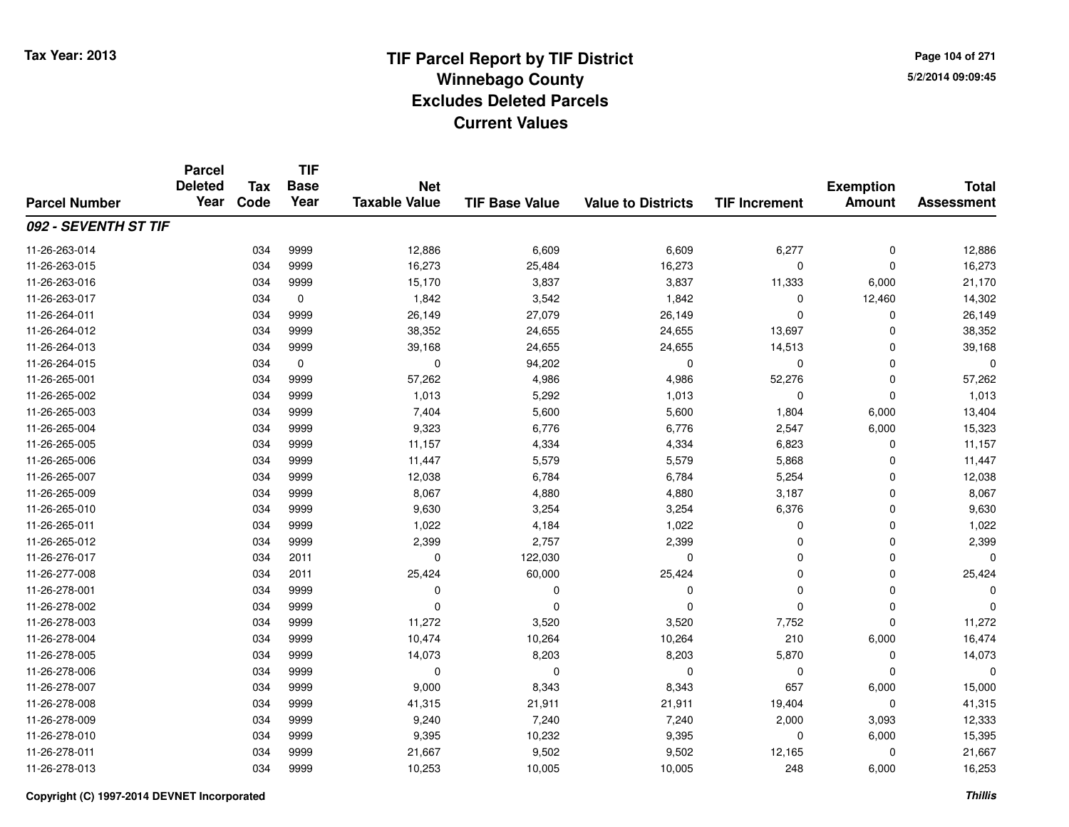# TIF Parcel Report by TIF District
## Winnebago County
## Excludes Deleted Parcels
## Current Values

Tax Year: 2013

5/2/2014 09:09:45

| Parcel Number | Parcel Deleted Year | Tax Code | TIF Base Year | Net Taxable Value | TIF Base Value | Value to Districts | TIF Increment | Exemption Amount | Total Assessment |
|---|---|---|---|---|---|---|---|---|---|
| ***092 - SEVENTH ST TIF*** | | | | | | | | | |
| 11-26-263-014 | | 034 | 9999 | 12,886 | 6,609 | 6,609 | 6,277 | 0 | 12,886 |
| 11-26-263-015 | | 034 | 9999 | 16,273 | 25,484 | 16,273 | 0 | 0 | 16,273 |
| 11-26-263-016 | | 034 | 9999 | 15,170 | 3,837 | 3,837 | 11,333 | 6,000 | 21,170 |
| 11-26-263-017 | | 034 | 0 | 1,842 | 3,542 | 1,842 | 0 | 12,460 | 14,302 |
| 11-26-264-011 | | 034 | 9999 | 26,149 | 27,079 | 26,149 | 0 | 0 | 26,149 |
| 11-26-264-012 | | 034 | 9999 | 38,352 | 24,655 | 24,655 | 13,697 | 0 | 38,352 |
| 11-26-264-013 | | 034 | 9999 | 39,168 | 24,655 | 24,655 | 14,513 | 0 | 39,168 |
| 11-26-264-015 | | 034 | 0 | 0 | 94,202 | 0 | 0 | 0 | 0 |
| 11-26-265-001 | | 034 | 9999 | 57,262 | 4,986 | 4,986 | 52,276 | 0 | 57,262 |
| 11-26-265-002 | | 034 | 9999 | 1,013 | 5,292 | 1,013 | 0 | 0 | 1,013 |
| 11-26-265-003 | | 034 | 9999 | 7,404 | 5,600 | 5,600 | 1,804 | 6,000 | 13,404 |
| 11-26-265-004 | | 034 | 9999 | 9,323 | 6,776 | 6,776 | 2,547 | 6,000 | 15,323 |
| 11-26-265-005 | | 034 | 9999 | 11,157 | 4,334 | 4,334 | 6,823 | 0 | 11,157 |
| 11-26-265-006 | | 034 | 9999 | 11,447 | 5,579 | 5,579 | 5,868 | 0 | 11,447 |
| 11-26-265-007 | | 034 | 9999 | 12,038 | 6,784 | 6,784 | 5,254 | 0 | 12,038 |
| 11-26-265-009 | | 034 | 9999 | 8,067 | 4,880 | 4,880 | 3,187 | 0 | 8,067 |
| 11-26-265-010 | | 034 | 9999 | 9,630 | 3,254 | 3,254 | 6,376 | 0 | 9,630 |
| 11-26-265-011 | | 034 | 9999 | 1,022 | 4,184 | 1,022 | 0 | 0 | 1,022 |
| 11-26-265-012 | | 034 | 9999 | 2,399 | 2,757 | 2,399 | 0 | 0 | 2,399 |
| 11-26-276-017 | | 034 | 2011 | 0 | 122,030 | 0 | 0 | 0 | 0 |
| 11-26-277-008 | | 034 | 2011 | 25,424 | 60,000 | 25,424 | 0 | 0 | 25,424 |
| 11-26-278-001 | | 034 | 9999 | 0 | 0 | 0 | 0 | 0 | 0 |
| 11-26-278-002 | | 034 | 9999 | 0 | 0 | 0 | 0 | 0 | 0 |
| 11-26-278-003 | | 034 | 9999 | 11,272 | 3,520 | 3,520 | 7,752 | 0 | 11,272 |
| 11-26-278-004 | | 034 | 9999 | 10,474 | 10,264 | 10,264 | 210 | 6,000 | 16,474 |
| 11-26-278-005 | | 034 | 9999 | 14,073 | 8,203 | 8,203 | 5,870 | 0 | 14,073 |
| 11-26-278-006 | | 034 | 9999 | 0 | 0 | 0 | 0 | 0 | 0 |
| 11-26-278-007 | | 034 | 9999 | 9,000 | 8,343 | 8,343 | 657 | 6,000 | 15,000 |
| 11-26-278-008 | | 034 | 9999 | 41,315 | 21,911 | 21,911 | 19,404 | 0 | 41,315 |
| 11-26-278-009 | | 034 | 9999 | 9,240 | 7,240 | 7,240 | 2,000 | 3,093 | 12,333 |
| 11-26-278-010 | | 034 | 9999 | 9,395 | 10,232 | 9,395 | 0 | 6,000 | 15,395 |
| 11-26-278-011 | | 034 | 9999 | 21,667 | 9,502 | 9,502 | 12,165 | 0 | 21,667 |
| 11-26-278-013 | | 034 | 9999 | 10,253 | 10,005 | 10,005 | 248 | 6,000 | 16,253 |

Copyright (C) 1997-2014 DEVNET Incorporated

*Thillis*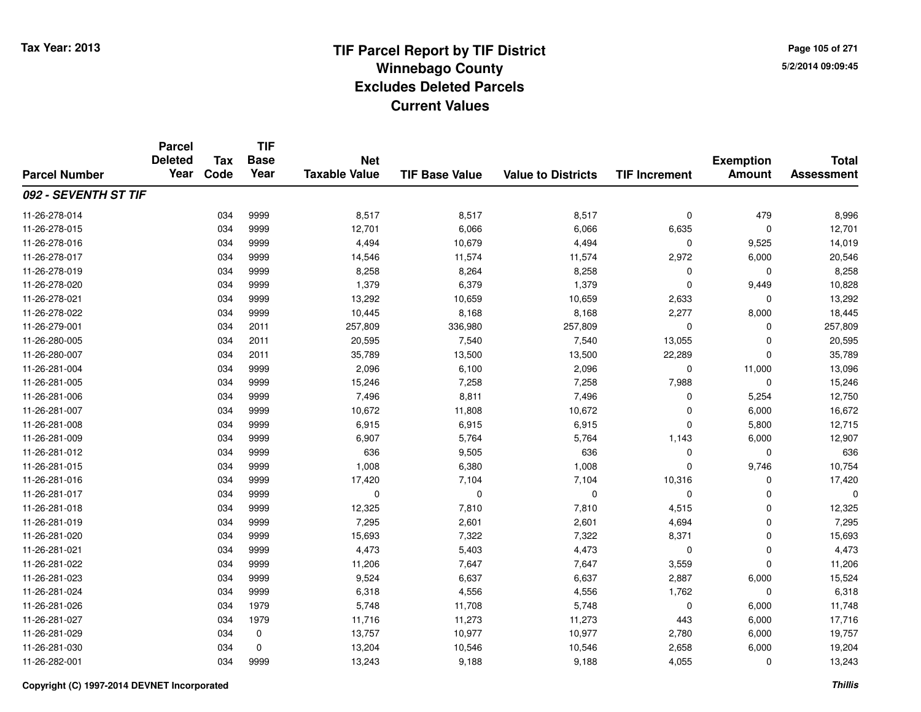# TIF Parcel Report by TIF District
## Winnebago County
## Excludes Deleted Parcels
## Current Values

Tax Year: 2013

5/2/2014 09:09:45

| Parcel Number | Parcel Deleted Year | Tax Code | TIF Base Year | Net Taxable Value | TIF Base Value | Value to Districts | TIF Increment | Exemption Amount | Total Assessment |
|---|---|---|---|---|---|---|---|---|---|
| ***092 - SEVENTH ST TIF*** | | | | | | | | | |
| 11-26-278-014 | | 034 | 9999 | 8,517 | 8,517 | 8,517 | 0 | 479 | 8,996 |
| 11-26-278-015 | | 034 | 9999 | 12,701 | 6,066 | 6,066 | 6,635 | 0 | 12,701 |
| 11-26-278-016 | | 034 | 9999 | 4,494 | 10,679 | 4,494 | 0 | 9,525 | 14,019 |
| 11-26-278-017 | | 034 | 9999 | 14,546 | 11,574 | 11,574 | 2,972 | 6,000 | 20,546 |
| 11-26-278-019 | | 034 | 9999 | 8,258 | 8,264 | 8,258 | 0 | 0 | 8,258 |
| 11-26-278-020 | | 034 | 9999 | 1,379 | 6,379 | 1,379 | 0 | 9,449 | 10,828 |
| 11-26-278-021 | | 034 | 9999 | 13,292 | 10,659 | 10,659 | 2,633 | 0 | 13,292 |
| 11-26-278-022 | | 034 | 9999 | 10,445 | 8,168 | 8,168 | 2,277 | 8,000 | 18,445 |
| 11-26-279-001 | | 034 | 2011 | 257,809 | 336,980 | 257,809 | 0 | 0 | 257,809 |
| 11-26-280-005 | | 034 | 2011 | 20,595 | 7,540 | 7,540 | 13,055 | 0 | 20,595 |
| 11-26-280-007 | | 034 | 2011 | 35,789 | 13,500 | 13,500 | 22,289 | 0 | 35,789 |
| 11-26-281-004 | | 034 | 9999 | 2,096 | 6,100 | 2,096 | 0 | 11,000 | 13,096 |
| 11-26-281-005 | | 034 | 9999 | 15,246 | 7,258 | 7,258 | 7,988 | 0 | 15,246 |
| 11-26-281-006 | | 034 | 9999 | 7,496 | 8,811 | 7,496 | 0 | 5,254 | 12,750 |
| 11-26-281-007 | | 034 | 9999 | 10,672 | 11,808 | 10,672 | 0 | 6,000 | 16,672 |
| 11-26-281-008 | | 034 | 9999 | 6,915 | 6,915 | 6,915 | 0 | 5,800 | 12,715 |
| 11-26-281-009 | | 034 | 9999 | 6,907 | 5,764 | 5,764 | 1,143 | 6,000 | 12,907 |
| 11-26-281-012 | | 034 | 9999 | 636 | 9,505 | 636 | 0 | 0 | 636 |
| 11-26-281-015 | | 034 | 9999 | 1,008 | 6,380 | 1,008 | 0 | 9,746 | 10,754 |
| 11-26-281-016 | | 034 | 9999 | 17,420 | 7,104 | 7,104 | 10,316 | 0 | 17,420 |
| 11-26-281-017 | | 034 | 9999 | 0 | 0 | 0 | 0 | 0 | 0 |
| 11-26-281-018 | | 034 | 9999 | 12,325 | 7,810 | 7,810 | 4,515 | 0 | 12,325 |
| 11-26-281-019 | | 034 | 9999 | 7,295 | 2,601 | 2,601 | 4,694 | 0 | 7,295 |
| 11-26-281-020 | | 034 | 9999 | 15,693 | 7,322 | 7,322 | 8,371 | 0 | 15,693 |
| 11-26-281-021 | | 034 | 9999 | 4,473 | 5,403 | 4,473 | 0 | 0 | 4,473 |
| 11-26-281-022 | | 034 | 9999 | 11,206 | 7,647 | 7,647 | 3,559 | 0 | 11,206 |
| 11-26-281-023 | | 034 | 9999 | 9,524 | 6,637 | 6,637 | 2,887 | 6,000 | 15,524 |
| 11-26-281-024 | | 034 | 9999 | 6,318 | 4,556 | 4,556 | 1,762 | 0 | 6,318 |
| 11-26-281-026 | | 034 | 1979 | 5,748 | 11,708 | 5,748 | 0 | 6,000 | 11,748 |
| 11-26-281-027 | | 034 | 1979 | 11,716 | 11,273 | 11,273 | 443 | 6,000 | 17,716 |
| 11-26-281-029 | | 034 | 0 | 13,757 | 10,977 | 10,977 | 2,780 | 6,000 | 19,757 |
| 11-26-281-030 | | 034 | 0 | 13,204 | 10,546 | 10,546 | 2,658 | 6,000 | 19,204 |
| 11-26-282-001 | | 034 | 9999 | 13,243 | 9,188 | 9,188 | 4,055 | 0 | 13,243 |

Copyright (C) 1997-2014 DEVNET Incorporated

*Thillis*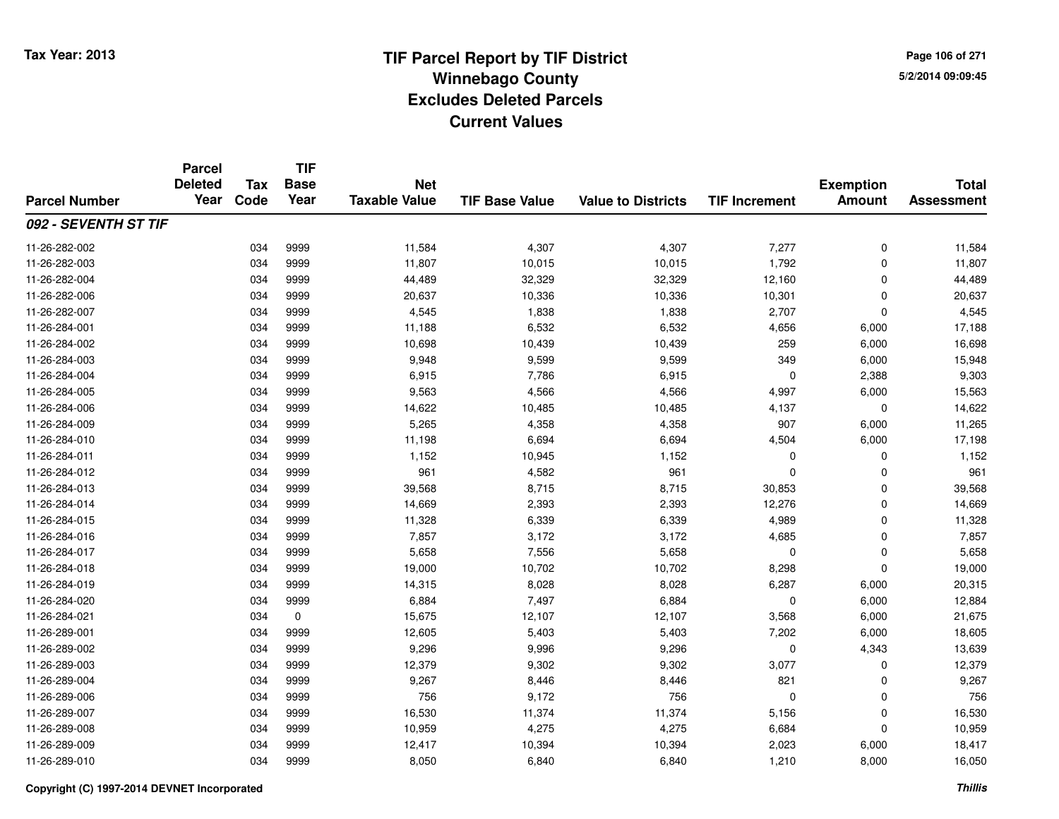# TIF Parcel Report by TIF District
## Winnebago County
## Excludes Deleted Parcels
## Current Values

Tax Year: 2013

5/2/2014 09:09:45

| Parcel Number | Parcel Deleted Year | Tax Code | TIF Base Year | Net Taxable Value | TIF Base Value | Value to Districts | TIF Increment | Exemption Amount | Total Assessment |
|---|---|---|---|---|---|---|---|---|---|
| ***092 - SEVENTH ST TIF*** | | | | | | | | | |
| 11-26-282-002 | | 034 | 9999 | 11,584 | 4,307 | 4,307 | 7,277 | 0 | 11,584 |
| 11-26-282-003 | | 034 | 9999 | 11,807 | 10,015 | 10,015 | 1,792 | 0 | 11,807 |
| 11-26-282-004 | | 034 | 9999 | 44,489 | 32,329 | 32,329 | 12,160 | 0 | 44,489 |
| 11-26-282-006 | | 034 | 9999 | 20,637 | 10,336 | 10,336 | 10,301 | 0 | 20,637 |
| 11-26-282-007 | | 034 | 9999 | 4,545 | 1,838 | 1,838 | 2,707 | 0 | 4,545 |
| 11-26-284-001 | | 034 | 9999 | 11,188 | 6,532 | 6,532 | 4,656 | 6,000 | 17,188 |
| 11-26-284-002 | | 034 | 9999 | 10,698 | 10,439 | 10,439 | 259 | 6,000 | 16,698 |
| 11-26-284-003 | | 034 | 9999 | 9,948 | 9,599 | 9,599 | 349 | 6,000 | 15,948 |
| 11-26-284-004 | | 034 | 9999 | 6,915 | 7,786 | 6,915 | 0 | 2,388 | 9,303 |
| 11-26-284-005 | | 034 | 9999 | 9,563 | 4,566 | 4,566 | 4,997 | 6,000 | 15,563 |
| 11-26-284-006 | | 034 | 9999 | 14,622 | 10,485 | 10,485 | 4,137 | 0 | 14,622 |
| 11-26-284-009 | | 034 | 9999 | 5,265 | 4,358 | 4,358 | 907 | 6,000 | 11,265 |
| 11-26-284-010 | | 034 | 9999 | 11,198 | 6,694 | 6,694 | 4,504 | 6,000 | 17,198 |
| 11-26-284-011 | | 034 | 9999 | 1,152 | 10,945 | 1,152 | 0 | 0 | 1,152 |
| 11-26-284-012 | | 034 | 9999 | 961 | 4,582 | 961 | 0 | 0 | 961 |
| 11-26-284-013 | | 034 | 9999 | 39,568 | 8,715 | 8,715 | 30,853 | 0 | 39,568 |
| 11-26-284-014 | | 034 | 9999 | 14,669 | 2,393 | 2,393 | 12,276 | 0 | 14,669 |
| 11-26-284-015 | | 034 | 9999 | 11,328 | 6,339 | 6,339 | 4,989 | 0 | 11,328 |
| 11-26-284-016 | | 034 | 9999 | 7,857 | 3,172 | 3,172 | 4,685 | 0 | 7,857 |
| 11-26-284-017 | | 034 | 9999 | 5,658 | 7,556 | 5,658 | 0 | 0 | 5,658 |
| 11-26-284-018 | | 034 | 9999 | 19,000 | 10,702 | 10,702 | 8,298 | 0 | 19,000 |
| 11-26-284-019 | | 034 | 9999 | 14,315 | 8,028 | 8,028 | 6,287 | 6,000 | 20,315 |
| 11-26-284-020 | | 034 | 9999 | 6,884 | 7,497 | 6,884 | 0 | 6,000 | 12,884 |
| 11-26-284-021 | | 034 | 0 | 15,675 | 12,107 | 12,107 | 3,568 | 6,000 | 21,675 |
| 11-26-289-001 | | 034 | 9999 | 12,605 | 5,403 | 5,403 | 7,202 | 6,000 | 18,605 |
| 11-26-289-002 | | 034 | 9999 | 9,296 | 9,996 | 9,296 | 0 | 4,343 | 13,639 |
| 11-26-289-003 | | 034 | 9999 | 12,379 | 9,302 | 9,302 | 3,077 | 0 | 12,379 |
| 11-26-289-004 | | 034 | 9999 | 9,267 | 8,446 | 8,446 | 821 | 0 | 9,267 |
| 11-26-289-006 | | 034 | 9999 | 756 | 9,172 | 756 | 0 | 0 | 756 |
| 11-26-289-007 | | 034 | 9999 | 16,530 | 11,374 | 11,374 | 5,156 | 0 | 16,530 |
| 11-26-289-008 | | 034 | 9999 | 10,959 | 4,275 | 4,275 | 6,684 | 0 | 10,959 |
| 11-26-289-009 | | 034 | 9999 | 12,417 | 10,394 | 10,394 | 2,023 | 6,000 | 18,417 |
| 11-26-289-010 | | 034 | 9999 | 8,050 | 6,840 | 6,840 | 1,210 | 8,000 | 16,050 |

Copyright (C) 1997-2014 DEVNET Incorporated

*Thillis*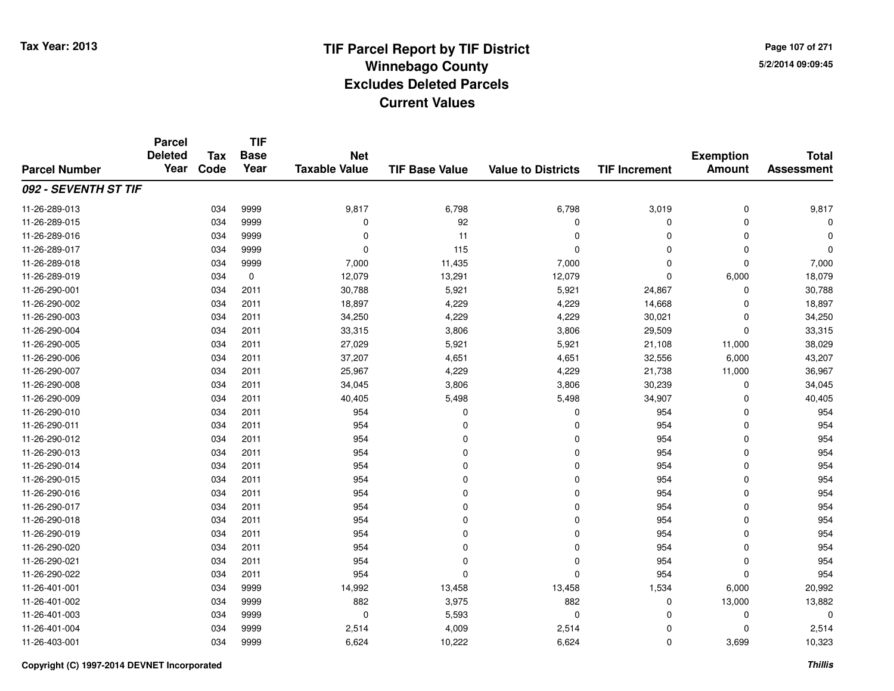# TIF Parcel Report by TIF District
## Winnebago County
## Excludes Deleted Parcels
## Current Values

Tax Year: 2013

5/2/2014 09:09:45

| Parcel Number | Parcel Deleted Year | Tax Code | TIF Base Year | Net Taxable Value | TIF Base Value | Value to Districts | TIF Increment | Exemption Amount | Total Assessment |
|---|---|---|---|---|---|---|---|---|---|
| ***092 - SEVENTH ST TIF*** | | | | | | | | | |
| 11-26-289-013 | | 034 | 9999 | 9,817 | 6,798 | 6,798 | 3,019 | 0 | 9,817 |
| 11-26-289-015 | | 034 | 9999 | 0 | 92 | 0 | 0 | 0 | 0 |
| 11-26-289-016 | | 034 | 9999 | 0 | 11 | 0 | 0 | 0 | 0 |
| 11-26-289-017 | | 034 | 9999 | 0 | 115 | 0 | 0 | 0 | 0 |
| 11-26-289-018 | | 034 | 9999 | 7,000 | 11,435 | 7,000 | 0 | 0 | 7,000 |
| 11-26-289-019 | | 034 | 0 | 12,079 | 13,291 | 12,079 | 0 | 6,000 | 18,079 |
| 11-26-290-001 | | 034 | 2011 | 30,788 | 5,921 | 5,921 | 24,867 | 0 | 30,788 |
| 11-26-290-002 | | 034 | 2011 | 18,897 | 4,229 | 4,229 | 14,668 | 0 | 18,897 |
| 11-26-290-003 | | 034 | 2011 | 34,250 | 4,229 | 4,229 | 30,021 | 0 | 34,250 |
| 11-26-290-004 | | 034 | 2011 | 33,315 | 3,806 | 3,806 | 29,509 | 0 | 33,315 |
| 11-26-290-005 | | 034 | 2011 | 27,029 | 5,921 | 5,921 | 21,108 | 11,000 | 38,029 |
| 11-26-290-006 | | 034 | 2011 | 37,207 | 4,651 | 4,651 | 32,556 | 6,000 | 43,207 |
| 11-26-290-007 | | 034 | 2011 | 25,967 | 4,229 | 4,229 | 21,738 | 11,000 | 36,967 |
| 11-26-290-008 | | 034 | 2011 | 34,045 | 3,806 | 3,806 | 30,239 | 0 | 34,045 |
| 11-26-290-009 | | 034 | 2011 | 40,405 | 5,498 | 5,498 | 34,907 | 0 | 40,405 |
| 11-26-290-010 | | 034 | 2011 | 954 | 0 | 0 | 954 | 0 | 954 |
| 11-26-290-011 | | 034 | 2011 | 954 | 0 | 0 | 954 | 0 | 954 |
| 11-26-290-012 | | 034 | 2011 | 954 | 0 | 0 | 954 | 0 | 954 |
| 11-26-290-013 | | 034 | 2011 | 954 | 0 | 0 | 954 | 0 | 954 |
| 11-26-290-014 | | 034 | 2011 | 954 | 0 | 0 | 954 | 0 | 954 |
| 11-26-290-015 | | 034 | 2011 | 954 | 0 | 0 | 954 | 0 | 954 |
| 11-26-290-016 | | 034 | 2011 | 954 | 0 | 0 | 954 | 0 | 954 |
| 11-26-290-017 | | 034 | 2011 | 954 | 0 | 0 | 954 | 0 | 954 |
| 11-26-290-018 | | 034 | 2011 | 954 | 0 | 0 | 954 | 0 | 954 |
| 11-26-290-019 | | 034 | 2011 | 954 | 0 | 0 | 954 | 0 | 954 |
| 11-26-290-020 | | 034 | 2011 | 954 | 0 | 0 | 954 | 0 | 954 |
| 11-26-290-021 | | 034 | 2011 | 954 | 0 | 0 | 954 | 0 | 954 |
| 11-26-290-022 | | 034 | 2011 | 954 | 0 | 0 | 954 | 0 | 954 |
| 11-26-401-001 | | 034 | 9999 | 14,992 | 13,458 | 13,458 | 1,534 | 6,000 | 20,992 |
| 11-26-401-002 | | 034 | 9999 | 882 | 3,975 | 882 | 0 | 13,000 | 13,882 |
| 11-26-401-003 | | 034 | 9999 | 0 | 5,593 | 0 | 0 | 0 | 0 |
| 11-26-401-004 | | 034 | 9999 | 2,514 | 4,009 | 2,514 | 0 | 0 | 2,514 |
| 11-26-403-001 | | 034 | 9999 | 6,624 | 10,222 | 6,624 | 0 | 3,699 | 10,323 |

Copyright (C) 1997-2014 DEVNET Incorporated

*Thillis*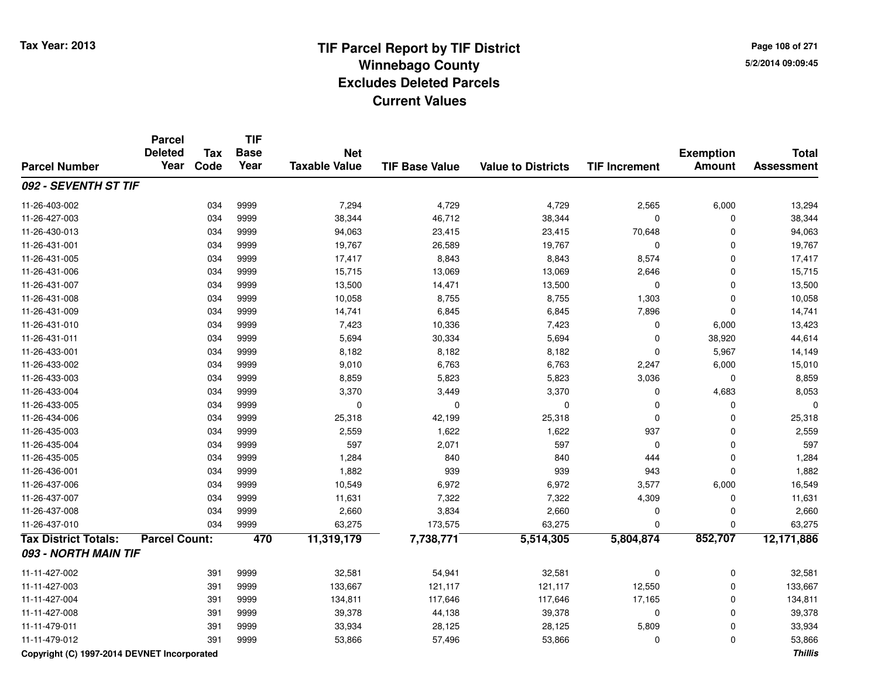# TIF Parcel Report by TIF District
## Winnebago County
## Excludes Deleted Parcels
## Current Values

Tax Year: 2013

| Parcel Number | Parcel Deleted Year | Tax Code | TIF Base Year | Net Taxable Value | TIF Base Value | Value to Districts | TIF Increment | Exemption Amount | Total Assessment |
|---|---|---|---|---|---|---|---|---|---|
| ***092 - SEVENTH ST TIF*** | | | | | | | | | |
| 11-26-403-002 | | 034 | 9999 | 7,294 | 4,729 | 4,729 | 2,565 | 6,000 | 13,294 |
| 11-26-427-003 | | 034 | 9999 | 38,344 | 46,712 | 38,344 | 0 | 0 | 38,344 |
| 11-26-430-013 | | 034 | 9999 | 94,063 | 23,415 | 23,415 | 70,648 | 0 | 94,063 |
| 11-26-431-001 | | 034 | 9999 | 19,767 | 26,589 | 19,767 | 0 | 0 | 19,767 |
| 11-26-431-005 | | 034 | 9999 | 17,417 | 8,843 | 8,843 | 8,574 | 0 | 17,417 |
| 11-26-431-006 | | 034 | 9999 | 15,715 | 13,069 | 13,069 | 2,646 | 0 | 15,715 |
| 11-26-431-007 | | 034 | 9999 | 13,500 | 14,471 | 13,500 | 0 | 0 | 13,500 |
| 11-26-431-008 | | 034 | 9999 | 10,058 | 8,755 | 8,755 | 1,303 | 0 | 10,058 |
| 11-26-431-009 | | 034 | 9999 | 14,741 | 6,845 | 6,845 | 7,896 | 0 | 14,741 |
| 11-26-431-010 | | 034 | 9999 | 7,423 | 10,336 | 7,423 | 0 | 6,000 | 13,423 |
| 11-26-431-011 | | 034 | 9999 | 5,694 | 30,334 | 5,694 | 0 | 38,920 | 44,614 |
| 11-26-433-001 | | 034 | 9999 | 8,182 | 8,182 | 8,182 | 0 | 5,967 | 14,149 |
| 11-26-433-002 | | 034 | 9999 | 9,010 | 6,763 | 6,763 | 2,247 | 6,000 | 15,010 |
| 11-26-433-003 | | 034 | 9999 | 8,859 | 5,823 | 5,823 | 3,036 | 0 | 8,859 |
| 11-26-433-004 | | 034 | 9999 | 3,370 | 3,449 | 3,370 | 0 | 4,683 | 8,053 |
| 11-26-433-005 | | 034 | 9999 | 0 | 0 | 0 | 0 | 0 | 0 |
| 11-26-434-006 | | 034 | 9999 | 25,318 | 42,199 | 25,318 | 0 | 0 | 25,318 |
| 11-26-435-003 | | 034 | 9999 | 2,559 | 1,622 | 1,622 | 937 | 0 | 2,559 |
| 11-26-435-004 | | 034 | 9999 | 597 | 2,071 | 597 | 0 | 0 | 597 |
| 11-26-435-005 | | 034 | 9999 | 1,284 | 840 | 840 | 444 | 0 | 1,284 |
| 11-26-436-001 | | 034 | 9999 | 1,882 | 939 | 939 | 943 | 0 | 1,882 |
| 11-26-437-006 | | 034 | 9999 | 10,549 | 6,972 | 6,972 | 3,577 | 6,000 | 16,549 |
| 11-26-437-007 | | 034 | 9999 | 11,631 | 7,322 | 7,322 | 4,309 | 0 | 11,631 |
| 11-26-437-008 | | 034 | 9999 | 2,660 | 3,834 | 2,660 | 0 | 0 | 2,660 |
| 11-26-437-010 | | 034 | 9999 | 63,275 | 173,575 | 63,275 | 0 | 0 | 63,275 |
| **Tax District Totals:** | **Parcel Count:** | | **470** | **11,319,179** | **7,738,771** | **5,514,305** | **5,804,874** | **852,707** | **12,171,886** |
| ***093 - NORTH MAIN TIF*** | | | | | | | | | |
| 11-11-427-002 | | 391 | 9999 | 32,581 | 54,941 | 32,581 | 0 | 0 | 32,581 |
| 11-11-427-003 | | 391 | 9999 | 133,667 | 121,117 | 121,117 | 12,550 | 0 | 133,667 |
| 11-11-427-004 | | 391 | 9999 | 134,811 | 117,646 | 117,646 | 17,165 | 0 | 134,811 |
| 11-11-427-008 | | 391 | 9999 | 39,378 | 44,138 | 39,378 | 0 | 0 | 39,378 |
| 11-11-479-011 | | 391 | 9999 | 33,934 | 28,125 | 28,125 | 5,809 | 0 | 33,934 |
| 11-11-479-012 | | 391 | 9999 | 53,866 | 57,496 | 53,866 | 0 | 0 | 53,866 |

Copyright (C) 1997-2014 DEVNET Incorporated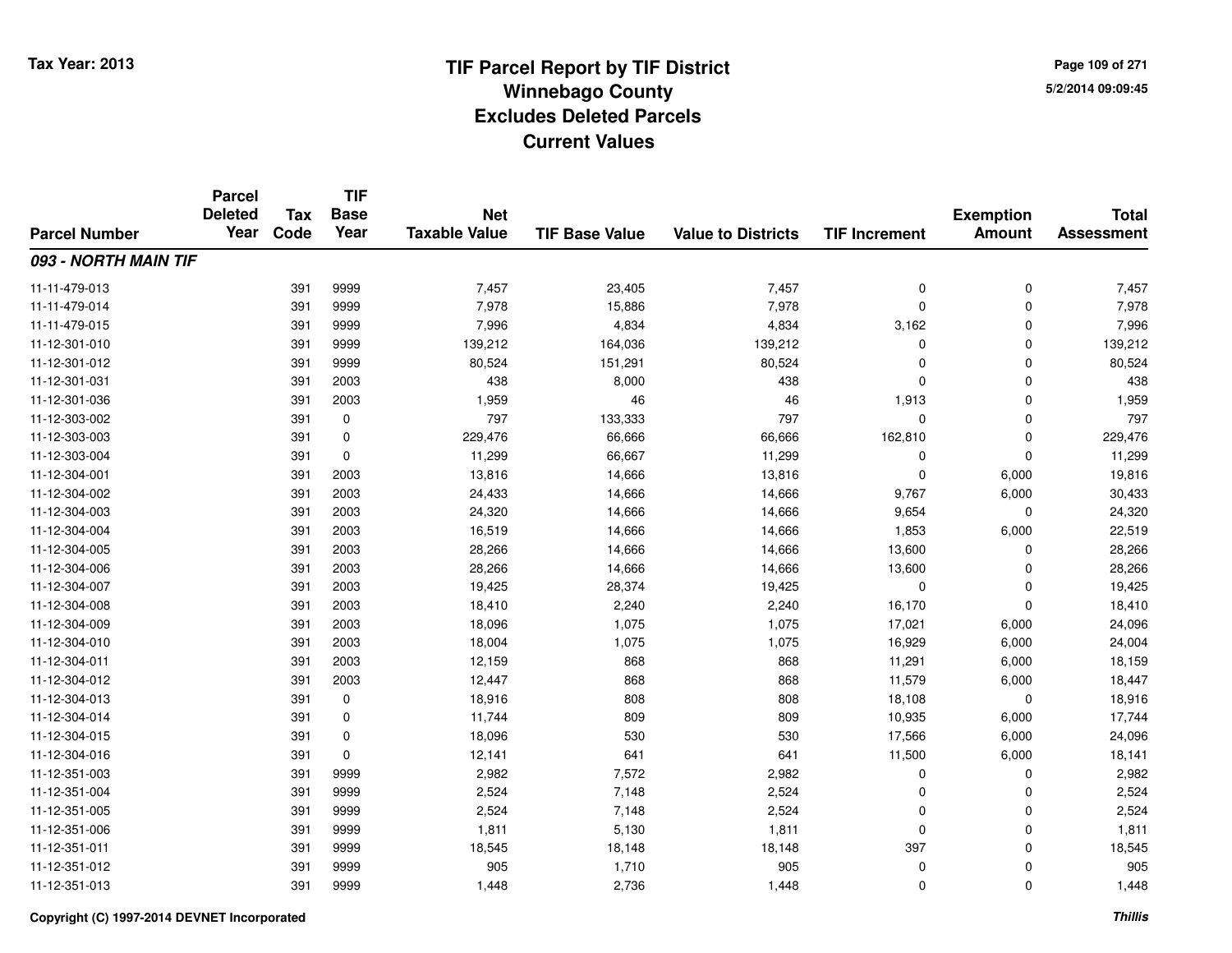Tax Year: 2013

# TIF Parcel Report by TIF District
## Winnebago County
## Excludes Deleted Parcels
## Current Values

5/2/2014 09:09:45

| Parcel Number | Parcel Deleted Year | Tax Code | TIF Base Year | Net Taxable Value | TIF Base Value | Value to Districts | TIF Increment | Exemption Amount | Total Assessment |
|---|---|---|---|---|---|---|---|---|---|
| ***093 - NORTH MAIN TIF*** | | | | | | | | | |
| 11-11-479-013 | | 391 | 9999 | 7,457 | 23,405 | 7,457 | 0 | 0 | 7,457 |
| 11-11-479-014 | | 391 | 9999 | 7,978 | 15,886 | 7,978 | 0 | 0 | 7,978 |
| 11-11-479-015 | | 391 | 9999 | 7,996 | 4,834 | 4,834 | 3,162 | 0 | 7,996 |
| 11-12-301-010 | | 391 | 9999 | 139,212 | 164,036 | 139,212 | 0 | 0 | 139,212 |
| 11-12-301-012 | | 391 | 9999 | 80,524 | 151,291 | 80,524 | 0 | 0 | 80,524 |
| 11-12-301-031 | | 391 | 2003 | 438 | 8,000 | 438 | 0 | 0 | 438 |
| 11-12-301-036 | | 391 | 2003 | 1,959 | 46 | 46 | 1,913 | 0 | 1,959 |
| 11-12-303-002 | | 391 | 0 | 797 | 133,333 | 797 | 0 | 0 | 797 |
| 11-12-303-003 | | 391 | 0 | 229,476 | 66,666 | 66,666 | 162,810 | 0 | 229,476 |
| 11-12-303-004 | | 391 | 0 | 11,299 | 66,667 | 11,299 | 0 | 0 | 11,299 |
| 11-12-304-001 | | 391 | 2003 | 13,816 | 14,666 | 13,816 | 0 | 6,000 | 19,816 |
| 11-12-304-002 | | 391 | 2003 | 24,433 | 14,666 | 14,666 | 9,767 | 6,000 | 30,433 |
| 11-12-304-003 | | 391 | 2003 | 24,320 | 14,666 | 14,666 | 9,654 | 0 | 24,320 |
| 11-12-304-004 | | 391 | 2003 | 16,519 | 14,666 | 14,666 | 1,853 | 6,000 | 22,519 |
| 11-12-304-005 | | 391 | 2003 | 28,266 | 14,666 | 14,666 | 13,600 | 0 | 28,266 |
| 11-12-304-006 | | 391 | 2003 | 28,266 | 14,666 | 14,666 | 13,600 | 0 | 28,266 |
| 11-12-304-007 | | 391 | 2003 | 19,425 | 28,374 | 19,425 | 0 | 0 | 19,425 |
| 11-12-304-008 | | 391 | 2003 | 18,410 | 2,240 | 2,240 | 16,170 | 0 | 18,410 |
| 11-12-304-009 | | 391 | 2003 | 18,096 | 1,075 | 1,075 | 17,021 | 6,000 | 24,096 |
| 11-12-304-010 | | 391 | 2003 | 18,004 | 1,075 | 1,075 | 16,929 | 6,000 | 24,004 |
| 11-12-304-011 | | 391 | 2003 | 12,159 | 868 | 868 | 11,291 | 6,000 | 18,159 |
| 11-12-304-012 | | 391 | 2003 | 12,447 | 868 | 868 | 11,579 | 6,000 | 18,447 |
| 11-12-304-013 | | 391 | 0 | 18,916 | 808 | 808 | 18,108 | 0 | 18,916 |
| 11-12-304-014 | | 391 | 0 | 11,744 | 809 | 809 | 10,935 | 6,000 | 17,744 |
| 11-12-304-015 | | 391 | 0 | 18,096 | 530 | 530 | 17,566 | 6,000 | 24,096 |
| 11-12-304-016 | | 391 | 0 | 12,141 | 641 | 641 | 11,500 | 6,000 | 18,141 |
| 11-12-351-003 | | 391 | 9999 | 2,982 | 7,572 | 2,982 | 0 | 0 | 2,982 |
| 11-12-351-004 | | 391 | 9999 | 2,524 | 7,148 | 2,524 | 0 | 0 | 2,524 |
| 11-12-351-005 | | 391 | 9999 | 2,524 | 7,148 | 2,524 | 0 | 0 | 2,524 |
| 11-12-351-006 | | 391 | 9999 | 1,811 | 5,130 | 1,811 | 0 | 0 | 1,811 |
| 11-12-351-011 | | 391 | 9999 | 18,545 | 18,148 | 18,148 | 397 | 0 | 18,545 |
| 11-12-351-012 | | 391 | 9999 | 905 | 1,710 | 905 | 0 | 0 | 905 |
| 11-12-351-013 | | 391 | 9999 | 1,448 | 2,736 | 1,448 | 0 | 0 | 1,448 |

Copyright (C) 1997-2014 DEVNET Incorporated

*Thillis*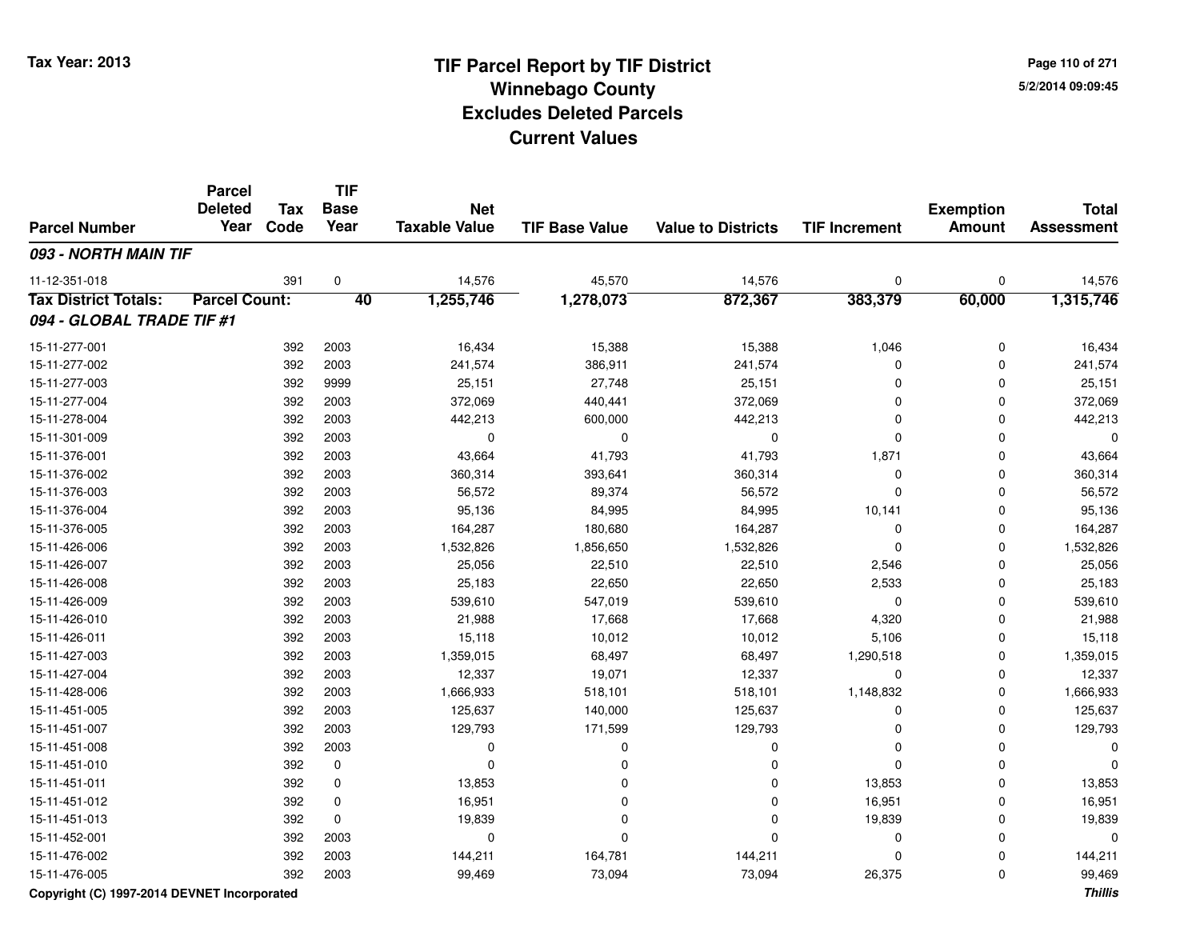**Tax Year: 2013**

# TIF Parcel Report by TIF District
## Winnebago County
## Excludes Deleted Parcels
## Current Values

5/2/2014 09:09:45

| Parcel Number | Parcel Deleted Year | Tax Code | TIF Base Year | Net Taxable Value | TIF Base Value | Value to Districts | TIF Increment | Exemption Amount | Total Assessment |
|---|---|---|---|---|---|---|---|---|---|
| ***093 - NORTH MAIN TIF*** | | | | | | | | | |
| 11-12-351-018 | | 391 | 0 | 14,576 | 45,570 | 14,576 | 0 | 0 | 14,576 |
| **Tax District Totals:** | **Parcel Count:** | | **40** | **1,255,746** | **1,278,073** | **872,367** | **383,379** | **60,000** | **1,315,746** |
| ***094 - GLOBAL TRADE TIF #1*** | | | | | | | | | |
| 15-11-277-001 | | 392 | 2003 | 16,434 | 15,388 | 15,388 | 1,046 | 0 | 16,434 |
| 15-11-277-002 | | 392 | 2003 | 241,574 | 386,911 | 241,574 | 0 | 0 | 241,574 |
| 15-11-277-003 | | 392 | 9999 | 25,151 | 27,748 | 25,151 | 0 | 0 | 25,151 |
| 15-11-277-004 | | 392 | 2003 | 372,069 | 440,441 | 372,069 | 0 | 0 | 372,069 |
| 15-11-278-004 | | 392 | 2003 | 442,213 | 600,000 | 442,213 | 0 | 0 | 442,213 |
| 15-11-301-009 | | 392 | 2003 | 0 | 0 | 0 | 0 | 0 | 0 |
| 15-11-376-001 | | 392 | 2003 | 43,664 | 41,793 | 41,793 | 1,871 | 0 | 43,664 |
| 15-11-376-002 | | 392 | 2003 | 360,314 | 393,641 | 360,314 | 0 | 0 | 360,314 |
| 15-11-376-003 | | 392 | 2003 | 56,572 | 89,374 | 56,572 | 0 | 0 | 56,572 |
| 15-11-376-004 | | 392 | 2003 | 95,136 | 84,995 | 84,995 | 10,141 | 0 | 95,136 |
| 15-11-376-005 | | 392 | 2003 | 164,287 | 180,680 | 164,287 | 0 | 0 | 164,287 |
| 15-11-426-006 | | 392 | 2003 | 1,532,826 | 1,856,650 | 1,532,826 | 0 | 0 | 1,532,826 |
| 15-11-426-007 | | 392 | 2003 | 25,056 | 22,510 | 22,510 | 2,546 | 0 | 25,056 |
| 15-11-426-008 | | 392 | 2003 | 25,183 | 22,650 | 22,650 | 2,533 | 0 | 25,183 |
| 15-11-426-009 | | 392 | 2003 | 539,610 | 547,019 | 539,610 | 0 | 0 | 539,610 |
| 15-11-426-010 | | 392 | 2003 | 21,988 | 17,668 | 17,668 | 4,320 | 0 | 21,988 |
| 15-11-426-011 | | 392 | 2003 | 15,118 | 10,012 | 10,012 | 5,106 | 0 | 15,118 |
| 15-11-427-003 | | 392 | 2003 | 1,359,015 | 68,497 | 68,497 | 1,290,518 | 0 | 1,359,015 |
| 15-11-427-004 | | 392 | 2003 | 12,337 | 19,071 | 12,337 | 0 | 0 | 12,337 |
| 15-11-428-006 | | 392 | 2003 | 1,666,933 | 518,101 | 518,101 | 1,148,832 | 0 | 1,666,933 |
| 15-11-451-005 | | 392 | 2003 | 125,637 | 140,000 | 125,637 | 0 | 0 | 125,637 |
| 15-11-451-007 | | 392 | 2003 | 129,793 | 171,599 | 129,793 | 0 | 0 | 129,793 |
| 15-11-451-008 | | 392 | 2003 | 0 | 0 | 0 | 0 | 0 | 0 |
| 15-11-451-010 | | 392 | 0 | 0 | 0 | 0 | 0 | 0 | 0 |
| 15-11-451-011 | | 392 | 0 | 13,853 | 0 | 0 | 13,853 | 0 | 13,853 |
| 15-11-451-012 | | 392 | 0 | 16,951 | 0 | 0 | 16,951 | 0 | 16,951 |
| 15-11-451-013 | | 392 | 0 | 19,839 | 0 | 0 | 19,839 | 0 | 19,839 |
| 15-11-452-001 | | 392 | 2003 | 0 | 0 | 0 | 0 | 0 | 0 |
| 15-11-476-002 | | 392 | 2003 | 144,211 | 164,781 | 144,211 | 0 | 0 | 144,211 |
| 15-11-476-005 | | 392 | 2003 | 99,469 | 73,094 | 73,094 | 26,375 | 0 | 99,469 |

**Copyright (C) 1997-2014 DEVNET Incorporated** ***Thillis***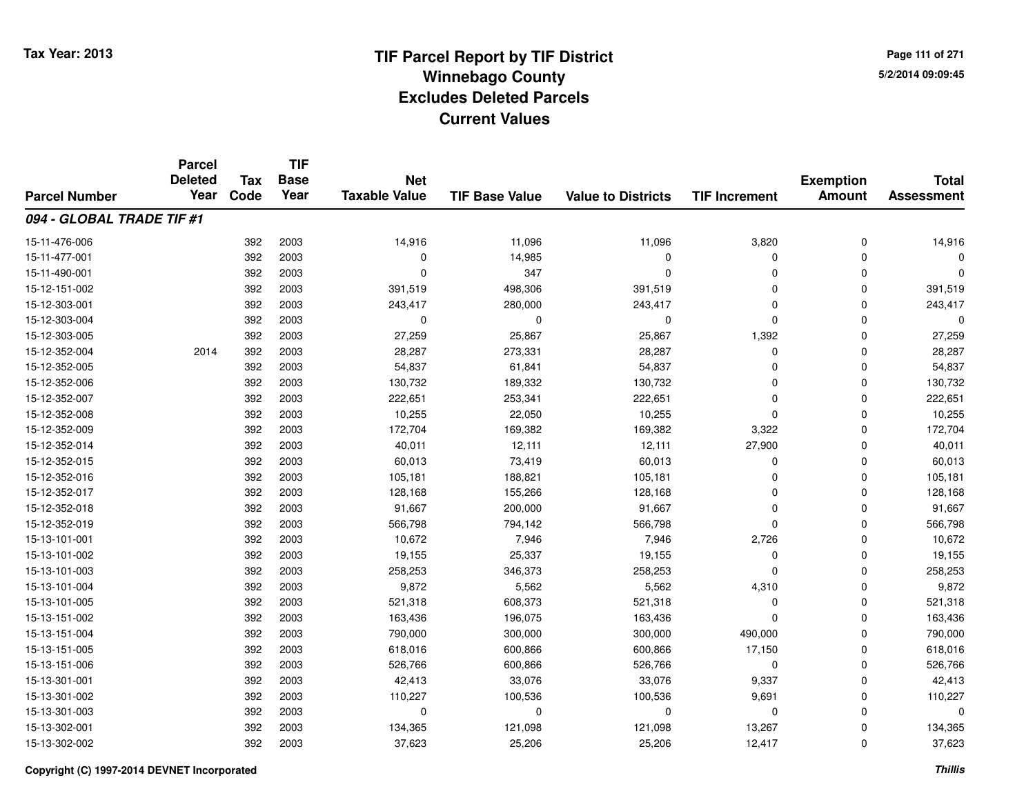Tax Year: 2013

# TIF Parcel Report by TIF District
## Winnebago County
## Excludes Deleted Parcels
## Current Values

5/2/2014 09:09:45

| Parcel Number | Parcel Deleted Year | Tax Code | TIF Base Year | Net Taxable Value | TIF Base Value | Value to Districts | TIF Increment | Exemption Amount | Total Assessment |
|---|---|---|---|---|---|---|---|---|---|
| ***094 - GLOBAL TRADE TIF #1*** | | | | | | | | | |
| 15-11-476-006 | | 392 | 2003 | 14,916 | 11,096 | 11,096 | 3,820 | 0 | 14,916 |
| 15-11-477-001 | | 392 | 2003 | 0 | 14,985 | 0 | 0 | 0 | 0 |
| 15-11-490-001 | | 392 | 2003 | 0 | 347 | 0 | 0 | 0 | 0 |
| 15-12-151-002 | | 392 | 2003 | 391,519 | 498,306 | 391,519 | 0 | 0 | 391,519 |
| 15-12-303-001 | | 392 | 2003 | 243,417 | 280,000 | 243,417 | 0 | 0 | 243,417 |
| 15-12-303-004 | | 392 | 2003 | 0 | 0 | 0 | 0 | 0 | 0 |
| 15-12-303-005 | | 392 | 2003 | 27,259 | 25,867 | 25,867 | 1,392 | 0 | 27,259 |
| 15-12-352-004 | 2014 | 392 | 2003 | 28,287 | 273,331 | 28,287 | 0 | 0 | 28,287 |
| 15-12-352-005 | | 392 | 2003 | 54,837 | 61,841 | 54,837 | 0 | 0 | 54,837 |
| 15-12-352-006 | | 392 | 2003 | 130,732 | 189,332 | 130,732 | 0 | 0 | 130,732 |
| 15-12-352-007 | | 392 | 2003 | 222,651 | 253,341 | 222,651 | 0 | 0 | 222,651 |
| 15-12-352-008 | | 392 | 2003 | 10,255 | 22,050 | 10,255 | 0 | 0 | 10,255 |
| 15-12-352-009 | | 392 | 2003 | 172,704 | 169,382 | 169,382 | 3,322 | 0 | 172,704 |
| 15-12-352-014 | | 392 | 2003 | 40,011 | 12,111 | 12,111 | 27,900 | 0 | 40,011 |
| 15-12-352-015 | | 392 | 2003 | 60,013 | 73,419 | 60,013 | 0 | 0 | 60,013 |
| 15-12-352-016 | | 392 | 2003 | 105,181 | 188,821 | 105,181 | 0 | 0 | 105,181 |
| 15-12-352-017 | | 392 | 2003 | 128,168 | 155,266 | 128,168 | 0 | 0 | 128,168 |
| 15-12-352-018 | | 392 | 2003 | 91,667 | 200,000 | 91,667 | 0 | 0 | 91,667 |
| 15-12-352-019 | | 392 | 2003 | 566,798 | 794,142 | 566,798 | 0 | 0 | 566,798 |
| 15-13-101-001 | | 392 | 2003 | 10,672 | 7,946 | 7,946 | 2,726 | 0 | 10,672 |
| 15-13-101-002 | | 392 | 2003 | 19,155 | 25,337 | 19,155 | 0 | 0 | 19,155 |
| 15-13-101-003 | | 392 | 2003 | 258,253 | 346,373 | 258,253 | 0 | 0 | 258,253 |
| 15-13-101-004 | | 392 | 2003 | 9,872 | 5,562 | 5,562 | 4,310 | 0 | 9,872 |
| 15-13-101-005 | | 392 | 2003 | 521,318 | 608,373 | 521,318 | 0 | 0 | 521,318 |
| 15-13-151-002 | | 392 | 2003 | 163,436 | 196,075 | 163,436 | 0 | 0 | 163,436 |
| 15-13-151-004 | | 392 | 2003 | 790,000 | 300,000 | 300,000 | 490,000 | 0 | 790,000 |
| 15-13-151-005 | | 392 | 2003 | 618,016 | 600,866 | 600,866 | 17,150 | 0 | 618,016 |
| 15-13-151-006 | | 392 | 2003 | 526,766 | 600,866 | 526,766 | 0 | 0 | 526,766 |
| 15-13-301-001 | | 392 | 2003 | 42,413 | 33,076 | 33,076 | 9,337 | 0 | 42,413 |
| 15-13-301-002 | | 392 | 2003 | 110,227 | 100,536 | 100,536 | 9,691 | 0 | 110,227 |
| 15-13-301-003 | | 392 | 2003 | 0 | 0 | 0 | 0 | 0 | 0 |
| 15-13-302-001 | | 392 | 2003 | 134,365 | 121,098 | 121,098 | 13,267 | 0 | 134,365 |
| 15-13-302-002 | | 392 | 2003 | 37,623 | 25,206 | 25,206 | 12,417 | 0 | 37,623 |

Copyright (C) 1997-2014 DEVNET Incorporated

*Thillis*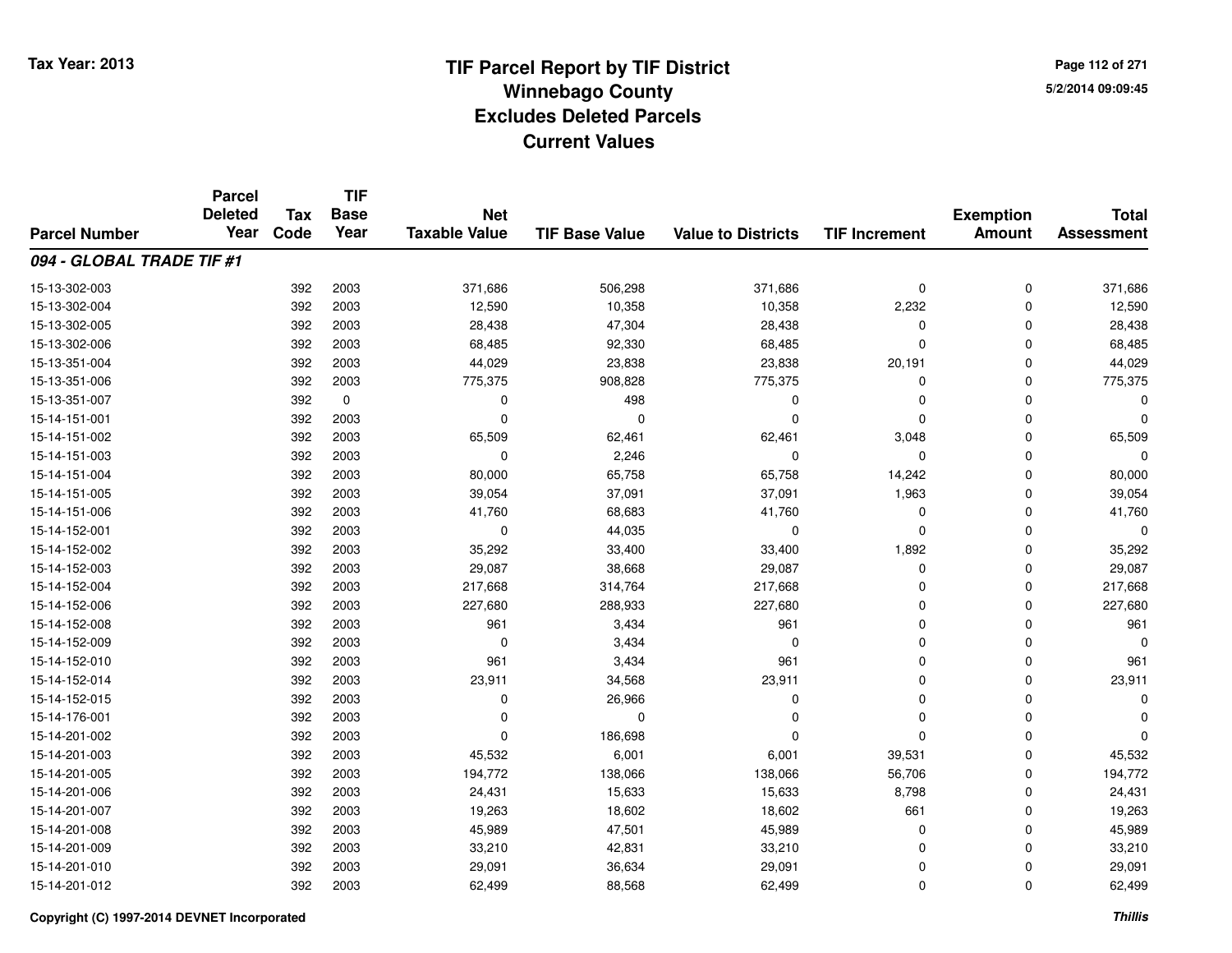**Tax Year: 2013**

# TIF Parcel Report by TIF District
## Winnebago County
## Excludes Deleted Parcels
## Current Values

5/2/2014 09:09:45

| Parcel Number | Parcel Deleted Year | Tax Code | TIF Base Year | Net Taxable Value | TIF Base Value | Value to Districts | TIF Increment | Exemption Amount | Total Assessment |
|---|---|---|---|---|---|---|---|---|---|
| ***094 - GLOBAL TRADE TIF #1*** | | | | | | | | | |
| 15-13-302-003 | | 392 | 2003 | 371,686 | 506,298 | 371,686 | 0 | 0 | 371,686 |
| 15-13-302-004 | | 392 | 2003 | 12,590 | 10,358 | 10,358 | 2,232 | 0 | 12,590 |
| 15-13-302-005 | | 392 | 2003 | 28,438 | 47,304 | 28,438 | 0 | 0 | 28,438 |
| 15-13-302-006 | | 392 | 2003 | 68,485 | 92,330 | 68,485 | 0 | 0 | 68,485 |
| 15-13-351-004 | | 392 | 2003 | 44,029 | 23,838 | 23,838 | 20,191 | 0 | 44,029 |
| 15-13-351-006 | | 392 | 2003 | 775,375 | 908,828 | 775,375 | 0 | 0 | 775,375 |
| 15-13-351-007 | | 392 | 0 | 0 | 498 | 0 | 0 | 0 | 0 |
| 15-14-151-001 | | 392 | 2003 | 0 | 0 | 0 | 0 | 0 | 0 |
| 15-14-151-002 | | 392 | 2003 | 65,509 | 62,461 | 62,461 | 3,048 | 0 | 65,509 |
| 15-14-151-003 | | 392 | 2003 | 0 | 2,246 | 0 | 0 | 0 | 0 |
| 15-14-151-004 | | 392 | 2003 | 80,000 | 65,758 | 65,758 | 14,242 | 0 | 80,000 |
| 15-14-151-005 | | 392 | 2003 | 39,054 | 37,091 | 37,091 | 1,963 | 0 | 39,054 |
| 15-14-151-006 | | 392 | 2003 | 41,760 | 68,683 | 41,760 | 0 | 0 | 41,760 |
| 15-14-152-001 | | 392 | 2003 | 0 | 44,035 | 0 | 0 | 0 | 0 |
| 15-14-152-002 | | 392 | 2003 | 35,292 | 33,400 | 33,400 | 1,892 | 0 | 35,292 |
| 15-14-152-003 | | 392 | 2003 | 29,087 | 38,668 | 29,087 | 0 | 0 | 29,087 |
| 15-14-152-004 | | 392 | 2003 | 217,668 | 314,764 | 217,668 | 0 | 0 | 217,668 |
| 15-14-152-006 | | 392 | 2003 | 227,680 | 288,933 | 227,680 | 0 | 0 | 227,680 |
| 15-14-152-008 | | 392 | 2003 | 961 | 3,434 | 961 | 0 | 0 | 961 |
| 15-14-152-009 | | 392 | 2003 | 0 | 3,434 | 0 | 0 | 0 | 0 |
| 15-14-152-010 | | 392 | 2003 | 961 | 3,434 | 961 | 0 | 0 | 961 |
| 15-14-152-014 | | 392 | 2003 | 23,911 | 34,568 | 23,911 | 0 | 0 | 23,911 |
| 15-14-152-015 | | 392 | 2003 | 0 | 26,966 | 0 | 0 | 0 | 0 |
| 15-14-176-001 | | 392 | 2003 | 0 | 0 | 0 | 0 | 0 | 0 |
| 15-14-201-002 | | 392 | 2003 | 0 | 186,698 | 0 | 0 | 0 | 0 |
| 15-14-201-003 | | 392 | 2003 | 45,532 | 6,001 | 6,001 | 39,531 | 0 | 45,532 |
| 15-14-201-005 | | 392 | 2003 | 194,772 | 138,066 | 138,066 | 56,706 | 0 | 194,772 |
| 15-14-201-006 | | 392 | 2003 | 24,431 | 15,633 | 15,633 | 8,798 | 0 | 24,431 |
| 15-14-201-007 | | 392 | 2003 | 19,263 | 18,602 | 18,602 | 661 | 0 | 19,263 |
| 15-14-201-008 | | 392 | 2003 | 45,989 | 47,501 | 45,989 | 0 | 0 | 45,989 |
| 15-14-201-009 | | 392 | 2003 | 33,210 | 42,831 | 33,210 | 0 | 0 | 33,210 |
| 15-14-201-010 | | 392 | 2003 | 29,091 | 36,634 | 29,091 | 0 | 0 | 29,091 |
| 15-14-201-012 | | 392 | 2003 | 62,499 | 88,568 | 62,499 | 0 | 0 | 62,499 |

**Copyright (C) 1997-2014 DEVNET Incorporated** ***Thillis***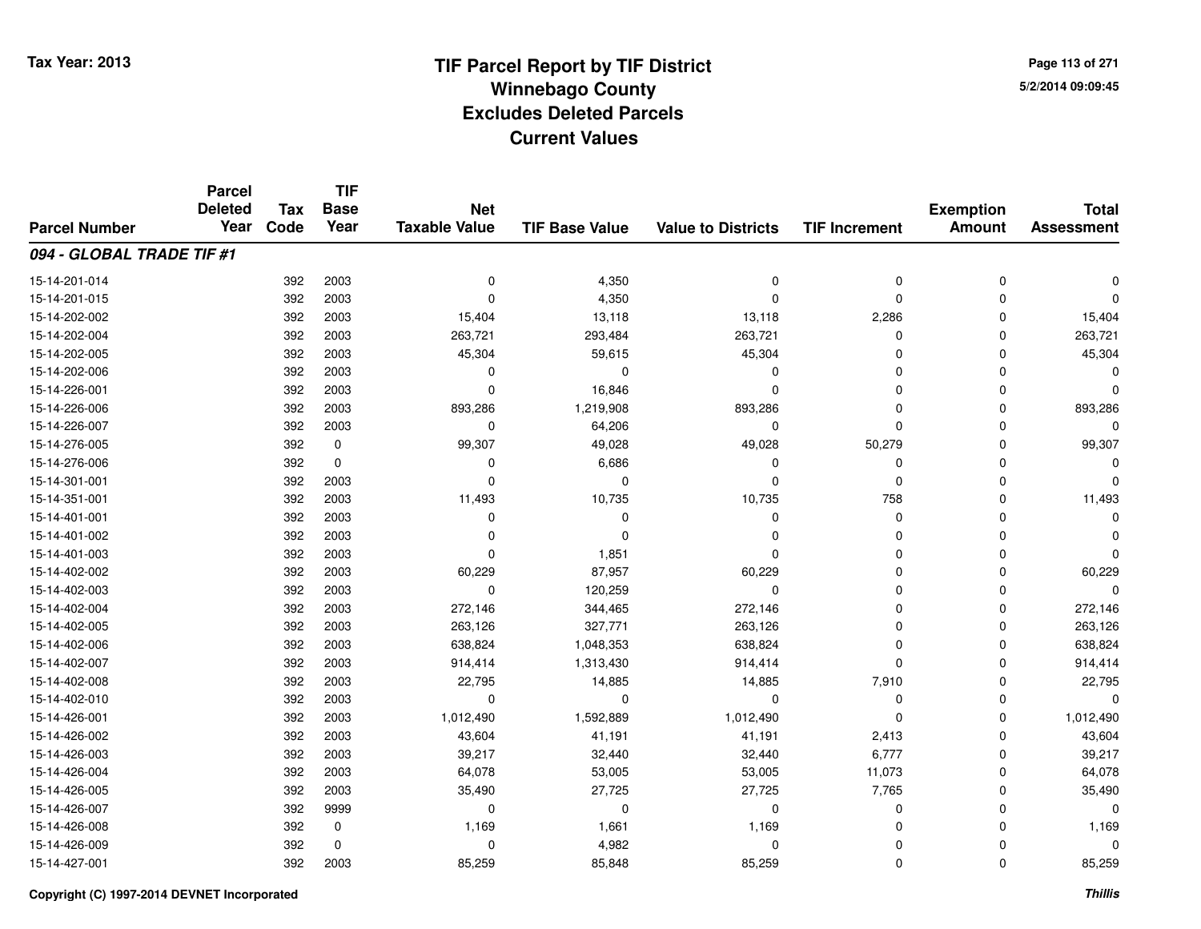# TIF Parcel Report by TIF District
## Winnebago County
## Excludes Deleted Parcels
## Current Values

Tax Year: 2013

5/2/2014 09:09:45

| Parcel Number | Parcel Deleted Year | Tax Code | TIF Base Year | Net Taxable Value | TIF Base Value | Value to Districts | TIF Increment | Exemption Amount | Total Assessment |
|---|---|---|---|---|---|---|---|---|---|
| ***094 - GLOBAL TRADE TIF #1*** | | | | | | | | | |
| 15-14-201-014 | | 392 | 2003 | 0 | 4,350 | 0 | 0 | 0 | 0 |
| 15-14-201-015 | | 392 | 2003 | 0 | 4,350 | 0 | 0 | 0 | 0 |
| 15-14-202-002 | | 392 | 2003 | 15,404 | 13,118 | 13,118 | 2,286 | 0 | 15,404 |
| 15-14-202-004 | | 392 | 2003 | 263,721 | 293,484 | 263,721 | 0 | 0 | 263,721 |
| 15-14-202-005 | | 392 | 2003 | 45,304 | 59,615 | 45,304 | 0 | 0 | 45,304 |
| 15-14-202-006 | | 392 | 2003 | 0 | 0 | 0 | 0 | 0 | 0 |
| 15-14-226-001 | | 392 | 2003 | 0 | 16,846 | 0 | 0 | 0 | 0 |
| 15-14-226-006 | | 392 | 2003 | 893,286 | 1,219,908 | 893,286 | 0 | 0 | 893,286 |
| 15-14-226-007 | | 392 | 2003 | 0 | 64,206 | 0 | 0 | 0 | 0 |
| 15-14-276-005 | | 392 | 0 | 99,307 | 49,028 | 49,028 | 50,279 | 0 | 99,307 |
| 15-14-276-006 | | 392 | 0 | 0 | 6,686 | 0 | 0 | 0 | 0 |
| 15-14-301-001 | | 392 | 2003 | 0 | 0 | 0 | 0 | 0 | 0 |
| 15-14-351-001 | | 392 | 2003 | 11,493 | 10,735 | 10,735 | 758 | 0 | 11,493 |
| 15-14-401-001 | | 392 | 2003 | 0 | 0 | 0 | 0 | 0 | 0 |
| 15-14-401-002 | | 392 | 2003 | 0 | 0 | 0 | 0 | 0 | 0 |
| 15-14-401-003 | | 392 | 2003 | 0 | 1,851 | 0 | 0 | 0 | 0 |
| 15-14-402-002 | | 392 | 2003 | 60,229 | 87,957 | 60,229 | 0 | 0 | 60,229 |
| 15-14-402-003 | | 392 | 2003 | 0 | 120,259 | 0 | 0 | 0 | 0 |
| 15-14-402-004 | | 392 | 2003 | 272,146 | 344,465 | 272,146 | 0 | 0 | 272,146 |
| 15-14-402-005 | | 392 | 2003 | 263,126 | 327,771 | 263,126 | 0 | 0 | 263,126 |
| 15-14-402-006 | | 392 | 2003 | 638,824 | 1,048,353 | 638,824 | 0 | 0 | 638,824 |
| 15-14-402-007 | | 392 | 2003 | 914,414 | 1,313,430 | 914,414 | 0 | 0 | 914,414 |
| 15-14-402-008 | | 392 | 2003 | 22,795 | 14,885 | 14,885 | 7,910 | 0 | 22,795 |
| 15-14-402-010 | | 392 | 2003 | 0 | 0 | 0 | 0 | 0 | 0 |
| 15-14-426-001 | | 392 | 2003 | 1,012,490 | 1,592,889 | 1,012,490 | 0 | 0 | 1,012,490 |
| 15-14-426-002 | | 392 | 2003 | 43,604 | 41,191 | 41,191 | 2,413 | 0 | 43,604 |
| 15-14-426-003 | | 392 | 2003 | 39,217 | 32,440 | 32,440 | 6,777 | 0 | 39,217 |
| 15-14-426-004 | | 392 | 2003 | 64,078 | 53,005 | 53,005 | 11,073 | 0 | 64,078 |
| 15-14-426-005 | | 392 | 2003 | 35,490 | 27,725 | 27,725 | 7,765 | 0 | 35,490 |
| 15-14-426-007 | | 392 | 9999 | 0 | 0 | 0 | 0 | 0 | 0 |
| 15-14-426-008 | | 392 | 0 | 1,169 | 1,661 | 1,169 | 0 | 0 | 1,169 |
| 15-14-426-009 | | 392 | 0 | 0 | 4,982 | 0 | 0 | 0 | 0 |
| 15-14-427-001 | | 392 | 2003 | 85,259 | 85,848 | 85,259 | 0 | 0 | 85,259 |

Copyright (C) 1997-2014 DEVNET Incorporated

*Thillis*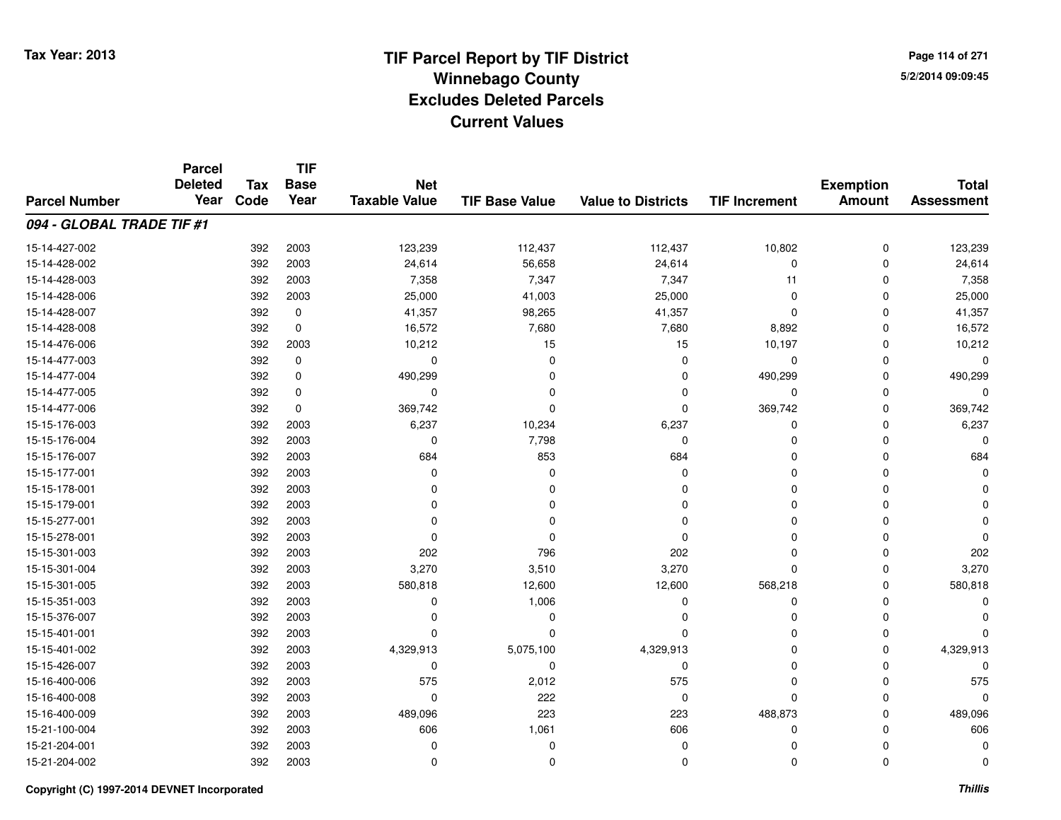# TIF Parcel Report by TIF District
## Winnebago County
## Excludes Deleted Parcels
## Current Values

Tax Year: 2013

5/2/2014 09:09:45

| Parcel Number | Parcel Deleted Year | Tax Code | TIF Base Year | Net Taxable Value | TIF Base Value | Value to Districts | TIF Increment | Exemption Amount | Total Assessment |
|---|---|---|---|---|---|---|---|---|---|
| ***094 - GLOBAL TRADE TIF #1*** | | | | | | | | | |
| 15-14-427-002 | | 392 | 2003 | 123,239 | 112,437 | 112,437 | 10,802 | 0 | 123,239 |
| 15-14-428-002 | | 392 | 2003 | 24,614 | 56,658 | 24,614 | 0 | 0 | 24,614 |
| 15-14-428-003 | | 392 | 2003 | 7,358 | 7,347 | 7,347 | 11 | 0 | 7,358 |
| 15-14-428-006 | | 392 | 2003 | 25,000 | 41,003 | 25,000 | 0 | 0 | 25,000 |
| 15-14-428-007 | | 392 | 0 | 41,357 | 98,265 | 41,357 | 0 | 0 | 41,357 |
| 15-14-428-008 | | 392 | 0 | 16,572 | 7,680 | 7,680 | 8,892 | 0 | 16,572 |
| 15-14-476-006 | | 392 | 2003 | 10,212 | 15 | 15 | 10,197 | 0 | 10,212 |
| 15-14-477-003 | | 392 | 0 | 0 | 0 | 0 | 0 | 0 | 0 |
| 15-14-477-004 | | 392 | 0 | 490,299 | 0 | 0 | 490,299 | 0 | 490,299 |
| 15-14-477-005 | | 392 | 0 | 0 | 0 | 0 | 0 | 0 | 0 |
| 15-14-477-006 | | 392 | 0 | 369,742 | 0 | 0 | 369,742 | 0 | 369,742 |
| 15-15-176-003 | | 392 | 2003 | 6,237 | 10,234 | 6,237 | 0 | 0 | 6,237 |
| 15-15-176-004 | | 392 | 2003 | 0 | 7,798 | 0 | 0 | 0 | 0 |
| 15-15-176-007 | | 392 | 2003 | 684 | 853 | 684 | 0 | 0 | 684 |
| 15-15-177-001 | | 392 | 2003 | 0 | 0 | 0 | 0 | 0 | 0 |
| 15-15-178-001 | | 392 | 2003 | 0 | 0 | 0 | 0 | 0 | 0 |
| 15-15-179-001 | | 392 | 2003 | 0 | 0 | 0 | 0 | 0 | 0 |
| 15-15-277-001 | | 392 | 2003 | 0 | 0 | 0 | 0 | 0 | 0 |
| 15-15-278-001 | | 392 | 2003 | 0 | 0 | 0 | 0 | 0 | 0 |
| 15-15-301-003 | | 392 | 2003 | 202 | 796 | 202 | 0 | 0 | 202 |
| 15-15-301-004 | | 392 | 2003 | 3,270 | 3,510 | 3,270 | 0 | 0 | 3,270 |
| 15-15-301-005 | | 392 | 2003 | 580,818 | 12,600 | 12,600 | 568,218 | 0 | 580,818 |
| 15-15-351-003 | | 392 | 2003 | 0 | 1,006 | 0 | 0 | 0 | 0 |
| 15-15-376-007 | | 392 | 2003 | 0 | 0 | 0 | 0 | 0 | 0 |
| 15-15-401-001 | | 392 | 2003 | 0 | 0 | 0 | 0 | 0 | 0 |
| 15-15-401-002 | | 392 | 2003 | 4,329,913 | 5,075,100 | 4,329,913 | 0 | 0 | 4,329,913 |
| 15-15-426-007 | | 392 | 2003 | 0 | 0 | 0 | 0 | 0 | 0 |
| 15-16-400-006 | | 392 | 2003 | 575 | 2,012 | 575 | 0 | 0 | 575 |
| 15-16-400-008 | | 392 | 2003 | 0 | 222 | 0 | 0 | 0 | 0 |
| 15-16-400-009 | | 392 | 2003 | 489,096 | 223 | 223 | 488,873 | 0 | 489,096 |
| 15-21-100-004 | | 392 | 2003 | 606 | 1,061 | 606 | 0 | 0 | 606 |
| 15-21-204-001 | | 392 | 2003 | 0 | 0 | 0 | 0 | 0 | 0 |
| 15-21-204-002 | | 392 | 2003 | 0 | 0 | 0 | 0 | 0 | 0 |

Copyright (C) 1997-2014 DEVNET Incorporated

*Thillis*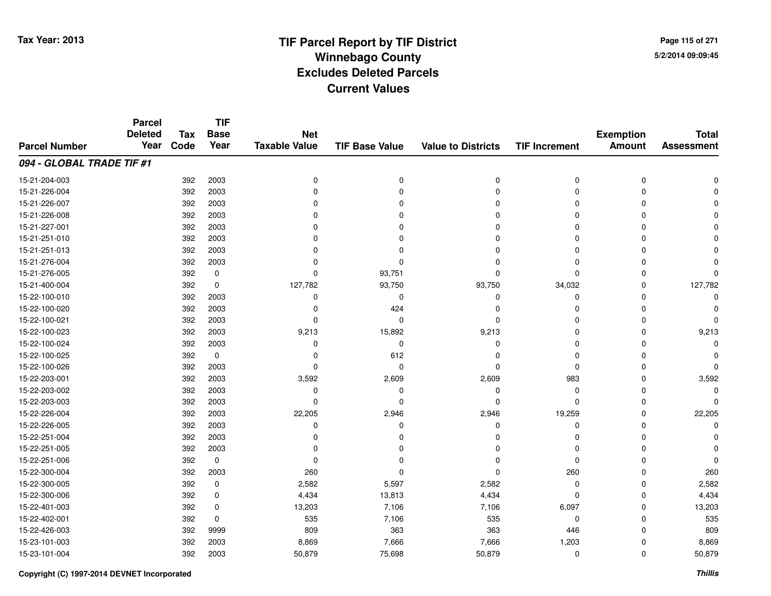**Tax Year: 2013**

# TIF Parcel Report by TIF District
## Winnebago County
## Excludes Deleted Parcels
## Current Values

5/2/2014 09:09:45

| Parcel Number | Parcel Deleted Year | Tax Code | TIF Base Year | Net Taxable Value | TIF Base Value | Value to Districts | TIF Increment | Exemption Amount | Total Assessment |
|---|---|---|---|---|---|---|---|---|---|
| ***094 - GLOBAL TRADE TIF #1*** | | | | | | | | | |
| 15-21-204-003 | | 392 | 2003 | 0 | 0 | 0 | 0 | 0 | 0 |
| 15-21-226-004 | | 392 | 2003 | 0 | 0 | 0 | 0 | 0 | 0 |
| 15-21-226-007 | | 392 | 2003 | 0 | 0 | 0 | 0 | 0 | 0 |
| 15-21-226-008 | | 392 | 2003 | 0 | 0 | 0 | 0 | 0 | 0 |
| 15-21-227-001 | | 392 | 2003 | 0 | 0 | 0 | 0 | 0 | 0 |
| 15-21-251-010 | | 392 | 2003 | 0 | 0 | 0 | 0 | 0 | 0 |
| 15-21-251-013 | | 392 | 2003 | 0 | 0 | 0 | 0 | 0 | 0 |
| 15-21-276-004 | | 392 | 2003 | 0 | 0 | 0 | 0 | 0 | 0 |
| 15-21-276-005 | | 392 | 0 | 0 | 93,751 | 0 | 0 | 0 | 0 |
| 15-21-400-004 | | 392 | 0 | 127,782 | 93,750 | 93,750 | 34,032 | 0 | 127,782 |
| 15-22-100-010 | | 392 | 2003 | 0 | 0 | 0 | 0 | 0 | 0 |
| 15-22-100-020 | | 392 | 2003 | 0 | 424 | 0 | 0 | 0 | 0 |
| 15-22-100-021 | | 392 | 2003 | 0 | 0 | 0 | 0 | 0 | 0 |
| 15-22-100-023 | | 392 | 2003 | 9,213 | 15,892 | 9,213 | 0 | 0 | 9,213 |
| 15-22-100-024 | | 392 | 2003 | 0 | 0 | 0 | 0 | 0 | 0 |
| 15-22-100-025 | | 392 | 0 | 0 | 612 | 0 | 0 | 0 | 0 |
| 15-22-100-026 | | 392 | 2003 | 0 | 0 | 0 | 0 | 0 | 0 |
| 15-22-203-001 | | 392 | 2003 | 3,592 | 2,609 | 2,609 | 983 | 0 | 3,592 |
| 15-22-203-002 | | 392 | 2003 | 0 | 0 | 0 | 0 | 0 | 0 |
| 15-22-203-003 | | 392 | 2003 | 0 | 0 | 0 | 0 | 0 | 0 |
| 15-22-226-004 | | 392 | 2003 | 22,205 | 2,946 | 2,946 | 19,259 | 0 | 22,205 |
| 15-22-226-005 | | 392 | 2003 | 0 | 0 | 0 | 0 | 0 | 0 |
| 15-22-251-004 | | 392 | 2003 | 0 | 0 | 0 | 0 | 0 | 0 |
| 15-22-251-005 | | 392 | 2003 | 0 | 0 | 0 | 0 | 0 | 0 |
| 15-22-251-006 | | 392 | 0 | 0 | 0 | 0 | 0 | 0 | 0 |
| 15-22-300-004 | | 392 | 2003 | 260 | 0 | 0 | 260 | 0 | 260 |
| 15-22-300-005 | | 392 | 0 | 2,582 | 5,597 | 2,582 | 0 | 0 | 2,582 |
| 15-22-300-006 | | 392 | 0 | 4,434 | 13,813 | 4,434 | 0 | 0 | 4,434 |
| 15-22-401-003 | | 392 | 0 | 13,203 | 7,106 | 7,106 | 6,097 | 0 | 13,203 |
| 15-22-402-001 | | 392 | 0 | 535 | 7,106 | 535 | 0 | 0 | 535 |
| 15-22-426-003 | | 392 | 9999 | 809 | 363 | 363 | 446 | 0 | 809 |
| 15-23-101-003 | | 392 | 2003 | 8,869 | 7,666 | 7,666 | 1,203 | 0 | 8,869 |
| 15-23-101-004 | | 392 | 2003 | 50,879 | 75,698 | 50,879 | 0 | 0 | 50,879 |

Copyright (C) 1997-2014 DEVNET Incorporated

*Thillis*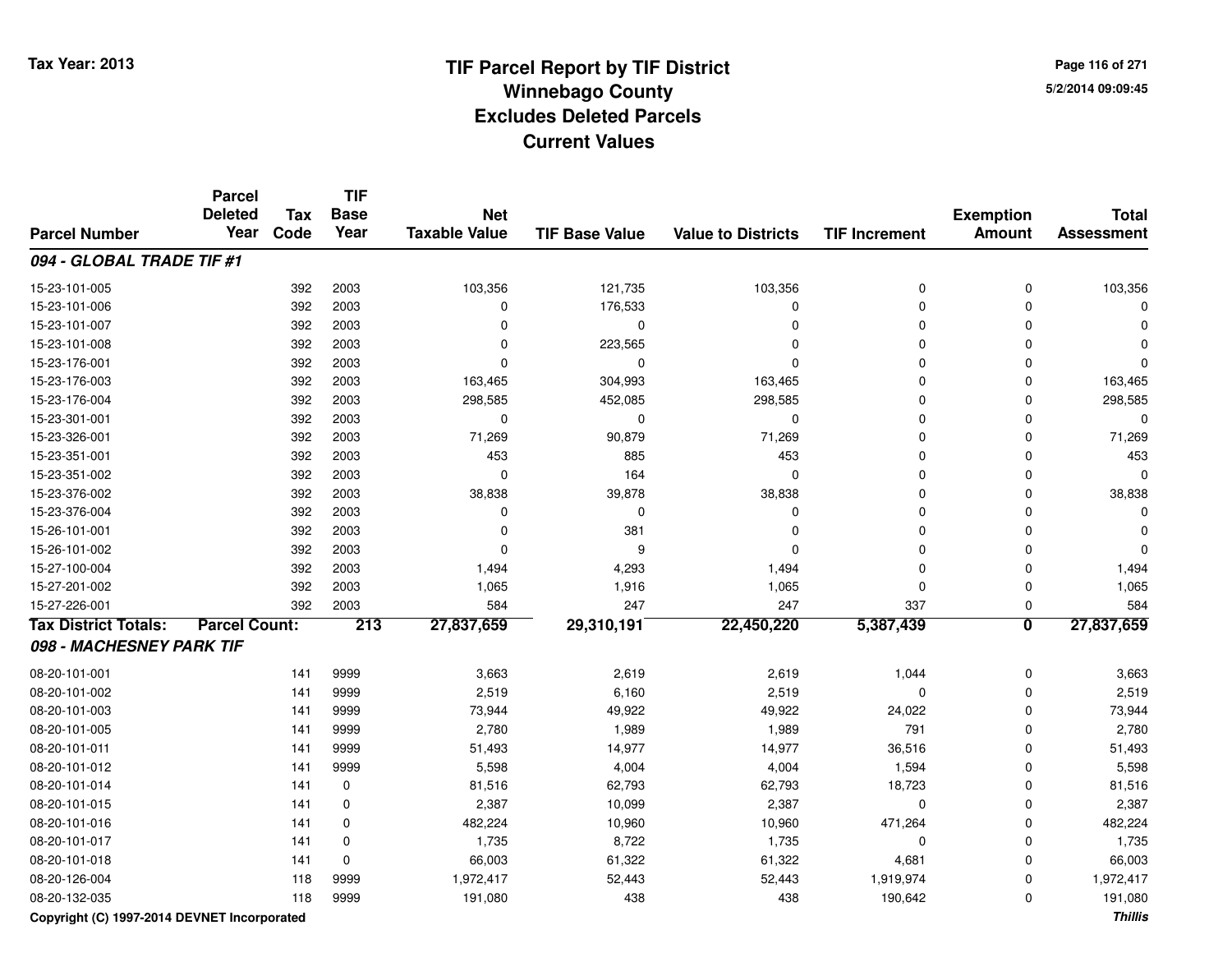# TIF Parcel Report by TIF District
# Winnebago County
# Excludes Deleted Parcels
# Current Values

Tax Year: 2013

5/2/2014 09:09:45

| Parcel Number | Parcel Deleted Year | Tax Code | TIF Base Year | Net Taxable Value | TIF Base Value | Value to Districts | TIF Increment | Exemption Amount | Total Assessment |
|---|---|---|---|---|---|---|---|---|---|
| ***094 - GLOBAL TRADE TIF #1*** | | | | | | | | | |
| 15-23-101-005 | | 392 | 2003 | 103,356 | 121,735 | 103,356 | 0 | 0 | 103,356 |
| 15-23-101-006 | | 392 | 2003 | 0 | 176,533 | 0 | 0 | 0 | 0 |
| 15-23-101-007 | | 392 | 2003 | 0 | 0 | 0 | 0 | 0 | 0 |
| 15-23-101-008 | | 392 | 2003 | 0 | 223,565 | 0 | 0 | 0 | 0 |
| 15-23-176-001 | | 392 | 2003 | 0 | 0 | 0 | 0 | 0 | 0 |
| 15-23-176-003 | | 392 | 2003 | 163,465 | 304,993 | 163,465 | 0 | 0 | 163,465 |
| 15-23-176-004 | | 392 | 2003 | 298,585 | 452,085 | 298,585 | 0 | 0 | 298,585 |
| 15-23-301-001 | | 392 | 2003 | 0 | 0 | 0 | 0 | 0 | 0 |
| 15-23-326-001 | | 392 | 2003 | 71,269 | 90,879 | 71,269 | 0 | 0 | 71,269 |
| 15-23-351-001 | | 392 | 2003 | 453 | 885 | 453 | 0 | 0 | 453 |
| 15-23-351-002 | | 392 | 2003 | 0 | 164 | 0 | 0 | 0 | 0 |
| 15-23-376-002 | | 392 | 2003 | 38,838 | 39,878 | 38,838 | 0 | 0 | 38,838 |
| 15-23-376-004 | | 392 | 2003 | 0 | 0 | 0 | 0 | 0 | 0 |
| 15-26-101-001 | | 392 | 2003 | 0 | 381 | 0 | 0 | 0 | 0 |
| 15-26-101-002 | | 392 | 2003 | 0 | 9 | 0 | 0 | 0 | 0 |
| 15-27-100-004 | | 392 | 2003 | 1,494 | 4,293 | 1,494 | 0 | 0 | 1,494 |
| 15-27-201-002 | | 392 | 2003 | 1,065 | 1,916 | 1,065 | 0 | 0 | 1,065 |
| 15-27-226-001 | | 392 | 2003 | 584 | 247 | 247 | 337 | 0 | 584 |
| **Tax District Totals:** | **Parcel Count:** | | **213** | **27,837,659** | **29,310,191** | **22,450,220** | **5,387,439** | **0** | **27,837,659** |
| ***098 - MACHESNEY PARK TIF*** | | | | | | | | | |
| 08-20-101-001 | | 141 | 9999 | 3,663 | 2,619 | 2,619 | 1,044 | 0 | 3,663 |
| 08-20-101-002 | | 141 | 9999 | 2,519 | 6,160 | 2,519 | 0 | 0 | 2,519 |
| 08-20-101-003 | | 141 | 9999 | 73,944 | 49,922 | 49,922 | 24,022 | 0 | 73,944 |
| 08-20-101-005 | | 141 | 9999 | 2,780 | 1,989 | 1,989 | 791 | 0 | 2,780 |
| 08-20-101-011 | | 141 | 9999 | 51,493 | 14,977 | 14,977 | 36,516 | 0 | 51,493 |
| 08-20-101-012 | | 141 | 9999 | 5,598 | 4,004 | 4,004 | 1,594 | 0 | 5,598 |
| 08-20-101-014 | | 141 | 0 | 81,516 | 62,793 | 62,793 | 18,723 | 0 | 81,516 |
| 08-20-101-015 | | 141 | 0 | 2,387 | 10,099 | 2,387 | 0 | 0 | 2,387 |
| 08-20-101-016 | | 141 | 0 | 482,224 | 10,960 | 10,960 | 471,264 | 0 | 482,224 |
| 08-20-101-017 | | 141 | 0 | 1,735 | 8,722 | 1,735 | 0 | 0 | 1,735 |
| 08-20-101-018 | | 141 | 0 | 66,003 | 61,322 | 61,322 | 4,681 | 0 | 66,003 |
| 08-20-126-004 | | 118 | 9999 | 1,972,417 | 52,443 | 52,443 | 1,919,974 | 0 | 1,972,417 |
| 08-20-132-035 | | 118 | 9999 | 191,080 | 438 | 438 | 190,642 | 0 | 191,080 |

Copyright (C) 1997-2014 DEVNET Incorporated

*Thillis*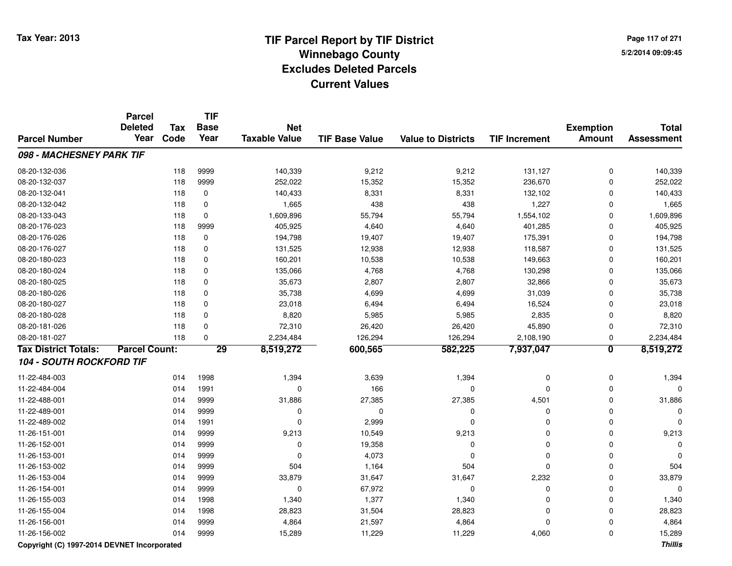**Tax Year: 2013**

# TIF Parcel Report by TIF District
## Winnebago County
## Excludes Deleted Parcels
## Current Values

5/2/2014 09:09:45

| Parcel Number | Parcel Deleted Year | Tax Code | TIF Base Year | Net Taxable Value | TIF Base Value | Value to Districts | TIF Increment | Exemption Amount | Total Assessment |
|---|---|---|---|---|---|---|---|---|---|
| ***098 - MACHESNEY PARK TIF*** | | | | | | | | | |
| 08-20-132-036 | | 118 | 9999 | 140,339 | 9,212 | 9,212 | 131,127 | 0 | 140,339 |
| 08-20-132-037 | | 118 | 9999 | 252,022 | 15,352 | 15,352 | 236,670 | 0 | 252,022 |
| 08-20-132-041 | | 118 | 0 | 140,433 | 8,331 | 8,331 | 132,102 | 0 | 140,433 |
| 08-20-132-042 | | 118 | 0 | 1,665 | 438 | 438 | 1,227 | 0 | 1,665 |
| 08-20-133-043 | | 118 | 0 | 1,609,896 | 55,794 | 55,794 | 1,554,102 | 0 | 1,609,896 |
| 08-20-176-023 | | 118 | 9999 | 405,925 | 4,640 | 4,640 | 401,285 | 0 | 405,925 |
| 08-20-176-026 | | 118 | 0 | 194,798 | 19,407 | 19,407 | 175,391 | 0 | 194,798 |
| 08-20-176-027 | | 118 | 0 | 131,525 | 12,938 | 12,938 | 118,587 | 0 | 131,525 |
| 08-20-180-023 | | 118 | 0 | 160,201 | 10,538 | 10,538 | 149,663 | 0 | 160,201 |
| 08-20-180-024 | | 118 | 0 | 135,066 | 4,768 | 4,768 | 130,298 | 0 | 135,066 |
| 08-20-180-025 | | 118 | 0 | 35,673 | 2,807 | 2,807 | 32,866 | 0 | 35,673 |
| 08-20-180-026 | | 118 | 0 | 35,738 | 4,699 | 4,699 | 31,039 | 0 | 35,738 |
| 08-20-180-027 | | 118 | 0 | 23,018 | 6,494 | 6,494 | 16,524 | 0 | 23,018 |
| 08-20-180-028 | | 118 | 0 | 8,820 | 5,985 | 5,985 | 2,835 | 0 | 8,820 |
| 08-20-181-026 | | 118 | 0 | 72,310 | 26,420 | 26,420 | 45,890 | 0 | 72,310 |
| 08-20-181-027 | | 118 | 0 | 2,234,484 | 126,294 | 126,294 | 2,108,190 | 0 | 2,234,484 |
| **Tax District Totals:** | **Parcel Count:** | | **29** | **8,519,272** | **600,565** | **582,225** | **7,937,047** | **0** | **8,519,272** |
| ***104 - SOUTH ROCKFORD TIF*** | | | | | | | | | |
| 11-22-484-003 | | 014 | 1998 | 1,394 | 3,639 | 1,394 | 0 | 0 | 1,394 |
| 11-22-484-004 | | 014 | 1991 | 0 | 166 | 0 | 0 | 0 | 0 |
| 11-22-488-001 | | 014 | 9999 | 31,886 | 27,385 | 27,385 | 4,501 | 0 | 31,886 |
| 11-22-489-001 | | 014 | 9999 | 0 | 0 | 0 | 0 | 0 | 0 |
| 11-22-489-002 | | 014 | 1991 | 0 | 2,999 | 0 | 0 | 0 | 0 |
| 11-26-151-001 | | 014 | 9999 | 9,213 | 10,549 | 9,213 | 0 | 0 | 9,213 |
| 11-26-152-001 | | 014 | 9999 | 0 | 19,358 | 0 | 0 | 0 | 0 |
| 11-26-153-001 | | 014 | 9999 | 0 | 4,073 | 0 | 0 | 0 | 0 |
| 11-26-153-002 | | 014 | 9999 | 504 | 1,164 | 504 | 0 | 0 | 504 |
| 11-26-153-004 | | 014 | 9999 | 33,879 | 31,647 | 31,647 | 2,232 | 0 | 33,879 |
| 11-26-154-001 | | 014 | 9999 | 0 | 67,972 | 0 | 0 | 0 | 0 |
| 11-26-155-003 | | 014 | 1998 | 1,340 | 1,377 | 1,340 | 0 | 0 | 1,340 |
| 11-26-155-004 | | 014 | 1998 | 28,823 | 31,504 | 28,823 | 0 | 0 | 28,823 |
| 11-26-156-001 | | 014 | 9999 | 4,864 | 21,597 | 4,864 | 0 | 0 | 4,864 |
| 11-26-156-002 | | 014 | 9999 | 15,289 | 11,229 | 11,229 | 4,060 | 0 | 15,289 |

Copyright (C) 1997-2014 DEVNET Incorporated

*Thillis*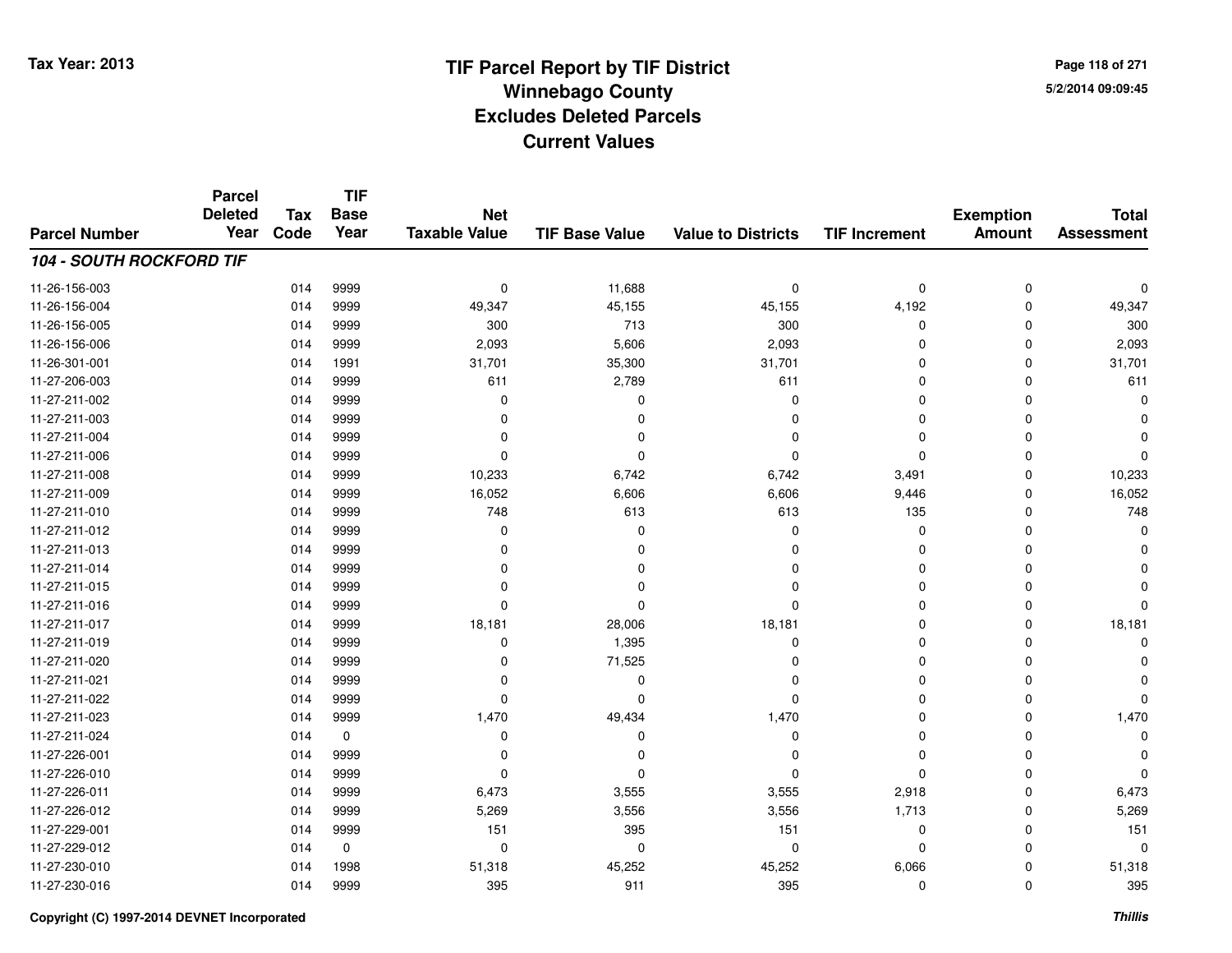# TIF Parcel Report by TIF District
## Winnebago County
## Excludes Deleted Parcels
## Current Values

Tax Year: 2013

5/2/2014 09:09:45

| Parcel Number | Parcel Deleted Year | Tax Code | TIF Base Year | Net Taxable Value | TIF Base Value | Value to Districts | TIF Increment | Exemption Amount | Total Assessment |
|---|---|---|---|---|---|---|---|---|---|
| ***104 - SOUTH ROCKFORD TIF*** | | | | | | | | | |
| 11-26-156-003 | | 014 | 9999 | 0 | 11,688 | 0 | 0 | 0 | 0 |
| 11-26-156-004 | | 014 | 9999 | 49,347 | 45,155 | 45,155 | 4,192 | 0 | 49,347 |
| 11-26-156-005 | | 014 | 9999 | 300 | 713 | 300 | 0 | 0 | 300 |
| 11-26-156-006 | | 014 | 9999 | 2,093 | 5,606 | 2,093 | 0 | 0 | 2,093 |
| 11-26-301-001 | | 014 | 1991 | 31,701 | 35,300 | 31,701 | 0 | 0 | 31,701 |
| 11-27-206-003 | | 014 | 9999 | 611 | 2,789 | 611 | 0 | 0 | 611 |
| 11-27-211-002 | | 014 | 9999 | 0 | 0 | 0 | 0 | 0 | 0 |
| 11-27-211-003 | | 014 | 9999 | 0 | 0 | 0 | 0 | 0 | 0 |
| 11-27-211-004 | | 014 | 9999 | 0 | 0 | 0 | 0 | 0 | 0 |
| 11-27-211-006 | | 014 | 9999 | 0 | 0 | 0 | 0 | 0 | 0 |
| 11-27-211-008 | | 014 | 9999 | 10,233 | 6,742 | 6,742 | 3,491 | 0 | 10,233 |
| 11-27-211-009 | | 014 | 9999 | 16,052 | 6,606 | 6,606 | 9,446 | 0 | 16,052 |
| 11-27-211-010 | | 014 | 9999 | 748 | 613 | 613 | 135 | 0 | 748 |
| 11-27-211-012 | | 014 | 9999 | 0 | 0 | 0 | 0 | 0 | 0 |
| 11-27-211-013 | | 014 | 9999 | 0 | 0 | 0 | 0 | 0 | 0 |
| 11-27-211-014 | | 014 | 9999 | 0 | 0 | 0 | 0 | 0 | 0 |
| 11-27-211-015 | | 014 | 9999 | 0 | 0 | 0 | 0 | 0 | 0 |
| 11-27-211-016 | | 014 | 9999 | 0 | 0 | 0 | 0 | 0 | 0 |
| 11-27-211-017 | | 014 | 9999 | 18,181 | 28,006 | 18,181 | 0 | 0 | 18,181 |
| 11-27-211-019 | | 014 | 9999 | 0 | 1,395 | 0 | 0 | 0 | 0 |
| 11-27-211-020 | | 014 | 9999 | 0 | 71,525 | 0 | 0 | 0 | 0 |
| 11-27-211-021 | | 014 | 9999 | 0 | 0 | 0 | 0 | 0 | 0 |
| 11-27-211-022 | | 014 | 9999 | 0 | 0 | 0 | 0 | 0 | 0 |
| 11-27-211-023 | | 014 | 9999 | 1,470 | 49,434 | 1,470 | 0 | 0 | 1,470 |
| 11-27-211-024 | | 014 | 0 | 0 | 0 | 0 | 0 | 0 | 0 |
| 11-27-226-001 | | 014 | 9999 | 0 | 0 | 0 | 0 | 0 | 0 |
| 11-27-226-010 | | 014 | 9999 | 0 | 0 | 0 | 0 | 0 | 0 |
| 11-27-226-011 | | 014 | 9999 | 6,473 | 3,555 | 3,555 | 2,918 | 0 | 6,473 |
| 11-27-226-012 | | 014 | 9999 | 5,269 | 3,556 | 3,556 | 1,713 | 0 | 5,269 |
| 11-27-229-001 | | 014 | 9999 | 151 | 395 | 151 | 0 | 0 | 151 |
| 11-27-229-012 | | 014 | 0 | 0 | 0 | 0 | 0 | 0 | 0 |
| 11-27-230-010 | | 014 | 1998 | 51,318 | 45,252 | 45,252 | 6,066 | 0 | 51,318 |
| 11-27-230-016 | | 014 | 9999 | 395 | 911 | 395 | 0 | 0 | 395 |

Copyright (C) 1997-2014 DEVNET Incorporated

*Thillis*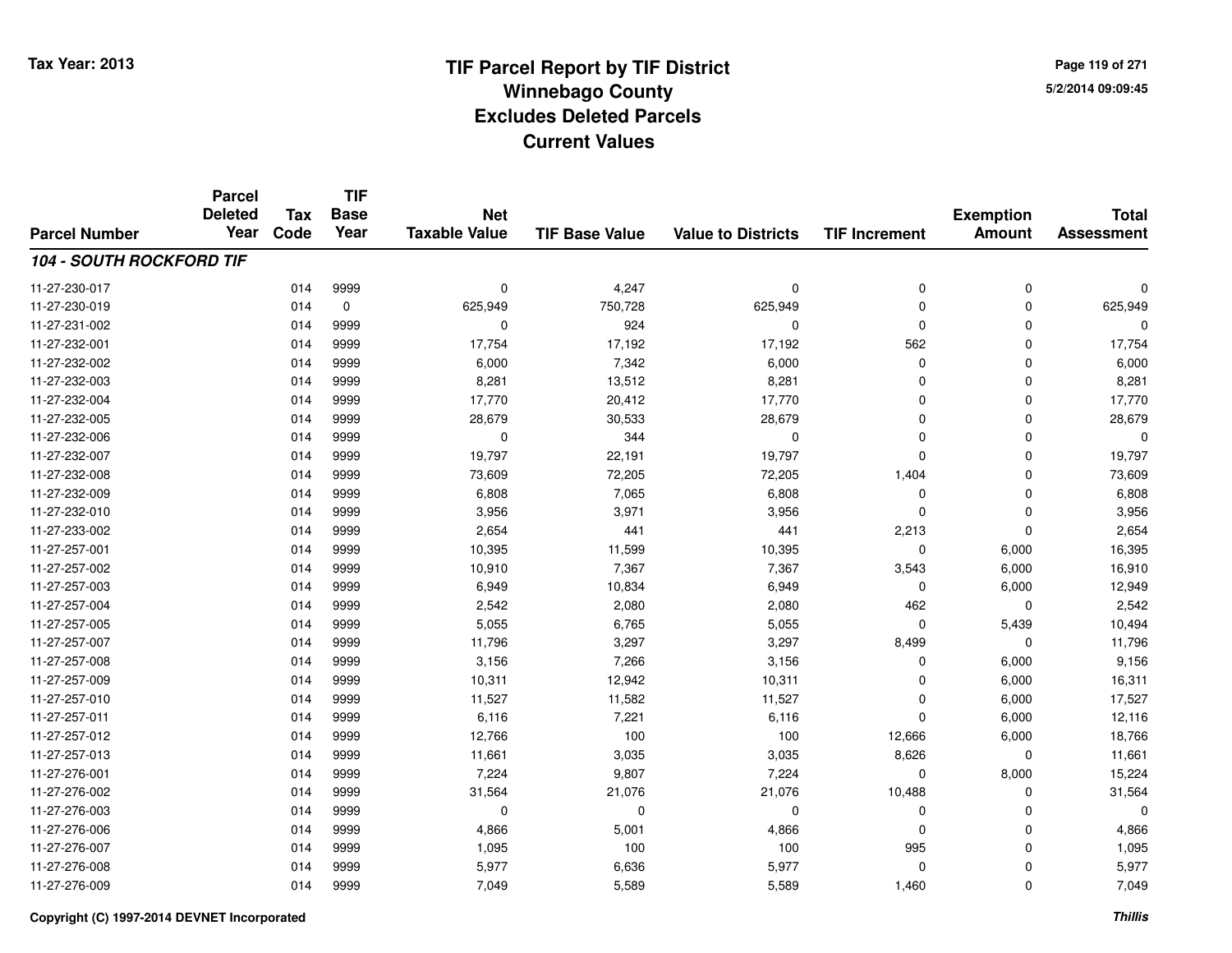# TIF Parcel Report by TIF District
## Winnebago County
## Excludes Deleted Parcels
## Current Values

Tax Year: 2013

| Parcel Number | Parcel Deleted Year | Tax Code | TIF Base Year | Net Taxable Value | TIF Base Value | Value to Districts | TIF Increment | Exemption Amount | Total Assessment |
|---|---|---|---|---|---|---|---|---|---|
| ***104 - SOUTH ROCKFORD TIF*** | | | | | | | | | |
| 11-27-230-017 | | 014 | 9999 | 0 | 4,247 | 0 | 0 | 0 | 0 |
| 11-27-230-019 | | 014 | 0 | 625,949 | 750,728 | 625,949 | 0 | 0 | 625,949 |
| 11-27-231-002 | | 014 | 9999 | 0 | 924 | 0 | 0 | 0 | 0 |
| 11-27-232-001 | | 014 | 9999 | 17,754 | 17,192 | 17,192 | 562 | 0 | 17,754 |
| 11-27-232-002 | | 014 | 9999 | 6,000 | 7,342 | 6,000 | 0 | 0 | 6,000 |
| 11-27-232-003 | | 014 | 9999 | 8,281 | 13,512 | 8,281 | 0 | 0 | 8,281 |
| 11-27-232-004 | | 014 | 9999 | 17,770 | 20,412 | 17,770 | 0 | 0 | 17,770 |
| 11-27-232-005 | | 014 | 9999 | 28,679 | 30,533 | 28,679 | 0 | 0 | 28,679 |
| 11-27-232-006 | | 014 | 9999 | 0 | 344 | 0 | 0 | 0 | 0 |
| 11-27-232-007 | | 014 | 9999 | 19,797 | 22,191 | 19,797 | 0 | 0 | 19,797 |
| 11-27-232-008 | | 014 | 9999 | 73,609 | 72,205 | 72,205 | 1,404 | 0 | 73,609 |
| 11-27-232-009 | | 014 | 9999 | 6,808 | 7,065 | 6,808 | 0 | 0 | 6,808 |
| 11-27-232-010 | | 014 | 9999 | 3,956 | 3,971 | 3,956 | 0 | 0 | 3,956 |
| 11-27-233-002 | | 014 | 9999 | 2,654 | 441 | 441 | 2,213 | 0 | 2,654 |
| 11-27-257-001 | | 014 | 9999 | 10,395 | 11,599 | 10,395 | 0 | 6,000 | 16,395 |
| 11-27-257-002 | | 014 | 9999 | 10,910 | 7,367 | 7,367 | 3,543 | 6,000 | 16,910 |
| 11-27-257-003 | | 014 | 9999 | 6,949 | 10,834 | 6,949 | 0 | 6,000 | 12,949 |
| 11-27-257-004 | | 014 | 9999 | 2,542 | 2,080 | 2,080 | 462 | 0 | 2,542 |
| 11-27-257-005 | | 014 | 9999 | 5,055 | 6,765 | 5,055 | 0 | 5,439 | 10,494 |
| 11-27-257-007 | | 014 | 9999 | 11,796 | 3,297 | 3,297 | 8,499 | 0 | 11,796 |
| 11-27-257-008 | | 014 | 9999 | 3,156 | 7,266 | 3,156 | 0 | 6,000 | 9,156 |
| 11-27-257-009 | | 014 | 9999 | 10,311 | 12,942 | 10,311 | 0 | 6,000 | 16,311 |
| 11-27-257-010 | | 014 | 9999 | 11,527 | 11,582 | 11,527 | 0 | 6,000 | 17,527 |
| 11-27-257-011 | | 014 | 9999 | 6,116 | 7,221 | 6,116 | 0 | 6,000 | 12,116 |
| 11-27-257-012 | | 014 | 9999 | 12,766 | 100 | 100 | 12,666 | 6,000 | 18,766 |
| 11-27-257-013 | | 014 | 9999 | 11,661 | 3,035 | 3,035 | 8,626 | 0 | 11,661 |
| 11-27-276-001 | | 014 | 9999 | 7,224 | 9,807 | 7,224 | 0 | 8,000 | 15,224 |
| 11-27-276-002 | | 014 | 9999 | 31,564 | 21,076 | 21,076 | 10,488 | 0 | 31,564 |
| 11-27-276-003 | | 014 | 9999 | 0 | 0 | 0 | 0 | 0 | 0 |
| 11-27-276-006 | | 014 | 9999 | 4,866 | 5,001 | 4,866 | 0 | 0 | 4,866 |
| 11-27-276-007 | | 014 | 9999 | 1,095 | 100 | 100 | 995 | 0 | 1,095 |
| 11-27-276-008 | | 014 | 9999 | 5,977 | 6,636 | 5,977 | 0 | 0 | 5,977 |
| 11-27-276-009 | | 014 | 9999 | 7,049 | 5,589 | 5,589 | 1,460 | 0 | 7,049 |

Copyright (C) 1997-2014 DEVNET Incorporated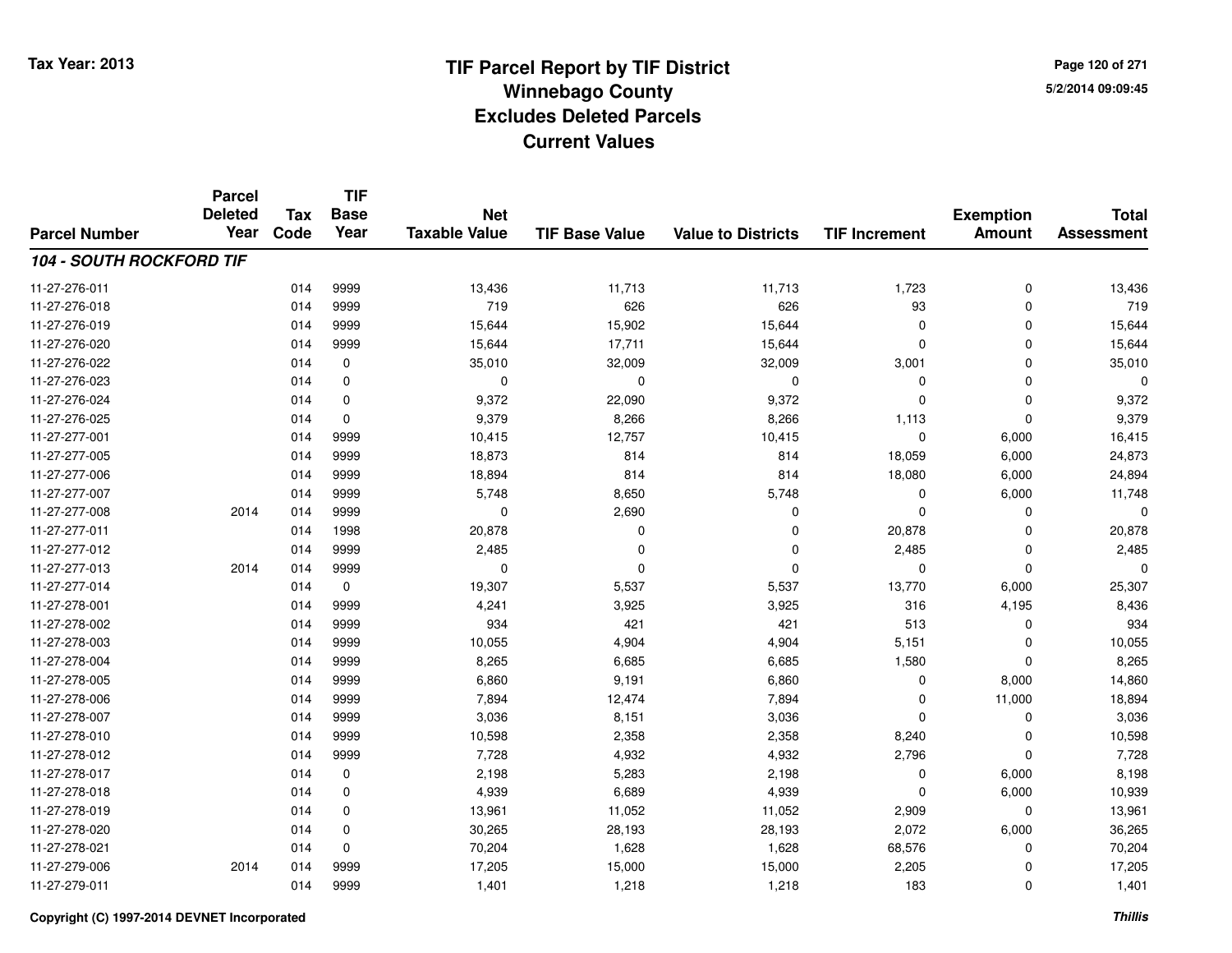# TIF Parcel Report by TIF District
# Winnebago County
# Excludes Deleted Parcels
# Current Values

Tax Year: 2013

5/2/2014 09:09:45

| Parcel Number | Parcel Deleted Year | Tax Code | TIF Base Year | Net Taxable Value | TIF Base Value | Value to Districts | TIF Increment | Exemption Amount | Total Assessment |
|---|---|---|---|---|---|---|---|---|---|
| ***104 - SOUTH ROCKFORD TIF*** | | | | | | | | | |
| 11-27-276-011 | | 014 | 9999 | 13,436 | 11,713 | 11,713 | 1,723 | 0 | 13,436 |
| 11-27-276-018 | | 014 | 9999 | 719 | 626 | 626 | 93 | 0 | 719 |
| 11-27-276-019 | | 014 | 9999 | 15,644 | 15,902 | 15,644 | 0 | 0 | 15,644 |
| 11-27-276-020 | | 014 | 9999 | 15,644 | 17,711 | 15,644 | 0 | 0 | 15,644 |
| 11-27-276-022 | | 014 | 0 | 35,010 | 32,009 | 32,009 | 3,001 | 0 | 35,010 |
| 11-27-276-023 | | 014 | 0 | 0 | 0 | 0 | 0 | 0 | 0 |
| 11-27-276-024 | | 014 | 0 | 9,372 | 22,090 | 9,372 | 0 | 0 | 9,372 |
| 11-27-276-025 | | 014 | 0 | 9,379 | 8,266 | 8,266 | 1,113 | 0 | 9,379 |
| 11-27-277-001 | | 014 | 9999 | 10,415 | 12,757 | 10,415 | 0 | 6,000 | 16,415 |
| 11-27-277-005 | | 014 | 9999 | 18,873 | 814 | 814 | 18,059 | 6,000 | 24,873 |
| 11-27-277-006 | | 014 | 9999 | 18,894 | 814 | 814 | 18,080 | 6,000 | 24,894 |
| 11-27-277-007 | | 014 | 9999 | 5,748 | 8,650 | 5,748 | 0 | 6,000 | 11,748 |
| 11-27-277-008 | 2014 | 014 | 9999 | 0 | 2,690 | 0 | 0 | 0 | 0 |
| 11-27-277-011 | | 014 | 1998 | 20,878 | 0 | 0 | 20,878 | 0 | 20,878 |
| 11-27-277-012 | | 014 | 9999 | 2,485 | 0 | 0 | 2,485 | 0 | 2,485 |
| 11-27-277-013 | 2014 | 014 | 9999 | 0 | 0 | 0 | 0 | 0 | 0 |
| 11-27-277-014 | | 014 | 0 | 19,307 | 5,537 | 5,537 | 13,770 | 6,000 | 25,307 |
| 11-27-278-001 | | 014 | 9999 | 4,241 | 3,925 | 3,925 | 316 | 4,195 | 8,436 |
| 11-27-278-002 | | 014 | 9999 | 934 | 421 | 421 | 513 | 0 | 934 |
| 11-27-278-003 | | 014 | 9999 | 10,055 | 4,904 | 4,904 | 5,151 | 0 | 10,055 |
| 11-27-278-004 | | 014 | 9999 | 8,265 | 6,685 | 6,685 | 1,580 | 0 | 8,265 |
| 11-27-278-005 | | 014 | 9999 | 6,860 | 9,191 | 6,860 | 0 | 8,000 | 14,860 |
| 11-27-278-006 | | 014 | 9999 | 7,894 | 12,474 | 7,894 | 0 | 11,000 | 18,894 |
| 11-27-278-007 | | 014 | 9999 | 3,036 | 8,151 | 3,036 | 0 | 0 | 3,036 |
| 11-27-278-010 | | 014 | 9999 | 10,598 | 2,358 | 2,358 | 8,240 | 0 | 10,598 |
| 11-27-278-012 | | 014 | 9999 | 7,728 | 4,932 | 4,932 | 2,796 | 0 | 7,728 |
| 11-27-278-017 | | 014 | 0 | 2,198 | 5,283 | 2,198 | 0 | 6,000 | 8,198 |
| 11-27-278-018 | | 014 | 0 | 4,939 | 6,689 | 4,939 | 0 | 6,000 | 10,939 |
| 11-27-278-019 | | 014 | 0 | 13,961 | 11,052 | 11,052 | 2,909 | 0 | 13,961 |
| 11-27-278-020 | | 014 | 0 | 30,265 | 28,193 | 28,193 | 2,072 | 6,000 | 36,265 |
| 11-27-278-021 | | 014 | 0 | 70,204 | 1,628 | 1,628 | 68,576 | 0 | 70,204 |
| 11-27-279-006 | 2014 | 014 | 9999 | 17,205 | 15,000 | 15,000 | 2,205 | 0 | 17,205 |
| 11-27-279-011 | | 014 | 9999 | 1,401 | 1,218 | 1,218 | 183 | 0 | 1,401 |

Copyright (C) 1997-2014 DEVNET Incorporated

*Thillis*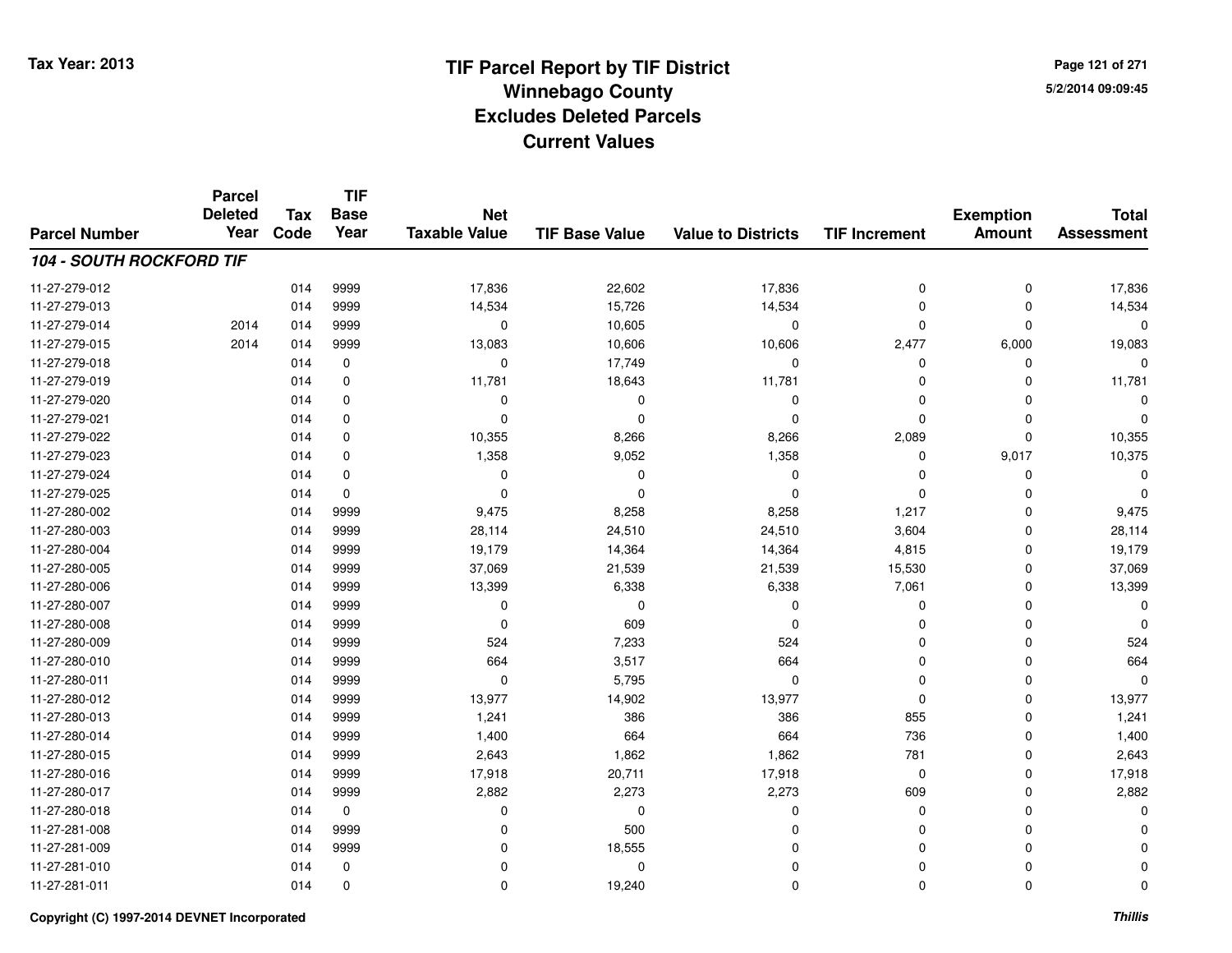Tax Year: 2013

# TIF Parcel Report by TIF District
## Winnebago County
## Excludes Deleted Parcels
## Current Values

5/2/2014 09:09:45

| Parcel Number | Parcel Deleted Year | Tax Code | TIF Base Year | Net Taxable Value | TIF Base Value | Value to Districts | TIF Increment | Exemption Amount | Total Assessment |
|---|---|---|---|---|---|---|---|---|---|
| ***104 - SOUTH ROCKFORD TIF*** | | | | | | | | | |
| 11-27-279-012 | | 014 | 9999 | 17,836 | 22,602 | 17,836 | 0 | 0 | 17,836 |
| 11-27-279-013 | | 014 | 9999 | 14,534 | 15,726 | 14,534 | 0 | 0 | 14,534 |
| 11-27-279-014 | 2014 | 014 | 9999 | 0 | 10,605 | 0 | 0 | 0 | 0 |
| 11-27-279-015 | 2014 | 014 | 9999 | 13,083 | 10,606 | 10,606 | 2,477 | 6,000 | 19,083 |
| 11-27-279-018 | | 014 | 0 | 0 | 17,749 | 0 | 0 | 0 | 0 |
| 11-27-279-019 | | 014 | 0 | 11,781 | 18,643 | 11,781 | 0 | 0 | 11,781 |
| 11-27-279-020 | | 014 | 0 | 0 | 0 | 0 | 0 | 0 | 0 |
| 11-27-279-021 | | 014 | 0 | 0 | 0 | 0 | 0 | 0 | 0 |
| 11-27-279-022 | | 014 | 0 | 10,355 | 8,266 | 8,266 | 2,089 | 0 | 10,355 |
| 11-27-279-023 | | 014 | 0 | 1,358 | 9,052 | 1,358 | 0 | 9,017 | 10,375 |
| 11-27-279-024 | | 014 | 0 | 0 | 0 | 0 | 0 | 0 | 0 |
| 11-27-279-025 | | 014 | 0 | 0 | 0 | 0 | 0 | 0 | 0 |
| 11-27-280-002 | | 014 | 9999 | 9,475 | 8,258 | 8,258 | 1,217 | 0 | 9,475 |
| 11-27-280-003 | | 014 | 9999 | 28,114 | 24,510 | 24,510 | 3,604 | 0 | 28,114 |
| 11-27-280-004 | | 014 | 9999 | 19,179 | 14,364 | 14,364 | 4,815 | 0 | 19,179 |
| 11-27-280-005 | | 014 | 9999 | 37,069 | 21,539 | 21,539 | 15,530 | 0 | 37,069 |
| 11-27-280-006 | | 014 | 9999 | 13,399 | 6,338 | 6,338 | 7,061 | 0 | 13,399 |
| 11-27-280-007 | | 014 | 9999 | 0 | 0 | 0 | 0 | 0 | 0 |
| 11-27-280-008 | | 014 | 9999 | 0 | 609 | 0 | 0 | 0 | 0 |
| 11-27-280-009 | | 014 | 9999 | 524 | 7,233 | 524 | 0 | 0 | 524 |
| 11-27-280-010 | | 014 | 9999 | 664 | 3,517 | 664 | 0 | 0 | 664 |
| 11-27-280-011 | | 014 | 9999 | 0 | 5,795 | 0 | 0 | 0 | 0 |
| 11-27-280-012 | | 014 | 9999 | 13,977 | 14,902 | 13,977 | 0 | 0 | 13,977 |
| 11-27-280-013 | | 014 | 9999 | 1,241 | 386 | 386 | 855 | 0 | 1,241 |
| 11-27-280-014 | | 014 | 9999 | 1,400 | 664 | 664 | 736 | 0 | 1,400 |
| 11-27-280-015 | | 014 | 9999 | 2,643 | 1,862 | 1,862 | 781 | 0 | 2,643 |
| 11-27-280-016 | | 014 | 9999 | 17,918 | 20,711 | 17,918 | 0 | 0 | 17,918 |
| 11-27-280-017 | | 014 | 9999 | 2,882 | 2,273 | 2,273 | 609 | 0 | 2,882 |
| 11-27-280-018 | | 014 | 0 | 0 | 0 | 0 | 0 | 0 | 0 |
| 11-27-281-008 | | 014 | 9999 | 0 | 500 | 0 | 0 | 0 | 0 |
| 11-27-281-009 | | 014 | 9999 | 0 | 18,555 | 0 | 0 | 0 | 0 |
| 11-27-281-010 | | 014 | 0 | 0 | 0 | 0 | 0 | 0 | 0 |
| 11-27-281-011 | | 014 | 0 | 0 | 19,240 | 0 | 0 | 0 | 0 |

Copyright (C) 1997-2014 DEVNET Incorporated

*Thillis*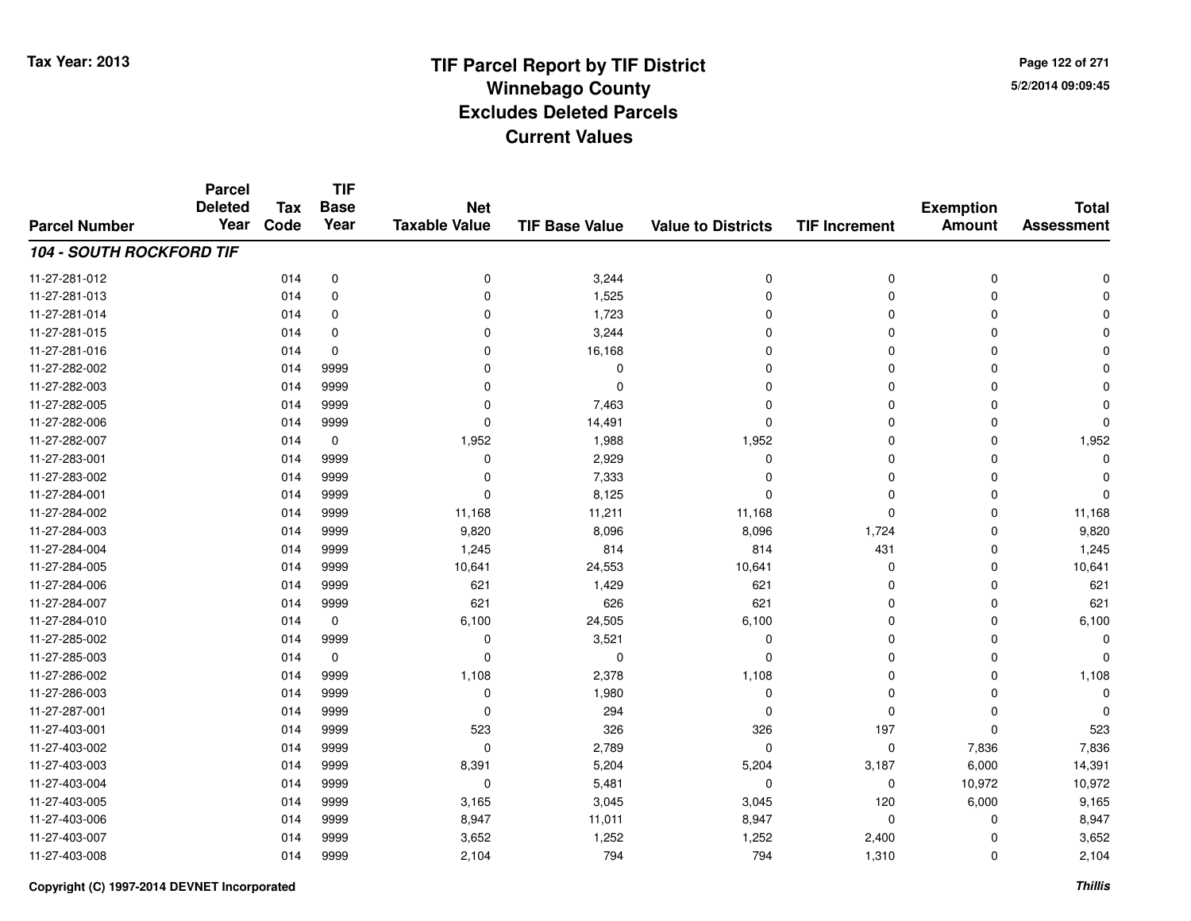# TIF Parcel Report by TIF District
## Winnebago County
## Excludes Deleted Parcels
## Current Values

Tax Year: 2013

5/2/2014 09:09:45

| Parcel Number | Parcel Deleted Year | Tax Code | TIF Base Year | Net Taxable Value | TIF Base Value | Value to Districts | TIF Increment | Exemption Amount | Total Assessment |
|---|---|---|---|---|---|---|---|---|---|
| ***104 - SOUTH ROCKFORD TIF*** | | | | | | | | | |
| 11-27-281-012 | | 014 | 0 | 0 | 3,244 | 0 | 0 | 0 | 0 |
| 11-27-281-013 | | 014 | 0 | 0 | 1,525 | 0 | 0 | 0 | 0 |
| 11-27-281-014 | | 014 | 0 | 0 | 1,723 | 0 | 0 | 0 | 0 |
| 11-27-281-015 | | 014 | 0 | 0 | 3,244 | 0 | 0 | 0 | 0 |
| 11-27-281-016 | | 014 | 0 | 0 | 16,168 | 0 | 0 | 0 | 0 |
| 11-27-282-002 | | 014 | 9999 | 0 | 0 | 0 | 0 | 0 | 0 |
| 11-27-282-003 | | 014 | 9999 | 0 | 0 | 0 | 0 | 0 | 0 |
| 11-27-282-005 | | 014 | 9999 | 0 | 7,463 | 0 | 0 | 0 | 0 |
| 11-27-282-006 | | 014 | 9999 | 0 | 14,491 | 0 | 0 | 0 | 0 |
| 11-27-282-007 | | 014 | 0 | 1,952 | 1,988 | 1,952 | 0 | 0 | 1,952 |
| 11-27-283-001 | | 014 | 9999 | 0 | 2,929 | 0 | 0 | 0 | 0 |
| 11-27-283-002 | | 014 | 9999 | 0 | 7,333 | 0 | 0 | 0 | 0 |
| 11-27-284-001 | | 014 | 9999 | 0 | 8,125 | 0 | 0 | 0 | 0 |
| 11-27-284-002 | | 014 | 9999 | 11,168 | 11,211 | 11,168 | 0 | 0 | 11,168 |
| 11-27-284-003 | | 014 | 9999 | 9,820 | 8,096 | 8,096 | 1,724 | 0 | 9,820 |
| 11-27-284-004 | | 014 | 9999 | 1,245 | 814 | 814 | 431 | 0 | 1,245 |
| 11-27-284-005 | | 014 | 9999 | 10,641 | 24,553 | 10,641 | 0 | 0 | 10,641 |
| 11-27-284-006 | | 014 | 9999 | 621 | 1,429 | 621 | 0 | 0 | 621 |
| 11-27-284-007 | | 014 | 9999 | 621 | 626 | 621 | 0 | 0 | 621 |
| 11-27-284-010 | | 014 | 0 | 6,100 | 24,505 | 6,100 | 0 | 0 | 6,100 |
| 11-27-285-002 | | 014 | 9999 | 0 | 3,521 | 0 | 0 | 0 | 0 |
| 11-27-285-003 | | 014 | 0 | 0 | 0 | 0 | 0 | 0 | 0 |
| 11-27-286-002 | | 014 | 9999 | 1,108 | 2,378 | 1,108 | 0 | 0 | 1,108 |
| 11-27-286-003 | | 014 | 9999 | 0 | 1,980 | 0 | 0 | 0 | 0 |
| 11-27-287-001 | | 014 | 9999 | 0 | 294 | 0 | 0 | 0 | 0 |
| 11-27-403-001 | | 014 | 9999 | 523 | 326 | 326 | 197 | 0 | 523 |
| 11-27-403-002 | | 014 | 9999 | 0 | 2,789 | 0 | 0 | 7,836 | 7,836 |
| 11-27-403-003 | | 014 | 9999 | 8,391 | 5,204 | 5,204 | 3,187 | 6,000 | 14,391 |
| 11-27-403-004 | | 014 | 9999 | 0 | 5,481 | 0 | 0 | 10,972 | 10,972 |
| 11-27-403-005 | | 014 | 9999 | 3,165 | 3,045 | 3,045 | 120 | 6,000 | 9,165 |
| 11-27-403-006 | | 014 | 9999 | 8,947 | 11,011 | 8,947 | 0 | 0 | 8,947 |
| 11-27-403-007 | | 014 | 9999 | 3,652 | 1,252 | 1,252 | 2,400 | 0 | 3,652 |
| 11-27-403-008 | | 014 | 9999 | 2,104 | 794 | 794 | 1,310 | 0 | 2,104 |

Copyright (C) 1997-2014 DEVNET Incorporated

*Thillis*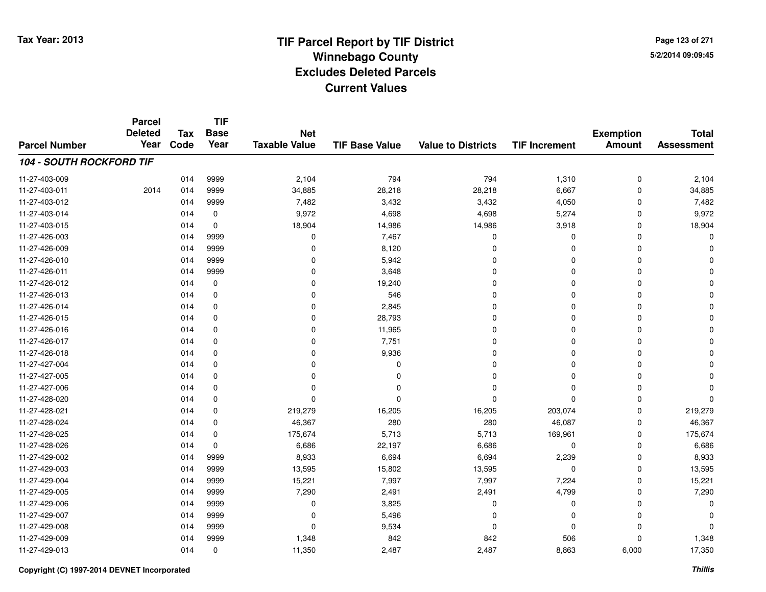# TIF Parcel Report by TIF District
## Winnebago County
## Excludes Deleted Parcels
## Current Values

Tax Year: 2013

5/2/2014 09:09:45

| Parcel Number | Parcel Deleted Year | Tax Code | TIF Base Year | Net Taxable Value | TIF Base Value | Value to Districts | TIF Increment | Exemption Amount | Total Assessment |
|---|---|---|---|---|---|---|---|---|---|
| ***104 - SOUTH ROCKFORD TIF*** | | | | | | | | | |
| 11-27-403-009 | | 014 | 9999 | 2,104 | 794 | 794 | 1,310 | 0 | 2,104 |
| 11-27-403-011 | 2014 | 014 | 9999 | 34,885 | 28,218 | 28,218 | 6,667 | 0 | 34,885 |
| 11-27-403-012 | | 014 | 9999 | 7,482 | 3,432 | 3,432 | 4,050 | 0 | 7,482 |
| 11-27-403-014 | | 014 | 0 | 9,972 | 4,698 | 4,698 | 5,274 | 0 | 9,972 |
| 11-27-403-015 | | 014 | 0 | 18,904 | 14,986 | 14,986 | 3,918 | 0 | 18,904 |
| 11-27-426-003 | | 014 | 9999 | 0 | 7,467 | 0 | 0 | 0 | 0 |
| 11-27-426-009 | | 014 | 9999 | 0 | 8,120 | 0 | 0 | 0 | 0 |
| 11-27-426-010 | | 014 | 9999 | 0 | 5,942 | 0 | 0 | 0 | 0 |
| 11-27-426-011 | | 014 | 9999 | 0 | 3,648 | 0 | 0 | 0 | 0 |
| 11-27-426-012 | | 014 | 0 | 0 | 19,240 | 0 | 0 | 0 | 0 |
| 11-27-426-013 | | 014 | 0 | 0 | 546 | 0 | 0 | 0 | 0 |
| 11-27-426-014 | | 014 | 0 | 0 | 2,845 | 0 | 0 | 0 | 0 |
| 11-27-426-015 | | 014 | 0 | 0 | 28,793 | 0 | 0 | 0 | 0 |
| 11-27-426-016 | | 014 | 0 | 0 | 11,965 | 0 | 0 | 0 | 0 |
| 11-27-426-017 | | 014 | 0 | 0 | 7,751 | 0 | 0 | 0 | 0 |
| 11-27-426-018 | | 014 | 0 | 0 | 9,936 | 0 | 0 | 0 | 0 |
| 11-27-427-004 | | 014 | 0 | 0 | 0 | 0 | 0 | 0 | 0 |
| 11-27-427-005 | | 014 | 0 | 0 | 0 | 0 | 0 | 0 | 0 |
| 11-27-427-006 | | 014 | 0 | 0 | 0 | 0 | 0 | 0 | 0 |
| 11-27-428-020 | | 014 | 0 | 0 | 0 | 0 | 0 | 0 | 0 |
| 11-27-428-021 | | 014 | 0 | 219,279 | 16,205 | 16,205 | 203,074 | 0 | 219,279 |
| 11-27-428-024 | | 014 | 0 | 46,367 | 280 | 280 | 46,087 | 0 | 46,367 |
| 11-27-428-025 | | 014 | 0 | 175,674 | 5,713 | 5,713 | 169,961 | 0 | 175,674 |
| 11-27-428-026 | | 014 | 0 | 6,686 | 22,197 | 6,686 | 0 | 0 | 6,686 |
| 11-27-429-002 | | 014 | 9999 | 8,933 | 6,694 | 6,694 | 2,239 | 0 | 8,933 |
| 11-27-429-003 | | 014 | 9999 | 13,595 | 15,802 | 13,595 | 0 | 0 | 13,595 |
| 11-27-429-004 | | 014 | 9999 | 15,221 | 7,997 | 7,997 | 7,224 | 0 | 15,221 |
| 11-27-429-005 | | 014 | 9999 | 7,290 | 2,491 | 2,491 | 4,799 | 0 | 7,290 |
| 11-27-429-006 | | 014 | 9999 | 0 | 3,825 | 0 | 0 | 0 | 0 |
| 11-27-429-007 | | 014 | 9999 | 0 | 5,496 | 0 | 0 | 0 | 0 |
| 11-27-429-008 | | 014 | 9999 | 0 | 9,534 | 0 | 0 | 0 | 0 |
| 11-27-429-009 | | 014 | 9999 | 1,348 | 842 | 842 | 506 | 0 | 1,348 |
| 11-27-429-013 | | 014 | 0 | 11,350 | 2,487 | 2,487 | 8,863 | 6,000 | 17,350 |

Copyright (C) 1997-2014 DEVNET Incorporated

*Thillis*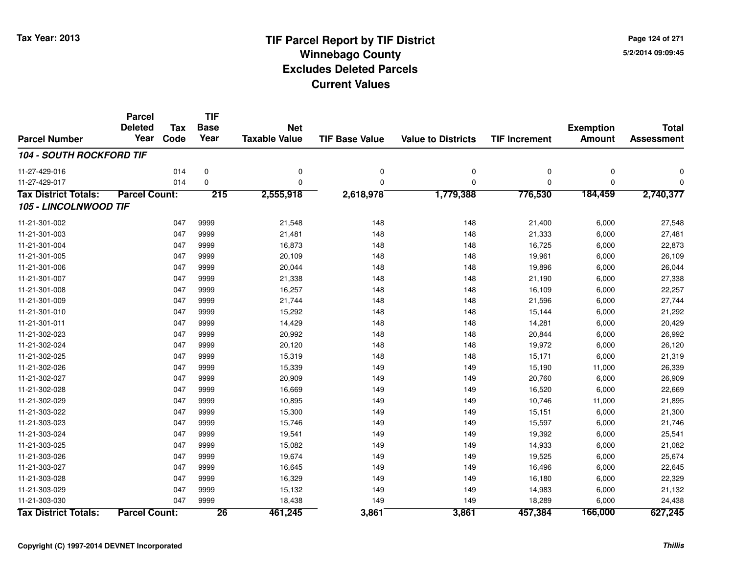**Tax Year: 2013**

# TIF Parcel Report by TIF District
## Winnebago County
## Excludes Deleted Parcels
## Current Values

5/2/2014 09:09:45

| Parcel Number | Parcel Deleted Year | Tax Code | TIF Base Year | Net Taxable Value | TIF Base Value | Value to Districts | TIF Increment | Exemption Amount | Total Assessment |
|---|---|---|---|---|---|---|---|---|---|
| ***104 - SOUTH ROCKFORD TIF*** | | | | | | | | | |
| 11-27-429-016 | | 014 | 0 | 0 | 0 | 0 | 0 | 0 | 0 |
| 11-27-429-017 | | 014 | 0 | 0 | 0 | 0 | 0 | 0 | 0 |
| **Tax District Totals:** | **Parcel Count:** | | **215** | **2,555,918** | **2,618,978** | **1,779,388** | **776,530** | **184,459** | **2,740,377** |
| ***105 - LINCOLNWOOD TIF*** | | | | | | | | | |
| 11-21-301-002 | | 047 | 9999 | 21,548 | 148 | 148 | 21,400 | 6,000 | 27,548 |
| 11-21-301-003 | | 047 | 9999 | 21,481 | 148 | 148 | 21,333 | 6,000 | 27,481 |
| 11-21-301-004 | | 047 | 9999 | 16,873 | 148 | 148 | 16,725 | 6,000 | 22,873 |
| 11-21-301-005 | | 047 | 9999 | 20,109 | 148 | 148 | 19,961 | 6,000 | 26,109 |
| 11-21-301-006 | | 047 | 9999 | 20,044 | 148 | 148 | 19,896 | 6,000 | 26,044 |
| 11-21-301-007 | | 047 | 9999 | 21,338 | 148 | 148 | 21,190 | 6,000 | 27,338 |
| 11-21-301-008 | | 047 | 9999 | 16,257 | 148 | 148 | 16,109 | 6,000 | 22,257 |
| 11-21-301-009 | | 047 | 9999 | 21,744 | 148 | 148 | 21,596 | 6,000 | 27,744 |
| 11-21-301-010 | | 047 | 9999 | 15,292 | 148 | 148 | 15,144 | 6,000 | 21,292 |
| 11-21-301-011 | | 047 | 9999 | 14,429 | 148 | 148 | 14,281 | 6,000 | 20,429 |
| 11-21-302-023 | | 047 | 9999 | 20,992 | 148 | 148 | 20,844 | 6,000 | 26,992 |
| 11-21-302-024 | | 047 | 9999 | 20,120 | 148 | 148 | 19,972 | 6,000 | 26,120 |
| 11-21-302-025 | | 047 | 9999 | 15,319 | 148 | 148 | 15,171 | 6,000 | 21,319 |
| 11-21-302-026 | | 047 | 9999 | 15,339 | 149 | 149 | 15,190 | 11,000 | 26,339 |
| 11-21-302-027 | | 047 | 9999 | 20,909 | 149 | 149 | 20,760 | 6,000 | 26,909 |
| 11-21-302-028 | | 047 | 9999 | 16,669 | 149 | 149 | 16,520 | 6,000 | 22,669 |
| 11-21-302-029 | | 047 | 9999 | 10,895 | 149 | 149 | 10,746 | 11,000 | 21,895 |
| 11-21-303-022 | | 047 | 9999 | 15,300 | 149 | 149 | 15,151 | 6,000 | 21,300 |
| 11-21-303-023 | | 047 | 9999 | 15,746 | 149 | 149 | 15,597 | 6,000 | 21,746 |
| 11-21-303-024 | | 047 | 9999 | 19,541 | 149 | 149 | 19,392 | 6,000 | 25,541 |
| 11-21-303-025 | | 047 | 9999 | 15,082 | 149 | 149 | 14,933 | 6,000 | 21,082 |
| 11-21-303-026 | | 047 | 9999 | 19,674 | 149 | 149 | 19,525 | 6,000 | 25,674 |
| 11-21-303-027 | | 047 | 9999 | 16,645 | 149 | 149 | 16,496 | 6,000 | 22,645 |
| 11-21-303-028 | | 047 | 9999 | 16,329 | 149 | 149 | 16,180 | 6,000 | 22,329 |
| 11-21-303-029 | | 047 | 9999 | 15,132 | 149 | 149 | 14,983 | 6,000 | 21,132 |
| 11-21-303-030 | | 047 | 9999 | 18,438 | 149 | 149 | 18,289 | 6,000 | 24,438 |
| **Tax District Totals:** | **Parcel Count:** | | **26** | **461,245** | **3,861** | **3,861** | **457,384** | **166,000** | **627,245** |

Copyright (C) 1997-2014 DEVNET Incorporated

*Thillis*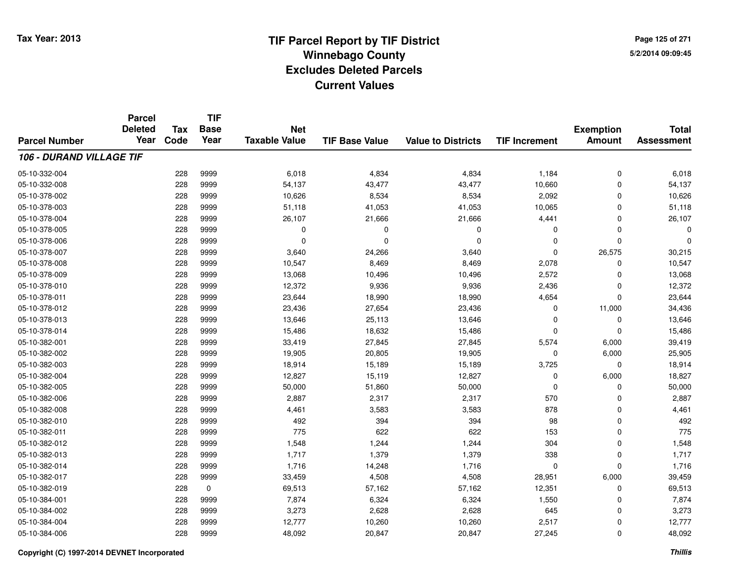Tax Year: 2013

# TIF Parcel Report by TIF District
## Winnebago County
## Excludes Deleted Parcels
## Current Values

5/2/2014 09:09:45

| Parcel Number | Parcel Deleted Year | Tax Code | TIF Base Year | Net Taxable Value | TIF Base Value | Value to Districts | TIF Increment | Exemption Amount | Total Assessment |
|---|---|---|---|---|---|---|---|---|---|
| ***106 - DURAND VILLAGE TIF*** | | | | | | | | | |
| 05-10-332-004 | | 228 | 9999 | 6,018 | 4,834 | 4,834 | 1,184 | 0 | 6,018 |
| 05-10-332-008 | | 228 | 9999 | 54,137 | 43,477 | 43,477 | 10,660 | 0 | 54,137 |
| 05-10-378-002 | | 228 | 9999 | 10,626 | 8,534 | 8,534 | 2,092 | 0 | 10,626 |
| 05-10-378-003 | | 228 | 9999 | 51,118 | 41,053 | 41,053 | 10,065 | 0 | 51,118 |
| 05-10-378-004 | | 228 | 9999 | 26,107 | 21,666 | 21,666 | 4,441 | 0 | 26,107 |
| 05-10-378-005 | | 228 | 9999 | 0 | 0 | 0 | 0 | 0 | 0 |
| 05-10-378-006 | | 228 | 9999 | 0 | 0 | 0 | 0 | 0 | 0 |
| 05-10-378-007 | | 228 | 9999 | 3,640 | 24,266 | 3,640 | 0 | 26,575 | 30,215 |
| 05-10-378-008 | | 228 | 9999 | 10,547 | 8,469 | 8,469 | 2,078 | 0 | 10,547 |
| 05-10-378-009 | | 228 | 9999 | 13,068 | 10,496 | 10,496 | 2,572 | 0 | 13,068 |
| 05-10-378-010 | | 228 | 9999 | 12,372 | 9,936 | 9,936 | 2,436 | 0 | 12,372 |
| 05-10-378-011 | | 228 | 9999 | 23,644 | 18,990 | 18,990 | 4,654 | 0 | 23,644 |
| 05-10-378-012 | | 228 | 9999 | 23,436 | 27,654 | 23,436 | 0 | 11,000 | 34,436 |
| 05-10-378-013 | | 228 | 9999 | 13,646 | 25,113 | 13,646 | 0 | 0 | 13,646 |
| 05-10-378-014 | | 228 | 9999 | 15,486 | 18,632 | 15,486 | 0 | 0 | 15,486 |
| 05-10-382-001 | | 228 | 9999 | 33,419 | 27,845 | 27,845 | 5,574 | 6,000 | 39,419 |
| 05-10-382-002 | | 228 | 9999 | 19,905 | 20,805 | 19,905 | 0 | 6,000 | 25,905 |
| 05-10-382-003 | | 228 | 9999 | 18,914 | 15,189 | 15,189 | 3,725 | 0 | 18,914 |
| 05-10-382-004 | | 228 | 9999 | 12,827 | 15,119 | 12,827 | 0 | 6,000 | 18,827 |
| 05-10-382-005 | | 228 | 9999 | 50,000 | 51,860 | 50,000 | 0 | 0 | 50,000 |
| 05-10-382-006 | | 228 | 9999 | 2,887 | 2,317 | 2,317 | 570 | 0 | 2,887 |
| 05-10-382-008 | | 228 | 9999 | 4,461 | 3,583 | 3,583 | 878 | 0 | 4,461 |
| 05-10-382-010 | | 228 | 9999 | 492 | 394 | 394 | 98 | 0 | 492 |
| 05-10-382-011 | | 228 | 9999 | 775 | 622 | 622 | 153 | 0 | 775 |
| 05-10-382-012 | | 228 | 9999 | 1,548 | 1,244 | 1,244 | 304 | 0 | 1,548 |
| 05-10-382-013 | | 228 | 9999 | 1,717 | 1,379 | 1,379 | 338 | 0 | 1,717 |
| 05-10-382-014 | | 228 | 9999 | 1,716 | 14,248 | 1,716 | 0 | 0 | 1,716 |
| 05-10-382-017 | | 228 | 9999 | 33,459 | 4,508 | 4,508 | 28,951 | 6,000 | 39,459 |
| 05-10-382-019 | | 228 | 0 | 69,513 | 57,162 | 57,162 | 12,351 | 0 | 69,513 |
| 05-10-384-001 | | 228 | 9999 | 7,874 | 6,324 | 6,324 | 1,550 | 0 | 7,874 |
| 05-10-384-002 | | 228 | 9999 | 3,273 | 2,628 | 2,628 | 645 | 0 | 3,273 |
| 05-10-384-004 | | 228 | 9999 | 12,777 | 10,260 | 10,260 | 2,517 | 0 | 12,777 |
| 05-10-384-006 | | 228 | 9999 | 48,092 | 20,847 | 20,847 | 27,245 | 0 | 48,092 |

Copyright (C) 1997-2014 DEVNET Incorporated

*Thillis*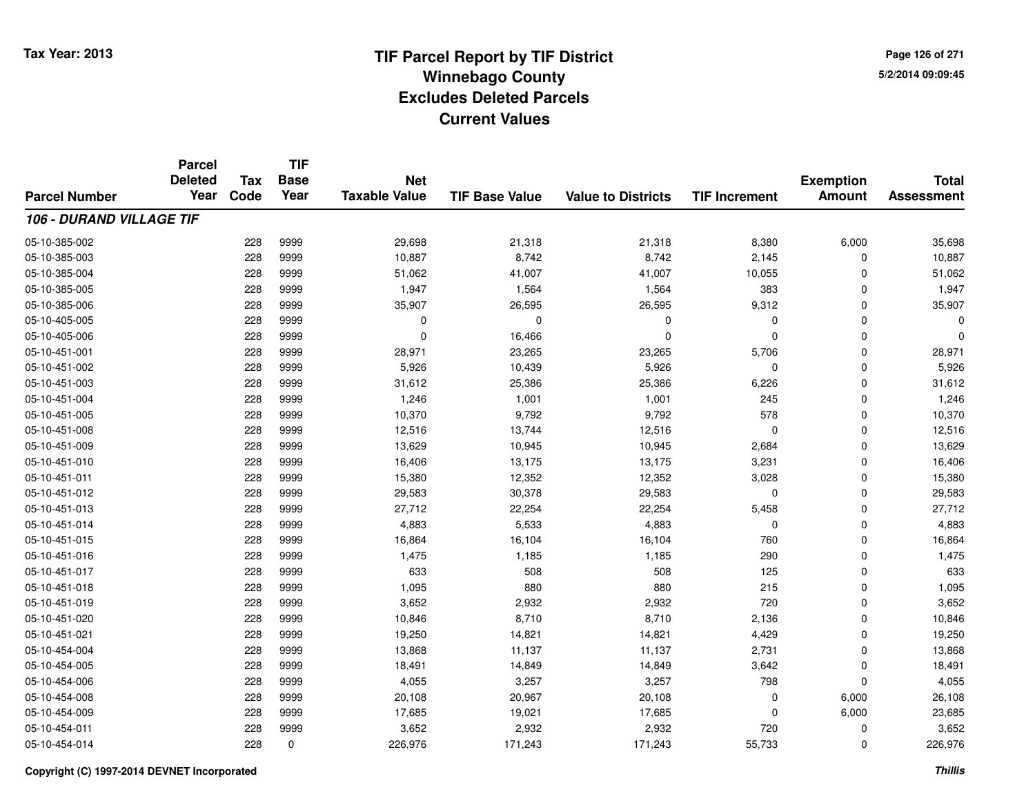# TIF Parcel Report by TIF District
## Winnebago County
## Excludes Deleted Parcels
## Current Values

Tax Year: 2013

5/2/2014 09:09:45

| Parcel Number | Parcel Deleted Year | Tax Code | TIF Base Year | Net Taxable Value | TIF Base Value | Value to Districts | TIF Increment | Exemption Amount | Total Assessment |
|---|---|---|---|---|---|---|---|---|---|
| ***106 - DURAND VILLAGE TIF*** | | | | | | | | | |
| 05-10-385-002 | | 228 | 9999 | 29,698 | 21,318 | 21,318 | 8,380 | 6,000 | 35,698 |
| 05-10-385-003 | | 228 | 9999 | 10,887 | 8,742 | 8,742 | 2,145 | 0 | 10,887 |
| 05-10-385-004 | | 228 | 9999 | 51,062 | 41,007 | 41,007 | 10,055 | 0 | 51,062 |
| 05-10-385-005 | | 228 | 9999 | 1,947 | 1,564 | 1,564 | 383 | 0 | 1,947 |
| 05-10-385-006 | | 228 | 9999 | 35,907 | 26,595 | 26,595 | 9,312 | 0 | 35,907 |
| 05-10-405-005 | | 228 | 9999 | 0 | 0 | 0 | 0 | 0 | 0 |
| 05-10-405-006 | | 228 | 9999 | 0 | 16,466 | 0 | 0 | 0 | 0 |
| 05-10-451-001 | | 228 | 9999 | 28,971 | 23,265 | 23,265 | 5,706 | 0 | 28,971 |
| 05-10-451-002 | | 228 | 9999 | 5,926 | 10,439 | 5,926 | 0 | 0 | 5,926 |
| 05-10-451-003 | | 228 | 9999 | 31,612 | 25,386 | 25,386 | 6,226 | 0 | 31,612 |
| 05-10-451-004 | | 228 | 9999 | 1,246 | 1,001 | 1,001 | 245 | 0 | 1,246 |
| 05-10-451-005 | | 228 | 9999 | 10,370 | 9,792 | 9,792 | 578 | 0 | 10,370 |
| 05-10-451-008 | | 228 | 9999 | 12,516 | 13,744 | 12,516 | 0 | 0 | 12,516 |
| 05-10-451-009 | | 228 | 9999 | 13,629 | 10,945 | 10,945 | 2,684 | 0 | 13,629 |
| 05-10-451-010 | | 228 | 9999 | 16,406 | 13,175 | 13,175 | 3,231 | 0 | 16,406 |
| 05-10-451-011 | | 228 | 9999 | 15,380 | 12,352 | 12,352 | 3,028 | 0 | 15,380 |
| 05-10-451-012 | | 228 | 9999 | 29,583 | 30,378 | 29,583 | 0 | 0 | 29,583 |
| 05-10-451-013 | | 228 | 9999 | 27,712 | 22,254 | 22,254 | 5,458 | 0 | 27,712 |
| 05-10-451-014 | | 228 | 9999 | 4,883 | 5,533 | 4,883 | 0 | 0 | 4,883 |
| 05-10-451-015 | | 228 | 9999 | 16,864 | 16,104 | 16,104 | 760 | 0 | 16,864 |
| 05-10-451-016 | | 228 | 9999 | 1,475 | 1,185 | 1,185 | 290 | 0 | 1,475 |
| 05-10-451-017 | | 228 | 9999 | 633 | 508 | 508 | 125 | 0 | 633 |
| 05-10-451-018 | | 228 | 9999 | 1,095 | 880 | 880 | 215 | 0 | 1,095 |
| 05-10-451-019 | | 228 | 9999 | 3,652 | 2,932 | 2,932 | 720 | 0 | 3,652 |
| 05-10-451-020 | | 228 | 9999 | 10,846 | 8,710 | 8,710 | 2,136 | 0 | 10,846 |
| 05-10-451-021 | | 228 | 9999 | 19,250 | 14,821 | 14,821 | 4,429 | 0 | 19,250 |
| 05-10-454-004 | | 228 | 9999 | 13,868 | 11,137 | 11,137 | 2,731 | 0 | 13,868 |
| 05-10-454-005 | | 228 | 9999 | 18,491 | 14,849 | 14,849 | 3,642 | 0 | 18,491 |
| 05-10-454-006 | | 228 | 9999 | 4,055 | 3,257 | 3,257 | 798 | 0 | 4,055 |
| 05-10-454-008 | | 228 | 9999 | 20,108 | 20,967 | 20,108 | 0 | 6,000 | 26,108 |
| 05-10-454-009 | | 228 | 9999 | 17,685 | 19,021 | 17,685 | 0 | 6,000 | 23,685 |
| 05-10-454-011 | | 228 | 9999 | 3,652 | 2,932 | 2,932 | 720 | 0 | 3,652 |
| 05-10-454-014 | | 228 | 0 | 226,976 | 171,243 | 171,243 | 55,733 | 0 | 226,976 |

Copyright (C) 1997-2014 DEVNET Incorporated

*Thillis*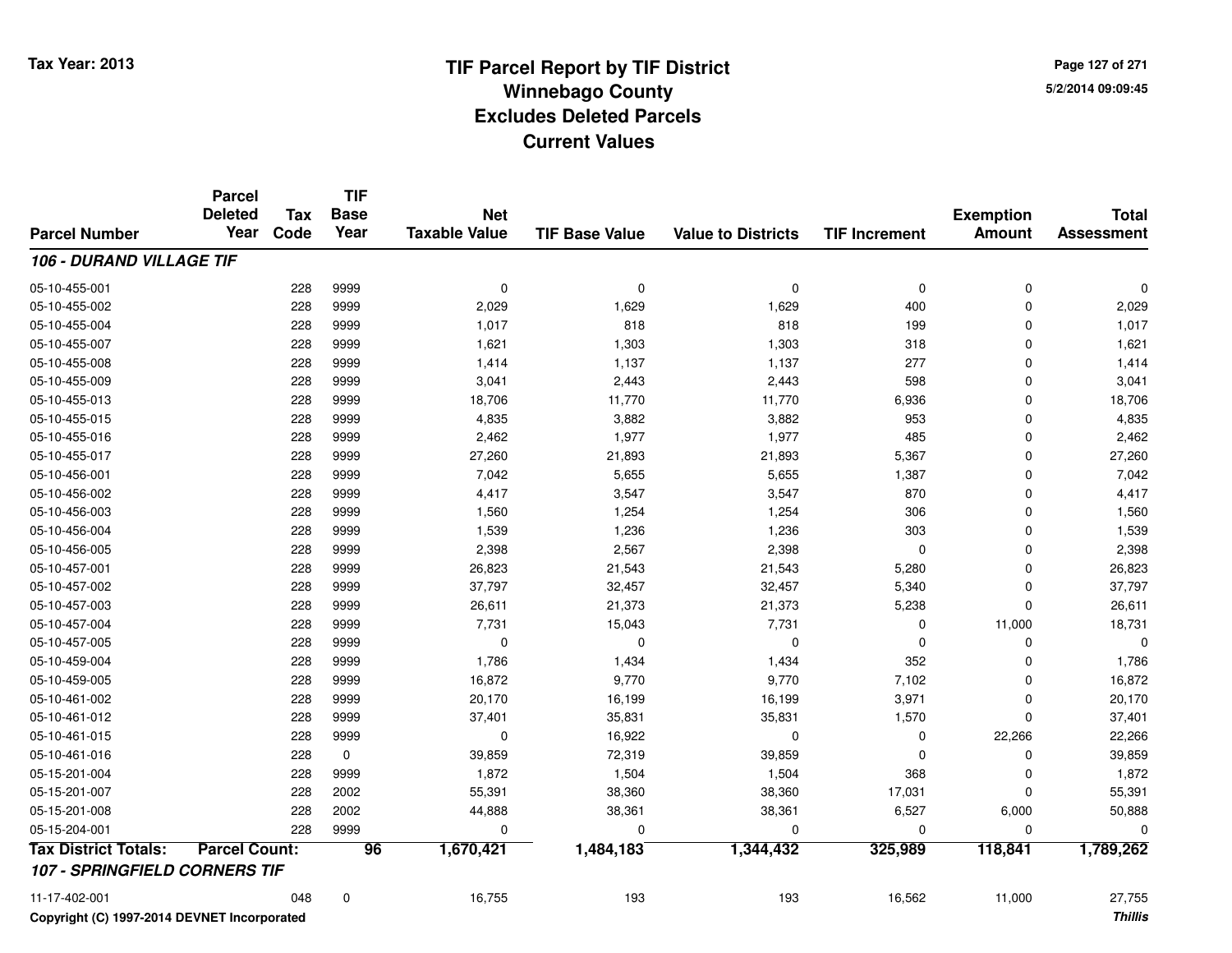# TIF Parcel Report by TIF District
# Winnebago County
# Excludes Deleted Parcels
# Current Values

Tax Year: 2013

5/2/2014 09:09:45

| Parcel Number | Parcel Deleted Year | Tax Code | TIF Base Year | Net Taxable Value | TIF Base Value | Value to Districts | TIF Increment | Exemption Amount | Total Assessment |
|---|---|---|---|---|---|---|---|---|---|
| ***106 - DURAND VILLAGE TIF*** | | | | | | | | | |
| 05-10-455-001 | | 228 | 9999 | 0 | 0 | 0 | 0 | 0 | 0 |
| 05-10-455-002 | | 228 | 9999 | 2,029 | 1,629 | 1,629 | 400 | 0 | 2,029 |
| 05-10-455-004 | | 228 | 9999 | 1,017 | 818 | 818 | 199 | 0 | 1,017 |
| 05-10-455-007 | | 228 | 9999 | 1,621 | 1,303 | 1,303 | 318 | 0 | 1,621 |
| 05-10-455-008 | | 228 | 9999 | 1,414 | 1,137 | 1,137 | 277 | 0 | 1,414 |
| 05-10-455-009 | | 228 | 9999 | 3,041 | 2,443 | 2,443 | 598 | 0 | 3,041 |
| 05-10-455-013 | | 228 | 9999 | 18,706 | 11,770 | 11,770 | 6,936 | 0 | 18,706 |
| 05-10-455-015 | | 228 | 9999 | 4,835 | 3,882 | 3,882 | 953 | 0 | 4,835 |
| 05-10-455-016 | | 228 | 9999 | 2,462 | 1,977 | 1,977 | 485 | 0 | 2,462 |
| 05-10-455-017 | | 228 | 9999 | 27,260 | 21,893 | 21,893 | 5,367 | 0 | 27,260 |
| 05-10-456-001 | | 228 | 9999 | 7,042 | 5,655 | 5,655 | 1,387 | 0 | 7,042 |
| 05-10-456-002 | | 228 | 9999 | 4,417 | 3,547 | 3,547 | 870 | 0 | 4,417 |
| 05-10-456-003 | | 228 | 9999 | 1,560 | 1,254 | 1,254 | 306 | 0 | 1,560 |
| 05-10-456-004 | | 228 | 9999 | 1,539 | 1,236 | 1,236 | 303 | 0 | 1,539 |
| 05-10-456-005 | | 228 | 9999 | 2,398 | 2,567 | 2,398 | 0 | 0 | 2,398 |
| 05-10-457-001 | | 228 | 9999 | 26,823 | 21,543 | 21,543 | 5,280 | 0 | 26,823 |
| 05-10-457-002 | | 228 | 9999 | 37,797 | 32,457 | 32,457 | 5,340 | 0 | 37,797 |
| 05-10-457-003 | | 228 | 9999 | 26,611 | 21,373 | 21,373 | 5,238 | 0 | 26,611 |
| 05-10-457-004 | | 228 | 9999 | 7,731 | 15,043 | 7,731 | 0 | 11,000 | 18,731 |
| 05-10-457-005 | | 228 | 9999 | 0 | 0 | 0 | 0 | 0 | 0 |
| 05-10-459-004 | | 228 | 9999 | 1,786 | 1,434 | 1,434 | 352 | 0 | 1,786 |
| 05-10-459-005 | | 228 | 9999 | 16,872 | 9,770 | 9,770 | 7,102 | 0 | 16,872 |
| 05-10-461-002 | | 228 | 9999 | 20,170 | 16,199 | 16,199 | 3,971 | 0 | 20,170 |
| 05-10-461-012 | | 228 | 9999 | 37,401 | 35,831 | 35,831 | 1,570 | 0 | 37,401 |
| 05-10-461-015 | | 228 | 9999 | 0 | 16,922 | 0 | 0 | 22,266 | 22,266 |
| 05-10-461-016 | | 228 | 0 | 39,859 | 72,319 | 39,859 | 0 | 0 | 39,859 |
| 05-15-201-004 | | 228 | 9999 | 1,872 | 1,504 | 1,504 | 368 | 0 | 1,872 |
| 05-15-201-007 | | 228 | 2002 | 55,391 | 38,360 | 38,360 | 17,031 | 0 | 55,391 |
| 05-15-201-008 | | 228 | 2002 | 44,888 | 38,361 | 38,361 | 6,527 | 6,000 | 50,888 |
| 05-15-204-001 | | 228 | 9999 | 0 | 0 | 0 | 0 | 0 | 0 |
| **Tax District Totals:** | **Parcel Count:** | | **96** | **1,670,421** | **1,484,183** | **1,344,432** | **325,989** | **118,841** | **1,789,262** |
| ***107 - SPRINGFIELD CORNERS TIF*** | | | | | | | | | |
| 11-17-402-001 | | 048 | 0 | 16,755 | 193 | 193 | 16,562 | 11,000 | 27,755 |

Copyright (C) 1997-2014 DEVNET Incorporated

*Thillis*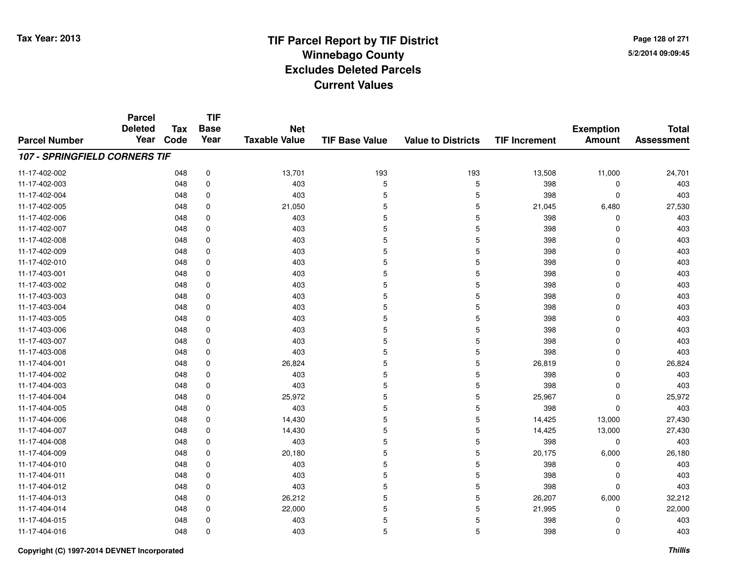# TIF Parcel Report by TIF District
## Winnebago County
## Excludes Deleted Parcels
## Current Values

Tax Year: 2013

5/2/2014 09:09:45

| Parcel Number | Parcel Deleted Year | Tax Code | TIF Base Year | Net Taxable Value | TIF Base Value | Value to Districts | TIF Increment | Exemption Amount | Total Assessment |
|---|---|---|---|---|---|---|---|---|---|
| ***107 - SPRINGFIELD CORNERS TIF*** | | | | | | | | | |
| 11-17-402-002 | | 048 | 0 | 13,701 | 193 | 193 | 13,508 | 11,000 | 24,701 |
| 11-17-402-003 | | 048 | 0 | 403 | 5 | 5 | 398 | 0 | 403 |
| 11-17-402-004 | | 048 | 0 | 403 | 5 | 5 | 398 | 0 | 403 |
| 11-17-402-005 | | 048 | 0 | 21,050 | 5 | 5 | 21,045 | 6,480 | 27,530 |
| 11-17-402-006 | | 048 | 0 | 403 | 5 | 5 | 398 | 0 | 403 |
| 11-17-402-007 | | 048 | 0 | 403 | 5 | 5 | 398 | 0 | 403 |
| 11-17-402-008 | | 048 | 0 | 403 | 5 | 5 | 398 | 0 | 403 |
| 11-17-402-009 | | 048 | 0 | 403 | 5 | 5 | 398 | 0 | 403 |
| 11-17-402-010 | | 048 | 0 | 403 | 5 | 5 | 398 | 0 | 403 |
| 11-17-403-001 | | 048 | 0 | 403 | 5 | 5 | 398 | 0 | 403 |
| 11-17-403-002 | | 048 | 0 | 403 | 5 | 5 | 398 | 0 | 403 |
| 11-17-403-003 | | 048 | 0 | 403 | 5 | 5 | 398 | 0 | 403 |
| 11-17-403-004 | | 048 | 0 | 403 | 5 | 5 | 398 | 0 | 403 |
| 11-17-403-005 | | 048 | 0 | 403 | 5 | 5 | 398 | 0 | 403 |
| 11-17-403-006 | | 048 | 0 | 403 | 5 | 5 | 398 | 0 | 403 |
| 11-17-403-007 | | 048 | 0 | 403 | 5 | 5 | 398 | 0 | 403 |
| 11-17-403-008 | | 048 | 0 | 403 | 5 | 5 | 398 | 0 | 403 |
| 11-17-404-001 | | 048 | 0 | 26,824 | 5 | 5 | 26,819 | 0 | 26,824 |
| 11-17-404-002 | | 048 | 0 | 403 | 5 | 5 | 398 | 0 | 403 |
| 11-17-404-003 | | 048 | 0 | 403 | 5 | 5 | 398 | 0 | 403 |
| 11-17-404-004 | | 048 | 0 | 25,972 | 5 | 5 | 25,967 | 0 | 25,972 |
| 11-17-404-005 | | 048 | 0 | 403 | 5 | 5 | 398 | 0 | 403 |
| 11-17-404-006 | | 048 | 0 | 14,430 | 5 | 5 | 14,425 | 13,000 | 27,430 |
| 11-17-404-007 | | 048 | 0 | 14,430 | 5 | 5 | 14,425 | 13,000 | 27,430 |
| 11-17-404-008 | | 048 | 0 | 403 | 5 | 5 | 398 | 0 | 403 |
| 11-17-404-009 | | 048 | 0 | 20,180 | 5 | 5 | 20,175 | 6,000 | 26,180 |
| 11-17-404-010 | | 048 | 0 | 403 | 5 | 5 | 398 | 0 | 403 |
| 11-17-404-011 | | 048 | 0 | 403 | 5 | 5 | 398 | 0 | 403 |
| 11-17-404-012 | | 048 | 0 | 403 | 5 | 5 | 398 | 0 | 403 |
| 11-17-404-013 | | 048 | 0 | 26,212 | 5 | 5 | 26,207 | 6,000 | 32,212 |
| 11-17-404-014 | | 048 | 0 | 22,000 | 5 | 5 | 21,995 | 0 | 22,000 |
| 11-17-404-015 | | 048 | 0 | 403 | 5 | 5 | 398 | 0 | 403 |
| 11-17-404-016 | | 048 | 0 | 403 | 5 | 5 | 398 | 0 | 403 |

Copyright (C) 1997-2014 DEVNET Incorporated

*Thillis*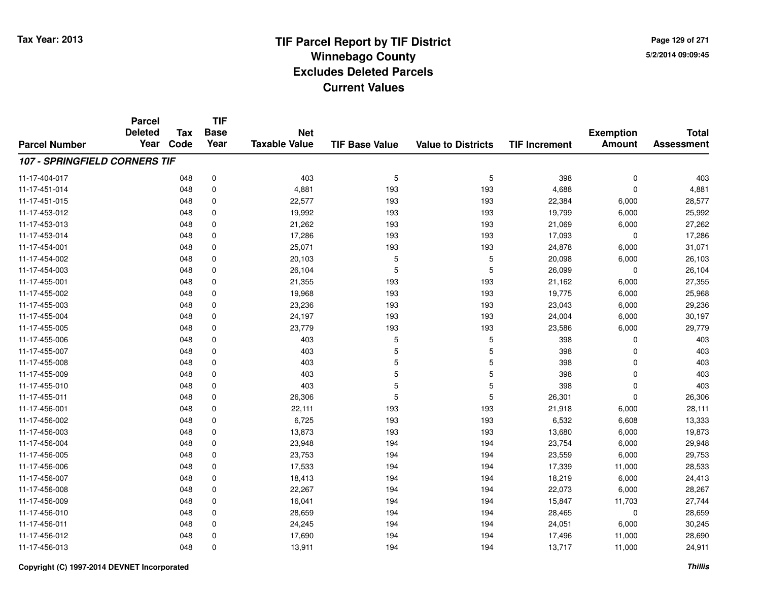# TIF Parcel Report by TIF District
## Winnebago County
## Excludes Deleted Parcels
## Current Values

Tax Year: 2013

5/2/2014 09:09:45

| Parcel Number | Parcel Deleted Year | Tax Code | TIF Base Year | Net Taxable Value | TIF Base Value | Value to Districts | TIF Increment | Exemption Amount | Total Assessment |
|---|---|---|---|---|---|---|---|---|---|
| ***107 - SPRINGFIELD CORNERS TIF*** | | | | | | | | | |
| 11-17-404-017 | | 048 | 0 | 403 | 5 | 5 | 398 | 0 | 403 |
| 11-17-451-014 | | 048 | 0 | 4,881 | 193 | 193 | 4,688 | 0 | 4,881 |
| 11-17-451-015 | | 048 | 0 | 22,577 | 193 | 193 | 22,384 | 6,000 | 28,577 |
| 11-17-453-012 | | 048 | 0 | 19,992 | 193 | 193 | 19,799 | 6,000 | 25,992 |
| 11-17-453-013 | | 048 | 0 | 21,262 | 193 | 193 | 21,069 | 6,000 | 27,262 |
| 11-17-453-014 | | 048 | 0 | 17,286 | 193 | 193 | 17,093 | 0 | 17,286 |
| 11-17-454-001 | | 048 | 0 | 25,071 | 193 | 193 | 24,878 | 6,000 | 31,071 |
| 11-17-454-002 | | 048 | 0 | 20,103 | 5 | 5 | 20,098 | 6,000 | 26,103 |
| 11-17-454-003 | | 048 | 0 | 26,104 | 5 | 5 | 26,099 | 0 | 26,104 |
| 11-17-455-001 | | 048 | 0 | 21,355 | 193 | 193 | 21,162 | 6,000 | 27,355 |
| 11-17-455-002 | | 048 | 0 | 19,968 | 193 | 193 | 19,775 | 6,000 | 25,968 |
| 11-17-455-003 | | 048 | 0 | 23,236 | 193 | 193 | 23,043 | 6,000 | 29,236 |
| 11-17-455-004 | | 048 | 0 | 24,197 | 193 | 193 | 24,004 | 6,000 | 30,197 |
| 11-17-455-005 | | 048 | 0 | 23,779 | 193 | 193 | 23,586 | 6,000 | 29,779 |
| 11-17-455-006 | | 048 | 0 | 403 | 5 | 5 | 398 | 0 | 403 |
| 11-17-455-007 | | 048 | 0 | 403 | 5 | 5 | 398 | 0 | 403 |
| 11-17-455-008 | | 048 | 0 | 403 | 5 | 5 | 398 | 0 | 403 |
| 11-17-455-009 | | 048 | 0 | 403 | 5 | 5 | 398 | 0 | 403 |
| 11-17-455-010 | | 048 | 0 | 403 | 5 | 5 | 398 | 0 | 403 |
| 11-17-455-011 | | 048 | 0 | 26,306 | 5 | 5 | 26,301 | 0 | 26,306 |
| 11-17-456-001 | | 048 | 0 | 22,111 | 193 | 193 | 21,918 | 6,000 | 28,111 |
| 11-17-456-002 | | 048 | 0 | 6,725 | 193 | 193 | 6,532 | 6,608 | 13,333 |
| 11-17-456-003 | | 048 | 0 | 13,873 | 193 | 193 | 13,680 | 6,000 | 19,873 |
| 11-17-456-004 | | 048 | 0 | 23,948 | 194 | 194 | 23,754 | 6,000 | 29,948 |
| 11-17-456-005 | | 048 | 0 | 23,753 | 194 | 194 | 23,559 | 6,000 | 29,753 |
| 11-17-456-006 | | 048 | 0 | 17,533 | 194 | 194 | 17,339 | 11,000 | 28,533 |
| 11-17-456-007 | | 048 | 0 | 18,413 | 194 | 194 | 18,219 | 6,000 | 24,413 |
| 11-17-456-008 | | 048 | 0 | 22,267 | 194 | 194 | 22,073 | 6,000 | 28,267 |
| 11-17-456-009 | | 048 | 0 | 16,041 | 194 | 194 | 15,847 | 11,703 | 27,744 |
| 11-17-456-010 | | 048 | 0 | 28,659 | 194 | 194 | 28,465 | 0 | 28,659 |
| 11-17-456-011 | | 048 | 0 | 24,245 | 194 | 194 | 24,051 | 6,000 | 30,245 |
| 11-17-456-012 | | 048 | 0 | 17,690 | 194 | 194 | 17,496 | 11,000 | 28,690 |
| 11-17-456-013 | | 048 | 0 | 13,911 | 194 | 194 | 13,717 | 11,000 | 24,911 |

Copyright (C) 1997-2014 DEVNET Incorporated

*Thillis*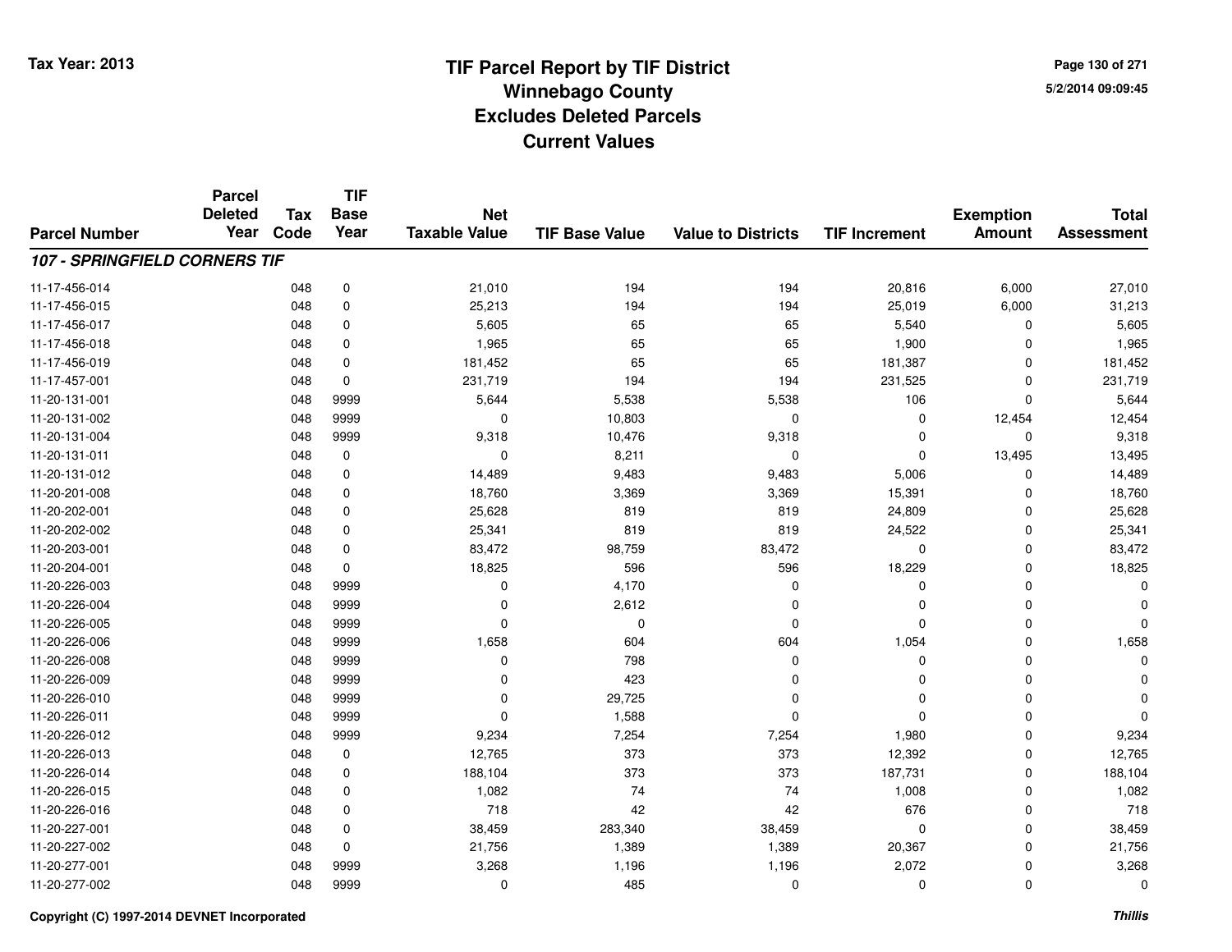# TIF Parcel Report by TIF District
## Winnebago County
## Excludes Deleted Parcels
## Current Values

Tax Year: 2013

5/2/2014 09:09:45

| Parcel Number | Parcel Deleted Year | Tax Code | TIF Base Year | Net Taxable Value | TIF Base Value | Value to Districts | TIF Increment | Exemption Amount | Total Assessment |
|---|---|---|---|---|---|---|---|---|---|
| ***107 - SPRINGFIELD CORNERS TIF*** | | | | | | | | | |
| 11-17-456-014 | | 048 | 0 | 21,010 | 194 | 194 | 20,816 | 6,000 | 27,010 |
| 11-17-456-015 | | 048 | 0 | 25,213 | 194 | 194 | 25,019 | 6,000 | 31,213 |
| 11-17-456-017 | | 048 | 0 | 5,605 | 65 | 65 | 5,540 | 0 | 5,605 |
| 11-17-456-018 | | 048 | 0 | 1,965 | 65 | 65 | 1,900 | 0 | 1,965 |
| 11-17-456-019 | | 048 | 0 | 181,452 | 65 | 65 | 181,387 | 0 | 181,452 |
| 11-17-457-001 | | 048 | 0 | 231,719 | 194 | 194 | 231,525 | 0 | 231,719 |
| 11-20-131-001 | | 048 | 9999 | 5,644 | 5,538 | 5,538 | 106 | 0 | 5,644 |
| 11-20-131-002 | | 048 | 9999 | 0 | 10,803 | 0 | 0 | 12,454 | 12,454 |
| 11-20-131-004 | | 048 | 9999 | 9,318 | 10,476 | 9,318 | 0 | 0 | 9,318 |
| 11-20-131-011 | | 048 | 0 | 0 | 8,211 | 0 | 0 | 13,495 | 13,495 |
| 11-20-131-012 | | 048 | 0 | 14,489 | 9,483 | 9,483 | 5,006 | 0 | 14,489 |
| 11-20-201-008 | | 048 | 0 | 18,760 | 3,369 | 3,369 | 15,391 | 0 | 18,760 |
| 11-20-202-001 | | 048 | 0 | 25,628 | 819 | 819 | 24,809 | 0 | 25,628 |
| 11-20-202-002 | | 048 | 0 | 25,341 | 819 | 819 | 24,522 | 0 | 25,341 |
| 11-20-203-001 | | 048 | 0 | 83,472 | 98,759 | 83,472 | 0 | 0 | 83,472 |
| 11-20-204-001 | | 048 | 0 | 18,825 | 596 | 596 | 18,229 | 0 | 18,825 |
| 11-20-226-003 | | 048 | 9999 | 0 | 4,170 | 0 | 0 | 0 | 0 |
| 11-20-226-004 | | 048 | 9999 | 0 | 2,612 | 0 | 0 | 0 | 0 |
| 11-20-226-005 | | 048 | 9999 | 0 | 0 | 0 | 0 | 0 | 0 |
| 11-20-226-006 | | 048 | 9999 | 1,658 | 604 | 604 | 1,054 | 0 | 1,658 |
| 11-20-226-008 | | 048 | 9999 | 0 | 798 | 0 | 0 | 0 | 0 |
| 11-20-226-009 | | 048 | 9999 | 0 | 423 | 0 | 0 | 0 | 0 |
| 11-20-226-010 | | 048 | 9999 | 0 | 29,725 | 0 | 0 | 0 | 0 |
| 11-20-226-011 | | 048 | 9999 | 0 | 1,588 | 0 | 0 | 0 | 0 |
| 11-20-226-012 | | 048 | 9999 | 9,234 | 7,254 | 7,254 | 1,980 | 0 | 9,234 |
| 11-20-226-013 | | 048 | 0 | 12,765 | 373 | 373 | 12,392 | 0 | 12,765 |
| 11-20-226-014 | | 048 | 0 | 188,104 | 373 | 373 | 187,731 | 0 | 188,104 |
| 11-20-226-015 | | 048 | 0 | 1,082 | 74 | 74 | 1,008 | 0 | 1,082 |
| 11-20-226-016 | | 048 | 0 | 718 | 42 | 42 | 676 | 0 | 718 |
| 11-20-227-001 | | 048 | 0 | 38,459 | 283,340 | 38,459 | 0 | 0 | 38,459 |
| 11-20-227-002 | | 048 | 0 | 21,756 | 1,389 | 1,389 | 20,367 | 0 | 21,756 |
| 11-20-277-001 | | 048 | 9999 | 3,268 | 1,196 | 1,196 | 2,072 | 0 | 3,268 |
| 11-20-277-002 | | 048 | 9999 | 0 | 485 | 0 | 0 | 0 | 0 |

Copyright (C) 1997-2014 DEVNET Incorporated

*Thillis*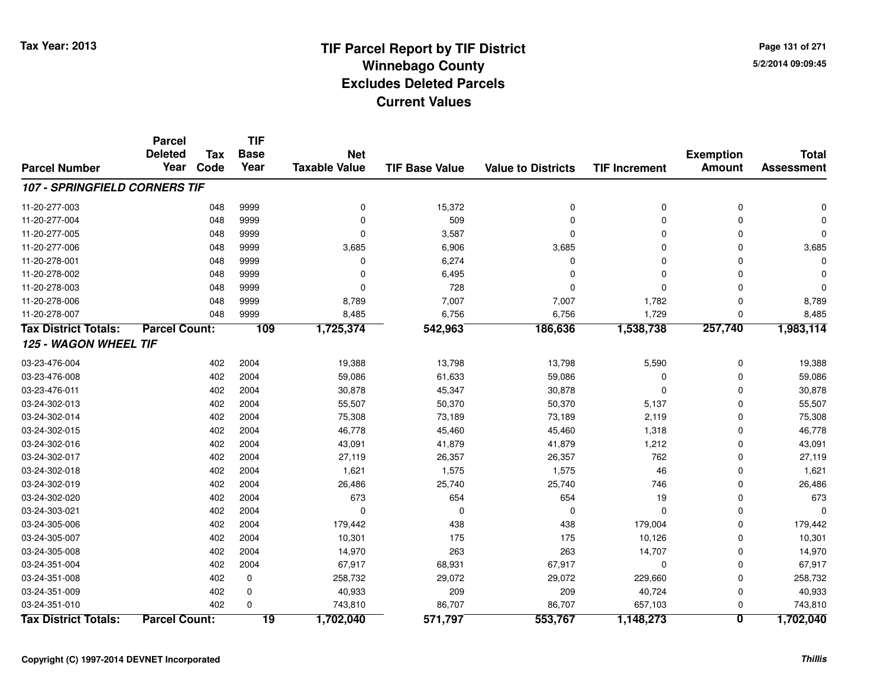# TIF Parcel Report by TIF District
## Winnebago County
## Excludes Deleted Parcels
## Current Values

Tax Year: 2013

5/2/2014 09:09:45

| Parcel Number | Parcel Deleted Year | Tax Code | TIF Base Year | Net Taxable Value | TIF Base Value | Value to Districts | TIF Increment | Exemption Amount | Total Assessment |
|---|---|---|---|---|---|---|---|---|---|
| ***107 - SPRINGFIELD CORNERS TIF*** | | | | | | | | | |
| 11-20-277-003 | | 048 | 9999 | 0 | 15,372 | 0 | 0 | 0 | 0 |
| 11-20-277-004 | | 048 | 9999 | 0 | 509 | 0 | 0 | 0 | 0 |
| 11-20-277-005 | | 048 | 9999 | 0 | 3,587 | 0 | 0 | 0 | 0 |
| 11-20-277-006 | | 048 | 9999 | 3,685 | 6,906 | 3,685 | 0 | 0 | 3,685 |
| 11-20-278-001 | | 048 | 9999 | 0 | 6,274 | 0 | 0 | 0 | 0 |
| 11-20-278-002 | | 048 | 9999 | 0 | 6,495 | 0 | 0 | 0 | 0 |
| 11-20-278-003 | | 048 | 9999 | 0 | 728 | 0 | 0 | 0 | 0 |
| 11-20-278-006 | | 048 | 9999 | 8,789 | 7,007 | 7,007 | 1,782 | 0 | 8,789 |
| 11-20-278-007 | | 048 | 9999 | 8,485 | 6,756 | 6,756 | 1,729 | 0 | 8,485 |
| **Tax District Totals:** | **Parcel Count:** | | **109** | **1,725,374** | **542,963** | **186,636** | **1,538,738** | **257,740** | **1,983,114** |
| ***125 - WAGON WHEEL TIF*** | | | | | | | | | |
| 03-23-476-004 | | 402 | 2004 | 19,388 | 13,798 | 13,798 | 5,590 | 0 | 19,388 |
| 03-23-476-008 | | 402 | 2004 | 59,086 | 61,633 | 59,086 | 0 | 0 | 59,086 |
| 03-23-476-011 | | 402 | 2004 | 30,878 | 45,347 | 30,878 | 0 | 0 | 30,878 |
| 03-24-302-013 | | 402 | 2004 | 55,507 | 50,370 | 50,370 | 5,137 | 0 | 55,507 |
| 03-24-302-014 | | 402 | 2004 | 75,308 | 73,189 | 73,189 | 2,119 | 0 | 75,308 |
| 03-24-302-015 | | 402 | 2004 | 46,778 | 45,460 | 45,460 | 1,318 | 0 | 46,778 |
| 03-24-302-016 | | 402 | 2004 | 43,091 | 41,879 | 41,879 | 1,212 | 0 | 43,091 |
| 03-24-302-017 | | 402 | 2004 | 27,119 | 26,357 | 26,357 | 762 | 0 | 27,119 |
| 03-24-302-018 | | 402 | 2004 | 1,621 | 1,575 | 1,575 | 46 | 0 | 1,621 |
| 03-24-302-019 | | 402 | 2004 | 26,486 | 25,740 | 25,740 | 746 | 0 | 26,486 |
| 03-24-302-020 | | 402 | 2004 | 673 | 654 | 654 | 19 | 0 | 673 |
| 03-24-303-021 | | 402 | 2004 | 0 | 0 | 0 | 0 | 0 | 0 |
| 03-24-305-006 | | 402 | 2004 | 179,442 | 438 | 438 | 179,004 | 0 | 179,442 |
| 03-24-305-007 | | 402 | 2004 | 10,301 | 175 | 175 | 10,126 | 0 | 10,301 |
| 03-24-305-008 | | 402 | 2004 | 14,970 | 263 | 263 | 14,707 | 0 | 14,970 |
| 03-24-351-004 | | 402 | 2004 | 67,917 | 68,931 | 67,917 | 0 | 0 | 67,917 |
| 03-24-351-008 | | 402 | 0 | 258,732 | 29,072 | 29,072 | 229,660 | 0 | 258,732 |
| 03-24-351-009 | | 402 | 0 | 40,933 | 209 | 209 | 40,724 | 0 | 40,933 |
| 03-24-351-010 | | 402 | 0 | 743,810 | 86,707 | 86,707 | 657,103 | 0 | 743,810 |
| **Tax District Totals:** | **Parcel Count:** | | **19** | **1,702,040** | **571,797** | **553,767** | **1,148,273** | **0** | **1,702,040** |

Copyright (C) 1997-2014 DEVNET Incorporated

*Thillis*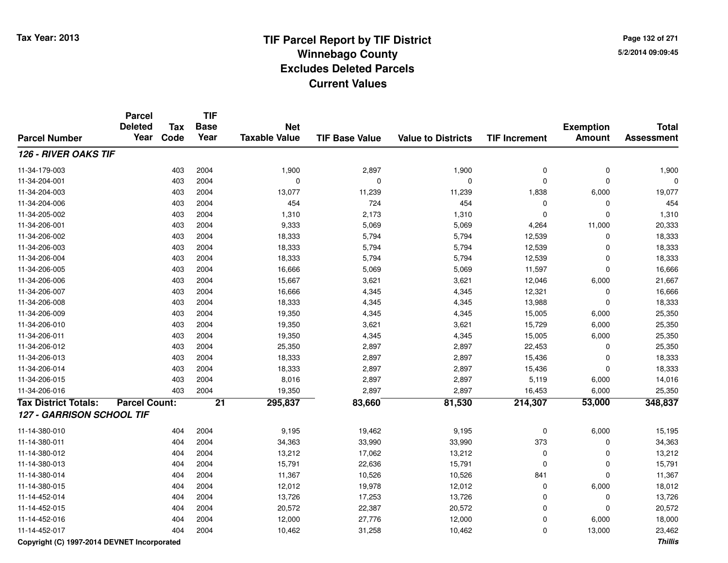Tax Year: 2013

# TIF Parcel Report by TIF District
## Winnebago County
## Excludes Deleted Parcels
## Current Values

5/2/2014 09:09:45

| Parcel Number | Parcel Deleted Year | Tax Code | TIF Base Year | Net Taxable Value | TIF Base Value | Value to Districts | TIF Increment | Exemption Amount | Total Assessment |
|---|---|---|---|---|---|---|---|---|---|
| ***126 - RIVER OAKS TIF*** | | | | | | | | | |
| 11-34-179-003 | | 403 | 2004 | 1,900 | 2,897 | 1,900 | 0 | 0 | 1,900 |
| 11-34-204-001 | | 403 | 2004 | 0 | 0 | 0 | 0 | 0 | 0 |
| 11-34-204-003 | | 403 | 2004 | 13,077 | 11,239 | 11,239 | 1,838 | 6,000 | 19,077 |
| 11-34-204-006 | | 403 | 2004 | 454 | 724 | 454 | 0 | 0 | 454 |
| 11-34-205-002 | | 403 | 2004 | 1,310 | 2,173 | 1,310 | 0 | 0 | 1,310 |
| 11-34-206-001 | | 403 | 2004 | 9,333 | 5,069 | 5,069 | 4,264 | 11,000 | 20,333 |
| 11-34-206-002 | | 403 | 2004 | 18,333 | 5,794 | 5,794 | 12,539 | 0 | 18,333 |
| 11-34-206-003 | | 403 | 2004 | 18,333 | 5,794 | 5,794 | 12,539 | 0 | 18,333 |
| 11-34-206-004 | | 403 | 2004 | 18,333 | 5,794 | 5,794 | 12,539 | 0 | 18,333 |
| 11-34-206-005 | | 403 | 2004 | 16,666 | 5,069 | 5,069 | 11,597 | 0 | 16,666 |
| 11-34-206-006 | | 403 | 2004 | 15,667 | 3,621 | 3,621 | 12,046 | 6,000 | 21,667 |
| 11-34-206-007 | | 403 | 2004 | 16,666 | 4,345 | 4,345 | 12,321 | 0 | 16,666 |
| 11-34-206-008 | | 403 | 2004 | 18,333 | 4,345 | 4,345 | 13,988 | 0 | 18,333 |
| 11-34-206-009 | | 403 | 2004 | 19,350 | 4,345 | 4,345 | 15,005 | 6,000 | 25,350 |
| 11-34-206-010 | | 403 | 2004 | 19,350 | 3,621 | 3,621 | 15,729 | 6,000 | 25,350 |
| 11-34-206-011 | | 403 | 2004 | 19,350 | 4,345 | 4,345 | 15,005 | 6,000 | 25,350 |
| 11-34-206-012 | | 403 | 2004 | 25,350 | 2,897 | 2,897 | 22,453 | 0 | 25,350 |
| 11-34-206-013 | | 403 | 2004 | 18,333 | 2,897 | 2,897 | 15,436 | 0 | 18,333 |
| 11-34-206-014 | | 403 | 2004 | 18,333 | 2,897 | 2,897 | 15,436 | 0 | 18,333 |
| 11-34-206-015 | | 403 | 2004 | 8,016 | 2,897 | 2,897 | 5,119 | 6,000 | 14,016 |
| 11-34-206-016 | | 403 | 2004 | 19,350 | 2,897 | 2,897 | 16,453 | 6,000 | 25,350 |
| **Tax District Totals:** | **Parcel Count:** | | **21** | **295,837** | **83,660** | **81,530** | **214,307** | **53,000** | **348,837** |
| ***127 - GARRISON SCHOOL TIF*** | | | | | | | | | |
| 11-14-380-010 | | 404 | 2004 | 9,195 | 19,462 | 9,195 | 0 | 6,000 | 15,195 |
| 11-14-380-011 | | 404 | 2004 | 34,363 | 33,990 | 33,990 | 373 | 0 | 34,363 |
| 11-14-380-012 | | 404 | 2004 | 13,212 | 17,062 | 13,212 | 0 | 0 | 13,212 |
| 11-14-380-013 | | 404 | 2004 | 15,791 | 22,636 | 15,791 | 0 | 0 | 15,791 |
| 11-14-380-014 | | 404 | 2004 | 11,367 | 10,526 | 10,526 | 841 | 0 | 11,367 |
| 11-14-380-015 | | 404 | 2004 | 12,012 | 19,978 | 12,012 | 0 | 6,000 | 18,012 |
| 11-14-452-014 | | 404 | 2004 | 13,726 | 17,253 | 13,726 | 0 | 0 | 13,726 |
| 11-14-452-015 | | 404 | 2004 | 20,572 | 22,387 | 20,572 | 0 | 0 | 20,572 |
| 11-14-452-016 | | 404 | 2004 | 12,000 | 27,776 | 12,000 | 0 | 6,000 | 18,000 |
| 11-14-452-017 | | 404 | 2004 | 10,462 | 31,258 | 10,462 | 0 | 13,000 | 23,462 |

Copyright (C) 1997-2014 DEVNET Incorporated

*Thillis*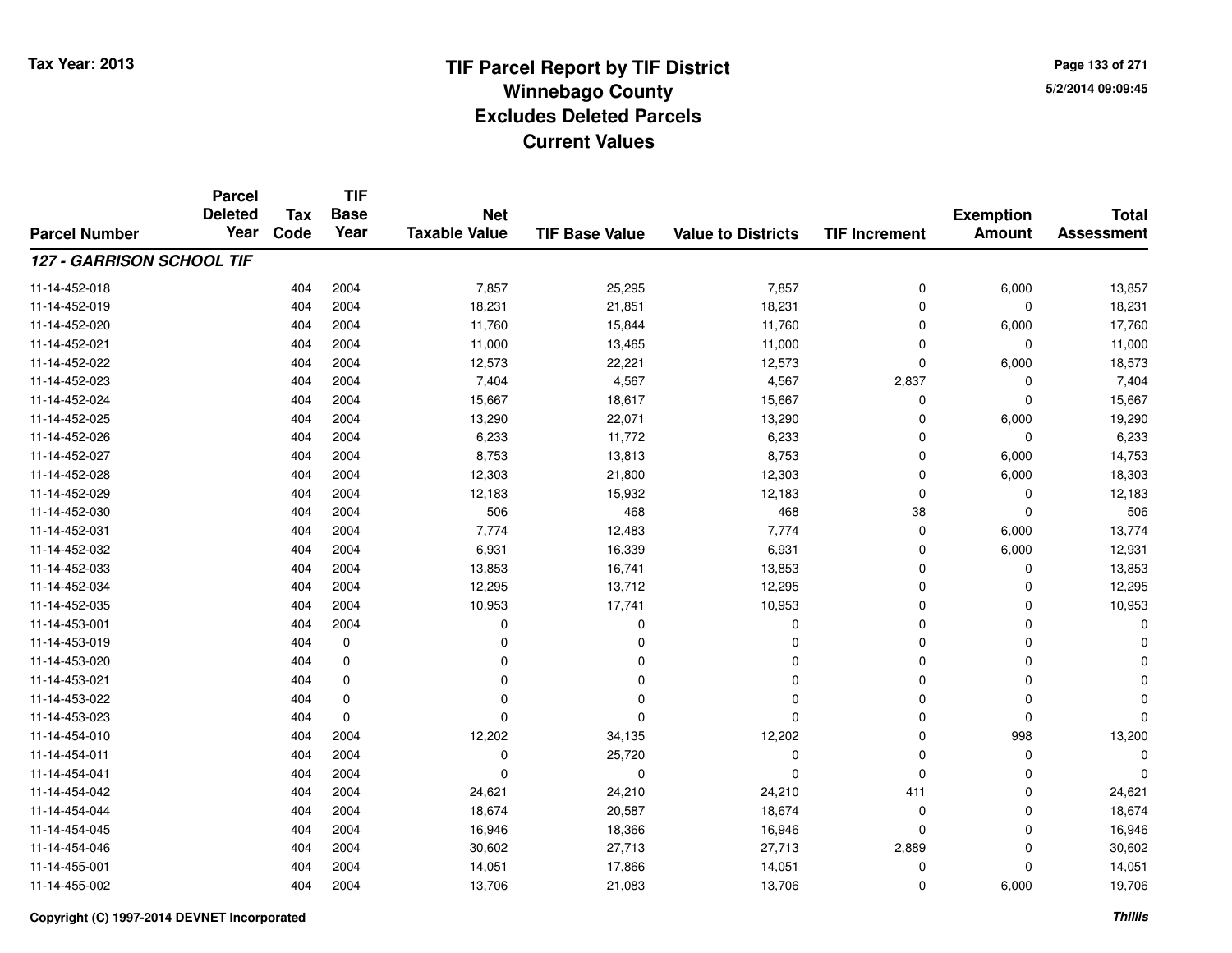# TIF Parcel Report by TIF District
## Winnebago County
## Excludes Deleted Parcels
## Current Values

Tax Year: 2013

5/2/2014 09:09:45

| Parcel Number | Parcel Deleted Year | Tax Code | TIF Base Year | Net Taxable Value | TIF Base Value | Value to Districts | TIF Increment | Exemption Amount | Total Assessment |
|---|---|---|---|---|---|---|---|---|---|
| ***127 - GARRISON SCHOOL TIF*** | | | | | | | | | |
| 11-14-452-018 | | 404 | 2004 | 7,857 | 25,295 | 7,857 | 0 | 6,000 | 13,857 |
| 11-14-452-019 | | 404 | 2004 | 18,231 | 21,851 | 18,231 | 0 | 0 | 18,231 |
| 11-14-452-020 | | 404 | 2004 | 11,760 | 15,844 | 11,760 | 0 | 6,000 | 17,760 |
| 11-14-452-021 | | 404 | 2004 | 11,000 | 13,465 | 11,000 | 0 | 0 | 11,000 |
| 11-14-452-022 | | 404 | 2004 | 12,573 | 22,221 | 12,573 | 0 | 6,000 | 18,573 |
| 11-14-452-023 | | 404 | 2004 | 7,404 | 4,567 | 4,567 | 2,837 | 0 | 7,404 |
| 11-14-452-024 | | 404 | 2004 | 15,667 | 18,617 | 15,667 | 0 | 0 | 15,667 |
| 11-14-452-025 | | 404 | 2004 | 13,290 | 22,071 | 13,290 | 0 | 6,000 | 19,290 |
| 11-14-452-026 | | 404 | 2004 | 6,233 | 11,772 | 6,233 | 0 | 0 | 6,233 |
| 11-14-452-027 | | 404 | 2004 | 8,753 | 13,813 | 8,753 | 0 | 6,000 | 14,753 |
| 11-14-452-028 | | 404 | 2004 | 12,303 | 21,800 | 12,303 | 0 | 6,000 | 18,303 |
| 11-14-452-029 | | 404 | 2004 | 12,183 | 15,932 | 12,183 | 0 | 0 | 12,183 |
| 11-14-452-030 | | 404 | 2004 | 506 | 468 | 468 | 38 | 0 | 506 |
| 11-14-452-031 | | 404 | 2004 | 7,774 | 12,483 | 7,774 | 0 | 6,000 | 13,774 |
| 11-14-452-032 | | 404 | 2004 | 6,931 | 16,339 | 6,931 | 0 | 6,000 | 12,931 |
| 11-14-452-033 | | 404 | 2004 | 13,853 | 16,741 | 13,853 | 0 | 0 | 13,853 |
| 11-14-452-034 | | 404 | 2004 | 12,295 | 13,712 | 12,295 | 0 | 0 | 12,295 |
| 11-14-452-035 | | 404 | 2004 | 10,953 | 17,741 | 10,953 | 0 | 0 | 10,953 |
| 11-14-453-001 | | 404 | 2004 | 0 | 0 | 0 | 0 | 0 | 0 |
| 11-14-453-019 | | 404 | 0 | 0 | 0 | 0 | 0 | 0 | 0 |
| 11-14-453-020 | | 404 | 0 | 0 | 0 | 0 | 0 | 0 | 0 |
| 11-14-453-021 | | 404 | 0 | 0 | 0 | 0 | 0 | 0 | 0 |
| 11-14-453-022 | | 404 | 0 | 0 | 0 | 0 | 0 | 0 | 0 |
| 11-14-453-023 | | 404 | 0 | 0 | 0 | 0 | 0 | 0 | 0 |
| 11-14-454-010 | | 404 | 2004 | 12,202 | 34,135 | 12,202 | 0 | 998 | 13,200 |
| 11-14-454-011 | | 404 | 2004 | 0 | 25,720 | 0 | 0 | 0 | 0 |
| 11-14-454-041 | | 404 | 2004 | 0 | 0 | 0 | 0 | 0 | 0 |
| 11-14-454-042 | | 404 | 2004 | 24,621 | 24,210 | 24,210 | 411 | 0 | 24,621 |
| 11-14-454-044 | | 404 | 2004 | 18,674 | 20,587 | 18,674 | 0 | 0 | 18,674 |
| 11-14-454-045 | | 404 | 2004 | 16,946 | 18,366 | 16,946 | 0 | 0 | 16,946 |
| 11-14-454-046 | | 404 | 2004 | 30,602 | 27,713 | 27,713 | 2,889 | 0 | 30,602 |
| 11-14-455-001 | | 404 | 2004 | 14,051 | 17,866 | 14,051 | 0 | 0 | 14,051 |
| 11-14-455-002 | | 404 | 2004 | 13,706 | 21,083 | 13,706 | 0 | 6,000 | 19,706 |

Copyright (C) 1997-2014 DEVNET Incorporated

*Thillis*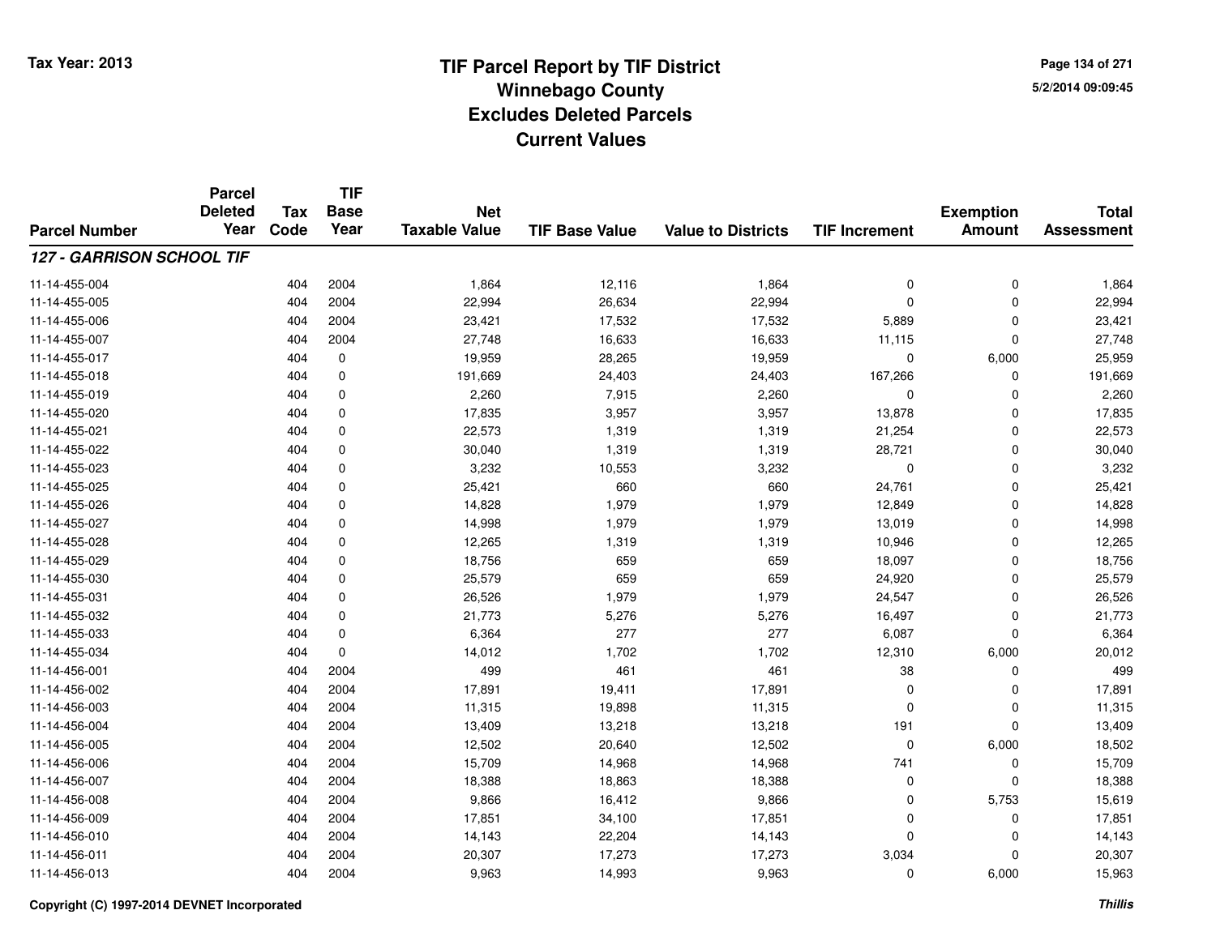# TIF Parcel Report by TIF District
# Winnebago County
# Excludes Deleted Parcels
# Current Values

Tax Year: 2013

5/2/2014 09:09:45

| Parcel Number | Parcel Deleted Year | Tax Code | TIF Base Year | Net Taxable Value | TIF Base Value | Value to Districts | TIF Increment | Exemption Amount | Total Assessment |
|---|---|---|---|---|---|---|---|---|---|
| ***127 - GARRISON SCHOOL TIF*** | | | | | | | | | |
| 11-14-455-004 | | 404 | 2004 | 1,864 | 12,116 | 1,864 | 0 | 0 | 1,864 |
| 11-14-455-005 | | 404 | 2004 | 22,994 | 26,634 | 22,994 | 0 | 0 | 22,994 |
| 11-14-455-006 | | 404 | 2004 | 23,421 | 17,532 | 17,532 | 5,889 | 0 | 23,421 |
| 11-14-455-007 | | 404 | 2004 | 27,748 | 16,633 | 16,633 | 11,115 | 0 | 27,748 |
| 11-14-455-017 | | 404 | 0 | 19,959 | 28,265 | 19,959 | 0 | 6,000 | 25,959 |
| 11-14-455-018 | | 404 | 0 | 191,669 | 24,403 | 24,403 | 167,266 | 0 | 191,669 |
| 11-14-455-019 | | 404 | 0 | 2,260 | 7,915 | 2,260 | 0 | 0 | 2,260 |
| 11-14-455-020 | | 404 | 0 | 17,835 | 3,957 | 3,957 | 13,878 | 0 | 17,835 |
| 11-14-455-021 | | 404 | 0 | 22,573 | 1,319 | 1,319 | 21,254 | 0 | 22,573 |
| 11-14-455-022 | | 404 | 0 | 30,040 | 1,319 | 1,319 | 28,721 | 0 | 30,040 |
| 11-14-455-023 | | 404 | 0 | 3,232 | 10,553 | 3,232 | 0 | 0 | 3,232 |
| 11-14-455-025 | | 404 | 0 | 25,421 | 660 | 660 | 24,761 | 0 | 25,421 |
| 11-14-455-026 | | 404 | 0 | 14,828 | 1,979 | 1,979 | 12,849 | 0 | 14,828 |
| 11-14-455-027 | | 404 | 0 | 14,998 | 1,979 | 1,979 | 13,019 | 0 | 14,998 |
| 11-14-455-028 | | 404 | 0 | 12,265 | 1,319 | 1,319 | 10,946 | 0 | 12,265 |
| 11-14-455-029 | | 404 | 0 | 18,756 | 659 | 659 | 18,097 | 0 | 18,756 |
| 11-14-455-030 | | 404 | 0 | 25,579 | 659 | 659 | 24,920 | 0 | 25,579 |
| 11-14-455-031 | | 404 | 0 | 26,526 | 1,979 | 1,979 | 24,547 | 0 | 26,526 |
| 11-14-455-032 | | 404 | 0 | 21,773 | 5,276 | 5,276 | 16,497 | 0 | 21,773 |
| 11-14-455-033 | | 404 | 0 | 6,364 | 277 | 277 | 6,087 | 0 | 6,364 |
| 11-14-455-034 | | 404 | 0 | 14,012 | 1,702 | 1,702 | 12,310 | 6,000 | 20,012 |
| 11-14-456-001 | | 404 | 2004 | 499 | 461 | 461 | 38 | 0 | 499 |
| 11-14-456-002 | | 404 | 2004 | 17,891 | 19,411 | 17,891 | 0 | 0 | 17,891 |
| 11-14-456-003 | | 404 | 2004 | 11,315 | 19,898 | 11,315 | 0 | 0 | 11,315 |
| 11-14-456-004 | | 404 | 2004 | 13,409 | 13,218 | 13,218 | 191 | 0 | 13,409 |
| 11-14-456-005 | | 404 | 2004 | 12,502 | 20,640 | 12,502 | 0 | 6,000 | 18,502 |
| 11-14-456-006 | | 404 | 2004 | 15,709 | 14,968 | 14,968 | 741 | 0 | 15,709 |
| 11-14-456-007 | | 404 | 2004 | 18,388 | 18,863 | 18,388 | 0 | 0 | 18,388 |
| 11-14-456-008 | | 404 | 2004 | 9,866 | 16,412 | 9,866 | 0 | 5,753 | 15,619 |
| 11-14-456-009 | | 404 | 2004 | 17,851 | 34,100 | 17,851 | 0 | 0 | 17,851 |
| 11-14-456-010 | | 404 | 2004 | 14,143 | 22,204 | 14,143 | 0 | 0 | 14,143 |
| 11-14-456-011 | | 404 | 2004 | 20,307 | 17,273 | 17,273 | 3,034 | 0 | 20,307 |
| 11-14-456-013 | | 404 | 2004 | 9,963 | 14,993 | 9,963 | 0 | 6,000 | 15,963 |

Copyright (C) 1997-2014 DEVNET Incorporated

*Thillis*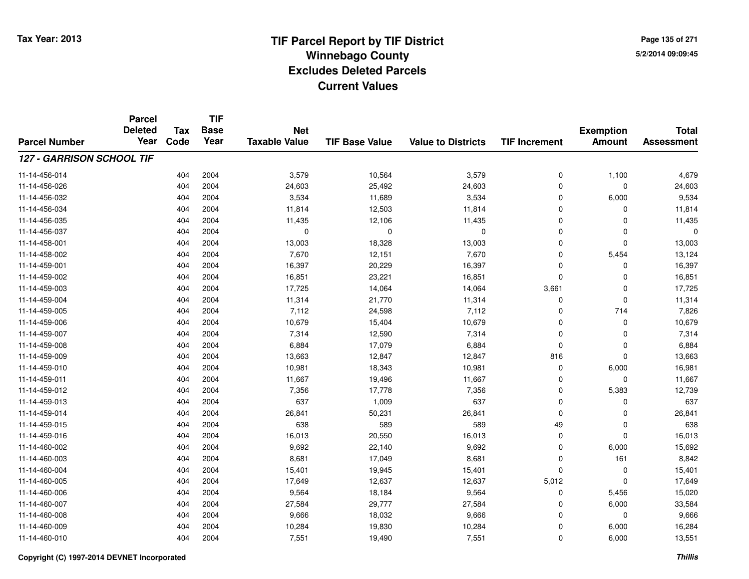# TIF Parcel Report by TIF District
## Winnebago County
## Excludes Deleted Parcels
## Current Values

Tax Year: 2013

5/2/2014 09:09:45

| Parcel Number | Parcel Deleted Year | Tax Code | TIF Base Year | Net Taxable Value | TIF Base Value | Value to Districts | TIF Increment | Exemption Amount | Total Assessment |
|---|---|---|---|---|---|---|---|---|---|
| ***127 - GARRISON SCHOOL TIF*** | | | | | | | | | |
| 11-14-456-014 | | 404 | 2004 | 3,579 | 10,564 | 3,579 | 0 | 1,100 | 4,679 |
| 11-14-456-026 | | 404 | 2004 | 24,603 | 25,492 | 24,603 | 0 | 0 | 24,603 |
| 11-14-456-032 | | 404 | 2004 | 3,534 | 11,689 | 3,534 | 0 | 6,000 | 9,534 |
| 11-14-456-034 | | 404 | 2004 | 11,814 | 12,503 | 11,814 | 0 | 0 | 11,814 |
| 11-14-456-035 | | 404 | 2004 | 11,435 | 12,106 | 11,435 | 0 | 0 | 11,435 |
| 11-14-456-037 | | 404 | 2004 | 0 | 0 | 0 | 0 | 0 | 0 |
| 11-14-458-001 | | 404 | 2004 | 13,003 | 18,328 | 13,003 | 0 | 0 | 13,003 |
| 11-14-458-002 | | 404 | 2004 | 7,670 | 12,151 | 7,670 | 0 | 5,454 | 13,124 |
| 11-14-459-001 | | 404 | 2004 | 16,397 | 20,229 | 16,397 | 0 | 0 | 16,397 |
| 11-14-459-002 | | 404 | 2004 | 16,851 | 23,221 | 16,851 | 0 | 0 | 16,851 |
| 11-14-459-003 | | 404 | 2004 | 17,725 | 14,064 | 14,064 | 3,661 | 0 | 17,725 |
| 11-14-459-004 | | 404 | 2004 | 11,314 | 21,770 | 11,314 | 0 | 0 | 11,314 |
| 11-14-459-005 | | 404 | 2004 | 7,112 | 24,598 | 7,112 | 0 | 714 | 7,826 |
| 11-14-459-006 | | 404 | 2004 | 10,679 | 15,404 | 10,679 | 0 | 0 | 10,679 |
| 11-14-459-007 | | 404 | 2004 | 7,314 | 12,590 | 7,314 | 0 | 0 | 7,314 |
| 11-14-459-008 | | 404 | 2004 | 6,884 | 17,079 | 6,884 | 0 | 0 | 6,884 |
| 11-14-459-009 | | 404 | 2004 | 13,663 | 12,847 | 12,847 | 816 | 0 | 13,663 |
| 11-14-459-010 | | 404 | 2004 | 10,981 | 18,343 | 10,981 | 0 | 6,000 | 16,981 |
| 11-14-459-011 | | 404 | 2004 | 11,667 | 19,496 | 11,667 | 0 | 0 | 11,667 |
| 11-14-459-012 | | 404 | 2004 | 7,356 | 17,778 | 7,356 | 0 | 5,383 | 12,739 |
| 11-14-459-013 | | 404 | 2004 | 637 | 1,009 | 637 | 0 | 0 | 637 |
| 11-14-459-014 | | 404 | 2004 | 26,841 | 50,231 | 26,841 | 0 | 0 | 26,841 |
| 11-14-459-015 | | 404 | 2004 | 638 | 589 | 589 | 49 | 0 | 638 |
| 11-14-459-016 | | 404 | 2004 | 16,013 | 20,550 | 16,013 | 0 | 0 | 16,013 |
| 11-14-460-002 | | 404 | 2004 | 9,692 | 22,140 | 9,692 | 0 | 6,000 | 15,692 |
| 11-14-460-003 | | 404 | 2004 | 8,681 | 17,049 | 8,681 | 0 | 161 | 8,842 |
| 11-14-460-004 | | 404 | 2004 | 15,401 | 19,945 | 15,401 | 0 | 0 | 15,401 |
| 11-14-460-005 | | 404 | 2004 | 17,649 | 12,637 | 12,637 | 5,012 | 0 | 17,649 |
| 11-14-460-006 | | 404 | 2004 | 9,564 | 18,184 | 9,564 | 0 | 5,456 | 15,020 |
| 11-14-460-007 | | 404 | 2004 | 27,584 | 29,777 | 27,584 | 0 | 6,000 | 33,584 |
| 11-14-460-008 | | 404 | 2004 | 9,666 | 18,032 | 9,666 | 0 | 0 | 9,666 |
| 11-14-460-009 | | 404 | 2004 | 10,284 | 19,830 | 10,284 | 0 | 6,000 | 16,284 |
| 11-14-460-010 | | 404 | 2004 | 7,551 | 19,490 | 7,551 | 0 | 6,000 | 13,551 |

Copyright (C) 1997-2014 DEVNET Incorporated

*Thillis*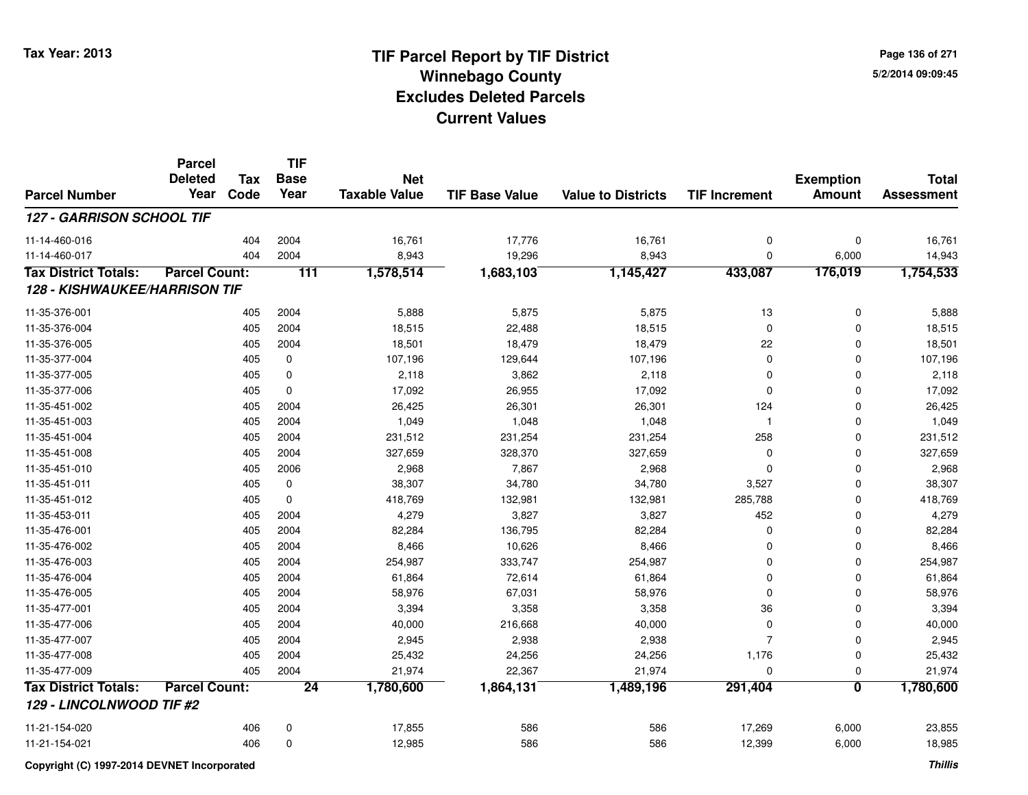# TIF Parcel Report by TIF District
## Winnebago County
## Excludes Deleted Parcels
## Current Values

Tax Year: 2013

5/2/2014 09:09:45

| Parcel Number | Parcel Deleted Year | Tax Code | TIF Base Year | Net Taxable Value | TIF Base Value | Value to Districts | TIF Increment | Exemption Amount | Total Assessment |
|---|---|---|---|---|---|---|---|---|---|
| ***127 - GARRISON SCHOOL TIF*** | | | | | | | | | |
| 11-14-460-016 | | 404 | 2004 | 16,761 | 17,776 | 16,761 | 0 | 0 | 16,761 |
| 11-14-460-017 | | 404 | 2004 | 8,943 | 19,296 | 8,943 | 0 | 6,000 | 14,943 |
| **Tax District Totals:** | **Parcel Count:** | | **111** | **1,578,514** | **1,683,103** | **1,145,427** | **433,087** | **176,019** | **1,754,533** |
| ***128 - KISHWAUKEE/HARRISON TIF*** | | | | | | | | | |
| 11-35-376-001 | | 405 | 2004 | 5,888 | 5,875 | 5,875 | 13 | 0 | 5,888 |
| 11-35-376-004 | | 405 | 2004 | 18,515 | 22,488 | 18,515 | 0 | 0 | 18,515 |
| 11-35-376-005 | | 405 | 2004 | 18,501 | 18,479 | 18,479 | 22 | 0 | 18,501 |
| 11-35-377-004 | | 405 | 0 | 107,196 | 129,644 | 107,196 | 0 | 0 | 107,196 |
| 11-35-377-005 | | 405 | 0 | 2,118 | 3,862 | 2,118 | 0 | 0 | 2,118 |
| 11-35-377-006 | | 405 | 0 | 17,092 | 26,955 | 17,092 | 0 | 0 | 17,092 |
| 11-35-451-002 | | 405 | 2004 | 26,425 | 26,301 | 26,301 | 124 | 0 | 26,425 |
| 11-35-451-003 | | 405 | 2004 | 1,049 | 1,048 | 1,048 | 1 | 0 | 1,049 |
| 11-35-451-004 | | 405 | 2004 | 231,512 | 231,254 | 231,254 | 258 | 0 | 231,512 |
| 11-35-451-008 | | 405 | 2004 | 327,659 | 328,370 | 327,659 | 0 | 0 | 327,659 |
| 11-35-451-010 | | 405 | 2006 | 2,968 | 7,867 | 2,968 | 0 | 0 | 2,968 |
| 11-35-451-011 | | 405 | 0 | 38,307 | 34,780 | 34,780 | 3,527 | 0 | 38,307 |
| 11-35-451-012 | | 405 | 0 | 418,769 | 132,981 | 132,981 | 285,788 | 0 | 418,769 |
| 11-35-453-011 | | 405 | 2004 | 4,279 | 3,827 | 3,827 | 452 | 0 | 4,279 |
| 11-35-476-001 | | 405 | 2004 | 82,284 | 136,795 | 82,284 | 0 | 0 | 82,284 |
| 11-35-476-002 | | 405 | 2004 | 8,466 | 10,626 | 8,466 | 0 | 0 | 8,466 |
| 11-35-476-003 | | 405 | 2004 | 254,987 | 333,747 | 254,987 | 0 | 0 | 254,987 |
| 11-35-476-004 | | 405 | 2004 | 61,864 | 72,614 | 61,864 | 0 | 0 | 61,864 |
| 11-35-476-005 | | 405 | 2004 | 58,976 | 67,031 | 58,976 | 0 | 0 | 58,976 |
| 11-35-477-001 | | 405 | 2004 | 3,394 | 3,358 | 3,358 | 36 | 0 | 3,394 |
| 11-35-477-006 | | 405 | 2004 | 40,000 | 216,668 | 40,000 | 0 | 0 | 40,000 |
| 11-35-477-007 | | 405 | 2004 | 2,945 | 2,938 | 2,938 | 7 | 0 | 2,945 |
| 11-35-477-008 | | 405 | 2004 | 25,432 | 24,256 | 24,256 | 1,176 | 0 | 25,432 |
| 11-35-477-009 | | 405 | 2004 | 21,974 | 22,367 | 21,974 | 0 | 0 | 21,974 |
| **Tax District Totals:** | **Parcel Count:** | | **24** | **1,780,600** | **1,864,131** | **1,489,196** | **291,404** | **0** | **1,780,600** |
| ***129 - LINCOLNWOOD TIF #2*** | | | | | | | | | |
| 11-21-154-020 | | 406 | 0 | 17,855 | 586 | 586 | 17,269 | 6,000 | 23,855 |
| 11-21-154-021 | | 406 | 0 | 12,985 | 586 | 586 | 12,399 | 6,000 | 18,985 |

Copyright (C) 1997-2014 DEVNET Incorporated

*Thillis*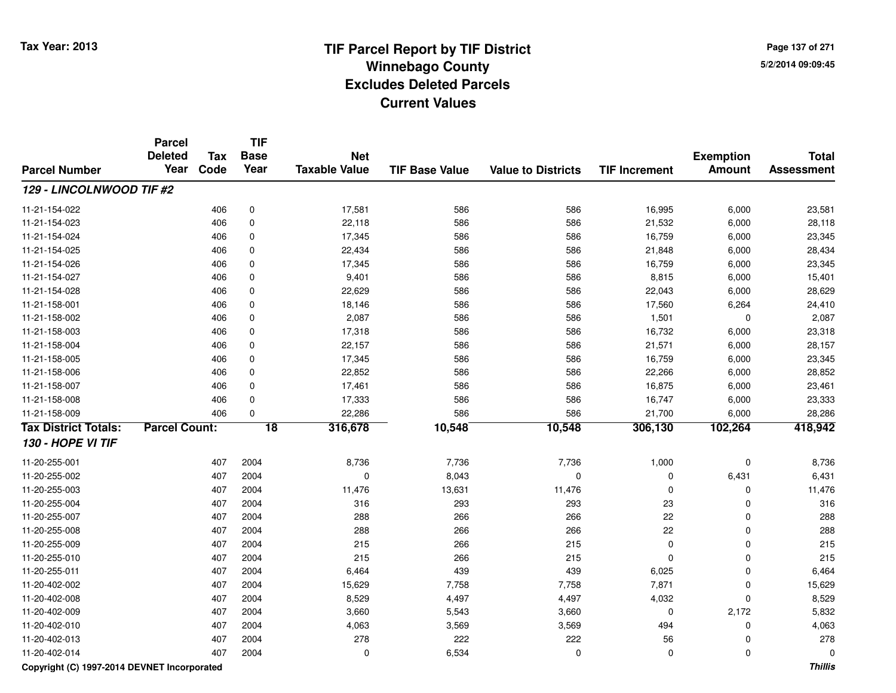Tax Year: 2013

# TIF Parcel Report by TIF District
## Winnebago County
## Excludes Deleted Parcels
## Current Values

5/2/2014 09:09:45

| Parcel Number | Parcel Deleted Year | Tax Code | TIF Base Year | Net Taxable Value | TIF Base Value | Value to Districts | TIF Increment | Exemption Amount | Total Assessment |
|---|---|---|---|---|---|---|---|---|---|
| ***129 - LINCOLNWOOD TIF #2*** | | | | | | | | | |
| 11-21-154-022 | | 406 | 0 | 17,581 | 586 | 586 | 16,995 | 6,000 | 23,581 |
| 11-21-154-023 | | 406 | 0 | 22,118 | 586 | 586 | 21,532 | 6,000 | 28,118 |
| 11-21-154-024 | | 406 | 0 | 17,345 | 586 | 586 | 16,759 | 6,000 | 23,345 |
| 11-21-154-025 | | 406 | 0 | 22,434 | 586 | 586 | 21,848 | 6,000 | 28,434 |
| 11-21-154-026 | | 406 | 0 | 17,345 | 586 | 586 | 16,759 | 6,000 | 23,345 |
| 11-21-154-027 | | 406 | 0 | 9,401 | 586 | 586 | 8,815 | 6,000 | 15,401 |
| 11-21-154-028 | | 406 | 0 | 22,629 | 586 | 586 | 22,043 | 6,000 | 28,629 |
| 11-21-158-001 | | 406 | 0 | 18,146 | 586 | 586 | 17,560 | 6,264 | 24,410 |
| 11-21-158-002 | | 406 | 0 | 2,087 | 586 | 586 | 1,501 | 0 | 2,087 |
| 11-21-158-003 | | 406 | 0 | 17,318 | 586 | 586 | 16,732 | 6,000 | 23,318 |
| 11-21-158-004 | | 406 | 0 | 22,157 | 586 | 586 | 21,571 | 6,000 | 28,157 |
| 11-21-158-005 | | 406 | 0 | 17,345 | 586 | 586 | 16,759 | 6,000 | 23,345 |
| 11-21-158-006 | | 406 | 0 | 22,852 | 586 | 586 | 22,266 | 6,000 | 28,852 |
| 11-21-158-007 | | 406 | 0 | 17,461 | 586 | 586 | 16,875 | 6,000 | 23,461 |
| 11-21-158-008 | | 406 | 0 | 17,333 | 586 | 586 | 16,747 | 6,000 | 23,333 |
| 11-21-158-009 | | 406 | 0 | 22,286 | 586 | 586 | 21,700 | 6,000 | 28,286 |
| **Tax District Totals:** | **Parcel Count:** | | **18** | **316,678** | **10,548** | **10,548** | **306,130** | **102,264** | **418,942** |
| ***130 - HOPE VI TIF*** | | | | | | | | | |
| 11-20-255-001 | | 407 | 2004 | 8,736 | 7,736 | 7,736 | 1,000 | 0 | 8,736 |
| 11-20-255-002 | | 407 | 2004 | 0 | 8,043 | 0 | 0 | 6,431 | 6,431 |
| 11-20-255-003 | | 407 | 2004 | 11,476 | 13,631 | 11,476 | 0 | 0 | 11,476 |
| 11-20-255-004 | | 407 | 2004 | 316 | 293 | 293 | 23 | 0 | 316 |
| 11-20-255-007 | | 407 | 2004 | 288 | 266 | 266 | 22 | 0 | 288 |
| 11-20-255-008 | | 407 | 2004 | 288 | 266 | 266 | 22 | 0 | 288 |
| 11-20-255-009 | | 407 | 2004 | 215 | 266 | 215 | 0 | 0 | 215 |
| 11-20-255-010 | | 407 | 2004 | 215 | 266 | 215 | 0 | 0 | 215 |
| 11-20-255-011 | | 407 | 2004 | 6,464 | 439 | 439 | 6,025 | 0 | 6,464 |
| 11-20-402-002 | | 407 | 2004 | 15,629 | 7,758 | 7,758 | 7,871 | 0 | 15,629 |
| 11-20-402-008 | | 407 | 2004 | 8,529 | 4,497 | 4,497 | 4,032 | 0 | 8,529 |
| 11-20-402-009 | | 407 | 2004 | 3,660 | 5,543 | 3,660 | 0 | 2,172 | 5,832 |
| 11-20-402-010 | | 407 | 2004 | 4,063 | 3,569 | 3,569 | 494 | 0 | 4,063 |
| 11-20-402-013 | | 407 | 2004 | 278 | 222 | 222 | 56 | 0 | 278 |
| 11-20-402-014 | | 407 | 2004 | 0 | 6,534 | 0 | 0 | 0 | 0 |

Copyright (C) 1997-2014 DEVNET Incorporated

*Thillis*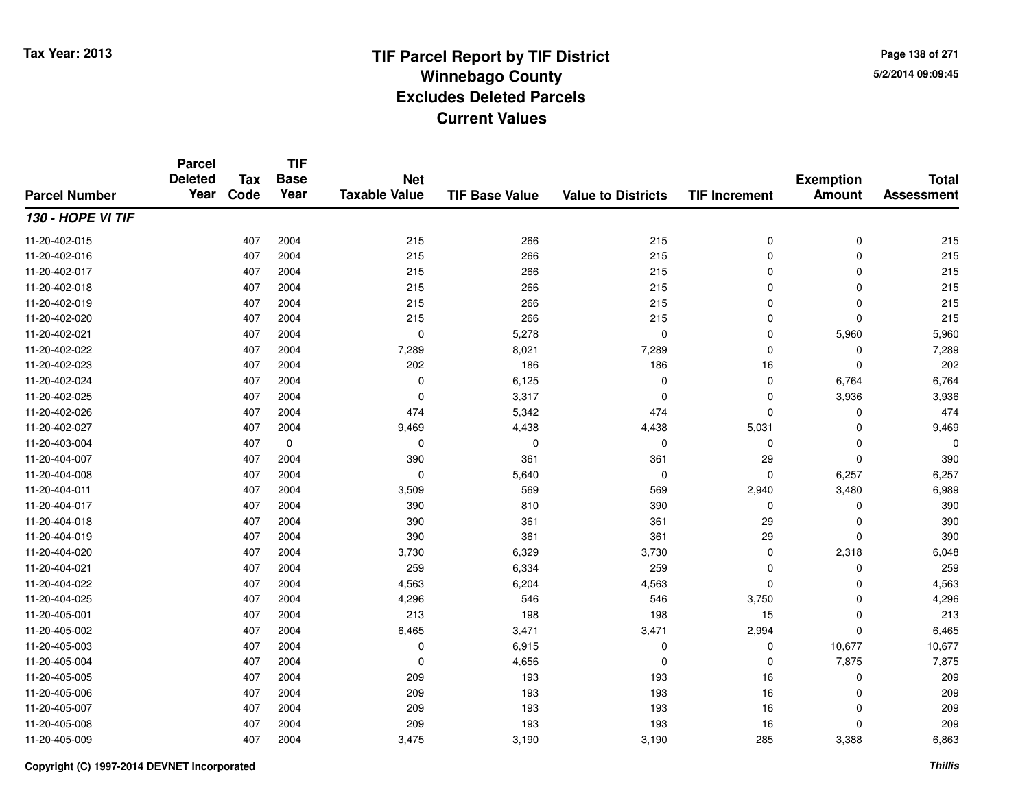# TIF Parcel Report by TIF District
## Winnebago County
## Excludes Deleted Parcels
## Current Values

Tax Year: 2013

5/2/2014 09:09:45

| Parcel Number | Parcel Deleted Year | Tax Code | TIF Base Year | Net Taxable Value | TIF Base Value | Value to Districts | TIF Increment | Exemption Amount | Total Assessment |
|---|---|---|---|---|---|---|---|---|---|
| ***130 - HOPE VI TIF*** | | | | | | | | | |
| 11-20-402-015 | | 407 | 2004 | 215 | 266 | 215 | 0 | 0 | 215 |
| 11-20-402-016 | | 407 | 2004 | 215 | 266 | 215 | 0 | 0 | 215 |
| 11-20-402-017 | | 407 | 2004 | 215 | 266 | 215 | 0 | 0 | 215 |
| 11-20-402-018 | | 407 | 2004 | 215 | 266 | 215 | 0 | 0 | 215 |
| 11-20-402-019 | | 407 | 2004 | 215 | 266 | 215 | 0 | 0 | 215 |
| 11-20-402-020 | | 407 | 2004 | 215 | 266 | 215 | 0 | 0 | 215 |
| 11-20-402-021 | | 407 | 2004 | 0 | 5,278 | 0 | 0 | 5,960 | 5,960 |
| 11-20-402-022 | | 407 | 2004 | 7,289 | 8,021 | 7,289 | 0 | 0 | 7,289 |
| 11-20-402-023 | | 407 | 2004 | 202 | 186 | 186 | 16 | 0 | 202 |
| 11-20-402-024 | | 407 | 2004 | 0 | 6,125 | 0 | 0 | 6,764 | 6,764 |
| 11-20-402-025 | | 407 | 2004 | 0 | 3,317 | 0 | 0 | 3,936 | 3,936 |
| 11-20-402-026 | | 407 | 2004 | 474 | 5,342 | 474 | 0 | 0 | 474 |
| 11-20-402-027 | | 407 | 2004 | 9,469 | 4,438 | 4,438 | 5,031 | 0 | 9,469 |
| 11-20-403-004 | | 407 | 0 | 0 | 0 | 0 | 0 | 0 | 0 |
| 11-20-404-007 | | 407 | 2004 | 390 | 361 | 361 | 29 | 0 | 390 |
| 11-20-404-008 | | 407 | 2004 | 0 | 5,640 | 0 | 0 | 6,257 | 6,257 |
| 11-20-404-011 | | 407 | 2004 | 3,509 | 569 | 569 | 2,940 | 3,480 | 6,989 |
| 11-20-404-017 | | 407 | 2004 | 390 | 810 | 390 | 0 | 0 | 390 |
| 11-20-404-018 | | 407 | 2004 | 390 | 361 | 361 | 29 | 0 | 390 |
| 11-20-404-019 | | 407 | 2004 | 390 | 361 | 361 | 29 | 0 | 390 |
| 11-20-404-020 | | 407 | 2004 | 3,730 | 6,329 | 3,730 | 0 | 2,318 | 6,048 |
| 11-20-404-021 | | 407 | 2004 | 259 | 6,334 | 259 | 0 | 0 | 259 |
| 11-20-404-022 | | 407 | 2004 | 4,563 | 6,204 | 4,563 | 0 | 0 | 4,563 |
| 11-20-404-025 | | 407 | 2004 | 4,296 | 546 | 546 | 3,750 | 0 | 4,296 |
| 11-20-405-001 | | 407 | 2004 | 213 | 198 | 198 | 15 | 0 | 213 |
| 11-20-405-002 | | 407 | 2004 | 6,465 | 3,471 | 3,471 | 2,994 | 0 | 6,465 |
| 11-20-405-003 | | 407 | 2004 | 0 | 6,915 | 0 | 0 | 10,677 | 10,677 |
| 11-20-405-004 | | 407 | 2004 | 0 | 4,656 | 0 | 0 | 7,875 | 7,875 |
| 11-20-405-005 | | 407 | 2004 | 209 | 193 | 193 | 16 | 0 | 209 |
| 11-20-405-006 | | 407 | 2004 | 209 | 193 | 193 | 16 | 0 | 209 |
| 11-20-405-007 | | 407 | 2004 | 209 | 193 | 193 | 16 | 0 | 209 |
| 11-20-405-008 | | 407 | 2004 | 209 | 193 | 193 | 16 | 0 | 209 |
| 11-20-405-009 | | 407 | 2004 | 3,475 | 3,190 | 3,190 | 285 | 3,388 | 6,863 |

Copyright (C) 1997-2014 DEVNET Incorporated

*Thillis*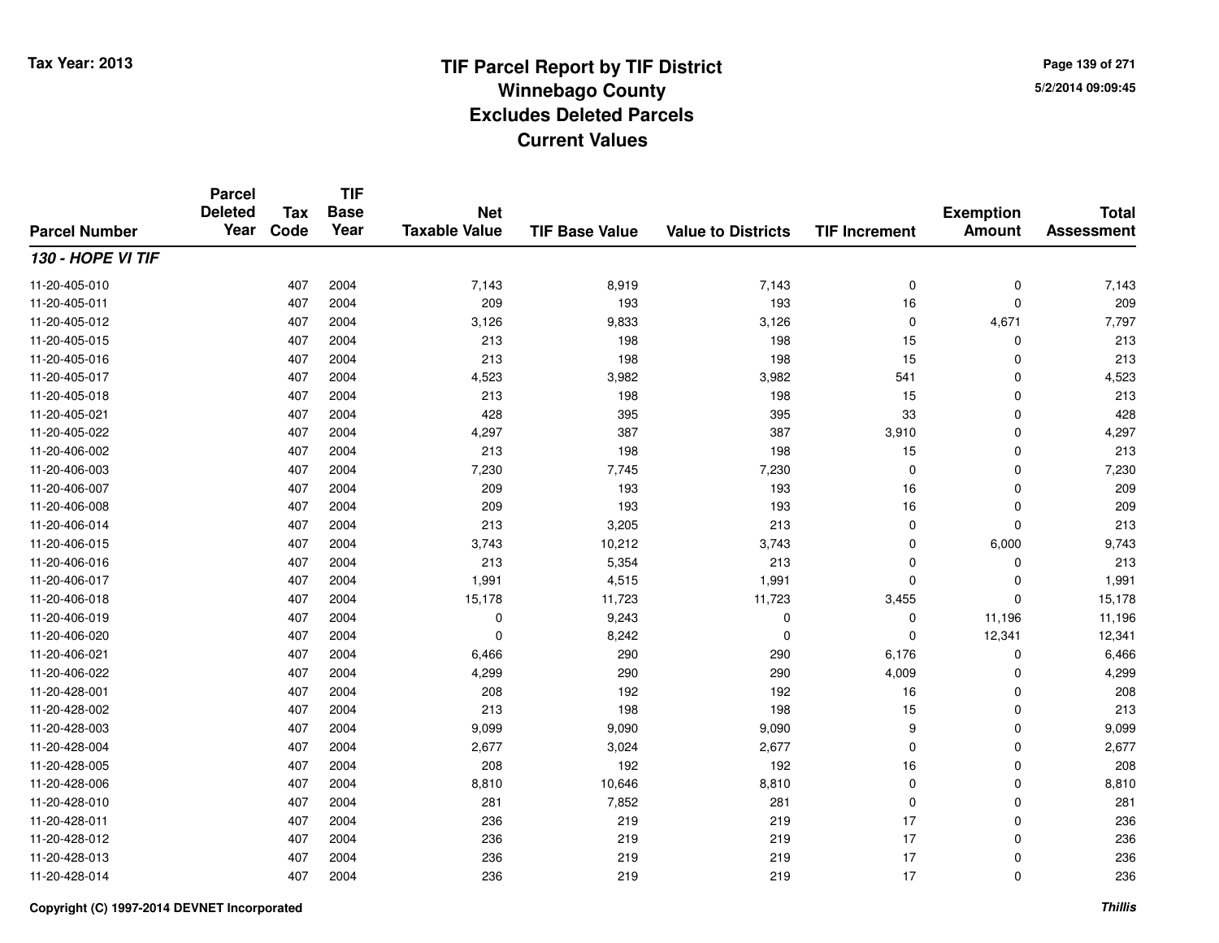Tax Year: 2013

# TIF Parcel Report by TIF District
## Winnebago County
## Excludes Deleted Parcels
## Current Values

5/2/2014 09:09:45

| Parcel Number | Parcel Deleted Year | Tax Code | TIF Base Year | Net Taxable Value | TIF Base Value | Value to Districts | TIF Increment | Exemption Amount | Total Assessment |
|---|---|---|---|---|---|---|---|---|---|
| ***130 - HOPE VI TIF*** | | | | | | | | | |
| 11-20-405-010 | | 407 | 2004 | 7,143 | 8,919 | 7,143 | 0 | 0 | 7,143 |
| 11-20-405-011 | | 407 | 2004 | 209 | 193 | 193 | 16 | 0 | 209 |
| 11-20-405-012 | | 407 | 2004 | 3,126 | 9,833 | 3,126 | 0 | 4,671 | 7,797 |
| 11-20-405-015 | | 407 | 2004 | 213 | 198 | 198 | 15 | 0 | 213 |
| 11-20-405-016 | | 407 | 2004 | 213 | 198 | 198 | 15 | 0 | 213 |
| 11-20-405-017 | | 407 | 2004 | 4,523 | 3,982 | 3,982 | 541 | 0 | 4,523 |
| 11-20-405-018 | | 407 | 2004 | 213 | 198 | 198 | 15 | 0 | 213 |
| 11-20-405-021 | | 407 | 2004 | 428 | 395 | 395 | 33 | 0 | 428 |
| 11-20-405-022 | | 407 | 2004 | 4,297 | 387 | 387 | 3,910 | 0 | 4,297 |
| 11-20-406-002 | | 407 | 2004 | 213 | 198 | 198 | 15 | 0 | 213 |
| 11-20-406-003 | | 407 | 2004 | 7,230 | 7,745 | 7,230 | 0 | 0 | 7,230 |
| 11-20-406-007 | | 407 | 2004 | 209 | 193 | 193 | 16 | 0 | 209 |
| 11-20-406-008 | | 407 | 2004 | 209 | 193 | 193 | 16 | 0 | 209 |
| 11-20-406-014 | | 407 | 2004 | 213 | 3,205 | 213 | 0 | 0 | 213 |
| 11-20-406-015 | | 407 | 2004 | 3,743 | 10,212 | 3,743 | 0 | 6,000 | 9,743 |
| 11-20-406-016 | | 407 | 2004 | 213 | 5,354 | 213 | 0 | 0 | 213 |
| 11-20-406-017 | | 407 | 2004 | 1,991 | 4,515 | 1,991 | 0 | 0 | 1,991 |
| 11-20-406-018 | | 407 | 2004 | 15,178 | 11,723 | 11,723 | 3,455 | 0 | 15,178 |
| 11-20-406-019 | | 407 | 2004 | 0 | 9,243 | 0 | 0 | 11,196 | 11,196 |
| 11-20-406-020 | | 407 | 2004 | 0 | 8,242 | 0 | 0 | 12,341 | 12,341 |
| 11-20-406-021 | | 407 | 2004 | 6,466 | 290 | 290 | 6,176 | 0 | 6,466 |
| 11-20-406-022 | | 407 | 2004 | 4,299 | 290 | 290 | 4,009 | 0 | 4,299 |
| 11-20-428-001 | | 407 | 2004 | 208 | 192 | 192 | 16 | 0 | 208 |
| 11-20-428-002 | | 407 | 2004 | 213 | 198 | 198 | 15 | 0 | 213 |
| 11-20-428-003 | | 407 | 2004 | 9,099 | 9,090 | 9,090 | 9 | 0 | 9,099 |
| 11-20-428-004 | | 407 | 2004 | 2,677 | 3,024 | 2,677 | 0 | 0 | 2,677 |
| 11-20-428-005 | | 407 | 2004 | 208 | 192 | 192 | 16 | 0 | 208 |
| 11-20-428-006 | | 407 | 2004 | 8,810 | 10,646 | 8,810 | 0 | 0 | 8,810 |
| 11-20-428-010 | | 407 | 2004 | 281 | 7,852 | 281 | 0 | 0 | 281 |
| 11-20-428-011 | | 407 | 2004 | 236 | 219 | 219 | 17 | 0 | 236 |
| 11-20-428-012 | | 407 | 2004 | 236 | 219 | 219 | 17 | 0 | 236 |
| 11-20-428-013 | | 407 | 2004 | 236 | 219 | 219 | 17 | 0 | 236 |
| 11-20-428-014 | | 407 | 2004 | 236 | 219 | 219 | 17 | 0 | 236 |

Copyright (C) 1997-2014 DEVNET Incorporated

Thillis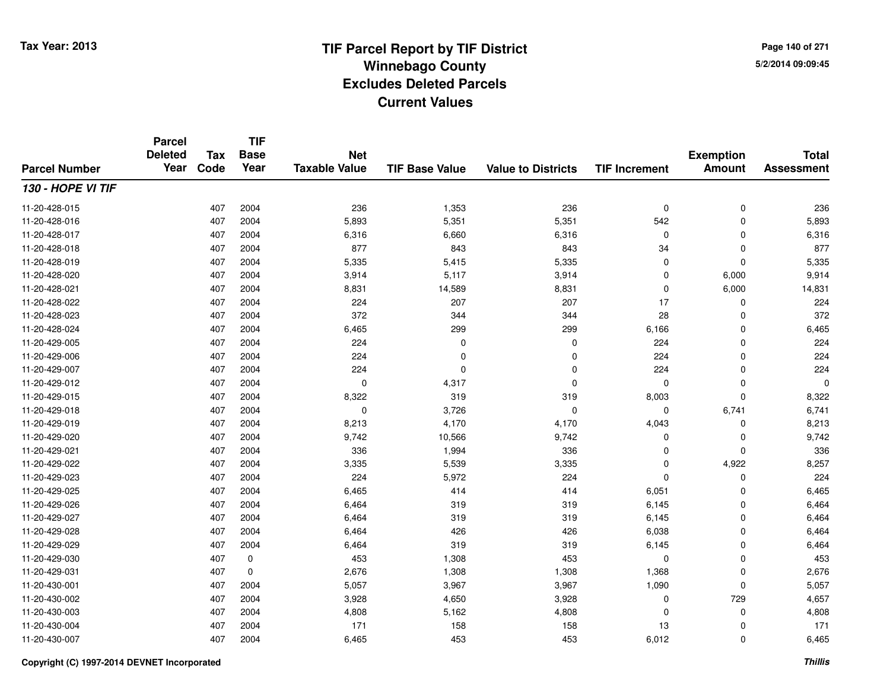# TIF Parcel Report by TIF District
## Winnebago County
## Excludes Deleted Parcels
## Current Values

Tax Year: 2013

5/2/2014 09:09:45

| Parcel Number | Parcel Deleted Year | Tax Code | TIF Base Year | Net Taxable Value | TIF Base Value | Value to Districts | TIF Increment | Exemption Amount | Total Assessment |
|---|---|---|---|---|---|---|---|---|---|
| ***130 - HOPE VI TIF*** | | | | | | | | | |
| 11-20-428-015 | | 407 | 2004 | 236 | 1,353 | 236 | 0 | 0 | 236 |
| 11-20-428-016 | | 407 | 2004 | 5,893 | 5,351 | 5,351 | 542 | 0 | 5,893 |
| 11-20-428-017 | | 407 | 2004 | 6,316 | 6,660 | 6,316 | 0 | 0 | 6,316 |
| 11-20-428-018 | | 407 | 2004 | 877 | 843 | 843 | 34 | 0 | 877 |
| 11-20-428-019 | | 407 | 2004 | 5,335 | 5,415 | 5,335 | 0 | 0 | 5,335 |
| 11-20-428-020 | | 407 | 2004 | 3,914 | 5,117 | 3,914 | 0 | 6,000 | 9,914 |
| 11-20-428-021 | | 407 | 2004 | 8,831 | 14,589 | 8,831 | 0 | 6,000 | 14,831 |
| 11-20-428-022 | | 407 | 2004 | 224 | 207 | 207 | 17 | 0 | 224 |
| 11-20-428-023 | | 407 | 2004 | 372 | 344 | 344 | 28 | 0 | 372 |
| 11-20-428-024 | | 407 | 2004 | 6,465 | 299 | 299 | 6,166 | 0 | 6,465 |
| 11-20-429-005 | | 407 | 2004 | 224 | 0 | 0 | 224 | 0 | 224 |
| 11-20-429-006 | | 407 | 2004 | 224 | 0 | 0 | 224 | 0 | 224 |
| 11-20-429-007 | | 407 | 2004 | 224 | 0 | 0 | 224 | 0 | 224 |
| 11-20-429-012 | | 407 | 2004 | 0 | 4,317 | 0 | 0 | 0 | 0 |
| 11-20-429-015 | | 407 | 2004 | 8,322 | 319 | 319 | 8,003 | 0 | 8,322 |
| 11-20-429-018 | | 407 | 2004 | 0 | 3,726 | 0 | 0 | 6,741 | 6,741 |
| 11-20-429-019 | | 407 | 2004 | 8,213 | 4,170 | 4,170 | 4,043 | 0 | 8,213 |
| 11-20-429-020 | | 407 | 2004 | 9,742 | 10,566 | 9,742 | 0 | 0 | 9,742 |
| 11-20-429-021 | | 407 | 2004 | 336 | 1,994 | 336 | 0 | 0 | 336 |
| 11-20-429-022 | | 407 | 2004 | 3,335 | 5,539 | 3,335 | 0 | 4,922 | 8,257 |
| 11-20-429-023 | | 407 | 2004 | 224 | 5,972 | 224 | 0 | 0 | 224 |
| 11-20-429-025 | | 407 | 2004 | 6,465 | 414 | 414 | 6,051 | 0 | 6,465 |
| 11-20-429-026 | | 407 | 2004 | 6,464 | 319 | 319 | 6,145 | 0 | 6,464 |
| 11-20-429-027 | | 407 | 2004 | 6,464 | 319 | 319 | 6,145 | 0 | 6,464 |
| 11-20-429-028 | | 407 | 2004 | 6,464 | 426 | 426 | 6,038 | 0 | 6,464 |
| 11-20-429-029 | | 407 | 2004 | 6,464 | 319 | 319 | 6,145 | 0 | 6,464 |
| 11-20-429-030 | | 407 | 0 | 453 | 1,308 | 453 | 0 | 0 | 453 |
| 11-20-429-031 | | 407 | 0 | 2,676 | 1,308 | 1,308 | 1,368 | 0 | 2,676 |
| 11-20-430-001 | | 407 | 2004 | 5,057 | 3,967 | 3,967 | 1,090 | 0 | 5,057 |
| 11-20-430-002 | | 407 | 2004 | 3,928 | 4,650 | 3,928 | 0 | 729 | 4,657 |
| 11-20-430-003 | | 407 | 2004 | 4,808 | 5,162 | 4,808 | 0 | 0 | 4,808 |
| 11-20-430-004 | | 407 | 2004 | 171 | 158 | 158 | 13 | 0 | 171 |
| 11-20-430-007 | | 407 | 2004 | 6,465 | 453 | 453 | 6,012 | 0 | 6,465 |

Copyright (C) 1997-2014 DEVNET Incorporated

*Thillis*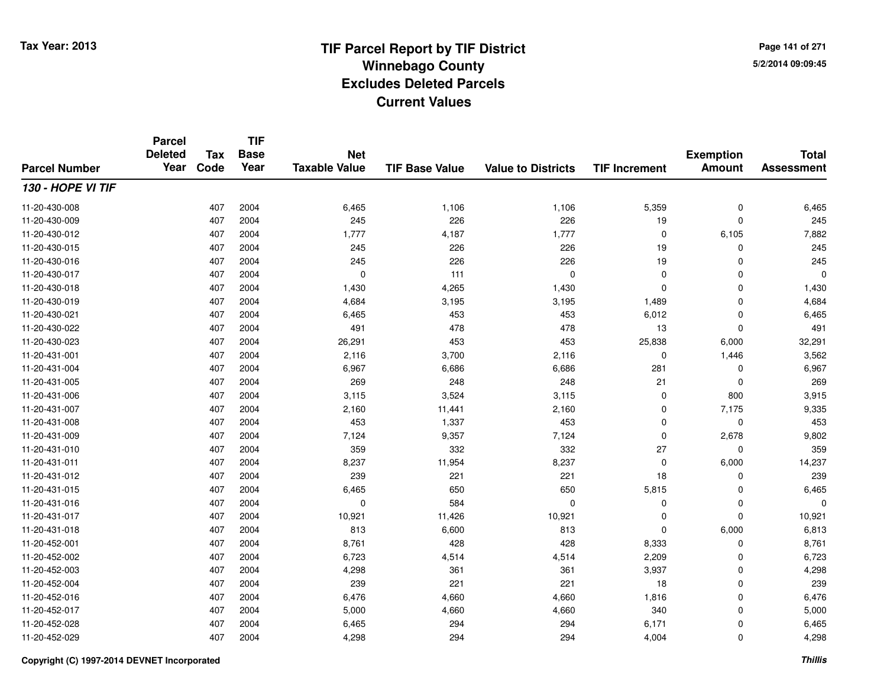# TIF Parcel Report by TIF District
## Winnebago County
## Excludes Deleted Parcels
## Current Values

Tax Year: 2013

5/2/2014 09:09:45

| Parcel Number | Parcel Deleted Year | Tax Code | TIF Base Year | Net Taxable Value | TIF Base Value | Value to Districts | TIF Increment | Exemption Amount | Total Assessment |
|---|---|---|---|---|---|---|---|---|---|
| ***130 - HOPE VI TIF*** | | | | | | | | | |
| 11-20-430-008 | | 407 | 2004 | 6,465 | 1,106 | 1,106 | 5,359 | 0 | 6,465 |
| 11-20-430-009 | | 407 | 2004 | 245 | 226 | 226 | 19 | 0 | 245 |
| 11-20-430-012 | | 407 | 2004 | 1,777 | 4,187 | 1,777 | 0 | 6,105 | 7,882 |
| 11-20-430-015 | | 407 | 2004 | 245 | 226 | 226 | 19 | 0 | 245 |
| 11-20-430-016 | | 407 | 2004 | 245 | 226 | 226 | 19 | 0 | 245 |
| 11-20-430-017 | | 407 | 2004 | 0 | 111 | 0 | 0 | 0 | 0 |
| 11-20-430-018 | | 407 | 2004 | 1,430 | 4,265 | 1,430 | 0 | 0 | 1,430 |
| 11-20-430-019 | | 407 | 2004 | 4,684 | 3,195 | 3,195 | 1,489 | 0 | 4,684 |
| 11-20-430-021 | | 407 | 2004 | 6,465 | 453 | 453 | 6,012 | 0 | 6,465 |
| 11-20-430-022 | | 407 | 2004 | 491 | 478 | 478 | 13 | 0 | 491 |
| 11-20-430-023 | | 407 | 2004 | 26,291 | 453 | 453 | 25,838 | 6,000 | 32,291 |
| 11-20-431-001 | | 407 | 2004 | 2,116 | 3,700 | 2,116 | 0 | 1,446 | 3,562 |
| 11-20-431-004 | | 407 | 2004 | 6,967 | 6,686 | 6,686 | 281 | 0 | 6,967 |
| 11-20-431-005 | | 407 | 2004 | 269 | 248 | 248 | 21 | 0 | 269 |
| 11-20-431-006 | | 407 | 2004 | 3,115 | 3,524 | 3,115 | 0 | 800 | 3,915 |
| 11-20-431-007 | | 407 | 2004 | 2,160 | 11,441 | 2,160 | 0 | 7,175 | 9,335 |
| 11-20-431-008 | | 407 | 2004 | 453 | 1,337 | 453 | 0 | 0 | 453 |
| 11-20-431-009 | | 407 | 2004 | 7,124 | 9,357 | 7,124 | 0 | 2,678 | 9,802 |
| 11-20-431-010 | | 407 | 2004 | 359 | 332 | 332 | 27 | 0 | 359 |
| 11-20-431-011 | | 407 | 2004 | 8,237 | 11,954 | 8,237 | 0 | 6,000 | 14,237 |
| 11-20-431-012 | | 407 | 2004 | 239 | 221 | 221 | 18 | 0 | 239 |
| 11-20-431-015 | | 407 | 2004 | 6,465 | 650 | 650 | 5,815 | 0 | 6,465 |
| 11-20-431-016 | | 407 | 2004 | 0 | 584 | 0 | 0 | 0 | 0 |
| 11-20-431-017 | | 407 | 2004 | 10,921 | 11,426 | 10,921 | 0 | 0 | 10,921 |
| 11-20-431-018 | | 407 | 2004 | 813 | 6,600 | 813 | 0 | 6,000 | 6,813 |
| 11-20-452-001 | | 407 | 2004 | 8,761 | 428 | 428 | 8,333 | 0 | 8,761 |
| 11-20-452-002 | | 407 | 2004 | 6,723 | 4,514 | 4,514 | 2,209 | 0 | 6,723 |
| 11-20-452-003 | | 407 | 2004 | 4,298 | 361 | 361 | 3,937 | 0 | 4,298 |
| 11-20-452-004 | | 407 | 2004 | 239 | 221 | 221 | 18 | 0 | 239 |
| 11-20-452-016 | | 407 | 2004 | 6,476 | 4,660 | 4,660 | 1,816 | 0 | 6,476 |
| 11-20-452-017 | | 407 | 2004 | 5,000 | 4,660 | 4,660 | 340 | 0 | 5,000 |
| 11-20-452-028 | | 407 | 2004 | 6,465 | 294 | 294 | 6,171 | 0 | 6,465 |
| 11-20-452-029 | | 407 | 2004 | 4,298 | 294 | 294 | 4,004 | 0 | 4,298 |

Copyright (C) 1997-2014 DEVNET Incorporated

*Thillis*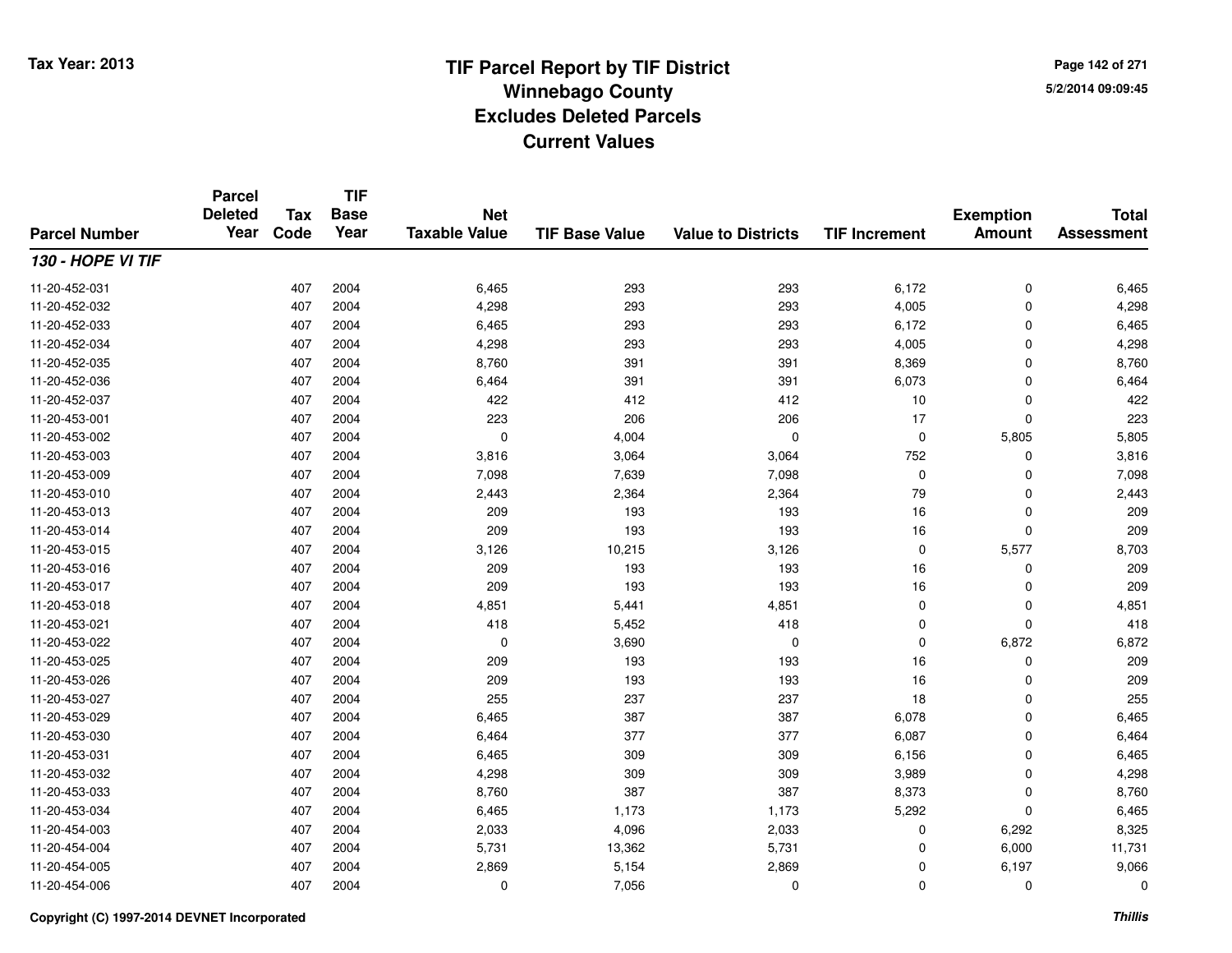# TIF Parcel Report by TIF District
## Winnebago County
## Excludes Deleted Parcels
## Current Values

Tax Year: 2013

5/2/2014 09:09:45

| Parcel Number | Parcel Deleted Year | Tax Code | TIF Base Year | Net Taxable Value | TIF Base Value | Value to Districts | TIF Increment | Exemption Amount | Total Assessment |
|---|---|---|---|---|---|---|---|---|---|
| ***130 - HOPE VI TIF*** | | | | | | | | | |
| 11-20-452-031 | | 407 | 2004 | 6,465 | 293 | 293 | 6,172 | 0 | 6,465 |
| 11-20-452-032 | | 407 | 2004 | 4,298 | 293 | 293 | 4,005 | 0 | 4,298 |
| 11-20-452-033 | | 407 | 2004 | 6,465 | 293 | 293 | 6,172 | 0 | 6,465 |
| 11-20-452-034 | | 407 | 2004 | 4,298 | 293 | 293 | 4,005 | 0 | 4,298 |
| 11-20-452-035 | | 407 | 2004 | 8,760 | 391 | 391 | 8,369 | 0 | 8,760 |
| 11-20-452-036 | | 407 | 2004 | 6,464 | 391 | 391 | 6,073 | 0 | 6,464 |
| 11-20-452-037 | | 407 | 2004 | 422 | 412 | 412 | 10 | 0 | 422 |
| 11-20-453-001 | | 407 | 2004 | 223 | 206 | 206 | 17 | 0 | 223 |
| 11-20-453-002 | | 407 | 2004 | 0 | 4,004 | 0 | 0 | 5,805 | 5,805 |
| 11-20-453-003 | | 407 | 2004 | 3,816 | 3,064 | 3,064 | 752 | 0 | 3,816 |
| 11-20-453-009 | | 407 | 2004 | 7,098 | 7,639 | 7,098 | 0 | 0 | 7,098 |
| 11-20-453-010 | | 407 | 2004 | 2,443 | 2,364 | 2,364 | 79 | 0 | 2,443 |
| 11-20-453-013 | | 407 | 2004 | 209 | 193 | 193 | 16 | 0 | 209 |
| 11-20-453-014 | | 407 | 2004 | 209 | 193 | 193 | 16 | 0 | 209 |
| 11-20-453-015 | | 407 | 2004 | 3,126 | 10,215 | 3,126 | 0 | 5,577 | 8,703 |
| 11-20-453-016 | | 407 | 2004 | 209 | 193 | 193 | 16 | 0 | 209 |
| 11-20-453-017 | | 407 | 2004 | 209 | 193 | 193 | 16 | 0 | 209 |
| 11-20-453-018 | | 407 | 2004 | 4,851 | 5,441 | 4,851 | 0 | 0 | 4,851 |
| 11-20-453-021 | | 407 | 2004 | 418 | 5,452 | 418 | 0 | 0 | 418 |
| 11-20-453-022 | | 407 | 2004 | 0 | 3,690 | 0 | 0 | 6,872 | 6,872 |
| 11-20-453-025 | | 407 | 2004 | 209 | 193 | 193 | 16 | 0 | 209 |
| 11-20-453-026 | | 407 | 2004 | 209 | 193 | 193 | 16 | 0 | 209 |
| 11-20-453-027 | | 407 | 2004 | 255 | 237 | 237 | 18 | 0 | 255 |
| 11-20-453-029 | | 407 | 2004 | 6,465 | 387 | 387 | 6,078 | 0 | 6,465 |
| 11-20-453-030 | | 407 | 2004 | 6,464 | 377 | 377 | 6,087 | 0 | 6,464 |
| 11-20-453-031 | | 407 | 2004 | 6,465 | 309 | 309 | 6,156 | 0 | 6,465 |
| 11-20-453-032 | | 407 | 2004 | 4,298 | 309 | 309 | 3,989 | 0 | 4,298 |
| 11-20-453-033 | | 407 | 2004 | 8,760 | 387 | 387 | 8,373 | 0 | 8,760 |
| 11-20-453-034 | | 407 | 2004 | 6,465 | 1,173 | 1,173 | 5,292 | 0 | 6,465 |
| 11-20-454-003 | | 407 | 2004 | 2,033 | 4,096 | 2,033 | 0 | 6,292 | 8,325 |
| 11-20-454-004 | | 407 | 2004 | 5,731 | 13,362 | 5,731 | 0 | 6,000 | 11,731 |
| 11-20-454-005 | | 407 | 2004 | 2,869 | 5,154 | 2,869 | 0 | 6,197 | 9,066 |
| 11-20-454-006 | | 407 | 2004 | 0 | 7,056 | 0 | 0 | 0 | 0 |

Copyright (C) 1997-2014 DEVNET Incorporated

*Thillis*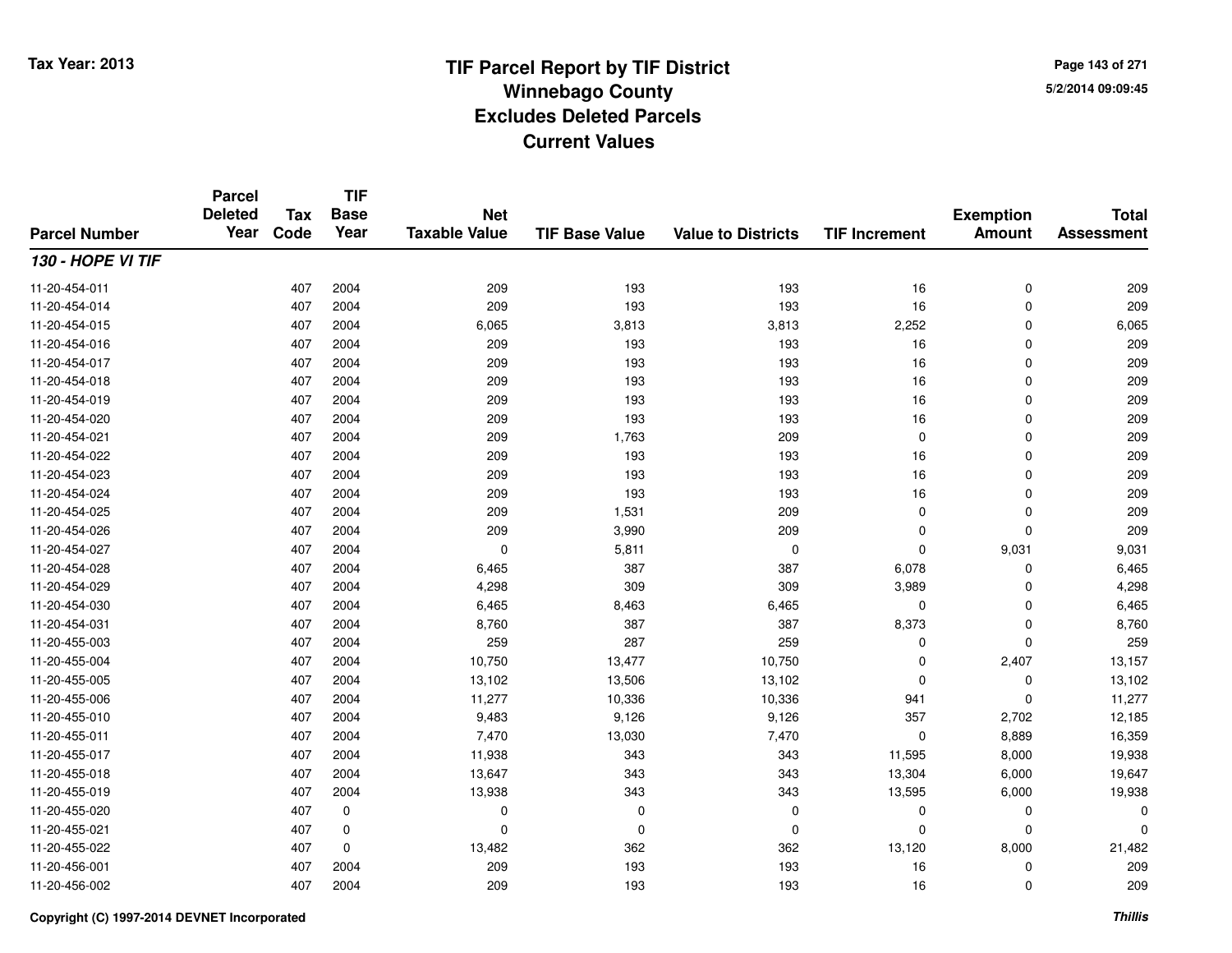**Tax Year: 2013**

# TIF Parcel Report by TIF District
## Winnebago County
## Excludes Deleted Parcels
## Current Values

5/2/2014 09:09:45

| Parcel Number | Parcel Deleted Year | Tax Code | TIF Base Year | Net Taxable Value | TIF Base Value | Value to Districts | TIF Increment | Exemption Amount | Total Assessment |
|---|---|---|---|---|---|---|---|---|---|
| ***130 - HOPE VI TIF*** | | | | | | | | | |
| 11-20-454-011 | | 407 | 2004 | 209 | 193 | 193 | 16 | 0 | 209 |
| 11-20-454-014 | | 407 | 2004 | 209 | 193 | 193 | 16 | 0 | 209 |
| 11-20-454-015 | | 407 | 2004 | 6,065 | 3,813 | 3,813 | 2,252 | 0 | 6,065 |
| 11-20-454-016 | | 407 | 2004 | 209 | 193 | 193 | 16 | 0 | 209 |
| 11-20-454-017 | | 407 | 2004 | 209 | 193 | 193 | 16 | 0 | 209 |
| 11-20-454-018 | | 407 | 2004 | 209 | 193 | 193 | 16 | 0 | 209 |
| 11-20-454-019 | | 407 | 2004 | 209 | 193 | 193 | 16 | 0 | 209 |
| 11-20-454-020 | | 407 | 2004 | 209 | 193 | 193 | 16 | 0 | 209 |
| 11-20-454-021 | | 407 | 2004 | 209 | 1,763 | 209 | 0 | 0 | 209 |
| 11-20-454-022 | | 407 | 2004 | 209 | 193 | 193 | 16 | 0 | 209 |
| 11-20-454-023 | | 407 | 2004 | 209 | 193 | 193 | 16 | 0 | 209 |
| 11-20-454-024 | | 407 | 2004 | 209 | 193 | 193 | 16 | 0 | 209 |
| 11-20-454-025 | | 407 | 2004 | 209 | 1,531 | 209 | 0 | 0 | 209 |
| 11-20-454-026 | | 407 | 2004 | 209 | 3,990 | 209 | 0 | 0 | 209 |
| 11-20-454-027 | | 407 | 2004 | 0 | 5,811 | 0 | 0 | 9,031 | 9,031 |
| 11-20-454-028 | | 407 | 2004 | 6,465 | 387 | 387 | 6,078 | 0 | 6,465 |
| 11-20-454-029 | | 407 | 2004 | 4,298 | 309 | 309 | 3,989 | 0 | 4,298 |
| 11-20-454-030 | | 407 | 2004 | 6,465 | 8,463 | 6,465 | 0 | 0 | 6,465 |
| 11-20-454-031 | | 407 | 2004 | 8,760 | 387 | 387 | 8,373 | 0 | 8,760 |
| 11-20-455-003 | | 407 | 2004 | 259 | 287 | 259 | 0 | 0 | 259 |
| 11-20-455-004 | | 407 | 2004 | 10,750 | 13,477 | 10,750 | 0 | 2,407 | 13,157 |
| 11-20-455-005 | | 407 | 2004 | 13,102 | 13,506 | 13,102 | 0 | 0 | 13,102 |
| 11-20-455-006 | | 407 | 2004 | 11,277 | 10,336 | 10,336 | 941 | 0 | 11,277 |
| 11-20-455-010 | | 407 | 2004 | 9,483 | 9,126 | 9,126 | 357 | 2,702 | 12,185 |
| 11-20-455-011 | | 407 | 2004 | 7,470 | 13,030 | 7,470 | 0 | 8,889 | 16,359 |
| 11-20-455-017 | | 407 | 2004 | 11,938 | 343 | 343 | 11,595 | 8,000 | 19,938 |
| 11-20-455-018 | | 407 | 2004 | 13,647 | 343 | 343 | 13,304 | 6,000 | 19,647 |
| 11-20-455-019 | | 407 | 2004 | 13,938 | 343 | 343 | 13,595 | 6,000 | 19,938 |
| 11-20-455-020 | | 407 | 0 | 0 | 0 | 0 | 0 | 0 | 0 |
| 11-20-455-021 | | 407 | 0 | 0 | 0 | 0 | 0 | 0 | 0 |
| 11-20-455-022 | | 407 | 0 | 13,482 | 362 | 362 | 13,120 | 8,000 | 21,482 |
| 11-20-456-001 | | 407 | 2004 | 209 | 193 | 193 | 16 | 0 | 209 |
| 11-20-456-002 | | 407 | 2004 | 209 | 193 | 193 | 16 | 0 | 209 |

**Copyright (C) 1997-2014 DEVNET Incorporated** — ***Thillis***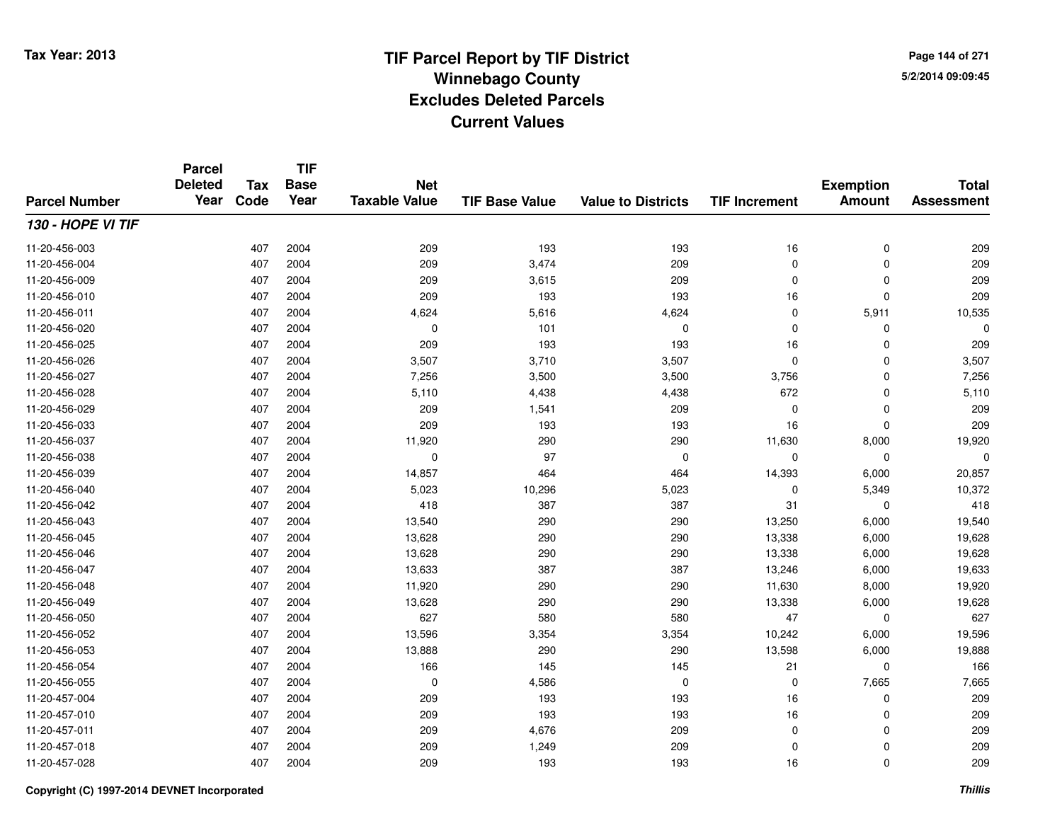# TIF Parcel Report by TIF District
## Winnebago County
## Excludes Deleted Parcels
## Current Values

Tax Year: 2013

| Parcel Number | Parcel Deleted Year | Tax Code | TIF Base Year | Net Taxable Value | TIF Base Value | Value to Districts | TIF Increment | Exemption Amount | Total Assessment |
|---|---|---|---|---|---|---|---|---|---|
| ***130 - HOPE VI TIF*** | | | | | | | | | |
| 11-20-456-003 | | 407 | 2004 | 209 | 193 | 193 | 16 | 0 | 209 |
| 11-20-456-004 | | 407 | 2004 | 209 | 3,474 | 209 | 0 | 0 | 209 |
| 11-20-456-009 | | 407 | 2004 | 209 | 3,615 | 209 | 0 | 0 | 209 |
| 11-20-456-010 | | 407 | 2004 | 209 | 193 | 193 | 16 | 0 | 209 |
| 11-20-456-011 | | 407 | 2004 | 4,624 | 5,616 | 4,624 | 0 | 5,911 | 10,535 |
| 11-20-456-020 | | 407 | 2004 | 0 | 101 | 0 | 0 | 0 | 0 |
| 11-20-456-025 | | 407 | 2004 | 209 | 193 | 193 | 16 | 0 | 209 |
| 11-20-456-026 | | 407 | 2004 | 3,507 | 3,710 | 3,507 | 0 | 0 | 3,507 |
| 11-20-456-027 | | 407 | 2004 | 7,256 | 3,500 | 3,500 | 3,756 | 0 | 7,256 |
| 11-20-456-028 | | 407 | 2004 | 5,110 | 4,438 | 4,438 | 672 | 0 | 5,110 |
| 11-20-456-029 | | 407 | 2004 | 209 | 1,541 | 209 | 0 | 0 | 209 |
| 11-20-456-033 | | 407 | 2004 | 209 | 193 | 193 | 16 | 0 | 209 |
| 11-20-456-037 | | 407 | 2004 | 11,920 | 290 | 290 | 11,630 | 8,000 | 19,920 |
| 11-20-456-038 | | 407 | 2004 | 0 | 97 | 0 | 0 | 0 | 0 |
| 11-20-456-039 | | 407 | 2004 | 14,857 | 464 | 464 | 14,393 | 6,000 | 20,857 |
| 11-20-456-040 | | 407 | 2004 | 5,023 | 10,296 | 5,023 | 0 | 5,349 | 10,372 |
| 11-20-456-042 | | 407 | 2004 | 418 | 387 | 387 | 31 | 0 | 418 |
| 11-20-456-043 | | 407 | 2004 | 13,540 | 290 | 290 | 13,250 | 6,000 | 19,540 |
| 11-20-456-045 | | 407 | 2004 | 13,628 | 290 | 290 | 13,338 | 6,000 | 19,628 |
| 11-20-456-046 | | 407 | 2004 | 13,628 | 290 | 290 | 13,338 | 6,000 | 19,628 |
| 11-20-456-047 | | 407 | 2004 | 13,633 | 387 | 387 | 13,246 | 6,000 | 19,633 |
| 11-20-456-048 | | 407 | 2004 | 11,920 | 290 | 290 | 11,630 | 8,000 | 19,920 |
| 11-20-456-049 | | 407 | 2004 | 13,628 | 290 | 290 | 13,338 | 6,000 | 19,628 |
| 11-20-456-050 | | 407 | 2004 | 627 | 580 | 580 | 47 | 0 | 627 |
| 11-20-456-052 | | 407 | 2004 | 13,596 | 3,354 | 3,354 | 10,242 | 6,000 | 19,596 |
| 11-20-456-053 | | 407 | 2004 | 13,888 | 290 | 290 | 13,598 | 6,000 | 19,888 |
| 11-20-456-054 | | 407 | 2004 | 166 | 145 | 145 | 21 | 0 | 166 |
| 11-20-456-055 | | 407 | 2004 | 0 | 4,586 | 0 | 0 | 7,665 | 7,665 |
| 11-20-457-004 | | 407 | 2004 | 209 | 193 | 193 | 16 | 0 | 209 |
| 11-20-457-010 | | 407 | 2004 | 209 | 193 | 193 | 16 | 0 | 209 |
| 11-20-457-011 | | 407 | 2004 | 209 | 4,676 | 209 | 0 | 0 | 209 |
| 11-20-457-018 | | 407 | 2004 | 209 | 1,249 | 209 | 0 | 0 | 209 |
| 11-20-457-028 | | 407 | 2004 | 209 | 193 | 193 | 16 | 0 | 209 |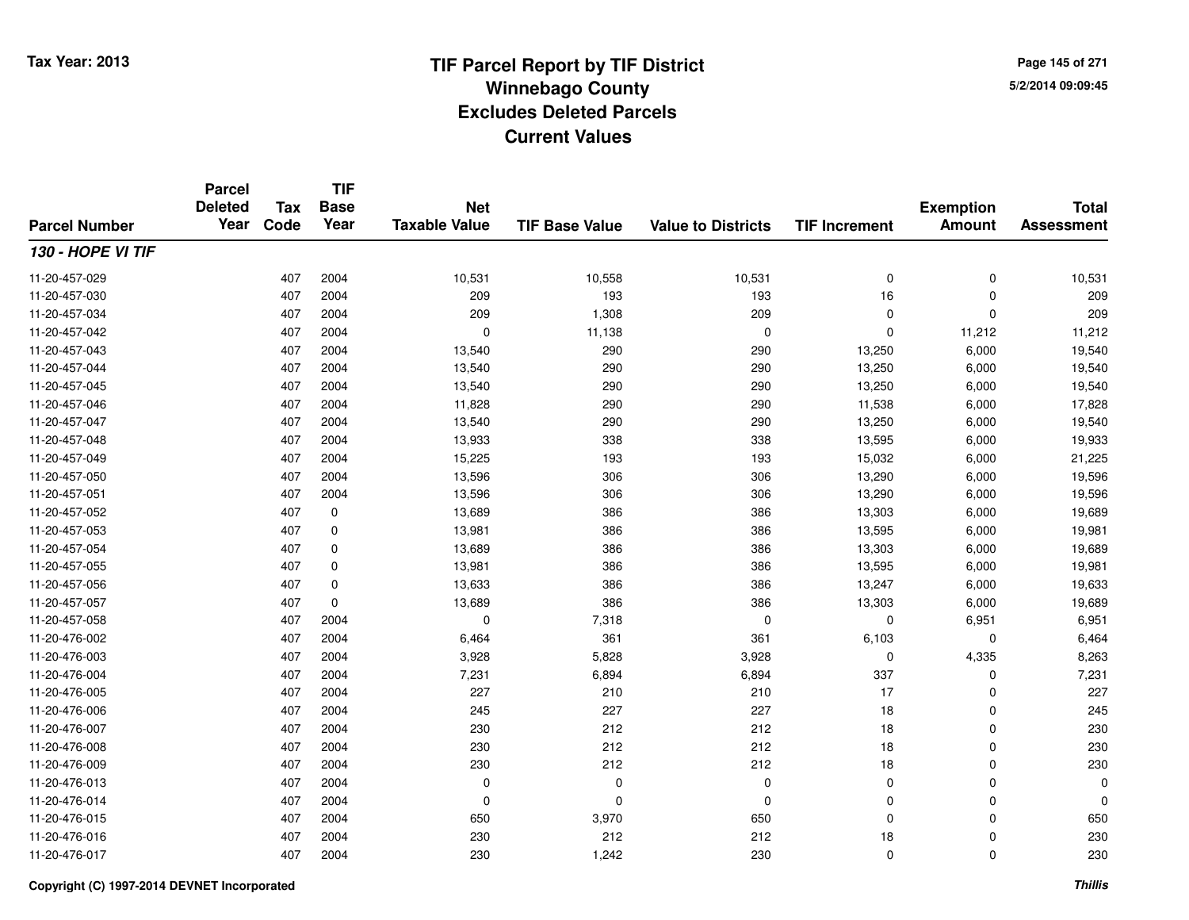# TIF Parcel Report by TIF District
## Winnebago County
## Excludes Deleted Parcels
## Current Values

Tax Year: 2013

| Parcel Number | Parcel Deleted Year | Tax Code | TIF Base Year | Net Taxable Value | TIF Base Value | Value to Districts | TIF Increment | Exemption Amount | Total Assessment |
|---|---|---|---|---|---|---|---|---|---|
| ***130 - HOPE VI TIF*** | | | | | | | | | |
| 11-20-457-029 | | 407 | 2004 | 10,531 | 10,558 | 10,531 | 0 | 0 | 10,531 |
| 11-20-457-030 | | 407 | 2004 | 209 | 193 | 193 | 16 | 0 | 209 |
| 11-20-457-034 | | 407 | 2004 | 209 | 1,308 | 209 | 0 | 0 | 209 |
| 11-20-457-042 | | 407 | 2004 | 0 | 11,138 | 0 | 0 | 11,212 | 11,212 |
| 11-20-457-043 | | 407 | 2004 | 13,540 | 290 | 290 | 13,250 | 6,000 | 19,540 |
| 11-20-457-044 | | 407 | 2004 | 13,540 | 290 | 290 | 13,250 | 6,000 | 19,540 |
| 11-20-457-045 | | 407 | 2004 | 13,540 | 290 | 290 | 13,250 | 6,000 | 19,540 |
| 11-20-457-046 | | 407 | 2004 | 11,828 | 290 | 290 | 11,538 | 6,000 | 17,828 |
| 11-20-457-047 | | 407 | 2004 | 13,540 | 290 | 290 | 13,250 | 6,000 | 19,540 |
| 11-20-457-048 | | 407 | 2004 | 13,933 | 338 | 338 | 13,595 | 6,000 | 19,933 |
| 11-20-457-049 | | 407 | 2004 | 15,225 | 193 | 193 | 15,032 | 6,000 | 21,225 |
| 11-20-457-050 | | 407 | 2004 | 13,596 | 306 | 306 | 13,290 | 6,000 | 19,596 |
| 11-20-457-051 | | 407 | 2004 | 13,596 | 306 | 306 | 13,290 | 6,000 | 19,596 |
| 11-20-457-052 | | 407 | 0 | 13,689 | 386 | 386 | 13,303 | 6,000 | 19,689 |
| 11-20-457-053 | | 407 | 0 | 13,981 | 386 | 386 | 13,595 | 6,000 | 19,981 |
| 11-20-457-054 | | 407 | 0 | 13,689 | 386 | 386 | 13,303 | 6,000 | 19,689 |
| 11-20-457-055 | | 407 | 0 | 13,981 | 386 | 386 | 13,595 | 6,000 | 19,981 |
| 11-20-457-056 | | 407 | 0 | 13,633 | 386 | 386 | 13,247 | 6,000 | 19,633 |
| 11-20-457-057 | | 407 | 0 | 13,689 | 386 | 386 | 13,303 | 6,000 | 19,689 |
| 11-20-457-058 | | 407 | 2004 | 0 | 7,318 | 0 | 0 | 6,951 | 6,951 |
| 11-20-476-002 | | 407 | 2004 | 6,464 | 361 | 361 | 6,103 | 0 | 6,464 |
| 11-20-476-003 | | 407 | 2004 | 3,928 | 5,828 | 3,928 | 0 | 4,335 | 8,263 |
| 11-20-476-004 | | 407 | 2004 | 7,231 | 6,894 | 6,894 | 337 | 0 | 7,231 |
| 11-20-476-005 | | 407 | 2004 | 227 | 210 | 210 | 17 | 0 | 227 |
| 11-20-476-006 | | 407 | 2004 | 245 | 227 | 227 | 18 | 0 | 245 |
| 11-20-476-007 | | 407 | 2004 | 230 | 212 | 212 | 18 | 0 | 230 |
| 11-20-476-008 | | 407 | 2004 | 230 | 212 | 212 | 18 | 0 | 230 |
| 11-20-476-009 | | 407 | 2004 | 230 | 212 | 212 | 18 | 0 | 230 |
| 11-20-476-013 | | 407 | 2004 | 0 | 0 | 0 | 0 | 0 | 0 |
| 11-20-476-014 | | 407 | 2004 | 0 | 0 | 0 | 0 | 0 | 0 |
| 11-20-476-015 | | 407 | 2004 | 650 | 3,970 | 650 | 0 | 0 | 650 |
| 11-20-476-016 | | 407 | 2004 | 230 | 212 | 212 | 18 | 0 | 230 |
| 11-20-476-017 | | 407 | 2004 | 230 | 1,242 | 230 | 0 | 0 | 230 |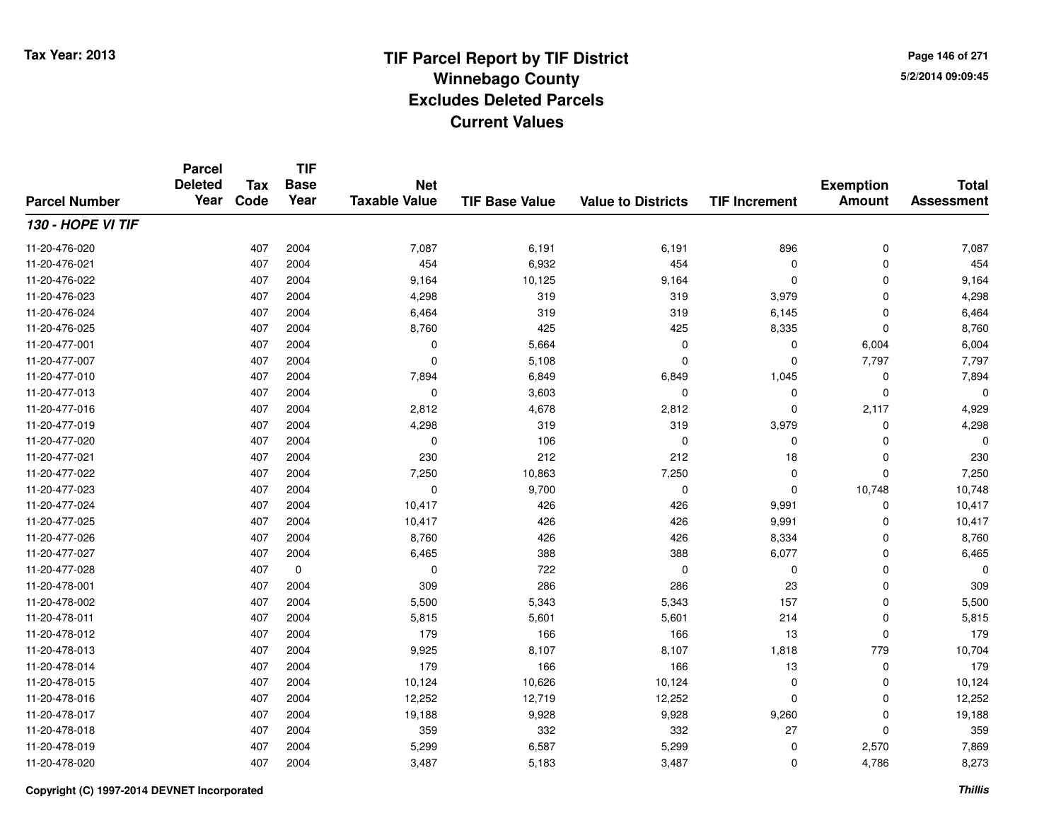Tax Year: 2013

# TIF Parcel Report by TIF District
## Winnebago County
## Excludes Deleted Parcels
## Current Values

5/2/2014 09:09:45

| Parcel Number | Parcel Deleted Year | Tax Code | TIF Base Year | Net Taxable Value | TIF Base Value | Value to Districts | TIF Increment | Exemption Amount | Total Assessment |
|---|---|---|---|---|---|---|---|---|---|
| ***130 - HOPE VI TIF*** | | | | | | | | | |
| 11-20-476-020 | | 407 | 2004 | 7,087 | 6,191 | 6,191 | 896 | 0 | 7,087 |
| 11-20-476-021 | | 407 | 2004 | 454 | 6,932 | 454 | 0 | 0 | 454 |
| 11-20-476-022 | | 407 | 2004 | 9,164 | 10,125 | 9,164 | 0 | 0 | 9,164 |
| 11-20-476-023 | | 407 | 2004 | 4,298 | 319 | 319 | 3,979 | 0 | 4,298 |
| 11-20-476-024 | | 407 | 2004 | 6,464 | 319 | 319 | 6,145 | 0 | 6,464 |
| 11-20-476-025 | | 407 | 2004 | 8,760 | 425 | 425 | 8,335 | 0 | 8,760 |
| 11-20-477-001 | | 407 | 2004 | 0 | 5,664 | 0 | 0 | 6,004 | 6,004 |
| 11-20-477-007 | | 407 | 2004 | 0 | 5,108 | 0 | 0 | 7,797 | 7,797 |
| 11-20-477-010 | | 407 | 2004 | 7,894 | 6,849 | 6,849 | 1,045 | 0 | 7,894 |
| 11-20-477-013 | | 407 | 2004 | 0 | 3,603 | 0 | 0 | 0 | 0 |
| 11-20-477-016 | | 407 | 2004 | 2,812 | 4,678 | 2,812 | 0 | 2,117 | 4,929 |
| 11-20-477-019 | | 407 | 2004 | 4,298 | 319 | 319 | 3,979 | 0 | 4,298 |
| 11-20-477-020 | | 407 | 2004 | 0 | 106 | 0 | 0 | 0 | 0 |
| 11-20-477-021 | | 407 | 2004 | 230 | 212 | 212 | 18 | 0 | 230 |
| 11-20-477-022 | | 407 | 2004 | 7,250 | 10,863 | 7,250 | 0 | 0 | 7,250 |
| 11-20-477-023 | | 407 | 2004 | 0 | 9,700 | 0 | 0 | 10,748 | 10,748 |
| 11-20-477-024 | | 407 | 2004 | 10,417 | 426 | 426 | 9,991 | 0 | 10,417 |
| 11-20-477-025 | | 407 | 2004 | 10,417 | 426 | 426 | 9,991 | 0 | 10,417 |
| 11-20-477-026 | | 407 | 2004 | 8,760 | 426 | 426 | 8,334 | 0 | 8,760 |
| 11-20-477-027 | | 407 | 2004 | 6,465 | 388 | 388 | 6,077 | 0 | 6,465 |
| 11-20-477-028 | | 407 | 0 | 0 | 722 | 0 | 0 | 0 | 0 |
| 11-20-478-001 | | 407 | 2004 | 309 | 286 | 286 | 23 | 0 | 309 |
| 11-20-478-002 | | 407 | 2004 | 5,500 | 5,343 | 5,343 | 157 | 0 | 5,500 |
| 11-20-478-011 | | 407 | 2004 | 5,815 | 5,601 | 5,601 | 214 | 0 | 5,815 |
| 11-20-478-012 | | 407 | 2004 | 179 | 166 | 166 | 13 | 0 | 179 |
| 11-20-478-013 | | 407 | 2004 | 9,925 | 8,107 | 8,107 | 1,818 | 779 | 10,704 |
| 11-20-478-014 | | 407 | 2004 | 179 | 166 | 166 | 13 | 0 | 179 |
| 11-20-478-015 | | 407 | 2004 | 10,124 | 10,626 | 10,124 | 0 | 0 | 10,124 |
| 11-20-478-016 | | 407 | 2004 | 12,252 | 12,719 | 12,252 | 0 | 0 | 12,252 |
| 11-20-478-017 | | 407 | 2004 | 19,188 | 9,928 | 9,928 | 9,260 | 0 | 19,188 |
| 11-20-478-018 | | 407 | 2004 | 359 | 332 | 332 | 27 | 0 | 359 |
| 11-20-478-019 | | 407 | 2004 | 5,299 | 6,587 | 5,299 | 0 | 2,570 | 7,869 |
| 11-20-478-020 | | 407 | 2004 | 3,487 | 5,183 | 3,487 | 0 | 4,786 | 8,273 |

Copyright (C) 1997-2014 DEVNET Incorporated

*Thillis*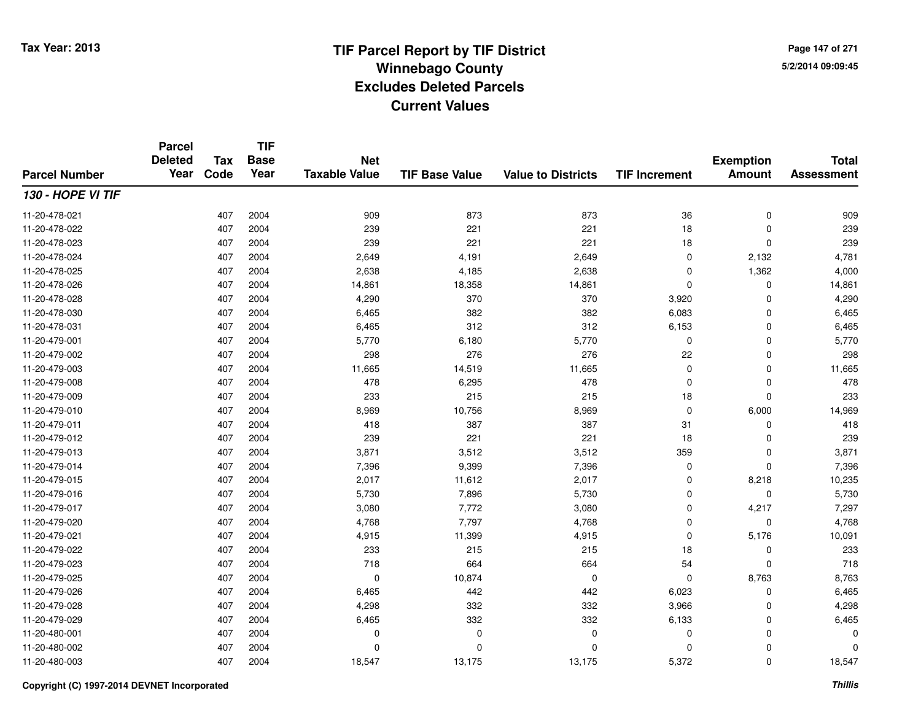# TIF Parcel Report by TIF District
## Winnebago County
## Excludes Deleted Parcels
## Current Values

Tax Year: 2013

| Parcel Number | Parcel Deleted Year | Tax Code | TIF Base Year | Net Taxable Value | TIF Base Value | Value to Districts | TIF Increment | Exemption Amount | Total Assessment |
|---|---|---|---|---|---|---|---|---|---|
| ***130 - HOPE VI TIF*** | | | | | | | | | |
| 11-20-478-021 | | 407 | 2004 | 909 | 873 | 873 | 36 | 0 | 909 |
| 11-20-478-022 | | 407 | 2004 | 239 | 221 | 221 | 18 | 0 | 239 |
| 11-20-478-023 | | 407 | 2004 | 239 | 221 | 221 | 18 | 0 | 239 |
| 11-20-478-024 | | 407 | 2004 | 2,649 | 4,191 | 2,649 | 0 | 2,132 | 4,781 |
| 11-20-478-025 | | 407 | 2004 | 2,638 | 4,185 | 2,638 | 0 | 1,362 | 4,000 |
| 11-20-478-026 | | 407 | 2004 | 14,861 | 18,358 | 14,861 | 0 | 0 | 14,861 |
| 11-20-478-028 | | 407 | 2004 | 4,290 | 370 | 370 | 3,920 | 0 | 4,290 |
| 11-20-478-030 | | 407 | 2004 | 6,465 | 382 | 382 | 6,083 | 0 | 6,465 |
| 11-20-478-031 | | 407 | 2004 | 6,465 | 312 | 312 | 6,153 | 0 | 6,465 |
| 11-20-479-001 | | 407 | 2004 | 5,770 | 6,180 | 5,770 | 0 | 0 | 5,770 |
| 11-20-479-002 | | 407 | 2004 | 298 | 276 | 276 | 22 | 0 | 298 |
| 11-20-479-003 | | 407 | 2004 | 11,665 | 14,519 | 11,665 | 0 | 0 | 11,665 |
| 11-20-479-008 | | 407 | 2004 | 478 | 6,295 | 478 | 0 | 0 | 478 |
| 11-20-479-009 | | 407 | 2004 | 233 | 215 | 215 | 18 | 0 | 233 |
| 11-20-479-010 | | 407 | 2004 | 8,969 | 10,756 | 8,969 | 0 | 6,000 | 14,969 |
| 11-20-479-011 | | 407 | 2004 | 418 | 387 | 387 | 31 | 0 | 418 |
| 11-20-479-012 | | 407 | 2004 | 239 | 221 | 221 | 18 | 0 | 239 |
| 11-20-479-013 | | 407 | 2004 | 3,871 | 3,512 | 3,512 | 359 | 0 | 3,871 |
| 11-20-479-014 | | 407 | 2004 | 7,396 | 9,399 | 7,396 | 0 | 0 | 7,396 |
| 11-20-479-015 | | 407 | 2004 | 2,017 | 11,612 | 2,017 | 0 | 8,218 | 10,235 |
| 11-20-479-016 | | 407 | 2004 | 5,730 | 7,896 | 5,730 | 0 | 0 | 5,730 |
| 11-20-479-017 | | 407 | 2004 | 3,080 | 7,772 | 3,080 | 0 | 4,217 | 7,297 |
| 11-20-479-020 | | 407 | 2004 | 4,768 | 7,797 | 4,768 | 0 | 0 | 4,768 |
| 11-20-479-021 | | 407 | 2004 | 4,915 | 11,399 | 4,915 | 0 | 5,176 | 10,091 |
| 11-20-479-022 | | 407 | 2004 | 233 | 215 | 215 | 18 | 0 | 233 |
| 11-20-479-023 | | 407 | 2004 | 718 | 664 | 664 | 54 | 0 | 718 |
| 11-20-479-025 | | 407 | 2004 | 0 | 10,874 | 0 | 0 | 8,763 | 8,763 |
| 11-20-479-026 | | 407 | 2004 | 6,465 | 442 | 442 | 6,023 | 0 | 6,465 |
| 11-20-479-028 | | 407 | 2004 | 4,298 | 332 | 332 | 3,966 | 0 | 4,298 |
| 11-20-479-029 | | 407 | 2004 | 6,465 | 332 | 332 | 6,133 | 0 | 6,465 |
| 11-20-480-001 | | 407 | 2004 | 0 | 0 | 0 | 0 | 0 | 0 |
| 11-20-480-002 | | 407 | 2004 | 0 | 0 | 0 | 0 | 0 | 0 |
| 11-20-480-003 | | 407 | 2004 | 18,547 | 13,175 | 13,175 | 5,372 | 0 | 18,547 |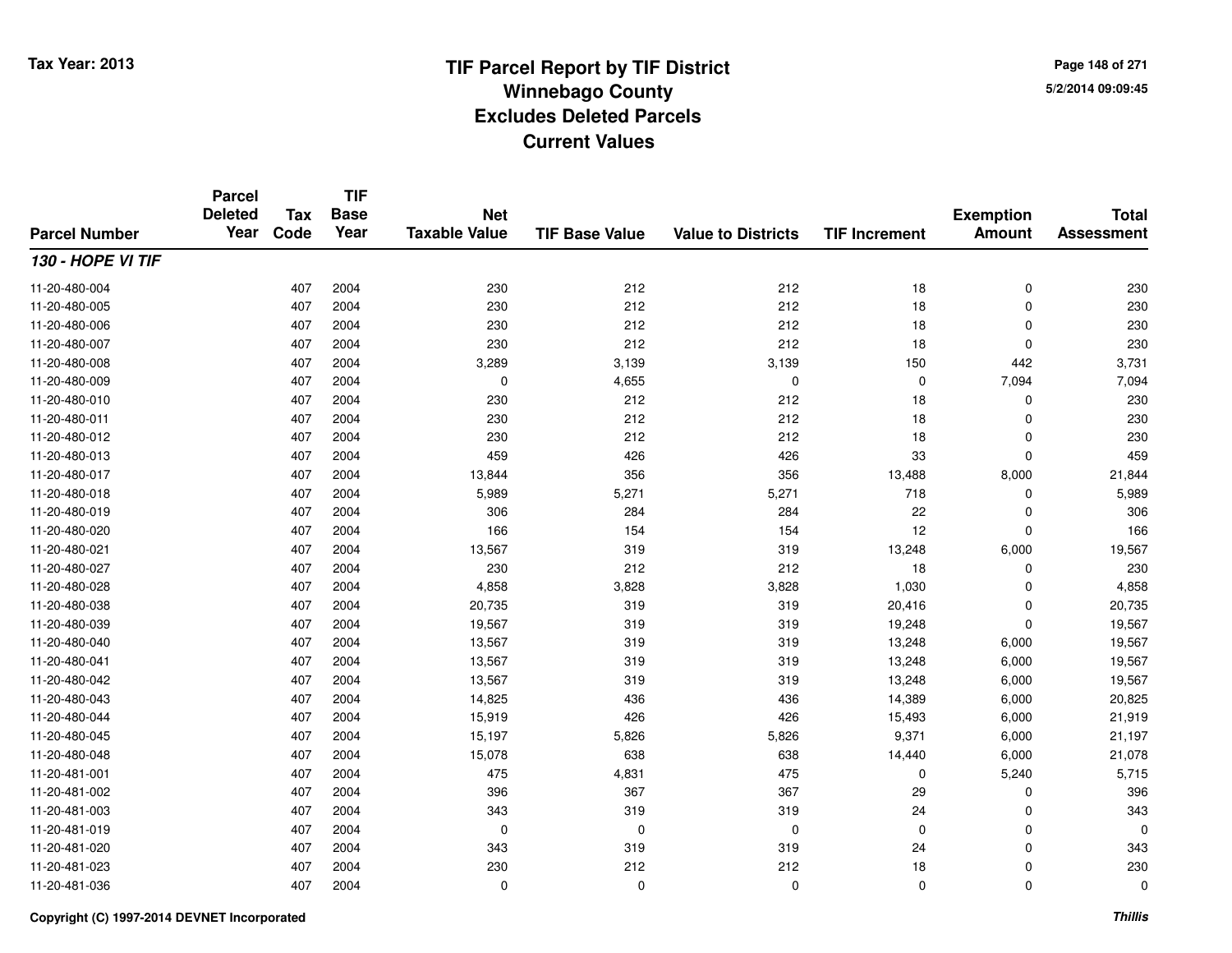Tax Year: 2013

# TIF Parcel Report by TIF District
## Winnebago County
## Excludes Deleted Parcels
## Current Values

5/2/2014 09:09:45

| Parcel Number | Parcel Deleted Year | Tax Code | TIF Base Year | Net Taxable Value | TIF Base Value | Value to Districts | TIF Increment | Exemption Amount | Total Assessment |
|---|---|---|---|---|---|---|---|---|---|
| ***130 - HOPE VI TIF*** | | | | | | | | | |
| 11-20-480-004 | | 407 | 2004 | 230 | 212 | 212 | 18 | 0 | 230 |
| 11-20-480-005 | | 407 | 2004 | 230 | 212 | 212 | 18 | 0 | 230 |
| 11-20-480-006 | | 407 | 2004 | 230 | 212 | 212 | 18 | 0 | 230 |
| 11-20-480-007 | | 407 | 2004 | 230 | 212 | 212 | 18 | 0 | 230 |
| 11-20-480-008 | | 407 | 2004 | 3,289 | 3,139 | 3,139 | 150 | 442 | 3,731 |
| 11-20-480-009 | | 407 | 2004 | 0 | 4,655 | 0 | 0 | 7,094 | 7,094 |
| 11-20-480-010 | | 407 | 2004 | 230 | 212 | 212 | 18 | 0 | 230 |
| 11-20-480-011 | | 407 | 2004 | 230 | 212 | 212 | 18 | 0 | 230 |
| 11-20-480-012 | | 407 | 2004 | 230 | 212 | 212 | 18 | 0 | 230 |
| 11-20-480-013 | | 407 | 2004 | 459 | 426 | 426 | 33 | 0 | 459 |
| 11-20-480-017 | | 407 | 2004 | 13,844 | 356 | 356 | 13,488 | 8,000 | 21,844 |
| 11-20-480-018 | | 407 | 2004 | 5,989 | 5,271 | 5,271 | 718 | 0 | 5,989 |
| 11-20-480-019 | | 407 | 2004 | 306 | 284 | 284 | 22 | 0 | 306 |
| 11-20-480-020 | | 407 | 2004 | 166 | 154 | 154 | 12 | 0 | 166 |
| 11-20-480-021 | | 407 | 2004 | 13,567 | 319 | 319 | 13,248 | 6,000 | 19,567 |
| 11-20-480-027 | | 407 | 2004 | 230 | 212 | 212 | 18 | 0 | 230 |
| 11-20-480-028 | | 407 | 2004 | 4,858 | 3,828 | 3,828 | 1,030 | 0 | 4,858 |
| 11-20-480-038 | | 407 | 2004 | 20,735 | 319 | 319 | 20,416 | 0 | 20,735 |
| 11-20-480-039 | | 407 | 2004 | 19,567 | 319 | 319 | 19,248 | 0 | 19,567 |
| 11-20-480-040 | | 407 | 2004 | 13,567 | 319 | 319 | 13,248 | 6,000 | 19,567 |
| 11-20-480-041 | | 407 | 2004 | 13,567 | 319 | 319 | 13,248 | 6,000 | 19,567 |
| 11-20-480-042 | | 407 | 2004 | 13,567 | 319 | 319 | 13,248 | 6,000 | 19,567 |
| 11-20-480-043 | | 407 | 2004 | 14,825 | 436 | 436 | 14,389 | 6,000 | 20,825 |
| 11-20-480-044 | | 407 | 2004 | 15,919 | 426 | 426 | 15,493 | 6,000 | 21,919 |
| 11-20-480-045 | | 407 | 2004 | 15,197 | 5,826 | 5,826 | 9,371 | 6,000 | 21,197 |
| 11-20-480-048 | | 407 | 2004 | 15,078 | 638 | 638 | 14,440 | 6,000 | 21,078 |
| 11-20-481-001 | | 407 | 2004 | 475 | 4,831 | 475 | 0 | 5,240 | 5,715 |
| 11-20-481-002 | | 407 | 2004 | 396 | 367 | 367 | 29 | 0 | 396 |
| 11-20-481-003 | | 407 | 2004 | 343 | 319 | 319 | 24 | 0 | 343 |
| 11-20-481-019 | | 407 | 2004 | 0 | 0 | 0 | 0 | 0 | 0 |
| 11-20-481-020 | | 407 | 2004 | 343 | 319 | 319 | 24 | 0 | 343 |
| 11-20-481-023 | | 407 | 2004 | 230 | 212 | 212 | 18 | 0 | 230 |
| 11-20-481-036 | | 407 | 2004 | 0 | 0 | 0 | 0 | 0 | 0 |

Copyright (C) 1997-2014 DEVNET Incorporated

*Thillis*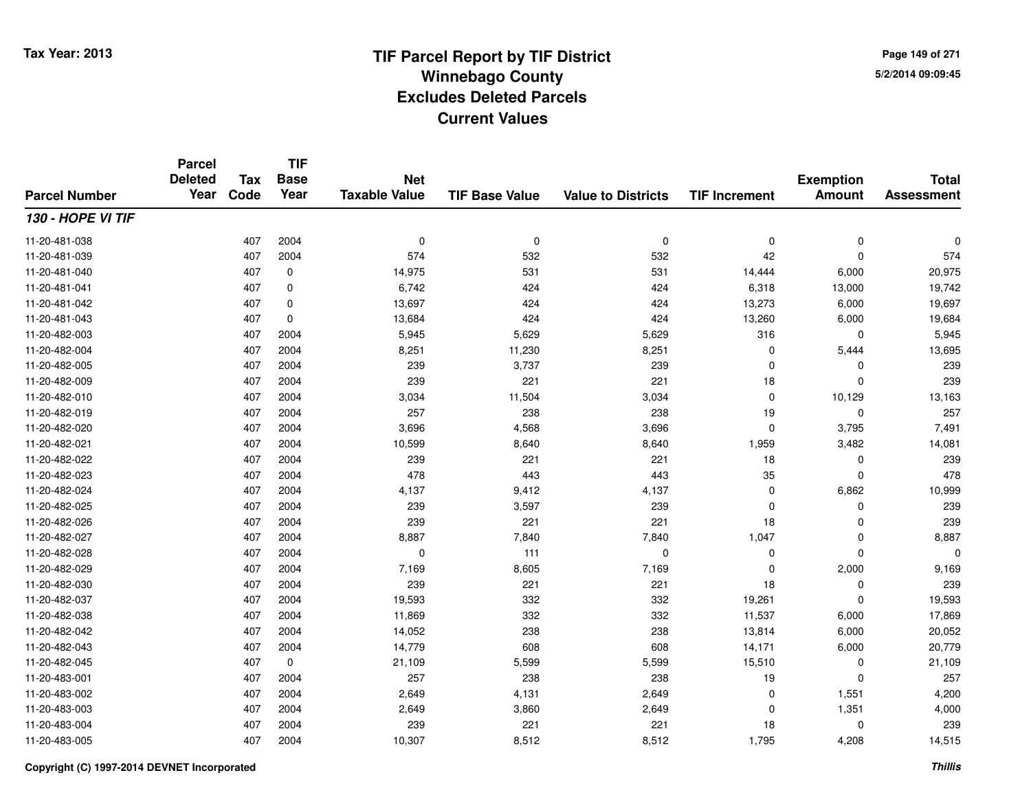# TIF Parcel Report by TIF District
## Winnebago County
## Excludes Deleted Parcels
## Current Values

Tax Year: 2013

5/2/2014 09:09:45

| Parcel Number | Parcel Deleted Year | Tax Code | TIF Base Year | Net Taxable Value | TIF Base Value | Value to Districts | TIF Increment | Exemption Amount | Total Assessment |
|---|---|---|---|---|---|---|---|---|---|
| ***130 - HOPE VI TIF*** | | | | | | | | | |
| 11-20-481-038 | | 407 | 2004 | 0 | 0 | 0 | 0 | 0 | 0 |
| 11-20-481-039 | | 407 | 2004 | 574 | 532 | 532 | 42 | 0 | 574 |
| 11-20-481-040 | | 407 | 0 | 14,975 | 531 | 531 | 14,444 | 6,000 | 20,975 |
| 11-20-481-041 | | 407 | 0 | 6,742 | 424 | 424 | 6,318 | 13,000 | 19,742 |
| 11-20-481-042 | | 407 | 0 | 13,697 | 424 | 424 | 13,273 | 6,000 | 19,697 |
| 11-20-481-043 | | 407 | 0 | 13,684 | 424 | 424 | 13,260 | 6,000 | 19,684 |
| 11-20-482-003 | | 407 | 2004 | 5,945 | 5,629 | 5,629 | 316 | 0 | 5,945 |
| 11-20-482-004 | | 407 | 2004 | 8,251 | 11,230 | 8,251 | 0 | 5,444 | 13,695 |
| 11-20-482-005 | | 407 | 2004 | 239 | 3,737 | 239 | 0 | 0 | 239 |
| 11-20-482-009 | | 407 | 2004 | 239 | 221 | 221 | 18 | 0 | 239 |
| 11-20-482-010 | | 407 | 2004 | 3,034 | 11,504 | 3,034 | 0 | 10,129 | 13,163 |
| 11-20-482-019 | | 407 | 2004 | 257 | 238 | 238 | 19 | 0 | 257 |
| 11-20-482-020 | | 407 | 2004 | 3,696 | 4,568 | 3,696 | 0 | 3,795 | 7,491 |
| 11-20-482-021 | | 407 | 2004 | 10,599 | 8,640 | 8,640 | 1,959 | 3,482 | 14,081 |
| 11-20-482-022 | | 407 | 2004 | 239 | 221 | 221 | 18 | 0 | 239 |
| 11-20-482-023 | | 407 | 2004 | 478 | 443 | 443 | 35 | 0 | 478 |
| 11-20-482-024 | | 407 | 2004 | 4,137 | 9,412 | 4,137 | 0 | 6,862 | 10,999 |
| 11-20-482-025 | | 407 | 2004 | 239 | 3,597 | 239 | 0 | 0 | 239 |
| 11-20-482-026 | | 407 | 2004 | 239 | 221 | 221 | 18 | 0 | 239 |
| 11-20-482-027 | | 407 | 2004 | 8,887 | 7,840 | 7,840 | 1,047 | 0 | 8,887 |
| 11-20-482-028 | | 407 | 2004 | 0 | 111 | 0 | 0 | 0 | 0 |
| 11-20-482-029 | | 407 | 2004 | 7,169 | 8,605 | 7,169 | 0 | 2,000 | 9,169 |
| 11-20-482-030 | | 407 | 2004 | 239 | 221 | 221 | 18 | 0 | 239 |
| 11-20-482-037 | | 407 | 2004 | 19,593 | 332 | 332 | 19,261 | 0 | 19,593 |
| 11-20-482-038 | | 407 | 2004 | 11,869 | 332 | 332 | 11,537 | 6,000 | 17,869 |
| 11-20-482-042 | | 407 | 2004 | 14,052 | 238 | 238 | 13,814 | 6,000 | 20,052 |
| 11-20-482-043 | | 407 | 2004 | 14,779 | 608 | 608 | 14,171 | 6,000 | 20,779 |
| 11-20-482-045 | | 407 | 0 | 21,109 | 5,599 | 5,599 | 15,510 | 0 | 21,109 |
| 11-20-483-001 | | 407 | 2004 | 257 | 238 | 238 | 19 | 0 | 257 |
| 11-20-483-002 | | 407 | 2004 | 2,649 | 4,131 | 2,649 | 0 | 1,551 | 4,200 |
| 11-20-483-003 | | 407 | 2004 | 2,649 | 3,860 | 2,649 | 0 | 1,351 | 4,000 |
| 11-20-483-004 | | 407 | 2004 | 239 | 221 | 221 | 18 | 0 | 239 |
| 11-20-483-005 | | 407 | 2004 | 10,307 | 8,512 | 8,512 | 1,795 | 4,208 | 14,515 |

Copyright (C) 1997-2014 DEVNET Incorporated

Thillis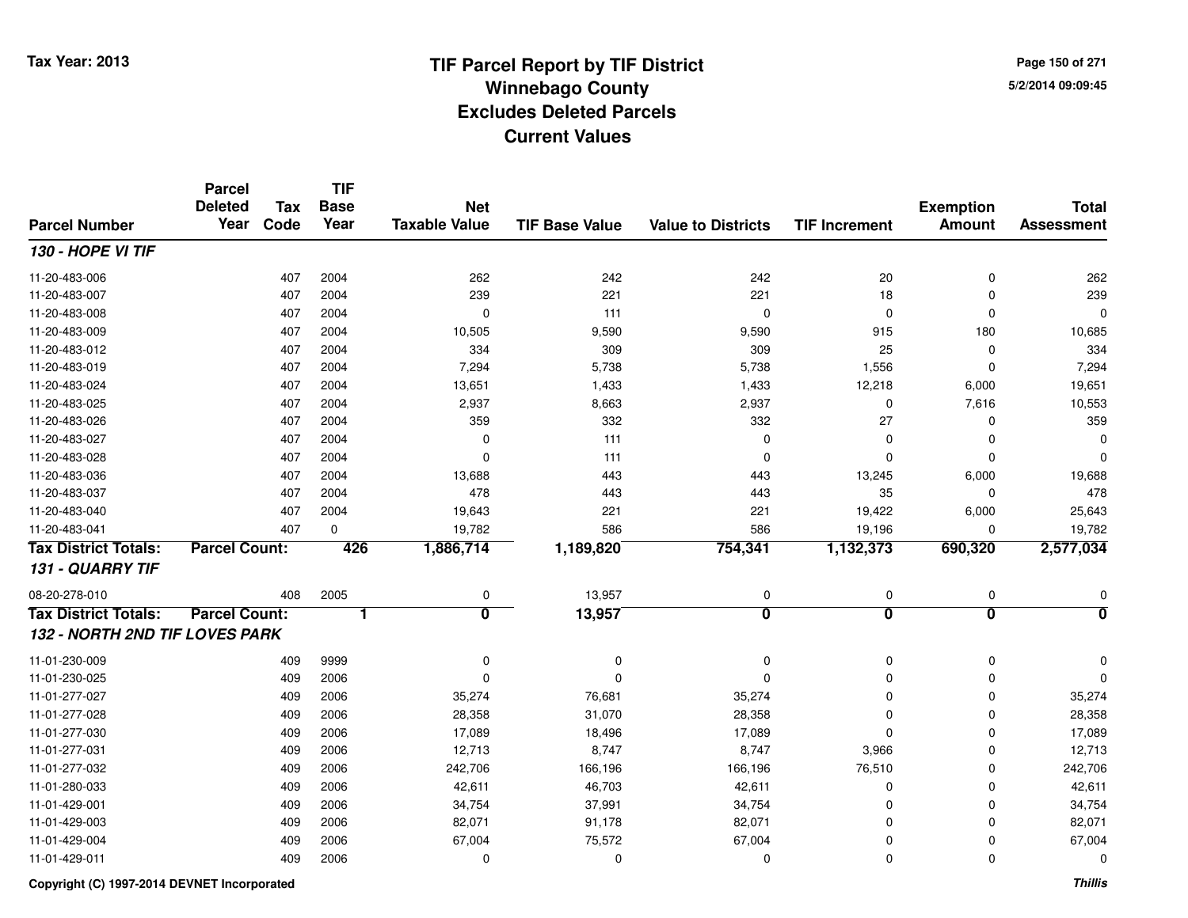Tax Year: 2013

# TIF Parcel Report by TIF District
## Winnebago County
## Excludes Deleted Parcels
## Current Values

5/2/2014 09:09:45

| Parcel Number | Parcel Deleted Year | Tax Code | TIF Base Year | Net Taxable Value | TIF Base Value | Value to Districts | TIF Increment | Exemption Amount | Total Assessment |
|---|---|---|---|---|---|---|---|---|---|
| ***130 - HOPE VI TIF*** | | | | | | | | | |
| 11-20-483-006 | | 407 | 2004 | 262 | 242 | 242 | 20 | 0 | 262 |
| 11-20-483-007 | | 407 | 2004 | 239 | 221 | 221 | 18 | 0 | 239 |
| 11-20-483-008 | | 407 | 2004 | 0 | 111 | 0 | 0 | 0 | 0 |
| 11-20-483-009 | | 407 | 2004 | 10,505 | 9,590 | 9,590 | 915 | 180 | 10,685 |
| 11-20-483-012 | | 407 | 2004 | 334 | 309 | 309 | 25 | 0 | 334 |
| 11-20-483-019 | | 407 | 2004 | 7,294 | 5,738 | 5,738 | 1,556 | 0 | 7,294 |
| 11-20-483-024 | | 407 | 2004 | 13,651 | 1,433 | 1,433 | 12,218 | 6,000 | 19,651 |
| 11-20-483-025 | | 407 | 2004 | 2,937 | 8,663 | 2,937 | 0 | 7,616 | 10,553 |
| 11-20-483-026 | | 407 | 2004 | 359 | 332 | 332 | 27 | 0 | 359 |
| 11-20-483-027 | | 407 | 2004 | 0 | 111 | 0 | 0 | 0 | 0 |
| 11-20-483-028 | | 407 | 2004 | 0 | 111 | 0 | 0 | 0 | 0 |
| 11-20-483-036 | | 407 | 2004 | 13,688 | 443 | 443 | 13,245 | 6,000 | 19,688 |
| 11-20-483-037 | | 407 | 2004 | 478 | 443 | 443 | 35 | 0 | 478 |
| 11-20-483-040 | | 407 | 2004 | 19,643 | 221 | 221 | 19,422 | 6,000 | 25,643 |
| 11-20-483-041 | | 407 | 0 | 19,782 | 586 | 586 | 19,196 | 0 | 19,782 |
| **Tax District Totals:** | **Parcel Count:** | | **426** | **1,886,714** | **1,189,820** | **754,341** | **1,132,373** | **690,320** | **2,577,034** |
| ***131 - QUARRY TIF*** | | | | | | | | | |
| 08-20-278-010 | | 408 | 2005 | 0 | 13,957 | 0 | 0 | 0 | 0 |
| **Tax District Totals:** | **Parcel Count:** | | **1** | **0** | **13,957** | **0** | **0** | **0** | **0** |
| ***132 - NORTH 2ND TIF LOVES PARK*** | | | | | | | | | |
| 11-01-230-009 | | 409 | 9999 | 0 | 0 | 0 | 0 | 0 | 0 |
| 11-01-230-025 | | 409 | 2006 | 0 | 0 | 0 | 0 | 0 | 0 |
| 11-01-277-027 | | 409 | 2006 | 35,274 | 76,681 | 35,274 | 0 | 0 | 35,274 |
| 11-01-277-028 | | 409 | 2006 | 28,358 | 31,070 | 28,358 | 0 | 0 | 28,358 |
| 11-01-277-030 | | 409 | 2006 | 17,089 | 18,496 | 17,089 | 0 | 0 | 17,089 |
| 11-01-277-031 | | 409 | 2006 | 12,713 | 8,747 | 8,747 | 3,966 | 0 | 12,713 |
| 11-01-277-032 | | 409 | 2006 | 242,706 | 166,196 | 166,196 | 76,510 | 0 | 242,706 |
| 11-01-280-033 | | 409 | 2006 | 42,611 | 46,703 | 42,611 | 0 | 0 | 42,611 |
| 11-01-429-001 | | 409 | 2006 | 34,754 | 37,991 | 34,754 | 0 | 0 | 34,754 |
| 11-01-429-003 | | 409 | 2006 | 82,071 | 91,178 | 82,071 | 0 | 0 | 82,071 |
| 11-01-429-004 | | 409 | 2006 | 67,004 | 75,572 | 67,004 | 0 | 0 | 67,004 |
| 11-01-429-011 | | 409 | 2006 | 0 | 0 | 0 | 0 | 0 | 0 |

Copyright (C) 1997-2014 DEVNET Incorporated

*Thillis*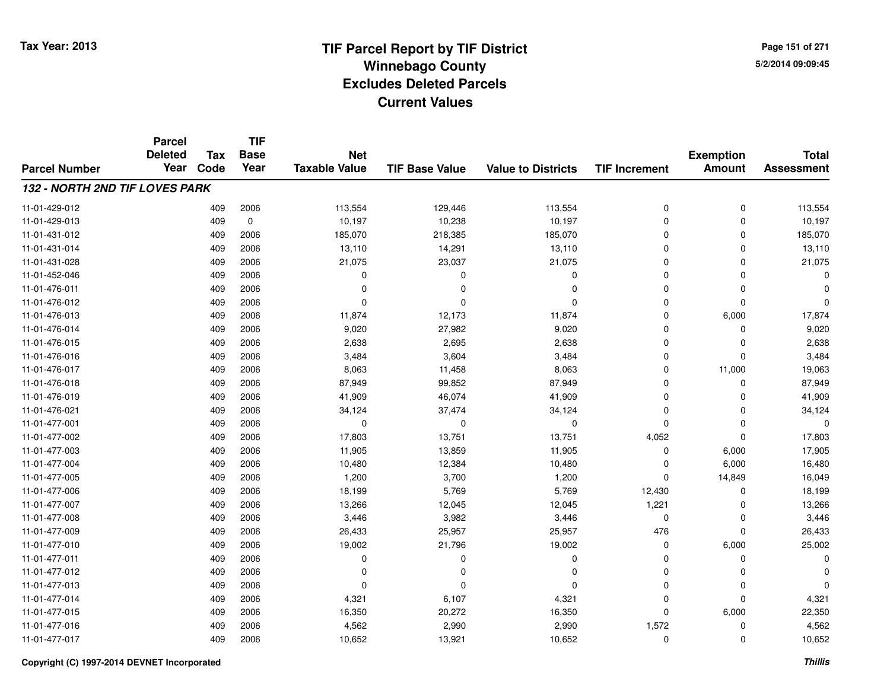# TIF Parcel Report by TIF District
# Winnebago County
# Excludes Deleted Parcels
# Current Values

Tax Year: 2013

| Parcel Number | Parcel Deleted Year | Tax Code | TIF Base Year | Net Taxable Value | TIF Base Value | Value to Districts | TIF Increment | Exemption Amount | Total Assessment |
|---|---|---|---|---|---|---|---|---|---|
| ***132 - NORTH 2ND TIF LOVES PARK*** | | | | | | | | | |
| 11-01-429-012 | | 409 | 2006 | 113,554 | 129,446 | 113,554 | 0 | 0 | 113,554 |
| 11-01-429-013 | | 409 | 0 | 10,197 | 10,238 | 10,197 | 0 | 0 | 10,197 |
| 11-01-431-012 | | 409 | 2006 | 185,070 | 218,385 | 185,070 | 0 | 0 | 185,070 |
| 11-01-431-014 | | 409 | 2006 | 13,110 | 14,291 | 13,110 | 0 | 0 | 13,110 |
| 11-01-431-028 | | 409 | 2006 | 21,075 | 23,037 | 21,075 | 0 | 0 | 21,075 |
| 11-01-452-046 | | 409 | 2006 | 0 | 0 | 0 | 0 | 0 | 0 |
| 11-01-476-011 | | 409 | 2006 | 0 | 0 | 0 | 0 | 0 | 0 |
| 11-01-476-012 | | 409 | 2006 | 0 | 0 | 0 | 0 | 0 | 0 |
| 11-01-476-013 | | 409 | 2006 | 11,874 | 12,173 | 11,874 | 0 | 6,000 | 17,874 |
| 11-01-476-014 | | 409 | 2006 | 9,020 | 27,982 | 9,020 | 0 | 0 | 9,020 |
| 11-01-476-015 | | 409 | 2006 | 2,638 | 2,695 | 2,638 | 0 | 0 | 2,638 |
| 11-01-476-016 | | 409 | 2006 | 3,484 | 3,604 | 3,484 | 0 | 0 | 3,484 |
| 11-01-476-017 | | 409 | 2006 | 8,063 | 11,458 | 8,063 | 0 | 11,000 | 19,063 |
| 11-01-476-018 | | 409 | 2006 | 87,949 | 99,852 | 87,949 | 0 | 0 | 87,949 |
| 11-01-476-019 | | 409 | 2006 | 41,909 | 46,074 | 41,909 | 0 | 0 | 41,909 |
| 11-01-476-021 | | 409 | 2006 | 34,124 | 37,474 | 34,124 | 0 | 0 | 34,124 |
| 11-01-477-001 | | 409 | 2006 | 0 | 0 | 0 | 0 | 0 | 0 |
| 11-01-477-002 | | 409 | 2006 | 17,803 | 13,751 | 13,751 | 4,052 | 0 | 17,803 |
| 11-01-477-003 | | 409 | 2006 | 11,905 | 13,859 | 11,905 | 0 | 6,000 | 17,905 |
| 11-01-477-004 | | 409 | 2006 | 10,480 | 12,384 | 10,480 | 0 | 6,000 | 16,480 |
| 11-01-477-005 | | 409 | 2006 | 1,200 | 3,700 | 1,200 | 0 | 14,849 | 16,049 |
| 11-01-477-006 | | 409 | 2006 | 18,199 | 5,769 | 5,769 | 12,430 | 0 | 18,199 |
| 11-01-477-007 | | 409 | 2006 | 13,266 | 12,045 | 12,045 | 1,221 | 0 | 13,266 |
| 11-01-477-008 | | 409 | 2006 | 3,446 | 3,982 | 3,446 | 0 | 0 | 3,446 |
| 11-01-477-009 | | 409 | 2006 | 26,433 | 25,957 | 25,957 | 476 | 0 | 26,433 |
| 11-01-477-010 | | 409 | 2006 | 19,002 | 21,796 | 19,002 | 0 | 6,000 | 25,002 |
| 11-01-477-011 | | 409 | 2006 | 0 | 0 | 0 | 0 | 0 | 0 |
| 11-01-477-012 | | 409 | 2006 | 0 | 0 | 0 | 0 | 0 | 0 |
| 11-01-477-013 | | 409 | 2006 | 0 | 0 | 0 | 0 | 0 | 0 |
| 11-01-477-014 | | 409 | 2006 | 4,321 | 6,107 | 4,321 | 0 | 0 | 4,321 |
| 11-01-477-015 | | 409 | 2006 | 16,350 | 20,272 | 16,350 | 0 | 6,000 | 22,350 |
| 11-01-477-016 | | 409 | 2006 | 4,562 | 2,990 | 2,990 | 1,572 | 0 | 4,562 |
| 11-01-477-017 | | 409 | 2006 | 10,652 | 13,921 | 10,652 | 0 | 0 | 10,652 |

Copyright (C) 1997-2014 DEVNET Incorporated

*Thillis*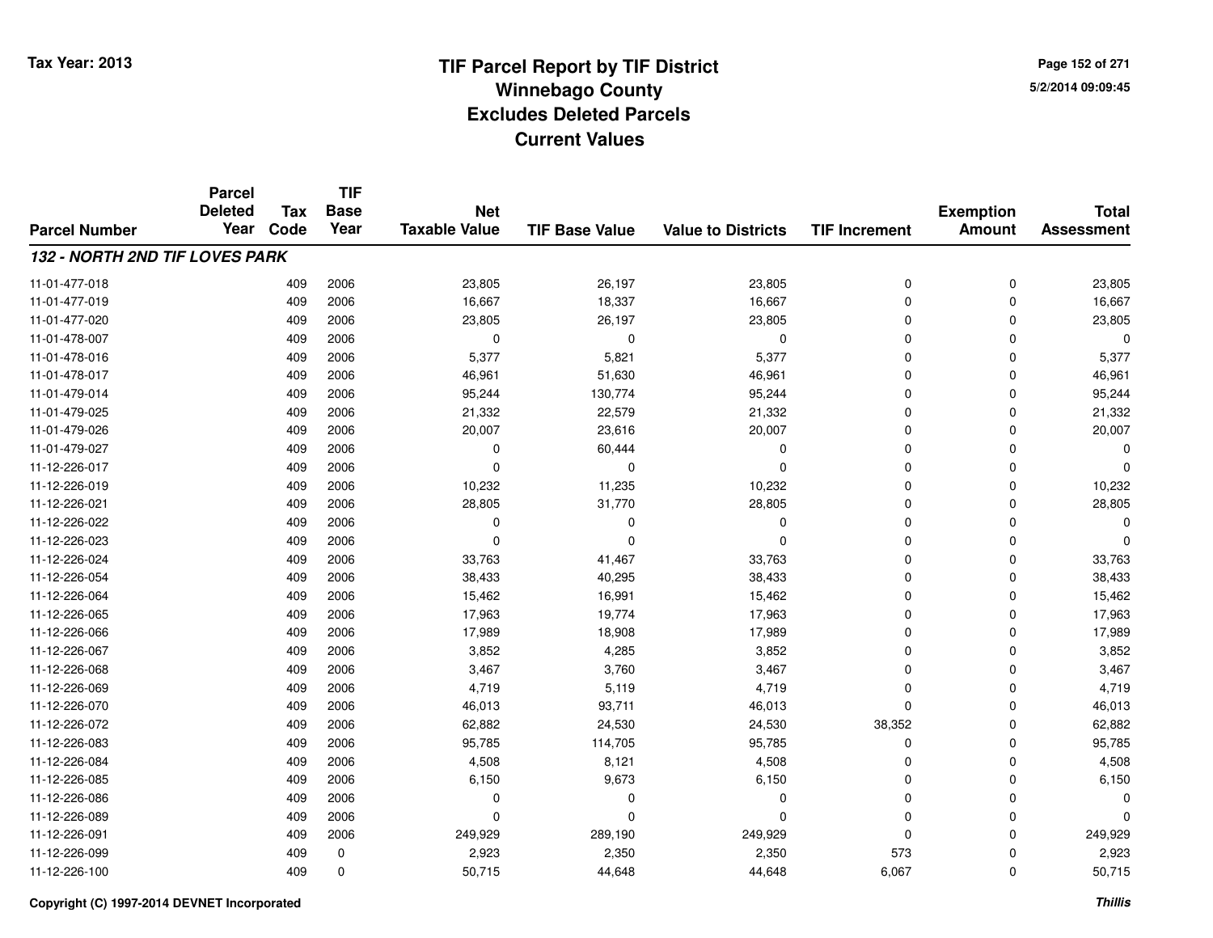Tax Year: 2013

# TIF Parcel Report by TIF District
## Winnebago County
## Excludes Deleted Parcels
## Current Values

5/2/2014 09:09:45

| Parcel Number | Parcel Deleted Year | Tax Code | TIF Base Year | Net Taxable Value | TIF Base Value | Value to Districts | TIF Increment | Exemption Amount | Total Assessment |
|---|---|---|---|---|---|---|---|---|---|
| ***132 - NORTH 2ND TIF LOVES PARK*** | | | | | | | | | |
| 11-01-477-018 | | 409 | 2006 | 23,805 | 26,197 | 23,805 | 0 | 0 | 23,805 |
| 11-01-477-019 | | 409 | 2006 | 16,667 | 18,337 | 16,667 | 0 | 0 | 16,667 |
| 11-01-477-020 | | 409 | 2006 | 23,805 | 26,197 | 23,805 | 0 | 0 | 23,805 |
| 11-01-478-007 | | 409 | 2006 | 0 | 0 | 0 | 0 | 0 | 0 |
| 11-01-478-016 | | 409 | 2006 | 5,377 | 5,821 | 5,377 | 0 | 0 | 5,377 |
| 11-01-478-017 | | 409 | 2006 | 46,961 | 51,630 | 46,961 | 0 | 0 | 46,961 |
| 11-01-479-014 | | 409 | 2006 | 95,244 | 130,774 | 95,244 | 0 | 0 | 95,244 |
| 11-01-479-025 | | 409 | 2006 | 21,332 | 22,579 | 21,332 | 0 | 0 | 21,332 |
| 11-01-479-026 | | 409 | 2006 | 20,007 | 23,616 | 20,007 | 0 | 0 | 20,007 |
| 11-01-479-027 | | 409 | 2006 | 0 | 60,444 | 0 | 0 | 0 | 0 |
| 11-12-226-017 | | 409 | 2006 | 0 | 0 | 0 | 0 | 0 | 0 |
| 11-12-226-019 | | 409 | 2006 | 10,232 | 11,235 | 10,232 | 0 | 0 | 10,232 |
| 11-12-226-021 | | 409 | 2006 | 28,805 | 31,770 | 28,805 | 0 | 0 | 28,805 |
| 11-12-226-022 | | 409 | 2006 | 0 | 0 | 0 | 0 | 0 | 0 |
| 11-12-226-023 | | 409 | 2006 | 0 | 0 | 0 | 0 | 0 | 0 |
| 11-12-226-024 | | 409 | 2006 | 33,763 | 41,467 | 33,763 | 0 | 0 | 33,763 |
| 11-12-226-054 | | 409 | 2006 | 38,433 | 40,295 | 38,433 | 0 | 0 | 38,433 |
| 11-12-226-064 | | 409 | 2006 | 15,462 | 16,991 | 15,462 | 0 | 0 | 15,462 |
| 11-12-226-065 | | 409 | 2006 | 17,963 | 19,774 | 17,963 | 0 | 0 | 17,963 |
| 11-12-226-066 | | 409 | 2006 | 17,989 | 18,908 | 17,989 | 0 | 0 | 17,989 |
| 11-12-226-067 | | 409 | 2006 | 3,852 | 4,285 | 3,852 | 0 | 0 | 3,852 |
| 11-12-226-068 | | 409 | 2006 | 3,467 | 3,760 | 3,467 | 0 | 0 | 3,467 |
| 11-12-226-069 | | 409 | 2006 | 4,719 | 5,119 | 4,719 | 0 | 0 | 4,719 |
| 11-12-226-070 | | 409 | 2006 | 46,013 | 93,711 | 46,013 | 0 | 0 | 46,013 |
| 11-12-226-072 | | 409 | 2006 | 62,882 | 24,530 | 24,530 | 38,352 | 0 | 62,882 |
| 11-12-226-083 | | 409 | 2006 | 95,785 | 114,705 | 95,785 | 0 | 0 | 95,785 |
| 11-12-226-084 | | 409 | 2006 | 4,508 | 8,121 | 4,508 | 0 | 0 | 4,508 |
| 11-12-226-085 | | 409 | 2006 | 6,150 | 9,673 | 6,150 | 0 | 0 | 6,150 |
| 11-12-226-086 | | 409 | 2006 | 0 | 0 | 0 | 0 | 0 | 0 |
| 11-12-226-089 | | 409 | 2006 | 0 | 0 | 0 | 0 | 0 | 0 |
| 11-12-226-091 | | 409 | 2006 | 249,929 | 289,190 | 249,929 | 0 | 0 | 249,929 |
| 11-12-226-099 | | 409 | 0 | 2,923 | 2,350 | 2,350 | 573 | 0 | 2,923 |
| 11-12-226-100 | | 409 | 0 | 50,715 | 44,648 | 44,648 | 6,067 | 0 | 50,715 |

Copyright (C) 1997-2014 DEVNET Incorporated

*Thillis*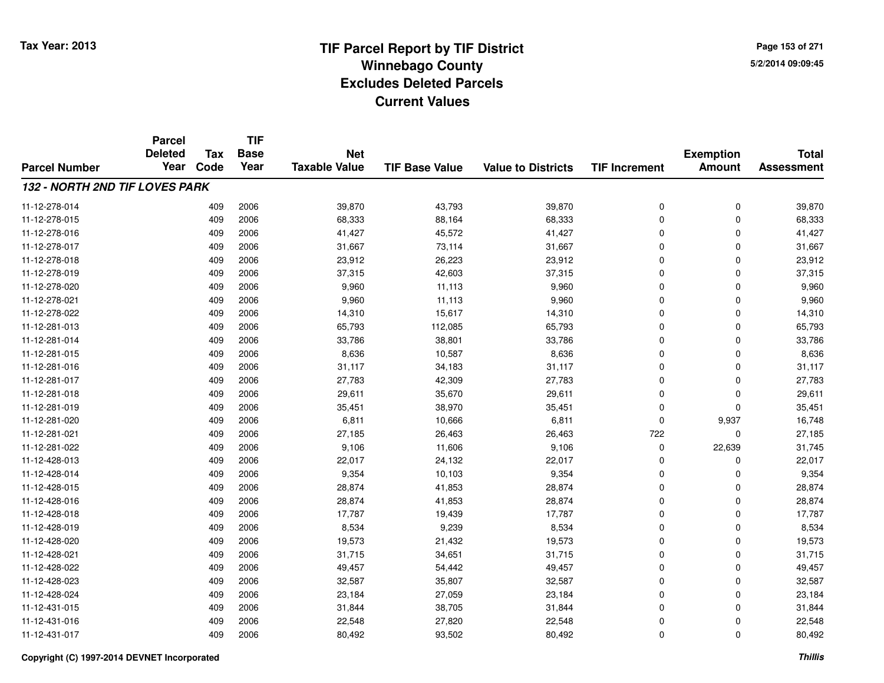# TIF Parcel Report by TIF District
## Winnebago County
## Excludes Deleted Parcels
## Current Values

Tax Year: 2013

5/2/2014 09:09:45

| Parcel Number | Parcel Deleted Year | Tax Code | TIF Base Year | Net Taxable Value | TIF Base Value | Value to Districts | TIF Increment | Exemption Amount | Total Assessment |
|---|---|---|---|---|---|---|---|---|---|
| ***132 - NORTH 2ND TIF LOVES PARK*** | | | | | | | | | |
| 11-12-278-014 | | 409 | 2006 | 39,870 | 43,793 | 39,870 | 0 | 0 | 39,870 |
| 11-12-278-015 | | 409 | 2006 | 68,333 | 88,164 | 68,333 | 0 | 0 | 68,333 |
| 11-12-278-016 | | 409 | 2006 | 41,427 | 45,572 | 41,427 | 0 | 0 | 41,427 |
| 11-12-278-017 | | 409 | 2006 | 31,667 | 73,114 | 31,667 | 0 | 0 | 31,667 |
| 11-12-278-018 | | 409 | 2006 | 23,912 | 26,223 | 23,912 | 0 | 0 | 23,912 |
| 11-12-278-019 | | 409 | 2006 | 37,315 | 42,603 | 37,315 | 0 | 0 | 37,315 |
| 11-12-278-020 | | 409 | 2006 | 9,960 | 11,113 | 9,960 | 0 | 0 | 9,960 |
| 11-12-278-021 | | 409 | 2006 | 9,960 | 11,113 | 9,960 | 0 | 0 | 9,960 |
| 11-12-278-022 | | 409 | 2006 | 14,310 | 15,617 | 14,310 | 0 | 0 | 14,310 |
| 11-12-281-013 | | 409 | 2006 | 65,793 | 112,085 | 65,793 | 0 | 0 | 65,793 |
| 11-12-281-014 | | 409 | 2006 | 33,786 | 38,801 | 33,786 | 0 | 0 | 33,786 |
| 11-12-281-015 | | 409 | 2006 | 8,636 | 10,587 | 8,636 | 0 | 0 | 8,636 |
| 11-12-281-016 | | 409 | 2006 | 31,117 | 34,183 | 31,117 | 0 | 0 | 31,117 |
| 11-12-281-017 | | 409 | 2006 | 27,783 | 42,309 | 27,783 | 0 | 0 | 27,783 |
| 11-12-281-018 | | 409 | 2006 | 29,611 | 35,670 | 29,611 | 0 | 0 | 29,611 |
| 11-12-281-019 | | 409 | 2006 | 35,451 | 38,970 | 35,451 | 0 | 0 | 35,451 |
| 11-12-281-020 | | 409 | 2006 | 6,811 | 10,666 | 6,811 | 0 | 9,937 | 16,748 |
| 11-12-281-021 | | 409 | 2006 | 27,185 | 26,463 | 26,463 | 722 | 0 | 27,185 |
| 11-12-281-022 | | 409 | 2006 | 9,106 | 11,606 | 9,106 | 0 | 22,639 | 31,745 |
| 11-12-428-013 | | 409 | 2006 | 22,017 | 24,132 | 22,017 | 0 | 0 | 22,017 |
| 11-12-428-014 | | 409 | 2006 | 9,354 | 10,103 | 9,354 | 0 | 0 | 9,354 |
| 11-12-428-015 | | 409 | 2006 | 28,874 | 41,853 | 28,874 | 0 | 0 | 28,874 |
| 11-12-428-016 | | 409 | 2006 | 28,874 | 41,853 | 28,874 | 0 | 0 | 28,874 |
| 11-12-428-018 | | 409 | 2006 | 17,787 | 19,439 | 17,787 | 0 | 0 | 17,787 |
| 11-12-428-019 | | 409 | 2006 | 8,534 | 9,239 | 8,534 | 0 | 0 | 8,534 |
| 11-12-428-020 | | 409 | 2006 | 19,573 | 21,432 | 19,573 | 0 | 0 | 19,573 |
| 11-12-428-021 | | 409 | 2006 | 31,715 | 34,651 | 31,715 | 0 | 0 | 31,715 |
| 11-12-428-022 | | 409 | 2006 | 49,457 | 54,442 | 49,457 | 0 | 0 | 49,457 |
| 11-12-428-023 | | 409 | 2006 | 32,587 | 35,807 | 32,587 | 0 | 0 | 32,587 |
| 11-12-428-024 | | 409 | 2006 | 23,184 | 27,059 | 23,184 | 0 | 0 | 23,184 |
| 11-12-431-015 | | 409 | 2006 | 31,844 | 38,705 | 31,844 | 0 | 0 | 31,844 |
| 11-12-431-016 | | 409 | 2006 | 22,548 | 27,820 | 22,548 | 0 | 0 | 22,548 |
| 11-12-431-017 | | 409 | 2006 | 80,492 | 93,502 | 80,492 | 0 | 0 | 80,492 |

**Copyright (C) 1997-2014 DEVNET Incorporated**

***Thillis***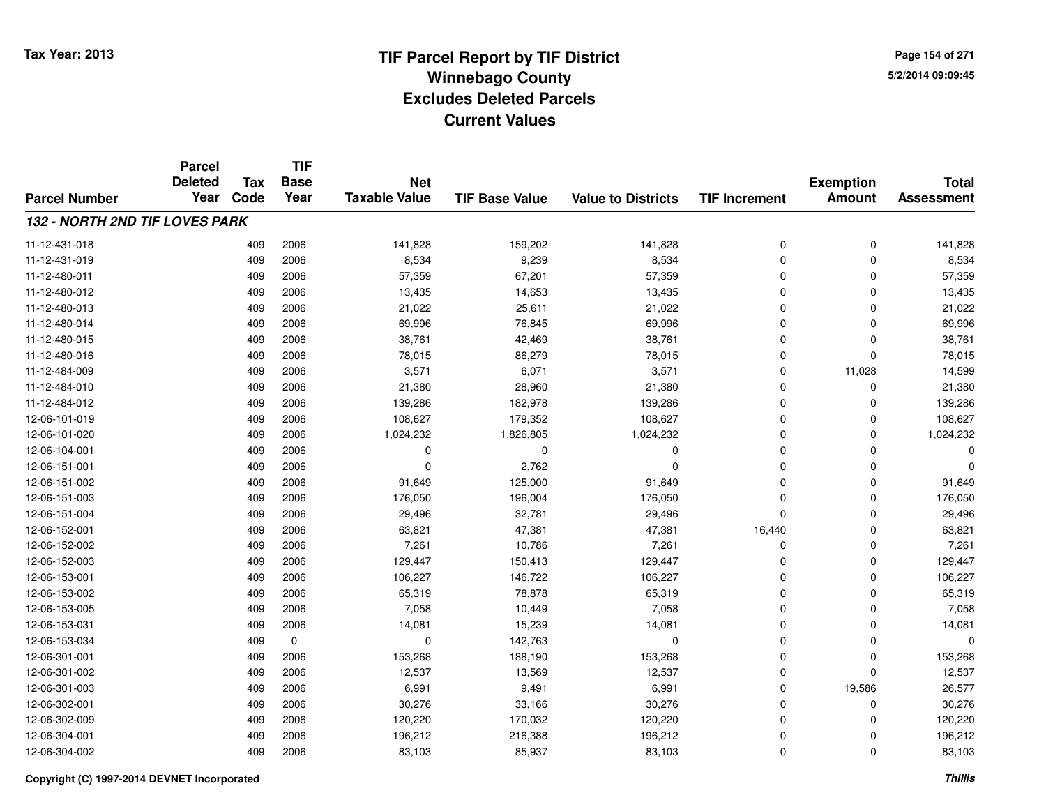# TIF Parcel Report by TIF District
## Winnebago County
## Excludes Deleted Parcels
## Current Values

Tax Year: 2013

| Parcel Number | Parcel Deleted Year | Tax Code | TIF Base Year | Net Taxable Value | TIF Base Value | Value to Districts | TIF Increment | Exemption Amount | Total Assessment |
|---|---|---|---|---|---|---|---|---|---|
| ***132 - NORTH 2ND TIF LOVES PARK*** | | | | | | | | | |
| 11-12-431-018 | | 409 | 2006 | 141,828 | 159,202 | 141,828 | 0 | 0 | 141,828 |
| 11-12-431-019 | | 409 | 2006 | 8,534 | 9,239 | 8,534 | 0 | 0 | 8,534 |
| 11-12-480-011 | | 409 | 2006 | 57,359 | 67,201 | 57,359 | 0 | 0 | 57,359 |
| 11-12-480-012 | | 409 | 2006 | 13,435 | 14,653 | 13,435 | 0 | 0 | 13,435 |
| 11-12-480-013 | | 409 | 2006 | 21,022 | 25,611 | 21,022 | 0 | 0 | 21,022 |
| 11-12-480-014 | | 409 | 2006 | 69,996 | 76,845 | 69,996 | 0 | 0 | 69,996 |
| 11-12-480-015 | | 409 | 2006 | 38,761 | 42,469 | 38,761 | 0 | 0 | 38,761 |
| 11-12-480-016 | | 409 | 2006 | 78,015 | 86,279 | 78,015 | 0 | 0 | 78,015 |
| 11-12-484-009 | | 409 | 2006 | 3,571 | 6,071 | 3,571 | 0 | 11,028 | 14,599 |
| 11-12-484-010 | | 409 | 2006 | 21,380 | 28,960 | 21,380 | 0 | 0 | 21,380 |
| 11-12-484-012 | | 409 | 2006 | 139,286 | 182,978 | 139,286 | 0 | 0 | 139,286 |
| 12-06-101-019 | | 409 | 2006 | 108,627 | 179,352 | 108,627 | 0 | 0 | 108,627 |
| 12-06-101-020 | | 409 | 2006 | 1,024,232 | 1,826,805 | 1,024,232 | 0 | 0 | 1,024,232 |
| 12-06-104-001 | | 409 | 2006 | 0 | 0 | 0 | 0 | 0 | 0 |
| 12-06-151-001 | | 409 | 2006 | 0 | 2,762 | 0 | 0 | 0 | 0 |
| 12-06-151-002 | | 409 | 2006 | 91,649 | 125,000 | 91,649 | 0 | 0 | 91,649 |
| 12-06-151-003 | | 409 | 2006 | 176,050 | 196,004 | 176,050 | 0 | 0 | 176,050 |
| 12-06-151-004 | | 409 | 2006 | 29,496 | 32,781 | 29,496 | 0 | 0 | 29,496 |
| 12-06-152-001 | | 409 | 2006 | 63,821 | 47,381 | 47,381 | 16,440 | 0 | 63,821 |
| 12-06-152-002 | | 409 | 2006 | 7,261 | 10,786 | 7,261 | 0 | 0 | 7,261 |
| 12-06-152-003 | | 409 | 2006 | 129,447 | 150,413 | 129,447 | 0 | 0 | 129,447 |
| 12-06-153-001 | | 409 | 2006 | 106,227 | 146,722 | 106,227 | 0 | 0 | 106,227 |
| 12-06-153-002 | | 409 | 2006 | 65,319 | 78,878 | 65,319 | 0 | 0 | 65,319 |
| 12-06-153-005 | | 409 | 2006 | 7,058 | 10,449 | 7,058 | 0 | 0 | 7,058 |
| 12-06-153-031 | | 409 | 2006 | 14,081 | 15,239 | 14,081 | 0 | 0 | 14,081 |
| 12-06-153-034 | | 409 | 0 | 0 | 142,763 | 0 | 0 | 0 | 0 |
| 12-06-301-001 | | 409 | 2006 | 153,268 | 188,190 | 153,268 | 0 | 0 | 153,268 |
| 12-06-301-002 | | 409 | 2006 | 12,537 | 13,569 | 12,537 | 0 | 0 | 12,537 |
| 12-06-301-003 | | 409 | 2006 | 6,991 | 9,491 | 6,991 | 0 | 19,586 | 26,577 |
| 12-06-302-001 | | 409 | 2006 | 30,276 | 33,166 | 30,276 | 0 | 0 | 30,276 |
| 12-06-302-009 | | 409 | 2006 | 120,220 | 170,032 | 120,220 | 0 | 0 | 120,220 |
| 12-06-304-001 | | 409 | 2006 | 196,212 | 216,388 | 196,212 | 0 | 0 | 196,212 |
| 12-06-304-002 | | 409 | 2006 | 83,103 | 85,937 | 83,103 | 0 | 0 | 83,103 |

Copyright (C) 1997-2014 DEVNET Incorporated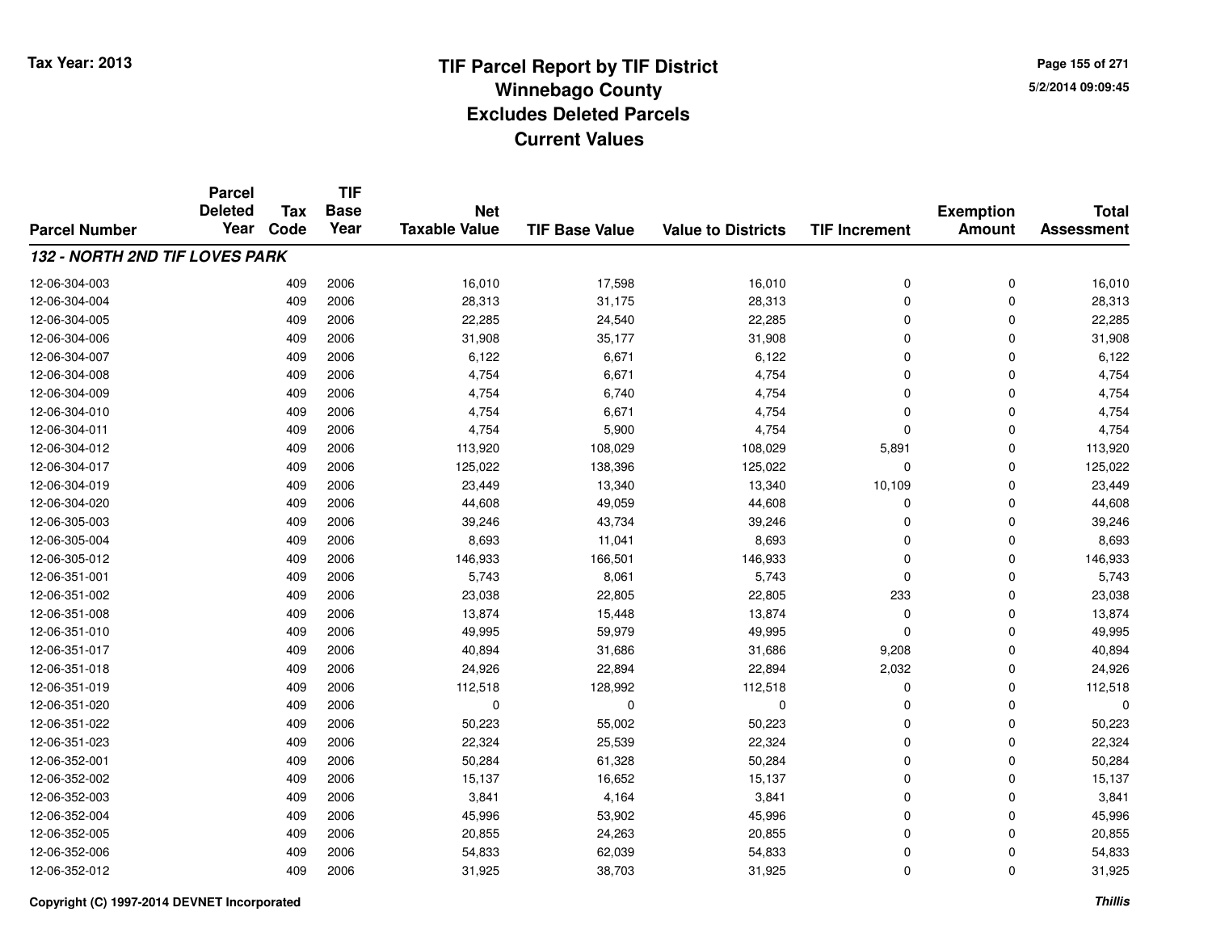# TIF Parcel Report by TIF District
## Winnebago County
## Excludes Deleted Parcels
## Current Values

Tax Year: 2013

| Parcel Number | Parcel Deleted Year | Tax Code | TIF Base Year | Net Taxable Value | TIF Base Value | Value to Districts | TIF Increment | Exemption Amount | Total Assessment |
|---|---|---|---|---|---|---|---|---|---|
| ***132 - NORTH 2ND TIF LOVES PARK*** | | | | | | | | | |
| 12-06-304-003 | | 409 | 2006 | 16,010 | 17,598 | 16,010 | 0 | 0 | 16,010 |
| 12-06-304-004 | | 409 | 2006 | 28,313 | 31,175 | 28,313 | 0 | 0 | 28,313 |
| 12-06-304-005 | | 409 | 2006 | 22,285 | 24,540 | 22,285 | 0 | 0 | 22,285 |
| 12-06-304-006 | | 409 | 2006 | 31,908 | 35,177 | 31,908 | 0 | 0 | 31,908 |
| 12-06-304-007 | | 409 | 2006 | 6,122 | 6,671 | 6,122 | 0 | 0 | 6,122 |
| 12-06-304-008 | | 409 | 2006 | 4,754 | 6,671 | 4,754 | 0 | 0 | 4,754 |
| 12-06-304-009 | | 409 | 2006 | 4,754 | 6,740 | 4,754 | 0 | 0 | 4,754 |
| 12-06-304-010 | | 409 | 2006 | 4,754 | 6,671 | 4,754 | 0 | 0 | 4,754 |
| 12-06-304-011 | | 409 | 2006 | 4,754 | 5,900 | 4,754 | 0 | 0 | 4,754 |
| 12-06-304-012 | | 409 | 2006 | 113,920 | 108,029 | 108,029 | 5,891 | 0 | 113,920 |
| 12-06-304-017 | | 409 | 2006 | 125,022 | 138,396 | 125,022 | 0 | 0 | 125,022 |
| 12-06-304-019 | | 409 | 2006 | 23,449 | 13,340 | 13,340 | 10,109 | 0 | 23,449 |
| 12-06-304-020 | | 409 | 2006 | 44,608 | 49,059 | 44,608 | 0 | 0 | 44,608 |
| 12-06-305-003 | | 409 | 2006 | 39,246 | 43,734 | 39,246 | 0 | 0 | 39,246 |
| 12-06-305-004 | | 409 | 2006 | 8,693 | 11,041 | 8,693 | 0 | 0 | 8,693 |
| 12-06-305-012 | | 409 | 2006 | 146,933 | 166,501 | 146,933 | 0 | 0 | 146,933 |
| 12-06-351-001 | | 409 | 2006 | 5,743 | 8,061 | 5,743 | 0 | 0 | 5,743 |
| 12-06-351-002 | | 409 | 2006 | 23,038 | 22,805 | 22,805 | 233 | 0 | 23,038 |
| 12-06-351-008 | | 409 | 2006 | 13,874 | 15,448 | 13,874 | 0 | 0 | 13,874 |
| 12-06-351-010 | | 409 | 2006 | 49,995 | 59,979 | 49,995 | 0 | 0 | 49,995 |
| 12-06-351-017 | | 409 | 2006 | 40,894 | 31,686 | 31,686 | 9,208 | 0 | 40,894 |
| 12-06-351-018 | | 409 | 2006 | 24,926 | 22,894 | 22,894 | 2,032 | 0 | 24,926 |
| 12-06-351-019 | | 409 | 2006 | 112,518 | 128,992 | 112,518 | 0 | 0 | 112,518 |
| 12-06-351-020 | | 409 | 2006 | 0 | 0 | 0 | 0 | 0 | 0 |
| 12-06-351-022 | | 409 | 2006 | 50,223 | 55,002 | 50,223 | 0 | 0 | 50,223 |
| 12-06-351-023 | | 409 | 2006 | 22,324 | 25,539 | 22,324 | 0 | 0 | 22,324 |
| 12-06-352-001 | | 409 | 2006 | 50,284 | 61,328 | 50,284 | 0 | 0 | 50,284 |
| 12-06-352-002 | | 409 | 2006 | 15,137 | 16,652 | 15,137 | 0 | 0 | 15,137 |
| 12-06-352-003 | | 409 | 2006 | 3,841 | 4,164 | 3,841 | 0 | 0 | 3,841 |
| 12-06-352-004 | | 409 | 2006 | 45,996 | 53,902 | 45,996 | 0 | 0 | 45,996 |
| 12-06-352-005 | | 409 | 2006 | 20,855 | 24,263 | 20,855 | 0 | 0 | 20,855 |
| 12-06-352-006 | | 409 | 2006 | 54,833 | 62,039 | 54,833 | 0 | 0 | 54,833 |
| 12-06-352-012 | | 409 | 2006 | 31,925 | 38,703 | 31,925 | 0 | 0 | 31,925 |

Copyright (C) 1997-2014 DEVNET Incorporated

*Thillis*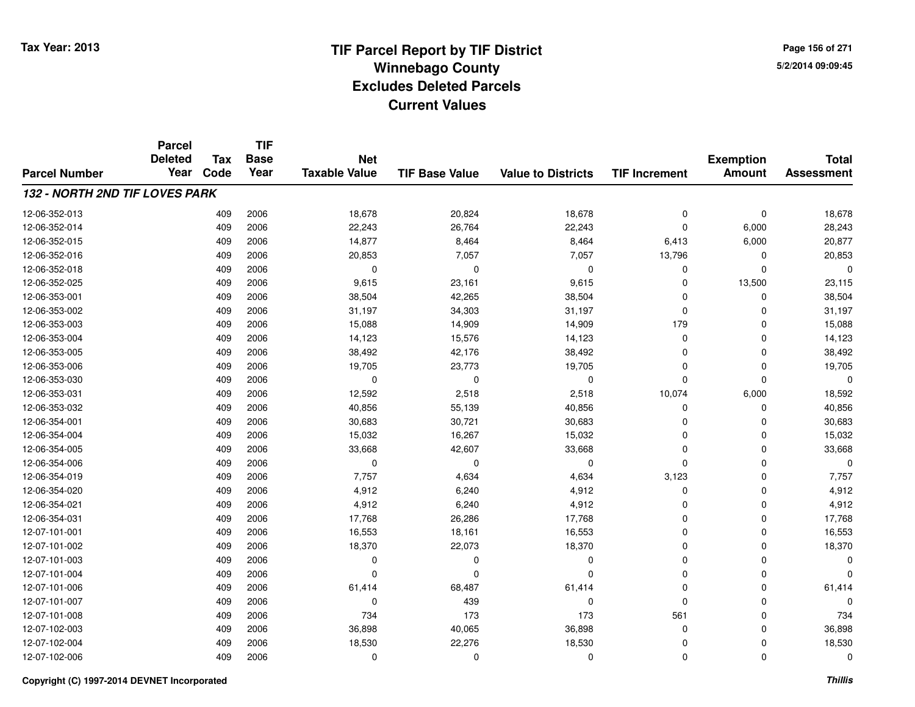# TIF Parcel Report by TIF District
## Winnebago County
## Excludes Deleted Parcels
## Current Values

Tax Year: 2013

5/2/2014 09:09:45

| Parcel Number | Parcel Deleted Year | Tax Code | TIF Base Year | Net Taxable Value | TIF Base Value | Value to Districts | TIF Increment | Exemption Amount | Total Assessment |
|---|---|---|---|---|---|---|---|---|---|
| ***132 - NORTH 2ND TIF LOVES PARK*** | | | | | | | | | |
| 12-06-352-013 | | 409 | 2006 | 18,678 | 20,824 | 18,678 | 0 | 0 | 18,678 |
| 12-06-352-014 | | 409 | 2006 | 22,243 | 26,764 | 22,243 | 0 | 6,000 | 28,243 |
| 12-06-352-015 | | 409 | 2006 | 14,877 | 8,464 | 8,464 | 6,413 | 6,000 | 20,877 |
| 12-06-352-016 | | 409 | 2006 | 20,853 | 7,057 | 7,057 | 13,796 | 0 | 20,853 |
| 12-06-352-018 | | 409 | 2006 | 0 | 0 | 0 | 0 | 0 | 0 |
| 12-06-352-025 | | 409 | 2006 | 9,615 | 23,161 | 9,615 | 0 | 13,500 | 23,115 |
| 12-06-353-001 | | 409 | 2006 | 38,504 | 42,265 | 38,504 | 0 | 0 | 38,504 |
| 12-06-353-002 | | 409 | 2006 | 31,197 | 34,303 | 31,197 | 0 | 0 | 31,197 |
| 12-06-353-003 | | 409 | 2006 | 15,088 | 14,909 | 14,909 | 179 | 0 | 15,088 |
| 12-06-353-004 | | 409 | 2006 | 14,123 | 15,576 | 14,123 | 0 | 0 | 14,123 |
| 12-06-353-005 | | 409 | 2006 | 38,492 | 42,176 | 38,492 | 0 | 0 | 38,492 |
| 12-06-353-006 | | 409 | 2006 | 19,705 | 23,773 | 19,705 | 0 | 0 | 19,705 |
| 12-06-353-030 | | 409 | 2006 | 0 | 0 | 0 | 0 | 0 | 0 |
| 12-06-353-031 | | 409 | 2006 | 12,592 | 2,518 | 2,518 | 10,074 | 6,000 | 18,592 |
| 12-06-353-032 | | 409 | 2006 | 40,856 | 55,139 | 40,856 | 0 | 0 | 40,856 |
| 12-06-354-001 | | 409 | 2006 | 30,683 | 30,721 | 30,683 | 0 | 0 | 30,683 |
| 12-06-354-004 | | 409 | 2006 | 15,032 | 16,267 | 15,032 | 0 | 0 | 15,032 |
| 12-06-354-005 | | 409 | 2006 | 33,668 | 42,607 | 33,668 | 0 | 0 | 33,668 |
| 12-06-354-006 | | 409 | 2006 | 0 | 0 | 0 | 0 | 0 | 0 |
| 12-06-354-019 | | 409 | 2006 | 7,757 | 4,634 | 4,634 | 3,123 | 0 | 7,757 |
| 12-06-354-020 | | 409 | 2006 | 4,912 | 6,240 | 4,912 | 0 | 0 | 4,912 |
| 12-06-354-021 | | 409 | 2006 | 4,912 | 6,240 | 4,912 | 0 | 0 | 4,912 |
| 12-06-354-031 | | 409 | 2006 | 17,768 | 26,286 | 17,768 | 0 | 0 | 17,768 |
| 12-07-101-001 | | 409 | 2006 | 16,553 | 18,161 | 16,553 | 0 | 0 | 16,553 |
| 12-07-101-002 | | 409 | 2006 | 18,370 | 22,073 | 18,370 | 0 | 0 | 18,370 |
| 12-07-101-003 | | 409 | 2006 | 0 | 0 | 0 | 0 | 0 | 0 |
| 12-07-101-004 | | 409 | 2006 | 0 | 0 | 0 | 0 | 0 | 0 |
| 12-07-101-006 | | 409 | 2006 | 61,414 | 68,487 | 61,414 | 0 | 0 | 61,414 |
| 12-07-101-007 | | 409 | 2006 | 0 | 439 | 0 | 0 | 0 | 0 |
| 12-07-101-008 | | 409 | 2006 | 734 | 173 | 173 | 561 | 0 | 734 |
| 12-07-102-003 | | 409 | 2006 | 36,898 | 40,065 | 36,898 | 0 | 0 | 36,898 |
| 12-07-102-004 | | 409 | 2006 | 18,530 | 22,276 | 18,530 | 0 | 0 | 18,530 |
| 12-07-102-006 | | 409 | 2006 | 0 | 0 | 0 | 0 | 0 | 0 |

Copyright (C) 1997-2014 DEVNET Incorporated

*Thillis*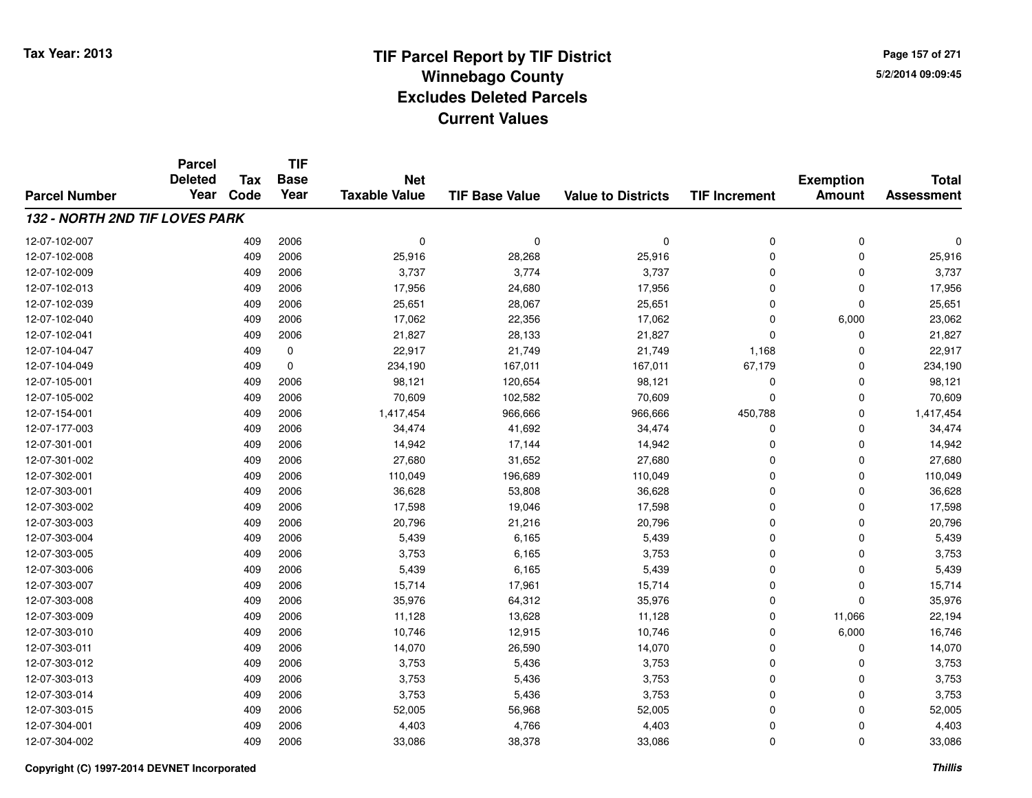# TIF Parcel Report by TIF District
## Winnebago County
## Excludes Deleted Parcels
## Current Values

Tax Year: 2013

| Parcel Number | Parcel Deleted Year | Tax Code | TIF Base Year | Net Taxable Value | TIF Base Value | Value to Districts | TIF Increment | Exemption Amount | Total Assessment |
|---|---|---|---|---|---|---|---|---|---|
| ***132 - NORTH 2ND TIF LOVES PARK*** | | | | | | | | | |
| 12-07-102-007 | | 409 | 2006 | 0 | 0 | 0 | 0 | 0 | 0 |
| 12-07-102-008 | | 409 | 2006 | 25,916 | 28,268 | 25,916 | 0 | 0 | 25,916 |
| 12-07-102-009 | | 409 | 2006 | 3,737 | 3,774 | 3,737 | 0 | 0 | 3,737 |
| 12-07-102-013 | | 409 | 2006 | 17,956 | 24,680 | 17,956 | 0 | 0 | 17,956 |
| 12-07-102-039 | | 409 | 2006 | 25,651 | 28,067 | 25,651 | 0 | 0 | 25,651 |
| 12-07-102-040 | | 409 | 2006 | 17,062 | 22,356 | 17,062 | 0 | 6,000 | 23,062 |
| 12-07-102-041 | | 409 | 2006 | 21,827 | 28,133 | 21,827 | 0 | 0 | 21,827 |
| 12-07-104-047 | | 409 | 0 | 22,917 | 21,749 | 21,749 | 1,168 | 0 | 22,917 |
| 12-07-104-049 | | 409 | 0 | 234,190 | 167,011 | 167,011 | 67,179 | 0 | 234,190 |
| 12-07-105-001 | | 409 | 2006 | 98,121 | 120,654 | 98,121 | 0 | 0 | 98,121 |
| 12-07-105-002 | | 409 | 2006 | 70,609 | 102,582 | 70,609 | 0 | 0 | 70,609 |
| 12-07-154-001 | | 409 | 2006 | 1,417,454 | 966,666 | 966,666 | 450,788 | 0 | 1,417,454 |
| 12-07-177-003 | | 409 | 2006 | 34,474 | 41,692 | 34,474 | 0 | 0 | 34,474 |
| 12-07-301-001 | | 409 | 2006 | 14,942 | 17,144 | 14,942 | 0 | 0 | 14,942 |
| 12-07-301-002 | | 409 | 2006 | 27,680 | 31,652 | 27,680 | 0 | 0 | 27,680 |
| 12-07-302-001 | | 409 | 2006 | 110,049 | 196,689 | 110,049 | 0 | 0 | 110,049 |
| 12-07-303-001 | | 409 | 2006 | 36,628 | 53,808 | 36,628 | 0 | 0 | 36,628 |
| 12-07-303-002 | | 409 | 2006 | 17,598 | 19,046 | 17,598 | 0 | 0 | 17,598 |
| 12-07-303-003 | | 409 | 2006 | 20,796 | 21,216 | 20,796 | 0 | 0 | 20,796 |
| 12-07-303-004 | | 409 | 2006 | 5,439 | 6,165 | 5,439 | 0 | 0 | 5,439 |
| 12-07-303-005 | | 409 | 2006 | 3,753 | 6,165 | 3,753 | 0 | 0 | 3,753 |
| 12-07-303-006 | | 409 | 2006 | 5,439 | 6,165 | 5,439 | 0 | 0 | 5,439 |
| 12-07-303-007 | | 409 | 2006 | 15,714 | 17,961 | 15,714 | 0 | 0 | 15,714 |
| 12-07-303-008 | | 409 | 2006 | 35,976 | 64,312 | 35,976 | 0 | 0 | 35,976 |
| 12-07-303-009 | | 409 | 2006 | 11,128 | 13,628 | 11,128 | 0 | 11,066 | 22,194 |
| 12-07-303-010 | | 409 | 2006 | 10,746 | 12,915 | 10,746 | 0 | 6,000 | 16,746 |
| 12-07-303-011 | | 409 | 2006 | 14,070 | 26,590 | 14,070 | 0 | 0 | 14,070 |
| 12-07-303-012 | | 409 | 2006 | 3,753 | 5,436 | 3,753 | 0 | 0 | 3,753 |
| 12-07-303-013 | | 409 | 2006 | 3,753 | 5,436 | 3,753 | 0 | 0 | 3,753 |
| 12-07-303-014 | | 409 | 2006 | 3,753 | 5,436 | 3,753 | 0 | 0 | 3,753 |
| 12-07-303-015 | | 409 | 2006 | 52,005 | 56,968 | 52,005 | 0 | 0 | 52,005 |
| 12-07-304-001 | | 409 | 2006 | 4,403 | 4,766 | 4,403 | 0 | 0 | 4,403 |
| 12-07-304-002 | | 409 | 2006 | 33,086 | 38,378 | 33,086 | 0 | 0 | 33,086 |

Copyright (C) 1997-2014 DEVNET Incorporated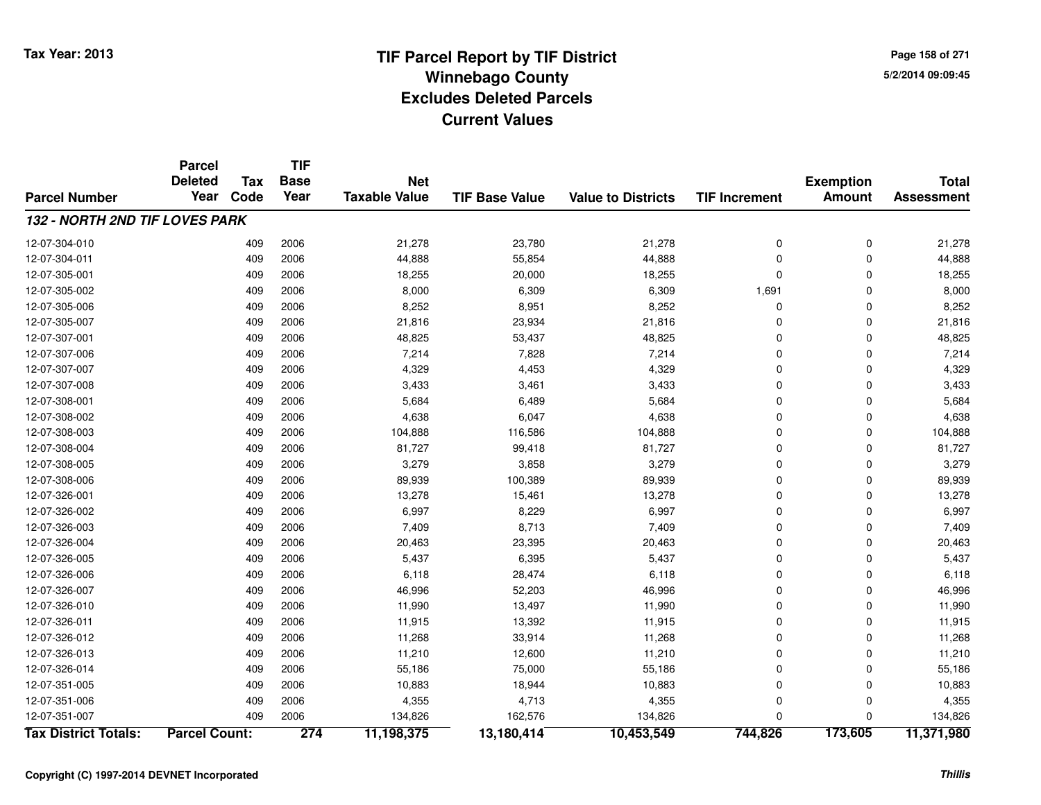# TIF Parcel Report by TIF District
## Winnebago County
## Excludes Deleted Parcels
## Current Values

Tax Year: 2013

5/2/2014 09:09:45

| Parcel Number | Parcel Deleted Year | Tax Code | TIF Base Year | Net Taxable Value | TIF Base Value | Value to Districts | TIF Increment | Exemption Amount | Total Assessment |
|---|---|---|---|---|---|---|---|---|---|
| ***132 - NORTH 2ND TIF LOVES PARK*** | | | | | | | | | |
| 12-07-304-010 | | 409 | 2006 | 21,278 | 23,780 | 21,278 | 0 | 0 | 21,278 |
| 12-07-304-011 | | 409 | 2006 | 44,888 | 55,854 | 44,888 | 0 | 0 | 44,888 |
| 12-07-305-001 | | 409 | 2006 | 18,255 | 20,000 | 18,255 | 0 | 0 | 18,255 |
| 12-07-305-002 | | 409 | 2006 | 8,000 | 6,309 | 6,309 | 1,691 | 0 | 8,000 |
| 12-07-305-006 | | 409 | 2006 | 8,252 | 8,951 | 8,252 | 0 | 0 | 8,252 |
| 12-07-305-007 | | 409 | 2006 | 21,816 | 23,934 | 21,816 | 0 | 0 | 21,816 |
| 12-07-307-001 | | 409 | 2006 | 48,825 | 53,437 | 48,825 | 0 | 0 | 48,825 |
| 12-07-307-006 | | 409 | 2006 | 7,214 | 7,828 | 7,214 | 0 | 0 | 7,214 |
| 12-07-307-007 | | 409 | 2006 | 4,329 | 4,453 | 4,329 | 0 | 0 | 4,329 |
| 12-07-307-008 | | 409 | 2006 | 3,433 | 3,461 | 3,433 | 0 | 0 | 3,433 |
| 12-07-308-001 | | 409 | 2006 | 5,684 | 6,489 | 5,684 | 0 | 0 | 5,684 |
| 12-07-308-002 | | 409 | 2006 | 4,638 | 6,047 | 4,638 | 0 | 0 | 4,638 |
| 12-07-308-003 | | 409 | 2006 | 104,888 | 116,586 | 104,888 | 0 | 0 | 104,888 |
| 12-07-308-004 | | 409 | 2006 | 81,727 | 99,418 | 81,727 | 0 | 0 | 81,727 |
| 12-07-308-005 | | 409 | 2006 | 3,279 | 3,858 | 3,279 | 0 | 0 | 3,279 |
| 12-07-308-006 | | 409 | 2006 | 89,939 | 100,389 | 89,939 | 0 | 0 | 89,939 |
| 12-07-326-001 | | 409 | 2006 | 13,278 | 15,461 | 13,278 | 0 | 0 | 13,278 |
| 12-07-326-002 | | 409 | 2006 | 6,997 | 8,229 | 6,997 | 0 | 0 | 6,997 |
| 12-07-326-003 | | 409 | 2006 | 7,409 | 8,713 | 7,409 | 0 | 0 | 7,409 |
| 12-07-326-004 | | 409 | 2006 | 20,463 | 23,395 | 20,463 | 0 | 0 | 20,463 |
| 12-07-326-005 | | 409 | 2006 | 5,437 | 6,395 | 5,437 | 0 | 0 | 5,437 |
| 12-07-326-006 | | 409 | 2006 | 6,118 | 28,474 | 6,118 | 0 | 0 | 6,118 |
| 12-07-326-007 | | 409 | 2006 | 46,996 | 52,203 | 46,996 | 0 | 0 | 46,996 |
| 12-07-326-010 | | 409 | 2006 | 11,990 | 13,497 | 11,990 | 0 | 0 | 11,990 |
| 12-07-326-011 | | 409 | 2006 | 11,915 | 13,392 | 11,915 | 0 | 0 | 11,915 |
| 12-07-326-012 | | 409 | 2006 | 11,268 | 33,914 | 11,268 | 0 | 0 | 11,268 |
| 12-07-326-013 | | 409 | 2006 | 11,210 | 12,600 | 11,210 | 0 | 0 | 11,210 |
| 12-07-326-014 | | 409 | 2006 | 55,186 | 75,000 | 55,186 | 0 | 0 | 55,186 |
| 12-07-351-005 | | 409 | 2006 | 10,883 | 18,944 | 10,883 | 0 | 0 | 10,883 |
| 12-07-351-006 | | 409 | 2006 | 4,355 | 4,713 | 4,355 | 0 | 0 | 4,355 |
| 12-07-351-007 | | 409 | 2006 | 134,826 | 162,576 | 134,826 | 0 | 0 | 134,826 |
| **Tax District Totals:** | **Parcel Count:** | | **274** | **11,198,375** | **13,180,414** | **10,453,549** | **744,826** | **173,605** | **11,371,980** |

Copyright (C) 1997-2014 DEVNET Incorporated

*Thillis*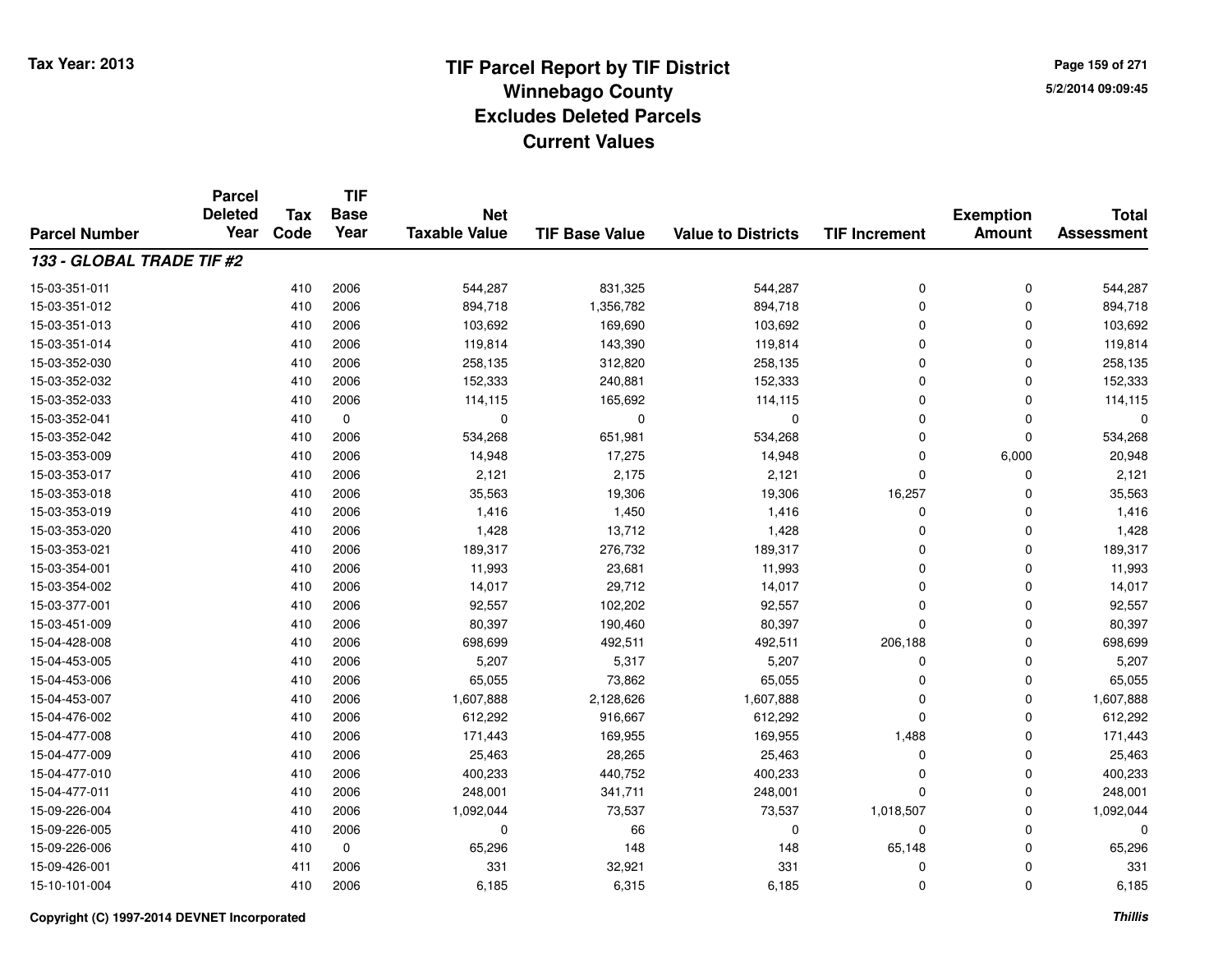# TIF Parcel Report by TIF District
## Winnebago County
## Excludes Deleted Parcels
## Current Values

Tax Year: 2013

5/2/2014 09:09:45

| Parcel Number | Parcel Deleted Year | Tax Code | TIF Base Year | Net Taxable Value | TIF Base Value | Value to Districts | TIF Increment | Exemption Amount | Total Assessment |
|---|---|---|---|---|---|---|---|---|---|
| ***133 - GLOBAL TRADE TIF #2*** | | | | | | | | | |
| 15-03-351-011 | | 410 | 2006 | 544,287 | 831,325 | 544,287 | 0 | 0 | 544,287 |
| 15-03-351-012 | | 410 | 2006 | 894,718 | 1,356,782 | 894,718 | 0 | 0 | 894,718 |
| 15-03-351-013 | | 410 | 2006 | 103,692 | 169,690 | 103,692 | 0 | 0 | 103,692 |
| 15-03-351-014 | | 410 | 2006 | 119,814 | 143,390 | 119,814 | 0 | 0 | 119,814 |
| 15-03-352-030 | | 410 | 2006 | 258,135 | 312,820 | 258,135 | 0 | 0 | 258,135 |
| 15-03-352-032 | | 410 | 2006 | 152,333 | 240,881 | 152,333 | 0 | 0 | 152,333 |
| 15-03-352-033 | | 410 | 2006 | 114,115 | 165,692 | 114,115 | 0 | 0 | 114,115 |
| 15-03-352-041 | | 410 | 0 | 0 | 0 | 0 | 0 | 0 | 0 |
| 15-03-352-042 | | 410 | 2006 | 534,268 | 651,981 | 534,268 | 0 | 0 | 534,268 |
| 15-03-353-009 | | 410 | 2006 | 14,948 | 17,275 | 14,948 | 0 | 6,000 | 20,948 |
| 15-03-353-017 | | 410 | 2006 | 2,121 | 2,175 | 2,121 | 0 | 0 | 2,121 |
| 15-03-353-018 | | 410 | 2006 | 35,563 | 19,306 | 19,306 | 16,257 | 0 | 35,563 |
| 15-03-353-019 | | 410 | 2006 | 1,416 | 1,450 | 1,416 | 0 | 0 | 1,416 |
| 15-03-353-020 | | 410 | 2006 | 1,428 | 13,712 | 1,428 | 0 | 0 | 1,428 |
| 15-03-353-021 | | 410 | 2006 | 189,317 | 276,732 | 189,317 | 0 | 0 | 189,317 |
| 15-03-354-001 | | 410 | 2006 | 11,993 | 23,681 | 11,993 | 0 | 0 | 11,993 |
| 15-03-354-002 | | 410 | 2006 | 14,017 | 29,712 | 14,017 | 0 | 0 | 14,017 |
| 15-03-377-001 | | 410 | 2006 | 92,557 | 102,202 | 92,557 | 0 | 0 | 92,557 |
| 15-03-451-009 | | 410 | 2006 | 80,397 | 190,460 | 80,397 | 0 | 0 | 80,397 |
| 15-04-428-008 | | 410 | 2006 | 698,699 | 492,511 | 492,511 | 206,188 | 0 | 698,699 |
| 15-04-453-005 | | 410 | 2006 | 5,207 | 5,317 | 5,207 | 0 | 0 | 5,207 |
| 15-04-453-006 | | 410 | 2006 | 65,055 | 73,862 | 65,055 | 0 | 0 | 65,055 |
| 15-04-453-007 | | 410 | 2006 | 1,607,888 | 2,128,626 | 1,607,888 | 0 | 0 | 1,607,888 |
| 15-04-476-002 | | 410 | 2006 | 612,292 | 916,667 | 612,292 | 0 | 0 | 612,292 |
| 15-04-477-008 | | 410 | 2006 | 171,443 | 169,955 | 169,955 | 1,488 | 0 | 171,443 |
| 15-04-477-009 | | 410 | 2006 | 25,463 | 28,265 | 25,463 | 0 | 0 | 25,463 |
| 15-04-477-010 | | 410 | 2006 | 400,233 | 440,752 | 400,233 | 0 | 0 | 400,233 |
| 15-04-477-011 | | 410 | 2006 | 248,001 | 341,711 | 248,001 | 0 | 0 | 248,001 |
| 15-09-226-004 | | 410 | 2006 | 1,092,044 | 73,537 | 73,537 | 1,018,507 | 0 | 1,092,044 |
| 15-09-226-005 | | 410 | 2006 | 0 | 66 | 0 | 0 | 0 | 0 |
| 15-09-226-006 | | 410 | 0 | 65,296 | 148 | 148 | 65,148 | 0 | 65,296 |
| 15-09-426-001 | | 411 | 2006 | 331 | 32,921 | 331 | 0 | 0 | 331 |
| 15-10-101-004 | | 410 | 2006 | 6,185 | 6,315 | 6,185 | 0 | 0 | 6,185 |

Copyright (C) 1997-2014 DEVNET Incorporated

*Thillis*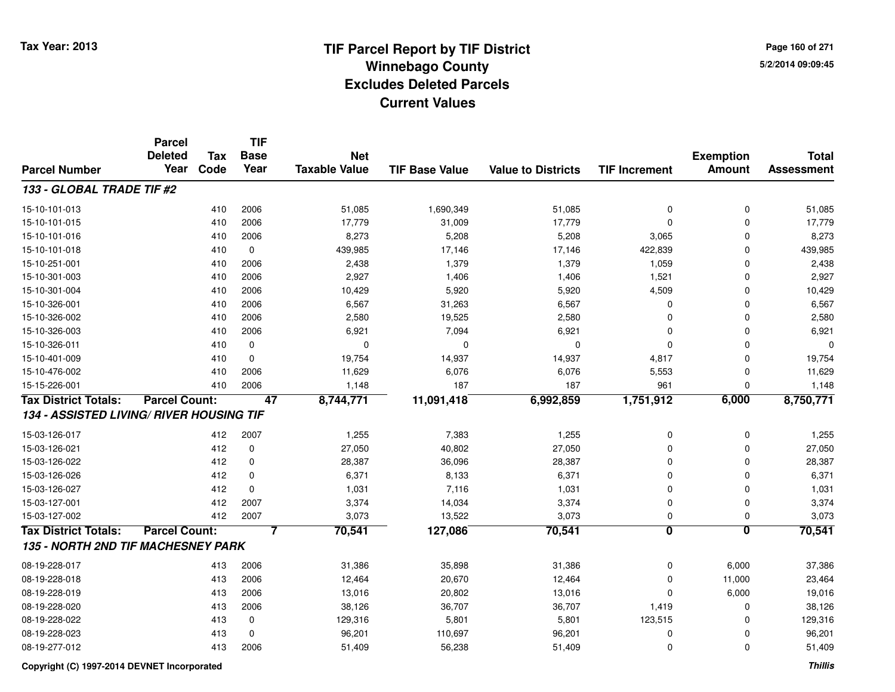# TIF Parcel Report by TIF District
## Winnebago County
## Excludes Deleted Parcels
## Current Values

Tax Year: 2013

5/2/2014 09:09:45

| Parcel Number | Parcel Deleted Year | Tax Code | TIF Base Year | Net Taxable Value | TIF Base Value | Value to Districts | TIF Increment | Exemption Amount | Total Assessment |
|---|---|---|---|---|---|---|---|---|---|
| ***133 - GLOBAL TRADE TIF #2*** | | | | | | | | | |
| 15-10-101-013 | | 410 | 2006 | 51,085 | 1,690,349 | 51,085 | 0 | 0 | 51,085 |
| 15-10-101-015 | | 410 | 2006 | 17,779 | 31,009 | 17,779 | 0 | 0 | 17,779 |
| 15-10-101-016 | | 410 | 2006 | 8,273 | 5,208 | 5,208 | 3,065 | 0 | 8,273 |
| 15-10-101-018 | | 410 | 0 | 439,985 | 17,146 | 17,146 | 422,839 | 0 | 439,985 |
| 15-10-251-001 | | 410 | 2006 | 2,438 | 1,379 | 1,379 | 1,059 | 0 | 2,438 |
| 15-10-301-003 | | 410 | 2006 | 2,927 | 1,406 | 1,406 | 1,521 | 0 | 2,927 |
| 15-10-301-004 | | 410 | 2006 | 10,429 | 5,920 | 5,920 | 4,509 | 0 | 10,429 |
| 15-10-326-001 | | 410 | 2006 | 6,567 | 31,263 | 6,567 | 0 | 0 | 6,567 |
| 15-10-326-002 | | 410 | 2006 | 2,580 | 19,525 | 2,580 | 0 | 0 | 2,580 |
| 15-10-326-003 | | 410 | 2006 | 6,921 | 7,094 | 6,921 | 0 | 0 | 6,921 |
| 15-10-326-011 | | 410 | 0 | 0 | 0 | 0 | 0 | 0 | 0 |
| 15-10-401-009 | | 410 | 0 | 19,754 | 14,937 | 14,937 | 4,817 | 0 | 19,754 |
| 15-10-476-002 | | 410 | 2006 | 11,629 | 6,076 | 6,076 | 5,553 | 0 | 11,629 |
| 15-15-226-001 | | 410 | 2006 | 1,148 | 187 | 187 | 961 | 0 | 1,148 |
| **Tax District Totals:** | **Parcel Count:** | | **47** | **8,744,771** | **11,091,418** | **6,992,859** | **1,751,912** | **6,000** | **8,750,771** |
| ***134 - ASSISTED LIVING/ RIVER HOUSING TIF*** | | | | | | | | | |
| 15-03-126-017 | | 412 | 2007 | 1,255 | 7,383 | 1,255 | 0 | 0 | 1,255 |
| 15-03-126-021 | | 412 | 0 | 27,050 | 40,802 | 27,050 | 0 | 0 | 27,050 |
| 15-03-126-022 | | 412 | 0 | 28,387 | 36,096 | 28,387 | 0 | 0 | 28,387 |
| 15-03-126-026 | | 412 | 0 | 6,371 | 8,133 | 6,371 | 0 | 0 | 6,371 |
| 15-03-126-027 | | 412 | 0 | 1,031 | 7,116 | 1,031 | 0 | 0 | 1,031 |
| 15-03-127-001 | | 412 | 2007 | 3,374 | 14,034 | 3,374 | 0 | 0 | 3,374 |
| 15-03-127-002 | | 412 | 2007 | 3,073 | 13,522 | 3,073 | 0 | 0 | 3,073 |
| **Tax District Totals:** | **Parcel Count:** | | **7** | **70,541** | **127,086** | **70,541** | **0** | **0** | **70,541** |
| ***135 - NORTH 2ND TIF MACHESNEY PARK*** | | | | | | | | | |
| 08-19-228-017 | | 413 | 2006 | 31,386 | 35,898 | 31,386 | 0 | 6,000 | 37,386 |
| 08-19-228-018 | | 413 | 2006 | 12,464 | 20,670 | 12,464 | 0 | 11,000 | 23,464 |
| 08-19-228-019 | | 413 | 2006 | 13,016 | 20,802 | 13,016 | 0 | 6,000 | 19,016 |
| 08-19-228-020 | | 413 | 2006 | 38,126 | 36,707 | 36,707 | 1,419 | 0 | 38,126 |
| 08-19-228-022 | | 413 | 0 | 129,316 | 5,801 | 5,801 | 123,515 | 0 | 129,316 |
| 08-19-228-023 | | 413 | 0 | 96,201 | 110,697 | 96,201 | 0 | 0 | 96,201 |
| 08-19-277-012 | | 413 | 2006 | 51,409 | 56,238 | 51,409 | 0 | 0 | 51,409 |

Copyright (C) 1997-2014 DEVNET Incorporated

*Thillis*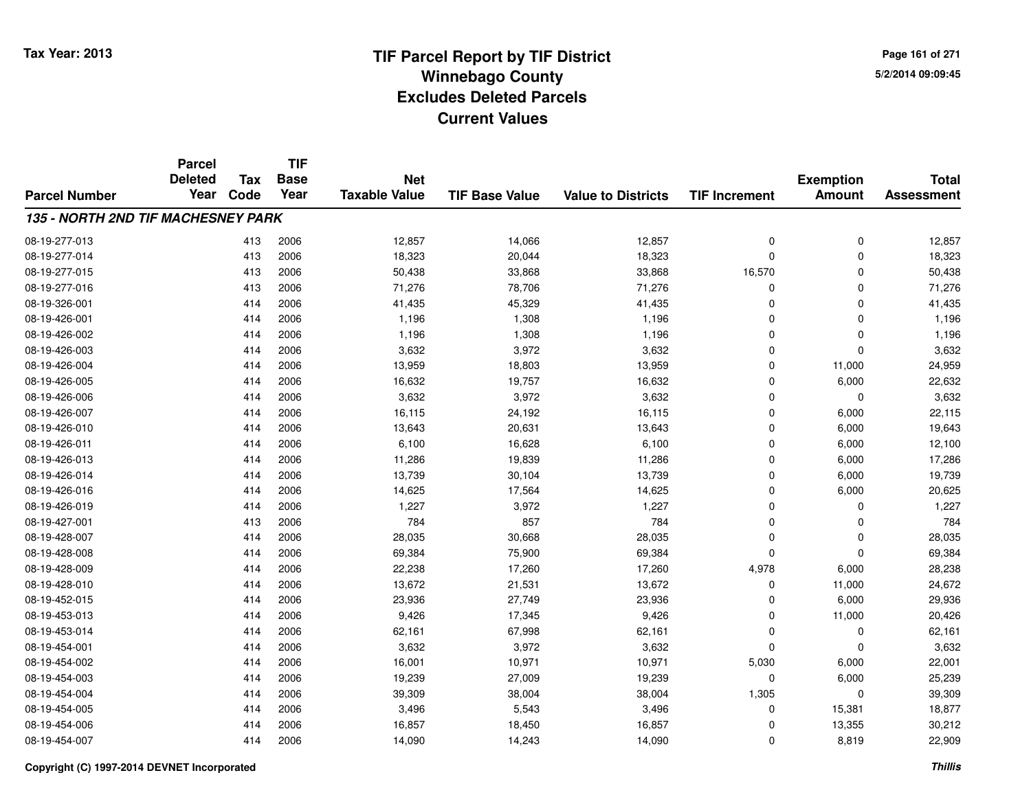# TIF Parcel Report by TIF District
## Winnebago County
## Excludes Deleted Parcels
## Current Values

Tax Year: 2013

5/2/2014 09:09:45

| Parcel Number | Parcel Deleted Year | Tax Code | TIF Base Year | Net Taxable Value | TIF Base Value | Value to Districts | TIF Increment | Exemption Amount | Total Assessment |
|---|---|---|---|---|---|---|---|---|---|
| ***135 - NORTH 2ND TIF MACHESNEY PARK*** | | | | | | | | | |
| 08-19-277-013 | | 413 | 2006 | 12,857 | 14,066 | 12,857 | 0 | 0 | 12,857 |
| 08-19-277-014 | | 413 | 2006 | 18,323 | 20,044 | 18,323 | 0 | 0 | 18,323 |
| 08-19-277-015 | | 413 | 2006 | 50,438 | 33,868 | 33,868 | 16,570 | 0 | 50,438 |
| 08-19-277-016 | | 413 | 2006 | 71,276 | 78,706 | 71,276 | 0 | 0 | 71,276 |
| 08-19-326-001 | | 414 | 2006 | 41,435 | 45,329 | 41,435 | 0 | 0 | 41,435 |
| 08-19-426-001 | | 414 | 2006 | 1,196 | 1,308 | 1,196 | 0 | 0 | 1,196 |
| 08-19-426-002 | | 414 | 2006 | 1,196 | 1,308 | 1,196 | 0 | 0 | 1,196 |
| 08-19-426-003 | | 414 | 2006 | 3,632 | 3,972 | 3,632 | 0 | 0 | 3,632 |
| 08-19-426-004 | | 414 | 2006 | 13,959 | 18,803 | 13,959 | 0 | 11,000 | 24,959 |
| 08-19-426-005 | | 414 | 2006 | 16,632 | 19,757 | 16,632 | 0 | 6,000 | 22,632 |
| 08-19-426-006 | | 414 | 2006 | 3,632 | 3,972 | 3,632 | 0 | 0 | 3,632 |
| 08-19-426-007 | | 414 | 2006 | 16,115 | 24,192 | 16,115 | 0 | 6,000 | 22,115 |
| 08-19-426-010 | | 414 | 2006 | 13,643 | 20,631 | 13,643 | 0 | 6,000 | 19,643 |
| 08-19-426-011 | | 414 | 2006 | 6,100 | 16,628 | 6,100 | 0 | 6,000 | 12,100 |
| 08-19-426-013 | | 414 | 2006 | 11,286 | 19,839 | 11,286 | 0 | 6,000 | 17,286 |
| 08-19-426-014 | | 414 | 2006 | 13,739 | 30,104 | 13,739 | 0 | 6,000 | 19,739 |
| 08-19-426-016 | | 414 | 2006 | 14,625 | 17,564 | 14,625 | 0 | 6,000 | 20,625 |
| 08-19-426-019 | | 414 | 2006 | 1,227 | 3,972 | 1,227 | 0 | 0 | 1,227 |
| 08-19-427-001 | | 413 | 2006 | 784 | 857 | 784 | 0 | 0 | 784 |
| 08-19-428-007 | | 414 | 2006 | 28,035 | 30,668 | 28,035 | 0 | 0 | 28,035 |
| 08-19-428-008 | | 414 | 2006 | 69,384 | 75,900 | 69,384 | 0 | 0 | 69,384 |
| 08-19-428-009 | | 414 | 2006 | 22,238 | 17,260 | 17,260 | 4,978 | 6,000 | 28,238 |
| 08-19-428-010 | | 414 | 2006 | 13,672 | 21,531 | 13,672 | 0 | 11,000 | 24,672 |
| 08-19-452-015 | | 414 | 2006 | 23,936 | 27,749 | 23,936 | 0 | 6,000 | 29,936 |
| 08-19-453-013 | | 414 | 2006 | 9,426 | 17,345 | 9,426 | 0 | 11,000 | 20,426 |
| 08-19-453-014 | | 414 | 2006 | 62,161 | 67,998 | 62,161 | 0 | 0 | 62,161 |
| 08-19-454-001 | | 414 | 2006 | 3,632 | 3,972 | 3,632 | 0 | 0 | 3,632 |
| 08-19-454-002 | | 414 | 2006 | 16,001 | 10,971 | 10,971 | 5,030 | 6,000 | 22,001 |
| 08-19-454-003 | | 414 | 2006 | 19,239 | 27,009 | 19,239 | 0 | 6,000 | 25,239 |
| 08-19-454-004 | | 414 | 2006 | 39,309 | 38,004 | 38,004 | 1,305 | 0 | 39,309 |
| 08-19-454-005 | | 414 | 2006 | 3,496 | 5,543 | 3,496 | 0 | 15,381 | 18,877 |
| 08-19-454-006 | | 414 | 2006 | 16,857 | 18,450 | 16,857 | 0 | 13,355 | 30,212 |
| 08-19-454-007 | | 414 | 2006 | 14,090 | 14,243 | 14,090 | 0 | 8,819 | 22,909 |

Copyright (C) 1997-2014 DEVNET Incorporated

*Thillis*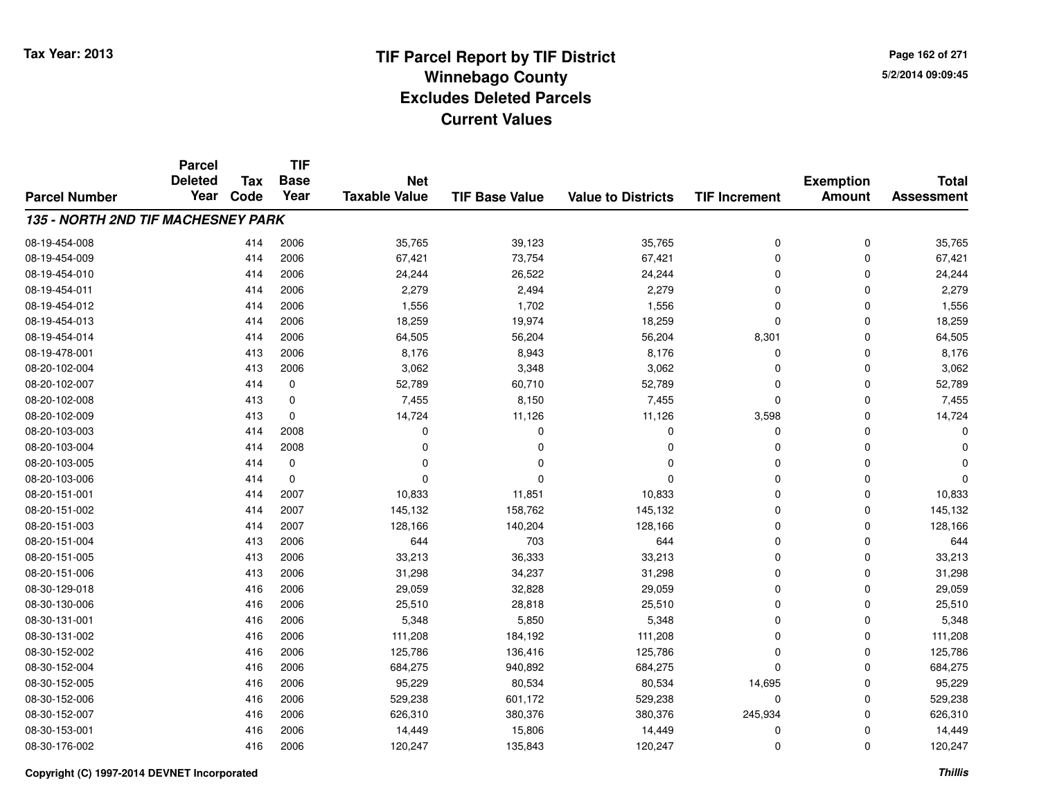# TIF Parcel Report by TIF District
# Winnebago County
# Excludes Deleted Parcels
# Current Values

Tax Year: 2013

| Parcel Number | Parcel Deleted Year | Tax Code | TIF Base Year | Net Taxable Value | TIF Base Value | Value to Districts | TIF Increment | Exemption Amount | Total Assessment |
|---|---|---|---|---|---|---|---|---|---|
| ***135 - NORTH 2ND TIF MACHESNEY PARK*** | | | | | | | | | |
| 08-19-454-008 | | 414 | 2006 | 35,765 | 39,123 | 35,765 | 0 | 0 | 35,765 |
| 08-19-454-009 | | 414 | 2006 | 67,421 | 73,754 | 67,421 | 0 | 0 | 67,421 |
| 08-19-454-010 | | 414 | 2006 | 24,244 | 26,522 | 24,244 | 0 | 0 | 24,244 |
| 08-19-454-011 | | 414 | 2006 | 2,279 | 2,494 | 2,279 | 0 | 0 | 2,279 |
| 08-19-454-012 | | 414 | 2006 | 1,556 | 1,702 | 1,556 | 0 | 0 | 1,556 |
| 08-19-454-013 | | 414 | 2006 | 18,259 | 19,974 | 18,259 | 0 | 0 | 18,259 |
| 08-19-454-014 | | 414 | 2006 | 64,505 | 56,204 | 56,204 | 8,301 | 0 | 64,505 |
| 08-19-478-001 | | 413 | 2006 | 8,176 | 8,943 | 8,176 | 0 | 0 | 8,176 |
| 08-20-102-004 | | 413 | 2006 | 3,062 | 3,348 | 3,062 | 0 | 0 | 3,062 |
| 08-20-102-007 | | 414 | 0 | 52,789 | 60,710 | 52,789 | 0 | 0 | 52,789 |
| 08-20-102-008 | | 413 | 0 | 7,455 | 8,150 | 7,455 | 0 | 0 | 7,455 |
| 08-20-102-009 | | 413 | 0 | 14,724 | 11,126 | 11,126 | 3,598 | 0 | 14,724 |
| 08-20-103-003 | | 414 | 2008 | 0 | 0 | 0 | 0 | 0 | 0 |
| 08-20-103-004 | | 414 | 2008 | 0 | 0 | 0 | 0 | 0 | 0 |
| 08-20-103-005 | | 414 | 0 | 0 | 0 | 0 | 0 | 0 | 0 |
| 08-20-103-006 | | 414 | 0 | 0 | 0 | 0 | 0 | 0 | 0 |
| 08-20-151-001 | | 414 | 2007 | 10,833 | 11,851 | 10,833 | 0 | 0 | 10,833 |
| 08-20-151-002 | | 414 | 2007 | 145,132 | 158,762 | 145,132 | 0 | 0 | 145,132 |
| 08-20-151-003 | | 414 | 2007 | 128,166 | 140,204 | 128,166 | 0 | 0 | 128,166 |
| 08-20-151-004 | | 413 | 2006 | 644 | 703 | 644 | 0 | 0 | 644 |
| 08-20-151-005 | | 413 | 2006 | 33,213 | 36,333 | 33,213 | 0 | 0 | 33,213 |
| 08-20-151-006 | | 413 | 2006 | 31,298 | 34,237 | 31,298 | 0 | 0 | 31,298 |
| 08-30-129-018 | | 416 | 2006 | 29,059 | 32,828 | 29,059 | 0 | 0 | 29,059 |
| 08-30-130-006 | | 416 | 2006 | 25,510 | 28,818 | 25,510 | 0 | 0 | 25,510 |
| 08-30-131-001 | | 416 | 2006 | 5,348 | 5,850 | 5,348 | 0 | 0 | 5,348 |
| 08-30-131-002 | | 416 | 2006 | 111,208 | 184,192 | 111,208 | 0 | 0 | 111,208 |
| 08-30-152-002 | | 416 | 2006 | 125,786 | 136,416 | 125,786 | 0 | 0 | 125,786 |
| 08-30-152-004 | | 416 | 2006 | 684,275 | 940,892 | 684,275 | 0 | 0 | 684,275 |
| 08-30-152-005 | | 416 | 2006 | 95,229 | 80,534 | 80,534 | 14,695 | 0 | 95,229 |
| 08-30-152-006 | | 416 | 2006 | 529,238 | 601,172 | 529,238 | 0 | 0 | 529,238 |
| 08-30-152-007 | | 416 | 2006 | 626,310 | 380,376 | 380,376 | 245,934 | 0 | 626,310 |
| 08-30-153-001 | | 416 | 2006 | 14,449 | 15,806 | 14,449 | 0 | 0 | 14,449 |
| 08-30-176-002 | | 416 | 2006 | 120,247 | 135,843 | 120,247 | 0 | 0 | 120,247 |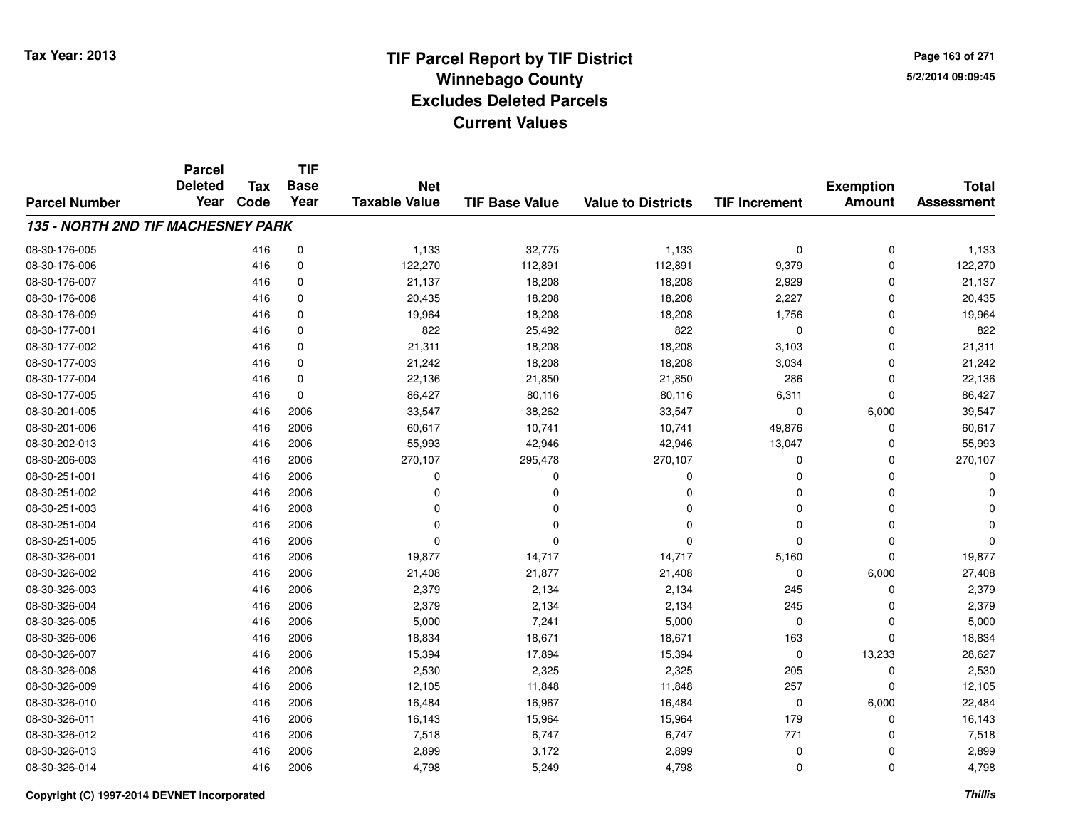# TIF Parcel Report by TIF District
## Winnebago County
## Excludes Deleted Parcels
## Current Values

Tax Year: 2013

5/2/2014 09:09:45

| Parcel Number | Parcel Deleted Year | Tax Code | TIF Base Year | Net Taxable Value | TIF Base Value | Value to Districts | TIF Increment | Exemption Amount | Total Assessment |
|---|---|---|---|---|---|---|---|---|---|
| ***135 - NORTH 2ND TIF MACHESNEY PARK*** | | | | | | | | | |
| 08-30-176-005 | | 416 | 0 | 1,133 | 32,775 | 1,133 | 0 | 0 | 1,133 |
| 08-30-176-006 | | 416 | 0 | 122,270 | 112,891 | 112,891 | 9,379 | 0 | 122,270 |
| 08-30-176-007 | | 416 | 0 | 21,137 | 18,208 | 18,208 | 2,929 | 0 | 21,137 |
| 08-30-176-008 | | 416 | 0 | 20,435 | 18,208 | 18,208 | 2,227 | 0 | 20,435 |
| 08-30-176-009 | | 416 | 0 | 19,964 | 18,208 | 18,208 | 1,756 | 0 | 19,964 |
| 08-30-177-001 | | 416 | 0 | 822 | 25,492 | 822 | 0 | 0 | 822 |
| 08-30-177-002 | | 416 | 0 | 21,311 | 18,208 | 18,208 | 3,103 | 0 | 21,311 |
| 08-30-177-003 | | 416 | 0 | 21,242 | 18,208 | 18,208 | 3,034 | 0 | 21,242 |
| 08-30-177-004 | | 416 | 0 | 22,136 | 21,850 | 21,850 | 286 | 0 | 22,136 |
| 08-30-177-005 | | 416 | 0 | 86,427 | 80,116 | 80,116 | 6,311 | 0 | 86,427 |
| 08-30-201-005 | | 416 | 2006 | 33,547 | 38,262 | 33,547 | 0 | 6,000 | 39,547 |
| 08-30-201-006 | | 416 | 2006 | 60,617 | 10,741 | 10,741 | 49,876 | 0 | 60,617 |
| 08-30-202-013 | | 416 | 2006 | 55,993 | 42,946 | 42,946 | 13,047 | 0 | 55,993 |
| 08-30-206-003 | | 416 | 2006 | 270,107 | 295,478 | 270,107 | 0 | 0 | 270,107 |
| 08-30-251-001 | | 416 | 2006 | 0 | 0 | 0 | 0 | 0 | 0 |
| 08-30-251-002 | | 416 | 2006 | 0 | 0 | 0 | 0 | 0 | 0 |
| 08-30-251-003 | | 416 | 2008 | 0 | 0 | 0 | 0 | 0 | 0 |
| 08-30-251-004 | | 416 | 2006 | 0 | 0 | 0 | 0 | 0 | 0 |
| 08-30-251-005 | | 416 | 2006 | 0 | 0 | 0 | 0 | 0 | 0 |
| 08-30-326-001 | | 416 | 2006 | 19,877 | 14,717 | 14,717 | 5,160 | 0 | 19,877 |
| 08-30-326-002 | | 416 | 2006 | 21,408 | 21,877 | 21,408 | 0 | 6,000 | 27,408 |
| 08-30-326-003 | | 416 | 2006 | 2,379 | 2,134 | 2,134 | 245 | 0 | 2,379 |
| 08-30-326-004 | | 416 | 2006 | 2,379 | 2,134 | 2,134 | 245 | 0 | 2,379 |
| 08-30-326-005 | | 416 | 2006 | 5,000 | 7,241 | 5,000 | 0 | 0 | 5,000 |
| 08-30-326-006 | | 416 | 2006 | 18,834 | 18,671 | 18,671 | 163 | 0 | 18,834 |
| 08-30-326-007 | | 416 | 2006 | 15,394 | 17,894 | 15,394 | 0 | 13,233 | 28,627 |
| 08-30-326-008 | | 416 | 2006 | 2,530 | 2,325 | 2,325 | 205 | 0 | 2,530 |
| 08-30-326-009 | | 416 | 2006 | 12,105 | 11,848 | 11,848 | 257 | 0 | 12,105 |
| 08-30-326-010 | | 416 | 2006 | 16,484 | 16,967 | 16,484 | 0 | 6,000 | 22,484 |
| 08-30-326-011 | | 416 | 2006 | 16,143 | 15,964 | 15,964 | 179 | 0 | 16,143 |
| 08-30-326-012 | | 416 | 2006 | 7,518 | 6,747 | 6,747 | 771 | 0 | 7,518 |
| 08-30-326-013 | | 416 | 2006 | 2,899 | 3,172 | 2,899 | 0 | 0 | 2,899 |
| 08-30-326-014 | | 416 | 2006 | 4,798 | 5,249 | 4,798 | 0 | 0 | 4,798 |

Copyright (C) 1997-2014 DEVNET Incorporated

*Thillis*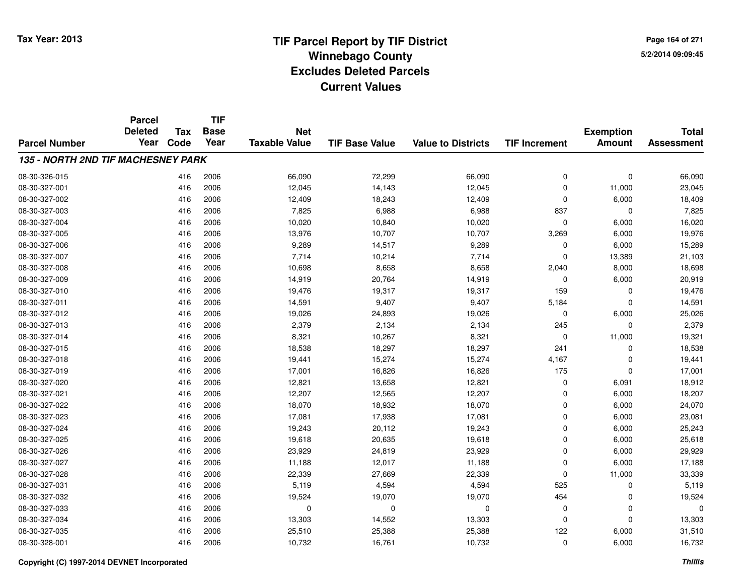# TIF Parcel Report by TIF District
## Winnebago County
## Excludes Deleted Parcels
## Current Values

Tax Year: 2013

5/2/2014 09:09:45

| Parcel Number | Parcel Deleted Year | Tax Code | TIF Base Year | Net Taxable Value | TIF Base Value | Value to Districts | TIF Increment | Exemption Amount | Total Assessment |
|---|---|---|---|---|---|---|---|---|---|
| ***135 - NORTH 2ND TIF MACHESNEY PARK*** | | | | | | | | | |
| 08-30-326-015 | | 416 | 2006 | 66,090 | 72,299 | 66,090 | 0 | 0 | 66,090 |
| 08-30-327-001 | | 416 | 2006 | 12,045 | 14,143 | 12,045 | 0 | 11,000 | 23,045 |
| 08-30-327-002 | | 416 | 2006 | 12,409 | 18,243 | 12,409 | 0 | 6,000 | 18,409 |
| 08-30-327-003 | | 416 | 2006 | 7,825 | 6,988 | 6,988 | 837 | 0 | 7,825 |
| 08-30-327-004 | | 416 | 2006 | 10,020 | 10,840 | 10,020 | 0 | 6,000 | 16,020 |
| 08-30-327-005 | | 416 | 2006 | 13,976 | 10,707 | 10,707 | 3,269 | 6,000 | 19,976 |
| 08-30-327-006 | | 416 | 2006 | 9,289 | 14,517 | 9,289 | 0 | 6,000 | 15,289 |
| 08-30-327-007 | | 416 | 2006 | 7,714 | 10,214 | 7,714 | 0 | 13,389 | 21,103 |
| 08-30-327-008 | | 416 | 2006 | 10,698 | 8,658 | 8,658 | 2,040 | 8,000 | 18,698 |
| 08-30-327-009 | | 416 | 2006 | 14,919 | 20,764 | 14,919 | 0 | 6,000 | 20,919 |
| 08-30-327-010 | | 416 | 2006 | 19,476 | 19,317 | 19,317 | 159 | 0 | 19,476 |
| 08-30-327-011 | | 416 | 2006 | 14,591 | 9,407 | 9,407 | 5,184 | 0 | 14,591 |
| 08-30-327-012 | | 416 | 2006 | 19,026 | 24,893 | 19,026 | 0 | 6,000 | 25,026 |
| 08-30-327-013 | | 416 | 2006 | 2,379 | 2,134 | 2,134 | 245 | 0 | 2,379 |
| 08-30-327-014 | | 416 | 2006 | 8,321 | 10,267 | 8,321 | 0 | 11,000 | 19,321 |
| 08-30-327-015 | | 416 | 2006 | 18,538 | 18,297 | 18,297 | 241 | 0 | 18,538 |
| 08-30-327-018 | | 416 | 2006 | 19,441 | 15,274 | 15,274 | 4,167 | 0 | 19,441 |
| 08-30-327-019 | | 416 | 2006 | 17,001 | 16,826 | 16,826 | 175 | 0 | 17,001 |
| 08-30-327-020 | | 416 | 2006 | 12,821 | 13,658 | 12,821 | 0 | 6,091 | 18,912 |
| 08-30-327-021 | | 416 | 2006 | 12,207 | 12,565 | 12,207 | 0 | 6,000 | 18,207 |
| 08-30-327-022 | | 416 | 2006 | 18,070 | 18,932 | 18,070 | 0 | 6,000 | 24,070 |
| 08-30-327-023 | | 416 | 2006 | 17,081 | 17,938 | 17,081 | 0 | 6,000 | 23,081 |
| 08-30-327-024 | | 416 | 2006 | 19,243 | 20,112 | 19,243 | 0 | 6,000 | 25,243 |
| 08-30-327-025 | | 416 | 2006 | 19,618 | 20,635 | 19,618 | 0 | 6,000 | 25,618 |
| 08-30-327-026 | | 416 | 2006 | 23,929 | 24,819 | 23,929 | 0 | 6,000 | 29,929 |
| 08-30-327-027 | | 416 | 2006 | 11,188 | 12,017 | 11,188 | 0 | 6,000 | 17,188 |
| 08-30-327-028 | | 416 | 2006 | 22,339 | 27,669 | 22,339 | 0 | 11,000 | 33,339 |
| 08-30-327-031 | | 416 | 2006 | 5,119 | 4,594 | 4,594 | 525 | 0 | 5,119 |
| 08-30-327-032 | | 416 | 2006 | 19,524 | 19,070 | 19,070 | 454 | 0 | 19,524 |
| 08-30-327-033 | | 416 | 2006 | 0 | 0 | 0 | 0 | 0 | 0 |
| 08-30-327-034 | | 416 | 2006 | 13,303 | 14,552 | 13,303 | 0 | 0 | 13,303 |
| 08-30-327-035 | | 416 | 2006 | 25,510 | 25,388 | 25,388 | 122 | 6,000 | 31,510 |
| 08-30-328-001 | | 416 | 2006 | 10,732 | 16,761 | 10,732 | 0 | 6,000 | 16,732 |

Copyright (C) 1997-2014 DEVNET Incorporated

*Thillis*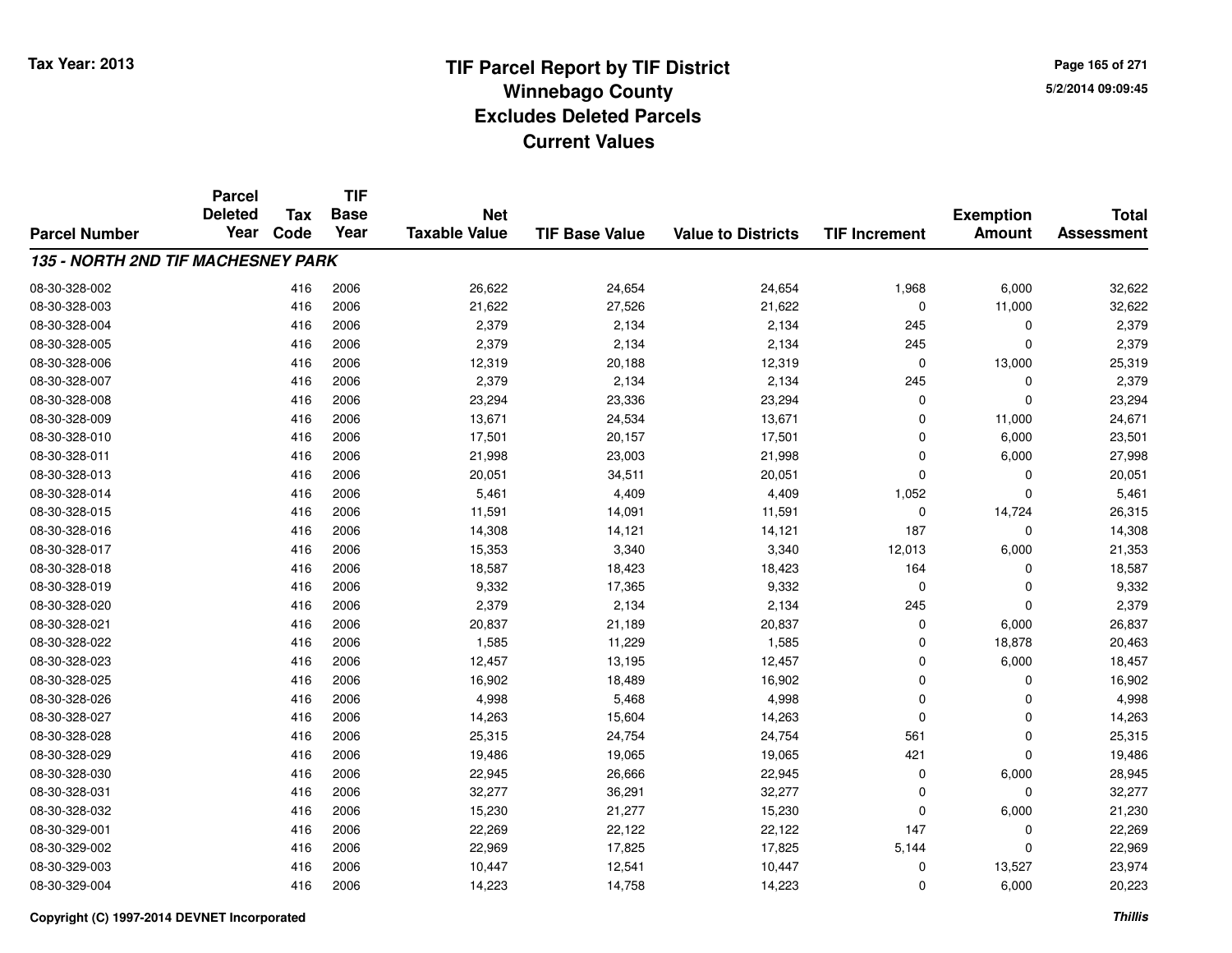# TIF Parcel Report by TIF District
# Winnebago County
# Excludes Deleted Parcels
# Current Values

Tax Year: 2013

5/2/2014 09:09:45

| Parcel Number | Parcel Deleted Year | Tax Code | TIF Base Year | Net Taxable Value | TIF Base Value | Value to Districts | TIF Increment | Exemption Amount | Total Assessment |
|---|---|---|---|---|---|---|---|---|---|
| ***135 - NORTH 2ND TIF MACHESNEY PARK*** | | | | | | | | | |
| 08-30-328-002 | | 416 | 2006 | 26,622 | 24,654 | 24,654 | 1,968 | 6,000 | 32,622 |
| 08-30-328-003 | | 416 | 2006 | 21,622 | 27,526 | 21,622 | 0 | 11,000 | 32,622 |
| 08-30-328-004 | | 416 | 2006 | 2,379 | 2,134 | 2,134 | 245 | 0 | 2,379 |
| 08-30-328-005 | | 416 | 2006 | 2,379 | 2,134 | 2,134 | 245 | 0 | 2,379 |
| 08-30-328-006 | | 416 | 2006 | 12,319 | 20,188 | 12,319 | 0 | 13,000 | 25,319 |
| 08-30-328-007 | | 416 | 2006 | 2,379 | 2,134 | 2,134 | 245 | 0 | 2,379 |
| 08-30-328-008 | | 416 | 2006 | 23,294 | 23,336 | 23,294 | 0 | 0 | 23,294 |
| 08-30-328-009 | | 416 | 2006 | 13,671 | 24,534 | 13,671 | 0 | 11,000 | 24,671 |
| 08-30-328-010 | | 416 | 2006 | 17,501 | 20,157 | 17,501 | 0 | 6,000 | 23,501 |
| 08-30-328-011 | | 416 | 2006 | 21,998 | 23,003 | 21,998 | 0 | 6,000 | 27,998 |
| 08-30-328-013 | | 416 | 2006 | 20,051 | 34,511 | 20,051 | 0 | 0 | 20,051 |
| 08-30-328-014 | | 416 | 2006 | 5,461 | 4,409 | 4,409 | 1,052 | 0 | 5,461 |
| 08-30-328-015 | | 416 | 2006 | 11,591 | 14,091 | 11,591 | 0 | 14,724 | 26,315 |
| 08-30-328-016 | | 416 | 2006 | 14,308 | 14,121 | 14,121 | 187 | 0 | 14,308 |
| 08-30-328-017 | | 416 | 2006 | 15,353 | 3,340 | 3,340 | 12,013 | 6,000 | 21,353 |
| 08-30-328-018 | | 416 | 2006 | 18,587 | 18,423 | 18,423 | 164 | 0 | 18,587 |
| 08-30-328-019 | | 416 | 2006 | 9,332 | 17,365 | 9,332 | 0 | 0 | 9,332 |
| 08-30-328-020 | | 416 | 2006 | 2,379 | 2,134 | 2,134 | 245 | 0 | 2,379 |
| 08-30-328-021 | | 416 | 2006 | 20,837 | 21,189 | 20,837 | 0 | 6,000 | 26,837 |
| 08-30-328-022 | | 416 | 2006 | 1,585 | 11,229 | 1,585 | 0 | 18,878 | 20,463 |
| 08-30-328-023 | | 416 | 2006 | 12,457 | 13,195 | 12,457 | 0 | 6,000 | 18,457 |
| 08-30-328-025 | | 416 | 2006 | 16,902 | 18,489 | 16,902 | 0 | 0 | 16,902 |
| 08-30-328-026 | | 416 | 2006 | 4,998 | 5,468 | 4,998 | 0 | 0 | 4,998 |
| 08-30-328-027 | | 416 | 2006 | 14,263 | 15,604 | 14,263 | 0 | 0 | 14,263 |
| 08-30-328-028 | | 416 | 2006 | 25,315 | 24,754 | 24,754 | 561 | 0 | 25,315 |
| 08-30-328-029 | | 416 | 2006 | 19,486 | 19,065 | 19,065 | 421 | 0 | 19,486 |
| 08-30-328-030 | | 416 | 2006 | 22,945 | 26,666 | 22,945 | 0 | 6,000 | 28,945 |
| 08-30-328-031 | | 416 | 2006 | 32,277 | 36,291 | 32,277 | 0 | 0 | 32,277 |
| 08-30-328-032 | | 416 | 2006 | 15,230 | 21,277 | 15,230 | 0 | 6,000 | 21,230 |
| 08-30-329-001 | | 416 | 2006 | 22,269 | 22,122 | 22,122 | 147 | 0 | 22,269 |
| 08-30-329-002 | | 416 | 2006 | 22,969 | 17,825 | 17,825 | 5,144 | 0 | 22,969 |
| 08-30-329-003 | | 416 | 2006 | 10,447 | 12,541 | 10,447 | 0 | 13,527 | 23,974 |
| 08-30-329-004 | | 416 | 2006 | 14,223 | 14,758 | 14,223 | 0 | 6,000 | 20,223 |

Copyright (C) 1997-2014 DEVNET Incorporated

*Thillis*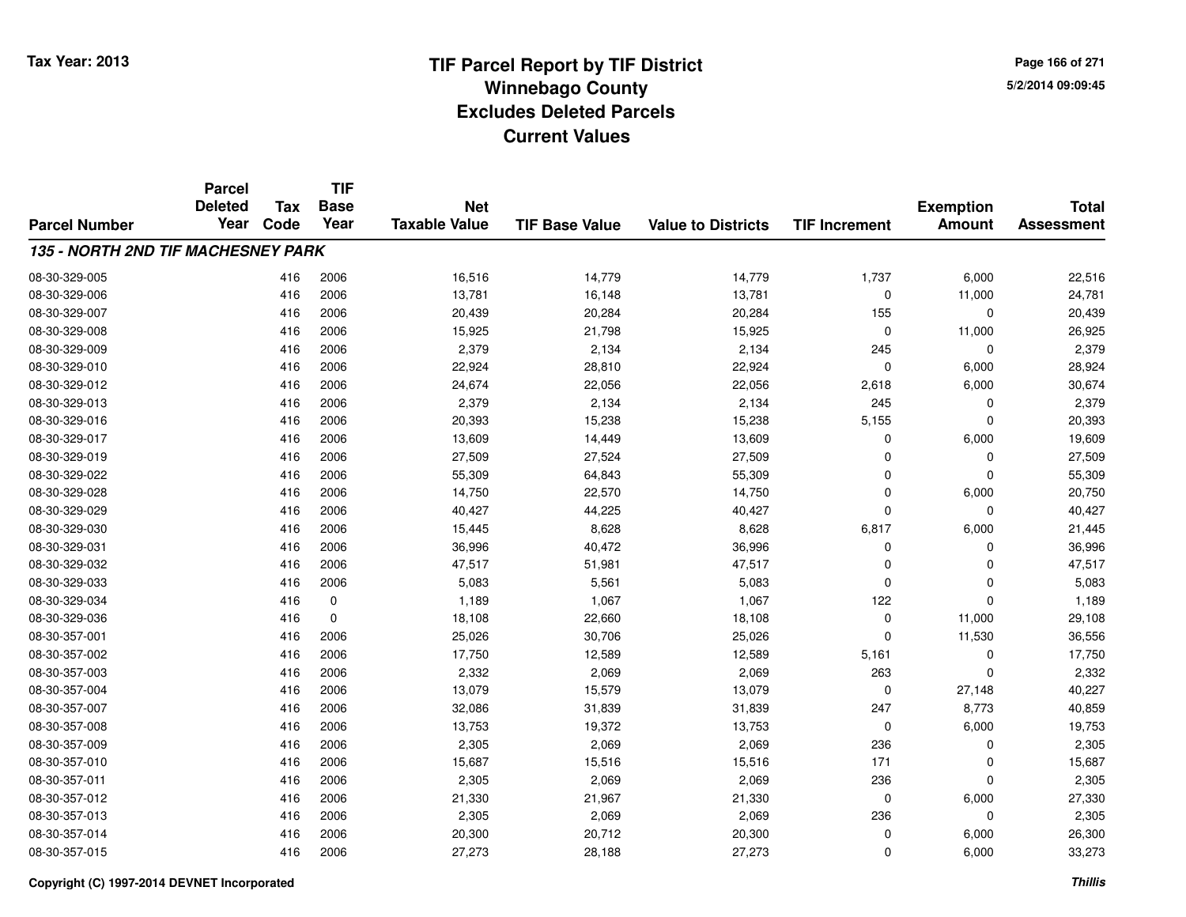Tax Year: 2013

# TIF Parcel Report by TIF District
## Winnebago County
## Excludes Deleted Parcels
## Current Values

5/2/2014 09:09:45

| Parcel Number | Parcel Deleted Year | Tax Code | TIF Base Year | Net Taxable Value | TIF Base Value | Value to Districts | TIF Increment | Exemption Amount | Total Assessment |
|---|---|---|---|---|---|---|---|---|---|
| ***135 - NORTH 2ND TIF MACHESNEY PARK*** | | | | | | | | | |
| 08-30-329-005 | | 416 | 2006 | 16,516 | 14,779 | 14,779 | 1,737 | 6,000 | 22,516 |
| 08-30-329-006 | | 416 | 2006 | 13,781 | 16,148 | 13,781 | 0 | 11,000 | 24,781 |
| 08-30-329-007 | | 416 | 2006 | 20,439 | 20,284 | 20,284 | 155 | 0 | 20,439 |
| 08-30-329-008 | | 416 | 2006 | 15,925 | 21,798 | 15,925 | 0 | 11,000 | 26,925 |
| 08-30-329-009 | | 416 | 2006 | 2,379 | 2,134 | 2,134 | 245 | 0 | 2,379 |
| 08-30-329-010 | | 416 | 2006 | 22,924 | 28,810 | 22,924 | 0 | 6,000 | 28,924 |
| 08-30-329-012 | | 416 | 2006 | 24,674 | 22,056 | 22,056 | 2,618 | 6,000 | 30,674 |
| 08-30-329-013 | | 416 | 2006 | 2,379 | 2,134 | 2,134 | 245 | 0 | 2,379 |
| 08-30-329-016 | | 416 | 2006 | 20,393 | 15,238 | 15,238 | 5,155 | 0 | 20,393 |
| 08-30-329-017 | | 416 | 2006 | 13,609 | 14,449 | 13,609 | 0 | 6,000 | 19,609 |
| 08-30-329-019 | | 416 | 2006 | 27,509 | 27,524 | 27,509 | 0 | 0 | 27,509 |
| 08-30-329-022 | | 416 | 2006 | 55,309 | 64,843 | 55,309 | 0 | 0 | 55,309 |
| 08-30-329-028 | | 416 | 2006 | 14,750 | 22,570 | 14,750 | 0 | 6,000 | 20,750 |
| 08-30-329-029 | | 416 | 2006 | 40,427 | 44,225 | 40,427 | 0 | 0 | 40,427 |
| 08-30-329-030 | | 416 | 2006 | 15,445 | 8,628 | 8,628 | 6,817 | 6,000 | 21,445 |
| 08-30-329-031 | | 416 | 2006 | 36,996 | 40,472 | 36,996 | 0 | 0 | 36,996 |
| 08-30-329-032 | | 416 | 2006 | 47,517 | 51,981 | 47,517 | 0 | 0 | 47,517 |
| 08-30-329-033 | | 416 | 2006 | 5,083 | 5,561 | 5,083 | 0 | 0 | 5,083 |
| 08-30-329-034 | | 416 | 0 | 1,189 | 1,067 | 1,067 | 122 | 0 | 1,189 |
| 08-30-329-036 | | 416 | 0 | 18,108 | 22,660 | 18,108 | 0 | 11,000 | 29,108 |
| 08-30-357-001 | | 416 | 2006 | 25,026 | 30,706 | 25,026 | 0 | 11,530 | 36,556 |
| 08-30-357-002 | | 416 | 2006 | 17,750 | 12,589 | 12,589 | 5,161 | 0 | 17,750 |
| 08-30-357-003 | | 416 | 2006 | 2,332 | 2,069 | 2,069 | 263 | 0 | 2,332 |
| 08-30-357-004 | | 416 | 2006 | 13,079 | 15,579 | 13,079 | 0 | 27,148 | 40,227 |
| 08-30-357-007 | | 416 | 2006 | 32,086 | 31,839 | 31,839 | 247 | 8,773 | 40,859 |
| 08-30-357-008 | | 416 | 2006 | 13,753 | 19,372 | 13,753 | 0 | 6,000 | 19,753 |
| 08-30-357-009 | | 416 | 2006 | 2,305 | 2,069 | 2,069 | 236 | 0 | 2,305 |
| 08-30-357-010 | | 416 | 2006 | 15,687 | 15,516 | 15,516 | 171 | 0 | 15,687 |
| 08-30-357-011 | | 416 | 2006 | 2,305 | 2,069 | 2,069 | 236 | 0 | 2,305 |
| 08-30-357-012 | | 416 | 2006 | 21,330 | 21,967 | 21,330 | 0 | 6,000 | 27,330 |
| 08-30-357-013 | | 416 | 2006 | 2,305 | 2,069 | 2,069 | 236 | 0 | 2,305 |
| 08-30-357-014 | | 416 | 2006 | 20,300 | 20,712 | 20,300 | 0 | 6,000 | 26,300 |
| 08-30-357-015 | | 416 | 2006 | 27,273 | 28,188 | 27,273 | 0 | 6,000 | 33,273 |

**Copyright (C) 1997-2014 DEVNET Incorporated** ***Thillis***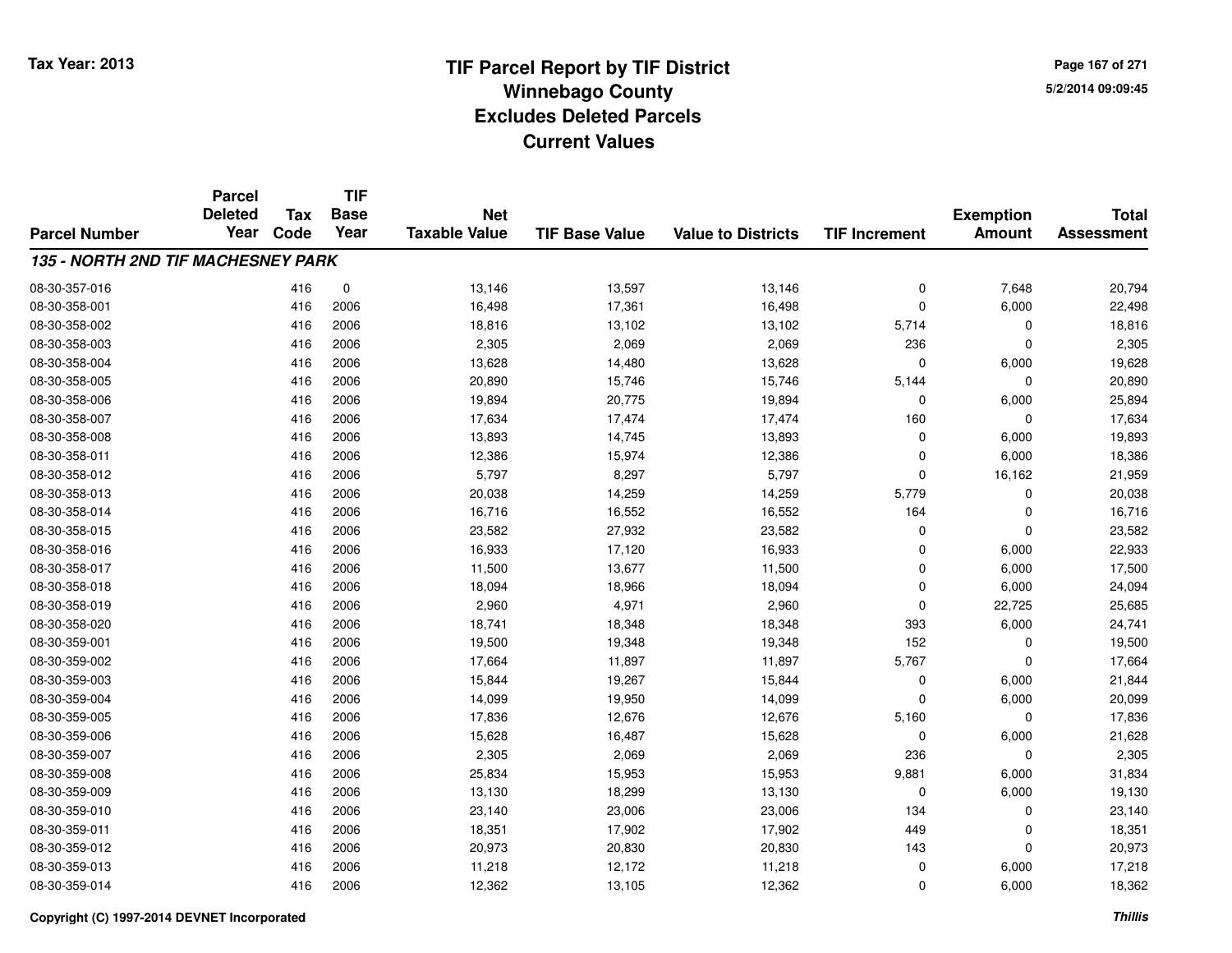# TIF Parcel Report by TIF District
## Winnebago County
## Excludes Deleted Parcels
## Current Values

Tax Year: 2013

### 135 - NORTH 2ND TIF MACHESNEY PARK

| Parcel Number | Parcel Deleted Year | Tax Code | TIF Base Year | Net Taxable Value | TIF Base Value | Value to Districts | TIF Increment | Exemption Amount | Total Assessment |
|---|---|---|---|---|---|---|---|---|---|
| 08-30-357-016 | | 416 | 0 | 13,146 | 13,597 | 13,146 | 0 | 7,648 | 20,794 |
| 08-30-358-001 | | 416 | 2006 | 16,498 | 17,361 | 16,498 | 0 | 6,000 | 22,498 |
| 08-30-358-002 | | 416 | 2006 | 18,816 | 13,102 | 13,102 | 5,714 | 0 | 18,816 |
| 08-30-358-003 | | 416 | 2006 | 2,305 | 2,069 | 2,069 | 236 | 0 | 2,305 |
| 08-30-358-004 | | 416 | 2006 | 13,628 | 14,480 | 13,628 | 0 | 6,000 | 19,628 |
| 08-30-358-005 | | 416 | 2006 | 20,890 | 15,746 | 15,746 | 5,144 | 0 | 20,890 |
| 08-30-358-006 | | 416 | 2006 | 19,894 | 20,775 | 19,894 | 0 | 6,000 | 25,894 |
| 08-30-358-007 | | 416 | 2006 | 17,634 | 17,474 | 17,474 | 160 | 0 | 17,634 |
| 08-30-358-008 | | 416 | 2006 | 13,893 | 14,745 | 13,893 | 0 | 6,000 | 19,893 |
| 08-30-358-011 | | 416 | 2006 | 12,386 | 15,974 | 12,386 | 0 | 6,000 | 18,386 |
| 08-30-358-012 | | 416 | 2006 | 5,797 | 8,297 | 5,797 | 0 | 16,162 | 21,959 |
| 08-30-358-013 | | 416 | 2006 | 20,038 | 14,259 | 14,259 | 5,779 | 0 | 20,038 |
| 08-30-358-014 | | 416 | 2006 | 16,716 | 16,552 | 16,552 | 164 | 0 | 16,716 |
| 08-30-358-015 | | 416 | 2006 | 23,582 | 27,932 | 23,582 | 0 | 0 | 23,582 |
| 08-30-358-016 | | 416 | 2006 | 16,933 | 17,120 | 16,933 | 0 | 6,000 | 22,933 |
| 08-30-358-017 | | 416 | 2006 | 11,500 | 13,677 | 11,500 | 0 | 6,000 | 17,500 |
| 08-30-358-018 | | 416 | 2006 | 18,094 | 18,966 | 18,094 | 0 | 6,000 | 24,094 |
| 08-30-358-019 | | 416 | 2006 | 2,960 | 4,971 | 2,960 | 0 | 22,725 | 25,685 |
| 08-30-358-020 | | 416 | 2006 | 18,741 | 18,348 | 18,348 | 393 | 6,000 | 24,741 |
| 08-30-359-001 | | 416 | 2006 | 19,500 | 19,348 | 19,348 | 152 | 0 | 19,500 |
| 08-30-359-002 | | 416 | 2006 | 17,664 | 11,897 | 11,897 | 5,767 | 0 | 17,664 |
| 08-30-359-003 | | 416 | 2006 | 15,844 | 19,267 | 15,844 | 0 | 6,000 | 21,844 |
| 08-30-359-004 | | 416 | 2006 | 14,099 | 19,950 | 14,099 | 0 | 6,000 | 20,099 |
| 08-30-359-005 | | 416 | 2006 | 17,836 | 12,676 | 12,676 | 5,160 | 0 | 17,836 |
| 08-30-359-006 | | 416 | 2006 | 15,628 | 16,487 | 15,628 | 0 | 6,000 | 21,628 |
| 08-30-359-007 | | 416 | 2006 | 2,305 | 2,069 | 2,069 | 236 | 0 | 2,305 |
| 08-30-359-008 | | 416 | 2006 | 25,834 | 15,953 | 15,953 | 9,881 | 6,000 | 31,834 |
| 08-30-359-009 | | 416 | 2006 | 13,130 | 18,299 | 13,130 | 0 | 6,000 | 19,130 |
| 08-30-359-010 | | 416 | 2006 | 23,140 | 23,006 | 23,006 | 134 | 0 | 23,140 |
| 08-30-359-011 | | 416 | 2006 | 18,351 | 17,902 | 17,902 | 449 | 0 | 18,351 |
| 08-30-359-012 | | 416 | 2006 | 20,973 | 20,830 | 20,830 | 143 | 0 | 20,973 |
| 08-30-359-013 | | 416 | 2006 | 11,218 | 12,172 | 11,218 | 0 | 6,000 | 17,218 |
| 08-30-359-014 | | 416 | 2006 | 12,362 | 13,105 | 12,362 | 0 | 6,000 | 18,362 |

Copyright (C) 1997-2014 DEVNET Incorporated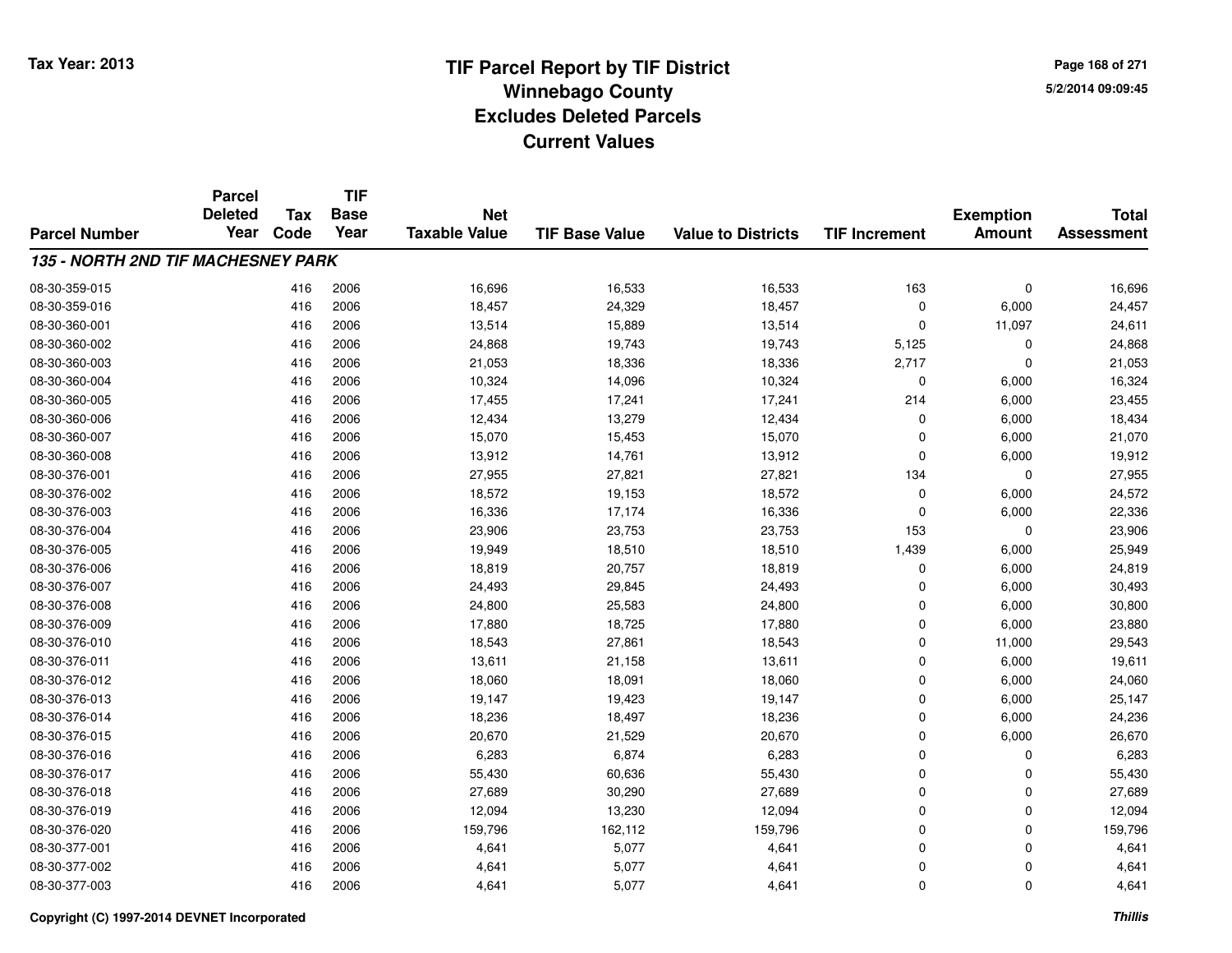# TIF Parcel Report by TIF District
## Winnebago County
## Excludes Deleted Parcels
## Current Values

Tax Year: 2013

5/2/2014 09:09:45

| Parcel Number | Parcel Deleted Year | Tax Code | TIF Base Year | Net Taxable Value | TIF Base Value | Value to Districts | TIF Increment | Exemption Amount | Total Assessment |
|---|---|---|---|---|---|---|---|---|---|
| ***135 - NORTH 2ND TIF MACHESNEY PARK*** | | | | | | | | | |
| 08-30-359-015 | | 416 | 2006 | 16,696 | 16,533 | 16,533 | 163 | 0 | 16,696 |
| 08-30-359-016 | | 416 | 2006 | 18,457 | 24,329 | 18,457 | 0 | 6,000 | 24,457 |
| 08-30-360-001 | | 416 | 2006 | 13,514 | 15,889 | 13,514 | 0 | 11,097 | 24,611 |
| 08-30-360-002 | | 416 | 2006 | 24,868 | 19,743 | 19,743 | 5,125 | 0 | 24,868 |
| 08-30-360-003 | | 416 | 2006 | 21,053 | 18,336 | 18,336 | 2,717 | 0 | 21,053 |
| 08-30-360-004 | | 416 | 2006 | 10,324 | 14,096 | 10,324 | 0 | 6,000 | 16,324 |
| 08-30-360-005 | | 416 | 2006 | 17,455 | 17,241 | 17,241 | 214 | 6,000 | 23,455 |
| 08-30-360-006 | | 416 | 2006 | 12,434 | 13,279 | 12,434 | 0 | 6,000 | 18,434 |
| 08-30-360-007 | | 416 | 2006 | 15,070 | 15,453 | 15,070 | 0 | 6,000 | 21,070 |
| 08-30-360-008 | | 416 | 2006 | 13,912 | 14,761 | 13,912 | 0 | 6,000 | 19,912 |
| 08-30-376-001 | | 416 | 2006 | 27,955 | 27,821 | 27,821 | 134 | 0 | 27,955 |
| 08-30-376-002 | | 416 | 2006 | 18,572 | 19,153 | 18,572 | 0 | 6,000 | 24,572 |
| 08-30-376-003 | | 416 | 2006 | 16,336 | 17,174 | 16,336 | 0 | 6,000 | 22,336 |
| 08-30-376-004 | | 416 | 2006 | 23,906 | 23,753 | 23,753 | 153 | 0 | 23,906 |
| 08-30-376-005 | | 416 | 2006 | 19,949 | 18,510 | 18,510 | 1,439 | 6,000 | 25,949 |
| 08-30-376-006 | | 416 | 2006 | 18,819 | 20,757 | 18,819 | 0 | 6,000 | 24,819 |
| 08-30-376-007 | | 416 | 2006 | 24,493 | 29,845 | 24,493 | 0 | 6,000 | 30,493 |
| 08-30-376-008 | | 416 | 2006 | 24,800 | 25,583 | 24,800 | 0 | 6,000 | 30,800 |
| 08-30-376-009 | | 416 | 2006 | 17,880 | 18,725 | 17,880 | 0 | 6,000 | 23,880 |
| 08-30-376-010 | | 416 | 2006 | 18,543 | 27,861 | 18,543 | 0 | 11,000 | 29,543 |
| 08-30-376-011 | | 416 | 2006 | 13,611 | 21,158 | 13,611 | 0 | 6,000 | 19,611 |
| 08-30-376-012 | | 416 | 2006 | 18,060 | 18,091 | 18,060 | 0 | 6,000 | 24,060 |
| 08-30-376-013 | | 416 | 2006 | 19,147 | 19,423 | 19,147 | 0 | 6,000 | 25,147 |
| 08-30-376-014 | | 416 | 2006 | 18,236 | 18,497 | 18,236 | 0 | 6,000 | 24,236 |
| 08-30-376-015 | | 416 | 2006 | 20,670 | 21,529 | 20,670 | 0 | 6,000 | 26,670 |
| 08-30-376-016 | | 416 | 2006 | 6,283 | 6,874 | 6,283 | 0 | 0 | 6,283 |
| 08-30-376-017 | | 416 | 2006 | 55,430 | 60,636 | 55,430 | 0 | 0 | 55,430 |
| 08-30-376-018 | | 416 | 2006 | 27,689 | 30,290 | 27,689 | 0 | 0 | 27,689 |
| 08-30-376-019 | | 416 | 2006 | 12,094 | 13,230 | 12,094 | 0 | 0 | 12,094 |
| 08-30-376-020 | | 416 | 2006 | 159,796 | 162,112 | 159,796 | 0 | 0 | 159,796 |
| 08-30-377-001 | | 416 | 2006 | 4,641 | 5,077 | 4,641 | 0 | 0 | 4,641 |
| 08-30-377-002 | | 416 | 2006 | 4,641 | 5,077 | 4,641 | 0 | 0 | 4,641 |
| 08-30-377-003 | | 416 | 2006 | 4,641 | 5,077 | 4,641 | 0 | 0 | 4,641 |

**Copyright (C) 1997-2014 DEVNET Incorporated**

***Thillis***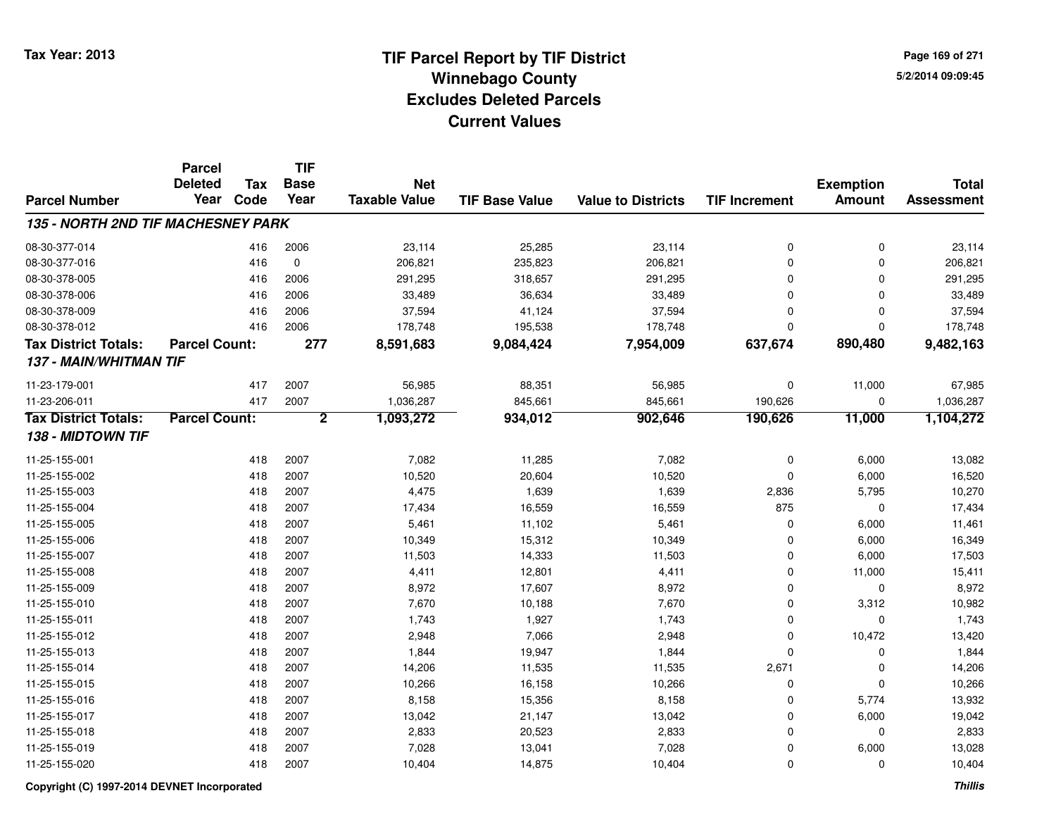# TIF Parcel Report by TIF District
## Winnebago County
## Excludes Deleted Parcels
## Current Values

Tax Year: 2013

5/2/2014 09:09:45

| Parcel Number | Parcel Deleted Year | Tax Code | TIF Base Year | Net Taxable Value | TIF Base Value | Value to Districts | TIF Increment | Exemption Amount | Total Assessment |
|---|---|---|---|---|---|---|---|---|---|
| ***135 - NORTH 2ND TIF MACHESNEY PARK*** | | | | | | | | | |
| 08-30-377-014 | | 416 | 2006 | 23,114 | 25,285 | 23,114 | 0 | 0 | 23,114 |
| 08-30-377-016 | | 416 | 0 | 206,821 | 235,823 | 206,821 | 0 | 0 | 206,821 |
| 08-30-378-005 | | 416 | 2006 | 291,295 | 318,657 | 291,295 | 0 | 0 | 291,295 |
| 08-30-378-006 | | 416 | 2006 | 33,489 | 36,634 | 33,489 | 0 | 0 | 33,489 |
| 08-30-378-009 | | 416 | 2006 | 37,594 | 41,124 | 37,594 | 0 | 0 | 37,594 |
| 08-30-378-012 | | 416 | 2006 | 178,748 | 195,538 | 178,748 | 0 | 0 | 178,748 |
| **Tax District Totals:** | **Parcel Count:** | | **277** | **8,591,683** | **9,084,424** | **7,954,009** | **637,674** | **890,480** | **9,482,163** |
| ***137 - MAIN/WHITMAN TIF*** | | | | | | | | | |
| 11-23-179-001 | | 417 | 2007 | 56,985 | 88,351 | 56,985 | 0 | 11,000 | 67,985 |
| 11-23-206-011 | | 417 | 2007 | 1,036,287 | 845,661 | 845,661 | 190,626 | 0 | 1,036,287 |
| **Tax District Totals:** | **Parcel Count:** | | **2** | **1,093,272** | **934,012** | **902,646** | **190,626** | **11,000** | **1,104,272** |
| ***138 - MIDTOWN TIF*** | | | | | | | | | |
| 11-25-155-001 | | 418 | 2007 | 7,082 | 11,285 | 7,082 | 0 | 6,000 | 13,082 |
| 11-25-155-002 | | 418 | 2007 | 10,520 | 20,604 | 10,520 | 0 | 6,000 | 16,520 |
| 11-25-155-003 | | 418 | 2007 | 4,475 | 1,639 | 1,639 | 2,836 | 5,795 | 10,270 |
| 11-25-155-004 | | 418 | 2007 | 17,434 | 16,559 | 16,559 | 875 | 0 | 17,434 |
| 11-25-155-005 | | 418 | 2007 | 5,461 | 11,102 | 5,461 | 0 | 6,000 | 11,461 |
| 11-25-155-006 | | 418 | 2007 | 10,349 | 15,312 | 10,349 | 0 | 6,000 | 16,349 |
| 11-25-155-007 | | 418 | 2007 | 11,503 | 14,333 | 11,503 | 0 | 6,000 | 17,503 |
| 11-25-155-008 | | 418 | 2007 | 4,411 | 12,801 | 4,411 | 0 | 11,000 | 15,411 |
| 11-25-155-009 | | 418 | 2007 | 8,972 | 17,607 | 8,972 | 0 | 0 | 8,972 |
| 11-25-155-010 | | 418 | 2007 | 7,670 | 10,188 | 7,670 | 0 | 3,312 | 10,982 |
| 11-25-155-011 | | 418 | 2007 | 1,743 | 1,927 | 1,743 | 0 | 0 | 1,743 |
| 11-25-155-012 | | 418 | 2007 | 2,948 | 7,066 | 2,948 | 0 | 10,472 | 13,420 |
| 11-25-155-013 | | 418 | 2007 | 1,844 | 19,947 | 1,844 | 0 | 0 | 1,844 |
| 11-25-155-014 | | 418 | 2007 | 14,206 | 11,535 | 11,535 | 2,671 | 0 | 14,206 |
| 11-25-155-015 | | 418 | 2007 | 10,266 | 16,158 | 10,266 | 0 | 0 | 10,266 |
| 11-25-155-016 | | 418 | 2007 | 8,158 | 15,356 | 8,158 | 0 | 5,774 | 13,932 |
| 11-25-155-017 | | 418 | 2007 | 13,042 | 21,147 | 13,042 | 0 | 6,000 | 19,042 |
| 11-25-155-018 | | 418 | 2007 | 2,833 | 20,523 | 2,833 | 0 | 0 | 2,833 |
| 11-25-155-019 | | 418 | 2007 | 7,028 | 13,041 | 7,028 | 0 | 6,000 | 13,028 |
| 11-25-155-020 | | 418 | 2007 | 10,404 | 14,875 | 10,404 | 0 | 0 | 10,404 |

Copyright (C) 1997-2014 DEVNET Incorporated

*Thillis*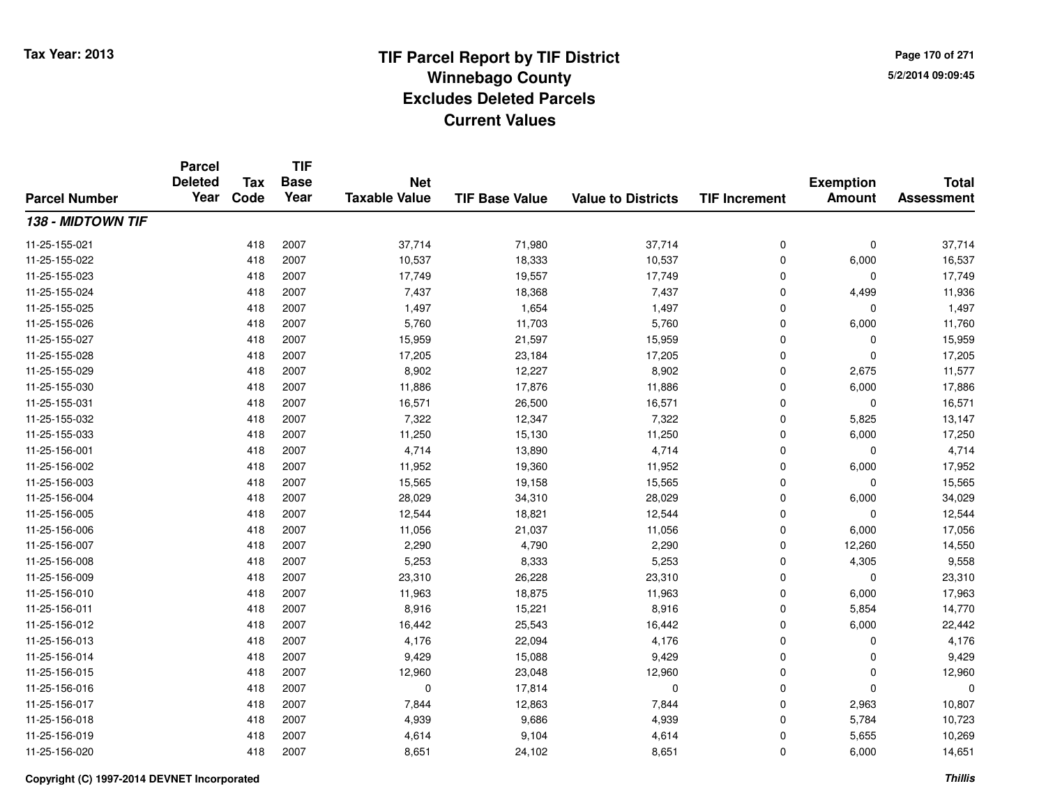# TIF Parcel Report by TIF District
## Winnebago County
## Excludes Deleted Parcels
## Current Values

Tax Year: 2013

5/2/2014 09:09:45

| Parcel Number | Parcel Deleted Year | Tax Code | TIF Base Year | Net Taxable Value | TIF Base Value | Value to Districts | TIF Increment | Exemption Amount | Total Assessment |
|---|---|---|---|---|---|---|---|---|---|
| ***138 - MIDTOWN TIF*** | | | | | | | | | |
| 11-25-155-021 | | 418 | 2007 | 37,714 | 71,980 | 37,714 | 0 | 0 | 37,714 |
| 11-25-155-022 | | 418 | 2007 | 10,537 | 18,333 | 10,537 | 0 | 6,000 | 16,537 |
| 11-25-155-023 | | 418 | 2007 | 17,749 | 19,557 | 17,749 | 0 | 0 | 17,749 |
| 11-25-155-024 | | 418 | 2007 | 7,437 | 18,368 | 7,437 | 0 | 4,499 | 11,936 |
| 11-25-155-025 | | 418 | 2007 | 1,497 | 1,654 | 1,497 | 0 | 0 | 1,497 |
| 11-25-155-026 | | 418 | 2007 | 5,760 | 11,703 | 5,760 | 0 | 6,000 | 11,760 |
| 11-25-155-027 | | 418 | 2007 | 15,959 | 21,597 | 15,959 | 0 | 0 | 15,959 |
| 11-25-155-028 | | 418 | 2007 | 17,205 | 23,184 | 17,205 | 0 | 0 | 17,205 |
| 11-25-155-029 | | 418 | 2007 | 8,902 | 12,227 | 8,902 | 0 | 2,675 | 11,577 |
| 11-25-155-030 | | 418 | 2007 | 11,886 | 17,876 | 11,886 | 0 | 6,000 | 17,886 |
| 11-25-155-031 | | 418 | 2007 | 16,571 | 26,500 | 16,571 | 0 | 0 | 16,571 |
| 11-25-155-032 | | 418 | 2007 | 7,322 | 12,347 | 7,322 | 0 | 5,825 | 13,147 |
| 11-25-155-033 | | 418 | 2007 | 11,250 | 15,130 | 11,250 | 0 | 6,000 | 17,250 |
| 11-25-156-001 | | 418 | 2007 | 4,714 | 13,890 | 4,714 | 0 | 0 | 4,714 |
| 11-25-156-002 | | 418 | 2007 | 11,952 | 19,360 | 11,952 | 0 | 6,000 | 17,952 |
| 11-25-156-003 | | 418 | 2007 | 15,565 | 19,158 | 15,565 | 0 | 0 | 15,565 |
| 11-25-156-004 | | 418 | 2007 | 28,029 | 34,310 | 28,029 | 0 | 6,000 | 34,029 |
| 11-25-156-005 | | 418 | 2007 | 12,544 | 18,821 | 12,544 | 0 | 0 | 12,544 |
| 11-25-156-006 | | 418 | 2007 | 11,056 | 21,037 | 11,056 | 0 | 6,000 | 17,056 |
| 11-25-156-007 | | 418 | 2007 | 2,290 | 4,790 | 2,290 | 0 | 12,260 | 14,550 |
| 11-25-156-008 | | 418 | 2007 | 5,253 | 8,333 | 5,253 | 0 | 4,305 | 9,558 |
| 11-25-156-009 | | 418 | 2007 | 23,310 | 26,228 | 23,310 | 0 | 0 | 23,310 |
| 11-25-156-010 | | 418 | 2007 | 11,963 | 18,875 | 11,963 | 0 | 6,000 | 17,963 |
| 11-25-156-011 | | 418 | 2007 | 8,916 | 15,221 | 8,916 | 0 | 5,854 | 14,770 |
| 11-25-156-012 | | 418 | 2007 | 16,442 | 25,543 | 16,442 | 0 | 6,000 | 22,442 |
| 11-25-156-013 | | 418 | 2007 | 4,176 | 22,094 | 4,176 | 0 | 0 | 4,176 |
| 11-25-156-014 | | 418 | 2007 | 9,429 | 15,088 | 9,429 | 0 | 0 | 9,429 |
| 11-25-156-015 | | 418 | 2007 | 12,960 | 23,048 | 12,960 | 0 | 0 | 12,960 |
| 11-25-156-016 | | 418 | 2007 | 0 | 17,814 | 0 | 0 | 0 | 0 |
| 11-25-156-017 | | 418 | 2007 | 7,844 | 12,863 | 7,844 | 0 | 2,963 | 10,807 |
| 11-25-156-018 | | 418 | 2007 | 4,939 | 9,686 | 4,939 | 0 | 5,784 | 10,723 |
| 11-25-156-019 | | 418 | 2007 | 4,614 | 9,104 | 4,614 | 0 | 5,655 | 10,269 |
| 11-25-156-020 | | 418 | 2007 | 8,651 | 24,102 | 8,651 | 0 | 6,000 | 14,651 |

Copyright (C) 1997-2014 DEVNET Incorporated

*Thillis*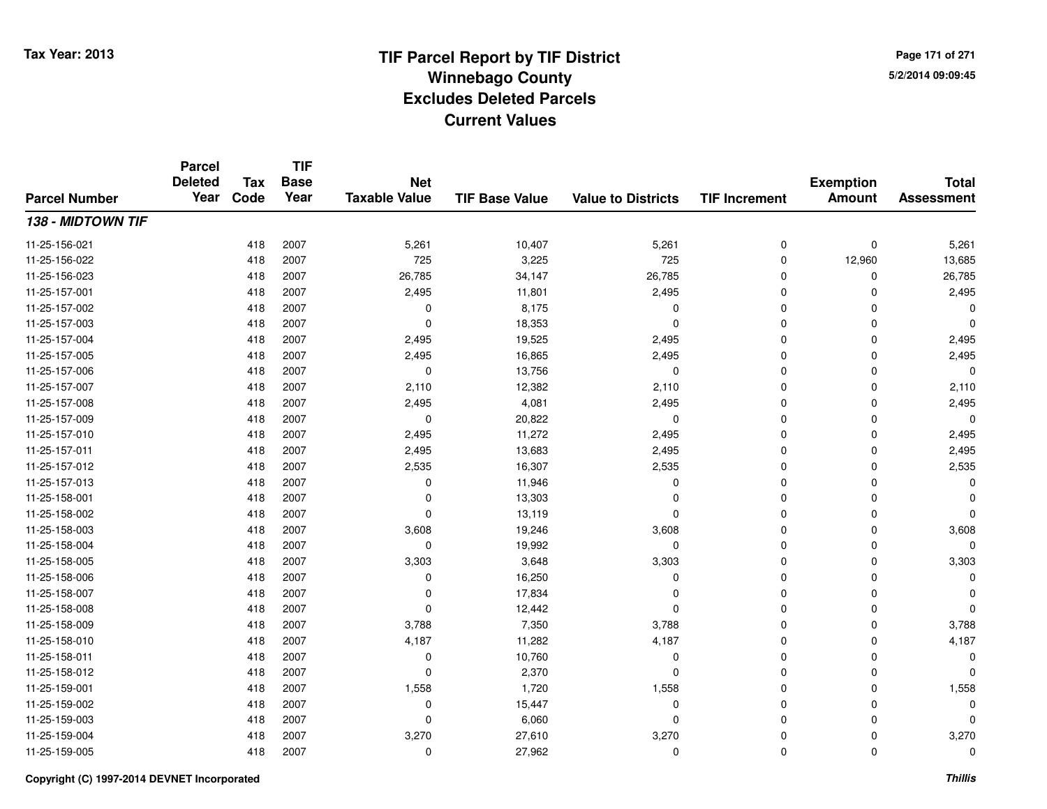# TIF Parcel Report by TIF District
## Winnebago County
## Excludes Deleted Parcels
## Current Values

Tax Year: 2013

5/2/2014 09:09:45

| Parcel Number | Parcel Deleted Year | Tax Code | TIF Base Year | Net Taxable Value | TIF Base Value | Value to Districts | TIF Increment | Exemption Amount | Total Assessment |
|---|---|---|---|---|---|---|---|---|---|
| ***138 - MIDTOWN TIF*** | | | | | | | | | |
| 11-25-156-021 | | 418 | 2007 | 5,261 | 10,407 | 5,261 | 0 | 0 | 5,261 |
| 11-25-156-022 | | 418 | 2007 | 725 | 3,225 | 725 | 0 | 12,960 | 13,685 |
| 11-25-156-023 | | 418 | 2007 | 26,785 | 34,147 | 26,785 | 0 | 0 | 26,785 |
| 11-25-157-001 | | 418 | 2007 | 2,495 | 11,801 | 2,495 | 0 | 0 | 2,495 |
| 11-25-157-002 | | 418 | 2007 | 0 | 8,175 | 0 | 0 | 0 | 0 |
| 11-25-157-003 | | 418 | 2007 | 0 | 18,353 | 0 | 0 | 0 | 0 |
| 11-25-157-004 | | 418 | 2007 | 2,495 | 19,525 | 2,495 | 0 | 0 | 2,495 |
| 11-25-157-005 | | 418 | 2007 | 2,495 | 16,865 | 2,495 | 0 | 0 | 2,495 |
| 11-25-157-006 | | 418 | 2007 | 0 | 13,756 | 0 | 0 | 0 | 0 |
| 11-25-157-007 | | 418 | 2007 | 2,110 | 12,382 | 2,110 | 0 | 0 | 2,110 |
| 11-25-157-008 | | 418 | 2007 | 2,495 | 4,081 | 2,495 | 0 | 0 | 2,495 |
| 11-25-157-009 | | 418 | 2007 | 0 | 20,822 | 0 | 0 | 0 | 0 |
| 11-25-157-010 | | 418 | 2007 | 2,495 | 11,272 | 2,495 | 0 | 0 | 2,495 |
| 11-25-157-011 | | 418 | 2007 | 2,495 | 13,683 | 2,495 | 0 | 0 | 2,495 |
| 11-25-157-012 | | 418 | 2007 | 2,535 | 16,307 | 2,535 | 0 | 0 | 2,535 |
| 11-25-157-013 | | 418 | 2007 | 0 | 11,946 | 0 | 0 | 0 | 0 |
| 11-25-158-001 | | 418 | 2007 | 0 | 13,303 | 0 | 0 | 0 | 0 |
| 11-25-158-002 | | 418 | 2007 | 0 | 13,119 | 0 | 0 | 0 | 0 |
| 11-25-158-003 | | 418 | 2007 | 3,608 | 19,246 | 3,608 | 0 | 0 | 3,608 |
| 11-25-158-004 | | 418 | 2007 | 0 | 19,992 | 0 | 0 | 0 | 0 |
| 11-25-158-005 | | 418 | 2007 | 3,303 | 3,648 | 3,303 | 0 | 0 | 3,303 |
| 11-25-158-006 | | 418 | 2007 | 0 | 16,250 | 0 | 0 | 0 | 0 |
| 11-25-158-007 | | 418 | 2007 | 0 | 17,834 | 0 | 0 | 0 | 0 |
| 11-25-158-008 | | 418 | 2007 | 0 | 12,442 | 0 | 0 | 0 | 0 |
| 11-25-158-009 | | 418 | 2007 | 3,788 | 7,350 | 3,788 | 0 | 0 | 3,788 |
| 11-25-158-010 | | 418 | 2007 | 4,187 | 11,282 | 4,187 | 0 | 0 | 4,187 |
| 11-25-158-011 | | 418 | 2007 | 0 | 10,760 | 0 | 0 | 0 | 0 |
| 11-25-158-012 | | 418 | 2007 | 0 | 2,370 | 0 | 0 | 0 | 0 |
| 11-25-159-001 | | 418 | 2007 | 1,558 | 1,720 | 1,558 | 0 | 0 | 1,558 |
| 11-25-159-002 | | 418 | 2007 | 0 | 15,447 | 0 | 0 | 0 | 0 |
| 11-25-159-003 | | 418 | 2007 | 0 | 6,060 | 0 | 0 | 0 | 0 |
| 11-25-159-004 | | 418 | 2007 | 3,270 | 27,610 | 3,270 | 0 | 0 | 3,270 |
| 11-25-159-005 | | 418 | 2007 | 0 | 27,962 | 0 | 0 | 0 | 0 |

Copyright (C) 1997-2014 DEVNET Incorporated

*Thillis*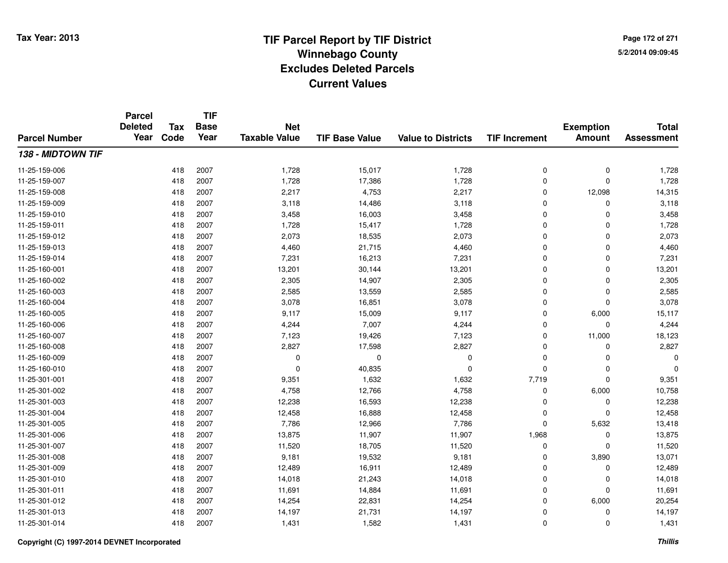# TIF Parcel Report by TIF District
## Winnebago County
## Excludes Deleted Parcels
## Current Values

Tax Year: 2013

5/2/2014 09:09:45

| Parcel Number | Parcel Deleted Year | Tax Code | TIF Base Year | Net Taxable Value | TIF Base Value | Value to Districts | TIF Increment | Exemption Amount | Total Assessment |
|---|---|---|---|---|---|---|---|---|---|
| ***138 - MIDTOWN TIF*** | | | | | | | | | |
| 11-25-159-006 | | 418 | 2007 | 1,728 | 15,017 | 1,728 | 0 | 0 | 1,728 |
| 11-25-159-007 | | 418 | 2007 | 1,728 | 17,386 | 1,728 | 0 | 0 | 1,728 |
| 11-25-159-008 | | 418 | 2007 | 2,217 | 4,753 | 2,217 | 0 | 12,098 | 14,315 |
| 11-25-159-009 | | 418 | 2007 | 3,118 | 14,486 | 3,118 | 0 | 0 | 3,118 |
| 11-25-159-010 | | 418 | 2007 | 3,458 | 16,003 | 3,458 | 0 | 0 | 3,458 |
| 11-25-159-011 | | 418 | 2007 | 1,728 | 15,417 | 1,728 | 0 | 0 | 1,728 |
| 11-25-159-012 | | 418 | 2007 | 2,073 | 18,535 | 2,073 | 0 | 0 | 2,073 |
| 11-25-159-013 | | 418 | 2007 | 4,460 | 21,715 | 4,460 | 0 | 0 | 4,460 |
| 11-25-159-014 | | 418 | 2007 | 7,231 | 16,213 | 7,231 | 0 | 0 | 7,231 |
| 11-25-160-001 | | 418 | 2007 | 13,201 | 30,144 | 13,201 | 0 | 0 | 13,201 |
| 11-25-160-002 | | 418 | 2007 | 2,305 | 14,907 | 2,305 | 0 | 0 | 2,305 |
| 11-25-160-003 | | 418 | 2007 | 2,585 | 13,559 | 2,585 | 0 | 0 | 2,585 |
| 11-25-160-004 | | 418 | 2007 | 3,078 | 16,851 | 3,078 | 0 | 0 | 3,078 |
| 11-25-160-005 | | 418 | 2007 | 9,117 | 15,009 | 9,117 | 0 | 6,000 | 15,117 |
| 11-25-160-006 | | 418 | 2007 | 4,244 | 7,007 | 4,244 | 0 | 0 | 4,244 |
| 11-25-160-007 | | 418 | 2007 | 7,123 | 19,426 | 7,123 | 0 | 11,000 | 18,123 |
| 11-25-160-008 | | 418 | 2007 | 2,827 | 17,598 | 2,827 | 0 | 0 | 2,827 |
| 11-25-160-009 | | 418 | 2007 | 0 | 0 | 0 | 0 | 0 | 0 |
| 11-25-160-010 | | 418 | 2007 | 0 | 40,835 | 0 | 0 | 0 | 0 |
| 11-25-301-001 | | 418 | 2007 | 9,351 | 1,632 | 1,632 | 7,719 | 0 | 9,351 |
| 11-25-301-002 | | 418 | 2007 | 4,758 | 12,766 | 4,758 | 0 | 6,000 | 10,758 |
| 11-25-301-003 | | 418 | 2007 | 12,238 | 16,593 | 12,238 | 0 | 0 | 12,238 |
| 11-25-301-004 | | 418 | 2007 | 12,458 | 16,888 | 12,458 | 0 | 0 | 12,458 |
| 11-25-301-005 | | 418 | 2007 | 7,786 | 12,966 | 7,786 | 0 | 5,632 | 13,418 |
| 11-25-301-006 | | 418 | 2007 | 13,875 | 11,907 | 11,907 | 1,968 | 0 | 13,875 |
| 11-25-301-007 | | 418 | 2007 | 11,520 | 18,705 | 11,520 | 0 | 0 | 11,520 |
| 11-25-301-008 | | 418 | 2007 | 9,181 | 19,532 | 9,181 | 0 | 3,890 | 13,071 |
| 11-25-301-009 | | 418 | 2007 | 12,489 | 16,911 | 12,489 | 0 | 0 | 12,489 |
| 11-25-301-010 | | 418 | 2007 | 14,018 | 21,243 | 14,018 | 0 | 0 | 14,018 |
| 11-25-301-011 | | 418 | 2007 | 11,691 | 14,884 | 11,691 | 0 | 0 | 11,691 |
| 11-25-301-012 | | 418 | 2007 | 14,254 | 22,831 | 14,254 | 0 | 6,000 | 20,254 |
| 11-25-301-013 | | 418 | 2007 | 14,197 | 21,731 | 14,197 | 0 | 0 | 14,197 |
| 11-25-301-014 | | 418 | 2007 | 1,431 | 1,582 | 1,431 | 0 | 0 | 1,431 |

Copyright (C) 1997-2014 DEVNET Incorporated

*Thillis*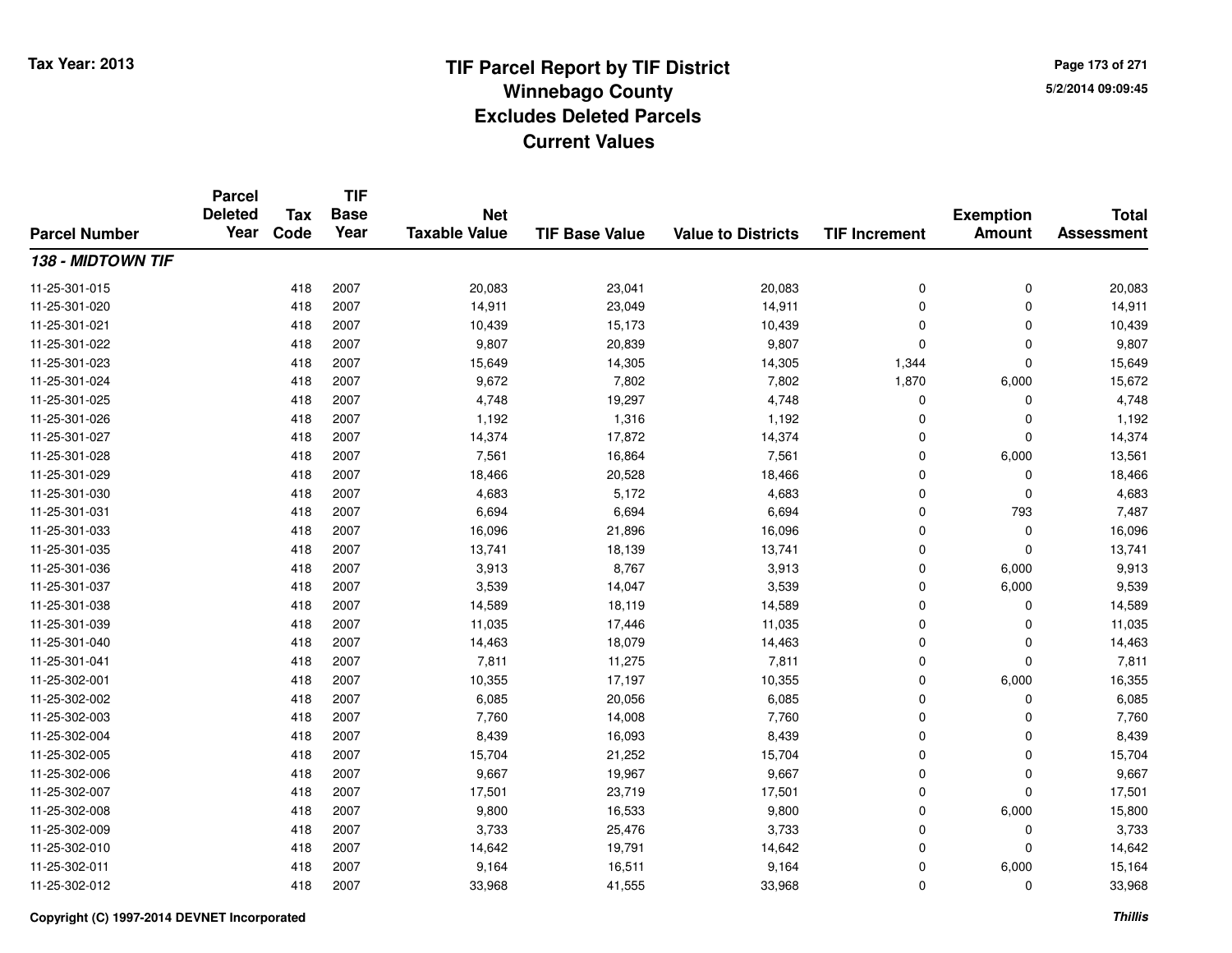# TIF Parcel Report by TIF District
## Winnebago County
## Excludes Deleted Parcels
## Current Values

Tax Year: 2013

5/2/2014 09:09:45

| Parcel Number | Parcel Deleted Year | Tax Code | TIF Base Year | Net Taxable Value | TIF Base Value | Value to Districts | TIF Increment | Exemption Amount | Total Assessment |
|---|---|---|---|---|---|---|---|---|---|
| ***138 - MIDTOWN TIF*** | | | | | | | | | |
| 11-25-301-015 | | 418 | 2007 | 20,083 | 23,041 | 20,083 | 0 | 0 | 20,083 |
| 11-25-301-020 | | 418 | 2007 | 14,911 | 23,049 | 14,911 | 0 | 0 | 14,911 |
| 11-25-301-021 | | 418 | 2007 | 10,439 | 15,173 | 10,439 | 0 | 0 | 10,439 |
| 11-25-301-022 | | 418 | 2007 | 9,807 | 20,839 | 9,807 | 0 | 0 | 9,807 |
| 11-25-301-023 | | 418 | 2007 | 15,649 | 14,305 | 14,305 | 1,344 | 0 | 15,649 |
| 11-25-301-024 | | 418 | 2007 | 9,672 | 7,802 | 7,802 | 1,870 | 6,000 | 15,672 |
| 11-25-301-025 | | 418 | 2007 | 4,748 | 19,297 | 4,748 | 0 | 0 | 4,748 |
| 11-25-301-026 | | 418 | 2007 | 1,192 | 1,316 | 1,192 | 0 | 0 | 1,192 |
| 11-25-301-027 | | 418 | 2007 | 14,374 | 17,872 | 14,374 | 0 | 0 | 14,374 |
| 11-25-301-028 | | 418 | 2007 | 7,561 | 16,864 | 7,561 | 0 | 6,000 | 13,561 |
| 11-25-301-029 | | 418 | 2007 | 18,466 | 20,528 | 18,466 | 0 | 0 | 18,466 |
| 11-25-301-030 | | 418 | 2007 | 4,683 | 5,172 | 4,683 | 0 | 0 | 4,683 |
| 11-25-301-031 | | 418 | 2007 | 6,694 | 6,694 | 6,694 | 0 | 793 | 7,487 |
| 11-25-301-033 | | 418 | 2007 | 16,096 | 21,896 | 16,096 | 0 | 0 | 16,096 |
| 11-25-301-035 | | 418 | 2007 | 13,741 | 18,139 | 13,741 | 0 | 0 | 13,741 |
| 11-25-301-036 | | 418 | 2007 | 3,913 | 8,767 | 3,913 | 0 | 6,000 | 9,913 |
| 11-25-301-037 | | 418 | 2007 | 3,539 | 14,047 | 3,539 | 0 | 6,000 | 9,539 |
| 11-25-301-038 | | 418 | 2007 | 14,589 | 18,119 | 14,589 | 0 | 0 | 14,589 |
| 11-25-301-039 | | 418 | 2007 | 11,035 | 17,446 | 11,035 | 0 | 0 | 11,035 |
| 11-25-301-040 | | 418 | 2007 | 14,463 | 18,079 | 14,463 | 0 | 0 | 14,463 |
| 11-25-301-041 | | 418 | 2007 | 7,811 | 11,275 | 7,811 | 0 | 0 | 7,811 |
| 11-25-302-001 | | 418 | 2007 | 10,355 | 17,197 | 10,355 | 0 | 6,000 | 16,355 |
| 11-25-302-002 | | 418 | 2007 | 6,085 | 20,056 | 6,085 | 0 | 0 | 6,085 |
| 11-25-302-003 | | 418 | 2007 | 7,760 | 14,008 | 7,760 | 0 | 0 | 7,760 |
| 11-25-302-004 | | 418 | 2007 | 8,439 | 16,093 | 8,439 | 0 | 0 | 8,439 |
| 11-25-302-005 | | 418 | 2007 | 15,704 | 21,252 | 15,704 | 0 | 0 | 15,704 |
| 11-25-302-006 | | 418 | 2007 | 9,667 | 19,967 | 9,667 | 0 | 0 | 9,667 |
| 11-25-302-007 | | 418 | 2007 | 17,501 | 23,719 | 17,501 | 0 | 0 | 17,501 |
| 11-25-302-008 | | 418 | 2007 | 9,800 | 16,533 | 9,800 | 0 | 6,000 | 15,800 |
| 11-25-302-009 | | 418 | 2007 | 3,733 | 25,476 | 3,733 | 0 | 0 | 3,733 |
| 11-25-302-010 | | 418 | 2007 | 14,642 | 19,791 | 14,642 | 0 | 0 | 14,642 |
| 11-25-302-011 | | 418 | 2007 | 9,164 | 16,511 | 9,164 | 0 | 6,000 | 15,164 |
| 11-25-302-012 | | 418 | 2007 | 33,968 | 41,555 | 33,968 | 0 | 0 | 33,968 |

Copyright (C) 1997-2014 DEVNET Incorporated

*Thillis*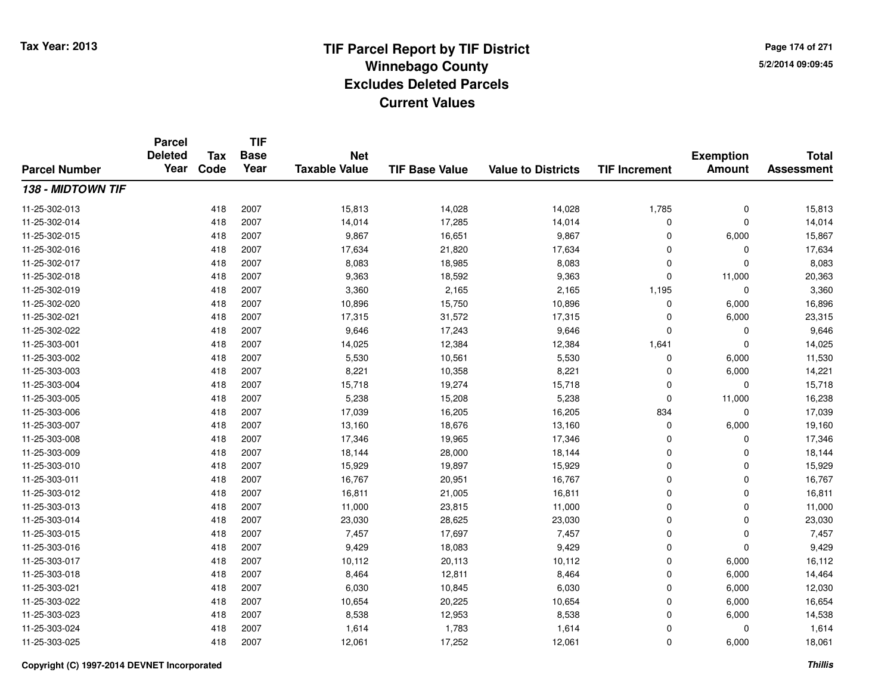# TIF Parcel Report by TIF District
## Winnebago County
## Excludes Deleted Parcels
## Current Values

Tax Year: 2013

5/2/2014 09:09:45

| Parcel Number | Parcel Deleted Year | Tax Code | TIF Base Year | Net Taxable Value | TIF Base Value | Value to Districts | TIF Increment | Exemption Amount | Total Assessment |
|---|---|---|---|---|---|---|---|---|---|
| ***138 - MIDTOWN TIF*** | | | | | | | | | |
| 11-25-302-013 | | 418 | 2007 | 15,813 | 14,028 | 14,028 | 1,785 | 0 | 15,813 |
| 11-25-302-014 | | 418 | 2007 | 14,014 | 17,285 | 14,014 | 0 | 0 | 14,014 |
| 11-25-302-015 | | 418 | 2007 | 9,867 | 16,651 | 9,867 | 0 | 6,000 | 15,867 |
| 11-25-302-016 | | 418 | 2007 | 17,634 | 21,820 | 17,634 | 0 | 0 | 17,634 |
| 11-25-302-017 | | 418 | 2007 | 8,083 | 18,985 | 8,083 | 0 | 0 | 8,083 |
| 11-25-302-018 | | 418 | 2007 | 9,363 | 18,592 | 9,363 | 0 | 11,000 | 20,363 |
| 11-25-302-019 | | 418 | 2007 | 3,360 | 2,165 | 2,165 | 1,195 | 0 | 3,360 |
| 11-25-302-020 | | 418 | 2007 | 10,896 | 15,750 | 10,896 | 0 | 6,000 | 16,896 |
| 11-25-302-021 | | 418 | 2007 | 17,315 | 31,572 | 17,315 | 0 | 6,000 | 23,315 |
| 11-25-302-022 | | 418 | 2007 | 9,646 | 17,243 | 9,646 | 0 | 0 | 9,646 |
| 11-25-303-001 | | 418 | 2007 | 14,025 | 12,384 | 12,384 | 1,641 | 0 | 14,025 |
| 11-25-303-002 | | 418 | 2007 | 5,530 | 10,561 | 5,530 | 0 | 6,000 | 11,530 |
| 11-25-303-003 | | 418 | 2007 | 8,221 | 10,358 | 8,221 | 0 | 6,000 | 14,221 |
| 11-25-303-004 | | 418 | 2007 | 15,718 | 19,274 | 15,718 | 0 | 0 | 15,718 |
| 11-25-303-005 | | 418 | 2007 | 5,238 | 15,208 | 5,238 | 0 | 11,000 | 16,238 |
| 11-25-303-006 | | 418 | 2007 | 17,039 | 16,205 | 16,205 | 834 | 0 | 17,039 |
| 11-25-303-007 | | 418 | 2007 | 13,160 | 18,676 | 13,160 | 0 | 6,000 | 19,160 |
| 11-25-303-008 | | 418 | 2007 | 17,346 | 19,965 | 17,346 | 0 | 0 | 17,346 |
| 11-25-303-009 | | 418 | 2007 | 18,144 | 28,000 | 18,144 | 0 | 0 | 18,144 |
| 11-25-303-010 | | 418 | 2007 | 15,929 | 19,897 | 15,929 | 0 | 0 | 15,929 |
| 11-25-303-011 | | 418 | 2007 | 16,767 | 20,951 | 16,767 | 0 | 0 | 16,767 |
| 11-25-303-012 | | 418 | 2007 | 16,811 | 21,005 | 16,811 | 0 | 0 | 16,811 |
| 11-25-303-013 | | 418 | 2007 | 11,000 | 23,815 | 11,000 | 0 | 0 | 11,000 |
| 11-25-303-014 | | 418 | 2007 | 23,030 | 28,625 | 23,030 | 0 | 0 | 23,030 |
| 11-25-303-015 | | 418 | 2007 | 7,457 | 17,697 | 7,457 | 0 | 0 | 7,457 |
| 11-25-303-016 | | 418 | 2007 | 9,429 | 18,083 | 9,429 | 0 | 0 | 9,429 |
| 11-25-303-017 | | 418 | 2007 | 10,112 | 20,113 | 10,112 | 0 | 6,000 | 16,112 |
| 11-25-303-018 | | 418 | 2007 | 8,464 | 12,811 | 8,464 | 0 | 6,000 | 14,464 |
| 11-25-303-021 | | 418 | 2007 | 6,030 | 10,845 | 6,030 | 0 | 6,000 | 12,030 |
| 11-25-303-022 | | 418 | 2007 | 10,654 | 20,225 | 10,654 | 0 | 6,000 | 16,654 |
| 11-25-303-023 | | 418 | 2007 | 8,538 | 12,953 | 8,538 | 0 | 6,000 | 14,538 |
| 11-25-303-024 | | 418 | 2007 | 1,614 | 1,783 | 1,614 | 0 | 0 | 1,614 |
| 11-25-303-025 | | 418 | 2007 | 12,061 | 17,252 | 12,061 | 0 | 6,000 | 18,061 |

Copyright (C) 1997-2014 DEVNET Incorporated

*Thillis*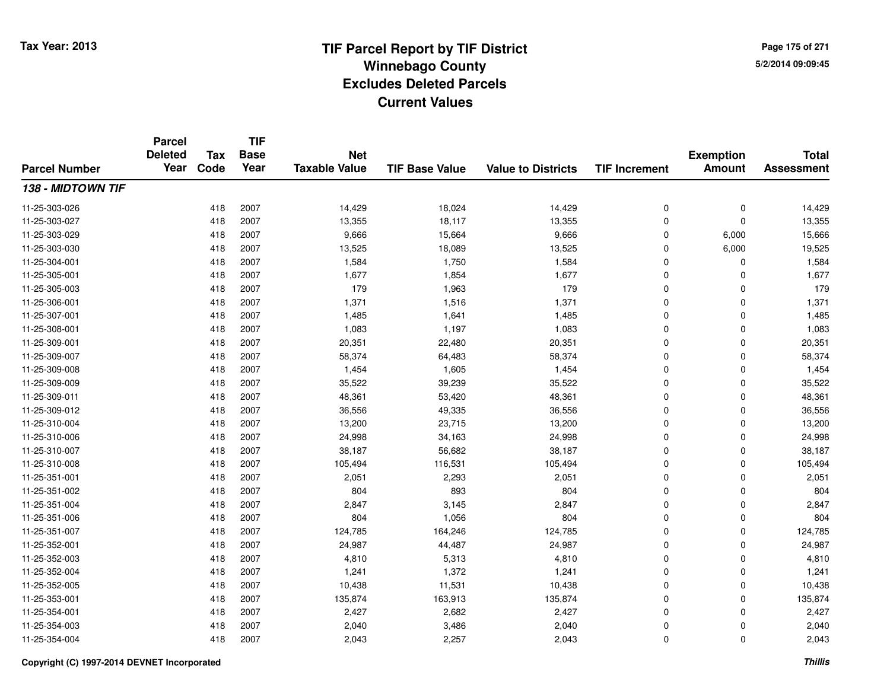# TIF Parcel Report by TIF District
## Winnebago County
## Excludes Deleted Parcels
## Current Values

Tax Year: 2013

5/2/2014 09:09:45

| Parcel Number | Parcel Deleted Year | Tax Code | TIF Base Year | Net Taxable Value | TIF Base Value | Value to Districts | TIF Increment | Exemption Amount | Total Assessment |
|---|---|---|---|---|---|---|---|---|---|
| ***138 - MIDTOWN TIF*** | | | | | | | | | |
| 11-25-303-026 | | 418 | 2007 | 14,429 | 18,024 | 14,429 | 0 | 0 | 14,429 |
| 11-25-303-027 | | 418 | 2007 | 13,355 | 18,117 | 13,355 | 0 | 0 | 13,355 |
| 11-25-303-029 | | 418 | 2007 | 9,666 | 15,664 | 9,666 | 0 | 6,000 | 15,666 |
| 11-25-303-030 | | 418 | 2007 | 13,525 | 18,089 | 13,525 | 0 | 6,000 | 19,525 |
| 11-25-304-001 | | 418 | 2007 | 1,584 | 1,750 | 1,584 | 0 | 0 | 1,584 |
| 11-25-305-001 | | 418 | 2007 | 1,677 | 1,854 | 1,677 | 0 | 0 | 1,677 |
| 11-25-305-003 | | 418 | 2007 | 179 | 1,963 | 179 | 0 | 0 | 179 |
| 11-25-306-001 | | 418 | 2007 | 1,371 | 1,516 | 1,371 | 0 | 0 | 1,371 |
| 11-25-307-001 | | 418 | 2007 | 1,485 | 1,641 | 1,485 | 0 | 0 | 1,485 |
| 11-25-308-001 | | 418 | 2007 | 1,083 | 1,197 | 1,083 | 0 | 0 | 1,083 |
| 11-25-309-001 | | 418 | 2007 | 20,351 | 22,480 | 20,351 | 0 | 0 | 20,351 |
| 11-25-309-007 | | 418 | 2007 | 58,374 | 64,483 | 58,374 | 0 | 0 | 58,374 |
| 11-25-309-008 | | 418 | 2007 | 1,454 | 1,605 | 1,454 | 0 | 0 | 1,454 |
| 11-25-309-009 | | 418 | 2007 | 35,522 | 39,239 | 35,522 | 0 | 0 | 35,522 |
| 11-25-309-011 | | 418 | 2007 | 48,361 | 53,420 | 48,361 | 0 | 0 | 48,361 |
| 11-25-309-012 | | 418 | 2007 | 36,556 | 49,335 | 36,556 | 0 | 0 | 36,556 |
| 11-25-310-004 | | 418 | 2007 | 13,200 | 23,715 | 13,200 | 0 | 0 | 13,200 |
| 11-25-310-006 | | 418 | 2007 | 24,998 | 34,163 | 24,998 | 0 | 0 | 24,998 |
| 11-25-310-007 | | 418 | 2007 | 38,187 | 56,682 | 38,187 | 0 | 0 | 38,187 |
| 11-25-310-008 | | 418 | 2007 | 105,494 | 116,531 | 105,494 | 0 | 0 | 105,494 |
| 11-25-351-001 | | 418 | 2007 | 2,051 | 2,293 | 2,051 | 0 | 0 | 2,051 |
| 11-25-351-002 | | 418 | 2007 | 804 | 893 | 804 | 0 | 0 | 804 |
| 11-25-351-004 | | 418 | 2007 | 2,847 | 3,145 | 2,847 | 0 | 0 | 2,847 |
| 11-25-351-006 | | 418 | 2007 | 804 | 1,056 | 804 | 0 | 0 | 804 |
| 11-25-351-007 | | 418 | 2007 | 124,785 | 164,246 | 124,785 | 0 | 0 | 124,785 |
| 11-25-352-001 | | 418 | 2007 | 24,987 | 44,487 | 24,987 | 0 | 0 | 24,987 |
| 11-25-352-003 | | 418 | 2007 | 4,810 | 5,313 | 4,810 | 0 | 0 | 4,810 |
| 11-25-352-004 | | 418 | 2007 | 1,241 | 1,372 | 1,241 | 0 | 0 | 1,241 |
| 11-25-352-005 | | 418 | 2007 | 10,438 | 11,531 | 10,438 | 0 | 0 | 10,438 |
| 11-25-353-001 | | 418 | 2007 | 135,874 | 163,913 | 135,874 | 0 | 0 | 135,874 |
| 11-25-354-001 | | 418 | 2007 | 2,427 | 2,682 | 2,427 | 0 | 0 | 2,427 |
| 11-25-354-003 | | 418 | 2007 | 2,040 | 3,486 | 2,040 | 0 | 0 | 2,040 |
| 11-25-354-004 | | 418 | 2007 | 2,043 | 2,257 | 2,043 | 0 | 0 | 2,043 |

Copyright (C) 1997-2014 DEVNET Incorporated

*Thillis*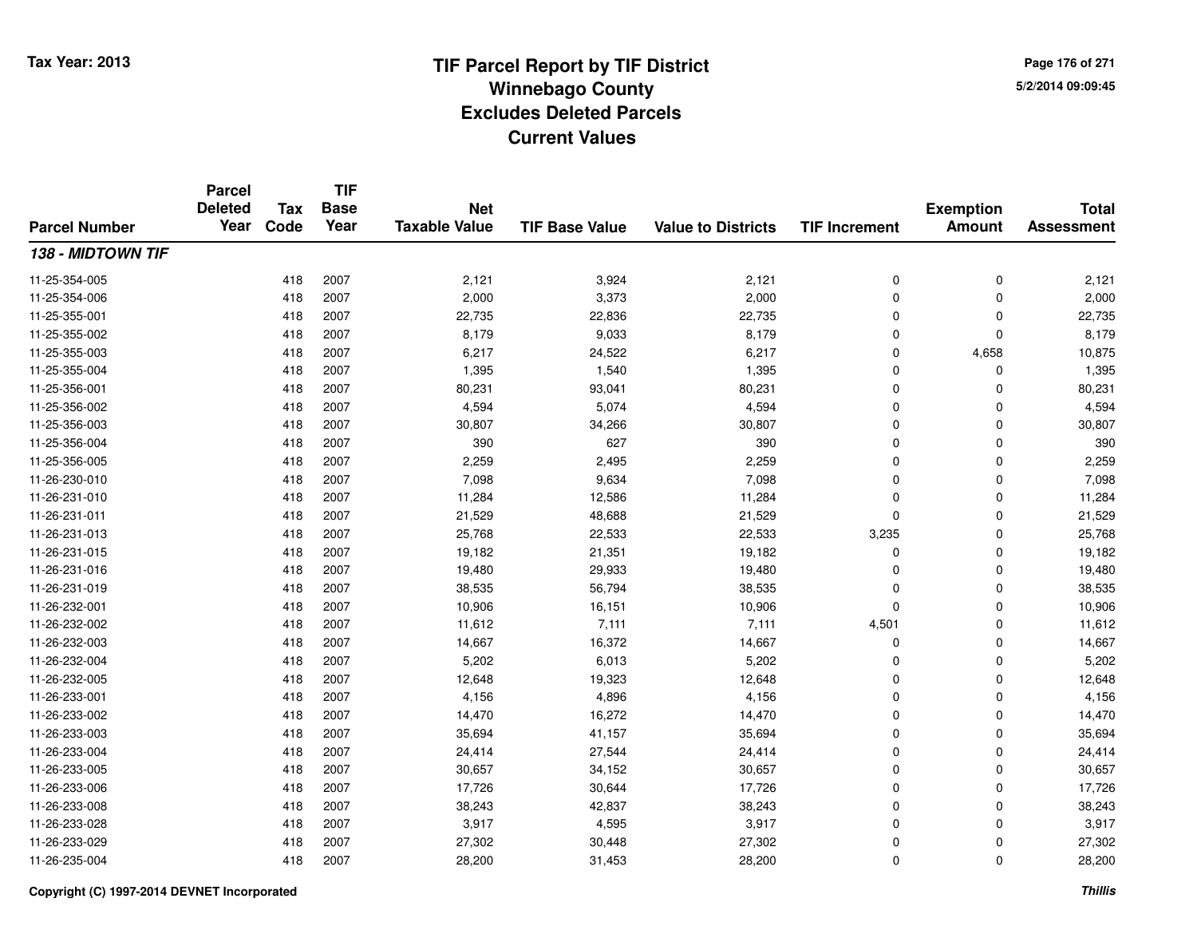# TIF Parcel Report by TIF District
## Winnebago County
## Excludes Deleted Parcels
## Current Values

Tax Year: 2013

5/2/2014 09:09:45

| Parcel Number | Parcel Deleted Year | Tax Code | TIF Base Year | Net Taxable Value | TIF Base Value | Value to Districts | TIF Increment | Exemption Amount | Total Assessment |
|---|---|---|---|---|---|---|---|---|---|
| ***138 - MIDTOWN TIF*** | | | | | | | | | |
| 11-25-354-005 | | 418 | 2007 | 2,121 | 3,924 | 2,121 | 0 | 0 | 2,121 |
| 11-25-354-006 | | 418 | 2007 | 2,000 | 3,373 | 2,000 | 0 | 0 | 2,000 |
| 11-25-355-001 | | 418 | 2007 | 22,735 | 22,836 | 22,735 | 0 | 0 | 22,735 |
| 11-25-355-002 | | 418 | 2007 | 8,179 | 9,033 | 8,179 | 0 | 0 | 8,179 |
| 11-25-355-003 | | 418 | 2007 | 6,217 | 24,522 | 6,217 | 0 | 4,658 | 10,875 |
| 11-25-355-004 | | 418 | 2007 | 1,395 | 1,540 | 1,395 | 0 | 0 | 1,395 |
| 11-25-356-001 | | 418 | 2007 | 80,231 | 93,041 | 80,231 | 0 | 0 | 80,231 |
| 11-25-356-002 | | 418 | 2007 | 4,594 | 5,074 | 4,594 | 0 | 0 | 4,594 |
| 11-25-356-003 | | 418 | 2007 | 30,807 | 34,266 | 30,807 | 0 | 0 | 30,807 |
| 11-25-356-004 | | 418 | 2007 | 390 | 627 | 390 | 0 | 0 | 390 |
| 11-25-356-005 | | 418 | 2007 | 2,259 | 2,495 | 2,259 | 0 | 0 | 2,259 |
| 11-26-230-010 | | 418 | 2007 | 7,098 | 9,634 | 7,098 | 0 | 0 | 7,098 |
| 11-26-231-010 | | 418 | 2007 | 11,284 | 12,586 | 11,284 | 0 | 0 | 11,284 |
| 11-26-231-011 | | 418 | 2007 | 21,529 | 48,688 | 21,529 | 0 | 0 | 21,529 |
| 11-26-231-013 | | 418 | 2007 | 25,768 | 22,533 | 22,533 | 3,235 | 0 | 25,768 |
| 11-26-231-015 | | 418 | 2007 | 19,182 | 21,351 | 19,182 | 0 | 0 | 19,182 |
| 11-26-231-016 | | 418 | 2007 | 19,480 | 29,933 | 19,480 | 0 | 0 | 19,480 |
| 11-26-231-019 | | 418 | 2007 | 38,535 | 56,794 | 38,535 | 0 | 0 | 38,535 |
| 11-26-232-001 | | 418 | 2007 | 10,906 | 16,151 | 10,906 | 0 | 0 | 10,906 |
| 11-26-232-002 | | 418 | 2007 | 11,612 | 7,111 | 7,111 | 4,501 | 0 | 11,612 |
| 11-26-232-003 | | 418 | 2007 | 14,667 | 16,372 | 14,667 | 0 | 0 | 14,667 |
| 11-26-232-004 | | 418 | 2007 | 5,202 | 6,013 | 5,202 | 0 | 0 | 5,202 |
| 11-26-232-005 | | 418 | 2007 | 12,648 | 19,323 | 12,648 | 0 | 0 | 12,648 |
| 11-26-233-001 | | 418 | 2007 | 4,156 | 4,896 | 4,156 | 0 | 0 | 4,156 |
| 11-26-233-002 | | 418 | 2007 | 14,470 | 16,272 | 14,470 | 0 | 0 | 14,470 |
| 11-26-233-003 | | 418 | 2007 | 35,694 | 41,157 | 35,694 | 0 | 0 | 35,694 |
| 11-26-233-004 | | 418 | 2007 | 24,414 | 27,544 | 24,414 | 0 | 0 | 24,414 |
| 11-26-233-005 | | 418 | 2007 | 30,657 | 34,152 | 30,657 | 0 | 0 | 30,657 |
| 11-26-233-006 | | 418 | 2007 | 17,726 | 30,644 | 17,726 | 0 | 0 | 17,726 |
| 11-26-233-008 | | 418 | 2007 | 38,243 | 42,837 | 38,243 | 0 | 0 | 38,243 |
| 11-26-233-028 | | 418 | 2007 | 3,917 | 4,595 | 3,917 | 0 | 0 | 3,917 |
| 11-26-233-029 | | 418 | 2007 | 27,302 | 30,448 | 27,302 | 0 | 0 | 27,302 |
| 11-26-235-004 | | 418 | 2007 | 28,200 | 31,453 | 28,200 | 0 | 0 | 28,200 |

Copyright (C) 1997-2014 DEVNET Incorporated

*Thillis*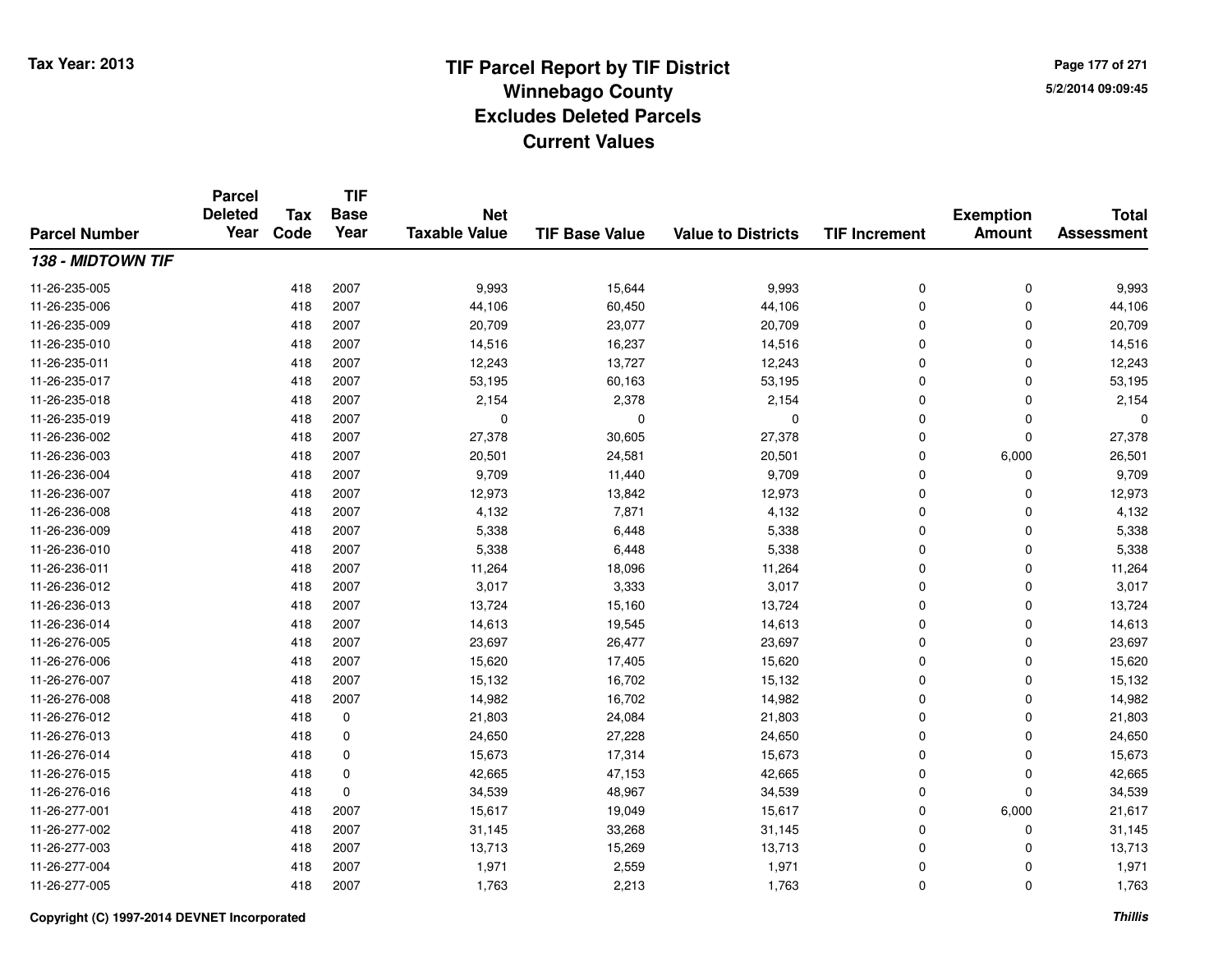# TIF Parcel Report by TIF District
## Winnebago County
## Excludes Deleted Parcels
## Current Values

Tax Year: 2013

5/2/2014 09:09:45

| Parcel Number | Parcel Deleted Year | Tax Code | TIF Base Year | Net Taxable Value | TIF Base Value | Value to Districts | TIF Increment | Exemption Amount | Total Assessment |
|---|---|---|---|---|---|---|---|---|---|
| ***138 - MIDTOWN TIF*** | | | | | | | | | |
| 11-26-235-005 | | 418 | 2007 | 9,993 | 15,644 | 9,993 | 0 | 0 | 9,993 |
| 11-26-235-006 | | 418 | 2007 | 44,106 | 60,450 | 44,106 | 0 | 0 | 44,106 |
| 11-26-235-009 | | 418 | 2007 | 20,709 | 23,077 | 20,709 | 0 | 0 | 20,709 |
| 11-26-235-010 | | 418 | 2007 | 14,516 | 16,237 | 14,516 | 0 | 0 | 14,516 |
| 11-26-235-011 | | 418 | 2007 | 12,243 | 13,727 | 12,243 | 0 | 0 | 12,243 |
| 11-26-235-017 | | 418 | 2007 | 53,195 | 60,163 | 53,195 | 0 | 0 | 53,195 |
| 11-26-235-018 | | 418 | 2007 | 2,154 | 2,378 | 2,154 | 0 | 0 | 2,154 |
| 11-26-235-019 | | 418 | 2007 | 0 | 0 | 0 | 0 | 0 | 0 |
| 11-26-236-002 | | 418 | 2007 | 27,378 | 30,605 | 27,378 | 0 | 0 | 27,378 |
| 11-26-236-003 | | 418 | 2007 | 20,501 | 24,581 | 20,501 | 0 | 6,000 | 26,501 |
| 11-26-236-004 | | 418 | 2007 | 9,709 | 11,440 | 9,709 | 0 | 0 | 9,709 |
| 11-26-236-007 | | 418 | 2007 | 12,973 | 13,842 | 12,973 | 0 | 0 | 12,973 |
| 11-26-236-008 | | 418 | 2007 | 4,132 | 7,871 | 4,132 | 0 | 0 | 4,132 |
| 11-26-236-009 | | 418 | 2007 | 5,338 | 6,448 | 5,338 | 0 | 0 | 5,338 |
| 11-26-236-010 | | 418 | 2007 | 5,338 | 6,448 | 5,338 | 0 | 0 | 5,338 |
| 11-26-236-011 | | 418 | 2007 | 11,264 | 18,096 | 11,264 | 0 | 0 | 11,264 |
| 11-26-236-012 | | 418 | 2007 | 3,017 | 3,333 | 3,017 | 0 | 0 | 3,017 |
| 11-26-236-013 | | 418 | 2007 | 13,724 | 15,160 | 13,724 | 0 | 0 | 13,724 |
| 11-26-236-014 | | 418 | 2007 | 14,613 | 19,545 | 14,613 | 0 | 0 | 14,613 |
| 11-26-276-005 | | 418 | 2007 | 23,697 | 26,477 | 23,697 | 0 | 0 | 23,697 |
| 11-26-276-006 | | 418 | 2007 | 15,620 | 17,405 | 15,620 | 0 | 0 | 15,620 |
| 11-26-276-007 | | 418 | 2007 | 15,132 | 16,702 | 15,132 | 0 | 0 | 15,132 |
| 11-26-276-008 | | 418 | 2007 | 14,982 | 16,702 | 14,982 | 0 | 0 | 14,982 |
| 11-26-276-012 | | 418 | 0 | 21,803 | 24,084 | 21,803 | 0 | 0 | 21,803 |
| 11-26-276-013 | | 418 | 0 | 24,650 | 27,228 | 24,650 | 0 | 0 | 24,650 |
| 11-26-276-014 | | 418 | 0 | 15,673 | 17,314 | 15,673 | 0 | 0 | 15,673 |
| 11-26-276-015 | | 418 | 0 | 42,665 | 47,153 | 42,665 | 0 | 0 | 42,665 |
| 11-26-276-016 | | 418 | 0 | 34,539 | 48,967 | 34,539 | 0 | 0 | 34,539 |
| 11-26-277-001 | | 418 | 2007 | 15,617 | 19,049 | 15,617 | 0 | 6,000 | 21,617 |
| 11-26-277-002 | | 418 | 2007 | 31,145 | 33,268 | 31,145 | 0 | 0 | 31,145 |
| 11-26-277-003 | | 418 | 2007 | 13,713 | 15,269 | 13,713 | 0 | 0 | 13,713 |
| 11-26-277-004 | | 418 | 2007 | 1,971 | 2,559 | 1,971 | 0 | 0 | 1,971 |
| 11-26-277-005 | | 418 | 2007 | 1,763 | 2,213 | 1,763 | 0 | 0 | 1,763 |

Copyright (C) 1997-2014 DEVNET Incorporated

*Thillis*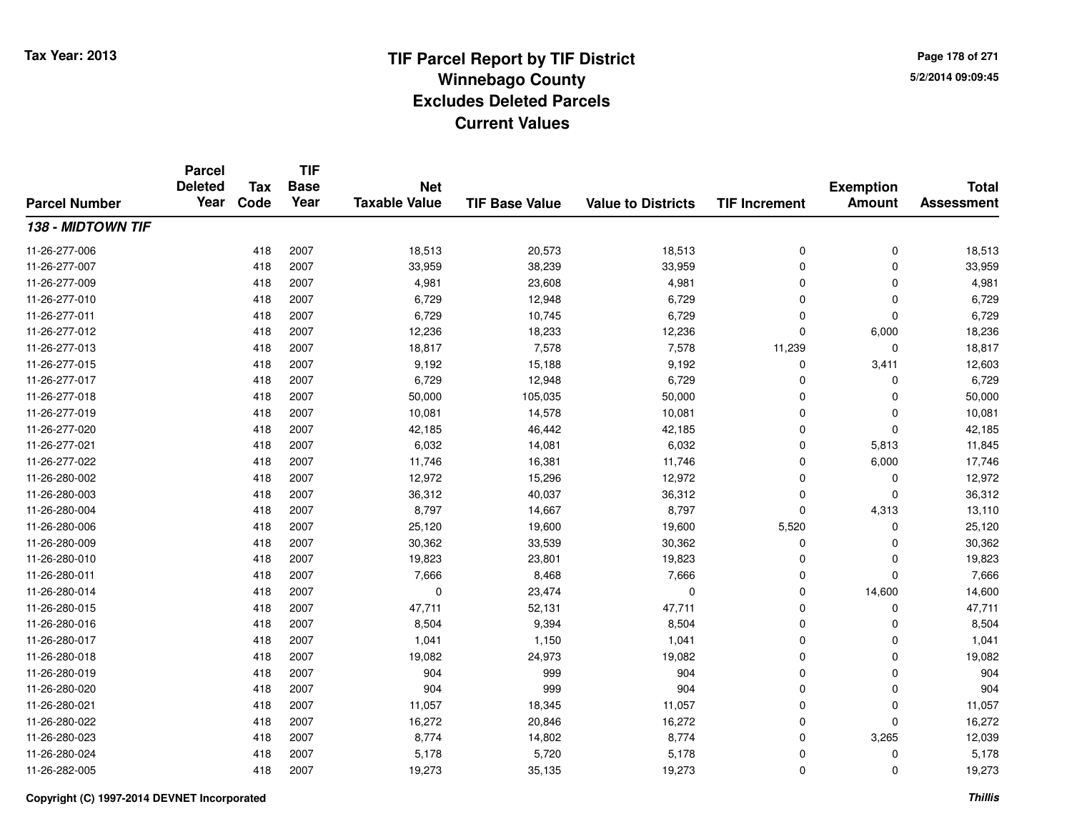# TIF Parcel Report by TIF District
## Winnebago County
## Excludes Deleted Parcels
## Current Values

Tax Year: 2013

5/2/2014 09:09:45

| Parcel Number | Parcel Deleted Year | Tax Code | TIF Base Year | Net Taxable Value | TIF Base Value | Value to Districts | TIF Increment | Exemption Amount | Total Assessment |
|---|---|---|---|---|---|---|---|---|---|
| ***138 - MIDTOWN TIF*** | | | | | | | | | |
| 11-26-277-006 | | 418 | 2007 | 18,513 | 20,573 | 18,513 | 0 | 0 | 18,513 |
| 11-26-277-007 | | 418 | 2007 | 33,959 | 38,239 | 33,959 | 0 | 0 | 33,959 |
| 11-26-277-009 | | 418 | 2007 | 4,981 | 23,608 | 4,981 | 0 | 0 | 4,981 |
| 11-26-277-010 | | 418 | 2007 | 6,729 | 12,948 | 6,729 | 0 | 0 | 6,729 |
| 11-26-277-011 | | 418 | 2007 | 6,729 | 10,745 | 6,729 | 0 | 0 | 6,729 |
| 11-26-277-012 | | 418 | 2007 | 12,236 | 18,233 | 12,236 | 0 | 6,000 | 18,236 |
| 11-26-277-013 | | 418 | 2007 | 18,817 | 7,578 | 7,578 | 11,239 | 0 | 18,817 |
| 11-26-277-015 | | 418 | 2007 | 9,192 | 15,188 | 9,192 | 0 | 3,411 | 12,603 |
| 11-26-277-017 | | 418 | 2007 | 6,729 | 12,948 | 6,729 | 0 | 0 | 6,729 |
| 11-26-277-018 | | 418 | 2007 | 50,000 | 105,035 | 50,000 | 0 | 0 | 50,000 |
| 11-26-277-019 | | 418 | 2007 | 10,081 | 14,578 | 10,081 | 0 | 0 | 10,081 |
| 11-26-277-020 | | 418 | 2007 | 42,185 | 46,442 | 42,185 | 0 | 0 | 42,185 |
| 11-26-277-021 | | 418 | 2007 | 6,032 | 14,081 | 6,032 | 0 | 5,813 | 11,845 |
| 11-26-277-022 | | 418 | 2007 | 11,746 | 16,381 | 11,746 | 0 | 6,000 | 17,746 |
| 11-26-280-002 | | 418 | 2007 | 12,972 | 15,296 | 12,972 | 0 | 0 | 12,972 |
| 11-26-280-003 | | 418 | 2007 | 36,312 | 40,037 | 36,312 | 0 | 0 | 36,312 |
| 11-26-280-004 | | 418 | 2007 | 8,797 | 14,667 | 8,797 | 0 | 4,313 | 13,110 |
| 11-26-280-006 | | 418 | 2007 | 25,120 | 19,600 | 19,600 | 5,520 | 0 | 25,120 |
| 11-26-280-009 | | 418 | 2007 | 30,362 | 33,539 | 30,362 | 0 | 0 | 30,362 |
| 11-26-280-010 | | 418 | 2007 | 19,823 | 23,801 | 19,823 | 0 | 0 | 19,823 |
| 11-26-280-011 | | 418 | 2007 | 7,666 | 8,468 | 7,666 | 0 | 0 | 7,666 |
| 11-26-280-014 | | 418 | 2007 | 0 | 23,474 | 0 | 0 | 14,600 | 14,600 |
| 11-26-280-015 | | 418 | 2007 | 47,711 | 52,131 | 47,711 | 0 | 0 | 47,711 |
| 11-26-280-016 | | 418 | 2007 | 8,504 | 9,394 | 8,504 | 0 | 0 | 8,504 |
| 11-26-280-017 | | 418 | 2007 | 1,041 | 1,150 | 1,041 | 0 | 0 | 1,041 |
| 11-26-280-018 | | 418 | 2007 | 19,082 | 24,973 | 19,082 | 0 | 0 | 19,082 |
| 11-26-280-019 | | 418 | 2007 | 904 | 999 | 904 | 0 | 0 | 904 |
| 11-26-280-020 | | 418 | 2007 | 904 | 999 | 904 | 0 | 0 | 904 |
| 11-26-280-021 | | 418 | 2007 | 11,057 | 18,345 | 11,057 | 0 | 0 | 11,057 |
| 11-26-280-022 | | 418 | 2007 | 16,272 | 20,846 | 16,272 | 0 | 0 | 16,272 |
| 11-26-280-023 | | 418 | 2007 | 8,774 | 14,802 | 8,774 | 0 | 3,265 | 12,039 |
| 11-26-280-024 | | 418 | 2007 | 5,178 | 5,720 | 5,178 | 0 | 0 | 5,178 |
| 11-26-282-005 | | 418 | 2007 | 19,273 | 35,135 | 19,273 | 0 | 0 | 19,273 |

Copyright (C) 1997-2014 DEVNET Incorporated

*Thillis*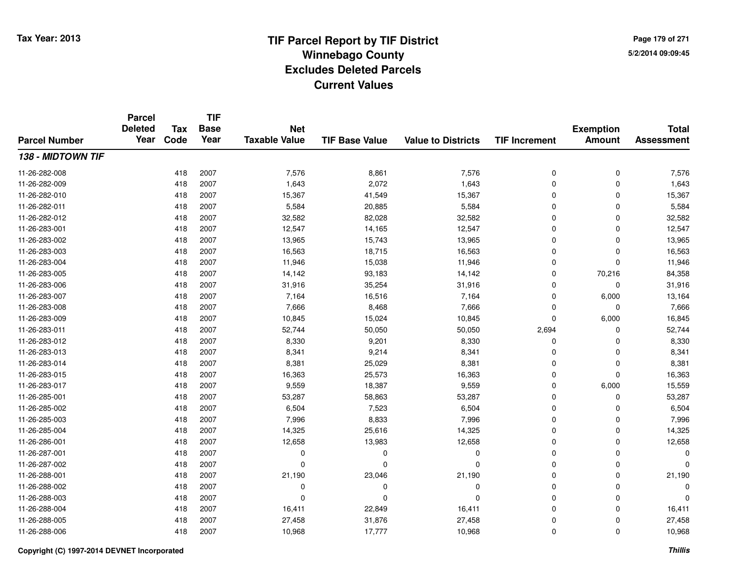# TIF Parcel Report by TIF District
## Winnebago County
## Excludes Deleted Parcels
## Current Values

Tax Year: 2013

5/2/2014 09:09:45

| Parcel Number | Parcel Deleted Year | Tax Code | TIF Base Year | Net Taxable Value | TIF Base Value | Value to Districts | TIF Increment | Exemption Amount | Total Assessment |
|---|---|---|---|---|---|---|---|---|---|
| ***138 - MIDTOWN TIF*** | | | | | | | | | |
| 11-26-282-008 | | 418 | 2007 | 7,576 | 8,861 | 7,576 | 0 | 0 | 7,576 |
| 11-26-282-009 | | 418 | 2007 | 1,643 | 2,072 | 1,643 | 0 | 0 | 1,643 |
| 11-26-282-010 | | 418 | 2007 | 15,367 | 41,549 | 15,367 | 0 | 0 | 15,367 |
| 11-26-282-011 | | 418 | 2007 | 5,584 | 20,885 | 5,584 | 0 | 0 | 5,584 |
| 11-26-282-012 | | 418 | 2007 | 32,582 | 82,028 | 32,582 | 0 | 0 | 32,582 |
| 11-26-283-001 | | 418 | 2007 | 12,547 | 14,165 | 12,547 | 0 | 0 | 12,547 |
| 11-26-283-002 | | 418 | 2007 | 13,965 | 15,743 | 13,965 | 0 | 0 | 13,965 |
| 11-26-283-003 | | 418 | 2007 | 16,563 | 18,715 | 16,563 | 0 | 0 | 16,563 |
| 11-26-283-004 | | 418 | 2007 | 11,946 | 15,038 | 11,946 | 0 | 0 | 11,946 |
| 11-26-283-005 | | 418 | 2007 | 14,142 | 93,183 | 14,142 | 0 | 70,216 | 84,358 |
| 11-26-283-006 | | 418 | 2007 | 31,916 | 35,254 | 31,916 | 0 | 0 | 31,916 |
| 11-26-283-007 | | 418 | 2007 | 7,164 | 16,516 | 7,164 | 0 | 6,000 | 13,164 |
| 11-26-283-008 | | 418 | 2007 | 7,666 | 8,468 | 7,666 | 0 | 0 | 7,666 |
| 11-26-283-009 | | 418 | 2007 | 10,845 | 15,024 | 10,845 | 0 | 6,000 | 16,845 |
| 11-26-283-011 | | 418 | 2007 | 52,744 | 50,050 | 50,050 | 2,694 | 0 | 52,744 |
| 11-26-283-012 | | 418 | 2007 | 8,330 | 9,201 | 8,330 | 0 | 0 | 8,330 |
| 11-26-283-013 | | 418 | 2007 | 8,341 | 9,214 | 8,341 | 0 | 0 | 8,341 |
| 11-26-283-014 | | 418 | 2007 | 8,381 | 25,029 | 8,381 | 0 | 0 | 8,381 |
| 11-26-283-015 | | 418 | 2007 | 16,363 | 25,573 | 16,363 | 0 | 0 | 16,363 |
| 11-26-283-017 | | 418 | 2007 | 9,559 | 18,387 | 9,559 | 0 | 6,000 | 15,559 |
| 11-26-285-001 | | 418 | 2007 | 53,287 | 58,863 | 53,287 | 0 | 0 | 53,287 |
| 11-26-285-002 | | 418 | 2007 | 6,504 | 7,523 | 6,504 | 0 | 0 | 6,504 |
| 11-26-285-003 | | 418 | 2007 | 7,996 | 8,833 | 7,996 | 0 | 0 | 7,996 |
| 11-26-285-004 | | 418 | 2007 | 14,325 | 25,616 | 14,325 | 0 | 0 | 14,325 |
| 11-26-286-001 | | 418 | 2007 | 12,658 | 13,983 | 12,658 | 0 | 0 | 12,658 |
| 11-26-287-001 | | 418 | 2007 | 0 | 0 | 0 | 0 | 0 | 0 |
| 11-26-287-002 | | 418 | 2007 | 0 | 0 | 0 | 0 | 0 | 0 |
| 11-26-288-001 | | 418 | 2007 | 21,190 | 23,046 | 21,190 | 0 | 0 | 21,190 |
| 11-26-288-002 | | 418 | 2007 | 0 | 0 | 0 | 0 | 0 | 0 |
| 11-26-288-003 | | 418 | 2007 | 0 | 0 | 0 | 0 | 0 | 0 |
| 11-26-288-004 | | 418 | 2007 | 16,411 | 22,849 | 16,411 | 0 | 0 | 16,411 |
| 11-26-288-005 | | 418 | 2007 | 27,458 | 31,876 | 27,458 | 0 | 0 | 27,458 |
| 11-26-288-006 | | 418 | 2007 | 10,968 | 17,777 | 10,968 | 0 | 0 | 10,968 |

Copyright (C) 1997-2014 DEVNET Incorporated

*Thillis*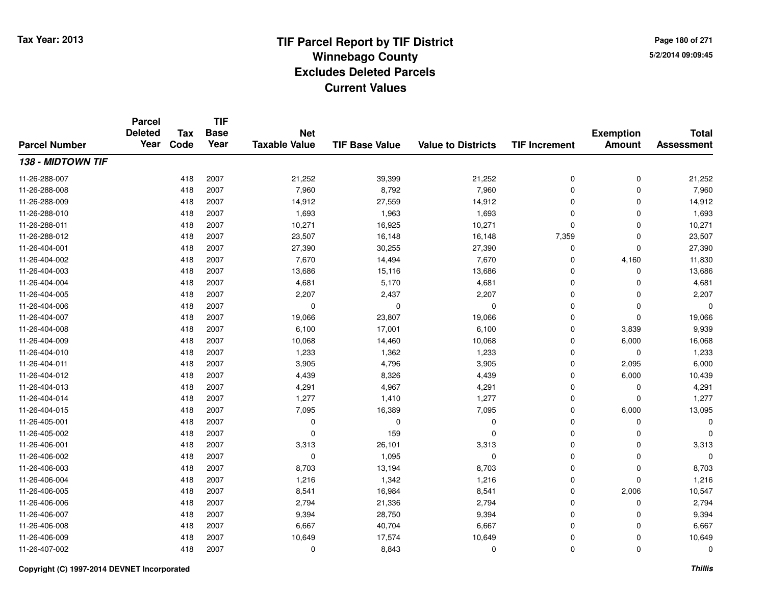# TIF Parcel Report by TIF District
## Winnebago County
## Excludes Deleted Parcels
## Current Values

Tax Year: 2013

5/2/2014 09:09:45

| Parcel Number | Parcel Deleted Year | Tax Code | TIF Base Year | Net Taxable Value | TIF Base Value | Value to Districts | TIF Increment | Exemption Amount | Total Assessment |
|---|---|---|---|---|---|---|---|---|---|
| ***138 - MIDTOWN TIF*** | | | | | | | | | |
| 11-26-288-007 | | 418 | 2007 | 21,252 | 39,399 | 21,252 | 0 | 0 | 21,252 |
| 11-26-288-008 | | 418 | 2007 | 7,960 | 8,792 | 7,960 | 0 | 0 | 7,960 |
| 11-26-288-009 | | 418 | 2007 | 14,912 | 27,559 | 14,912 | 0 | 0 | 14,912 |
| 11-26-288-010 | | 418 | 2007 | 1,693 | 1,963 | 1,693 | 0 | 0 | 1,693 |
| 11-26-288-011 | | 418 | 2007 | 10,271 | 16,925 | 10,271 | 0 | 0 | 10,271 |
| 11-26-288-012 | | 418 | 2007 | 23,507 | 16,148 | 16,148 | 7,359 | 0 | 23,507 |
| 11-26-404-001 | | 418 | 2007 | 27,390 | 30,255 | 27,390 | 0 | 0 | 27,390 |
| 11-26-404-002 | | 418 | 2007 | 7,670 | 14,494 | 7,670 | 0 | 4,160 | 11,830 |
| 11-26-404-003 | | 418 | 2007 | 13,686 | 15,116 | 13,686 | 0 | 0 | 13,686 |
| 11-26-404-004 | | 418 | 2007 | 4,681 | 5,170 | 4,681 | 0 | 0 | 4,681 |
| 11-26-404-005 | | 418 | 2007 | 2,207 | 2,437 | 2,207 | 0 | 0 | 2,207 |
| 11-26-404-006 | | 418 | 2007 | 0 | 0 | 0 | 0 | 0 | 0 |
| 11-26-404-007 | | 418 | 2007 | 19,066 | 23,807 | 19,066 | 0 | 0 | 19,066 |
| 11-26-404-008 | | 418 | 2007 | 6,100 | 17,001 | 6,100 | 0 | 3,839 | 9,939 |
| 11-26-404-009 | | 418 | 2007 | 10,068 | 14,460 | 10,068 | 0 | 6,000 | 16,068 |
| 11-26-404-010 | | 418 | 2007 | 1,233 | 1,362 | 1,233 | 0 | 0 | 1,233 |
| 11-26-404-011 | | 418 | 2007 | 3,905 | 4,796 | 3,905 | 0 | 2,095 | 6,000 |
| 11-26-404-012 | | 418 | 2007 | 4,439 | 8,326 | 4,439 | 0 | 6,000 | 10,439 |
| 11-26-404-013 | | 418 | 2007 | 4,291 | 4,967 | 4,291 | 0 | 0 | 4,291 |
| 11-26-404-014 | | 418 | 2007 | 1,277 | 1,410 | 1,277 | 0 | 0 | 1,277 |
| 11-26-404-015 | | 418 | 2007 | 7,095 | 16,389 | 7,095 | 0 | 6,000 | 13,095 |
| 11-26-405-001 | | 418 | 2007 | 0 | 0 | 0 | 0 | 0 | 0 |
| 11-26-405-002 | | 418 | 2007 | 0 | 159 | 0 | 0 | 0 | 0 |
| 11-26-406-001 | | 418 | 2007 | 3,313 | 26,101 | 3,313 | 0 | 0 | 3,313 |
| 11-26-406-002 | | 418 | 2007 | 0 | 1,095 | 0 | 0 | 0 | 0 |
| 11-26-406-003 | | 418 | 2007 | 8,703 | 13,194 | 8,703 | 0 | 0 | 8,703 |
| 11-26-406-004 | | 418 | 2007 | 1,216 | 1,342 | 1,216 | 0 | 0 | 1,216 |
| 11-26-406-005 | | 418 | 2007 | 8,541 | 16,984 | 8,541 | 0 | 2,006 | 10,547 |
| 11-26-406-006 | | 418 | 2007 | 2,794 | 21,336 | 2,794 | 0 | 0 | 2,794 |
| 11-26-406-007 | | 418 | 2007 | 9,394 | 28,750 | 9,394 | 0 | 0 | 9,394 |
| 11-26-406-008 | | 418 | 2007 | 6,667 | 40,704 | 6,667 | 0 | 0 | 6,667 |
| 11-26-406-009 | | 418 | 2007 | 10,649 | 17,574 | 10,649 | 0 | 0 | 10,649 |
| 11-26-407-002 | | 418 | 2007 | 0 | 8,843 | 0 | 0 | 0 | 0 |

Copyright (C) 1997-2014 DEVNET Incorporated

*Thillis*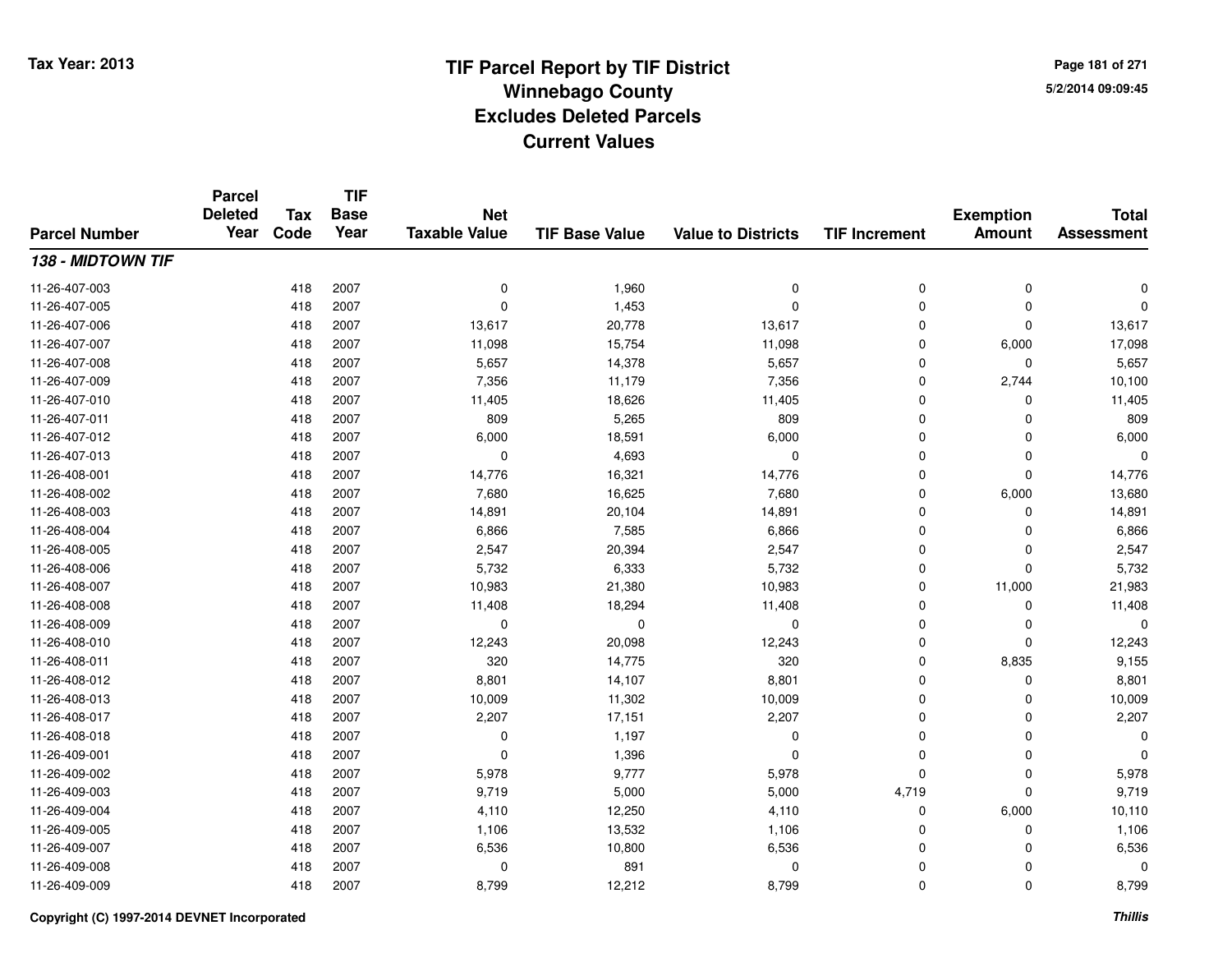Tax Year: 2013

# TIF Parcel Report by TIF District
## Winnebago County
## Excludes Deleted Parcels
## Current Values

5/2/2014 09:09:45

| Parcel Number | Parcel Deleted Year | Tax Code | TIF Base Year | Net Taxable Value | TIF Base Value | Value to Districts | TIF Increment | Exemption Amount | Total Assessment |
|---|---|---|---|---|---|---|---|---|---|
| ***138 - MIDTOWN TIF*** | | | | | | | | | |
| 11-26-407-003 | | 418 | 2007 | 0 | 1,960 | 0 | 0 | 0 | 0 |
| 11-26-407-005 | | 418 | 2007 | 0 | 1,453 | 0 | 0 | 0 | 0 |
| 11-26-407-006 | | 418 | 2007 | 13,617 | 20,778 | 13,617 | 0 | 0 | 13,617 |
| 11-26-407-007 | | 418 | 2007 | 11,098 | 15,754 | 11,098 | 0 | 6,000 | 17,098 |
| 11-26-407-008 | | 418 | 2007 | 5,657 | 14,378 | 5,657 | 0 | 0 | 5,657 |
| 11-26-407-009 | | 418 | 2007 | 7,356 | 11,179 | 7,356 | 0 | 2,744 | 10,100 |
| 11-26-407-010 | | 418 | 2007 | 11,405 | 18,626 | 11,405 | 0 | 0 | 11,405 |
| 11-26-407-011 | | 418 | 2007 | 809 | 5,265 | 809 | 0 | 0 | 809 |
| 11-26-407-012 | | 418 | 2007 | 6,000 | 18,591 | 6,000 | 0 | 0 | 6,000 |
| 11-26-407-013 | | 418 | 2007 | 0 | 4,693 | 0 | 0 | 0 | 0 |
| 11-26-408-001 | | 418 | 2007 | 14,776 | 16,321 | 14,776 | 0 | 0 | 14,776 |
| 11-26-408-002 | | 418 | 2007 | 7,680 | 16,625 | 7,680 | 0 | 6,000 | 13,680 |
| 11-26-408-003 | | 418 | 2007 | 14,891 | 20,104 | 14,891 | 0 | 0 | 14,891 |
| 11-26-408-004 | | 418 | 2007 | 6,866 | 7,585 | 6,866 | 0 | 0 | 6,866 |
| 11-26-408-005 | | 418 | 2007 | 2,547 | 20,394 | 2,547 | 0 | 0 | 2,547 |
| 11-26-408-006 | | 418 | 2007 | 5,732 | 6,333 | 5,732 | 0 | 0 | 5,732 |
| 11-26-408-007 | | 418 | 2007 | 10,983 | 21,380 | 10,983 | 0 | 11,000 | 21,983 |
| 11-26-408-008 | | 418 | 2007 | 11,408 | 18,294 | 11,408 | 0 | 0 | 11,408 |
| 11-26-408-009 | | 418 | 2007 | 0 | 0 | 0 | 0 | 0 | 0 |
| 11-26-408-010 | | 418 | 2007 | 12,243 | 20,098 | 12,243 | 0 | 0 | 12,243 |
| 11-26-408-011 | | 418 | 2007 | 320 | 14,775 | 320 | 0 | 8,835 | 9,155 |
| 11-26-408-012 | | 418 | 2007 | 8,801 | 14,107 | 8,801 | 0 | 0 | 8,801 |
| 11-26-408-013 | | 418 | 2007 | 10,009 | 11,302 | 10,009 | 0 | 0 | 10,009 |
| 11-26-408-017 | | 418 | 2007 | 2,207 | 17,151 | 2,207 | 0 | 0 | 2,207 |
| 11-26-408-018 | | 418 | 2007 | 0 | 1,197 | 0 | 0 | 0 | 0 |
| 11-26-409-001 | | 418 | 2007 | 0 | 1,396 | 0 | 0 | 0 | 0 |
| 11-26-409-002 | | 418 | 2007 | 5,978 | 9,777 | 5,978 | 0 | 0 | 5,978 |
| 11-26-409-003 | | 418 | 2007 | 9,719 | 5,000 | 5,000 | 4,719 | 0 | 9,719 |
| 11-26-409-004 | | 418 | 2007 | 4,110 | 12,250 | 4,110 | 0 | 6,000 | 10,110 |
| 11-26-409-005 | | 418 | 2007 | 1,106 | 13,532 | 1,106 | 0 | 0 | 1,106 |
| 11-26-409-007 | | 418 | 2007 | 6,536 | 10,800 | 6,536 | 0 | 0 | 6,536 |
| 11-26-409-008 | | 418 | 2007 | 0 | 891 | 0 | 0 | 0 | 0 |
| 11-26-409-009 | | 418 | 2007 | 8,799 | 12,212 | 8,799 | 0 | 0 | 8,799 |

Copyright (C) 1997-2014 DEVNET Incorporated

*Thillis*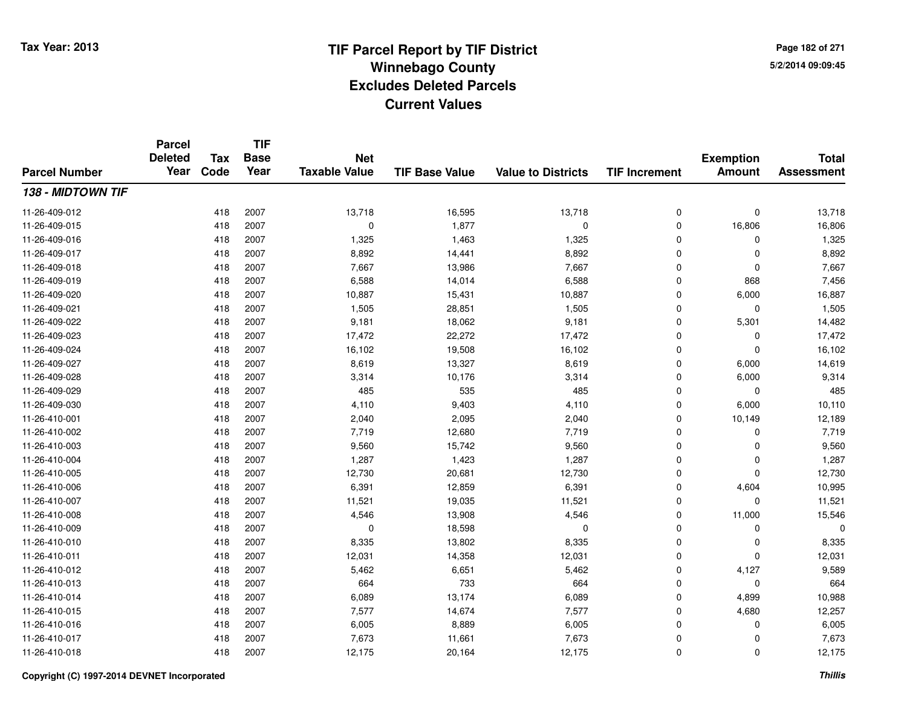Tax Year: 2013

# TIF Parcel Report by TIF District
## Winnebago County
## Excludes Deleted Parcels
## Current Values

5/2/2014 09:09:45

| Parcel Number | Parcel Deleted Year | Tax Code | TIF Base Year | Net Taxable Value | TIF Base Value | Value to Districts | TIF Increment | Exemption Amount | Total Assessment |
|---|---|---|---|---|---|---|---|---|---|
| ***138 - MIDTOWN TIF*** | | | | | | | | | |
| 11-26-409-012 | | 418 | 2007 | 13,718 | 16,595 | 13,718 | 0 | 0 | 13,718 |
| 11-26-409-015 | | 418 | 2007 | 0 | 1,877 | 0 | 0 | 16,806 | 16,806 |
| 11-26-409-016 | | 418 | 2007 | 1,325 | 1,463 | 1,325 | 0 | 0 | 1,325 |
| 11-26-409-017 | | 418 | 2007 | 8,892 | 14,441 | 8,892 | 0 | 0 | 8,892 |
| 11-26-409-018 | | 418 | 2007 | 7,667 | 13,986 | 7,667 | 0 | 0 | 7,667 |
| 11-26-409-019 | | 418 | 2007 | 6,588 | 14,014 | 6,588 | 0 | 868 | 7,456 |
| 11-26-409-020 | | 418 | 2007 | 10,887 | 15,431 | 10,887 | 0 | 6,000 | 16,887 |
| 11-26-409-021 | | 418 | 2007 | 1,505 | 28,851 | 1,505 | 0 | 0 | 1,505 |
| 11-26-409-022 | | 418 | 2007 | 9,181 | 18,062 | 9,181 | 0 | 5,301 | 14,482 |
| 11-26-409-023 | | 418 | 2007 | 17,472 | 22,272 | 17,472 | 0 | 0 | 17,472 |
| 11-26-409-024 | | 418 | 2007 | 16,102 | 19,508 | 16,102 | 0 | 0 | 16,102 |
| 11-26-409-027 | | 418 | 2007 | 8,619 | 13,327 | 8,619 | 0 | 6,000 | 14,619 |
| 11-26-409-028 | | 418 | 2007 | 3,314 | 10,176 | 3,314 | 0 | 6,000 | 9,314 |
| 11-26-409-029 | | 418 | 2007 | 485 | 535 | 485 | 0 | 0 | 485 |
| 11-26-409-030 | | 418 | 2007 | 4,110 | 9,403 | 4,110 | 0 | 6,000 | 10,110 |
| 11-26-410-001 | | 418 | 2007 | 2,040 | 2,095 | 2,040 | 0 | 10,149 | 12,189 |
| 11-26-410-002 | | 418 | 2007 | 7,719 | 12,680 | 7,719 | 0 | 0 | 7,719 |
| 11-26-410-003 | | 418 | 2007 | 9,560 | 15,742 | 9,560 | 0 | 0 | 9,560 |
| 11-26-410-004 | | 418 | 2007 | 1,287 | 1,423 | 1,287 | 0 | 0 | 1,287 |
| 11-26-410-005 | | 418 | 2007 | 12,730 | 20,681 | 12,730 | 0 | 0 | 12,730 |
| 11-26-410-006 | | 418 | 2007 | 6,391 | 12,859 | 6,391 | 0 | 4,604 | 10,995 |
| 11-26-410-007 | | 418 | 2007 | 11,521 | 19,035 | 11,521 | 0 | 0 | 11,521 |
| 11-26-410-008 | | 418 | 2007 | 4,546 | 13,908 | 4,546 | 0 | 11,000 | 15,546 |
| 11-26-410-009 | | 418 | 2007 | 0 | 18,598 | 0 | 0 | 0 | 0 |
| 11-26-410-010 | | 418 | 2007 | 8,335 | 13,802 | 8,335 | 0 | 0 | 8,335 |
| 11-26-410-011 | | 418 | 2007 | 12,031 | 14,358 | 12,031 | 0 | 0 | 12,031 |
| 11-26-410-012 | | 418 | 2007 | 5,462 | 6,651 | 5,462 | 0 | 4,127 | 9,589 |
| 11-26-410-013 | | 418 | 2007 | 664 | 733 | 664 | 0 | 0 | 664 |
| 11-26-410-014 | | 418 | 2007 | 6,089 | 13,174 | 6,089 | 0 | 4,899 | 10,988 |
| 11-26-410-015 | | 418 | 2007 | 7,577 | 14,674 | 7,577 | 0 | 4,680 | 12,257 |
| 11-26-410-016 | | 418 | 2007 | 6,005 | 8,889 | 6,005 | 0 | 0 | 6,005 |
| 11-26-410-017 | | 418 | 2007 | 7,673 | 11,661 | 7,673 | 0 | 0 | 7,673 |
| 11-26-410-018 | | 418 | 2007 | 12,175 | 20,164 | 12,175 | 0 | 0 | 12,175 |

Copyright (C) 1997-2014 DEVNET Incorporated

*Thillis*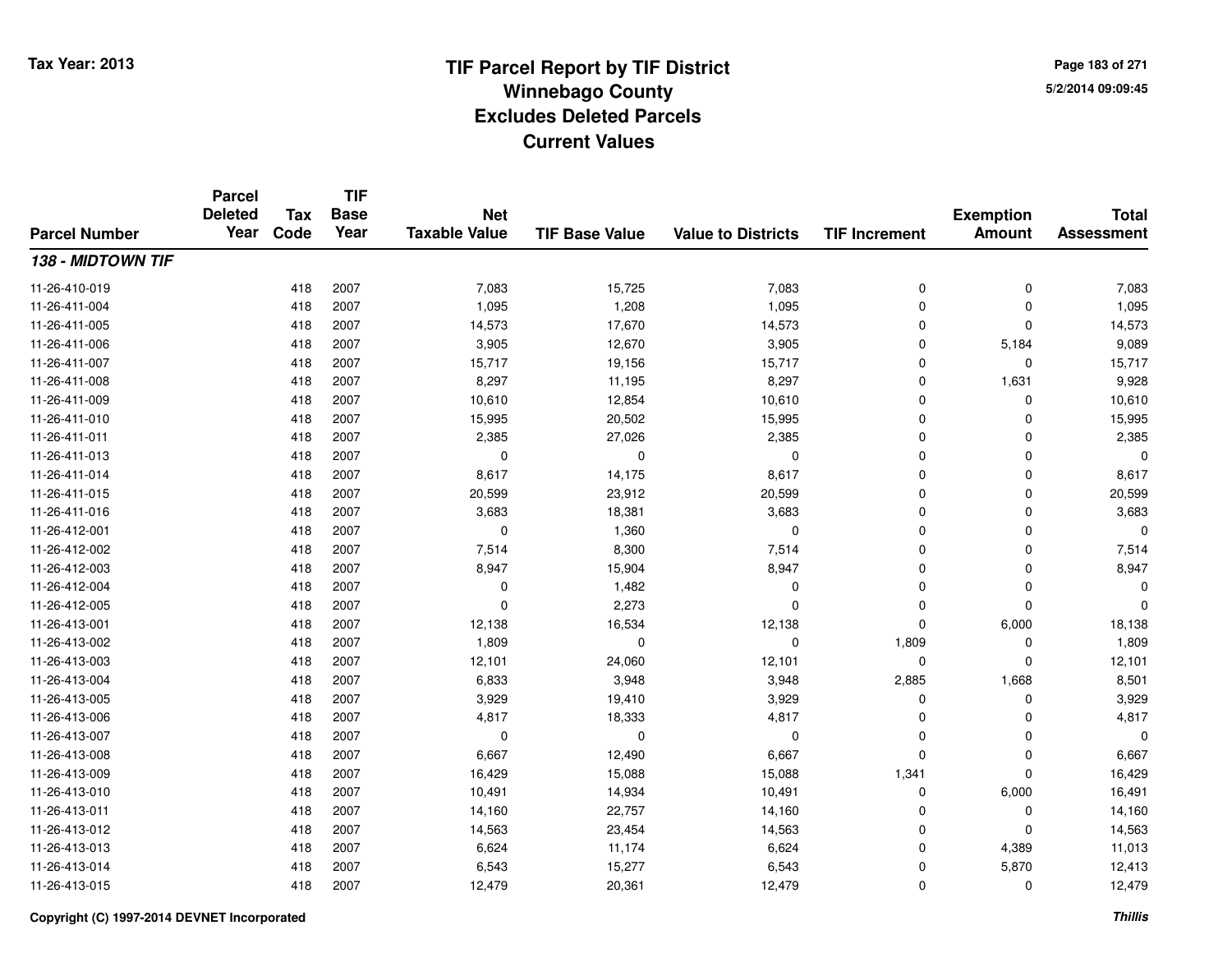# TIF Parcel Report by TIF District
## Winnebago County
## Excludes Deleted Parcels
## Current Values

Tax Year: 2013

5/2/2014 09:09:45

| Parcel Number | Parcel Deleted Year | Tax Code | TIF Base Year | Net Taxable Value | TIF Base Value | Value to Districts | TIF Increment | Exemption Amount | Total Assessment |
|---|---|---|---|---|---|---|---|---|---|
| ***138 - MIDTOWN TIF*** | | | | | | | | | |
| 11-26-410-019 | | 418 | 2007 | 7,083 | 15,725 | 7,083 | 0 | 0 | 7,083 |
| 11-26-411-004 | | 418 | 2007 | 1,095 | 1,208 | 1,095 | 0 | 0 | 1,095 |
| 11-26-411-005 | | 418 | 2007 | 14,573 | 17,670 | 14,573 | 0 | 0 | 14,573 |
| 11-26-411-006 | | 418 | 2007 | 3,905 | 12,670 | 3,905 | 0 | 5,184 | 9,089 |
| 11-26-411-007 | | 418 | 2007 | 15,717 | 19,156 | 15,717 | 0 | 0 | 15,717 |
| 11-26-411-008 | | 418 | 2007 | 8,297 | 11,195 | 8,297 | 0 | 1,631 | 9,928 |
| 11-26-411-009 | | 418 | 2007 | 10,610 | 12,854 | 10,610 | 0 | 0 | 10,610 |
| 11-26-411-010 | | 418 | 2007 | 15,995 | 20,502 | 15,995 | 0 | 0 | 15,995 |
| 11-26-411-011 | | 418 | 2007 | 2,385 | 27,026 | 2,385 | 0 | 0 | 2,385 |
| 11-26-411-013 | | 418 | 2007 | 0 | 0 | 0 | 0 | 0 | 0 |
| 11-26-411-014 | | 418 | 2007 | 8,617 | 14,175 | 8,617 | 0 | 0 | 8,617 |
| 11-26-411-015 | | 418 | 2007 | 20,599 | 23,912 | 20,599 | 0 | 0 | 20,599 |
| 11-26-411-016 | | 418 | 2007 | 3,683 | 18,381 | 3,683 | 0 | 0 | 3,683 |
| 11-26-412-001 | | 418 | 2007 | 0 | 1,360 | 0 | 0 | 0 | 0 |
| 11-26-412-002 | | 418 | 2007 | 7,514 | 8,300 | 7,514 | 0 | 0 | 7,514 |
| 11-26-412-003 | | 418 | 2007 | 8,947 | 15,904 | 8,947 | 0 | 0 | 8,947 |
| 11-26-412-004 | | 418 | 2007 | 0 | 1,482 | 0 | 0 | 0 | 0 |
| 11-26-412-005 | | 418 | 2007 | 0 | 2,273 | 0 | 0 | 0 | 0 |
| 11-26-413-001 | | 418 | 2007 | 12,138 | 16,534 | 12,138 | 0 | 6,000 | 18,138 |
| 11-26-413-002 | | 418 | 2007 | 1,809 | 0 | 0 | 1,809 | 0 | 1,809 |
| 11-26-413-003 | | 418 | 2007 | 12,101 | 24,060 | 12,101 | 0 | 0 | 12,101 |
| 11-26-413-004 | | 418 | 2007 | 6,833 | 3,948 | 3,948 | 2,885 | 1,668 | 8,501 |
| 11-26-413-005 | | 418 | 2007 | 3,929 | 19,410 | 3,929 | 0 | 0 | 3,929 |
| 11-26-413-006 | | 418 | 2007 | 4,817 | 18,333 | 4,817 | 0 | 0 | 4,817 |
| 11-26-413-007 | | 418 | 2007 | 0 | 0 | 0 | 0 | 0 | 0 |
| 11-26-413-008 | | 418 | 2007 | 6,667 | 12,490 | 6,667 | 0 | 0 | 6,667 |
| 11-26-413-009 | | 418 | 2007 | 16,429 | 15,088 | 15,088 | 1,341 | 0 | 16,429 |
| 11-26-413-010 | | 418 | 2007 | 10,491 | 14,934 | 10,491 | 0 | 6,000 | 16,491 |
| 11-26-413-011 | | 418 | 2007 | 14,160 | 22,757 | 14,160 | 0 | 0 | 14,160 |
| 11-26-413-012 | | 418 | 2007 | 14,563 | 23,454 | 14,563 | 0 | 0 | 14,563 |
| 11-26-413-013 | | 418 | 2007 | 6,624 | 11,174 | 6,624 | 0 | 4,389 | 11,013 |
| 11-26-413-014 | | 418 | 2007 | 6,543 | 15,277 | 6,543 | 0 | 5,870 | 12,413 |
| 11-26-413-015 | | 418 | 2007 | 12,479 | 20,361 | 12,479 | 0 | 0 | 12,479 |

Copyright (C) 1997-2014 DEVNET Incorporated

*Thillis*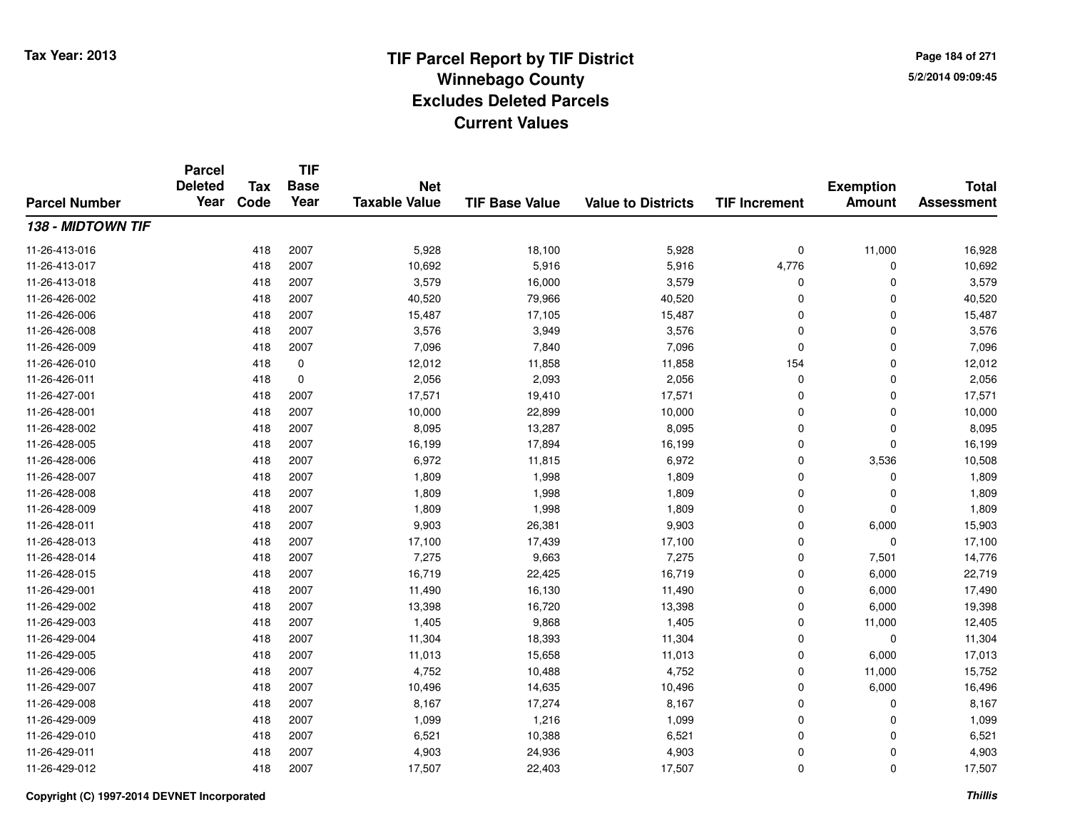# TIF Parcel Report by TIF District
## Winnebago County
## Excludes Deleted Parcels
## Current Values

Tax Year: 2013

5/2/2014 09:09:45

| Parcel Number | Parcel Deleted Year | Tax Code | TIF Base Year | Net Taxable Value | TIF Base Value | Value to Districts | TIF Increment | Exemption Amount | Total Assessment |
|---|---|---|---|---|---|---|---|---|---|
| ***138 - MIDTOWN TIF*** | | | | | | | | | |
| 11-26-413-016 | | 418 | 2007 | 5,928 | 18,100 | 5,928 | 0 | 11,000 | 16,928 |
| 11-26-413-017 | | 418 | 2007 | 10,692 | 5,916 | 5,916 | 4,776 | 0 | 10,692 |
| 11-26-413-018 | | 418 | 2007 | 3,579 | 16,000 | 3,579 | 0 | 0 | 3,579 |
| 11-26-426-002 | | 418 | 2007 | 40,520 | 79,966 | 40,520 | 0 | 0 | 40,520 |
| 11-26-426-006 | | 418 | 2007 | 15,487 | 17,105 | 15,487 | 0 | 0 | 15,487 |
| 11-26-426-008 | | 418 | 2007 | 3,576 | 3,949 | 3,576 | 0 | 0 | 3,576 |
| 11-26-426-009 | | 418 | 2007 | 7,096 | 7,840 | 7,096 | 0 | 0 | 7,096 |
| 11-26-426-010 | | 418 | 0 | 12,012 | 11,858 | 11,858 | 154 | 0 | 12,012 |
| 11-26-426-011 | | 418 | 0 | 2,056 | 2,093 | 2,056 | 0 | 0 | 2,056 |
| 11-26-427-001 | | 418 | 2007 | 17,571 | 19,410 | 17,571 | 0 | 0 | 17,571 |
| 11-26-428-001 | | 418 | 2007 | 10,000 | 22,899 | 10,000 | 0 | 0 | 10,000 |
| 11-26-428-002 | | 418 | 2007 | 8,095 | 13,287 | 8,095 | 0 | 0 | 8,095 |
| 11-26-428-005 | | 418 | 2007 | 16,199 | 17,894 | 16,199 | 0 | 0 | 16,199 |
| 11-26-428-006 | | 418 | 2007 | 6,972 | 11,815 | 6,972 | 0 | 3,536 | 10,508 |
| 11-26-428-007 | | 418 | 2007 | 1,809 | 1,998 | 1,809 | 0 | 0 | 1,809 |
| 11-26-428-008 | | 418 | 2007 | 1,809 | 1,998 | 1,809 | 0 | 0 | 1,809 |
| 11-26-428-009 | | 418 | 2007 | 1,809 | 1,998 | 1,809 | 0 | 0 | 1,809 |
| 11-26-428-011 | | 418 | 2007 | 9,903 | 26,381 | 9,903 | 0 | 6,000 | 15,903 |
| 11-26-428-013 | | 418 | 2007 | 17,100 | 17,439 | 17,100 | 0 | 0 | 17,100 |
| 11-26-428-014 | | 418 | 2007 | 7,275 | 9,663 | 7,275 | 0 | 7,501 | 14,776 |
| 11-26-428-015 | | 418 | 2007 | 16,719 | 22,425 | 16,719 | 0 | 6,000 | 22,719 |
| 11-26-429-001 | | 418 | 2007 | 11,490 | 16,130 | 11,490 | 0 | 6,000 | 17,490 |
| 11-26-429-002 | | 418 | 2007 | 13,398 | 16,720 | 13,398 | 0 | 6,000 | 19,398 |
| 11-26-429-003 | | 418 | 2007 | 1,405 | 9,868 | 1,405 | 0 | 11,000 | 12,405 |
| 11-26-429-004 | | 418 | 2007 | 11,304 | 18,393 | 11,304 | 0 | 0 | 11,304 |
| 11-26-429-005 | | 418 | 2007 | 11,013 | 15,658 | 11,013 | 0 | 6,000 | 17,013 |
| 11-26-429-006 | | 418 | 2007 | 4,752 | 10,488 | 4,752 | 0 | 11,000 | 15,752 |
| 11-26-429-007 | | 418 | 2007 | 10,496 | 14,635 | 10,496 | 0 | 6,000 | 16,496 |
| 11-26-429-008 | | 418 | 2007 | 8,167 | 17,274 | 8,167 | 0 | 0 | 8,167 |
| 11-26-429-009 | | 418 | 2007 | 1,099 | 1,216 | 1,099 | 0 | 0 | 1,099 |
| 11-26-429-010 | | 418 | 2007 | 6,521 | 10,388 | 6,521 | 0 | 0 | 6,521 |
| 11-26-429-011 | | 418 | 2007 | 4,903 | 24,936 | 4,903 | 0 | 0 | 4,903 |
| 11-26-429-012 | | 418 | 2007 | 17,507 | 22,403 | 17,507 | 0 | 0 | 17,507 |

Copyright (C) 1997-2014 DEVNET Incorporated

*Thillis*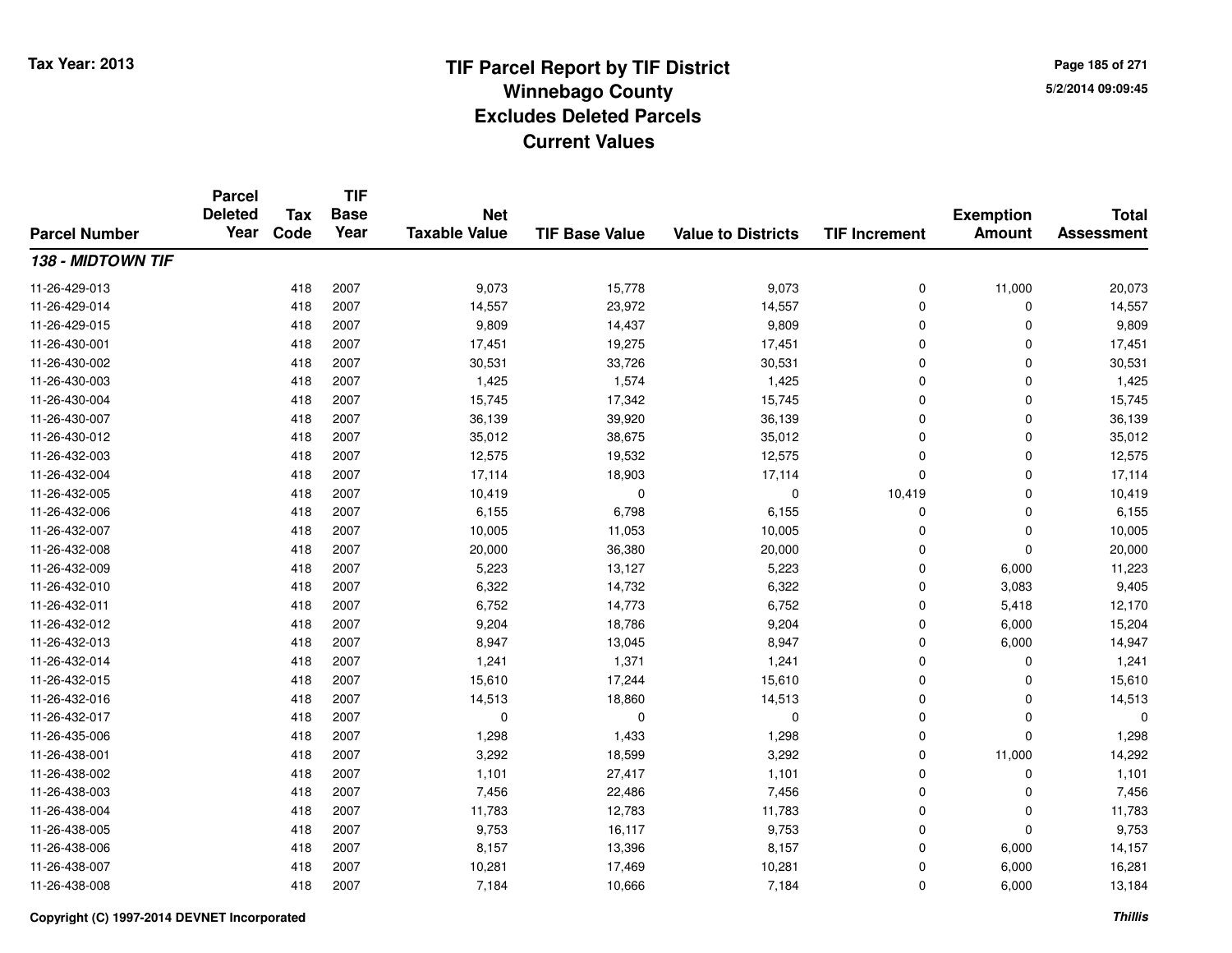# TIF Parcel Report by TIF District
## Winnebago County
## Excludes Deleted Parcels
## Current Values

Tax Year: 2013

5/2/2014 09:09:45

| Parcel Number | Parcel Deleted Year | Tax Code | TIF Base Year | Net Taxable Value | TIF Base Value | Value to Districts | TIF Increment | Exemption Amount | Total Assessment |
|---|---|---|---|---|---|---|---|---|---|
| ***138 - MIDTOWN TIF*** | | | | | | | | | |
| 11-26-429-013 | | 418 | 2007 | 9,073 | 15,778 | 9,073 | 0 | 11,000 | 20,073 |
| 11-26-429-014 | | 418 | 2007 | 14,557 | 23,972 | 14,557 | 0 | 0 | 14,557 |
| 11-26-429-015 | | 418 | 2007 | 9,809 | 14,437 | 9,809 | 0 | 0 | 9,809 |
| 11-26-430-001 | | 418 | 2007 | 17,451 | 19,275 | 17,451 | 0 | 0 | 17,451 |
| 11-26-430-002 | | 418 | 2007 | 30,531 | 33,726 | 30,531 | 0 | 0 | 30,531 |
| 11-26-430-003 | | 418 | 2007 | 1,425 | 1,574 | 1,425 | 0 | 0 | 1,425 |
| 11-26-430-004 | | 418 | 2007 | 15,745 | 17,342 | 15,745 | 0 | 0 | 15,745 |
| 11-26-430-007 | | 418 | 2007 | 36,139 | 39,920 | 36,139 | 0 | 0 | 36,139 |
| 11-26-430-012 | | 418 | 2007 | 35,012 | 38,675 | 35,012 | 0 | 0 | 35,012 |
| 11-26-432-003 | | 418 | 2007 | 12,575 | 19,532 | 12,575 | 0 | 0 | 12,575 |
| 11-26-432-004 | | 418 | 2007 | 17,114 | 18,903 | 17,114 | 0 | 0 | 17,114 |
| 11-26-432-005 | | 418 | 2007 | 10,419 | 0 | 0 | 10,419 | 0 | 10,419 |
| 11-26-432-006 | | 418 | 2007 | 6,155 | 6,798 | 6,155 | 0 | 0 | 6,155 |
| 11-26-432-007 | | 418 | 2007 | 10,005 | 11,053 | 10,005 | 0 | 0 | 10,005 |
| 11-26-432-008 | | 418 | 2007 | 20,000 | 36,380 | 20,000 | 0 | 0 | 20,000 |
| 11-26-432-009 | | 418 | 2007 | 5,223 | 13,127 | 5,223 | 0 | 6,000 | 11,223 |
| 11-26-432-010 | | 418 | 2007 | 6,322 | 14,732 | 6,322 | 0 | 3,083 | 9,405 |
| 11-26-432-011 | | 418 | 2007 | 6,752 | 14,773 | 6,752 | 0 | 5,418 | 12,170 |
| 11-26-432-012 | | 418 | 2007 | 9,204 | 18,786 | 9,204 | 0 | 6,000 | 15,204 |
| 11-26-432-013 | | 418 | 2007 | 8,947 | 13,045 | 8,947 | 0 | 6,000 | 14,947 |
| 11-26-432-014 | | 418 | 2007 | 1,241 | 1,371 | 1,241 | 0 | 0 | 1,241 |
| 11-26-432-015 | | 418 | 2007 | 15,610 | 17,244 | 15,610 | 0 | 0 | 15,610 |
| 11-26-432-016 | | 418 | 2007 | 14,513 | 18,860 | 14,513 | 0 | 0 | 14,513 |
| 11-26-432-017 | | 418 | 2007 | 0 | 0 | 0 | 0 | 0 | 0 |
| 11-26-435-006 | | 418 | 2007 | 1,298 | 1,433 | 1,298 | 0 | 0 | 1,298 |
| 11-26-438-001 | | 418 | 2007 | 3,292 | 18,599 | 3,292 | 0 | 11,000 | 14,292 |
| 11-26-438-002 | | 418 | 2007 | 1,101 | 27,417 | 1,101 | 0 | 0 | 1,101 |
| 11-26-438-003 | | 418 | 2007 | 7,456 | 22,486 | 7,456 | 0 | 0 | 7,456 |
| 11-26-438-004 | | 418 | 2007 | 11,783 | 12,783 | 11,783 | 0 | 0 | 11,783 |
| 11-26-438-005 | | 418 | 2007 | 9,753 | 16,117 | 9,753 | 0 | 0 | 9,753 |
| 11-26-438-006 | | 418 | 2007 | 8,157 | 13,396 | 8,157 | 0 | 6,000 | 14,157 |
| 11-26-438-007 | | 418 | 2007 | 10,281 | 17,469 | 10,281 | 0 | 6,000 | 16,281 |
| 11-26-438-008 | | 418 | 2007 | 7,184 | 10,666 | 7,184 | 0 | 6,000 | 13,184 |

Copyright (C) 1997-2014 DEVNET Incorporated

*Thillis*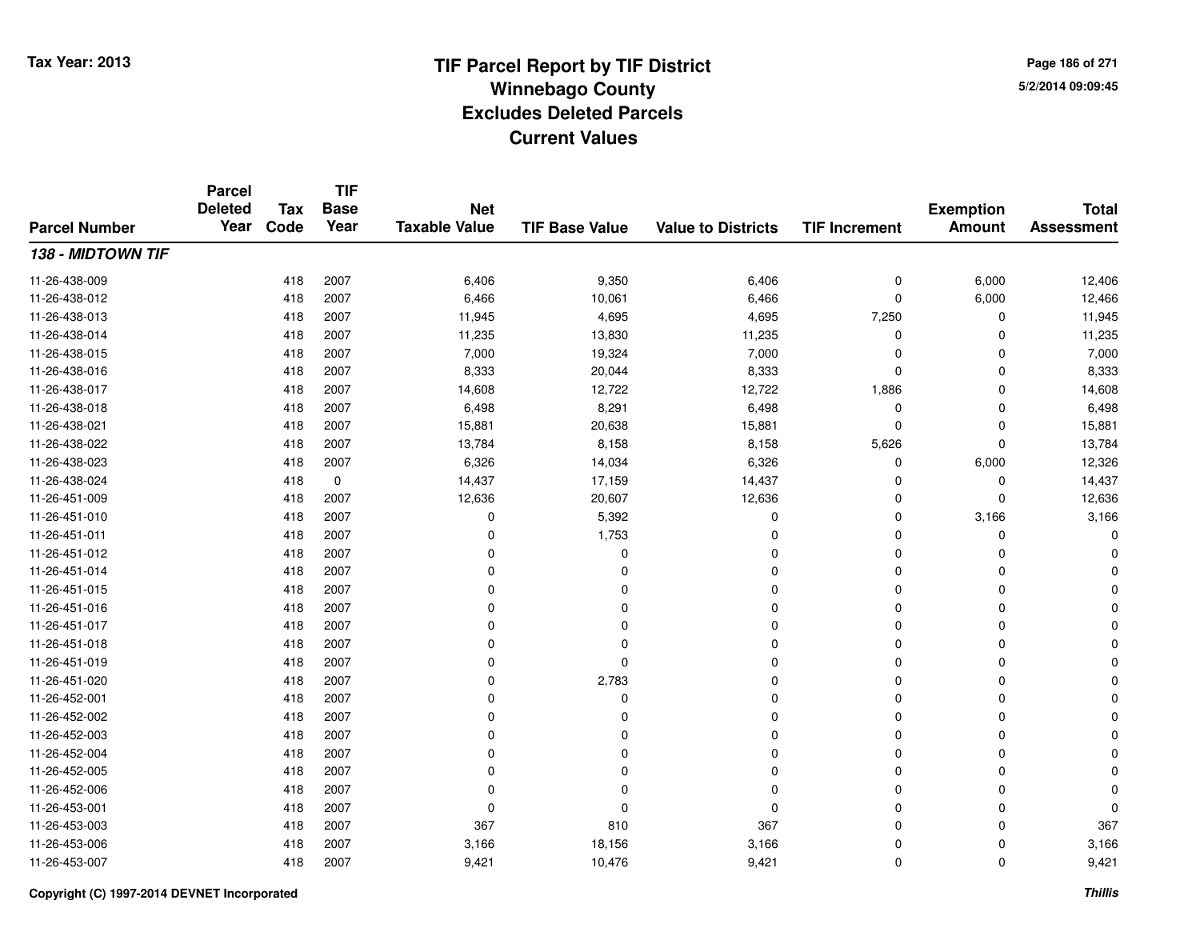# TIF Parcel Report by TIF District
## Winnebago County
## Excludes Deleted Parcels
## Current Values

Tax Year: 2013

| Parcel Number | Parcel Deleted Year | Tax Code | TIF Base Year | Net Taxable Value | TIF Base Value | Value to Districts | TIF Increment | Exemption Amount | Total Assessment |
|---|---|---|---|---|---|---|---|---|---|
| ***138 - MIDTOWN TIF*** | | | | | | | | | |
| 11-26-438-009 | | 418 | 2007 | 6,406 | 9,350 | 6,406 | 0 | 6,000 | 12,406 |
| 11-26-438-012 | | 418 | 2007 | 6,466 | 10,061 | 6,466 | 0 | 6,000 | 12,466 |
| 11-26-438-013 | | 418 | 2007 | 11,945 | 4,695 | 4,695 | 7,250 | 0 | 11,945 |
| 11-26-438-014 | | 418 | 2007 | 11,235 | 13,830 | 11,235 | 0 | 0 | 11,235 |
| 11-26-438-015 | | 418 | 2007 | 7,000 | 19,324 | 7,000 | 0 | 0 | 7,000 |
| 11-26-438-016 | | 418 | 2007 | 8,333 | 20,044 | 8,333 | 0 | 0 | 8,333 |
| 11-26-438-017 | | 418 | 2007 | 14,608 | 12,722 | 12,722 | 1,886 | 0 | 14,608 |
| 11-26-438-018 | | 418 | 2007 | 6,498 | 8,291 | 6,498 | 0 | 0 | 6,498 |
| 11-26-438-021 | | 418 | 2007 | 15,881 | 20,638 | 15,881 | 0 | 0 | 15,881 |
| 11-26-438-022 | | 418 | 2007 | 13,784 | 8,158 | 8,158 | 5,626 | 0 | 13,784 |
| 11-26-438-023 | | 418 | 2007 | 6,326 | 14,034 | 6,326 | 0 | 6,000 | 12,326 |
| 11-26-438-024 | | 418 | 0 | 14,437 | 17,159 | 14,437 | 0 | 0 | 14,437 |
| 11-26-451-009 | | 418 | 2007 | 12,636 | 20,607 | 12,636 | 0 | 0 | 12,636 |
| 11-26-451-010 | | 418 | 2007 | 0 | 5,392 | 0 | 0 | 3,166 | 3,166 |
| 11-26-451-011 | | 418 | 2007 | 0 | 1,753 | 0 | 0 | 0 | 0 |
| 11-26-451-012 | | 418 | 2007 | 0 | 0 | 0 | 0 | 0 | 0 |
| 11-26-451-014 | | 418 | 2007 | 0 | 0 | 0 | 0 | 0 | 0 |
| 11-26-451-015 | | 418 | 2007 | 0 | 0 | 0 | 0 | 0 | 0 |
| 11-26-451-016 | | 418 | 2007 | 0 | 0 | 0 | 0 | 0 | 0 |
| 11-26-451-017 | | 418 | 2007 | 0 | 0 | 0 | 0 | 0 | 0 |
| 11-26-451-018 | | 418 | 2007 | 0 | 0 | 0 | 0 | 0 | 0 |
| 11-26-451-019 | | 418 | 2007 | 0 | 0 | 0 | 0 | 0 | 0 |
| 11-26-451-020 | | 418 | 2007 | 0 | 2,783 | 0 | 0 | 0 | 0 |
| 11-26-452-001 | | 418 | 2007 | 0 | 0 | 0 | 0 | 0 | 0 |
| 11-26-452-002 | | 418 | 2007 | 0 | 0 | 0 | 0 | 0 | 0 |
| 11-26-452-003 | | 418 | 2007 | 0 | 0 | 0 | 0 | 0 | 0 |
| 11-26-452-004 | | 418 | 2007 | 0 | 0 | 0 | 0 | 0 | 0 |
| 11-26-452-005 | | 418 | 2007 | 0 | 0 | 0 | 0 | 0 | 0 |
| 11-26-452-006 | | 418 | 2007 | 0 | 0 | 0 | 0 | 0 | 0 |
| 11-26-453-001 | | 418 | 2007 | 0 | 0 | 0 | 0 | 0 | 0 |
| 11-26-453-003 | | 418 | 2007 | 367 | 810 | 367 | 0 | 0 | 367 |
| 11-26-453-006 | | 418 | 2007 | 3,166 | 18,156 | 3,166 | 0 | 0 | 3,166 |
| 11-26-453-007 | | 418 | 2007 | 9,421 | 10,476 | 9,421 | 0 | 0 | 9,421 |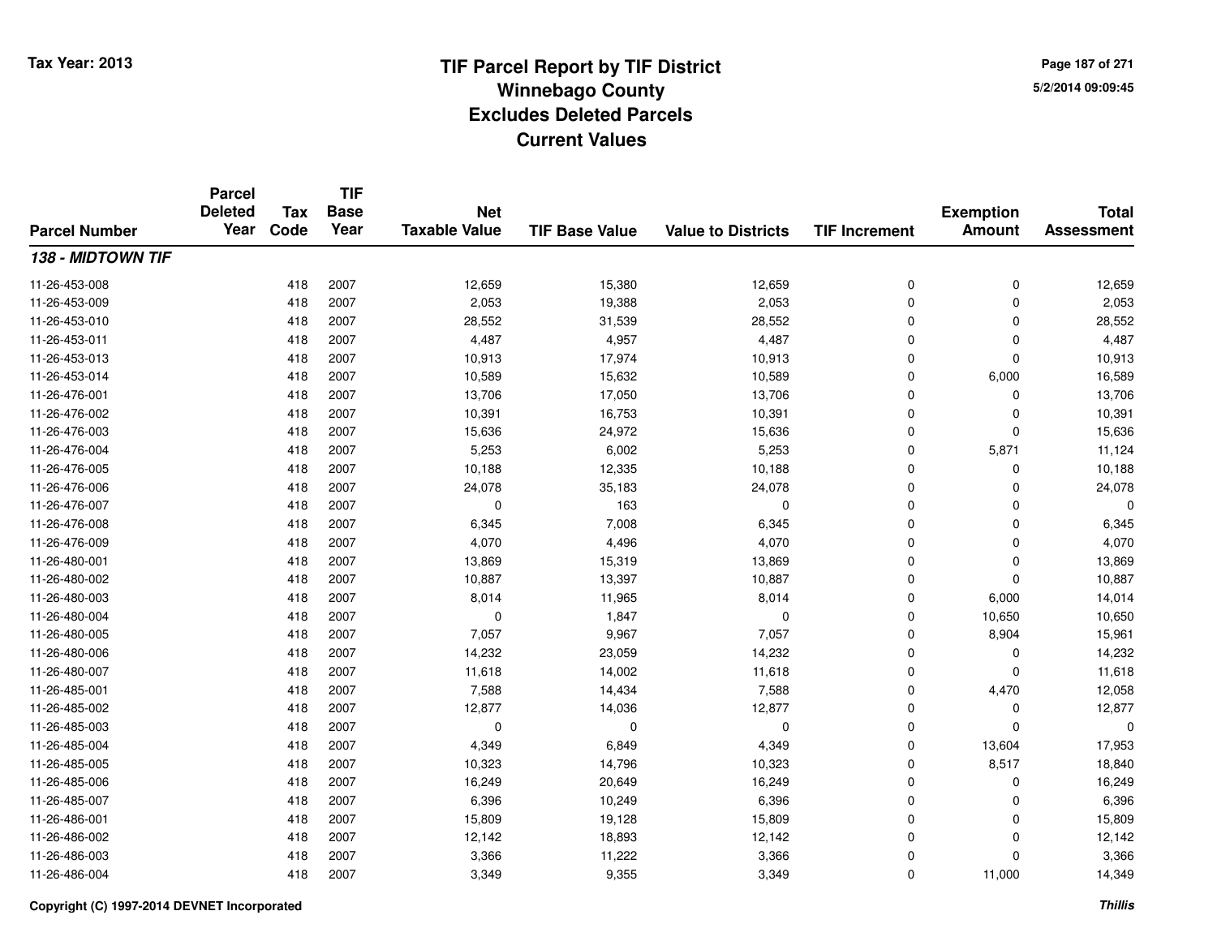Tax Year: 2013

# TIF Parcel Report by TIF District
## Winnebago County
## Excludes Deleted Parcels
## Current Values

5/2/2014 09:09:45

| Parcel Number | Parcel Deleted Year | Tax Code | TIF Base Year | Net Taxable Value | TIF Base Value | Value to Districts | TIF Increment | Exemption Amount | Total Assessment |
|---|---|---|---|---|---|---|---|---|---|
| ***138 - MIDTOWN TIF*** | | | | | | | | | |
| 11-26-453-008 | | 418 | 2007 | 12,659 | 15,380 | 12,659 | 0 | 0 | 12,659 |
| 11-26-453-009 | | 418 | 2007 | 2,053 | 19,388 | 2,053 | 0 | 0 | 2,053 |
| 11-26-453-010 | | 418 | 2007 | 28,552 | 31,539 | 28,552 | 0 | 0 | 28,552 |
| 11-26-453-011 | | 418 | 2007 | 4,487 | 4,957 | 4,487 | 0 | 0 | 4,487 |
| 11-26-453-013 | | 418 | 2007 | 10,913 | 17,974 | 10,913 | 0 | 0 | 10,913 |
| 11-26-453-014 | | 418 | 2007 | 10,589 | 15,632 | 10,589 | 0 | 6,000 | 16,589 |
| 11-26-476-001 | | 418 | 2007 | 13,706 | 17,050 | 13,706 | 0 | 0 | 13,706 |
| 11-26-476-002 | | 418 | 2007 | 10,391 | 16,753 | 10,391 | 0 | 0 | 10,391 |
| 11-26-476-003 | | 418 | 2007 | 15,636 | 24,972 | 15,636 | 0 | 0 | 15,636 |
| 11-26-476-004 | | 418 | 2007 | 5,253 | 6,002 | 5,253 | 0 | 5,871 | 11,124 |
| 11-26-476-005 | | 418 | 2007 | 10,188 | 12,335 | 10,188 | 0 | 0 | 10,188 |
| 11-26-476-006 | | 418 | 2007 | 24,078 | 35,183 | 24,078 | 0 | 0 | 24,078 |
| 11-26-476-007 | | 418 | 2007 | 0 | 163 | 0 | 0 | 0 | 0 |
| 11-26-476-008 | | 418 | 2007 | 6,345 | 7,008 | 6,345 | 0 | 0 | 6,345 |
| 11-26-476-009 | | 418 | 2007 | 4,070 | 4,496 | 4,070 | 0 | 0 | 4,070 |
| 11-26-480-001 | | 418 | 2007 | 13,869 | 15,319 | 13,869 | 0 | 0 | 13,869 |
| 11-26-480-002 | | 418 | 2007 | 10,887 | 13,397 | 10,887 | 0 | 0 | 10,887 |
| 11-26-480-003 | | 418 | 2007 | 8,014 | 11,965 | 8,014 | 0 | 6,000 | 14,014 |
| 11-26-480-004 | | 418 | 2007 | 0 | 1,847 | 0 | 0 | 10,650 | 10,650 |
| 11-26-480-005 | | 418 | 2007 | 7,057 | 9,967 | 7,057 | 0 | 8,904 | 15,961 |
| 11-26-480-006 | | 418 | 2007 | 14,232 | 23,059 | 14,232 | 0 | 0 | 14,232 |
| 11-26-480-007 | | 418 | 2007 | 11,618 | 14,002 | 11,618 | 0 | 0 | 11,618 |
| 11-26-485-001 | | 418 | 2007 | 7,588 | 14,434 | 7,588 | 0 | 4,470 | 12,058 |
| 11-26-485-002 | | 418 | 2007 | 12,877 | 14,036 | 12,877 | 0 | 0 | 12,877 |
| 11-26-485-003 | | 418 | 2007 | 0 | 0 | 0 | 0 | 0 | 0 |
| 11-26-485-004 | | 418 | 2007 | 4,349 | 6,849 | 4,349 | 0 | 13,604 | 17,953 |
| 11-26-485-005 | | 418 | 2007 | 10,323 | 14,796 | 10,323 | 0 | 8,517 | 18,840 |
| 11-26-485-006 | | 418 | 2007 | 16,249 | 20,649 | 16,249 | 0 | 0 | 16,249 |
| 11-26-485-007 | | 418 | 2007 | 6,396 | 10,249 | 6,396 | 0 | 0 | 6,396 |
| 11-26-486-001 | | 418 | 2007 | 15,809 | 19,128 | 15,809 | 0 | 0 | 15,809 |
| 11-26-486-002 | | 418 | 2007 | 12,142 | 18,893 | 12,142 | 0 | 0 | 12,142 |
| 11-26-486-003 | | 418 | 2007 | 3,366 | 11,222 | 3,366 | 0 | 0 | 3,366 |
| 11-26-486-004 | | 418 | 2007 | 3,349 | 9,355 | 3,349 | 0 | 11,000 | 14,349 |

Copyright (C) 1997-2014 DEVNET Incorporated

*Thillis*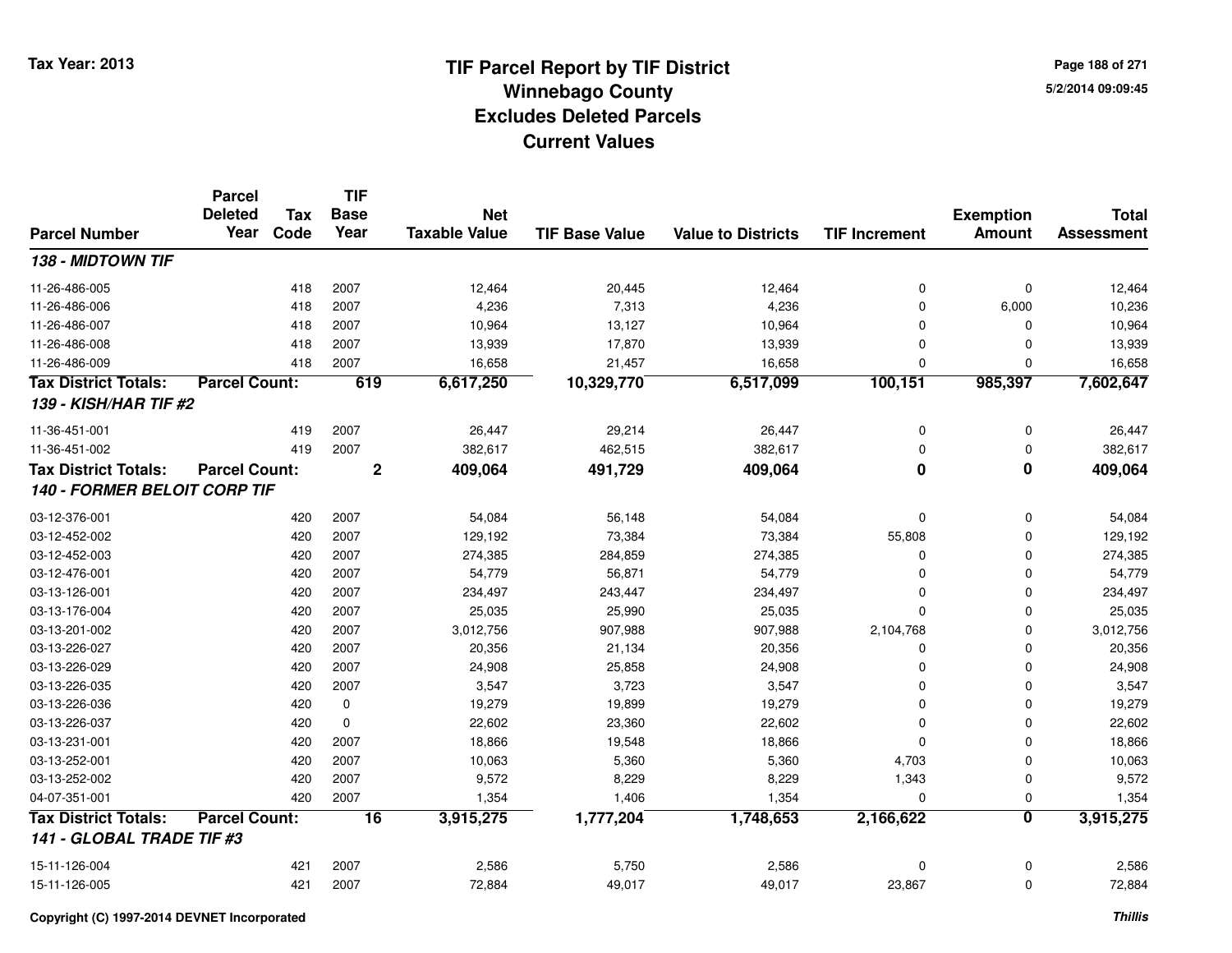# TIF Parcel Report by TIF District
## Winnebago County
## Excludes Deleted Parcels
## Current Values

Tax Year: 2013

5/2/2014 09:09:45

| Parcel Number | Parcel Deleted Year | Tax Code | TIF Base Year | Net Taxable Value | TIF Base Value | Value to Districts | TIF Increment | Exemption Amount | Total Assessment |
|---|---|---|---|---|---|---|---|---|---|
| ***138 - MIDTOWN TIF*** | | | | | | | | | |
| 11-26-486-005 | | 418 | 2007 | 12,464 | 20,445 | 12,464 | 0 | 0 | 12,464 |
| 11-26-486-006 | | 418 | 2007 | 4,236 | 7,313 | 4,236 | 0 | 6,000 | 10,236 |
| 11-26-486-007 | | 418 | 2007 | 10,964 | 13,127 | 10,964 | 0 | 0 | 10,964 |
| 11-26-486-008 | | 418 | 2007 | 13,939 | 17,870 | 13,939 | 0 | 0 | 13,939 |
| 11-26-486-009 | | 418 | 2007 | 16,658 | 21,457 | 16,658 | 0 | 0 | 16,658 |
| **Tax District Totals:** | **Parcel Count:** | | **619** | **6,617,250** | **10,329,770** | **6,517,099** | **100,151** | **985,397** | **7,602,647** |
| ***139 - KISH/HAR TIF #2*** | | | | | | | | | |
| 11-36-451-001 | | 419 | 2007 | 26,447 | 29,214 | 26,447 | 0 | 0 | 26,447 |
| 11-36-451-002 | | 419 | 2007 | 382,617 | 462,515 | 382,617 | 0 | 0 | 382,617 |
| **Tax District Totals:** | **Parcel Count:** | | **2** | **409,064** | **491,729** | **409,064** | **0** | **0** | **409,064** |
| ***140 - FORMER BELOIT CORP TIF*** | | | | | | | | | |
| 03-12-376-001 | | 420 | 2007 | 54,084 | 56,148 | 54,084 | 0 | 0 | 54,084 |
| 03-12-452-002 | | 420 | 2007 | 129,192 | 73,384 | 73,384 | 55,808 | 0 | 129,192 |
| 03-12-452-003 | | 420 | 2007 | 274,385 | 284,859 | 274,385 | 0 | 0 | 274,385 |
| 03-12-476-001 | | 420 | 2007 | 54,779 | 56,871 | 54,779 | 0 | 0 | 54,779 |
| 03-13-126-001 | | 420 | 2007 | 234,497 | 243,447 | 234,497 | 0 | 0 | 234,497 |
| 03-13-176-004 | | 420 | 2007 | 25,035 | 25,990 | 25,035 | 0 | 0 | 25,035 |
| 03-13-201-002 | | 420 | 2007 | 3,012,756 | 907,988 | 907,988 | 2,104,768 | 0 | 3,012,756 |
| 03-13-226-027 | | 420 | 2007 | 20,356 | 21,134 | 20,356 | 0 | 0 | 20,356 |
| 03-13-226-029 | | 420 | 2007 | 24,908 | 25,858 | 24,908 | 0 | 0 | 24,908 |
| 03-13-226-035 | | 420 | 2007 | 3,547 | 3,723 | 3,547 | 0 | 0 | 3,547 |
| 03-13-226-036 | | 420 | 0 | 19,279 | 19,899 | 19,279 | 0 | 0 | 19,279 |
| 03-13-226-037 | | 420 | 0 | 22,602 | 23,360 | 22,602 | 0 | 0 | 22,602 |
| 03-13-231-001 | | 420 | 2007 | 18,866 | 19,548 | 18,866 | 0 | 0 | 18,866 |
| 03-13-252-001 | | 420 | 2007 | 10,063 | 5,360 | 5,360 | 4,703 | 0 | 10,063 |
| 03-13-252-002 | | 420 | 2007 | 9,572 | 8,229 | 8,229 | 1,343 | 0 | 9,572 |
| 04-07-351-001 | | 420 | 2007 | 1,354 | 1,406 | 1,354 | 0 | 0 | 1,354 |
| **Tax District Totals:** | **Parcel Count:** | | **16** | **3,915,275** | **1,777,204** | **1,748,653** | **2,166,622** | **0** | **3,915,275** |
| ***141 - GLOBAL TRADE TIF #3*** | | | | | | | | | |
| 15-11-126-004 | | 421 | 2007 | 2,586 | 5,750 | 2,586 | 0 | 0 | 2,586 |
| 15-11-126-005 | | 421 | 2007 | 72,884 | 49,017 | 49,017 | 23,867 | 0 | 72,884 |

Copyright (C) 1997-2014 DEVNET Incorporated

*Thillis*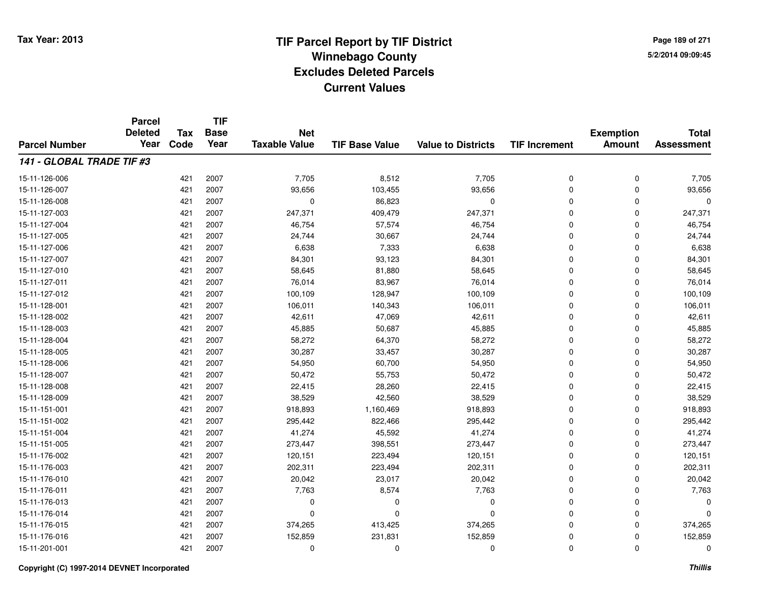# TIF Parcel Report by TIF District
## Winnebago County
## Excludes Deleted Parcels
## Current Values

Tax Year: 2013

| Parcel Number | Parcel Deleted Year | Tax Code | TIF Base Year | Net Taxable Value | TIF Base Value | Value to Districts | TIF Increment | Exemption Amount | Total Assessment |
|---|---|---|---|---|---|---|---|---|---|
| ***141 - GLOBAL TRADE TIF #3*** | | | | | | | | | |
| 15-11-126-006 | | 421 | 2007 | 7,705 | 8,512 | 7,705 | 0 | 0 | 7,705 |
| 15-11-126-007 | | 421 | 2007 | 93,656 | 103,455 | 93,656 | 0 | 0 | 93,656 |
| 15-11-126-008 | | 421 | 2007 | 0 | 86,823 | 0 | 0 | 0 | 0 |
| 15-11-127-003 | | 421 | 2007 | 247,371 | 409,479 | 247,371 | 0 | 0 | 247,371 |
| 15-11-127-004 | | 421 | 2007 | 46,754 | 57,574 | 46,754 | 0 | 0 | 46,754 |
| 15-11-127-005 | | 421 | 2007 | 24,744 | 30,667 | 24,744 | 0 | 0 | 24,744 |
| 15-11-127-006 | | 421 | 2007 | 6,638 | 7,333 | 6,638 | 0 | 0 | 6,638 |
| 15-11-127-007 | | 421 | 2007 | 84,301 | 93,123 | 84,301 | 0 | 0 | 84,301 |
| 15-11-127-010 | | 421 | 2007 | 58,645 | 81,880 | 58,645 | 0 | 0 | 58,645 |
| 15-11-127-011 | | 421 | 2007 | 76,014 | 83,967 | 76,014 | 0 | 0 | 76,014 |
| 15-11-127-012 | | 421 | 2007 | 100,109 | 128,947 | 100,109 | 0 | 0 | 100,109 |
| 15-11-128-001 | | 421 | 2007 | 106,011 | 140,343 | 106,011 | 0 | 0 | 106,011 |
| 15-11-128-002 | | 421 | 2007 | 42,611 | 47,069 | 42,611 | 0 | 0 | 42,611 |
| 15-11-128-003 | | 421 | 2007 | 45,885 | 50,687 | 45,885 | 0 | 0 | 45,885 |
| 15-11-128-004 | | 421 | 2007 | 58,272 | 64,370 | 58,272 | 0 | 0 | 58,272 |
| 15-11-128-005 | | 421 | 2007 | 30,287 | 33,457 | 30,287 | 0 | 0 | 30,287 |
| 15-11-128-006 | | 421 | 2007 | 54,950 | 60,700 | 54,950 | 0 | 0 | 54,950 |
| 15-11-128-007 | | 421 | 2007 | 50,472 | 55,753 | 50,472 | 0 | 0 | 50,472 |
| 15-11-128-008 | | 421 | 2007 | 22,415 | 28,260 | 22,415 | 0 | 0 | 22,415 |
| 15-11-128-009 | | 421 | 2007 | 38,529 | 42,560 | 38,529 | 0 | 0 | 38,529 |
| 15-11-151-001 | | 421 | 2007 | 918,893 | 1,160,469 | 918,893 | 0 | 0 | 918,893 |
| 15-11-151-002 | | 421 | 2007 | 295,442 | 822,466 | 295,442 | 0 | 0 | 295,442 |
| 15-11-151-004 | | 421 | 2007 | 41,274 | 45,592 | 41,274 | 0 | 0 | 41,274 |
| 15-11-151-005 | | 421 | 2007 | 273,447 | 398,551 | 273,447 | 0 | 0 | 273,447 |
| 15-11-176-002 | | 421 | 2007 | 120,151 | 223,494 | 120,151 | 0 | 0 | 120,151 |
| 15-11-176-003 | | 421 | 2007 | 202,311 | 223,494 | 202,311 | 0 | 0 | 202,311 |
| 15-11-176-010 | | 421 | 2007 | 20,042 | 23,017 | 20,042 | 0 | 0 | 20,042 |
| 15-11-176-011 | | 421 | 2007 | 7,763 | 8,574 | 7,763 | 0 | 0 | 7,763 |
| 15-11-176-013 | | 421 | 2007 | 0 | 0 | 0 | 0 | 0 | 0 |
| 15-11-176-014 | | 421 | 2007 | 0 | 0 | 0 | 0 | 0 | 0 |
| 15-11-176-015 | | 421 | 2007 | 374,265 | 413,425 | 374,265 | 0 | 0 | 374,265 |
| 15-11-176-016 | | 421 | 2007 | 152,859 | 231,831 | 152,859 | 0 | 0 | 152,859 |
| 15-11-201-001 | | 421 | 2007 | 0 | 0 | 0 | 0 | 0 | 0 |

Copyright (C) 1997-2014 DEVNET Incorporated

*Thillis*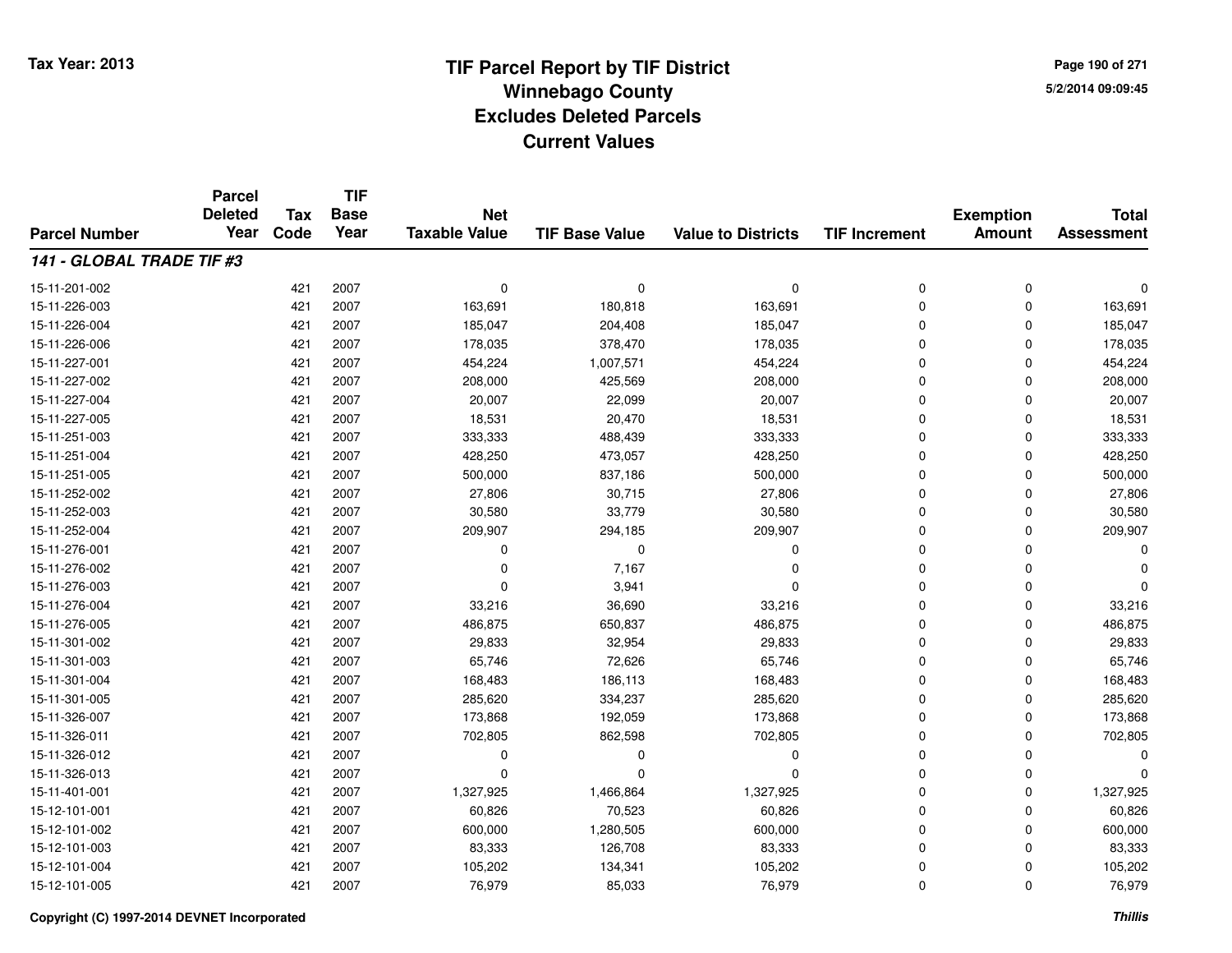Tax Year: 2013

# TIF Parcel Report by TIF District
## Winnebago County
## Excludes Deleted Parcels
## Current Values

5/2/2014 09:09:45

| Parcel Number | Parcel Deleted Year | Tax Code | TIF Base Year | Net Taxable Value | TIF Base Value | Value to Districts | TIF Increment | Exemption Amount | Total Assessment |
|---|---|---|---|---|---|---|---|---|---|
| ***141 - GLOBAL TRADE TIF #3*** | | | | | | | | | |
| 15-11-201-002 | | 421 | 2007 | 0 | 0 | 0 | 0 | 0 | 0 |
| 15-11-226-003 | | 421 | 2007 | 163,691 | 180,818 | 163,691 | 0 | 0 | 163,691 |
| 15-11-226-004 | | 421 | 2007 | 185,047 | 204,408 | 185,047 | 0 | 0 | 185,047 |
| 15-11-226-006 | | 421 | 2007 | 178,035 | 378,470 | 178,035 | 0 | 0 | 178,035 |
| 15-11-227-001 | | 421 | 2007 | 454,224 | 1,007,571 | 454,224 | 0 | 0 | 454,224 |
| 15-11-227-002 | | 421 | 2007 | 208,000 | 425,569 | 208,000 | 0 | 0 | 208,000 |
| 15-11-227-004 | | 421 | 2007 | 20,007 | 22,099 | 20,007 | 0 | 0 | 20,007 |
| 15-11-227-005 | | 421 | 2007 | 18,531 | 20,470 | 18,531 | 0 | 0 | 18,531 |
| 15-11-251-003 | | 421 | 2007 | 333,333 | 488,439 | 333,333 | 0 | 0 | 333,333 |
| 15-11-251-004 | | 421 | 2007 | 428,250 | 473,057 | 428,250 | 0 | 0 | 428,250 |
| 15-11-251-005 | | 421 | 2007 | 500,000 | 837,186 | 500,000 | 0 | 0 | 500,000 |
| 15-11-252-002 | | 421 | 2007 | 27,806 | 30,715 | 27,806 | 0 | 0 | 27,806 |
| 15-11-252-003 | | 421 | 2007 | 30,580 | 33,779 | 30,580 | 0 | 0 | 30,580 |
| 15-11-252-004 | | 421 | 2007 | 209,907 | 294,185 | 209,907 | 0 | 0 | 209,907 |
| 15-11-276-001 | | 421 | 2007 | 0 | 0 | 0 | 0 | 0 | 0 |
| 15-11-276-002 | | 421 | 2007 | 0 | 7,167 | 0 | 0 | 0 | 0 |
| 15-11-276-003 | | 421 | 2007 | 0 | 3,941 | 0 | 0 | 0 | 0 |
| 15-11-276-004 | | 421 | 2007 | 33,216 | 36,690 | 33,216 | 0 | 0 | 33,216 |
| 15-11-276-005 | | 421 | 2007 | 486,875 | 650,837 | 486,875 | 0 | 0 | 486,875 |
| 15-11-301-002 | | 421 | 2007 | 29,833 | 32,954 | 29,833 | 0 | 0 | 29,833 |
| 15-11-301-003 | | 421 | 2007 | 65,746 | 72,626 | 65,746 | 0 | 0 | 65,746 |
| 15-11-301-004 | | 421 | 2007 | 168,483 | 186,113 | 168,483 | 0 | 0 | 168,483 |
| 15-11-301-005 | | 421 | 2007 | 285,620 | 334,237 | 285,620 | 0 | 0 | 285,620 |
| 15-11-326-007 | | 421 | 2007 | 173,868 | 192,059 | 173,868 | 0 | 0 | 173,868 |
| 15-11-326-011 | | 421 | 2007 | 702,805 | 862,598 | 702,805 | 0 | 0 | 702,805 |
| 15-11-326-012 | | 421 | 2007 | 0 | 0 | 0 | 0 | 0 | 0 |
| 15-11-326-013 | | 421 | 2007 | 0 | 0 | 0 | 0 | 0 | 0 |
| 15-11-401-001 | | 421 | 2007 | 1,327,925 | 1,466,864 | 1,327,925 | 0 | 0 | 1,327,925 |
| 15-12-101-001 | | 421 | 2007 | 60,826 | 70,523 | 60,826 | 0 | 0 | 60,826 |
| 15-12-101-002 | | 421 | 2007 | 600,000 | 1,280,505 | 600,000 | 0 | 0 | 600,000 |
| 15-12-101-003 | | 421 | 2007 | 83,333 | 126,708 | 83,333 | 0 | 0 | 83,333 |
| 15-12-101-004 | | 421 | 2007 | 105,202 | 134,341 | 105,202 | 0 | 0 | 105,202 |
| 15-12-101-005 | | 421 | 2007 | 76,979 | 85,033 | 76,979 | 0 | 0 | 76,979 |

Copyright (C) 1997-2014 DEVNET Incorporated

*Thillis*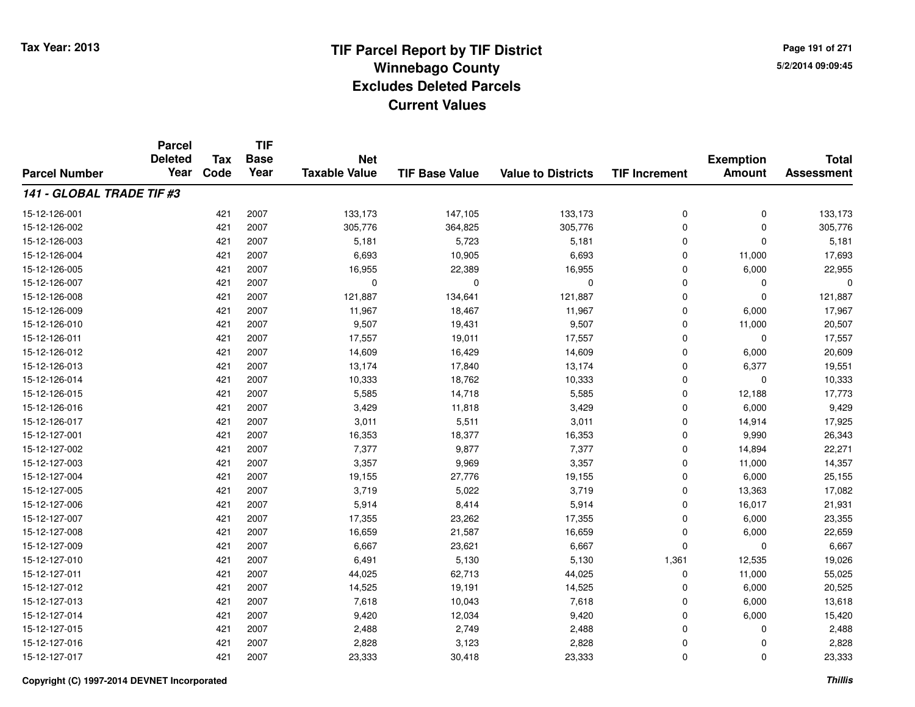# TIF Parcel Report by TIF District
## Winnebago County
## Excludes Deleted Parcels
## Current Values

Tax Year: 2013

| Parcel Number | Parcel Deleted Year | Tax Code | TIF Base Year | Net Taxable Value | TIF Base Value | Value to Districts | TIF Increment | Exemption Amount | Total Assessment |
|---|---|---|---|---|---|---|---|---|---|
| ***141 - GLOBAL TRADE TIF #3*** | | | | | | | | | |
| 15-12-126-001 | | 421 | 2007 | 133,173 | 147,105 | 133,173 | 0 | 0 | 133,173 |
| 15-12-126-002 | | 421 | 2007 | 305,776 | 364,825 | 305,776 | 0 | 0 | 305,776 |
| 15-12-126-003 | | 421 | 2007 | 5,181 | 5,723 | 5,181 | 0 | 0 | 5,181 |
| 15-12-126-004 | | 421 | 2007 | 6,693 | 10,905 | 6,693 | 0 | 11,000 | 17,693 |
| 15-12-126-005 | | 421 | 2007 | 16,955 | 22,389 | 16,955 | 0 | 6,000 | 22,955 |
| 15-12-126-007 | | 421 | 2007 | 0 | 0 | 0 | 0 | 0 | 0 |
| 15-12-126-008 | | 421 | 2007 | 121,887 | 134,641 | 121,887 | 0 | 0 | 121,887 |
| 15-12-126-009 | | 421 | 2007 | 11,967 | 18,467 | 11,967 | 0 | 6,000 | 17,967 |
| 15-12-126-010 | | 421 | 2007 | 9,507 | 19,431 | 9,507 | 0 | 11,000 | 20,507 |
| 15-12-126-011 | | 421 | 2007 | 17,557 | 19,011 | 17,557 | 0 | 0 | 17,557 |
| 15-12-126-012 | | 421 | 2007 | 14,609 | 16,429 | 14,609 | 0 | 6,000 | 20,609 |
| 15-12-126-013 | | 421 | 2007 | 13,174 | 17,840 | 13,174 | 0 | 6,377 | 19,551 |
| 15-12-126-014 | | 421 | 2007 | 10,333 | 18,762 | 10,333 | 0 | 0 | 10,333 |
| 15-12-126-015 | | 421 | 2007 | 5,585 | 14,718 | 5,585 | 0 | 12,188 | 17,773 |
| 15-12-126-016 | | 421 | 2007 | 3,429 | 11,818 | 3,429 | 0 | 6,000 | 9,429 |
| 15-12-126-017 | | 421 | 2007 | 3,011 | 5,511 | 3,011 | 0 | 14,914 | 17,925 |
| 15-12-127-001 | | 421 | 2007 | 16,353 | 18,377 | 16,353 | 0 | 9,990 | 26,343 |
| 15-12-127-002 | | 421 | 2007 | 7,377 | 9,877 | 7,377 | 0 | 14,894 | 22,271 |
| 15-12-127-003 | | 421 | 2007 | 3,357 | 9,969 | 3,357 | 0 | 11,000 | 14,357 |
| 15-12-127-004 | | 421 | 2007 | 19,155 | 27,776 | 19,155 | 0 | 6,000 | 25,155 |
| 15-12-127-005 | | 421 | 2007 | 3,719 | 5,022 | 3,719 | 0 | 13,363 | 17,082 |
| 15-12-127-006 | | 421 | 2007 | 5,914 | 8,414 | 5,914 | 0 | 16,017 | 21,931 |
| 15-12-127-007 | | 421 | 2007 | 17,355 | 23,262 | 17,355 | 0 | 6,000 | 23,355 |
| 15-12-127-008 | | 421 | 2007 | 16,659 | 21,587 | 16,659 | 0 | 6,000 | 22,659 |
| 15-12-127-009 | | 421 | 2007 | 6,667 | 23,621 | 6,667 | 0 | 0 | 6,667 |
| 15-12-127-010 | | 421 | 2007 | 6,491 | 5,130 | 5,130 | 1,361 | 12,535 | 19,026 |
| 15-12-127-011 | | 421 | 2007 | 44,025 | 62,713 | 44,025 | 0 | 11,000 | 55,025 |
| 15-12-127-012 | | 421 | 2007 | 14,525 | 19,191 | 14,525 | 0 | 6,000 | 20,525 |
| 15-12-127-013 | | 421 | 2007 | 7,618 | 10,043 | 7,618 | 0 | 6,000 | 13,618 |
| 15-12-127-014 | | 421 | 2007 | 9,420 | 12,034 | 9,420 | 0 | 6,000 | 15,420 |
| 15-12-127-015 | | 421 | 2007 | 2,488 | 2,749 | 2,488 | 0 | 0 | 2,488 |
| 15-12-127-016 | | 421 | 2007 | 2,828 | 3,123 | 2,828 | 0 | 0 | 2,828 |
| 15-12-127-017 | | 421 | 2007 | 23,333 | 30,418 | 23,333 | 0 | 0 | 23,333 |

Copyright (C) 1997-2014 DEVNET Incorporated

*Thillis*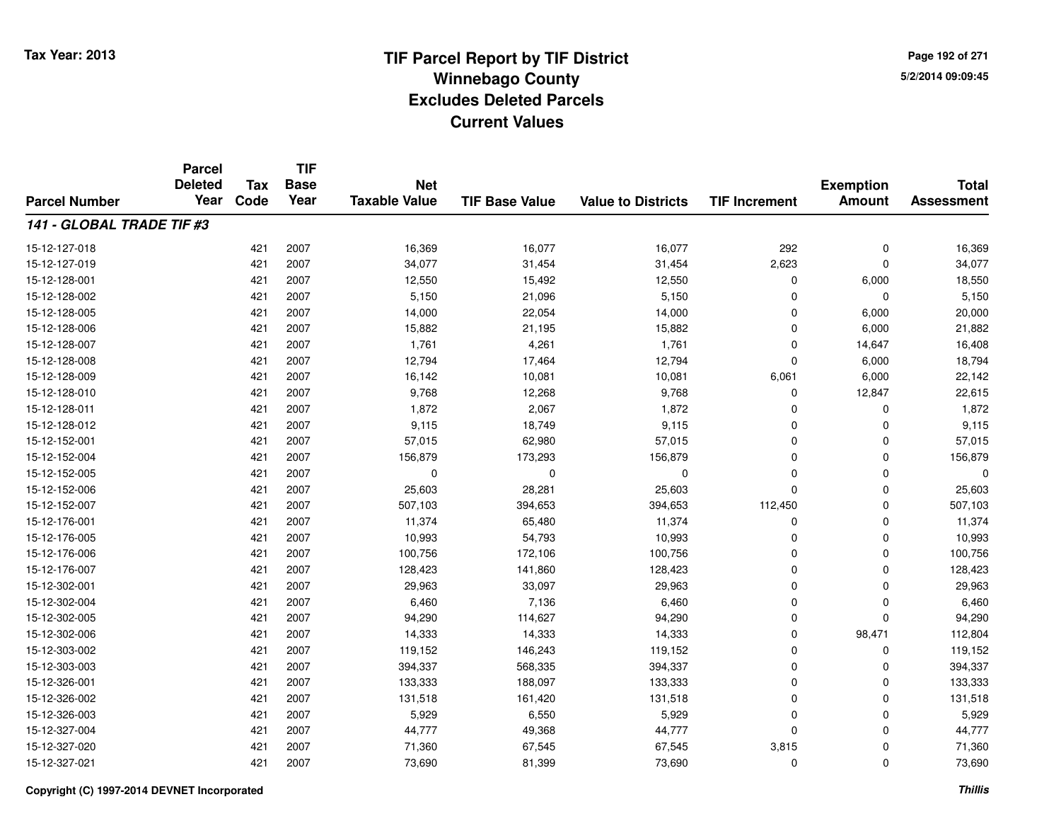# TIF Parcel Report by TIF District
## Winnebago County
## Excludes Deleted Parcels
## Current Values

Tax Year: 2013

| Parcel Number | Parcel Deleted Year | Tax Code | TIF Base Year | Net Taxable Value | TIF Base Value | Value to Districts | TIF Increment | Exemption Amount | Total Assessment |
|---|---|---|---|---|---|---|---|---|---|
| ***141 - GLOBAL TRADE TIF #3*** | | | | | | | | | |
| 15-12-127-018 | | 421 | 2007 | 16,369 | 16,077 | 16,077 | 292 | 0 | 16,369 |
| 15-12-127-019 | | 421 | 2007 | 34,077 | 31,454 | 31,454 | 2,623 | 0 | 34,077 |
| 15-12-128-001 | | 421 | 2007 | 12,550 | 15,492 | 12,550 | 0 | 6,000 | 18,550 |
| 15-12-128-002 | | 421 | 2007 | 5,150 | 21,096 | 5,150 | 0 | 0 | 5,150 |
| 15-12-128-005 | | 421 | 2007 | 14,000 | 22,054 | 14,000 | 0 | 6,000 | 20,000 |
| 15-12-128-006 | | 421 | 2007 | 15,882 | 21,195 | 15,882 | 0 | 6,000 | 21,882 |
| 15-12-128-007 | | 421 | 2007 | 1,761 | 4,261 | 1,761 | 0 | 14,647 | 16,408 |
| 15-12-128-008 | | 421 | 2007 | 12,794 | 17,464 | 12,794 | 0 | 6,000 | 18,794 |
| 15-12-128-009 | | 421 | 2007 | 16,142 | 10,081 | 10,081 | 6,061 | 6,000 | 22,142 |
| 15-12-128-010 | | 421 | 2007 | 9,768 | 12,268 | 9,768 | 0 | 12,847 | 22,615 |
| 15-12-128-011 | | 421 | 2007 | 1,872 | 2,067 | 1,872 | 0 | 0 | 1,872 |
| 15-12-128-012 | | 421 | 2007 | 9,115 | 18,749 | 9,115 | 0 | 0 | 9,115 |
| 15-12-152-001 | | 421 | 2007 | 57,015 | 62,980 | 57,015 | 0 | 0 | 57,015 |
| 15-12-152-004 | | 421 | 2007 | 156,879 | 173,293 | 156,879 | 0 | 0 | 156,879 |
| 15-12-152-005 | | 421 | 2007 | 0 | 0 | 0 | 0 | 0 | 0 |
| 15-12-152-006 | | 421 | 2007 | 25,603 | 28,281 | 25,603 | 0 | 0 | 25,603 |
| 15-12-152-007 | | 421 | 2007 | 507,103 | 394,653 | 394,653 | 112,450 | 0 | 507,103 |
| 15-12-176-001 | | 421 | 2007 | 11,374 | 65,480 | 11,374 | 0 | 0 | 11,374 |
| 15-12-176-005 | | 421 | 2007 | 10,993 | 54,793 | 10,993 | 0 | 0 | 10,993 |
| 15-12-176-006 | | 421 | 2007 | 100,756 | 172,106 | 100,756 | 0 | 0 | 100,756 |
| 15-12-176-007 | | 421 | 2007 | 128,423 | 141,860 | 128,423 | 0 | 0 | 128,423 |
| 15-12-302-001 | | 421 | 2007 | 29,963 | 33,097 | 29,963 | 0 | 0 | 29,963 |
| 15-12-302-004 | | 421 | 2007 | 6,460 | 7,136 | 6,460 | 0 | 0 | 6,460 |
| 15-12-302-005 | | 421 | 2007 | 94,290 | 114,627 | 94,290 | 0 | 0 | 94,290 |
| 15-12-302-006 | | 421 | 2007 | 14,333 | 14,333 | 14,333 | 0 | 98,471 | 112,804 |
| 15-12-303-002 | | 421 | 2007 | 119,152 | 146,243 | 119,152 | 0 | 0 | 119,152 |
| 15-12-303-003 | | 421 | 2007 | 394,337 | 568,335 | 394,337 | 0 | 0 | 394,337 |
| 15-12-326-001 | | 421 | 2007 | 133,333 | 188,097 | 133,333 | 0 | 0 | 133,333 |
| 15-12-326-002 | | 421 | 2007 | 131,518 | 161,420 | 131,518 | 0 | 0 | 131,518 |
| 15-12-326-003 | | 421 | 2007 | 5,929 | 6,550 | 5,929 | 0 | 0 | 5,929 |
| 15-12-327-004 | | 421 | 2007 | 44,777 | 49,368 | 44,777 | 0 | 0 | 44,777 |
| 15-12-327-020 | | 421 | 2007 | 71,360 | 67,545 | 67,545 | 3,815 | 0 | 71,360 |
| 15-12-327-021 | | 421 | 2007 | 73,690 | 81,399 | 73,690 | 0 | 0 | 73,690 |

Copyright (C) 1997-2014 DEVNET Incorporated

*Thillis*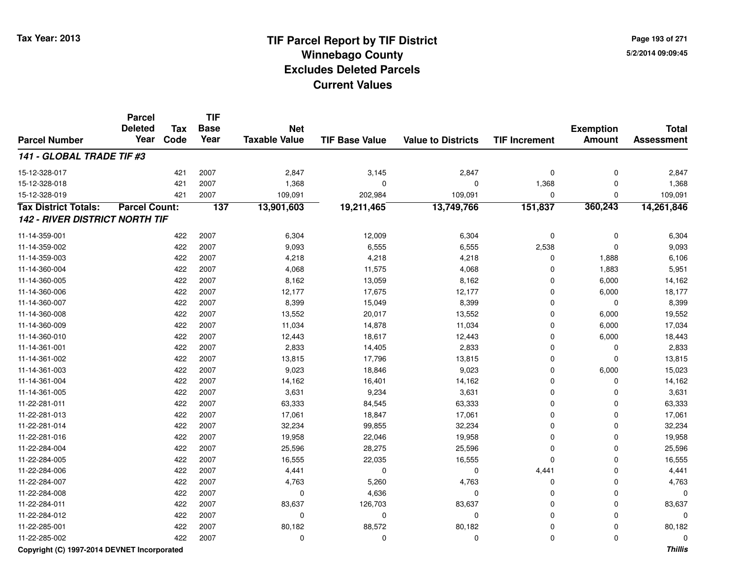Tax Year: 2013

# TIF Parcel Report by TIF District
## Winnebago County
## Excludes Deleted Parcels
## Current Values

5/2/2014 09:09:45

| Parcel Number | Parcel Deleted Year | Tax Code | TIF Base Year | Net Taxable Value | TIF Base Value | Value to Districts | TIF Increment | Exemption Amount | Total Assessment |
|---|---|---|---|---|---|---|---|---|---|
| ***141 - GLOBAL TRADE TIF #3*** | | | | | | | | | |
| 15-12-328-017 | | 421 | 2007 | 2,847 | 3,145 | 2,847 | 0 | 0 | 2,847 |
| 15-12-328-018 | | 421 | 2007 | 1,368 | 0 | 0 | 1,368 | 0 | 1,368 |
| 15-12-328-019 | | 421 | 2007 | 109,091 | 202,984 | 109,091 | 0 | 0 | 109,091 |
| **Tax District Totals:** | **Parcel Count:** | | **137** | **13,901,603** | **19,211,465** | **13,749,766** | **151,837** | **360,243** | **14,261,846** |
| ***142 - RIVER DISTRICT NORTH TIF*** | | | | | | | | | |
| 11-14-359-001 | | 422 | 2007 | 6,304 | 12,009 | 6,304 | 0 | 0 | 6,304 |
| 11-14-359-002 | | 422 | 2007 | 9,093 | 6,555 | 6,555 | 2,538 | 0 | 9,093 |
| 11-14-359-003 | | 422 | 2007 | 4,218 | 4,218 | 4,218 | 0 | 1,888 | 6,106 |
| 11-14-360-004 | | 422 | 2007 | 4,068 | 11,575 | 4,068 | 0 | 1,883 | 5,951 |
| 11-14-360-005 | | 422 | 2007 | 8,162 | 13,059 | 8,162 | 0 | 6,000 | 14,162 |
| 11-14-360-006 | | 422 | 2007 | 12,177 | 17,675 | 12,177 | 0 | 6,000 | 18,177 |
| 11-14-360-007 | | 422 | 2007 | 8,399 | 15,049 | 8,399 | 0 | 0 | 8,399 |
| 11-14-360-008 | | 422 | 2007 | 13,552 | 20,017 | 13,552 | 0 | 6,000 | 19,552 |
| 11-14-360-009 | | 422 | 2007 | 11,034 | 14,878 | 11,034 | 0 | 6,000 | 17,034 |
| 11-14-360-010 | | 422 | 2007 | 12,443 | 18,617 | 12,443 | 0 | 6,000 | 18,443 |
| 11-14-361-001 | | 422 | 2007 | 2,833 | 14,405 | 2,833 | 0 | 0 | 2,833 |
| 11-14-361-002 | | 422 | 2007 | 13,815 | 17,796 | 13,815 | 0 | 0 | 13,815 |
| 11-14-361-003 | | 422 | 2007 | 9,023 | 18,846 | 9,023 | 0 | 6,000 | 15,023 |
| 11-14-361-004 | | 422 | 2007 | 14,162 | 16,401 | 14,162 | 0 | 0 | 14,162 |
| 11-14-361-005 | | 422 | 2007 | 3,631 | 9,234 | 3,631 | 0 | 0 | 3,631 |
| 11-22-281-011 | | 422 | 2007 | 63,333 | 84,545 | 63,333 | 0 | 0 | 63,333 |
| 11-22-281-013 | | 422 | 2007 | 17,061 | 18,847 | 17,061 | 0 | 0 | 17,061 |
| 11-22-281-014 | | 422 | 2007 | 32,234 | 99,855 | 32,234 | 0 | 0 | 32,234 |
| 11-22-281-016 | | 422 | 2007 | 19,958 | 22,046 | 19,958 | 0 | 0 | 19,958 |
| 11-22-284-004 | | 422 | 2007 | 25,596 | 28,275 | 25,596 | 0 | 0 | 25,596 |
| 11-22-284-005 | | 422 | 2007 | 16,555 | 22,035 | 16,555 | 0 | 0 | 16,555 |
| 11-22-284-006 | | 422 | 2007 | 4,441 | 0 | 0 | 4,441 | 0 | 4,441 |
| 11-22-284-007 | | 422 | 2007 | 4,763 | 5,260 | 4,763 | 0 | 0 | 4,763 |
| 11-22-284-008 | | 422 | 2007 | 0 | 4,636 | 0 | 0 | 0 | 0 |
| 11-22-284-011 | | 422 | 2007 | 83,637 | 126,703 | 83,637 | 0 | 0 | 83,637 |
| 11-22-284-012 | | 422 | 2007 | 0 | 0 | 0 | 0 | 0 | 0 |
| 11-22-285-001 | | 422 | 2007 | 80,182 | 88,572 | 80,182 | 0 | 0 | 80,182 |
| 11-22-285-002 | | 422 | 2007 | 0 | 0 | 0 | 0 | 0 | 0 |

Copyright (C) 1997-2014 DEVNET Incorporated — *Thillis*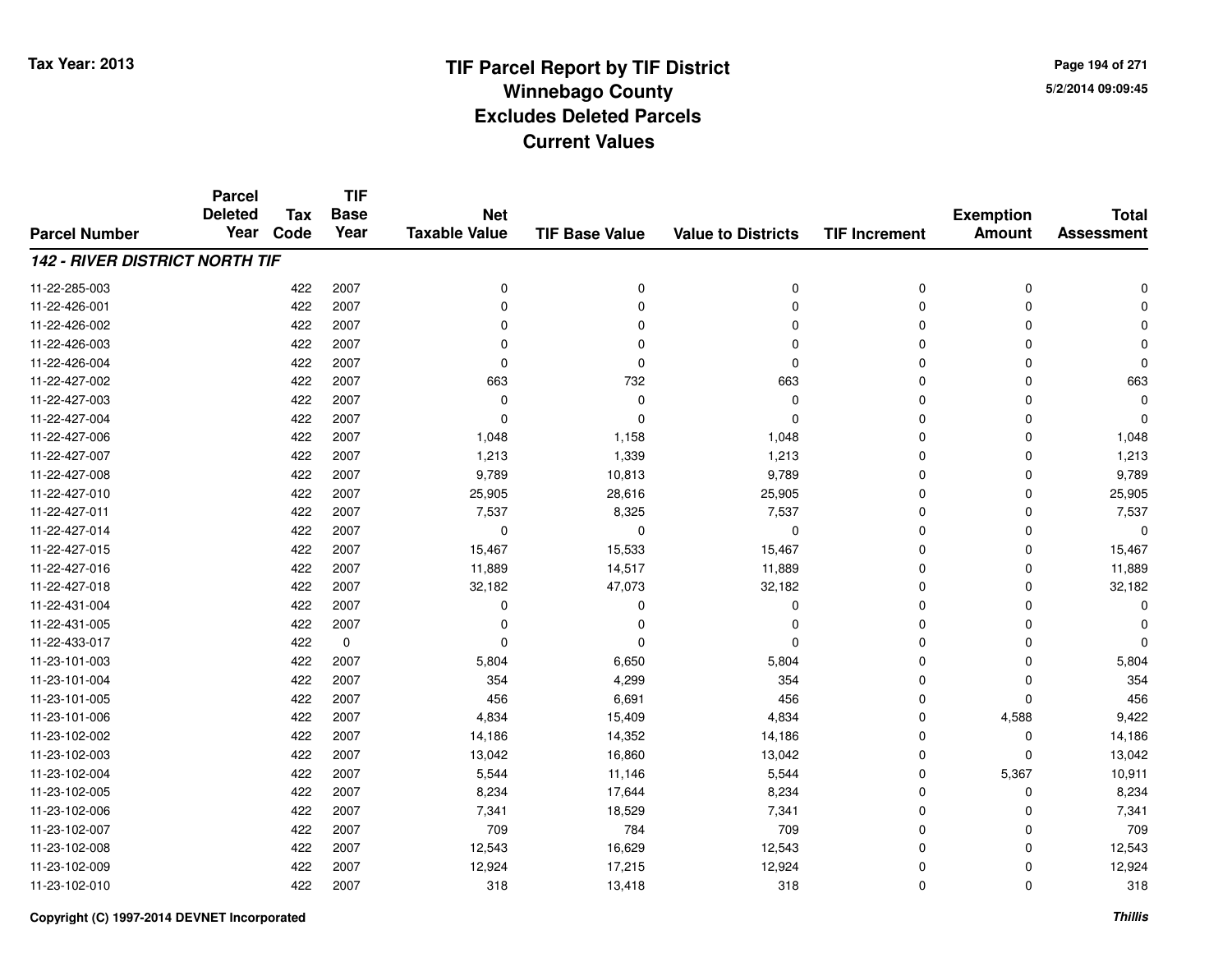# TIF Parcel Report by TIF District
## Winnebago County
## Excludes Deleted Parcels
## Current Values

Tax Year: 2013

| Parcel Number | Parcel Deleted Year | Tax Code | TIF Base Year | Net Taxable Value | TIF Base Value | Value to Districts | TIF Increment | Exemption Amount | Total Assessment |
|---|---|---|---|---|---|---|---|---|---|
| ***142 - RIVER DISTRICT NORTH TIF*** | | | | | | | | | |
| 11-22-285-003 | | 422 | 2007 | 0 | 0 | 0 | 0 | 0 | 0 |
| 11-22-426-001 | | 422 | 2007 | 0 | 0 | 0 | 0 | 0 | 0 |
| 11-22-426-002 | | 422 | 2007 | 0 | 0 | 0 | 0 | 0 | 0 |
| 11-22-426-003 | | 422 | 2007 | 0 | 0 | 0 | 0 | 0 | 0 |
| 11-22-426-004 | | 422 | 2007 | 0 | 0 | 0 | 0 | 0 | 0 |
| 11-22-427-002 | | 422 | 2007 | 663 | 732 | 663 | 0 | 0 | 663 |
| 11-22-427-003 | | 422 | 2007 | 0 | 0 | 0 | 0 | 0 | 0 |
| 11-22-427-004 | | 422 | 2007 | 0 | 0 | 0 | 0 | 0 | 0 |
| 11-22-427-006 | | 422 | 2007 | 1,048 | 1,158 | 1,048 | 0 | 0 | 1,048 |
| 11-22-427-007 | | 422 | 2007 | 1,213 | 1,339 | 1,213 | 0 | 0 | 1,213 |
| 11-22-427-008 | | 422 | 2007 | 9,789 | 10,813 | 9,789 | 0 | 0 | 9,789 |
| 11-22-427-010 | | 422 | 2007 | 25,905 | 28,616 | 25,905 | 0 | 0 | 25,905 |
| 11-22-427-011 | | 422 | 2007 | 7,537 | 8,325 | 7,537 | 0 | 0 | 7,537 |
| 11-22-427-014 | | 422 | 2007 | 0 | 0 | 0 | 0 | 0 | 0 |
| 11-22-427-015 | | 422 | 2007 | 15,467 | 15,533 | 15,467 | 0 | 0 | 15,467 |
| 11-22-427-016 | | 422 | 2007 | 11,889 | 14,517 | 11,889 | 0 | 0 | 11,889 |
| 11-22-427-018 | | 422 | 2007 | 32,182 | 47,073 | 32,182 | 0 | 0 | 32,182 |
| 11-22-431-004 | | 422 | 2007 | 0 | 0 | 0 | 0 | 0 | 0 |
| 11-22-431-005 | | 422 | 2007 | 0 | 0 | 0 | 0 | 0 | 0 |
| 11-22-433-017 | | 422 | 0 | 0 | 0 | 0 | 0 | 0 | 0 |
| 11-23-101-003 | | 422 | 2007 | 5,804 | 6,650 | 5,804 | 0 | 0 | 5,804 |
| 11-23-101-004 | | 422 | 2007 | 354 | 4,299 | 354 | 0 | 0 | 354 |
| 11-23-101-005 | | 422 | 2007 | 456 | 6,691 | 456 | 0 | 0 | 456 |
| 11-23-101-006 | | 422 | 2007 | 4,834 | 15,409 | 4,834 | 0 | 4,588 | 9,422 |
| 11-23-102-002 | | 422 | 2007 | 14,186 | 14,352 | 14,186 | 0 | 0 | 14,186 |
| 11-23-102-003 | | 422 | 2007 | 13,042 | 16,860 | 13,042 | 0 | 0 | 13,042 |
| 11-23-102-004 | | 422 | 2007 | 5,544 | 11,146 | 5,544 | 0 | 5,367 | 10,911 |
| 11-23-102-005 | | 422 | 2007 | 8,234 | 17,644 | 8,234 | 0 | 0 | 8,234 |
| 11-23-102-006 | | 422 | 2007 | 7,341 | 18,529 | 7,341 | 0 | 0 | 7,341 |
| 11-23-102-007 | | 422 | 2007 | 709 | 784 | 709 | 0 | 0 | 709 |
| 11-23-102-008 | | 422 | 2007 | 12,543 | 16,629 | 12,543 | 0 | 0 | 12,543 |
| 11-23-102-009 | | 422 | 2007 | 12,924 | 17,215 | 12,924 | 0 | 0 | 12,924 |
| 11-23-102-010 | | 422 | 2007 | 318 | 13,418 | 318 | 0 | 0 | 318 |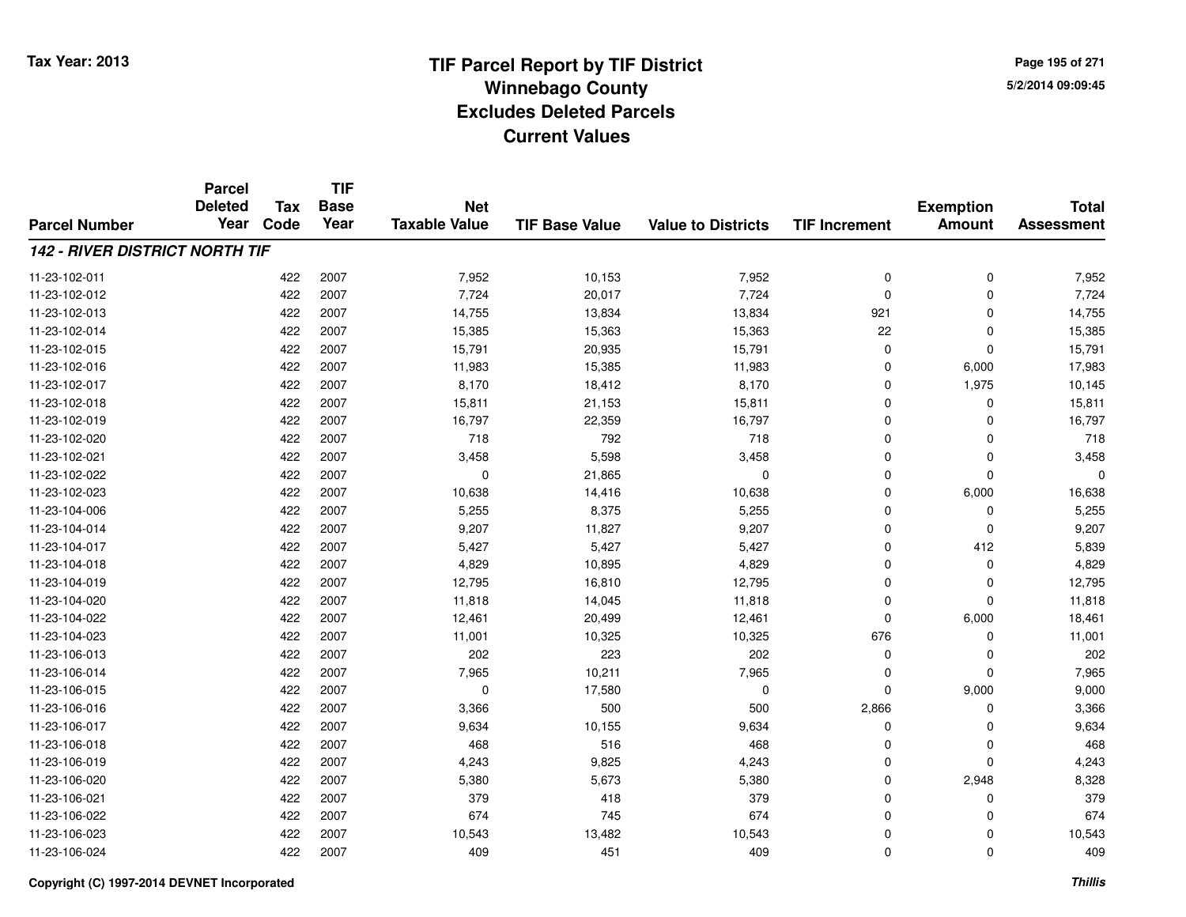Tax Year: 2013

# TIF Parcel Report by TIF District
## Winnebago County
## Excludes Deleted Parcels
## Current Values

5/2/2014 09:09:45

| Parcel Number | Parcel Deleted Year | Tax Code | TIF Base Year | Net Taxable Value | TIF Base Value | Value to Districts | TIF Increment | Exemption Amount | Total Assessment |
|---|---|---|---|---|---|---|---|---|---|
| ***142 - RIVER DISTRICT NORTH TIF*** | | | | | | | | | |
| 11-23-102-011 | | 422 | 2007 | 7,952 | 10,153 | 7,952 | 0 | 0 | 7,952 |
| 11-23-102-012 | | 422 | 2007 | 7,724 | 20,017 | 7,724 | 0 | 0 | 7,724 |
| 11-23-102-013 | | 422 | 2007 | 14,755 | 13,834 | 13,834 | 921 | 0 | 14,755 |
| 11-23-102-014 | | 422 | 2007 | 15,385 | 15,363 | 15,363 | 22 | 0 | 15,385 |
| 11-23-102-015 | | 422 | 2007 | 15,791 | 20,935 | 15,791 | 0 | 0 | 15,791 |
| 11-23-102-016 | | 422 | 2007 | 11,983 | 15,385 | 11,983 | 0 | 6,000 | 17,983 |
| 11-23-102-017 | | 422 | 2007 | 8,170 | 18,412 | 8,170 | 0 | 1,975 | 10,145 |
| 11-23-102-018 | | 422 | 2007 | 15,811 | 21,153 | 15,811 | 0 | 0 | 15,811 |
| 11-23-102-019 | | 422 | 2007 | 16,797 | 22,359 | 16,797 | 0 | 0 | 16,797 |
| 11-23-102-020 | | 422 | 2007 | 718 | 792 | 718 | 0 | 0 | 718 |
| 11-23-102-021 | | 422 | 2007 | 3,458 | 5,598 | 3,458 | 0 | 0 | 3,458 |
| 11-23-102-022 | | 422 | 2007 | 0 | 21,865 | 0 | 0 | 0 | 0 |
| 11-23-102-023 | | 422 | 2007 | 10,638 | 14,416 | 10,638 | 0 | 6,000 | 16,638 |
| 11-23-104-006 | | 422 | 2007 | 5,255 | 8,375 | 5,255 | 0 | 0 | 5,255 |
| 11-23-104-014 | | 422 | 2007 | 9,207 | 11,827 | 9,207 | 0 | 0 | 9,207 |
| 11-23-104-017 | | 422 | 2007 | 5,427 | 5,427 | 5,427 | 0 | 412 | 5,839 |
| 11-23-104-018 | | 422 | 2007 | 4,829 | 10,895 | 4,829 | 0 | 0 | 4,829 |
| 11-23-104-019 | | 422 | 2007 | 12,795 | 16,810 | 12,795 | 0 | 0 | 12,795 |
| 11-23-104-020 | | 422 | 2007 | 11,818 | 14,045 | 11,818 | 0 | 0 | 11,818 |
| 11-23-104-022 | | 422 | 2007 | 12,461 | 20,499 | 12,461 | 0 | 6,000 | 18,461 |
| 11-23-104-023 | | 422 | 2007 | 11,001 | 10,325 | 10,325 | 676 | 0 | 11,001 |
| 11-23-106-013 | | 422 | 2007 | 202 | 223 | 202 | 0 | 0 | 202 |
| 11-23-106-014 | | 422 | 2007 | 7,965 | 10,211 | 7,965 | 0 | 0 | 7,965 |
| 11-23-106-015 | | 422 | 2007 | 0 | 17,580 | 0 | 0 | 9,000 | 9,000 |
| 11-23-106-016 | | 422 | 2007 | 3,366 | 500 | 500 | 2,866 | 0 | 3,366 |
| 11-23-106-017 | | 422 | 2007 | 9,634 | 10,155 | 9,634 | 0 | 0 | 9,634 |
| 11-23-106-018 | | 422 | 2007 | 468 | 516 | 468 | 0 | 0 | 468 |
| 11-23-106-019 | | 422 | 2007 | 4,243 | 9,825 | 4,243 | 0 | 0 | 4,243 |
| 11-23-106-020 | | 422 | 2007 | 5,380 | 5,673 | 5,380 | 0 | 2,948 | 8,328 |
| 11-23-106-021 | | 422 | 2007 | 379 | 418 | 379 | 0 | 0 | 379 |
| 11-23-106-022 | | 422 | 2007 | 674 | 745 | 674 | 0 | 0 | 674 |
| 11-23-106-023 | | 422 | 2007 | 10,543 | 13,482 | 10,543 | 0 | 0 | 10,543 |
| 11-23-106-024 | | 422 | 2007 | 409 | 451 | 409 | 0 | 0 | 409 |

Copyright (C) 1997-2014 DEVNET Incorporated

*Thillis*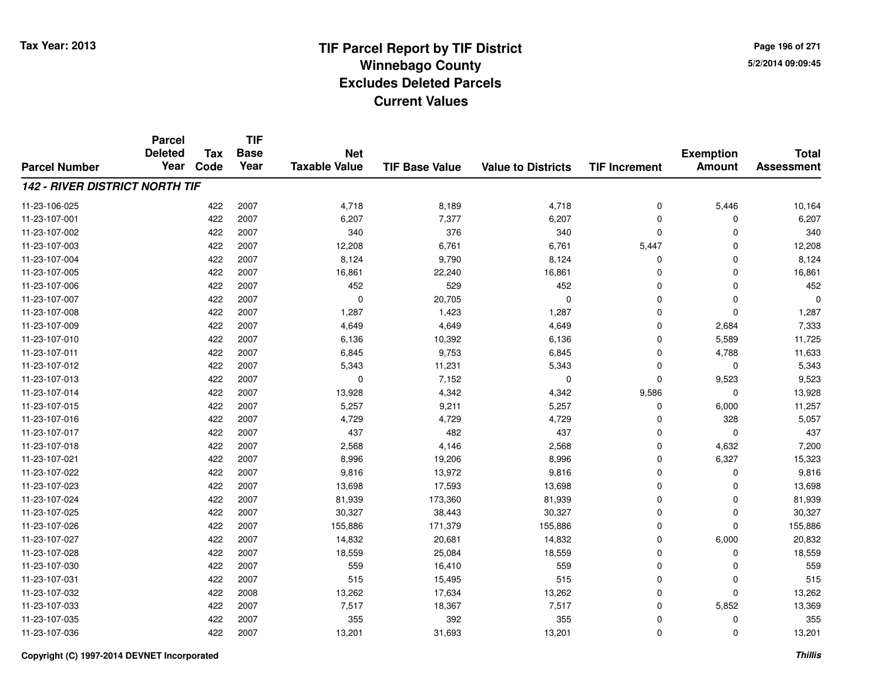Tax Year: 2013

# TIF Parcel Report by TIF District
## Winnebago County
## Excludes Deleted Parcels
## Current Values

5/2/2014 09:09:45

| Parcel Number | Parcel Deleted Year | Tax Code | TIF Base Year | Net Taxable Value | TIF Base Value | Value to Districts | TIF Increment | Exemption Amount | Total Assessment |
|---|---|---|---|---|---|---|---|---|---|
| ***142 - RIVER DISTRICT NORTH TIF*** | | | | | | | | | |
| 11-23-106-025 | | 422 | 2007 | 4,718 | 8,189 | 4,718 | 0 | 5,446 | 10,164 |
| 11-23-107-001 | | 422 | 2007 | 6,207 | 7,377 | 6,207 | 0 | 0 | 6,207 |
| 11-23-107-002 | | 422 | 2007 | 340 | 376 | 340 | 0 | 0 | 340 |
| 11-23-107-003 | | 422 | 2007 | 12,208 | 6,761 | 6,761 | 5,447 | 0 | 12,208 |
| 11-23-107-004 | | 422 | 2007 | 8,124 | 9,790 | 8,124 | 0 | 0 | 8,124 |
| 11-23-107-005 | | 422 | 2007 | 16,861 | 22,240 | 16,861 | 0 | 0 | 16,861 |
| 11-23-107-006 | | 422 | 2007 | 452 | 529 | 452 | 0 | 0 | 452 |
| 11-23-107-007 | | 422 | 2007 | 0 | 20,705 | 0 | 0 | 0 | 0 |
| 11-23-107-008 | | 422 | 2007 | 1,287 | 1,423 | 1,287 | 0 | 0 | 1,287 |
| 11-23-107-009 | | 422 | 2007 | 4,649 | 4,649 | 4,649 | 0 | 2,684 | 7,333 |
| 11-23-107-010 | | 422 | 2007 | 6,136 | 10,392 | 6,136 | 0 | 5,589 | 11,725 |
| 11-23-107-011 | | 422 | 2007 | 6,845 | 9,753 | 6,845 | 0 | 4,788 | 11,633 |
| 11-23-107-012 | | 422 | 2007 | 5,343 | 11,231 | 5,343 | 0 | 0 | 5,343 |
| 11-23-107-013 | | 422 | 2007 | 0 | 7,152 | 0 | 0 | 9,523 | 9,523 |
| 11-23-107-014 | | 422 | 2007 | 13,928 | 4,342 | 4,342 | 9,586 | 0 | 13,928 |
| 11-23-107-015 | | 422 | 2007 | 5,257 | 9,211 | 5,257 | 0 | 6,000 | 11,257 |
| 11-23-107-016 | | 422 | 2007 | 4,729 | 4,729 | 4,729 | 0 | 328 | 5,057 |
| 11-23-107-017 | | 422 | 2007 | 437 | 482 | 437 | 0 | 0 | 437 |
| 11-23-107-018 | | 422 | 2007 | 2,568 | 4,146 | 2,568 | 0 | 4,632 | 7,200 |
| 11-23-107-021 | | 422 | 2007 | 8,996 | 19,206 | 8,996 | 0 | 6,327 | 15,323 |
| 11-23-107-022 | | 422 | 2007 | 9,816 | 13,972 | 9,816 | 0 | 0 | 9,816 |
| 11-23-107-023 | | 422 | 2007 | 13,698 | 17,593 | 13,698 | 0 | 0 | 13,698 |
| 11-23-107-024 | | 422 | 2007 | 81,939 | 173,360 | 81,939 | 0 | 0 | 81,939 |
| 11-23-107-025 | | 422 | 2007 | 30,327 | 38,443 | 30,327 | 0 | 0 | 30,327 |
| 11-23-107-026 | | 422 | 2007 | 155,886 | 171,379 | 155,886 | 0 | 0 | 155,886 |
| 11-23-107-027 | | 422 | 2007 | 14,832 | 20,681 | 14,832 | 0 | 6,000 | 20,832 |
| 11-23-107-028 | | 422 | 2007 | 18,559 | 25,084 | 18,559 | 0 | 0 | 18,559 |
| 11-23-107-030 | | 422 | 2007 | 559 | 16,410 | 559 | 0 | 0 | 559 |
| 11-23-107-031 | | 422 | 2007 | 515 | 15,495 | 515 | 0 | 0 | 515 |
| 11-23-107-032 | | 422 | 2008 | 13,262 | 17,634 | 13,262 | 0 | 0 | 13,262 |
| 11-23-107-033 | | 422 | 2007 | 7,517 | 18,367 | 7,517 | 0 | 5,852 | 13,369 |
| 11-23-107-035 | | 422 | 2007 | 355 | 392 | 355 | 0 | 0 | 355 |
| 11-23-107-036 | | 422 | 2007 | 13,201 | 31,693 | 13,201 | 0 | 0 | 13,201 |

Copyright (C) 1997-2014 DEVNET Incorporated

*Thillis*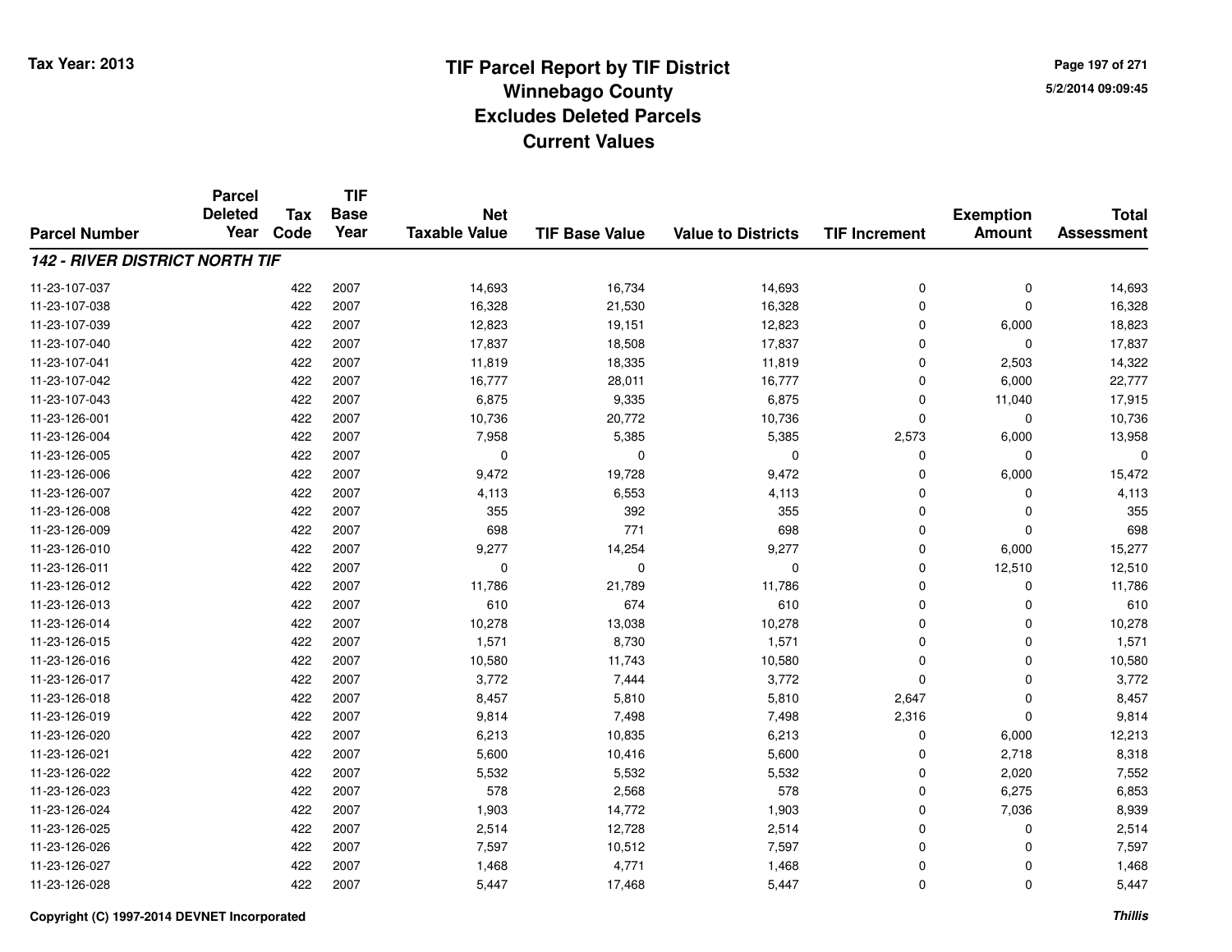# TIF Parcel Report by TIF District
## Winnebago County
## Excludes Deleted Parcels
## Current Values

Tax Year: 2013

5/2/2014 09:09:45

| Parcel Number | Parcel Deleted Year | Tax Code | TIF Base Year | Net Taxable Value | TIF Base Value | Value to Districts | TIF Increment | Exemption Amount | Total Assessment |
|---|---|---|---|---|---|---|---|---|---|
| ***142 - RIVER DISTRICT NORTH TIF*** | | | | | | | | | |
| 11-23-107-037 | | 422 | 2007 | 14,693 | 16,734 | 14,693 | 0 | 0 | 14,693 |
| 11-23-107-038 | | 422 | 2007 | 16,328 | 21,530 | 16,328 | 0 | 0 | 16,328 |
| 11-23-107-039 | | 422 | 2007 | 12,823 | 19,151 | 12,823 | 0 | 6,000 | 18,823 |
| 11-23-107-040 | | 422 | 2007 | 17,837 | 18,508 | 17,837 | 0 | 0 | 17,837 |
| 11-23-107-041 | | 422 | 2007 | 11,819 | 18,335 | 11,819 | 0 | 2,503 | 14,322 |
| 11-23-107-042 | | 422 | 2007 | 16,777 | 28,011 | 16,777 | 0 | 6,000 | 22,777 |
| 11-23-107-043 | | 422 | 2007 | 6,875 | 9,335 | 6,875 | 0 | 11,040 | 17,915 |
| 11-23-126-001 | | 422 | 2007 | 10,736 | 20,772 | 10,736 | 0 | 0 | 10,736 |
| 11-23-126-004 | | 422 | 2007 | 7,958 | 5,385 | 5,385 | 2,573 | 6,000 | 13,958 |
| 11-23-126-005 | | 422 | 2007 | 0 | 0 | 0 | 0 | 0 | 0 |
| 11-23-126-006 | | 422 | 2007 | 9,472 | 19,728 | 9,472 | 0 | 6,000 | 15,472 |
| 11-23-126-007 | | 422 | 2007 | 4,113 | 6,553 | 4,113 | 0 | 0 | 4,113 |
| 11-23-126-008 | | 422 | 2007 | 355 | 392 | 355 | 0 | 0 | 355 |
| 11-23-126-009 | | 422 | 2007 | 698 | 771 | 698 | 0 | 0 | 698 |
| 11-23-126-010 | | 422 | 2007 | 9,277 | 14,254 | 9,277 | 0 | 6,000 | 15,277 |
| 11-23-126-011 | | 422 | 2007 | 0 | 0 | 0 | 0 | 12,510 | 12,510 |
| 11-23-126-012 | | 422 | 2007 | 11,786 | 21,789 | 11,786 | 0 | 0 | 11,786 |
| 11-23-126-013 | | 422 | 2007 | 610 | 674 | 610 | 0 | 0 | 610 |
| 11-23-126-014 | | 422 | 2007 | 10,278 | 13,038 | 10,278 | 0 | 0 | 10,278 |
| 11-23-126-015 | | 422 | 2007 | 1,571 | 8,730 | 1,571 | 0 | 0 | 1,571 |
| 11-23-126-016 | | 422 | 2007 | 10,580 | 11,743 | 10,580 | 0 | 0 | 10,580 |
| 11-23-126-017 | | 422 | 2007 | 3,772 | 7,444 | 3,772 | 0 | 0 | 3,772 |
| 11-23-126-018 | | 422 | 2007 | 8,457 | 5,810 | 5,810 | 2,647 | 0 | 8,457 |
| 11-23-126-019 | | 422 | 2007 | 9,814 | 7,498 | 7,498 | 2,316 | 0 | 9,814 |
| 11-23-126-020 | | 422 | 2007 | 6,213 | 10,835 | 6,213 | 0 | 6,000 | 12,213 |
| 11-23-126-021 | | 422 | 2007 | 5,600 | 10,416 | 5,600 | 0 | 2,718 | 8,318 |
| 11-23-126-022 | | 422 | 2007 | 5,532 | 5,532 | 5,532 | 0 | 2,020 | 7,552 |
| 11-23-126-023 | | 422 | 2007 | 578 | 2,568 | 578 | 0 | 6,275 | 6,853 |
| 11-23-126-024 | | 422 | 2007 | 1,903 | 14,772 | 1,903 | 0 | 7,036 | 8,939 |
| 11-23-126-025 | | 422 | 2007 | 2,514 | 12,728 | 2,514 | 0 | 0 | 2,514 |
| 11-23-126-026 | | 422 | 2007 | 7,597 | 10,512 | 7,597 | 0 | 0 | 7,597 |
| 11-23-126-027 | | 422 | 2007 | 1,468 | 4,771 | 1,468 | 0 | 0 | 1,468 |
| 11-23-126-028 | | 422 | 2007 | 5,447 | 17,468 | 5,447 | 0 | 0 | 5,447 |

Copyright (C) 1997-2014 DEVNET Incorporated

*Thillis*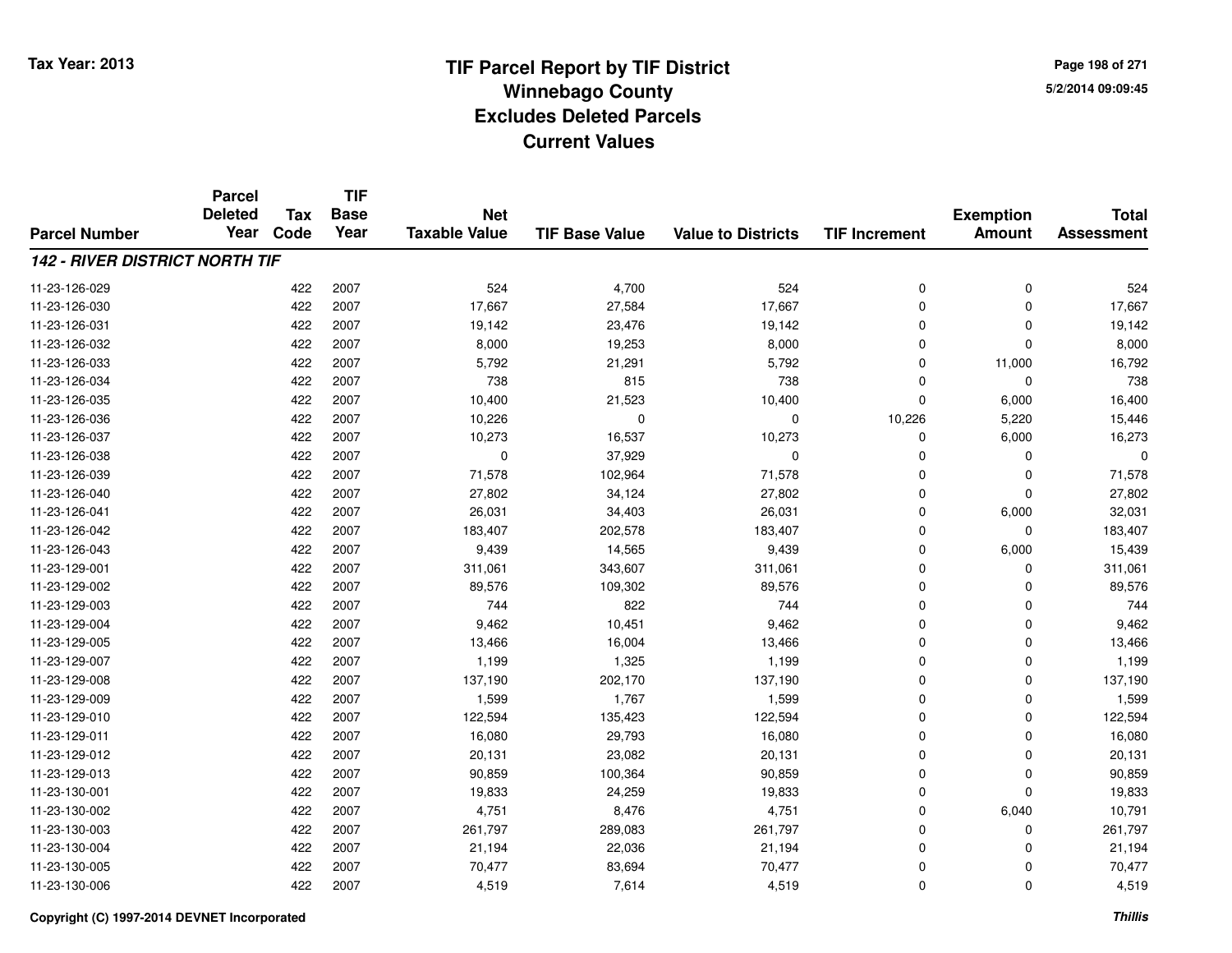Tax Year: 2013

# TIF Parcel Report by TIF District
## Winnebago County
## Excludes Deleted Parcels
## Current Values

5/2/2014 09:09:45

| Parcel Number | Parcel Deleted Year | Tax Code | TIF Base Year | Net Taxable Value | TIF Base Value | Value to Districts | TIF Increment | Exemption Amount | Total Assessment |
|---|---|---|---|---|---|---|---|---|---|
| ***142 - RIVER DISTRICT NORTH TIF*** | | | | | | | | | |
| 11-23-126-029 | | 422 | 2007 | 524 | 4,700 | 524 | 0 | 0 | 524 |
| 11-23-126-030 | | 422 | 2007 | 17,667 | 27,584 | 17,667 | 0 | 0 | 17,667 |
| 11-23-126-031 | | 422 | 2007 | 19,142 | 23,476 | 19,142 | 0 | 0 | 19,142 |
| 11-23-126-032 | | 422 | 2007 | 8,000 | 19,253 | 8,000 | 0 | 0 | 8,000 |
| 11-23-126-033 | | 422 | 2007 | 5,792 | 21,291 | 5,792 | 0 | 11,000 | 16,792 |
| 11-23-126-034 | | 422 | 2007 | 738 | 815 | 738 | 0 | 0 | 738 |
| 11-23-126-035 | | 422 | 2007 | 10,400 | 21,523 | 10,400 | 0 | 6,000 | 16,400 |
| 11-23-126-036 | | 422 | 2007 | 10,226 | 0 | 0 | 10,226 | 5,220 | 15,446 |
| 11-23-126-037 | | 422 | 2007 | 10,273 | 16,537 | 10,273 | 0 | 6,000 | 16,273 |
| 11-23-126-038 | | 422 | 2007 | 0 | 37,929 | 0 | 0 | 0 | 0 |
| 11-23-126-039 | | 422 | 2007 | 71,578 | 102,964 | 71,578 | 0 | 0 | 71,578 |
| 11-23-126-040 | | 422 | 2007 | 27,802 | 34,124 | 27,802 | 0 | 0 | 27,802 |
| 11-23-126-041 | | 422 | 2007 | 26,031 | 34,403 | 26,031 | 0 | 6,000 | 32,031 |
| 11-23-126-042 | | 422 | 2007 | 183,407 | 202,578 | 183,407 | 0 | 0 | 183,407 |
| 11-23-126-043 | | 422 | 2007 | 9,439 | 14,565 | 9,439 | 0 | 6,000 | 15,439 |
| 11-23-129-001 | | 422 | 2007 | 311,061 | 343,607 | 311,061 | 0 | 0 | 311,061 |
| 11-23-129-002 | | 422 | 2007 | 89,576 | 109,302 | 89,576 | 0 | 0 | 89,576 |
| 11-23-129-003 | | 422 | 2007 | 744 | 822 | 744 | 0 | 0 | 744 |
| 11-23-129-004 | | 422 | 2007 | 9,462 | 10,451 | 9,462 | 0 | 0 | 9,462 |
| 11-23-129-005 | | 422 | 2007 | 13,466 | 16,004 | 13,466 | 0 | 0 | 13,466 |
| 11-23-129-007 | | 422 | 2007 | 1,199 | 1,325 | 1,199 | 0 | 0 | 1,199 |
| 11-23-129-008 | | 422 | 2007 | 137,190 | 202,170 | 137,190 | 0 | 0 | 137,190 |
| 11-23-129-009 | | 422 | 2007 | 1,599 | 1,767 | 1,599 | 0 | 0 | 1,599 |
| 11-23-129-010 | | 422 | 2007 | 122,594 | 135,423 | 122,594 | 0 | 0 | 122,594 |
| 11-23-129-011 | | 422 | 2007 | 16,080 | 29,793 | 16,080 | 0 | 0 | 16,080 |
| 11-23-129-012 | | 422 | 2007 | 20,131 | 23,082 | 20,131 | 0 | 0 | 20,131 |
| 11-23-129-013 | | 422 | 2007 | 90,859 | 100,364 | 90,859 | 0 | 0 | 90,859 |
| 11-23-130-001 | | 422 | 2007 | 19,833 | 24,259 | 19,833 | 0 | 0 | 19,833 |
| 11-23-130-002 | | 422 | 2007 | 4,751 | 8,476 | 4,751 | 0 | 6,040 | 10,791 |
| 11-23-130-003 | | 422 | 2007 | 261,797 | 289,083 | 261,797 | 0 | 0 | 261,797 |
| 11-23-130-004 | | 422 | 2007 | 21,194 | 22,036 | 21,194 | 0 | 0 | 21,194 |
| 11-23-130-005 | | 422 | 2007 | 70,477 | 83,694 | 70,477 | 0 | 0 | 70,477 |
| 11-23-130-006 | | 422 | 2007 | 4,519 | 7,614 | 4,519 | 0 | 0 | 4,519 |

**Copyright (C) 1997-2014 DEVNET Incorporated**

***Thillis***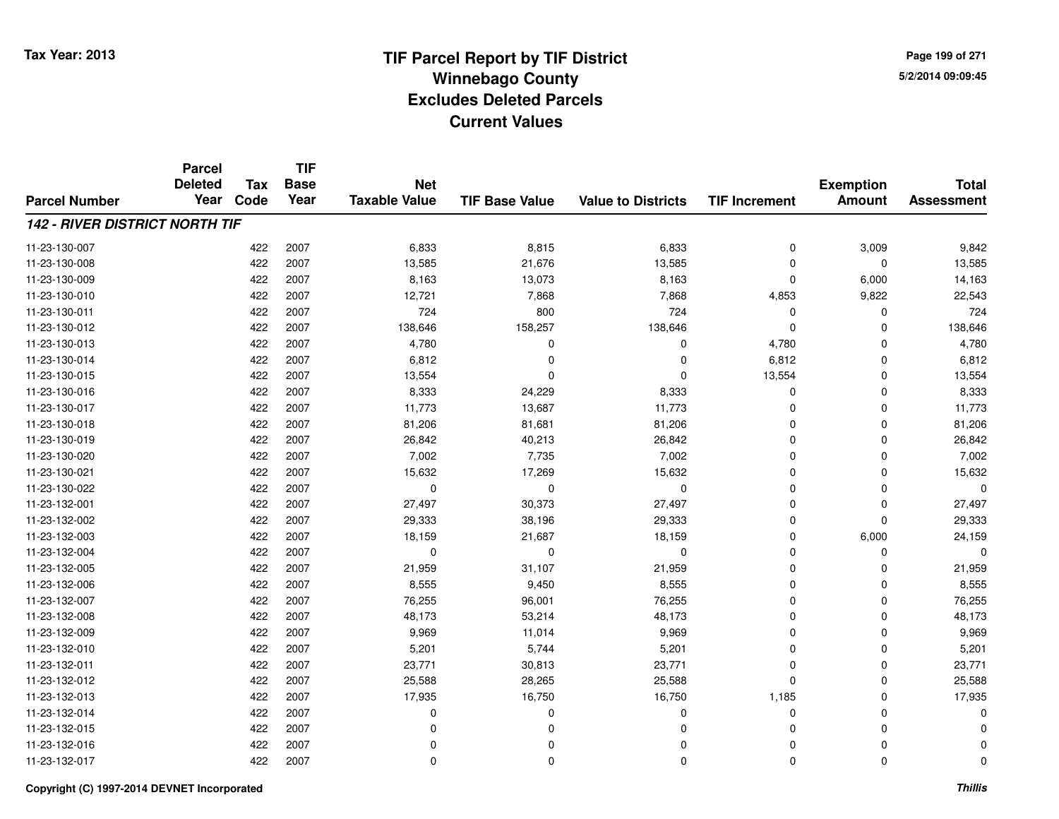# TIF Parcel Report by TIF District
## Winnebago County
## Excludes Deleted Parcels
## Current Values

Tax Year: 2013

5/2/2014 09:09:45

| Parcel Number | Parcel Deleted Year | Tax Code | TIF Base Year | Net Taxable Value | TIF Base Value | Value to Districts | TIF Increment | Exemption Amount | Total Assessment |
|---|---|---|---|---|---|---|---|---|---|
| ***142 - RIVER DISTRICT NORTH TIF*** | | | | | | | | | |
| 11-23-130-007 | | 422 | 2007 | 6,833 | 8,815 | 6,833 | 0 | 3,009 | 9,842 |
| 11-23-130-008 | | 422 | 2007 | 13,585 | 21,676 | 13,585 | 0 | 0 | 13,585 |
| 11-23-130-009 | | 422 | 2007 | 8,163 | 13,073 | 8,163 | 0 | 6,000 | 14,163 |
| 11-23-130-010 | | 422 | 2007 | 12,721 | 7,868 | 7,868 | 4,853 | 9,822 | 22,543 |
| 11-23-130-011 | | 422 | 2007 | 724 | 800 | 724 | 0 | 0 | 724 |
| 11-23-130-012 | | 422 | 2007 | 138,646 | 158,257 | 138,646 | 0 | 0 | 138,646 |
| 11-23-130-013 | | 422 | 2007 | 4,780 | 0 | 0 | 4,780 | 0 | 4,780 |
| 11-23-130-014 | | 422 | 2007 | 6,812 | 0 | 0 | 6,812 | 0 | 6,812 |
| 11-23-130-015 | | 422 | 2007 | 13,554 | 0 | 0 | 13,554 | 0 | 13,554 |
| 11-23-130-016 | | 422 | 2007 | 8,333 | 24,229 | 8,333 | 0 | 0 | 8,333 |
| 11-23-130-017 | | 422 | 2007 | 11,773 | 13,687 | 11,773 | 0 | 0 | 11,773 |
| 11-23-130-018 | | 422 | 2007 | 81,206 | 81,681 | 81,206 | 0 | 0 | 81,206 |
| 11-23-130-019 | | 422 | 2007 | 26,842 | 40,213 | 26,842 | 0 | 0 | 26,842 |
| 11-23-130-020 | | 422 | 2007 | 7,002 | 7,735 | 7,002 | 0 | 0 | 7,002 |
| 11-23-130-021 | | 422 | 2007 | 15,632 | 17,269 | 15,632 | 0 | 0 | 15,632 |
| 11-23-130-022 | | 422 | 2007 | 0 | 0 | 0 | 0 | 0 | 0 |
| 11-23-132-001 | | 422 | 2007 | 27,497 | 30,373 | 27,497 | 0 | 0 | 27,497 |
| 11-23-132-002 | | 422 | 2007 | 29,333 | 38,196 | 29,333 | 0 | 0 | 29,333 |
| 11-23-132-003 | | 422 | 2007 | 18,159 | 21,687 | 18,159 | 0 | 6,000 | 24,159 |
| 11-23-132-004 | | 422 | 2007 | 0 | 0 | 0 | 0 | 0 | 0 |
| 11-23-132-005 | | 422 | 2007 | 21,959 | 31,107 | 21,959 | 0 | 0 | 21,959 |
| 11-23-132-006 | | 422 | 2007 | 8,555 | 9,450 | 8,555 | 0 | 0 | 8,555 |
| 11-23-132-007 | | 422 | 2007 | 76,255 | 96,001 | 76,255 | 0 | 0 | 76,255 |
| 11-23-132-008 | | 422 | 2007 | 48,173 | 53,214 | 48,173 | 0 | 0 | 48,173 |
| 11-23-132-009 | | 422 | 2007 | 9,969 | 11,014 | 9,969 | 0 | 0 | 9,969 |
| 11-23-132-010 | | 422 | 2007 | 5,201 | 5,744 | 5,201 | 0 | 0 | 5,201 |
| 11-23-132-011 | | 422 | 2007 | 23,771 | 30,813 | 23,771 | 0 | 0 | 23,771 |
| 11-23-132-012 | | 422 | 2007 | 25,588 | 28,265 | 25,588 | 0 | 0 | 25,588 |
| 11-23-132-013 | | 422 | 2007 | 17,935 | 16,750 | 16,750 | 1,185 | 0 | 17,935 |
| 11-23-132-014 | | 422 | 2007 | 0 | 0 | 0 | 0 | 0 | 0 |
| 11-23-132-015 | | 422 | 2007 | 0 | 0 | 0 | 0 | 0 | 0 |
| 11-23-132-016 | | 422 | 2007 | 0 | 0 | 0 | 0 | 0 | 0 |
| 11-23-132-017 | | 422 | 2007 | 0 | 0 | 0 | 0 | 0 | 0 |

Copyright (C) 1997-2014 DEVNET Incorporated

*Thillis*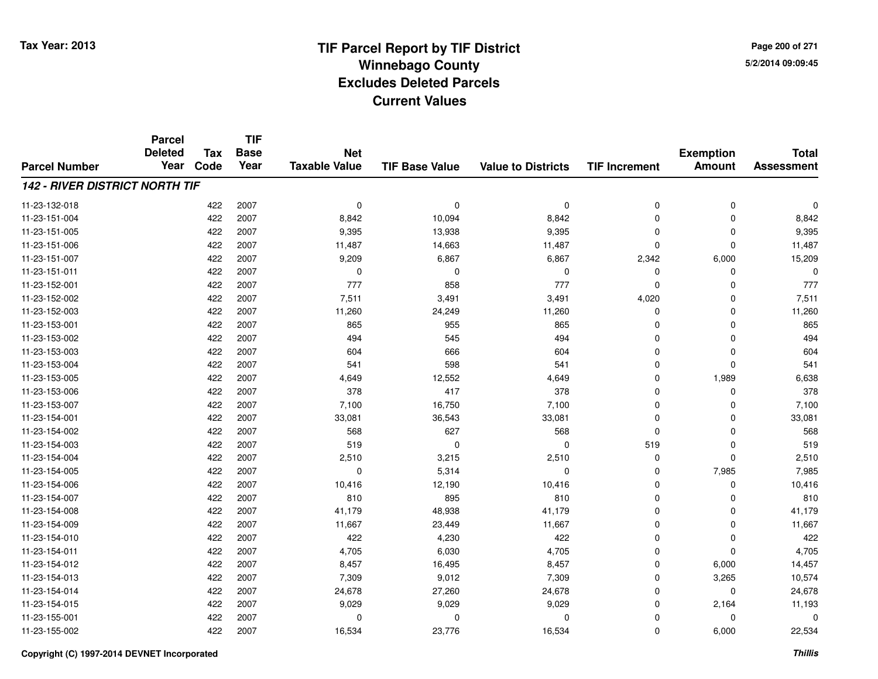Tax Year: 2013

# TIF Parcel Report by TIF District
## Winnebago County
## Excludes Deleted Parcels
## Current Values

5/2/2014 09:09:45

| Parcel Number | Parcel Deleted Year | Tax Code | TIF Base Year | Net Taxable Value | TIF Base Value | Value to Districts | TIF Increment | Exemption Amount | Total Assessment |
|---|---|---|---|---|---|---|---|---|---|
| ***142 - RIVER DISTRICT NORTH TIF*** | | | | | | | | | |
| 11-23-132-018 | | 422 | 2007 | 0 | 0 | 0 | 0 | 0 | 0 |
| 11-23-151-004 | | 422 | 2007 | 8,842 | 10,094 | 8,842 | 0 | 0 | 8,842 |
| 11-23-151-005 | | 422 | 2007 | 9,395 | 13,938 | 9,395 | 0 | 0 | 9,395 |
| 11-23-151-006 | | 422 | 2007 | 11,487 | 14,663 | 11,487 | 0 | 0 | 11,487 |
| 11-23-151-007 | | 422 | 2007 | 9,209 | 6,867 | 6,867 | 2,342 | 6,000 | 15,209 |
| 11-23-151-011 | | 422 | 2007 | 0 | 0 | 0 | 0 | 0 | 0 |
| 11-23-152-001 | | 422 | 2007 | 777 | 858 | 777 | 0 | 0 | 777 |
| 11-23-152-002 | | 422 | 2007 | 7,511 | 3,491 | 3,491 | 4,020 | 0 | 7,511 |
| 11-23-152-003 | | 422 | 2007 | 11,260 | 24,249 | 11,260 | 0 | 0 | 11,260 |
| 11-23-153-001 | | 422 | 2007 | 865 | 955 | 865 | 0 | 0 | 865 |
| 11-23-153-002 | | 422 | 2007 | 494 | 545 | 494 | 0 | 0 | 494 |
| 11-23-153-003 | | 422 | 2007 | 604 | 666 | 604 | 0 | 0 | 604 |
| 11-23-153-004 | | 422 | 2007 | 541 | 598 | 541 | 0 | 0 | 541 |
| 11-23-153-005 | | 422 | 2007 | 4,649 | 12,552 | 4,649 | 0 | 1,989 | 6,638 |
| 11-23-153-006 | | 422 | 2007 | 378 | 417 | 378 | 0 | 0 | 378 |
| 11-23-153-007 | | 422 | 2007 | 7,100 | 16,750 | 7,100 | 0 | 0 | 7,100 |
| 11-23-154-001 | | 422 | 2007 | 33,081 | 36,543 | 33,081 | 0 | 0 | 33,081 |
| 11-23-154-002 | | 422 | 2007 | 568 | 627 | 568 | 0 | 0 | 568 |
| 11-23-154-003 | | 422 | 2007 | 519 | 0 | 0 | 519 | 0 | 519 |
| 11-23-154-004 | | 422 | 2007 | 2,510 | 3,215 | 2,510 | 0 | 0 | 2,510 |
| 11-23-154-005 | | 422 | 2007 | 0 | 5,314 | 0 | 0 | 7,985 | 7,985 |
| 11-23-154-006 | | 422 | 2007 | 10,416 | 12,190 | 10,416 | 0 | 0 | 10,416 |
| 11-23-154-007 | | 422 | 2007 | 810 | 895 | 810 | 0 | 0 | 810 |
| 11-23-154-008 | | 422 | 2007 | 41,179 | 48,938 | 41,179 | 0 | 0 | 41,179 |
| 11-23-154-009 | | 422 | 2007 | 11,667 | 23,449 | 11,667 | 0 | 0 | 11,667 |
| 11-23-154-010 | | 422 | 2007 | 422 | 4,230 | 422 | 0 | 0 | 422 |
| 11-23-154-011 | | 422 | 2007 | 4,705 | 6,030 | 4,705 | 0 | 0 | 4,705 |
| 11-23-154-012 | | 422 | 2007 | 8,457 | 16,495 | 8,457 | 0 | 6,000 | 14,457 |
| 11-23-154-013 | | 422 | 2007 | 7,309 | 9,012 | 7,309 | 0 | 3,265 | 10,574 |
| 11-23-154-014 | | 422 | 2007 | 24,678 | 27,260 | 24,678 | 0 | 0 | 24,678 |
| 11-23-154-015 | | 422 | 2007 | 9,029 | 9,029 | 9,029 | 0 | 2,164 | 11,193 |
| 11-23-155-001 | | 422 | 2007 | 0 | 0 | 0 | 0 | 0 | 0 |
| 11-23-155-002 | | 422 | 2007 | 16,534 | 23,776 | 16,534 | 0 | 6,000 | 22,534 |

Copyright (C) 1997-2014 DEVNET Incorporated

*Thillis*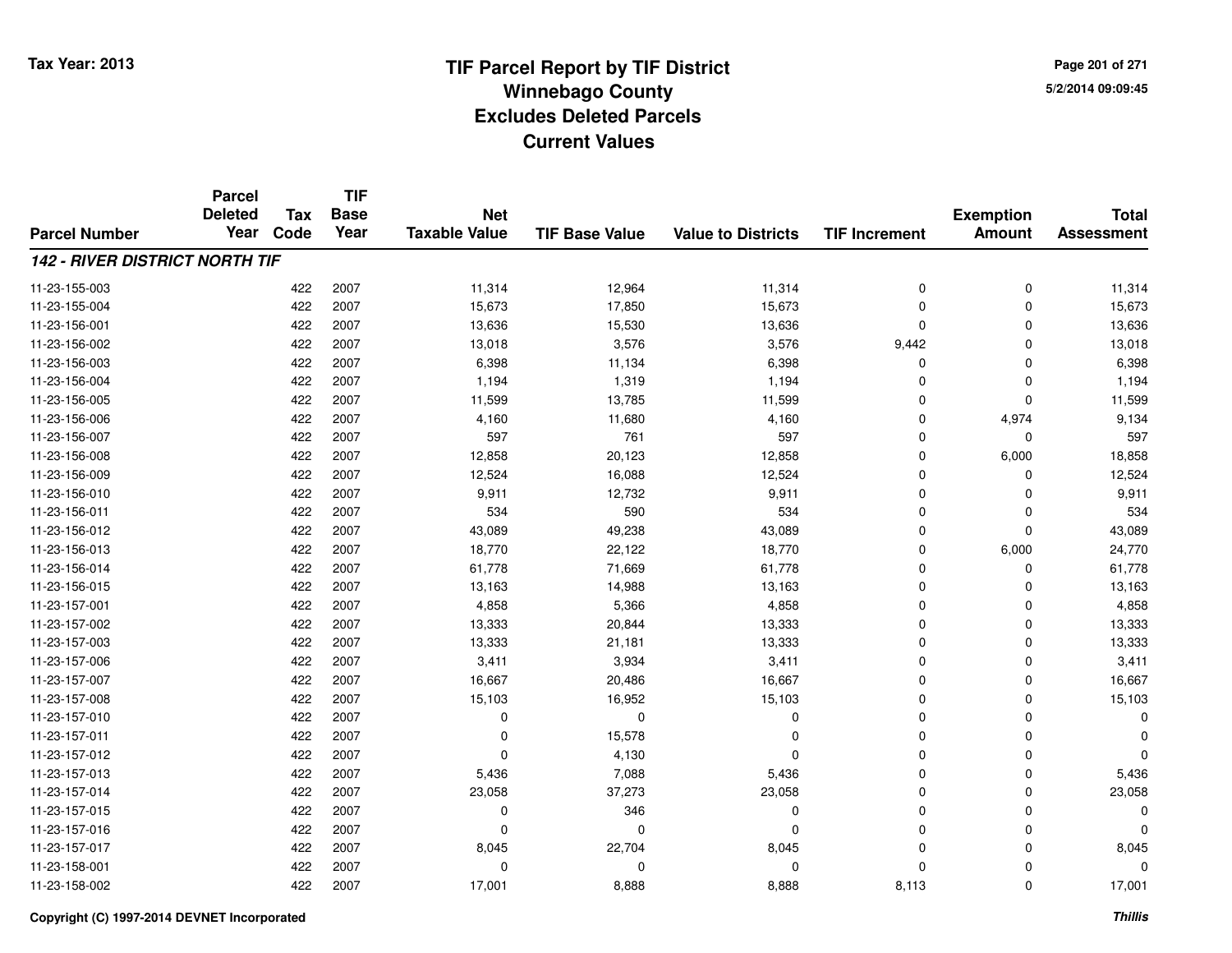Tax Year: 2013

# TIF Parcel Report by TIF District
## Winnebago County
## Excludes Deleted Parcels
## Current Values

5/2/2014 09:09:45

| Parcel Number | Parcel Deleted Year | Tax Code | TIF Base Year | Net Taxable Value | TIF Base Value | Value to Districts | TIF Increment | Exemption Amount | Total Assessment |
|---|---|---|---|---|---|---|---|---|---|
| ***142 - RIVER DISTRICT NORTH TIF*** | | | | | | | | | |
| 11-23-155-003 | | 422 | 2007 | 11,314 | 12,964 | 11,314 | 0 | 0 | 11,314 |
| 11-23-155-004 | | 422 | 2007 | 15,673 | 17,850 | 15,673 | 0 | 0 | 15,673 |
| 11-23-156-001 | | 422 | 2007 | 13,636 | 15,530 | 13,636 | 0 | 0 | 13,636 |
| 11-23-156-002 | | 422 | 2007 | 13,018 | 3,576 | 3,576 | 9,442 | 0 | 13,018 |
| 11-23-156-003 | | 422 | 2007 | 6,398 | 11,134 | 6,398 | 0 | 0 | 6,398 |
| 11-23-156-004 | | 422 | 2007 | 1,194 | 1,319 | 1,194 | 0 | 0 | 1,194 |
| 11-23-156-005 | | 422 | 2007 | 11,599 | 13,785 | 11,599 | 0 | 0 | 11,599 |
| 11-23-156-006 | | 422 | 2007 | 4,160 | 11,680 | 4,160 | 0 | 4,974 | 9,134 |
| 11-23-156-007 | | 422 | 2007 | 597 | 761 | 597 | 0 | 0 | 597 |
| 11-23-156-008 | | 422 | 2007 | 12,858 | 20,123 | 12,858 | 0 | 6,000 | 18,858 |
| 11-23-156-009 | | 422 | 2007 | 12,524 | 16,088 | 12,524 | 0 | 0 | 12,524 |
| 11-23-156-010 | | 422 | 2007 | 9,911 | 12,732 | 9,911 | 0 | 0 | 9,911 |
| 11-23-156-011 | | 422 | 2007 | 534 | 590 | 534 | 0 | 0 | 534 |
| 11-23-156-012 | | 422 | 2007 | 43,089 | 49,238 | 43,089 | 0 | 0 | 43,089 |
| 11-23-156-013 | | 422 | 2007 | 18,770 | 22,122 | 18,770 | 0 | 6,000 | 24,770 |
| 11-23-156-014 | | 422 | 2007 | 61,778 | 71,669 | 61,778 | 0 | 0 | 61,778 |
| 11-23-156-015 | | 422 | 2007 | 13,163 | 14,988 | 13,163 | 0 | 0 | 13,163 |
| 11-23-157-001 | | 422 | 2007 | 4,858 | 5,366 | 4,858 | 0 | 0 | 4,858 |
| 11-23-157-002 | | 422 | 2007 | 13,333 | 20,844 | 13,333 | 0 | 0 | 13,333 |
| 11-23-157-003 | | 422 | 2007 | 13,333 | 21,181 | 13,333 | 0 | 0 | 13,333 |
| 11-23-157-006 | | 422 | 2007 | 3,411 | 3,934 | 3,411 | 0 | 0 | 3,411 |
| 11-23-157-007 | | 422 | 2007 | 16,667 | 20,486 | 16,667 | 0 | 0 | 16,667 |
| 11-23-157-008 | | 422 | 2007 | 15,103 | 16,952 | 15,103 | 0 | 0 | 15,103 |
| 11-23-157-010 | | 422 | 2007 | 0 | 0 | 0 | 0 | 0 | 0 |
| 11-23-157-011 | | 422 | 2007 | 0 | 15,578 | 0 | 0 | 0 | 0 |
| 11-23-157-012 | | 422 | 2007 | 0 | 4,130 | 0 | 0 | 0 | 0 |
| 11-23-157-013 | | 422 | 2007 | 5,436 | 7,088 | 5,436 | 0 | 0 | 5,436 |
| 11-23-157-014 | | 422 | 2007 | 23,058 | 37,273 | 23,058 | 0 | 0 | 23,058 |
| 11-23-157-015 | | 422 | 2007 | 0 | 346 | 0 | 0 | 0 | 0 |
| 11-23-157-016 | | 422 | 2007 | 0 | 0 | 0 | 0 | 0 | 0 |
| 11-23-157-017 | | 422 | 2007 | 8,045 | 22,704 | 8,045 | 0 | 0 | 8,045 |
| 11-23-158-001 | | 422 | 2007 | 0 | 0 | 0 | 0 | 0 | 0 |
| 11-23-158-002 | | 422 | 2007 | 17,001 | 8,888 | 8,888 | 8,113 | 0 | 17,001 |

Copyright (C) 1997-2014 DEVNET Incorporated

*Thillis*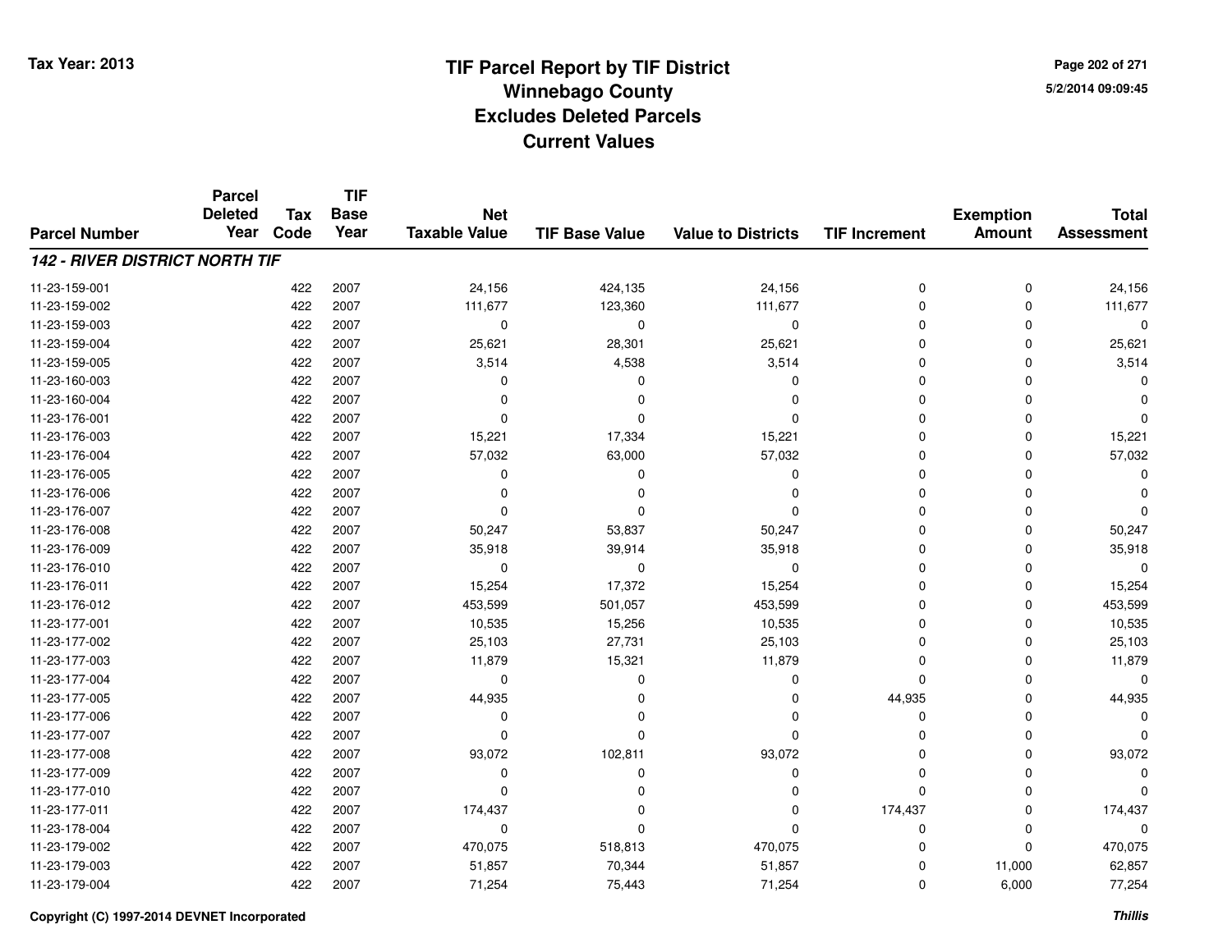Tax Year: 2013

# TIF Parcel Report by TIF District
## Winnebago County
## Excludes Deleted Parcels
## Current Values

5/2/2014 09:09:45

| Parcel Number | Parcel Deleted Year | Tax Code | TIF Base Year | Net Taxable Value | TIF Base Value | Value to Districts | TIF Increment | Exemption Amount | Total Assessment |
|---|---|---|---|---|---|---|---|---|---|
| ***142 - RIVER DISTRICT NORTH TIF*** | | | | | | | | | |
| 11-23-159-001 | | 422 | 2007 | 24,156 | 424,135 | 24,156 | 0 | 0 | 24,156 |
| 11-23-159-002 | | 422 | 2007 | 111,677 | 123,360 | 111,677 | 0 | 0 | 111,677 |
| 11-23-159-003 | | 422 | 2007 | 0 | 0 | 0 | 0 | 0 | 0 |
| 11-23-159-004 | | 422 | 2007 | 25,621 | 28,301 | 25,621 | 0 | 0 | 25,621 |
| 11-23-159-005 | | 422 | 2007 | 3,514 | 4,538 | 3,514 | 0 | 0 | 3,514 |
| 11-23-160-003 | | 422 | 2007 | 0 | 0 | 0 | 0 | 0 | 0 |
| 11-23-160-004 | | 422 | 2007 | 0 | 0 | 0 | 0 | 0 | 0 |
| 11-23-176-001 | | 422 | 2007 | 0 | 0 | 0 | 0 | 0 | 0 |
| 11-23-176-003 | | 422 | 2007 | 15,221 | 17,334 | 15,221 | 0 | 0 | 15,221 |
| 11-23-176-004 | | 422 | 2007 | 57,032 | 63,000 | 57,032 | 0 | 0 | 57,032 |
| 11-23-176-005 | | 422 | 2007 | 0 | 0 | 0 | 0 | 0 | 0 |
| 11-23-176-006 | | 422 | 2007 | 0 | 0 | 0 | 0 | 0 | 0 |
| 11-23-176-007 | | 422 | 2007 | 0 | 0 | 0 | 0 | 0 | 0 |
| 11-23-176-008 | | 422 | 2007 | 50,247 | 53,837 | 50,247 | 0 | 0 | 50,247 |
| 11-23-176-009 | | 422 | 2007 | 35,918 | 39,914 | 35,918 | 0 | 0 | 35,918 |
| 11-23-176-010 | | 422 | 2007 | 0 | 0 | 0 | 0 | 0 | 0 |
| 11-23-176-011 | | 422 | 2007 | 15,254 | 17,372 | 15,254 | 0 | 0 | 15,254 |
| 11-23-176-012 | | 422 | 2007 | 453,599 | 501,057 | 453,599 | 0 | 0 | 453,599 |
| 11-23-177-001 | | 422 | 2007 | 10,535 | 15,256 | 10,535 | 0 | 0 | 10,535 |
| 11-23-177-002 | | 422 | 2007 | 25,103 | 27,731 | 25,103 | 0 | 0 | 25,103 |
| 11-23-177-003 | | 422 | 2007 | 11,879 | 15,321 | 11,879 | 0 | 0 | 11,879 |
| 11-23-177-004 | | 422 | 2007 | 0 | 0 | 0 | 0 | 0 | 0 |
| 11-23-177-005 | | 422 | 2007 | 44,935 | 0 | 0 | 44,935 | 0 | 44,935 |
| 11-23-177-006 | | 422 | 2007 | 0 | 0 | 0 | 0 | 0 | 0 |
| 11-23-177-007 | | 422 | 2007 | 0 | 0 | 0 | 0 | 0 | 0 |
| 11-23-177-008 | | 422 | 2007 | 93,072 | 102,811 | 93,072 | 0 | 0 | 93,072 |
| 11-23-177-009 | | 422 | 2007 | 0 | 0 | 0 | 0 | 0 | 0 |
| 11-23-177-010 | | 422 | 2007 | 0 | 0 | 0 | 0 | 0 | 0 |
| 11-23-177-011 | | 422 | 2007 | 174,437 | 0 | 0 | 174,437 | 0 | 174,437 |
| 11-23-178-004 | | 422 | 2007 | 0 | 0 | 0 | 0 | 0 | 0 |
| 11-23-179-002 | | 422 | 2007 | 470,075 | 518,813 | 470,075 | 0 | 0 | 470,075 |
| 11-23-179-003 | | 422 | 2007 | 51,857 | 70,344 | 51,857 | 0 | 11,000 | 62,857 |
| 11-23-179-004 | | 422 | 2007 | 71,254 | 75,443 | 71,254 | 0 | 6,000 | 77,254 |

Copyright (C) 1997-2014 DEVNET Incorporated

*Thillis*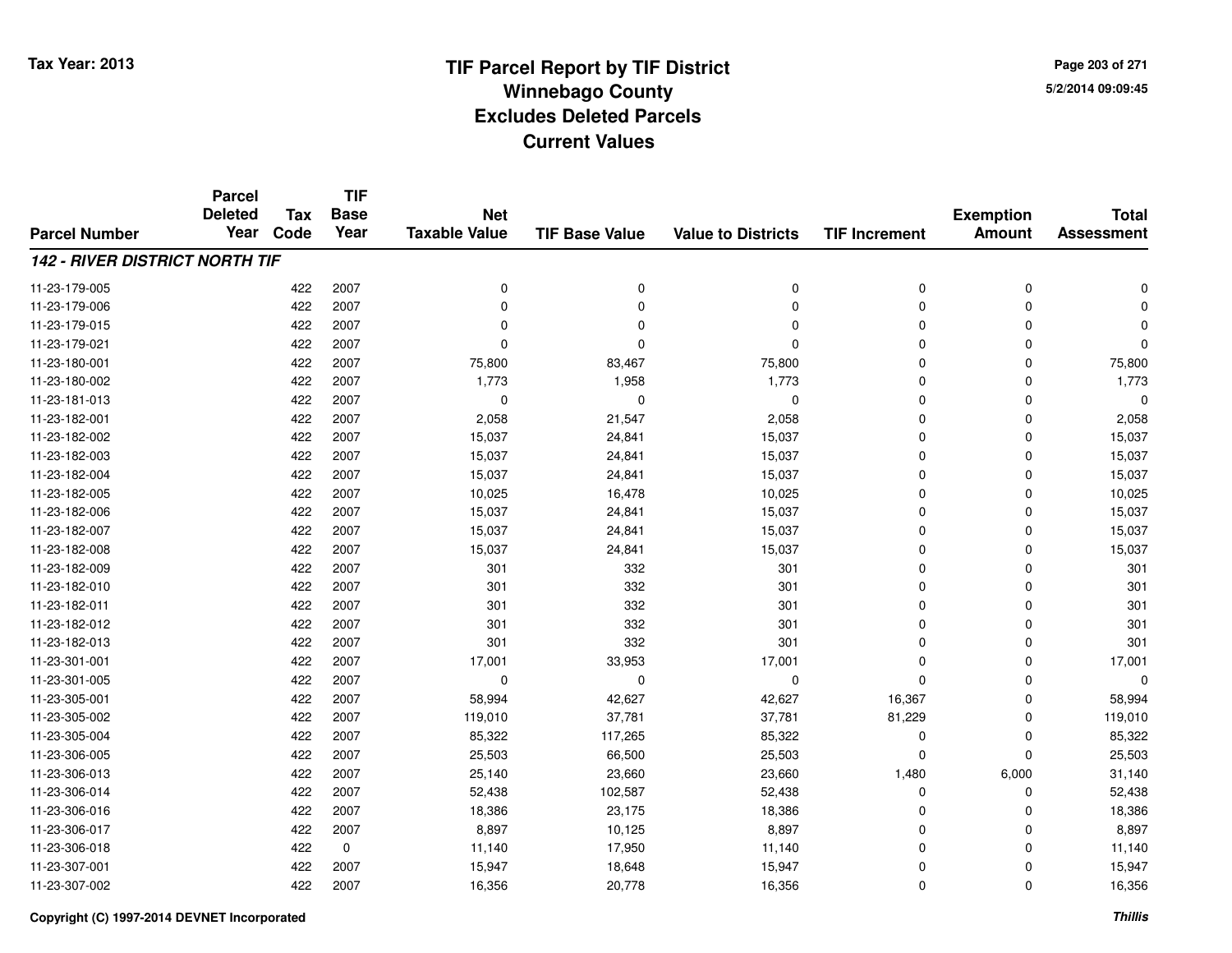# TIF Parcel Report by TIF District
## Winnebago County
## Excludes Deleted Parcels
## Current Values

Tax Year: 2013

5/2/2014 09:09:45

| Parcel Number | Parcel Deleted Year | Tax Code | TIF Base Year | Net Taxable Value | TIF Base Value | Value to Districts | TIF Increment | Exemption Amount | Total Assessment |
|---|---|---|---|---|---|---|---|---|---|
| ***142 - RIVER DISTRICT NORTH TIF*** | | | | | | | | | |
| 11-23-179-005 | | 422 | 2007 | 0 | 0 | 0 | 0 | 0 | 0 |
| 11-23-179-006 | | 422 | 2007 | 0 | 0 | 0 | 0 | 0 | 0 |
| 11-23-179-015 | | 422 | 2007 | 0 | 0 | 0 | 0 | 0 | 0 |
| 11-23-179-021 | | 422 | 2007 | 0 | 0 | 0 | 0 | 0 | 0 |
| 11-23-180-001 | | 422 | 2007 | 75,800 | 83,467 | 75,800 | 0 | 0 | 75,800 |
| 11-23-180-002 | | 422 | 2007 | 1,773 | 1,958 | 1,773 | 0 | 0 | 1,773 |
| 11-23-181-013 | | 422 | 2007 | 0 | 0 | 0 | 0 | 0 | 0 |
| 11-23-182-001 | | 422 | 2007 | 2,058 | 21,547 | 2,058 | 0 | 0 | 2,058 |
| 11-23-182-002 | | 422 | 2007 | 15,037 | 24,841 | 15,037 | 0 | 0 | 15,037 |
| 11-23-182-003 | | 422 | 2007 | 15,037 | 24,841 | 15,037 | 0 | 0 | 15,037 |
| 11-23-182-004 | | 422 | 2007 | 15,037 | 24,841 | 15,037 | 0 | 0 | 15,037 |
| 11-23-182-005 | | 422 | 2007 | 10,025 | 16,478 | 10,025 | 0 | 0 | 10,025 |
| 11-23-182-006 | | 422 | 2007 | 15,037 | 24,841 | 15,037 | 0 | 0 | 15,037 |
| 11-23-182-007 | | 422 | 2007 | 15,037 | 24,841 | 15,037 | 0 | 0 | 15,037 |
| 11-23-182-008 | | 422 | 2007 | 15,037 | 24,841 | 15,037 | 0 | 0 | 15,037 |
| 11-23-182-009 | | 422 | 2007 | 301 | 332 | 301 | 0 | 0 | 301 |
| 11-23-182-010 | | 422 | 2007 | 301 | 332 | 301 | 0 | 0 | 301 |
| 11-23-182-011 | | 422 | 2007 | 301 | 332 | 301 | 0 | 0 | 301 |
| 11-23-182-012 | | 422 | 2007 | 301 | 332 | 301 | 0 | 0 | 301 |
| 11-23-182-013 | | 422 | 2007 | 301 | 332 | 301 | 0 | 0 | 301 |
| 11-23-301-001 | | 422 | 2007 | 17,001 | 33,953 | 17,001 | 0 | 0 | 17,001 |
| 11-23-301-005 | | 422 | 2007 | 0 | 0 | 0 | 0 | 0 | 0 |
| 11-23-305-001 | | 422 | 2007 | 58,994 | 42,627 | 42,627 | 16,367 | 0 | 58,994 |
| 11-23-305-002 | | 422 | 2007 | 119,010 | 37,781 | 37,781 | 81,229 | 0 | 119,010 |
| 11-23-305-004 | | 422 | 2007 | 85,322 | 117,265 | 85,322 | 0 | 0 | 85,322 |
| 11-23-306-005 | | 422 | 2007 | 25,503 | 66,500 | 25,503 | 0 | 0 | 25,503 |
| 11-23-306-013 | | 422 | 2007 | 25,140 | 23,660 | 23,660 | 1,480 | 6,000 | 31,140 |
| 11-23-306-014 | | 422 | 2007 | 52,438 | 102,587 | 52,438 | 0 | 0 | 52,438 |
| 11-23-306-016 | | 422 | 2007 | 18,386 | 23,175 | 18,386 | 0 | 0 | 18,386 |
| 11-23-306-017 | | 422 | 2007 | 8,897 | 10,125 | 8,897 | 0 | 0 | 8,897 |
| 11-23-306-018 | | 422 | 0 | 11,140 | 17,950 | 11,140 | 0 | 0 | 11,140 |
| 11-23-307-001 | | 422 | 2007 | 15,947 | 18,648 | 15,947 | 0 | 0 | 15,947 |
| 11-23-307-002 | | 422 | 2007 | 16,356 | 20,778 | 16,356 | 0 | 0 | 16,356 |

Copyright (C) 1997-2014 DEVNET Incorporated

*Thillis*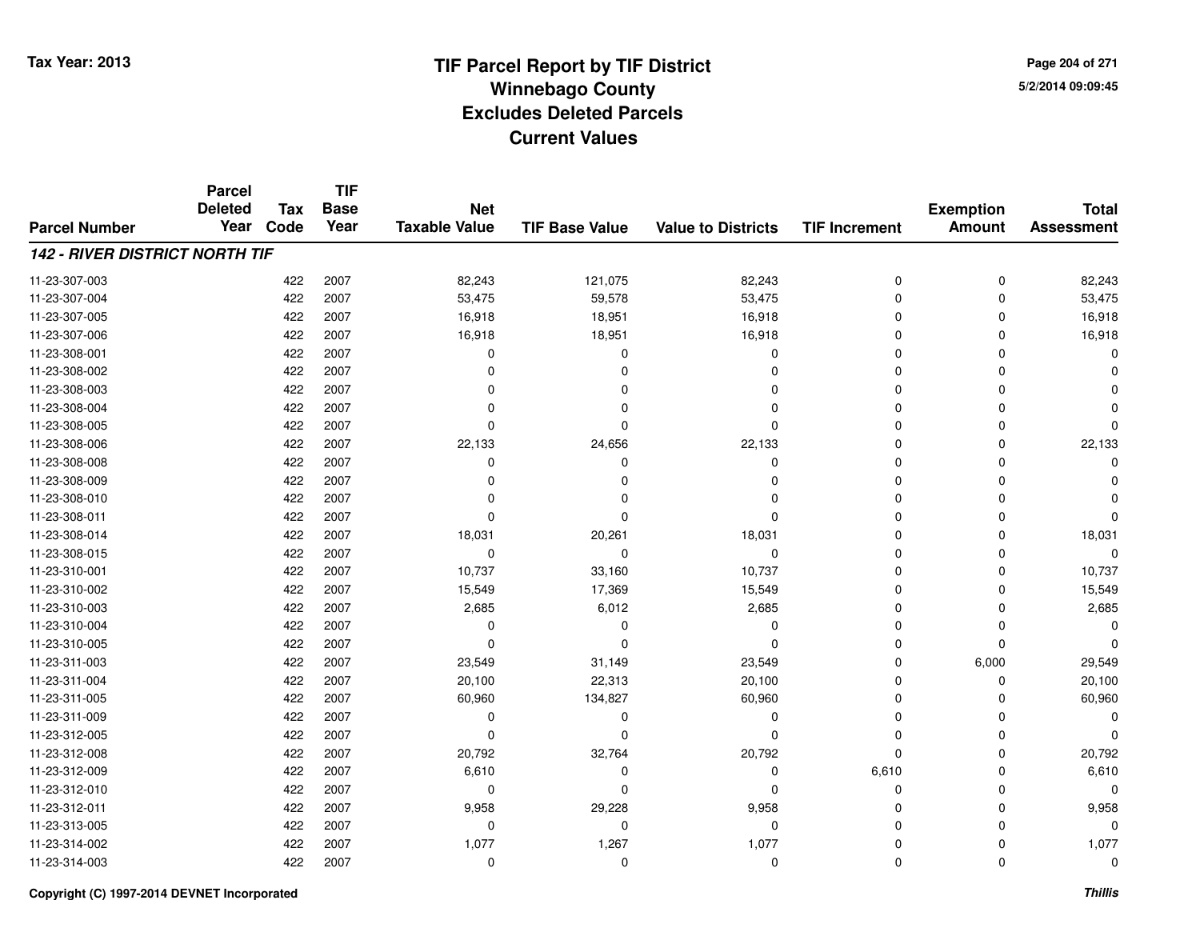# TIF Parcel Report by TIF District
# Winnebago County
# Excludes Deleted Parcels
# Current Values

Tax Year: 2013

5/2/2014 09:09:45

| Parcel Number | Parcel Deleted Year | Tax Code | TIF Base Year | Net Taxable Value | TIF Base Value | Value to Districts | TIF Increment | Exemption Amount | Total Assessment |
|---|---|---|---|---|---|---|---|---|---|
| ***142 - RIVER DISTRICT NORTH TIF*** | | | | | | | | | |
| 11-23-307-003 | | 422 | 2007 | 82,243 | 121,075 | 82,243 | 0 | 0 | 82,243 |
| 11-23-307-004 | | 422 | 2007 | 53,475 | 59,578 | 53,475 | 0 | 0 | 53,475 |
| 11-23-307-005 | | 422 | 2007 | 16,918 | 18,951 | 16,918 | 0 | 0 | 16,918 |
| 11-23-307-006 | | 422 | 2007 | 16,918 | 18,951 | 16,918 | 0 | 0 | 16,918 |
| 11-23-308-001 | | 422 | 2007 | 0 | 0 | 0 | 0 | 0 | 0 |
| 11-23-308-002 | | 422 | 2007 | 0 | 0 | 0 | 0 | 0 | 0 |
| 11-23-308-003 | | 422 | 2007 | 0 | 0 | 0 | 0 | 0 | 0 |
| 11-23-308-004 | | 422 | 2007 | 0 | 0 | 0 | 0 | 0 | 0 |
| 11-23-308-005 | | 422 | 2007 | 0 | 0 | 0 | 0 | 0 | 0 |
| 11-23-308-006 | | 422 | 2007 | 22,133 | 24,656 | 22,133 | 0 | 0 | 22,133 |
| 11-23-308-008 | | 422 | 2007 | 0 | 0 | 0 | 0 | 0 | 0 |
| 11-23-308-009 | | 422 | 2007 | 0 | 0 | 0 | 0 | 0 | 0 |
| 11-23-308-010 | | 422 | 2007 | 0 | 0 | 0 | 0 | 0 | 0 |
| 11-23-308-011 | | 422 | 2007 | 0 | 0 | 0 | 0 | 0 | 0 |
| 11-23-308-014 | | 422 | 2007 | 18,031 | 20,261 | 18,031 | 0 | 0 | 18,031 |
| 11-23-308-015 | | 422 | 2007 | 0 | 0 | 0 | 0 | 0 | 0 |
| 11-23-310-001 | | 422 | 2007 | 10,737 | 33,160 | 10,737 | 0 | 0 | 10,737 |
| 11-23-310-002 | | 422 | 2007 | 15,549 | 17,369 | 15,549 | 0 | 0 | 15,549 |
| 11-23-310-003 | | 422 | 2007 | 2,685 | 6,012 | 2,685 | 0 | 0 | 2,685 |
| 11-23-310-004 | | 422 | 2007 | 0 | 0 | 0 | 0 | 0 | 0 |
| 11-23-310-005 | | 422 | 2007 | 0 | 0 | 0 | 0 | 0 | 0 |
| 11-23-311-003 | | 422 | 2007 | 23,549 | 31,149 | 23,549 | 0 | 6,000 | 29,549 |
| 11-23-311-004 | | 422 | 2007 | 20,100 | 22,313 | 20,100 | 0 | 0 | 20,100 |
| 11-23-311-005 | | 422 | 2007 | 60,960 | 134,827 | 60,960 | 0 | 0 | 60,960 |
| 11-23-311-009 | | 422 | 2007 | 0 | 0 | 0 | 0 | 0 | 0 |
| 11-23-312-005 | | 422 | 2007 | 0 | 0 | 0 | 0 | 0 | 0 |
| 11-23-312-008 | | 422 | 2007 | 20,792 | 32,764 | 20,792 | 0 | 0 | 20,792 |
| 11-23-312-009 | | 422 | 2007 | 6,610 | 0 | 0 | 6,610 | 0 | 6,610 |
| 11-23-312-010 | | 422 | 2007 | 0 | 0 | 0 | 0 | 0 | 0 |
| 11-23-312-011 | | 422 | 2007 | 9,958 | 29,228 | 9,958 | 0 | 0 | 9,958 |
| 11-23-313-005 | | 422 | 2007 | 0 | 0 | 0 | 0 | 0 | 0 |
| 11-23-314-002 | | 422 | 2007 | 1,077 | 1,267 | 1,077 | 0 | 0 | 1,077 |
| 11-23-314-003 | | 422 | 2007 | 0 | 0 | 0 | 0 | 0 | 0 |

Copyright (C) 1997-2014 DEVNET Incorporated

*Thillis*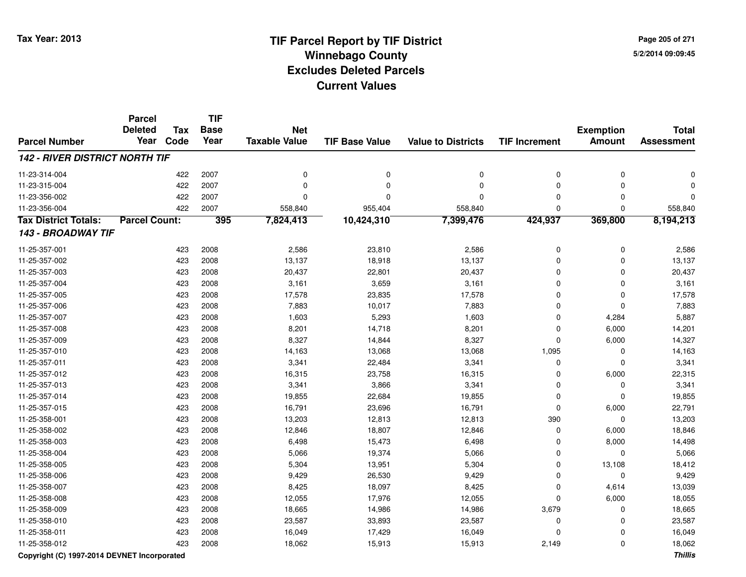# TIF Parcel Report by TIF District
## Winnebago County
## Excludes Deleted Parcels
## Current Values

Tax Year: 2013

5/2/2014 09:09:45

| Parcel Number | Parcel Deleted Year | Tax Code | TIF Base Year | Net Taxable Value | TIF Base Value | Value to Districts | TIF Increment | Exemption Amount | Total Assessment |
|---|---|---|---|---|---|---|---|---|---|
| ***142 - RIVER DISTRICT NORTH TIF*** | | | | | | | | | |
| 11-23-314-004 | | 422 | 2007 | 0 | 0 | 0 | 0 | 0 | 0 |
| 11-23-315-004 | | 422 | 2007 | 0 | 0 | 0 | 0 | 0 | 0 |
| 11-23-356-002 | | 422 | 2007 | 0 | 0 | 0 | 0 | 0 | 0 |
| 11-23-356-004 | | 422 | 2007 | 558,840 | 955,404 | 558,840 | 0 | 0 | 558,840 |
| **Tax District Totals:** | **Parcel Count:** | | **395** | **7,824,413** | **10,424,310** | **7,399,476** | **424,937** | **369,800** | **8,194,213** |
| ***143 - BROADWAY TIF*** | | | | | | | | | |
| 11-25-357-001 | | 423 | 2008 | 2,586 | 23,810 | 2,586 | 0 | 0 | 2,586 |
| 11-25-357-002 | | 423 | 2008 | 13,137 | 18,918 | 13,137 | 0 | 0 | 13,137 |
| 11-25-357-003 | | 423 | 2008 | 20,437 | 22,801 | 20,437 | 0 | 0 | 20,437 |
| 11-25-357-004 | | 423 | 2008 | 3,161 | 3,659 | 3,161 | 0 | 0 | 3,161 |
| 11-25-357-005 | | 423 | 2008 | 17,578 | 23,835 | 17,578 | 0 | 0 | 17,578 |
| 11-25-357-006 | | 423 | 2008 | 7,883 | 10,017 | 7,883 | 0 | 0 | 7,883 |
| 11-25-357-007 | | 423 | 2008 | 1,603 | 5,293 | 1,603 | 0 | 4,284 | 5,887 |
| 11-25-357-008 | | 423 | 2008 | 8,201 | 14,718 | 8,201 | 0 | 6,000 | 14,201 |
| 11-25-357-009 | | 423 | 2008 | 8,327 | 14,844 | 8,327 | 0 | 6,000 | 14,327 |
| 11-25-357-010 | | 423 | 2008 | 14,163 | 13,068 | 13,068 | 1,095 | 0 | 14,163 |
| 11-25-357-011 | | 423 | 2008 | 3,341 | 22,484 | 3,341 | 0 | 0 | 3,341 |
| 11-25-357-012 | | 423 | 2008 | 16,315 | 23,758 | 16,315 | 0 | 6,000 | 22,315 |
| 11-25-357-013 | | 423 | 2008 | 3,341 | 3,866 | 3,341 | 0 | 0 | 3,341 |
| 11-25-357-014 | | 423 | 2008 | 19,855 | 22,684 | 19,855 | 0 | 0 | 19,855 |
| 11-25-357-015 | | 423 | 2008 | 16,791 | 23,696 | 16,791 | 0 | 6,000 | 22,791 |
| 11-25-358-001 | | 423 | 2008 | 13,203 | 12,813 | 12,813 | 390 | 0 | 13,203 |
| 11-25-358-002 | | 423 | 2008 | 12,846 | 18,807 | 12,846 | 0 | 6,000 | 18,846 |
| 11-25-358-003 | | 423 | 2008 | 6,498 | 15,473 | 6,498 | 0 | 8,000 | 14,498 |
| 11-25-358-004 | | 423 | 2008 | 5,066 | 19,374 | 5,066 | 0 | 0 | 5,066 |
| 11-25-358-005 | | 423 | 2008 | 5,304 | 13,951 | 5,304 | 0 | 13,108 | 18,412 |
| 11-25-358-006 | | 423 | 2008 | 9,429 | 26,530 | 9,429 | 0 | 0 | 9,429 |
| 11-25-358-007 | | 423 | 2008 | 8,425 | 18,097 | 8,425 | 0 | 4,614 | 13,039 |
| 11-25-358-008 | | 423 | 2008 | 12,055 | 17,976 | 12,055 | 0 | 6,000 | 18,055 |
| 11-25-358-009 | | 423 | 2008 | 18,665 | 14,986 | 14,986 | 3,679 | 0 | 18,665 |
| 11-25-358-010 | | 423 | 2008 | 23,587 | 33,893 | 23,587 | 0 | 0 | 23,587 |
| 11-25-358-011 | | 423 | 2008 | 16,049 | 17,429 | 16,049 | 0 | 0 | 16,049 |
| 11-25-358-012 | | 423 | 2008 | 18,062 | 15,913 | 15,913 | 2,149 | 0 | 18,062 |

Copyright (C) 1997-2014 DEVNET Incorporated

*Thillis*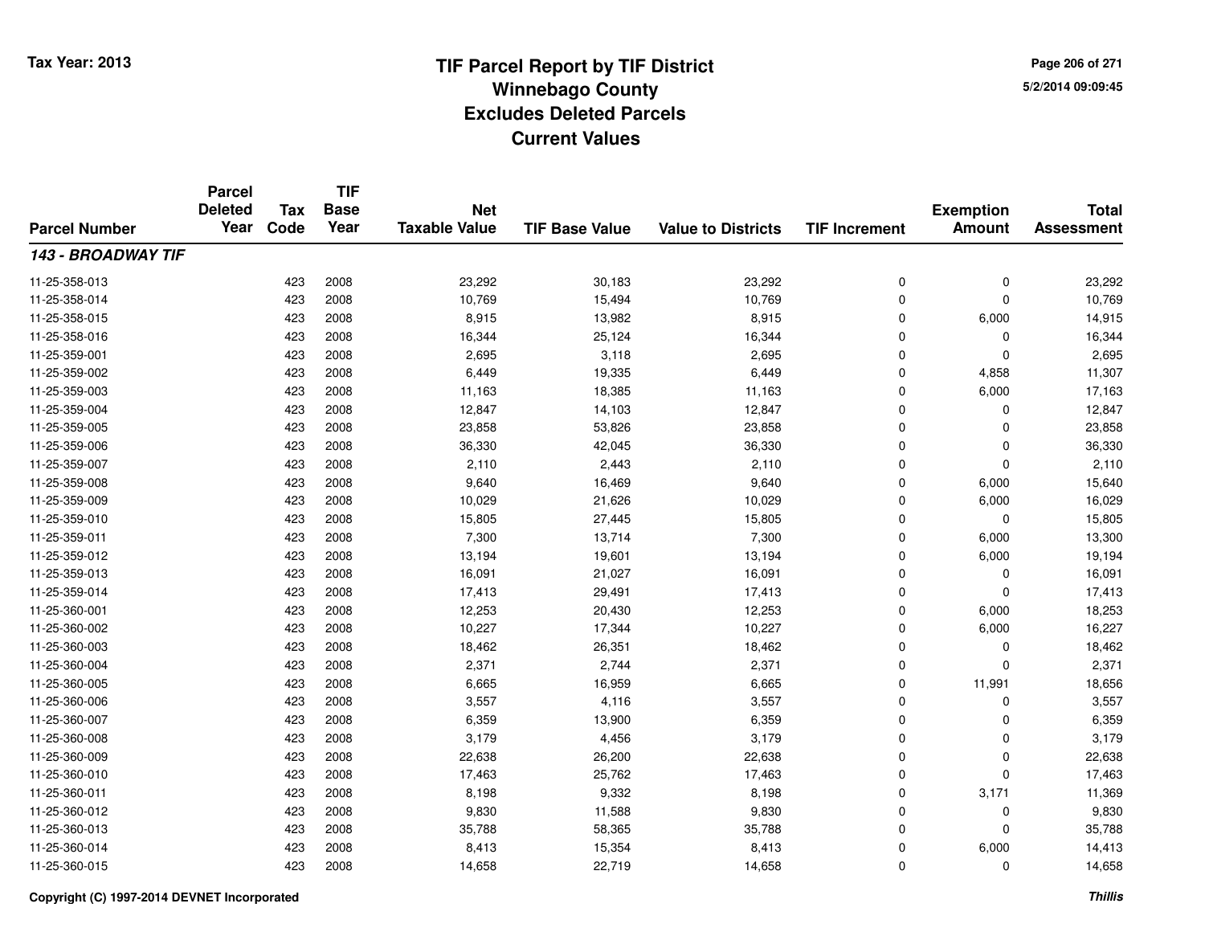# TIF Parcel Report by TIF District
## Winnebago County
## Excludes Deleted Parcels
## Current Values

Tax Year: 2013

| Parcel Number | Parcel Deleted Year | Tax Code | TIF Base Year | Net Taxable Value | TIF Base Value | Value to Districts | TIF Increment | Exemption Amount | Total Assessment |
|---|---|---|---|---|---|---|---|---|---|
| ***143 - BROADWAY TIF*** | | | | | | | | | |
| 11-25-358-013 | | 423 | 2008 | 23,292 | 30,183 | 23,292 | 0 | 0 | 23,292 |
| 11-25-358-014 | | 423 | 2008 | 10,769 | 15,494 | 10,769 | 0 | 0 | 10,769 |
| 11-25-358-015 | | 423 | 2008 | 8,915 | 13,982 | 8,915 | 0 | 6,000 | 14,915 |
| 11-25-358-016 | | 423 | 2008 | 16,344 | 25,124 | 16,344 | 0 | 0 | 16,344 |
| 11-25-359-001 | | 423 | 2008 | 2,695 | 3,118 | 2,695 | 0 | 0 | 2,695 |
| 11-25-359-002 | | 423 | 2008 | 6,449 | 19,335 | 6,449 | 0 | 4,858 | 11,307 |
| 11-25-359-003 | | 423 | 2008 | 11,163 | 18,385 | 11,163 | 0 | 6,000 | 17,163 |
| 11-25-359-004 | | 423 | 2008 | 12,847 | 14,103 | 12,847 | 0 | 0 | 12,847 |
| 11-25-359-005 | | 423 | 2008 | 23,858 | 53,826 | 23,858 | 0 | 0 | 23,858 |
| 11-25-359-006 | | 423 | 2008 | 36,330 | 42,045 | 36,330 | 0 | 0 | 36,330 |
| 11-25-359-007 | | 423 | 2008 | 2,110 | 2,443 | 2,110 | 0 | 0 | 2,110 |
| 11-25-359-008 | | 423 | 2008 | 9,640 | 16,469 | 9,640 | 0 | 6,000 | 15,640 |
| 11-25-359-009 | | 423 | 2008 | 10,029 | 21,626 | 10,029 | 0 | 6,000 | 16,029 |
| 11-25-359-010 | | 423 | 2008 | 15,805 | 27,445 | 15,805 | 0 | 0 | 15,805 |
| 11-25-359-011 | | 423 | 2008 | 7,300 | 13,714 | 7,300 | 0 | 6,000 | 13,300 |
| 11-25-359-012 | | 423 | 2008 | 13,194 | 19,601 | 13,194 | 0 | 6,000 | 19,194 |
| 11-25-359-013 | | 423 | 2008 | 16,091 | 21,027 | 16,091 | 0 | 0 | 16,091 |
| 11-25-359-014 | | 423 | 2008 | 17,413 | 29,491 | 17,413 | 0 | 0 | 17,413 |
| 11-25-360-001 | | 423 | 2008 | 12,253 | 20,430 | 12,253 | 0 | 6,000 | 18,253 |
| 11-25-360-002 | | 423 | 2008 | 10,227 | 17,344 | 10,227 | 0 | 6,000 | 16,227 |
| 11-25-360-003 | | 423 | 2008 | 18,462 | 26,351 | 18,462 | 0 | 0 | 18,462 |
| 11-25-360-004 | | 423 | 2008 | 2,371 | 2,744 | 2,371 | 0 | 0 | 2,371 |
| 11-25-360-005 | | 423 | 2008 | 6,665 | 16,959 | 6,665 | 0 | 11,991 | 18,656 |
| 11-25-360-006 | | 423 | 2008 | 3,557 | 4,116 | 3,557 | 0 | 0 | 3,557 |
| 11-25-360-007 | | 423 | 2008 | 6,359 | 13,900 | 6,359 | 0 | 0 | 6,359 |
| 11-25-360-008 | | 423 | 2008 | 3,179 | 4,456 | 3,179 | 0 | 0 | 3,179 |
| 11-25-360-009 | | 423 | 2008 | 22,638 | 26,200 | 22,638 | 0 | 0 | 22,638 |
| 11-25-360-010 | | 423 | 2008 | 17,463 | 25,762 | 17,463 | 0 | 0 | 17,463 |
| 11-25-360-011 | | 423 | 2008 | 8,198 | 9,332 | 8,198 | 0 | 3,171 | 11,369 |
| 11-25-360-012 | | 423 | 2008 | 9,830 | 11,588 | 9,830 | 0 | 0 | 9,830 |
| 11-25-360-013 | | 423 | 2008 | 35,788 | 58,365 | 35,788 | 0 | 0 | 35,788 |
| 11-25-360-014 | | 423 | 2008 | 8,413 | 15,354 | 8,413 | 0 | 6,000 | 14,413 |
| 11-25-360-015 | | 423 | 2008 | 14,658 | 22,719 | 14,658 | 0 | 0 | 14,658 |

Copyright (C) 1997-2014 DEVNET Incorporated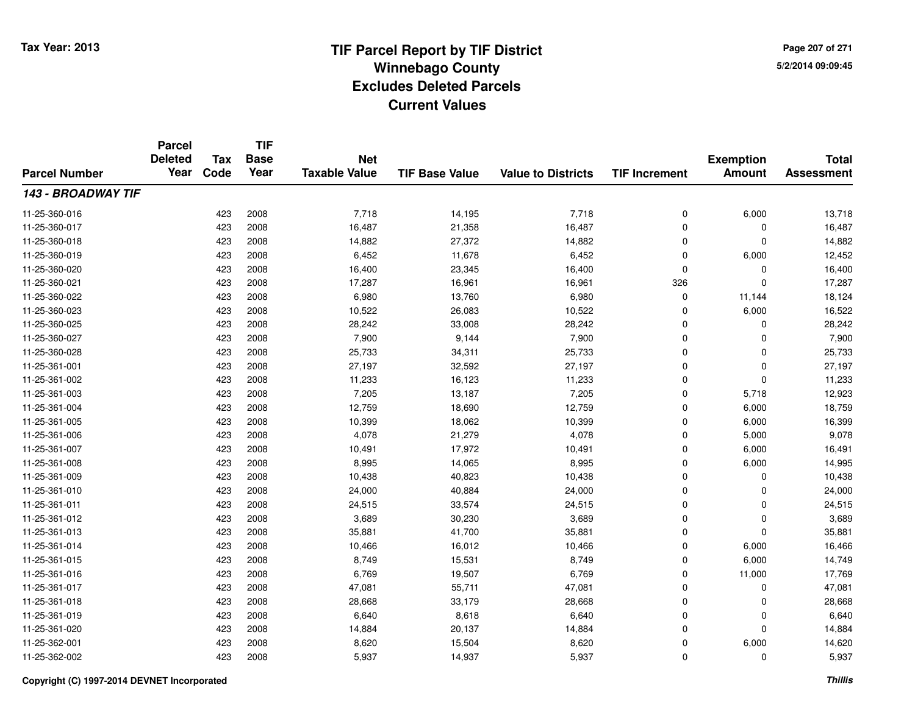Tax Year: 2013

# TIF Parcel Report by TIF District
## Winnebago County
## Excludes Deleted Parcels
## Current Values

| Parcel Number | Parcel Deleted Year | Tax Code | TIF Base Year | Net Taxable Value | TIF Base Value | Value to Districts | TIF Increment | Exemption Amount | Total Assessment |
|---|---|---|---|---|---|---|---|---|---|
| ***143 - BROADWAY TIF*** | | | | | | | | | |
| 11-25-360-016 | | 423 | 2008 | 7,718 | 14,195 | 7,718 | 0 | 6,000 | 13,718 |
| 11-25-360-017 | | 423 | 2008 | 16,487 | 21,358 | 16,487 | 0 | 0 | 16,487 |
| 11-25-360-018 | | 423 | 2008 | 14,882 | 27,372 | 14,882 | 0 | 0 | 14,882 |
| 11-25-360-019 | | 423 | 2008 | 6,452 | 11,678 | 6,452 | 0 | 6,000 | 12,452 |
| 11-25-360-020 | | 423 | 2008 | 16,400 | 23,345 | 16,400 | 0 | 0 | 16,400 |
| 11-25-360-021 | | 423 | 2008 | 17,287 | 16,961 | 16,961 | 326 | 0 | 17,287 |
| 11-25-360-022 | | 423 | 2008 | 6,980 | 13,760 | 6,980 | 0 | 11,144 | 18,124 |
| 11-25-360-023 | | 423 | 2008 | 10,522 | 26,083 | 10,522 | 0 | 6,000 | 16,522 |
| 11-25-360-025 | | 423 | 2008 | 28,242 | 33,008 | 28,242 | 0 | 0 | 28,242 |
| 11-25-360-027 | | 423 | 2008 | 7,900 | 9,144 | 7,900 | 0 | 0 | 7,900 |
| 11-25-360-028 | | 423 | 2008 | 25,733 | 34,311 | 25,733 | 0 | 0 | 25,733 |
| 11-25-361-001 | | 423 | 2008 | 27,197 | 32,592 | 27,197 | 0 | 0 | 27,197 |
| 11-25-361-002 | | 423 | 2008 | 11,233 | 16,123 | 11,233 | 0 | 0 | 11,233 |
| 11-25-361-003 | | 423 | 2008 | 7,205 | 13,187 | 7,205 | 0 | 5,718 | 12,923 |
| 11-25-361-004 | | 423 | 2008 | 12,759 | 18,690 | 12,759 | 0 | 6,000 | 18,759 |
| 11-25-361-005 | | 423 | 2008 | 10,399 | 18,062 | 10,399 | 0 | 6,000 | 16,399 |
| 11-25-361-006 | | 423 | 2008 | 4,078 | 21,279 | 4,078 | 0 | 5,000 | 9,078 |
| 11-25-361-007 | | 423 | 2008 | 10,491 | 17,972 | 10,491 | 0 | 6,000 | 16,491 |
| 11-25-361-008 | | 423 | 2008 | 8,995 | 14,065 | 8,995 | 0 | 6,000 | 14,995 |
| 11-25-361-009 | | 423 | 2008 | 10,438 | 40,823 | 10,438 | 0 | 0 | 10,438 |
| 11-25-361-010 | | 423 | 2008 | 24,000 | 40,884 | 24,000 | 0 | 0 | 24,000 |
| 11-25-361-011 | | 423 | 2008 | 24,515 | 33,574 | 24,515 | 0 | 0 | 24,515 |
| 11-25-361-012 | | 423 | 2008 | 3,689 | 30,230 | 3,689 | 0 | 0 | 3,689 |
| 11-25-361-013 | | 423 | 2008 | 35,881 | 41,700 | 35,881 | 0 | 0 | 35,881 |
| 11-25-361-014 | | 423 | 2008 | 10,466 | 16,012 | 10,466 | 0 | 6,000 | 16,466 |
| 11-25-361-015 | | 423 | 2008 | 8,749 | 15,531 | 8,749 | 0 | 6,000 | 14,749 |
| 11-25-361-016 | | 423 | 2008 | 6,769 | 19,507 | 6,769 | 0 | 11,000 | 17,769 |
| 11-25-361-017 | | 423 | 2008 | 47,081 | 55,711 | 47,081 | 0 | 0 | 47,081 |
| 11-25-361-018 | | 423 | 2008 | 28,668 | 33,179 | 28,668 | 0 | 0 | 28,668 |
| 11-25-361-019 | | 423 | 2008 | 6,640 | 8,618 | 6,640 | 0 | 0 | 6,640 |
| 11-25-361-020 | | 423 | 2008 | 14,884 | 20,137 | 14,884 | 0 | 0 | 14,884 |
| 11-25-362-001 | | 423 | 2008 | 8,620 | 15,504 | 8,620 | 0 | 6,000 | 14,620 |
| 11-25-362-002 | | 423 | 2008 | 5,937 | 14,937 | 5,937 | 0 | 0 | 5,937 |

Copyright (C) 1997-2014 DEVNET Incorporated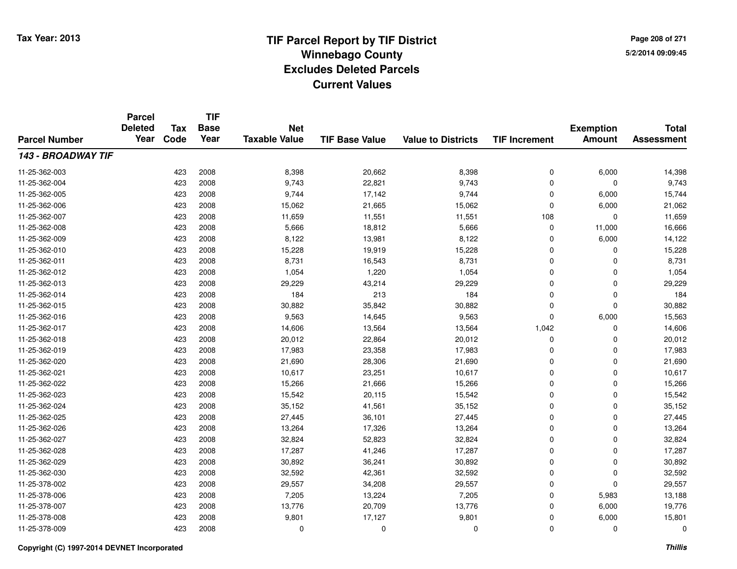Tax Year: 2013

# TIF Parcel Report by TIF District
## Winnebago County
## Excludes Deleted Parcels
## Current Values

5/2/2014 09:09:45

| Parcel Number | Parcel Deleted Year | Tax Code | TIF Base Year | Net Taxable Value | TIF Base Value | Value to Districts | TIF Increment | Exemption Amount | Total Assessment |
|---|---|---|---|---|---|---|---|---|---|
| ***143 - BROADWAY TIF*** | | | | | | | | | |
| 11-25-362-003 | | 423 | 2008 | 8,398 | 20,662 | 8,398 | 0 | 6,000 | 14,398 |
| 11-25-362-004 | | 423 | 2008 | 9,743 | 22,821 | 9,743 | 0 | 0 | 9,743 |
| 11-25-362-005 | | 423 | 2008 | 9,744 | 17,142 | 9,744 | 0 | 6,000 | 15,744 |
| 11-25-362-006 | | 423 | 2008 | 15,062 | 21,665 | 15,062 | 0 | 6,000 | 21,062 |
| 11-25-362-007 | | 423 | 2008 | 11,659 | 11,551 | 11,551 | 108 | 0 | 11,659 |
| 11-25-362-008 | | 423 | 2008 | 5,666 | 18,812 | 5,666 | 0 | 11,000 | 16,666 |
| 11-25-362-009 | | 423 | 2008 | 8,122 | 13,981 | 8,122 | 0 | 6,000 | 14,122 |
| 11-25-362-010 | | 423 | 2008 | 15,228 | 19,919 | 15,228 | 0 | 0 | 15,228 |
| 11-25-362-011 | | 423 | 2008 | 8,731 | 16,543 | 8,731 | 0 | 0 | 8,731 |
| 11-25-362-012 | | 423 | 2008 | 1,054 | 1,220 | 1,054 | 0 | 0 | 1,054 |
| 11-25-362-013 | | 423 | 2008 | 29,229 | 43,214 | 29,229 | 0 | 0 | 29,229 |
| 11-25-362-014 | | 423 | 2008 | 184 | 213 | 184 | 0 | 0 | 184 |
| 11-25-362-015 | | 423 | 2008 | 30,882 | 35,842 | 30,882 | 0 | 0 | 30,882 |
| 11-25-362-016 | | 423 | 2008 | 9,563 | 14,645 | 9,563 | 0 | 6,000 | 15,563 |
| 11-25-362-017 | | 423 | 2008 | 14,606 | 13,564 | 13,564 | 1,042 | 0 | 14,606 |
| 11-25-362-018 | | 423 | 2008 | 20,012 | 22,864 | 20,012 | 0 | 0 | 20,012 |
| 11-25-362-019 | | 423 | 2008 | 17,983 | 23,358 | 17,983 | 0 | 0 | 17,983 |
| 11-25-362-020 | | 423 | 2008 | 21,690 | 28,306 | 21,690 | 0 | 0 | 21,690 |
| 11-25-362-021 | | 423 | 2008 | 10,617 | 23,251 | 10,617 | 0 | 0 | 10,617 |
| 11-25-362-022 | | 423 | 2008 | 15,266 | 21,666 | 15,266 | 0 | 0 | 15,266 |
| 11-25-362-023 | | 423 | 2008 | 15,542 | 20,115 | 15,542 | 0 | 0 | 15,542 |
| 11-25-362-024 | | 423 | 2008 | 35,152 | 41,561 | 35,152 | 0 | 0 | 35,152 |
| 11-25-362-025 | | 423 | 2008 | 27,445 | 36,101 | 27,445 | 0 | 0 | 27,445 |
| 11-25-362-026 | | 423 | 2008 | 13,264 | 17,326 | 13,264 | 0 | 0 | 13,264 |
| 11-25-362-027 | | 423 | 2008 | 32,824 | 52,823 | 32,824 | 0 | 0 | 32,824 |
| 11-25-362-028 | | 423 | 2008 | 17,287 | 41,246 | 17,287 | 0 | 0 | 17,287 |
| 11-25-362-029 | | 423 | 2008 | 30,892 | 36,241 | 30,892 | 0 | 0 | 30,892 |
| 11-25-362-030 | | 423 | 2008 | 32,592 | 42,361 | 32,592 | 0 | 0 | 32,592 |
| 11-25-378-002 | | 423 | 2008 | 29,557 | 34,208 | 29,557 | 0 | 0 | 29,557 |
| 11-25-378-006 | | 423 | 2008 | 7,205 | 13,224 | 7,205 | 0 | 5,983 | 13,188 |
| 11-25-378-007 | | 423 | 2008 | 13,776 | 20,709 | 13,776 | 0 | 6,000 | 19,776 |
| 11-25-378-008 | | 423 | 2008 | 9,801 | 17,127 | 9,801 | 0 | 6,000 | 15,801 |
| 11-25-378-009 | | 423 | 2008 | 0 | 0 | 0 | 0 | 0 | 0 |

Copyright (C) 1997-2014 DEVNET Incorporated

*Thillis*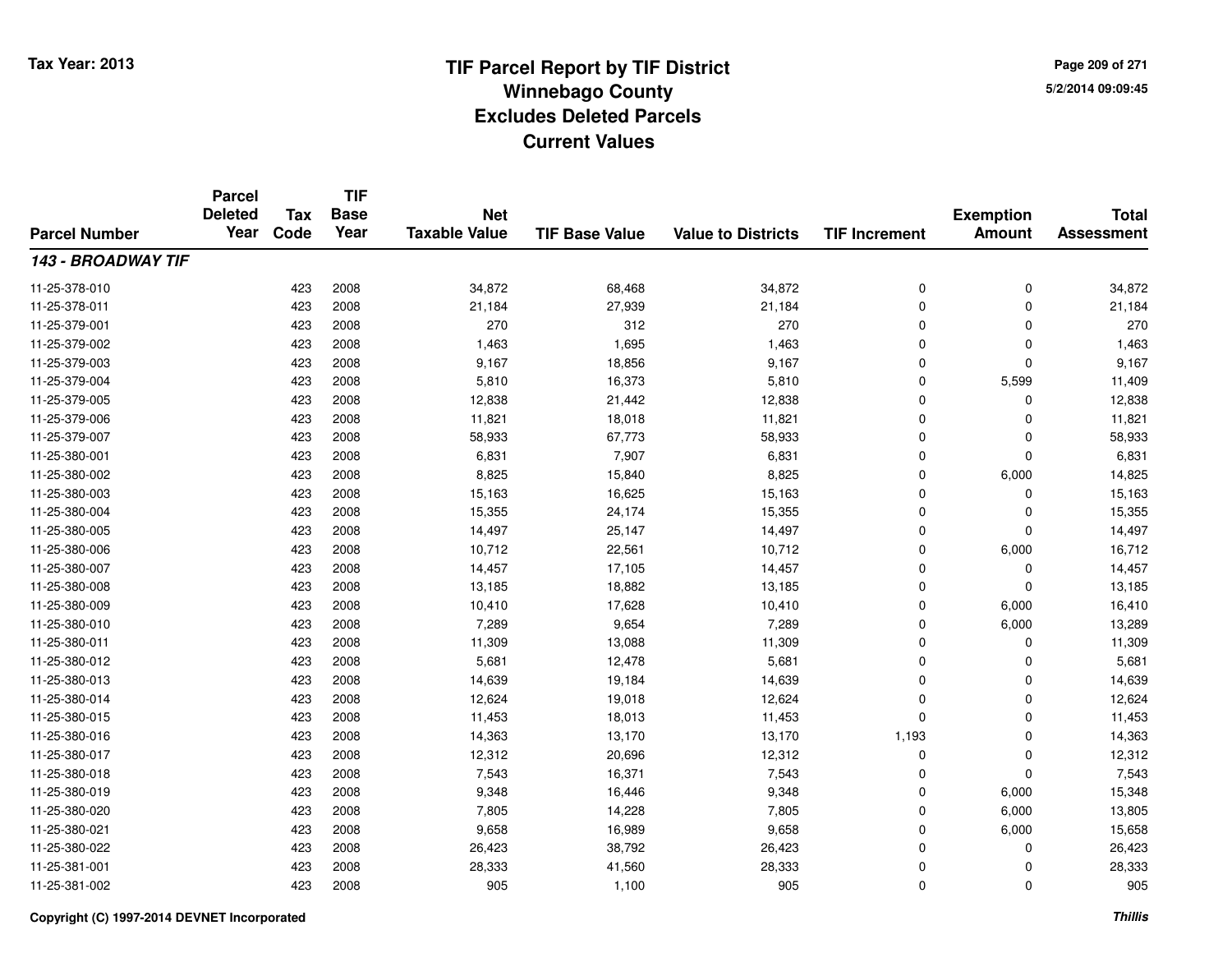# TIF Parcel Report by TIF District
## Winnebago County
## Excludes Deleted Parcels
## Current Values

Tax Year: 2013

5/2/2014 09:09:45

| Parcel Number | Parcel Deleted Year | Tax Code | TIF Base Year | Net Taxable Value | TIF Base Value | Value to Districts | TIF Increment | Exemption Amount | Total Assessment |
|---|---|---|---|---|---|---|---|---|---|
| ***143 - BROADWAY TIF*** | | | | | | | | | |
| 11-25-378-010 | | 423 | 2008 | 34,872 | 68,468 | 34,872 | 0 | 0 | 34,872 |
| 11-25-378-011 | | 423 | 2008 | 21,184 | 27,939 | 21,184 | 0 | 0 | 21,184 |
| 11-25-379-001 | | 423 | 2008 | 270 | 312 | 270 | 0 | 0 | 270 |
| 11-25-379-002 | | 423 | 2008 | 1,463 | 1,695 | 1,463 | 0 | 0 | 1,463 |
| 11-25-379-003 | | 423 | 2008 | 9,167 | 18,856 | 9,167 | 0 | 0 | 9,167 |
| 11-25-379-004 | | 423 | 2008 | 5,810 | 16,373 | 5,810 | 0 | 5,599 | 11,409 |
| 11-25-379-005 | | 423 | 2008 | 12,838 | 21,442 | 12,838 | 0 | 0 | 12,838 |
| 11-25-379-006 | | 423 | 2008 | 11,821 | 18,018 | 11,821 | 0 | 0 | 11,821 |
| 11-25-379-007 | | 423 | 2008 | 58,933 | 67,773 | 58,933 | 0 | 0 | 58,933 |
| 11-25-380-001 | | 423 | 2008 | 6,831 | 7,907 | 6,831 | 0 | 0 | 6,831 |
| 11-25-380-002 | | 423 | 2008 | 8,825 | 15,840 | 8,825 | 0 | 6,000 | 14,825 |
| 11-25-380-003 | | 423 | 2008 | 15,163 | 16,625 | 15,163 | 0 | 0 | 15,163 |
| 11-25-380-004 | | 423 | 2008 | 15,355 | 24,174 | 15,355 | 0 | 0 | 15,355 |
| 11-25-380-005 | | 423 | 2008 | 14,497 | 25,147 | 14,497 | 0 | 0 | 14,497 |
| 11-25-380-006 | | 423 | 2008 | 10,712 | 22,561 | 10,712 | 0 | 6,000 | 16,712 |
| 11-25-380-007 | | 423 | 2008 | 14,457 | 17,105 | 14,457 | 0 | 0 | 14,457 |
| 11-25-380-008 | | 423 | 2008 | 13,185 | 18,882 | 13,185 | 0 | 0 | 13,185 |
| 11-25-380-009 | | 423 | 2008 | 10,410 | 17,628 | 10,410 | 0 | 6,000 | 16,410 |
| 11-25-380-010 | | 423 | 2008 | 7,289 | 9,654 | 7,289 | 0 | 6,000 | 13,289 |
| 11-25-380-011 | | 423 | 2008 | 11,309 | 13,088 | 11,309 | 0 | 0 | 11,309 |
| 11-25-380-012 | | 423 | 2008 | 5,681 | 12,478 | 5,681 | 0 | 0 | 5,681 |
| 11-25-380-013 | | 423 | 2008 | 14,639 | 19,184 | 14,639 | 0 | 0 | 14,639 |
| 11-25-380-014 | | 423 | 2008 | 12,624 | 19,018 | 12,624 | 0 | 0 | 12,624 |
| 11-25-380-015 | | 423 | 2008 | 11,453 | 18,013 | 11,453 | 0 | 0 | 11,453 |
| 11-25-380-016 | | 423 | 2008 | 14,363 | 13,170 | 13,170 | 1,193 | 0 | 14,363 |
| 11-25-380-017 | | 423 | 2008 | 12,312 | 20,696 | 12,312 | 0 | 0 | 12,312 |
| 11-25-380-018 | | 423 | 2008 | 7,543 | 16,371 | 7,543 | 0 | 0 | 7,543 |
| 11-25-380-019 | | 423 | 2008 | 9,348 | 16,446 | 9,348 | 0 | 6,000 | 15,348 |
| 11-25-380-020 | | 423 | 2008 | 7,805 | 14,228 | 7,805 | 0 | 6,000 | 13,805 |
| 11-25-380-021 | | 423 | 2008 | 9,658 | 16,989 | 9,658 | 0 | 6,000 | 15,658 |
| 11-25-380-022 | | 423 | 2008 | 26,423 | 38,792 | 26,423 | 0 | 0 | 26,423 |
| 11-25-381-001 | | 423 | 2008 | 28,333 | 41,560 | 28,333 | 0 | 0 | 28,333 |
| 11-25-381-002 | | 423 | 2008 | 905 | 1,100 | 905 | 0 | 0 | 905 |

Copyright (C) 1997-2014 DEVNET Incorporated

*Thillis*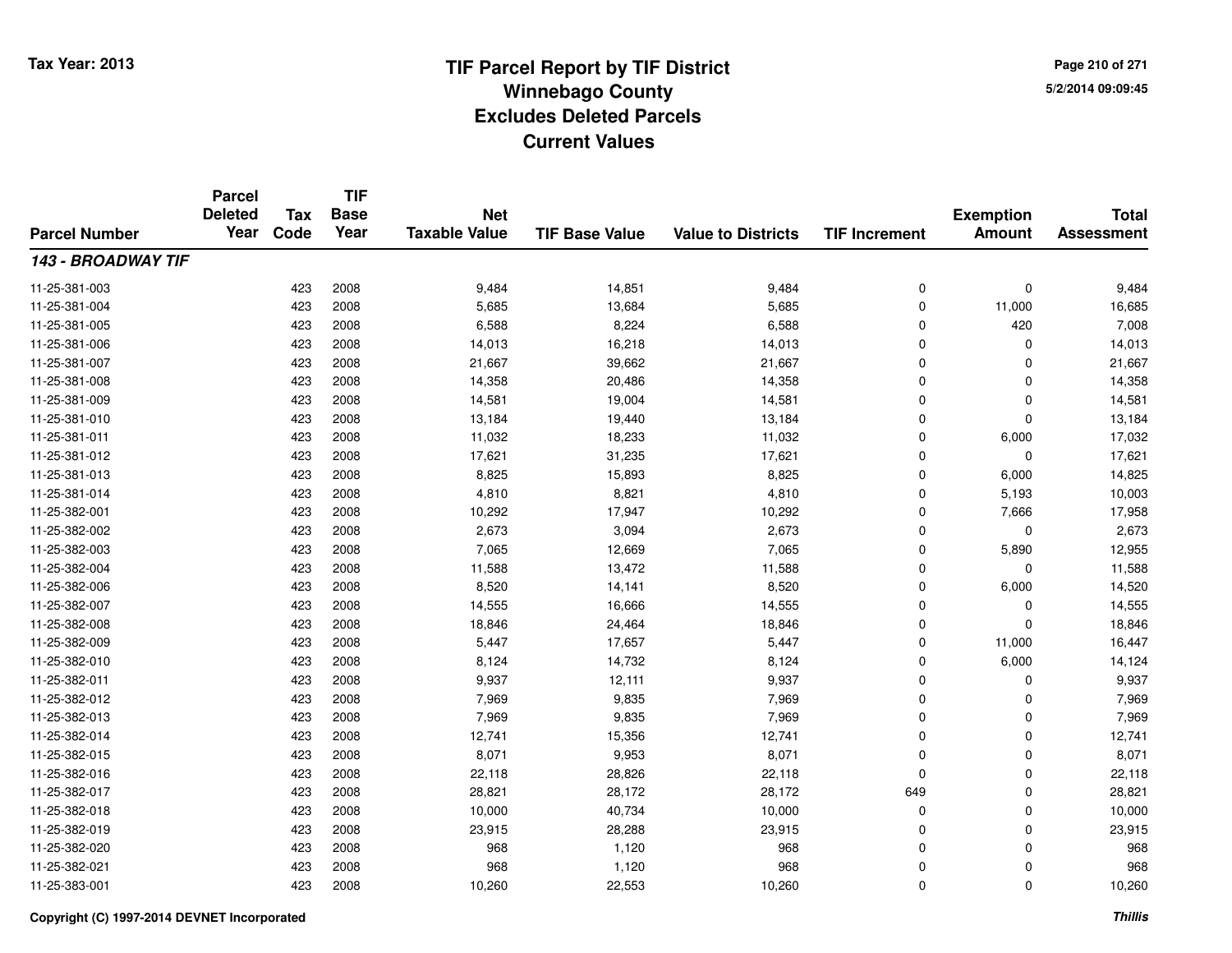# TIF Parcel Report by TIF District
## Winnebago County
## Excludes Deleted Parcels
## Current Values

Tax Year: 2013

5/2/2014 09:09:45

| Parcel Number | Parcel Deleted Year | Tax Code | TIF Base Year | Net Taxable Value | TIF Base Value | Value to Districts | TIF Increment | Exemption Amount | Total Assessment |
|---|---|---|---|---|---|---|---|---|---|
| ***143 - BROADWAY TIF*** | | | | | | | | | |
| 11-25-381-003 | | 423 | 2008 | 9,484 | 14,851 | 9,484 | 0 | 0 | 9,484 |
| 11-25-381-004 | | 423 | 2008 | 5,685 | 13,684 | 5,685 | 0 | 11,000 | 16,685 |
| 11-25-381-005 | | 423 | 2008 | 6,588 | 8,224 | 6,588 | 0 | 420 | 7,008 |
| 11-25-381-006 | | 423 | 2008 | 14,013 | 16,218 | 14,013 | 0 | 0 | 14,013 |
| 11-25-381-007 | | 423 | 2008 | 21,667 | 39,662 | 21,667 | 0 | 0 | 21,667 |
| 11-25-381-008 | | 423 | 2008 | 14,358 | 20,486 | 14,358 | 0 | 0 | 14,358 |
| 11-25-381-009 | | 423 | 2008 | 14,581 | 19,004 | 14,581 | 0 | 0 | 14,581 |
| 11-25-381-010 | | 423 | 2008 | 13,184 | 19,440 | 13,184 | 0 | 0 | 13,184 |
| 11-25-381-011 | | 423 | 2008 | 11,032 | 18,233 | 11,032 | 0 | 6,000 | 17,032 |
| 11-25-381-012 | | 423 | 2008 | 17,621 | 31,235 | 17,621 | 0 | 0 | 17,621 |
| 11-25-381-013 | | 423 | 2008 | 8,825 | 15,893 | 8,825 | 0 | 6,000 | 14,825 |
| 11-25-381-014 | | 423 | 2008 | 4,810 | 8,821 | 4,810 | 0 | 5,193 | 10,003 |
| 11-25-382-001 | | 423 | 2008 | 10,292 | 17,947 | 10,292 | 0 | 7,666 | 17,958 |
| 11-25-382-002 | | 423 | 2008 | 2,673 | 3,094 | 2,673 | 0 | 0 | 2,673 |
| 11-25-382-003 | | 423 | 2008 | 7,065 | 12,669 | 7,065 | 0 | 5,890 | 12,955 |
| 11-25-382-004 | | 423 | 2008 | 11,588 | 13,472 | 11,588 | 0 | 0 | 11,588 |
| 11-25-382-006 | | 423 | 2008 | 8,520 | 14,141 | 8,520 | 0 | 6,000 | 14,520 |
| 11-25-382-007 | | 423 | 2008 | 14,555 | 16,666 | 14,555 | 0 | 0 | 14,555 |
| 11-25-382-008 | | 423 | 2008 | 18,846 | 24,464 | 18,846 | 0 | 0 | 18,846 |
| 11-25-382-009 | | 423 | 2008 | 5,447 | 17,657 | 5,447 | 0 | 11,000 | 16,447 |
| 11-25-382-010 | | 423 | 2008 | 8,124 | 14,732 | 8,124 | 0 | 6,000 | 14,124 |
| 11-25-382-011 | | 423 | 2008 | 9,937 | 12,111 | 9,937 | 0 | 0 | 9,937 |
| 11-25-382-012 | | 423 | 2008 | 7,969 | 9,835 | 7,969 | 0 | 0 | 7,969 |
| 11-25-382-013 | | 423 | 2008 | 7,969 | 9,835 | 7,969 | 0 | 0 | 7,969 |
| 11-25-382-014 | | 423 | 2008 | 12,741 | 15,356 | 12,741 | 0 | 0 | 12,741 |
| 11-25-382-015 | | 423 | 2008 | 8,071 | 9,953 | 8,071 | 0 | 0 | 8,071 |
| 11-25-382-016 | | 423 | 2008 | 22,118 | 28,826 | 22,118 | 0 | 0 | 22,118 |
| 11-25-382-017 | | 423 | 2008 | 28,821 | 28,172 | 28,172 | 649 | 0 | 28,821 |
| 11-25-382-018 | | 423 | 2008 | 10,000 | 40,734 | 10,000 | 0 | 0 | 10,000 |
| 11-25-382-019 | | 423 | 2008 | 23,915 | 28,288 | 23,915 | 0 | 0 | 23,915 |
| 11-25-382-020 | | 423 | 2008 | 968 | 1,120 | 968 | 0 | 0 | 968 |
| 11-25-382-021 | | 423 | 2008 | 968 | 1,120 | 968 | 0 | 0 | 968 |
| 11-25-383-001 | | 423 | 2008 | 10,260 | 22,553 | 10,260 | 0 | 0 | 10,260 |

Copyright (C) 1997-2014 DEVNET Incorporated

*Thillis*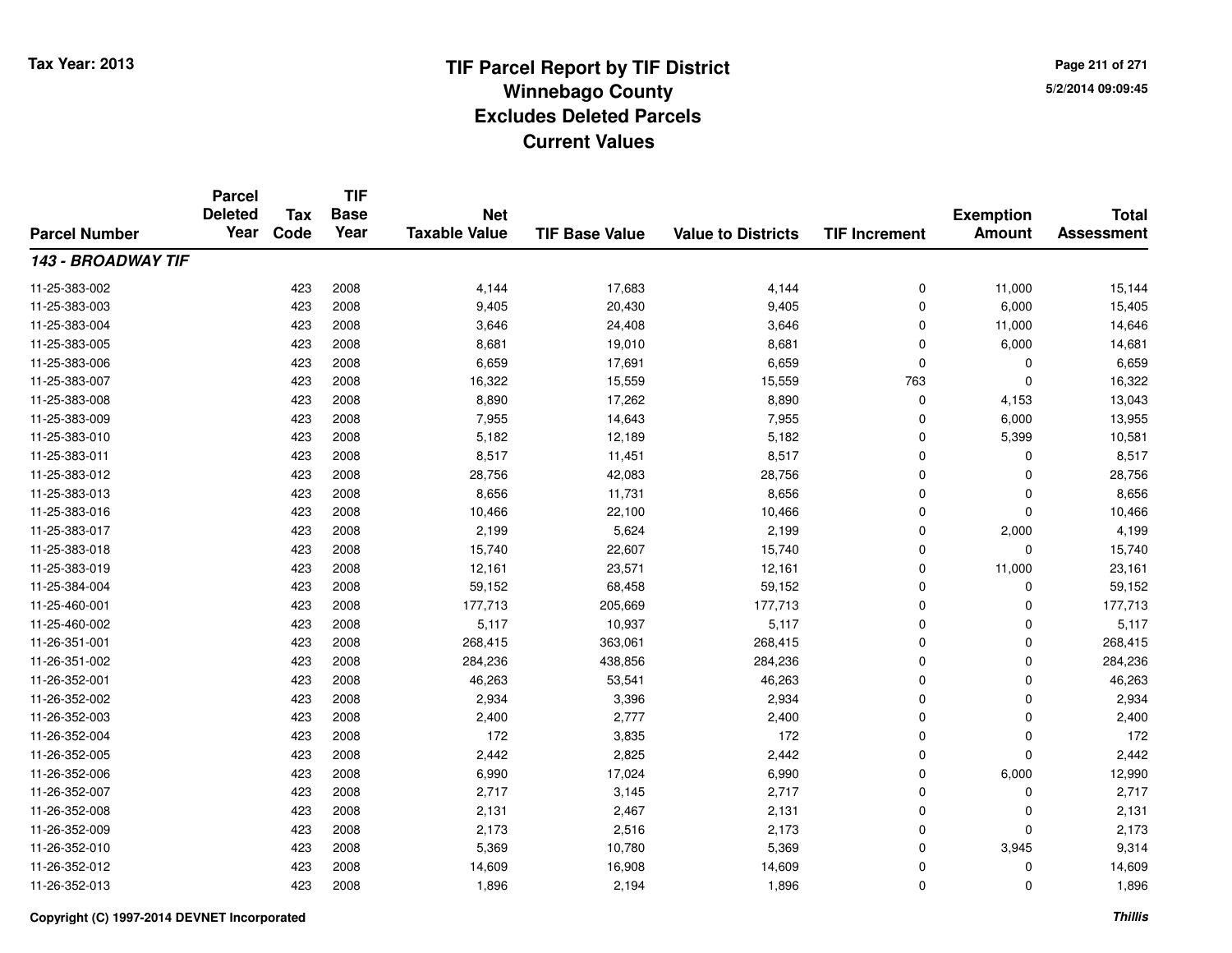# TIF Parcel Report by TIF District
## Winnebago County
## Excludes Deleted Parcels
## Current Values

Tax Year: 2013

5/2/2014 09:09:45

| Parcel Number | Parcel Deleted Year | Tax Code | TIF Base Year | Net Taxable Value | TIF Base Value | Value to Districts | TIF Increment | Exemption Amount | Total Assessment |
|---|---|---|---|---|---|---|---|---|---|
| ***143 - BROADWAY TIF*** | | | | | | | | | |
| 11-25-383-002 | | 423 | 2008 | 4,144 | 17,683 | 4,144 | 0 | 11,000 | 15,144 |
| 11-25-383-003 | | 423 | 2008 | 9,405 | 20,430 | 9,405 | 0 | 6,000 | 15,405 |
| 11-25-383-004 | | 423 | 2008 | 3,646 | 24,408 | 3,646 | 0 | 11,000 | 14,646 |
| 11-25-383-005 | | 423 | 2008 | 8,681 | 19,010 | 8,681 | 0 | 6,000 | 14,681 |
| 11-25-383-006 | | 423 | 2008 | 6,659 | 17,691 | 6,659 | 0 | 0 | 6,659 |
| 11-25-383-007 | | 423 | 2008 | 16,322 | 15,559 | 15,559 | 763 | 0 | 16,322 |
| 11-25-383-008 | | 423 | 2008 | 8,890 | 17,262 | 8,890 | 0 | 4,153 | 13,043 |
| 11-25-383-009 | | 423 | 2008 | 7,955 | 14,643 | 7,955 | 0 | 6,000 | 13,955 |
| 11-25-383-010 | | 423 | 2008 | 5,182 | 12,189 | 5,182 | 0 | 5,399 | 10,581 |
| 11-25-383-011 | | 423 | 2008 | 8,517 | 11,451 | 8,517 | 0 | 0 | 8,517 |
| 11-25-383-012 | | 423 | 2008 | 28,756 | 42,083 | 28,756 | 0 | 0 | 28,756 |
| 11-25-383-013 | | 423 | 2008 | 8,656 | 11,731 | 8,656 | 0 | 0 | 8,656 |
| 11-25-383-016 | | 423 | 2008 | 10,466 | 22,100 | 10,466 | 0 | 0 | 10,466 |
| 11-25-383-017 | | 423 | 2008 | 2,199 | 5,624 | 2,199 | 0 | 2,000 | 4,199 |
| 11-25-383-018 | | 423 | 2008 | 15,740 | 22,607 | 15,740 | 0 | 0 | 15,740 |
| 11-25-383-019 | | 423 | 2008 | 12,161 | 23,571 | 12,161 | 0 | 11,000 | 23,161 |
| 11-25-384-004 | | 423 | 2008 | 59,152 | 68,458 | 59,152 | 0 | 0 | 59,152 |
| 11-25-460-001 | | 423 | 2008 | 177,713 | 205,669 | 177,713 | 0 | 0 | 177,713 |
| 11-25-460-002 | | 423 | 2008 | 5,117 | 10,937 | 5,117 | 0 | 0 | 5,117 |
| 11-26-351-001 | | 423 | 2008 | 268,415 | 363,061 | 268,415 | 0 | 0 | 268,415 |
| 11-26-351-002 | | 423 | 2008 | 284,236 | 438,856 | 284,236 | 0 | 0 | 284,236 |
| 11-26-352-001 | | 423 | 2008 | 46,263 | 53,541 | 46,263 | 0 | 0 | 46,263 |
| 11-26-352-002 | | 423 | 2008 | 2,934 | 3,396 | 2,934 | 0 | 0 | 2,934 |
| 11-26-352-003 | | 423 | 2008 | 2,400 | 2,777 | 2,400 | 0 | 0 | 2,400 |
| 11-26-352-004 | | 423 | 2008 | 172 | 3,835 | 172 | 0 | 0 | 172 |
| 11-26-352-005 | | 423 | 2008 | 2,442 | 2,825 | 2,442 | 0 | 0 | 2,442 |
| 11-26-352-006 | | 423 | 2008 | 6,990 | 17,024 | 6,990 | 0 | 6,000 | 12,990 |
| 11-26-352-007 | | 423 | 2008 | 2,717 | 3,145 | 2,717 | 0 | 0 | 2,717 |
| 11-26-352-008 | | 423 | 2008 | 2,131 | 2,467 | 2,131 | 0 | 0 | 2,131 |
| 11-26-352-009 | | 423 | 2008 | 2,173 | 2,516 | 2,173 | 0 | 0 | 2,173 |
| 11-26-352-010 | | 423 | 2008 | 5,369 | 10,780 | 5,369 | 0 | 3,945 | 9,314 |
| 11-26-352-012 | | 423 | 2008 | 14,609 | 16,908 | 14,609 | 0 | 0 | 14,609 |
| 11-26-352-013 | | 423 | 2008 | 1,896 | 2,194 | 1,896 | 0 | 0 | 1,896 |

Copyright (C) 1997-2014 DEVNET Incorporated

*Thillis*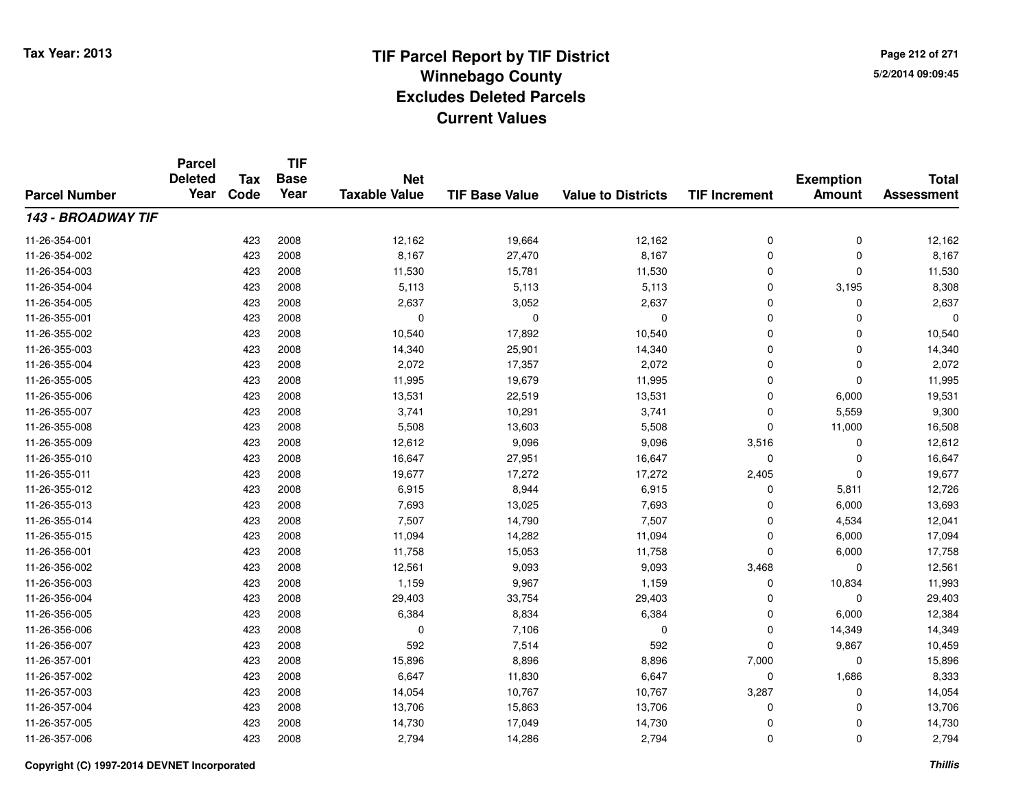Tax Year: 2013

# TIF Parcel Report by TIF District
## Winnebago County
## Excludes Deleted Parcels
## Current Values

5/2/2014 09:09:45

| Parcel Number | Parcel Deleted Year | Tax Code | TIF Base Year | Net Taxable Value | TIF Base Value | Value to Districts | TIF Increment | Exemption Amount | Total Assessment |
|---|---|---|---|---|---|---|---|---|---|
| ***143 - BROADWAY TIF*** | | | | | | | | | |
| 11-26-354-001 | | 423 | 2008 | 12,162 | 19,664 | 12,162 | 0 | 0 | 12,162 |
| 11-26-354-002 | | 423 | 2008 | 8,167 | 27,470 | 8,167 | 0 | 0 | 8,167 |
| 11-26-354-003 | | 423 | 2008 | 11,530 | 15,781 | 11,530 | 0 | 0 | 11,530 |
| 11-26-354-004 | | 423 | 2008 | 5,113 | 5,113 | 5,113 | 0 | 3,195 | 8,308 |
| 11-26-354-005 | | 423 | 2008 | 2,637 | 3,052 | 2,637 | 0 | 0 | 2,637 |
| 11-26-355-001 | | 423 | 2008 | 0 | 0 | 0 | 0 | 0 | 0 |
| 11-26-355-002 | | 423 | 2008 | 10,540 | 17,892 | 10,540 | 0 | 0 | 10,540 |
| 11-26-355-003 | | 423 | 2008 | 14,340 | 25,901 | 14,340 | 0 | 0 | 14,340 |
| 11-26-355-004 | | 423 | 2008 | 2,072 | 17,357 | 2,072 | 0 | 0 | 2,072 |
| 11-26-355-005 | | 423 | 2008 | 11,995 | 19,679 | 11,995 | 0 | 0 | 11,995 |
| 11-26-355-006 | | 423 | 2008 | 13,531 | 22,519 | 13,531 | 0 | 6,000 | 19,531 |
| 11-26-355-007 | | 423 | 2008 | 3,741 | 10,291 | 3,741 | 0 | 5,559 | 9,300 |
| 11-26-355-008 | | 423 | 2008 | 5,508 | 13,603 | 5,508 | 0 | 11,000 | 16,508 |
| 11-26-355-009 | | 423 | 2008 | 12,612 | 9,096 | 9,096 | 3,516 | 0 | 12,612 |
| 11-26-355-010 | | 423 | 2008 | 16,647 | 27,951 | 16,647 | 0 | 0 | 16,647 |
| 11-26-355-011 | | 423 | 2008 | 19,677 | 17,272 | 17,272 | 2,405 | 0 | 19,677 |
| 11-26-355-012 | | 423 | 2008 | 6,915 | 8,944 | 6,915 | 0 | 5,811 | 12,726 |
| 11-26-355-013 | | 423 | 2008 | 7,693 | 13,025 | 7,693 | 0 | 6,000 | 13,693 |
| 11-26-355-014 | | 423 | 2008 | 7,507 | 14,790 | 7,507 | 0 | 4,534 | 12,041 |
| 11-26-355-015 | | 423 | 2008 | 11,094 | 14,282 | 11,094 | 0 | 6,000 | 17,094 |
| 11-26-356-001 | | 423 | 2008 | 11,758 | 15,053 | 11,758 | 0 | 6,000 | 17,758 |
| 11-26-356-002 | | 423 | 2008 | 12,561 | 9,093 | 9,093 | 3,468 | 0 | 12,561 |
| 11-26-356-003 | | 423 | 2008 | 1,159 | 9,967 | 1,159 | 0 | 10,834 | 11,993 |
| 11-26-356-004 | | 423 | 2008 | 29,403 | 33,754 | 29,403 | 0 | 0 | 29,403 |
| 11-26-356-005 | | 423 | 2008 | 6,384 | 8,834 | 6,384 | 0 | 6,000 | 12,384 |
| 11-26-356-006 | | 423 | 2008 | 0 | 7,106 | 0 | 0 | 14,349 | 14,349 |
| 11-26-356-007 | | 423 | 2008 | 592 | 7,514 | 592 | 0 | 9,867 | 10,459 |
| 11-26-357-001 | | 423 | 2008 | 15,896 | 8,896 | 8,896 | 7,000 | 0 | 15,896 |
| 11-26-357-002 | | 423 | 2008 | 6,647 | 11,830 | 6,647 | 0 | 1,686 | 8,333 |
| 11-26-357-003 | | 423 | 2008 | 14,054 | 10,767 | 10,767 | 3,287 | 0 | 14,054 |
| 11-26-357-004 | | 423 | 2008 | 13,706 | 15,863 | 13,706 | 0 | 0 | 13,706 |
| 11-26-357-005 | | 423 | 2008 | 14,730 | 17,049 | 14,730 | 0 | 0 | 14,730 |
| 11-26-357-006 | | 423 | 2008 | 2,794 | 14,286 | 2,794 | 0 | 0 | 2,794 |

Copyright (C) 1997-2014 DEVNET Incorporated

*Thillis*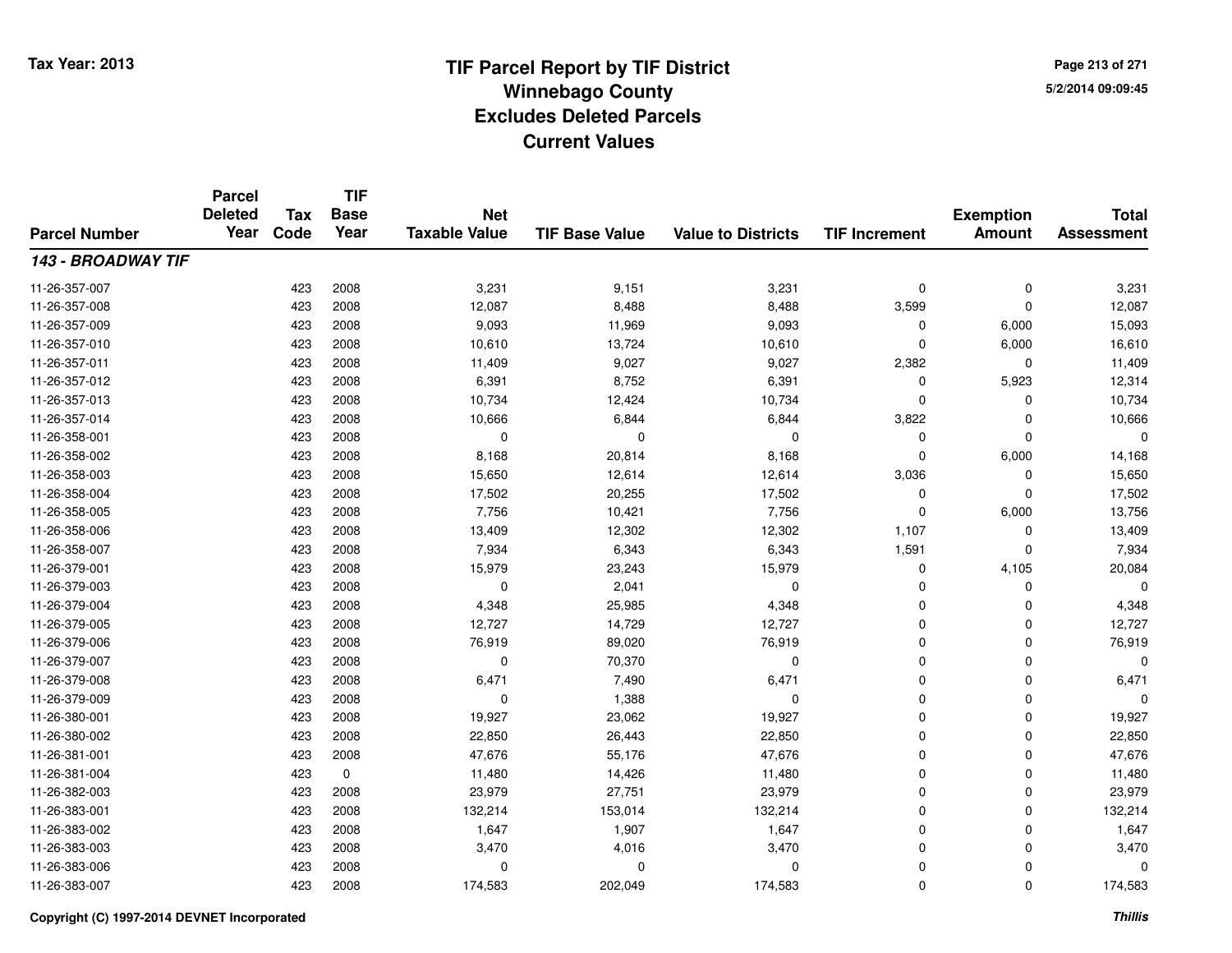# TIF Parcel Report by TIF District
## Winnebago County
## Excludes Deleted Parcels
## Current Values

Tax Year: 2013

5/2/2014 09:09:45

| Parcel Number | Parcel Deleted Year | Tax Code | TIF Base Year | Net Taxable Value | TIF Base Value | Value to Districts | TIF Increment | Exemption Amount | Total Assessment |
|---|---|---|---|---|---|---|---|---|---|
| ***143 - BROADWAY TIF*** | | | | | | | | | |
| 11-26-357-007 | | 423 | 2008 | 3,231 | 9,151 | 3,231 | 0 | 0 | 3,231 |
| 11-26-357-008 | | 423 | 2008 | 12,087 | 8,488 | 8,488 | 3,599 | 0 | 12,087 |
| 11-26-357-009 | | 423 | 2008 | 9,093 | 11,969 | 9,093 | 0 | 6,000 | 15,093 |
| 11-26-357-010 | | 423 | 2008 | 10,610 | 13,724 | 10,610 | 0 | 6,000 | 16,610 |
| 11-26-357-011 | | 423 | 2008 | 11,409 | 9,027 | 9,027 | 2,382 | 0 | 11,409 |
| 11-26-357-012 | | 423 | 2008 | 6,391 | 8,752 | 6,391 | 0 | 5,923 | 12,314 |
| 11-26-357-013 | | 423 | 2008 | 10,734 | 12,424 | 10,734 | 0 | 0 | 10,734 |
| 11-26-357-014 | | 423 | 2008 | 10,666 | 6,844 | 6,844 | 3,822 | 0 | 10,666 |
| 11-26-358-001 | | 423 | 2008 | 0 | 0 | 0 | 0 | 0 | 0 |
| 11-26-358-002 | | 423 | 2008 | 8,168 | 20,814 | 8,168 | 0 | 6,000 | 14,168 |
| 11-26-358-003 | | 423 | 2008 | 15,650 | 12,614 | 12,614 | 3,036 | 0 | 15,650 |
| 11-26-358-004 | | 423 | 2008 | 17,502 | 20,255 | 17,502 | 0 | 0 | 17,502 |
| 11-26-358-005 | | 423 | 2008 | 7,756 | 10,421 | 7,756 | 0 | 6,000 | 13,756 |
| 11-26-358-006 | | 423 | 2008 | 13,409 | 12,302 | 12,302 | 1,107 | 0 | 13,409 |
| 11-26-358-007 | | 423 | 2008 | 7,934 | 6,343 | 6,343 | 1,591 | 0 | 7,934 |
| 11-26-379-001 | | 423 | 2008 | 15,979 | 23,243 | 15,979 | 0 | 4,105 | 20,084 |
| 11-26-379-003 | | 423 | 2008 | 0 | 2,041 | 0 | 0 | 0 | 0 |
| 11-26-379-004 | | 423 | 2008 | 4,348 | 25,985 | 4,348 | 0 | 0 | 4,348 |
| 11-26-379-005 | | 423 | 2008 | 12,727 | 14,729 | 12,727 | 0 | 0 | 12,727 |
| 11-26-379-006 | | 423 | 2008 | 76,919 | 89,020 | 76,919 | 0 | 0 | 76,919 |
| 11-26-379-007 | | 423 | 2008 | 0 | 70,370 | 0 | 0 | 0 | 0 |
| 11-26-379-008 | | 423 | 2008 | 6,471 | 7,490 | 6,471 | 0 | 0 | 6,471 |
| 11-26-379-009 | | 423 | 2008 | 0 | 1,388 | 0 | 0 | 0 | 0 |
| 11-26-380-001 | | 423 | 2008 | 19,927 | 23,062 | 19,927 | 0 | 0 | 19,927 |
| 11-26-380-002 | | 423 | 2008 | 22,850 | 26,443 | 22,850 | 0 | 0 | 22,850 |
| 11-26-381-001 | | 423 | 2008 | 47,676 | 55,176 | 47,676 | 0 | 0 | 47,676 |
| 11-26-381-004 | | 423 | 0 | 11,480 | 14,426 | 11,480 | 0 | 0 | 11,480 |
| 11-26-382-003 | | 423 | 2008 | 23,979 | 27,751 | 23,979 | 0 | 0 | 23,979 |
| 11-26-383-001 | | 423 | 2008 | 132,214 | 153,014 | 132,214 | 0 | 0 | 132,214 |
| 11-26-383-002 | | 423 | 2008 | 1,647 | 1,907 | 1,647 | 0 | 0 | 1,647 |
| 11-26-383-003 | | 423 | 2008 | 3,470 | 4,016 | 3,470 | 0 | 0 | 3,470 |
| 11-26-383-006 | | 423 | 2008 | 0 | 0 | 0 | 0 | 0 | 0 |
| 11-26-383-007 | | 423 | 2008 | 174,583 | 202,049 | 174,583 | 0 | 0 | 174,583 |

Copyright (C) 1997-2014 DEVNET Incorporated

*Thillis*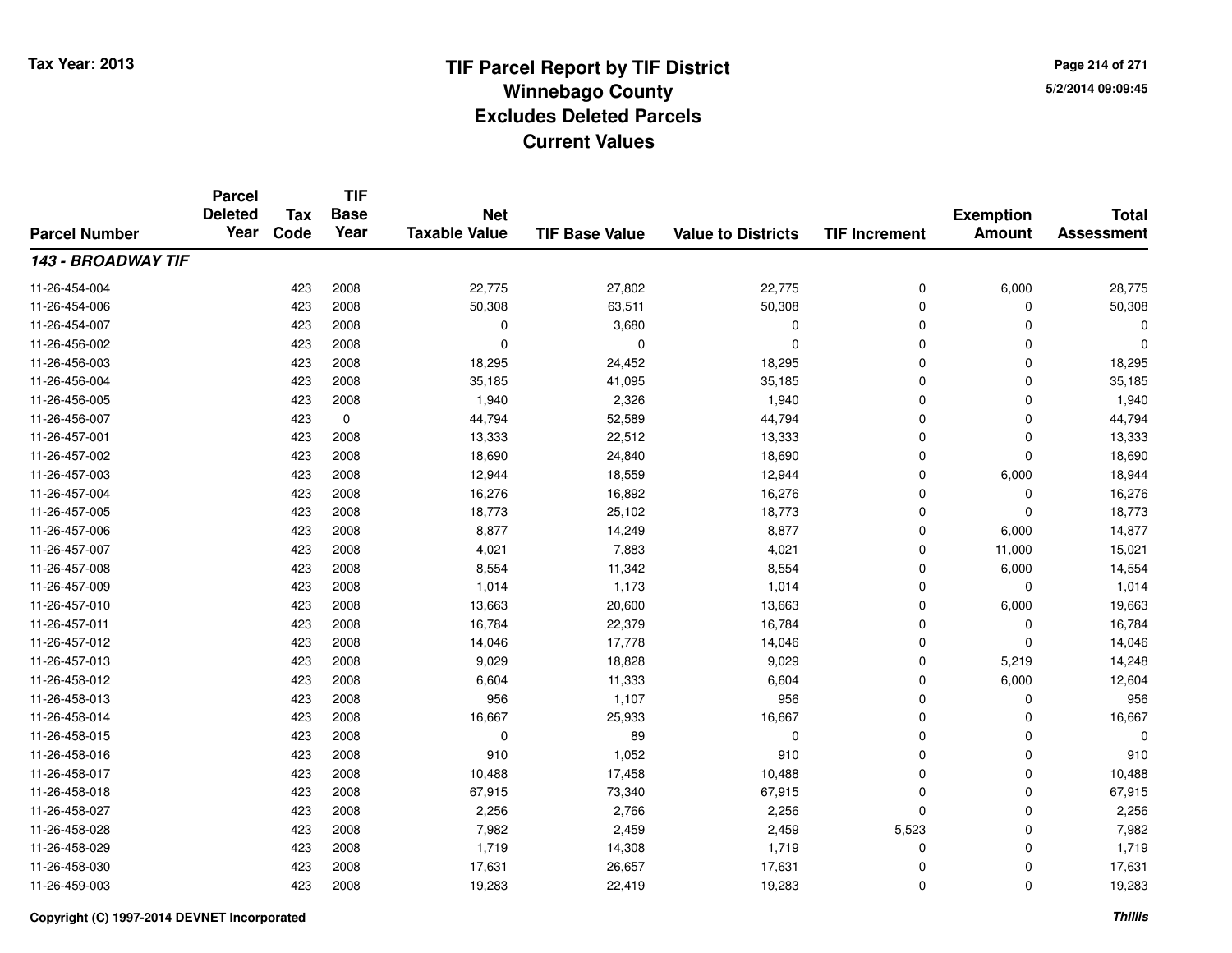# TIF Parcel Report by TIF District
## Winnebago County
## Excludes Deleted Parcels
## Current Values

Tax Year: 2013

5/2/2014 09:09:45

| Parcel Number | Parcel Deleted Year | Tax Code | TIF Base Year | Net Taxable Value | TIF Base Value | Value to Districts | TIF Increment | Exemption Amount | Total Assessment |
|---|---|---|---|---|---|---|---|---|---|
| ***143 - BROADWAY TIF*** | | | | | | | | | |
| 11-26-454-004 | | 423 | 2008 | 22,775 | 27,802 | 22,775 | 0 | 6,000 | 28,775 |
| 11-26-454-006 | | 423 | 2008 | 50,308 | 63,511 | 50,308 | 0 | 0 | 50,308 |
| 11-26-454-007 | | 423 | 2008 | 0 | 3,680 | 0 | 0 | 0 | 0 |
| 11-26-456-002 | | 423 | 2008 | 0 | 0 | 0 | 0 | 0 | 0 |
| 11-26-456-003 | | 423 | 2008 | 18,295 | 24,452 | 18,295 | 0 | 0 | 18,295 |
| 11-26-456-004 | | 423 | 2008 | 35,185 | 41,095 | 35,185 | 0 | 0 | 35,185 |
| 11-26-456-005 | | 423 | 2008 | 1,940 | 2,326 | 1,940 | 0 | 0 | 1,940 |
| 11-26-456-007 | | 423 | 0 | 44,794 | 52,589 | 44,794 | 0 | 0 | 44,794 |
| 11-26-457-001 | | 423 | 2008 | 13,333 | 22,512 | 13,333 | 0 | 0 | 13,333 |
| 11-26-457-002 | | 423 | 2008 | 18,690 | 24,840 | 18,690 | 0 | 0 | 18,690 |
| 11-26-457-003 | | 423 | 2008 | 12,944 | 18,559 | 12,944 | 0 | 6,000 | 18,944 |
| 11-26-457-004 | | 423 | 2008 | 16,276 | 16,892 | 16,276 | 0 | 0 | 16,276 |
| 11-26-457-005 | | 423 | 2008 | 18,773 | 25,102 | 18,773 | 0 | 0 | 18,773 |
| 11-26-457-006 | | 423 | 2008 | 8,877 | 14,249 | 8,877 | 0 | 6,000 | 14,877 |
| 11-26-457-007 | | 423 | 2008 | 4,021 | 7,883 | 4,021 | 0 | 11,000 | 15,021 |
| 11-26-457-008 | | 423 | 2008 | 8,554 | 11,342 | 8,554 | 0 | 6,000 | 14,554 |
| 11-26-457-009 | | 423 | 2008 | 1,014 | 1,173 | 1,014 | 0 | 0 | 1,014 |
| 11-26-457-010 | | 423 | 2008 | 13,663 | 20,600 | 13,663 | 0 | 6,000 | 19,663 |
| 11-26-457-011 | | 423 | 2008 | 16,784 | 22,379 | 16,784 | 0 | 0 | 16,784 |
| 11-26-457-012 | | 423 | 2008 | 14,046 | 17,778 | 14,046 | 0 | 0 | 14,046 |
| 11-26-457-013 | | 423 | 2008 | 9,029 | 18,828 | 9,029 | 0 | 5,219 | 14,248 |
| 11-26-458-012 | | 423 | 2008 | 6,604 | 11,333 | 6,604 | 0 | 6,000 | 12,604 |
| 11-26-458-013 | | 423 | 2008 | 956 | 1,107 | 956 | 0 | 0 | 956 |
| 11-26-458-014 | | 423 | 2008 | 16,667 | 25,933 | 16,667 | 0 | 0 | 16,667 |
| 11-26-458-015 | | 423 | 2008 | 0 | 89 | 0 | 0 | 0 | 0 |
| 11-26-458-016 | | 423 | 2008 | 910 | 1,052 | 910 | 0 | 0 | 910 |
| 11-26-458-017 | | 423 | 2008 | 10,488 | 17,458 | 10,488 | 0 | 0 | 10,488 |
| 11-26-458-018 | | 423 | 2008 | 67,915 | 73,340 | 67,915 | 0 | 0 | 67,915 |
| 11-26-458-027 | | 423 | 2008 | 2,256 | 2,766 | 2,256 | 0 | 0 | 2,256 |
| 11-26-458-028 | | 423 | 2008 | 7,982 | 2,459 | 2,459 | 5,523 | 0 | 7,982 |
| 11-26-458-029 | | 423 | 2008 | 1,719 | 14,308 | 1,719 | 0 | 0 | 1,719 |
| 11-26-458-030 | | 423 | 2008 | 17,631 | 26,657 | 17,631 | 0 | 0 | 17,631 |
| 11-26-459-003 | | 423 | 2008 | 19,283 | 22,419 | 19,283 | 0 | 0 | 19,283 |

Copyright (C) 1997-2014 DEVNET Incorporated

*Thillis*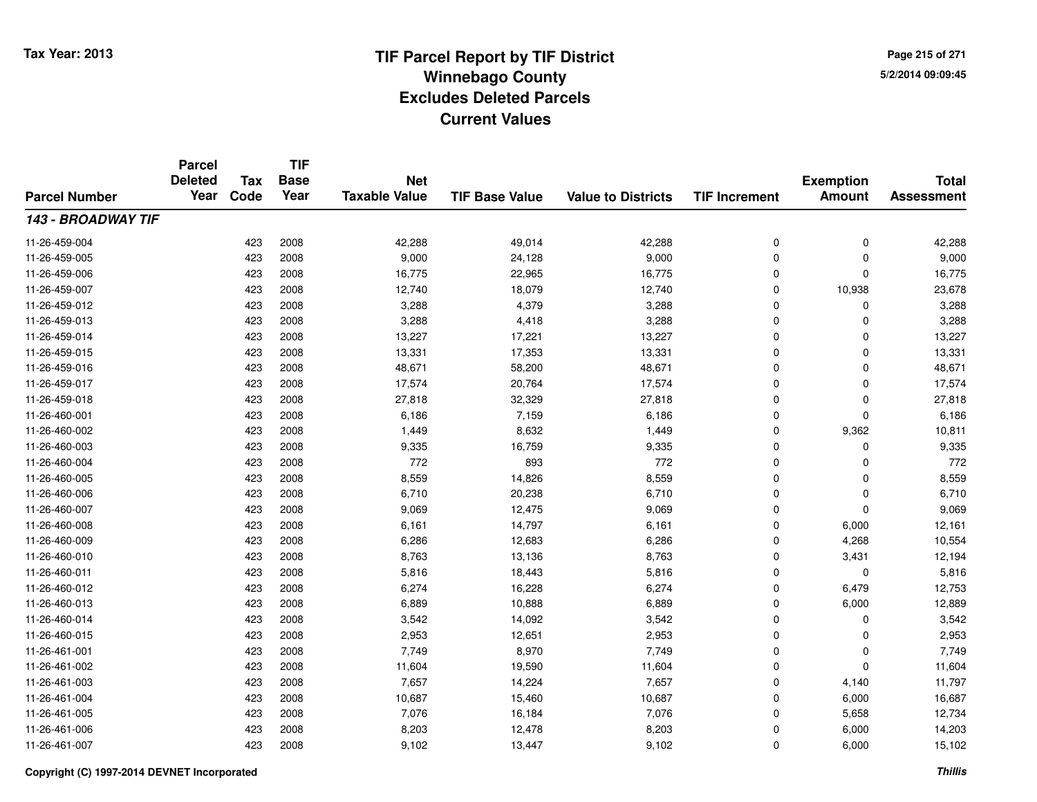Tax Year: 2013

# TIF Parcel Report by TIF District
## Winnebago County
## Excludes Deleted Parcels
## Current Values

5/2/2014 09:09:45

| Parcel Number | Parcel Deleted Year | Tax Code | TIF Base Year | Net Taxable Value | TIF Base Value | Value to Districts | TIF Increment | Exemption Amount | Total Assessment |
|---|---|---|---|---|---|---|---|---|---|
| ***143 - BROADWAY TIF*** | | | | | | | | | |
| 11-26-459-004 | | 423 | 2008 | 42,288 | 49,014 | 42,288 | 0 | 0 | 42,288 |
| 11-26-459-005 | | 423 | 2008 | 9,000 | 24,128 | 9,000 | 0 | 0 | 9,000 |
| 11-26-459-006 | | 423 | 2008 | 16,775 | 22,965 | 16,775 | 0 | 0 | 16,775 |
| 11-26-459-007 | | 423 | 2008 | 12,740 | 18,079 | 12,740 | 0 | 10,938 | 23,678 |
| 11-26-459-012 | | 423 | 2008 | 3,288 | 4,379 | 3,288 | 0 | 0 | 3,288 |
| 11-26-459-013 | | 423 | 2008 | 3,288 | 4,418 | 3,288 | 0 | 0 | 3,288 |
| 11-26-459-014 | | 423 | 2008 | 13,227 | 17,221 | 13,227 | 0 | 0 | 13,227 |
| 11-26-459-015 | | 423 | 2008 | 13,331 | 17,353 | 13,331 | 0 | 0 | 13,331 |
| 11-26-459-016 | | 423 | 2008 | 48,671 | 58,200 | 48,671 | 0 | 0 | 48,671 |
| 11-26-459-017 | | 423 | 2008 | 17,574 | 20,764 | 17,574 | 0 | 0 | 17,574 |
| 11-26-459-018 | | 423 | 2008 | 27,818 | 32,329 | 27,818 | 0 | 0 | 27,818 |
| 11-26-460-001 | | 423 | 2008 | 6,186 | 7,159 | 6,186 | 0 | 0 | 6,186 |
| 11-26-460-002 | | 423 | 2008 | 1,449 | 8,632 | 1,449 | 0 | 9,362 | 10,811 |
| 11-26-460-003 | | 423 | 2008 | 9,335 | 16,759 | 9,335 | 0 | 0 | 9,335 |
| 11-26-460-004 | | 423 | 2008 | 772 | 893 | 772 | 0 | 0 | 772 |
| 11-26-460-005 | | 423 | 2008 | 8,559 | 14,826 | 8,559 | 0 | 0 | 8,559 |
| 11-26-460-006 | | 423 | 2008 | 6,710 | 20,238 | 6,710 | 0 | 0 | 6,710 |
| 11-26-460-007 | | 423 | 2008 | 9,069 | 12,475 | 9,069 | 0 | 0 | 9,069 |
| 11-26-460-008 | | 423 | 2008 | 6,161 | 14,797 | 6,161 | 0 | 6,000 | 12,161 |
| 11-26-460-009 | | 423 | 2008 | 6,286 | 12,683 | 6,286 | 0 | 4,268 | 10,554 |
| 11-26-460-010 | | 423 | 2008 | 8,763 | 13,136 | 8,763 | 0 | 3,431 | 12,194 |
| 11-26-460-011 | | 423 | 2008 | 5,816 | 18,443 | 5,816 | 0 | 0 | 5,816 |
| 11-26-460-012 | | 423 | 2008 | 6,274 | 16,228 | 6,274 | 0 | 6,479 | 12,753 |
| 11-26-460-013 | | 423 | 2008 | 6,889 | 10,888 | 6,889 | 0 | 6,000 | 12,889 |
| 11-26-460-014 | | 423 | 2008 | 3,542 | 14,092 | 3,542 | 0 | 0 | 3,542 |
| 11-26-460-015 | | 423 | 2008 | 2,953 | 12,651 | 2,953 | 0 | 0 | 2,953 |
| 11-26-461-001 | | 423 | 2008 | 7,749 | 8,970 | 7,749 | 0 | 0 | 7,749 |
| 11-26-461-002 | | 423 | 2008 | 11,604 | 19,590 | 11,604 | 0 | 0 | 11,604 |
| 11-26-461-003 | | 423 | 2008 | 7,657 | 14,224 | 7,657 | 0 | 4,140 | 11,797 |
| 11-26-461-004 | | 423 | 2008 | 10,687 | 15,460 | 10,687 | 0 | 6,000 | 16,687 |
| 11-26-461-005 | | 423 | 2008 | 7,076 | 16,184 | 7,076 | 0 | 5,658 | 12,734 |
| 11-26-461-006 | | 423 | 2008 | 8,203 | 12,478 | 8,203 | 0 | 6,000 | 14,203 |
| 11-26-461-007 | | 423 | 2008 | 9,102 | 13,447 | 9,102 | 0 | 6,000 | 15,102 |

Copyright (C) 1997-2014 DEVNET Incorporated

*Thillis*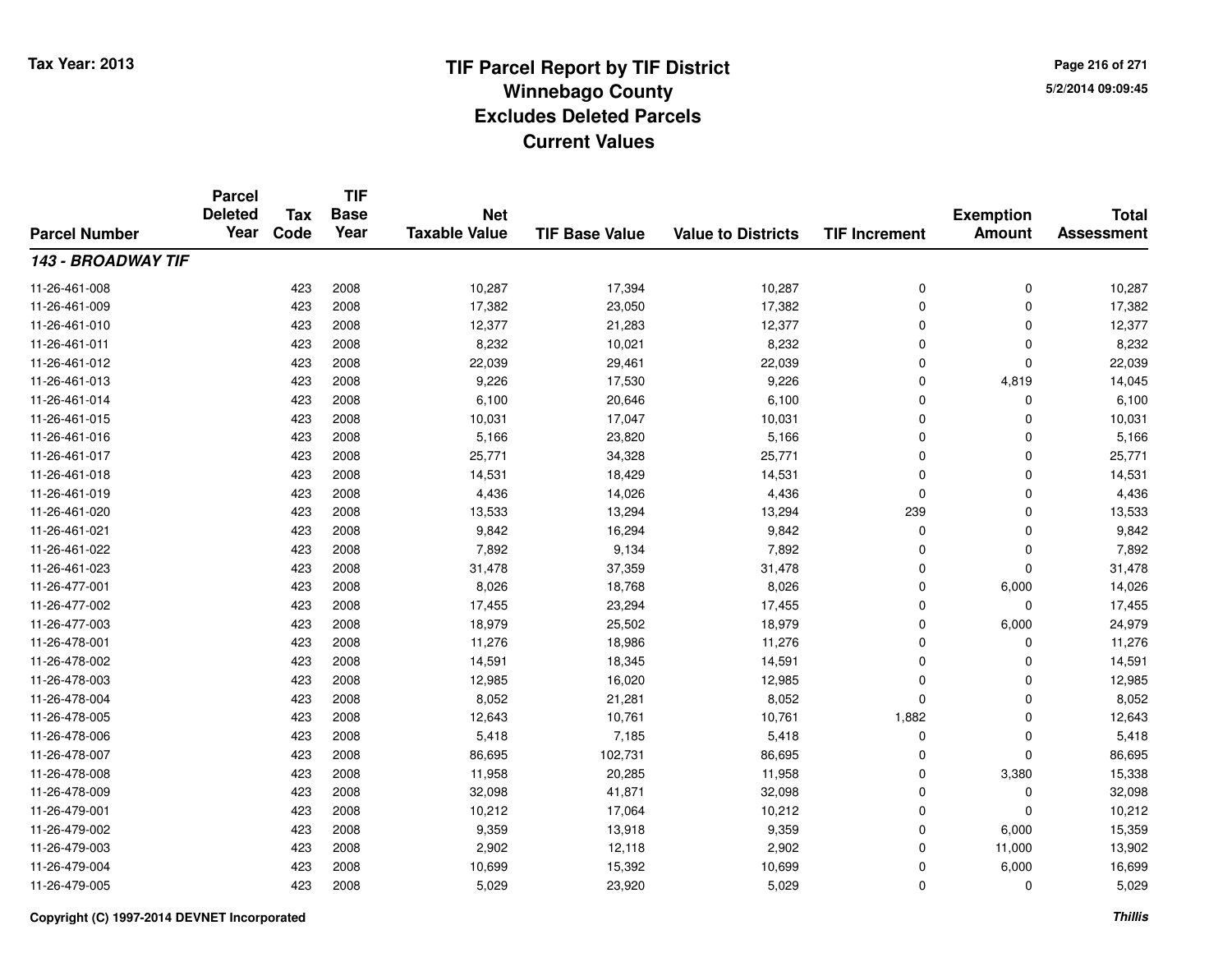# TIF Parcel Report by TIF District
## Winnebago County
## Excludes Deleted Parcels
## Current Values

Tax Year: 2013

5/2/2014 09:09:45

| Parcel Number | Parcel Deleted Year | Tax Code | TIF Base Year | Net Taxable Value | TIF Base Value | Value to Districts | TIF Increment | Exemption Amount | Total Assessment |
|---|---|---|---|---|---|---|---|---|---|
| ***143 - BROADWAY TIF*** | | | | | | | | | |
| 11-26-461-008 | | 423 | 2008 | 10,287 | 17,394 | 10,287 | 0 | 0 | 10,287 |
| 11-26-461-009 | | 423 | 2008 | 17,382 | 23,050 | 17,382 | 0 | 0 | 17,382 |
| 11-26-461-010 | | 423 | 2008 | 12,377 | 21,283 | 12,377 | 0 | 0 | 12,377 |
| 11-26-461-011 | | 423 | 2008 | 8,232 | 10,021 | 8,232 | 0 | 0 | 8,232 |
| 11-26-461-012 | | 423 | 2008 | 22,039 | 29,461 | 22,039 | 0 | 0 | 22,039 |
| 11-26-461-013 | | 423 | 2008 | 9,226 | 17,530 | 9,226 | 0 | 4,819 | 14,045 |
| 11-26-461-014 | | 423 | 2008 | 6,100 | 20,646 | 6,100 | 0 | 0 | 6,100 |
| 11-26-461-015 | | 423 | 2008 | 10,031 | 17,047 | 10,031 | 0 | 0 | 10,031 |
| 11-26-461-016 | | 423 | 2008 | 5,166 | 23,820 | 5,166 | 0 | 0 | 5,166 |
| 11-26-461-017 | | 423 | 2008 | 25,771 | 34,328 | 25,771 | 0 | 0 | 25,771 |
| 11-26-461-018 | | 423 | 2008 | 14,531 | 18,429 | 14,531 | 0 | 0 | 14,531 |
| 11-26-461-019 | | 423 | 2008 | 4,436 | 14,026 | 4,436 | 0 | 0 | 4,436 |
| 11-26-461-020 | | 423 | 2008 | 13,533 | 13,294 | 13,294 | 239 | 0 | 13,533 |
| 11-26-461-021 | | 423 | 2008 | 9,842 | 16,294 | 9,842 | 0 | 0 | 9,842 |
| 11-26-461-022 | | 423 | 2008 | 7,892 | 9,134 | 7,892 | 0 | 0 | 7,892 |
| 11-26-461-023 | | 423 | 2008 | 31,478 | 37,359 | 31,478 | 0 | 0 | 31,478 |
| 11-26-477-001 | | 423 | 2008 | 8,026 | 18,768 | 8,026 | 0 | 6,000 | 14,026 |
| 11-26-477-002 | | 423 | 2008 | 17,455 | 23,294 | 17,455 | 0 | 0 | 17,455 |
| 11-26-477-003 | | 423 | 2008 | 18,979 | 25,502 | 18,979 | 0 | 6,000 | 24,979 |
| 11-26-478-001 | | 423 | 2008 | 11,276 | 18,986 | 11,276 | 0 | 0 | 11,276 |
| 11-26-478-002 | | 423 | 2008 | 14,591 | 18,345 | 14,591 | 0 | 0 | 14,591 |
| 11-26-478-003 | | 423 | 2008 | 12,985 | 16,020 | 12,985 | 0 | 0 | 12,985 |
| 11-26-478-004 | | 423 | 2008 | 8,052 | 21,281 | 8,052 | 0 | 0 | 8,052 |
| 11-26-478-005 | | 423 | 2008 | 12,643 | 10,761 | 10,761 | 1,882 | 0 | 12,643 |
| 11-26-478-006 | | 423 | 2008 | 5,418 | 7,185 | 5,418 | 0 | 0 | 5,418 |
| 11-26-478-007 | | 423 | 2008 | 86,695 | 102,731 | 86,695 | 0 | 0 | 86,695 |
| 11-26-478-008 | | 423 | 2008 | 11,958 | 20,285 | 11,958 | 0 | 3,380 | 15,338 |
| 11-26-478-009 | | 423 | 2008 | 32,098 | 41,871 | 32,098 | 0 | 0 | 32,098 |
| 11-26-479-001 | | 423 | 2008 | 10,212 | 17,064 | 10,212 | 0 | 0 | 10,212 |
| 11-26-479-002 | | 423 | 2008 | 9,359 | 13,918 | 9,359 | 0 | 6,000 | 15,359 |
| 11-26-479-003 | | 423 | 2008 | 2,902 | 12,118 | 2,902 | 0 | 11,000 | 13,902 |
| 11-26-479-004 | | 423 | 2008 | 10,699 | 15,392 | 10,699 | 0 | 6,000 | 16,699 |
| 11-26-479-005 | | 423 | 2008 | 5,029 | 23,920 | 5,029 | 0 | 0 | 5,029 |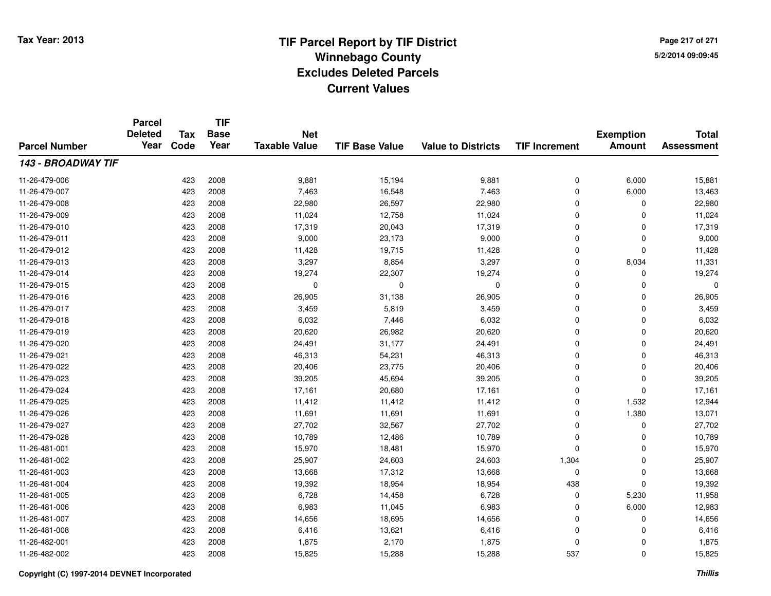Tax Year: 2013

# TIF Parcel Report by TIF District
## Winnebago County
## Excludes Deleted Parcels
## Current Values

5/2/2014 09:09:45

| Parcel Number | Parcel Deleted Year | Tax Code | TIF Base Year | Net Taxable Value | TIF Base Value | Value to Districts | TIF Increment | Exemption Amount | Total Assessment |
|---|---|---|---|---|---|---|---|---|---|
| ***143 - BROADWAY TIF*** | | | | | | | | | |
| 11-26-479-006 | | 423 | 2008 | 9,881 | 15,194 | 9,881 | 0 | 6,000 | 15,881 |
| 11-26-479-007 | | 423 | 2008 | 7,463 | 16,548 | 7,463 | 0 | 6,000 | 13,463 |
| 11-26-479-008 | | 423 | 2008 | 22,980 | 26,597 | 22,980 | 0 | 0 | 22,980 |
| 11-26-479-009 | | 423 | 2008 | 11,024 | 12,758 | 11,024 | 0 | 0 | 11,024 |
| 11-26-479-010 | | 423 | 2008 | 17,319 | 20,043 | 17,319 | 0 | 0 | 17,319 |
| 11-26-479-011 | | 423 | 2008 | 9,000 | 23,173 | 9,000 | 0 | 0 | 9,000 |
| 11-26-479-012 | | 423 | 2008 | 11,428 | 19,715 | 11,428 | 0 | 0 | 11,428 |
| 11-26-479-013 | | 423 | 2008 | 3,297 | 8,854 | 3,297 | 0 | 8,034 | 11,331 |
| 11-26-479-014 | | 423 | 2008 | 19,274 | 22,307 | 19,274 | 0 | 0 | 19,274 |
| 11-26-479-015 | | 423 | 2008 | 0 | 0 | 0 | 0 | 0 | 0 |
| 11-26-479-016 | | 423 | 2008 | 26,905 | 31,138 | 26,905 | 0 | 0 | 26,905 |
| 11-26-479-017 | | 423 | 2008 | 3,459 | 5,819 | 3,459 | 0 | 0 | 3,459 |
| 11-26-479-018 | | 423 | 2008 | 6,032 | 7,446 | 6,032 | 0 | 0 | 6,032 |
| 11-26-479-019 | | 423 | 2008 | 20,620 | 26,982 | 20,620 | 0 | 0 | 20,620 |
| 11-26-479-020 | | 423 | 2008 | 24,491 | 31,177 | 24,491 | 0 | 0 | 24,491 |
| 11-26-479-021 | | 423 | 2008 | 46,313 | 54,231 | 46,313 | 0 | 0 | 46,313 |
| 11-26-479-022 | | 423 | 2008 | 20,406 | 23,775 | 20,406 | 0 | 0 | 20,406 |
| 11-26-479-023 | | 423 | 2008 | 39,205 | 45,694 | 39,205 | 0 | 0 | 39,205 |
| 11-26-479-024 | | 423 | 2008 | 17,161 | 20,680 | 17,161 | 0 | 0 | 17,161 |
| 11-26-479-025 | | 423 | 2008 | 11,412 | 11,412 | 11,412 | 0 | 1,532 | 12,944 |
| 11-26-479-026 | | 423 | 2008 | 11,691 | 11,691 | 11,691 | 0 | 1,380 | 13,071 |
| 11-26-479-027 | | 423 | 2008 | 27,702 | 32,567 | 27,702 | 0 | 0 | 27,702 |
| 11-26-479-028 | | 423 | 2008 | 10,789 | 12,486 | 10,789 | 0 | 0 | 10,789 |
| 11-26-481-001 | | 423 | 2008 | 15,970 | 18,481 | 15,970 | 0 | 0 | 15,970 |
| 11-26-481-002 | | 423 | 2008 | 25,907 | 24,603 | 24,603 | 1,304 | 0 | 25,907 |
| 11-26-481-003 | | 423 | 2008 | 13,668 | 17,312 | 13,668 | 0 | 0 | 13,668 |
| 11-26-481-004 | | 423 | 2008 | 19,392 | 18,954 | 18,954 | 438 | 0 | 19,392 |
| 11-26-481-005 | | 423 | 2008 | 6,728 | 14,458 | 6,728 | 0 | 5,230 | 11,958 |
| 11-26-481-006 | | 423 | 2008 | 6,983 | 11,045 | 6,983 | 0 | 6,000 | 12,983 |
| 11-26-481-007 | | 423 | 2008 | 14,656 | 18,695 | 14,656 | 0 | 0 | 14,656 |
| 11-26-481-008 | | 423 | 2008 | 6,416 | 13,621 | 6,416 | 0 | 0 | 6,416 |
| 11-26-482-001 | | 423 | 2008 | 1,875 | 2,170 | 1,875 | 0 | 0 | 1,875 |
| 11-26-482-002 | | 423 | 2008 | 15,825 | 15,288 | 15,288 | 537 | 0 | 15,825 |

Copyright (C) 1997-2014 DEVNET Incorporated

*Thillis*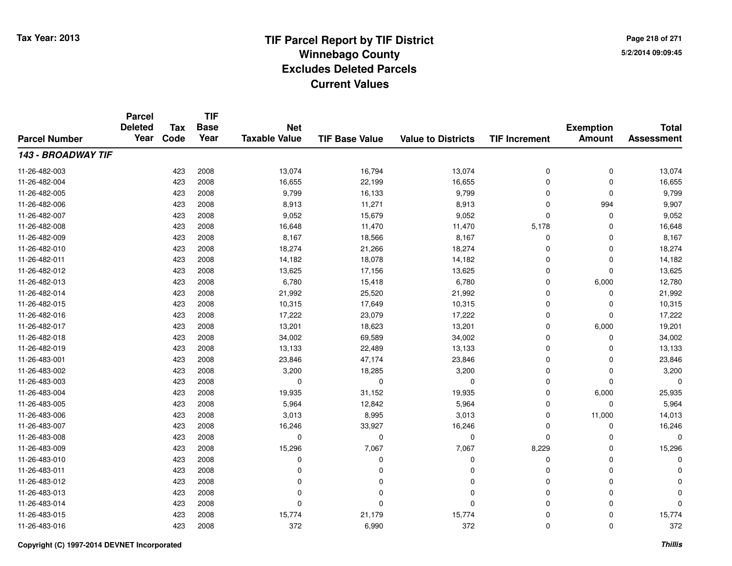Tax Year: 2013

# TIF Parcel Report by TIF District
## Winnebago County
## Excludes Deleted Parcels
## Current Values

5/2/2014 09:09:45

| Parcel Number | Parcel Deleted Year | Tax Code | TIF Base Year | Net Taxable Value | TIF Base Value | Value to Districts | TIF Increment | Exemption Amount | Total Assessment |
|---|---|---|---|---|---|---|---|---|---|
| ***143 - BROADWAY TIF*** | | | | | | | | | |
| 11-26-482-003 | | 423 | 2008 | 13,074 | 16,794 | 13,074 | 0 | 0 | 13,074 |
| 11-26-482-004 | | 423 | 2008 | 16,655 | 22,199 | 16,655 | 0 | 0 | 16,655 |
| 11-26-482-005 | | 423 | 2008 | 9,799 | 16,133 | 9,799 | 0 | 0 | 9,799 |
| 11-26-482-006 | | 423 | 2008 | 8,913 | 11,271 | 8,913 | 0 | 994 | 9,907 |
| 11-26-482-007 | | 423 | 2008 | 9,052 | 15,679 | 9,052 | 0 | 0 | 9,052 |
| 11-26-482-008 | | 423 | 2008 | 16,648 | 11,470 | 11,470 | 5,178 | 0 | 16,648 |
| 11-26-482-009 | | 423 | 2008 | 8,167 | 18,566 | 8,167 | 0 | 0 | 8,167 |
| 11-26-482-010 | | 423 | 2008 | 18,274 | 21,266 | 18,274 | 0 | 0 | 18,274 |
| 11-26-482-011 | | 423 | 2008 | 14,182 | 18,078 | 14,182 | 0 | 0 | 14,182 |
| 11-26-482-012 | | 423 | 2008 | 13,625 | 17,156 | 13,625 | 0 | 0 | 13,625 |
| 11-26-482-013 | | 423 | 2008 | 6,780 | 15,418 | 6,780 | 0 | 6,000 | 12,780 |
| 11-26-482-014 | | 423 | 2008 | 21,992 | 25,520 | 21,992 | 0 | 0 | 21,992 |
| 11-26-482-015 | | 423 | 2008 | 10,315 | 17,649 | 10,315 | 0 | 0 | 10,315 |
| 11-26-482-016 | | 423 | 2008 | 17,222 | 23,079 | 17,222 | 0 | 0 | 17,222 |
| 11-26-482-017 | | 423 | 2008 | 13,201 | 18,623 | 13,201 | 0 | 6,000 | 19,201 |
| 11-26-482-018 | | 423 | 2008 | 34,002 | 69,589 | 34,002 | 0 | 0 | 34,002 |
| 11-26-482-019 | | 423 | 2008 | 13,133 | 22,489 | 13,133 | 0 | 0 | 13,133 |
| 11-26-483-001 | | 423 | 2008 | 23,846 | 47,174 | 23,846 | 0 | 0 | 23,846 |
| 11-26-483-002 | | 423 | 2008 | 3,200 | 18,285 | 3,200 | 0 | 0 | 3,200 |
| 11-26-483-003 | | 423 | 2008 | 0 | 0 | 0 | 0 | 0 | 0 |
| 11-26-483-004 | | 423 | 2008 | 19,935 | 31,152 | 19,935 | 0 | 6,000 | 25,935 |
| 11-26-483-005 | | 423 | 2008 | 5,964 | 12,842 | 5,964 | 0 | 0 | 5,964 |
| 11-26-483-006 | | 423 | 2008 | 3,013 | 8,995 | 3,013 | 0 | 11,000 | 14,013 |
| 11-26-483-007 | | 423 | 2008 | 16,246 | 33,927 | 16,246 | 0 | 0 | 16,246 |
| 11-26-483-008 | | 423 | 2008 | 0 | 0 | 0 | 0 | 0 | 0 |
| 11-26-483-009 | | 423 | 2008 | 15,296 | 7,067 | 7,067 | 8,229 | 0 | 15,296 |
| 11-26-483-010 | | 423 | 2008 | 0 | 0 | 0 | 0 | 0 | 0 |
| 11-26-483-011 | | 423 | 2008 | 0 | 0 | 0 | 0 | 0 | 0 |
| 11-26-483-012 | | 423 | 2008 | 0 | 0 | 0 | 0 | 0 | 0 |
| 11-26-483-013 | | 423 | 2008 | 0 | 0 | 0 | 0 | 0 | 0 |
| 11-26-483-014 | | 423 | 2008 | 0 | 0 | 0 | 0 | 0 | 0 |
| 11-26-483-015 | | 423 | 2008 | 15,774 | 21,179 | 15,774 | 0 | 0 | 15,774 |
| 11-26-483-016 | | 423 | 2008 | 372 | 6,990 | 372 | 0 | 0 | 372 |

Copyright (C) 1997-2014 DEVNET Incorporated

*Thillis*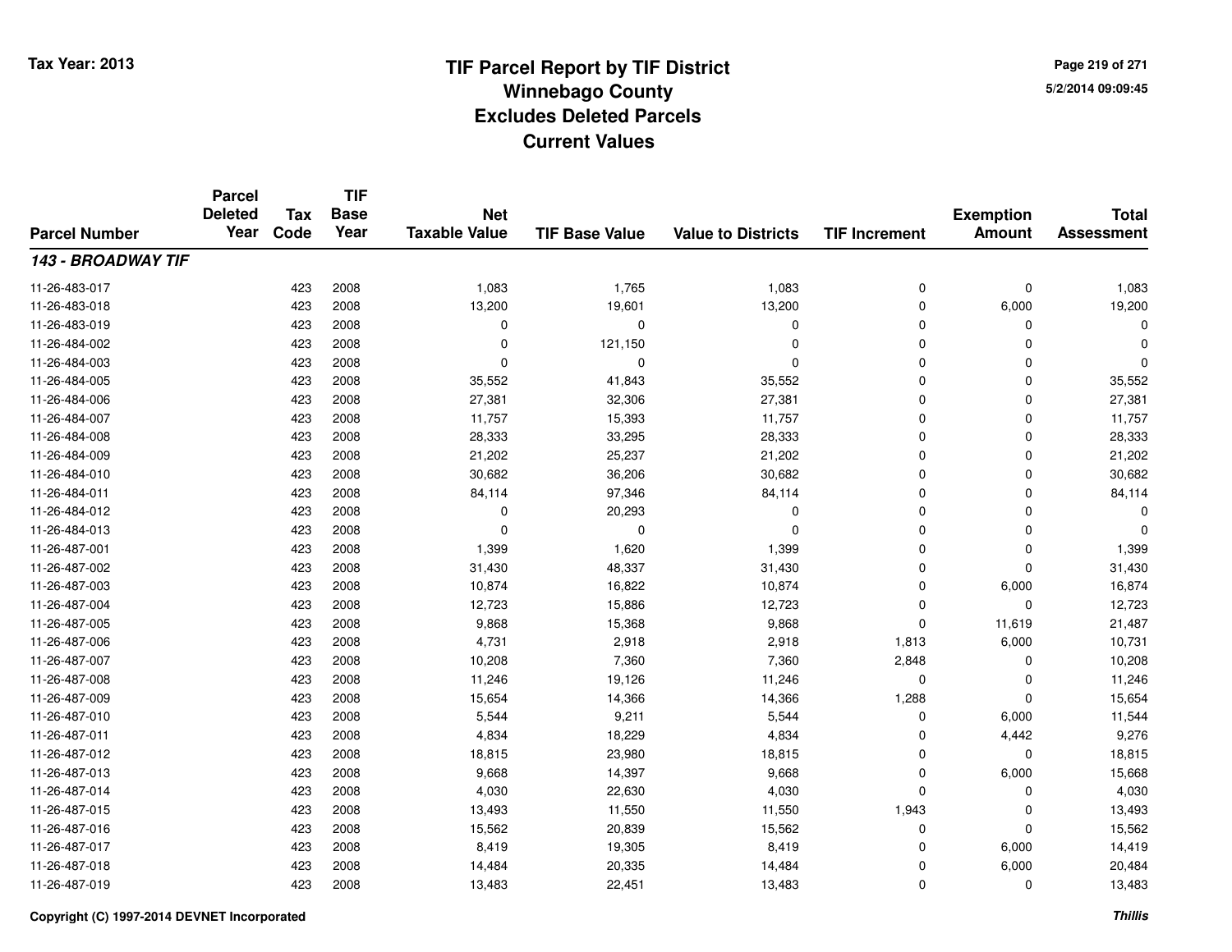# TIF Parcel Report by TIF District
## Winnebago County
## Excludes Deleted Parcels
## Current Values

Tax Year: 2013

5/2/2014 09:09:45

| Parcel Number | Parcel Deleted Year | Tax Code | TIF Base Year | Net Taxable Value | TIF Base Value | Value to Districts | TIF Increment | Exemption Amount | Total Assessment |
|---|---|---|---|---|---|---|---|---|---|
| ***143 - BROADWAY TIF*** | | | | | | | | | |
| 11-26-483-017 | | 423 | 2008 | 1,083 | 1,765 | 1,083 | 0 | 0 | 1,083 |
| 11-26-483-018 | | 423 | 2008 | 13,200 | 19,601 | 13,200 | 0 | 6,000 | 19,200 |
| 11-26-483-019 | | 423 | 2008 | 0 | 0 | 0 | 0 | 0 | 0 |
| 11-26-484-002 | | 423 | 2008 | 0 | 121,150 | 0 | 0 | 0 | 0 |
| 11-26-484-003 | | 423 | 2008 | 0 | 0 | 0 | 0 | 0 | 0 |
| 11-26-484-005 | | 423 | 2008 | 35,552 | 41,843 | 35,552 | 0 | 0 | 35,552 |
| 11-26-484-006 | | 423 | 2008 | 27,381 | 32,306 | 27,381 | 0 | 0 | 27,381 |
| 11-26-484-007 | | 423 | 2008 | 11,757 | 15,393 | 11,757 | 0 | 0 | 11,757 |
| 11-26-484-008 | | 423 | 2008 | 28,333 | 33,295 | 28,333 | 0 | 0 | 28,333 |
| 11-26-484-009 | | 423 | 2008 | 21,202 | 25,237 | 21,202 | 0 | 0 | 21,202 |
| 11-26-484-010 | | 423 | 2008 | 30,682 | 36,206 | 30,682 | 0 | 0 | 30,682 |
| 11-26-484-011 | | 423 | 2008 | 84,114 | 97,346 | 84,114 | 0 | 0 | 84,114 |
| 11-26-484-012 | | 423 | 2008 | 0 | 20,293 | 0 | 0 | 0 | 0 |
| 11-26-484-013 | | 423 | 2008 | 0 | 0 | 0 | 0 | 0 | 0 |
| 11-26-487-001 | | 423 | 2008 | 1,399 | 1,620 | 1,399 | 0 | 0 | 1,399 |
| 11-26-487-002 | | 423 | 2008 | 31,430 | 48,337 | 31,430 | 0 | 0 | 31,430 |
| 11-26-487-003 | | 423 | 2008 | 10,874 | 16,822 | 10,874 | 0 | 6,000 | 16,874 |
| 11-26-487-004 | | 423 | 2008 | 12,723 | 15,886 | 12,723 | 0 | 0 | 12,723 |
| 11-26-487-005 | | 423 | 2008 | 9,868 | 15,368 | 9,868 | 0 | 11,619 | 21,487 |
| 11-26-487-006 | | 423 | 2008 | 4,731 | 2,918 | 2,918 | 1,813 | 6,000 | 10,731 |
| 11-26-487-007 | | 423 | 2008 | 10,208 | 7,360 | 7,360 | 2,848 | 0 | 10,208 |
| 11-26-487-008 | | 423 | 2008 | 11,246 | 19,126 | 11,246 | 0 | 0 | 11,246 |
| 11-26-487-009 | | 423 | 2008 | 15,654 | 14,366 | 14,366 | 1,288 | 0 | 15,654 |
| 11-26-487-010 | | 423 | 2008 | 5,544 | 9,211 | 5,544 | 0 | 6,000 | 11,544 |
| 11-26-487-011 | | 423 | 2008 | 4,834 | 18,229 | 4,834 | 0 | 4,442 | 9,276 |
| 11-26-487-012 | | 423 | 2008 | 18,815 | 23,980 | 18,815 | 0 | 0 | 18,815 |
| 11-26-487-013 | | 423 | 2008 | 9,668 | 14,397 | 9,668 | 0 | 6,000 | 15,668 |
| 11-26-487-014 | | 423 | 2008 | 4,030 | 22,630 | 4,030 | 0 | 0 | 4,030 |
| 11-26-487-015 | | 423 | 2008 | 13,493 | 11,550 | 11,550 | 1,943 | 0 | 13,493 |
| 11-26-487-016 | | 423 | 2008 | 15,562 | 20,839 | 15,562 | 0 | 0 | 15,562 |
| 11-26-487-017 | | 423 | 2008 | 8,419 | 19,305 | 8,419 | 0 | 6,000 | 14,419 |
| 11-26-487-018 | | 423 | 2008 | 14,484 | 20,335 | 14,484 | 0 | 6,000 | 20,484 |
| 11-26-487-019 | | 423 | 2008 | 13,483 | 22,451 | 13,483 | 0 | 0 | 13,483 |

Copyright (C) 1997-2014 DEVNET Incorporated

*Thillis*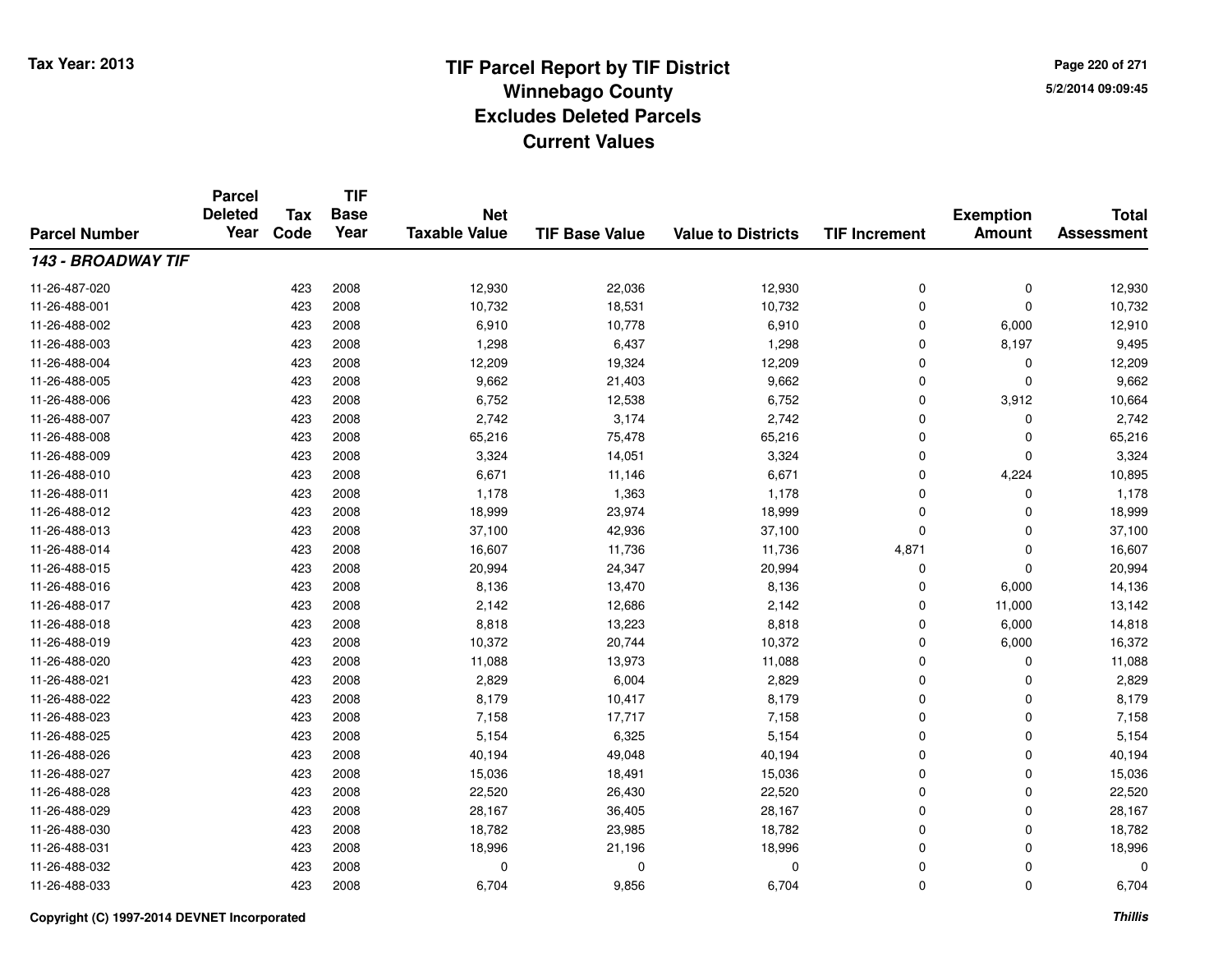# TIF Parcel Report by TIF District
## Winnebago County
## Excludes Deleted Parcels
## Current Values

Tax Year: 2013

| Parcel Number | Parcel Deleted Year | Tax Code | TIF Base Year | Net Taxable Value | TIF Base Value | Value to Districts | TIF Increment | Exemption Amount | Total Assessment |
|---|---|---|---|---|---|---|---|---|---|
| ***143 - BROADWAY TIF*** | | | | | | | | | |
| 11-26-487-020 | | 423 | 2008 | 12,930 | 22,036 | 12,930 | 0 | 0 | 12,930 |
| 11-26-488-001 | | 423 | 2008 | 10,732 | 18,531 | 10,732 | 0 | 0 | 10,732 |
| 11-26-488-002 | | 423 | 2008 | 6,910 | 10,778 | 6,910 | 0 | 6,000 | 12,910 |
| 11-26-488-003 | | 423 | 2008 | 1,298 | 6,437 | 1,298 | 0 | 8,197 | 9,495 |
| 11-26-488-004 | | 423 | 2008 | 12,209 | 19,324 | 12,209 | 0 | 0 | 12,209 |
| 11-26-488-005 | | 423 | 2008 | 9,662 | 21,403 | 9,662 | 0 | 0 | 9,662 |
| 11-26-488-006 | | 423 | 2008 | 6,752 | 12,538 | 6,752 | 0 | 3,912 | 10,664 |
| 11-26-488-007 | | 423 | 2008 | 2,742 | 3,174 | 2,742 | 0 | 0 | 2,742 |
| 11-26-488-008 | | 423 | 2008 | 65,216 | 75,478 | 65,216 | 0 | 0 | 65,216 |
| 11-26-488-009 | | 423 | 2008 | 3,324 | 14,051 | 3,324 | 0 | 0 | 3,324 |
| 11-26-488-010 | | 423 | 2008 | 6,671 | 11,146 | 6,671 | 0 | 4,224 | 10,895 |
| 11-26-488-011 | | 423 | 2008 | 1,178 | 1,363 | 1,178 | 0 | 0 | 1,178 |
| 11-26-488-012 | | 423 | 2008 | 18,999 | 23,974 | 18,999 | 0 | 0 | 18,999 |
| 11-26-488-013 | | 423 | 2008 | 37,100 | 42,936 | 37,100 | 0 | 0 | 37,100 |
| 11-26-488-014 | | 423 | 2008 | 16,607 | 11,736 | 11,736 | 4,871 | 0 | 16,607 |
| 11-26-488-015 | | 423 | 2008 | 20,994 | 24,347 | 20,994 | 0 | 0 | 20,994 |
| 11-26-488-016 | | 423 | 2008 | 8,136 | 13,470 | 8,136 | 0 | 6,000 | 14,136 |
| 11-26-488-017 | | 423 | 2008 | 2,142 | 12,686 | 2,142 | 0 | 11,000 | 13,142 |
| 11-26-488-018 | | 423 | 2008 | 8,818 | 13,223 | 8,818 | 0 | 6,000 | 14,818 |
| 11-26-488-019 | | 423 | 2008 | 10,372 | 20,744 | 10,372 | 0 | 6,000 | 16,372 |
| 11-26-488-020 | | 423 | 2008 | 11,088 | 13,973 | 11,088 | 0 | 0 | 11,088 |
| 11-26-488-021 | | 423 | 2008 | 2,829 | 6,004 | 2,829 | 0 | 0 | 2,829 |
| 11-26-488-022 | | 423 | 2008 | 8,179 | 10,417 | 8,179 | 0 | 0 | 8,179 |
| 11-26-488-023 | | 423 | 2008 | 7,158 | 17,717 | 7,158 | 0 | 0 | 7,158 |
| 11-26-488-025 | | 423 | 2008 | 5,154 | 6,325 | 5,154 | 0 | 0 | 5,154 |
| 11-26-488-026 | | 423 | 2008 | 40,194 | 49,048 | 40,194 | 0 | 0 | 40,194 |
| 11-26-488-027 | | 423 | 2008 | 15,036 | 18,491 | 15,036 | 0 | 0 | 15,036 |
| 11-26-488-028 | | 423 | 2008 | 22,520 | 26,430 | 22,520 | 0 | 0 | 22,520 |
| 11-26-488-029 | | 423 | 2008 | 28,167 | 36,405 | 28,167 | 0 | 0 | 28,167 |
| 11-26-488-030 | | 423 | 2008 | 18,782 | 23,985 | 18,782 | 0 | 0 | 18,782 |
| 11-26-488-031 | | 423 | 2008 | 18,996 | 21,196 | 18,996 | 0 | 0 | 18,996 |
| 11-26-488-032 | | 423 | 2008 | 0 | 0 | 0 | 0 | 0 | 0 |
| 11-26-488-033 | | 423 | 2008 | 6,704 | 9,856 | 6,704 | 0 | 0 | 6,704 |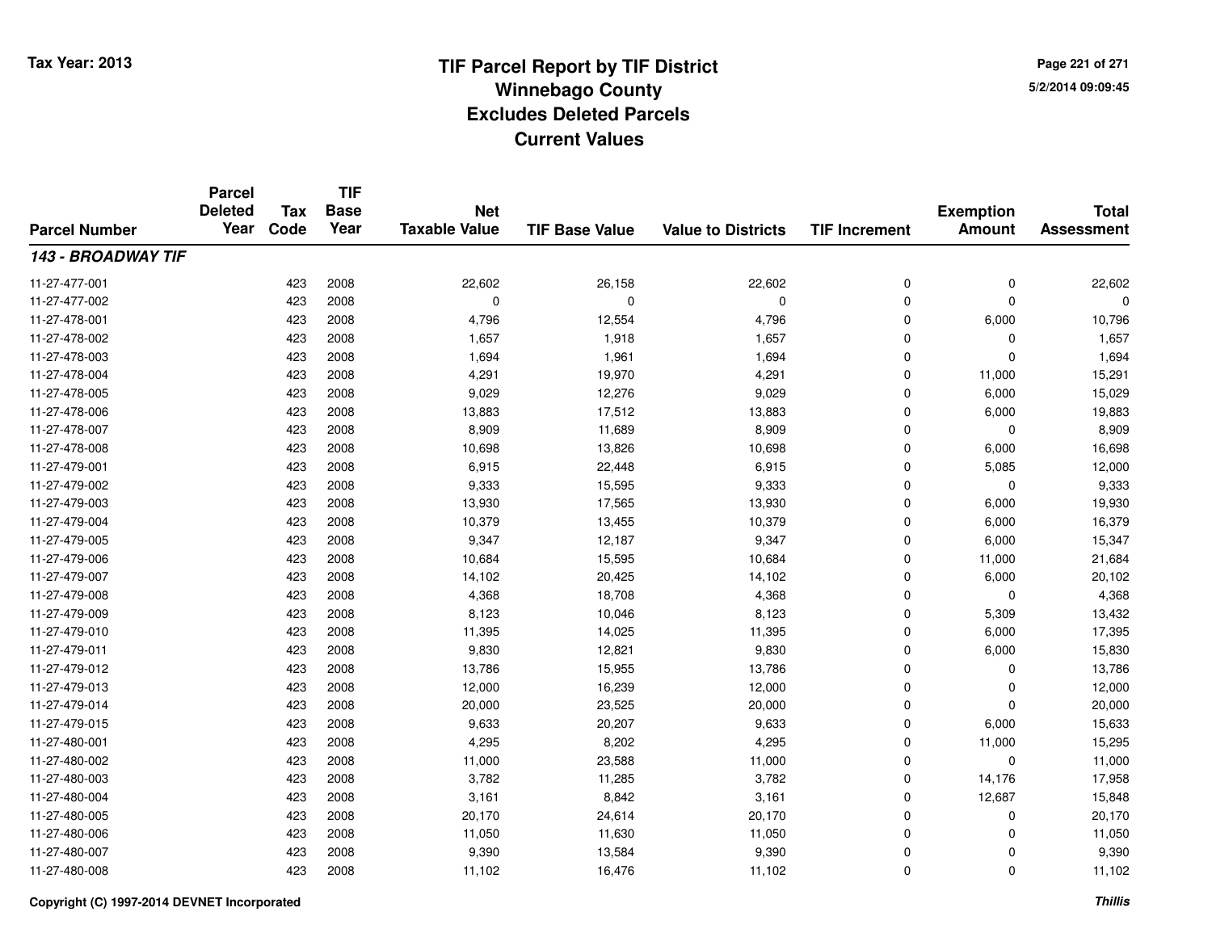# TIF Parcel Report by TIF District
## Winnebago County
## Excludes Deleted Parcels
## Current Values

Tax Year: 2013

5/2/2014 09:09:45

| Parcel Number | Parcel Deleted Year | Tax Code | TIF Base Year | Net Taxable Value | TIF Base Value | Value to Districts | TIF Increment | Exemption Amount | Total Assessment |
|---|---|---|---|---|---|---|---|---|---|
| ***143 - BROADWAY TIF*** | | | | | | | | | |
| 11-27-477-001 | | 423 | 2008 | 22,602 | 26,158 | 22,602 | 0 | 0 | 22,602 |
| 11-27-477-002 | | 423 | 2008 | 0 | 0 | 0 | 0 | 0 | 0 |
| 11-27-478-001 | | 423 | 2008 | 4,796 | 12,554 | 4,796 | 0 | 6,000 | 10,796 |
| 11-27-478-002 | | 423 | 2008 | 1,657 | 1,918 | 1,657 | 0 | 0 | 1,657 |
| 11-27-478-003 | | 423 | 2008 | 1,694 | 1,961 | 1,694 | 0 | 0 | 1,694 |
| 11-27-478-004 | | 423 | 2008 | 4,291 | 19,970 | 4,291 | 0 | 11,000 | 15,291 |
| 11-27-478-005 | | 423 | 2008 | 9,029 | 12,276 | 9,029 | 0 | 6,000 | 15,029 |
| 11-27-478-006 | | 423 | 2008 | 13,883 | 17,512 | 13,883 | 0 | 6,000 | 19,883 |
| 11-27-478-007 | | 423 | 2008 | 8,909 | 11,689 | 8,909 | 0 | 0 | 8,909 |
| 11-27-478-008 | | 423 | 2008 | 10,698 | 13,826 | 10,698 | 0 | 6,000 | 16,698 |
| 11-27-479-001 | | 423 | 2008 | 6,915 | 22,448 | 6,915 | 0 | 5,085 | 12,000 |
| 11-27-479-002 | | 423 | 2008 | 9,333 | 15,595 | 9,333 | 0 | 0 | 9,333 |
| 11-27-479-003 | | 423 | 2008 | 13,930 | 17,565 | 13,930 | 0 | 6,000 | 19,930 |
| 11-27-479-004 | | 423 | 2008 | 10,379 | 13,455 | 10,379 | 0 | 6,000 | 16,379 |
| 11-27-479-005 | | 423 | 2008 | 9,347 | 12,187 | 9,347 | 0 | 6,000 | 15,347 |
| 11-27-479-006 | | 423 | 2008 | 10,684 | 15,595 | 10,684 | 0 | 11,000 | 21,684 |
| 11-27-479-007 | | 423 | 2008 | 14,102 | 20,425 | 14,102 | 0 | 6,000 | 20,102 |
| 11-27-479-008 | | 423 | 2008 | 4,368 | 18,708 | 4,368 | 0 | 0 | 4,368 |
| 11-27-479-009 | | 423 | 2008 | 8,123 | 10,046 | 8,123 | 0 | 5,309 | 13,432 |
| 11-27-479-010 | | 423 | 2008 | 11,395 | 14,025 | 11,395 | 0 | 6,000 | 17,395 |
| 11-27-479-011 | | 423 | 2008 | 9,830 | 12,821 | 9,830 | 0 | 6,000 | 15,830 |
| 11-27-479-012 | | 423 | 2008 | 13,786 | 15,955 | 13,786 | 0 | 0 | 13,786 |
| 11-27-479-013 | | 423 | 2008 | 12,000 | 16,239 | 12,000 | 0 | 0 | 12,000 |
| 11-27-479-014 | | 423 | 2008 | 20,000 | 23,525 | 20,000 | 0 | 0 | 20,000 |
| 11-27-479-015 | | 423 | 2008 | 9,633 | 20,207 | 9,633 | 0 | 6,000 | 15,633 |
| 11-27-480-001 | | 423 | 2008 | 4,295 | 8,202 | 4,295 | 0 | 11,000 | 15,295 |
| 11-27-480-002 | | 423 | 2008 | 11,000 | 23,588 | 11,000 | 0 | 0 | 11,000 |
| 11-27-480-003 | | 423 | 2008 | 3,782 | 11,285 | 3,782 | 0 | 14,176 | 17,958 |
| 11-27-480-004 | | 423 | 2008 | 3,161 | 8,842 | 3,161 | 0 | 12,687 | 15,848 |
| 11-27-480-005 | | 423 | 2008 | 20,170 | 24,614 | 20,170 | 0 | 0 | 20,170 |
| 11-27-480-006 | | 423 | 2008 | 11,050 | 11,630 | 11,050 | 0 | 0 | 11,050 |
| 11-27-480-007 | | 423 | 2008 | 9,390 | 13,584 | 9,390 | 0 | 0 | 9,390 |
| 11-27-480-008 | | 423 | 2008 | 11,102 | 16,476 | 11,102 | 0 | 0 | 11,102 |

Copyright (C) 1997-2014 DEVNET Incorporated

*Thillis*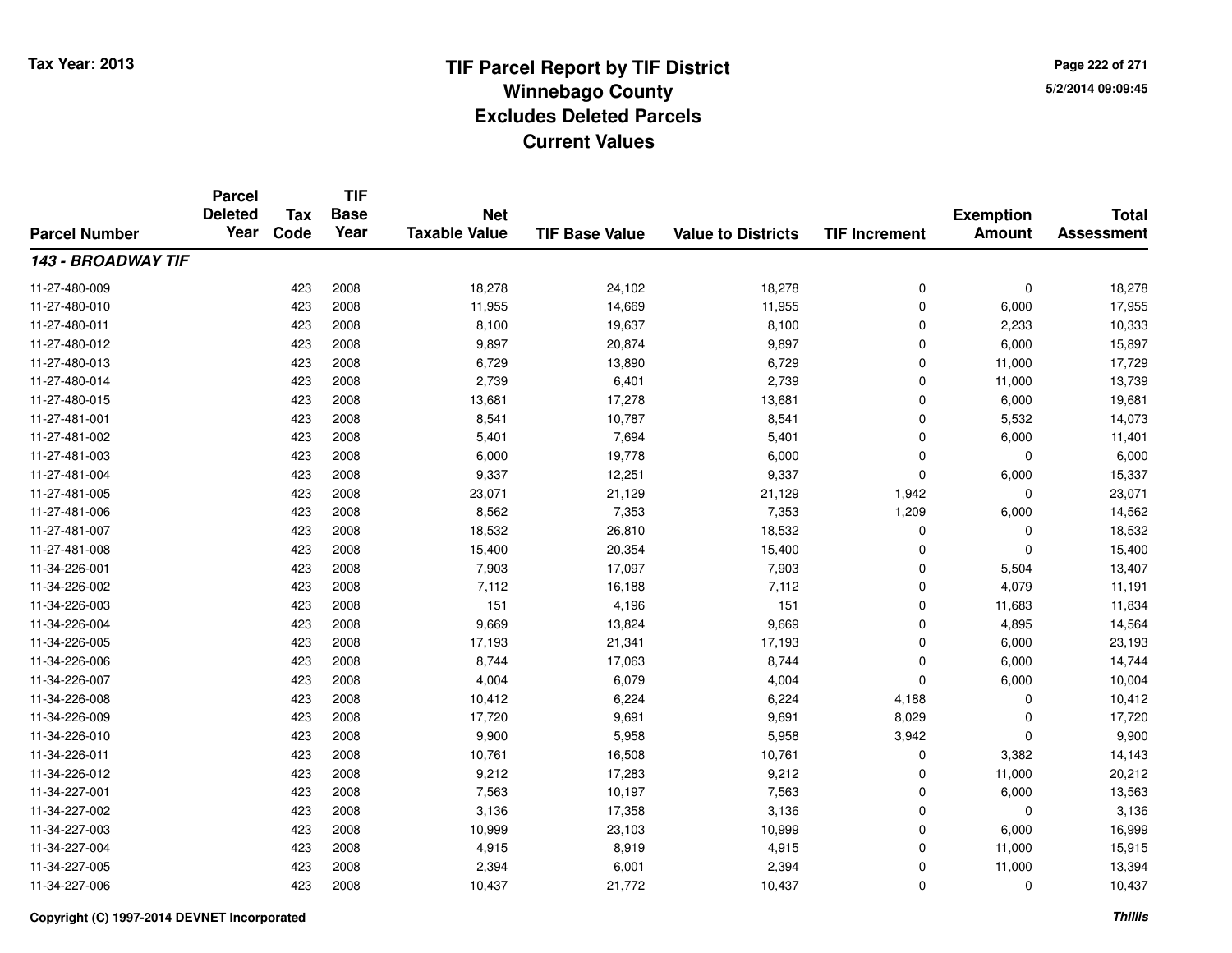# TIF Parcel Report by TIF District
## Winnebago County
## Excludes Deleted Parcels
## Current Values

Tax Year: 2013

5/2/2014 09:09:45

| Parcel Number | Parcel Deleted Year | Tax Code | TIF Base Year | Net Taxable Value | TIF Base Value | Value to Districts | TIF Increment | Exemption Amount | Total Assessment |
|---|---|---|---|---|---|---|---|---|---|
| ***143 - BROADWAY TIF*** | | | | | | | | | |
| 11-27-480-009 | | 423 | 2008 | 18,278 | 24,102 | 18,278 | 0 | 0 | 18,278 |
| 11-27-480-010 | | 423 | 2008 | 11,955 | 14,669 | 11,955 | 0 | 6,000 | 17,955 |
| 11-27-480-011 | | 423 | 2008 | 8,100 | 19,637 | 8,100 | 0 | 2,233 | 10,333 |
| 11-27-480-012 | | 423 | 2008 | 9,897 | 20,874 | 9,897 | 0 | 6,000 | 15,897 |
| 11-27-480-013 | | 423 | 2008 | 6,729 | 13,890 | 6,729 | 0 | 11,000 | 17,729 |
| 11-27-480-014 | | 423 | 2008 | 2,739 | 6,401 | 2,739 | 0 | 11,000 | 13,739 |
| 11-27-480-015 | | 423 | 2008 | 13,681 | 17,278 | 13,681 | 0 | 6,000 | 19,681 |
| 11-27-481-001 | | 423 | 2008 | 8,541 | 10,787 | 8,541 | 0 | 5,532 | 14,073 |
| 11-27-481-002 | | 423 | 2008 | 5,401 | 7,694 | 5,401 | 0 | 6,000 | 11,401 |
| 11-27-481-003 | | 423 | 2008 | 6,000 | 19,778 | 6,000 | 0 | 0 | 6,000 |
| 11-27-481-004 | | 423 | 2008 | 9,337 | 12,251 | 9,337 | 0 | 6,000 | 15,337 |
| 11-27-481-005 | | 423 | 2008 | 23,071 | 21,129 | 21,129 | 1,942 | 0 | 23,071 |
| 11-27-481-006 | | 423 | 2008 | 8,562 | 7,353 | 7,353 | 1,209 | 6,000 | 14,562 |
| 11-27-481-007 | | 423 | 2008 | 18,532 | 26,810 | 18,532 | 0 | 0 | 18,532 |
| 11-27-481-008 | | 423 | 2008 | 15,400 | 20,354 | 15,400 | 0 | 0 | 15,400 |
| 11-34-226-001 | | 423 | 2008 | 7,903 | 17,097 | 7,903 | 0 | 5,504 | 13,407 |
| 11-34-226-002 | | 423 | 2008 | 7,112 | 16,188 | 7,112 | 0 | 4,079 | 11,191 |
| 11-34-226-003 | | 423 | 2008 | 151 | 4,196 | 151 | 0 | 11,683 | 11,834 |
| 11-34-226-004 | | 423 | 2008 | 9,669 | 13,824 | 9,669 | 0 | 4,895 | 14,564 |
| 11-34-226-005 | | 423 | 2008 | 17,193 | 21,341 | 17,193 | 0 | 6,000 | 23,193 |
| 11-34-226-006 | | 423 | 2008 | 8,744 | 17,063 | 8,744 | 0 | 6,000 | 14,744 |
| 11-34-226-007 | | 423 | 2008 | 4,004 | 6,079 | 4,004 | 0 | 6,000 | 10,004 |
| 11-34-226-008 | | 423 | 2008 | 10,412 | 6,224 | 6,224 | 4,188 | 0 | 10,412 |
| 11-34-226-009 | | 423 | 2008 | 17,720 | 9,691 | 9,691 | 8,029 | 0 | 17,720 |
| 11-34-226-010 | | 423 | 2008 | 9,900 | 5,958 | 5,958 | 3,942 | 0 | 9,900 |
| 11-34-226-011 | | 423 | 2008 | 10,761 | 16,508 | 10,761 | 0 | 3,382 | 14,143 |
| 11-34-226-012 | | 423 | 2008 | 9,212 | 17,283 | 9,212 | 0 | 11,000 | 20,212 |
| 11-34-227-001 | | 423 | 2008 | 7,563 | 10,197 | 7,563 | 0 | 6,000 | 13,563 |
| 11-34-227-002 | | 423 | 2008 | 3,136 | 17,358 | 3,136 | 0 | 0 | 3,136 |
| 11-34-227-003 | | 423 | 2008 | 10,999 | 23,103 | 10,999 | 0 | 6,000 | 16,999 |
| 11-34-227-004 | | 423 | 2008 | 4,915 | 8,919 | 4,915 | 0 | 11,000 | 15,915 |
| 11-34-227-005 | | 423 | 2008 | 2,394 | 6,001 | 2,394 | 0 | 11,000 | 13,394 |
| 11-34-227-006 | | 423 | 2008 | 10,437 | 21,772 | 10,437 | 0 | 0 | 10,437 |

Copyright (C) 1997-2014 DEVNET Incorporated

*Thillis*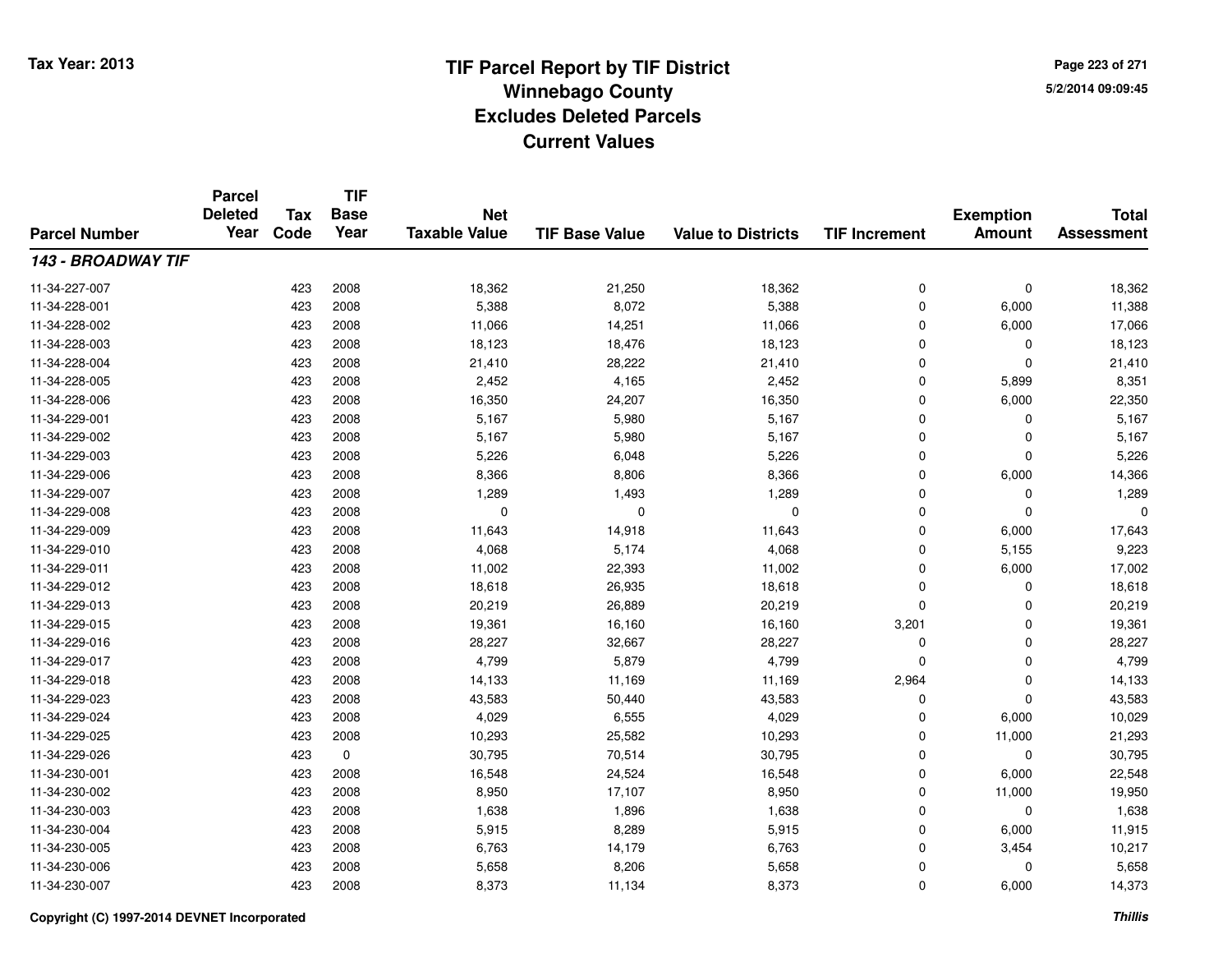Tax Year: 2013

# TIF Parcel Report by TIF District
## Winnebago County
## Excludes Deleted Parcels
## Current Values

5/2/2014 09:09:45

| Parcel Number | Parcel Deleted Year | Tax Code | TIF Base Year | Net Taxable Value | TIF Base Value | Value to Districts | TIF Increment | Exemption Amount | Total Assessment |
|---|---|---|---|---|---|---|---|---|---|
| ***143 - BROADWAY TIF*** | | | | | | | | | |
| 11-34-227-007 | | 423 | 2008 | 18,362 | 21,250 | 18,362 | 0 | 0 | 18,362 |
| 11-34-228-001 | | 423 | 2008 | 5,388 | 8,072 | 5,388 | 0 | 6,000 | 11,388 |
| 11-34-228-002 | | 423 | 2008 | 11,066 | 14,251 | 11,066 | 0 | 6,000 | 17,066 |
| 11-34-228-003 | | 423 | 2008 | 18,123 | 18,476 | 18,123 | 0 | 0 | 18,123 |
| 11-34-228-004 | | 423 | 2008 | 21,410 | 28,222 | 21,410 | 0 | 0 | 21,410 |
| 11-34-228-005 | | 423 | 2008 | 2,452 | 4,165 | 2,452 | 0 | 5,899 | 8,351 |
| 11-34-228-006 | | 423 | 2008 | 16,350 | 24,207 | 16,350 | 0 | 6,000 | 22,350 |
| 11-34-229-001 | | 423 | 2008 | 5,167 | 5,980 | 5,167 | 0 | 0 | 5,167 |
| 11-34-229-002 | | 423 | 2008 | 5,167 | 5,980 | 5,167 | 0 | 0 | 5,167 |
| 11-34-229-003 | | 423 | 2008 | 5,226 | 6,048 | 5,226 | 0 | 0 | 5,226 |
| 11-34-229-006 | | 423 | 2008 | 8,366 | 8,806 | 8,366 | 0 | 6,000 | 14,366 |
| 11-34-229-007 | | 423 | 2008 | 1,289 | 1,493 | 1,289 | 0 | 0 | 1,289 |
| 11-34-229-008 | | 423 | 2008 | 0 | 0 | 0 | 0 | 0 | 0 |
| 11-34-229-009 | | 423 | 2008 | 11,643 | 14,918 | 11,643 | 0 | 6,000 | 17,643 |
| 11-34-229-010 | | 423 | 2008 | 4,068 | 5,174 | 4,068 | 0 | 5,155 | 9,223 |
| 11-34-229-011 | | 423 | 2008 | 11,002 | 22,393 | 11,002 | 0 | 6,000 | 17,002 |
| 11-34-229-012 | | 423 | 2008 | 18,618 | 26,935 | 18,618 | 0 | 0 | 18,618 |
| 11-34-229-013 | | 423 | 2008 | 20,219 | 26,889 | 20,219 | 0 | 0 | 20,219 |
| 11-34-229-015 | | 423 | 2008 | 19,361 | 16,160 | 16,160 | 3,201 | 0 | 19,361 |
| 11-34-229-016 | | 423 | 2008 | 28,227 | 32,667 | 28,227 | 0 | 0 | 28,227 |
| 11-34-229-017 | | 423 | 2008 | 4,799 | 5,879 | 4,799 | 0 | 0 | 4,799 |
| 11-34-229-018 | | 423 | 2008 | 14,133 | 11,169 | 11,169 | 2,964 | 0 | 14,133 |
| 11-34-229-023 | | 423 | 2008 | 43,583 | 50,440 | 43,583 | 0 | 0 | 43,583 |
| 11-34-229-024 | | 423 | 2008 | 4,029 | 6,555 | 4,029 | 0 | 6,000 | 10,029 |
| 11-34-229-025 | | 423 | 2008 | 10,293 | 25,582 | 10,293 | 0 | 11,000 | 21,293 |
| 11-34-229-026 | | 423 | 0 | 30,795 | 70,514 | 30,795 | 0 | 0 | 30,795 |
| 11-34-230-001 | | 423 | 2008 | 16,548 | 24,524 | 16,548 | 0 | 6,000 | 22,548 |
| 11-34-230-002 | | 423 | 2008 | 8,950 | 17,107 | 8,950 | 0 | 11,000 | 19,950 |
| 11-34-230-003 | | 423 | 2008 | 1,638 | 1,896 | 1,638 | 0 | 0 | 1,638 |
| 11-34-230-004 | | 423 | 2008 | 5,915 | 8,289 | 5,915 | 0 | 6,000 | 11,915 |
| 11-34-230-005 | | 423 | 2008 | 6,763 | 14,179 | 6,763 | 0 | 3,454 | 10,217 |
| 11-34-230-006 | | 423 | 2008 | 5,658 | 8,206 | 5,658 | 0 | 0 | 5,658 |
| 11-34-230-007 | | 423 | 2008 | 8,373 | 11,134 | 8,373 | 0 | 6,000 | 14,373 |

Copyright (C) 1997-2014 DEVNET Incorporated

*Thillis*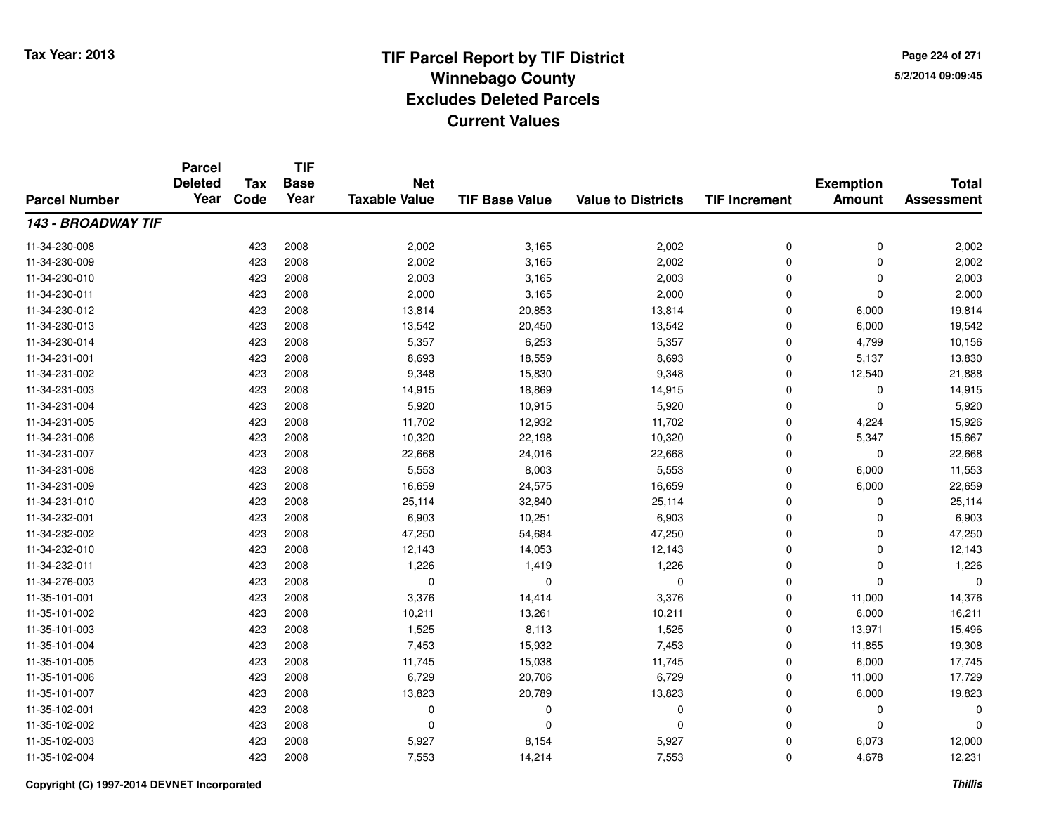# TIF Parcel Report by TIF District
## Winnebago County
## Excludes Deleted Parcels
## Current Values

Tax Year: 2013

| Parcel Number | Parcel Deleted Year | Tax Code | TIF Base Year | Net Taxable Value | TIF Base Value | Value to Districts | TIF Increment | Exemption Amount | Total Assessment |
|---|---|---|---|---|---|---|---|---|---|
| ***143 - BROADWAY TIF*** | | | | | | | | | |
| 11-34-230-008 | | 423 | 2008 | 2,002 | 3,165 | 2,002 | 0 | 0 | 2,002 |
| 11-34-230-009 | | 423 | 2008 | 2,002 | 3,165 | 2,002 | 0 | 0 | 2,002 |
| 11-34-230-010 | | 423 | 2008 | 2,003 | 3,165 | 2,003 | 0 | 0 | 2,003 |
| 11-34-230-011 | | 423 | 2008 | 2,000 | 3,165 | 2,000 | 0 | 0 | 2,000 |
| 11-34-230-012 | | 423 | 2008 | 13,814 | 20,853 | 13,814 | 0 | 6,000 | 19,814 |
| 11-34-230-013 | | 423 | 2008 | 13,542 | 20,450 | 13,542 | 0 | 6,000 | 19,542 |
| 11-34-230-014 | | 423 | 2008 | 5,357 | 6,253 | 5,357 | 0 | 4,799 | 10,156 |
| 11-34-231-001 | | 423 | 2008 | 8,693 | 18,559 | 8,693 | 0 | 5,137 | 13,830 |
| 11-34-231-002 | | 423 | 2008 | 9,348 | 15,830 | 9,348 | 0 | 12,540 | 21,888 |
| 11-34-231-003 | | 423 | 2008 | 14,915 | 18,869 | 14,915 | 0 | 0 | 14,915 |
| 11-34-231-004 | | 423 | 2008 | 5,920 | 10,915 | 5,920 | 0 | 0 | 5,920 |
| 11-34-231-005 | | 423 | 2008 | 11,702 | 12,932 | 11,702 | 0 | 4,224 | 15,926 |
| 11-34-231-006 | | 423 | 2008 | 10,320 | 22,198 | 10,320 | 0 | 5,347 | 15,667 |
| 11-34-231-007 | | 423 | 2008 | 22,668 | 24,016 | 22,668 | 0 | 0 | 22,668 |
| 11-34-231-008 | | 423 | 2008 | 5,553 | 8,003 | 5,553 | 0 | 6,000 | 11,553 |
| 11-34-231-009 | | 423 | 2008 | 16,659 | 24,575 | 16,659 | 0 | 6,000 | 22,659 |
| 11-34-231-010 | | 423 | 2008 | 25,114 | 32,840 | 25,114 | 0 | 0 | 25,114 |
| 11-34-232-001 | | 423 | 2008 | 6,903 | 10,251 | 6,903 | 0 | 0 | 6,903 |
| 11-34-232-002 | | 423 | 2008 | 47,250 | 54,684 | 47,250 | 0 | 0 | 47,250 |
| 11-34-232-010 | | 423 | 2008 | 12,143 | 14,053 | 12,143 | 0 | 0 | 12,143 |
| 11-34-232-011 | | 423 | 2008 | 1,226 | 1,419 | 1,226 | 0 | 0 | 1,226 |
| 11-34-276-003 | | 423 | 2008 | 0 | 0 | 0 | 0 | 0 | 0 |
| 11-35-101-001 | | 423 | 2008 | 3,376 | 14,414 | 3,376 | 0 | 11,000 | 14,376 |
| 11-35-101-002 | | 423 | 2008 | 10,211 | 13,261 | 10,211 | 0 | 6,000 | 16,211 |
| 11-35-101-003 | | 423 | 2008 | 1,525 | 8,113 | 1,525 | 0 | 13,971 | 15,496 |
| 11-35-101-004 | | 423 | 2008 | 7,453 | 15,932 | 7,453 | 0 | 11,855 | 19,308 |
| 11-35-101-005 | | 423 | 2008 | 11,745 | 15,038 | 11,745 | 0 | 6,000 | 17,745 |
| 11-35-101-006 | | 423 | 2008 | 6,729 | 20,706 | 6,729 | 0 | 11,000 | 17,729 |
| 11-35-101-007 | | 423 | 2008 | 13,823 | 20,789 | 13,823 | 0 | 6,000 | 19,823 |
| 11-35-102-001 | | 423 | 2008 | 0 | 0 | 0 | 0 | 0 | 0 |
| 11-35-102-002 | | 423 | 2008 | 0 | 0 | 0 | 0 | 0 | 0 |
| 11-35-102-003 | | 423 | 2008 | 5,927 | 8,154 | 5,927 | 0 | 6,073 | 12,000 |
| 11-35-102-004 | | 423 | 2008 | 7,553 | 14,214 | 7,553 | 0 | 4,678 | 12,231 |

Copyright (C) 1997-2014 DEVNET Incorporated

*Thillis*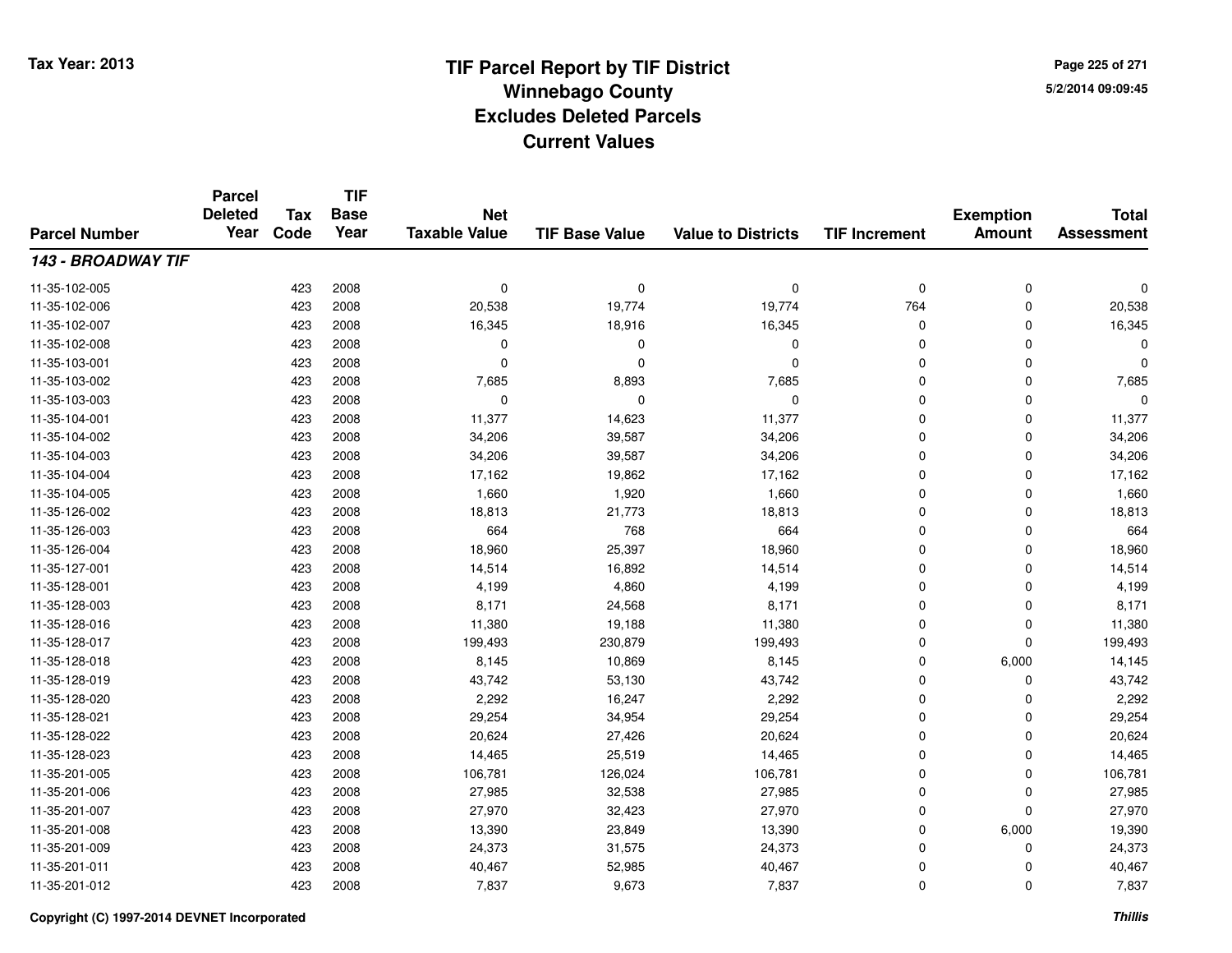# TIF Parcel Report by TIF District
## Winnebago County
## Excludes Deleted Parcels
## Current Values

Tax Year: 2013

5/2/2014 09:09:45

| Parcel Number | Parcel Deleted Year | Tax Code | TIF Base Year | Net Taxable Value | TIF Base Value | Value to Districts | TIF Increment | Exemption Amount | Total Assessment |
|---|---|---|---|---|---|---|---|---|---|
| ***143 - BROADWAY TIF*** | | | | | | | | | |
| 11-35-102-005 | | 423 | 2008 | 0 | 0 | 0 | 0 | 0 | 0 |
| 11-35-102-006 | | 423 | 2008 | 20,538 | 19,774 | 19,774 | 764 | 0 | 20,538 |
| 11-35-102-007 | | 423 | 2008 | 16,345 | 18,916 | 16,345 | 0 | 0 | 16,345 |
| 11-35-102-008 | | 423 | 2008 | 0 | 0 | 0 | 0 | 0 | 0 |
| 11-35-103-001 | | 423 | 2008 | 0 | 0 | 0 | 0 | 0 | 0 |
| 11-35-103-002 | | 423 | 2008 | 7,685 | 8,893 | 7,685 | 0 | 0 | 7,685 |
| 11-35-103-003 | | 423 | 2008 | 0 | 0 | 0 | 0 | 0 | 0 |
| 11-35-104-001 | | 423 | 2008 | 11,377 | 14,623 | 11,377 | 0 | 0 | 11,377 |
| 11-35-104-002 | | 423 | 2008 | 34,206 | 39,587 | 34,206 | 0 | 0 | 34,206 |
| 11-35-104-003 | | 423 | 2008 | 34,206 | 39,587 | 34,206 | 0 | 0 | 34,206 |
| 11-35-104-004 | | 423 | 2008 | 17,162 | 19,862 | 17,162 | 0 | 0 | 17,162 |
| 11-35-104-005 | | 423 | 2008 | 1,660 | 1,920 | 1,660 | 0 | 0 | 1,660 |
| 11-35-126-002 | | 423 | 2008 | 18,813 | 21,773 | 18,813 | 0 | 0 | 18,813 |
| 11-35-126-003 | | 423 | 2008 | 664 | 768 | 664 | 0 | 0 | 664 |
| 11-35-126-004 | | 423 | 2008 | 18,960 | 25,397 | 18,960 | 0 | 0 | 18,960 |
| 11-35-127-001 | | 423 | 2008 | 14,514 | 16,892 | 14,514 | 0 | 0 | 14,514 |
| 11-35-128-001 | | 423 | 2008 | 4,199 | 4,860 | 4,199 | 0 | 0 | 4,199 |
| 11-35-128-003 | | 423 | 2008 | 8,171 | 24,568 | 8,171 | 0 | 0 | 8,171 |
| 11-35-128-016 | | 423 | 2008 | 11,380 | 19,188 | 11,380 | 0 | 0 | 11,380 |
| 11-35-128-017 | | 423 | 2008 | 199,493 | 230,879 | 199,493 | 0 | 0 | 199,493 |
| 11-35-128-018 | | 423 | 2008 | 8,145 | 10,869 | 8,145 | 0 | 6,000 | 14,145 |
| 11-35-128-019 | | 423 | 2008 | 43,742 | 53,130 | 43,742 | 0 | 0 | 43,742 |
| 11-35-128-020 | | 423 | 2008 | 2,292 | 16,247 | 2,292 | 0 | 0 | 2,292 |
| 11-35-128-021 | | 423 | 2008 | 29,254 | 34,954 | 29,254 | 0 | 0 | 29,254 |
| 11-35-128-022 | | 423 | 2008 | 20,624 | 27,426 | 20,624 | 0 | 0 | 20,624 |
| 11-35-128-023 | | 423 | 2008 | 14,465 | 25,519 | 14,465 | 0 | 0 | 14,465 |
| 11-35-201-005 | | 423 | 2008 | 106,781 | 126,024 | 106,781 | 0 | 0 | 106,781 |
| 11-35-201-006 | | 423 | 2008 | 27,985 | 32,538 | 27,985 | 0 | 0 | 27,985 |
| 11-35-201-007 | | 423 | 2008 | 27,970 | 32,423 | 27,970 | 0 | 0 | 27,970 |
| 11-35-201-008 | | 423 | 2008 | 13,390 | 23,849 | 13,390 | 0 | 6,000 | 19,390 |
| 11-35-201-009 | | 423 | 2008 | 24,373 | 31,575 | 24,373 | 0 | 0 | 24,373 |
| 11-35-201-011 | | 423 | 2008 | 40,467 | 52,985 | 40,467 | 0 | 0 | 40,467 |
| 11-35-201-012 | | 423 | 2008 | 7,837 | 9,673 | 7,837 | 0 | 0 | 7,837 |

Copyright (C) 1997-2014 DEVNET Incorporated

*Thillis*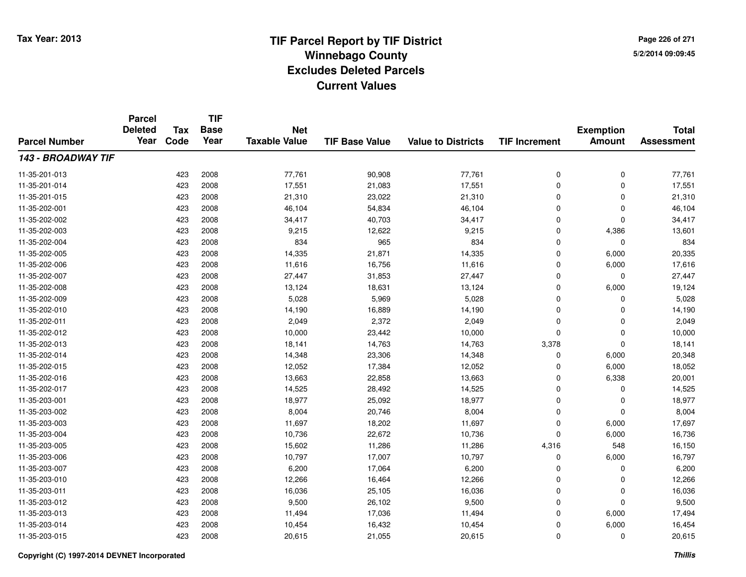# TIF Parcel Report by TIF District
## Winnebago County
## Excludes Deleted Parcels
## Current Values

Tax Year: 2013

5/2/2014 09:09:45

| Parcel Number | Parcel Deleted Year | Tax Code | TIF Base Year | Net Taxable Value | TIF Base Value | Value to Districts | TIF Increment | Exemption Amount | Total Assessment |
|---|---|---|---|---|---|---|---|---|---|
| ***143 - BROADWAY TIF*** | | | | | | | | | |
| 11-35-201-013 | | 423 | 2008 | 77,761 | 90,908 | 77,761 | 0 | 0 | 77,761 |
| 11-35-201-014 | | 423 | 2008 | 17,551 | 21,083 | 17,551 | 0 | 0 | 17,551 |
| 11-35-201-015 | | 423 | 2008 | 21,310 | 23,022 | 21,310 | 0 | 0 | 21,310 |
| 11-35-202-001 | | 423 | 2008 | 46,104 | 54,834 | 46,104 | 0 | 0 | 46,104 |
| 11-35-202-002 | | 423 | 2008 | 34,417 | 40,703 | 34,417 | 0 | 0 | 34,417 |
| 11-35-202-003 | | 423 | 2008 | 9,215 | 12,622 | 9,215 | 0 | 4,386 | 13,601 |
| 11-35-202-004 | | 423 | 2008 | 834 | 965 | 834 | 0 | 0 | 834 |
| 11-35-202-005 | | 423 | 2008 | 14,335 | 21,871 | 14,335 | 0 | 6,000 | 20,335 |
| 11-35-202-006 | | 423 | 2008 | 11,616 | 16,756 | 11,616 | 0 | 6,000 | 17,616 |
| 11-35-202-007 | | 423 | 2008 | 27,447 | 31,853 | 27,447 | 0 | 0 | 27,447 |
| 11-35-202-008 | | 423 | 2008 | 13,124 | 18,631 | 13,124 | 0 | 6,000 | 19,124 |
| 11-35-202-009 | | 423 | 2008 | 5,028 | 5,969 | 5,028 | 0 | 0 | 5,028 |
| 11-35-202-010 | | 423 | 2008 | 14,190 | 16,889 | 14,190 | 0 | 0 | 14,190 |
| 11-35-202-011 | | 423 | 2008 | 2,049 | 2,372 | 2,049 | 0 | 0 | 2,049 |
| 11-35-202-012 | | 423 | 2008 | 10,000 | 23,442 | 10,000 | 0 | 0 | 10,000 |
| 11-35-202-013 | | 423 | 2008 | 18,141 | 14,763 | 14,763 | 3,378 | 0 | 18,141 |
| 11-35-202-014 | | 423 | 2008 | 14,348 | 23,306 | 14,348 | 0 | 6,000 | 20,348 |
| 11-35-202-015 | | 423 | 2008 | 12,052 | 17,384 | 12,052 | 0 | 6,000 | 18,052 |
| 11-35-202-016 | | 423 | 2008 | 13,663 | 22,858 | 13,663 | 0 | 6,338 | 20,001 |
| 11-35-202-017 | | 423 | 2008 | 14,525 | 28,492 | 14,525 | 0 | 0 | 14,525 |
| 11-35-203-001 | | 423 | 2008 | 18,977 | 25,092 | 18,977 | 0 | 0 | 18,977 |
| 11-35-203-002 | | 423 | 2008 | 8,004 | 20,746 | 8,004 | 0 | 0 | 8,004 |
| 11-35-203-003 | | 423 | 2008 | 11,697 | 18,202 | 11,697 | 0 | 6,000 | 17,697 |
| 11-35-203-004 | | 423 | 2008 | 10,736 | 22,672 | 10,736 | 0 | 6,000 | 16,736 |
| 11-35-203-005 | | 423 | 2008 | 15,602 | 11,286 | 11,286 | 4,316 | 548 | 16,150 |
| 11-35-203-006 | | 423 | 2008 | 10,797 | 17,007 | 10,797 | 0 | 6,000 | 16,797 |
| 11-35-203-007 | | 423 | 2008 | 6,200 | 17,064 | 6,200 | 0 | 0 | 6,200 |
| 11-35-203-010 | | 423 | 2008 | 12,266 | 16,464 | 12,266 | 0 | 0 | 12,266 |
| 11-35-203-011 | | 423 | 2008 | 16,036 | 25,105 | 16,036 | 0 | 0 | 16,036 |
| 11-35-203-012 | | 423 | 2008 | 9,500 | 26,102 | 9,500 | 0 | 0 | 9,500 |
| 11-35-203-013 | | 423 | 2008 | 11,494 | 17,036 | 11,494 | 0 | 6,000 | 17,494 |
| 11-35-203-014 | | 423 | 2008 | 10,454 | 16,432 | 10,454 | 0 | 6,000 | 16,454 |
| 11-35-203-015 | | 423 | 2008 | 20,615 | 21,055 | 20,615 | 0 | 0 | 20,615 |

**Copyright (C) 1997-2014 DEVNET Incorporated**

***Thillis***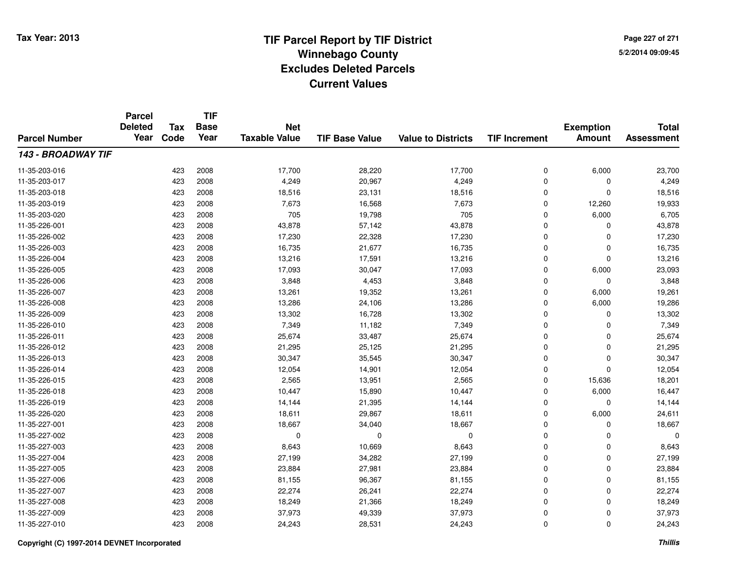# TIF Parcel Report by TIF District
## Winnebago County
## Excludes Deleted Parcels
## Current Values

Tax Year: 2013

5/2/2014 09:09:45

| Parcel Number | Parcel Deleted Year | Tax Code | TIF Base Year | Net Taxable Value | TIF Base Value | Value to Districts | TIF Increment | Exemption Amount | Total Assessment |
|---|---|---|---|---|---|---|---|---|---|
| ***143 - BROADWAY TIF*** | | | | | | | | | |
| 11-35-203-016 | | 423 | 2008 | 17,700 | 28,220 | 17,700 | 0 | 6,000 | 23,700 |
| 11-35-203-017 | | 423 | 2008 | 4,249 | 20,967 | 4,249 | 0 | 0 | 4,249 |
| 11-35-203-018 | | 423 | 2008 | 18,516 | 23,131 | 18,516 | 0 | 0 | 18,516 |
| 11-35-203-019 | | 423 | 2008 | 7,673 | 16,568 | 7,673 | 0 | 12,260 | 19,933 |
| 11-35-203-020 | | 423 | 2008 | 705 | 19,798 | 705 | 0 | 6,000 | 6,705 |
| 11-35-226-001 | | 423 | 2008 | 43,878 | 57,142 | 43,878 | 0 | 0 | 43,878 |
| 11-35-226-002 | | 423 | 2008 | 17,230 | 22,328 | 17,230 | 0 | 0 | 17,230 |
| 11-35-226-003 | | 423 | 2008 | 16,735 | 21,677 | 16,735 | 0 | 0 | 16,735 |
| 11-35-226-004 | | 423 | 2008 | 13,216 | 17,591 | 13,216 | 0 | 0 | 13,216 |
| 11-35-226-005 | | 423 | 2008 | 17,093 | 30,047 | 17,093 | 0 | 6,000 | 23,093 |
| 11-35-226-006 | | 423 | 2008 | 3,848 | 4,453 | 3,848 | 0 | 0 | 3,848 |
| 11-35-226-007 | | 423 | 2008 | 13,261 | 19,352 | 13,261 | 0 | 6,000 | 19,261 |
| 11-35-226-008 | | 423 | 2008 | 13,286 | 24,106 | 13,286 | 0 | 6,000 | 19,286 |
| 11-35-226-009 | | 423 | 2008 | 13,302 | 16,728 | 13,302 | 0 | 0 | 13,302 |
| 11-35-226-010 | | 423 | 2008 | 7,349 | 11,182 | 7,349 | 0 | 0 | 7,349 |
| 11-35-226-011 | | 423 | 2008 | 25,674 | 33,487 | 25,674 | 0 | 0 | 25,674 |
| 11-35-226-012 | | 423 | 2008 | 21,295 | 25,125 | 21,295 | 0 | 0 | 21,295 |
| 11-35-226-013 | | 423 | 2008 | 30,347 | 35,545 | 30,347 | 0 | 0 | 30,347 |
| 11-35-226-014 | | 423 | 2008 | 12,054 | 14,901 | 12,054 | 0 | 0 | 12,054 |
| 11-35-226-015 | | 423 | 2008 | 2,565 | 13,951 | 2,565 | 0 | 15,636 | 18,201 |
| 11-35-226-018 | | 423 | 2008 | 10,447 | 15,890 | 10,447 | 0 | 6,000 | 16,447 |
| 11-35-226-019 | | 423 | 2008 | 14,144 | 21,395 | 14,144 | 0 | 0 | 14,144 |
| 11-35-226-020 | | 423 | 2008 | 18,611 | 29,867 | 18,611 | 0 | 6,000 | 24,611 |
| 11-35-227-001 | | 423 | 2008 | 18,667 | 34,040 | 18,667 | 0 | 0 | 18,667 |
| 11-35-227-002 | | 423 | 2008 | 0 | 0 | 0 | 0 | 0 | 0 |
| 11-35-227-003 | | 423 | 2008 | 8,643 | 10,669 | 8,643 | 0 | 0 | 8,643 |
| 11-35-227-004 | | 423 | 2008 | 27,199 | 34,282 | 27,199 | 0 | 0 | 27,199 |
| 11-35-227-005 | | 423 | 2008 | 23,884 | 27,981 | 23,884 | 0 | 0 | 23,884 |
| 11-35-227-006 | | 423 | 2008 | 81,155 | 96,367 | 81,155 | 0 | 0 | 81,155 |
| 11-35-227-007 | | 423 | 2008 | 22,274 | 26,241 | 22,274 | 0 | 0 | 22,274 |
| 11-35-227-008 | | 423 | 2008 | 18,249 | 21,366 | 18,249 | 0 | 0 | 18,249 |
| 11-35-227-009 | | 423 | 2008 | 37,973 | 49,339 | 37,973 | 0 | 0 | 37,973 |
| 11-35-227-010 | | 423 | 2008 | 24,243 | 28,531 | 24,243 | 0 | 0 | 24,243 |

Copyright (C) 1997-2014 DEVNET Incorporated

*Thillis*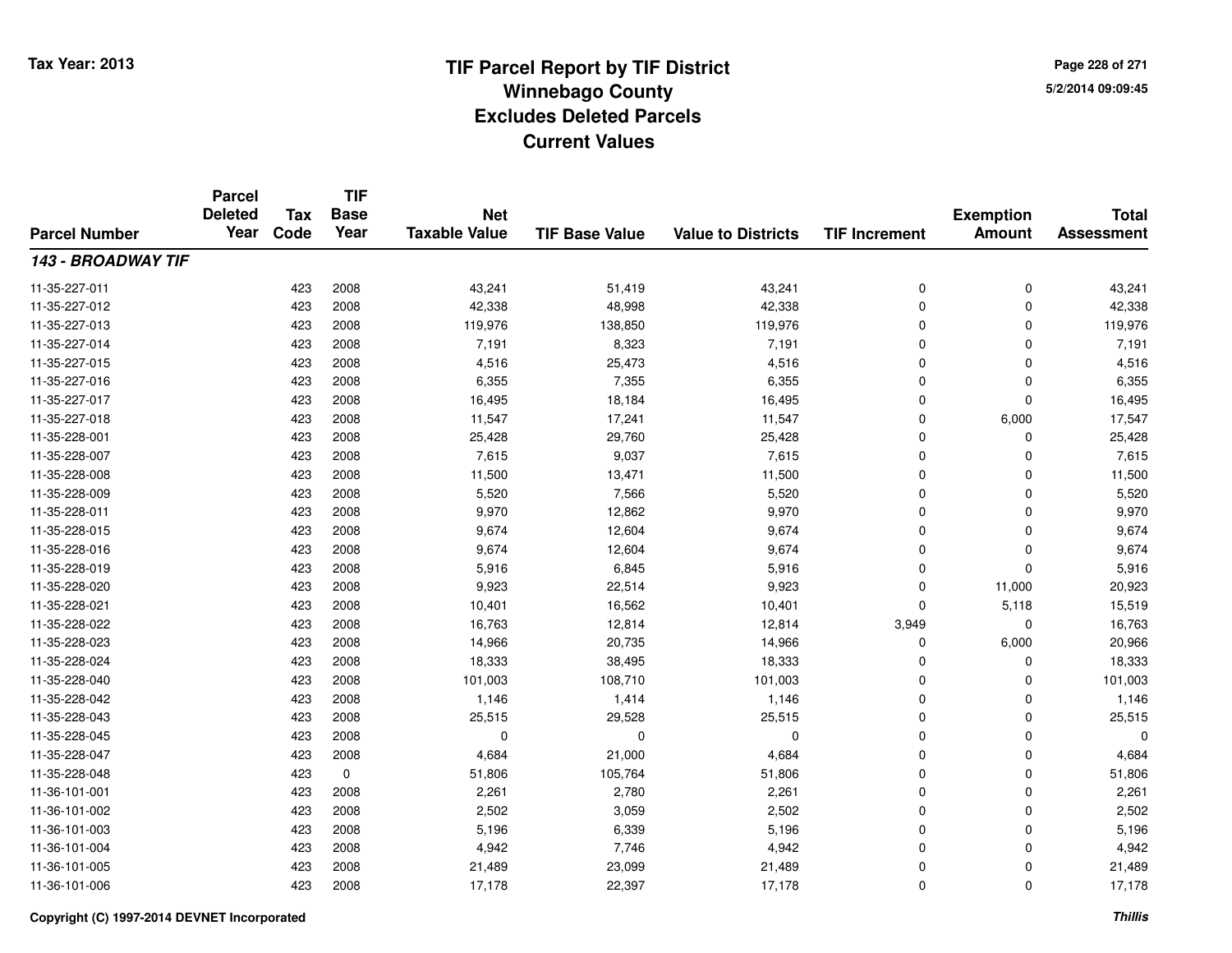# TIF Parcel Report by TIF District
## Winnebago County
## Excludes Deleted Parcels
## Current Values

Tax Year: 2013

5/2/2014 09:09:45

| Parcel Number | Parcel Deleted Year | Tax Code | TIF Base Year | Net Taxable Value | TIF Base Value | Value to Districts | TIF Increment | Exemption Amount | Total Assessment |
|---|---|---|---|---|---|---|---|---|---|
| ***143 - BROADWAY TIF*** | | | | | | | | | |
| 11-35-227-011 | | 423 | 2008 | 43,241 | 51,419 | 43,241 | 0 | 0 | 43,241 |
| 11-35-227-012 | | 423 | 2008 | 42,338 | 48,998 | 42,338 | 0 | 0 | 42,338 |
| 11-35-227-013 | | 423 | 2008 | 119,976 | 138,850 | 119,976 | 0 | 0 | 119,976 |
| 11-35-227-014 | | 423 | 2008 | 7,191 | 8,323 | 7,191 | 0 | 0 | 7,191 |
| 11-35-227-015 | | 423 | 2008 | 4,516 | 25,473 | 4,516 | 0 | 0 | 4,516 |
| 11-35-227-016 | | 423 | 2008 | 6,355 | 7,355 | 6,355 | 0 | 0 | 6,355 |
| 11-35-227-017 | | 423 | 2008 | 16,495 | 18,184 | 16,495 | 0 | 0 | 16,495 |
| 11-35-227-018 | | 423 | 2008 | 11,547 | 17,241 | 11,547 | 0 | 6,000 | 17,547 |
| 11-35-228-001 | | 423 | 2008 | 25,428 | 29,760 | 25,428 | 0 | 0 | 25,428 |
| 11-35-228-007 | | 423 | 2008 | 7,615 | 9,037 | 7,615 | 0 | 0 | 7,615 |
| 11-35-228-008 | | 423 | 2008 | 11,500 | 13,471 | 11,500 | 0 | 0 | 11,500 |
| 11-35-228-009 | | 423 | 2008 | 5,520 | 7,566 | 5,520 | 0 | 0 | 5,520 |
| 11-35-228-011 | | 423 | 2008 | 9,970 | 12,862 | 9,970 | 0 | 0 | 9,970 |
| 11-35-228-015 | | 423 | 2008 | 9,674 | 12,604 | 9,674 | 0 | 0 | 9,674 |
| 11-35-228-016 | | 423 | 2008 | 9,674 | 12,604 | 9,674 | 0 | 0 | 9,674 |
| 11-35-228-019 | | 423 | 2008 | 5,916 | 6,845 | 5,916 | 0 | 0 | 5,916 |
| 11-35-228-020 | | 423 | 2008 | 9,923 | 22,514 | 9,923 | 0 | 11,000 | 20,923 |
| 11-35-228-021 | | 423 | 2008 | 10,401 | 16,562 | 10,401 | 0 | 5,118 | 15,519 |
| 11-35-228-022 | | 423 | 2008 | 16,763 | 12,814 | 12,814 | 3,949 | 0 | 16,763 |
| 11-35-228-023 | | 423 | 2008 | 14,966 | 20,735 | 14,966 | 0 | 6,000 | 20,966 |
| 11-35-228-024 | | 423 | 2008 | 18,333 | 38,495 | 18,333 | 0 | 0 | 18,333 |
| 11-35-228-040 | | 423 | 2008 | 101,003 | 108,710 | 101,003 | 0 | 0 | 101,003 |
| 11-35-228-042 | | 423 | 2008 | 1,146 | 1,414 | 1,146 | 0 | 0 | 1,146 |
| 11-35-228-043 | | 423 | 2008 | 25,515 | 29,528 | 25,515 | 0 | 0 | 25,515 |
| 11-35-228-045 | | 423 | 2008 | 0 | 0 | 0 | 0 | 0 | 0 |
| 11-35-228-047 | | 423 | 2008 | 4,684 | 21,000 | 4,684 | 0 | 0 | 4,684 |
| 11-35-228-048 | | 423 | 0 | 51,806 | 105,764 | 51,806 | 0 | 0 | 51,806 |
| 11-36-101-001 | | 423 | 2008 | 2,261 | 2,780 | 2,261 | 0 | 0 | 2,261 |
| 11-36-101-002 | | 423 | 2008 | 2,502 | 3,059 | 2,502 | 0 | 0 | 2,502 |
| 11-36-101-003 | | 423 | 2008 | 5,196 | 6,339 | 5,196 | 0 | 0 | 5,196 |
| 11-36-101-004 | | 423 | 2008 | 4,942 | 7,746 | 4,942 | 0 | 0 | 4,942 |
| 11-36-101-005 | | 423 | 2008 | 21,489 | 23,099 | 21,489 | 0 | 0 | 21,489 |
| 11-36-101-006 | | 423 | 2008 | 17,178 | 22,397 | 17,178 | 0 | 0 | 17,178 |

Copyright (C) 1997-2014 DEVNET Incorporated

*Thillis*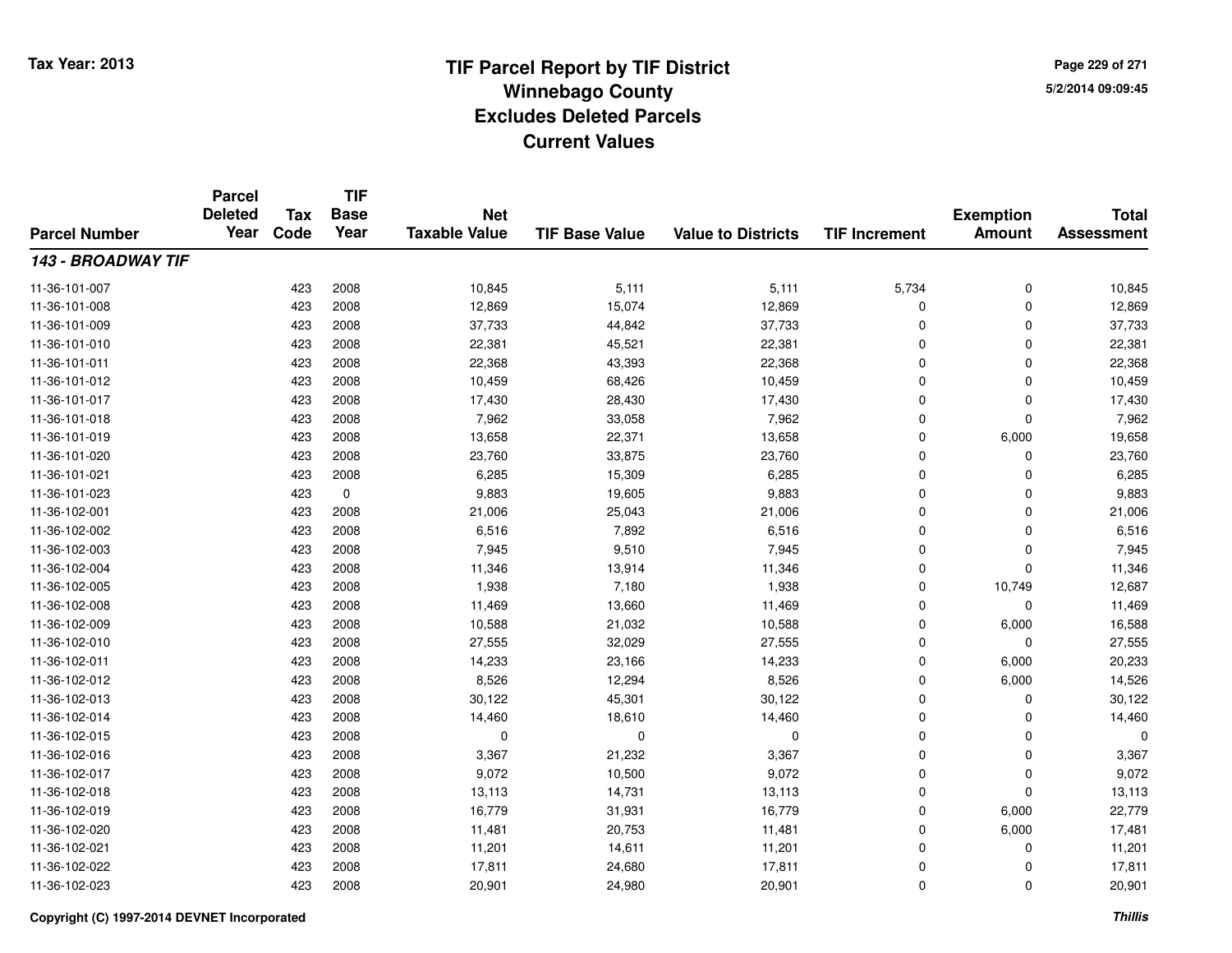Tax Year: 2013

# TIF Parcel Report by TIF District
## Winnebago County
## Excludes Deleted Parcels
## Current Values

5/2/2014 09:09:45

| Parcel Number | Parcel Deleted Year | Tax Code | TIF Base Year | Net Taxable Value | TIF Base Value | Value to Districts | TIF Increment | Exemption Amount | Total Assessment |
|---|---|---|---|---|---|---|---|---|---|
| ***143 - BROADWAY TIF*** | | | | | | | | | |
| 11-36-101-007 | | 423 | 2008 | 10,845 | 5,111 | 5,111 | 5,734 | 0 | 10,845 |
| 11-36-101-008 | | 423 | 2008 | 12,869 | 15,074 | 12,869 | 0 | 0 | 12,869 |
| 11-36-101-009 | | 423 | 2008 | 37,733 | 44,842 | 37,733 | 0 | 0 | 37,733 |
| 11-36-101-010 | | 423 | 2008 | 22,381 | 45,521 | 22,381 | 0 | 0 | 22,381 |
| 11-36-101-011 | | 423 | 2008 | 22,368 | 43,393 | 22,368 | 0 | 0 | 22,368 |
| 11-36-101-012 | | 423 | 2008 | 10,459 | 68,426 | 10,459 | 0 | 0 | 10,459 |
| 11-36-101-017 | | 423 | 2008 | 17,430 | 28,430 | 17,430 | 0 | 0 | 17,430 |
| 11-36-101-018 | | 423 | 2008 | 7,962 | 33,058 | 7,962 | 0 | 0 | 7,962 |
| 11-36-101-019 | | 423 | 2008 | 13,658 | 22,371 | 13,658 | 0 | 6,000 | 19,658 |
| 11-36-101-020 | | 423 | 2008 | 23,760 | 33,875 | 23,760 | 0 | 0 | 23,760 |
| 11-36-101-021 | | 423 | 2008 | 6,285 | 15,309 | 6,285 | 0 | 0 | 6,285 |
| 11-36-101-023 | | 423 | 0 | 9,883 | 19,605 | 9,883 | 0 | 0 | 9,883 |
| 11-36-102-001 | | 423 | 2008 | 21,006 | 25,043 | 21,006 | 0 | 0 | 21,006 |
| 11-36-102-002 | | 423 | 2008 | 6,516 | 7,892 | 6,516 | 0 | 0 | 6,516 |
| 11-36-102-003 | | 423 | 2008 | 7,945 | 9,510 | 7,945 | 0 | 0 | 7,945 |
| 11-36-102-004 | | 423 | 2008 | 11,346 | 13,914 | 11,346 | 0 | 0 | 11,346 |
| 11-36-102-005 | | 423 | 2008 | 1,938 | 7,180 | 1,938 | 0 | 10,749 | 12,687 |
| 11-36-102-008 | | 423 | 2008 | 11,469 | 13,660 | 11,469 | 0 | 0 | 11,469 |
| 11-36-102-009 | | 423 | 2008 | 10,588 | 21,032 | 10,588 | 0 | 6,000 | 16,588 |
| 11-36-102-010 | | 423 | 2008 | 27,555 | 32,029 | 27,555 | 0 | 0 | 27,555 |
| 11-36-102-011 | | 423 | 2008 | 14,233 | 23,166 | 14,233 | 0 | 6,000 | 20,233 |
| 11-36-102-012 | | 423 | 2008 | 8,526 | 12,294 | 8,526 | 0 | 6,000 | 14,526 |
| 11-36-102-013 | | 423 | 2008 | 30,122 | 45,301 | 30,122 | 0 | 0 | 30,122 |
| 11-36-102-014 | | 423 | 2008 | 14,460 | 18,610 | 14,460 | 0 | 0 | 14,460 |
| 11-36-102-015 | | 423 | 2008 | 0 | 0 | 0 | 0 | 0 | 0 |
| 11-36-102-016 | | 423 | 2008 | 3,367 | 21,232 | 3,367 | 0 | 0 | 3,367 |
| 11-36-102-017 | | 423 | 2008 | 9,072 | 10,500 | 9,072 | 0 | 0 | 9,072 |
| 11-36-102-018 | | 423 | 2008 | 13,113 | 14,731 | 13,113 | 0 | 0 | 13,113 |
| 11-36-102-019 | | 423 | 2008 | 16,779 | 31,931 | 16,779 | 0 | 6,000 | 22,779 |
| 11-36-102-020 | | 423 | 2008 | 11,481 | 20,753 | 11,481 | 0 | 6,000 | 17,481 |
| 11-36-102-021 | | 423 | 2008 | 11,201 | 14,611 | 11,201 | 0 | 0 | 11,201 |
| 11-36-102-022 | | 423 | 2008 | 17,811 | 24,680 | 17,811 | 0 | 0 | 17,811 |
| 11-36-102-023 | | 423 | 2008 | 20,901 | 24,980 | 20,901 | 0 | 0 | 20,901 |

Copyright (C) 1997-2014 DEVNET Incorporated

*Thillis*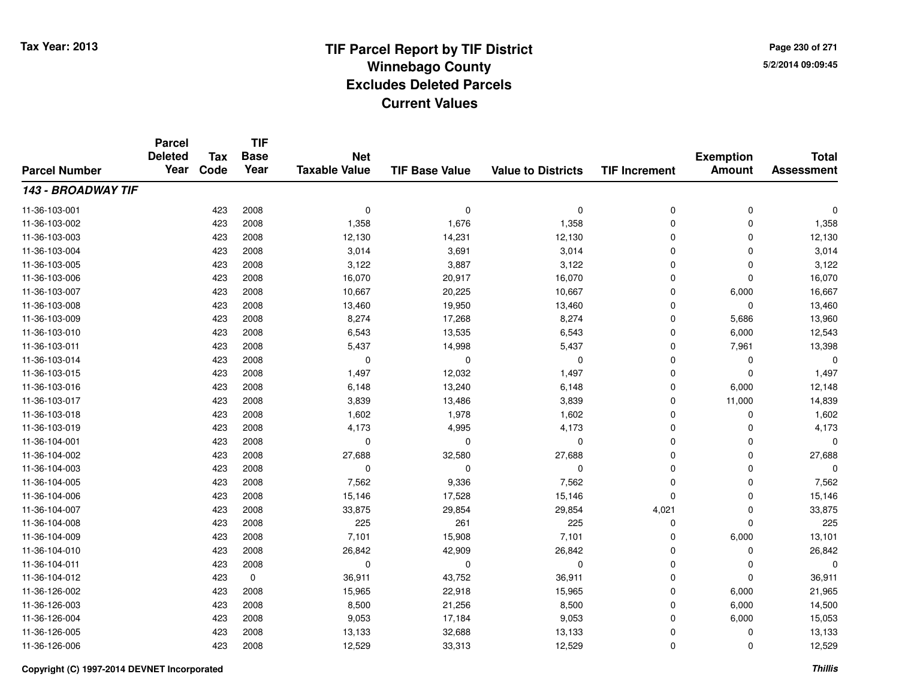# TIF Parcel Report by TIF District
## Winnebago County
## Excludes Deleted Parcels
## Current Values

Tax Year: 2013

5/2/2014 09:09:45

| Parcel Number | Parcel Deleted Year | Tax Code | TIF Base Year | Net Taxable Value | TIF Base Value | Value to Districts | TIF Increment | Exemption Amount | Total Assessment |
|---|---|---|---|---|---|---|---|---|---|
| ***143 - BROADWAY TIF*** | | | | | | | | | |
| 11-36-103-001 | | 423 | 2008 | 0 | 0 | 0 | 0 | 0 | 0 |
| 11-36-103-002 | | 423 | 2008 | 1,358 | 1,676 | 1,358 | 0 | 0 | 1,358 |
| 11-36-103-003 | | 423 | 2008 | 12,130 | 14,231 | 12,130 | 0 | 0 | 12,130 |
| 11-36-103-004 | | 423 | 2008 | 3,014 | 3,691 | 3,014 | 0 | 0 | 3,014 |
| 11-36-103-005 | | 423 | 2008 | 3,122 | 3,887 | 3,122 | 0 | 0 | 3,122 |
| 11-36-103-006 | | 423 | 2008 | 16,070 | 20,917 | 16,070 | 0 | 0 | 16,070 |
| 11-36-103-007 | | 423 | 2008 | 10,667 | 20,225 | 10,667 | 0 | 6,000 | 16,667 |
| 11-36-103-008 | | 423 | 2008 | 13,460 | 19,950 | 13,460 | 0 | 0 | 13,460 |
| 11-36-103-009 | | 423 | 2008 | 8,274 | 17,268 | 8,274 | 0 | 5,686 | 13,960 |
| 11-36-103-010 | | 423 | 2008 | 6,543 | 13,535 | 6,543 | 0 | 6,000 | 12,543 |
| 11-36-103-011 | | 423 | 2008 | 5,437 | 14,998 | 5,437 | 0 | 7,961 | 13,398 |
| 11-36-103-014 | | 423 | 2008 | 0 | 0 | 0 | 0 | 0 | 0 |
| 11-36-103-015 | | 423 | 2008 | 1,497 | 12,032 | 1,497 | 0 | 0 | 1,497 |
| 11-36-103-016 | | 423 | 2008 | 6,148 | 13,240 | 6,148 | 0 | 6,000 | 12,148 |
| 11-36-103-017 | | 423 | 2008 | 3,839 | 13,486 | 3,839 | 0 | 11,000 | 14,839 |
| 11-36-103-018 | | 423 | 2008 | 1,602 | 1,978 | 1,602 | 0 | 0 | 1,602 |
| 11-36-103-019 | | 423 | 2008 | 4,173 | 4,995 | 4,173 | 0 | 0 | 4,173 |
| 11-36-104-001 | | 423 | 2008 | 0 | 0 | 0 | 0 | 0 | 0 |
| 11-36-104-002 | | 423 | 2008 | 27,688 | 32,580 | 27,688 | 0 | 0 | 27,688 |
| 11-36-104-003 | | 423 | 2008 | 0 | 0 | 0 | 0 | 0 | 0 |
| 11-36-104-005 | | 423 | 2008 | 7,562 | 9,336 | 7,562 | 0 | 0 | 7,562 |
| 11-36-104-006 | | 423 | 2008 | 15,146 | 17,528 | 15,146 | 0 | 0 | 15,146 |
| 11-36-104-007 | | 423 | 2008 | 33,875 | 29,854 | 29,854 | 4,021 | 0 | 33,875 |
| 11-36-104-008 | | 423 | 2008 | 225 | 261 | 225 | 0 | 0 | 225 |
| 11-36-104-009 | | 423 | 2008 | 7,101 | 15,908 | 7,101 | 0 | 6,000 | 13,101 |
| 11-36-104-010 | | 423 | 2008 | 26,842 | 42,909 | 26,842 | 0 | 0 | 26,842 |
| 11-36-104-011 | | 423 | 2008 | 0 | 0 | 0 | 0 | 0 | 0 |
| 11-36-104-012 | | 423 | 0 | 36,911 | 43,752 | 36,911 | 0 | 0 | 36,911 |
| 11-36-126-002 | | 423 | 2008 | 15,965 | 22,918 | 15,965 | 0 | 6,000 | 21,965 |
| 11-36-126-003 | | 423 | 2008 | 8,500 | 21,256 | 8,500 | 0 | 6,000 | 14,500 |
| 11-36-126-004 | | 423 | 2008 | 9,053 | 17,184 | 9,053 | 0 | 6,000 | 15,053 |
| 11-36-126-005 | | 423 | 2008 | 13,133 | 32,688 | 13,133 | 0 | 0 | 13,133 |
| 11-36-126-006 | | 423 | 2008 | 12,529 | 33,313 | 12,529 | 0 | 0 | 12,529 |

Copyright (C) 1997-2014 DEVNET Incorporated

*Thillis*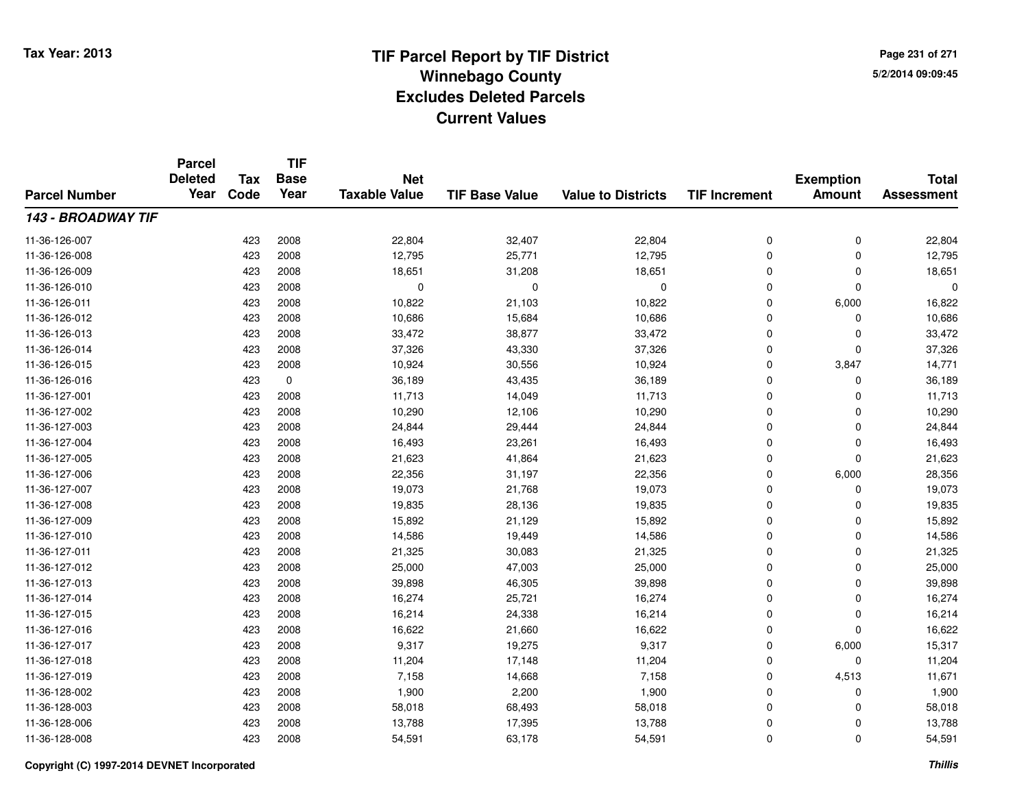# TIF Parcel Report by TIF District
## Winnebago County
## Excludes Deleted Parcels
## Current Values

Tax Year: 2013

5/2/2014 09:09:45

| Parcel Number | Parcel Deleted Year | Tax Code | TIF Base Year | Net Taxable Value | TIF Base Value | Value to Districts | TIF Increment | Exemption Amount | Total Assessment |
|---|---|---|---|---|---|---|---|---|---|
| ***143 - BROADWAY TIF*** | | | | | | | | | |
| 11-36-126-007 | | 423 | 2008 | 22,804 | 32,407 | 22,804 | 0 | 0 | 22,804 |
| 11-36-126-008 | | 423 | 2008 | 12,795 | 25,771 | 12,795 | 0 | 0 | 12,795 |
| 11-36-126-009 | | 423 | 2008 | 18,651 | 31,208 | 18,651 | 0 | 0 | 18,651 |
| 11-36-126-010 | | 423 | 2008 | 0 | 0 | 0 | 0 | 0 | 0 |
| 11-36-126-011 | | 423 | 2008 | 10,822 | 21,103 | 10,822 | 0 | 6,000 | 16,822 |
| 11-36-126-012 | | 423 | 2008 | 10,686 | 15,684 | 10,686 | 0 | 0 | 10,686 |
| 11-36-126-013 | | 423 | 2008 | 33,472 | 38,877 | 33,472 | 0 | 0 | 33,472 |
| 11-36-126-014 | | 423 | 2008 | 37,326 | 43,330 | 37,326 | 0 | 0 | 37,326 |
| 11-36-126-015 | | 423 | 2008 | 10,924 | 30,556 | 10,924 | 0 | 3,847 | 14,771 |
| 11-36-126-016 | | 423 | 0 | 36,189 | 43,435 | 36,189 | 0 | 0 | 36,189 |
| 11-36-127-001 | | 423 | 2008 | 11,713 | 14,049 | 11,713 | 0 | 0 | 11,713 |
| 11-36-127-002 | | 423 | 2008 | 10,290 | 12,106 | 10,290 | 0 | 0 | 10,290 |
| 11-36-127-003 | | 423 | 2008 | 24,844 | 29,444 | 24,844 | 0 | 0 | 24,844 |
| 11-36-127-004 | | 423 | 2008 | 16,493 | 23,261 | 16,493 | 0 | 0 | 16,493 |
| 11-36-127-005 | | 423 | 2008 | 21,623 | 41,864 | 21,623 | 0 | 0 | 21,623 |
| 11-36-127-006 | | 423 | 2008 | 22,356 | 31,197 | 22,356 | 0 | 6,000 | 28,356 |
| 11-36-127-007 | | 423 | 2008 | 19,073 | 21,768 | 19,073 | 0 | 0 | 19,073 |
| 11-36-127-008 | | 423 | 2008 | 19,835 | 28,136 | 19,835 | 0 | 0 | 19,835 |
| 11-36-127-009 | | 423 | 2008 | 15,892 | 21,129 | 15,892 | 0 | 0 | 15,892 |
| 11-36-127-010 | | 423 | 2008 | 14,586 | 19,449 | 14,586 | 0 | 0 | 14,586 |
| 11-36-127-011 | | 423 | 2008 | 21,325 | 30,083 | 21,325 | 0 | 0 | 21,325 |
| 11-36-127-012 | | 423 | 2008 | 25,000 | 47,003 | 25,000 | 0 | 0 | 25,000 |
| 11-36-127-013 | | 423 | 2008 | 39,898 | 46,305 | 39,898 | 0 | 0 | 39,898 |
| 11-36-127-014 | | 423 | 2008 | 16,274 | 25,721 | 16,274 | 0 | 0 | 16,274 |
| 11-36-127-015 | | 423 | 2008 | 16,214 | 24,338 | 16,214 | 0 | 0 | 16,214 |
| 11-36-127-016 | | 423 | 2008 | 16,622 | 21,660 | 16,622 | 0 | 0 | 16,622 |
| 11-36-127-017 | | 423 | 2008 | 9,317 | 19,275 | 9,317 | 0 | 6,000 | 15,317 |
| 11-36-127-018 | | 423 | 2008 | 11,204 | 17,148 | 11,204 | 0 | 0 | 11,204 |
| 11-36-127-019 | | 423 | 2008 | 7,158 | 14,668 | 7,158 | 0 | 4,513 | 11,671 |
| 11-36-128-002 | | 423 | 2008 | 1,900 | 2,200 | 1,900 | 0 | 0 | 1,900 |
| 11-36-128-003 | | 423 | 2008 | 58,018 | 68,493 | 58,018 | 0 | 0 | 58,018 |
| 11-36-128-006 | | 423 | 2008 | 13,788 | 17,395 | 13,788 | 0 | 0 | 13,788 |
| 11-36-128-008 | | 423 | 2008 | 54,591 | 63,178 | 54,591 | 0 | 0 | 54,591 |

Copyright (C) 1997-2014 DEVNET Incorporated

*Thillis*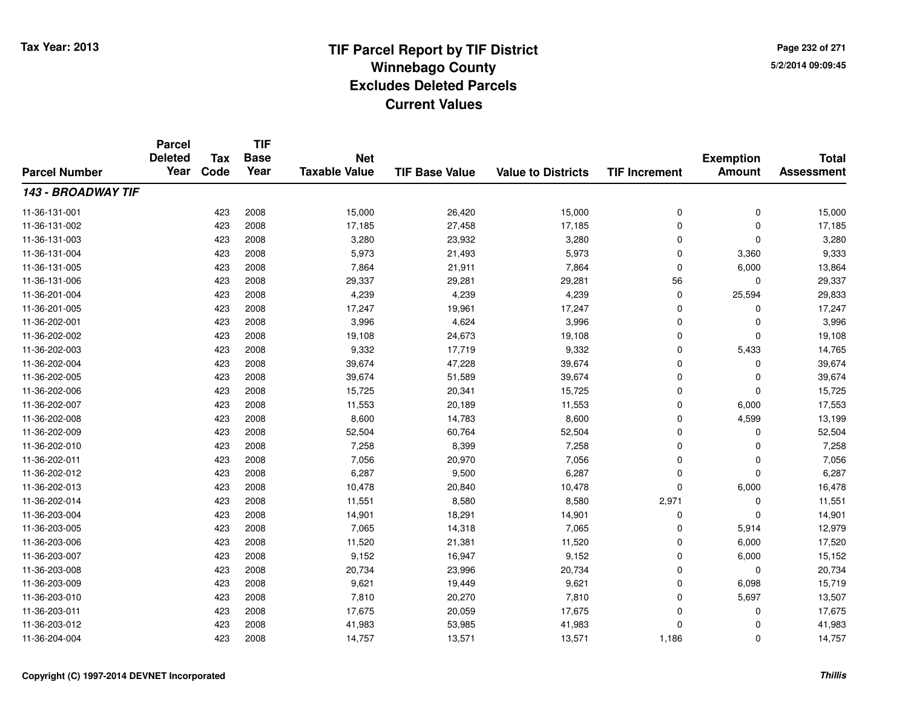# TIF Parcel Report by TIF District
## Winnebago County
## Excludes Deleted Parcels
## Current Values

Tax Year: 2013

5/2/2014 09:09:45

| Parcel Number | Parcel Deleted Year | Tax Code | TIF Base Year | Net Taxable Value | TIF Base Value | Value to Districts | TIF Increment | Exemption Amount | Total Assessment |
|---|---|---|---|---|---|---|---|---|---|
| ***143 - BROADWAY TIF*** | | | | | | | | | |
| 11-36-131-001 | | 423 | 2008 | 15,000 | 26,420 | 15,000 | 0 | 0 | 15,000 |
| 11-36-131-002 | | 423 | 2008 | 17,185 | 27,458 | 17,185 | 0 | 0 | 17,185 |
| 11-36-131-003 | | 423 | 2008 | 3,280 | 23,932 | 3,280 | 0 | 0 | 3,280 |
| 11-36-131-004 | | 423 | 2008 | 5,973 | 21,493 | 5,973 | 0 | 3,360 | 9,333 |
| 11-36-131-005 | | 423 | 2008 | 7,864 | 21,911 | 7,864 | 0 | 6,000 | 13,864 |
| 11-36-131-006 | | 423 | 2008 | 29,337 | 29,281 | 29,281 | 56 | 0 | 29,337 |
| 11-36-201-004 | | 423 | 2008 | 4,239 | 4,239 | 4,239 | 0 | 25,594 | 29,833 |
| 11-36-201-005 | | 423 | 2008 | 17,247 | 19,961 | 17,247 | 0 | 0 | 17,247 |
| 11-36-202-001 | | 423 | 2008 | 3,996 | 4,624 | 3,996 | 0 | 0 | 3,996 |
| 11-36-202-002 | | 423 | 2008 | 19,108 | 24,673 | 19,108 | 0 | 0 | 19,108 |
| 11-36-202-003 | | 423 | 2008 | 9,332 | 17,719 | 9,332 | 0 | 5,433 | 14,765 |
| 11-36-202-004 | | 423 | 2008 | 39,674 | 47,228 | 39,674 | 0 | 0 | 39,674 |
| 11-36-202-005 | | 423 | 2008 | 39,674 | 51,589 | 39,674 | 0 | 0 | 39,674 |
| 11-36-202-006 | | 423 | 2008 | 15,725 | 20,341 | 15,725 | 0 | 0 | 15,725 |
| 11-36-202-007 | | 423 | 2008 | 11,553 | 20,189 | 11,553 | 0 | 6,000 | 17,553 |
| 11-36-202-008 | | 423 | 2008 | 8,600 | 14,783 | 8,600 | 0 | 4,599 | 13,199 |
| 11-36-202-009 | | 423 | 2008 | 52,504 | 60,764 | 52,504 | 0 | 0 | 52,504 |
| 11-36-202-010 | | 423 | 2008 | 7,258 | 8,399 | 7,258 | 0 | 0 | 7,258 |
| 11-36-202-011 | | 423 | 2008 | 7,056 | 20,970 | 7,056 | 0 | 0 | 7,056 |
| 11-36-202-012 | | 423 | 2008 | 6,287 | 9,500 | 6,287 | 0 | 0 | 6,287 |
| 11-36-202-013 | | 423 | 2008 | 10,478 | 20,840 | 10,478 | 0 | 6,000 | 16,478 |
| 11-36-202-014 | | 423 | 2008 | 11,551 | 8,580 | 8,580 | 2,971 | 0 | 11,551 |
| 11-36-203-004 | | 423 | 2008 | 14,901 | 18,291 | 14,901 | 0 | 0 | 14,901 |
| 11-36-203-005 | | 423 | 2008 | 7,065 | 14,318 | 7,065 | 0 | 5,914 | 12,979 |
| 11-36-203-006 | | 423 | 2008 | 11,520 | 21,381 | 11,520 | 0 | 6,000 | 17,520 |
| 11-36-203-007 | | 423 | 2008 | 9,152 | 16,947 | 9,152 | 0 | 6,000 | 15,152 |
| 11-36-203-008 | | 423 | 2008 | 20,734 | 23,996 | 20,734 | 0 | 0 | 20,734 |
| 11-36-203-009 | | 423 | 2008 | 9,621 | 19,449 | 9,621 | 0 | 6,098 | 15,719 |
| 11-36-203-010 | | 423 | 2008 | 7,810 | 20,270 | 7,810 | 0 | 5,697 | 13,507 |
| 11-36-203-011 | | 423 | 2008 | 17,675 | 20,059 | 17,675 | 0 | 0 | 17,675 |
| 11-36-203-012 | | 423 | 2008 | 41,983 | 53,985 | 41,983 | 0 | 0 | 41,983 |
| 11-36-204-004 | | 423 | 2008 | 14,757 | 13,571 | 13,571 | 1,186 | 0 | 14,757 |

Copyright (C) 1997-2014 DEVNET Incorporated

*Thillis*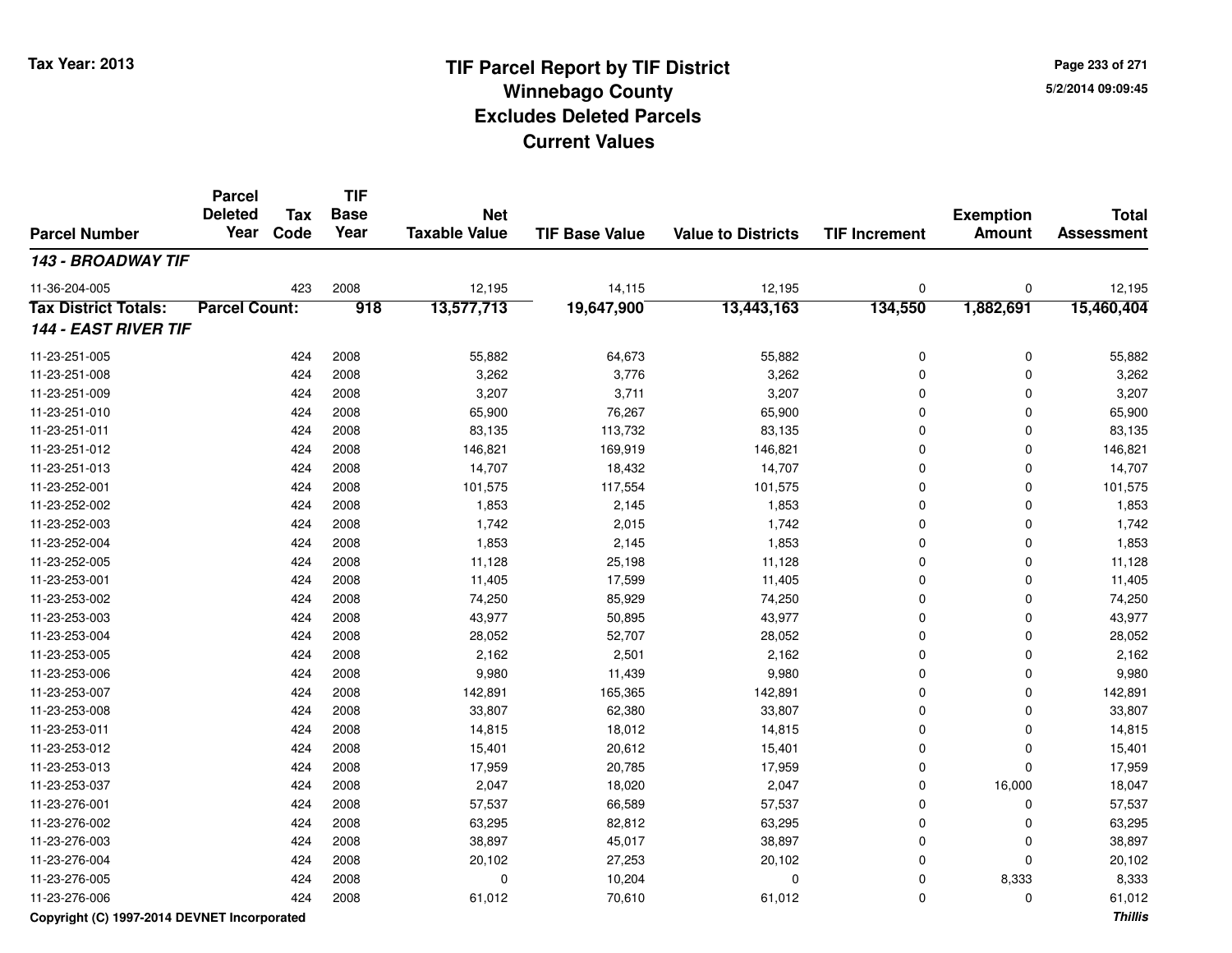Tax Year: 2013

# TIF Parcel Report by TIF District
## Winnebago County
## Excludes Deleted Parcels
## Current Values

5/2/2014 09:09:45

| Parcel Number | Parcel Deleted Year | Tax Code | TIF Base Year | Net Taxable Value | TIF Base Value | Value to Districts | TIF Increment | Exemption Amount | Total Assessment |
|---|---|---|---|---|---|---|---|---|---|
| ***143 - BROADWAY TIF*** | | | | | | | | | |
| 11-36-204-005 | | 423 | 2008 | 12,195 | 14,115 | 12,195 | 0 | 0 | 12,195 |
| **Tax District Totals:** | **Parcel Count:** | | **918** | **13,577,713** | **19,647,900** | **13,443,163** | **134,550** | **1,882,691** | **15,460,404** |
| ***144 - EAST RIVER TIF*** | | | | | | | | | |
| 11-23-251-005 | | 424 | 2008 | 55,882 | 64,673 | 55,882 | 0 | 0 | 55,882 |
| 11-23-251-008 | | 424 | 2008 | 3,262 | 3,776 | 3,262 | 0 | 0 | 3,262 |
| 11-23-251-009 | | 424 | 2008 | 3,207 | 3,711 | 3,207 | 0 | 0 | 3,207 |
| 11-23-251-010 | | 424 | 2008 | 65,900 | 76,267 | 65,900 | 0 | 0 | 65,900 |
| 11-23-251-011 | | 424 | 2008 | 83,135 | 113,732 | 83,135 | 0 | 0 | 83,135 |
| 11-23-251-012 | | 424 | 2008 | 146,821 | 169,919 | 146,821 | 0 | 0 | 146,821 |
| 11-23-251-013 | | 424 | 2008 | 14,707 | 18,432 | 14,707 | 0 | 0 | 14,707 |
| 11-23-252-001 | | 424 | 2008 | 101,575 | 117,554 | 101,575 | 0 | 0 | 101,575 |
| 11-23-252-002 | | 424 | 2008 | 1,853 | 2,145 | 1,853 | 0 | 0 | 1,853 |
| 11-23-252-003 | | 424 | 2008 | 1,742 | 2,015 | 1,742 | 0 | 0 | 1,742 |
| 11-23-252-004 | | 424 | 2008 | 1,853 | 2,145 | 1,853 | 0 | 0 | 1,853 |
| 11-23-252-005 | | 424 | 2008 | 11,128 | 25,198 | 11,128 | 0 | 0 | 11,128 |
| 11-23-253-001 | | 424 | 2008 | 11,405 | 17,599 | 11,405 | 0 | 0 | 11,405 |
| 11-23-253-002 | | 424 | 2008 | 74,250 | 85,929 | 74,250 | 0 | 0 | 74,250 |
| 11-23-253-003 | | 424 | 2008 | 43,977 | 50,895 | 43,977 | 0 | 0 | 43,977 |
| 11-23-253-004 | | 424 | 2008 | 28,052 | 52,707 | 28,052 | 0 | 0 | 28,052 |
| 11-23-253-005 | | 424 | 2008 | 2,162 | 2,501 | 2,162 | 0 | 0 | 2,162 |
| 11-23-253-006 | | 424 | 2008 | 9,980 | 11,439 | 9,980 | 0 | 0 | 9,980 |
| 11-23-253-007 | | 424 | 2008 | 142,891 | 165,365 | 142,891 | 0 | 0 | 142,891 |
| 11-23-253-008 | | 424 | 2008 | 33,807 | 62,380 | 33,807 | 0 | 0 | 33,807 |
| 11-23-253-011 | | 424 | 2008 | 14,815 | 18,012 | 14,815 | 0 | 0 | 14,815 |
| 11-23-253-012 | | 424 | 2008 | 15,401 | 20,612 | 15,401 | 0 | 0 | 15,401 |
| 11-23-253-013 | | 424 | 2008 | 17,959 | 20,785 | 17,959 | 0 | 0 | 17,959 |
| 11-23-253-037 | | 424 | 2008 | 2,047 | 18,020 | 2,047 | 0 | 16,000 | 18,047 |
| 11-23-276-001 | | 424 | 2008 | 57,537 | 66,589 | 57,537 | 0 | 0 | 57,537 |
| 11-23-276-002 | | 424 | 2008 | 63,295 | 82,812 | 63,295 | 0 | 0 | 63,295 |
| 11-23-276-003 | | 424 | 2008 | 38,897 | 45,017 | 38,897 | 0 | 0 | 38,897 |
| 11-23-276-004 | | 424 | 2008 | 20,102 | 27,253 | 20,102 | 0 | 0 | 20,102 |
| 11-23-276-005 | | 424 | 2008 | 0 | 10,204 | 0 | 0 | 8,333 | 8,333 |
| 11-23-276-006 | | 424 | 2008 | 61,012 | 70,610 | 61,012 | 0 | 0 | 61,012 |

Copyright (C) 1997-2014 DEVNET Incorporated

*Thillis*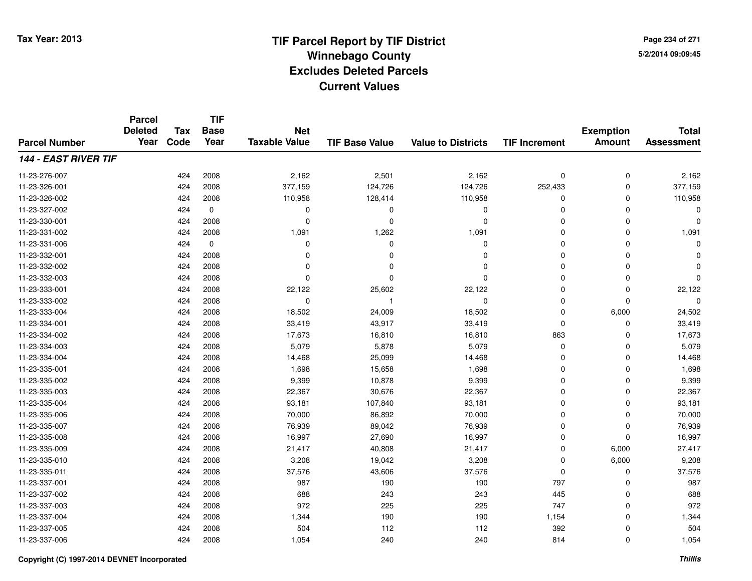# TIF Parcel Report by TIF District
## Winnebago County
## Excludes Deleted Parcels
## Current Values

Tax Year: 2013

5/2/2014 09:09:45

| Parcel Number | Parcel Deleted Year | Tax Code | TIF Base Year | Net Taxable Value | TIF Base Value | Value to Districts | TIF Increment | Exemption Amount | Total Assessment |
|---|---|---|---|---|---|---|---|---|---|
| ***144 - EAST RIVER TIF*** | | | | | | | | | |
| 11-23-276-007 | | 424 | 2008 | 2,162 | 2,501 | 2,162 | 0 | 0 | 2,162 |
| 11-23-326-001 | | 424 | 2008 | 377,159 | 124,726 | 124,726 | 252,433 | 0 | 377,159 |
| 11-23-326-002 | | 424 | 2008 | 110,958 | 128,414 | 110,958 | 0 | 0 | 110,958 |
| 11-23-327-002 | | 424 | 0 | 0 | 0 | 0 | 0 | 0 | 0 |
| 11-23-330-001 | | 424 | 2008 | 0 | 0 | 0 | 0 | 0 | 0 |
| 11-23-331-002 | | 424 | 2008 | 1,091 | 1,262 | 1,091 | 0 | 0 | 1,091 |
| 11-23-331-006 | | 424 | 0 | 0 | 0 | 0 | 0 | 0 | 0 |
| 11-23-332-001 | | 424 | 2008 | 0 | 0 | 0 | 0 | 0 | 0 |
| 11-23-332-002 | | 424 | 2008 | 0 | 0 | 0 | 0 | 0 | 0 |
| 11-23-332-003 | | 424 | 2008 | 0 | 0 | 0 | 0 | 0 | 0 |
| 11-23-333-001 | | 424 | 2008 | 22,122 | 25,602 | 22,122 | 0 | 0 | 22,122 |
| 11-23-333-002 | | 424 | 2008 | 0 | 1 | 0 | 0 | 0 | 0 |
| 11-23-333-004 | | 424 | 2008 | 18,502 | 24,009 | 18,502 | 0 | 6,000 | 24,502 |
| 11-23-334-001 | | 424 | 2008 | 33,419 | 43,917 | 33,419 | 0 | 0 | 33,419 |
| 11-23-334-002 | | 424 | 2008 | 17,673 | 16,810 | 16,810 | 863 | 0 | 17,673 |
| 11-23-334-003 | | 424 | 2008 | 5,079 | 5,878 | 5,079 | 0 | 0 | 5,079 |
| 11-23-334-004 | | 424 | 2008 | 14,468 | 25,099 | 14,468 | 0 | 0 | 14,468 |
| 11-23-335-001 | | 424 | 2008 | 1,698 | 15,658 | 1,698 | 0 | 0 | 1,698 |
| 11-23-335-002 | | 424 | 2008 | 9,399 | 10,878 | 9,399 | 0 | 0 | 9,399 |
| 11-23-335-003 | | 424 | 2008 | 22,367 | 30,676 | 22,367 | 0 | 0 | 22,367 |
| 11-23-335-004 | | 424 | 2008 | 93,181 | 107,840 | 93,181 | 0 | 0 | 93,181 |
| 11-23-335-006 | | 424 | 2008 | 70,000 | 86,892 | 70,000 | 0 | 0 | 70,000 |
| 11-23-335-007 | | 424 | 2008 | 76,939 | 89,042 | 76,939 | 0 | 0 | 76,939 |
| 11-23-335-008 | | 424 | 2008 | 16,997 | 27,690 | 16,997 | 0 | 0 | 16,997 |
| 11-23-335-009 | | 424 | 2008 | 21,417 | 40,808 | 21,417 | 0 | 6,000 | 27,417 |
| 11-23-335-010 | | 424 | 2008 | 3,208 | 19,042 | 3,208 | 0 | 6,000 | 9,208 |
| 11-23-335-011 | | 424 | 2008 | 37,576 | 43,606 | 37,576 | 0 | 0 | 37,576 |
| 11-23-337-001 | | 424 | 2008 | 987 | 190 | 190 | 797 | 0 | 987 |
| 11-23-337-002 | | 424 | 2008 | 688 | 243 | 243 | 445 | 0 | 688 |
| 11-23-337-003 | | 424 | 2008 | 972 | 225 | 225 | 747 | 0 | 972 |
| 11-23-337-004 | | 424 | 2008 | 1,344 | 190 | 190 | 1,154 | 0 | 1,344 |
| 11-23-337-005 | | 424 | 2008 | 504 | 112 | 112 | 392 | 0 | 504 |
| 11-23-337-006 | | 424 | 2008 | 1,054 | 240 | 240 | 814 | 0 | 1,054 |

Copyright (C) 1997-2014 DEVNET Incorporated

*Thillis*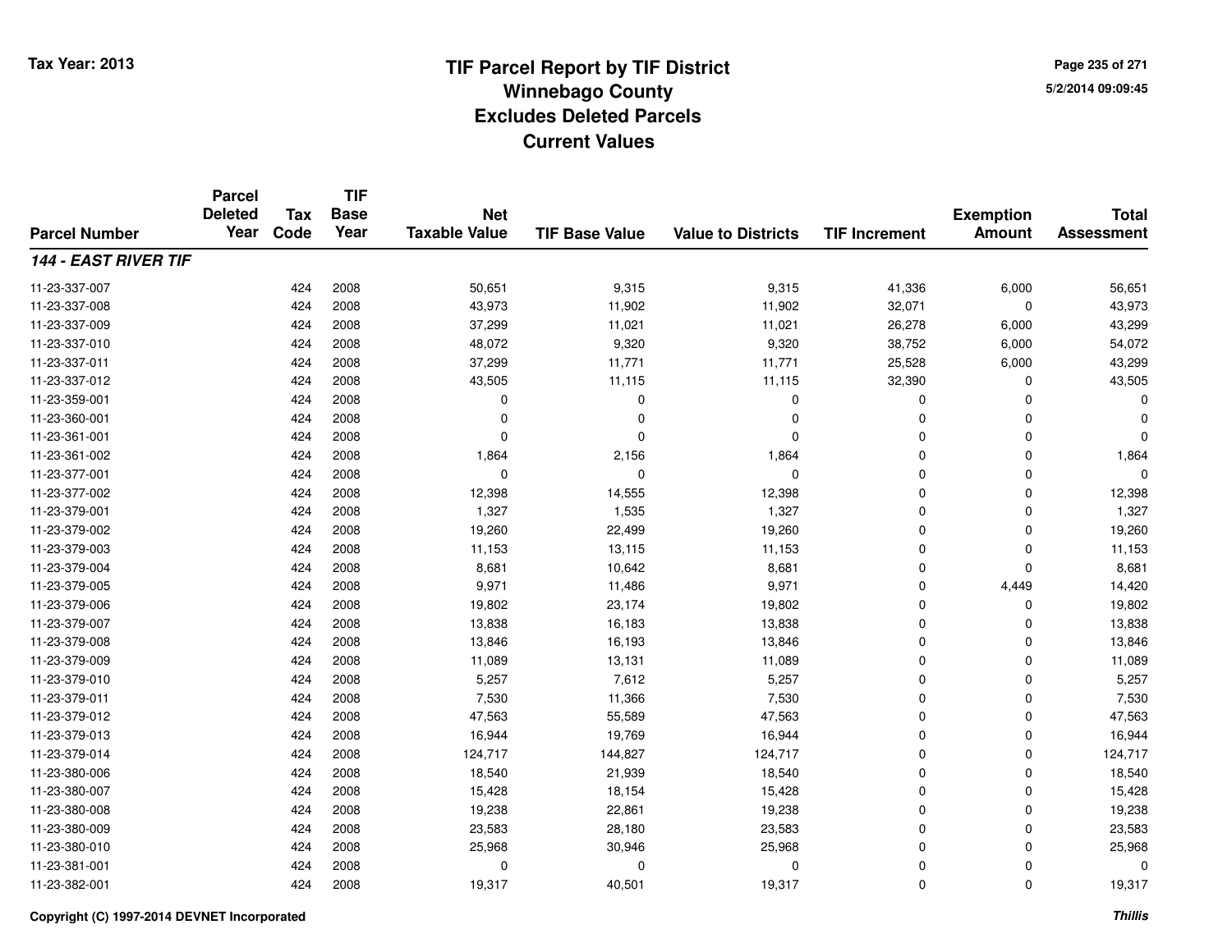Tax Year: 2013

# TIF Parcel Report by TIF District
## Winnebago County
## Excludes Deleted Parcels
## Current Values

5/2/2014 09:09:45

| Parcel Number | Parcel Deleted Year | Tax Code | TIF Base Year | Net Taxable Value | TIF Base Value | Value to Districts | TIF Increment | Exemption Amount | Total Assessment |
|---|---|---|---|---|---|---|---|---|---|
| ***144 - EAST RIVER TIF*** | | | | | | | | | |
| 11-23-337-007 | | 424 | 2008 | 50,651 | 9,315 | 9,315 | 41,336 | 6,000 | 56,651 |
| 11-23-337-008 | | 424 | 2008 | 43,973 | 11,902 | 11,902 | 32,071 | 0 | 43,973 |
| 11-23-337-009 | | 424 | 2008 | 37,299 | 11,021 | 11,021 | 26,278 | 6,000 | 43,299 |
| 11-23-337-010 | | 424 | 2008 | 48,072 | 9,320 | 9,320 | 38,752 | 6,000 | 54,072 |
| 11-23-337-011 | | 424 | 2008 | 37,299 | 11,771 | 11,771 | 25,528 | 6,000 | 43,299 |
| 11-23-337-012 | | 424 | 2008 | 43,505 | 11,115 | 11,115 | 32,390 | 0 | 43,505 |
| 11-23-359-001 | | 424 | 2008 | 0 | 0 | 0 | 0 | 0 | 0 |
| 11-23-360-001 | | 424 | 2008 | 0 | 0 | 0 | 0 | 0 | 0 |
| 11-23-361-001 | | 424 | 2008 | 0 | 0 | 0 | 0 | 0 | 0 |
| 11-23-361-002 | | 424 | 2008 | 1,864 | 2,156 | 1,864 | 0 | 0 | 1,864 |
| 11-23-377-001 | | 424 | 2008 | 0 | 0 | 0 | 0 | 0 | 0 |
| 11-23-377-002 | | 424 | 2008 | 12,398 | 14,555 | 12,398 | 0 | 0 | 12,398 |
| 11-23-379-001 | | 424 | 2008 | 1,327 | 1,535 | 1,327 | 0 | 0 | 1,327 |
| 11-23-379-002 | | 424 | 2008 | 19,260 | 22,499 | 19,260 | 0 | 0 | 19,260 |
| 11-23-379-003 | | 424 | 2008 | 11,153 | 13,115 | 11,153 | 0 | 0 | 11,153 |
| 11-23-379-004 | | 424 | 2008 | 8,681 | 10,642 | 8,681 | 0 | 0 | 8,681 |
| 11-23-379-005 | | 424 | 2008 | 9,971 | 11,486 | 9,971 | 0 | 4,449 | 14,420 |
| 11-23-379-006 | | 424 | 2008 | 19,802 | 23,174 | 19,802 | 0 | 0 | 19,802 |
| 11-23-379-007 | | 424 | 2008 | 13,838 | 16,183 | 13,838 | 0 | 0 | 13,838 |
| 11-23-379-008 | | 424 | 2008 | 13,846 | 16,193 | 13,846 | 0 | 0 | 13,846 |
| 11-23-379-009 | | 424 | 2008 | 11,089 | 13,131 | 11,089 | 0 | 0 | 11,089 |
| 11-23-379-010 | | 424 | 2008 | 5,257 | 7,612 | 5,257 | 0 | 0 | 5,257 |
| 11-23-379-011 | | 424 | 2008 | 7,530 | 11,366 | 7,530 | 0 | 0 | 7,530 |
| 11-23-379-012 | | 424 | 2008 | 47,563 | 55,589 | 47,563 | 0 | 0 | 47,563 |
| 11-23-379-013 | | 424 | 2008 | 16,944 | 19,769 | 16,944 | 0 | 0 | 16,944 |
| 11-23-379-014 | | 424 | 2008 | 124,717 | 144,827 | 124,717 | 0 | 0 | 124,717 |
| 11-23-380-006 | | 424 | 2008 | 18,540 | 21,939 | 18,540 | 0 | 0 | 18,540 |
| 11-23-380-007 | | 424 | 2008 | 15,428 | 18,154 | 15,428 | 0 | 0 | 15,428 |
| 11-23-380-008 | | 424 | 2008 | 19,238 | 22,861 | 19,238 | 0 | 0 | 19,238 |
| 11-23-380-009 | | 424 | 2008 | 23,583 | 28,180 | 23,583 | 0 | 0 | 23,583 |
| 11-23-380-010 | | 424 | 2008 | 25,968 | 30,946 | 25,968 | 0 | 0 | 25,968 |
| 11-23-381-001 | | 424 | 2008 | 0 | 0 | 0 | 0 | 0 | 0 |
| 11-23-382-001 | | 424 | 2008 | 19,317 | 40,501 | 19,317 | 0 | 0 | 19,317 |

Copyright (C) 1997-2014 DEVNET Incorporated

*Thillis*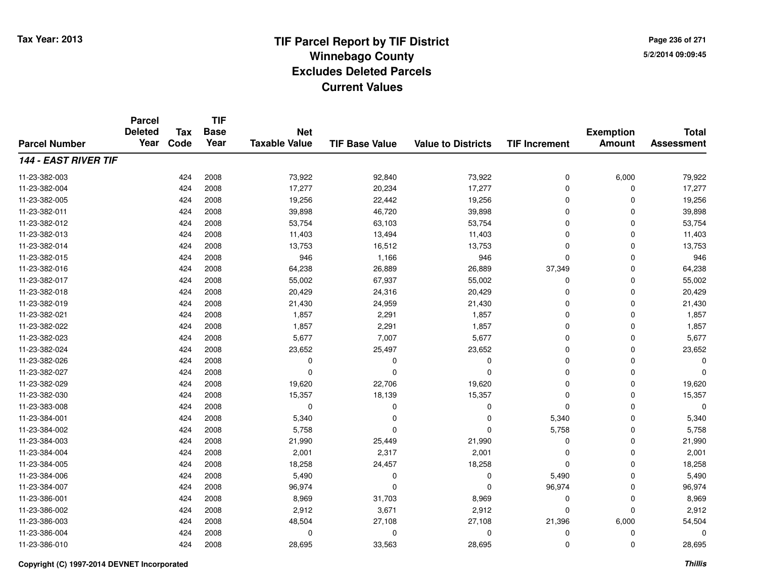# TIF Parcel Report by TIF District
## Winnebago County
## Excludes Deleted Parcels
## Current Values

Tax Year: 2013

5/2/2014 09:09:45

| Parcel Number | Parcel Deleted Year | Tax Code | TIF Base Year | Net Taxable Value | TIF Base Value | Value to Districts | TIF Increment | Exemption Amount | Total Assessment |
|---|---|---|---|---|---|---|---|---|---|
| ***144 - EAST RIVER TIF*** | | | | | | | | | |
| 11-23-382-003 | | 424 | 2008 | 73,922 | 92,840 | 73,922 | 0 | 6,000 | 79,922 |
| 11-23-382-004 | | 424 | 2008 | 17,277 | 20,234 | 17,277 | 0 | 0 | 17,277 |
| 11-23-382-005 | | 424 | 2008 | 19,256 | 22,442 | 19,256 | 0 | 0 | 19,256 |
| 11-23-382-011 | | 424 | 2008 | 39,898 | 46,720 | 39,898 | 0 | 0 | 39,898 |
| 11-23-382-012 | | 424 | 2008 | 53,754 | 63,103 | 53,754 | 0 | 0 | 53,754 |
| 11-23-382-013 | | 424 | 2008 | 11,403 | 13,494 | 11,403 | 0 | 0 | 11,403 |
| 11-23-382-014 | | 424 | 2008 | 13,753 | 16,512 | 13,753 | 0 | 0 | 13,753 |
| 11-23-382-015 | | 424 | 2008 | 946 | 1,166 | 946 | 0 | 0 | 946 |
| 11-23-382-016 | | 424 | 2008 | 64,238 | 26,889 | 26,889 | 37,349 | 0 | 64,238 |
| 11-23-382-017 | | 424 | 2008 | 55,002 | 67,937 | 55,002 | 0 | 0 | 55,002 |
| 11-23-382-018 | | 424 | 2008 | 20,429 | 24,316 | 20,429 | 0 | 0 | 20,429 |
| 11-23-382-019 | | 424 | 2008 | 21,430 | 24,959 | 21,430 | 0 | 0 | 21,430 |
| 11-23-382-021 | | 424 | 2008 | 1,857 | 2,291 | 1,857 | 0 | 0 | 1,857 |
| 11-23-382-022 | | 424 | 2008 | 1,857 | 2,291 | 1,857 | 0 | 0 | 1,857 |
| 11-23-382-023 | | 424 | 2008 | 5,677 | 7,007 | 5,677 | 0 | 0 | 5,677 |
| 11-23-382-024 | | 424 | 2008 | 23,652 | 25,497 | 23,652 | 0 | 0 | 23,652 |
| 11-23-382-026 | | 424 | 2008 | 0 | 0 | 0 | 0 | 0 | 0 |
| 11-23-382-027 | | 424 | 2008 | 0 | 0 | 0 | 0 | 0 | 0 |
| 11-23-382-029 | | 424 | 2008 | 19,620 | 22,706 | 19,620 | 0 | 0 | 19,620 |
| 11-23-382-030 | | 424 | 2008 | 15,357 | 18,139 | 15,357 | 0 | 0 | 15,357 |
| 11-23-383-008 | | 424 | 2008 | 0 | 0 | 0 | 0 | 0 | 0 |
| 11-23-384-001 | | 424 | 2008 | 5,340 | 0 | 0 | 5,340 | 0 | 5,340 |
| 11-23-384-002 | | 424 | 2008 | 5,758 | 0 | 0 | 5,758 | 0 | 5,758 |
| 11-23-384-003 | | 424 | 2008 | 21,990 | 25,449 | 21,990 | 0 | 0 | 21,990 |
| 11-23-384-004 | | 424 | 2008 | 2,001 | 2,317 | 2,001 | 0 | 0 | 2,001 |
| 11-23-384-005 | | 424 | 2008 | 18,258 | 24,457 | 18,258 | 0 | 0 | 18,258 |
| 11-23-384-006 | | 424 | 2008 | 5,490 | 0 | 0 | 5,490 | 0 | 5,490 |
| 11-23-384-007 | | 424 | 2008 | 96,974 | 0 | 0 | 96,974 | 0 | 96,974 |
| 11-23-386-001 | | 424 | 2008 | 8,969 | 31,703 | 8,969 | 0 | 0 | 8,969 |
| 11-23-386-002 | | 424 | 2008 | 2,912 | 3,671 | 2,912 | 0 | 0 | 2,912 |
| 11-23-386-003 | | 424 | 2008 | 48,504 | 27,108 | 27,108 | 21,396 | 6,000 | 54,504 |
| 11-23-386-004 | | 424 | 2008 | 0 | 0 | 0 | 0 | 0 | 0 |
| 11-23-386-010 | | 424 | 2008 | 28,695 | 33,563 | 28,695 | 0 | 0 | 28,695 |

Copyright (C) 1997-2014 DEVNET Incorporated

*Thillis*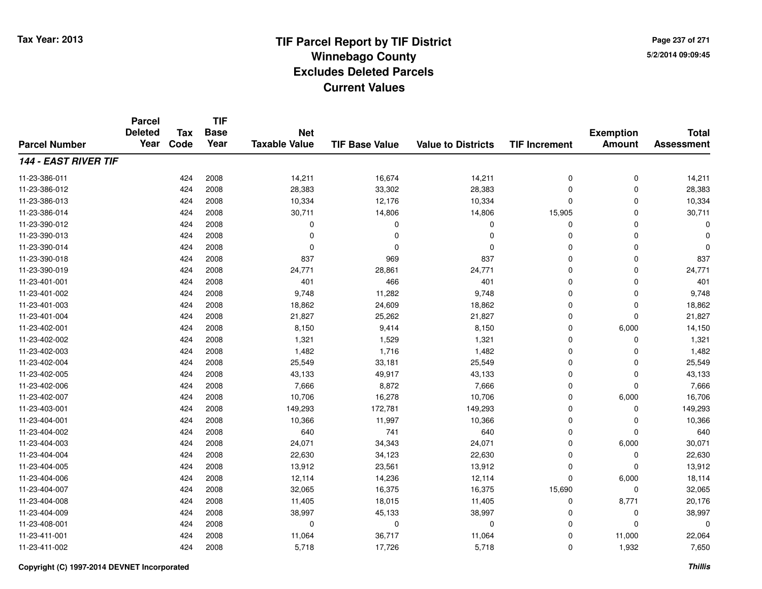# TIF Parcel Report by TIF District
## Winnebago County
## Excludes Deleted Parcels
## Current Values

Tax Year: 2013

5/2/2014 09:09:45

| Parcel Number | Parcel Deleted Year | Tax Code | TIF Base Year | Net Taxable Value | TIF Base Value | Value to Districts | TIF Increment | Exemption Amount | Total Assessment |
|---|---|---|---|---|---|---|---|---|---|
| ***144 - EAST RIVER TIF*** | | | | | | | | | |
| 11-23-386-011 | | 424 | 2008 | 14,211 | 16,674 | 14,211 | 0 | 0 | 14,211 |
| 11-23-386-012 | | 424 | 2008 | 28,383 | 33,302 | 28,383 | 0 | 0 | 28,383 |
| 11-23-386-013 | | 424 | 2008 | 10,334 | 12,176 | 10,334 | 0 | 0 | 10,334 |
| 11-23-386-014 | | 424 | 2008 | 30,711 | 14,806 | 14,806 | 15,905 | 0 | 30,711 |
| 11-23-390-012 | | 424 | 2008 | 0 | 0 | 0 | 0 | 0 | 0 |
| 11-23-390-013 | | 424 | 2008 | 0 | 0 | 0 | 0 | 0 | 0 |
| 11-23-390-014 | | 424 | 2008 | 0 | 0 | 0 | 0 | 0 | 0 |
| 11-23-390-018 | | 424 | 2008 | 837 | 969 | 837 | 0 | 0 | 837 |
| 11-23-390-019 | | 424 | 2008 | 24,771 | 28,861 | 24,771 | 0 | 0 | 24,771 |
| 11-23-401-001 | | 424 | 2008 | 401 | 466 | 401 | 0 | 0 | 401 |
| 11-23-401-002 | | 424 | 2008 | 9,748 | 11,282 | 9,748 | 0 | 0 | 9,748 |
| 11-23-401-003 | | 424 | 2008 | 18,862 | 24,609 | 18,862 | 0 | 0 | 18,862 |
| 11-23-401-004 | | 424 | 2008 | 21,827 | 25,262 | 21,827 | 0 | 0 | 21,827 |
| 11-23-402-001 | | 424 | 2008 | 8,150 | 9,414 | 8,150 | 0 | 6,000 | 14,150 |
| 11-23-402-002 | | 424 | 2008 | 1,321 | 1,529 | 1,321 | 0 | 0 | 1,321 |
| 11-23-402-003 | | 424 | 2008 | 1,482 | 1,716 | 1,482 | 0 | 0 | 1,482 |
| 11-23-402-004 | | 424 | 2008 | 25,549 | 33,181 | 25,549 | 0 | 0 | 25,549 |
| 11-23-402-005 | | 424 | 2008 | 43,133 | 49,917 | 43,133 | 0 | 0 | 43,133 |
| 11-23-402-006 | | 424 | 2008 | 7,666 | 8,872 | 7,666 | 0 | 0 | 7,666 |
| 11-23-402-007 | | 424 | 2008 | 10,706 | 16,278 | 10,706 | 0 | 6,000 | 16,706 |
| 11-23-403-001 | | 424 | 2008 | 149,293 | 172,781 | 149,293 | 0 | 0 | 149,293 |
| 11-23-404-001 | | 424 | 2008 | 10,366 | 11,997 | 10,366 | 0 | 0 | 10,366 |
| 11-23-404-002 | | 424 | 2008 | 640 | 741 | 640 | 0 | 0 | 640 |
| 11-23-404-003 | | 424 | 2008 | 24,071 | 34,343 | 24,071 | 0 | 6,000 | 30,071 |
| 11-23-404-004 | | 424 | 2008 | 22,630 | 34,123 | 22,630 | 0 | 0 | 22,630 |
| 11-23-404-005 | | 424 | 2008 | 13,912 | 23,561 | 13,912 | 0 | 0 | 13,912 |
| 11-23-404-006 | | 424 | 2008 | 12,114 | 14,236 | 12,114 | 0 | 6,000 | 18,114 |
| 11-23-404-007 | | 424 | 2008 | 32,065 | 16,375 | 16,375 | 15,690 | 0 | 32,065 |
| 11-23-404-008 | | 424 | 2008 | 11,405 | 18,015 | 11,405 | 0 | 8,771 | 20,176 |
| 11-23-404-009 | | 424 | 2008 | 38,997 | 45,133 | 38,997 | 0 | 0 | 38,997 |
| 11-23-408-001 | | 424 | 2008 | 0 | 0 | 0 | 0 | 0 | 0 |
| 11-23-411-001 | | 424 | 2008 | 11,064 | 36,717 | 11,064 | 0 | 11,000 | 22,064 |
| 11-23-411-002 | | 424 | 2008 | 5,718 | 17,726 | 5,718 | 0 | 1,932 | 7,650 |

Copyright (C) 1997-2014 DEVNET Incorporated

*Thillis*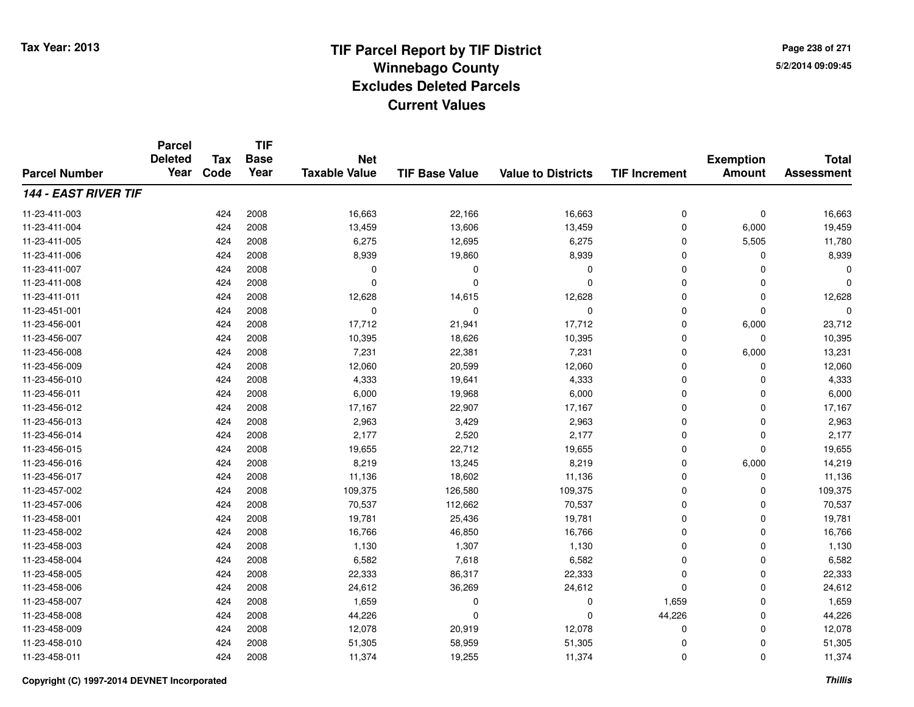**Tax Year: 2013**

# TIF Parcel Report by TIF District
## Winnebago County
## Excludes Deleted Parcels
## Current Values

5/2/2014 09:09:45

| Parcel Number | Parcel Deleted Year | Tax Code | TIF Base Year | Net Taxable Value | TIF Base Value | Value to Districts | TIF Increment | Exemption Amount | Total Assessment |
|---|---|---|---|---|---|---|---|---|---|
| ***144 - EAST RIVER TIF*** | | | | | | | | | |
| 11-23-411-003 | | 424 | 2008 | 16,663 | 22,166 | 16,663 | 0 | 0 | 16,663 |
| 11-23-411-004 | | 424 | 2008 | 13,459 | 13,606 | 13,459 | 0 | 6,000 | 19,459 |
| 11-23-411-005 | | 424 | 2008 | 6,275 | 12,695 | 6,275 | 0 | 5,505 | 11,780 |
| 11-23-411-006 | | 424 | 2008 | 8,939 | 19,860 | 8,939 | 0 | 0 | 8,939 |
| 11-23-411-007 | | 424 | 2008 | 0 | 0 | 0 | 0 | 0 | 0 |
| 11-23-411-008 | | 424 | 2008 | 0 | 0 | 0 | 0 | 0 | 0 |
| 11-23-411-011 | | 424 | 2008 | 12,628 | 14,615 | 12,628 | 0 | 0 | 12,628 |
| 11-23-451-001 | | 424 | 2008 | 0 | 0 | 0 | 0 | 0 | 0 |
| 11-23-456-001 | | 424 | 2008 | 17,712 | 21,941 | 17,712 | 0 | 6,000 | 23,712 |
| 11-23-456-007 | | 424 | 2008 | 10,395 | 18,626 | 10,395 | 0 | 0 | 10,395 |
| 11-23-456-008 | | 424 | 2008 | 7,231 | 22,381 | 7,231 | 0 | 6,000 | 13,231 |
| 11-23-456-009 | | 424 | 2008 | 12,060 | 20,599 | 12,060 | 0 | 0 | 12,060 |
| 11-23-456-010 | | 424 | 2008 | 4,333 | 19,641 | 4,333 | 0 | 0 | 4,333 |
| 11-23-456-011 | | 424 | 2008 | 6,000 | 19,968 | 6,000 | 0 | 0 | 6,000 |
| 11-23-456-012 | | 424 | 2008 | 17,167 | 22,907 | 17,167 | 0 | 0 | 17,167 |
| 11-23-456-013 | | 424 | 2008 | 2,963 | 3,429 | 2,963 | 0 | 0 | 2,963 |
| 11-23-456-014 | | 424 | 2008 | 2,177 | 2,520 | 2,177 | 0 | 0 | 2,177 |
| 11-23-456-015 | | 424 | 2008 | 19,655 | 22,712 | 19,655 | 0 | 0 | 19,655 |
| 11-23-456-016 | | 424 | 2008 | 8,219 | 13,245 | 8,219 | 0 | 6,000 | 14,219 |
| 11-23-456-017 | | 424 | 2008 | 11,136 | 18,602 | 11,136 | 0 | 0 | 11,136 |
| 11-23-457-002 | | 424 | 2008 | 109,375 | 126,580 | 109,375 | 0 | 0 | 109,375 |
| 11-23-457-006 | | 424 | 2008 | 70,537 | 112,662 | 70,537 | 0 | 0 | 70,537 |
| 11-23-458-001 | | 424 | 2008 | 19,781 | 25,436 | 19,781 | 0 | 0 | 19,781 |
| 11-23-458-002 | | 424 | 2008 | 16,766 | 46,850 | 16,766 | 0 | 0 | 16,766 |
| 11-23-458-003 | | 424 | 2008 | 1,130 | 1,307 | 1,130 | 0 | 0 | 1,130 |
| 11-23-458-004 | | 424 | 2008 | 6,582 | 7,618 | 6,582 | 0 | 0 | 6,582 |
| 11-23-458-005 | | 424 | 2008 | 22,333 | 86,317 | 22,333 | 0 | 0 | 22,333 |
| 11-23-458-006 | | 424 | 2008 | 24,612 | 36,269 | 24,612 | 0 | 0 | 24,612 |
| 11-23-458-007 | | 424 | 2008 | 1,659 | 0 | 0 | 1,659 | 0 | 1,659 |
| 11-23-458-008 | | 424 | 2008 | 44,226 | 0 | 0 | 44,226 | 0 | 44,226 |
| 11-23-458-009 | | 424 | 2008 | 12,078 | 20,919 | 12,078 | 0 | 0 | 12,078 |
| 11-23-458-010 | | 424 | 2008 | 51,305 | 58,959 | 51,305 | 0 | 0 | 51,305 |
| 11-23-458-011 | | 424 | 2008 | 11,374 | 19,255 | 11,374 | 0 | 0 | 11,374 |

**Copyright (C) 1997-2014 DEVNET Incorporated** ***Thillis***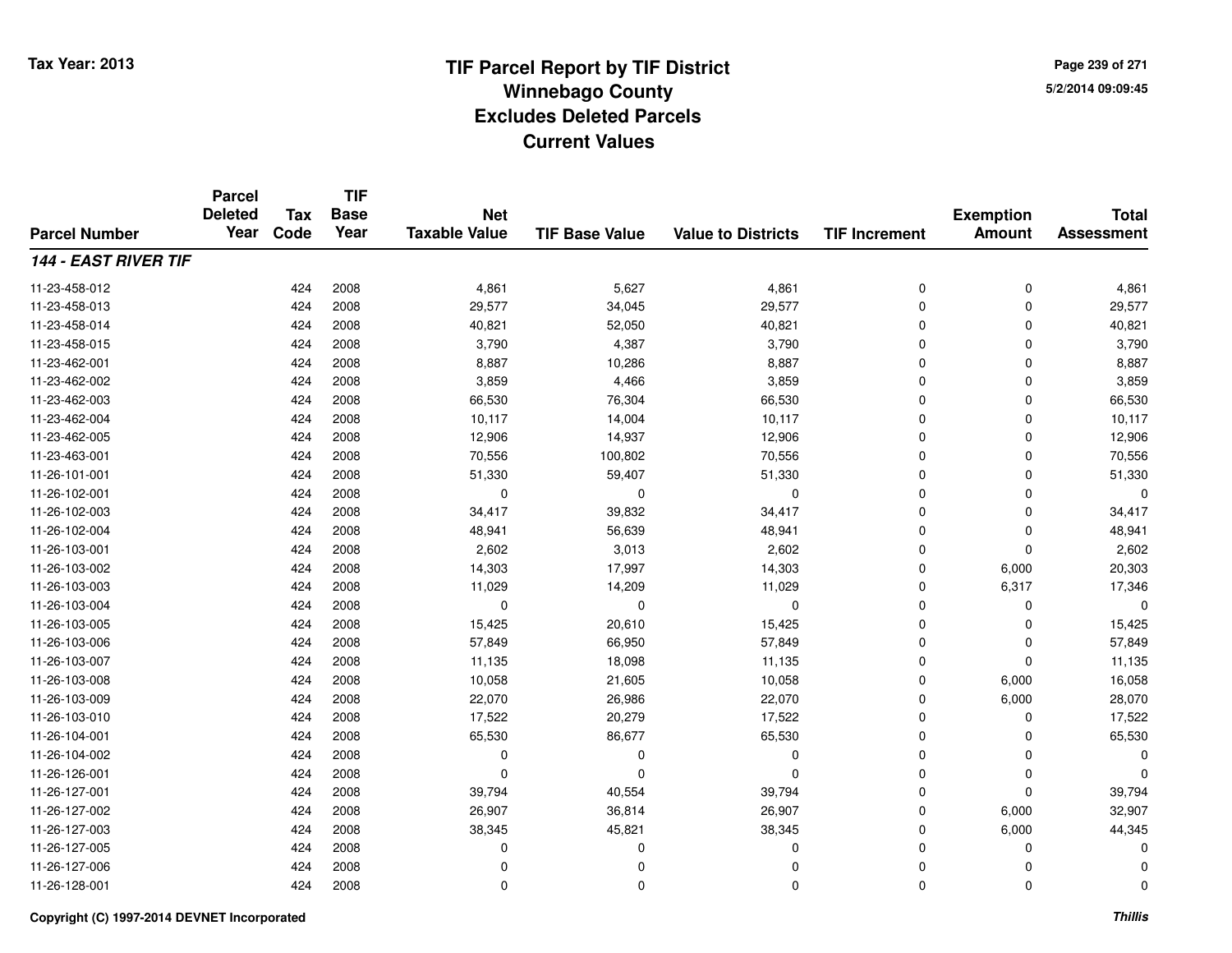**Tax Year: 2013**

# TIF Parcel Report by TIF District
## Winnebago County
## Excludes Deleted Parcels
## Current Values

5/2/2014 09:09:45

| Parcel Number | Parcel Deleted Year | Tax Code | TIF Base Year | Net Taxable Value | TIF Base Value | Value to Districts | TIF Increment | Exemption Amount | Total Assessment |
|---|---|---|---|---|---|---|---|---|---|
| ***144 - EAST RIVER TIF*** | | | | | | | | | |
| 11-23-458-012 | | 424 | 2008 | 4,861 | 5,627 | 4,861 | 0 | 0 | 4,861 |
| 11-23-458-013 | | 424 | 2008 | 29,577 | 34,045 | 29,577 | 0 | 0 | 29,577 |
| 11-23-458-014 | | 424 | 2008 | 40,821 | 52,050 | 40,821 | 0 | 0 | 40,821 |
| 11-23-458-015 | | 424 | 2008 | 3,790 | 4,387 | 3,790 | 0 | 0 | 3,790 |
| 11-23-462-001 | | 424 | 2008 | 8,887 | 10,286 | 8,887 | 0 | 0 | 8,887 |
| 11-23-462-002 | | 424 | 2008 | 3,859 | 4,466 | 3,859 | 0 | 0 | 3,859 |
| 11-23-462-003 | | 424 | 2008 | 66,530 | 76,304 | 66,530 | 0 | 0 | 66,530 |
| 11-23-462-004 | | 424 | 2008 | 10,117 | 14,004 | 10,117 | 0 | 0 | 10,117 |
| 11-23-462-005 | | 424 | 2008 | 12,906 | 14,937 | 12,906 | 0 | 0 | 12,906 |
| 11-23-463-001 | | 424 | 2008 | 70,556 | 100,802 | 70,556 | 0 | 0 | 70,556 |
| 11-26-101-001 | | 424 | 2008 | 51,330 | 59,407 | 51,330 | 0 | 0 | 51,330 |
| 11-26-102-001 | | 424 | 2008 | 0 | 0 | 0 | 0 | 0 | 0 |
| 11-26-102-003 | | 424 | 2008 | 34,417 | 39,832 | 34,417 | 0 | 0 | 34,417 |
| 11-26-102-004 | | 424 | 2008 | 48,941 | 56,639 | 48,941 | 0 | 0 | 48,941 |
| 11-26-103-001 | | 424 | 2008 | 2,602 | 3,013 | 2,602 | 0 | 0 | 2,602 |
| 11-26-103-002 | | 424 | 2008 | 14,303 | 17,997 | 14,303 | 0 | 6,000 | 20,303 |
| 11-26-103-003 | | 424 | 2008 | 11,029 | 14,209 | 11,029 | 0 | 6,317 | 17,346 |
| 11-26-103-004 | | 424 | 2008 | 0 | 0 | 0 | 0 | 0 | 0 |
| 11-26-103-005 | | 424 | 2008 | 15,425 | 20,610 | 15,425 | 0 | 0 | 15,425 |
| 11-26-103-006 | | 424 | 2008 | 57,849 | 66,950 | 57,849 | 0 | 0 | 57,849 |
| 11-26-103-007 | | 424 | 2008 | 11,135 | 18,098 | 11,135 | 0 | 0 | 11,135 |
| 11-26-103-008 | | 424 | 2008 | 10,058 | 21,605 | 10,058 | 0 | 6,000 | 16,058 |
| 11-26-103-009 | | 424 | 2008 | 22,070 | 26,986 | 22,070 | 0 | 6,000 | 28,070 |
| 11-26-103-010 | | 424 | 2008 | 17,522 | 20,279 | 17,522 | 0 | 0 | 17,522 |
| 11-26-104-001 | | 424 | 2008 | 65,530 | 86,677 | 65,530 | 0 | 0 | 65,530 |
| 11-26-104-002 | | 424 | 2008 | 0 | 0 | 0 | 0 | 0 | 0 |
| 11-26-126-001 | | 424 | 2008 | 0 | 0 | 0 | 0 | 0 | 0 |
| 11-26-127-001 | | 424 | 2008 | 39,794 | 40,554 | 39,794 | 0 | 0 | 39,794 |
| 11-26-127-002 | | 424 | 2008 | 26,907 | 36,814 | 26,907 | 0 | 6,000 | 32,907 |
| 11-26-127-003 | | 424 | 2008 | 38,345 | 45,821 | 38,345 | 0 | 6,000 | 44,345 |
| 11-26-127-005 | | 424 | 2008 | 0 | 0 | 0 | 0 | 0 | 0 |
| 11-26-127-006 | | 424 | 2008 | 0 | 0 | 0 | 0 | 0 | 0 |
| 11-26-128-001 | | 424 | 2008 | 0 | 0 | 0 | 0 | 0 | 0 |

**Copyright (C) 1997-2014 DEVNET Incorporated** ***Thillis***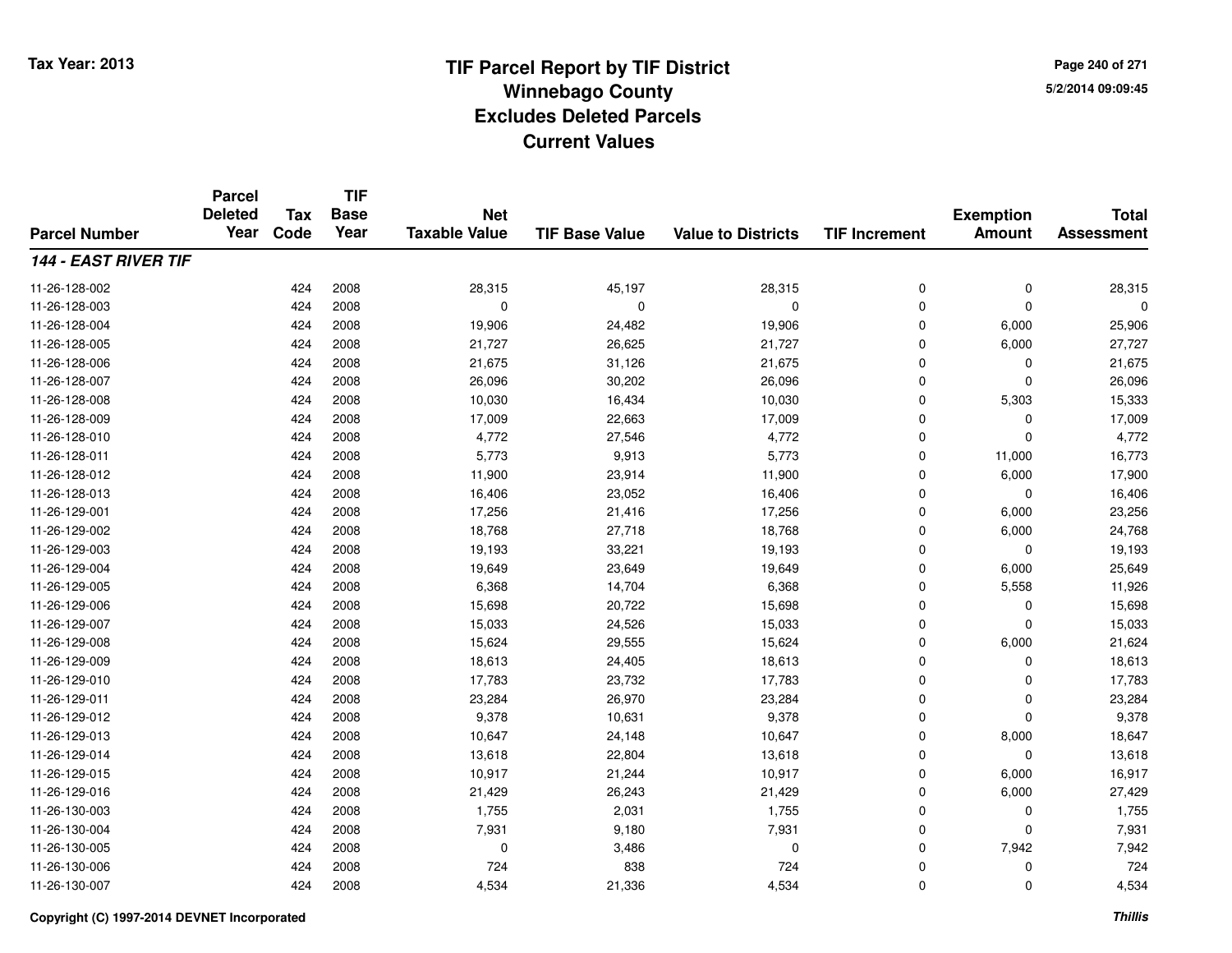# TIF Parcel Report by TIF District
## Winnebago County
## Excludes Deleted Parcels
## Current Values

Tax Year: 2013

| Parcel Number | Parcel Deleted Year | Tax Code | TIF Base Year | Net Taxable Value | TIF Base Value | Value to Districts | TIF Increment | Exemption Amount | Total Assessment |
|---|---|---|---|---|---|---|---|---|---|
| ***144 - EAST RIVER TIF*** | | | | | | | | | |
| 11-26-128-002 | | 424 | 2008 | 28,315 | 45,197 | 28,315 | 0 | 0 | 28,315 |
| 11-26-128-003 | | 424 | 2008 | 0 | 0 | 0 | 0 | 0 | 0 |
| 11-26-128-004 | | 424 | 2008 | 19,906 | 24,482 | 19,906 | 0 | 6,000 | 25,906 |
| 11-26-128-005 | | 424 | 2008 | 21,727 | 26,625 | 21,727 | 0 | 6,000 | 27,727 |
| 11-26-128-006 | | 424 | 2008 | 21,675 | 31,126 | 21,675 | 0 | 0 | 21,675 |
| 11-26-128-007 | | 424 | 2008 | 26,096 | 30,202 | 26,096 | 0 | 0 | 26,096 |
| 11-26-128-008 | | 424 | 2008 | 10,030 | 16,434 | 10,030 | 0 | 5,303 | 15,333 |
| 11-26-128-009 | | 424 | 2008 | 17,009 | 22,663 | 17,009 | 0 | 0 | 17,009 |
| 11-26-128-010 | | 424 | 2008 | 4,772 | 27,546 | 4,772 | 0 | 0 | 4,772 |
| 11-26-128-011 | | 424 | 2008 | 5,773 | 9,913 | 5,773 | 0 | 11,000 | 16,773 |
| 11-26-128-012 | | 424 | 2008 | 11,900 | 23,914 | 11,900 | 0 | 6,000 | 17,900 |
| 11-26-128-013 | | 424 | 2008 | 16,406 | 23,052 | 16,406 | 0 | 0 | 16,406 |
| 11-26-129-001 | | 424 | 2008 | 17,256 | 21,416 | 17,256 | 0 | 6,000 | 23,256 |
| 11-26-129-002 | | 424 | 2008 | 18,768 | 27,718 | 18,768 | 0 | 6,000 | 24,768 |
| 11-26-129-003 | | 424 | 2008 | 19,193 | 33,221 | 19,193 | 0 | 0 | 19,193 |
| 11-26-129-004 | | 424 | 2008 | 19,649 | 23,649 | 19,649 | 0 | 6,000 | 25,649 |
| 11-26-129-005 | | 424 | 2008 | 6,368 | 14,704 | 6,368 | 0 | 5,558 | 11,926 |
| 11-26-129-006 | | 424 | 2008 | 15,698 | 20,722 | 15,698 | 0 | 0 | 15,698 |
| 11-26-129-007 | | 424 | 2008 | 15,033 | 24,526 | 15,033 | 0 | 0 | 15,033 |
| 11-26-129-008 | | 424 | 2008 | 15,624 | 29,555 | 15,624 | 0 | 6,000 | 21,624 |
| 11-26-129-009 | | 424 | 2008 | 18,613 | 24,405 | 18,613 | 0 | 0 | 18,613 |
| 11-26-129-010 | | 424 | 2008 | 17,783 | 23,732 | 17,783 | 0 | 0 | 17,783 |
| 11-26-129-011 | | 424 | 2008 | 23,284 | 26,970 | 23,284 | 0 | 0 | 23,284 |
| 11-26-129-012 | | 424 | 2008 | 9,378 | 10,631 | 9,378 | 0 | 0 | 9,378 |
| 11-26-129-013 | | 424 | 2008 | 10,647 | 24,148 | 10,647 | 0 | 8,000 | 18,647 |
| 11-26-129-014 | | 424 | 2008 | 13,618 | 22,804 | 13,618 | 0 | 0 | 13,618 |
| 11-26-129-015 | | 424 | 2008 | 10,917 | 21,244 | 10,917 | 0 | 6,000 | 16,917 |
| 11-26-129-016 | | 424 | 2008 | 21,429 | 26,243 | 21,429 | 0 | 6,000 | 27,429 |
| 11-26-130-003 | | 424 | 2008 | 1,755 | 2,031 | 1,755 | 0 | 0 | 1,755 |
| 11-26-130-004 | | 424 | 2008 | 7,931 | 9,180 | 7,931 | 0 | 0 | 7,931 |
| 11-26-130-005 | | 424 | 2008 | 0 | 3,486 | 0 | 0 | 7,942 | 7,942 |
| 11-26-130-006 | | 424 | 2008 | 724 | 838 | 724 | 0 | 0 | 724 |
| 11-26-130-007 | | 424 | 2008 | 4,534 | 21,336 | 4,534 | 0 | 0 | 4,534 |

Copyright (C) 1997-2014 DEVNET Incorporated

*Thillis*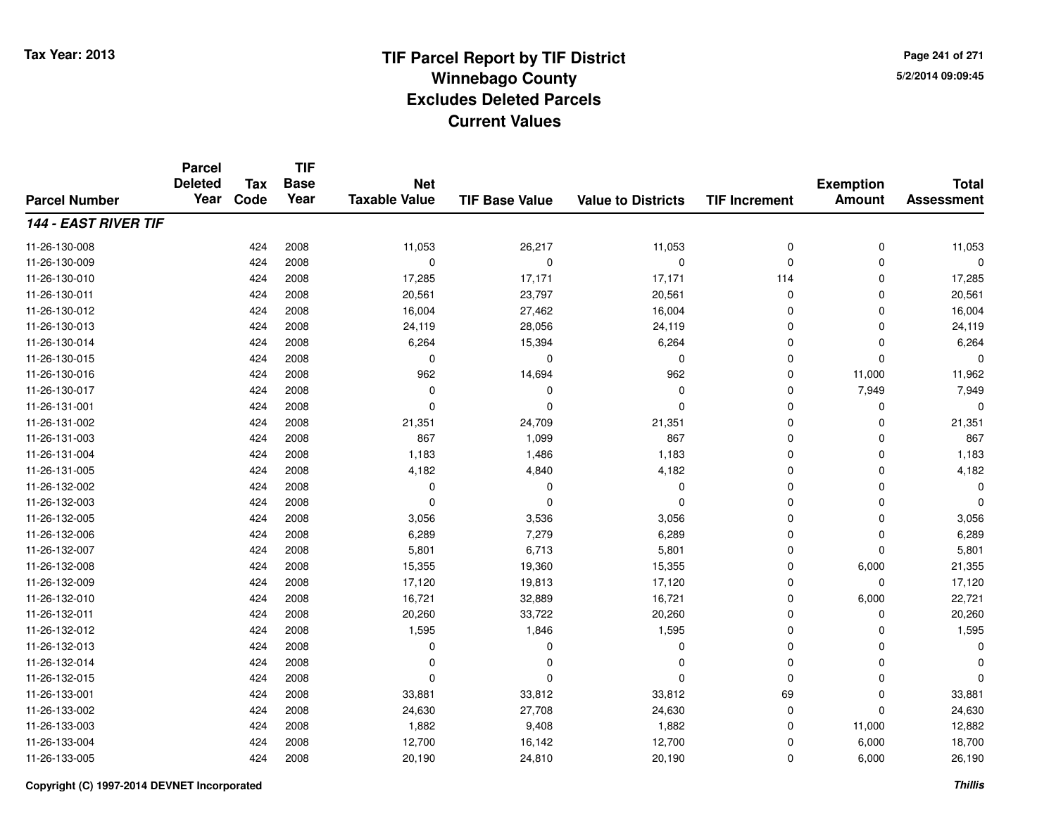# TIF Parcel Report by TIF District
## Winnebago County
## Excludes Deleted Parcels
## Current Values

Tax Year: 2013

5/2/2014 09:09:45

| Parcel Number | Parcel Deleted Year | Tax Code | TIF Base Year | Net Taxable Value | TIF Base Value | Value to Districts | TIF Increment | Exemption Amount | Total Assessment |
|---|---|---|---|---|---|---|---|---|---|
| ***144 - EAST RIVER TIF*** | | | | | | | | | |
| 11-26-130-008 | | 424 | 2008 | 11,053 | 26,217 | 11,053 | 0 | 0 | 11,053 |
| 11-26-130-009 | | 424 | 2008 | 0 | 0 | 0 | 0 | 0 | 0 |
| 11-26-130-010 | | 424 | 2008 | 17,285 | 17,171 | 17,171 | 114 | 0 | 17,285 |
| 11-26-130-011 | | 424 | 2008 | 20,561 | 23,797 | 20,561 | 0 | 0 | 20,561 |
| 11-26-130-012 | | 424 | 2008 | 16,004 | 27,462 | 16,004 | 0 | 0 | 16,004 |
| 11-26-130-013 | | 424 | 2008 | 24,119 | 28,056 | 24,119 | 0 | 0 | 24,119 |
| 11-26-130-014 | | 424 | 2008 | 6,264 | 15,394 | 6,264 | 0 | 0 | 6,264 |
| 11-26-130-015 | | 424 | 2008 | 0 | 0 | 0 | 0 | 0 | 0 |
| 11-26-130-016 | | 424 | 2008 | 962 | 14,694 | 962 | 0 | 11,000 | 11,962 |
| 11-26-130-017 | | 424 | 2008 | 0 | 0 | 0 | 0 | 7,949 | 7,949 |
| 11-26-131-001 | | 424 | 2008 | 0 | 0 | 0 | 0 | 0 | 0 |
| 11-26-131-002 | | 424 | 2008 | 21,351 | 24,709 | 21,351 | 0 | 0 | 21,351 |
| 11-26-131-003 | | 424 | 2008 | 867 | 1,099 | 867 | 0 | 0 | 867 |
| 11-26-131-004 | | 424 | 2008 | 1,183 | 1,486 | 1,183 | 0 | 0 | 1,183 |
| 11-26-131-005 | | 424 | 2008 | 4,182 | 4,840 | 4,182 | 0 | 0 | 4,182 |
| 11-26-132-002 | | 424 | 2008 | 0 | 0 | 0 | 0 | 0 | 0 |
| 11-26-132-003 | | 424 | 2008 | 0 | 0 | 0 | 0 | 0 | 0 |
| 11-26-132-005 | | 424 | 2008 | 3,056 | 3,536 | 3,056 | 0 | 0 | 3,056 |
| 11-26-132-006 | | 424 | 2008 | 6,289 | 7,279 | 6,289 | 0 | 0 | 6,289 |
| 11-26-132-007 | | 424 | 2008 | 5,801 | 6,713 | 5,801 | 0 | 0 | 5,801 |
| 11-26-132-008 | | 424 | 2008 | 15,355 | 19,360 | 15,355 | 0 | 6,000 | 21,355 |
| 11-26-132-009 | | 424 | 2008 | 17,120 | 19,813 | 17,120 | 0 | 0 | 17,120 |
| 11-26-132-010 | | 424 | 2008 | 16,721 | 32,889 | 16,721 | 0 | 6,000 | 22,721 |
| 11-26-132-011 | | 424 | 2008 | 20,260 | 33,722 | 20,260 | 0 | 0 | 20,260 |
| 11-26-132-012 | | 424 | 2008 | 1,595 | 1,846 | 1,595 | 0 | 0 | 1,595 |
| 11-26-132-013 | | 424 | 2008 | 0 | 0 | 0 | 0 | 0 | 0 |
| 11-26-132-014 | | 424 | 2008 | 0 | 0 | 0 | 0 | 0 | 0 |
| 11-26-132-015 | | 424 | 2008 | 0 | 0 | 0 | 0 | 0 | 0 |
| 11-26-133-001 | | 424 | 2008 | 33,881 | 33,812 | 33,812 | 69 | 0 | 33,881 |
| 11-26-133-002 | | 424 | 2008 | 24,630 | 27,708 | 24,630 | 0 | 0 | 24,630 |
| 11-26-133-003 | | 424 | 2008 | 1,882 | 9,408 | 1,882 | 0 | 11,000 | 12,882 |
| 11-26-133-004 | | 424 | 2008 | 12,700 | 16,142 | 12,700 | 0 | 6,000 | 18,700 |
| 11-26-133-005 | | 424 | 2008 | 20,190 | 24,810 | 20,190 | 0 | 6,000 | 26,190 |

Copyright (C) 1997-2014 DEVNET Incorporated

*Thillis*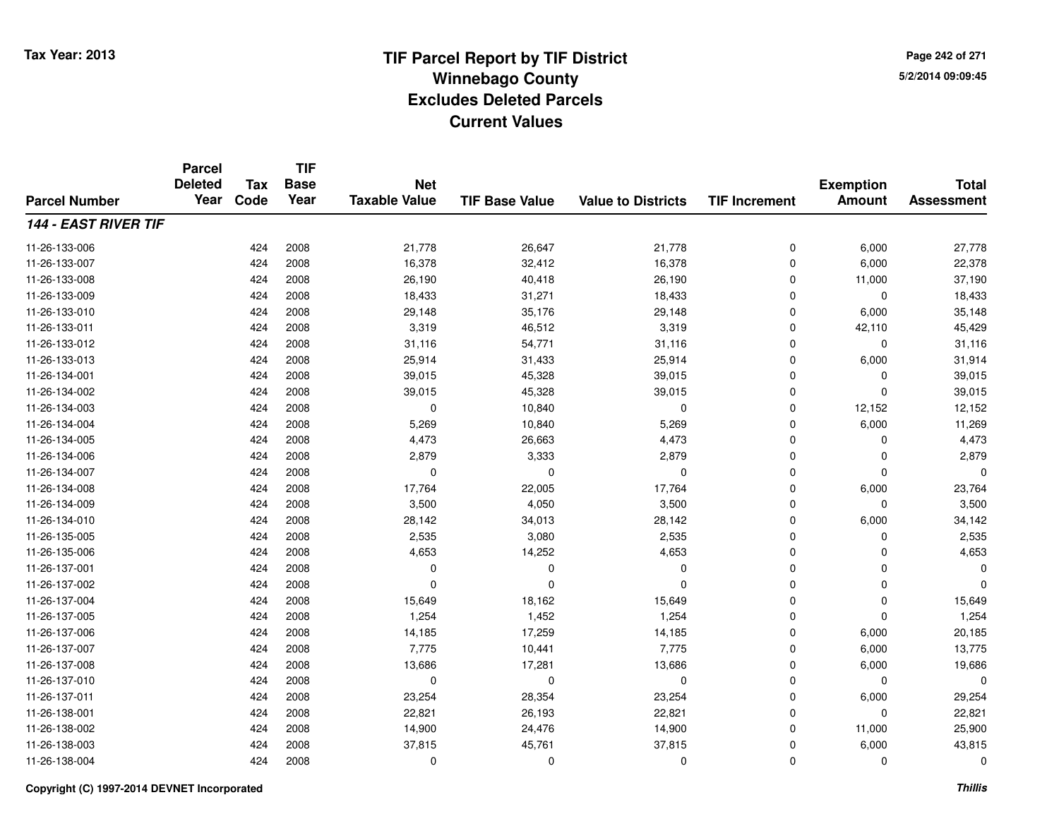Tax Year: 2013

# TIF Parcel Report by TIF District
## Winnebago County
## Excludes Deleted Parcels
## Current Values

5/2/2014 09:09:45

| Parcel Number | Parcel Deleted Year | Tax Code | TIF Base Year | Net Taxable Value | TIF Base Value | Value to Districts | TIF Increment | Exemption Amount | Total Assessment |
|---|---|---|---|---|---|---|---|---|---|
| ***144 - EAST RIVER TIF*** | | | | | | | | | |
| 11-26-133-006 | | 424 | 2008 | 21,778 | 26,647 | 21,778 | 0 | 6,000 | 27,778 |
| 11-26-133-007 | | 424 | 2008 | 16,378 | 32,412 | 16,378 | 0 | 6,000 | 22,378 |
| 11-26-133-008 | | 424 | 2008 | 26,190 | 40,418 | 26,190 | 0 | 11,000 | 37,190 |
| 11-26-133-009 | | 424 | 2008 | 18,433 | 31,271 | 18,433 | 0 | 0 | 18,433 |
| 11-26-133-010 | | 424 | 2008 | 29,148 | 35,176 | 29,148 | 0 | 6,000 | 35,148 |
| 11-26-133-011 | | 424 | 2008 | 3,319 | 46,512 | 3,319 | 0 | 42,110 | 45,429 |
| 11-26-133-012 | | 424 | 2008 | 31,116 | 54,771 | 31,116 | 0 | 0 | 31,116 |
| 11-26-133-013 | | 424 | 2008 | 25,914 | 31,433 | 25,914 | 0 | 6,000 | 31,914 |
| 11-26-134-001 | | 424 | 2008 | 39,015 | 45,328 | 39,015 | 0 | 0 | 39,015 |
| 11-26-134-002 | | 424 | 2008 | 39,015 | 45,328 | 39,015 | 0 | 0 | 39,015 |
| 11-26-134-003 | | 424 | 2008 | 0 | 10,840 | 0 | 0 | 12,152 | 12,152 |
| 11-26-134-004 | | 424 | 2008 | 5,269 | 10,840 | 5,269 | 0 | 6,000 | 11,269 |
| 11-26-134-005 | | 424 | 2008 | 4,473 | 26,663 | 4,473 | 0 | 0 | 4,473 |
| 11-26-134-006 | | 424 | 2008 | 2,879 | 3,333 | 2,879 | 0 | 0 | 2,879 |
| 11-26-134-007 | | 424 | 2008 | 0 | 0 | 0 | 0 | 0 | 0 |
| 11-26-134-008 | | 424 | 2008 | 17,764 | 22,005 | 17,764 | 0 | 6,000 | 23,764 |
| 11-26-134-009 | | 424 | 2008 | 3,500 | 4,050 | 3,500 | 0 | 0 | 3,500 |
| 11-26-134-010 | | 424 | 2008 | 28,142 | 34,013 | 28,142 | 0 | 6,000 | 34,142 |
| 11-26-135-005 | | 424 | 2008 | 2,535 | 3,080 | 2,535 | 0 | 0 | 2,535 |
| 11-26-135-006 | | 424 | 2008 | 4,653 | 14,252 | 4,653 | 0 | 0 | 4,653 |
| 11-26-137-001 | | 424 | 2008 | 0 | 0 | 0 | 0 | 0 | 0 |
| 11-26-137-002 | | 424 | 2008 | 0 | 0 | 0 | 0 | 0 | 0 |
| 11-26-137-004 | | 424 | 2008 | 15,649 | 18,162 | 15,649 | 0 | 0 | 15,649 |
| 11-26-137-005 | | 424 | 2008 | 1,254 | 1,452 | 1,254 | 0 | 0 | 1,254 |
| 11-26-137-006 | | 424 | 2008 | 14,185 | 17,259 | 14,185 | 0 | 6,000 | 20,185 |
| 11-26-137-007 | | 424 | 2008 | 7,775 | 10,441 | 7,775 | 0 | 6,000 | 13,775 |
| 11-26-137-008 | | 424 | 2008 | 13,686 | 17,281 | 13,686 | 0 | 6,000 | 19,686 |
| 11-26-137-010 | | 424 | 2008 | 0 | 0 | 0 | 0 | 0 | 0 |
| 11-26-137-011 | | 424 | 2008 | 23,254 | 28,354 | 23,254 | 0 | 6,000 | 29,254 |
| 11-26-138-001 | | 424 | 2008 | 22,821 | 26,193 | 22,821 | 0 | 0 | 22,821 |
| 11-26-138-002 | | 424 | 2008 | 14,900 | 24,476 | 14,900 | 0 | 11,000 | 25,900 |
| 11-26-138-003 | | 424 | 2008 | 37,815 | 45,761 | 37,815 | 0 | 6,000 | 43,815 |
| 11-26-138-004 | | 424 | 2008 | 0 | 0 | 0 | 0 | 0 | 0 |

Copyright (C) 1997-2014 DEVNET Incorporated

*Thillis*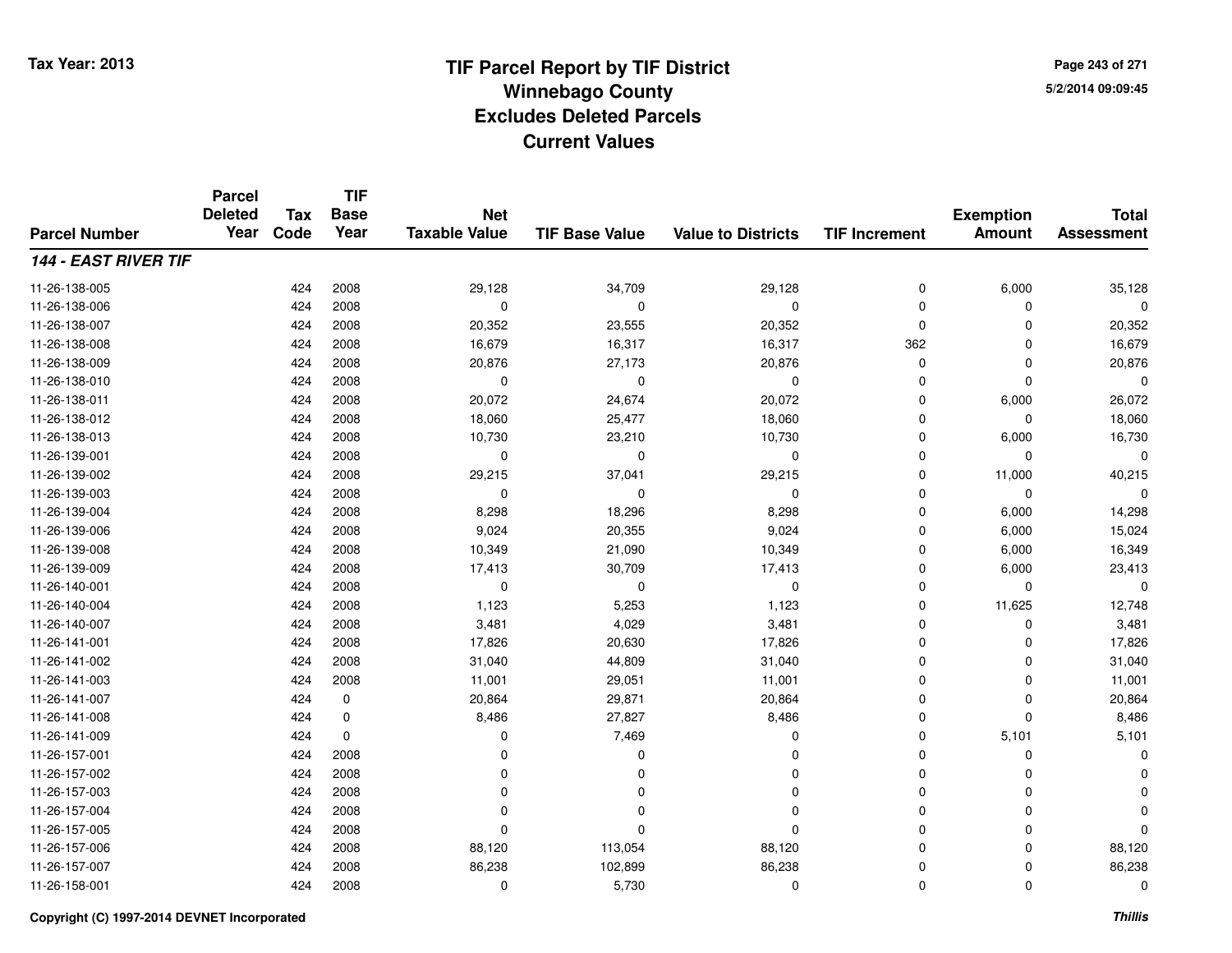# TIF Parcel Report by TIF District
## Winnebago County
## Excludes Deleted Parcels
## Current Values

Tax Year: 2013

5/2/2014 09:09:45

| Parcel Number | Parcel Deleted Year | Tax Code | TIF Base Year | Net Taxable Value | TIF Base Value | Value to Districts | TIF Increment | Exemption Amount | Total Assessment |
|---|---|---|---|---|---|---|---|---|---|
| ***144 - EAST RIVER TIF*** | | | | | | | | | |
| 11-26-138-005 | | 424 | 2008 | 29,128 | 34,709 | 29,128 | 0 | 6,000 | 35,128 |
| 11-26-138-006 | | 424 | 2008 | 0 | 0 | 0 | 0 | 0 | 0 |
| 11-26-138-007 | | 424 | 2008 | 20,352 | 23,555 | 20,352 | 0 | 0 | 20,352 |
| 11-26-138-008 | | 424 | 2008 | 16,679 | 16,317 | 16,317 | 362 | 0 | 16,679 |
| 11-26-138-009 | | 424 | 2008 | 20,876 | 27,173 | 20,876 | 0 | 0 | 20,876 |
| 11-26-138-010 | | 424 | 2008 | 0 | 0 | 0 | 0 | 0 | 0 |
| 11-26-138-011 | | 424 | 2008 | 20,072 | 24,674 | 20,072 | 0 | 6,000 | 26,072 |
| 11-26-138-012 | | 424 | 2008 | 18,060 | 25,477 | 18,060 | 0 | 0 | 18,060 |
| 11-26-138-013 | | 424 | 2008 | 10,730 | 23,210 | 10,730 | 0 | 6,000 | 16,730 |
| 11-26-139-001 | | 424 | 2008 | 0 | 0 | 0 | 0 | 0 | 0 |
| 11-26-139-002 | | 424 | 2008 | 29,215 | 37,041 | 29,215 | 0 | 11,000 | 40,215 |
| 11-26-139-003 | | 424 | 2008 | 0 | 0 | 0 | 0 | 0 | 0 |
| 11-26-139-004 | | 424 | 2008 | 8,298 | 18,296 | 8,298 | 0 | 6,000 | 14,298 |
| 11-26-139-006 | | 424 | 2008 | 9,024 | 20,355 | 9,024 | 0 | 6,000 | 15,024 |
| 11-26-139-008 | | 424 | 2008 | 10,349 | 21,090 | 10,349 | 0 | 6,000 | 16,349 |
| 11-26-139-009 | | 424 | 2008 | 17,413 | 30,709 | 17,413 | 0 | 6,000 | 23,413 |
| 11-26-140-001 | | 424 | 2008 | 0 | 0 | 0 | 0 | 0 | 0 |
| 11-26-140-004 | | 424 | 2008 | 1,123 | 5,253 | 1,123 | 0 | 11,625 | 12,748 |
| 11-26-140-007 | | 424 | 2008 | 3,481 | 4,029 | 3,481 | 0 | 0 | 3,481 |
| 11-26-141-001 | | 424 | 2008 | 17,826 | 20,630 | 17,826 | 0 | 0 | 17,826 |
| 11-26-141-002 | | 424 | 2008 | 31,040 | 44,809 | 31,040 | 0 | 0 | 31,040 |
| 11-26-141-003 | | 424 | 2008 | 11,001 | 29,051 | 11,001 | 0 | 0 | 11,001 |
| 11-26-141-007 | | 424 | 0 | 20,864 | 29,871 | 20,864 | 0 | 0 | 20,864 |
| 11-26-141-008 | | 424 | 0 | 8,486 | 27,827 | 8,486 | 0 | 0 | 8,486 |
| 11-26-141-009 | | 424 | 0 | 0 | 7,469 | 0 | 0 | 5,101 | 5,101 |
| 11-26-157-001 | | 424 | 2008 | 0 | 0 | 0 | 0 | 0 | 0 |
| 11-26-157-002 | | 424 | 2008 | 0 | 0 | 0 | 0 | 0 | 0 |
| 11-26-157-003 | | 424 | 2008 | 0 | 0 | 0 | 0 | 0 | 0 |
| 11-26-157-004 | | 424 | 2008 | 0 | 0 | 0 | 0 | 0 | 0 |
| 11-26-157-005 | | 424 | 2008 | 0 | 0 | 0 | 0 | 0 | 0 |
| 11-26-157-006 | | 424 | 2008 | 88,120 | 113,054 | 88,120 | 0 | 0 | 88,120 |
| 11-26-157-007 | | 424 | 2008 | 86,238 | 102,899 | 86,238 | 0 | 0 | 86,238 |
| 11-26-158-001 | | 424 | 2008 | 0 | 5,730 | 0 | 0 | 0 | 0 |

Copyright (C) 1997-2014 DEVNET Incorporated

*Thillis*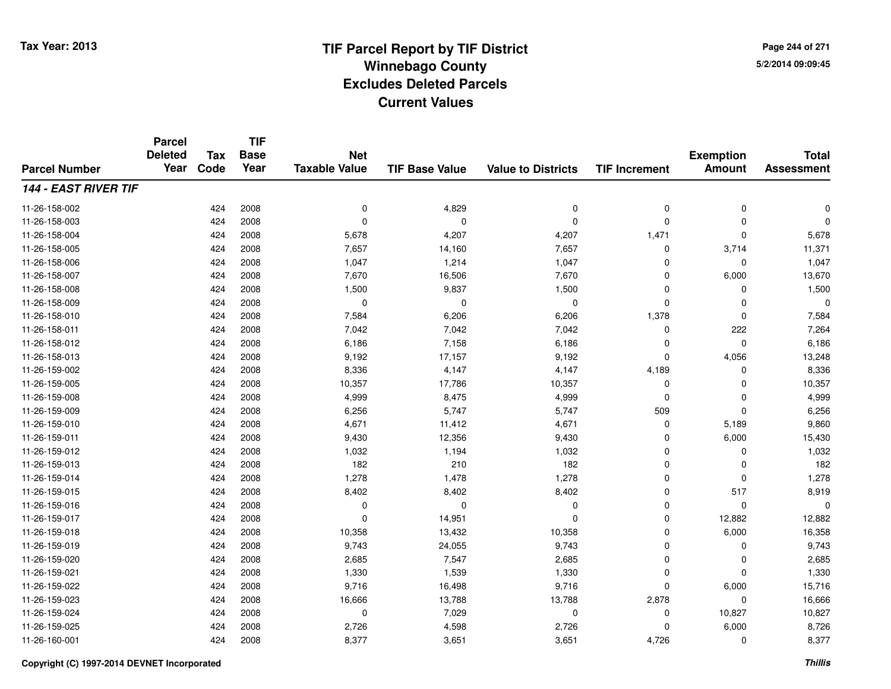**Tax Year: 2013**

# TIF Parcel Report by TIF District
## Winnebago County
## Excludes Deleted Parcels
## Current Values

5/2/2014 09:09:45

| Parcel Number | Parcel Deleted Year | Tax Code | TIF Base Year | Net Taxable Value | TIF Base Value | Value to Districts | TIF Increment | Exemption Amount | Total Assessment |
|---|---|---|---|---|---|---|---|---|---|
| ***144 - EAST RIVER TIF*** | | | | | | | | | |
| 11-26-158-002 | | 424 | 2008 | 0 | 4,829 | 0 | 0 | 0 | 0 |
| 11-26-158-003 | | 424 | 2008 | 0 | 0 | 0 | 0 | 0 | 0 |
| 11-26-158-004 | | 424 | 2008 | 5,678 | 4,207 | 4,207 | 1,471 | 0 | 5,678 |
| 11-26-158-005 | | 424 | 2008 | 7,657 | 14,160 | 7,657 | 0 | 3,714 | 11,371 |
| 11-26-158-006 | | 424 | 2008 | 1,047 | 1,214 | 1,047 | 0 | 0 | 1,047 |
| 11-26-158-007 | | 424 | 2008 | 7,670 | 16,506 | 7,670 | 0 | 6,000 | 13,670 |
| 11-26-158-008 | | 424 | 2008 | 1,500 | 9,837 | 1,500 | 0 | 0 | 1,500 |
| 11-26-158-009 | | 424 | 2008 | 0 | 0 | 0 | 0 | 0 | 0 |
| 11-26-158-010 | | 424 | 2008 | 7,584 | 6,206 | 6,206 | 1,378 | 0 | 7,584 |
| 11-26-158-011 | | 424 | 2008 | 7,042 | 7,042 | 7,042 | 0 | 222 | 7,264 |
| 11-26-158-012 | | 424 | 2008 | 6,186 | 7,158 | 6,186 | 0 | 0 | 6,186 |
| 11-26-158-013 | | 424 | 2008 | 9,192 | 17,157 | 9,192 | 0 | 4,056 | 13,248 |
| 11-26-159-002 | | 424 | 2008 | 8,336 | 4,147 | 4,147 | 4,189 | 0 | 8,336 |
| 11-26-159-005 | | 424 | 2008 | 10,357 | 17,786 | 10,357 | 0 | 0 | 10,357 |
| 11-26-159-008 | | 424 | 2008 | 4,999 | 8,475 | 4,999 | 0 | 0 | 4,999 |
| 11-26-159-009 | | 424 | 2008 | 6,256 | 5,747 | 5,747 | 509 | 0 | 6,256 |
| 11-26-159-010 | | 424 | 2008 | 4,671 | 11,412 | 4,671 | 0 | 5,189 | 9,860 |
| 11-26-159-011 | | 424 | 2008 | 9,430 | 12,356 | 9,430 | 0 | 6,000 | 15,430 |
| 11-26-159-012 | | 424 | 2008 | 1,032 | 1,194 | 1,032 | 0 | 0 | 1,032 |
| 11-26-159-013 | | 424 | 2008 | 182 | 210 | 182 | 0 | 0 | 182 |
| 11-26-159-014 | | 424 | 2008 | 1,278 | 1,478 | 1,278 | 0 | 0 | 1,278 |
| 11-26-159-015 | | 424 | 2008 | 8,402 | 8,402 | 8,402 | 0 | 517 | 8,919 |
| 11-26-159-016 | | 424 | 2008 | 0 | 0 | 0 | 0 | 0 | 0 |
| 11-26-159-017 | | 424 | 2008 | 0 | 14,951 | 0 | 0 | 12,882 | 12,882 |
| 11-26-159-018 | | 424 | 2008 | 10,358 | 13,432 | 10,358 | 0 | 6,000 | 16,358 |
| 11-26-159-019 | | 424 | 2008 | 9,743 | 24,055 | 9,743 | 0 | 0 | 9,743 |
| 11-26-159-020 | | 424 | 2008 | 2,685 | 7,547 | 2,685 | 0 | 0 | 2,685 |
| 11-26-159-021 | | 424 | 2008 | 1,330 | 1,539 | 1,330 | 0 | 0 | 1,330 |
| 11-26-159-022 | | 424 | 2008 | 9,716 | 16,498 | 9,716 | 0 | 6,000 | 15,716 |
| 11-26-159-023 | | 424 | 2008 | 16,666 | 13,788 | 13,788 | 2,878 | 0 | 16,666 |
| 11-26-159-024 | | 424 | 2008 | 0 | 7,029 | 0 | 0 | 10,827 | 10,827 |
| 11-26-159-025 | | 424 | 2008 | 2,726 | 4,598 | 2,726 | 0 | 6,000 | 8,726 |
| 11-26-160-001 | | 424 | 2008 | 8,377 | 3,651 | 3,651 | 4,726 | 0 | 8,377 |

**Copyright (C) 1997-2014 DEVNET Incorporated** ***Thillis***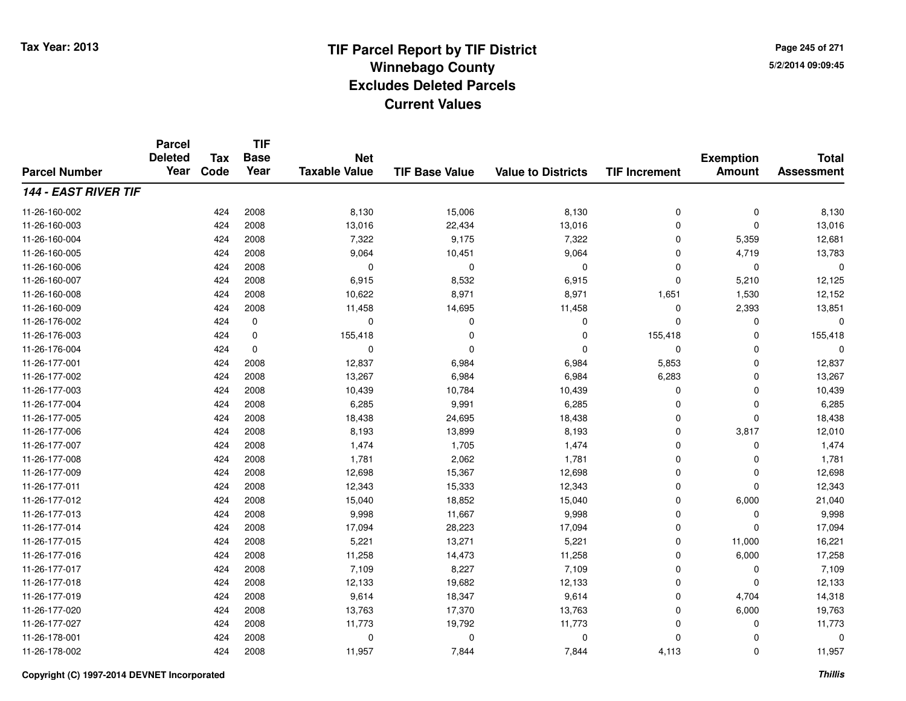# TIF Parcel Report by TIF District
## Winnebago County
## Excludes Deleted Parcels
## Current Values

Tax Year: 2013

5/2/2014 09:09:45

| Parcel Number | Parcel Deleted Year | Tax Code | TIF Base Year | Net Taxable Value | TIF Base Value | Value to Districts | TIF Increment | Exemption Amount | Total Assessment |
|---|---|---|---|---|---|---|---|---|---|
| ***144 - EAST RIVER TIF*** | | | | | | | | | |
| 11-26-160-002 | | 424 | 2008 | 8,130 | 15,006 | 8,130 | 0 | 0 | 8,130 |
| 11-26-160-003 | | 424 | 2008 | 13,016 | 22,434 | 13,016 | 0 | 0 | 13,016 |
| 11-26-160-004 | | 424 | 2008 | 7,322 | 9,175 | 7,322 | 0 | 5,359 | 12,681 |
| 11-26-160-005 | | 424 | 2008 | 9,064 | 10,451 | 9,064 | 0 | 4,719 | 13,783 |
| 11-26-160-006 | | 424 | 2008 | 0 | 0 | 0 | 0 | 0 | 0 |
| 11-26-160-007 | | 424 | 2008 | 6,915 | 8,532 | 6,915 | 0 | 5,210 | 12,125 |
| 11-26-160-008 | | 424 | 2008 | 10,622 | 8,971 | 8,971 | 1,651 | 1,530 | 12,152 |
| 11-26-160-009 | | 424 | 2008 | 11,458 | 14,695 | 11,458 | 0 | 2,393 | 13,851 |
| 11-26-176-002 | | 424 | 0 | 0 | 0 | 0 | 0 | 0 | 0 |
| 11-26-176-003 | | 424 | 0 | 155,418 | 0 | 0 | 155,418 | 0 | 155,418 |
| 11-26-176-004 | | 424 | 0 | 0 | 0 | 0 | 0 | 0 | 0 |
| 11-26-177-001 | | 424 | 2008 | 12,837 | 6,984 | 6,984 | 5,853 | 0 | 12,837 |
| 11-26-177-002 | | 424 | 2008 | 13,267 | 6,984 | 6,984 | 6,283 | 0 | 13,267 |
| 11-26-177-003 | | 424 | 2008 | 10,439 | 10,784 | 10,439 | 0 | 0 | 10,439 |
| 11-26-177-004 | | 424 | 2008 | 6,285 | 9,991 | 6,285 | 0 | 0 | 6,285 |
| 11-26-177-005 | | 424 | 2008 | 18,438 | 24,695 | 18,438 | 0 | 0 | 18,438 |
| 11-26-177-006 | | 424 | 2008 | 8,193 | 13,899 | 8,193 | 0 | 3,817 | 12,010 |
| 11-26-177-007 | | 424 | 2008 | 1,474 | 1,705 | 1,474 | 0 | 0 | 1,474 |
| 11-26-177-008 | | 424 | 2008 | 1,781 | 2,062 | 1,781 | 0 | 0 | 1,781 |
| 11-26-177-009 | | 424 | 2008 | 12,698 | 15,367 | 12,698 | 0 | 0 | 12,698 |
| 11-26-177-011 | | 424 | 2008 | 12,343 | 15,333 | 12,343 | 0 | 0 | 12,343 |
| 11-26-177-012 | | 424 | 2008 | 15,040 | 18,852 | 15,040 | 0 | 6,000 | 21,040 |
| 11-26-177-013 | | 424 | 2008 | 9,998 | 11,667 | 9,998 | 0 | 0 | 9,998 |
| 11-26-177-014 | | 424 | 2008 | 17,094 | 28,223 | 17,094 | 0 | 0 | 17,094 |
| 11-26-177-015 | | 424 | 2008 | 5,221 | 13,271 | 5,221 | 0 | 11,000 | 16,221 |
| 11-26-177-016 | | 424 | 2008 | 11,258 | 14,473 | 11,258 | 0 | 6,000 | 17,258 |
| 11-26-177-017 | | 424 | 2008 | 7,109 | 8,227 | 7,109 | 0 | 0 | 7,109 |
| 11-26-177-018 | | 424 | 2008 | 12,133 | 19,682 | 12,133 | 0 | 0 | 12,133 |
| 11-26-177-019 | | 424 | 2008 | 9,614 | 18,347 | 9,614 | 0 | 4,704 | 14,318 |
| 11-26-177-020 | | 424 | 2008 | 13,763 | 17,370 | 13,763 | 0 | 6,000 | 19,763 |
| 11-26-177-027 | | 424 | 2008 | 11,773 | 19,792 | 11,773 | 0 | 0 | 11,773 |
| 11-26-178-001 | | 424 | 2008 | 0 | 0 | 0 | 0 | 0 | 0 |
| 11-26-178-002 | | 424 | 2008 | 11,957 | 7,844 | 7,844 | 4,113 | 0 | 11,957 |

Copyright (C) 1997-2014 DEVNET Incorporated

*Thillis*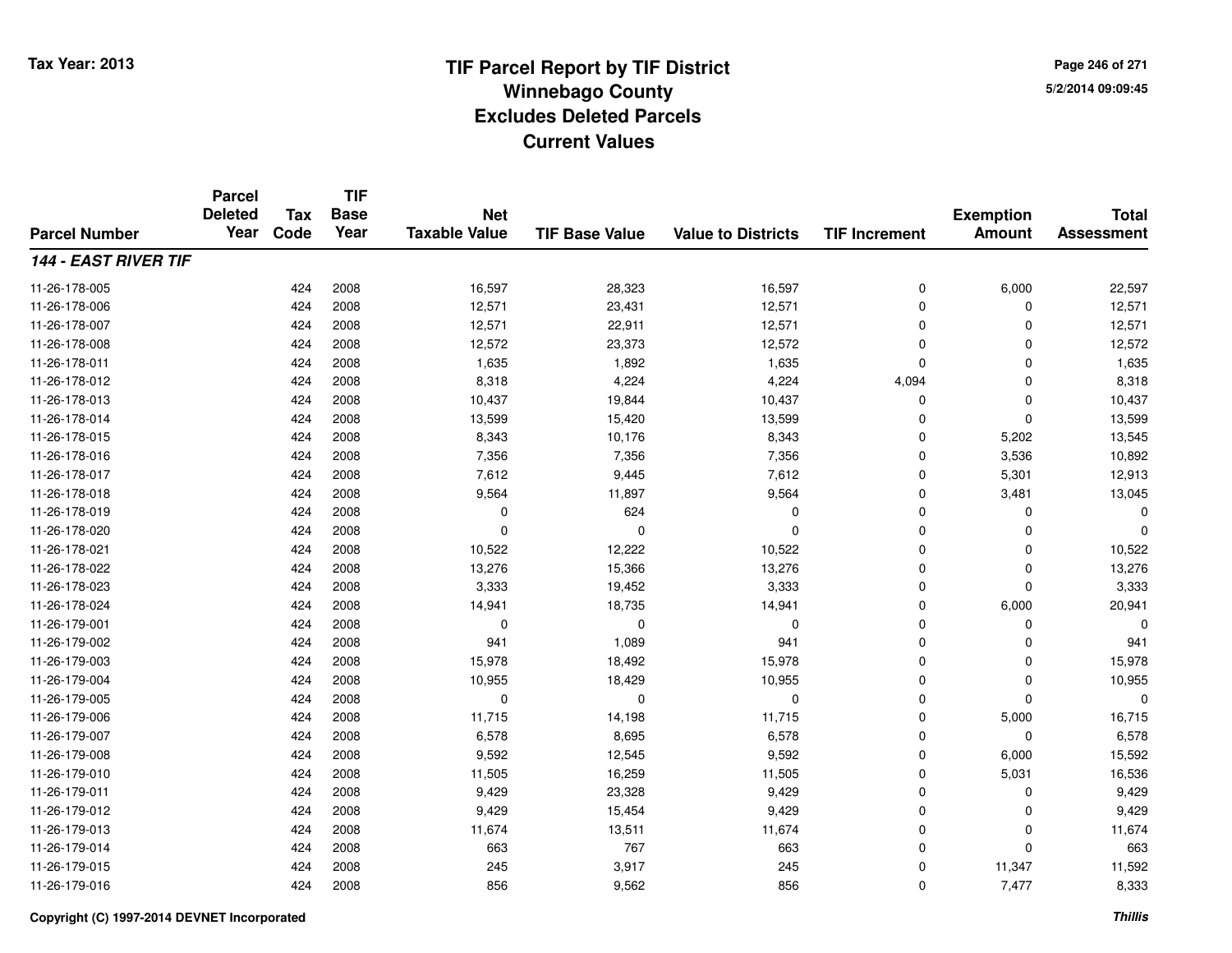**Tax Year: 2013**

# TIF Parcel Report by TIF District
## Winnebago County
## Excludes Deleted Parcels
## Current Values

5/2/2014 09:09:45

| Parcel Number | Parcel Deleted Year | Tax Code | TIF Base Year | Net Taxable Value | TIF Base Value | Value to Districts | TIF Increment | Exemption Amount | Total Assessment |
|---|---|---|---|---|---|---|---|---|---|
| ***144 - EAST RIVER TIF*** | | | | | | | | | |
| 11-26-178-005 | | 424 | 2008 | 16,597 | 28,323 | 16,597 | 0 | 6,000 | 22,597 |
| 11-26-178-006 | | 424 | 2008 | 12,571 | 23,431 | 12,571 | 0 | 0 | 12,571 |
| 11-26-178-007 | | 424 | 2008 | 12,571 | 22,911 | 12,571 | 0 | 0 | 12,571 |
| 11-26-178-008 | | 424 | 2008 | 12,572 | 23,373 | 12,572 | 0 | 0 | 12,572 |
| 11-26-178-011 | | 424 | 2008 | 1,635 | 1,892 | 1,635 | 0 | 0 | 1,635 |
| 11-26-178-012 | | 424 | 2008 | 8,318 | 4,224 | 4,224 | 4,094 | 0 | 8,318 |
| 11-26-178-013 | | 424 | 2008 | 10,437 | 19,844 | 10,437 | 0 | 0 | 10,437 |
| 11-26-178-014 | | 424 | 2008 | 13,599 | 15,420 | 13,599 | 0 | 0 | 13,599 |
| 11-26-178-015 | | 424 | 2008 | 8,343 | 10,176 | 8,343 | 0 | 5,202 | 13,545 |
| 11-26-178-016 | | 424 | 2008 | 7,356 | 7,356 | 7,356 | 0 | 3,536 | 10,892 |
| 11-26-178-017 | | 424 | 2008 | 7,612 | 9,445 | 7,612 | 0 | 5,301 | 12,913 |
| 11-26-178-018 | | 424 | 2008 | 9,564 | 11,897 | 9,564 | 0 | 3,481 | 13,045 |
| 11-26-178-019 | | 424 | 2008 | 0 | 624 | 0 | 0 | 0 | 0 |
| 11-26-178-020 | | 424 | 2008 | 0 | 0 | 0 | 0 | 0 | 0 |
| 11-26-178-021 | | 424 | 2008 | 10,522 | 12,222 | 10,522 | 0 | 0 | 10,522 |
| 11-26-178-022 | | 424 | 2008 | 13,276 | 15,366 | 13,276 | 0 | 0 | 13,276 |
| 11-26-178-023 | | 424 | 2008 | 3,333 | 19,452 | 3,333 | 0 | 0 | 3,333 |
| 11-26-178-024 | | 424 | 2008 | 14,941 | 18,735 | 14,941 | 0 | 6,000 | 20,941 |
| 11-26-179-001 | | 424 | 2008 | 0 | 0 | 0 | 0 | 0 | 0 |
| 11-26-179-002 | | 424 | 2008 | 941 | 1,089 | 941 | 0 | 0 | 941 |
| 11-26-179-003 | | 424 | 2008 | 15,978 | 18,492 | 15,978 | 0 | 0 | 15,978 |
| 11-26-179-004 | | 424 | 2008 | 10,955 | 18,429 | 10,955 | 0 | 0 | 10,955 |
| 11-26-179-005 | | 424 | 2008 | 0 | 0 | 0 | 0 | 0 | 0 |
| 11-26-179-006 | | 424 | 2008 | 11,715 | 14,198 | 11,715 | 0 | 5,000 | 16,715 |
| 11-26-179-007 | | 424 | 2008 | 6,578 | 8,695 | 6,578 | 0 | 0 | 6,578 |
| 11-26-179-008 | | 424 | 2008 | 9,592 | 12,545 | 9,592 | 0 | 6,000 | 15,592 |
| 11-26-179-010 | | 424 | 2008 | 11,505 | 16,259 | 11,505 | 0 | 5,031 | 16,536 |
| 11-26-179-011 | | 424 | 2008 | 9,429 | 23,328 | 9,429 | 0 | 0 | 9,429 |
| 11-26-179-012 | | 424 | 2008 | 9,429 | 15,454 | 9,429 | 0 | 0 | 9,429 |
| 11-26-179-013 | | 424 | 2008 | 11,674 | 13,511 | 11,674 | 0 | 0 | 11,674 |
| 11-26-179-014 | | 424 | 2008 | 663 | 767 | 663 | 0 | 0 | 663 |
| 11-26-179-015 | | 424 | 2008 | 245 | 3,917 | 245 | 0 | 11,347 | 11,592 |
| 11-26-179-016 | | 424 | 2008 | 856 | 9,562 | 856 | 0 | 7,477 | 8,333 |

Copyright (C) 1997-2014 DEVNET Incorporated

*Thillis*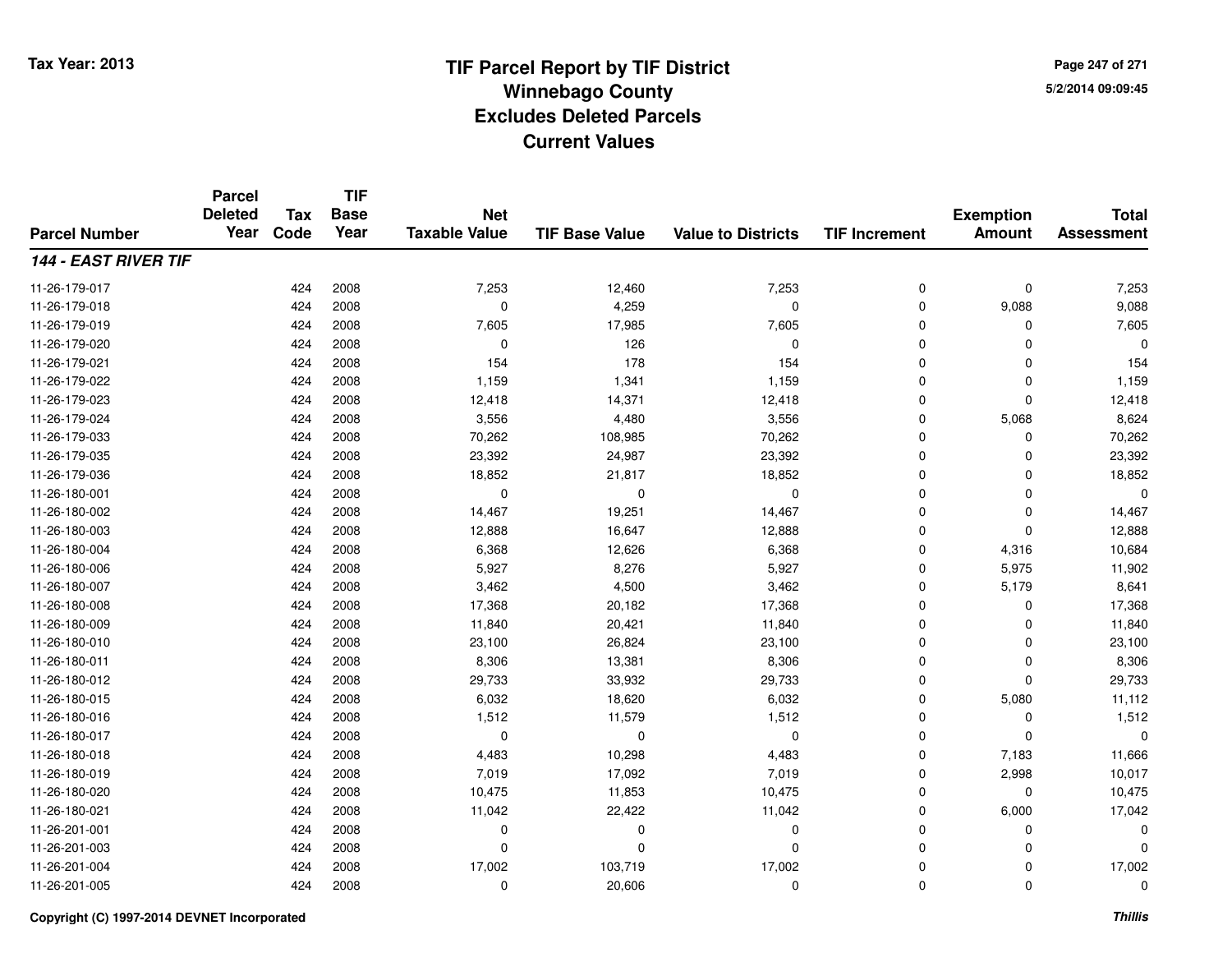Tax Year: 2013

# TIF Parcel Report by TIF District
## Winnebago County
## Excludes Deleted Parcels
## Current Values

5/2/2014 09:09:45

| Parcel Number | Parcel Deleted Year | Tax Code | TIF Base Year | Net Taxable Value | TIF Base Value | Value to Districts | TIF Increment | Exemption Amount | Total Assessment |
|---|---|---|---|---|---|---|---|---|---|
| ***144 - EAST RIVER TIF*** | | | | | | | | | |
| 11-26-179-017 | | 424 | 2008 | 7,253 | 12,460 | 7,253 | 0 | 0 | 7,253 |
| 11-26-179-018 | | 424 | 2008 | 0 | 4,259 | 0 | 0 | 9,088 | 9,088 |
| 11-26-179-019 | | 424 | 2008 | 7,605 | 17,985 | 7,605 | 0 | 0 | 7,605 |
| 11-26-179-020 | | 424 | 2008 | 0 | 126 | 0 | 0 | 0 | 0 |
| 11-26-179-021 | | 424 | 2008 | 154 | 178 | 154 | 0 | 0 | 154 |
| 11-26-179-022 | | 424 | 2008 | 1,159 | 1,341 | 1,159 | 0 | 0 | 1,159 |
| 11-26-179-023 | | 424 | 2008 | 12,418 | 14,371 | 12,418 | 0 | 0 | 12,418 |
| 11-26-179-024 | | 424 | 2008 | 3,556 | 4,480 | 3,556 | 0 | 5,068 | 8,624 |
| 11-26-179-033 | | 424 | 2008 | 70,262 | 108,985 | 70,262 | 0 | 0 | 70,262 |
| 11-26-179-035 | | 424 | 2008 | 23,392 | 24,987 | 23,392 | 0 | 0 | 23,392 |
| 11-26-179-036 | | 424 | 2008 | 18,852 | 21,817 | 18,852 | 0 | 0 | 18,852 |
| 11-26-180-001 | | 424 | 2008 | 0 | 0 | 0 | 0 | 0 | 0 |
| 11-26-180-002 | | 424 | 2008 | 14,467 | 19,251 | 14,467 | 0 | 0 | 14,467 |
| 11-26-180-003 | | 424 | 2008 | 12,888 | 16,647 | 12,888 | 0 | 0 | 12,888 |
| 11-26-180-004 | | 424 | 2008 | 6,368 | 12,626 | 6,368 | 0 | 4,316 | 10,684 |
| 11-26-180-006 | | 424 | 2008 | 5,927 | 8,276 | 5,927 | 0 | 5,975 | 11,902 |
| 11-26-180-007 | | 424 | 2008 | 3,462 | 4,500 | 3,462 | 0 | 5,179 | 8,641 |
| 11-26-180-008 | | 424 | 2008 | 17,368 | 20,182 | 17,368 | 0 | 0 | 17,368 |
| 11-26-180-009 | | 424 | 2008 | 11,840 | 20,421 | 11,840 | 0 | 0 | 11,840 |
| 11-26-180-010 | | 424 | 2008 | 23,100 | 26,824 | 23,100 | 0 | 0 | 23,100 |
| 11-26-180-011 | | 424 | 2008 | 8,306 | 13,381 | 8,306 | 0 | 0 | 8,306 |
| 11-26-180-012 | | 424 | 2008 | 29,733 | 33,932 | 29,733 | 0 | 0 | 29,733 |
| 11-26-180-015 | | 424 | 2008 | 6,032 | 18,620 | 6,032 | 0 | 5,080 | 11,112 |
| 11-26-180-016 | | 424 | 2008 | 1,512 | 11,579 | 1,512 | 0 | 0 | 1,512 |
| 11-26-180-017 | | 424 | 2008 | 0 | 0 | 0 | 0 | 0 | 0 |
| 11-26-180-018 | | 424 | 2008 | 4,483 | 10,298 | 4,483 | 0 | 7,183 | 11,666 |
| 11-26-180-019 | | 424 | 2008 | 7,019 | 17,092 | 7,019 | 0 | 2,998 | 10,017 |
| 11-26-180-020 | | 424 | 2008 | 10,475 | 11,853 | 10,475 | 0 | 0 | 10,475 |
| 11-26-180-021 | | 424 | 2008 | 11,042 | 22,422 | 11,042 | 0 | 6,000 | 17,042 |
| 11-26-201-001 | | 424 | 2008 | 0 | 0 | 0 | 0 | 0 | 0 |
| 11-26-201-003 | | 424 | 2008 | 0 | 0 | 0 | 0 | 0 | 0 |
| 11-26-201-004 | | 424 | 2008 | 17,002 | 103,719 | 17,002 | 0 | 0 | 17,002 |
| 11-26-201-005 | | 424 | 2008 | 0 | 20,606 | 0 | 0 | 0 | 0 |

Copyright (C) 1997-2014 DEVNET Incorporated

*Thillis*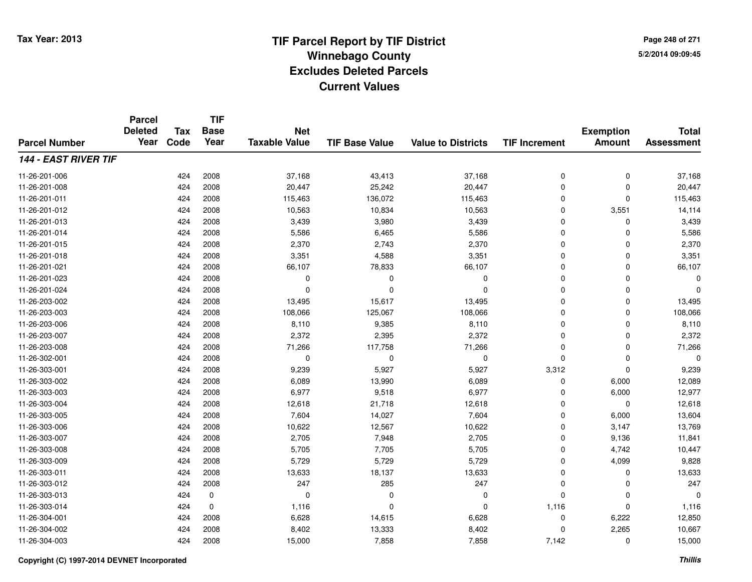# TIF Parcel Report by TIF District
## Winnebago County
## Excludes Deleted Parcels
## Current Values

Tax Year: 2013

5/2/2014 09:09:45

| Parcel Number | Parcel Deleted Year | Tax Code | TIF Base Year | Net Taxable Value | TIF Base Value | Value to Districts | TIF Increment | Exemption Amount | Total Assessment |
|---|---|---|---|---|---|---|---|---|---|
| ***144 - EAST RIVER TIF*** | | | | | | | | | |
| 11-26-201-006 | | 424 | 2008 | 37,168 | 43,413 | 37,168 | 0 | 0 | 37,168 |
| 11-26-201-008 | | 424 | 2008 | 20,447 | 25,242 | 20,447 | 0 | 0 | 20,447 |
| 11-26-201-011 | | 424 | 2008 | 115,463 | 136,072 | 115,463 | 0 | 0 | 115,463 |
| 11-26-201-012 | | 424 | 2008 | 10,563 | 10,834 | 10,563 | 0 | 3,551 | 14,114 |
| 11-26-201-013 | | 424 | 2008 | 3,439 | 3,980 | 3,439 | 0 | 0 | 3,439 |
| 11-26-201-014 | | 424 | 2008 | 5,586 | 6,465 | 5,586 | 0 | 0 | 5,586 |
| 11-26-201-015 | | 424 | 2008 | 2,370 | 2,743 | 2,370 | 0 | 0 | 2,370 |
| 11-26-201-018 | | 424 | 2008 | 3,351 | 4,588 | 3,351 | 0 | 0 | 3,351 |
| 11-26-201-021 | | 424 | 2008 | 66,107 | 78,833 | 66,107 | 0 | 0 | 66,107 |
| 11-26-201-023 | | 424 | 2008 | 0 | 0 | 0 | 0 | 0 | 0 |
| 11-26-201-024 | | 424 | 2008 | 0 | 0 | 0 | 0 | 0 | 0 |
| 11-26-203-002 | | 424 | 2008 | 13,495 | 15,617 | 13,495 | 0 | 0 | 13,495 |
| 11-26-203-003 | | 424 | 2008 | 108,066 | 125,067 | 108,066 | 0 | 0 | 108,066 |
| 11-26-203-006 | | 424 | 2008 | 8,110 | 9,385 | 8,110 | 0 | 0 | 8,110 |
| 11-26-203-007 | | 424 | 2008 | 2,372 | 2,395 | 2,372 | 0 | 0 | 2,372 |
| 11-26-203-008 | | 424 | 2008 | 71,266 | 117,758 | 71,266 | 0 | 0 | 71,266 |
| 11-26-302-001 | | 424 | 2008 | 0 | 0 | 0 | 0 | 0 | 0 |
| 11-26-303-001 | | 424 | 2008 | 9,239 | 5,927 | 5,927 | 3,312 | 0 | 9,239 |
| 11-26-303-002 | | 424 | 2008 | 6,089 | 13,990 | 6,089 | 0 | 6,000 | 12,089 |
| 11-26-303-003 | | 424 | 2008 | 6,977 | 9,518 | 6,977 | 0 | 6,000 | 12,977 |
| 11-26-303-004 | | 424 | 2008 | 12,618 | 21,718 | 12,618 | 0 | 0 | 12,618 |
| 11-26-303-005 | | 424 | 2008 | 7,604 | 14,027 | 7,604 | 0 | 6,000 | 13,604 |
| 11-26-303-006 | | 424 | 2008 | 10,622 | 12,567 | 10,622 | 0 | 3,147 | 13,769 |
| 11-26-303-007 | | 424 | 2008 | 2,705 | 7,948 | 2,705 | 0 | 9,136 | 11,841 |
| 11-26-303-008 | | 424 | 2008 | 5,705 | 7,705 | 5,705 | 0 | 4,742 | 10,447 |
| 11-26-303-009 | | 424 | 2008 | 5,729 | 5,729 | 5,729 | 0 | 4,099 | 9,828 |
| 11-26-303-011 | | 424 | 2008 | 13,633 | 18,137 | 13,633 | 0 | 0 | 13,633 |
| 11-26-303-012 | | 424 | 2008 | 247 | 285 | 247 | 0 | 0 | 247 |
| 11-26-303-013 | | 424 | 0 | 0 | 0 | 0 | 0 | 0 | 0 |
| 11-26-303-014 | | 424 | 0 | 1,116 | 0 | 0 | 1,116 | 0 | 1,116 |
| 11-26-304-001 | | 424 | 2008 | 6,628 | 14,615 | 6,628 | 0 | 6,222 | 12,850 |
| 11-26-304-002 | | 424 | 2008 | 8,402 | 13,333 | 8,402 | 0 | 2,265 | 10,667 |
| 11-26-304-003 | | 424 | 2008 | 15,000 | 7,858 | 7,858 | 7,142 | 0 | 15,000 |

Copyright (C) 1997-2014 DEVNET Incorporated

*Thillis*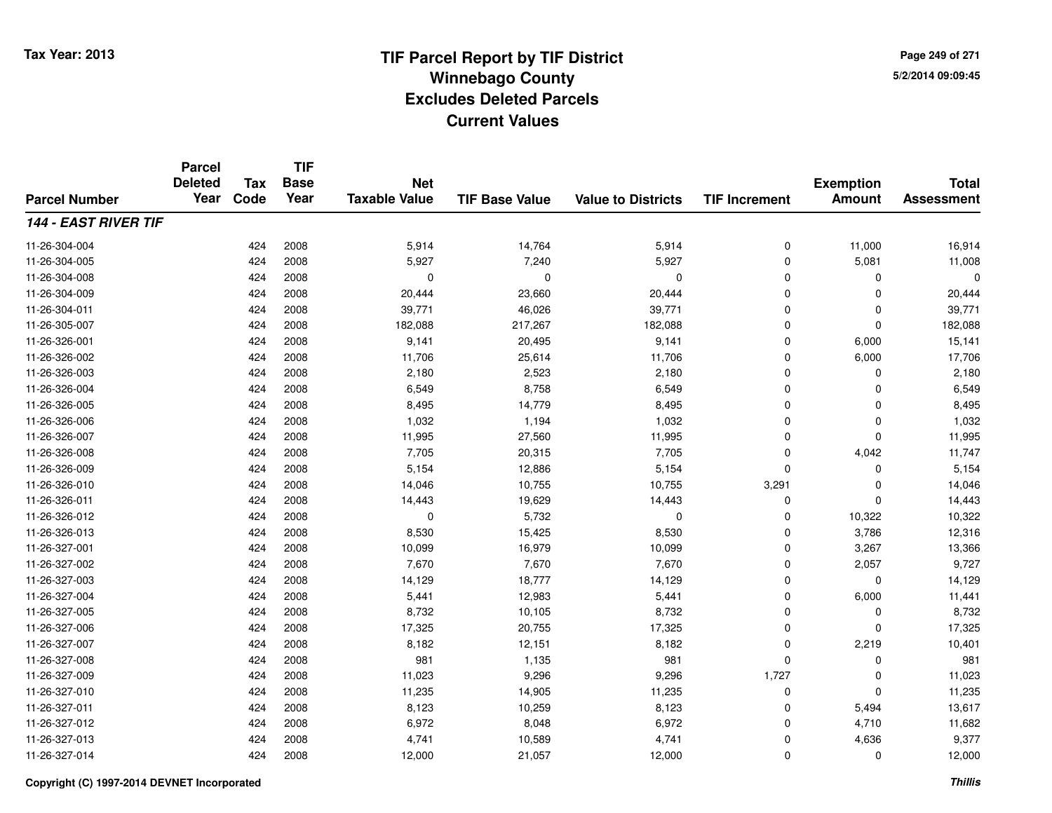# TIF Parcel Report by TIF District
## Winnebago County
## Excludes Deleted Parcels
## Current Values

Tax Year: 2013

5/2/2014 09:09:45

| Parcel Number | Parcel Deleted Year | Tax Code | TIF Base Year | Net Taxable Value | TIF Base Value | Value to Districts | TIF Increment | Exemption Amount | Total Assessment |
|---|---|---|---|---|---|---|---|---|---|
| ***144 - EAST RIVER TIF*** | | | | | | | | | |
| 11-26-304-004 | | 424 | 2008 | 5,914 | 14,764 | 5,914 | 0 | 11,000 | 16,914 |
| 11-26-304-005 | | 424 | 2008 | 5,927 | 7,240 | 5,927 | 0 | 5,081 | 11,008 |
| 11-26-304-008 | | 424 | 2008 | 0 | 0 | 0 | 0 | 0 | 0 |
| 11-26-304-009 | | 424 | 2008 | 20,444 | 23,660 | 20,444 | 0 | 0 | 20,444 |
| 11-26-304-011 | | 424 | 2008 | 39,771 | 46,026 | 39,771 | 0 | 0 | 39,771 |
| 11-26-305-007 | | 424 | 2008 | 182,088 | 217,267 | 182,088 | 0 | 0 | 182,088 |
| 11-26-326-001 | | 424 | 2008 | 9,141 | 20,495 | 9,141 | 0 | 6,000 | 15,141 |
| 11-26-326-002 | | 424 | 2008 | 11,706 | 25,614 | 11,706 | 0 | 6,000 | 17,706 |
| 11-26-326-003 | | 424 | 2008 | 2,180 | 2,523 | 2,180 | 0 | 0 | 2,180 |
| 11-26-326-004 | | 424 | 2008 | 6,549 | 8,758 | 6,549 | 0 | 0 | 6,549 |
| 11-26-326-005 | | 424 | 2008 | 8,495 | 14,779 | 8,495 | 0 | 0 | 8,495 |
| 11-26-326-006 | | 424 | 2008 | 1,032 | 1,194 | 1,032 | 0 | 0 | 1,032 |
| 11-26-326-007 | | 424 | 2008 | 11,995 | 27,560 | 11,995 | 0 | 0 | 11,995 |
| 11-26-326-008 | | 424 | 2008 | 7,705 | 20,315 | 7,705 | 0 | 4,042 | 11,747 |
| 11-26-326-009 | | 424 | 2008 | 5,154 | 12,886 | 5,154 | 0 | 0 | 5,154 |
| 11-26-326-010 | | 424 | 2008 | 14,046 | 10,755 | 10,755 | 3,291 | 0 | 14,046 |
| 11-26-326-011 | | 424 | 2008 | 14,443 | 19,629 | 14,443 | 0 | 0 | 14,443 |
| 11-26-326-012 | | 424 | 2008 | 0 | 5,732 | 0 | 0 | 10,322 | 10,322 |
| 11-26-326-013 | | 424 | 2008 | 8,530 | 15,425 | 8,530 | 0 | 3,786 | 12,316 |
| 11-26-327-001 | | 424 | 2008 | 10,099 | 16,979 | 10,099 | 0 | 3,267 | 13,366 |
| 11-26-327-002 | | 424 | 2008 | 7,670 | 7,670 | 7,670 | 0 | 2,057 | 9,727 |
| 11-26-327-003 | | 424 | 2008 | 14,129 | 18,777 | 14,129 | 0 | 0 | 14,129 |
| 11-26-327-004 | | 424 | 2008 | 5,441 | 12,983 | 5,441 | 0 | 6,000 | 11,441 |
| 11-26-327-005 | | 424 | 2008 | 8,732 | 10,105 | 8,732 | 0 | 0 | 8,732 |
| 11-26-327-006 | | 424 | 2008 | 17,325 | 20,755 | 17,325 | 0 | 0 | 17,325 |
| 11-26-327-007 | | 424 | 2008 | 8,182 | 12,151 | 8,182 | 0 | 2,219 | 10,401 |
| 11-26-327-008 | | 424 | 2008 | 981 | 1,135 | 981 | 0 | 0 | 981 |
| 11-26-327-009 | | 424 | 2008 | 11,023 | 9,296 | 9,296 | 1,727 | 0 | 11,023 |
| 11-26-327-010 | | 424 | 2008 | 11,235 | 14,905 | 11,235 | 0 | 0 | 11,235 |
| 11-26-327-011 | | 424 | 2008 | 8,123 | 10,259 | 8,123 | 0 | 5,494 | 13,617 |
| 11-26-327-012 | | 424 | 2008 | 6,972 | 8,048 | 6,972 | 0 | 4,710 | 11,682 |
| 11-26-327-013 | | 424 | 2008 | 4,741 | 10,589 | 4,741 | 0 | 4,636 | 9,377 |
| 11-26-327-014 | | 424 | 2008 | 12,000 | 21,057 | 12,000 | 0 | 0 | 12,000 |

Copyright (C) 1997-2014 DEVNET Incorporated

*Thillis*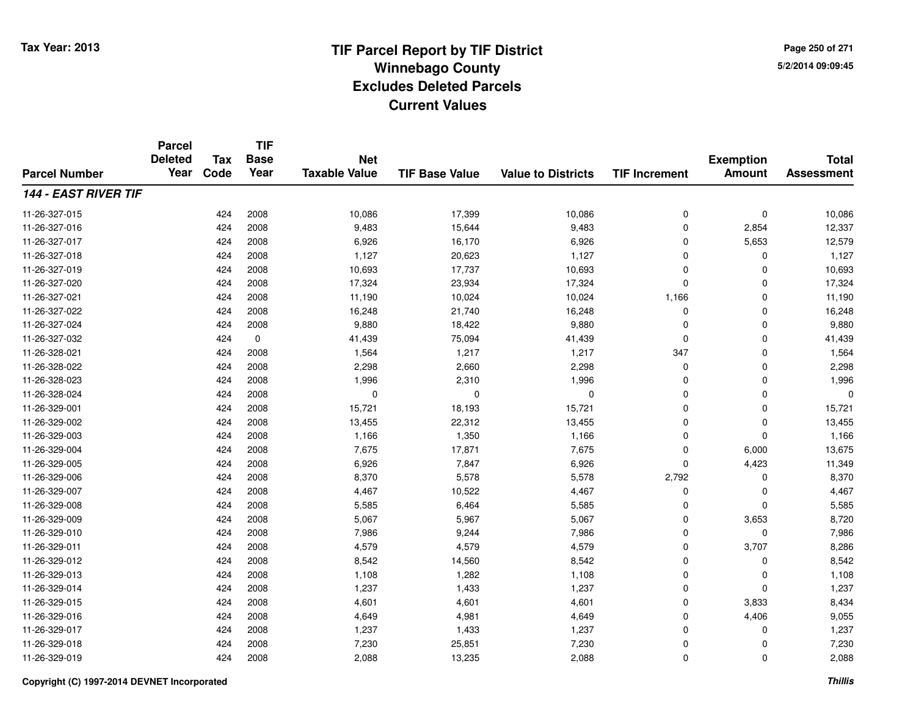Tax Year: 2013

# TIF Parcel Report by TIF District
## Winnebago County
## Excludes Deleted Parcels
## Current Values

5/2/2014 09:09:45

| Parcel Number | Parcel Deleted Year | Tax Code | TIF Base Year | Net Taxable Value | TIF Base Value | Value to Districts | TIF Increment | Exemption Amount | Total Assessment |
|---|---|---|---|---|---|---|---|---|---|
| ***144 - EAST RIVER TIF*** | | | | | | | | | |
| 11-26-327-015 | | 424 | 2008 | 10,086 | 17,399 | 10,086 | 0 | 0 | 10,086 |
| 11-26-327-016 | | 424 | 2008 | 9,483 | 15,644 | 9,483 | 0 | 2,854 | 12,337 |
| 11-26-327-017 | | 424 | 2008 | 6,926 | 16,170 | 6,926 | 0 | 5,653 | 12,579 |
| 11-26-327-018 | | 424 | 2008 | 1,127 | 20,623 | 1,127 | 0 | 0 | 1,127 |
| 11-26-327-019 | | 424 | 2008 | 10,693 | 17,737 | 10,693 | 0 | 0 | 10,693 |
| 11-26-327-020 | | 424 | 2008 | 17,324 | 23,934 | 17,324 | 0 | 0 | 17,324 |
| 11-26-327-021 | | 424 | 2008 | 11,190 | 10,024 | 10,024 | 1,166 | 0 | 11,190 |
| 11-26-327-022 | | 424 | 2008 | 16,248 | 21,740 | 16,248 | 0 | 0 | 16,248 |
| 11-26-327-024 | | 424 | 2008 | 9,880 | 18,422 | 9,880 | 0 | 0 | 9,880 |
| 11-26-327-032 | | 424 | 0 | 41,439 | 75,094 | 41,439 | 0 | 0 | 41,439 |
| 11-26-328-021 | | 424 | 2008 | 1,564 | 1,217 | 1,217 | 347 | 0 | 1,564 |
| 11-26-328-022 | | 424 | 2008 | 2,298 | 2,660 | 2,298 | 0 | 0 | 2,298 |
| 11-26-328-023 | | 424 | 2008 | 1,996 | 2,310 | 1,996 | 0 | 0 | 1,996 |
| 11-26-328-024 | | 424 | 2008 | 0 | 0 | 0 | 0 | 0 | 0 |
| 11-26-329-001 | | 424 | 2008 | 15,721 | 18,193 | 15,721 | 0 | 0 | 15,721 |
| 11-26-329-002 | | 424 | 2008 | 13,455 | 22,312 | 13,455 | 0 | 0 | 13,455 |
| 11-26-329-003 | | 424 | 2008 | 1,166 | 1,350 | 1,166 | 0 | 0 | 1,166 |
| 11-26-329-004 | | 424 | 2008 | 7,675 | 17,871 | 7,675 | 0 | 6,000 | 13,675 |
| 11-26-329-005 | | 424 | 2008 | 6,926 | 7,847 | 6,926 | 0 | 4,423 | 11,349 |
| 11-26-329-006 | | 424 | 2008 | 8,370 | 5,578 | 5,578 | 2,792 | 0 | 8,370 |
| 11-26-329-007 | | 424 | 2008 | 4,467 | 10,522 | 4,467 | 0 | 0 | 4,467 |
| 11-26-329-008 | | 424 | 2008 | 5,585 | 6,464 | 5,585 | 0 | 0 | 5,585 |
| 11-26-329-009 | | 424 | 2008 | 5,067 | 5,967 | 5,067 | 0 | 3,653 | 8,720 |
| 11-26-329-010 | | 424 | 2008 | 7,986 | 9,244 | 7,986 | 0 | 0 | 7,986 |
| 11-26-329-011 | | 424 | 2008 | 4,579 | 4,579 | 4,579 | 0 | 3,707 | 8,286 |
| 11-26-329-012 | | 424 | 2008 | 8,542 | 14,560 | 8,542 | 0 | 0 | 8,542 |
| 11-26-329-013 | | 424 | 2008 | 1,108 | 1,282 | 1,108 | 0 | 0 | 1,108 |
| 11-26-329-014 | | 424 | 2008 | 1,237 | 1,433 | 1,237 | 0 | 0 | 1,237 |
| 11-26-329-015 | | 424 | 2008 | 4,601 | 4,601 | 4,601 | 0 | 3,833 | 8,434 |
| 11-26-329-016 | | 424 | 2008 | 4,649 | 4,981 | 4,649 | 0 | 4,406 | 9,055 |
| 11-26-329-017 | | 424 | 2008 | 1,237 | 1,433 | 1,237 | 0 | 0 | 1,237 |
| 11-26-329-018 | | 424 | 2008 | 7,230 | 25,851 | 7,230 | 0 | 0 | 7,230 |
| 11-26-329-019 | | 424 | 2008 | 2,088 | 13,235 | 2,088 | 0 | 0 | 2,088 |

Copyright (C) 1997-2014 DEVNET Incorporated

*Thillis*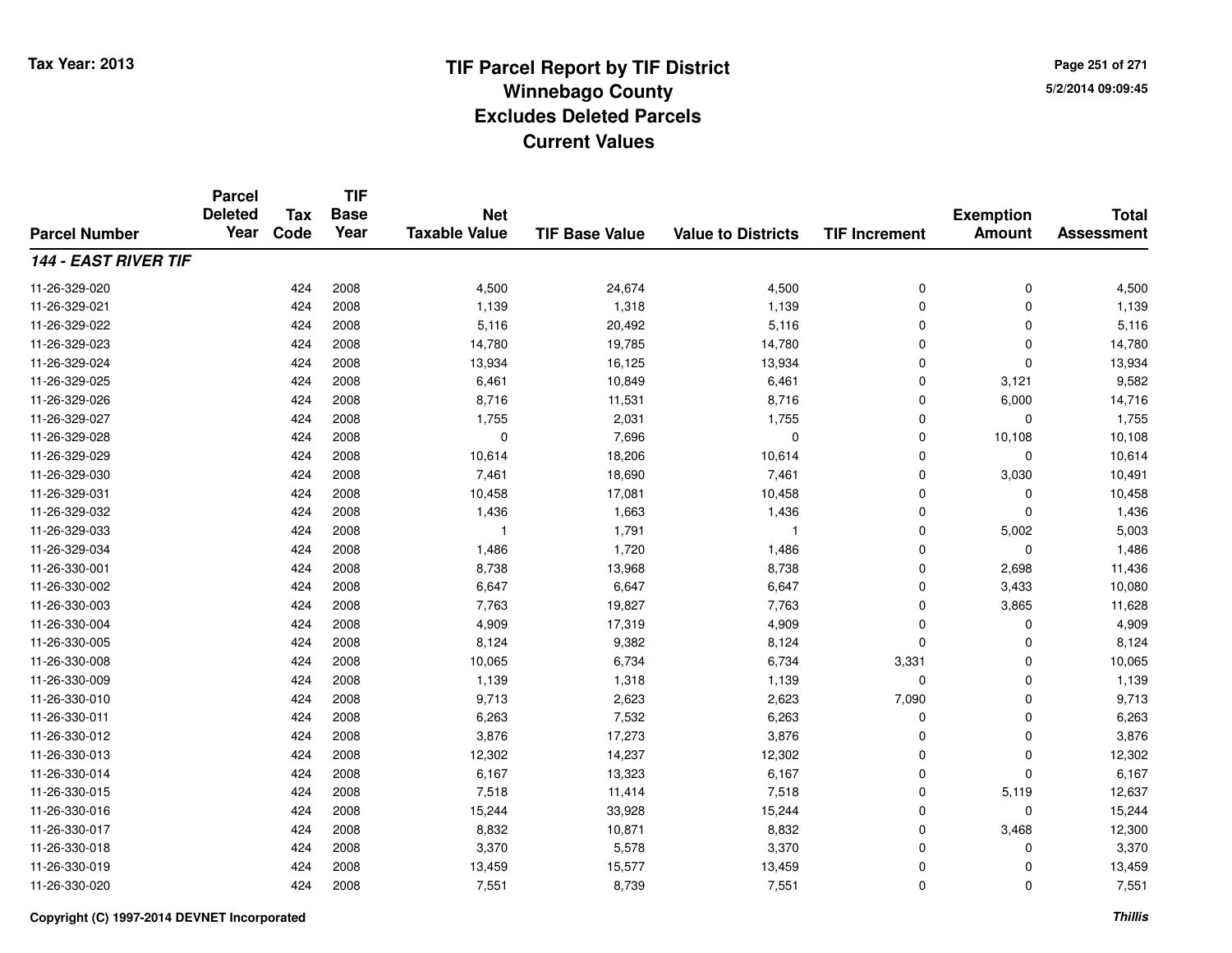Tax Year: 2013

# TIF Parcel Report by TIF District
## Winnebago County
## Excludes Deleted Parcels
## Current Values

5/2/2014 09:09:45

| Parcel Number | Parcel Deleted Year | Tax Code | TIF Base Year | Net Taxable Value | TIF Base Value | Value to Districts | TIF Increment | Exemption Amount | Total Assessment |
|---|---|---|---|---|---|---|---|---|---|
| ***144 - EAST RIVER TIF*** | | | | | | | | | |
| 11-26-329-020 | | 424 | 2008 | 4,500 | 24,674 | 4,500 | 0 | 0 | 4,500 |
| 11-26-329-021 | | 424 | 2008 | 1,139 | 1,318 | 1,139 | 0 | 0 | 1,139 |
| 11-26-329-022 | | 424 | 2008 | 5,116 | 20,492 | 5,116 | 0 | 0 | 5,116 |
| 11-26-329-023 | | 424 | 2008 | 14,780 | 19,785 | 14,780 | 0 | 0 | 14,780 |
| 11-26-329-024 | | 424 | 2008 | 13,934 | 16,125 | 13,934 | 0 | 0 | 13,934 |
| 11-26-329-025 | | 424 | 2008 | 6,461 | 10,849 | 6,461 | 0 | 3,121 | 9,582 |
| 11-26-329-026 | | 424 | 2008 | 8,716 | 11,531 | 8,716 | 0 | 6,000 | 14,716 |
| 11-26-329-027 | | 424 | 2008 | 1,755 | 2,031 | 1,755 | 0 | 0 | 1,755 |
| 11-26-329-028 | | 424 | 2008 | 0 | 7,696 | 0 | 0 | 10,108 | 10,108 |
| 11-26-329-029 | | 424 | 2008 | 10,614 | 18,206 | 10,614 | 0 | 0 | 10,614 |
| 11-26-329-030 | | 424 | 2008 | 7,461 | 18,690 | 7,461 | 0 | 3,030 | 10,491 |
| 11-26-329-031 | | 424 | 2008 | 10,458 | 17,081 | 10,458 | 0 | 0 | 10,458 |
| 11-26-329-032 | | 424 | 2008 | 1,436 | 1,663 | 1,436 | 0 | 0 | 1,436 |
| 11-26-329-033 | | 424 | 2008 | 1 | 1,791 | 1 | 0 | 5,002 | 5,003 |
| 11-26-329-034 | | 424 | 2008 | 1,486 | 1,720 | 1,486 | 0 | 0 | 1,486 |
| 11-26-330-001 | | 424 | 2008 | 8,738 | 13,968 | 8,738 | 0 | 2,698 | 11,436 |
| 11-26-330-002 | | 424 | 2008 | 6,647 | 6,647 | 6,647 | 0 | 3,433 | 10,080 |
| 11-26-330-003 | | 424 | 2008 | 7,763 | 19,827 | 7,763 | 0 | 3,865 | 11,628 |
| 11-26-330-004 | | 424 | 2008 | 4,909 | 17,319 | 4,909 | 0 | 0 | 4,909 |
| 11-26-330-005 | | 424 | 2008 | 8,124 | 9,382 | 8,124 | 0 | 0 | 8,124 |
| 11-26-330-008 | | 424 | 2008 | 10,065 | 6,734 | 6,734 | 3,331 | 0 | 10,065 |
| 11-26-330-009 | | 424 | 2008 | 1,139 | 1,318 | 1,139 | 0 | 0 | 1,139 |
| 11-26-330-010 | | 424 | 2008 | 9,713 | 2,623 | 2,623 | 7,090 | 0 | 9,713 |
| 11-26-330-011 | | 424 | 2008 | 6,263 | 7,532 | 6,263 | 0 | 0 | 6,263 |
| 11-26-330-012 | | 424 | 2008 | 3,876 | 17,273 | 3,876 | 0 | 0 | 3,876 |
| 11-26-330-013 | | 424 | 2008 | 12,302 | 14,237 | 12,302 | 0 | 0 | 12,302 |
| 11-26-330-014 | | 424 | 2008 | 6,167 | 13,323 | 6,167 | 0 | 0 | 6,167 |
| 11-26-330-015 | | 424 | 2008 | 7,518 | 11,414 | 7,518 | 0 | 5,119 | 12,637 |
| 11-26-330-016 | | 424 | 2008 | 15,244 | 33,928 | 15,244 | 0 | 0 | 15,244 |
| 11-26-330-017 | | 424 | 2008 | 8,832 | 10,871 | 8,832 | 0 | 3,468 | 12,300 |
| 11-26-330-018 | | 424 | 2008 | 3,370 | 5,578 | 3,370 | 0 | 0 | 3,370 |
| 11-26-330-019 | | 424 | 2008 | 13,459 | 15,577 | 13,459 | 0 | 0 | 13,459 |
| 11-26-330-020 | | 424 | 2008 | 7,551 | 8,739 | 7,551 | 0 | 0 | 7,551 |

Copyright (C) 1997-2014 DEVNET Incorporated

*Thillis*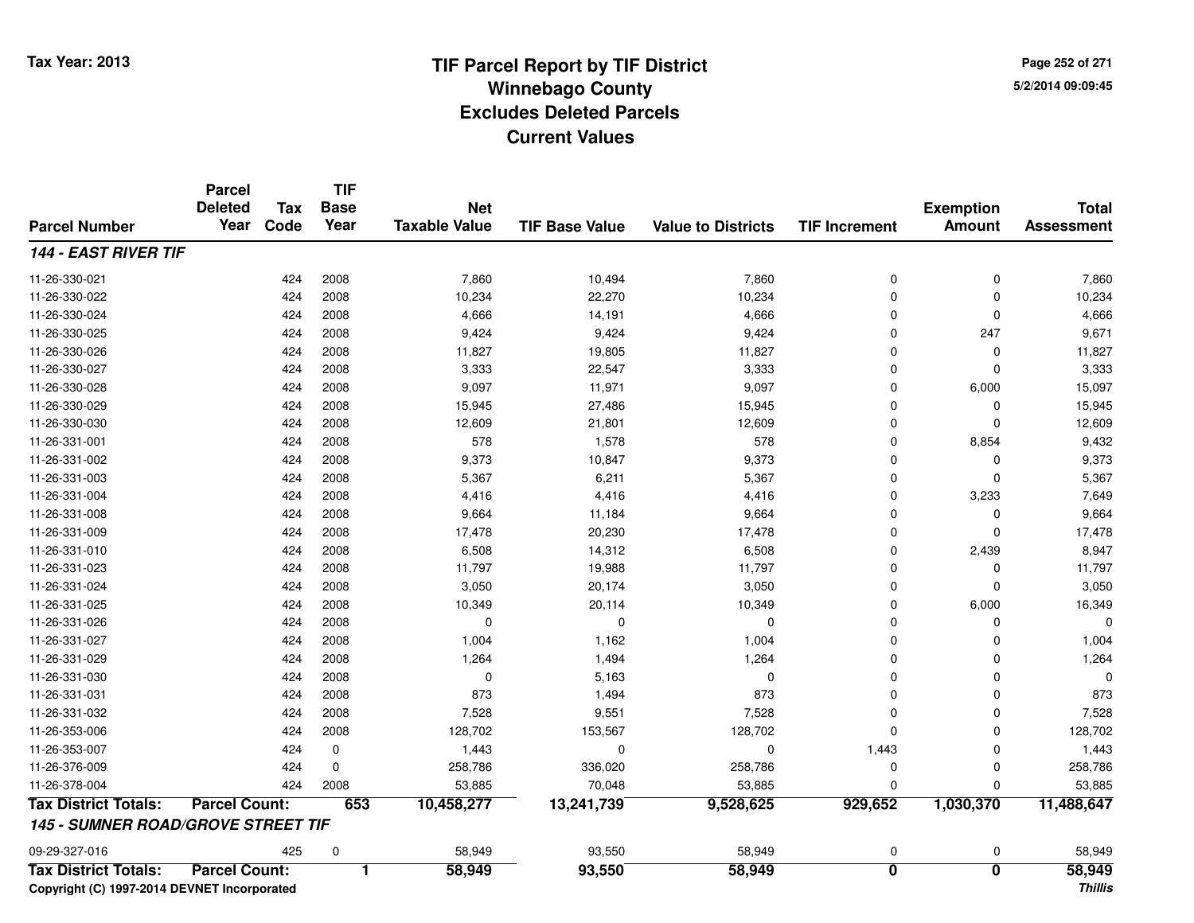# TIF Parcel Report by TIF District
# Winnebago County
# Excludes Deleted Parcels
# Current Values

Tax Year: 2013

5/2/2014 09:09:45

| Parcel Number | Parcel Deleted Year | Tax Code | TIF Base Year | Net Taxable Value | TIF Base Value | Value to Districts | TIF Increment | Exemption Amount | Total Assessment |
|---|---|---|---|---|---|---|---|---|---|
| ***144 - EAST RIVER TIF*** | | | | | | | | | |
| 11-26-330-021 | | 424 | 2008 | 7,860 | 10,494 | 7,860 | 0 | 0 | 7,860 |
| 11-26-330-022 | | 424 | 2008 | 10,234 | 22,270 | 10,234 | 0 | 0 | 10,234 |
| 11-26-330-024 | | 424 | 2008 | 4,666 | 14,191 | 4,666 | 0 | 0 | 4,666 |
| 11-26-330-025 | | 424 | 2008 | 9,424 | 9,424 | 9,424 | 0 | 247 | 9,671 |
| 11-26-330-026 | | 424 | 2008 | 11,827 | 19,805 | 11,827 | 0 | 0 | 11,827 |
| 11-26-330-027 | | 424 | 2008 | 3,333 | 22,547 | 3,333 | 0 | 0 | 3,333 |
| 11-26-330-028 | | 424 | 2008 | 9,097 | 11,971 | 9,097 | 0 | 6,000 | 15,097 |
| 11-26-330-029 | | 424 | 2008 | 15,945 | 27,486 | 15,945 | 0 | 0 | 15,945 |
| 11-26-330-030 | | 424 | 2008 | 12,609 | 21,801 | 12,609 | 0 | 0 | 12,609 |
| 11-26-331-001 | | 424 | 2008 | 578 | 1,578 | 578 | 0 | 8,854 | 9,432 |
| 11-26-331-002 | | 424 | 2008 | 9,373 | 10,847 | 9,373 | 0 | 0 | 9,373 |
| 11-26-331-003 | | 424 | 2008 | 5,367 | 6,211 | 5,367 | 0 | 0 | 5,367 |
| 11-26-331-004 | | 424 | 2008 | 4,416 | 4,416 | 4,416 | 0 | 3,233 | 7,649 |
| 11-26-331-008 | | 424 | 2008 | 9,664 | 11,184 | 9,664 | 0 | 0 | 9,664 |
| 11-26-331-009 | | 424 | 2008 | 17,478 | 20,230 | 17,478 | 0 | 0 | 17,478 |
| 11-26-331-010 | | 424 | 2008 | 6,508 | 14,312 | 6,508 | 0 | 2,439 | 8,947 |
| 11-26-331-023 | | 424 | 2008 | 11,797 | 19,988 | 11,797 | 0 | 0 | 11,797 |
| 11-26-331-024 | | 424 | 2008 | 3,050 | 20,174 | 3,050 | 0 | 0 | 3,050 |
| 11-26-331-025 | | 424 | 2008 | 10,349 | 20,114 | 10,349 | 0 | 6,000 | 16,349 |
| 11-26-331-026 | | 424 | 2008 | 0 | 0 | 0 | 0 | 0 | 0 |
| 11-26-331-027 | | 424 | 2008 | 1,004 | 1,162 | 1,004 | 0 | 0 | 1,004 |
| 11-26-331-029 | | 424 | 2008 | 1,264 | 1,494 | 1,264 | 0 | 0 | 1,264 |
| 11-26-331-030 | | 424 | 2008 | 0 | 5,163 | 0 | 0 | 0 | 0 |
| 11-26-331-031 | | 424 | 2008 | 873 | 1,494 | 873 | 0 | 0 | 873 |
| 11-26-331-032 | | 424 | 2008 | 7,528 | 9,551 | 7,528 | 0 | 0 | 7,528 |
| 11-26-353-006 | | 424 | 2008 | 128,702 | 153,567 | 128,702 | 0 | 0 | 128,702 |
| 11-26-353-007 | | 424 | 0 | 1,443 | 0 | 0 | 1,443 | 0 | 1,443 |
| 11-26-376-009 | | 424 | 0 | 258,786 | 336,020 | 258,786 | 0 | 0 | 258,786 |
| 11-26-378-004 | | 424 | 2008 | 53,885 | 70,048 | 53,885 | 0 | 0 | 53,885 |
| **Tax District Totals:** | **Parcel Count:** | | **653** | **10,458,277** | **13,241,739** | **9,528,625** | **929,652** | **1,030,370** | **11,488,647** |
| ***145 - SUMNER ROAD/GROVE STREET TIF*** | | | | | | | | | |
| 09-29-327-016 | | 425 | 0 | 58,949 | 93,550 | 58,949 | 0 | 0 | 58,949 |
| **Tax District Totals:** | **Parcel Count:** | | **1** | **58,949** | **93,550** | **58,949** | **0** | **0** | **58,949** |

Copyright (C) 1997-2014 DEVNET Incorporated

*Thillis*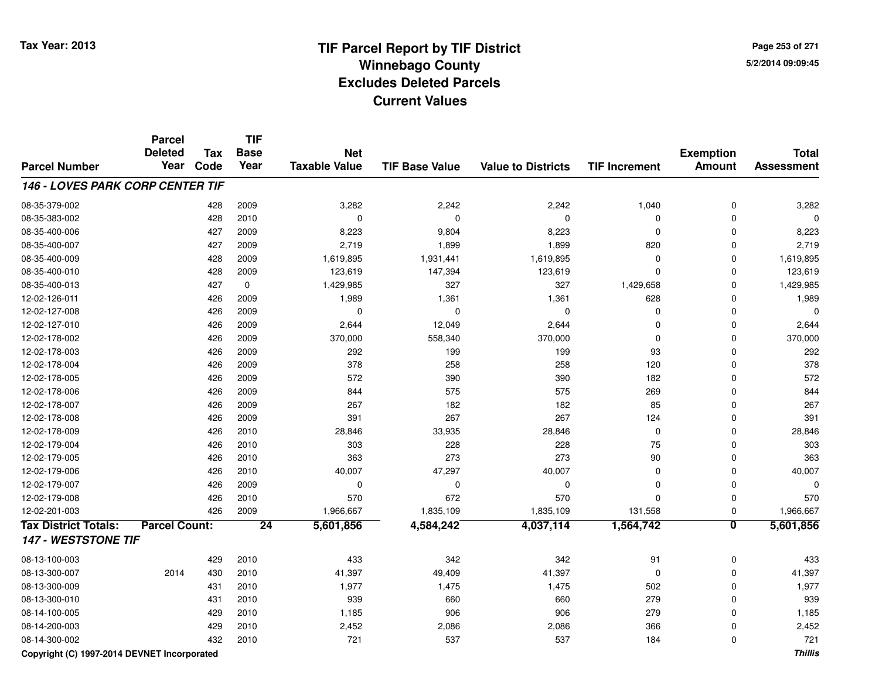**Tax Year: 2013**

# TIF Parcel Report by TIF District
## Winnebago County
## Excludes Deleted Parcels
## Current Values

5/2/2014 09:09:45

| Parcel Number | Parcel Deleted Year | Tax Code | TIF Base Year | Net Taxable Value | TIF Base Value | Value to Districts | TIF Increment | Exemption Amount | Total Assessment |
|---|---|---|---|---|---|---|---|---|---|
| ***146 - LOVES PARK CORP CENTER TIF*** | | | | | | | | | |
| 08-35-379-002 | | 428 | 2009 | 3,282 | 2,242 | 2,242 | 1,040 | 0 | 3,282 |
| 08-35-383-002 | | 428 | 2010 | 0 | 0 | 0 | 0 | 0 | 0 |
| 08-35-400-006 | | 427 | 2009 | 8,223 | 9,804 | 8,223 | 0 | 0 | 8,223 |
| 08-35-400-007 | | 427 | 2009 | 2,719 | 1,899 | 1,899 | 820 | 0 | 2,719 |
| 08-35-400-009 | | 428 | 2009 | 1,619,895 | 1,931,441 | 1,619,895 | 0 | 0 | 1,619,895 |
| 08-35-400-010 | | 428 | 2009 | 123,619 | 147,394 | 123,619 | 0 | 0 | 123,619 |
| 08-35-400-013 | | 427 | 0 | 1,429,985 | 327 | 327 | 1,429,658 | 0 | 1,429,985 |
| 12-02-126-011 | | 426 | 2009 | 1,989 | 1,361 | 1,361 | 628 | 0 | 1,989 |
| 12-02-127-008 | | 426 | 2009 | 0 | 0 | 0 | 0 | 0 | 0 |
| 12-02-127-010 | | 426 | 2009 | 2,644 | 12,049 | 2,644 | 0 | 0 | 2,644 |
| 12-02-178-002 | | 426 | 2009 | 370,000 | 558,340 | 370,000 | 0 | 0 | 370,000 |
| 12-02-178-003 | | 426 | 2009 | 292 | 199 | 199 | 93 | 0 | 292 |
| 12-02-178-004 | | 426 | 2009 | 378 | 258 | 258 | 120 | 0 | 378 |
| 12-02-178-005 | | 426 | 2009 | 572 | 390 | 390 | 182 | 0 | 572 |
| 12-02-178-006 | | 426 | 2009 | 844 | 575 | 575 | 269 | 0 | 844 |
| 12-02-178-007 | | 426 | 2009 | 267 | 182 | 182 | 85 | 0 | 267 |
| 12-02-178-008 | | 426 | 2009 | 391 | 267 | 267 | 124 | 0 | 391 |
| 12-02-178-009 | | 426 | 2010 | 28,846 | 33,935 | 28,846 | 0 | 0 | 28,846 |
| 12-02-179-004 | | 426 | 2010 | 303 | 228 | 228 | 75 | 0 | 303 |
| 12-02-179-005 | | 426 | 2010 | 363 | 273 | 273 | 90 | 0 | 363 |
| 12-02-179-006 | | 426 | 2010 | 40,007 | 47,297 | 40,007 | 0 | 0 | 40,007 |
| 12-02-179-007 | | 426 | 2009 | 0 | 0 | 0 | 0 | 0 | 0 |
| 12-02-179-008 | | 426 | 2010 | 570 | 672 | 570 | 0 | 0 | 570 |
| 12-02-201-003 | | 426 | 2009 | 1,966,667 | 1,835,109 | 1,835,109 | 131,558 | 0 | 1,966,667 |
| **Tax District Totals:** | **Parcel Count:** | | **24** | **5,601,856** | **4,584,242** | **4,037,114** | **1,564,742** | **0** | **5,601,856** |
| ***147 - WESTSTONE TIF*** | | | | | | | | | |
| 08-13-100-003 | | 429 | 2010 | 433 | 342 | 342 | 91 | 0 | 433 |
| 08-13-300-007 | 2014 | 430 | 2010 | 41,397 | 49,409 | 41,397 | 0 | 0 | 41,397 |
| 08-13-300-009 | | 431 | 2010 | 1,977 | 1,475 | 1,475 | 502 | 0 | 1,977 |
| 08-13-300-010 | | 431 | 2010 | 939 | 660 | 660 | 279 | 0 | 939 |
| 08-14-100-005 | | 429 | 2010 | 1,185 | 906 | 906 | 279 | 0 | 1,185 |
| 08-14-200-003 | | 429 | 2010 | 2,452 | 2,086 | 2,086 | 366 | 0 | 2,452 |
| 08-14-300-002 | | 432 | 2010 | 721 | 537 | 537 | 184 | 0 | 721 |

Copyright (C) 1997-2014 DEVNET Incorporated

*Thillis*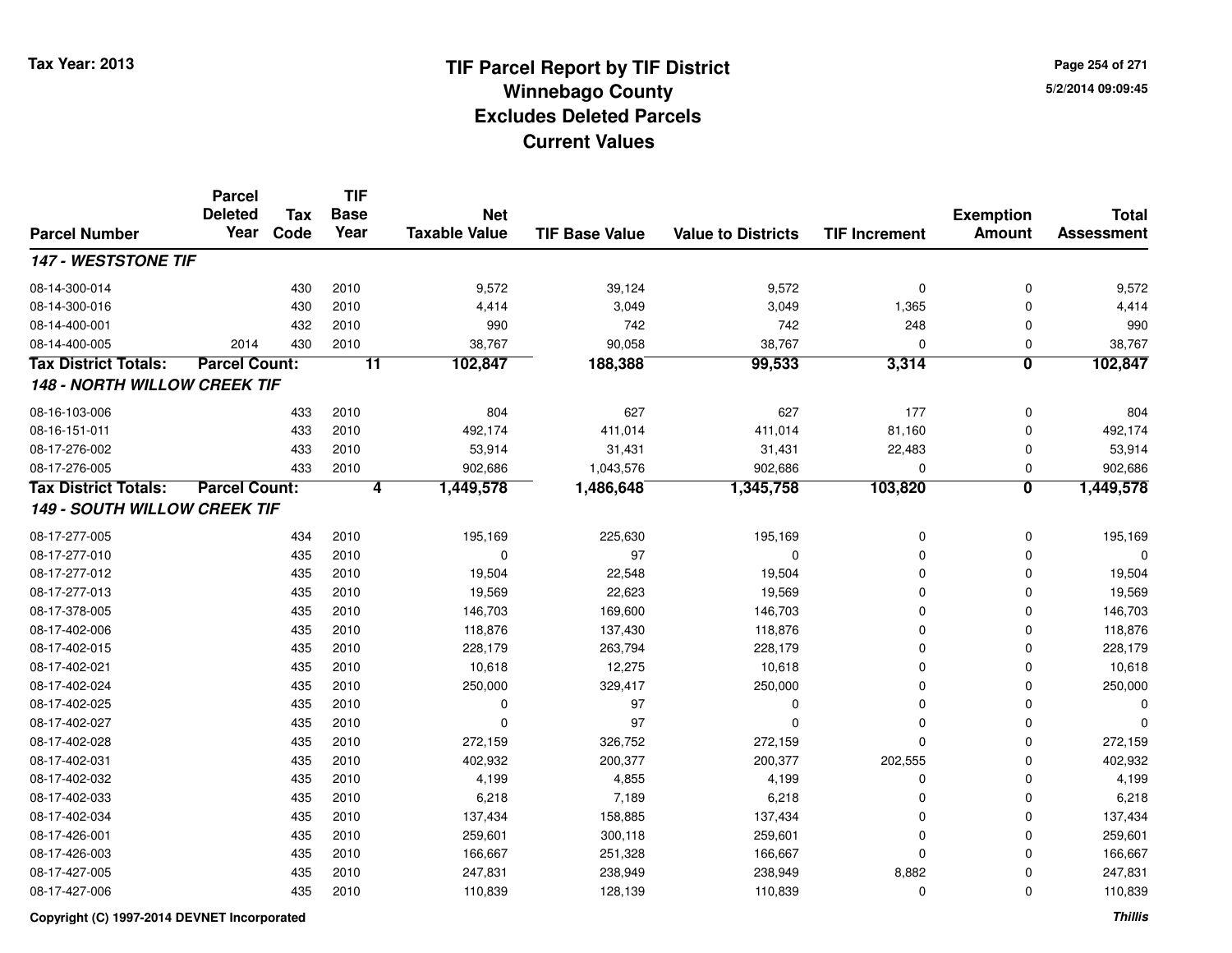# TIF Parcel Report by TIF District
## Winnebago County
## Excludes Deleted Parcels
## Current Values

Tax Year: 2013

5/2/2014 09:09:45

| Parcel Number | Parcel Deleted Year | Tax Code | TIF Base Year | Net Taxable Value | TIF Base Value | Value to Districts | TIF Increment | Exemption Amount | Total Assessment |
|---|---|---|---|---|---|---|---|---|---|
| ***147 - WESTSTONE TIF*** | | | | | | | | | |
| 08-14-300-014 | | 430 | 2010 | 9,572 | 39,124 | 9,572 | 0 | 0 | 9,572 |
| 08-14-300-016 | | 430 | 2010 | 4,414 | 3,049 | 3,049 | 1,365 | 0 | 4,414 |
| 08-14-400-001 | | 432 | 2010 | 990 | 742 | 742 | 248 | 0 | 990 |
| 08-14-400-005 | 2014 | 430 | 2010 | 38,767 | 90,058 | 38,767 | 0 | 0 | 38,767 |
| **Tax District Totals:** | **Parcel Count:** | | **11** | **102,847** | **188,388** | **99,533** | **3,314** | **0** | **102,847** |
| ***148 - NORTH WILLOW CREEK TIF*** | | | | | | | | | |
| 08-16-103-006 | | 433 | 2010 | 804 | 627 | 627 | 177 | 0 | 804 |
| 08-16-151-011 | | 433 | 2010 | 492,174 | 411,014 | 411,014 | 81,160 | 0 | 492,174 |
| 08-17-276-002 | | 433 | 2010 | 53,914 | 31,431 | 31,431 | 22,483 | 0 | 53,914 |
| 08-17-276-005 | | 433 | 2010 | 902,686 | 1,043,576 | 902,686 | 0 | 0 | 902,686 |
| **Tax District Totals:** | **Parcel Count:** | | **4** | **1,449,578** | **1,486,648** | **1,345,758** | **103,820** | **0** | **1,449,578** |
| ***149 - SOUTH WILLOW CREEK TIF*** | | | | | | | | | |
| 08-17-277-005 | | 434 | 2010 | 195,169 | 225,630 | 195,169 | 0 | 0 | 195,169 |
| 08-17-277-010 | | 435 | 2010 | 0 | 97 | 0 | 0 | 0 | 0 |
| 08-17-277-012 | | 435 | 2010 | 19,504 | 22,548 | 19,504 | 0 | 0 | 19,504 |
| 08-17-277-013 | | 435 | 2010 | 19,569 | 22,623 | 19,569 | 0 | 0 | 19,569 |
| 08-17-378-005 | | 435 | 2010 | 146,703 | 169,600 | 146,703 | 0 | 0 | 146,703 |
| 08-17-402-006 | | 435 | 2010 | 118,876 | 137,430 | 118,876 | 0 | 0 | 118,876 |
| 08-17-402-015 | | 435 | 2010 | 228,179 | 263,794 | 228,179 | 0 | 0 | 228,179 |
| 08-17-402-021 | | 435 | 2010 | 10,618 | 12,275 | 10,618 | 0 | 0 | 10,618 |
| 08-17-402-024 | | 435 | 2010 | 250,000 | 329,417 | 250,000 | 0 | 0 | 250,000 |
| 08-17-402-025 | | 435 | 2010 | 0 | 97 | 0 | 0 | 0 | 0 |
| 08-17-402-027 | | 435 | 2010 | 0 | 97 | 0 | 0 | 0 | 0 |
| 08-17-402-028 | | 435 | 2010 | 272,159 | 326,752 | 272,159 | 0 | 0 | 272,159 |
| 08-17-402-031 | | 435 | 2010 | 402,932 | 200,377 | 200,377 | 202,555 | 0 | 402,932 |
| 08-17-402-032 | | 435 | 2010 | 4,199 | 4,855 | 4,199 | 0 | 0 | 4,199 |
| 08-17-402-033 | | 435 | 2010 | 6,218 | 7,189 | 6,218 | 0 | 0 | 6,218 |
| 08-17-402-034 | | 435 | 2010 | 137,434 | 158,885 | 137,434 | 0 | 0 | 137,434 |
| 08-17-426-001 | | 435 | 2010 | 259,601 | 300,118 | 259,601 | 0 | 0 | 259,601 |
| 08-17-426-003 | | 435 | 2010 | 166,667 | 251,328 | 166,667 | 0 | 0 | 166,667 |
| 08-17-427-005 | | 435 | 2010 | 247,831 | 238,949 | 238,949 | 8,882 | 0 | 247,831 |
| 08-17-427-006 | | 435 | 2010 | 110,839 | 128,139 | 110,839 | 0 | 0 | 110,839 |

Copyright (C) 1997-2014 DEVNET Incorporated

*Thillis*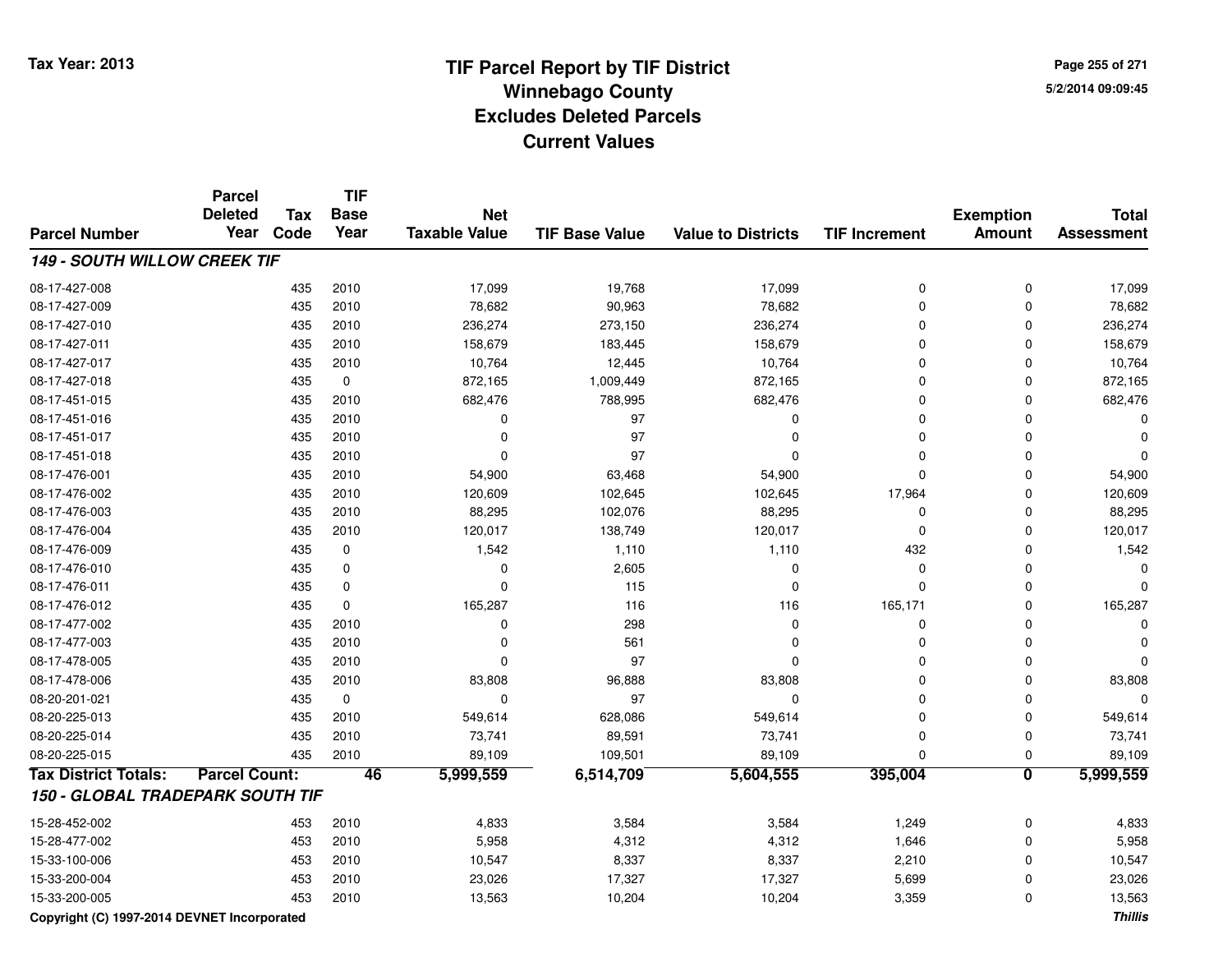# TIF Parcel Report by TIF District
## Winnebago County
## Excludes Deleted Parcels
## Current Values

Tax Year: 2013

5/2/2014 09:09:45

| Parcel Number | Parcel Deleted Year | Tax Code | TIF Base Year | Net Taxable Value | TIF Base Value | Value to Districts | TIF Increment | Exemption Amount | Total Assessment |
|---|---|---|---|---|---|---|---|---|---|
| ***149 - SOUTH WILLOW CREEK TIF*** | | | | | | | | | |
| 08-17-427-008 | | 435 | 2010 | 17,099 | 19,768 | 17,099 | 0 | 0 | 17,099 |
| 08-17-427-009 | | 435 | 2010 | 78,682 | 90,963 | 78,682 | 0 | 0 | 78,682 |
| 08-17-427-010 | | 435 | 2010 | 236,274 | 273,150 | 236,274 | 0 | 0 | 236,274 |
| 08-17-427-011 | | 435 | 2010 | 158,679 | 183,445 | 158,679 | 0 | 0 | 158,679 |
| 08-17-427-017 | | 435 | 2010 | 10,764 | 12,445 | 10,764 | 0 | 0 | 10,764 |
| 08-17-427-018 | | 435 | 0 | 872,165 | 1,009,449 | 872,165 | 0 | 0 | 872,165 |
| 08-17-451-015 | | 435 | 2010 | 682,476 | 788,995 | 682,476 | 0 | 0 | 682,476 |
| 08-17-451-016 | | 435 | 2010 | 0 | 97 | 0 | 0 | 0 | 0 |
| 08-17-451-017 | | 435 | 2010 | 0 | 97 | 0 | 0 | 0 | 0 |
| 08-17-451-018 | | 435 | 2010 | 0 | 97 | 0 | 0 | 0 | 0 |
| 08-17-476-001 | | 435 | 2010 | 54,900 | 63,468 | 54,900 | 0 | 0 | 54,900 |
| 08-17-476-002 | | 435 | 2010 | 120,609 | 102,645 | 102,645 | 17,964 | 0 | 120,609 |
| 08-17-476-003 | | 435 | 2010 | 88,295 | 102,076 | 88,295 | 0 | 0 | 88,295 |
| 08-17-476-004 | | 435 | 2010 | 120,017 | 138,749 | 120,017 | 0 | 0 | 120,017 |
| 08-17-476-009 | | 435 | 0 | 1,542 | 1,110 | 1,110 | 432 | 0 | 1,542 |
| 08-17-476-010 | | 435 | 0 | 0 | 2,605 | 0 | 0 | 0 | 0 |
| 08-17-476-011 | | 435 | 0 | 0 | 115 | 0 | 0 | 0 | 0 |
| 08-17-476-012 | | 435 | 0 | 165,287 | 116 | 116 | 165,171 | 0 | 165,287 |
| 08-17-477-002 | | 435 | 2010 | 0 | 298 | 0 | 0 | 0 | 0 |
| 08-17-477-003 | | 435 | 2010 | 0 | 561 | 0 | 0 | 0 | 0 |
| 08-17-478-005 | | 435 | 2010 | 0 | 97 | 0 | 0 | 0 | 0 |
| 08-17-478-006 | | 435 | 2010 | 83,808 | 96,888 | 83,808 | 0 | 0 | 83,808 |
| 08-20-201-021 | | 435 | 0 | 0 | 97 | 0 | 0 | 0 | 0 |
| 08-20-225-013 | | 435 | 2010 | 549,614 | 628,086 | 549,614 | 0 | 0 | 549,614 |
| 08-20-225-014 | | 435 | 2010 | 73,741 | 89,591 | 73,741 | 0 | 0 | 73,741 |
| 08-20-225-015 | | 435 | 2010 | 89,109 | 109,501 | 89,109 | 0 | 0 | 89,109 |
| **Tax District Totals:** | **Parcel Count:** | | **46** | **5,999,559** | **6,514,709** | **5,604,555** | **395,004** | **0** | **5,999,559** |
| ***150 - GLOBAL TRADEPARK SOUTH TIF*** | | | | | | | | | |
| 15-28-452-002 | | 453 | 2010 | 4,833 | 3,584 | 3,584 | 1,249 | 0 | 4,833 |
| 15-28-477-002 | | 453 | 2010 | 5,958 | 4,312 | 4,312 | 1,646 | 0 | 5,958 |
| 15-33-100-006 | | 453 | 2010 | 10,547 | 8,337 | 8,337 | 2,210 | 0 | 10,547 |
| 15-33-200-004 | | 453 | 2010 | 23,026 | 17,327 | 17,327 | 5,699 | 0 | 23,026 |
| 15-33-200-005 | | 453 | 2010 | 13,563 | 10,204 | 10,204 | 3,359 | 0 | 13,563 |

Copyright (C) 1997-2014 DEVNET Incorporated

*Thillis*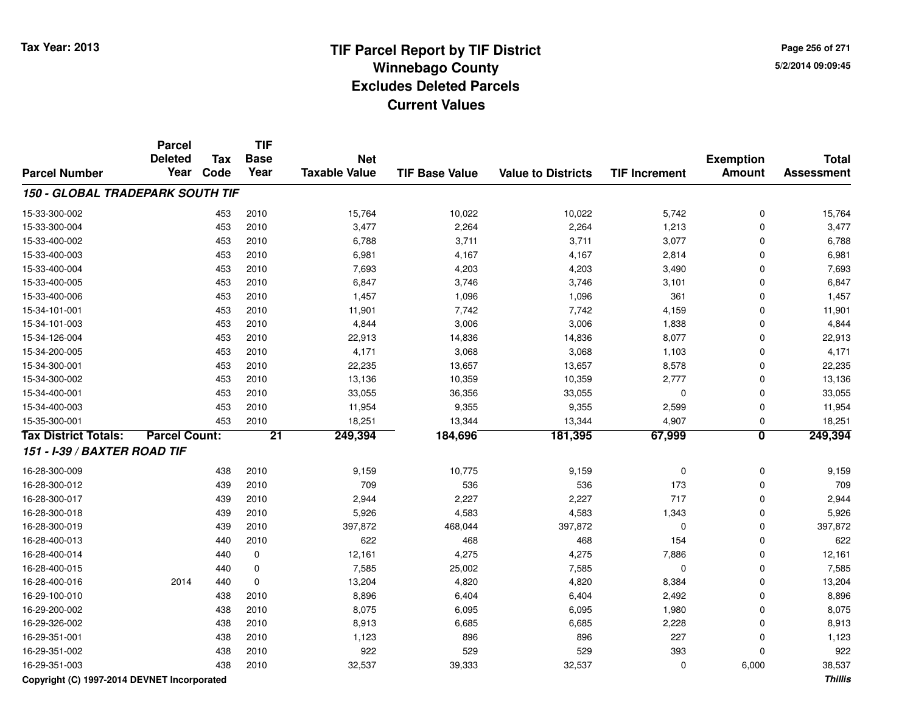# TIF Parcel Report by TIF District
## Winnebago County
## Excludes Deleted Parcels
## Current Values

Tax Year: 2013

5/2/2014 09:09:45

| Parcel Number | Parcel Deleted Year | Tax Code | TIF Base Year | Net Taxable Value | TIF Base Value | Value to Districts | TIF Increment | Exemption Amount | Total Assessment |
|---|---|---|---|---|---|---|---|---|---|
| ***150 - GLOBAL TRADEPARK SOUTH TIF*** | | | | | | | | | |
| 15-33-300-002 | | 453 | 2010 | 15,764 | 10,022 | 10,022 | 5,742 | 0 | 15,764 |
| 15-33-300-004 | | 453 | 2010 | 3,477 | 2,264 | 2,264 | 1,213 | 0 | 3,477 |
| 15-33-400-002 | | 453 | 2010 | 6,788 | 3,711 | 3,711 | 3,077 | 0 | 6,788 |
| 15-33-400-003 | | 453 | 2010 | 6,981 | 4,167 | 4,167 | 2,814 | 0 | 6,981 |
| 15-33-400-004 | | 453 | 2010 | 7,693 | 4,203 | 4,203 | 3,490 | 0 | 7,693 |
| 15-33-400-005 | | 453 | 2010 | 6,847 | 3,746 | 3,746 | 3,101 | 0 | 6,847 |
| 15-33-400-006 | | 453 | 2010 | 1,457 | 1,096 | 1,096 | 361 | 0 | 1,457 |
| 15-34-101-001 | | 453 | 2010 | 11,901 | 7,742 | 7,742 | 4,159 | 0 | 11,901 |
| 15-34-101-003 | | 453 | 2010 | 4,844 | 3,006 | 3,006 | 1,838 | 0 | 4,844 |
| 15-34-126-004 | | 453 | 2010 | 22,913 | 14,836 | 14,836 | 8,077 | 0 | 22,913 |
| 15-34-200-005 | | 453 | 2010 | 4,171 | 3,068 | 3,068 | 1,103 | 0 | 4,171 |
| 15-34-300-001 | | 453 | 2010 | 22,235 | 13,657 | 13,657 | 8,578 | 0 | 22,235 |
| 15-34-300-002 | | 453 | 2010 | 13,136 | 10,359 | 10,359 | 2,777 | 0 | 13,136 |
| 15-34-400-001 | | 453 | 2010 | 33,055 | 36,356 | 33,055 | 0 | 0 | 33,055 |
| 15-34-400-003 | | 453 | 2010 | 11,954 | 9,355 | 9,355 | 2,599 | 0 | 11,954 |
| 15-35-300-001 | | 453 | 2010 | 18,251 | 13,344 | 13,344 | 4,907 | 0 | 18,251 |
| **Tax District Totals:** | **Parcel Count:** | | **21** | **249,394** | **184,696** | **181,395** | **67,999** | **0** | **249,394** |
| ***151 - I-39 / BAXTER ROAD TIF*** | | | | | | | | | |
| 16-28-300-009 | | 438 | 2010 | 9,159 | 10,775 | 9,159 | 0 | 0 | 9,159 |
| 16-28-300-012 | | 439 | 2010 | 709 | 536 | 536 | 173 | 0 | 709 |
| 16-28-300-017 | | 439 | 2010 | 2,944 | 2,227 | 2,227 | 717 | 0 | 2,944 |
| 16-28-300-018 | | 439 | 2010 | 5,926 | 4,583 | 4,583 | 1,343 | 0 | 5,926 |
| 16-28-300-019 | | 439 | 2010 | 397,872 | 468,044 | 397,872 | 0 | 0 | 397,872 |
| 16-28-400-013 | | 440 | 2010 | 622 | 468 | 468 | 154 | 0 | 622 |
| 16-28-400-014 | | 440 | 0 | 12,161 | 4,275 | 4,275 | 7,886 | 0 | 12,161 |
| 16-28-400-015 | | 440 | 0 | 7,585 | 25,002 | 7,585 | 0 | 0 | 7,585 |
| 16-28-400-016 | 2014 | 440 | 0 | 13,204 | 4,820 | 4,820 | 8,384 | 0 | 13,204 |
| 16-29-100-010 | | 438 | 2010 | 8,896 | 6,404 | 6,404 | 2,492 | 0 | 8,896 |
| 16-29-200-002 | | 438 | 2010 | 8,075 | 6,095 | 6,095 | 1,980 | 0 | 8,075 |
| 16-29-326-002 | | 438 | 2010 | 8,913 | 6,685 | 6,685 | 2,228 | 0 | 8,913 |
| 16-29-351-001 | | 438 | 2010 | 1,123 | 896 | 896 | 227 | 0 | 1,123 |
| 16-29-351-002 | | 438 | 2010 | 922 | 529 | 529 | 393 | 0 | 922 |
| 16-29-351-003 | | 438 | 2010 | 32,537 | 39,333 | 32,537 | 0 | 6,000 | 38,537 |

Copyright (C) 1997-2014 DEVNET Incorporated

*Thillis*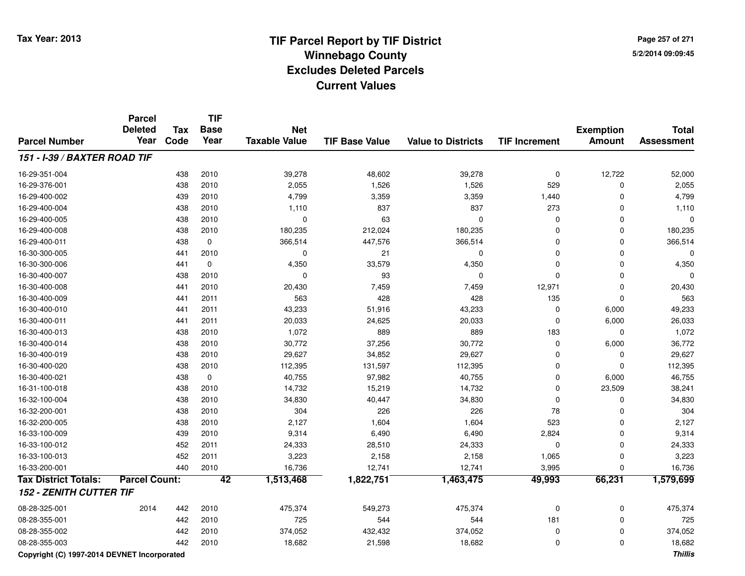# TIF Parcel Report by TIF District
## Winnebago County
## Excludes Deleted Parcels
## Current Values

Tax Year: 2013

5/2/2014 09:09:45

| Parcel Number | Parcel Deleted Year | Tax Code | TIF Base Year | Net Taxable Value | TIF Base Value | Value to Districts | TIF Increment | Exemption Amount | Total Assessment |
|---|---|---|---|---|---|---|---|---|---|
| ***151 - I-39 / BAXTER ROAD TIF*** | | | | | | | | | |
| 16-29-351-004 | | 438 | 2010 | 39,278 | 48,602 | 39,278 | 0 | 12,722 | 52,000 |
| 16-29-376-001 | | 438 | 2010 | 2,055 | 1,526 | 1,526 | 529 | 0 | 2,055 |
| 16-29-400-002 | | 439 | 2010 | 4,799 | 3,359 | 3,359 | 1,440 | 0 | 4,799 |
| 16-29-400-004 | | 438 | 2010 | 1,110 | 837 | 837 | 273 | 0 | 1,110 |
| 16-29-400-005 | | 438 | 2010 | 0 | 63 | 0 | 0 | 0 | 0 |
| 16-29-400-008 | | 438 | 2010 | 180,235 | 212,024 | 180,235 | 0 | 0 | 180,235 |
| 16-29-400-011 | | 438 | 0 | 366,514 | 447,576 | 366,514 | 0 | 0 | 366,514 |
| 16-30-300-005 | | 441 | 2010 | 0 | 21 | 0 | 0 | 0 | 0 |
| 16-30-300-006 | | 441 | 0 | 4,350 | 33,579 | 4,350 | 0 | 0 | 4,350 |
| 16-30-400-007 | | 438 | 2010 | 0 | 93 | 0 | 0 | 0 | 0 |
| 16-30-400-008 | | 441 | 2010 | 20,430 | 7,459 | 7,459 | 12,971 | 0 | 20,430 |
| 16-30-400-009 | | 441 | 2011 | 563 | 428 | 428 | 135 | 0 | 563 |
| 16-30-400-010 | | 441 | 2011 | 43,233 | 51,916 | 43,233 | 0 | 6,000 | 49,233 |
| 16-30-400-011 | | 441 | 2011 | 20,033 | 24,625 | 20,033 | 0 | 6,000 | 26,033 |
| 16-30-400-013 | | 438 | 2010 | 1,072 | 889 | 889 | 183 | 0 | 1,072 |
| 16-30-400-014 | | 438 | 2010 | 30,772 | 37,256 | 30,772 | 0 | 6,000 | 36,772 |
| 16-30-400-019 | | 438 | 2010 | 29,627 | 34,852 | 29,627 | 0 | 0 | 29,627 |
| 16-30-400-020 | | 438 | 2010 | 112,395 | 131,597 | 112,395 | 0 | 0 | 112,395 |
| 16-30-400-021 | | 438 | 0 | 40,755 | 97,982 | 40,755 | 0 | 6,000 | 46,755 |
| 16-31-100-018 | | 438 | 2010 | 14,732 | 15,219 | 14,732 | 0 | 23,509 | 38,241 |
| 16-32-100-004 | | 438 | 2010 | 34,830 | 40,447 | 34,830 | 0 | 0 | 34,830 |
| 16-32-200-001 | | 438 | 2010 | 304 | 226 | 226 | 78 | 0 | 304 |
| 16-32-200-005 | | 438 | 2010 | 2,127 | 1,604 | 1,604 | 523 | 0 | 2,127 |
| 16-33-100-009 | | 439 | 2010 | 9,314 | 6,490 | 6,490 | 2,824 | 0 | 9,314 |
| 16-33-100-012 | | 452 | 2011 | 24,333 | 28,510 | 24,333 | 0 | 0 | 24,333 |
| 16-33-100-013 | | 452 | 2011 | 3,223 | 2,158 | 2,158 | 1,065 | 0 | 3,223 |
| 16-33-200-001 | | 440 | 2010 | 16,736 | 12,741 | 12,741 | 3,995 | 0 | 16,736 |
| **Tax District Totals:** | **Parcel Count:** | | **42** | **1,513,468** | **1,822,751** | **1,463,475** | **49,993** | **66,231** | **1,579,699** |
| ***152 - ZENITH CUTTER TIF*** | | | | | | | | | |
| 08-28-325-001 | 2014 | 442 | 2010 | 475,374 | 549,273 | 475,374 | 0 | 0 | 475,374 |
| 08-28-355-001 | | 442 | 2010 | 725 | 544 | 544 | 181 | 0 | 725 |
| 08-28-355-002 | | 442 | 2010 | 374,052 | 432,432 | 374,052 | 0 | 0 | 374,052 |
| 08-28-355-003 | | 442 | 2010 | 18,682 | 21,598 | 18,682 | 0 | 0 | 18,682 |

Copyright (C) 1997-2014 DEVNET Incorporated

*Thillis*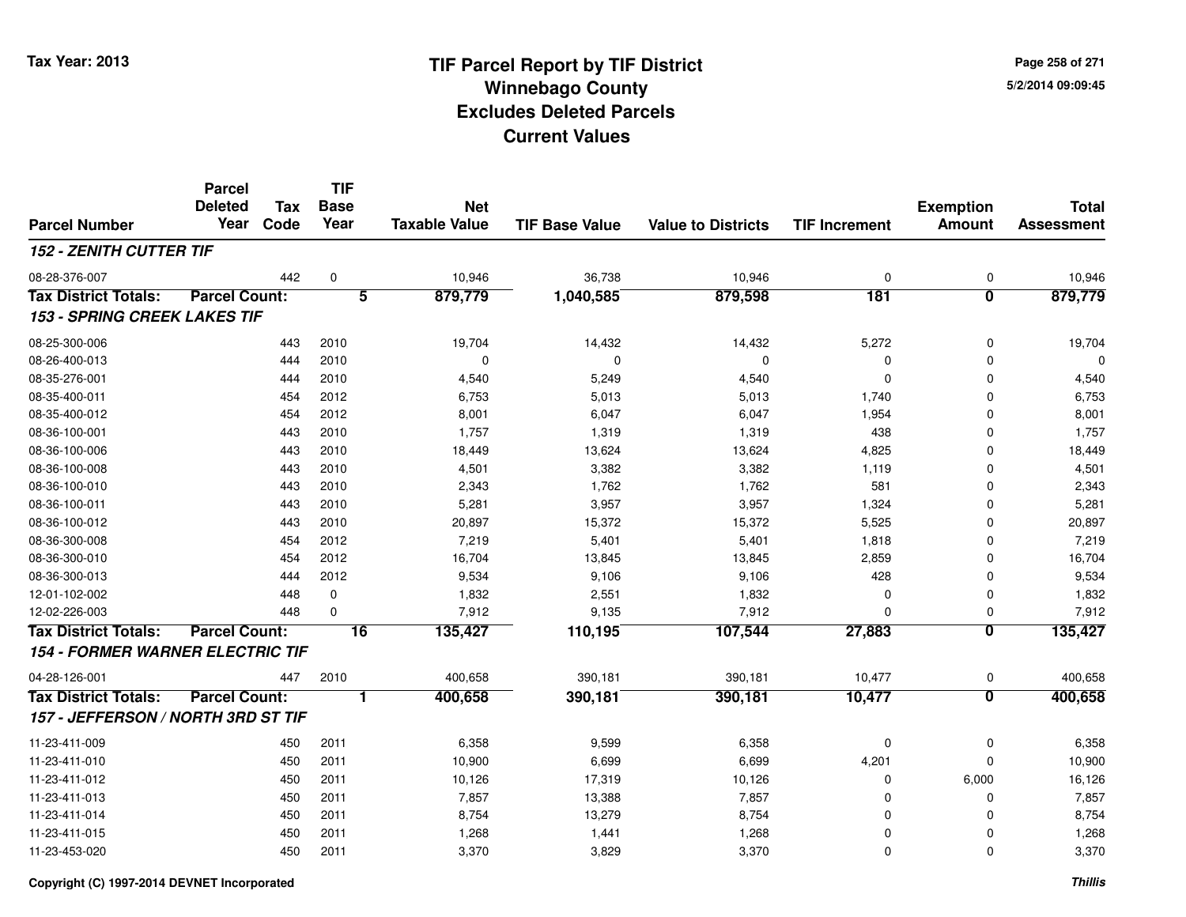**Tax Year: 2013**

# TIF Parcel Report by TIF District
## Winnebago County
## Excludes Deleted Parcels
## Current Values

5/2/2014 09:09:45

| Parcel Number | Parcel Deleted Year | Tax Code | TIF Base Year | Net Taxable Value | TIF Base Value | Value to Districts | TIF Increment | Exemption Amount | Total Assessment |
|---|---|---|---|---|---|---|---|---|---|
| ***152 - ZENITH CUTTER TIF*** | | | | | | | | | |
| 08-28-376-007 | | 442 | 0 | 10,946 | 36,738 | 10,946 | 0 | 0 | 10,946 |
| **Tax District Totals:** | **Parcel Count:** | | **5** | **879,779** | **1,040,585** | **879,598** | **181** | **0** | **879,779** |
| ***153 - SPRING CREEK LAKES TIF*** | | | | | | | | | |
| 08-25-300-006 | | 443 | 2010 | 19,704 | 14,432 | 14,432 | 5,272 | 0 | 19,704 |
| 08-26-400-013 | | 444 | 2010 | 0 | 0 | 0 | 0 | 0 | 0 |
| 08-35-276-001 | | 444 | 2010 | 4,540 | 5,249 | 4,540 | 0 | 0 | 4,540 |
| 08-35-400-011 | | 454 | 2012 | 6,753 | 5,013 | 5,013 | 1,740 | 0 | 6,753 |
| 08-35-400-012 | | 454 | 2012 | 8,001 | 6,047 | 6,047 | 1,954 | 0 | 8,001 |
| 08-36-100-001 | | 443 | 2010 | 1,757 | 1,319 | 1,319 | 438 | 0 | 1,757 |
| 08-36-100-006 | | 443 | 2010 | 18,449 | 13,624 | 13,624 | 4,825 | 0 | 18,449 |
| 08-36-100-008 | | 443 | 2010 | 4,501 | 3,382 | 3,382 | 1,119 | 0 | 4,501 |
| 08-36-100-010 | | 443 | 2010 | 2,343 | 1,762 | 1,762 | 581 | 0 | 2,343 |
| 08-36-100-011 | | 443 | 2010 | 5,281 | 3,957 | 3,957 | 1,324 | 0 | 5,281 |
| 08-36-100-012 | | 443 | 2010 | 20,897 | 15,372 | 15,372 | 5,525 | 0 | 20,897 |
| 08-36-300-008 | | 454 | 2012 | 7,219 | 5,401 | 5,401 | 1,818 | 0 | 7,219 |
| 08-36-300-010 | | 454 | 2012 | 16,704 | 13,845 | 13,845 | 2,859 | 0 | 16,704 |
| 08-36-300-013 | | 444 | 2012 | 9,534 | 9,106 | 9,106 | 428 | 0 | 9,534 |
| 12-01-102-002 | | 448 | 0 | 1,832 | 2,551 | 1,832 | 0 | 0 | 1,832 |
| 12-02-226-003 | | 448 | 0 | 7,912 | 9,135 | 7,912 | 0 | 0 | 7,912 |
| **Tax District Totals:** | **Parcel Count:** | | **16** | **135,427** | **110,195** | **107,544** | **27,883** | **0** | **135,427** |
| ***154 - FORMER WARNER ELECTRIC TIF*** | | | | | | | | | |
| 04-28-126-001 | | 447 | 2010 | 400,658 | 390,181 | 390,181 | 10,477 | 0 | 400,658 |
| **Tax District Totals:** | **Parcel Count:** | | **1** | **400,658** | **390,181** | **390,181** | **10,477** | **0** | **400,658** |
| ***157 - JEFFERSON / NORTH 3RD ST TIF*** | | | | | | | | | |
| 11-23-411-009 | | 450 | 2011 | 6,358 | 9,599 | 6,358 | 0 | 0 | 6,358 |
| 11-23-411-010 | | 450 | 2011 | 10,900 | 6,699 | 6,699 | 4,201 | 0 | 10,900 |
| 11-23-411-012 | | 450 | 2011 | 10,126 | 17,319 | 10,126 | 0 | 6,000 | 16,126 |
| 11-23-411-013 | | 450 | 2011 | 7,857 | 13,388 | 7,857 | 0 | 0 | 7,857 |
| 11-23-411-014 | | 450 | 2011 | 8,754 | 13,279 | 8,754 | 0 | 0 | 8,754 |
| 11-23-411-015 | | 450 | 2011 | 1,268 | 1,441 | 1,268 | 0 | 0 | 1,268 |
| 11-23-453-020 | | 450 | 2011 | 3,370 | 3,829 | 3,370 | 0 | 0 | 3,370 |

Copyright (C) 1997-2014 DEVNET Incorporated

*Thillis*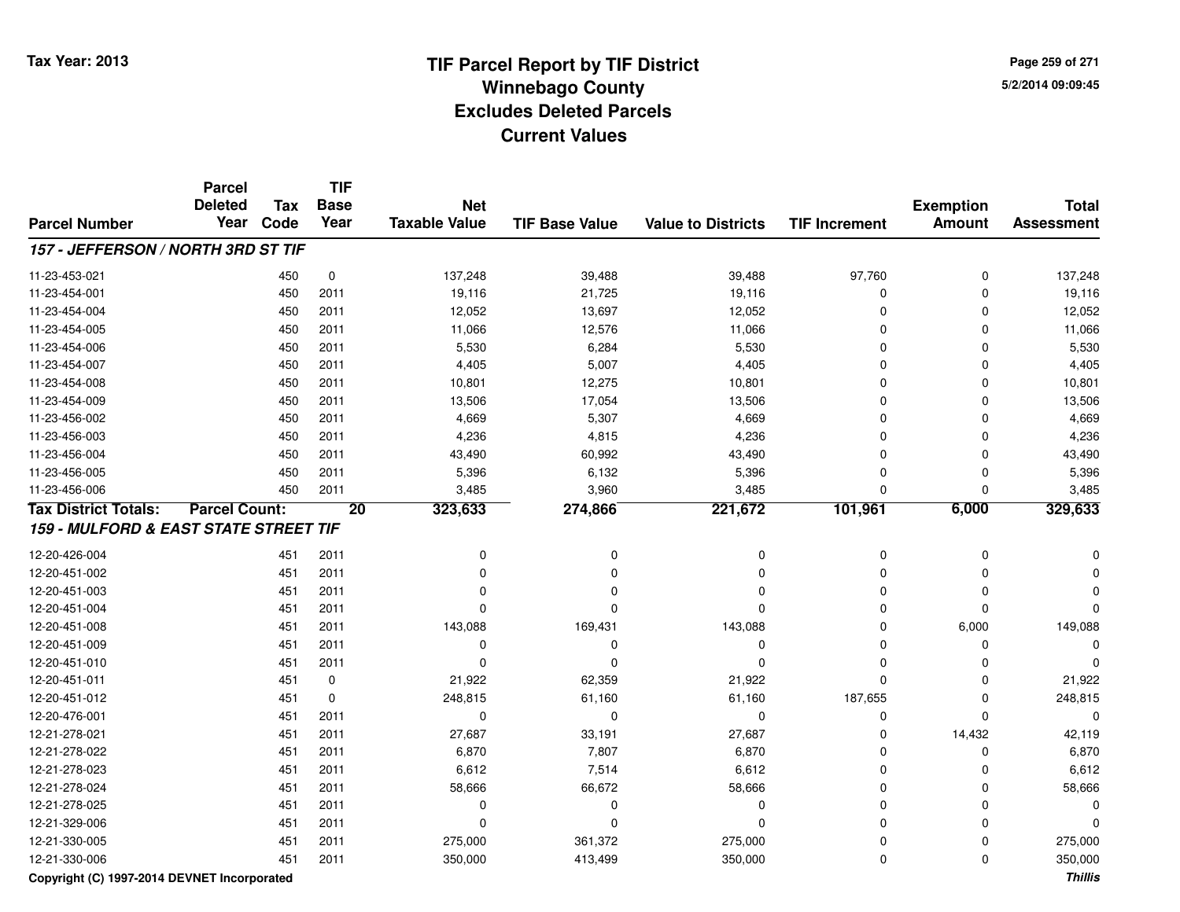# TIF Parcel Report by TIF District
## Winnebago County
## Excludes Deleted Parcels
## Current Values

Tax Year: 2013

5/2/2014 09:09:45

| Parcel Number | Parcel Deleted Year | Tax Code | TIF Base Year | Net Taxable Value | TIF Base Value | Value to Districts | TIF Increment | Exemption Amount | Total Assessment |
|---|---|---|---|---|---|---|---|---|---|
| ***157 - JEFFERSON / NORTH 3RD ST TIF*** | | | | | | | | | |
| 11-23-453-021 | | 450 | 0 | 137,248 | 39,488 | 39,488 | 97,760 | 0 | 137,248 |
| 11-23-454-001 | | 450 | 2011 | 19,116 | 21,725 | 19,116 | 0 | 0 | 19,116 |
| 11-23-454-004 | | 450 | 2011 | 12,052 | 13,697 | 12,052 | 0 | 0 | 12,052 |
| 11-23-454-005 | | 450 | 2011 | 11,066 | 12,576 | 11,066 | 0 | 0 | 11,066 |
| 11-23-454-006 | | 450 | 2011 | 5,530 | 6,284 | 5,530 | 0 | 0 | 5,530 |
| 11-23-454-007 | | 450 | 2011 | 4,405 | 5,007 | 4,405 | 0 | 0 | 4,405 |
| 11-23-454-008 | | 450 | 2011 | 10,801 | 12,275 | 10,801 | 0 | 0 | 10,801 |
| 11-23-454-009 | | 450 | 2011 | 13,506 | 17,054 | 13,506 | 0 | 0 | 13,506 |
| 11-23-456-002 | | 450 | 2011 | 4,669 | 5,307 | 4,669 | 0 | 0 | 4,669 |
| 11-23-456-003 | | 450 | 2011 | 4,236 | 4,815 | 4,236 | 0 | 0 | 4,236 |
| 11-23-456-004 | | 450 | 2011 | 43,490 | 60,992 | 43,490 | 0 | 0 | 43,490 |
| 11-23-456-005 | | 450 | 2011 | 5,396 | 6,132 | 5,396 | 0 | 0 | 5,396 |
| 11-23-456-006 | | 450 | 2011 | 3,485 | 3,960 | 3,485 | 0 | 0 | 3,485 |
| **Tax District Totals:** | **Parcel Count:** | | **20** | **323,633** | **274,866** | **221,672** | **101,961** | **6,000** | **329,633** |
| ***159 - MULFORD & EAST STATE STREET TIF*** | | | | | | | | | |
| 12-20-426-004 | | 451 | 2011 | 0 | 0 | 0 | 0 | 0 | 0 |
| 12-20-451-002 | | 451 | 2011 | 0 | 0 | 0 | 0 | 0 | 0 |
| 12-20-451-003 | | 451 | 2011 | 0 | 0 | 0 | 0 | 0 | 0 |
| 12-20-451-004 | | 451 | 2011 | 0 | 0 | 0 | 0 | 0 | 0 |
| 12-20-451-008 | | 451 | 2011 | 143,088 | 169,431 | 143,088 | 0 | 6,000 | 149,088 |
| 12-20-451-009 | | 451 | 2011 | 0 | 0 | 0 | 0 | 0 | 0 |
| 12-20-451-010 | | 451 | 2011 | 0 | 0 | 0 | 0 | 0 | 0 |
| 12-20-451-011 | | 451 | 0 | 21,922 | 62,359 | 21,922 | 0 | 0 | 21,922 |
| 12-20-451-012 | | 451 | 0 | 248,815 | 61,160 | 61,160 | 187,655 | 0 | 248,815 |
| 12-20-476-001 | | 451 | 2011 | 0 | 0 | 0 | 0 | 0 | 0 |
| 12-21-278-021 | | 451 | 2011 | 27,687 | 33,191 | 27,687 | 0 | 14,432 | 42,119 |
| 12-21-278-022 | | 451 | 2011 | 6,870 | 7,807 | 6,870 | 0 | 0 | 6,870 |
| 12-21-278-023 | | 451 | 2011 | 6,612 | 7,514 | 6,612 | 0 | 0 | 6,612 |
| 12-21-278-024 | | 451 | 2011 | 58,666 | 66,672 | 58,666 | 0 | 0 | 58,666 |
| 12-21-278-025 | | 451 | 2011 | 0 | 0 | 0 | 0 | 0 | 0 |
| 12-21-329-006 | | 451 | 2011 | 0 | 0 | 0 | 0 | 0 | 0 |
| 12-21-330-005 | | 451 | 2011 | 275,000 | 361,372 | 275,000 | 0 | 0 | 275,000 |
| 12-21-330-006 | | 451 | 2011 | 350,000 | 413,499 | 350,000 | 0 | 0 | 350,000 |

Copyright (C) 1997-2014 DEVNET Incorporated

*Thillis*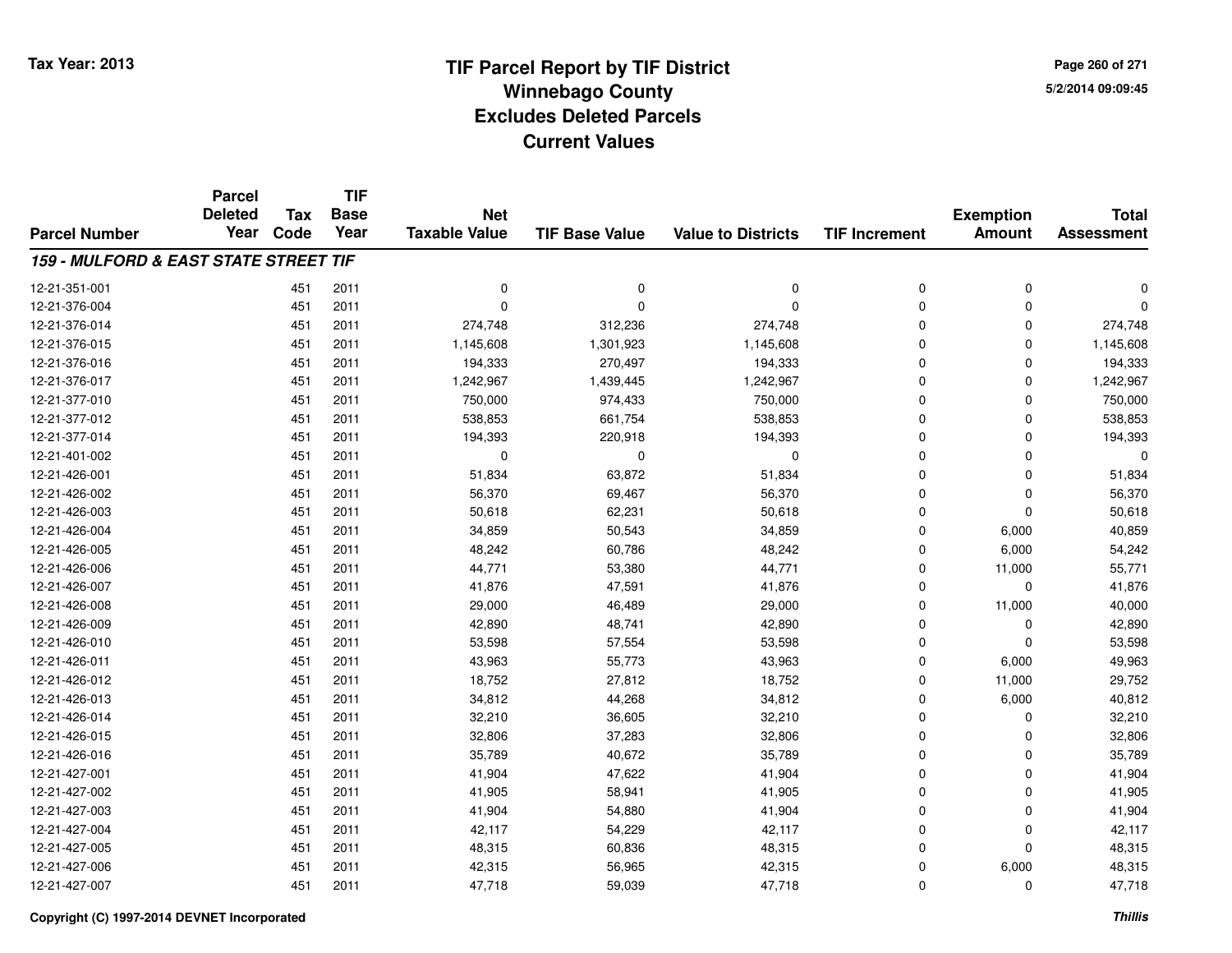Tax Year: 2013

# TIF Parcel Report by TIF District
## Winnebago County
## Excludes Deleted Parcels
## Current Values

5/2/2014 09:09:45

| Parcel Number | Parcel Deleted Year | Tax Code | TIF Base Year | Net Taxable Value | TIF Base Value | Value to Districts | TIF Increment | Exemption Amount | Total Assessment |
|---|---|---|---|---|---|---|---|---|---|
| ***159 - MULFORD & EAST STATE STREET TIF*** | | | | | | | | | |
| 12-21-351-001 | | 451 | 2011 | 0 | 0 | 0 | 0 | 0 | 0 |
| 12-21-376-004 | | 451 | 2011 | 0 | 0 | 0 | 0 | 0 | 0 |
| 12-21-376-014 | | 451 | 2011 | 274,748 | 312,236 | 274,748 | 0 | 0 | 274,748 |
| 12-21-376-015 | | 451 | 2011 | 1,145,608 | 1,301,923 | 1,145,608 | 0 | 0 | 1,145,608 |
| 12-21-376-016 | | 451 | 2011 | 194,333 | 270,497 | 194,333 | 0 | 0 | 194,333 |
| 12-21-376-017 | | 451 | 2011 | 1,242,967 | 1,439,445 | 1,242,967 | 0 | 0 | 1,242,967 |
| 12-21-377-010 | | 451 | 2011 | 750,000 | 974,433 | 750,000 | 0 | 0 | 750,000 |
| 12-21-377-012 | | 451 | 2011 | 538,853 | 661,754 | 538,853 | 0 | 0 | 538,853 |
| 12-21-377-014 | | 451 | 2011 | 194,393 | 220,918 | 194,393 | 0 | 0 | 194,393 |
| 12-21-401-002 | | 451 | 2011 | 0 | 0 | 0 | 0 | 0 | 0 |
| 12-21-426-001 | | 451 | 2011 | 51,834 | 63,872 | 51,834 | 0 | 0 | 51,834 |
| 12-21-426-002 | | 451 | 2011 | 56,370 | 69,467 | 56,370 | 0 | 0 | 56,370 |
| 12-21-426-003 | | 451 | 2011 | 50,618 | 62,231 | 50,618 | 0 | 0 | 50,618 |
| 12-21-426-004 | | 451 | 2011 | 34,859 | 50,543 | 34,859 | 0 | 6,000 | 40,859 |
| 12-21-426-005 | | 451 | 2011 | 48,242 | 60,786 | 48,242 | 0 | 6,000 | 54,242 |
| 12-21-426-006 | | 451 | 2011 | 44,771 | 53,380 | 44,771 | 0 | 11,000 | 55,771 |
| 12-21-426-007 | | 451 | 2011 | 41,876 | 47,591 | 41,876 | 0 | 0 | 41,876 |
| 12-21-426-008 | | 451 | 2011 | 29,000 | 46,489 | 29,000 | 0 | 11,000 | 40,000 |
| 12-21-426-009 | | 451 | 2011 | 42,890 | 48,741 | 42,890 | 0 | 0 | 42,890 |
| 12-21-426-010 | | 451 | 2011 | 53,598 | 57,554 | 53,598 | 0 | 0 | 53,598 |
| 12-21-426-011 | | 451 | 2011 | 43,963 | 55,773 | 43,963 | 0 | 6,000 | 49,963 |
| 12-21-426-012 | | 451 | 2011 | 18,752 | 27,812 | 18,752 | 0 | 11,000 | 29,752 |
| 12-21-426-013 | | 451 | 2011 | 34,812 | 44,268 | 34,812 | 0 | 6,000 | 40,812 |
| 12-21-426-014 | | 451 | 2011 | 32,210 | 36,605 | 32,210 | 0 | 0 | 32,210 |
| 12-21-426-015 | | 451 | 2011 | 32,806 | 37,283 | 32,806 | 0 | 0 | 32,806 |
| 12-21-426-016 | | 451 | 2011 | 35,789 | 40,672 | 35,789 | 0 | 0 | 35,789 |
| 12-21-427-001 | | 451 | 2011 | 41,904 | 47,622 | 41,904 | 0 | 0 | 41,904 |
| 12-21-427-002 | | 451 | 2011 | 41,905 | 58,941 | 41,905 | 0 | 0 | 41,905 |
| 12-21-427-003 | | 451 | 2011 | 41,904 | 54,880 | 41,904 | 0 | 0 | 41,904 |
| 12-21-427-004 | | 451 | 2011 | 42,117 | 54,229 | 42,117 | 0 | 0 | 42,117 |
| 12-21-427-005 | | 451 | 2011 | 48,315 | 60,836 | 48,315 | 0 | 0 | 48,315 |
| 12-21-427-006 | | 451 | 2011 | 42,315 | 56,965 | 42,315 | 0 | 6,000 | 48,315 |
| 12-21-427-007 | | 451 | 2011 | 47,718 | 59,039 | 47,718 | 0 | 0 | 47,718 |

Copyright (C) 1997-2014 DEVNET Incorporated

*Thillis*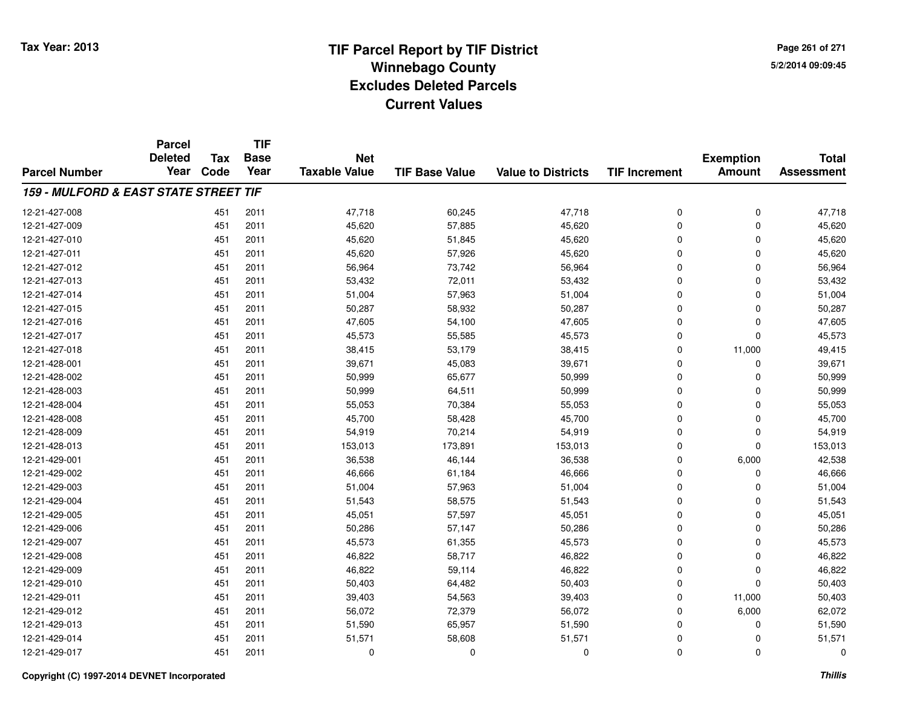# TIF Parcel Report by TIF District
## Winnebago County
## Excludes Deleted Parcels
## Current Values

Tax Year: 2013

5/2/2014 09:09:45

| Parcel Number | Parcel Deleted Year | Tax Code | TIF Base Year | Net Taxable Value | TIF Base Value | Value to Districts | TIF Increment | Exemption Amount | Total Assessment |
|---|---|---|---|---|---|---|---|---|---|
| ***159 - MULFORD & EAST STATE STREET TIF*** | | | | | | | | | |
| 12-21-427-008 | | 451 | 2011 | 47,718 | 60,245 | 47,718 | 0 | 0 | 47,718 |
| 12-21-427-009 | | 451 | 2011 | 45,620 | 57,885 | 45,620 | 0 | 0 | 45,620 |
| 12-21-427-010 | | 451 | 2011 | 45,620 | 51,845 | 45,620 | 0 | 0 | 45,620 |
| 12-21-427-011 | | 451 | 2011 | 45,620 | 57,926 | 45,620 | 0 | 0 | 45,620 |
| 12-21-427-012 | | 451 | 2011 | 56,964 | 73,742 | 56,964 | 0 | 0 | 56,964 |
| 12-21-427-013 | | 451 | 2011 | 53,432 | 72,011 | 53,432 | 0 | 0 | 53,432 |
| 12-21-427-014 | | 451 | 2011 | 51,004 | 57,963 | 51,004 | 0 | 0 | 51,004 |
| 12-21-427-015 | | 451 | 2011 | 50,287 | 58,932 | 50,287 | 0 | 0 | 50,287 |
| 12-21-427-016 | | 451 | 2011 | 47,605 | 54,100 | 47,605 | 0 | 0 | 47,605 |
| 12-21-427-017 | | 451 | 2011 | 45,573 | 55,585 | 45,573 | 0 | 0 | 45,573 |
| 12-21-427-018 | | 451 | 2011 | 38,415 | 53,179 | 38,415 | 0 | 11,000 | 49,415 |
| 12-21-428-001 | | 451 | 2011 | 39,671 | 45,083 | 39,671 | 0 | 0 | 39,671 |
| 12-21-428-002 | | 451 | 2011 | 50,999 | 65,677 | 50,999 | 0 | 0 | 50,999 |
| 12-21-428-003 | | 451 | 2011 | 50,999 | 64,511 | 50,999 | 0 | 0 | 50,999 |
| 12-21-428-004 | | 451 | 2011 | 55,053 | 70,384 | 55,053 | 0 | 0 | 55,053 |
| 12-21-428-008 | | 451 | 2011 | 45,700 | 58,428 | 45,700 | 0 | 0 | 45,700 |
| 12-21-428-009 | | 451 | 2011 | 54,919 | 70,214 | 54,919 | 0 | 0 | 54,919 |
| 12-21-428-013 | | 451 | 2011 | 153,013 | 173,891 | 153,013 | 0 | 0 | 153,013 |
| 12-21-429-001 | | 451 | 2011 | 36,538 | 46,144 | 36,538 | 0 | 6,000 | 42,538 |
| 12-21-429-002 | | 451 | 2011 | 46,666 | 61,184 | 46,666 | 0 | 0 | 46,666 |
| 12-21-429-003 | | 451 | 2011 | 51,004 | 57,963 | 51,004 | 0 | 0 | 51,004 |
| 12-21-429-004 | | 451 | 2011 | 51,543 | 58,575 | 51,543 | 0 | 0 | 51,543 |
| 12-21-429-005 | | 451 | 2011 | 45,051 | 57,597 | 45,051 | 0 | 0 | 45,051 |
| 12-21-429-006 | | 451 | 2011 | 50,286 | 57,147 | 50,286 | 0 | 0 | 50,286 |
| 12-21-429-007 | | 451 | 2011 | 45,573 | 61,355 | 45,573 | 0 | 0 | 45,573 |
| 12-21-429-008 | | 451 | 2011 | 46,822 | 58,717 | 46,822 | 0 | 0 | 46,822 |
| 12-21-429-009 | | 451 | 2011 | 46,822 | 59,114 | 46,822 | 0 | 0 | 46,822 |
| 12-21-429-010 | | 451 | 2011 | 50,403 | 64,482 | 50,403 | 0 | 0 | 50,403 |
| 12-21-429-011 | | 451 | 2011 | 39,403 | 54,563 | 39,403 | 0 | 11,000 | 50,403 |
| 12-21-429-012 | | 451 | 2011 | 56,072 | 72,379 | 56,072 | 0 | 6,000 | 62,072 |
| 12-21-429-013 | | 451 | 2011 | 51,590 | 65,957 | 51,590 | 0 | 0 | 51,590 |
| 12-21-429-014 | | 451 | 2011 | 51,571 | 58,608 | 51,571 | 0 | 0 | 51,571 |
| 12-21-429-017 | | 451 | 2011 | 0 | 0 | 0 | 0 | 0 | 0 |

Copyright (C) 1997-2014 DEVNET Incorporated

*Thillis*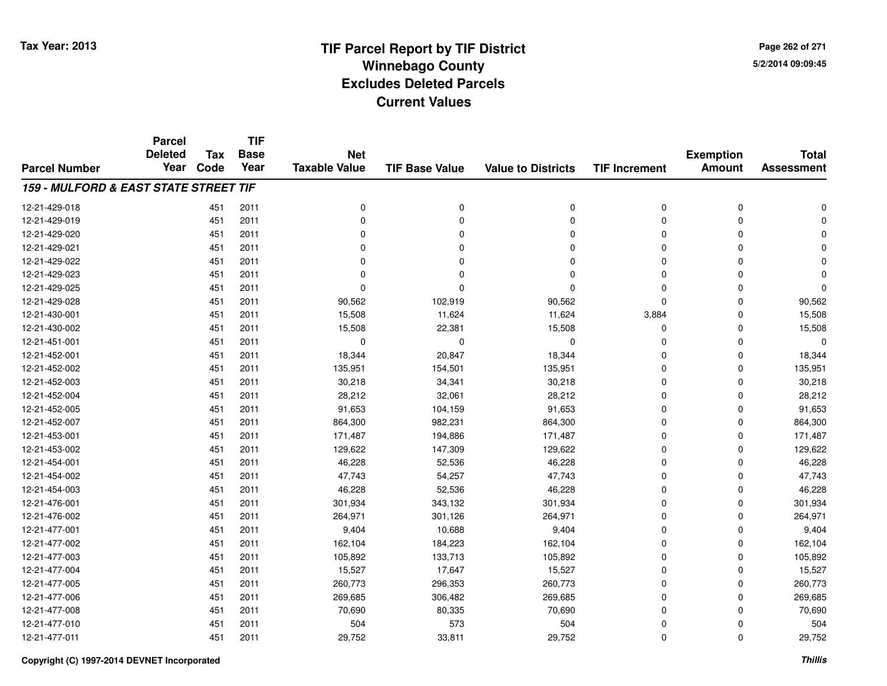# TIF Parcel Report by TIF District
## Winnebago County
## Excludes Deleted Parcels
## Current Values

Tax Year: 2013

5/2/2014 09:09:45

| Parcel Number | Parcel Deleted Year | Tax Code | TIF Base Year | Net Taxable Value | TIF Base Value | Value to Districts | TIF Increment | Exemption Amount | Total Assessment |
|---|---|---|---|---|---|---|---|---|---|
| ***159 - MULFORD & EAST STATE STREET TIF*** | | | | | | | | | |
| 12-21-429-018 | | 451 | 2011 | 0 | 0 | 0 | 0 | 0 | 0 |
| 12-21-429-019 | | 451 | 2011 | 0 | 0 | 0 | 0 | 0 | 0 |
| 12-21-429-020 | | 451 | 2011 | 0 | 0 | 0 | 0 | 0 | 0 |
| 12-21-429-021 | | 451 | 2011 | 0 | 0 | 0 | 0 | 0 | 0 |
| 12-21-429-022 | | 451 | 2011 | 0 | 0 | 0 | 0 | 0 | 0 |
| 12-21-429-023 | | 451 | 2011 | 0 | 0 | 0 | 0 | 0 | 0 |
| 12-21-429-025 | | 451 | 2011 | 0 | 0 | 0 | 0 | 0 | 0 |
| 12-21-429-028 | | 451 | 2011 | 90,562 | 102,919 | 90,562 | 0 | 0 | 90,562 |
| 12-21-430-001 | | 451 | 2011 | 15,508 | 11,624 | 11,624 | 3,884 | 0 | 15,508 |
| 12-21-430-002 | | 451 | 2011 | 15,508 | 22,381 | 15,508 | 0 | 0 | 15,508 |
| 12-21-451-001 | | 451 | 2011 | 0 | 0 | 0 | 0 | 0 | 0 |
| 12-21-452-001 | | 451 | 2011 | 18,344 | 20,847 | 18,344 | 0 | 0 | 18,344 |
| 12-21-452-002 | | 451 | 2011 | 135,951 | 154,501 | 135,951 | 0 | 0 | 135,951 |
| 12-21-452-003 | | 451 | 2011 | 30,218 | 34,341 | 30,218 | 0 | 0 | 30,218 |
| 12-21-452-004 | | 451 | 2011 | 28,212 | 32,061 | 28,212 | 0 | 0 | 28,212 |
| 12-21-452-005 | | 451 | 2011 | 91,653 | 104,159 | 91,653 | 0 | 0 | 91,653 |
| 12-21-452-007 | | 451 | 2011 | 864,300 | 982,231 | 864,300 | 0 | 0 | 864,300 |
| 12-21-453-001 | | 451 | 2011 | 171,487 | 194,886 | 171,487 | 0 | 0 | 171,487 |
| 12-21-453-002 | | 451 | 2011 | 129,622 | 147,309 | 129,622 | 0 | 0 | 129,622 |
| 12-21-454-001 | | 451 | 2011 | 46,228 | 52,536 | 46,228 | 0 | 0 | 46,228 |
| 12-21-454-002 | | 451 | 2011 | 47,743 | 54,257 | 47,743 | 0 | 0 | 47,743 |
| 12-21-454-003 | | 451 | 2011 | 46,228 | 52,536 | 46,228 | 0 | 0 | 46,228 |
| 12-21-476-001 | | 451 | 2011 | 301,934 | 343,132 | 301,934 | 0 | 0 | 301,934 |
| 12-21-476-002 | | 451 | 2011 | 264,971 | 301,126 | 264,971 | 0 | 0 | 264,971 |
| 12-21-477-001 | | 451 | 2011 | 9,404 | 10,688 | 9,404 | 0 | 0 | 9,404 |
| 12-21-477-002 | | 451 | 2011 | 162,104 | 184,223 | 162,104 | 0 | 0 | 162,104 |
| 12-21-477-003 | | 451 | 2011 | 105,892 | 133,713 | 105,892 | 0 | 0 | 105,892 |
| 12-21-477-004 | | 451 | 2011 | 15,527 | 17,647 | 15,527 | 0 | 0 | 15,527 |
| 12-21-477-005 | | 451 | 2011 | 260,773 | 296,353 | 260,773 | 0 | 0 | 260,773 |
| 12-21-477-006 | | 451 | 2011 | 269,685 | 306,482 | 269,685 | 0 | 0 | 269,685 |
| 12-21-477-008 | | 451 | 2011 | 70,690 | 80,335 | 70,690 | 0 | 0 | 70,690 |
| 12-21-477-010 | | 451 | 2011 | 504 | 573 | 504 | 0 | 0 | 504 |
| 12-21-477-011 | | 451 | 2011 | 29,752 | 33,811 | 29,752 | 0 | 0 | 29,752 |

Copyright (C) 1997-2014 DEVNET Incorporated

*Thillis*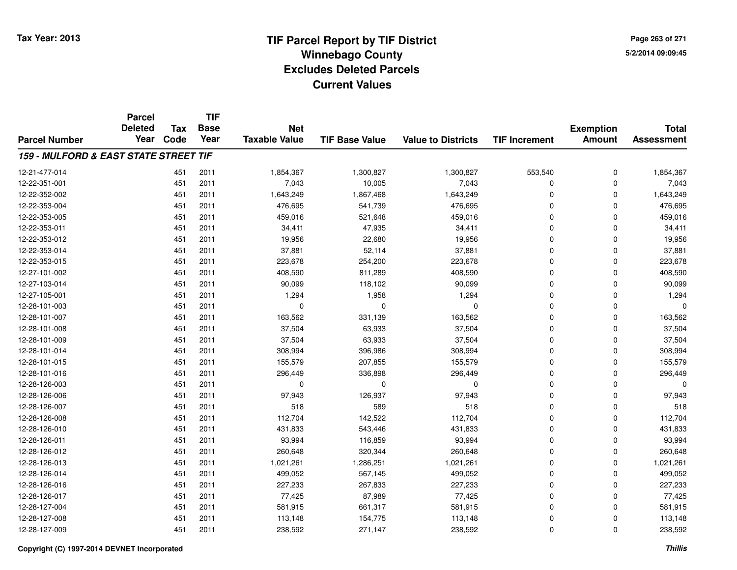# TIF Parcel Report by TIF District
## Winnebago County
## Excludes Deleted Parcels
## Current Values

Tax Year: 2013

5/2/2014 09:09:45

| Parcel Number | Parcel Deleted Year | Tax Code | TIF Base Year | Net Taxable Value | TIF Base Value | Value to Districts | TIF Increment | Exemption Amount | Total Assessment |
|---|---|---|---|---|---|---|---|---|---|
| ***159 - MULFORD & EAST STATE STREET TIF*** | | | | | | | | | |
| 12-21-477-014 | | 451 | 2011 | 1,854,367 | 1,300,827 | 1,300,827 | 553,540 | 0 | 1,854,367 |
| 12-22-351-001 | | 451 | 2011 | 7,043 | 10,005 | 7,043 | 0 | 0 | 7,043 |
| 12-22-352-002 | | 451 | 2011 | 1,643,249 | 1,867,468 | 1,643,249 | 0 | 0 | 1,643,249 |
| 12-22-353-004 | | 451 | 2011 | 476,695 | 541,739 | 476,695 | 0 | 0 | 476,695 |
| 12-22-353-005 | | 451 | 2011 | 459,016 | 521,648 | 459,016 | 0 | 0 | 459,016 |
| 12-22-353-011 | | 451 | 2011 | 34,411 | 47,935 | 34,411 | 0 | 0 | 34,411 |
| 12-22-353-012 | | 451 | 2011 | 19,956 | 22,680 | 19,956 | 0 | 0 | 19,956 |
| 12-22-353-014 | | 451 | 2011 | 37,881 | 52,114 | 37,881 | 0 | 0 | 37,881 |
| 12-22-353-015 | | 451 | 2011 | 223,678 | 254,200 | 223,678 | 0 | 0 | 223,678 |
| 12-27-101-002 | | 451 | 2011 | 408,590 | 811,289 | 408,590 | 0 | 0 | 408,590 |
| 12-27-103-014 | | 451 | 2011 | 90,099 | 118,102 | 90,099 | 0 | 0 | 90,099 |
| 12-27-105-001 | | 451 | 2011 | 1,294 | 1,958 | 1,294 | 0 | 0 | 1,294 |
| 12-28-101-003 | | 451 | 2011 | 0 | 0 | 0 | 0 | 0 | 0 |
| 12-28-101-007 | | 451 | 2011 | 163,562 | 331,139 | 163,562 | 0 | 0 | 163,562 |
| 12-28-101-008 | | 451 | 2011 | 37,504 | 63,933 | 37,504 | 0 | 0 | 37,504 |
| 12-28-101-009 | | 451 | 2011 | 37,504 | 63,933 | 37,504 | 0 | 0 | 37,504 |
| 12-28-101-014 | | 451 | 2011 | 308,994 | 396,986 | 308,994 | 0 | 0 | 308,994 |
| 12-28-101-015 | | 451 | 2011 | 155,579 | 207,855 | 155,579 | 0 | 0 | 155,579 |
| 12-28-101-016 | | 451 | 2011 | 296,449 | 336,898 | 296,449 | 0 | 0 | 296,449 |
| 12-28-126-003 | | 451 | 2011 | 0 | 0 | 0 | 0 | 0 | 0 |
| 12-28-126-006 | | 451 | 2011 | 97,943 | 126,937 | 97,943 | 0 | 0 | 97,943 |
| 12-28-126-007 | | 451 | 2011 | 518 | 589 | 518 | 0 | 0 | 518 |
| 12-28-126-008 | | 451 | 2011 | 112,704 | 142,522 | 112,704 | 0 | 0 | 112,704 |
| 12-28-126-010 | | 451 | 2011 | 431,833 | 543,446 | 431,833 | 0 | 0 | 431,833 |
| 12-28-126-011 | | 451 | 2011 | 93,994 | 116,859 | 93,994 | 0 | 0 | 93,994 |
| 12-28-126-012 | | 451 | 2011 | 260,648 | 320,344 | 260,648 | 0 | 0 | 260,648 |
| 12-28-126-013 | | 451 | 2011 | 1,021,261 | 1,286,251 | 1,021,261 | 0 | 0 | 1,021,261 |
| 12-28-126-014 | | 451 | 2011 | 499,052 | 567,145 | 499,052 | 0 | 0 | 499,052 |
| 12-28-126-016 | | 451 | 2011 | 227,233 | 267,833 | 227,233 | 0 | 0 | 227,233 |
| 12-28-126-017 | | 451 | 2011 | 77,425 | 87,989 | 77,425 | 0 | 0 | 77,425 |
| 12-28-127-004 | | 451 | 2011 | 581,915 | 661,317 | 581,915 | 0 | 0 | 581,915 |
| 12-28-127-008 | | 451 | 2011 | 113,148 | 154,775 | 113,148 | 0 | 0 | 113,148 |
| 12-28-127-009 | | 451 | 2011 | 238,592 | 271,147 | 238,592 | 0 | 0 | 238,592 |

Copyright (C) 1997-2014 DEVNET Incorporated

*Thillis*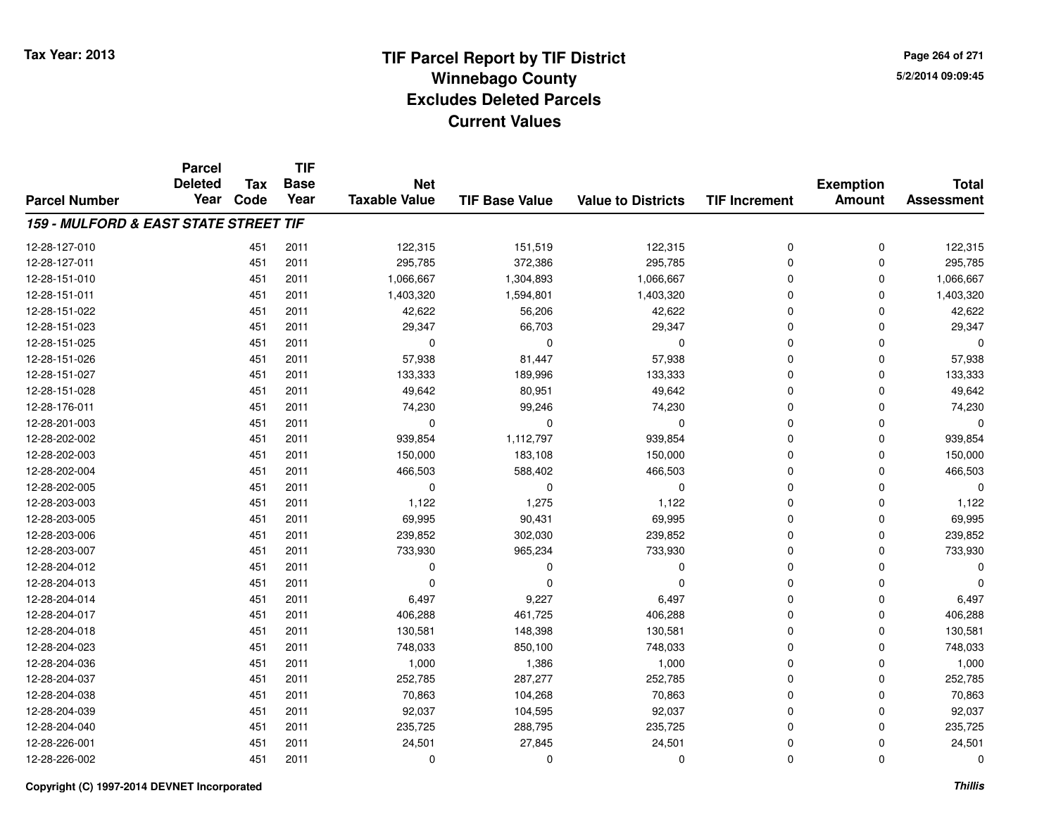# TIF Parcel Report by TIF District
## Winnebago County
## Excludes Deleted Parcels
## Current Values

Tax Year: 2013

5/2/2014 09:09:45

| Parcel Number | Parcel Deleted Year | Tax Code | TIF Base Year | Net Taxable Value | TIF Base Value | Value to Districts | TIF Increment | Exemption Amount | Total Assessment |
|---|---|---|---|---|---|---|---|---|---|
| ***159 - MULFORD & EAST STATE STREET TIF*** | | | | | | | | | |
| 12-28-127-010 | | 451 | 2011 | 122,315 | 151,519 | 122,315 | 0 | 0 | 122,315 |
| 12-28-127-011 | | 451 | 2011 | 295,785 | 372,386 | 295,785 | 0 | 0 | 295,785 |
| 12-28-151-010 | | 451 | 2011 | 1,066,667 | 1,304,893 | 1,066,667 | 0 | 0 | 1,066,667 |
| 12-28-151-011 | | 451 | 2011 | 1,403,320 | 1,594,801 | 1,403,320 | 0 | 0 | 1,403,320 |
| 12-28-151-022 | | 451 | 2011 | 42,622 | 56,206 | 42,622 | 0 | 0 | 42,622 |
| 12-28-151-023 | | 451 | 2011 | 29,347 | 66,703 | 29,347 | 0 | 0 | 29,347 |
| 12-28-151-025 | | 451 | 2011 | 0 | 0 | 0 | 0 | 0 | 0 |
| 12-28-151-026 | | 451 | 2011 | 57,938 | 81,447 | 57,938 | 0 | 0 | 57,938 |
| 12-28-151-027 | | 451 | 2011 | 133,333 | 189,996 | 133,333 | 0 | 0 | 133,333 |
| 12-28-151-028 | | 451 | 2011 | 49,642 | 80,951 | 49,642 | 0 | 0 | 49,642 |
| 12-28-176-011 | | 451 | 2011 | 74,230 | 99,246 | 74,230 | 0 | 0 | 74,230 |
| 12-28-201-003 | | 451 | 2011 | 0 | 0 | 0 | 0 | 0 | 0 |
| 12-28-202-002 | | 451 | 2011 | 939,854 | 1,112,797 | 939,854 | 0 | 0 | 939,854 |
| 12-28-202-003 | | 451 | 2011 | 150,000 | 183,108 | 150,000 | 0 | 0 | 150,000 |
| 12-28-202-004 | | 451 | 2011 | 466,503 | 588,402 | 466,503 | 0 | 0 | 466,503 |
| 12-28-202-005 | | 451 | 2011 | 0 | 0 | 0 | 0 | 0 | 0 |
| 12-28-203-003 | | 451 | 2011 | 1,122 | 1,275 | 1,122 | 0 | 0 | 1,122 |
| 12-28-203-005 | | 451 | 2011 | 69,995 | 90,431 | 69,995 | 0 | 0 | 69,995 |
| 12-28-203-006 | | 451 | 2011 | 239,852 | 302,030 | 239,852 | 0 | 0 | 239,852 |
| 12-28-203-007 | | 451 | 2011 | 733,930 | 965,234 | 733,930 | 0 | 0 | 733,930 |
| 12-28-204-012 | | 451 | 2011 | 0 | 0 | 0 | 0 | 0 | 0 |
| 12-28-204-013 | | 451 | 2011 | 0 | 0 | 0 | 0 | 0 | 0 |
| 12-28-204-014 | | 451 | 2011 | 6,497 | 9,227 | 6,497 | 0 | 0 | 6,497 |
| 12-28-204-017 | | 451 | 2011 | 406,288 | 461,725 | 406,288 | 0 | 0 | 406,288 |
| 12-28-204-018 | | 451 | 2011 | 130,581 | 148,398 | 130,581 | 0 | 0 | 130,581 |
| 12-28-204-023 | | 451 | 2011 | 748,033 | 850,100 | 748,033 | 0 | 0 | 748,033 |
| 12-28-204-036 | | 451 | 2011 | 1,000 | 1,386 | 1,000 | 0 | 0 | 1,000 |
| 12-28-204-037 | | 451 | 2011 | 252,785 | 287,277 | 252,785 | 0 | 0 | 252,785 |
| 12-28-204-038 | | 451 | 2011 | 70,863 | 104,268 | 70,863 | 0 | 0 | 70,863 |
| 12-28-204-039 | | 451 | 2011 | 92,037 | 104,595 | 92,037 | 0 | 0 | 92,037 |
| 12-28-204-040 | | 451 | 2011 | 235,725 | 288,795 | 235,725 | 0 | 0 | 235,725 |
| 12-28-226-001 | | 451 | 2011 | 24,501 | 27,845 | 24,501 | 0 | 0 | 24,501 |
| 12-28-226-002 | | 451 | 2011 | 0 | 0 | 0 | 0 | 0 | 0 |

Copyright (C) 1997-2014 DEVNET Incorporated

*Thillis*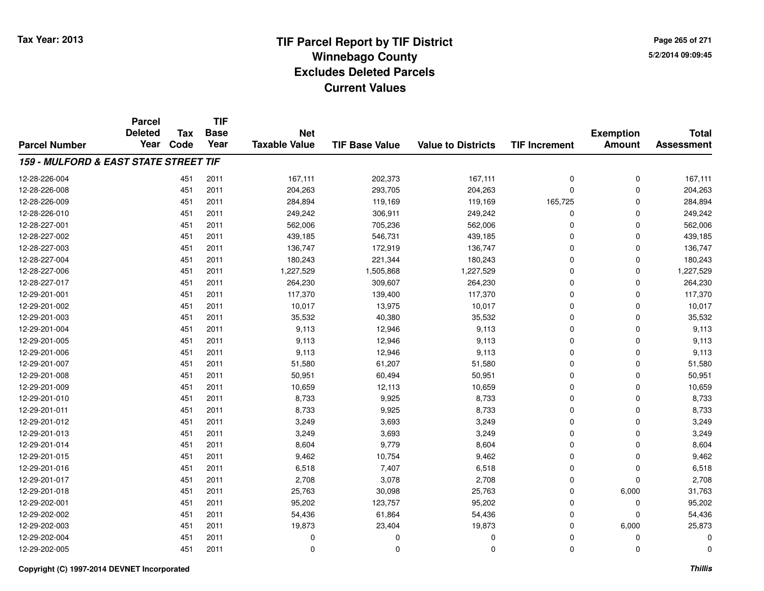# TIF Parcel Report by TIF District
## Winnebago County
## Excludes Deleted Parcels
## Current Values

Tax Year: 2013

5/2/2014 09:09:45

| Parcel Number | Parcel Deleted Year | Tax Code | TIF Base Year | Net Taxable Value | TIF Base Value | Value to Districts | TIF Increment | Exemption Amount | Total Assessment |
|---|---|---|---|---|---|---|---|---|---|
| ***159 - MULFORD & EAST STATE STREET TIF*** | | | | | | | | | |
| 12-28-226-004 | | 451 | 2011 | 167,111 | 202,373 | 167,111 | 0 | 0 | 167,111 |
| 12-28-226-008 | | 451 | 2011 | 204,263 | 293,705 | 204,263 | 0 | 0 | 204,263 |
| 12-28-226-009 | | 451 | 2011 | 284,894 | 119,169 | 119,169 | 165,725 | 0 | 284,894 |
| 12-28-226-010 | | 451 | 2011 | 249,242 | 306,911 | 249,242 | 0 | 0 | 249,242 |
| 12-28-227-001 | | 451 | 2011 | 562,006 | 705,236 | 562,006 | 0 | 0 | 562,006 |
| 12-28-227-002 | | 451 | 2011 | 439,185 | 546,731 | 439,185 | 0 | 0 | 439,185 |
| 12-28-227-003 | | 451 | 2011 | 136,747 | 172,919 | 136,747 | 0 | 0 | 136,747 |
| 12-28-227-004 | | 451 | 2011 | 180,243 | 221,344 | 180,243 | 0 | 0 | 180,243 |
| 12-28-227-006 | | 451 | 2011 | 1,227,529 | 1,505,868 | 1,227,529 | 0 | 0 | 1,227,529 |
| 12-28-227-017 | | 451 | 2011 | 264,230 | 309,607 | 264,230 | 0 | 0 | 264,230 |
| 12-29-201-001 | | 451 | 2011 | 117,370 | 139,400 | 117,370 | 0 | 0 | 117,370 |
| 12-29-201-002 | | 451 | 2011 | 10,017 | 13,975 | 10,017 | 0 | 0 | 10,017 |
| 12-29-201-003 | | 451 | 2011 | 35,532 | 40,380 | 35,532 | 0 | 0 | 35,532 |
| 12-29-201-004 | | 451 | 2011 | 9,113 | 12,946 | 9,113 | 0 | 0 | 9,113 |
| 12-29-201-005 | | 451 | 2011 | 9,113 | 12,946 | 9,113 | 0 | 0 | 9,113 |
| 12-29-201-006 | | 451 | 2011 | 9,113 | 12,946 | 9,113 | 0 | 0 | 9,113 |
| 12-29-201-007 | | 451 | 2011 | 51,580 | 61,207 | 51,580 | 0 | 0 | 51,580 |
| 12-29-201-008 | | 451 | 2011 | 50,951 | 60,494 | 50,951 | 0 | 0 | 50,951 |
| 12-29-201-009 | | 451 | 2011 | 10,659 | 12,113 | 10,659 | 0 | 0 | 10,659 |
| 12-29-201-010 | | 451 | 2011 | 8,733 | 9,925 | 8,733 | 0 | 0 | 8,733 |
| 12-29-201-011 | | 451 | 2011 | 8,733 | 9,925 | 8,733 | 0 | 0 | 8,733 |
| 12-29-201-012 | | 451 | 2011 | 3,249 | 3,693 | 3,249 | 0 | 0 | 3,249 |
| 12-29-201-013 | | 451 | 2011 | 3,249 | 3,693 | 3,249 | 0 | 0 | 3,249 |
| 12-29-201-014 | | 451 | 2011 | 8,604 | 9,779 | 8,604 | 0 | 0 | 8,604 |
| 12-29-201-015 | | 451 | 2011 | 9,462 | 10,754 | 9,462 | 0 | 0 | 9,462 |
| 12-29-201-016 | | 451 | 2011 | 6,518 | 7,407 | 6,518 | 0 | 0 | 6,518 |
| 12-29-201-017 | | 451 | 2011 | 2,708 | 3,078 | 2,708 | 0 | 0 | 2,708 |
| 12-29-201-018 | | 451 | 2011 | 25,763 | 30,098 | 25,763 | 0 | 6,000 | 31,763 |
| 12-29-202-001 | | 451 | 2011 | 95,202 | 123,757 | 95,202 | 0 | 0 | 95,202 |
| 12-29-202-002 | | 451 | 2011 | 54,436 | 61,864 | 54,436 | 0 | 0 | 54,436 |
| 12-29-202-003 | | 451 | 2011 | 19,873 | 23,404 | 19,873 | 0 | 6,000 | 25,873 |
| 12-29-202-004 | | 451 | 2011 | 0 | 0 | 0 | 0 | 0 | 0 |
| 12-29-202-005 | | 451 | 2011 | 0 | 0 | 0 | 0 | 0 | 0 |

Copyright (C) 1997-2014 DEVNET Incorporated

*Thillis*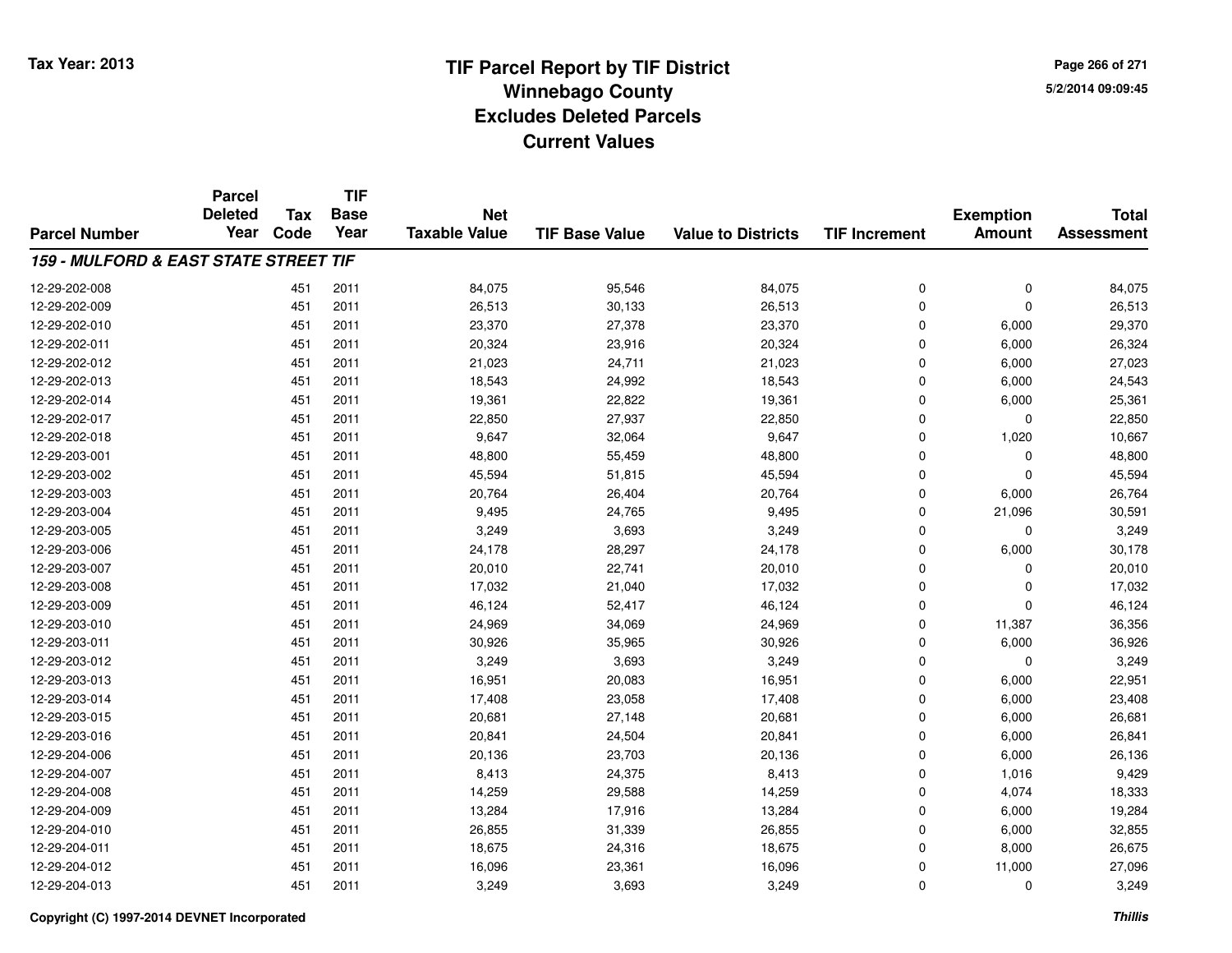# TIF Parcel Report by TIF District
## Winnebago County
## Excludes Deleted Parcels
## Current Values

Tax Year: 2013

5/2/2014 09:09:45

| Parcel Number | Parcel Deleted Year | Tax Code | TIF Base Year | Net Taxable Value | TIF Base Value | Value to Districts | TIF Increment | Exemption Amount | Total Assessment |
|---|---|---|---|---|---|---|---|---|---|
| ***159 - MULFORD & EAST STATE STREET TIF*** | | | | | | | | | |
| 12-29-202-008 | | 451 | 2011 | 84,075 | 95,546 | 84,075 | 0 | 0 | 84,075 |
| 12-29-202-009 | | 451 | 2011 | 26,513 | 30,133 | 26,513 | 0 | 0 | 26,513 |
| 12-29-202-010 | | 451 | 2011 | 23,370 | 27,378 | 23,370 | 0 | 6,000 | 29,370 |
| 12-29-202-011 | | 451 | 2011 | 20,324 | 23,916 | 20,324 | 0 | 6,000 | 26,324 |
| 12-29-202-012 | | 451 | 2011 | 21,023 | 24,711 | 21,023 | 0 | 6,000 | 27,023 |
| 12-29-202-013 | | 451 | 2011 | 18,543 | 24,992 | 18,543 | 0 | 6,000 | 24,543 |
| 12-29-202-014 | | 451 | 2011 | 19,361 | 22,822 | 19,361 | 0 | 6,000 | 25,361 |
| 12-29-202-017 | | 451 | 2011 | 22,850 | 27,937 | 22,850 | 0 | 0 | 22,850 |
| 12-29-202-018 | | 451 | 2011 | 9,647 | 32,064 | 9,647 | 0 | 1,020 | 10,667 |
| 12-29-203-001 | | 451 | 2011 | 48,800 | 55,459 | 48,800 | 0 | 0 | 48,800 |
| 12-29-203-002 | | 451 | 2011 | 45,594 | 51,815 | 45,594 | 0 | 0 | 45,594 |
| 12-29-203-003 | | 451 | 2011 | 20,764 | 26,404 | 20,764 | 0 | 6,000 | 26,764 |
| 12-29-203-004 | | 451 | 2011 | 9,495 | 24,765 | 9,495 | 0 | 21,096 | 30,591 |
| 12-29-203-005 | | 451 | 2011 | 3,249 | 3,693 | 3,249 | 0 | 0 | 3,249 |
| 12-29-203-006 | | 451 | 2011 | 24,178 | 28,297 | 24,178 | 0 | 6,000 | 30,178 |
| 12-29-203-007 | | 451 | 2011 | 20,010 | 22,741 | 20,010 | 0 | 0 | 20,010 |
| 12-29-203-008 | | 451 | 2011 | 17,032 | 21,040 | 17,032 | 0 | 0 | 17,032 |
| 12-29-203-009 | | 451 | 2011 | 46,124 | 52,417 | 46,124 | 0 | 0 | 46,124 |
| 12-29-203-010 | | 451 | 2011 | 24,969 | 34,069 | 24,969 | 0 | 11,387 | 36,356 |
| 12-29-203-011 | | 451 | 2011 | 30,926 | 35,965 | 30,926 | 0 | 6,000 | 36,926 |
| 12-29-203-012 | | 451 | 2011 | 3,249 | 3,693 | 3,249 | 0 | 0 | 3,249 |
| 12-29-203-013 | | 451 | 2011 | 16,951 | 20,083 | 16,951 | 0 | 6,000 | 22,951 |
| 12-29-203-014 | | 451 | 2011 | 17,408 | 23,058 | 17,408 | 0 | 6,000 | 23,408 |
| 12-29-203-015 | | 451 | 2011 | 20,681 | 27,148 | 20,681 | 0 | 6,000 | 26,681 |
| 12-29-203-016 | | 451 | 2011 | 20,841 | 24,504 | 20,841 | 0 | 6,000 | 26,841 |
| 12-29-204-006 | | 451 | 2011 | 20,136 | 23,703 | 20,136 | 0 | 6,000 | 26,136 |
| 12-29-204-007 | | 451 | 2011 | 8,413 | 24,375 | 8,413 | 0 | 1,016 | 9,429 |
| 12-29-204-008 | | 451 | 2011 | 14,259 | 29,588 | 14,259 | 0 | 4,074 | 18,333 |
| 12-29-204-009 | | 451 | 2011 | 13,284 | 17,916 | 13,284 | 0 | 6,000 | 19,284 |
| 12-29-204-010 | | 451 | 2011 | 26,855 | 31,339 | 26,855 | 0 | 6,000 | 32,855 |
| 12-29-204-011 | | 451 | 2011 | 18,675 | 24,316 | 18,675 | 0 | 8,000 | 26,675 |
| 12-29-204-012 | | 451 | 2011 | 16,096 | 23,361 | 16,096 | 0 | 11,000 | 27,096 |
| 12-29-204-013 | | 451 | 2011 | 3,249 | 3,693 | 3,249 | 0 | 0 | 3,249 |

Copyright (C) 1997-2014 DEVNET Incorporated

*Thillis*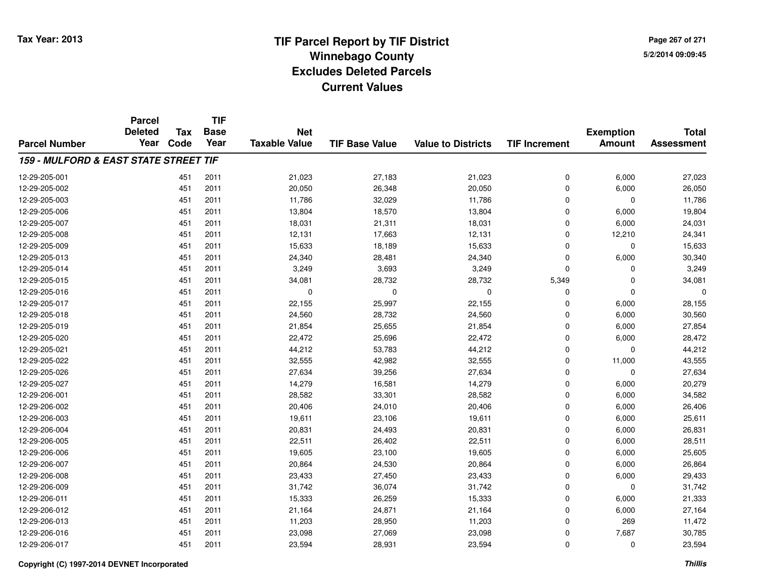# TIF Parcel Report by TIF District
## Winnebago County
## Excludes Deleted Parcels
## Current Values

Tax Year: 2013

5/2/2014 09:09:45

| Parcel Number | Parcel Deleted Year | Tax Code | TIF Base Year | Net Taxable Value | TIF Base Value | Value to Districts | TIF Increment | Exemption Amount | Total Assessment |
|---|---|---|---|---|---|---|---|---|---|
| ***159 - MULFORD & EAST STATE STREET TIF*** | | | | | | | | | |
| 12-29-205-001 | | 451 | 2011 | 21,023 | 27,183 | 21,023 | 0 | 6,000 | 27,023 |
| 12-29-205-002 | | 451 | 2011 | 20,050 | 26,348 | 20,050 | 0 | 6,000 | 26,050 |
| 12-29-205-003 | | 451 | 2011 | 11,786 | 32,029 | 11,786 | 0 | 0 | 11,786 |
| 12-29-205-006 | | 451 | 2011 | 13,804 | 18,570 | 13,804 | 0 | 6,000 | 19,804 |
| 12-29-205-007 | | 451 | 2011 | 18,031 | 21,311 | 18,031 | 0 | 6,000 | 24,031 |
| 12-29-205-008 | | 451 | 2011 | 12,131 | 17,663 | 12,131 | 0 | 12,210 | 24,341 |
| 12-29-205-009 | | 451 | 2011 | 15,633 | 18,189 | 15,633 | 0 | 0 | 15,633 |
| 12-29-205-013 | | 451 | 2011 | 24,340 | 28,481 | 24,340 | 0 | 6,000 | 30,340 |
| 12-29-205-014 | | 451 | 2011 | 3,249 | 3,693 | 3,249 | 0 | 0 | 3,249 |
| 12-29-205-015 | | 451 | 2011 | 34,081 | 28,732 | 28,732 | 5,349 | 0 | 34,081 |
| 12-29-205-016 | | 451 | 2011 | 0 | 0 | 0 | 0 | 0 | 0 |
| 12-29-205-017 | | 451 | 2011 | 22,155 | 25,997 | 22,155 | 0 | 6,000 | 28,155 |
| 12-29-205-018 | | 451 | 2011 | 24,560 | 28,732 | 24,560 | 0 | 6,000 | 30,560 |
| 12-29-205-019 | | 451 | 2011 | 21,854 | 25,655 | 21,854 | 0 | 6,000 | 27,854 |
| 12-29-205-020 | | 451 | 2011 | 22,472 | 25,696 | 22,472 | 0 | 6,000 | 28,472 |
| 12-29-205-021 | | 451 | 2011 | 44,212 | 53,783 | 44,212 | 0 | 0 | 44,212 |
| 12-29-205-022 | | 451 | 2011 | 32,555 | 42,982 | 32,555 | 0 | 11,000 | 43,555 |
| 12-29-205-026 | | 451 | 2011 | 27,634 | 39,256 | 27,634 | 0 | 0 | 27,634 |
| 12-29-205-027 | | 451 | 2011 | 14,279 | 16,581 | 14,279 | 0 | 6,000 | 20,279 |
| 12-29-206-001 | | 451 | 2011 | 28,582 | 33,301 | 28,582 | 0 | 6,000 | 34,582 |
| 12-29-206-002 | | 451 | 2011 | 20,406 | 24,010 | 20,406 | 0 | 6,000 | 26,406 |
| 12-29-206-003 | | 451 | 2011 | 19,611 | 23,106 | 19,611 | 0 | 6,000 | 25,611 |
| 12-29-206-004 | | 451 | 2011 | 20,831 | 24,493 | 20,831 | 0 | 6,000 | 26,831 |
| 12-29-206-005 | | 451 | 2011 | 22,511 | 26,402 | 22,511 | 0 | 6,000 | 28,511 |
| 12-29-206-006 | | 451 | 2011 | 19,605 | 23,100 | 19,605 | 0 | 6,000 | 25,605 |
| 12-29-206-007 | | 451 | 2011 | 20,864 | 24,530 | 20,864 | 0 | 6,000 | 26,864 |
| 12-29-206-008 | | 451 | 2011 | 23,433 | 27,450 | 23,433 | 0 | 6,000 | 29,433 |
| 12-29-206-009 | | 451 | 2011 | 31,742 | 36,074 | 31,742 | 0 | 0 | 31,742 |
| 12-29-206-011 | | 451 | 2011 | 15,333 | 26,259 | 15,333 | 0 | 6,000 | 21,333 |
| 12-29-206-012 | | 451 | 2011 | 21,164 | 24,871 | 21,164 | 0 | 6,000 | 27,164 |
| 12-29-206-013 | | 451 | 2011 | 11,203 | 28,950 | 11,203 | 0 | 269 | 11,472 |
| 12-29-206-016 | | 451 | 2011 | 23,098 | 27,069 | 23,098 | 0 | 7,687 | 30,785 |
| 12-29-206-017 | | 451 | 2011 | 23,594 | 28,931 | 23,594 | 0 | 0 | 23,594 |

Copyright (C) 1997-2014 DEVNET Incorporated

*Thillis*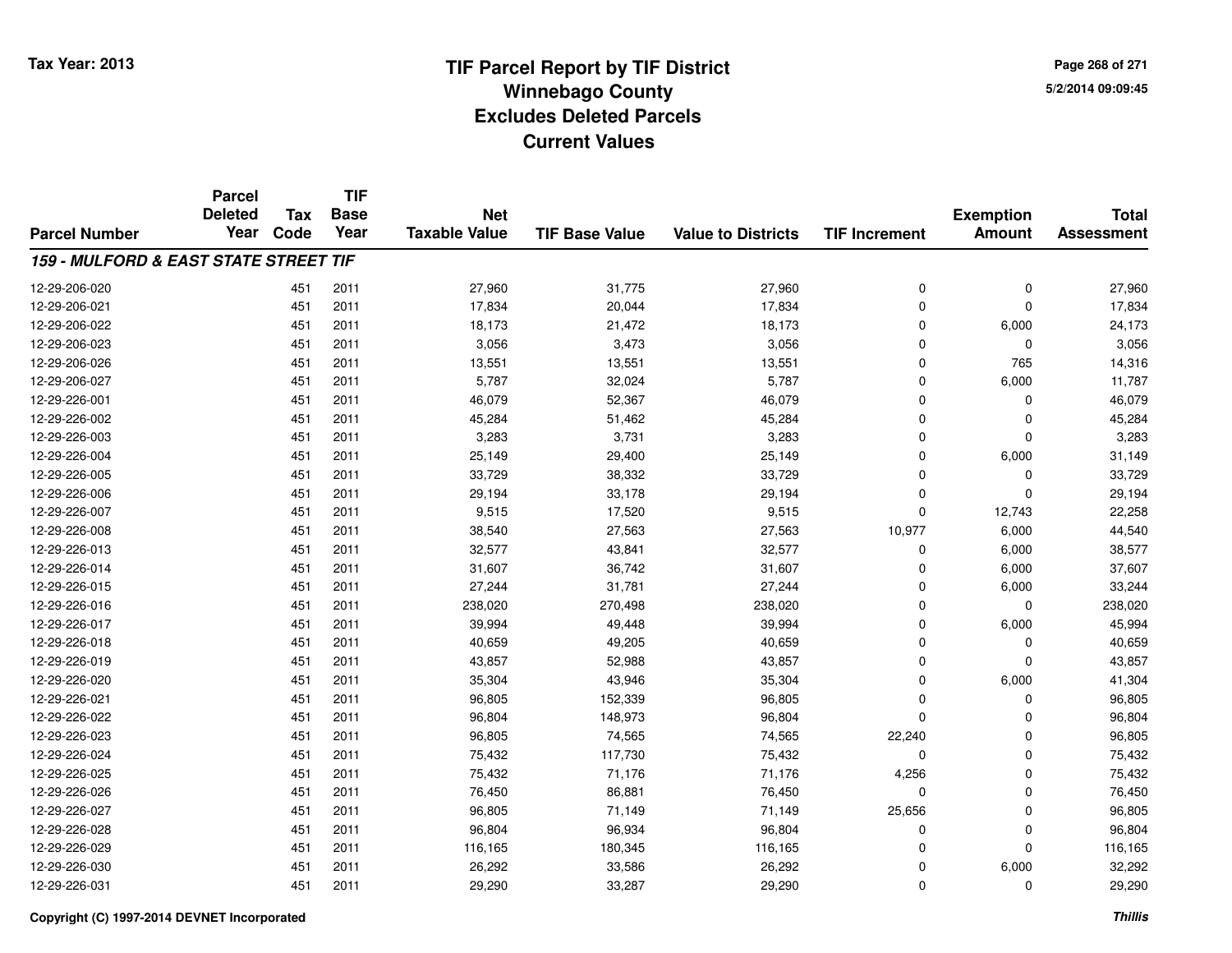# TIF Parcel Report by TIF District
## Winnebago County
## Excludes Deleted Parcels
## Current Values

Tax Year: 2013

5/2/2014 09:09:45

| Parcel Number | Parcel Deleted Year | Tax Code | TIF Base Year | Net Taxable Value | TIF Base Value | Value to Districts | TIF Increment | Exemption Amount | Total Assessment |
|---|---|---|---|---|---|---|---|---|---|
| ***159 - MULFORD & EAST STATE STREET TIF*** | | | | | | | | | |
| 12-29-206-020 | | 451 | 2011 | 27,960 | 31,775 | 27,960 | 0 | 0 | 27,960 |
| 12-29-206-021 | | 451 | 2011 | 17,834 | 20,044 | 17,834 | 0 | 0 | 17,834 |
| 12-29-206-022 | | 451 | 2011 | 18,173 | 21,472 | 18,173 | 0 | 6,000 | 24,173 |
| 12-29-206-023 | | 451 | 2011 | 3,056 | 3,473 | 3,056 | 0 | 0 | 3,056 |
| 12-29-206-026 | | 451 | 2011 | 13,551 | 13,551 | 13,551 | 0 | 765 | 14,316 |
| 12-29-206-027 | | 451 | 2011 | 5,787 | 32,024 | 5,787 | 0 | 6,000 | 11,787 |
| 12-29-226-001 | | 451 | 2011 | 46,079 | 52,367 | 46,079 | 0 | 0 | 46,079 |
| 12-29-226-002 | | 451 | 2011 | 45,284 | 51,462 | 45,284 | 0 | 0 | 45,284 |
| 12-29-226-003 | | 451 | 2011 | 3,283 | 3,731 | 3,283 | 0 | 0 | 3,283 |
| 12-29-226-004 | | 451 | 2011 | 25,149 | 29,400 | 25,149 | 0 | 6,000 | 31,149 |
| 12-29-226-005 | | 451 | 2011 | 33,729 | 38,332 | 33,729 | 0 | 0 | 33,729 |
| 12-29-226-006 | | 451 | 2011 | 29,194 | 33,178 | 29,194 | 0 | 0 | 29,194 |
| 12-29-226-007 | | 451 | 2011 | 9,515 | 17,520 | 9,515 | 0 | 12,743 | 22,258 |
| 12-29-226-008 | | 451 | 2011 | 38,540 | 27,563 | 27,563 | 10,977 | 6,000 | 44,540 |
| 12-29-226-013 | | 451 | 2011 | 32,577 | 43,841 | 32,577 | 0 | 6,000 | 38,577 |
| 12-29-226-014 | | 451 | 2011 | 31,607 | 36,742 | 31,607 | 0 | 6,000 | 37,607 |
| 12-29-226-015 | | 451 | 2011 | 27,244 | 31,781 | 27,244 | 0 | 6,000 | 33,244 |
| 12-29-226-016 | | 451 | 2011 | 238,020 | 270,498 | 238,020 | 0 | 0 | 238,020 |
| 12-29-226-017 | | 451 | 2011 | 39,994 | 49,448 | 39,994 | 0 | 6,000 | 45,994 |
| 12-29-226-018 | | 451 | 2011 | 40,659 | 49,205 | 40,659 | 0 | 0 | 40,659 |
| 12-29-226-019 | | 451 | 2011 | 43,857 | 52,988 | 43,857 | 0 | 0 | 43,857 |
| 12-29-226-020 | | 451 | 2011 | 35,304 | 43,946 | 35,304 | 0 | 6,000 | 41,304 |
| 12-29-226-021 | | 451 | 2011 | 96,805 | 152,339 | 96,805 | 0 | 0 | 96,805 |
| 12-29-226-022 | | 451 | 2011 | 96,804 | 148,973 | 96,804 | 0 | 0 | 96,804 |
| 12-29-226-023 | | 451 | 2011 | 96,805 | 74,565 | 74,565 | 22,240 | 0 | 96,805 |
| 12-29-226-024 | | 451 | 2011 | 75,432 | 117,730 | 75,432 | 0 | 0 | 75,432 |
| 12-29-226-025 | | 451 | 2011 | 75,432 | 71,176 | 71,176 | 4,256 | 0 | 75,432 |
| 12-29-226-026 | | 451 | 2011 | 76,450 | 86,881 | 76,450 | 0 | 0 | 76,450 |
| 12-29-226-027 | | 451 | 2011 | 96,805 | 71,149 | 71,149 | 25,656 | 0 | 96,805 |
| 12-29-226-028 | | 451 | 2011 | 96,804 | 96,934 | 96,804 | 0 | 0 | 96,804 |
| 12-29-226-029 | | 451 | 2011 | 116,165 | 180,345 | 116,165 | 0 | 0 | 116,165 |
| 12-29-226-030 | | 451 | 2011 | 26,292 | 33,586 | 26,292 | 0 | 6,000 | 32,292 |
| 12-29-226-031 | | 451 | 2011 | 29,290 | 33,287 | 29,290 | 0 | 0 | 29,290 |

Copyright (C) 1997-2014 DEVNET Incorporated

*Thillis*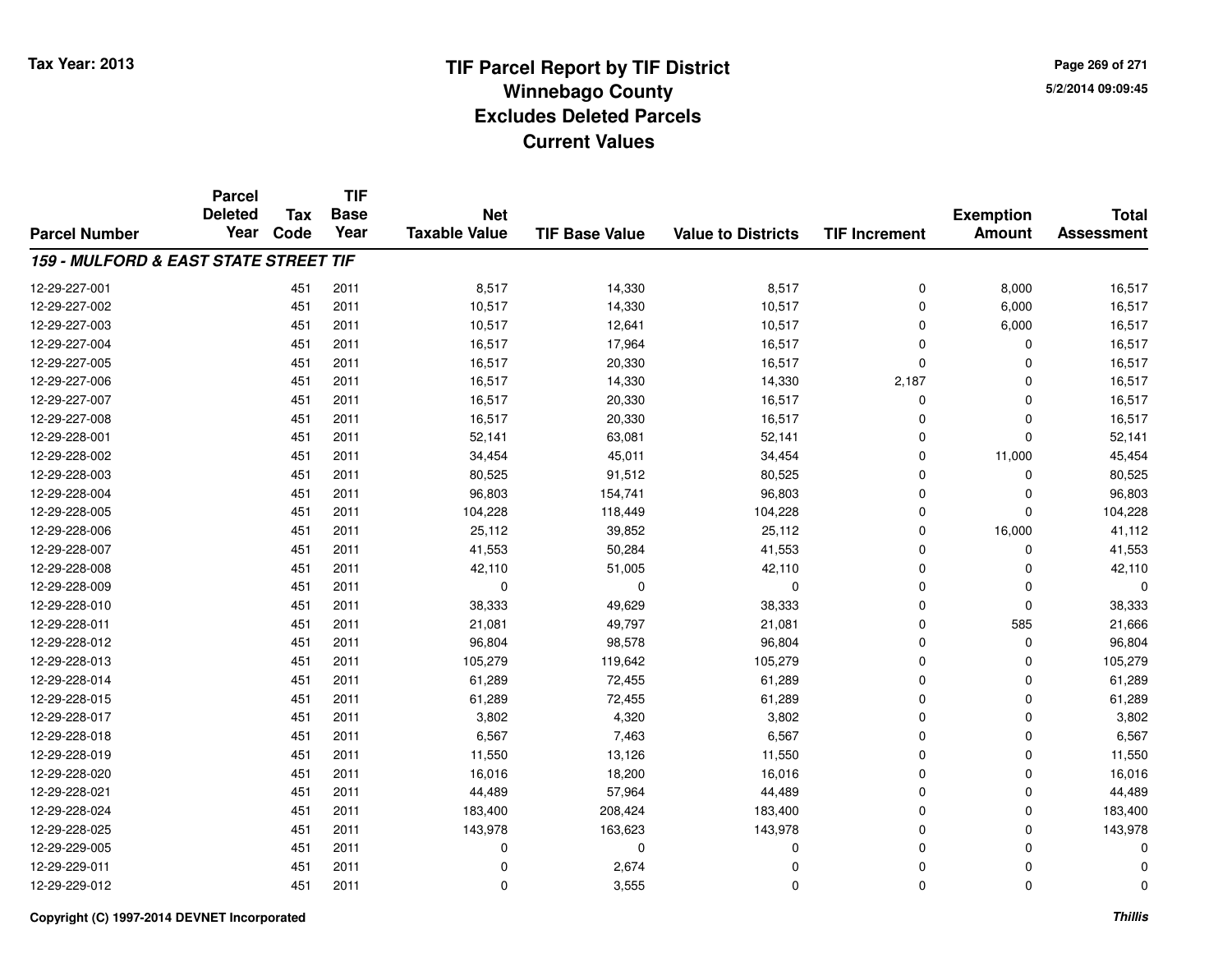# TIF Parcel Report by TIF District
## Winnebago County
## Excludes Deleted Parcels
## Current Values

Tax Year: 2013

5/2/2014 09:09:45

| Parcel Number | Parcel Deleted Year | Tax Code | TIF Base Year | Net Taxable Value | TIF Base Value | Value to Districts | TIF Increment | Exemption Amount | Total Assessment |
|---|---|---|---|---|---|---|---|---|---|
| ***159 - MULFORD & EAST STATE STREET TIF*** | | | | | | | | | |
| 12-29-227-001 | | 451 | 2011 | 8,517 | 14,330 | 8,517 | 0 | 8,000 | 16,517 |
| 12-29-227-002 | | 451 | 2011 | 10,517 | 14,330 | 10,517 | 0 | 6,000 | 16,517 |
| 12-29-227-003 | | 451 | 2011 | 10,517 | 12,641 | 10,517 | 0 | 6,000 | 16,517 |
| 12-29-227-004 | | 451 | 2011 | 16,517 | 17,964 | 16,517 | 0 | 0 | 16,517 |
| 12-29-227-005 | | 451 | 2011 | 16,517 | 20,330 | 16,517 | 0 | 0 | 16,517 |
| 12-29-227-006 | | 451 | 2011 | 16,517 | 14,330 | 14,330 | 2,187 | 0 | 16,517 |
| 12-29-227-007 | | 451 | 2011 | 16,517 | 20,330 | 16,517 | 0 | 0 | 16,517 |
| 12-29-227-008 | | 451 | 2011 | 16,517 | 20,330 | 16,517 | 0 | 0 | 16,517 |
| 12-29-228-001 | | 451 | 2011 | 52,141 | 63,081 | 52,141 | 0 | 0 | 52,141 |
| 12-29-228-002 | | 451 | 2011 | 34,454 | 45,011 | 34,454 | 0 | 11,000 | 45,454 |
| 12-29-228-003 | | 451 | 2011 | 80,525 | 91,512 | 80,525 | 0 | 0 | 80,525 |
| 12-29-228-004 | | 451 | 2011 | 96,803 | 154,741 | 96,803 | 0 | 0 | 96,803 |
| 12-29-228-005 | | 451 | 2011 | 104,228 | 118,449 | 104,228 | 0 | 0 | 104,228 |
| 12-29-228-006 | | 451 | 2011 | 25,112 | 39,852 | 25,112 | 0 | 16,000 | 41,112 |
| 12-29-228-007 | | 451 | 2011 | 41,553 | 50,284 | 41,553 | 0 | 0 | 41,553 |
| 12-29-228-008 | | 451 | 2011 | 42,110 | 51,005 | 42,110 | 0 | 0 | 42,110 |
| 12-29-228-009 | | 451 | 2011 | 0 | 0 | 0 | 0 | 0 | 0 |
| 12-29-228-010 | | 451 | 2011 | 38,333 | 49,629 | 38,333 | 0 | 0 | 38,333 |
| 12-29-228-011 | | 451 | 2011 | 21,081 | 49,797 | 21,081 | 0 | 585 | 21,666 |
| 12-29-228-012 | | 451 | 2011 | 96,804 | 98,578 | 96,804 | 0 | 0 | 96,804 |
| 12-29-228-013 | | 451 | 2011 | 105,279 | 119,642 | 105,279 | 0 | 0 | 105,279 |
| 12-29-228-014 | | 451 | 2011 | 61,289 | 72,455 | 61,289 | 0 | 0 | 61,289 |
| 12-29-228-015 | | 451 | 2011 | 61,289 | 72,455 | 61,289 | 0 | 0 | 61,289 |
| 12-29-228-017 | | 451 | 2011 | 3,802 | 4,320 | 3,802 | 0 | 0 | 3,802 |
| 12-29-228-018 | | 451 | 2011 | 6,567 | 7,463 | 6,567 | 0 | 0 | 6,567 |
| 12-29-228-019 | | 451 | 2011 | 11,550 | 13,126 | 11,550 | 0 | 0 | 11,550 |
| 12-29-228-020 | | 451 | 2011 | 16,016 | 18,200 | 16,016 | 0 | 0 | 16,016 |
| 12-29-228-021 | | 451 | 2011 | 44,489 | 57,964 | 44,489 | 0 | 0 | 44,489 |
| 12-29-228-024 | | 451 | 2011 | 183,400 | 208,424 | 183,400 | 0 | 0 | 183,400 |
| 12-29-228-025 | | 451 | 2011 | 143,978 | 163,623 | 143,978 | 0 | 0 | 143,978 |
| 12-29-229-005 | | 451 | 2011 | 0 | 0 | 0 | 0 | 0 | 0 |
| 12-29-229-011 | | 451 | 2011 | 0 | 2,674 | 0 | 0 | 0 | 0 |
| 12-29-229-012 | | 451 | 2011 | 0 | 3,555 | 0 | 0 | 0 | 0 |

Copyright (C) 1997-2014 DEVNET Incorporated

*Thillis*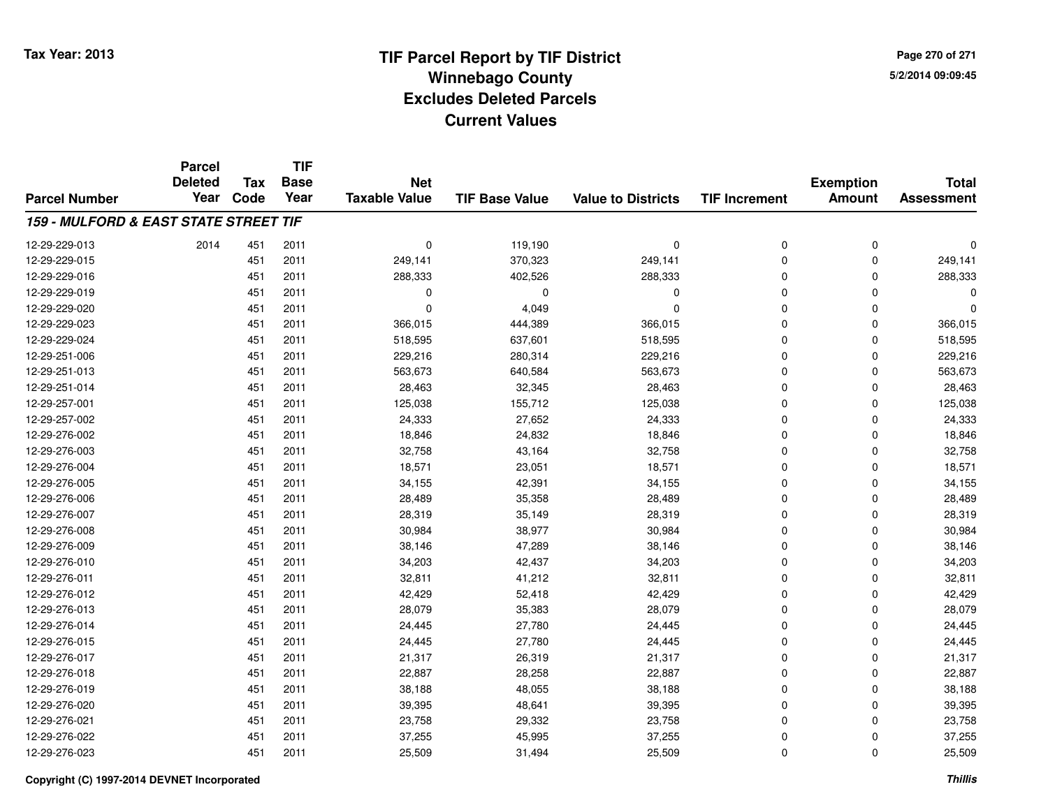Tax Year: 2013

# TIF Parcel Report by TIF District
## Winnebago County
## Excludes Deleted Parcels
## Current Values

5/2/2014 09:09:45

| Parcel Number | Parcel Deleted Year | Tax Code | TIF Base Year | Net Taxable Value | TIF Base Value | Value to Districts | TIF Increment | Exemption Amount | Total Assessment |
|---|---|---|---|---|---|---|---|---|---|
| ***159 - MULFORD & EAST STATE STREET TIF*** | | | | | | | | | |
| 12-29-229-013 | 2014 | 451 | 2011 | 0 | 119,190 | 0 | 0 | 0 | 0 |
| 12-29-229-015 | | 451 | 2011 | 249,141 | 370,323 | 249,141 | 0 | 0 | 249,141 |
| 12-29-229-016 | | 451 | 2011 | 288,333 | 402,526 | 288,333 | 0 | 0 | 288,333 |
| 12-29-229-019 | | 451 | 2011 | 0 | 0 | 0 | 0 | 0 | 0 |
| 12-29-229-020 | | 451 | 2011 | 0 | 4,049 | 0 | 0 | 0 | 0 |
| 12-29-229-023 | | 451 | 2011 | 366,015 | 444,389 | 366,015 | 0 | 0 | 366,015 |
| 12-29-229-024 | | 451 | 2011 | 518,595 | 637,601 | 518,595 | 0 | 0 | 518,595 |
| 12-29-251-006 | | 451 | 2011 | 229,216 | 280,314 | 229,216 | 0 | 0 | 229,216 |
| 12-29-251-013 | | 451 | 2011 | 563,673 | 640,584 | 563,673 | 0 | 0 | 563,673 |
| 12-29-251-014 | | 451 | 2011 | 28,463 | 32,345 | 28,463 | 0 | 0 | 28,463 |
| 12-29-257-001 | | 451 | 2011 | 125,038 | 155,712 | 125,038 | 0 | 0 | 125,038 |
| 12-29-257-002 | | 451 | 2011 | 24,333 | 27,652 | 24,333 | 0 | 0 | 24,333 |
| 12-29-276-002 | | 451 | 2011 | 18,846 | 24,832 | 18,846 | 0 | 0 | 18,846 |
| 12-29-276-003 | | 451 | 2011 | 32,758 | 43,164 | 32,758 | 0 | 0 | 32,758 |
| 12-29-276-004 | | 451 | 2011 | 18,571 | 23,051 | 18,571 | 0 | 0 | 18,571 |
| 12-29-276-005 | | 451 | 2011 | 34,155 | 42,391 | 34,155 | 0 | 0 | 34,155 |
| 12-29-276-006 | | 451 | 2011 | 28,489 | 35,358 | 28,489 | 0 | 0 | 28,489 |
| 12-29-276-007 | | 451 | 2011 | 28,319 | 35,149 | 28,319 | 0 | 0 | 28,319 |
| 12-29-276-008 | | 451 | 2011 | 30,984 | 38,977 | 30,984 | 0 | 0 | 30,984 |
| 12-29-276-009 | | 451 | 2011 | 38,146 | 47,289 | 38,146 | 0 | 0 | 38,146 |
| 12-29-276-010 | | 451 | 2011 | 34,203 | 42,437 | 34,203 | 0 | 0 | 34,203 |
| 12-29-276-011 | | 451 | 2011 | 32,811 | 41,212 | 32,811 | 0 | 0 | 32,811 |
| 12-29-276-012 | | 451 | 2011 | 42,429 | 52,418 | 42,429 | 0 | 0 | 42,429 |
| 12-29-276-013 | | 451 | 2011 | 28,079 | 35,383 | 28,079 | 0 | 0 | 28,079 |
| 12-29-276-014 | | 451 | 2011 | 24,445 | 27,780 | 24,445 | 0 | 0 | 24,445 |
| 12-29-276-015 | | 451 | 2011 | 24,445 | 27,780 | 24,445 | 0 | 0 | 24,445 |
| 12-29-276-017 | | 451 | 2011 | 21,317 | 26,319 | 21,317 | 0 | 0 | 21,317 |
| 12-29-276-018 | | 451 | 2011 | 22,887 | 28,258 | 22,887 | 0 | 0 | 22,887 |
| 12-29-276-019 | | 451 | 2011 | 38,188 | 48,055 | 38,188 | 0 | 0 | 38,188 |
| 12-29-276-020 | | 451 | 2011 | 39,395 | 48,641 | 39,395 | 0 | 0 | 39,395 |
| 12-29-276-021 | | 451 | 2011 | 23,758 | 29,332 | 23,758 | 0 | 0 | 23,758 |
| 12-29-276-022 | | 451 | 2011 | 37,255 | 45,995 | 37,255 | 0 | 0 | 37,255 |
| 12-29-276-023 | | 451 | 2011 | 25,509 | 31,494 | 25,509 | 0 | 0 | 25,509 |

Copyright (C) 1997-2014 DEVNET Incorporated

*Thillis*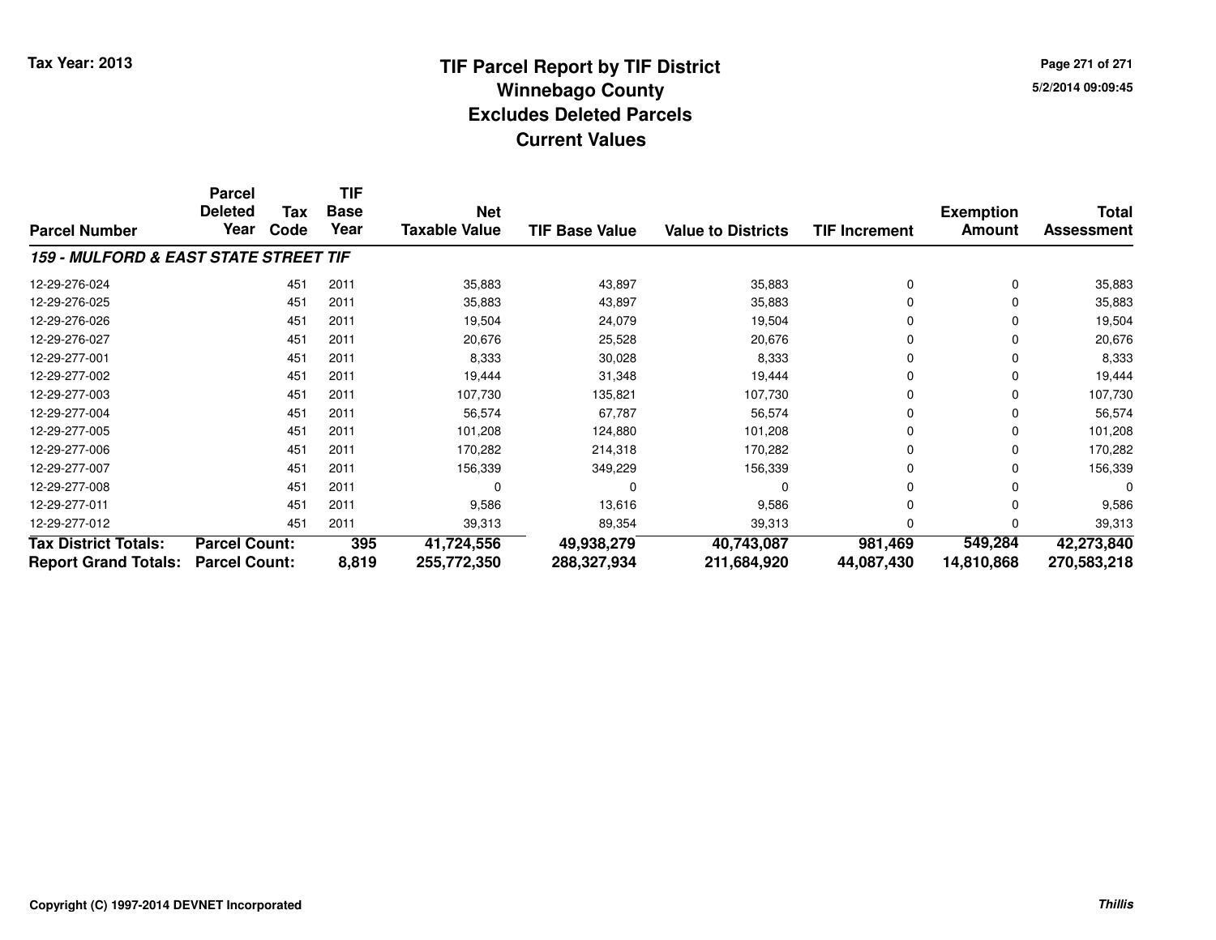# TIF Parcel Report by TIF District
## Winnebago County
## Excludes Deleted Parcels
## Current Values

Tax Year: 2013

| Parcel Number | Parcel Deleted Year | Tax Code | TIF Base Year | Net Taxable Value | TIF Base Value | Value to Districts | TIF Increment | Exemption Amount | Total Assessment |
|---|---|---|---|---|---|---|---|---|---|
| ***159 - MULFORD & EAST STATE STREET TIF*** | | | | | | | | | |
| 12-29-276-024 | | 451 | 2011 | 35,883 | 43,897 | 35,883 | 0 | 0 | 35,883 |
| 12-29-276-025 | | 451 | 2011 | 35,883 | 43,897 | 35,883 | 0 | 0 | 35,883 |
| 12-29-276-026 | | 451 | 2011 | 19,504 | 24,079 | 19,504 | 0 | 0 | 19,504 |
| 12-29-276-027 | | 451 | 2011 | 20,676 | 25,528 | 20,676 | 0 | 0 | 20,676 |
| 12-29-277-001 | | 451 | 2011 | 8,333 | 30,028 | 8,333 | 0 | 0 | 8,333 |
| 12-29-277-002 | | 451 | 2011 | 19,444 | 31,348 | 19,444 | 0 | 0 | 19,444 |
| 12-29-277-003 | | 451 | 2011 | 107,730 | 135,821 | 107,730 | 0 | 0 | 107,730 |
| 12-29-277-004 | | 451 | 2011 | 56,574 | 67,787 | 56,574 | 0 | 0 | 56,574 |
| 12-29-277-005 | | 451 | 2011 | 101,208 | 124,880 | 101,208 | 0 | 0 | 101,208 |
| 12-29-277-006 | | 451 | 2011 | 170,282 | 214,318 | 170,282 | 0 | 0 | 170,282 |
| 12-29-277-007 | | 451 | 2011 | 156,339 | 349,229 | 156,339 | 0 | 0 | 156,339 |
| 12-29-277-008 | | 451 | 2011 | 0 | 0 | 0 | 0 | 0 | 0 |
| 12-29-277-011 | | 451 | 2011 | 9,586 | 13,616 | 9,586 | 0 | 0 | 9,586 |
| 12-29-277-012 | | 451 | 2011 | 39,313 | 89,354 | 39,313 | 0 | 0 | 39,313 |
| **Tax District Totals:** | **Parcel Count:** | | **395** | **41,724,556** | **49,938,279** | **40,743,087** | **981,469** | **549,284** | **42,273,840** |
| **Report Grand Totals:** | **Parcel Count:** | | **8,819** | **255,772,350** | **288,327,934** | **211,684,920** | **44,087,430** | **14,810,868** | **270,583,218** |